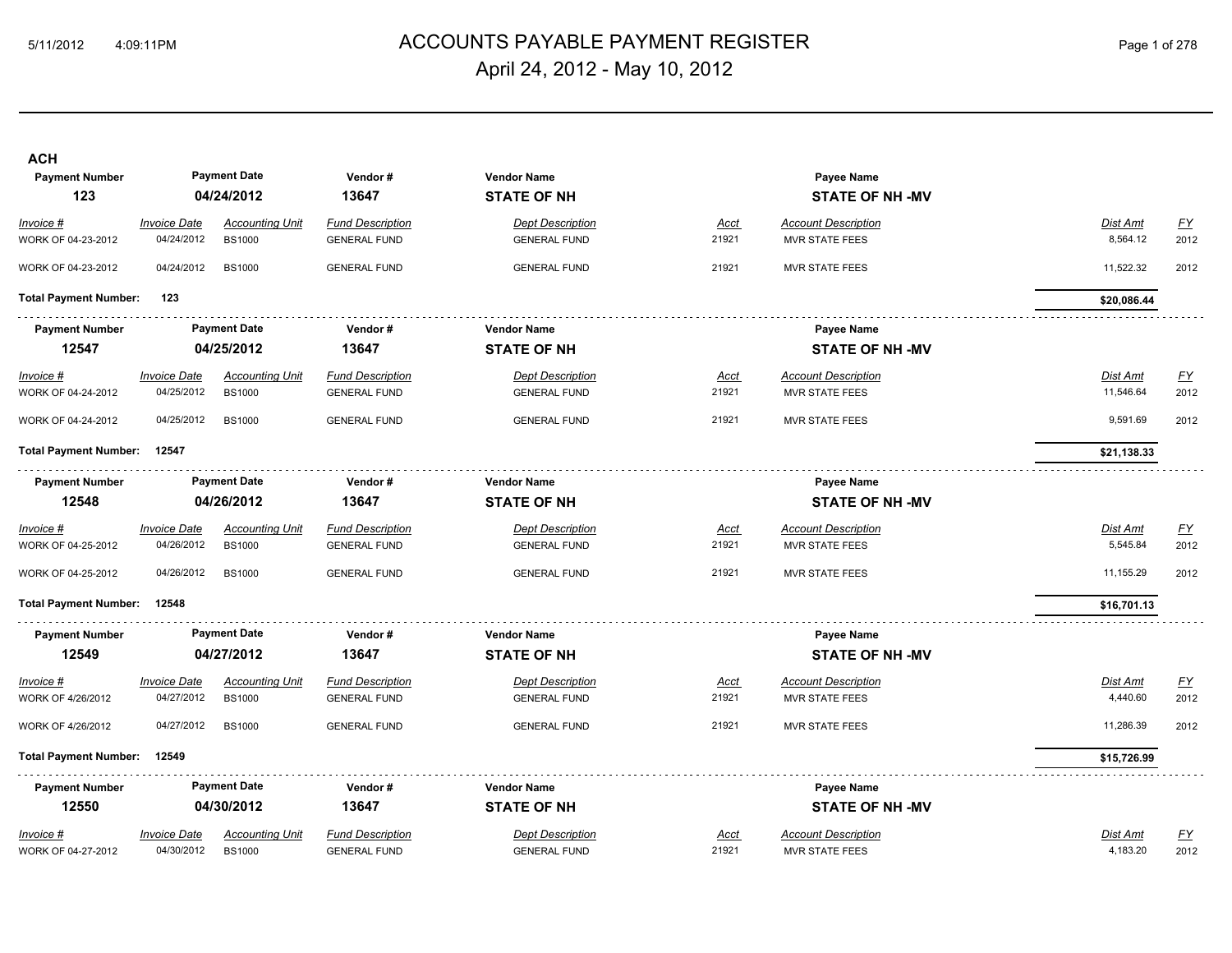# ACCOUNTS PAYABLE PAYMENT REGISTER

## April 24, 2012 - May 10, 2012

### ACH

| Payment Number | Payment Date | Vendor # | Vendor Name | Payee Name |
|---|---|---|---|---|
| **123** | **04/24/2012** | **13647** | **STATE OF NH** | **STATE OF NH -MV** |

| Invoice # | Invoice Date | Accounting Unit | Fund Description | Dept Description | Acct | Account Description | Dist Amt | FY |
|---|---|---|---|---|---|---|---|---|
| WORK OF 04-23-2012 | 04/24/2012 | BS1000 | GENERAL FUND | GENERAL FUND | 21921 | MVR STATE FEES | 8,564.12 | 2012 |
| WORK OF 04-23-2012 | 04/24/2012 | BS1000 | GENERAL FUND | GENERAL FUND | 21921 | MVR STATE FEES | 11,522.32 | 2012 |

**Total Payment Number: 123** — **$20,086.44**

| Payment Number | Payment Date | Vendor # | Vendor Name | Payee Name |
|---|---|---|---|---|
| **12547** | **04/25/2012** | **13647** | **STATE OF NH** | **STATE OF NH -MV** |

| Invoice # | Invoice Date | Accounting Unit | Fund Description | Dept Description | Acct | Account Description | Dist Amt | FY |
|---|---|---|---|---|---|---|---|---|
| WORK OF 04-24-2012 | 04/25/2012 | BS1000 | GENERAL FUND | GENERAL FUND | 21921 | MVR STATE FEES | 11,546.64 | 2012 |
| WORK OF 04-24-2012 | 04/25/2012 | BS1000 | GENERAL FUND | GENERAL FUND | 21921 | MVR STATE FEES | 9,591.69 | 2012 |

**Total Payment Number: 12547** — **$21,138.33**

| Payment Number | Payment Date | Vendor # | Vendor Name | Payee Name |
|---|---|---|---|---|
| **12548** | **04/26/2012** | **13647** | **STATE OF NH** | **STATE OF NH -MV** |

| Invoice # | Invoice Date | Accounting Unit | Fund Description | Dept Description | Acct | Account Description | Dist Amt | FY |
|---|---|---|---|---|---|---|---|---|
| WORK OF 04-25-2012 | 04/26/2012 | BS1000 | GENERAL FUND | GENERAL FUND | 21921 | MVR STATE FEES | 5,545.84 | 2012 |
| WORK OF 04-25-2012 | 04/26/2012 | BS1000 | GENERAL FUND | GENERAL FUND | 21921 | MVR STATE FEES | 11,155.29 | 2012 |

**Total Payment Number: 12548** — **$16,701.13**

| Payment Number | Payment Date | Vendor # | Vendor Name | Payee Name |
|---|---|---|---|---|
| **12549** | **04/27/2012** | **13647** | **STATE OF NH** | **STATE OF NH -MV** |

| Invoice # | Invoice Date | Accounting Unit | Fund Description | Dept Description | Acct | Account Description | Dist Amt | FY |
|---|---|---|---|---|---|---|---|---|
| WORK OF 4/26/2012 | 04/27/2012 | BS1000 | GENERAL FUND | GENERAL FUND | 21921 | MVR STATE FEES | 4,440.60 | 2012 |
| WORK OF 4/26/2012 | 04/27/2012 | BS1000 | GENERAL FUND | GENERAL FUND | 21921 | MVR STATE FEES | 11,286.39 | 2012 |

**Total Payment Number: 12549** — **$15,726.99**

| Payment Number | Payment Date | Vendor # | Vendor Name | Payee Name |
|---|---|---|---|---|
| **12550** | **04/30/2012** | **13647** | **STATE OF NH** | **STATE OF NH -MV** |

| Invoice # | Invoice Date | Accounting Unit | Fund Description | Dept Description | Acct | Account Description | Dist Amt | FY |
|---|---|---|---|---|---|---|---|---|
| WORK OF 04-27-2012 | 04/30/2012 | BS1000 | GENERAL FUND | GENERAL FUND | 21921 | MVR STATE FEES | 4,183.20 | 2012 |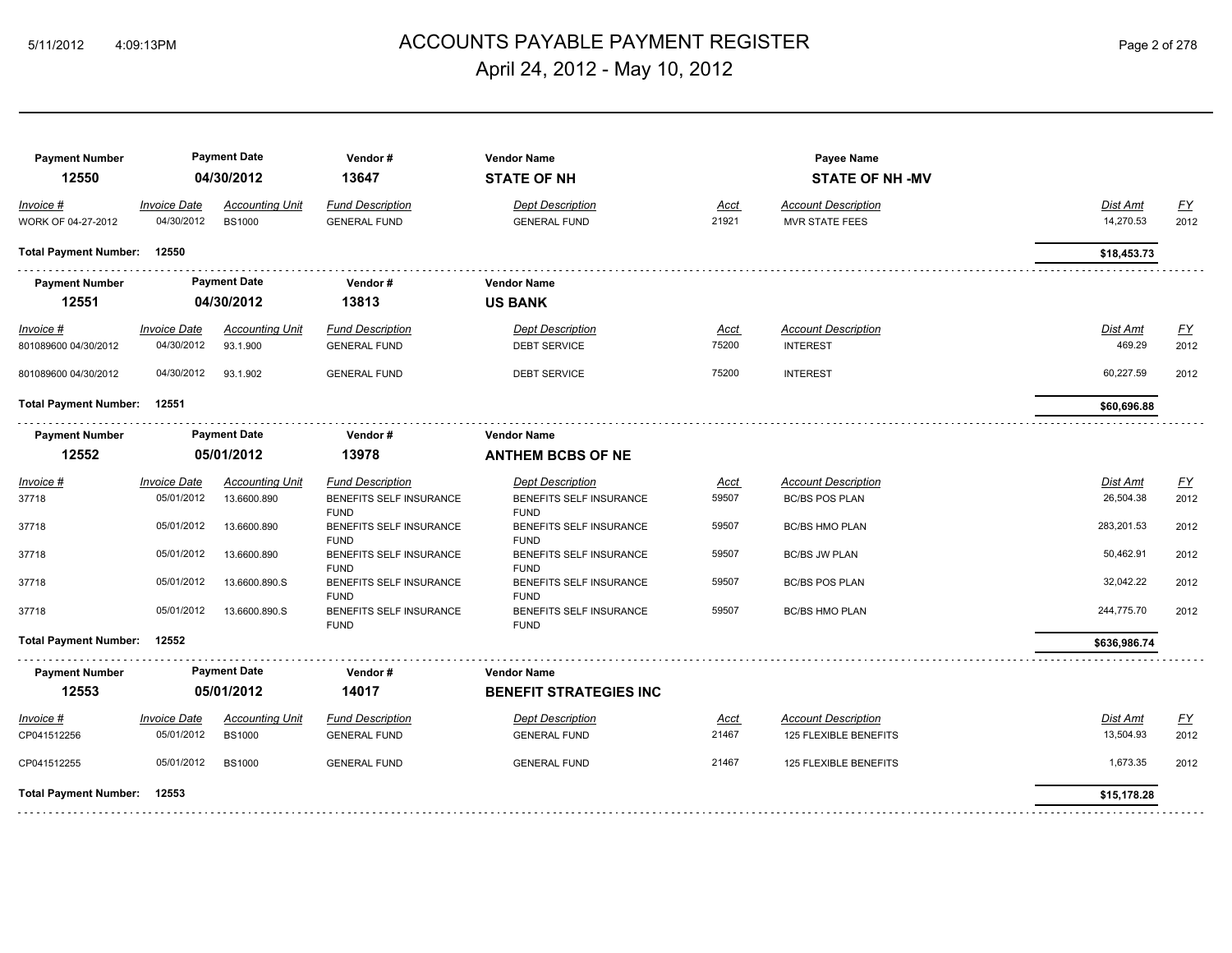# ACCOUNTS PAYABLE PAYMENT REGISTER

April 24, 2012 - May 10, 2012

| Payment Number | Payment Date | Vendor # | Vendor Name | Payee Name |
|---|---|---|---|---|
| 12550 | 04/30/2012 | 13647 | STATE OF NH | STATE OF NH -MV |

| Invoice # | Invoice Date | Accounting Unit | Fund Description | Dept Description | Acct | Account Description | Dist Amt | FY |
|---|---|---|---|---|---|---|---|---|
| WORK OF 04-27-2012 | 04/30/2012 | BS1000 | GENERAL FUND | GENERAL FUND | 21921 | MVR STATE FEES | 14,270.53 | 2012 |

**Total Payment Number: 12550** — **$18,453.73**

| Payment Number | Payment Date | Vendor # | Vendor Name |
|---|---|---|---|
| 12551 | 04/30/2012 | 13813 | US BANK |

| Invoice # | Invoice Date | Accounting Unit | Fund Description | Dept Description | Acct | Account Description | Dist Amt | FY |
|---|---|---|---|---|---|---|---|---|
| 801089600 04/30/2012 | 04/30/2012 | 93.1.900 | GENERAL FUND | DEBT SERVICE | 75200 | INTEREST | 469.29 | 2012 |
| 801089600 04/30/2012 | 04/30/2012 | 93.1.902 | GENERAL FUND | DEBT SERVICE | 75200 | INTEREST | 60,227.59 | 2012 |

**Total Payment Number: 12551** — **$60,696.88**

| Payment Number | Payment Date | Vendor # | Vendor Name |
|---|---|---|---|
| 12552 | 05/01/2012 | 13978 | ANTHEM BCBS OF NE |

| Invoice # | Invoice Date | Accounting Unit | Fund Description | Dept Description | Acct | Account Description | Dist Amt | FY |
|---|---|---|---|---|---|---|---|---|
| 37718 | 05/01/2012 | 13.6600.890 | BENEFITS SELF INSURANCE FUND | BENEFITS SELF INSURANCE FUND | 59507 | BC/BS POS PLAN | 26,504.38 | 2012 |
| 37718 | 05/01/2012 | 13.6600.890 | BENEFITS SELF INSURANCE FUND | BENEFITS SELF INSURANCE FUND | 59507 | BC/BS HMO PLAN | 283,201.53 | 2012 |
| 37718 | 05/01/2012 | 13.6600.890 | BENEFITS SELF INSURANCE FUND | BENEFITS SELF INSURANCE FUND | 59507 | BC/BS JW PLAN | 50,462.91 | 2012 |
| 37718 | 05/01/2012 | 13.6600.890.S | BENEFITS SELF INSURANCE FUND | BENEFITS SELF INSURANCE FUND | 59507 | BC/BS POS PLAN | 32,042.22 | 2012 |
| 37718 | 05/01/2012 | 13.6600.890.S | BENEFITS SELF INSURANCE FUND | BENEFITS SELF INSURANCE FUND | 59507 | BC/BS HMO PLAN | 244,775.70 | 2012 |

**Total Payment Number: 12552** — **$636,986.74**

| Payment Number | Payment Date | Vendor # | Vendor Name |
|---|---|---|---|
| 12553 | 05/01/2012 | 14017 | BENEFIT STRATEGIES INC |

| Invoice # | Invoice Date | Accounting Unit | Fund Description | Dept Description | Acct | Account Description | Dist Amt | FY |
|---|---|---|---|---|---|---|---|---|
| CP041512256 | 05/01/2012 | BS1000 | GENERAL FUND | GENERAL FUND | 21467 | 125 FLEXIBLE BENEFITS | 13,504.93 | 2012 |
| CP041512255 | 05/01/2012 | BS1000 | GENERAL FUND | GENERAL FUND | 21467 | 125 FLEXIBLE BENEFITS | 1,673.35 | 2012 |

**Total Payment Number: 12553** — **$15,178.28**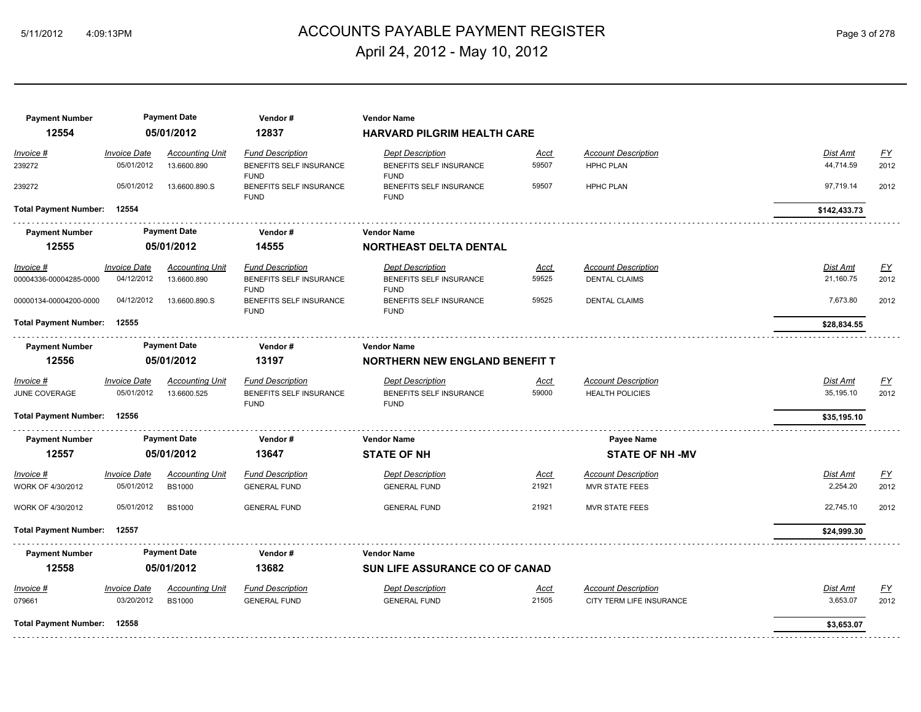# ACCOUNTS PAYABLE PAYMENT REGISTER

## April 24, 2012 - May 10, 2012

| Payment Number | Payment Date | Vendor # | Vendor Name |
|---|---|---|---|
| **12554** | **05/01/2012** | **12837** | **HARVARD PILGRIM HEALTH CARE** |

| Invoice # | Invoice Date | Accounting Unit | Fund Description | Dept Description | Acct | Account Description | Dist Amt | FY |
|---|---|---|---|---|---|---|---|---|
| 239272 | 05/01/2012 | 13.6600.890 | BENEFITS SELF INSURANCE FUND | BENEFITS SELF INSURANCE FUND | 59507 | HPHC PLAN | 44,714.59 | 2012 |
| 239272 | 05/01/2012 | 13.6600.890.S | BENEFITS SELF INSURANCE FUND | BENEFITS SELF INSURANCE FUND | 59507 | HPHC PLAN | 97,719.14 | 2012 |
| **Total Payment Number: 12554** | | | | | | | **$142,433.73** | |

| Payment Number | Payment Date | Vendor # | Vendor Name |
|---|---|---|---|
| **12555** | **05/01/2012** | **14555** | **NORTHEAST DELTA DENTAL** |

| Invoice # | Invoice Date | Accounting Unit | Fund Description | Dept Description | Acct | Account Description | Dist Amt | FY |
|---|---|---|---|---|---|---|---|---|
| 00004336-00004285-0000 | 04/12/2012 | 13.6600.890 | BENEFITS SELF INSURANCE FUND | BENEFITS SELF INSURANCE FUND | 59525 | DENTAL CLAIMS | 21,160.75 | 2012 |
| 00000134-00004200-0000 | 04/12/2012 | 13.6600.890.S | BENEFITS SELF INSURANCE FUND | BENEFITS SELF INSURANCE FUND | 59525 | DENTAL CLAIMS | 7,673.80 | 2012 |
| **Total Payment Number: 12555** | | | | | | | **$28,834.55** | |

| Payment Number | Payment Date | Vendor # | Vendor Name |
|---|---|---|---|
| **12556** | **05/01/2012** | **13197** | **NORTHERN NEW ENGLAND BENEFIT T** |

| Invoice # | Invoice Date | Accounting Unit | Fund Description | Dept Description | Acct | Account Description | Dist Amt | FY |
|---|---|---|---|---|---|---|---|---|
| JUNE COVERAGE | 05/01/2012 | 13.6600.525 | BENEFITS SELF INSURANCE FUND | BENEFITS SELF INSURANCE FUND | 59000 | HEALTH POLICIES | 35,195.10 | 2012 |
| **Total Payment Number: 12556** | | | | | | | **$35,195.10** | |

| Payment Number | Payment Date | Vendor # | Vendor Name | Payee Name |
|---|---|---|---|---|
| **12557** | **05/01/2012** | **13647** | **STATE OF NH** | **STATE OF NH -MV** |

| Invoice # | Invoice Date | Accounting Unit | Fund Description | Dept Description | Acct | Account Description | Dist Amt | FY |
|---|---|---|---|---|---|---|---|---|
| WORK OF 4/30/2012 | 05/01/2012 | BS1000 | GENERAL FUND | GENERAL FUND | 21921 | MVR STATE FEES | 2,254.20 | 2012 |
| WORK OF 4/30/2012 | 05/01/2012 | BS1000 | GENERAL FUND | GENERAL FUND | 21921 | MVR STATE FEES | 22,745.10 | 2012 |
| **Total Payment Number: 12557** | | | | | | | **$24,999.30** | |

| Payment Number | Payment Date | Vendor # | Vendor Name |
|---|---|---|---|
| **12558** | **05/01/2012** | **13682** | **SUN LIFE ASSURANCE CO OF CANAD** |

| Invoice # | Invoice Date | Accounting Unit | Fund Description | Dept Description | Acct | Account Description | Dist Amt | FY |
|---|---|---|---|---|---|---|---|---|
| 079661 | 03/20/2012 | BS1000 | GENERAL FUND | GENERAL FUND | 21505 | CITY TERM LIFE INSURANCE | 3,653.07 | 2012 |
| **Total Payment Number: 12558** | | | | | | | **$3,653.07** | |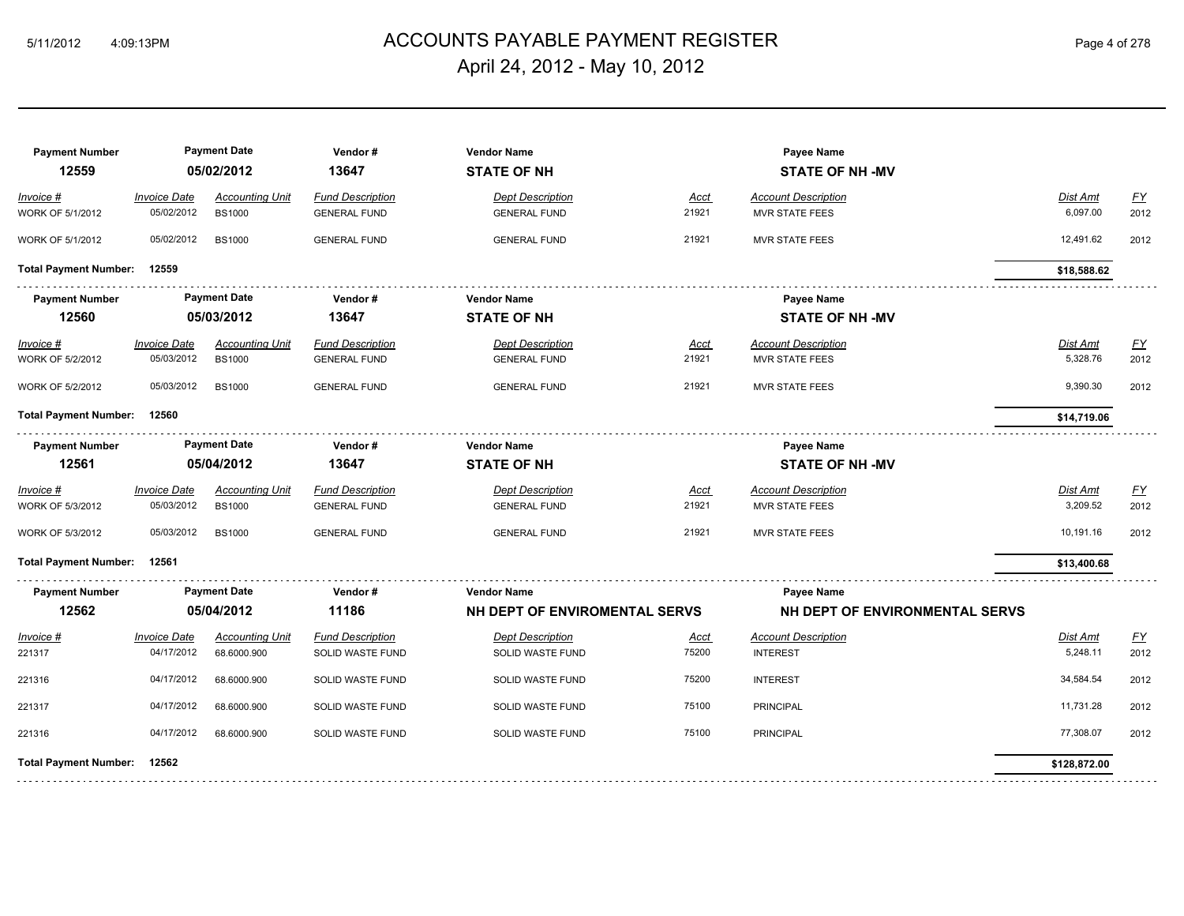# ACCOUNTS PAYABLE PAYMENT REGISTER

April 24, 2012 - May 10, 2012

| Payment Number | Payment Date | Vendor # | Vendor Name | Payee Name |
|---|---|---|---|---|
| **12559** | **05/02/2012** | **13647** | **STATE OF NH** | **STATE OF NH -MV** |

| Invoice # | Invoice Date | Accounting Unit | Fund Description | Dept Description | Acct | Account Description | Dist Amt | FY |
|---|---|---|---|---|---|---|---|---|
| WORK OF 5/1/2012 | 05/02/2012 | BS1000 | GENERAL FUND | GENERAL FUND | 21921 | MVR STATE FEES | 6,097.00 | 2012 |
| WORK OF 5/1/2012 | 05/02/2012 | BS1000 | GENERAL FUND | GENERAL FUND | 21921 | MVR STATE FEES | 12,491.62 | 2012 |
| **Total Payment Number: 12559** | | | | | | | **$18,588.62** | |

| Payment Number | Payment Date | Vendor # | Vendor Name | Payee Name |
|---|---|---|---|---|
| **12560** | **05/03/2012** | **13647** | **STATE OF NH** | **STATE OF NH -MV** |

| Invoice # | Invoice Date | Accounting Unit | Fund Description | Dept Description | Acct | Account Description | Dist Amt | FY |
|---|---|---|---|---|---|---|---|---|
| WORK OF 5/2/2012 | 05/03/2012 | BS1000 | GENERAL FUND | GENERAL FUND | 21921 | MVR STATE FEES | 5,328.76 | 2012 |
| WORK OF 5/2/2012 | 05/03/2012 | BS1000 | GENERAL FUND | GENERAL FUND | 21921 | MVR STATE FEES | 9,390.30 | 2012 |
| **Total Payment Number: 12560** | | | | | | | **$14,719.06** | |

| Payment Number | Payment Date | Vendor # | Vendor Name | Payee Name |
|---|---|---|---|---|
| **12561** | **05/04/2012** | **13647** | **STATE OF NH** | **STATE OF NH -MV** |

| Invoice # | Invoice Date | Accounting Unit | Fund Description | Dept Description | Acct | Account Description | Dist Amt | FY |
|---|---|---|---|---|---|---|---|---|
| WORK OF 5/3/2012 | 05/03/2012 | BS1000 | GENERAL FUND | GENERAL FUND | 21921 | MVR STATE FEES | 3,209.52 | 2012 |
| WORK OF 5/3/2012 | 05/03/2012 | BS1000 | GENERAL FUND | GENERAL FUND | 21921 | MVR STATE FEES | 10,191.16 | 2012 |
| **Total Payment Number: 12561** | | | | | | | **$13,400.68** | |

| Payment Number | Payment Date | Vendor # | Vendor Name | Payee Name |
|---|---|---|---|---|
| **12562** | **05/04/2012** | **11186** | **NH DEPT OF ENVIROMENTAL SERVS** | **NH DEPT OF ENVIRONMENTAL SERVS** |

| Invoice # | Invoice Date | Accounting Unit | Fund Description | Dept Description | Acct | Account Description | Dist Amt | FY |
|---|---|---|---|---|---|---|---|---|
| 221317 | 04/17/2012 | 68.6000.900 | SOLID WASTE FUND | SOLID WASTE FUND | 75200 | INTEREST | 5,248.11 | 2012 |
| 221316 | 04/17/2012 | 68.6000.900 | SOLID WASTE FUND | SOLID WASTE FUND | 75200 | INTEREST | 34,584.54 | 2012 |
| 221317 | 04/17/2012 | 68.6000.900 | SOLID WASTE FUND | SOLID WASTE FUND | 75100 | PRINCIPAL | 11,731.28 | 2012 |
| 221316 | 04/17/2012 | 68.6000.900 | SOLID WASTE FUND | SOLID WASTE FUND | 75100 | PRINCIPAL | 77,308.07 | 2012 |
| **Total Payment Number: 12562** | | | | | | | **$128,872.00** | |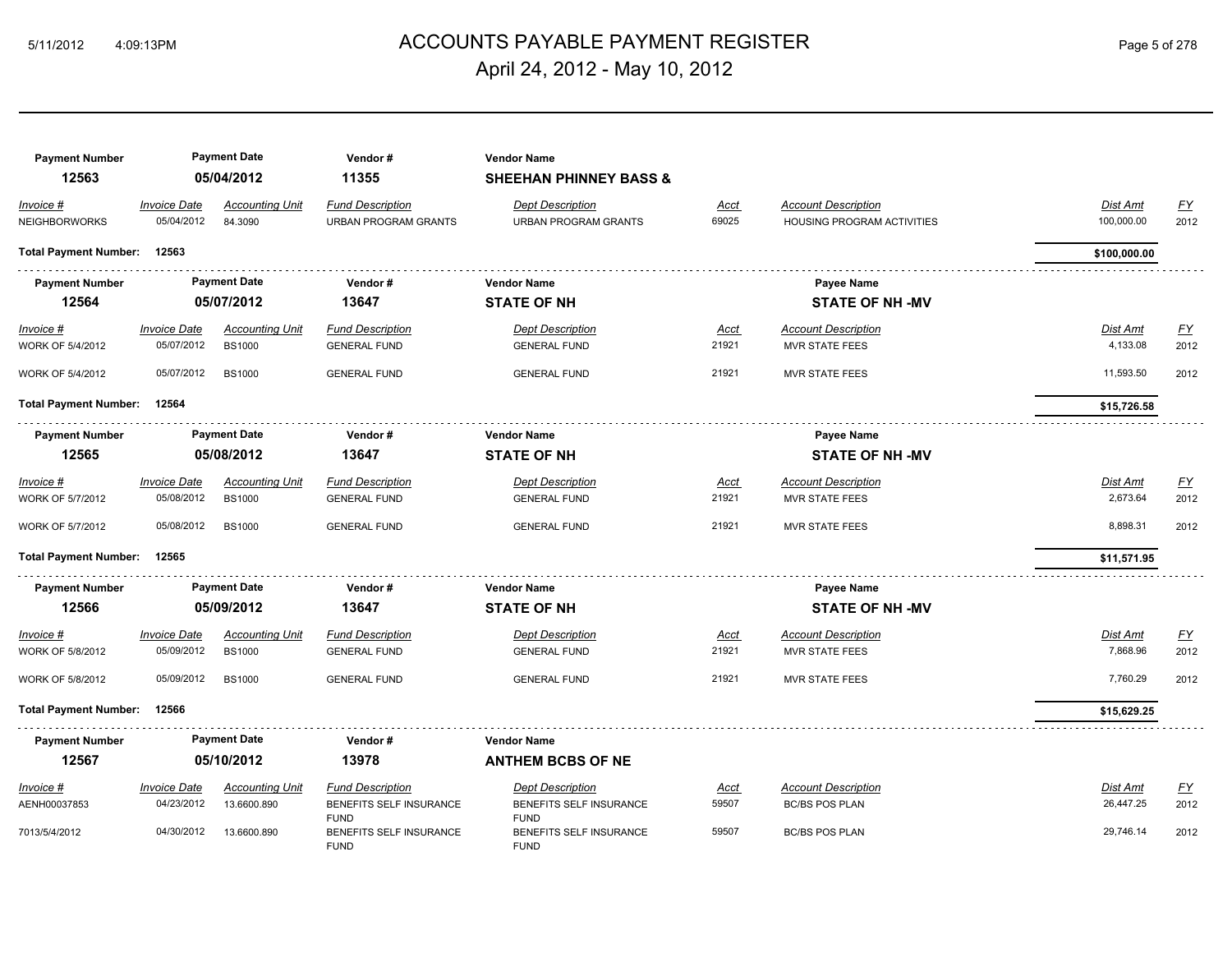| Payment Number | Payment Date | Vendor # | Vendor Name | | | | | |
|---|---|---|---|---|---|---|---|---|
| 12563 | 05/04/2012 | 11355 | SHEEHAN PHINNEY BASS & | | | | | |

| Invoice # | Invoice Date | Accounting Unit | Fund Description | Dept Description | Acct | Account Description | Dist Amt | FY |
|---|---|---|---|---|---|---|---|---|
| NEIGHBORWORKS | 05/04/2012 | 84.3090 | URBAN PROGRAM GRANTS | URBAN PROGRAM GRANTS | 69025 | HOUSING PROGRAM ACTIVITIES | 100,000.00 | 2012 |

**Total Payment Number: 12563** — **$100,000.00**

| Payment Number | Payment Date | Vendor # | Vendor Name | Payee Name |
|---|---|---|---|---|
| 12564 | 05/07/2012 | 13647 | STATE OF NH | STATE OF NH -MV |

| Invoice # | Invoice Date | Accounting Unit | Fund Description | Dept Description | Acct | Account Description | Dist Amt | FY |
|---|---|---|---|---|---|---|---|---|
| WORK OF 5/4/2012 | 05/07/2012 | BS1000 | GENERAL FUND | GENERAL FUND | 21921 | MVR STATE FEES | 4,133.08 | 2012 |
| WORK OF 5/4/2012 | 05/07/2012 | BS1000 | GENERAL FUND | GENERAL FUND | 21921 | MVR STATE FEES | 11,593.50 | 2012 |

**Total Payment Number: 12564** — **$15,726.58**

| Payment Number | Payment Date | Vendor # | Vendor Name | Payee Name |
|---|---|---|---|---|
| 12565 | 05/08/2012 | 13647 | STATE OF NH | STATE OF NH -MV |

| Invoice # | Invoice Date | Accounting Unit | Fund Description | Dept Description | Acct | Account Description | Dist Amt | FY |
|---|---|---|---|---|---|---|---|---|
| WORK OF 5/7/2012 | 05/08/2012 | BS1000 | GENERAL FUND | GENERAL FUND | 21921 | MVR STATE FEES | 2,673.64 | 2012 |
| WORK OF 5/7/2012 | 05/08/2012 | BS1000 | GENERAL FUND | GENERAL FUND | 21921 | MVR STATE FEES | 8,898.31 | 2012 |

**Total Payment Number: 12565** — **$11,571.95**

| Payment Number | Payment Date | Vendor # | Vendor Name | Payee Name |
|---|---|---|---|---|
| 12566 | 05/09/2012 | 13647 | STATE OF NH | STATE OF NH -MV |

| Invoice # | Invoice Date | Accounting Unit | Fund Description | Dept Description | Acct | Account Description | Dist Amt | FY |
|---|---|---|---|---|---|---|---|---|
| WORK OF 5/8/2012 | 05/09/2012 | BS1000 | GENERAL FUND | GENERAL FUND | 21921 | MVR STATE FEES | 7,868.96 | 2012 |
| WORK OF 5/8/2012 | 05/09/2012 | BS1000 | GENERAL FUND | GENERAL FUND | 21921 | MVR STATE FEES | 7,760.29 | 2012 |

**Total Payment Number: 12566** — **$15,629.25**

| Payment Number | Payment Date | Vendor # | Vendor Name |
|---|---|---|---|
| 12567 | 05/10/2012 | 13978 | ANTHEM BCBS OF NE |

| Invoice # | Invoice Date | Accounting Unit | Fund Description | Dept Description | Acct | Account Description | Dist Amt | FY |
|---|---|---|---|---|---|---|---|---|
| AENH00037853 | 04/23/2012 | 13.6600.890 | BENEFITS SELF INSURANCE FUND | BENEFITS SELF INSURANCE FUND | 59507 | BC/BS POS PLAN | 26,447.25 | 2012 |
| 7013/5/4/2012 | 04/30/2012 | 13.6600.890 | BENEFITS SELF INSURANCE FUND | BENEFITS SELF INSURANCE FUND | 59507 | BC/BS POS PLAN | 29,746.14 | 2012 |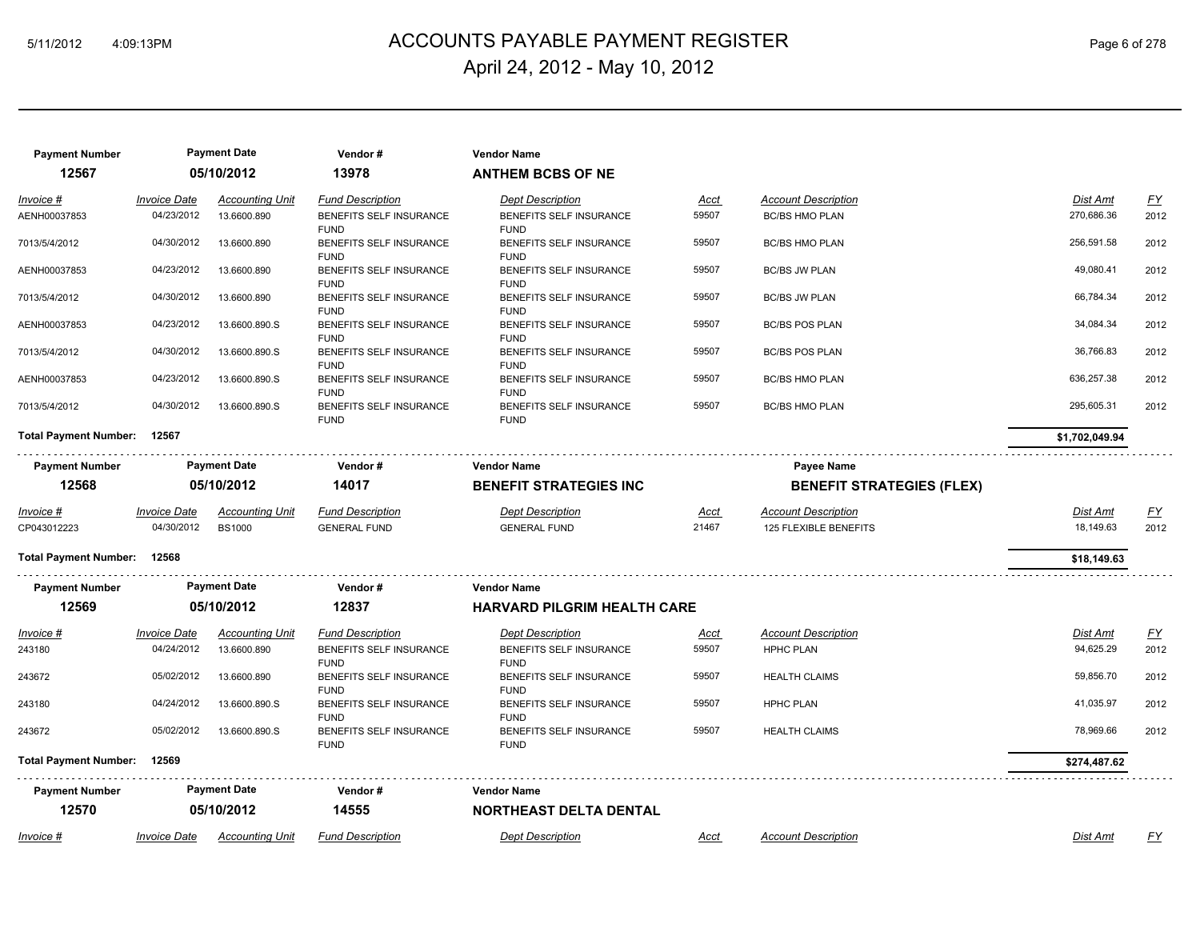# ACCOUNTS PAYABLE PAYMENT REGISTER

## April 24, 2012 - May 10, 2012

| Payment Number | Payment Date | Vendor # | Vendor Name |
|---|---|---|---|
| **12567** | **05/10/2012** | **13978** | **ANTHEM BCBS OF NE** |

| Invoice # | Invoice Date | Accounting Unit | Fund Description | Dept Description | Acct | Account Description | Dist Amt | FY |
|---|---|---|---|---|---|---|---|---|
| AENH00037853 | 04/23/2012 | 13.6600.890 | BENEFITS SELF INSURANCE FUND | BENEFITS SELF INSURANCE FUND | 59507 | BC/BS HMO PLAN | 270,686.36 | 2012 |
| 7013/5/4/2012 | 04/30/2012 | 13.6600.890 | BENEFITS SELF INSURANCE FUND | BENEFITS SELF INSURANCE FUND | 59507 | BC/BS HMO PLAN | 256,591.58 | 2012 |
| AENH00037853 | 04/23/2012 | 13.6600.890 | BENEFITS SELF INSURANCE FUND | BENEFITS SELF INSURANCE FUND | 59507 | BC/BS JW PLAN | 49,080.41 | 2012 |
| 7013/5/4/2012 | 04/30/2012 | 13.6600.890 | BENEFITS SELF INSURANCE FUND | BENEFITS SELF INSURANCE FUND | 59507 | BC/BS JW PLAN | 66,784.34 | 2012 |
| AENH00037853 | 04/23/2012 | 13.6600.890.S | BENEFITS SELF INSURANCE FUND | BENEFITS SELF INSURANCE FUND | 59507 | BC/BS POS PLAN | 34,084.34 | 2012 |
| 7013/5/4/2012 | 04/30/2012 | 13.6600.890.S | BENEFITS SELF INSURANCE FUND | BENEFITS SELF INSURANCE FUND | 59507 | BC/BS POS PLAN | 36,766.83 | 2012 |
| AENH00037853 | 04/23/2012 | 13.6600.890.S | BENEFITS SELF INSURANCE FUND | BENEFITS SELF INSURANCE FUND | 59507 | BC/BS HMO PLAN | 636,257.38 | 2012 |
| 7013/5/4/2012 | 04/30/2012 | 13.6600.890.S | BENEFITS SELF INSURANCE FUND | BENEFITS SELF INSURANCE FUND | 59507 | BC/BS HMO PLAN | 295,605.31 | 2012 |

**Total Payment Number: 12567** — **$1,702,049.94**

| Payment Number | Payment Date | Vendor # | Vendor Name | Payee Name |
|---|---|---|---|---|
| **12568** | **05/10/2012** | **14017** | **BENEFIT STRATEGIES INC** | **BENEFIT STRATEGIES (FLEX)** |

| Invoice # | Invoice Date | Accounting Unit | Fund Description | Dept Description | Acct | Account Description | Dist Amt | FY |
|---|---|---|---|---|---|---|---|---|
| CP043012223 | 04/30/2012 | BS1000 | GENERAL FUND | GENERAL FUND | 21467 | 125 FLEXIBLE BENEFITS | 18,149.63 | 2012 |

**Total Payment Number: 12568** — **$18,149.63**

| Payment Number | Payment Date | Vendor # | Vendor Name |
|---|---|---|---|
| **12569** | **05/10/2012** | **12837** | **HARVARD PILGRIM HEALTH CARE** |

| Invoice # | Invoice Date | Accounting Unit | Fund Description | Dept Description | Acct | Account Description | Dist Amt | FY |
|---|---|---|---|---|---|---|---|---|
| 243180 | 04/24/2012 | 13.6600.890 | BENEFITS SELF INSURANCE FUND | BENEFITS SELF INSURANCE FUND | 59507 | HPHC PLAN | 94,625.29 | 2012 |
| 243672 | 05/02/2012 | 13.6600.890 | BENEFITS SELF INSURANCE FUND | BENEFITS SELF INSURANCE FUND | 59507 | HEALTH CLAIMS | 59,856.70 | 2012 |
| 243180 | 04/24/2012 | 13.6600.890.S | BENEFITS SELF INSURANCE FUND | BENEFITS SELF INSURANCE FUND | 59507 | HPHC PLAN | 41,035.97 | 2012 |
| 243672 | 05/02/2012 | 13.6600.890.S | BENEFITS SELF INSURANCE FUND | BENEFITS SELF INSURANCE FUND | 59507 | HEALTH CLAIMS | 78,969.66 | 2012 |

**Total Payment Number: 12569** — **$274,487.62**

| Payment Number | Payment Date | Vendor # | Vendor Name |
|---|---|---|---|
| **12570** | **05/10/2012** | **14555** | **NORTHEAST DELTA DENTAL** |

| Invoice # | Invoice Date | Accounting Unit | Fund Description | Dept Description | Acct | Account Description | Dist Amt | FY |
|---|---|---|---|---|---|---|---|---|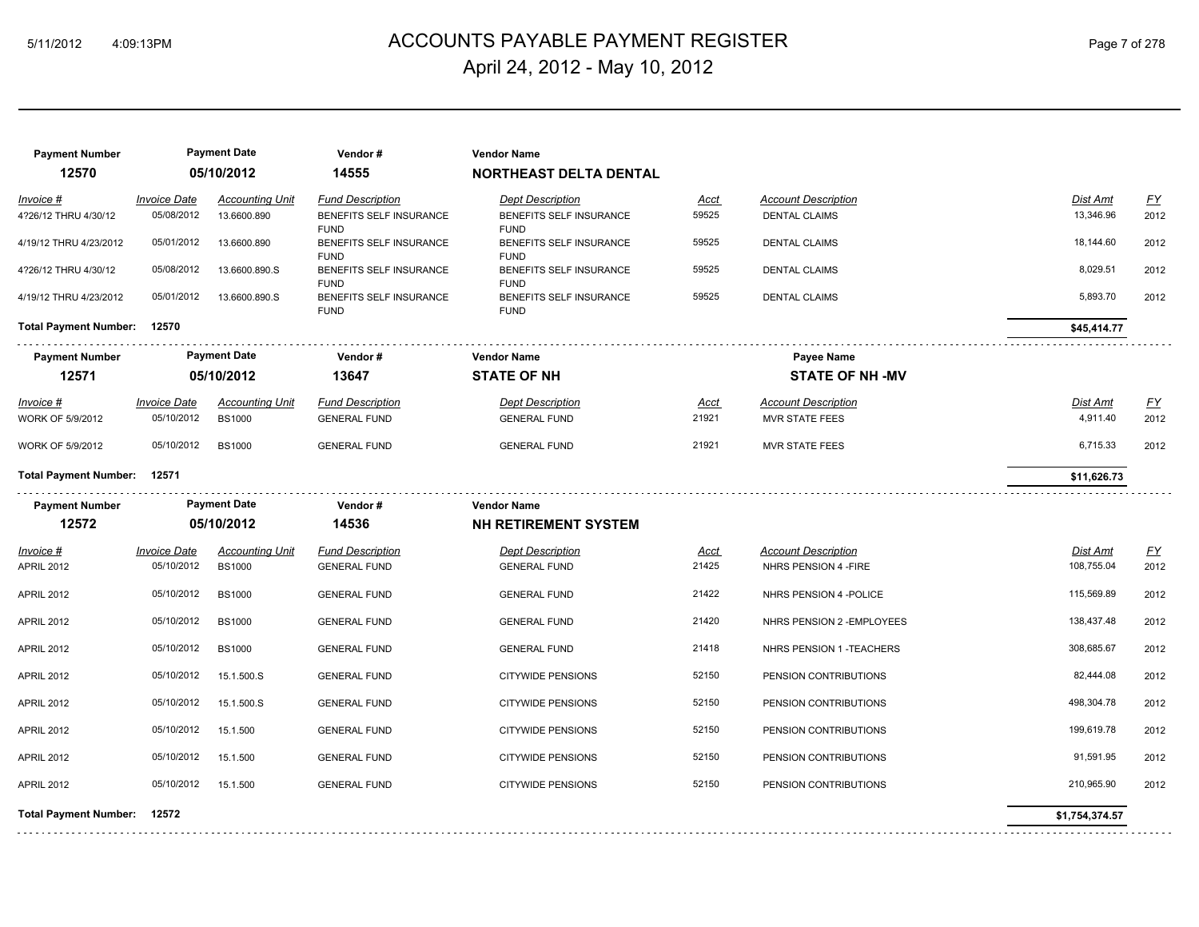| Payment Number | Payment Date | Vendor # | Vendor Name | | | | |
|---|---|---|---|---|---|---|---|
| 12570 | 05/10/2012 | 14555 | NORTHEAST DELTA DENTAL | | | | |

| Invoice # | Invoice Date | Accounting Unit | Fund Description | Dept Description | Acct | Account Description | Dist Amt | FY |
|---|---|---|---|---|---|---|---|---|
| 4?26/12 THRU 4/30/12 | 05/08/2012 | 13.6600.890 | BENEFITS SELF INSURANCE FUND | BENEFITS SELF INSURANCE FUND | 59525 | DENTAL CLAIMS | 13,346.96 | 2012 |
| 4/19/12 THRU 4/23/2012 | 05/01/2012 | 13.6600.890 | BENEFITS SELF INSURANCE FUND | BENEFITS SELF INSURANCE FUND | 59525 | DENTAL CLAIMS | 18,144.60 | 2012 |
| 4?26/12 THRU 4/30/12 | 05/08/2012 | 13.6600.890.S | BENEFITS SELF INSURANCE FUND | BENEFITS SELF INSURANCE FUND | 59525 | DENTAL CLAIMS | 8,029.51 | 2012 |
| 4/19/12 THRU 4/23/2012 | 05/01/2012 | 13.6600.890.S | BENEFITS SELF INSURANCE FUND | BENEFITS SELF INSURANCE FUND | 59525 | DENTAL CLAIMS | 5,893.70 | 2012 |
| **Total Payment Number: 12570** | | | | | | | **$45,414.77** | |

| Payment Number | Payment Date | Vendor # | Vendor Name | Payee Name |
|---|---|---|---|---|
| 12571 | 05/10/2012 | 13647 | STATE OF NH | STATE OF NH -MV |

| Invoice # | Invoice Date | Accounting Unit | Fund Description | Dept Description | Acct | Account Description | Dist Amt | FY |
|---|---|---|---|---|---|---|---|---|
| WORK OF 5/9/2012 | 05/10/2012 | BS1000 | GENERAL FUND | GENERAL FUND | 21921 | MVR STATE FEES | 4,911.40 | 2012 |
| WORK OF 5/9/2012 | 05/10/2012 | BS1000 | GENERAL FUND | GENERAL FUND | 21921 | MVR STATE FEES | 6,715.33 | 2012 |
| **Total Payment Number: 12571** | | | | | | | **$11,626.73** | |

| Payment Number | Payment Date | Vendor # | Vendor Name |
|---|---|---|---|
| 12572 | 05/10/2012 | 14536 | NH RETIREMENT SYSTEM |

| Invoice # | Invoice Date | Accounting Unit | Fund Description | Dept Description | Acct | Account Description | Dist Amt | FY |
|---|---|---|---|---|---|---|---|---|
| APRIL 2012 | 05/10/2012 | BS1000 | GENERAL FUND | GENERAL FUND | 21425 | NHRS PENSION 4 -FIRE | 108,755.04 | 2012 |
| APRIL 2012 | 05/10/2012 | BS1000 | GENERAL FUND | GENERAL FUND | 21422 | NHRS PENSION 4 -POLICE | 115,569.89 | 2012 |
| APRIL 2012 | 05/10/2012 | BS1000 | GENERAL FUND | GENERAL FUND | 21420 | NHRS PENSION 2 -EMPLOYEES | 138,437.48 | 2012 |
| APRIL 2012 | 05/10/2012 | BS1000 | GENERAL FUND | GENERAL FUND | 21418 | NHRS PENSION 1 -TEACHERS | 308,685.67 | 2012 |
| APRIL 2012 | 05/10/2012 | 15.1.500.S | GENERAL FUND | CITYWIDE PENSIONS | 52150 | PENSION CONTRIBUTIONS | 82,444.08 | 2012 |
| APRIL 2012 | 05/10/2012 | 15.1.500.S | GENERAL FUND | CITYWIDE PENSIONS | 52150 | PENSION CONTRIBUTIONS | 498,304.78 | 2012 |
| APRIL 2012 | 05/10/2012 | 15.1.500 | GENERAL FUND | CITYWIDE PENSIONS | 52150 | PENSION CONTRIBUTIONS | 199,619.78 | 2012 |
| APRIL 2012 | 05/10/2012 | 15.1.500 | GENERAL FUND | CITYWIDE PENSIONS | 52150 | PENSION CONTRIBUTIONS | 91,591.95 | 2012 |
| APRIL 2012 | 05/10/2012 | 15.1.500 | GENERAL FUND | CITYWIDE PENSIONS | 52150 | PENSION CONTRIBUTIONS | 210,965.90 | 2012 |
| **Total Payment Number: 12572** | | | | | | | **$1,754,374.57** | |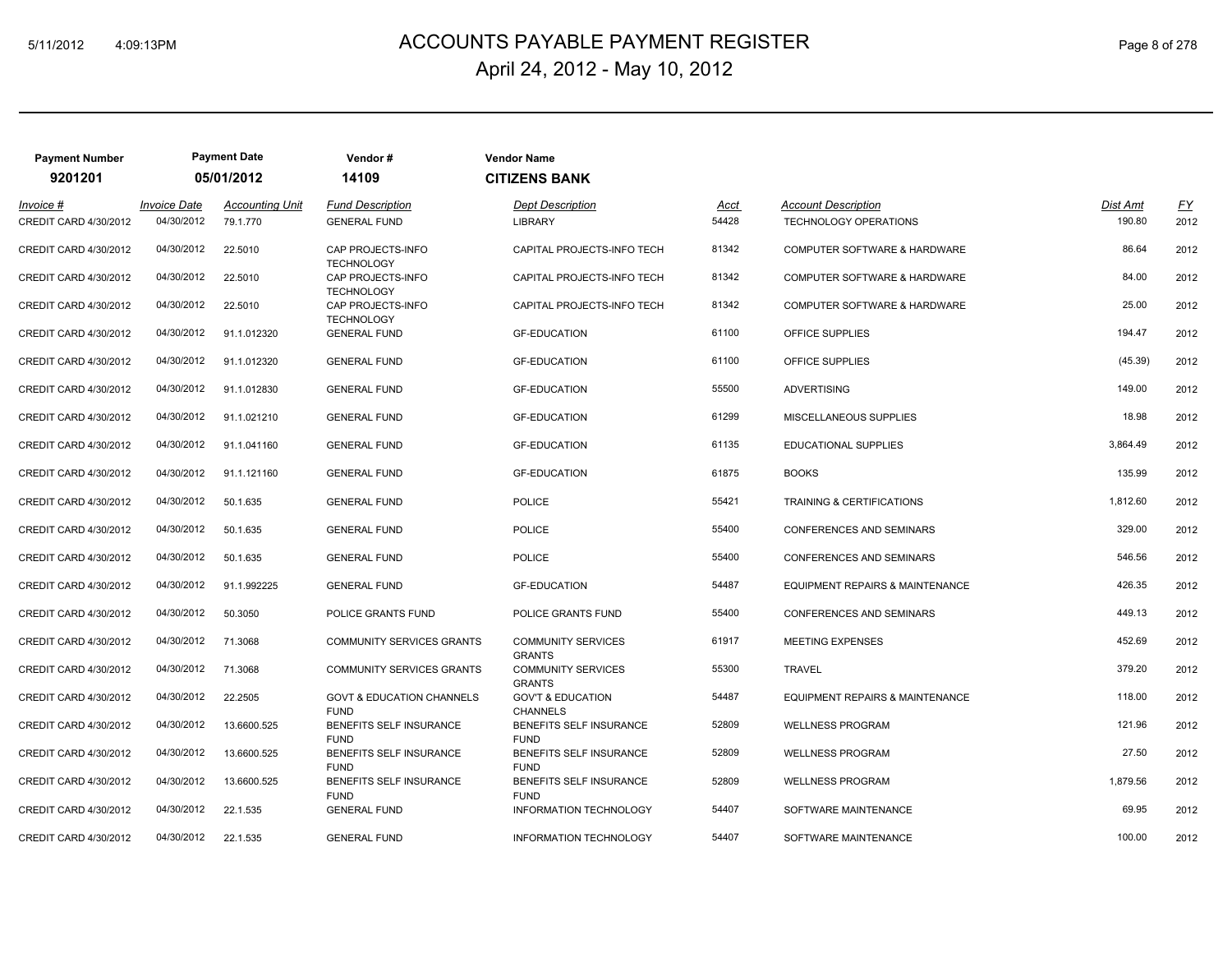# ACCOUNTS PAYABLE PAYMENT REGISTER

## April 24, 2012 - May 10, 2012

| Payment Number | Payment Date | Vendor # | Vendor Name |
|---|---|---|---|
| 9201201 | 05/01/2012 | 14109 | CITIZENS BANK |

| Invoice # | Invoice Date | Accounting Unit | Fund Description | Dept Description | Acct | Account Description | Dist Amt | FY |
|---|---|---|---|---|---|---|---|---|
| CREDIT CARD 4/30/2012 | 04/30/2012 | 79.1.770 | GENERAL FUND | LIBRARY | 54428 | TECHNOLOGY OPERATIONS | 190.80 | 2012 |
| CREDIT CARD 4/30/2012 | 04/30/2012 | 22.5010 | CAP PROJECTS-INFO TECHNOLOGY | CAPITAL PROJECTS-INFO TECH | 81342 | COMPUTER SOFTWARE & HARDWARE | 86.64 | 2012 |
| CREDIT CARD 4/30/2012 | 04/30/2012 | 22.5010 | CAP PROJECTS-INFO TECHNOLOGY | CAPITAL PROJECTS-INFO TECH | 81342 | COMPUTER SOFTWARE & HARDWARE | 84.00 | 2012 |
| CREDIT CARD 4/30/2012 | 04/30/2012 | 22.5010 | CAP PROJECTS-INFO TECHNOLOGY | CAPITAL PROJECTS-INFO TECH | 81342 | COMPUTER SOFTWARE & HARDWARE | 25.00 | 2012 |
| CREDIT CARD 4/30/2012 | 04/30/2012 | 91.1.012320 | GENERAL FUND | GF-EDUCATION | 61100 | OFFICE SUPPLIES | 194.47 | 2012 |
| CREDIT CARD 4/30/2012 | 04/30/2012 | 91.1.012320 | GENERAL FUND | GF-EDUCATION | 61100 | OFFICE SUPPLIES | (45.39) | 2012 |
| CREDIT CARD 4/30/2012 | 04/30/2012 | 91.1.012830 | GENERAL FUND | GF-EDUCATION | 55500 | ADVERTISING | 149.00 | 2012 |
| CREDIT CARD 4/30/2012 | 04/30/2012 | 91.1.021210 | GENERAL FUND | GF-EDUCATION | 61299 | MISCELLANEOUS SUPPLIES | 18.98 | 2012 |
| CREDIT CARD 4/30/2012 | 04/30/2012 | 91.1.041160 | GENERAL FUND | GF-EDUCATION | 61135 | EDUCATIONAL SUPPLIES | 3,864.49 | 2012 |
| CREDIT CARD 4/30/2012 | 04/30/2012 | 91.1.121160 | GENERAL FUND | GF-EDUCATION | 61875 | BOOKS | 135.99 | 2012 |
| CREDIT CARD 4/30/2012 | 04/30/2012 | 50.1.635 | GENERAL FUND | POLICE | 55421 | TRAINING & CERTIFICATIONS | 1,812.60 | 2012 |
| CREDIT CARD 4/30/2012 | 04/30/2012 | 50.1.635 | GENERAL FUND | POLICE | 55400 | CONFERENCES AND SEMINARS | 329.00 | 2012 |
| CREDIT CARD 4/30/2012 | 04/30/2012 | 50.1.635 | GENERAL FUND | POLICE | 55400 | CONFERENCES AND SEMINARS | 546.56 | 2012 |
| CREDIT CARD 4/30/2012 | 04/30/2012 | 91.1.992225 | GENERAL FUND | GF-EDUCATION | 54487 | EQUIPMENT REPAIRS & MAINTENANCE | 426.35 | 2012 |
| CREDIT CARD 4/30/2012 | 04/30/2012 | 50.3050 | POLICE GRANTS FUND | POLICE GRANTS FUND | 55400 | CONFERENCES AND SEMINARS | 449.13 | 2012 |
| CREDIT CARD 4/30/2012 | 04/30/2012 | 71.3068 | COMMUNITY SERVICES GRANTS | COMMUNITY SERVICES GRANTS | 61917 | MEETING EXPENSES | 452.69 | 2012 |
| CREDIT CARD 4/30/2012 | 04/30/2012 | 71.3068 | COMMUNITY SERVICES GRANTS | COMMUNITY SERVICES GRANTS | 55300 | TRAVEL | 379.20 | 2012 |
| CREDIT CARD 4/30/2012 | 04/30/2012 | 22.2505 | GOVT & EDUCATION CHANNELS FUND | GOV'T & EDUCATION CHANNELS | 54487 | EQUIPMENT REPAIRS & MAINTENANCE | 118.00 | 2012 |
| CREDIT CARD 4/30/2012 | 04/30/2012 | 13.6600.525 | BENEFITS SELF INSURANCE FUND | BENEFITS SELF INSURANCE FUND | 52809 | WELLNESS PROGRAM | 121.96 | 2012 |
| CREDIT CARD 4/30/2012 | 04/30/2012 | 13.6600.525 | BENEFITS SELF INSURANCE FUND | BENEFITS SELF INSURANCE FUND | 52809 | WELLNESS PROGRAM | 27.50 | 2012 |
| CREDIT CARD 4/30/2012 | 04/30/2012 | 13.6600.525 | BENEFITS SELF INSURANCE FUND | BENEFITS SELF INSURANCE FUND | 52809 | WELLNESS PROGRAM | 1,879.56 | 2012 |
| CREDIT CARD 4/30/2012 | 04/30/2012 | 22.1.535 | GENERAL FUND | INFORMATION TECHNOLOGY | 54407 | SOFTWARE MAINTENANCE | 69.95 | 2012 |
| CREDIT CARD 4/30/2012 | 04/30/2012 | 22.1.535 | GENERAL FUND | INFORMATION TECHNOLOGY | 54407 | SOFTWARE MAINTENANCE | 100.00 | 2012 |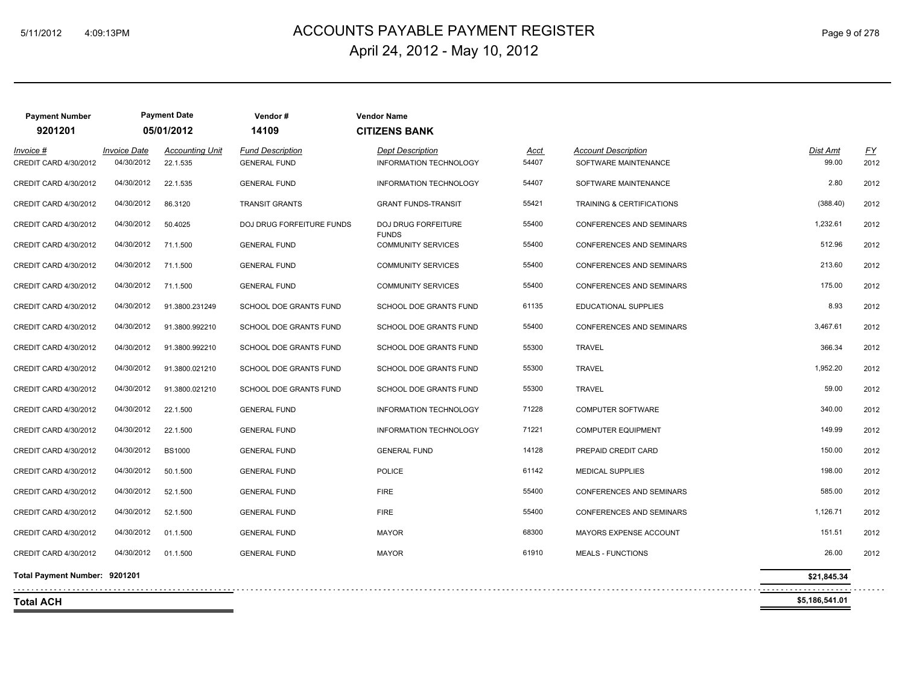# ACCOUNTS PAYABLE PAYMENT REGISTER

April 24, 2012 - May 10, 2012

| Payment Number | Payment Date | Vendor # | Vendor Name |
|---|---|---|---|
| 9201201 | 05/01/2012 | 14109 | CITIZENS BANK |

| Invoice # | Invoice Date | Accounting Unit | Fund Description | Dept Description | Acct | Account Description | Dist Amt | FY |
|---|---|---|---|---|---|---|---|---|
| CREDIT CARD 4/30/2012 | 04/30/2012 | 22.1.535 | GENERAL FUND | INFORMATION TECHNOLOGY | 54407 | SOFTWARE MAINTENANCE | 99.00 | 2012 |
| CREDIT CARD 4/30/2012 | 04/30/2012 | 22.1.535 | GENERAL FUND | INFORMATION TECHNOLOGY | 54407 | SOFTWARE MAINTENANCE | 2.80 | 2012 |
| CREDIT CARD 4/30/2012 | 04/30/2012 | 86.3120 | TRANSIT GRANTS | GRANT FUNDS-TRANSIT | 55421 | TRAINING & CERTIFICATIONS | (388.40) | 2012 |
| CREDIT CARD 4/30/2012 | 04/30/2012 | 50.4025 | DOJ DRUG FORFEITURE FUNDS | DOJ DRUG FORFEITURE FUNDS | 55400 | CONFERENCES AND SEMINARS | 1,232.61 | 2012 |
| CREDIT CARD 4/30/2012 | 04/30/2012 | 71.1.500 | GENERAL FUND | COMMUNITY SERVICES | 55400 | CONFERENCES AND SEMINARS | 512.96 | 2012 |
| CREDIT CARD 4/30/2012 | 04/30/2012 | 71.1.500 | GENERAL FUND | COMMUNITY SERVICES | 55400 | CONFERENCES AND SEMINARS | 213.60 | 2012 |
| CREDIT CARD 4/30/2012 | 04/30/2012 | 71.1.500 | GENERAL FUND | COMMUNITY SERVICES | 55400 | CONFERENCES AND SEMINARS | 175.00 | 2012 |
| CREDIT CARD 4/30/2012 | 04/30/2012 | 91.3800.231249 | SCHOOL DOE GRANTS FUND | SCHOOL DOE GRANTS FUND | 61135 | EDUCATIONAL SUPPLIES | 8.93 | 2012 |
| CREDIT CARD 4/30/2012 | 04/30/2012 | 91.3800.992210 | SCHOOL DOE GRANTS FUND | SCHOOL DOE GRANTS FUND | 55400 | CONFERENCES AND SEMINARS | 3,467.61 | 2012 |
| CREDIT CARD 4/30/2012 | 04/30/2012 | 91.3800.992210 | SCHOOL DOE GRANTS FUND | SCHOOL DOE GRANTS FUND | 55300 | TRAVEL | 366.34 | 2012 |
| CREDIT CARD 4/30/2012 | 04/30/2012 | 91.3800.021210 | SCHOOL DOE GRANTS FUND | SCHOOL DOE GRANTS FUND | 55300 | TRAVEL | 1,952.20 | 2012 |
| CREDIT CARD 4/30/2012 | 04/30/2012 | 91.3800.021210 | SCHOOL DOE GRANTS FUND | SCHOOL DOE GRANTS FUND | 55300 | TRAVEL | 59.00 | 2012 |
| CREDIT CARD 4/30/2012 | 04/30/2012 | 22.1.500 | GENERAL FUND | INFORMATION TECHNOLOGY | 71228 | COMPUTER SOFTWARE | 340.00 | 2012 |
| CREDIT CARD 4/30/2012 | 04/30/2012 | 22.1.500 | GENERAL FUND | INFORMATION TECHNOLOGY | 71221 | COMPUTER EQUIPMENT | 149.99 | 2012 |
| CREDIT CARD 4/30/2012 | 04/30/2012 | BS1000 | GENERAL FUND | GENERAL FUND | 14128 | PREPAID CREDIT CARD | 150.00 | 2012 |
| CREDIT CARD 4/30/2012 | 04/30/2012 | 50.1.500 | GENERAL FUND | POLICE | 61142 | MEDICAL SUPPLIES | 198.00 | 2012 |
| CREDIT CARD 4/30/2012 | 04/30/2012 | 52.1.500 | GENERAL FUND | FIRE | 55400 | CONFERENCES AND SEMINARS | 585.00 | 2012 |
| CREDIT CARD 4/30/2012 | 04/30/2012 | 52.1.500 | GENERAL FUND | FIRE | 55400 | CONFERENCES AND SEMINARS | 1,126.71 | 2012 |
| CREDIT CARD 4/30/2012 | 04/30/2012 | 01.1.500 | GENERAL FUND | MAYOR | 68300 | MAYORS EXPENSE ACCOUNT | 151.51 | 2012 |
| CREDIT CARD 4/30/2012 | 04/30/2012 | 01.1.500 | GENERAL FUND | MAYOR | 61910 | MEALS - FUNCTIONS | 26.00 | 2012 |
| **Total Payment Number: 9201201** | | | | | | | **$21,845.34** | |
| **Total ACH** | | | | | | | **$5,186,541.01** | |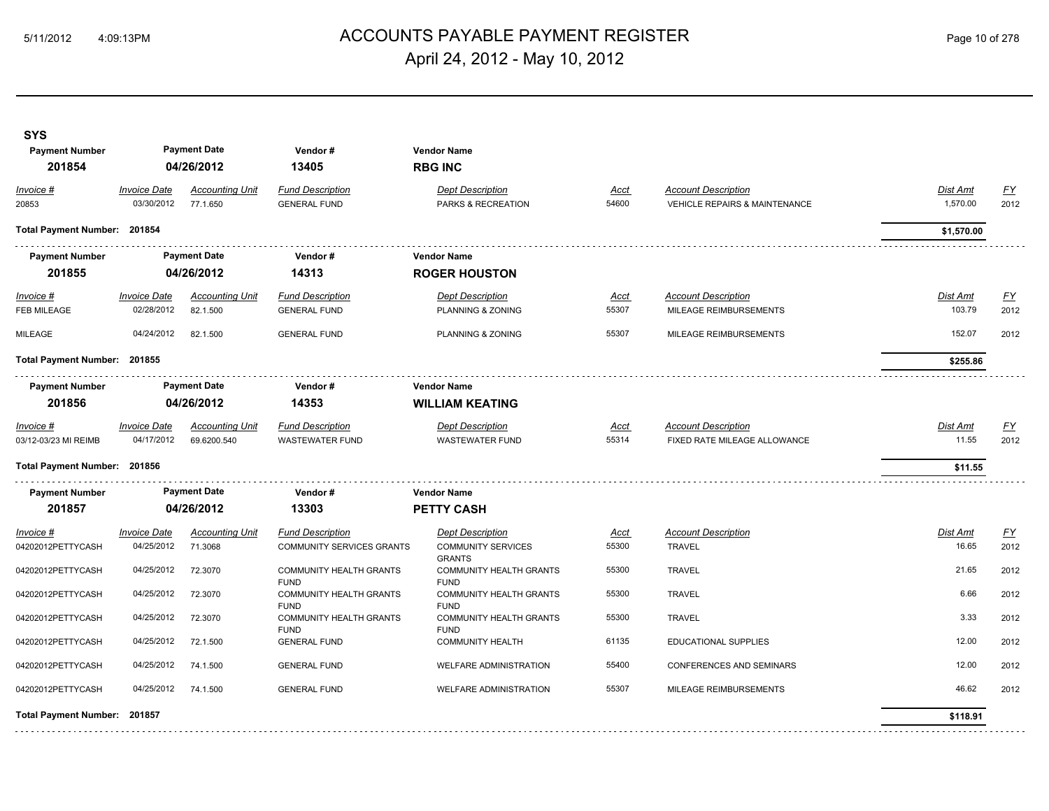# ACCOUNTS PAYABLE PAYMENT REGISTER

April 24, 2012 - May 10, 2012

**SYS**

| Payment Number | Payment Date | Vendor # | Vendor Name |
|---|---|---|---|
| **201854** | **04/26/2012** | **13405** | **RBG INC** |

| Invoice # | Invoice Date | Accounting Unit | Fund Description | Dept Description | Acct | Account Description | Dist Amt | FY |
|---|---|---|---|---|---|---|---|---|
| 20853 | 03/30/2012 | 77.1.650 | GENERAL FUND | PARKS & RECREATION | 54600 | VEHICLE REPAIRS & MAINTENANCE | 1,570.00 | 2012 |

**Total Payment Number: 201854** — **$1,570.00**

| Payment Number | Payment Date | Vendor # | Vendor Name |
|---|---|---|---|
| **201855** | **04/26/2012** | **14313** | **ROGER HOUSTON** |

| Invoice # | Invoice Date | Accounting Unit | Fund Description | Dept Description | Acct | Account Description | Dist Amt | FY |
|---|---|---|---|---|---|---|---|---|
| FEB MILEAGE | 02/28/2012 | 82.1.500 | GENERAL FUND | PLANNING & ZONING | 55307 | MILEAGE REIMBURSEMENTS | 103.79 | 2012 |
| MILEAGE | 04/24/2012 | 82.1.500 | GENERAL FUND | PLANNING & ZONING | 55307 | MILEAGE REIMBURSEMENTS | 152.07 | 2012 |

**Total Payment Number: 201855** — **$255.86**

| Payment Number | Payment Date | Vendor # | Vendor Name |
|---|---|---|---|
| **201856** | **04/26/2012** | **14353** | **WILLIAM KEATING** |

| Invoice # | Invoice Date | Accounting Unit | Fund Description | Dept Description | Acct | Account Description | Dist Amt | FY |
|---|---|---|---|---|---|---|---|---|
| 03/12-03/23 MI REIMB | 04/17/2012 | 69.6200.540 | WASTEWATER FUND | WASTEWATER FUND | 55314 | FIXED RATE MILEAGE ALLOWANCE | 11.55 | 2012 |

**Total Payment Number: 201856** — **$11.55**

| Payment Number | Payment Date | Vendor # | Vendor Name |
|---|---|---|---|
| **201857** | **04/26/2012** | **13303** | **PETTY CASH** |

| Invoice # | Invoice Date | Accounting Unit | Fund Description | Dept Description | Acct | Account Description | Dist Amt | FY |
|---|---|---|---|---|---|---|---|---|
| 04202012PETTYCASH | 04/25/2012 | 71.3068 | COMMUNITY SERVICES GRANTS | COMMUNITY SERVICES GRANTS | 55300 | TRAVEL | 16.65 | 2012 |
| 04202012PETTYCASH | 04/25/2012 | 72.3070 | COMMUNITY HEALTH GRANTS FUND | COMMUNITY HEALTH GRANTS FUND | 55300 | TRAVEL | 21.65 | 2012 |
| 04202012PETTYCASH | 04/25/2012 | 72.3070 | COMMUNITY HEALTH GRANTS FUND | COMMUNITY HEALTH GRANTS FUND | 55300 | TRAVEL | 6.66 | 2012 |
| 04202012PETTYCASH | 04/25/2012 | 72.3070 | COMMUNITY HEALTH GRANTS FUND | COMMUNITY HEALTH GRANTS FUND | 55300 | TRAVEL | 3.33 | 2012 |
| 04202012PETTYCASH | 04/25/2012 | 72.1.500 | GENERAL FUND | COMMUNITY HEALTH | 61135 | EDUCATIONAL SUPPLIES | 12.00 | 2012 |
| 04202012PETTYCASH | 04/25/2012 | 74.1.500 | GENERAL FUND | WELFARE ADMINISTRATION | 55400 | CONFERENCES AND SEMINARS | 12.00 | 2012 |
| 04202012PETTYCASH | 04/25/2012 | 74.1.500 | GENERAL FUND | WELFARE ADMINISTRATION | 55307 | MILEAGE REIMBURSEMENTS | 46.62 | 2012 |

**Total Payment Number: 201857** — **$118.91**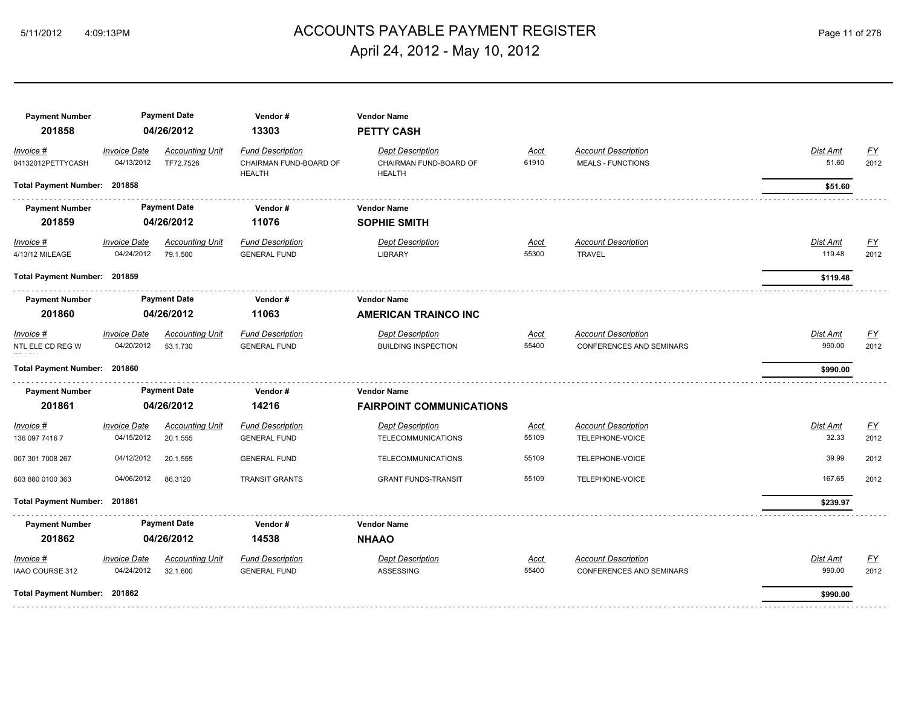# ACCOUNTS PAYABLE PAYMENT REGISTER

April 24, 2012 - May 10, 2012

| Payment Number | Payment Date | Vendor # | Vendor Name |
|---|---|---|---|
| **201858** | **04/26/2012** | **13303** | **PETTY CASH** |

| Invoice # | Invoice Date | Accounting Unit | Fund Description | Dept Description | Acct | Account Description | Dist Amt | FY |
|---|---|---|---|---|---|---|---|---|
| 04132012PETTYCASH | 04/13/2012 | TF72.7526 | CHAIRMAN FUND-BOARD OF HEALTH | CHAIRMAN FUND-BOARD OF HEALTH | 61910 | MEALS - FUNCTIONS | 51.60 | 2012 |

**Total Payment Number: 201858** **$51.60**

| Payment Number | Payment Date | Vendor # | Vendor Name |
|---|---|---|---|
| **201859** | **04/26/2012** | **11076** | **SOPHIE SMITH** |

| Invoice # | Invoice Date | Accounting Unit | Fund Description | Dept Description | Acct | Account Description | Dist Amt | FY |
|---|---|---|---|---|---|---|---|---|
| 4/13/12 MILEAGE | 04/24/2012 | 79.1.500 | GENERAL FUND | LIBRARY | 55300 | TRAVEL | 119.48 | 2012 |

**Total Payment Number: 201859** **$119.48**

| Payment Number | Payment Date | Vendor # | Vendor Name |
|---|---|---|---|
| **201860** | **04/26/2012** | **11063** | **AMERICAN TRAINCO INC** |

| Invoice # | Invoice Date | Accounting Unit | Fund Description | Dept Description | Acct | Account Description | Dist Amt | FY |
|---|---|---|---|---|---|---|---|---|
| NTL ELE CD REG W | 04/20/2012 | 53.1.730 | GENERAL FUND | BUILDING INSPECTION | 55400 | CONFERENCES AND SEMINARS | 990.00 | 2012 |

**Total Payment Number: 201860** **$990.00**

| Payment Number | Payment Date | Vendor # | Vendor Name |
|---|---|---|---|
| **201861** | **04/26/2012** | **14216** | **FAIRPOINT COMMUNICATIONS** |

| Invoice # | Invoice Date | Accounting Unit | Fund Description | Dept Description | Acct | Account Description | Dist Amt | FY |
|---|---|---|---|---|---|---|---|---|
| 136 097 7416 7 | 04/15/2012 | 20.1.555 | GENERAL FUND | TELECOMMUNICATIONS | 55109 | TELEPHONE-VOICE | 32.33 | 2012 |
| 007 301 7008 267 | 04/12/2012 | 20.1.555 | GENERAL FUND | TELECOMMUNICATIONS | 55109 | TELEPHONE-VOICE | 39.99 | 2012 |
| 603 880 0100 363 | 04/06/2012 | 86.3120 | TRANSIT GRANTS | GRANT FUNDS-TRANSIT | 55109 | TELEPHONE-VOICE | 167.65 | 2012 |

**Total Payment Number: 201861** **$239.97**

| Payment Number | Payment Date | Vendor # | Vendor Name |
|---|---|---|---|
| **201862** | **04/26/2012** | **14538** | **NHAAO** |

| Invoice # | Invoice Date | Accounting Unit | Fund Description | Dept Description | Acct | Account Description | Dist Amt | FY |
|---|---|---|---|---|---|---|---|---|
| IAAO COURSE 312 | 04/24/2012 | 32.1.600 | GENERAL FUND | ASSESSING | 55400 | CONFERENCES AND SEMINARS | 990.00 | 2012 |

**Total Payment Number: 201862** **$990.00**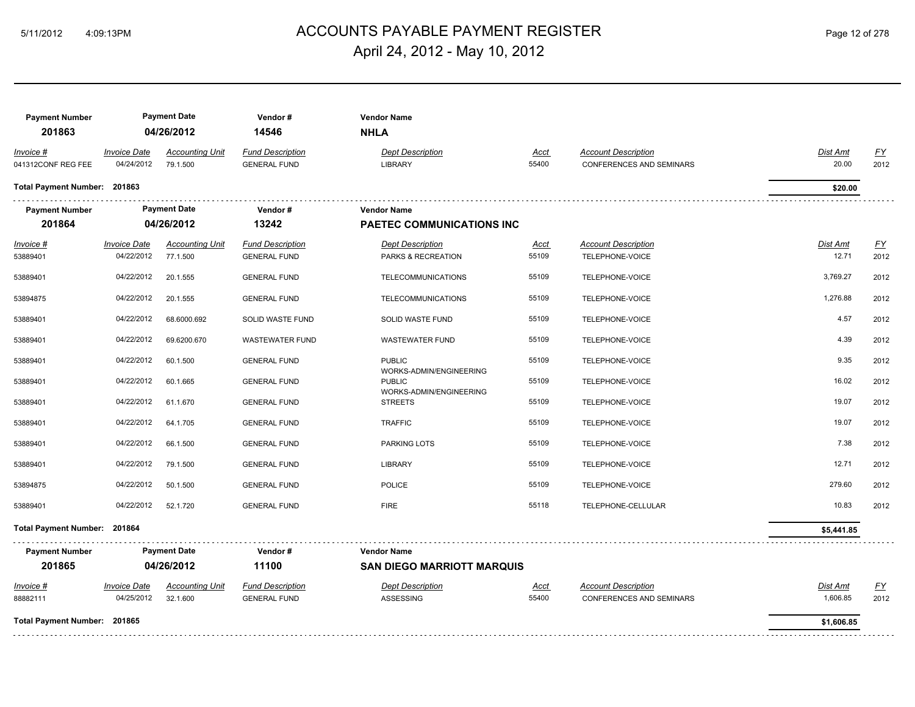# ACCOUNTS PAYABLE PAYMENT REGISTER

## April 24, 2012 - May 10, 2012

| Payment Number | Payment Date | Vendor # | Vendor Name |
|---|---|---|---|
| 201863 | 04/26/2012 | 14546 | **NHLA** |

| Invoice # | Invoice Date | Accounting Unit | Fund Description | Dept Description | Acct | Account Description | Dist Amt | FY |
|---|---|---|---|---|---|---|---|---|
| 041312CONF REG FEE | 04/24/2012 | 79.1.500 | GENERAL FUND | LIBRARY | 55400 | CONFERENCES AND SEMINARS | 20.00 | 2012 |

**Total Payment Number: 201863** — **$20.00**

| Payment Number | Payment Date | Vendor # | Vendor Name |
|---|---|---|---|
| 201864 | 04/26/2012 | 13242 | **PAETEC COMMUNICATIONS INC** |

| Invoice # | Invoice Date | Accounting Unit | Fund Description | Dept Description | Acct | Account Description | Dist Amt | FY |
|---|---|---|---|---|---|---|---|---|
| 53889401 | 04/22/2012 | 77.1.500 | GENERAL FUND | PARKS & RECREATION | 55109 | TELEPHONE-VOICE | 12.71 | 2012 |
| 53889401 | 04/22/2012 | 20.1.555 | GENERAL FUND | TELECOMMUNICATIONS | 55109 | TELEPHONE-VOICE | 3,769.27 | 2012 |
| 53894875 | 04/22/2012 | 20.1.555 | GENERAL FUND | TELECOMMUNICATIONS | 55109 | TELEPHONE-VOICE | 1,276.88 | 2012 |
| 53889401 | 04/22/2012 | 68.6000.692 | SOLID WASTE FUND | SOLID WASTE FUND | 55109 | TELEPHONE-VOICE | 4.57 | 2012 |
| 53889401 | 04/22/2012 | 69.6200.670 | WASTEWATER FUND | WASTEWATER FUND | 55109 | TELEPHONE-VOICE | 4.39 | 2012 |
| 53889401 | 04/22/2012 | 60.1.500 | GENERAL FUND | PUBLIC WORKS-ADMIN/ENGINEERING | 55109 | TELEPHONE-VOICE | 9.35 | 2012 |
| 53889401 | 04/22/2012 | 60.1.665 | GENERAL FUND | PUBLIC WORKS-ADMIN/ENGINEERING | 55109 | TELEPHONE-VOICE | 16.02 | 2012 |
| 53889401 | 04/22/2012 | 61.1.670 | GENERAL FUND | STREETS | 55109 | TELEPHONE-VOICE | 19.07 | 2012 |
| 53889401 | 04/22/2012 | 64.1.705 | GENERAL FUND | TRAFFIC | 55109 | TELEPHONE-VOICE | 19.07 | 2012 |
| 53889401 | 04/22/2012 | 66.1.500 | GENERAL FUND | PARKING LOTS | 55109 | TELEPHONE-VOICE | 7.38 | 2012 |
| 53889401 | 04/22/2012 | 79.1.500 | GENERAL FUND | LIBRARY | 55109 | TELEPHONE-VOICE | 12.71 | 2012 |
| 53894875 | 04/22/2012 | 50.1.500 | GENERAL FUND | POLICE | 55109 | TELEPHONE-VOICE | 279.60 | 2012 |
| 53889401 | 04/22/2012 | 52.1.720 | GENERAL FUND | FIRE | 55118 | TELEPHONE-CELLULAR | 10.83 | 2012 |

**Total Payment Number: 201864** — **$5,441.85**

| Payment Number | Payment Date | Vendor # | Vendor Name |
|---|---|---|---|
| 201865 | 04/26/2012 | 11100 | **SAN DIEGO MARRIOTT MARQUIS** |

| Invoice # | Invoice Date | Accounting Unit | Fund Description | Dept Description | Acct | Account Description | Dist Amt | FY |
|---|---|---|---|---|---|---|---|---|
| 88882111 | 04/25/2012 | 32.1.600 | GENERAL FUND | ASSESSING | 55400 | CONFERENCES AND SEMINARS | 1,606.85 | 2012 |

**Total Payment Number: 201865** — **$1,606.85**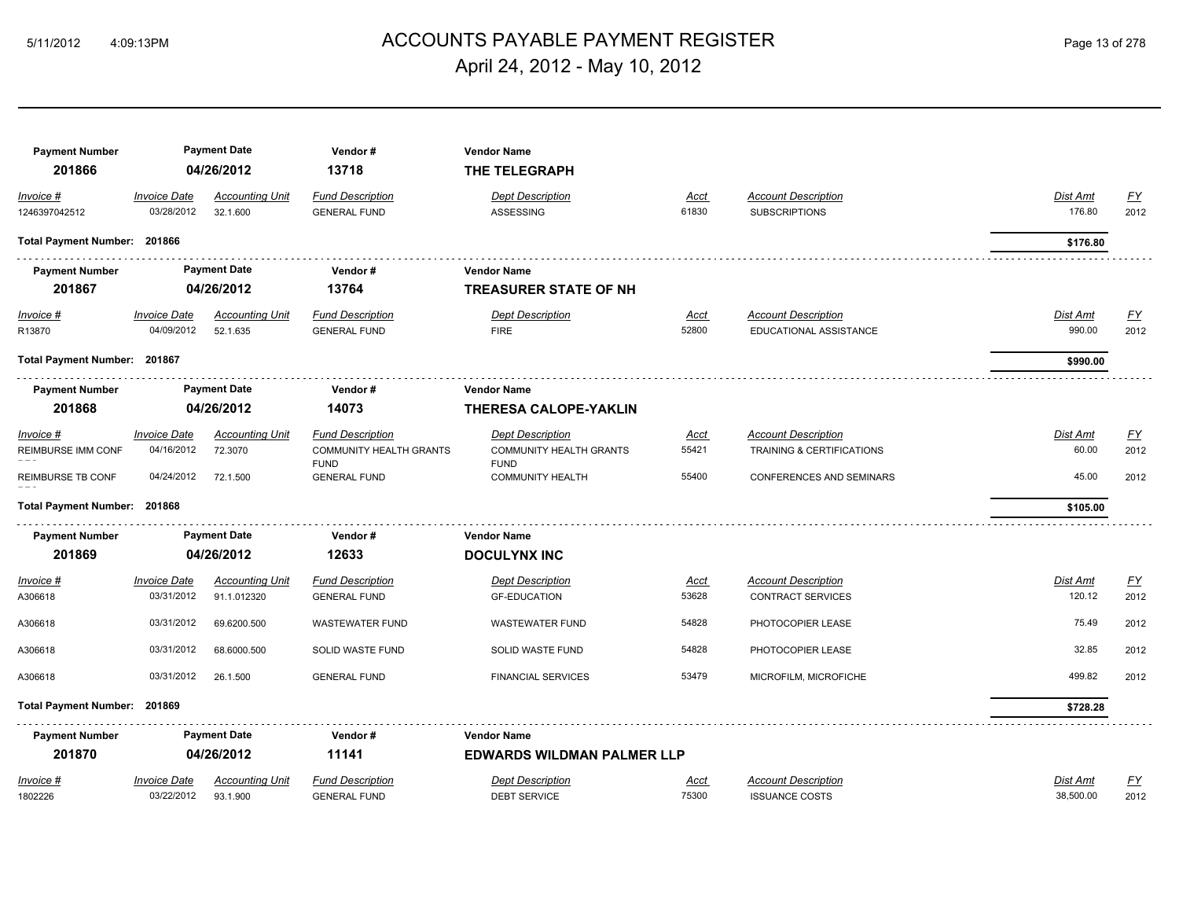# ACCOUNTS PAYABLE PAYMENT REGISTER
## April 24, 2012 - May 10, 2012

| Payment Number | Payment Date | Vendor # | Vendor Name |
|---|---|---|---|
| 201866 | 04/26/2012 | 13718 | THE TELEGRAPH |

| Invoice # | Invoice Date | Accounting Unit | Fund Description | Dept Description | Acct | Account Description | Dist Amt | FY |
|---|---|---|---|---|---|---|---|---|
| 1246397042512 | 03/28/2012 | 32.1.600 | GENERAL FUND | ASSESSING | 61830 | SUBSCRIPTIONS | 176.80 | 2012 |

**Total Payment Number: 201866** — **$176.80**

| Payment Number | Payment Date | Vendor # | Vendor Name |
|---|---|---|---|
| 201867 | 04/26/2012 | 13764 | TREASURER STATE OF NH |

| Invoice # | Invoice Date | Accounting Unit | Fund Description | Dept Description | Acct | Account Description | Dist Amt | FY |
|---|---|---|---|---|---|---|---|---|
| R13870 | 04/09/2012 | 52.1.635 | GENERAL FUND | FIRE | 52800 | EDUCATIONAL ASSISTANCE | 990.00 | 2012 |

**Total Payment Number: 201867** — **$990.00**

| Payment Number | Payment Date | Vendor # | Vendor Name |
|---|---|---|---|
| 201868 | 04/26/2012 | 14073 | THERESA CALOPE-YAKLIN |

| Invoice # | Invoice Date | Accounting Unit | Fund Description | Dept Description | Acct | Account Description | Dist Amt | FY |
|---|---|---|---|---|---|---|---|---|
| REIMBURSE IMM CONF | 04/16/2012 | 72.3070 | COMMUNITY HEALTH GRANTS FUND | COMMUNITY HEALTH GRANTS FUND | 55421 | TRAINING & CERTIFICATIONS | 60.00 | 2012 |
| REIMBURSE TB CONF | 04/24/2012 | 72.1.500 | GENERAL FUND | COMMUNITY HEALTH | 55400 | CONFERENCES AND SEMINARS | 45.00 | 2012 |

**Total Payment Number: 201868** — **$105.00**

| Payment Number | Payment Date | Vendor # | Vendor Name |
|---|---|---|---|
| 201869 | 04/26/2012 | 12633 | DOCULYNX INC |

| Invoice # | Invoice Date | Accounting Unit | Fund Description | Dept Description | Acct | Account Description | Dist Amt | FY |
|---|---|---|---|---|---|---|---|---|
| A306618 | 03/31/2012 | 91.1.012320 | GENERAL FUND | GF-EDUCATION | 53628 | CONTRACT SERVICES | 120.12 | 2012 |
| A306618 | 03/31/2012 | 69.6200.500 | WASTEWATER FUND | WASTEWATER FUND | 54828 | PHOTOCOPIER LEASE | 75.49 | 2012 |
| A306618 | 03/31/2012 | 68.6000.500 | SOLID WASTE FUND | SOLID WASTE FUND | 54828 | PHOTOCOPIER LEASE | 32.85 | 2012 |
| A306618 | 03/31/2012 | 26.1.500 | GENERAL FUND | FINANCIAL SERVICES | 53479 | MICROFILM, MICROFICHE | 499.82 | 2012 |

**Total Payment Number: 201869** — **$728.28**

| Payment Number | Payment Date | Vendor # | Vendor Name |
|---|---|---|---|
| 201870 | 04/26/2012 | 11141 | EDWARDS WILDMAN PALMER LLP |

| Invoice # | Invoice Date | Accounting Unit | Fund Description | Dept Description | Acct | Account Description | Dist Amt | FY |
|---|---|---|---|---|---|---|---|---|
| 1802226 | 03/22/2012 | 93.1.900 | GENERAL FUND | DEBT SERVICE | 75300 | ISSUANCE COSTS | 38,500.00 | 2012 |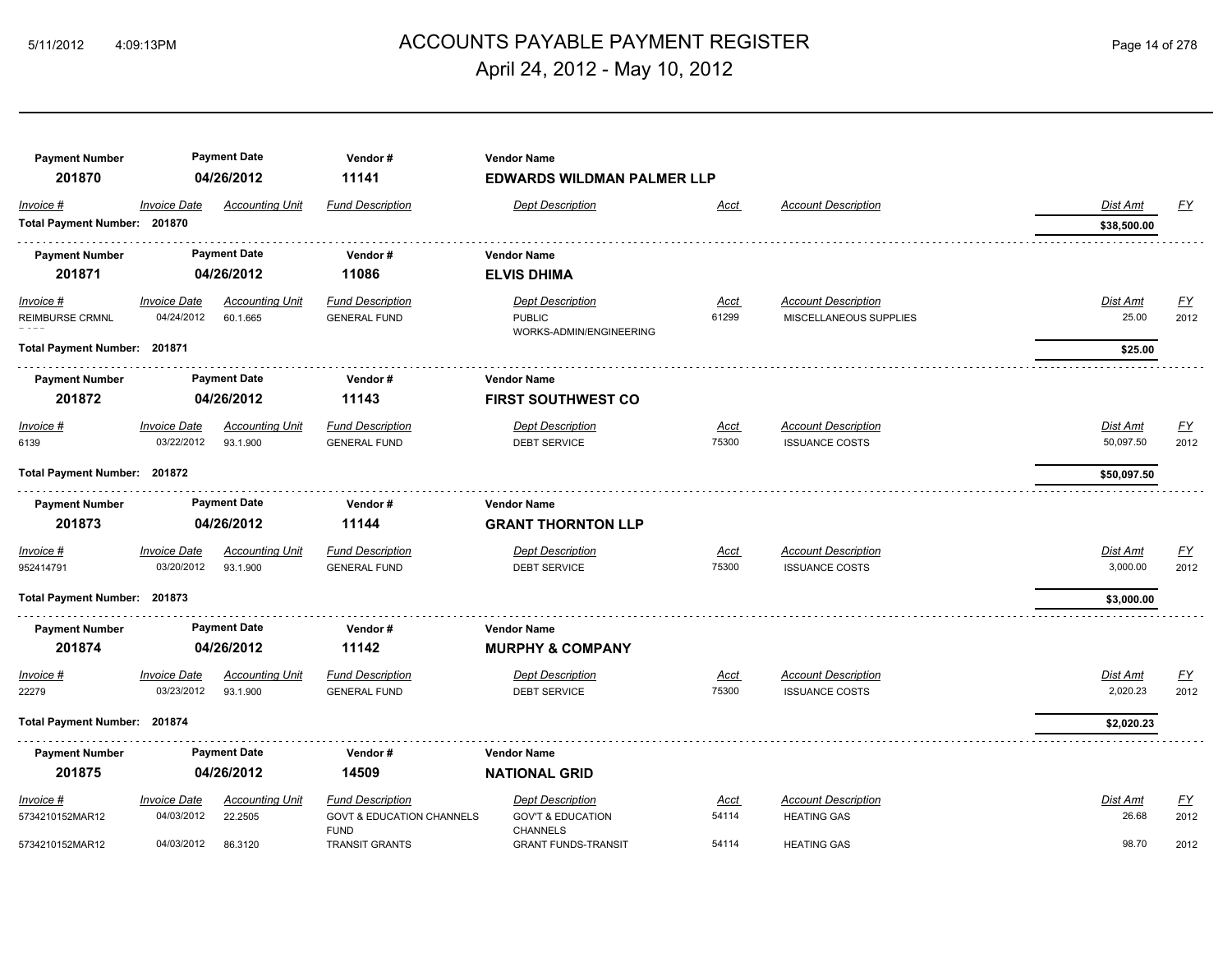# ACCOUNTS PAYABLE PAYMENT REGISTER

## April 24, 2012 - May 10, 2012

| Payment Number | Payment Date | Vendor # | Vendor Name | | | | | |
|---|---|---|---|---|---|---|---|---|
| **201870** | **04/26/2012** | **11141** | **EDWARDS WILDMAN PALMER LLP** | | | | | |

| *Invoice #* | *Invoice Date* | *Accounting Unit* | *Fund Description* | *Dept Description* | *Acct* | *Account Description* | *Dist Amt* | *FY* |
|---|---|---|---|---|---|---|---|---|
| **Total Payment Number: 201870** | | | | | | | **$38,500.00** | |

| Payment Number | Payment Date | Vendor # | Vendor Name | | | | | |
|---|---|---|---|---|---|---|---|---|
| **201871** | **04/26/2012** | **11086** | **ELVIS DHIMA** | | | | | |

| *Invoice #* | *Invoice Date* | *Accounting Unit* | *Fund Description* | *Dept Description* | *Acct* | *Account Description* | *Dist Amt* | *FY* |
|---|---|---|---|---|---|---|---|---|
| REIMBURSE CRMNL | 04/24/2012 | 60.1.665 | GENERAL FUND | PUBLIC WORKS-ADMIN/ENGINEERING | 61299 | MISCELLANEOUS SUPPLIES | 25.00 | 2012 |
| **Total Payment Number: 201871** | | | | | | | **$25.00** | |

| Payment Number | Payment Date | Vendor # | Vendor Name | | | | | |
|---|---|---|---|---|---|---|---|---|
| **201872** | **04/26/2012** | **11143** | **FIRST SOUTHWEST CO** | | | | | |

| *Invoice #* | *Invoice Date* | *Accounting Unit* | *Fund Description* | *Dept Description* | *Acct* | *Account Description* | *Dist Amt* | *FY* |
|---|---|---|---|---|---|---|---|---|
| 6139 | 03/22/2012 | 93.1.900 | GENERAL FUND | DEBT SERVICE | 75300 | ISSUANCE COSTS | 50,097.50 | 2012 |
| **Total Payment Number: 201872** | | | | | | | **$50,097.50** | |

| Payment Number | Payment Date | Vendor # | Vendor Name | | | | | |
|---|---|---|---|---|---|---|---|---|
| **201873** | **04/26/2012** | **11144** | **GRANT THORNTON LLP** | | | | | |

| *Invoice #* | *Invoice Date* | *Accounting Unit* | *Fund Description* | *Dept Description* | *Acct* | *Account Description* | *Dist Amt* | *FY* |
|---|---|---|---|---|---|---|---|---|
| 952414791 | 03/20/2012 | 93.1.900 | GENERAL FUND | DEBT SERVICE | 75300 | ISSUANCE COSTS | 3,000.00 | 2012 |
| **Total Payment Number: 201873** | | | | | | | **$3,000.00** | |

| Payment Number | Payment Date | Vendor # | Vendor Name | | | | | |
|---|---|---|---|---|---|---|---|---|
| **201874** | **04/26/2012** | **11142** | **MURPHY & COMPANY** | | | | | |

| *Invoice #* | *Invoice Date* | *Accounting Unit* | *Fund Description* | *Dept Description* | *Acct* | *Account Description* | *Dist Amt* | *FY* |
|---|---|---|---|---|---|---|---|---|
| 22279 | 03/23/2012 | 93.1.900 | GENERAL FUND | DEBT SERVICE | 75300 | ISSUANCE COSTS | 2,020.23 | 2012 |
| **Total Payment Number: 201874** | | | | | | | **$2,020.23** | |

| Payment Number | Payment Date | Vendor # | Vendor Name | | | | | |
|---|---|---|---|---|---|---|---|---|
| **201875** | **04/26/2012** | **14509** | **NATIONAL GRID** | | | | | |

| *Invoice #* | *Invoice Date* | *Accounting Unit* | *Fund Description* | *Dept Description* | *Acct* | *Account Description* | *Dist Amt* | *FY* |
|---|---|---|---|---|---|---|---|---|
| 5734210152MAR12 | 04/03/2012 | 22.2505 | GOVT & EDUCATION CHANNELS FUND | GOV'T & EDUCATION CHANNELS | 54114 | HEATING GAS | 26.68 | 2012 |
| 5734210152MAR12 | 04/03/2012 | 86.3120 | TRANSIT GRANTS | GRANT FUNDS-TRANSIT | 54114 | HEATING GAS | 98.70 | 2012 |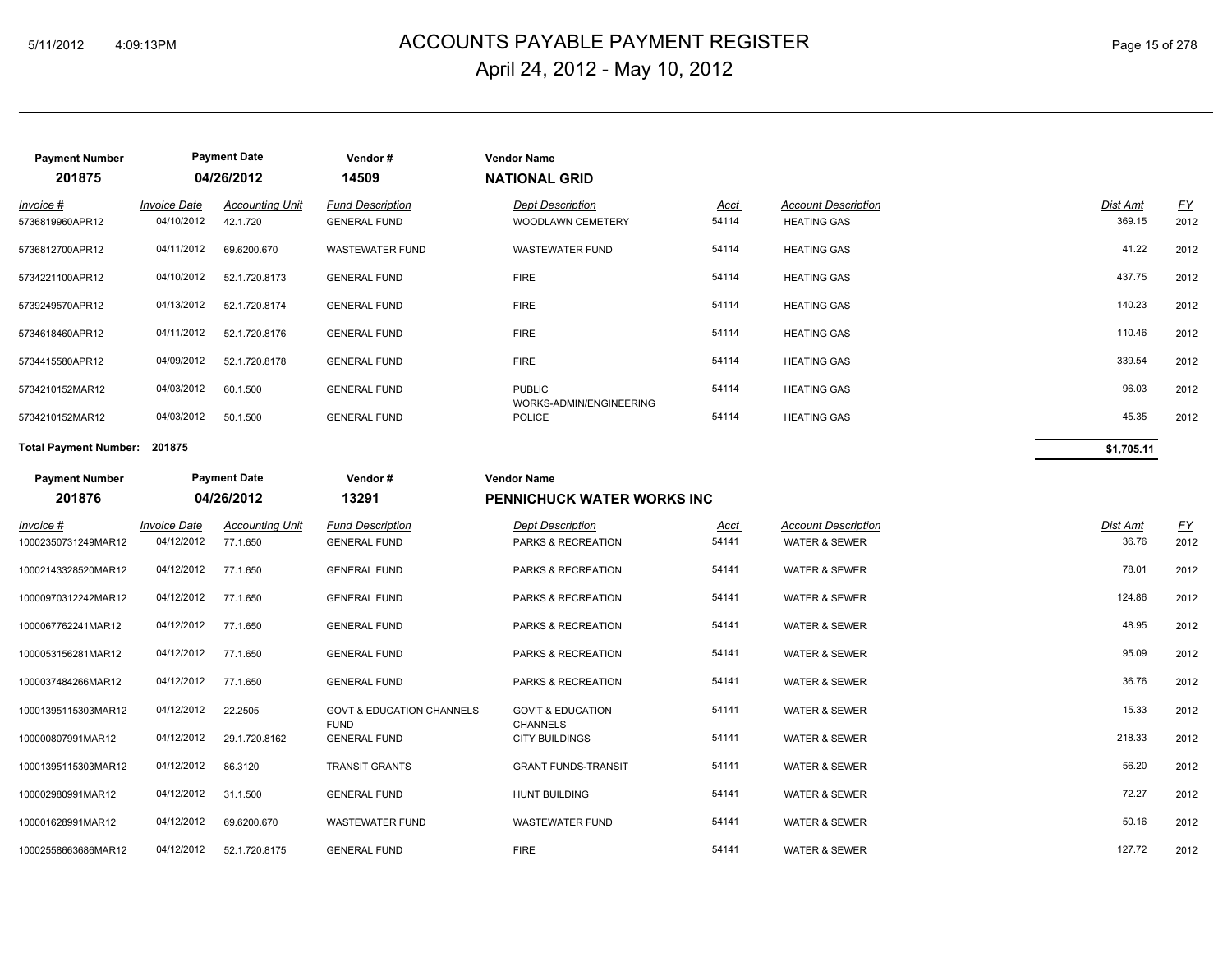# ACCOUNTS PAYABLE PAYMENT REGISTER

April 24, 2012 - May 10, 2012

| Payment Number | Payment Date | Vendor # | Vendor Name |
|---|---|---|---|
| **201875** | **04/26/2012** | **14509** | **NATIONAL GRID** |

| Invoice # | Invoice Date | Accounting Unit | Fund Description | Dept Description | Acct | Account Description | Dist Amt | FY |
|---|---|---|---|---|---|---|---|---|
| 5736819960APR12 | 04/10/2012 | 42.1.720 | GENERAL FUND | WOODLAWN CEMETERY | 54114 | HEATING GAS | 369.15 | 2012 |
| 5736812700APR12 | 04/11/2012 | 69.6200.670 | WASTEWATER FUND | WASTEWATER FUND | 54114 | HEATING GAS | 41.22 | 2012 |
| 5734221100APR12 | 04/10/2012 | 52.1.720.8173 | GENERAL FUND | FIRE | 54114 | HEATING GAS | 437.75 | 2012 |
| 5739249570APR12 | 04/13/2012 | 52.1.720.8174 | GENERAL FUND | FIRE | 54114 | HEATING GAS | 140.23 | 2012 |
| 5734618460APR12 | 04/11/2012 | 52.1.720.8176 | GENERAL FUND | FIRE | 54114 | HEATING GAS | 110.46 | 2012 |
| 5734415580APR12 | 04/09/2012 | 52.1.720.8178 | GENERAL FUND | FIRE | 54114 | HEATING GAS | 339.54 | 2012 |
| 5734210152MAR12 | 04/03/2012 | 60.1.500 | GENERAL FUND | PUBLIC WORKS-ADMIN/ENGINEERING | 54114 | HEATING GAS | 96.03 | 2012 |
| 5734210152MAR12 | 04/03/2012 | 50.1.500 | GENERAL FUND | POLICE | 54114 | HEATING GAS | 45.35 | 2012 |

**Total Payment Number: 201875** — **$1,705.11**

| Payment Number | Payment Date | Vendor # | Vendor Name |
|---|---|---|---|
| **201876** | **04/26/2012** | **13291** | **PENNICHUCK WATER WORKS INC** |

| Invoice # | Invoice Date | Accounting Unit | Fund Description | Dept Description | Acct | Account Description | Dist Amt | FY |
|---|---|---|---|---|---|---|---|---|
| 10002350731249MAR12 | 04/12/2012 | 77.1.650 | GENERAL FUND | PARKS & RECREATION | 54141 | WATER & SEWER | 36.76 | 2012 |
| 10002143328520MAR12 | 04/12/2012 | 77.1.650 | GENERAL FUND | PARKS & RECREATION | 54141 | WATER & SEWER | 78.01 | 2012 |
| 10000970312242MAR12 | 04/12/2012 | 77.1.650 | GENERAL FUND | PARKS & RECREATION | 54141 | WATER & SEWER | 124.86 | 2012 |
| 1000067762241MAR12 | 04/12/2012 | 77.1.650 | GENERAL FUND | PARKS & RECREATION | 54141 | WATER & SEWER | 48.95 | 2012 |
| 1000053156281MAR12 | 04/12/2012 | 77.1.650 | GENERAL FUND | PARKS & RECREATION | 54141 | WATER & SEWER | 95.09 | 2012 |
| 1000037484266MAR12 | 04/12/2012 | 77.1.650 | GENERAL FUND | PARKS & RECREATION | 54141 | WATER & SEWER | 36.76 | 2012 |
| 10001395115303MAR12 | 04/12/2012 | 22.2505 | GOVT & EDUCATION CHANNELS FUND | GOV'T & EDUCATION CHANNELS | 54141 | WATER & SEWER | 15.33 | 2012 |
| 100000807991MAR12 | 04/12/2012 | 29.1.720.8162 | GENERAL FUND | CITY BUILDINGS | 54141 | WATER & SEWER | 218.33 | 2012 |
| 10001395115303MAR12 | 04/12/2012 | 86.3120 | TRANSIT GRANTS | GRANT FUNDS-TRANSIT | 54141 | WATER & SEWER | 56.20 | 2012 |
| 100002980991MAR12 | 04/12/2012 | 31.1.500 | GENERAL FUND | HUNT BUILDING | 54141 | WATER & SEWER | 72.27 | 2012 |
| 100001628991MAR12 | 04/12/2012 | 69.6200.670 | WASTEWATER FUND | WASTEWATER FUND | 54141 | WATER & SEWER | 50.16 | 2012 |
| 10002558663686MAR12 | 04/12/2012 | 52.1.720.8175 | GENERAL FUND | FIRE | 54141 | WATER & SEWER | 127.72 | 2012 |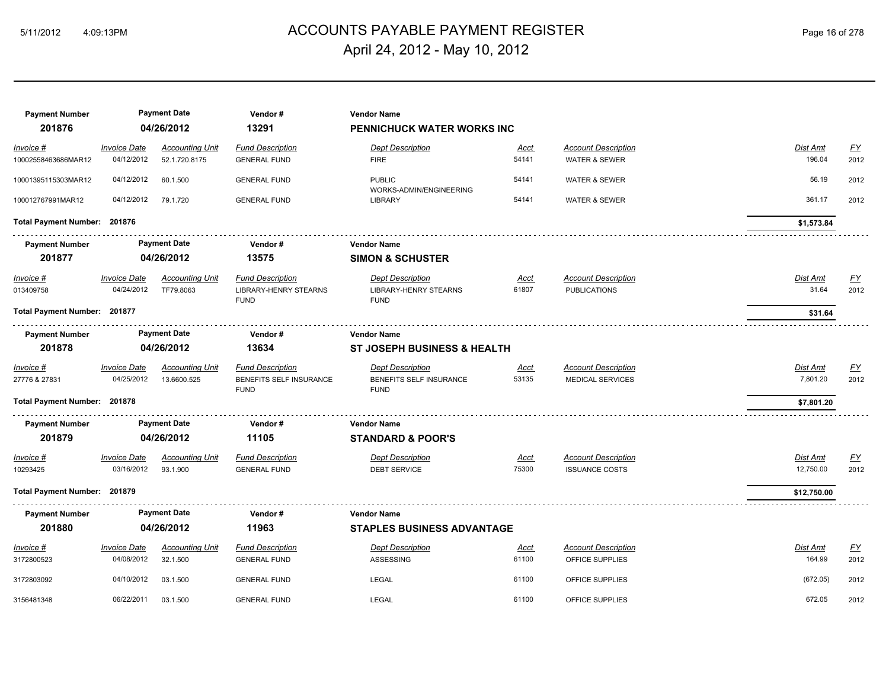# ACCOUNTS PAYABLE PAYMENT REGISTER

April 24, 2012 - May 10, 2012

| Payment Number | Payment Date | Vendor # | Vendor Name |
|---|---|---|---|
| **201876** | **04/26/2012** | **13291** | **PENNICHUCK WATER WORKS INC** |

| Invoice # | Invoice Date | Accounting Unit | Fund Description | Dept Description | Acct | Account Description | Dist Amt | FY |
|---|---|---|---|---|---|---|---|---|
| 10002558463686MAR12 | 04/12/2012 | 52.1.720.8175 | GENERAL FUND | FIRE | 54141 | WATER & SEWER | 196.04 | 2012 |
| 10001395115303MAR12 | 04/12/2012 | 60.1.500 | GENERAL FUND | PUBLIC WORKS-ADMIN/ENGINEERING | 54141 | WATER & SEWER | 56.19 | 2012 |
| 100012767991MAR12 | 04/12/2012 | 79.1.720 | GENERAL FUND | LIBRARY | 54141 | WATER & SEWER | 361.17 | 2012 |

**Total Payment Number: 201876** — **$1,573.84**

| Payment Number | Payment Date | Vendor # | Vendor Name |
|---|---|---|---|
| **201877** | **04/26/2012** | **13575** | **SIMON & SCHUSTER** |

| Invoice # | Invoice Date | Accounting Unit | Fund Description | Dept Description | Acct | Account Description | Dist Amt | FY |
|---|---|---|---|---|---|---|---|---|
| 013409758 | 04/24/2012 | TF79.8063 | LIBRARY-HENRY STEARNS FUND | LIBRARY-HENRY STEARNS FUND | 61807 | PUBLICATIONS | 31.64 | 2012 |

**Total Payment Number: 201877** — **$31.64**

| Payment Number | Payment Date | Vendor # | Vendor Name |
|---|---|---|---|
| **201878** | **04/26/2012** | **13634** | **ST JOSEPH BUSINESS & HEALTH** |

| Invoice # | Invoice Date | Accounting Unit | Fund Description | Dept Description | Acct | Account Description | Dist Amt | FY |
|---|---|---|---|---|---|---|---|---|
| 27776 & 27831 | 04/25/2012 | 13.6600.525 | BENEFITS SELF INSURANCE FUND | BENEFITS SELF INSURANCE FUND | 53135 | MEDICAL SERVICES | 7,801.20 | 2012 |

**Total Payment Number: 201878** — **$7,801.20**

| Payment Number | Payment Date | Vendor # | Vendor Name |
|---|---|---|---|
| **201879** | **04/26/2012** | **11105** | **STANDARD & POOR'S** |

| Invoice # | Invoice Date | Accounting Unit | Fund Description | Dept Description | Acct | Account Description | Dist Amt | FY |
|---|---|---|---|---|---|---|---|---|
| 10293425 | 03/16/2012 | 93.1.900 | GENERAL FUND | DEBT SERVICE | 75300 | ISSUANCE COSTS | 12,750.00 | 2012 |

**Total Payment Number: 201879** — **$12,750.00**

| Payment Number | Payment Date | Vendor # | Vendor Name |
|---|---|---|---|
| **201880** | **04/26/2012** | **11963** | **STAPLES BUSINESS ADVANTAGE** |

| Invoice # | Invoice Date | Accounting Unit | Fund Description | Dept Description | Acct | Account Description | Dist Amt | FY |
|---|---|---|---|---|---|---|---|---|
| 3172800523 | 04/08/2012 | 32.1.500 | GENERAL FUND | ASSESSING | 61100 | OFFICE SUPPLIES | 164.99 | 2012 |
| 3172803092 | 04/10/2012 | 03.1.500 | GENERAL FUND | LEGAL | 61100 | OFFICE SUPPLIES | (672.05) | 2012 |
| 3156481348 | 06/22/2011 | 03.1.500 | GENERAL FUND | LEGAL | 61100 | OFFICE SUPPLIES | 672.05 | 2012 |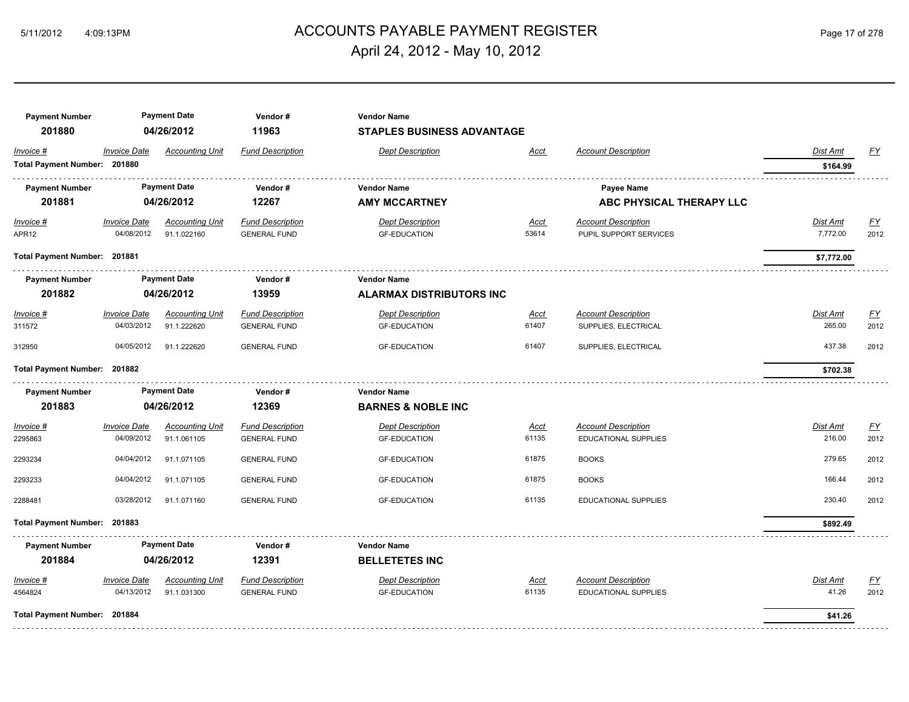# ACCOUNTS PAYABLE PAYMENT REGISTER

April 24, 2012 - May 10, 2012

| Payment Number | Payment Date | Vendor # | Vendor Name |
|---|---|---|---|
| 201880 | 04/26/2012 | 11963 | STAPLES BUSINESS ADVANTAGE |

| Invoice # | Invoice Date | Accounting Unit | Fund Description | Dept Description | Acct | Account Description | Dist Amt | FY |
|---|---|---|---|---|---|---|---|---|
| **Total Payment Number: 201880** | | | | | | | **$164.99** | |

| Payment Number | Payment Date | Vendor # | Vendor Name | Payee Name |
|---|---|---|---|---|
| 201881 | 04/26/2012 | 12267 | AMY MCCARTNEY | ABC PHYSICAL THERAPY LLC |

| Invoice # | Invoice Date | Accounting Unit | Fund Description | Dept Description | Acct | Account Description | Dist Amt | FY |
|---|---|---|---|---|---|---|---|---|
| APR12 | 04/08/2012 | 91.1.022160 | GENERAL FUND | GF-EDUCATION | 53614 | PUPIL SUPPORT SERVICES | 7,772.00 | 2012 |
| **Total Payment Number: 201881** | | | | | | | **$7,772.00** | |

| Payment Number | Payment Date | Vendor # | Vendor Name |
|---|---|---|---|
| 201882 | 04/26/2012 | 13959 | ALARMAX DISTRIBUTORS INC |

| Invoice # | Invoice Date | Accounting Unit | Fund Description | Dept Description | Acct | Account Description | Dist Amt | FY |
|---|---|---|---|---|---|---|---|---|
| 311572 | 04/03/2012 | 91.1.222620 | GENERAL FUND | GF-EDUCATION | 61407 | SUPPLIES, ELECTRICAL | 265.00 | 2012 |
| 312950 | 04/05/2012 | 91.1.222620 | GENERAL FUND | GF-EDUCATION | 61407 | SUPPLIES, ELECTRICAL | 437.38 | 2012 |
| **Total Payment Number: 201882** | | | | | | | **$702.38** | |

| Payment Number | Payment Date | Vendor # | Vendor Name |
|---|---|---|---|
| 201883 | 04/26/2012 | 12369 | BARNES & NOBLE INC |

| Invoice # | Invoice Date | Accounting Unit | Fund Description | Dept Description | Acct | Account Description | Dist Amt | FY |
|---|---|---|---|---|---|---|---|---|
| 2295863 | 04/09/2012 | 91.1.061105 | GENERAL FUND | GF-EDUCATION | 61135 | EDUCATIONAL SUPPLIES | 216.00 | 2012 |
| 2293234 | 04/04/2012 | 91.1.071105 | GENERAL FUND | GF-EDUCATION | 61875 | BOOKS | 279.65 | 2012 |
| 2293233 | 04/04/2012 | 91.1.071105 | GENERAL FUND | GF-EDUCATION | 61875 | BOOKS | 166.44 | 2012 |
| 2288481 | 03/28/2012 | 91.1.071160 | GENERAL FUND | GF-EDUCATION | 61135 | EDUCATIONAL SUPPLIES | 230.40 | 2012 |
| **Total Payment Number: 201883** | | | | | | | **$892.49** | |

| Payment Number | Payment Date | Vendor # | Vendor Name |
|---|---|---|---|
| 201884 | 04/26/2012 | 12391 | BELLETETES INC |

| Invoice # | Invoice Date | Accounting Unit | Fund Description | Dept Description | Acct | Account Description | Dist Amt | FY |
|---|---|---|---|---|---|---|---|---|
| 4564824 | 04/13/2012 | 91.1.031300 | GENERAL FUND | GF-EDUCATION | 61135 | EDUCATIONAL SUPPLIES | 41.26 | 2012 |
| **Total Payment Number: 201884** | | | | | | | **$41.26** | |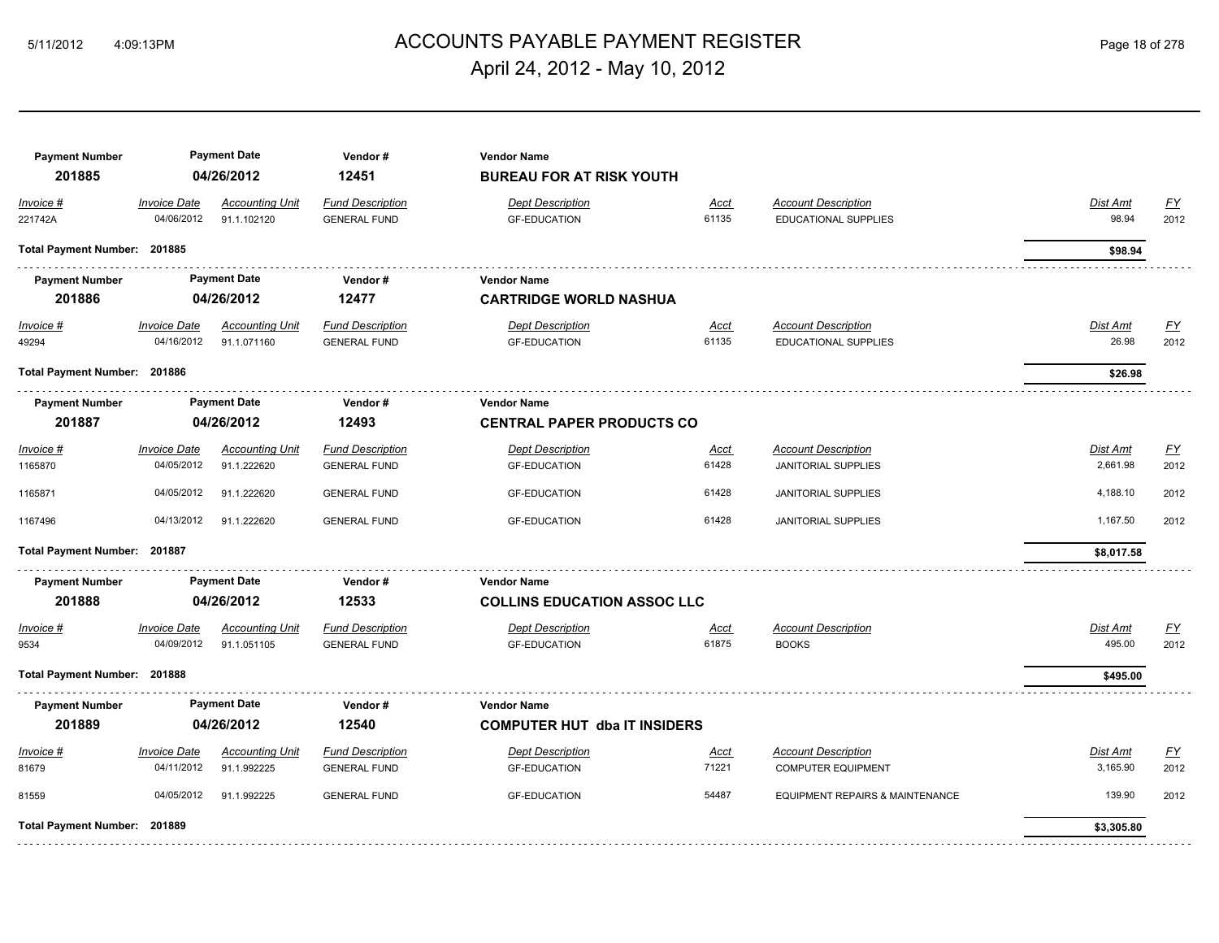# ACCOUNTS PAYABLE PAYMENT REGISTER

April 24, 2012 - May 10, 2012

| Payment Number | Payment Date | Vendor # | Vendor Name |
|---|---|---|---|
| **201885** | **04/26/2012** | **12451** | **BUREAU FOR AT RISK YOUTH** |

| Invoice # | Invoice Date | Accounting Unit | Fund Description | Dept Description | Acct | Account Description | Dist Amt | FY |
|---|---|---|---|---|---|---|---|---|
| 221742A | 04/06/2012 | 91.1.102120 | GENERAL FUND | GF-EDUCATION | 61135 | EDUCATIONAL SUPPLIES | 98.94 | 2012 |

**Total Payment Number: 201885** — **$98.94**

| Payment Number | Payment Date | Vendor # | Vendor Name |
|---|---|---|---|
| **201886** | **04/26/2012** | **12477** | **CARTRIDGE WORLD NASHUA** |

| Invoice # | Invoice Date | Accounting Unit | Fund Description | Dept Description | Acct | Account Description | Dist Amt | FY |
|---|---|---|---|---|---|---|---|---|
| 49294 | 04/16/2012 | 91.1.071160 | GENERAL FUND | GF-EDUCATION | 61135 | EDUCATIONAL SUPPLIES | 26.98 | 2012 |

**Total Payment Number: 201886** — **$26.98**

| Payment Number | Payment Date | Vendor # | Vendor Name |
|---|---|---|---|
| **201887** | **04/26/2012** | **12493** | **CENTRAL PAPER PRODUCTS CO** |

| Invoice # | Invoice Date | Accounting Unit | Fund Description | Dept Description | Acct | Account Description | Dist Amt | FY |
|---|---|---|---|---|---|---|---|---|
| 1165870 | 04/05/2012 | 91.1.222620 | GENERAL FUND | GF-EDUCATION | 61428 | JANITORIAL SUPPLIES | 2,661.98 | 2012 |
| 1165871 | 04/05/2012 | 91.1.222620 | GENERAL FUND | GF-EDUCATION | 61428 | JANITORIAL SUPPLIES | 4,188.10 | 2012 |
| 1167496 | 04/13/2012 | 91.1.222620 | GENERAL FUND | GF-EDUCATION | 61428 | JANITORIAL SUPPLIES | 1,167.50 | 2012 |

**Total Payment Number: 201887** — **$8,017.58**

| Payment Number | Payment Date | Vendor # | Vendor Name |
|---|---|---|---|
| **201888** | **04/26/2012** | **12533** | **COLLINS EDUCATION ASSOC LLC** |

| Invoice # | Invoice Date | Accounting Unit | Fund Description | Dept Description | Acct | Account Description | Dist Amt | FY |
|---|---|---|---|---|---|---|---|---|
| 9534 | 04/09/2012 | 91.1.051105 | GENERAL FUND | GF-EDUCATION | 61875 | BOOKS | 495.00 | 2012 |

**Total Payment Number: 201888** — **$495.00**

| Payment Number | Payment Date | Vendor # | Vendor Name |
|---|---|---|---|
| **201889** | **04/26/2012** | **12540** | **COMPUTER HUT dba IT INSIDERS** |

| Invoice # | Invoice Date | Accounting Unit | Fund Description | Dept Description | Acct | Account Description | Dist Amt | FY |
|---|---|---|---|---|---|---|---|---|
| 81679 | 04/11/2012 | 91.1.992225 | GENERAL FUND | GF-EDUCATION | 71221 | COMPUTER EQUIPMENT | 3,165.90 | 2012 |
| 81559 | 04/05/2012 | 91.1.992225 | GENERAL FUND | GF-EDUCATION | 54487 | EQUIPMENT REPAIRS & MAINTENANCE | 139.90 | 2012 |

**Total Payment Number: 201889** — **$3,305.80**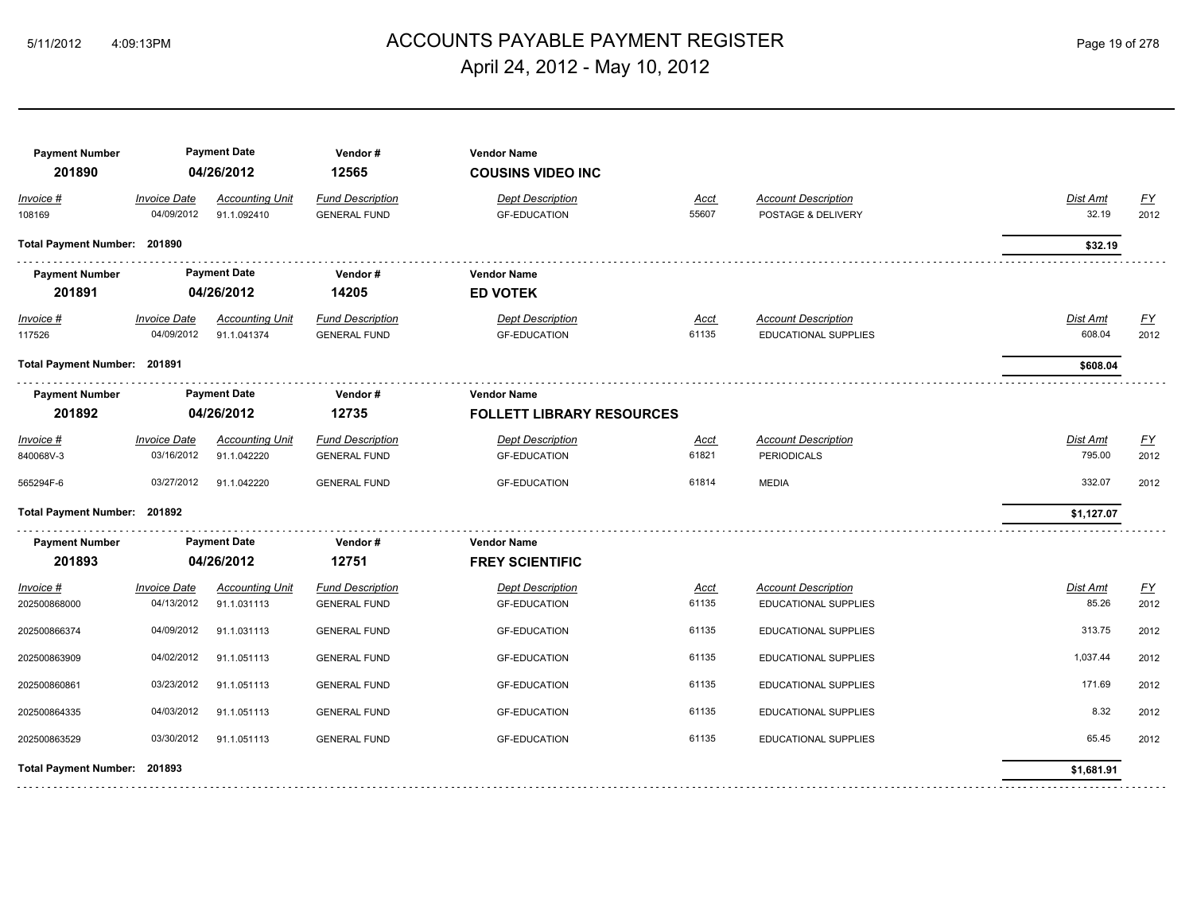# ACCOUNTS PAYABLE PAYMENT REGISTER
## April 24, 2012 - May 10, 2012

| Payment Number | Payment Date | Vendor # | Vendor Name |
|---|---|---|---|
| **201890** | **04/26/2012** | **12565** | **COUSINS VIDEO INC** |

| Invoice # | Invoice Date | Accounting Unit | Fund Description | Dept Description | Acct | Account Description | Dist Amt | FY |
|---|---|---|---|---|---|---|---|---|
| 108169 | 04/09/2012 | 91.1.092410 | GENERAL FUND | GF-EDUCATION | 55607 | POSTAGE & DELIVERY | 32.19 | 2012 |

**Total Payment Number: 201890** — **$32.19**

| Payment Number | Payment Date | Vendor # | Vendor Name |
|---|---|---|---|
| **201891** | **04/26/2012** | **14205** | **ED VOTEK** |

| Invoice # | Invoice Date | Accounting Unit | Fund Description | Dept Description | Acct | Account Description | Dist Amt | FY |
|---|---|---|---|---|---|---|---|---|
| 117526 | 04/09/2012 | 91.1.041374 | GENERAL FUND | GF-EDUCATION | 61135 | EDUCATIONAL SUPPLIES | 608.04 | 2012 |

**Total Payment Number: 201891** — **$608.04**

| Payment Number | Payment Date | Vendor # | Vendor Name |
|---|---|---|---|
| **201892** | **04/26/2012** | **12735** | **FOLLETT LIBRARY RESOURCES** |

| Invoice # | Invoice Date | Accounting Unit | Fund Description | Dept Description | Acct | Account Description | Dist Amt | FY |
|---|---|---|---|---|---|---|---|---|
| 840068V-3 | 03/16/2012 | 91.1.042220 | GENERAL FUND | GF-EDUCATION | 61821 | PERIODICALS | 795.00 | 2012 |
| 565294F-6 | 03/27/2012 | 91.1.042220 | GENERAL FUND | GF-EDUCATION | 61814 | MEDIA | 332.07 | 2012 |

**Total Payment Number: 201892** — **$1,127.07**

| Payment Number | Payment Date | Vendor # | Vendor Name |
|---|---|---|---|
| **201893** | **04/26/2012** | **12751** | **FREY SCIENTIFIC** |

| Invoice # | Invoice Date | Accounting Unit | Fund Description | Dept Description | Acct | Account Description | Dist Amt | FY |
|---|---|---|---|---|---|---|---|---|
| 202500868000 | 04/13/2012 | 91.1.031113 | GENERAL FUND | GF-EDUCATION | 61135 | EDUCATIONAL SUPPLIES | 85.26 | 2012 |
| 202500866374 | 04/09/2012 | 91.1.031113 | GENERAL FUND | GF-EDUCATION | 61135 | EDUCATIONAL SUPPLIES | 313.75 | 2012 |
| 202500863909 | 04/02/2012 | 91.1.051113 | GENERAL FUND | GF-EDUCATION | 61135 | EDUCATIONAL SUPPLIES | 1,037.44 | 2012 |
| 202500860861 | 03/23/2012 | 91.1.051113 | GENERAL FUND | GF-EDUCATION | 61135 | EDUCATIONAL SUPPLIES | 171.69 | 2012 |
| 202500864335 | 04/03/2012 | 91.1.051113 | GENERAL FUND | GF-EDUCATION | 61135 | EDUCATIONAL SUPPLIES | 8.32 | 2012 |
| 202500863529 | 03/30/2012 | 91.1.051113 | GENERAL FUND | GF-EDUCATION | 61135 | EDUCATIONAL SUPPLIES | 65.45 | 2012 |

**Total Payment Number: 201893** — **$1,681.91**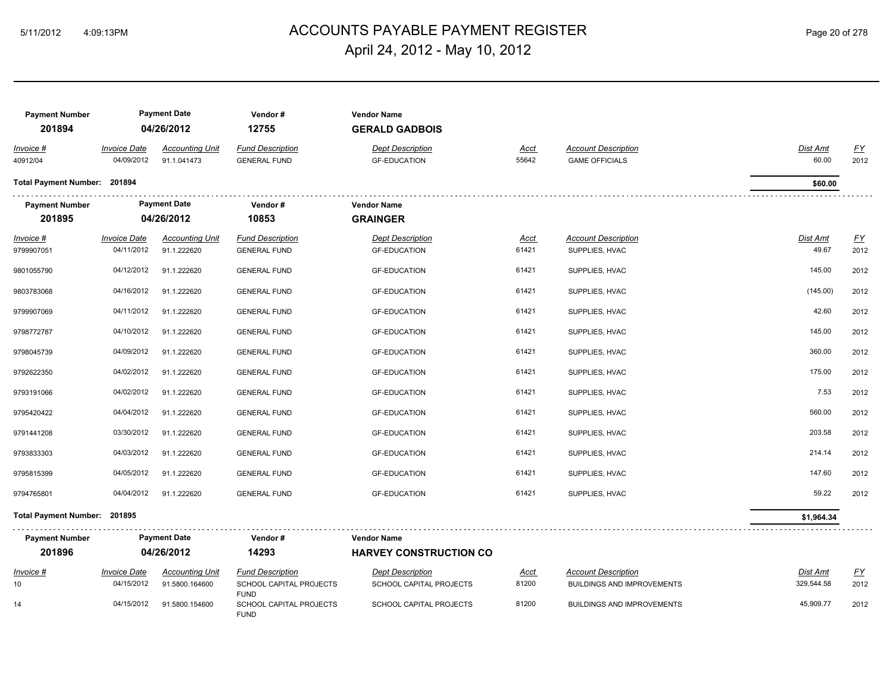| Payment Number | Payment Date | Vendor # | Vendor Name |
|---|---|---|---|
| 201894 | 04/26/2012 | 12755 | GERALD GADBOIS |

| Invoice # | Invoice Date | Accounting Unit | Fund Description | Dept Description | Acct | Account Description | Dist Amt | FY |
|---|---|---|---|---|---|---|---|---|
| 40912/04 | 04/09/2012 | 91.1.041473 | GENERAL FUND | GF-EDUCATION | 55642 | GAME OFFICIALS | 60.00 | 2012 |

**Total Payment Number: 201894** — **$60.00**

| Payment Number | Payment Date | Vendor # | Vendor Name |
|---|---|---|---|
| 201895 | 04/26/2012 | 10853 | GRAINGER |

| Invoice # | Invoice Date | Accounting Unit | Fund Description | Dept Description | Acct | Account Description | Dist Amt | FY |
|---|---|---|---|---|---|---|---|---|
| 9799907051 | 04/11/2012 | 91.1.222620 | GENERAL FUND | GF-EDUCATION | 61421 | SUPPLIES, HVAC | 49.67 | 2012 |
| 9801055790 | 04/12/2012 | 91.1.222620 | GENERAL FUND | GF-EDUCATION | 61421 | SUPPLIES, HVAC | 145.00 | 2012 |
| 9803783068 | 04/16/2012 | 91.1.222620 | GENERAL FUND | GF-EDUCATION | 61421 | SUPPLIES, HVAC | (145.00) | 2012 |
| 9799907069 | 04/11/2012 | 91.1.222620 | GENERAL FUND | GF-EDUCATION | 61421 | SUPPLIES, HVAC | 42.60 | 2012 |
| 9798772787 | 04/10/2012 | 91.1.222620 | GENERAL FUND | GF-EDUCATION | 61421 | SUPPLIES, HVAC | 145.00 | 2012 |
| 9798045739 | 04/09/2012 | 91.1.222620 | GENERAL FUND | GF-EDUCATION | 61421 | SUPPLIES, HVAC | 360.00 | 2012 |
| 9792622350 | 04/02/2012 | 91.1.222620 | GENERAL FUND | GF-EDUCATION | 61421 | SUPPLIES, HVAC | 175.00 | 2012 |
| 9793191066 | 04/02/2012 | 91.1.222620 | GENERAL FUND | GF-EDUCATION | 61421 | SUPPLIES, HVAC | 7.53 | 2012 |
| 9795420422 | 04/04/2012 | 91.1.222620 | GENERAL FUND | GF-EDUCATION | 61421 | SUPPLIES, HVAC | 560.00 | 2012 |
| 9791441208 | 03/30/2012 | 91.1.222620 | GENERAL FUND | GF-EDUCATION | 61421 | SUPPLIES, HVAC | 203.58 | 2012 |
| 9793833303 | 04/03/2012 | 91.1.222620 | GENERAL FUND | GF-EDUCATION | 61421 | SUPPLIES, HVAC | 214.14 | 2012 |
| 9795815399 | 04/05/2012 | 91.1.222620 | GENERAL FUND | GF-EDUCATION | 61421 | SUPPLIES, HVAC | 147.60 | 2012 |
| 9794765801 | 04/04/2012 | 91.1.222620 | GENERAL FUND | GF-EDUCATION | 61421 | SUPPLIES, HVAC | 59.22 | 2012 |

**Total Payment Number: 201895** — **$1,964.34**

| Payment Number | Payment Date | Vendor # | Vendor Name |
|---|---|---|---|
| 201896 | 04/26/2012 | 14293 | HARVEY CONSTRUCTION CO |

| Invoice # | Invoice Date | Accounting Unit | Fund Description | Dept Description | Acct | Account Description | Dist Amt | FY |
|---|---|---|---|---|---|---|---|---|
| 10 | 04/15/2012 | 91.5800.164600 | SCHOOL CAPITAL PROJECTS FUND | SCHOOL CAPITAL PROJECTS | 81200 | BUILDINGS AND IMPROVEMENTS | 329,544.58 | 2012 |
| 14 | 04/15/2012 | 91.5800.154600 | SCHOOL CAPITAL PROJECTS FUND | SCHOOL CAPITAL PROJECTS | 81200 | BUILDINGS AND IMPROVEMENTS | 45,909.77 | 2012 |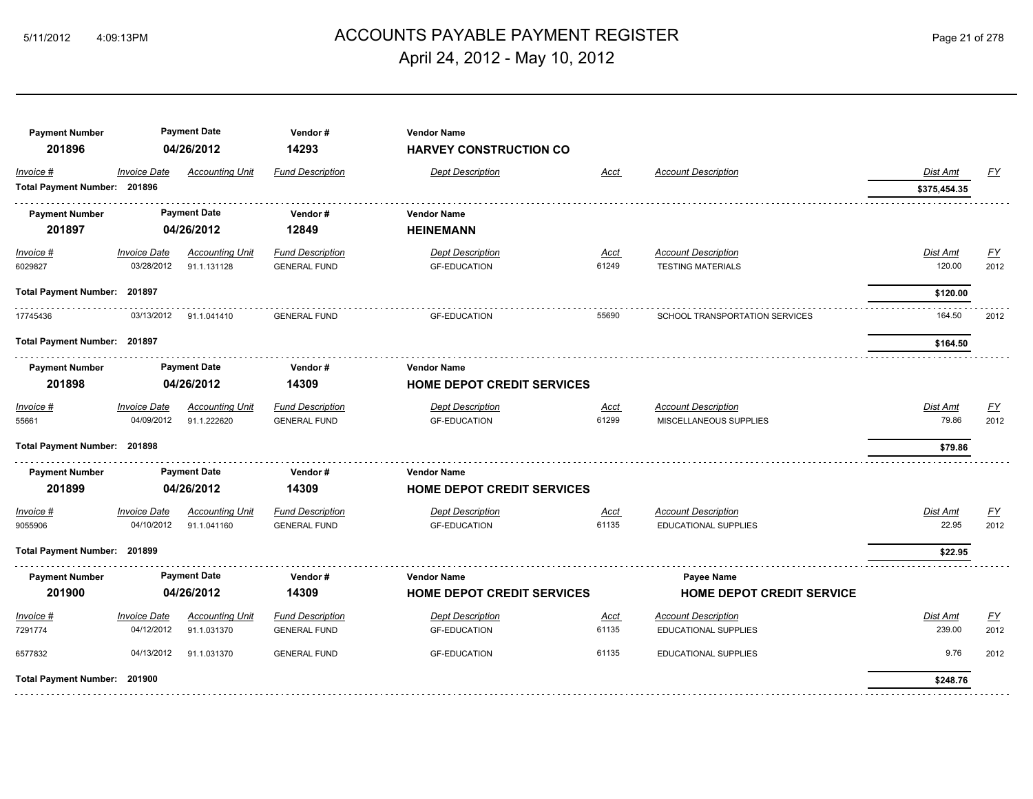# ACCOUNTS PAYABLE PAYMENT REGISTER

April 24, 2012 - May 10, 2012

| Payment Number | Payment Date | Vendor # | Vendor Name |
|---|---|---|---|
| **201896** | **04/26/2012** | **14293** | **HARVEY CONSTRUCTION CO** |

| Invoice # | Invoice Date | Accounting Unit | Fund Description | Dept Description | Acct | Account Description | Dist Amt | FY |
|---|---|---|---|---|---|---|---|---|
| **Total Payment Number: 201896** | | | | | | | **$375,454.35** | |

| Payment Number | Payment Date | Vendor # | Vendor Name |
|---|---|---|---|
| **201897** | **04/26/2012** | **12849** | **HEINEMANN** |

| Invoice # | Invoice Date | Accounting Unit | Fund Description | Dept Description | Acct | Account Description | Dist Amt | FY |
|---|---|---|---|---|---|---|---|---|
| 6029827 | 03/28/2012 | 91.1.131128 | GENERAL FUND | GF-EDUCATION | 61249 | TESTING MATERIALS | 120.00 | 2012 |
| **Total Payment Number: 201897** | | | | | | | **$120.00** | |
| 17745436 | 03/13/2012 | 91.1.041410 | GENERAL FUND | GF-EDUCATION | 55690 | SCHOOL TRANSPORTATION SERVICES | 164.50 | 2012 |
| **Total Payment Number: 201897** | | | | | | | **$164.50** | |

| Payment Number | Payment Date | Vendor # | Vendor Name |
|---|---|---|---|
| **201898** | **04/26/2012** | **14309** | **HOME DEPOT CREDIT SERVICES** |

| Invoice # | Invoice Date | Accounting Unit | Fund Description | Dept Description | Acct | Account Description | Dist Amt | FY |
|---|---|---|---|---|---|---|---|---|
| 55661 | 04/09/2012 | 91.1.222620 | GENERAL FUND | GF-EDUCATION | 61299 | MISCELLANEOUS SUPPLIES | 79.86 | 2012 |
| **Total Payment Number: 201898** | | | | | | | **$79.86** | |

| Payment Number | Payment Date | Vendor # | Vendor Name |
|---|---|---|---|
| **201899** | **04/26/2012** | **14309** | **HOME DEPOT CREDIT SERVICES** |

| Invoice # | Invoice Date | Accounting Unit | Fund Description | Dept Description | Acct | Account Description | Dist Amt | FY |
|---|---|---|---|---|---|---|---|---|
| 9055906 | 04/10/2012 | 91.1.041160 | GENERAL FUND | GF-EDUCATION | 61135 | EDUCATIONAL SUPPLIES | 22.95 | 2012 |
| **Total Payment Number: 201899** | | | | | | | **$22.95** | |

| Payment Number | Payment Date | Vendor # | Vendor Name | Payee Name |
|---|---|---|---|---|
| **201900** | **04/26/2012** | **14309** | **HOME DEPOT CREDIT SERVICES** | **HOME DEPOT CREDIT SERVICE** |

| Invoice # | Invoice Date | Accounting Unit | Fund Description | Dept Description | Acct | Account Description | Dist Amt | FY |
|---|---|---|---|---|---|---|---|---|
| 7291774 | 04/12/2012 | 91.1.031370 | GENERAL FUND | GF-EDUCATION | 61135 | EDUCATIONAL SUPPLIES | 239.00 | 2012 |
| 6577832 | 04/13/2012 | 91.1.031370 | GENERAL FUND | GF-EDUCATION | 61135 | EDUCATIONAL SUPPLIES | 9.76 | 2012 |
| **Total Payment Number: 201900** | | | | | | | **$248.76** | |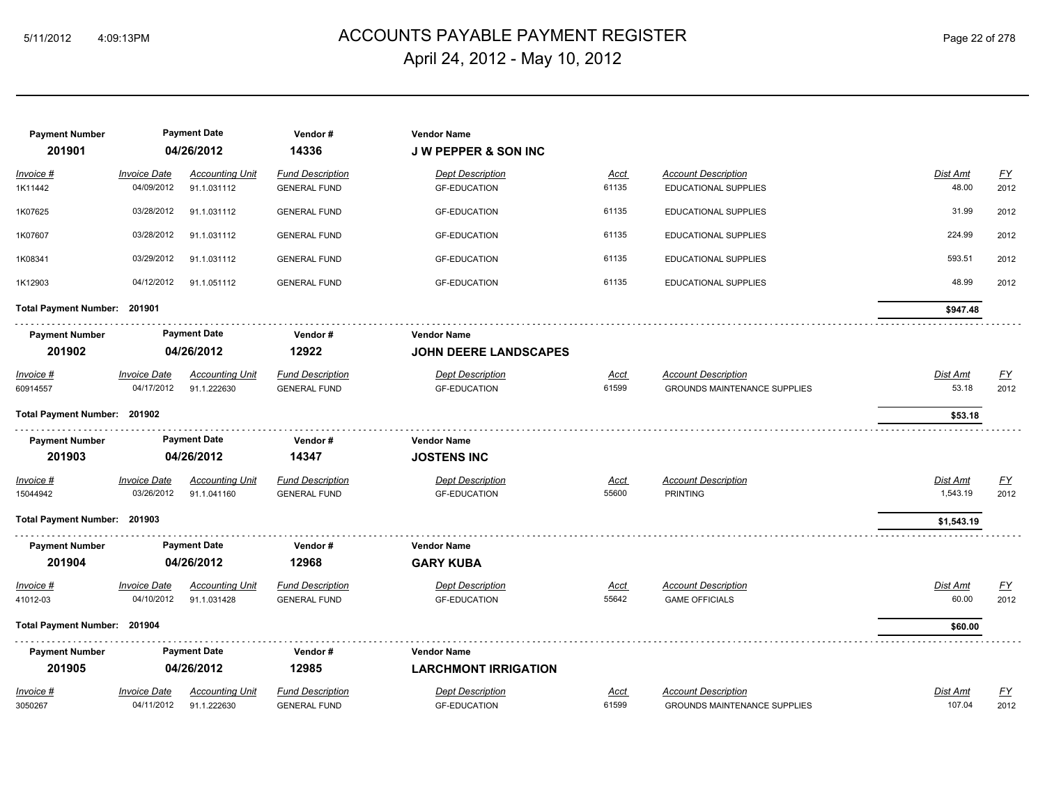| Payment Number | Payment Date | Vendor # | Vendor Name | | | | |
|---|---|---|---|---|---|---|---|
| 201901 | 04/26/2012 | 14336 | J W PEPPER & SON INC | | | | |

| Invoice # | Invoice Date | Accounting Unit | Fund Description | Dept Description | Acct | Account Description | Dist Amt | FY |
|---|---|---|---|---|---|---|---|---|
| 1K11442 | 04/09/2012 | 91.1.031112 | GENERAL FUND | GF-EDUCATION | 61135 | EDUCATIONAL SUPPLIES | 48.00 | 2012 |
| 1K07625 | 03/28/2012 | 91.1.031112 | GENERAL FUND | GF-EDUCATION | 61135 | EDUCATIONAL SUPPLIES | 31.99 | 2012 |
| 1K07607 | 03/28/2012 | 91.1.031112 | GENERAL FUND | GF-EDUCATION | 61135 | EDUCATIONAL SUPPLIES | 224.99 | 2012 |
| 1K08341 | 03/29/2012 | 91.1.031112 | GENERAL FUND | GF-EDUCATION | 61135 | EDUCATIONAL SUPPLIES | 593.51 | 2012 |
| 1K12903 | 04/12/2012 | 91.1.051112 | GENERAL FUND | GF-EDUCATION | 61135 | EDUCATIONAL SUPPLIES | 48.99 | 2012 |

**Total Payment Number: 201901** — **$947.48**

| Payment Number | Payment Date | Vendor # | Vendor Name |
|---|---|---|---|
| 201902 | 04/26/2012 | 12922 | JOHN DEERE LANDSCAPES |

| Invoice # | Invoice Date | Accounting Unit | Fund Description | Dept Description | Acct | Account Description | Dist Amt | FY |
|---|---|---|---|---|---|---|---|---|
| 60914557 | 04/17/2012 | 91.1.222630 | GENERAL FUND | GF-EDUCATION | 61599 | GROUNDS MAINTENANCE SUPPLIES | 53.18 | 2012 |

**Total Payment Number: 201902** — **$53.18**

| Payment Number | Payment Date | Vendor # | Vendor Name |
|---|---|---|---|
| 201903 | 04/26/2012 | 14347 | JOSTENS INC |

| Invoice # | Invoice Date | Accounting Unit | Fund Description | Dept Description | Acct | Account Description | Dist Amt | FY |
|---|---|---|---|---|---|---|---|---|
| 15044942 | 03/26/2012 | 91.1.041160 | GENERAL FUND | GF-EDUCATION | 55600 | PRINTING | 1,543.19 | 2012 |

**Total Payment Number: 201903** — **$1,543.19**

| Payment Number | Payment Date | Vendor # | Vendor Name |
|---|---|---|---|
| 201904 | 04/26/2012 | 12968 | GARY KUBA |

| Invoice # | Invoice Date | Accounting Unit | Fund Description | Dept Description | Acct | Account Description | Dist Amt | FY |
|---|---|---|---|---|---|---|---|---|
| 41012-03 | 04/10/2012 | 91.1.031428 | GENERAL FUND | GF-EDUCATION | 55642 | GAME OFFICIALS | 60.00 | 2012 |

**Total Payment Number: 201904** — **$60.00**

| Payment Number | Payment Date | Vendor # | Vendor Name |
|---|---|---|---|
| 201905 | 04/26/2012 | 12985 | LARCHMONT IRRIGATION |

| Invoice # | Invoice Date | Accounting Unit | Fund Description | Dept Description | Acct | Account Description | Dist Amt | FY |
|---|---|---|---|---|---|---|---|---|
| 3050267 | 04/11/2012 | 91.1.222630 | GENERAL FUND | GF-EDUCATION | 61599 | GROUNDS MAINTENANCE SUPPLIES | 107.04 | 2012 |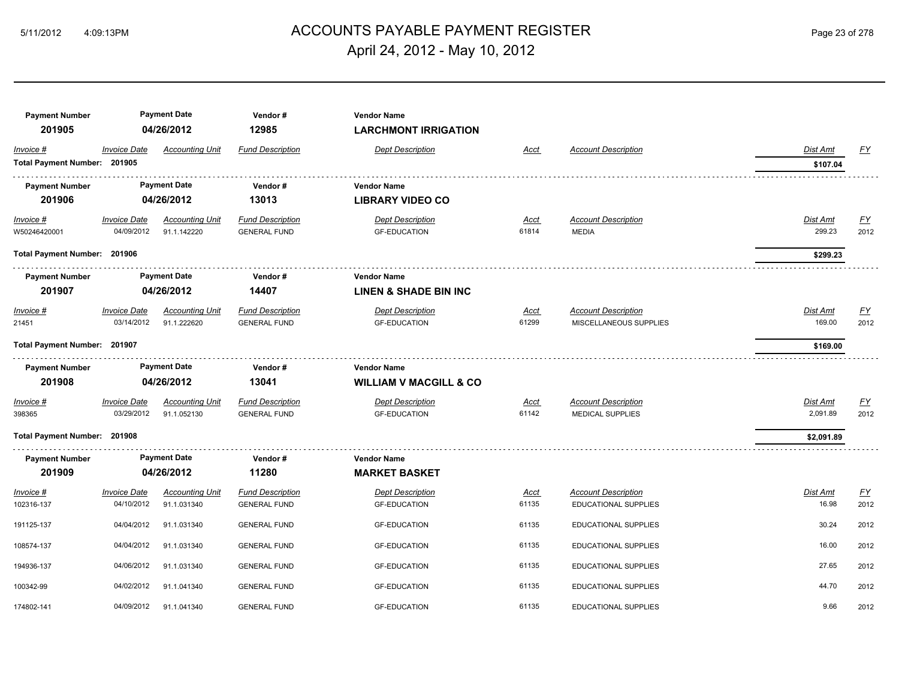# ACCOUNTS PAYABLE PAYMENT REGISTER

## April 24, 2012 - May 10, 2012

| Payment Number | Payment Date | Vendor # | Vendor Name |
|---|---|---|---|
| 201905 | 04/26/2012 | 12985 | **LARCHMONT IRRIGATION** |

| Invoice # | Invoice Date | Accounting Unit | Fund Description | Dept Description | Acct | Account Description | Dist Amt | FY |
|---|---|---|---|---|---|---|---|---|
| **Total Payment Number: 201905** | | | | | | | **$107.04** | |

| Payment Number | Payment Date | Vendor # | Vendor Name |
|---|---|---|---|
| 201906 | 04/26/2012 | 13013 | **LIBRARY VIDEO CO** |

| Invoice # | Invoice Date | Accounting Unit | Fund Description | Dept Description | Acct | Account Description | Dist Amt | FY |
|---|---|---|---|---|---|---|---|---|
| W50246420001 | 04/09/2012 | 91.1.142220 | GENERAL FUND | GF-EDUCATION | 61814 | MEDIA | 299.23 | 2012 |
| **Total Payment Number: 201906** | | | | | | | **$299.23** | |

| Payment Number | Payment Date | Vendor # | Vendor Name |
|---|---|---|---|
| 201907 | 04/26/2012 | 14407 | **LINEN & SHADE BIN INC** |

| Invoice # | Invoice Date | Accounting Unit | Fund Description | Dept Description | Acct | Account Description | Dist Amt | FY |
|---|---|---|---|---|---|---|---|---|
| 21451 | 03/14/2012 | 91.1.222620 | GENERAL FUND | GF-EDUCATION | 61299 | MISCELLANEOUS SUPPLIES | 169.00 | 2012 |
| **Total Payment Number: 201907** | | | | | | | **$169.00** | |

| Payment Number | Payment Date | Vendor # | Vendor Name |
|---|---|---|---|
| 201908 | 04/26/2012 | 13041 | **WILLIAM V MACGILL & CO** |

| Invoice # | Invoice Date | Accounting Unit | Fund Description | Dept Description | Acct | Account Description | Dist Amt | FY |
|---|---|---|---|---|---|---|---|---|
| 398365 | 03/29/2012 | 91.1.052130 | GENERAL FUND | GF-EDUCATION | 61142 | MEDICAL SUPPLIES | 2,091.89 | 2012 |
| **Total Payment Number: 201908** | | | | | | | **$2,091.89** | |

| Payment Number | Payment Date | Vendor # | Vendor Name |
|---|---|---|---|
| 201909 | 04/26/2012 | 11280 | **MARKET BASKET** |

| Invoice # | Invoice Date | Accounting Unit | Fund Description | Dept Description | Acct | Account Description | Dist Amt | FY |
|---|---|---|---|---|---|---|---|---|
| 102316-137 | 04/10/2012 | 91.1.031340 | GENERAL FUND | GF-EDUCATION | 61135 | EDUCATIONAL SUPPLIES | 16.98 | 2012 |
| 191125-137 | 04/04/2012 | 91.1.031340 | GENERAL FUND | GF-EDUCATION | 61135 | EDUCATIONAL SUPPLIES | 30.24 | 2012 |
| 108574-137 | 04/04/2012 | 91.1.031340 | GENERAL FUND | GF-EDUCATION | 61135 | EDUCATIONAL SUPPLIES | 16.00 | 2012 |
| 194936-137 | 04/06/2012 | 91.1.031340 | GENERAL FUND | GF-EDUCATION | 61135 | EDUCATIONAL SUPPLIES | 27.65 | 2012 |
| 100342-99 | 04/02/2012 | 91.1.041340 | GENERAL FUND | GF-EDUCATION | 61135 | EDUCATIONAL SUPPLIES | 44.70 | 2012 |
| 174802-141 | 04/09/2012 | 91.1.041340 | GENERAL FUND | GF-EDUCATION | 61135 | EDUCATIONAL SUPPLIES | 9.66 | 2012 |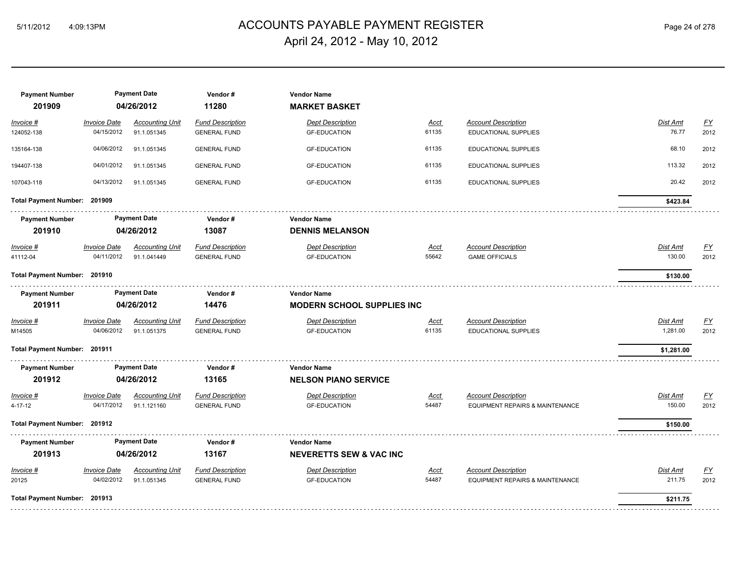# ACCOUNTS PAYABLE PAYMENT REGISTER
## April 24, 2012 - May 10, 2012

| Payment Number | Payment Date | Vendor # | Vendor Name |
|---|---|---|---|
| **201909** | **04/26/2012** | **11280** | **MARKET BASKET** |

| Invoice # | Invoice Date | Accounting Unit | Fund Description | Dept Description | Acct | Account Description | Dist Amt | FY |
|---|---|---|---|---|---|---|---|---|
| 124052-138 | 04/15/2012 | 91.1.051345 | GENERAL FUND | GF-EDUCATION | 61135 | EDUCATIONAL SUPPLIES | 76.77 | 2012 |
| 135164-138 | 04/06/2012 | 91.1.051345 | GENERAL FUND | GF-EDUCATION | 61135 | EDUCATIONAL SUPPLIES | 68.10 | 2012 |
| 194407-138 | 04/01/2012 | 91.1.051345 | GENERAL FUND | GF-EDUCATION | 61135 | EDUCATIONAL SUPPLIES | 113.32 | 2012 |
| 107043-118 | 04/13/2012 | 91.1.051345 | GENERAL FUND | GF-EDUCATION | 61135 | EDUCATIONAL SUPPLIES | 20.42 | 2012 |

**Total Payment Number: 201909** — **$423.84**

| Payment Number | Payment Date | Vendor # | Vendor Name |
|---|---|---|---|
| **201910** | **04/26/2012** | **13087** | **DENNIS MELANSON** |

| Invoice # | Invoice Date | Accounting Unit | Fund Description | Dept Description | Acct | Account Description | Dist Amt | FY |
|---|---|---|---|---|---|---|---|---|
| 41112-04 | 04/11/2012 | 91.1.041449 | GENERAL FUND | GF-EDUCATION | 55642 | GAME OFFICIALS | 130.00 | 2012 |

**Total Payment Number: 201910** — **$130.00**

| Payment Number | Payment Date | Vendor # | Vendor Name |
|---|---|---|---|
| **201911** | **04/26/2012** | **14476** | **MODERN SCHOOL SUPPLIES INC** |

| Invoice # | Invoice Date | Accounting Unit | Fund Description | Dept Description | Acct | Account Description | Dist Amt | FY |
|---|---|---|---|---|---|---|---|---|
| M14505 | 04/06/2012 | 91.1.051375 | GENERAL FUND | GF-EDUCATION | 61135 | EDUCATIONAL SUPPLIES | 1,281.00 | 2012 |

**Total Payment Number: 201911** — **$1,281.00**

| Payment Number | Payment Date | Vendor # | Vendor Name |
|---|---|---|---|
| **201912** | **04/26/2012** | **13165** | **NELSON PIANO SERVICE** |

| Invoice # | Invoice Date | Accounting Unit | Fund Description | Dept Description | Acct | Account Description | Dist Amt | FY |
|---|---|---|---|---|---|---|---|---|
| 4-17-12 | 04/17/2012 | 91.1.121160 | GENERAL FUND | GF-EDUCATION | 54487 | EQUIPMENT REPAIRS & MAINTENANCE | 150.00 | 2012 |

**Total Payment Number: 201912** — **$150.00**

| Payment Number | Payment Date | Vendor # | Vendor Name |
|---|---|---|---|
| **201913** | **04/26/2012** | **13167** | **NEVERETTS SEW & VAC INC** |

| Invoice # | Invoice Date | Accounting Unit | Fund Description | Dept Description | Acct | Account Description | Dist Amt | FY |
|---|---|---|---|---|---|---|---|---|
| 20125 | 04/02/2012 | 91.1.051345 | GENERAL FUND | GF-EDUCATION | 54487 | EQUIPMENT REPAIRS & MAINTENANCE | 211.75 | 2012 |

**Total Payment Number: 201913** — **$211.75**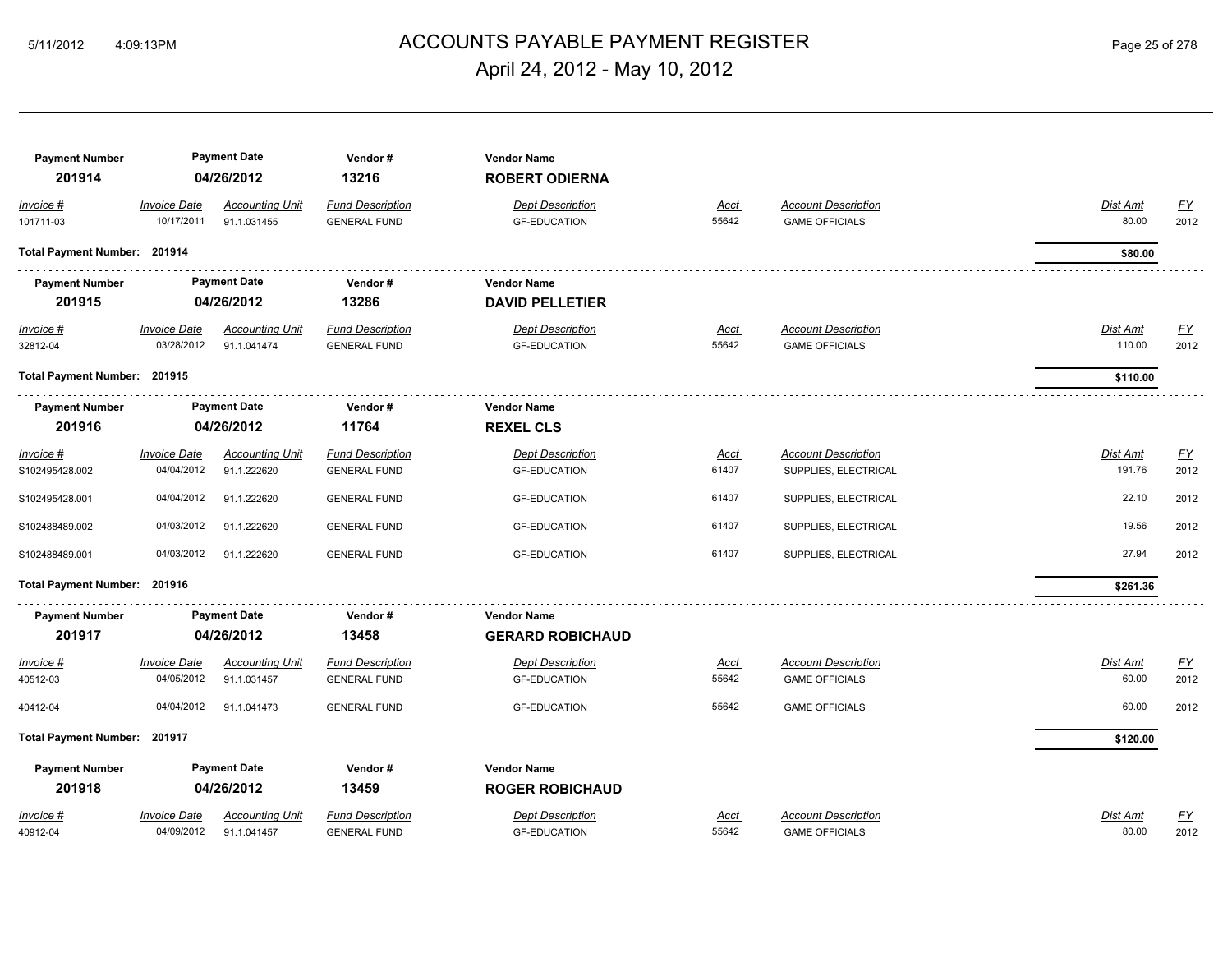# ACCOUNTS PAYABLE PAYMENT REGISTER

## April 24, 2012 - May 10, 2012

| Payment Number | Payment Date | Vendor # | Vendor Name |
|---|---|---|---|
| **201914** | **04/26/2012** | **13216** | **ROBERT ODIERNA** |

| Invoice # | Invoice Date | Accounting Unit | Fund Description | Dept Description | Acct | Account Description | Dist Amt | FY |
|---|---|---|---|---|---|---|---|---|
| 101711-03 | 10/17/2011 | 91.1.031455 | GENERAL FUND | GF-EDUCATION | 55642 | GAME OFFICIALS | 80.00 | 2012 |

**Total Payment Number: 201914** — **$80.00**

| Payment Number | Payment Date | Vendor # | Vendor Name |
|---|---|---|---|
| **201915** | **04/26/2012** | **13286** | **DAVID PELLETIER** |

| Invoice # | Invoice Date | Accounting Unit | Fund Description | Dept Description | Acct | Account Description | Dist Amt | FY |
|---|---|---|---|---|---|---|---|---|
| 32812-04 | 03/28/2012 | 91.1.041474 | GENERAL FUND | GF-EDUCATION | 55642 | GAME OFFICIALS | 110.00 | 2012 |

**Total Payment Number: 201915** — **$110.00**

| Payment Number | Payment Date | Vendor # | Vendor Name |
|---|---|---|---|
| **201916** | **04/26/2012** | **11764** | **REXEL CLS** |

| Invoice # | Invoice Date | Accounting Unit | Fund Description | Dept Description | Acct | Account Description | Dist Amt | FY |
|---|---|---|---|---|---|---|---|---|
| S102495428.002 | 04/04/2012 | 91.1.222620 | GENERAL FUND | GF-EDUCATION | 61407 | SUPPLIES, ELECTRICAL | 191.76 | 2012 |
| S102495428.001 | 04/04/2012 | 91.1.222620 | GENERAL FUND | GF-EDUCATION | 61407 | SUPPLIES, ELECTRICAL | 22.10 | 2012 |
| S102488489.002 | 04/03/2012 | 91.1.222620 | GENERAL FUND | GF-EDUCATION | 61407 | SUPPLIES, ELECTRICAL | 19.56 | 2012 |
| S102488489.001 | 04/03/2012 | 91.1.222620 | GENERAL FUND | GF-EDUCATION | 61407 | SUPPLIES, ELECTRICAL | 27.94 | 2012 |

**Total Payment Number: 201916** — **$261.36**

| Payment Number | Payment Date | Vendor # | Vendor Name |
|---|---|---|---|
| **201917** | **04/26/2012** | **13458** | **GERARD ROBICHAUD** |

| Invoice # | Invoice Date | Accounting Unit | Fund Description | Dept Description | Acct | Account Description | Dist Amt | FY |
|---|---|---|---|---|---|---|---|---|
| 40512-03 | 04/05/2012 | 91.1.031457 | GENERAL FUND | GF-EDUCATION | 55642 | GAME OFFICIALS | 60.00 | 2012 |
| 40412-04 | 04/04/2012 | 91.1.041473 | GENERAL FUND | GF-EDUCATION | 55642 | GAME OFFICIALS | 60.00 | 2012 |

**Total Payment Number: 201917** — **$120.00**

| Payment Number | Payment Date | Vendor # | Vendor Name |
|---|---|---|---|
| **201918** | **04/26/2012** | **13459** | **ROGER ROBICHAUD** |

| Invoice # | Invoice Date | Accounting Unit | Fund Description | Dept Description | Acct | Account Description | Dist Amt | FY |
|---|---|---|---|---|---|---|---|---|
| 40912-04 | 04/09/2012 | 91.1.041457 | GENERAL FUND | GF-EDUCATION | 55642 | GAME OFFICIALS | 80.00 | 2012 |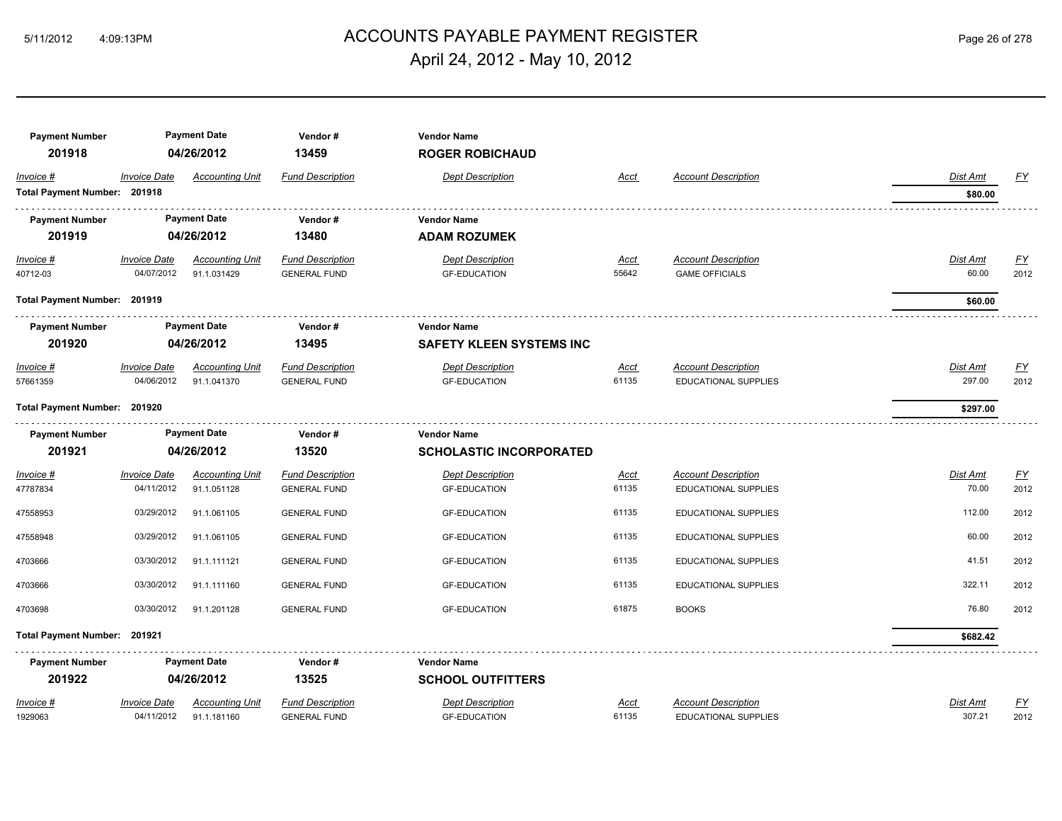# ACCOUNTS PAYABLE PAYMENT REGISTER

April 24, 2012 - May 10, 2012

| Payment Number | Payment Date | Vendor # | Vendor Name |
|---|---|---|---|
| 201918 | 04/26/2012 | 13459 | **ROGER ROBICHAUD** |

| Invoice # | Invoice Date | Accounting Unit | Fund Description | Dept Description | Acct | Account Description | Dist Amt | FY |
|---|---|---|---|---|---|---|---|---|
| **Total Payment Number: 201918** | | | | | | | **$80.00** | |

| Payment Number | Payment Date | Vendor # | Vendor Name |
|---|---|---|---|
| 201919 | 04/26/2012 | 13480 | **ADAM ROZUMEK** |

| Invoice # | Invoice Date | Accounting Unit | Fund Description | Dept Description | Acct | Account Description | Dist Amt | FY |
|---|---|---|---|---|---|---|---|---|
| 40712-03 | 04/07/2012 | 91.1.031429 | GENERAL FUND | GF-EDUCATION | 55642 | GAME OFFICIALS | 60.00 | 2012 |
| **Total Payment Number: 201919** | | | | | | | **$60.00** | |

| Payment Number | Payment Date | Vendor # | Vendor Name |
|---|---|---|---|
| 201920 | 04/26/2012 | 13495 | **SAFETY KLEEN SYSTEMS INC** |

| Invoice # | Invoice Date | Accounting Unit | Fund Description | Dept Description | Acct | Account Description | Dist Amt | FY |
|---|---|---|---|---|---|---|---|---|
| 57661359 | 04/06/2012 | 91.1.041370 | GENERAL FUND | GF-EDUCATION | 61135 | EDUCATIONAL SUPPLIES | 297.00 | 2012 |
| **Total Payment Number: 201920** | | | | | | | **$297.00** | |

| Payment Number | Payment Date | Vendor # | Vendor Name |
|---|---|---|---|
| 201921 | 04/26/2012 | 13520 | **SCHOLASTIC INCORPORATED** |

| Invoice # | Invoice Date | Accounting Unit | Fund Description | Dept Description | Acct | Account Description | Dist Amt | FY |
|---|---|---|---|---|---|---|---|---|
| 47787834 | 04/11/2012 | 91.1.051128 | GENERAL FUND | GF-EDUCATION | 61135 | EDUCATIONAL SUPPLIES | 70.00 | 2012 |
| 47558953 | 03/29/2012 | 91.1.061105 | GENERAL FUND | GF-EDUCATION | 61135 | EDUCATIONAL SUPPLIES | 112.00 | 2012 |
| 47558948 | 03/29/2012 | 91.1.061105 | GENERAL FUND | GF-EDUCATION | 61135 | EDUCATIONAL SUPPLIES | 60.00 | 2012 |
| 4703666 | 03/30/2012 | 91.1.111121 | GENERAL FUND | GF-EDUCATION | 61135 | EDUCATIONAL SUPPLIES | 41.51 | 2012 |
| 4703666 | 03/30/2012 | 91.1.111160 | GENERAL FUND | GF-EDUCATION | 61135 | EDUCATIONAL SUPPLIES | 322.11 | 2012 |
| 4703698 | 03/30/2012 | 91.1.201128 | GENERAL FUND | GF-EDUCATION | 61875 | BOOKS | 76.80 | 2012 |
| **Total Payment Number: 201921** | | | | | | | **$682.42** | |

| Payment Number | Payment Date | Vendor # | Vendor Name |
|---|---|---|---|
| 201922 | 04/26/2012 | 13525 | **SCHOOL OUTFITTERS** |

| Invoice # | Invoice Date | Accounting Unit | Fund Description | Dept Description | Acct | Account Description | Dist Amt | FY |
|---|---|---|---|---|---|---|---|---|
| 1929063 | 04/11/2012 | 91.1.181160 | GENERAL FUND | GF-EDUCATION | 61135 | EDUCATIONAL SUPPLIES | 307.21 | 2012 |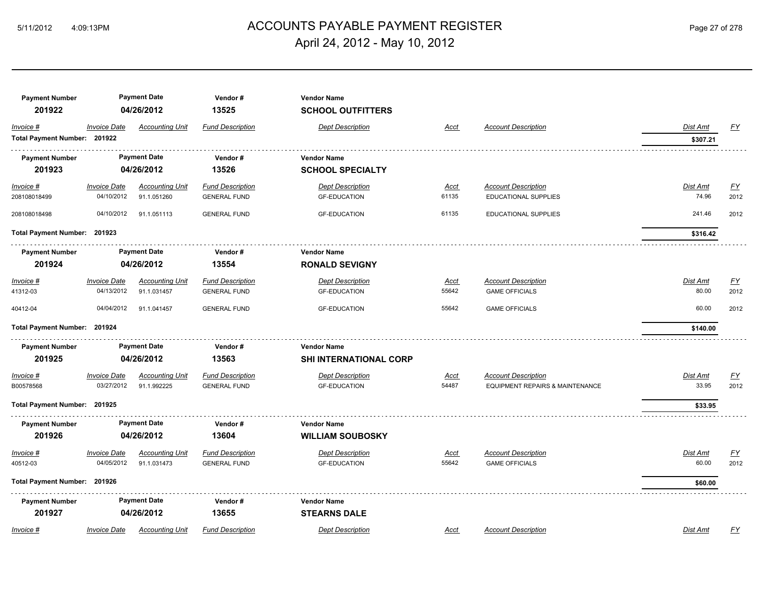| Payment Number | Payment Date | Vendor # | Vendor Name | | | | | |
|---|---|---|---|---|---|---|---|---|
| **201922** | **04/26/2012** | **13525** | **SCHOOL OUTFITTERS** | | | | | |
| *Invoice #* | *Invoice Date* | *Accounting Unit* | *Fund Description* | *Dept Description* | *Acct* | *Account Description* | *Dist Amt* | *FY* |
| **Total Payment Number: 201922** | | | | | | | **$307.21** | |

| Payment Number | Payment Date | Vendor # | Vendor Name | | | | | |
|---|---|---|---|---|---|---|---|---|
| **201923** | **04/26/2012** | **13526** | **SCHOOL SPECIALTY** | | | | | |
| *Invoice #* | *Invoice Date* | *Accounting Unit* | *Fund Description* | *Dept Description* | *Acct* | *Account Description* | *Dist Amt* | *FY* |
| 208108018499 | 04/10/2012 | 91.1.051260 | GENERAL FUND | GF-EDUCATION | 61135 | EDUCATIONAL SUPPLIES | 74.96 | 2012 |
| 208108018498 | 04/10/2012 | 91.1.051113 | GENERAL FUND | GF-EDUCATION | 61135 | EDUCATIONAL SUPPLIES | 241.46 | 2012 |
| **Total Payment Number: 201923** | | | | | | | **$316.42** | |

| Payment Number | Payment Date | Vendor # | Vendor Name | | | | | |
|---|---|---|---|---|---|---|---|---|
| **201924** | **04/26/2012** | **13554** | **RONALD SEVIGNY** | | | | | |
| *Invoice #* | *Invoice Date* | *Accounting Unit* | *Fund Description* | *Dept Description* | *Acct* | *Account Description* | *Dist Amt* | *FY* |
| 41312-03 | 04/13/2012 | 91.1.031457 | GENERAL FUND | GF-EDUCATION | 55642 | GAME OFFICIALS | 80.00 | 2012 |
| 40412-04 | 04/04/2012 | 91.1.041457 | GENERAL FUND | GF-EDUCATION | 55642 | GAME OFFICIALS | 60.00 | 2012 |
| **Total Payment Number: 201924** | | | | | | | **$140.00** | |

| Payment Number | Payment Date | Vendor # | Vendor Name | | | | | |
|---|---|---|---|---|---|---|---|---|
| **201925** | **04/26/2012** | **13563** | **SHI INTERNATIONAL CORP** | | | | | |
| *Invoice #* | *Invoice Date* | *Accounting Unit* | *Fund Description* | *Dept Description* | *Acct* | *Account Description* | *Dist Amt* | *FY* |
| B00578568 | 03/27/2012 | 91.1.992225 | GENERAL FUND | GF-EDUCATION | 54487 | EQUIPMENT REPAIRS & MAINTENANCE | 33.95 | 2012 |
| **Total Payment Number: 201925** | | | | | | | **$33.95** | |

| Payment Number | Payment Date | Vendor # | Vendor Name | | | | | |
|---|---|---|---|---|---|---|---|---|
| **201926** | **04/26/2012** | **13604** | **WILLIAM SOUBOSKY** | | | | | |
| *Invoice #* | *Invoice Date* | *Accounting Unit* | *Fund Description* | *Dept Description* | *Acct* | *Account Description* | *Dist Amt* | *FY* |
| 40512-03 | 04/05/2012 | 91.1.031473 | GENERAL FUND | GF-EDUCATION | 55642 | GAME OFFICIALS | 60.00 | 2012 |
| **Total Payment Number: 201926** | | | | | | | **$60.00** | |

| Payment Number | Payment Date | Vendor # | Vendor Name | | | | | |
|---|---|---|---|---|---|---|---|---|
| **201927** | **04/26/2012** | **13655** | **STEARNS DALE** | | | | | |
| *Invoice #* | *Invoice Date* | *Accounting Unit* | *Fund Description* | *Dept Description* | *Acct* | *Account Description* | *Dist Amt* | *FY* |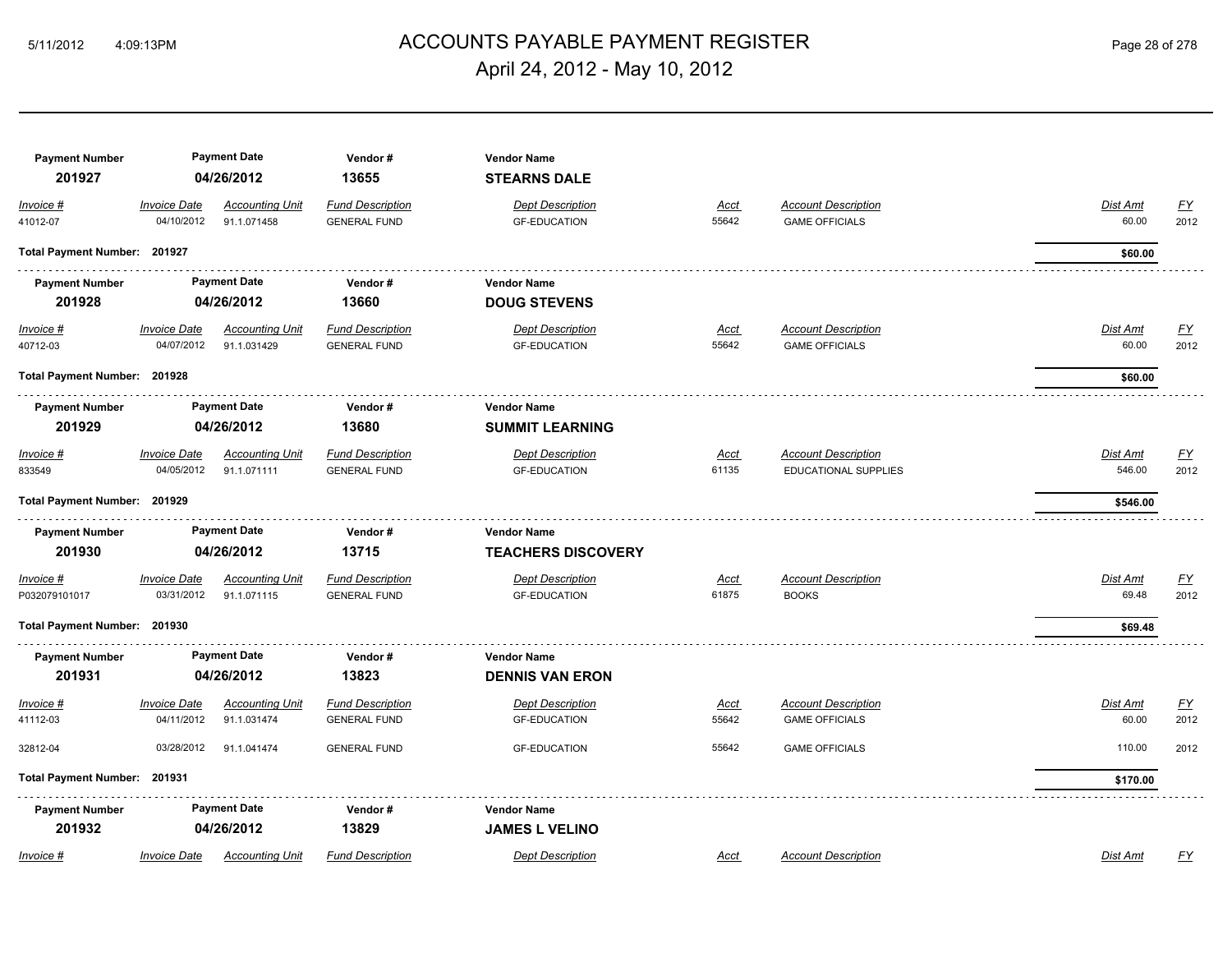# ACCOUNTS PAYABLE PAYMENT REGISTER

April 24, 2012 - May 10, 2012

| Payment Number | Payment Date | Vendor # | Vendor Name |
|---|---|---|---|
| **201927** | **04/26/2012** | **13655** | **STEARNS DALE** |

| Invoice # | Invoice Date | Accounting Unit | Fund Description | Dept Description | Acct | Account Description | Dist Amt | FY |
|---|---|---|---|---|---|---|---|---|
| 41012-07 | 04/10/2012 | 91.1.071458 | GENERAL FUND | GF-EDUCATION | 55642 | GAME OFFICIALS | 60.00 | 2012 |

**Total Payment Number: 201927** — **$60.00**

| Payment Number | Payment Date | Vendor # | Vendor Name |
|---|---|---|---|
| **201928** | **04/26/2012** | **13660** | **DOUG STEVENS** |

| Invoice # | Invoice Date | Accounting Unit | Fund Description | Dept Description | Acct | Account Description | Dist Amt | FY |
|---|---|---|---|---|---|---|---|---|
| 40712-03 | 04/07/2012 | 91.1.031429 | GENERAL FUND | GF-EDUCATION | 55642 | GAME OFFICIALS | 60.00 | 2012 |

**Total Payment Number: 201928** — **$60.00**

| Payment Number | Payment Date | Vendor # | Vendor Name |
|---|---|---|---|
| **201929** | **04/26/2012** | **13680** | **SUMMIT LEARNING** |

| Invoice # | Invoice Date | Accounting Unit | Fund Description | Dept Description | Acct | Account Description | Dist Amt | FY |
|---|---|---|---|---|---|---|---|---|
| 833549 | 04/05/2012 | 91.1.071111 | GENERAL FUND | GF-EDUCATION | 61135 | EDUCATIONAL SUPPLIES | 546.00 | 2012 |

**Total Payment Number: 201929** — **$546.00**

| Payment Number | Payment Date | Vendor # | Vendor Name |
|---|---|---|---|
| **201930** | **04/26/2012** | **13715** | **TEACHERS DISCOVERY** |

| Invoice # | Invoice Date | Accounting Unit | Fund Description | Dept Description | Acct | Account Description | Dist Amt | FY |
|---|---|---|---|---|---|---|---|---|
| P032079101017 | 03/31/2012 | 91.1.071115 | GENERAL FUND | GF-EDUCATION | 61875 | BOOKS | 69.48 | 2012 |

**Total Payment Number: 201930** — **$69.48**

| Payment Number | Payment Date | Vendor # | Vendor Name |
|---|---|---|---|
| **201931** | **04/26/2012** | **13823** | **DENNIS VAN ERON** |

| Invoice # | Invoice Date | Accounting Unit | Fund Description | Dept Description | Acct | Account Description | Dist Amt | FY |
|---|---|---|---|---|---|---|---|---|
| 41112-03 | 04/11/2012 | 91.1.031474 | GENERAL FUND | GF-EDUCATION | 55642 | GAME OFFICIALS | 60.00 | 2012 |
| 32812-04 | 03/28/2012 | 91.1.041474 | GENERAL FUND | GF-EDUCATION | 55642 | GAME OFFICIALS | 110.00 | 2012 |

**Total Payment Number: 201931** — **$170.00**

| Payment Number | Payment Date | Vendor # | Vendor Name |
|---|---|---|---|
| **201932** | **04/26/2012** | **13829** | **JAMES L VELINO** |

| Invoice # | Invoice Date | Accounting Unit | Fund Description | Dept Description | Acct | Account Description | Dist Amt | FY |
|---|---|---|---|---|---|---|---|---|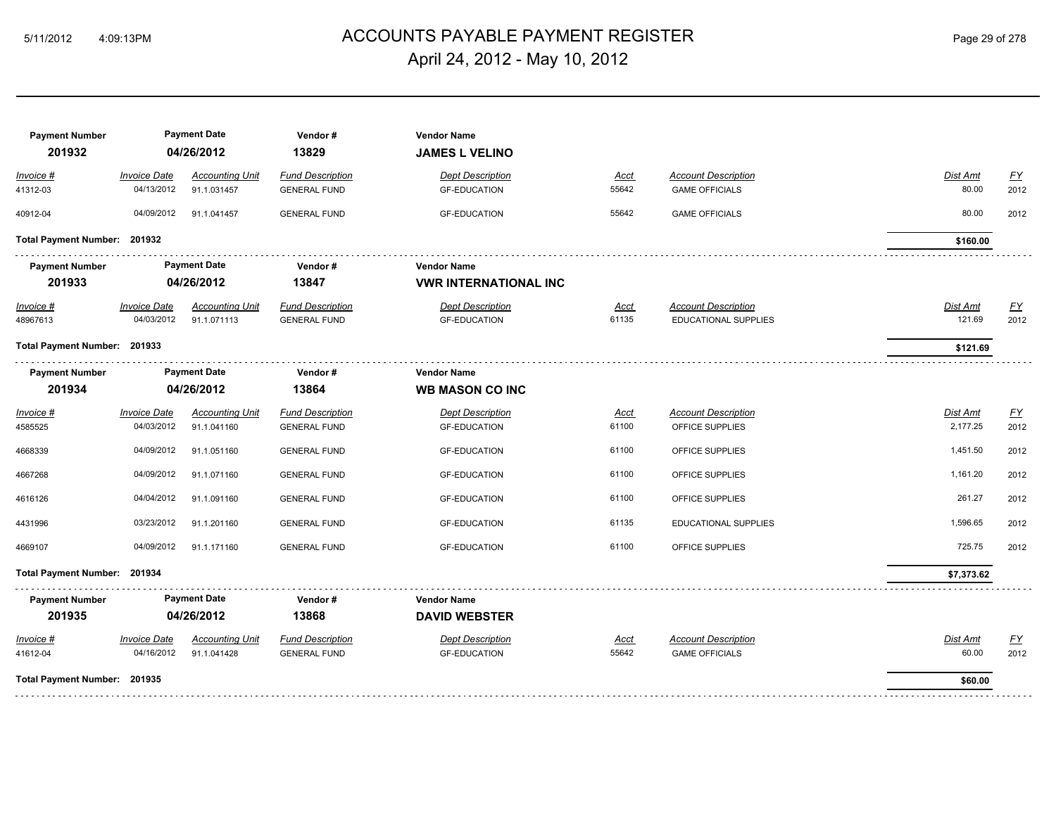# ACCOUNTS PAYABLE PAYMENT REGISTER
## April 24, 2012 - May 10, 2012

| Payment Number | Payment Date | Vendor # | Vendor Name |
|---|---|---|---|
| **201932** | **04/26/2012** | **13829** | **JAMES L VELINO** |

| Invoice # | Invoice Date | Accounting Unit | Fund Description | Dept Description | Acct | Account Description | Dist Amt | FY |
|---|---|---|---|---|---|---|---|---|
| 41312-03 | 04/13/2012 | 91.1.031457 | GENERAL FUND | GF-EDUCATION | 55642 | GAME OFFICIALS | 80.00 | 2012 |
| 40912-04 | 04/09/2012 | 91.1.041457 | GENERAL FUND | GF-EDUCATION | 55642 | GAME OFFICIALS | 80.00 | 2012 |

**Total Payment Number: 201932** — **$160.00**

| Payment Number | Payment Date | Vendor # | Vendor Name |
|---|---|---|---|
| **201933** | **04/26/2012** | **13847** | **VWR INTERNATIONAL INC** |

| Invoice # | Invoice Date | Accounting Unit | Fund Description | Dept Description | Acct | Account Description | Dist Amt | FY |
|---|---|---|---|---|---|---|---|---|
| 48967613 | 04/03/2012 | 91.1.071113 | GENERAL FUND | GF-EDUCATION | 61135 | EDUCATIONAL SUPPLIES | 121.69 | 2012 |

**Total Payment Number: 201933** — **$121.69**

| Payment Number | Payment Date | Vendor # | Vendor Name |
|---|---|---|---|
| **201934** | **04/26/2012** | **13864** | **WB MASON CO INC** |

| Invoice # | Invoice Date | Accounting Unit | Fund Description | Dept Description | Acct | Account Description | Dist Amt | FY |
|---|---|---|---|---|---|---|---|---|
| 4585525 | 04/03/2012 | 91.1.041160 | GENERAL FUND | GF-EDUCATION | 61100 | OFFICE SUPPLIES | 2,177.25 | 2012 |
| 4668339 | 04/09/2012 | 91.1.051160 | GENERAL FUND | GF-EDUCATION | 61100 | OFFICE SUPPLIES | 1,451.50 | 2012 |
| 4667268 | 04/09/2012 | 91.1.071160 | GENERAL FUND | GF-EDUCATION | 61100 | OFFICE SUPPLIES | 1,161.20 | 2012 |
| 4616126 | 04/04/2012 | 91.1.091160 | GENERAL FUND | GF-EDUCATION | 61100 | OFFICE SUPPLIES | 261.27 | 2012 |
| 4431996 | 03/23/2012 | 91.1.201160 | GENERAL FUND | GF-EDUCATION | 61135 | EDUCATIONAL SUPPLIES | 1,596.65 | 2012 |
| 4669107 | 04/09/2012 | 91.1.171160 | GENERAL FUND | GF-EDUCATION | 61100 | OFFICE SUPPLIES | 725.75 | 2012 |

**Total Payment Number: 201934** — **$7,373.62**

| Payment Number | Payment Date | Vendor # | Vendor Name |
|---|---|---|---|
| **201935** | **04/26/2012** | **13868** | **DAVID WEBSTER** |

| Invoice # | Invoice Date | Accounting Unit | Fund Description | Dept Description | Acct | Account Description | Dist Amt | FY |
|---|---|---|---|---|---|---|---|---|
| 41612-04 | 04/16/2012 | 91.1.041428 | GENERAL FUND | GF-EDUCATION | 55642 | GAME OFFICIALS | 60.00 | 2012 |

**Total Payment Number: 201935** — **$60.00**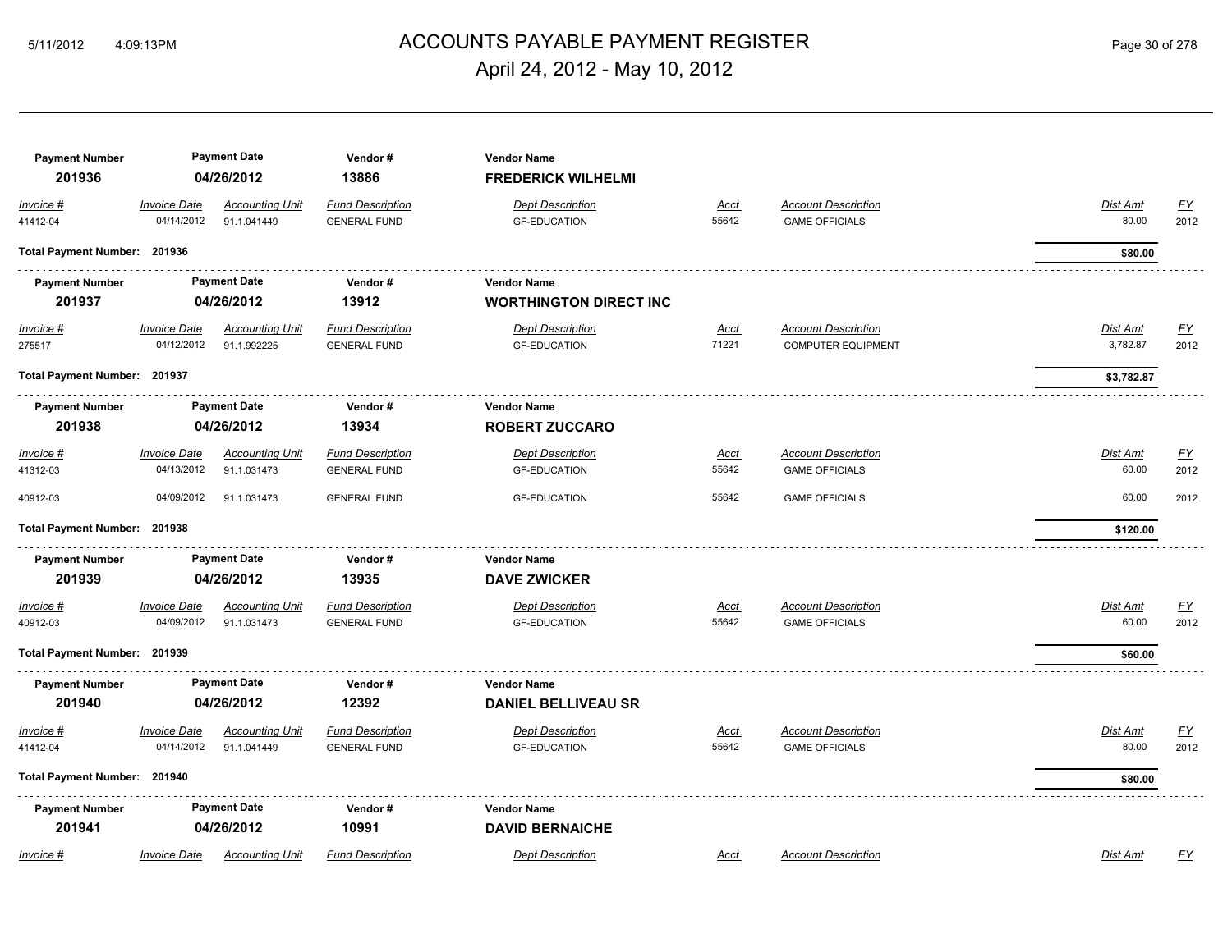# ACCOUNTS PAYABLE PAYMENT REGISTER

April 24, 2012 - May 10, 2012

| Payment Number | Payment Date | Vendor # | Vendor Name |
|---|---|---|---|
| 201936 | 04/26/2012 | 13886 | **FREDERICK WILHELMI** |

| Invoice # | Invoice Date | Accounting Unit | Fund Description | Dept Description | Acct | Account Description | Dist Amt | FY |
|---|---|---|---|---|---|---|---|---|
| 41412-04 | 04/14/2012 | 91.1.041449 | GENERAL FUND | GF-EDUCATION | 55642 | GAME OFFICIALS | 80.00 | 2012 |

**Total Payment Number: 201936** — **$80.00**

| Payment Number | Payment Date | Vendor # | Vendor Name |
|---|---|---|---|
| 201937 | 04/26/2012 | 13912 | **WORTHINGTON DIRECT INC** |

| Invoice # | Invoice Date | Accounting Unit | Fund Description | Dept Description | Acct | Account Description | Dist Amt | FY |
|---|---|---|---|---|---|---|---|---|
| 275517 | 04/12/2012 | 91.1.992225 | GENERAL FUND | GF-EDUCATION | 71221 | COMPUTER EQUIPMENT | 3,782.87 | 2012 |

**Total Payment Number: 201937** — **$3,782.87**

| Payment Number | Payment Date | Vendor # | Vendor Name |
|---|---|---|---|
| 201938 | 04/26/2012 | 13934 | **ROBERT ZUCCARO** |

| Invoice # | Invoice Date | Accounting Unit | Fund Description | Dept Description | Acct | Account Description | Dist Amt | FY |
|---|---|---|---|---|---|---|---|---|
| 41312-03 | 04/13/2012 | 91.1.031473 | GENERAL FUND | GF-EDUCATION | 55642 | GAME OFFICIALS | 60.00 | 2012 |
| 40912-03 | 04/09/2012 | 91.1.031473 | GENERAL FUND | GF-EDUCATION | 55642 | GAME OFFICIALS | 60.00 | 2012 |

**Total Payment Number: 201938** — **$120.00**

| Payment Number | Payment Date | Vendor # | Vendor Name |
|---|---|---|---|
| 201939 | 04/26/2012 | 13935 | **DAVE ZWICKER** |

| Invoice # | Invoice Date | Accounting Unit | Fund Description | Dept Description | Acct | Account Description | Dist Amt | FY |
|---|---|---|---|---|---|---|---|---|
| 40912-03 | 04/09/2012 | 91.1.031473 | GENERAL FUND | GF-EDUCATION | 55642 | GAME OFFICIALS | 60.00 | 2012 |

**Total Payment Number: 201939** — **$60.00**

| Payment Number | Payment Date | Vendor # | Vendor Name |
|---|---|---|---|
| 201940 | 04/26/2012 | 12392 | **DANIEL BELLIVEAU SR** |

| Invoice # | Invoice Date | Accounting Unit | Fund Description | Dept Description | Acct | Account Description | Dist Amt | FY |
|---|---|---|---|---|---|---|---|---|
| 41412-04 | 04/14/2012 | 91.1.041449 | GENERAL FUND | GF-EDUCATION | 55642 | GAME OFFICIALS | 80.00 | 2012 |

**Total Payment Number: 201940** — **$80.00**

| Payment Number | Payment Date | Vendor # | Vendor Name |
|---|---|---|---|
| 201941 | 04/26/2012 | 10991 | **DAVID BERNAICHE** |

| Invoice # | Invoice Date | Accounting Unit | Fund Description | Dept Description | Acct | Account Description | Dist Amt | FY |
|---|---|---|---|---|---|---|---|---|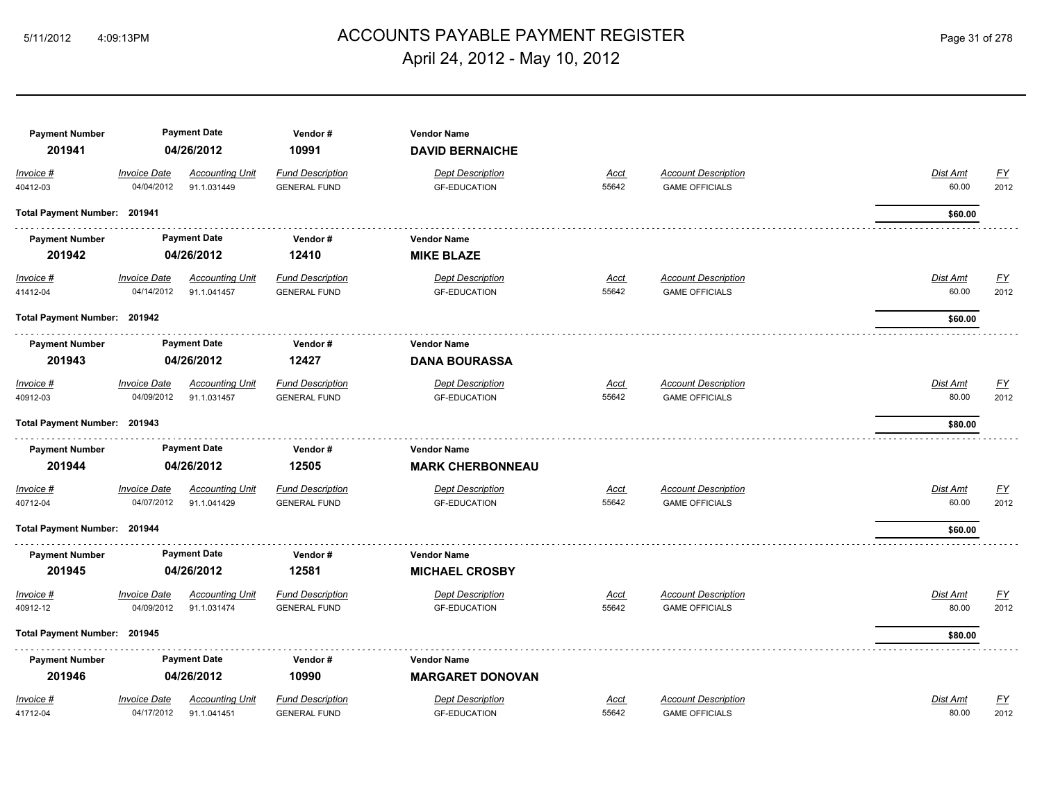# ACCOUNTS PAYABLE PAYMENT REGISTER

## April 24, 2012 - May 10, 2012

| Payment Number | Payment Date | Vendor # | Vendor Name |
|---|---|---|---|
| **201941** | **04/26/2012** | **10991** | **DAVID BERNAICHE** |

| Invoice # | Invoice Date | Accounting Unit | Fund Description | Dept Description | Acct | Account Description | Dist Amt | FY |
|---|---|---|---|---|---|---|---|---|
| 40412-03 | 04/04/2012 | 91.1.031449 | GENERAL FUND | GF-EDUCATION | 55642 | GAME OFFICIALS | 60.00 | 2012 |

**Total Payment Number: 201941** — **$60.00**

| Payment Number | Payment Date | Vendor # | Vendor Name |
|---|---|---|---|
| **201942** | **04/26/2012** | **12410** | **MIKE BLAZE** |

| Invoice # | Invoice Date | Accounting Unit | Fund Description | Dept Description | Acct | Account Description | Dist Amt | FY |
|---|---|---|---|---|---|---|---|---|
| 41412-04 | 04/14/2012 | 91.1.041457 | GENERAL FUND | GF-EDUCATION | 55642 | GAME OFFICIALS | 60.00 | 2012 |

**Total Payment Number: 201942** — **$60.00**

| Payment Number | Payment Date | Vendor # | Vendor Name |
|---|---|---|---|
| **201943** | **04/26/2012** | **12427** | **DANA BOURASSA** |

| Invoice # | Invoice Date | Accounting Unit | Fund Description | Dept Description | Acct | Account Description | Dist Amt | FY |
|---|---|---|---|---|---|---|---|---|
| 40912-03 | 04/09/2012 | 91.1.031457 | GENERAL FUND | GF-EDUCATION | 55642 | GAME OFFICIALS | 80.00 | 2012 |

**Total Payment Number: 201943** — **$80.00**

| Payment Number | Payment Date | Vendor # | Vendor Name |
|---|---|---|---|
| **201944** | **04/26/2012** | **12505** | **MARK CHERBONNEAU** |

| Invoice # | Invoice Date | Accounting Unit | Fund Description | Dept Description | Acct | Account Description | Dist Amt | FY |
|---|---|---|---|---|---|---|---|---|
| 40712-04 | 04/07/2012 | 91.1.041429 | GENERAL FUND | GF-EDUCATION | 55642 | GAME OFFICIALS | 60.00 | 2012 |

**Total Payment Number: 201944** — **$60.00**

| Payment Number | Payment Date | Vendor # | Vendor Name |
|---|---|---|---|
| **201945** | **04/26/2012** | **12581** | **MICHAEL CROSBY** |

| Invoice # | Invoice Date | Accounting Unit | Fund Description | Dept Description | Acct | Account Description | Dist Amt | FY |
|---|---|---|---|---|---|---|---|---|
| 40912-12 | 04/09/2012 | 91.1.031474 | GENERAL FUND | GF-EDUCATION | 55642 | GAME OFFICIALS | 80.00 | 2012 |

**Total Payment Number: 201945** — **$80.00**

| Payment Number | Payment Date | Vendor # | Vendor Name |
|---|---|---|---|
| **201946** | **04/26/2012** | **10990** | **MARGARET DONOVAN** |

| Invoice # | Invoice Date | Accounting Unit | Fund Description | Dept Description | Acct | Account Description | Dist Amt | FY |
|---|---|---|---|---|---|---|---|---|
| 41712-04 | 04/17/2012 | 91.1.041451 | GENERAL FUND | GF-EDUCATION | 55642 | GAME OFFICIALS | 80.00 | 2012 |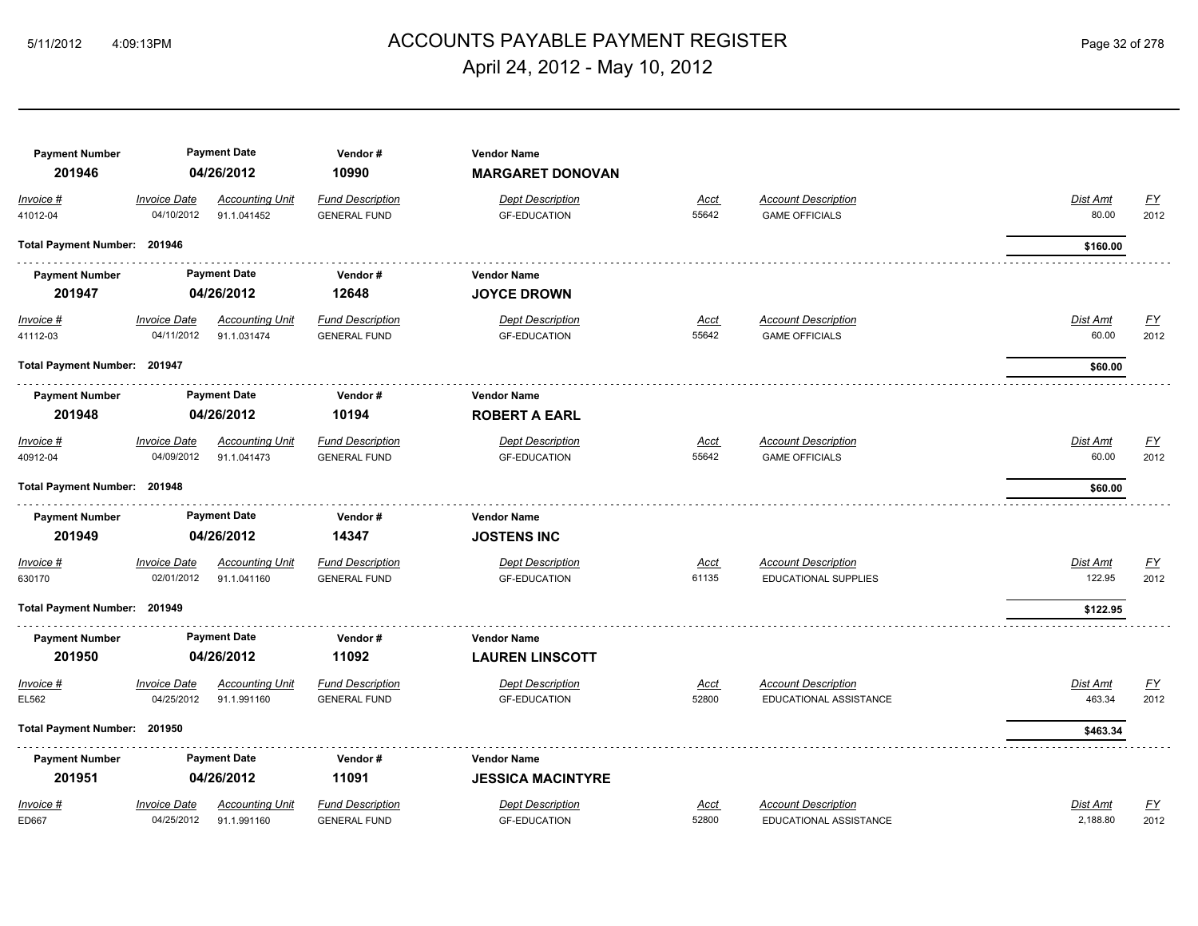| Payment Number | Payment Date | Vendor # | Vendor Name | | | | | |
|---|---|---|---|---|---|---|---|---|
| **201946** | **04/26/2012** | **10990** | **MARGARET DONOVAN** | | | | | |
| *Invoice #* | *Invoice Date* | *Accounting Unit* | *Fund Description* | *Dept Description* | *Acct* | *Account Description* | *Dist Amt* | *FY* |
| 41012-04 | 04/10/2012 | 91.1.041452 | GENERAL FUND | GF-EDUCATION | 55642 | GAME OFFICIALS | 80.00 | 2012 |
| **Total Payment Number: 201946** | | | | | | | **$160.00** | |

| Payment Number | Payment Date | Vendor # | Vendor Name | | | | | |
|---|---|---|---|---|---|---|---|---|
| **201947** | **04/26/2012** | **12648** | **JOYCE DROWN** | | | | | |
| *Invoice #* | *Invoice Date* | *Accounting Unit* | *Fund Description* | *Dept Description* | *Acct* | *Account Description* | *Dist Amt* | *FY* |
| 41112-03 | 04/11/2012 | 91.1.031474 | GENERAL FUND | GF-EDUCATION | 55642 | GAME OFFICIALS | 60.00 | 2012 |
| **Total Payment Number: 201947** | | | | | | | **$60.00** | |

| Payment Number | Payment Date | Vendor # | Vendor Name | | | | | |
|---|---|---|---|---|---|---|---|---|
| **201948** | **04/26/2012** | **10194** | **ROBERT A EARL** | | | | | |
| *Invoice #* | *Invoice Date* | *Accounting Unit* | *Fund Description* | *Dept Description* | *Acct* | *Account Description* | *Dist Amt* | *FY* |
| 40912-04 | 04/09/2012 | 91.1.041473 | GENERAL FUND | GF-EDUCATION | 55642 | GAME OFFICIALS | 60.00 | 2012 |
| **Total Payment Number: 201948** | | | | | | | **$60.00** | |

| Payment Number | Payment Date | Vendor # | Vendor Name | | | | | |
|---|---|---|---|---|---|---|---|---|
| **201949** | **04/26/2012** | **14347** | **JOSTENS INC** | | | | | |
| *Invoice #* | *Invoice Date* | *Accounting Unit* | *Fund Description* | *Dept Description* | *Acct* | *Account Description* | *Dist Amt* | *FY* |
| 630170 | 02/01/2012 | 91.1.041160 | GENERAL FUND | GF-EDUCATION | 61135 | EDUCATIONAL SUPPLIES | 122.95 | 2012 |
| **Total Payment Number: 201949** | | | | | | | **$122.95** | |

| Payment Number | Payment Date | Vendor # | Vendor Name | | | | | |
|---|---|---|---|---|---|---|---|---|
| **201950** | **04/26/2012** | **11092** | **LAUREN LINSCOTT** | | | | | |
| *Invoice #* | *Invoice Date* | *Accounting Unit* | *Fund Description* | *Dept Description* | *Acct* | *Account Description* | *Dist Amt* | *FY* |
| EL562 | 04/25/2012 | 91.1.991160 | GENERAL FUND | GF-EDUCATION | 52800 | EDUCATIONAL ASSISTANCE | 463.34 | 2012 |
| **Total Payment Number: 201950** | | | | | | | **$463.34** | |

| Payment Number | Payment Date | Vendor # | Vendor Name | | | | | |
|---|---|---|---|---|---|---|---|---|
| **201951** | **04/26/2012** | **11091** | **JESSICA MACINTYRE** | | | | | |
| *Invoice #* | *Invoice Date* | *Accounting Unit* | *Fund Description* | *Dept Description* | *Acct* | *Account Description* | *Dist Amt* | *FY* |
| ED667 | 04/25/2012 | 91.1.991160 | GENERAL FUND | GF-EDUCATION | 52800 | EDUCATIONAL ASSISTANCE | 2,188.80 | 2012 |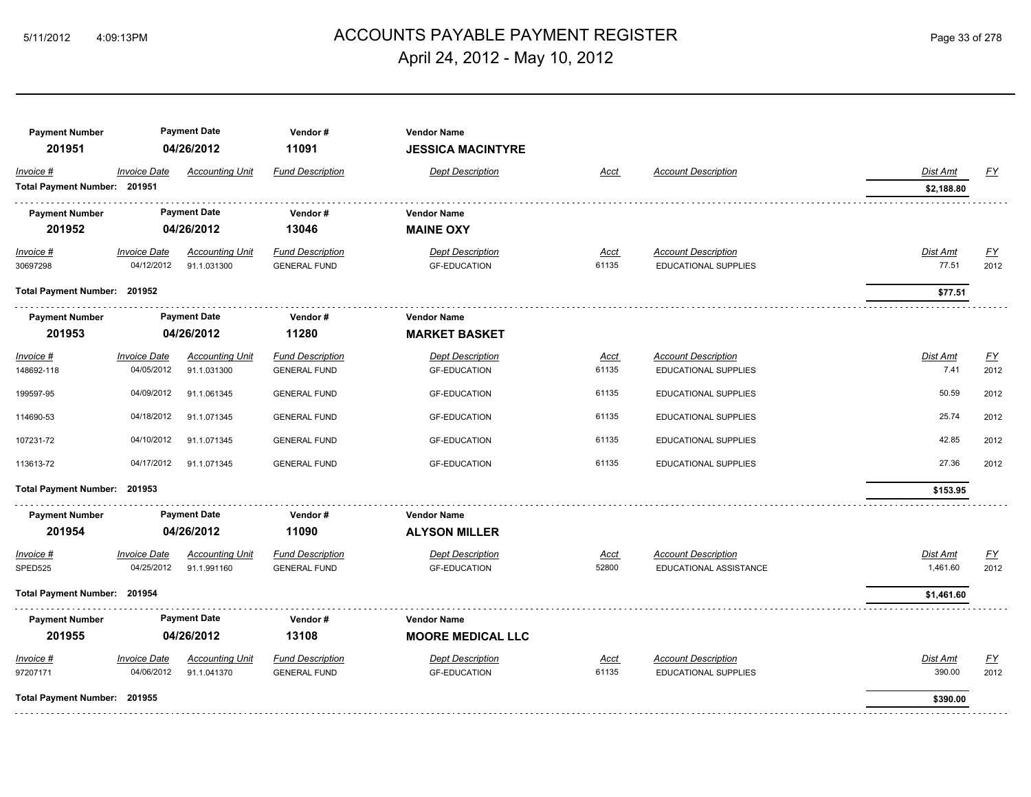# ACCOUNTS PAYABLE PAYMENT REGISTER

## April 24, 2012 - May 10, 2012

| Payment Number | Payment Date | Vendor # | Vendor Name |
|---|---|---|---|
| **201951** | **04/26/2012** | **11091** | **JESSICA MACINTYRE** |

| *Invoice #* | *Invoice Date* | *Accounting Unit* | *Fund Description* | *Dept Description* | *Acct* | *Account Description* | *Dist Amt* | *FY* |
|---|---|---|---|---|---|---|---|---|
| **Total Payment Number: 201951** | | | | | | | **$2,188.80** | |

| Payment Number | Payment Date | Vendor # | Vendor Name |
|---|---|---|---|
| **201952** | **04/26/2012** | **13046** | **MAINE OXY** |

| *Invoice #* | *Invoice Date* | *Accounting Unit* | *Fund Description* | *Dept Description* | *Acct* | *Account Description* | *Dist Amt* | *FY* |
|---|---|---|---|---|---|---|---|---|
| 30697298 | 04/12/2012 | 91.1.031300 | GENERAL FUND | GF-EDUCATION | 61135 | EDUCATIONAL SUPPLIES | 77.51 | 2012 |
| **Total Payment Number: 201952** | | | | | | | **$77.51** | |

| Payment Number | Payment Date | Vendor # | Vendor Name |
|---|---|---|---|
| **201953** | **04/26/2012** | **11280** | **MARKET BASKET** |

| *Invoice #* | *Invoice Date* | *Accounting Unit* | *Fund Description* | *Dept Description* | *Acct* | *Account Description* | *Dist Amt* | *FY* |
|---|---|---|---|---|---|---|---|---|
| 148692-118 | 04/05/2012 | 91.1.031300 | GENERAL FUND | GF-EDUCATION | 61135 | EDUCATIONAL SUPPLIES | 7.41 | 2012 |
| 199597-95 | 04/09/2012 | 91.1.061345 | GENERAL FUND | GF-EDUCATION | 61135 | EDUCATIONAL SUPPLIES | 50.59 | 2012 |
| 114690-53 | 04/18/2012 | 91.1.071345 | GENERAL FUND | GF-EDUCATION | 61135 | EDUCATIONAL SUPPLIES | 25.74 | 2012 |
| 107231-72 | 04/10/2012 | 91.1.071345 | GENERAL FUND | GF-EDUCATION | 61135 | EDUCATIONAL SUPPLIES | 42.85 | 2012 |
| 113613-72 | 04/17/2012 | 91.1.071345 | GENERAL FUND | GF-EDUCATION | 61135 | EDUCATIONAL SUPPLIES | 27.36 | 2012 |
| **Total Payment Number: 201953** | | | | | | | **$153.95** | |

| Payment Number | Payment Date | Vendor # | Vendor Name |
|---|---|---|---|
| **201954** | **04/26/2012** | **11090** | **ALYSON MILLER** |

| *Invoice #* | *Invoice Date* | *Accounting Unit* | *Fund Description* | *Dept Description* | *Acct* | *Account Description* | *Dist Amt* | *FY* |
|---|---|---|---|---|---|---|---|---|
| SPED525 | 04/25/2012 | 91.1.991160 | GENERAL FUND | GF-EDUCATION | 52800 | EDUCATIONAL ASSISTANCE | 1,461.60 | 2012 |
| **Total Payment Number: 201954** | | | | | | | **$1,461.60** | |

| Payment Number | Payment Date | Vendor # | Vendor Name |
|---|---|---|---|
| **201955** | **04/26/2012** | **13108** | **MOORE MEDICAL LLC** |

| *Invoice #* | *Invoice Date* | *Accounting Unit* | *Fund Description* | *Dept Description* | *Acct* | *Account Description* | *Dist Amt* | *FY* |
|---|---|---|---|---|---|---|---|---|
| 97207171 | 04/06/2012 | 91.1.041370 | GENERAL FUND | GF-EDUCATION | 61135 | EDUCATIONAL SUPPLIES | 390.00 | 2012 |
| **Total Payment Number: 201955** | | | | | | | **$390.00** | |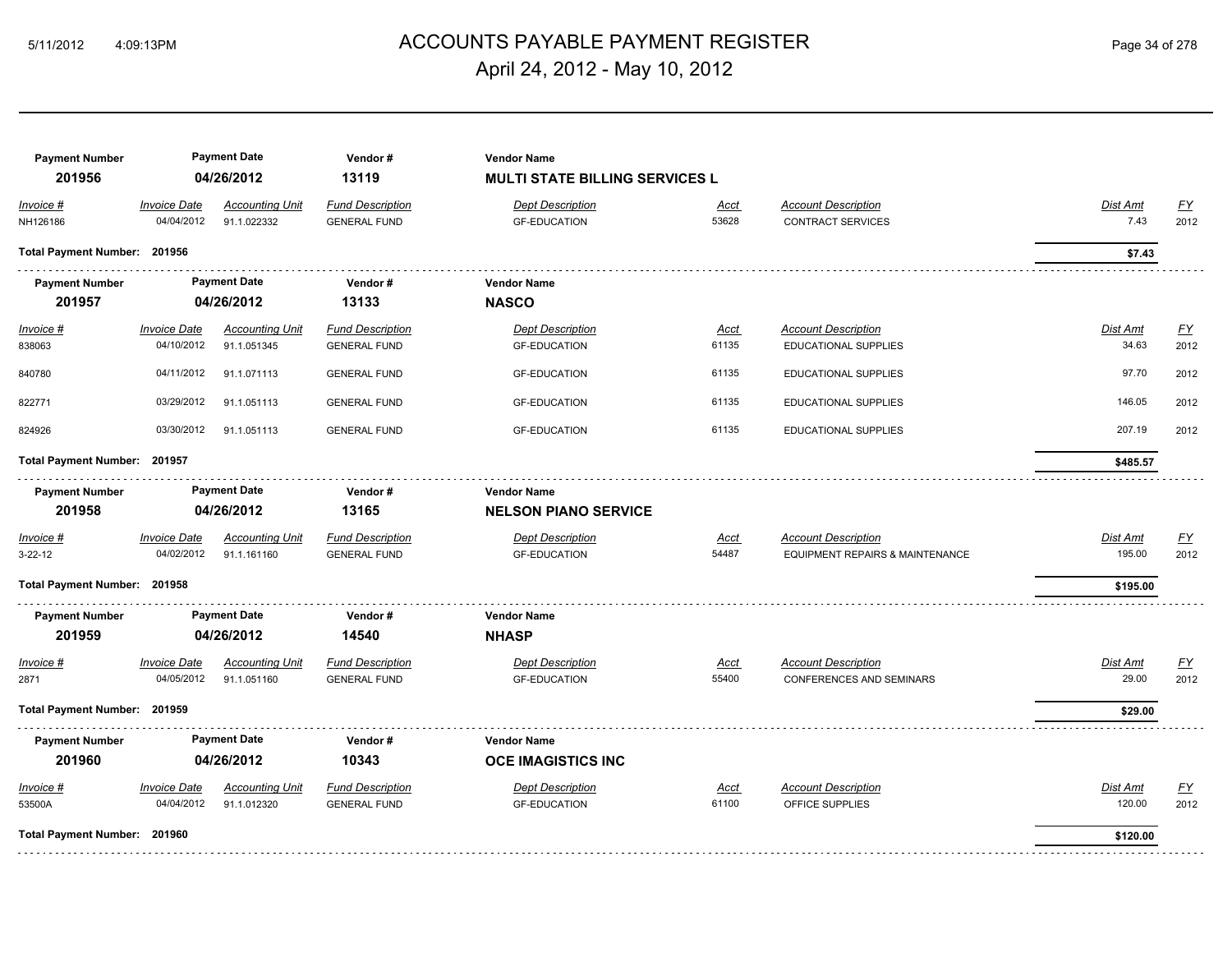# ACCOUNTS PAYABLE PAYMENT REGISTER

April 24, 2012 - May 10, 2012

| Payment Number | Payment Date | Vendor # | Vendor Name |
|---|---|---|---|
| **201956** | **04/26/2012** | **13119** | **MULTI STATE BILLING SERVICES L** |

| Invoice # | Invoice Date | Accounting Unit | Fund Description | Dept Description | Acct | Account Description | Dist Amt | FY |
|---|---|---|---|---|---|---|---|---|
| NH126186 | 04/04/2012 | 91.1.022332 | GENERAL FUND | GF-EDUCATION | 53628 | CONTRACT SERVICES | 7.43 | 2012 |

**Total Payment Number: 201956** — **$7.43**

| Payment Number | Payment Date | Vendor # | Vendor Name |
|---|---|---|---|
| **201957** | **04/26/2012** | **13133** | **NASCO** |

| Invoice # | Invoice Date | Accounting Unit | Fund Description | Dept Description | Acct | Account Description | Dist Amt | FY |
|---|---|---|---|---|---|---|---|---|
| 838063 | 04/10/2012 | 91.1.051345 | GENERAL FUND | GF-EDUCATION | 61135 | EDUCATIONAL SUPPLIES | 34.63 | 2012 |
| 840780 | 04/11/2012 | 91.1.071113 | GENERAL FUND | GF-EDUCATION | 61135 | EDUCATIONAL SUPPLIES | 97.70 | 2012 |
| 822771 | 03/29/2012 | 91.1.051113 | GENERAL FUND | GF-EDUCATION | 61135 | EDUCATIONAL SUPPLIES | 146.05 | 2012 |
| 824926 | 03/30/2012 | 91.1.051113 | GENERAL FUND | GF-EDUCATION | 61135 | EDUCATIONAL SUPPLIES | 207.19 | 2012 |

**Total Payment Number: 201957** — **$485.57**

| Payment Number | Payment Date | Vendor # | Vendor Name |
|---|---|---|---|
| **201958** | **04/26/2012** | **13165** | **NELSON PIANO SERVICE** |

| Invoice # | Invoice Date | Accounting Unit | Fund Description | Dept Description | Acct | Account Description | Dist Amt | FY |
|---|---|---|---|---|---|---|---|---|
| 3-22-12 | 04/02/2012 | 91.1.161160 | GENERAL FUND | GF-EDUCATION | 54487 | EQUIPMENT REPAIRS & MAINTENANCE | 195.00 | 2012 |

**Total Payment Number: 201958** — **$195.00**

| Payment Number | Payment Date | Vendor # | Vendor Name |
|---|---|---|---|
| **201959** | **04/26/2012** | **14540** | **NHASP** |

| Invoice # | Invoice Date | Accounting Unit | Fund Description | Dept Description | Acct | Account Description | Dist Amt | FY |
|---|---|---|---|---|---|---|---|---|
| 2871 | 04/05/2012 | 91.1.051160 | GENERAL FUND | GF-EDUCATION | 55400 | CONFERENCES AND SEMINARS | 29.00 | 2012 |

**Total Payment Number: 201959** — **$29.00**

| Payment Number | Payment Date | Vendor # | Vendor Name |
|---|---|---|---|
| **201960** | **04/26/2012** | **10343** | **OCE IMAGISTICS INC** |

| Invoice # | Invoice Date | Accounting Unit | Fund Description | Dept Description | Acct | Account Description | Dist Amt | FY |
|---|---|---|---|---|---|---|---|---|
| 53500A | 04/04/2012 | 91.1.012320 | GENERAL FUND | GF-EDUCATION | 61100 | OFFICE SUPPLIES | 120.00 | 2012 |

**Total Payment Number: 201960** — **$120.00**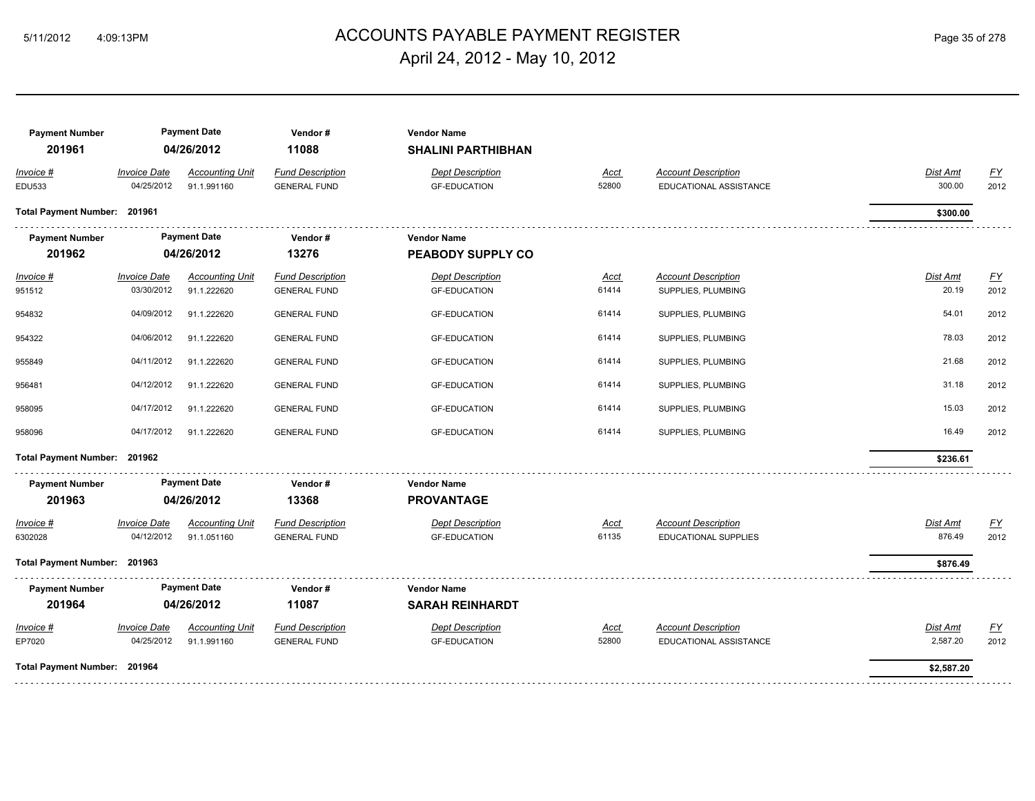# ACCOUNTS PAYABLE PAYMENT REGISTER

April 24, 2012 - May 10, 2012

| Payment Number | Payment Date | Vendor # | Vendor Name |
|---|---|---|---|
| **201961** | **04/26/2012** | **11088** | **SHALINI PARTHIBHAN** |

| Invoice # | Invoice Date | Accounting Unit | Fund Description | Dept Description | Acct | Account Description | Dist Amt | FY |
|---|---|---|---|---|---|---|---|---|
| EDU533 | 04/25/2012 | 91.1.991160 | GENERAL FUND | GF-EDUCATION | 52800 | EDUCATIONAL ASSISTANCE | 300.00 | 2012 |

**Total Payment Number: 201961** — **$300.00**

| Payment Number | Payment Date | Vendor # | Vendor Name |
|---|---|---|---|
| **201962** | **04/26/2012** | **13276** | **PEABODY SUPPLY CO** |

| Invoice # | Invoice Date | Accounting Unit | Fund Description | Dept Description | Acct | Account Description | Dist Amt | FY |
|---|---|---|---|---|---|---|---|---|
| 951512 | 03/30/2012 | 91.1.222620 | GENERAL FUND | GF-EDUCATION | 61414 | SUPPLIES, PLUMBING | 20.19 | 2012 |
| 954832 | 04/09/2012 | 91.1.222620 | GENERAL FUND | GF-EDUCATION | 61414 | SUPPLIES, PLUMBING | 54.01 | 2012 |
| 954322 | 04/06/2012 | 91.1.222620 | GENERAL FUND | GF-EDUCATION | 61414 | SUPPLIES, PLUMBING | 78.03 | 2012 |
| 955849 | 04/11/2012 | 91.1.222620 | GENERAL FUND | GF-EDUCATION | 61414 | SUPPLIES, PLUMBING | 21.68 | 2012 |
| 956481 | 04/12/2012 | 91.1.222620 | GENERAL FUND | GF-EDUCATION | 61414 | SUPPLIES, PLUMBING | 31.18 | 2012 |
| 958095 | 04/17/2012 | 91.1.222620 | GENERAL FUND | GF-EDUCATION | 61414 | SUPPLIES, PLUMBING | 15.03 | 2012 |
| 958096 | 04/17/2012 | 91.1.222620 | GENERAL FUND | GF-EDUCATION | 61414 | SUPPLIES, PLUMBING | 16.49 | 2012 |

**Total Payment Number: 201962** — **$236.61**

| Payment Number | Payment Date | Vendor # | Vendor Name |
|---|---|---|---|
| **201963** | **04/26/2012** | **13368** | **PROVANTAGE** |

| Invoice # | Invoice Date | Accounting Unit | Fund Description | Dept Description | Acct | Account Description | Dist Amt | FY |
|---|---|---|---|---|---|---|---|---|
| 6302028 | 04/12/2012 | 91.1.051160 | GENERAL FUND | GF-EDUCATION | 61135 | EDUCATIONAL SUPPLIES | 876.49 | 2012 |

**Total Payment Number: 201963** — **$876.49**

| Payment Number | Payment Date | Vendor # | Vendor Name |
|---|---|---|---|
| **201964** | **04/26/2012** | **11087** | **SARAH REINHARDT** |

| Invoice # | Invoice Date | Accounting Unit | Fund Description | Dept Description | Acct | Account Description | Dist Amt | FY |
|---|---|---|---|---|---|---|---|---|
| EP7020 | 04/25/2012 | 91.1.991160 | GENERAL FUND | GF-EDUCATION | 52800 | EDUCATIONAL ASSISTANCE | 2,587.20 | 2012 |

**Total Payment Number: 201964** — **$2,587.20**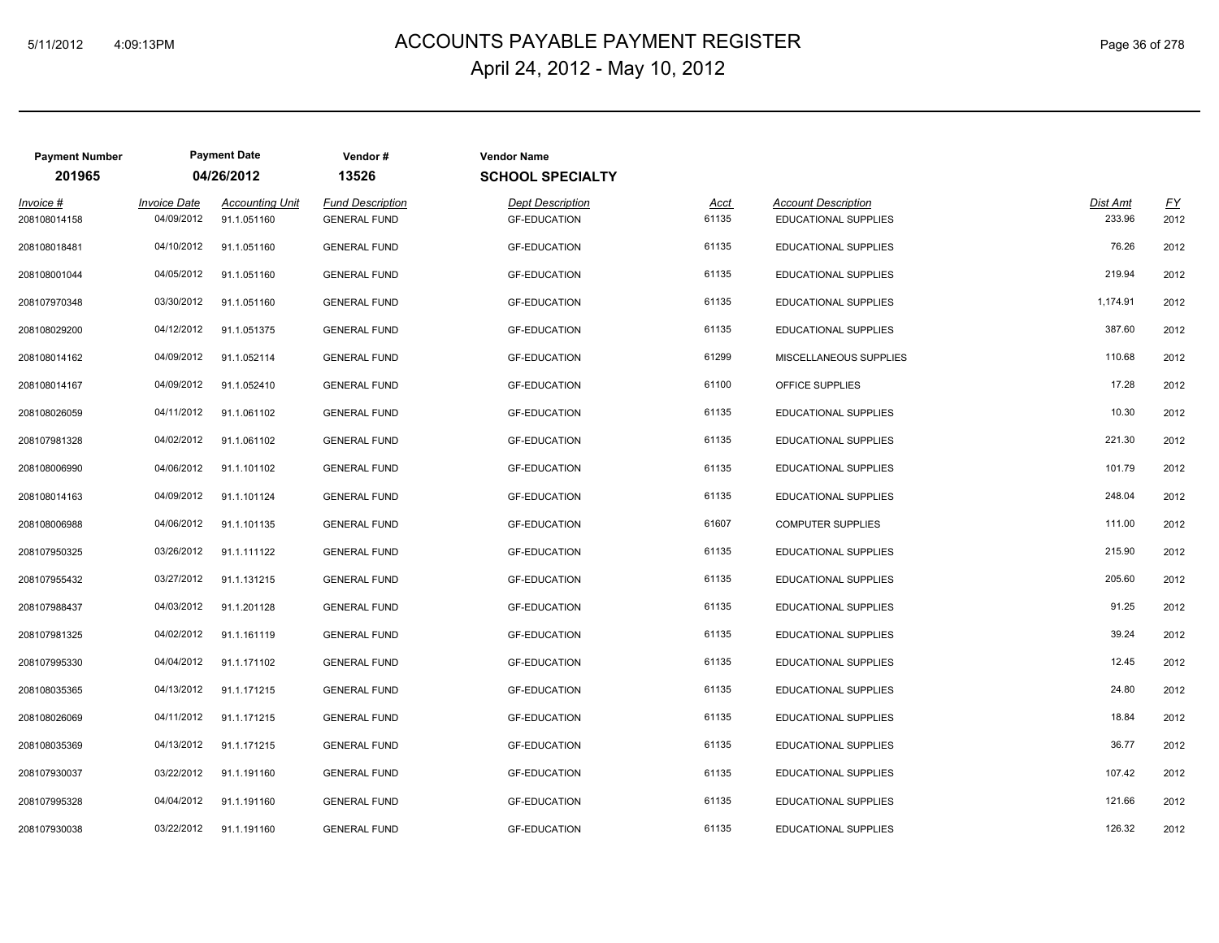# ACCOUNTS PAYABLE PAYMENT REGISTER

April 24, 2012 - May 10, 2012

| Payment Number | Payment Date | Vendor # | Vendor Name |
|---|---|---|---|
| 201965 | 04/26/2012 | 13526 | SCHOOL SPECIALTY |

| Invoice # | Invoice Date | Accounting Unit | Fund Description | Dept Description | Acct | Account Description | Dist Amt | FY |
|---|---|---|---|---|---|---|---|---|
| 208108014158 | 04/09/2012 | 91.1.051160 | GENERAL FUND | GF-EDUCATION | 61135 | EDUCATIONAL SUPPLIES | 233.96 | 2012 |
| 208108018481 | 04/10/2012 | 91.1.051160 | GENERAL FUND | GF-EDUCATION | 61135 | EDUCATIONAL SUPPLIES | 76.26 | 2012 |
| 208108001044 | 04/05/2012 | 91.1.051160 | GENERAL FUND | GF-EDUCATION | 61135 | EDUCATIONAL SUPPLIES | 219.94 | 2012 |
| 208107970348 | 03/30/2012 | 91.1.051160 | GENERAL FUND | GF-EDUCATION | 61135 | EDUCATIONAL SUPPLIES | 1,174.91 | 2012 |
| 208108029200 | 04/12/2012 | 91.1.051375 | GENERAL FUND | GF-EDUCATION | 61135 | EDUCATIONAL SUPPLIES | 387.60 | 2012 |
| 208108014162 | 04/09/2012 | 91.1.052114 | GENERAL FUND | GF-EDUCATION | 61299 | MISCELLANEOUS SUPPLIES | 110.68 | 2012 |
| 208108014167 | 04/09/2012 | 91.1.052410 | GENERAL FUND | GF-EDUCATION | 61100 | OFFICE SUPPLIES | 17.28 | 2012 |
| 208108026059 | 04/11/2012 | 91.1.061102 | GENERAL FUND | GF-EDUCATION | 61135 | EDUCATIONAL SUPPLIES | 10.30 | 2012 |
| 208107981328 | 04/02/2012 | 91.1.061102 | GENERAL FUND | GF-EDUCATION | 61135 | EDUCATIONAL SUPPLIES | 221.30 | 2012 |
| 208108006990 | 04/06/2012 | 91.1.101102 | GENERAL FUND | GF-EDUCATION | 61135 | EDUCATIONAL SUPPLIES | 101.79 | 2012 |
| 208108014163 | 04/09/2012 | 91.1.101124 | GENERAL FUND | GF-EDUCATION | 61135 | EDUCATIONAL SUPPLIES | 248.04 | 2012 |
| 208108006988 | 04/06/2012 | 91.1.101135 | GENERAL FUND | GF-EDUCATION | 61607 | COMPUTER SUPPLIES | 111.00 | 2012 |
| 208107950325 | 03/26/2012 | 91.1.111122 | GENERAL FUND | GF-EDUCATION | 61135 | EDUCATIONAL SUPPLIES | 215.90 | 2012 |
| 208107955432 | 03/27/2012 | 91.1.131215 | GENERAL FUND | GF-EDUCATION | 61135 | EDUCATIONAL SUPPLIES | 205.60 | 2012 |
| 208107988437 | 04/03/2012 | 91.1.201128 | GENERAL FUND | GF-EDUCATION | 61135 | EDUCATIONAL SUPPLIES | 91.25 | 2012 |
| 208107981325 | 04/02/2012 | 91.1.161119 | GENERAL FUND | GF-EDUCATION | 61135 | EDUCATIONAL SUPPLIES | 39.24 | 2012 |
| 208107995330 | 04/04/2012 | 91.1.171102 | GENERAL FUND | GF-EDUCATION | 61135 | EDUCATIONAL SUPPLIES | 12.45 | 2012 |
| 208108035365 | 04/13/2012 | 91.1.171215 | GENERAL FUND | GF-EDUCATION | 61135 | EDUCATIONAL SUPPLIES | 24.80 | 2012 |
| 208108026069 | 04/11/2012 | 91.1.171215 | GENERAL FUND | GF-EDUCATION | 61135 | EDUCATIONAL SUPPLIES | 18.84 | 2012 |
| 208108035369 | 04/13/2012 | 91.1.171215 | GENERAL FUND | GF-EDUCATION | 61135 | EDUCATIONAL SUPPLIES | 36.77 | 2012 |
| 208107930037 | 03/22/2012 | 91.1.191160 | GENERAL FUND | GF-EDUCATION | 61135 | EDUCATIONAL SUPPLIES | 107.42 | 2012 |
| 208107995328 | 04/04/2012 | 91.1.191160 | GENERAL FUND | GF-EDUCATION | 61135 | EDUCATIONAL SUPPLIES | 121.66 | 2012 |
| 208107930038 | 03/22/2012 | 91.1.191160 | GENERAL FUND | GF-EDUCATION | 61135 | EDUCATIONAL SUPPLIES | 126.32 | 2012 |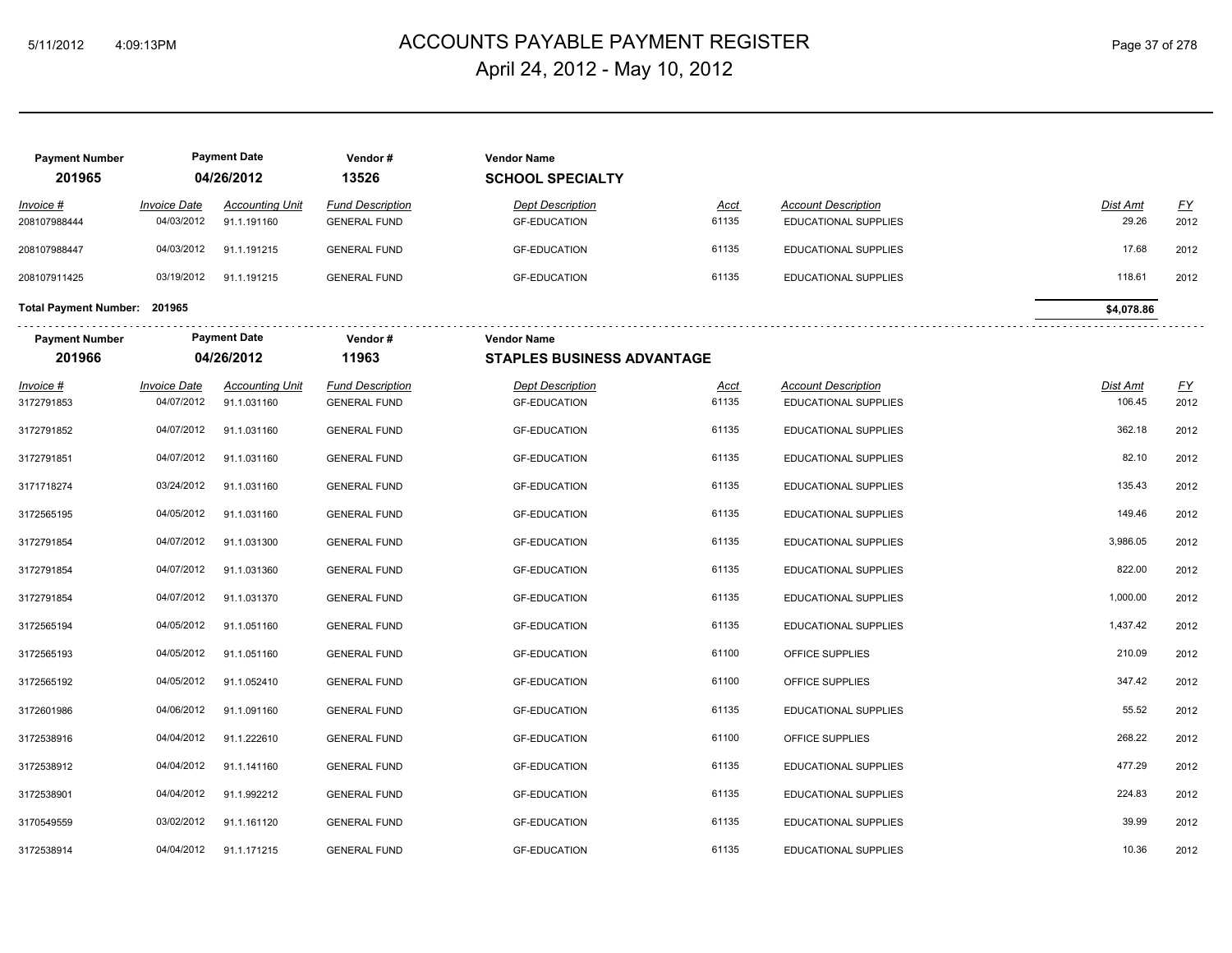# ACCOUNTS PAYABLE PAYMENT REGISTER

April 24, 2012 - May 10, 2012

| Payment Number | Payment Date | Vendor # | Vendor Name |
|---|---|---|---|
| 201965 | 04/26/2012 | 13526 | **SCHOOL SPECIALTY** |

| Invoice # | Invoice Date | Accounting Unit | Fund Description | Dept Description | Acct | Account Description | Dist Amt | FY |
|---|---|---|---|---|---|---|---|---|
| 208107988444 | 04/03/2012 | 91.1.191160 | GENERAL FUND | GF-EDUCATION | 61135 | EDUCATIONAL SUPPLIES | 29.26 | 2012 |
| 208107988447 | 04/03/2012 | 91.1.191215 | GENERAL FUND | GF-EDUCATION | 61135 | EDUCATIONAL SUPPLIES | 17.68 | 2012 |
| 208107911425 | 03/19/2012 | 91.1.191215 | GENERAL FUND | GF-EDUCATION | 61135 | EDUCATIONAL SUPPLIES | 118.61 | 2012 |

**Total Payment Number: 201965** — **$4,078.86**

| Payment Number | Payment Date | Vendor # | Vendor Name |
|---|---|---|---|
| 201966 | 04/26/2012 | 11963 | **STAPLES BUSINESS ADVANTAGE** |

| Invoice # | Invoice Date | Accounting Unit | Fund Description | Dept Description | Acct | Account Description | Dist Amt | FY |
|---|---|---|---|---|---|---|---|---|
| 3172791853 | 04/07/2012 | 91.1.031160 | GENERAL FUND | GF-EDUCATION | 61135 | EDUCATIONAL SUPPLIES | 106.45 | 2012 |
| 3172791852 | 04/07/2012 | 91.1.031160 | GENERAL FUND | GF-EDUCATION | 61135 | EDUCATIONAL SUPPLIES | 362.18 | 2012 |
| 3172791851 | 04/07/2012 | 91.1.031160 | GENERAL FUND | GF-EDUCATION | 61135 | EDUCATIONAL SUPPLIES | 82.10 | 2012 |
| 3171718274 | 03/24/2012 | 91.1.031160 | GENERAL FUND | GF-EDUCATION | 61135 | EDUCATIONAL SUPPLIES | 135.43 | 2012 |
| 3172565195 | 04/05/2012 | 91.1.031160 | GENERAL FUND | GF-EDUCATION | 61135 | EDUCATIONAL SUPPLIES | 149.46 | 2012 |
| 3172791854 | 04/07/2012 | 91.1.031300 | GENERAL FUND | GF-EDUCATION | 61135 | EDUCATIONAL SUPPLIES | 3,986.05 | 2012 |
| 3172791854 | 04/07/2012 | 91.1.031360 | GENERAL FUND | GF-EDUCATION | 61135 | EDUCATIONAL SUPPLIES | 822.00 | 2012 |
| 3172791854 | 04/07/2012 | 91.1.031370 | GENERAL FUND | GF-EDUCATION | 61135 | EDUCATIONAL SUPPLIES | 1,000.00 | 2012 |
| 3172565194 | 04/05/2012 | 91.1.051160 | GENERAL FUND | GF-EDUCATION | 61135 | EDUCATIONAL SUPPLIES | 1,437.42 | 2012 |
| 3172565193 | 04/05/2012 | 91.1.051160 | GENERAL FUND | GF-EDUCATION | 61100 | OFFICE SUPPLIES | 210.09 | 2012 |
| 3172565192 | 04/05/2012 | 91.1.052410 | GENERAL FUND | GF-EDUCATION | 61100 | OFFICE SUPPLIES | 347.42 | 2012 |
| 3172601986 | 04/06/2012 | 91.1.091160 | GENERAL FUND | GF-EDUCATION | 61135 | EDUCATIONAL SUPPLIES | 55.52 | 2012 |
| 3172538916 | 04/04/2012 | 91.1.222610 | GENERAL FUND | GF-EDUCATION | 61100 | OFFICE SUPPLIES | 268.22 | 2012 |
| 3172538912 | 04/04/2012 | 91.1.141160 | GENERAL FUND | GF-EDUCATION | 61135 | EDUCATIONAL SUPPLIES | 477.29 | 2012 |
| 3172538901 | 04/04/2012 | 91.1.992212 | GENERAL FUND | GF-EDUCATION | 61135 | EDUCATIONAL SUPPLIES | 224.83 | 2012 |
| 3170549559 | 03/02/2012 | 91.1.161120 | GENERAL FUND | GF-EDUCATION | 61135 | EDUCATIONAL SUPPLIES | 39.99 | 2012 |
| 3172538914 | 04/04/2012 | 91.1.171215 | GENERAL FUND | GF-EDUCATION | 61135 | EDUCATIONAL SUPPLIES | 10.36 | 2012 |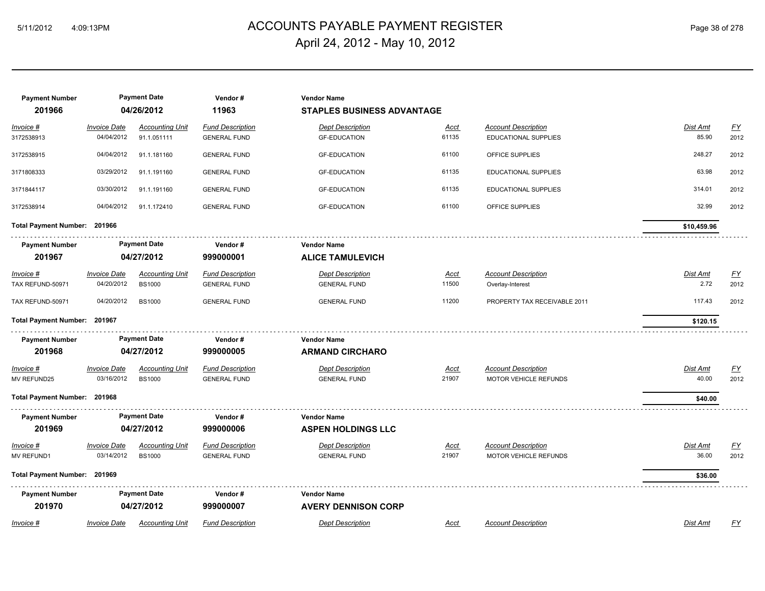| Payment Number | Payment Date | Vendor # | Vendor Name |
|---|---|---|---|
| 201966 | 04/26/2012 | 11963 | **STAPLES BUSINESS ADVANTAGE** |

| Invoice # | Invoice Date | Accounting Unit | Fund Description | Dept Description | Acct | Account Description | Dist Amt | FY |
|---|---|---|---|---|---|---|---|---|
| 3172538913 | 04/04/2012 | 91.1.051111 | GENERAL FUND | GF-EDUCATION | 61135 | EDUCATIONAL SUPPLIES | 85.90 | 2012 |
| 3172538915 | 04/04/2012 | 91.1.181160 | GENERAL FUND | GF-EDUCATION | 61100 | OFFICE SUPPLIES | 248.27 | 2012 |
| 3171808333 | 03/29/2012 | 91.1.191160 | GENERAL FUND | GF-EDUCATION | 61135 | EDUCATIONAL SUPPLIES | 63.98 | 2012 |
| 3171844117 | 03/30/2012 | 91.1.191160 | GENERAL FUND | GF-EDUCATION | 61135 | EDUCATIONAL SUPPLIES | 314.01 | 2012 |
| 3172538914 | 04/04/2012 | 91.1.172410 | GENERAL FUND | GF-EDUCATION | 61100 | OFFICE SUPPLIES | 32.99 | 2012 |

**Total Payment Number: 201966** — **$10,459.96**

| Payment Number | Payment Date | Vendor # | Vendor Name |
|---|---|---|---|
| 201967 | 04/27/2012 | 999000001 | **ALICE TAMULEVICH** |

| Invoice # | Invoice Date | Accounting Unit | Fund Description | Dept Description | Acct | Account Description | Dist Amt | FY |
|---|---|---|---|---|---|---|---|---|
| TAX REFUND-50971 | 04/20/2012 | BS1000 | GENERAL FUND | GENERAL FUND | 11500 | Overlay-Interest | 2.72 | 2012 |
| TAX REFUND-50971 | 04/20/2012 | BS1000 | GENERAL FUND | GENERAL FUND | 11200 | PROPERTY TAX RECEIVABLE 2011 | 117.43 | 2012 |

**Total Payment Number: 201967** — **$120.15**

| Payment Number | Payment Date | Vendor # | Vendor Name |
|---|---|---|---|
| 201968 | 04/27/2012 | 999000005 | **ARMAND CIRCHARO** |

| Invoice # | Invoice Date | Accounting Unit | Fund Description | Dept Description | Acct | Account Description | Dist Amt | FY |
|---|---|---|---|---|---|---|---|---|
| MV REFUND25 | 03/16/2012 | BS1000 | GENERAL FUND | GENERAL FUND | 21907 | MOTOR VEHICLE REFUNDS | 40.00 | 2012 |

**Total Payment Number: 201968** — **$40.00**

| Payment Number | Payment Date | Vendor # | Vendor Name |
|---|---|---|---|
| 201969 | 04/27/2012 | 999000006 | **ASPEN HOLDINGS LLC** |

| Invoice # | Invoice Date | Accounting Unit | Fund Description | Dept Description | Acct | Account Description | Dist Amt | FY |
|---|---|---|---|---|---|---|---|---|
| MV REFUND1 | 03/14/2012 | BS1000 | GENERAL FUND | GENERAL FUND | 21907 | MOTOR VEHICLE REFUNDS | 36.00 | 2012 |

**Total Payment Number: 201969** — **$36.00**

| Payment Number | Payment Date | Vendor # | Vendor Name |
|---|---|---|---|
| 201970 | 04/27/2012 | 999000007 | **AVERY DENNISON CORP** |

| Invoice # | Invoice Date | Accounting Unit | Fund Description | Dept Description | Acct | Account Description | Dist Amt | FY |
|---|---|---|---|---|---|---|---|---|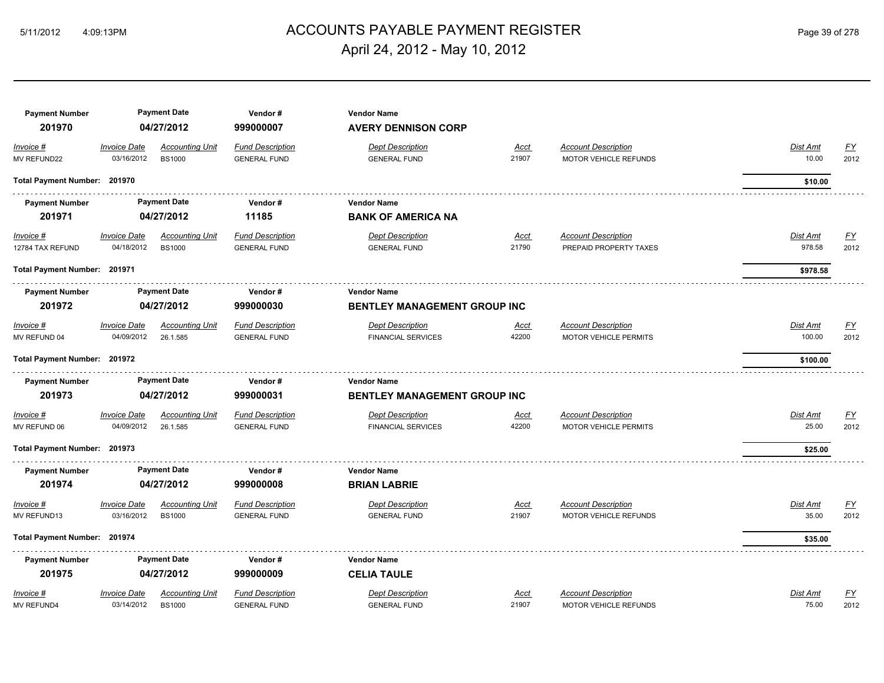# ACCOUNTS PAYABLE PAYMENT REGISTER

## April 24, 2012 - May 10, 2012

| Payment Number | Payment Date | Vendor # | Vendor Name |
|---|---|---|---|
| **201970** | **04/27/2012** | **999000007** | **AVERY DENNISON CORP** |

| Invoice # | Invoice Date | Accounting Unit | Fund Description | Dept Description | Acct | Account Description | Dist Amt | FY |
|---|---|---|---|---|---|---|---|---|
| MV REFUND22 | 03/16/2012 | BS1000 | GENERAL FUND | GENERAL FUND | 21907 | MOTOR VEHICLE REFUNDS | 10.00 | 2012 |

**Total Payment Number: 201970** — **$10.00**

| Payment Number | Payment Date | Vendor # | Vendor Name |
|---|---|---|---|
| **201971** | **04/27/2012** | **11185** | **BANK OF AMERICA NA** |

| Invoice # | Invoice Date | Accounting Unit | Fund Description | Dept Description | Acct | Account Description | Dist Amt | FY |
|---|---|---|---|---|---|---|---|---|
| 12784 TAX REFUND | 04/18/2012 | BS1000 | GENERAL FUND | GENERAL FUND | 21790 | PREPAID PROPERTY TAXES | 978.58 | 2012 |

**Total Payment Number: 201971** — **$978.58**

| Payment Number | Payment Date | Vendor # | Vendor Name |
|---|---|---|---|
| **201972** | **04/27/2012** | **999000030** | **BENTLEY MANAGEMENT GROUP INC** |

| Invoice # | Invoice Date | Accounting Unit | Fund Description | Dept Description | Acct | Account Description | Dist Amt | FY |
|---|---|---|---|---|---|---|---|---|
| MV REFUND 04 | 04/09/2012 | 26.1.585 | GENERAL FUND | FINANCIAL SERVICES | 42200 | MOTOR VEHICLE PERMITS | 100.00 | 2012 |

**Total Payment Number: 201972** — **$100.00**

| Payment Number | Payment Date | Vendor # | Vendor Name |
|---|---|---|---|
| **201973** | **04/27/2012** | **999000031** | **BENTLEY MANAGEMENT GROUP INC** |

| Invoice # | Invoice Date | Accounting Unit | Fund Description | Dept Description | Acct | Account Description | Dist Amt | FY |
|---|---|---|---|---|---|---|---|---|
| MV REFUND 06 | 04/09/2012 | 26.1.585 | GENERAL FUND | FINANCIAL SERVICES | 42200 | MOTOR VEHICLE PERMITS | 25.00 | 2012 |

**Total Payment Number: 201973** — **$25.00**

| Payment Number | Payment Date | Vendor # | Vendor Name |
|---|---|---|---|
| **201974** | **04/27/2012** | **999000008** | **BRIAN LABRIE** |

| Invoice # | Invoice Date | Accounting Unit | Fund Description | Dept Description | Acct | Account Description | Dist Amt | FY |
|---|---|---|---|---|---|---|---|---|
| MV REFUND13 | 03/16/2012 | BS1000 | GENERAL FUND | GENERAL FUND | 21907 | MOTOR VEHICLE REFUNDS | 35.00 | 2012 |

**Total Payment Number: 201974** — **$35.00**

| Payment Number | Payment Date | Vendor # | Vendor Name |
|---|---|---|---|
| **201975** | **04/27/2012** | **999000009** | **CELIA TAULE** |

| Invoice # | Invoice Date | Accounting Unit | Fund Description | Dept Description | Acct | Account Description | Dist Amt | FY |
|---|---|---|---|---|---|---|---|---|
| MV REFUND4 | 03/14/2012 | BS1000 | GENERAL FUND | GENERAL FUND | 21907 | MOTOR VEHICLE REFUNDS | 75.00 | 2012 |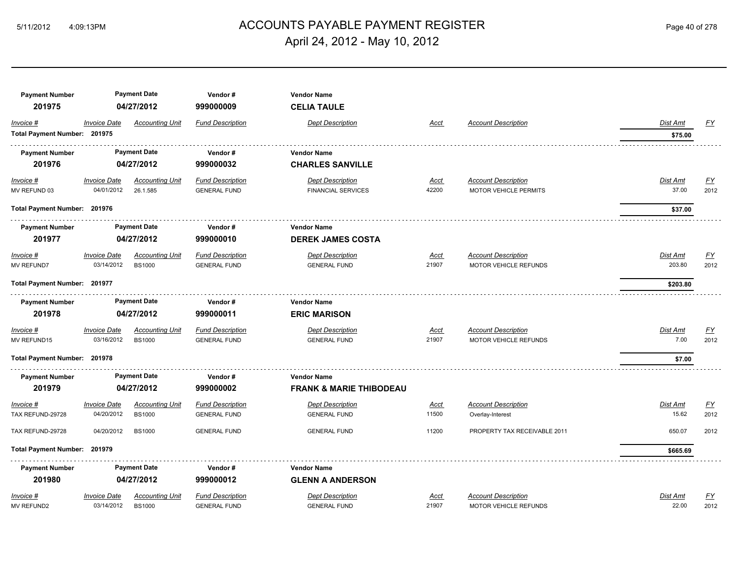# ACCOUNTS PAYABLE PAYMENT REGISTER

## April 24, 2012 - May 10, 2012

| Payment Number | Payment Date | Vendor # | Vendor Name |
|---|---|---|---|
| **201975** | **04/27/2012** | **999000009** | **CELIA TAULE** |

| Invoice # | Invoice Date | Accounting Unit | Fund Description | Dept Description | Acct | Account Description | Dist Amt | FY |
|---|---|---|---|---|---|---|---|---|
| **Total Payment Number: 201975** | | | | | | | **$75.00** | |

| Payment Number | Payment Date | Vendor # | Vendor Name |
|---|---|---|---|
| **201976** | **04/27/2012** | **999000032** | **CHARLES SANVILLE** |

| Invoice # | Invoice Date | Accounting Unit | Fund Description | Dept Description | Acct | Account Description | Dist Amt | FY |
|---|---|---|---|---|---|---|---|---|
| MV REFUND 03 | 04/01/2012 | 26.1.585 | GENERAL FUND | FINANCIAL SERVICES | 42200 | MOTOR VEHICLE PERMITS | 37.00 | 2012 |
| **Total Payment Number: 201976** | | | | | | | **$37.00** | |

| Payment Number | Payment Date | Vendor # | Vendor Name |
|---|---|---|---|
| **201977** | **04/27/2012** | **999000010** | **DEREK JAMES COSTA** |

| Invoice # | Invoice Date | Accounting Unit | Fund Description | Dept Description | Acct | Account Description | Dist Amt | FY |
|---|---|---|---|---|---|---|---|---|
| MV REFUND7 | 03/14/2012 | BS1000 | GENERAL FUND | GENERAL FUND | 21907 | MOTOR VEHICLE REFUNDS | 203.80 | 2012 |
| **Total Payment Number: 201977** | | | | | | | **$203.80** | |

| Payment Number | Payment Date | Vendor # | Vendor Name |
|---|---|---|---|
| **201978** | **04/27/2012** | **999000011** | **ERIC MARISON** |

| Invoice # | Invoice Date | Accounting Unit | Fund Description | Dept Description | Acct | Account Description | Dist Amt | FY |
|---|---|---|---|---|---|---|---|---|
| MV REFUND15 | 03/16/2012 | BS1000 | GENERAL FUND | GENERAL FUND | 21907 | MOTOR VEHICLE REFUNDS | 7.00 | 2012 |
| **Total Payment Number: 201978** | | | | | | | **$7.00** | |

| Payment Number | Payment Date | Vendor # | Vendor Name |
|---|---|---|---|
| **201979** | **04/27/2012** | **999000002** | **FRANK & MARIE THIBODEAU** |

| Invoice # | Invoice Date | Accounting Unit | Fund Description | Dept Description | Acct | Account Description | Dist Amt | FY |
|---|---|---|---|---|---|---|---|---|
| TAX REFUND-29728 | 04/20/2012 | BS1000 | GENERAL FUND | GENERAL FUND | 11500 | Overlay-Interest | 15.62 | 2012 |
| TAX REFUND-29728 | 04/20/2012 | BS1000 | GENERAL FUND | GENERAL FUND | 11200 | PROPERTY TAX RECEIVABLE 2011 | 650.07 | 2012 |
| **Total Payment Number: 201979** | | | | | | | **$665.69** | |

| Payment Number | Payment Date | Vendor # | Vendor Name |
|---|---|---|---|
| **201980** | **04/27/2012** | **999000012** | **GLENN A ANDERSON** |

| Invoice # | Invoice Date | Accounting Unit | Fund Description | Dept Description | Acct | Account Description | Dist Amt | FY |
|---|---|---|---|---|---|---|---|---|
| MV REFUND2 | 03/14/2012 | BS1000 | GENERAL FUND | GENERAL FUND | 21907 | MOTOR VEHICLE REFUNDS | 22.00 | 2012 |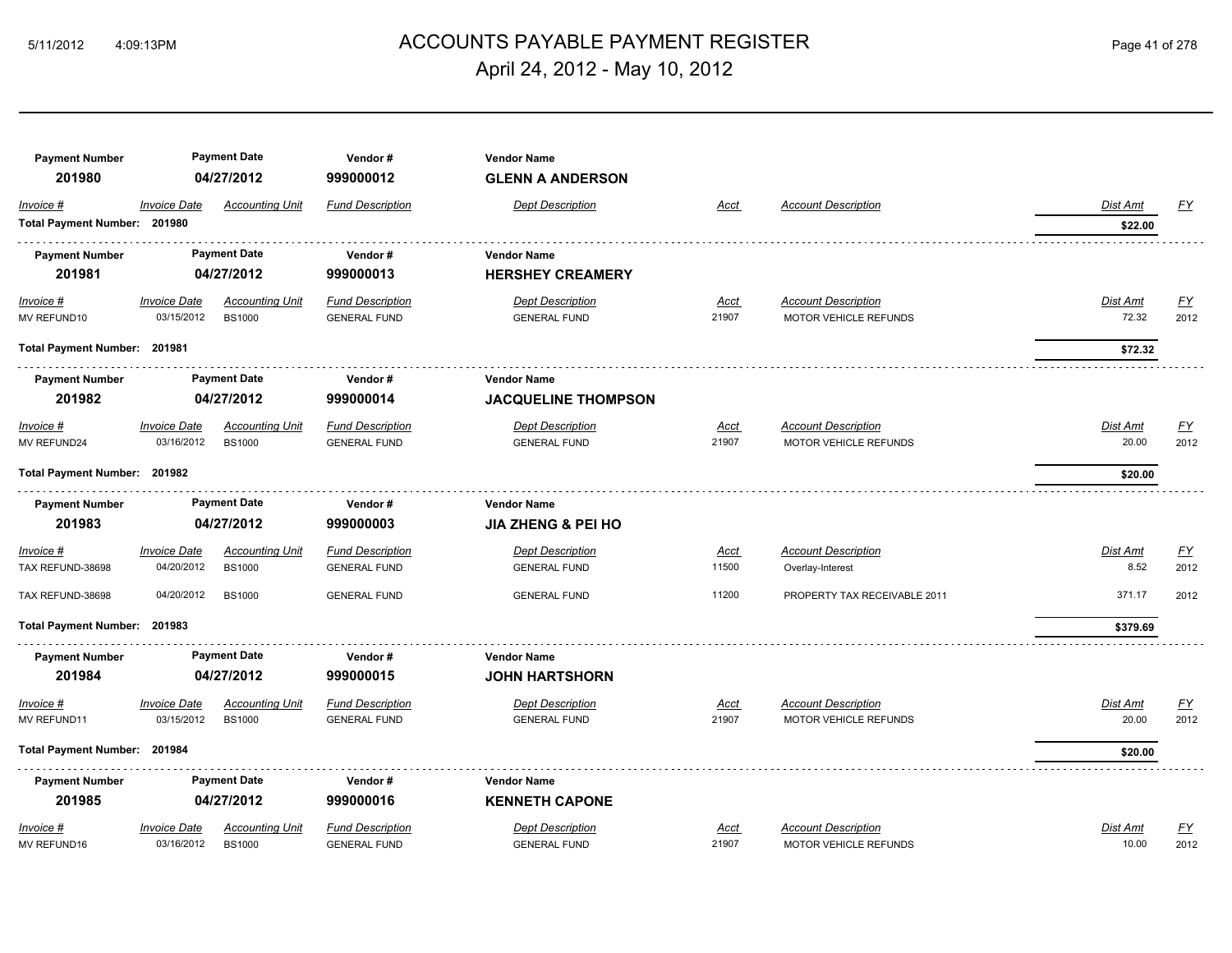# ACCOUNTS PAYABLE PAYMENT REGISTER

## April 24, 2012 - May 10, 2012

5/11/2012 4:09:13PM

| Payment Number | Payment Date | Vendor # | Vendor Name |
|---|---|---|---|
| 201980 | 04/27/2012 | 999000012 | **GLENN A ANDERSON** |

| Invoice # | Invoice Date | Accounting Unit | Fund Description | Dept Description | Acct | Account Description | Dist Amt | FY |
|---|---|---|---|---|---|---|---|---|
| **Total Payment Number: 201980** | | | | | | | **$22.00** | |

| Payment Number | Payment Date | Vendor # | Vendor Name |
|---|---|---|---|
| 201981 | 04/27/2012 | 999000013 | **HERSHEY CREAMERY** |

| Invoice # | Invoice Date | Accounting Unit | Fund Description | Dept Description | Acct | Account Description | Dist Amt | FY |
|---|---|---|---|---|---|---|---|---|
| MV REFUND10 | 03/15/2012 | BS1000 | GENERAL FUND | GENERAL FUND | 21907 | MOTOR VEHICLE REFUNDS | 72.32 | 2012 |
| **Total Payment Number: 201981** | | | | | | | **$72.32** | |

| Payment Number | Payment Date | Vendor # | Vendor Name |
|---|---|---|---|
| 201982 | 04/27/2012 | 999000014 | **JACQUELINE THOMPSON** |

| Invoice # | Invoice Date | Accounting Unit | Fund Description | Dept Description | Acct | Account Description | Dist Amt | FY |
|---|---|---|---|---|---|---|---|---|
| MV REFUND24 | 03/16/2012 | BS1000 | GENERAL FUND | GENERAL FUND | 21907 | MOTOR VEHICLE REFUNDS | 20.00 | 2012 |
| **Total Payment Number: 201982** | | | | | | | **$20.00** | |

| Payment Number | Payment Date | Vendor # | Vendor Name |
|---|---|---|---|
| 201983 | 04/27/2012 | 999000003 | **JIA ZHENG & PEI HO** |

| Invoice # | Invoice Date | Accounting Unit | Fund Description | Dept Description | Acct | Account Description | Dist Amt | FY |
|---|---|---|---|---|---|---|---|---|
| TAX REFUND-38698 | 04/20/2012 | BS1000 | GENERAL FUND | GENERAL FUND | 11500 | Overlay-Interest | 8.52 | 2012 |
| TAX REFUND-38698 | 04/20/2012 | BS1000 | GENERAL FUND | GENERAL FUND | 11200 | PROPERTY TAX RECEIVABLE 2011 | 371.17 | 2012 |
| **Total Payment Number: 201983** | | | | | | | **$379.69** | |

| Payment Number | Payment Date | Vendor # | Vendor Name |
|---|---|---|---|
| 201984 | 04/27/2012 | 999000015 | **JOHN HARTSHORN** |

| Invoice # | Invoice Date | Accounting Unit | Fund Description | Dept Description | Acct | Account Description | Dist Amt | FY |
|---|---|---|---|---|---|---|---|---|
| MV REFUND11 | 03/15/2012 | BS1000 | GENERAL FUND | GENERAL FUND | 21907 | MOTOR VEHICLE REFUNDS | 20.00 | 2012 |
| **Total Payment Number: 201984** | | | | | | | **$20.00** | |

| Payment Number | Payment Date | Vendor # | Vendor Name |
|---|---|---|---|
| 201985 | 04/27/2012 | 999000016 | **KENNETH CAPONE** |

| Invoice # | Invoice Date | Accounting Unit | Fund Description | Dept Description | Acct | Account Description | Dist Amt | FY |
|---|---|---|---|---|---|---|---|---|
| MV REFUND16 | 03/16/2012 | BS1000 | GENERAL FUND | GENERAL FUND | 21907 | MOTOR VEHICLE REFUNDS | 10.00 | 2012 |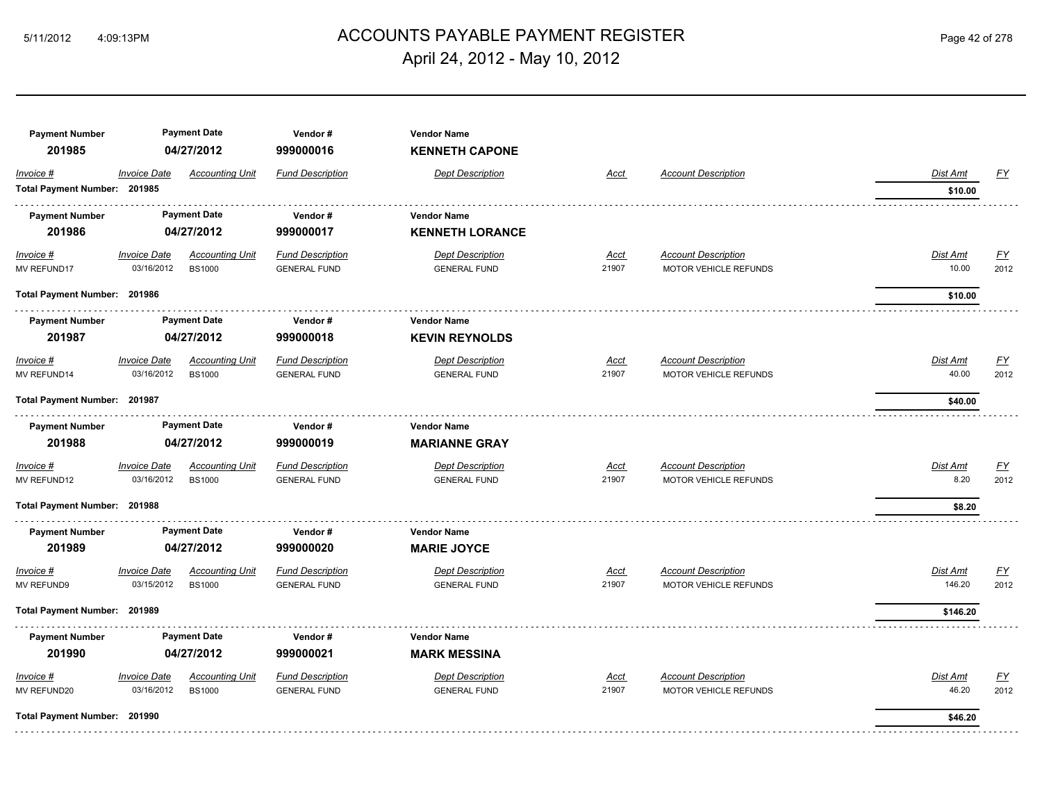# ACCOUNTS PAYABLE PAYMENT REGISTER

## April 24, 2012 - May 10, 2012

| Payment Number | Payment Date | Vendor # | Vendor Name |
|---|---|---|---|
| 201985 | 04/27/2012 | 999000016 | **KENNETH CAPONE** |

| Invoice # | Invoice Date | Accounting Unit | Fund Description | Dept Description | Acct | Account Description | Dist Amt | FY |
|---|---|---|---|---|---|---|---|---|
| **Total Payment Number: 201985** | | | | | | | **$10.00** | |

| Payment Number | Payment Date | Vendor # | Vendor Name |
|---|---|---|---|
| 201986 | 04/27/2012 | 999000017 | **KENNETH LORANCE** |

| Invoice # | Invoice Date | Accounting Unit | Fund Description | Dept Description | Acct | Account Description | Dist Amt | FY |
|---|---|---|---|---|---|---|---|---|
| MV REFUND17 | 03/16/2012 | BS1000 | GENERAL FUND | GENERAL FUND | 21907 | MOTOR VEHICLE REFUNDS | 10.00 | 2012 |
| **Total Payment Number: 201986** | | | | | | | **$10.00** | |

| Payment Number | Payment Date | Vendor # | Vendor Name |
|---|---|---|---|
| 201987 | 04/27/2012 | 999000018 | **KEVIN REYNOLDS** |

| Invoice # | Invoice Date | Accounting Unit | Fund Description | Dept Description | Acct | Account Description | Dist Amt | FY |
|---|---|---|---|---|---|---|---|---|
| MV REFUND14 | 03/16/2012 | BS1000 | GENERAL FUND | GENERAL FUND | 21907 | MOTOR VEHICLE REFUNDS | 40.00 | 2012 |
| **Total Payment Number: 201987** | | | | | | | **$40.00** | |

| Payment Number | Payment Date | Vendor # | Vendor Name |
|---|---|---|---|
| 201988 | 04/27/2012 | 999000019 | **MARIANNE GRAY** |

| Invoice # | Invoice Date | Accounting Unit | Fund Description | Dept Description | Acct | Account Description | Dist Amt | FY |
|---|---|---|---|---|---|---|---|---|
| MV REFUND12 | 03/16/2012 | BS1000 | GENERAL FUND | GENERAL FUND | 21907 | MOTOR VEHICLE REFUNDS | 8.20 | 2012 |
| **Total Payment Number: 201988** | | | | | | | **$8.20** | |

| Payment Number | Payment Date | Vendor # | Vendor Name |
|---|---|---|---|
| 201989 | 04/27/2012 | 999000020 | **MARIE JOYCE** |

| Invoice # | Invoice Date | Accounting Unit | Fund Description | Dept Description | Acct | Account Description | Dist Amt | FY |
|---|---|---|---|---|---|---|---|---|
| MV REFUND9 | 03/15/2012 | BS1000 | GENERAL FUND | GENERAL FUND | 21907 | MOTOR VEHICLE REFUNDS | 146.20 | 2012 |
| **Total Payment Number: 201989** | | | | | | | **$146.20** | |

| Payment Number | Payment Date | Vendor # | Vendor Name |
|---|---|---|---|
| 201990 | 04/27/2012 | 999000021 | **MARK MESSINA** |

| Invoice # | Invoice Date | Accounting Unit | Fund Description | Dept Description | Acct | Account Description | Dist Amt | FY |
|---|---|---|---|---|---|---|---|---|
| MV REFUND20 | 03/16/2012 | BS1000 | GENERAL FUND | GENERAL FUND | 21907 | MOTOR VEHICLE REFUNDS | 46.20 | 2012 |
| **Total Payment Number: 201990** | | | | | | | **$46.20** | |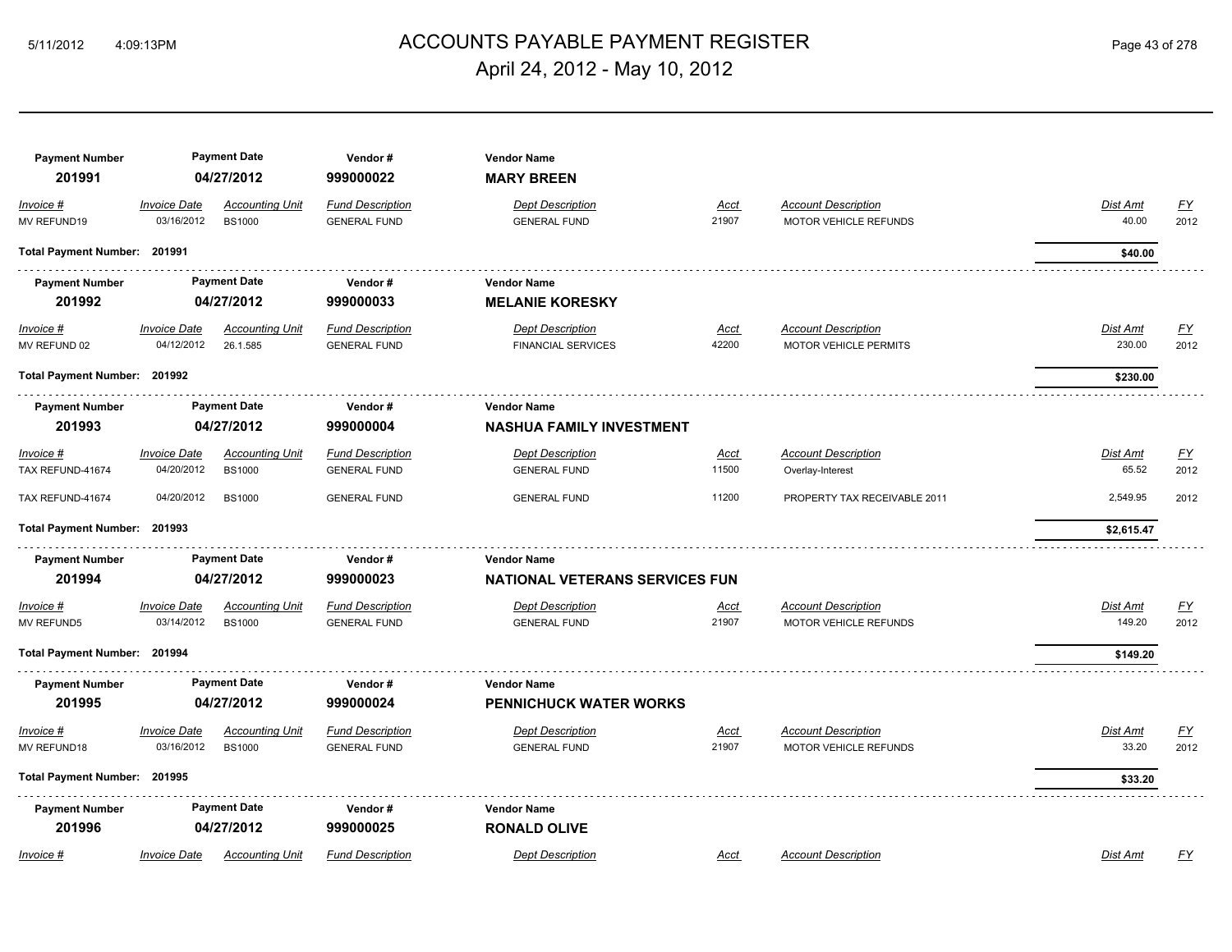| Payment Number | Payment Date | Vendor # | Vendor Name | | | | | |
|---|---|---|---|---|---|---|---|---|
| **201991** | **04/27/2012** | **999000022** | **MARY BREEN** | | | | | |
| *Invoice #* | *Invoice Date* | *Accounting Unit* | *Fund Description* | *Dept Description* | *Acct* | *Account Description* | *Dist Amt* | *FY* |
| MV REFUND19 | 03/16/2012 | BS1000 | GENERAL FUND | GENERAL FUND | 21907 | MOTOR VEHICLE REFUNDS | 40.00 | 2012 |
| **Total Payment Number: 201991** | | | | | | | **$40.00** | |

| Payment Number | Payment Date | Vendor # | Vendor Name | | | | | |
|---|---|---|---|---|---|---|---|---|
| **201992** | **04/27/2012** | **999000033** | **MELANIE KORESKY** | | | | | |
| *Invoice #* | *Invoice Date* | *Accounting Unit* | *Fund Description* | *Dept Description* | *Acct* | *Account Description* | *Dist Amt* | *FY* |
| MV REFUND 02 | 04/12/2012 | 26.1.585 | GENERAL FUND | FINANCIAL SERVICES | 42200 | MOTOR VEHICLE PERMITS | 230.00 | 2012 |
| **Total Payment Number: 201992** | | | | | | | **$230.00** | |

| Payment Number | Payment Date | Vendor # | Vendor Name | | | | | |
|---|---|---|---|---|---|---|---|---|
| **201993** | **04/27/2012** | **999000004** | **NASHUA FAMILY INVESTMENT** | | | | | |
| *Invoice #* | *Invoice Date* | *Accounting Unit* | *Fund Description* | *Dept Description* | *Acct* | *Account Description* | *Dist Amt* | *FY* |
| TAX REFUND-41674 | 04/20/2012 | BS1000 | GENERAL FUND | GENERAL FUND | 11500 | Overlay-Interest | 65.52 | 2012 |
| TAX REFUND-41674 | 04/20/2012 | BS1000 | GENERAL FUND | GENERAL FUND | 11200 | PROPERTY TAX RECEIVABLE 2011 | 2,549.95 | 2012 |
| **Total Payment Number: 201993** | | | | | | | **$2,615.47** | |

| Payment Number | Payment Date | Vendor # | Vendor Name | | | | | |
|---|---|---|---|---|---|---|---|---|
| **201994** | **04/27/2012** | **999000023** | **NATIONAL VETERANS SERVICES FUN** | | | | | |
| *Invoice #* | *Invoice Date* | *Accounting Unit* | *Fund Description* | *Dept Description* | *Acct* | *Account Description* | *Dist Amt* | *FY* |
| MV REFUND5 | 03/14/2012 | BS1000 | GENERAL FUND | GENERAL FUND | 21907 | MOTOR VEHICLE REFUNDS | 149.20 | 2012 |
| **Total Payment Number: 201994** | | | | | | | **$149.20** | |

| Payment Number | Payment Date | Vendor # | Vendor Name | | | | | |
|---|---|---|---|---|---|---|---|---|
| **201995** | **04/27/2012** | **999000024** | **PENNICHUCK WATER WORKS** | | | | | |
| *Invoice #* | *Invoice Date* | *Accounting Unit* | *Fund Description* | *Dept Description* | *Acct* | *Account Description* | *Dist Amt* | *FY* |
| MV REFUND18 | 03/16/2012 | BS1000 | GENERAL FUND | GENERAL FUND | 21907 | MOTOR VEHICLE REFUNDS | 33.20 | 2012 |
| **Total Payment Number: 201995** | | | | | | | **$33.20** | |

| Payment Number | Payment Date | Vendor # | Vendor Name | | | | | |
|---|---|---|---|---|---|---|---|---|
| **201996** | **04/27/2012** | **999000025** | **RONALD OLIVE** | | | | | |
| *Invoice #* | *Invoice Date* | *Accounting Unit* | *Fund Description* | *Dept Description* | *Acct* | *Account Description* | *Dist Amt* | *FY* |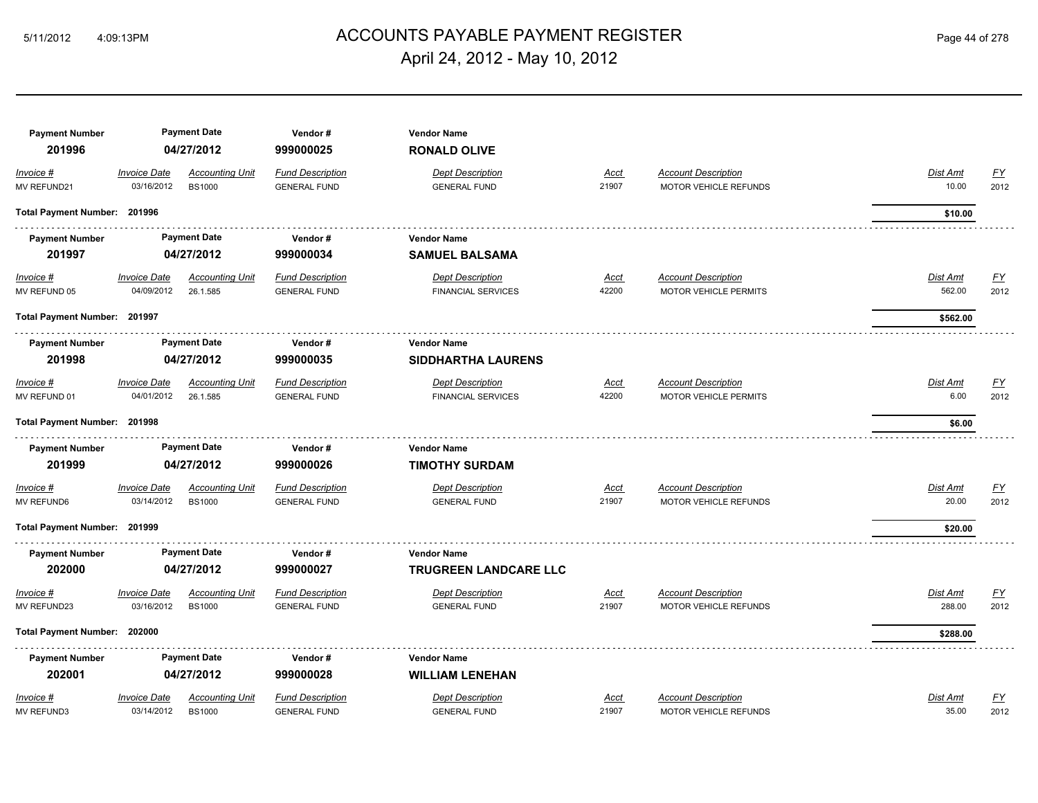| Payment Number | Payment Date | Vendor # | Vendor Name | | | | |
|---|---|---|---|---|---|---|---|
| 201996 | 04/27/2012 | 999000025 | RONALD OLIVE | | | | |

| Invoice # | Invoice Date | Accounting Unit | Fund Description | Dept Description | Acct | Account Description | Dist Amt | FY |
|---|---|---|---|---|---|---|---|---|
| MV REFUND21 | 03/16/2012 | BS1000 | GENERAL FUND | GENERAL FUND | 21907 | MOTOR VEHICLE REFUNDS | 10.00 | 2012 |

**Total Payment Number: 201996** — **$10.00**

| Payment Number | Payment Date | Vendor # | Vendor Name | | | | |
|---|---|---|---|---|---|---|---|
| 201997 | 04/27/2012 | 999000034 | SAMUEL BALSAMA | | | | |

| Invoice # | Invoice Date | Accounting Unit | Fund Description | Dept Description | Acct | Account Description | Dist Amt | FY |
|---|---|---|---|---|---|---|---|---|
| MV REFUND 05 | 04/09/2012 | 26.1.585 | GENERAL FUND | FINANCIAL SERVICES | 42200 | MOTOR VEHICLE PERMITS | 562.00 | 2012 |

**Total Payment Number: 201997** — **$562.00**

| Payment Number | Payment Date | Vendor # | Vendor Name | | | | |
|---|---|---|---|---|---|---|---|
| 201998 | 04/27/2012 | 999000035 | SIDDHARTHA LAURENS | | | | |

| Invoice # | Invoice Date | Accounting Unit | Fund Description | Dept Description | Acct | Account Description | Dist Amt | FY |
|---|---|---|---|---|---|---|---|---|
| MV REFUND 01 | 04/01/2012 | 26.1.585 | GENERAL FUND | FINANCIAL SERVICES | 42200 | MOTOR VEHICLE PERMITS | 6.00 | 2012 |

**Total Payment Number: 201998** — **$6.00**

| Payment Number | Payment Date | Vendor # | Vendor Name | | | | |
|---|---|---|---|---|---|---|---|
| 201999 | 04/27/2012 | 999000026 | TIMOTHY SURDAM | | | | |

| Invoice # | Invoice Date | Accounting Unit | Fund Description | Dept Description | Acct | Account Description | Dist Amt | FY |
|---|---|---|---|---|---|---|---|---|
| MV REFUND6 | 03/14/2012 | BS1000 | GENERAL FUND | GENERAL FUND | 21907 | MOTOR VEHICLE REFUNDS | 20.00 | 2012 |

**Total Payment Number: 201999** — **$20.00**

| Payment Number | Payment Date | Vendor # | Vendor Name | | | | |
|---|---|---|---|---|---|---|---|
| 202000 | 04/27/2012 | 999000027 | TRUGREEN LANDCARE LLC | | | | |

| Invoice # | Invoice Date | Accounting Unit | Fund Description | Dept Description | Acct | Account Description | Dist Amt | FY |
|---|---|---|---|---|---|---|---|---|
| MV REFUND23 | 03/16/2012 | BS1000 | GENERAL FUND | GENERAL FUND | 21907 | MOTOR VEHICLE REFUNDS | 288.00 | 2012 |

**Total Payment Number: 202000** — **$288.00**

| Payment Number | Payment Date | Vendor # | Vendor Name | | | | |
|---|---|---|---|---|---|---|---|
| 202001 | 04/27/2012 | 999000028 | WILLIAM LENEHAN | | | | |

| Invoice # | Invoice Date | Accounting Unit | Fund Description | Dept Description | Acct | Account Description | Dist Amt | FY |
|---|---|---|---|---|---|---|---|---|
| MV REFUND3 | 03/14/2012 | BS1000 | GENERAL FUND | GENERAL FUND | 21907 | MOTOR VEHICLE REFUNDS | 35.00 | 2012 |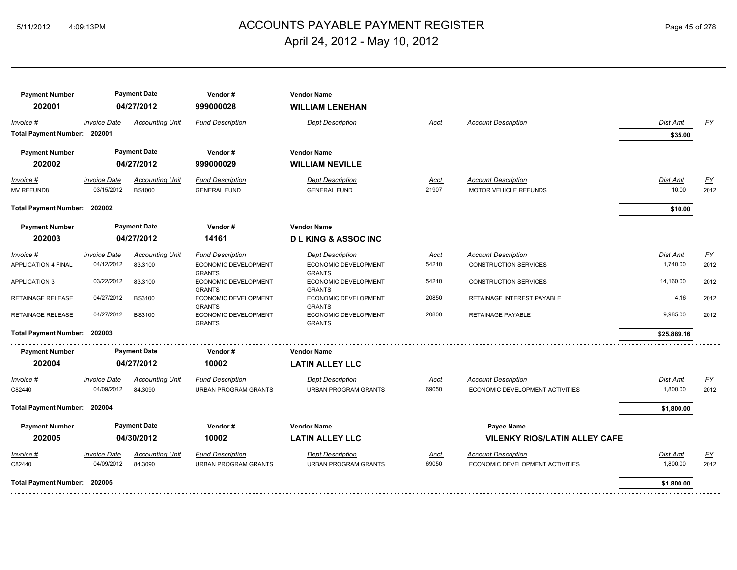# ACCOUNTS PAYABLE PAYMENT REGISTER

## April 24, 2012 - May 10, 2012

| Payment Number | Payment Date | Vendor # | Vendor Name |
|---|---|---|---|
| **202001** | **04/27/2012** | **999000028** | **WILLIAM LENEHAN** |

| Invoice # | Invoice Date | Accounting Unit | Fund Description | Dept Description | Acct | Account Description | Dist Amt | FY |
|---|---|---|---|---|---|---|---|---|
| **Total Payment Number: 202001** | | | | | | | **$35.00** | |

| Payment Number | Payment Date | Vendor # | Vendor Name |
|---|---|---|---|
| **202002** | **04/27/2012** | **999000029** | **WILLIAM NEVILLE** |

| Invoice # | Invoice Date | Accounting Unit | Fund Description | Dept Description | Acct | Account Description | Dist Amt | FY |
|---|---|---|---|---|---|---|---|---|
| MV REFUND8 | 03/15/2012 | BS1000 | GENERAL FUND | GENERAL FUND | 21907 | MOTOR VEHICLE REFUNDS | 10.00 | 2012 |
| **Total Payment Number: 202002** | | | | | | | **$10.00** | |

| Payment Number | Payment Date | Vendor # | Vendor Name |
|---|---|---|---|
| **202003** | **04/27/2012** | **14161** | **D L KING & ASSOC INC** |

| Invoice # | Invoice Date | Accounting Unit | Fund Description | Dept Description | Acct | Account Description | Dist Amt | FY |
|---|---|---|---|---|---|---|---|---|
| APPLICATION 4 FINAL | 04/12/2012 | 83.3100 | ECONOMIC DEVELOPMENT GRANTS | ECONOMIC DEVELOPMENT GRANTS | 54210 | CONSTRUCTION SERVICES | 1,740.00 | 2012 |
| APPLICATION 3 | 03/22/2012 | 83.3100 | ECONOMIC DEVELOPMENT GRANTS | ECONOMIC DEVELOPMENT GRANTS | 54210 | CONSTRUCTION SERVICES | 14,160.00 | 2012 |
| RETAINAGE RELEASE | 04/27/2012 | BS3100 | ECONOMIC DEVELOPMENT GRANTS | ECONOMIC DEVELOPMENT GRANTS | 20850 | RETAINAGE INTEREST PAYABLE | 4.16 | 2012 |
| RETAINAGE RELEASE | 04/27/2012 | BS3100 | ECONOMIC DEVELOPMENT GRANTS | ECONOMIC DEVELOPMENT GRANTS | 20800 | RETAINAGE PAYABLE | 9,985.00 | 2012 |
| **Total Payment Number: 202003** | | | | | | | **$25,889.16** | |

| Payment Number | Payment Date | Vendor # | Vendor Name |
|---|---|---|---|
| **202004** | **04/27/2012** | **10002** | **LATIN ALLEY LLC** |

| Invoice # | Invoice Date | Accounting Unit | Fund Description | Dept Description | Acct | Account Description | Dist Amt | FY |
|---|---|---|---|---|---|---|---|---|
| C82440 | 04/09/2012 | 84.3090 | URBAN PROGRAM GRANTS | URBAN PROGRAM GRANTS | 69050 | ECONOMIC DEVELOPMENT ACTIVITIES | 1,800.00 | 2012 |
| **Total Payment Number: 202004** | | | | | | | **$1,800.00** | |

| Payment Number | Payment Date | Vendor # | Vendor Name | Payee Name |
|---|---|---|---|---|
| **202005** | **04/30/2012** | **10002** | **LATIN ALLEY LLC** | **VILENKY RIOS/LATIN ALLEY CAFE** |

| Invoice # | Invoice Date | Accounting Unit | Fund Description | Dept Description | Acct | Account Description | Dist Amt | FY |
|---|---|---|---|---|---|---|---|---|
| C82440 | 04/09/2012 | 84.3090 | URBAN PROGRAM GRANTS | URBAN PROGRAM GRANTS | 69050 | ECONOMIC DEVELOPMENT ACTIVITIES | 1,800.00 | 2012 |
| **Total Payment Number: 202005** | | | | | | | **$1,800.00** | |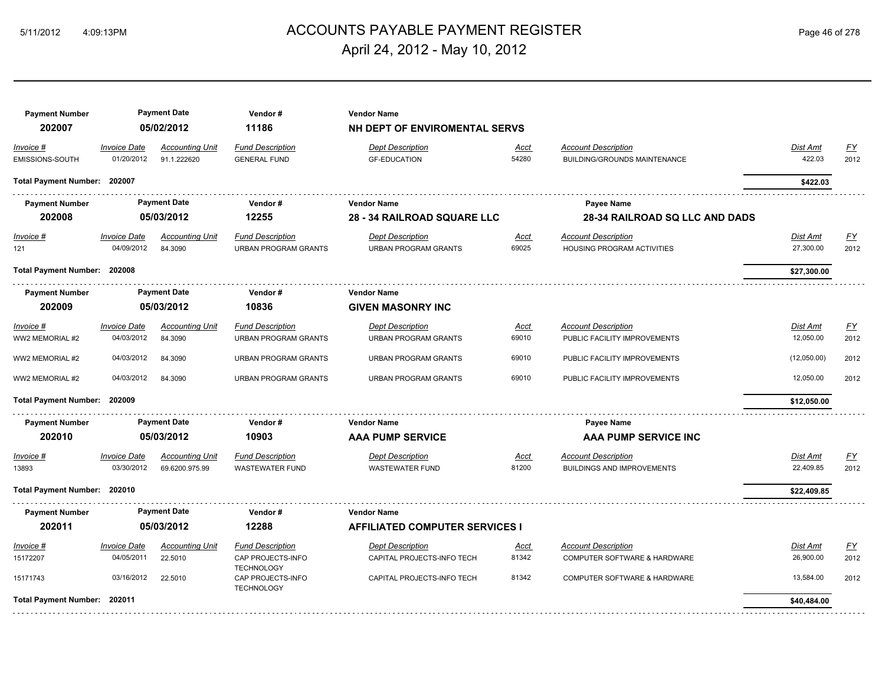# ACCOUNTS PAYABLE PAYMENT REGISTER

April 24, 2012 - May 10, 2012

| Payment Number | Payment Date | Vendor # | Vendor Name | | |
|---|---|---|---|---|---|
| 202007 | 05/02/2012 | 11186 | NH DEPT OF ENVIROMENTAL SERVS | | |

| Invoice # | Invoice Date | Accounting Unit | Fund Description | Dept Description | Acct | Account Description | Dist Amt | FY |
|---|---|---|---|---|---|---|---|---|
| EMISSIONS-SOUTH | 01/20/2012 | 91.1.222620 | GENERAL FUND | GF-EDUCATION | 54280 | BUILDING/GROUNDS MAINTENANCE | 422.03 | 2012 |
| **Total Payment Number: 202007** | | | | | | | **$422.03** | |

| Payment Number | Payment Date | Vendor # | Vendor Name | Payee Name |
|---|---|---|---|---|
| 202008 | 05/03/2012 | 12255 | 28 - 34 RAILROAD SQUARE LLC | 28-34 RAILROAD SQ LLC AND DADS |

| Invoice # | Invoice Date | Accounting Unit | Fund Description | Dept Description | Acct | Account Description | Dist Amt | FY |
|---|---|---|---|---|---|---|---|---|
| 121 | 04/09/2012 | 84.3090 | URBAN PROGRAM GRANTS | URBAN PROGRAM GRANTS | 69025 | HOUSING PROGRAM ACTIVITIES | 27,300.00 | 2012 |
| **Total Payment Number: 202008** | | | | | | | **$27,300.00** | |

| Payment Number | Payment Date | Vendor # | Vendor Name |
|---|---|---|---|
| 202009 | 05/03/2012 | 10836 | GIVEN MASONRY INC |

| Invoice # | Invoice Date | Accounting Unit | Fund Description | Dept Description | Acct | Account Description | Dist Amt | FY |
|---|---|---|---|---|---|---|---|---|
| WW2 MEMORIAL #2 | 04/03/2012 | 84.3090 | URBAN PROGRAM GRANTS | URBAN PROGRAM GRANTS | 69010 | PUBLIC FACILITY IMPROVEMENTS | 12,050.00 | 2012 |
| WW2 MEMORIAL #2 | 04/03/2012 | 84.3090 | URBAN PROGRAM GRANTS | URBAN PROGRAM GRANTS | 69010 | PUBLIC FACILITY IMPROVEMENTS | (12,050.00) | 2012 |
| WW2 MEMORIAL #2 | 04/03/2012 | 84.3090 | URBAN PROGRAM GRANTS | URBAN PROGRAM GRANTS | 69010 | PUBLIC FACILITY IMPROVEMENTS | 12,050.00 | 2012 |
| **Total Payment Number: 202009** | | | | | | | **$12,050.00** | |

| Payment Number | Payment Date | Vendor # | Vendor Name | Payee Name |
|---|---|---|---|---|
| 202010 | 05/03/2012 | 10903 | AAA PUMP SERVICE | AAA PUMP SERVICE INC |

| Invoice # | Invoice Date | Accounting Unit | Fund Description | Dept Description | Acct | Account Description | Dist Amt | FY |
|---|---|---|---|---|---|---|---|---|
| 13893 | 03/30/2012 | 69.6200.975.99 | WASTEWATER FUND | WASTEWATER FUND | 81200 | BUILDINGS AND IMPROVEMENTS | 22,409.85 | 2012 |
| **Total Payment Number: 202010** | | | | | | | **$22,409.85** | |

| Payment Number | Payment Date | Vendor # | Vendor Name |
|---|---|---|---|
| 202011 | 05/03/2012 | 12288 | AFFILIATED COMPUTER SERVICES I |

| Invoice # | Invoice Date | Accounting Unit | Fund Description | Dept Description | Acct | Account Description | Dist Amt | FY |
|---|---|---|---|---|---|---|---|---|
| 15172207 | 04/05/2011 | 22.5010 | CAP PROJECTS-INFO TECHNOLOGY | CAPITAL PROJECTS-INFO TECH | 81342 | COMPUTER SOFTWARE & HARDWARE | 26,900.00 | 2012 |
| 15171743 | 03/16/2012 | 22.5010 | CAP PROJECTS-INFO TECHNOLOGY | CAPITAL PROJECTS-INFO TECH | 81342 | COMPUTER SOFTWARE & HARDWARE | 13,584.00 | 2012 |
| **Total Payment Number: 202011** | | | | | | | **$40,484.00** | |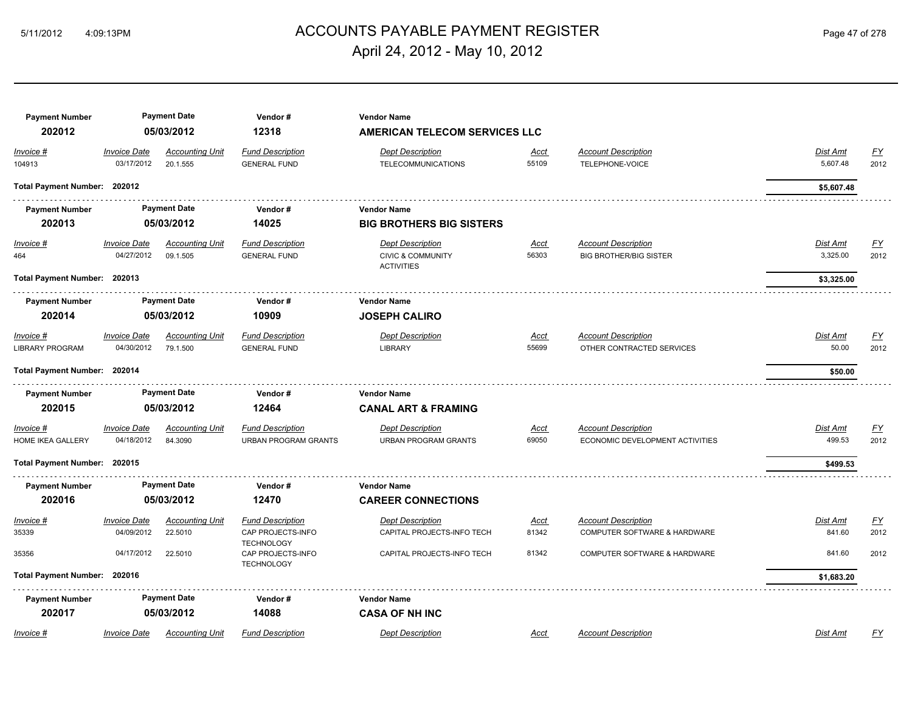| Payment Number | Payment Date | Vendor # | Vendor Name | | | | |
|---|---|---|---|---|---|---|---|
| 202012 | 05/03/2012 | 12318 | AMERICAN TELECOM SERVICES LLC | | | | |

| Invoice # | Invoice Date | Accounting Unit | Fund Description | Dept Description | Acct | Account Description | Dist Amt | FY |
|---|---|---|---|---|---|---|---|---|
| 104913 | 03/17/2012 | 20.1.555 | GENERAL FUND | TELECOMMUNICATIONS | 55109 | TELEPHONE-VOICE | 5,607.48 | 2012 |
| **Total Payment Number: 202012** | | | | | | | **$5,607.48** | |

| Payment Number | Payment Date | Vendor # | Vendor Name | | | | |
|---|---|---|---|---|---|---|---|
| 202013 | 05/03/2012 | 14025 | BIG BROTHERS BIG SISTERS | | | | |

| Invoice # | Invoice Date | Accounting Unit | Fund Description | Dept Description | Acct | Account Description | Dist Amt | FY |
|---|---|---|---|---|---|---|---|---|
| 464 | 04/27/2012 | 09.1.505 | GENERAL FUND | CIVIC & COMMUNITY ACTIVITIES | 56303 | BIG BROTHER/BIG SISTER | 3,325.00 | 2012 |
| **Total Payment Number: 202013** | | | | | | | **$3,325.00** | |

| Payment Number | Payment Date | Vendor # | Vendor Name | | | | |
|---|---|---|---|---|---|---|---|
| 202014 | 05/03/2012 | 10909 | JOSEPH CALIRO | | | | |

| Invoice # | Invoice Date | Accounting Unit | Fund Description | Dept Description | Acct | Account Description | Dist Amt | FY |
|---|---|---|---|---|---|---|---|---|
| LIBRARY PROGRAM | 04/30/2012 | 79.1.500 | GENERAL FUND | LIBRARY | 55699 | OTHER CONTRACTED SERVICES | 50.00 | 2012 |
| **Total Payment Number: 202014** | | | | | | | **$50.00** | |

| Payment Number | Payment Date | Vendor # | Vendor Name | | | | |
|---|---|---|---|---|---|---|---|
| 202015 | 05/03/2012 | 12464 | CANAL ART & FRAMING | | | | |

| Invoice # | Invoice Date | Accounting Unit | Fund Description | Dept Description | Acct | Account Description | Dist Amt | FY |
|---|---|---|---|---|---|---|---|---|
| HOME IKEA GALLERY | 04/18/2012 | 84.3090 | URBAN PROGRAM GRANTS | URBAN PROGRAM GRANTS | 69050 | ECONOMIC DEVELOPMENT ACTIVITIES | 499.53 | 2012 |
| **Total Payment Number: 202015** | | | | | | | **$499.53** | |

| Payment Number | Payment Date | Vendor # | Vendor Name | | | | |
|---|---|---|---|---|---|---|---|
| 202016 | 05/03/2012 | 12470 | CAREER CONNECTIONS | | | | |

| Invoice # | Invoice Date | Accounting Unit | Fund Description | Dept Description | Acct | Account Description | Dist Amt | FY |
|---|---|---|---|---|---|---|---|---|
| 35339 | 04/09/2012 | 22.5010 | CAP PROJECTS-INFO TECHNOLOGY | CAPITAL PROJECTS-INFO TECH | 81342 | COMPUTER SOFTWARE & HARDWARE | 841.60 | 2012 |
| 35356 | 04/17/2012 | 22.5010 | CAP PROJECTS-INFO TECHNOLOGY | CAPITAL PROJECTS-INFO TECH | 81342 | COMPUTER SOFTWARE & HARDWARE | 841.60 | 2012 |
| **Total Payment Number: 202016** | | | | | | | **$1,683.20** | |

| Payment Number | Payment Date | Vendor # | Vendor Name | | | | |
|---|---|---|---|---|---|---|---|
| 202017 | 05/03/2012 | 14088 | CASA OF NH INC | | | | |

| Invoice # | Invoice Date | Accounting Unit | Fund Description | Dept Description | Acct | Account Description | Dist Amt | FY |
|---|---|---|---|---|---|---|---|---|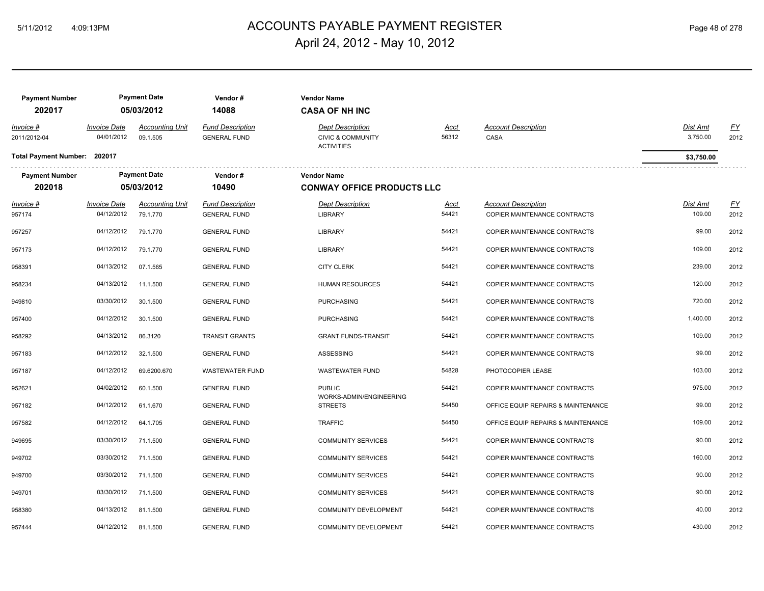# ACCOUNTS PAYABLE PAYMENT REGISTER

April 24, 2012 - May 10, 2012

| Payment Number | Payment Date | Vendor # | Vendor Name |
|---|---|---|---|
| **202017** | **05/03/2012** | **14088** | **CASA OF NH INC** |

| Invoice # | Invoice Date | Accounting Unit | Fund Description | Dept Description | Acct | Account Description | Dist Amt | FY |
|---|---|---|---|---|---|---|---|---|
| 2011/2012-04 | 04/01/2012 | 09.1.505 | GENERAL FUND | CIVIC & COMMUNITY ACTIVITIES | 56312 | CASA | 3,750.00 | 2012 |

**Total Payment Number: 202017** — **$3,750.00**

| Payment Number | Payment Date | Vendor # | Vendor Name |
|---|---|---|---|
| **202018** | **05/03/2012** | **10490** | **CONWAY OFFICE PRODUCTS LLC** |

| Invoice # | Invoice Date | Accounting Unit | Fund Description | Dept Description | Acct | Account Description | Dist Amt | FY |
|---|---|---|---|---|---|---|---|---|
| 957174 | 04/12/2012 | 79.1.770 | GENERAL FUND | LIBRARY | 54421 | COPIER MAINTENANCE CONTRACTS | 109.00 | 2012 |
| 957257 | 04/12/2012 | 79.1.770 | GENERAL FUND | LIBRARY | 54421 | COPIER MAINTENANCE CONTRACTS | 99.00 | 2012 |
| 957173 | 04/12/2012 | 79.1.770 | GENERAL FUND | LIBRARY | 54421 | COPIER MAINTENANCE CONTRACTS | 109.00 | 2012 |
| 958391 | 04/13/2012 | 07.1.565 | GENERAL FUND | CITY CLERK | 54421 | COPIER MAINTENANCE CONTRACTS | 239.00 | 2012 |
| 958234 | 04/13/2012 | 11.1.500 | GENERAL FUND | HUMAN RESOURCES | 54421 | COPIER MAINTENANCE CONTRACTS | 120.00 | 2012 |
| 949810 | 03/30/2012 | 30.1.500 | GENERAL FUND | PURCHASING | 54421 | COPIER MAINTENANCE CONTRACTS | 720.00 | 2012 |
| 957400 | 04/12/2012 | 30.1.500 | GENERAL FUND | PURCHASING | 54421 | COPIER MAINTENANCE CONTRACTS | 1,400.00 | 2012 |
| 958292 | 04/13/2012 | 86.3120 | TRANSIT GRANTS | GRANT FUNDS-TRANSIT | 54421 | COPIER MAINTENANCE CONTRACTS | 109.00 | 2012 |
| 957183 | 04/12/2012 | 32.1.500 | GENERAL FUND | ASSESSING | 54421 | COPIER MAINTENANCE CONTRACTS | 99.00 | 2012 |
| 957187 | 04/12/2012 | 69.6200.670 | WASTEWATER FUND | WASTEWATER FUND | 54828 | PHOTOCOPIER LEASE | 103.00 | 2012 |
| 952621 | 04/02/2012 | 60.1.500 | GENERAL FUND | PUBLIC WORKS-ADMIN/ENGINEERING | 54421 | COPIER MAINTENANCE CONTRACTS | 975.00 | 2012 |
| 957182 | 04/12/2012 | 61.1.670 | GENERAL FUND | STREETS | 54450 | OFFICE EQUIP REPAIRS & MAINTENANCE | 99.00 | 2012 |
| 957582 | 04/12/2012 | 64.1.705 | GENERAL FUND | TRAFFIC | 54450 | OFFICE EQUIP REPAIRS & MAINTENANCE | 109.00 | 2012 |
| 949695 | 03/30/2012 | 71.1.500 | GENERAL FUND | COMMUNITY SERVICES | 54421 | COPIER MAINTENANCE CONTRACTS | 90.00 | 2012 |
| 949702 | 03/30/2012 | 71.1.500 | GENERAL FUND | COMMUNITY SERVICES | 54421 | COPIER MAINTENANCE CONTRACTS | 160.00 | 2012 |
| 949700 | 03/30/2012 | 71.1.500 | GENERAL FUND | COMMUNITY SERVICES | 54421 | COPIER MAINTENANCE CONTRACTS | 90.00 | 2012 |
| 949701 | 03/30/2012 | 71.1.500 | GENERAL FUND | COMMUNITY SERVICES | 54421 | COPIER MAINTENANCE CONTRACTS | 90.00 | 2012 |
| 958380 | 04/13/2012 | 81.1.500 | GENERAL FUND | COMMUNITY DEVELOPMENT | 54421 | COPIER MAINTENANCE CONTRACTS | 40.00 | 2012 |
| 957444 | 04/12/2012 | 81.1.500 | GENERAL FUND | COMMUNITY DEVELOPMENT | 54421 | COPIER MAINTENANCE CONTRACTS | 430.00 | 2012 |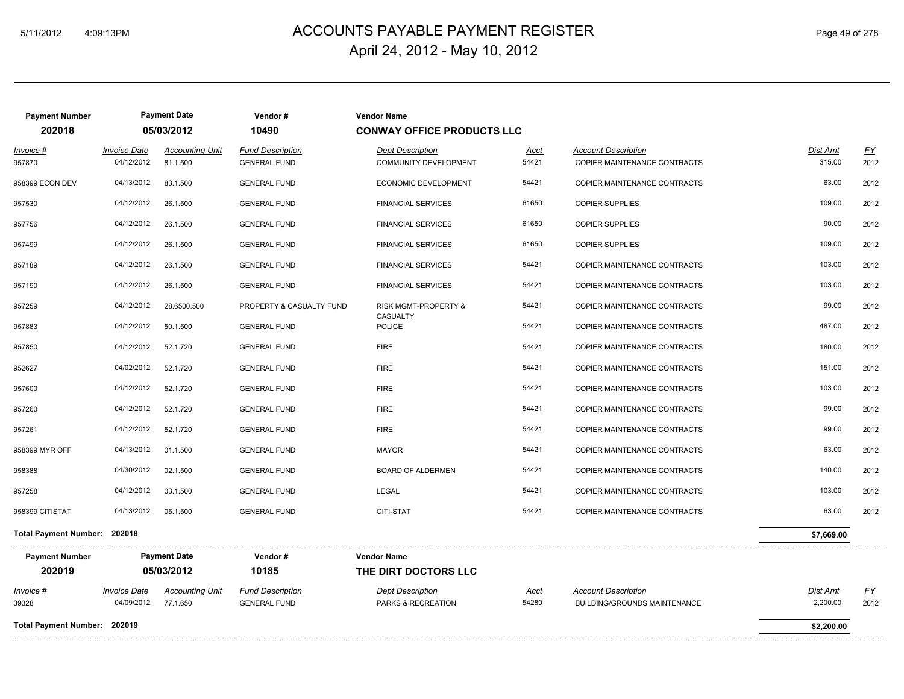# ACCOUNTS PAYABLE PAYMENT REGISTER
## April 24, 2012 - May 10, 2012

| Payment Number | Payment Date | Vendor # | Vendor Name |
|---|---|---|---|
| **202018** | **05/03/2012** | **10490** | **CONWAY OFFICE PRODUCTS LLC** |

| Invoice # | Invoice Date | Accounting Unit | Fund Description | Dept Description | Acct | Account Description | Dist Amt | FY |
|---|---|---|---|---|---|---|---|---|
| 957870 | 04/12/2012 | 81.1.500 | GENERAL FUND | COMMUNITY DEVELOPMENT | 54421 | COPIER MAINTENANCE CONTRACTS | 315.00 | 2012 |
| 958399 ECON DEV | 04/13/2012 | 83.1.500 | GENERAL FUND | ECONOMIC DEVELOPMENT | 54421 | COPIER MAINTENANCE CONTRACTS | 63.00 | 2012 |
| 957530 | 04/12/2012 | 26.1.500 | GENERAL FUND | FINANCIAL SERVICES | 61650 | COPIER SUPPLIES | 109.00 | 2012 |
| 957756 | 04/12/2012 | 26.1.500 | GENERAL FUND | FINANCIAL SERVICES | 61650 | COPIER SUPPLIES | 90.00 | 2012 |
| 957499 | 04/12/2012 | 26.1.500 | GENERAL FUND | FINANCIAL SERVICES | 61650 | COPIER SUPPLIES | 109.00 | 2012 |
| 957189 | 04/12/2012 | 26.1.500 | GENERAL FUND | FINANCIAL SERVICES | 54421 | COPIER MAINTENANCE CONTRACTS | 103.00 | 2012 |
| 957190 | 04/12/2012 | 26.1.500 | GENERAL FUND | FINANCIAL SERVICES | 54421 | COPIER MAINTENANCE CONTRACTS | 103.00 | 2012 |
| 957259 | 04/12/2012 | 28.6500.500 | PROPERTY & CASUALTY FUND | RISK MGMT-PROPERTY & CASUALTY | 54421 | COPIER MAINTENANCE CONTRACTS | 99.00 | 2012 |
| 957883 | 04/12/2012 | 50.1.500 | GENERAL FUND | POLICE | 54421 | COPIER MAINTENANCE CONTRACTS | 487.00 | 2012 |
| 957850 | 04/12/2012 | 52.1.720 | GENERAL FUND | FIRE | 54421 | COPIER MAINTENANCE CONTRACTS | 180.00 | 2012 |
| 952627 | 04/02/2012 | 52.1.720 | GENERAL FUND | FIRE | 54421 | COPIER MAINTENANCE CONTRACTS | 151.00 | 2012 |
| 957600 | 04/12/2012 | 52.1.720 | GENERAL FUND | FIRE | 54421 | COPIER MAINTENANCE CONTRACTS | 103.00 | 2012 |
| 957260 | 04/12/2012 | 52.1.720 | GENERAL FUND | FIRE | 54421 | COPIER MAINTENANCE CONTRACTS | 99.00 | 2012 |
| 957261 | 04/12/2012 | 52.1.720 | GENERAL FUND | FIRE | 54421 | COPIER MAINTENANCE CONTRACTS | 99.00 | 2012 |
| 958399 MYR OFF | 04/13/2012 | 01.1.500 | GENERAL FUND | MAYOR | 54421 | COPIER MAINTENANCE CONTRACTS | 63.00 | 2012 |
| 958388 | 04/30/2012 | 02.1.500 | GENERAL FUND | BOARD OF ALDERMEN | 54421 | COPIER MAINTENANCE CONTRACTS | 140.00 | 2012 |
| 957258 | 04/12/2012 | 03.1.500 | GENERAL FUND | LEGAL | 54421 | COPIER MAINTENANCE CONTRACTS | 103.00 | 2012 |
| 958399 CITISTAT | 04/13/2012 | 05.1.500 | GENERAL FUND | CITI-STAT | 54421 | COPIER MAINTENANCE CONTRACTS | 63.00 | 2012 |
| **Total Payment Number: 202018** | | | | | | | **$7,669.00** | |

| Payment Number | Payment Date | Vendor # | Vendor Name |
|---|---|---|---|
| **202019** | **05/03/2012** | **10185** | **THE DIRT DOCTORS LLC** |

| Invoice # | Invoice Date | Accounting Unit | Fund Description | Dept Description | Acct | Account Description | Dist Amt | FY |
|---|---|---|---|---|---|---|---|---|
| 39328 | 04/09/2012 | 77.1.650 | GENERAL FUND | PARKS & RECREATION | 54280 | BUILDING/GROUNDS MAINTENANCE | 2,200.00 | 2012 |
| **Total Payment Number: 202019** | | | | | | | **$2,200.00** | |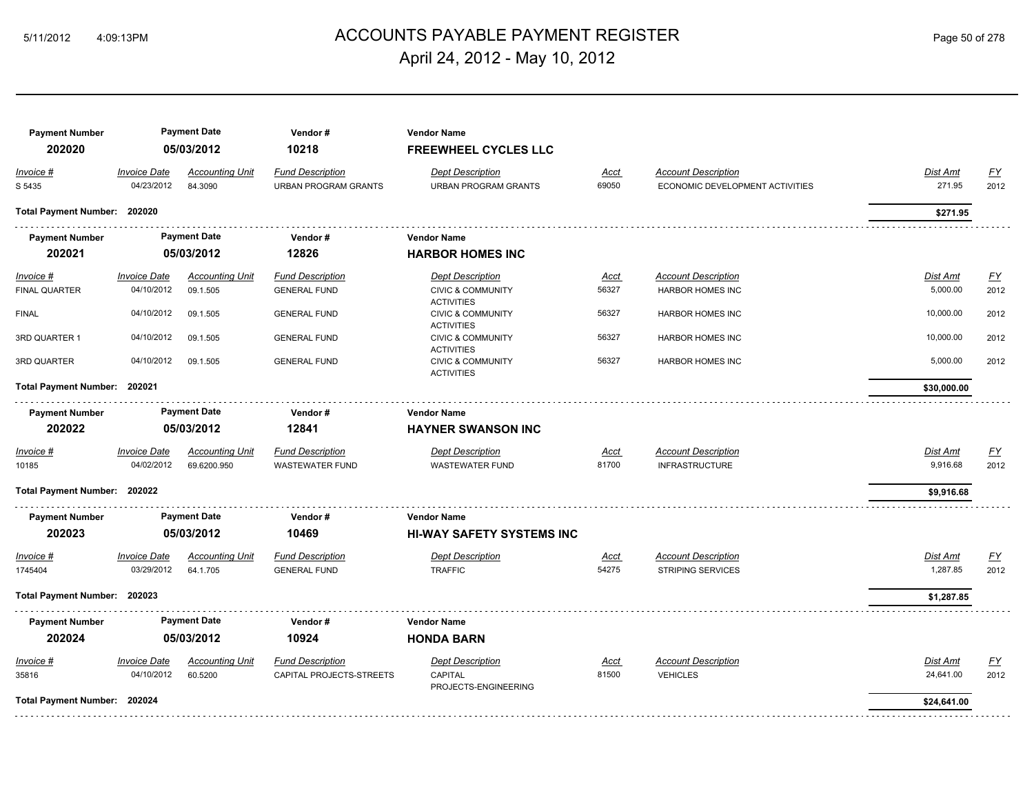# ACCOUNTS PAYABLE PAYMENT REGISTER

## April 24, 2012 - May 10, 2012

| Payment Number | Payment Date | Vendor # | Vendor Name |
|---|---|---|---|
| **202020** | **05/03/2012** | **10218** | **FREEWHEEL CYCLES LLC** |

| Invoice # | Invoice Date | Accounting Unit | Fund Description | Dept Description | Acct | Account Description | Dist Amt | FY |
|---|---|---|---|---|---|---|---|---|
| S 5435 | 04/23/2012 | 84.3090 | URBAN PROGRAM GRANTS | URBAN PROGRAM GRANTS | 69050 | ECONOMIC DEVELOPMENT ACTIVITIES | 271.95 | 2012 |

**Total Payment Number: 202020** — **$271.95**

| Payment Number | Payment Date | Vendor # | Vendor Name |
|---|---|---|---|
| **202021** | **05/03/2012** | **12826** | **HARBOR HOMES INC** |

| Invoice # | Invoice Date | Accounting Unit | Fund Description | Dept Description | Acct | Account Description | Dist Amt | FY |
|---|---|---|---|---|---|---|---|---|
| FINAL QUARTER | 04/10/2012 | 09.1.505 | GENERAL FUND | CIVIC & COMMUNITY ACTIVITIES | 56327 | HARBOR HOMES INC | 5,000.00 | 2012 |
| FINAL | 04/10/2012 | 09.1.505 | GENERAL FUND | CIVIC & COMMUNITY ACTIVITIES | 56327 | HARBOR HOMES INC | 10,000.00 | 2012 |
| 3RD QUARTER 1 | 04/10/2012 | 09.1.505 | GENERAL FUND | CIVIC & COMMUNITY ACTIVITIES | 56327 | HARBOR HOMES INC | 10,000.00 | 2012 |
| 3RD QUARTER | 04/10/2012 | 09.1.505 | GENERAL FUND | CIVIC & COMMUNITY ACTIVITIES | 56327 | HARBOR HOMES INC | 5,000.00 | 2012 |

**Total Payment Number: 202021** — **$30,000.00**

| Payment Number | Payment Date | Vendor # | Vendor Name |
|---|---|---|---|
| **202022** | **05/03/2012** | **12841** | **HAYNER SWANSON INC** |

| Invoice # | Invoice Date | Accounting Unit | Fund Description | Dept Description | Acct | Account Description | Dist Amt | FY |
|---|---|---|---|---|---|---|---|---|
| 10185 | 04/02/2012 | 69.6200.950 | WASTEWATER FUND | WASTEWATER FUND | 81700 | INFRASTRUCTURE | 9,916.68 | 2012 |

**Total Payment Number: 202022** — **$9,916.68**

| Payment Number | Payment Date | Vendor # | Vendor Name |
|---|---|---|---|
| **202023** | **05/03/2012** | **10469** | **HI-WAY SAFETY SYSTEMS INC** |

| Invoice # | Invoice Date | Accounting Unit | Fund Description | Dept Description | Acct | Account Description | Dist Amt | FY |
|---|---|---|---|---|---|---|---|---|
| 1745404 | 03/29/2012 | 64.1.705 | GENERAL FUND | TRAFFIC | 54275 | STRIPING SERVICES | 1,287.85 | 2012 |

**Total Payment Number: 202023** — **$1,287.85**

| Payment Number | Payment Date | Vendor # | Vendor Name |
|---|---|---|---|
| **202024** | **05/03/2012** | **10924** | **HONDA BARN** |

| Invoice # | Invoice Date | Accounting Unit | Fund Description | Dept Description | Acct | Account Description | Dist Amt | FY |
|---|---|---|---|---|---|---|---|---|
| 35816 | 04/10/2012 | 60.5200 | CAPITAL PROJECTS-STREETS | CAPITAL PROJECTS-ENGINEERING | 81500 | VEHICLES | 24,641.00 | 2012 |

**Total Payment Number: 202024** — **$24,641.00**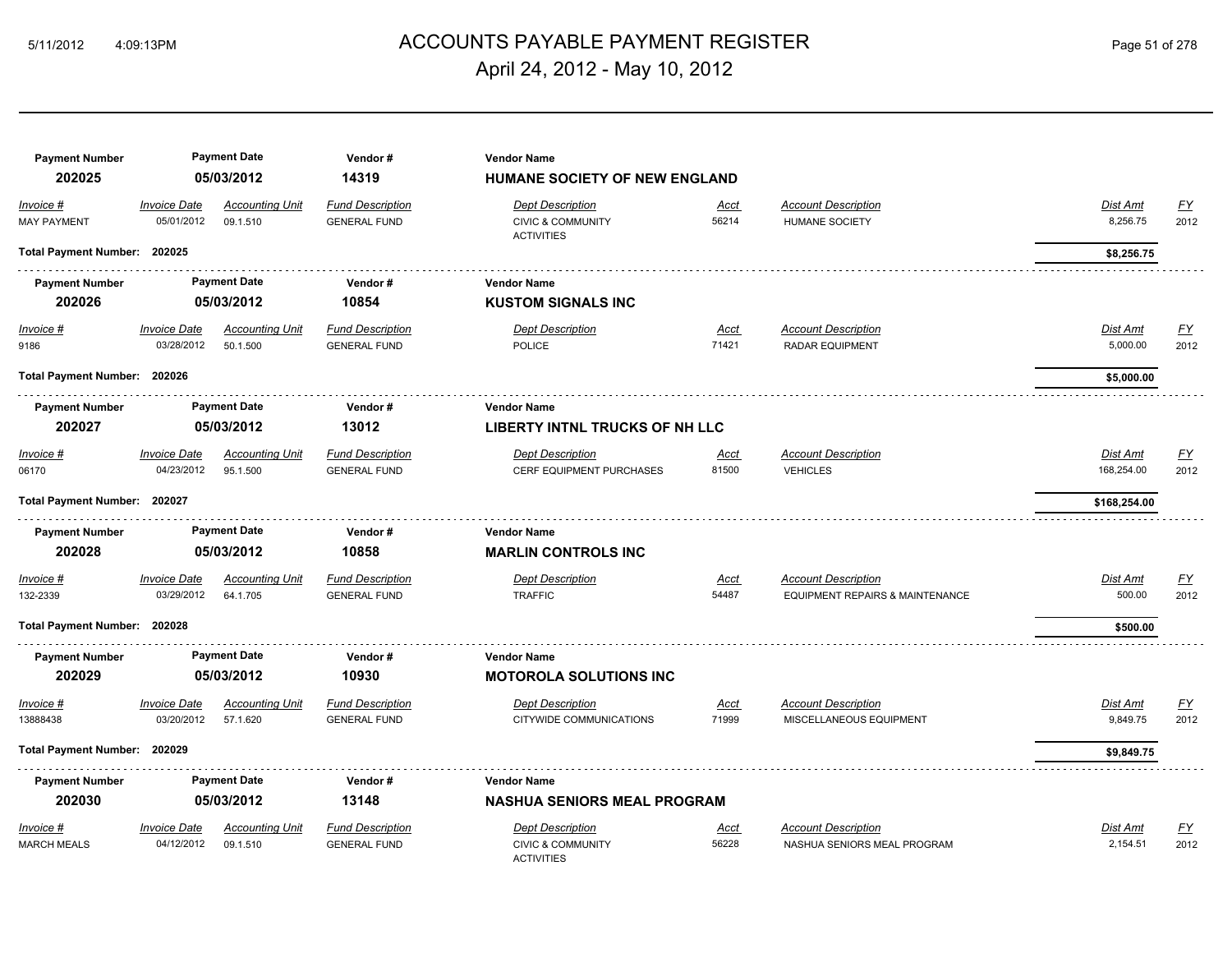# ACCOUNTS PAYABLE PAYMENT REGISTER

## April 24, 2012 - May 10, 2012

| Payment Number | Payment Date | Vendor # | Vendor Name |
|---|---|---|---|
| **202025** | **05/03/2012** | **14319** | **HUMANE SOCIETY OF NEW ENGLAND** |

| *Invoice #* | *Invoice Date* | *Accounting Unit* | *Fund Description* | *Dept Description* | *Acct* | *Account Description* | *Dist Amt* | *FY* |
|---|---|---|---|---|---|---|---|---|
| MAY PAYMENT | 05/01/2012 | 09.1.510 | GENERAL FUND | CIVIC & COMMUNITY ACTIVITIES | 56214 | HUMANE SOCIETY | 8,256.75 | 2012 |

**Total Payment Number: 202025** — **$8,256.75**

| Payment Number | Payment Date | Vendor # | Vendor Name |
|---|---|---|---|
| **202026** | **05/03/2012** | **10854** | **KUSTOM SIGNALS INC** |

| *Invoice #* | *Invoice Date* | *Accounting Unit* | *Fund Description* | *Dept Description* | *Acct* | *Account Description* | *Dist Amt* | *FY* |
|---|---|---|---|---|---|---|---|---|
| 9186 | 03/28/2012 | 50.1.500 | GENERAL FUND | POLICE | 71421 | RADAR EQUIPMENT | 5,000.00 | 2012 |

**Total Payment Number: 202026** — **$5,000.00**

| Payment Number | Payment Date | Vendor # | Vendor Name |
|---|---|---|---|
| **202027** | **05/03/2012** | **13012** | **LIBERTY INTNL TRUCKS OF NH LLC** |

| *Invoice #* | *Invoice Date* | *Accounting Unit* | *Fund Description* | *Dept Description* | *Acct* | *Account Description* | *Dist Amt* | *FY* |
|---|---|---|---|---|---|---|---|---|
| 06170 | 04/23/2012 | 95.1.500 | GENERAL FUND | CERF EQUIPMENT PURCHASES | 81500 | VEHICLES | 168,254.00 | 2012 |

**Total Payment Number: 202027** — **$168,254.00**

| Payment Number | Payment Date | Vendor # | Vendor Name |
|---|---|---|---|
| **202028** | **05/03/2012** | **10858** | **MARLIN CONTROLS INC** |

| *Invoice #* | *Invoice Date* | *Accounting Unit* | *Fund Description* | *Dept Description* | *Acct* | *Account Description* | *Dist Amt* | *FY* |
|---|---|---|---|---|---|---|---|---|
| 132-2339 | 03/29/2012 | 64.1.705 | GENERAL FUND | TRAFFIC | 54487 | EQUIPMENT REPAIRS & MAINTENANCE | 500.00 | 2012 |

**Total Payment Number: 202028** — **$500.00**

| Payment Number | Payment Date | Vendor # | Vendor Name |
|---|---|---|---|
| **202029** | **05/03/2012** | **10930** | **MOTOROLA SOLUTIONS INC** |

| *Invoice #* | *Invoice Date* | *Accounting Unit* | *Fund Description* | *Dept Description* | *Acct* | *Account Description* | *Dist Amt* | *FY* |
|---|---|---|---|---|---|---|---|---|
| 13888438 | 03/20/2012 | 57.1.620 | GENERAL FUND | CITYWIDE COMMUNICATIONS | 71999 | MISCELLANEOUS EQUIPMENT | 9,849.75 | 2012 |

**Total Payment Number: 202029** — **$9,849.75**

| Payment Number | Payment Date | Vendor # | Vendor Name |
|---|---|---|---|
| **202030** | **05/03/2012** | **13148** | **NASHUA SENIORS MEAL PROGRAM** |

| *Invoice #* | *Invoice Date* | *Accounting Unit* | *Fund Description* | *Dept Description* | *Acct* | *Account Description* | *Dist Amt* | *FY* |
|---|---|---|---|---|---|---|---|---|
| MARCH MEALS | 04/12/2012 | 09.1.510 | GENERAL FUND | CIVIC & COMMUNITY ACTIVITIES | 56228 | NASHUA SENIORS MEAL PROGRAM | 2,154.51 | 2012 |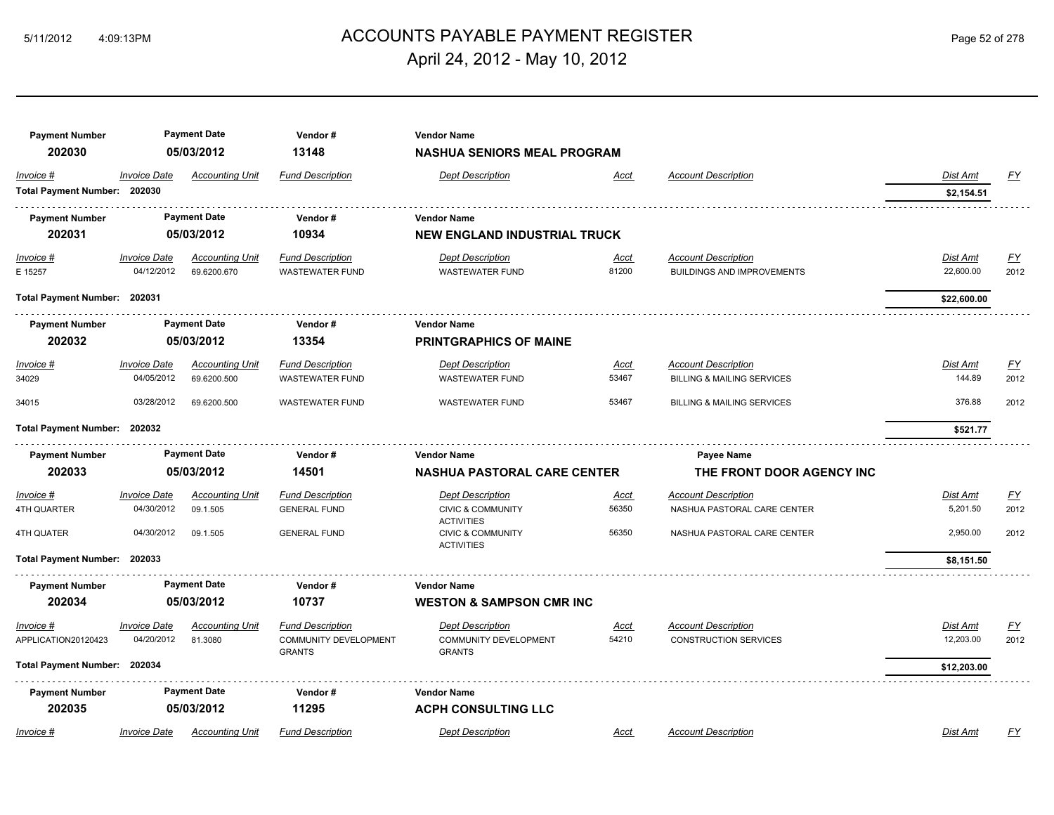# ACCOUNTS PAYABLE PAYMENT REGISTER

## April 24, 2012 - May 10, 2012

**Payment Number:** 202030 | **Payment Date:** 05/03/2012 | **Vendor #:** 13148 | **Vendor Name:** NASHUA SENIORS MEAL PROGRAM

| Invoice # | Invoice Date | Accounting Unit | Fund Description | Dept Description | Acct | Account Description | Dist Amt | FY |
|---|---|---|---|---|---|---|---|---|

**Total Payment Number: 202030** — **$2,154.51**

---

**Payment Number:** 202031 | **Payment Date:** 05/03/2012 | **Vendor #:** 10934 | **Vendor Name:** NEW ENGLAND INDUSTRIAL TRUCK

| Invoice # | Invoice Date | Accounting Unit | Fund Description | Dept Description | Acct | Account Description | Dist Amt | FY |
|---|---|---|---|---|---|---|---|---|
| E 15257 | 04/12/2012 | 69.6200.670 | WASTEWATER FUND | WASTEWATER FUND | 81200 | BUILDINGS AND IMPROVEMENTS | 22,600.00 | 2012 |

**Total Payment Number: 202031** — **$22,600.00**

---

**Payment Number:** 202032 | **Payment Date:** 05/03/2012 | **Vendor #:** 13354 | **Vendor Name:** PRINTGRAPHICS OF MAINE

| Invoice # | Invoice Date | Accounting Unit | Fund Description | Dept Description | Acct | Account Description | Dist Amt | FY |
|---|---|---|---|---|---|---|---|---|
| 34029 | 04/05/2012 | 69.6200.500 | WASTEWATER FUND | WASTEWATER FUND | 53467 | BILLING & MAILING SERVICES | 144.89 | 2012 |
| 34015 | 03/28/2012 | 69.6200.500 | WASTEWATER FUND | WASTEWATER FUND | 53467 | BILLING & MAILING SERVICES | 376.88 | 2012 |

**Total Payment Number: 202032** — **$521.77**

---

**Payment Number:** 202033 | **Payment Date:** 05/03/2012 | **Vendor #:** 14501 | **Vendor Name:** NASHUA PASTORAL CARE CENTER | **Payee Name:** THE FRONT DOOR AGENCY INC

| Invoice # | Invoice Date | Accounting Unit | Fund Description | Dept Description | Acct | Account Description | Dist Amt | FY |
|---|---|---|---|---|---|---|---|---|
| 4TH QUARTER | 04/30/2012 | 09.1.505 | GENERAL FUND | CIVIC & COMMUNITY ACTIVITIES | 56350 | NASHUA PASTORAL CARE CENTER | 5,201.50 | 2012 |
| 4TH QUATER | 04/30/2012 | 09.1.505 | GENERAL FUND | CIVIC & COMMUNITY ACTIVITIES | 56350 | NASHUA PASTORAL CARE CENTER | 2,950.00 | 2012 |

**Total Payment Number: 202033** — **$8,151.50**

---

**Payment Number:** 202034 | **Payment Date:** 05/03/2012 | **Vendor #:** 10737 | **Vendor Name:** WESTON & SAMPSON CMR INC

| Invoice # | Invoice Date | Accounting Unit | Fund Description | Dept Description | Acct | Account Description | Dist Amt | FY |
|---|---|---|---|---|---|---|---|---|
| APPLICATION20120423 | 04/20/2012 | 81.3080 | COMMUNITY DEVELOPMENT GRANTS | COMMUNITY DEVELOPMENT GRANTS | 54210 | CONSTRUCTION SERVICES | 12,203.00 | 2012 |

**Total Payment Number: 202034** — **$12,203.00**

---

**Payment Number:** 202035 | **Payment Date:** 05/03/2012 | **Vendor #:** 11295 | **Vendor Name:** ACPH CONSULTING LLC

| Invoice # | Invoice Date | Accounting Unit | Fund Description | Dept Description | Acct | Account Description | Dist Amt | FY |
|---|---|---|---|---|---|---|---|---|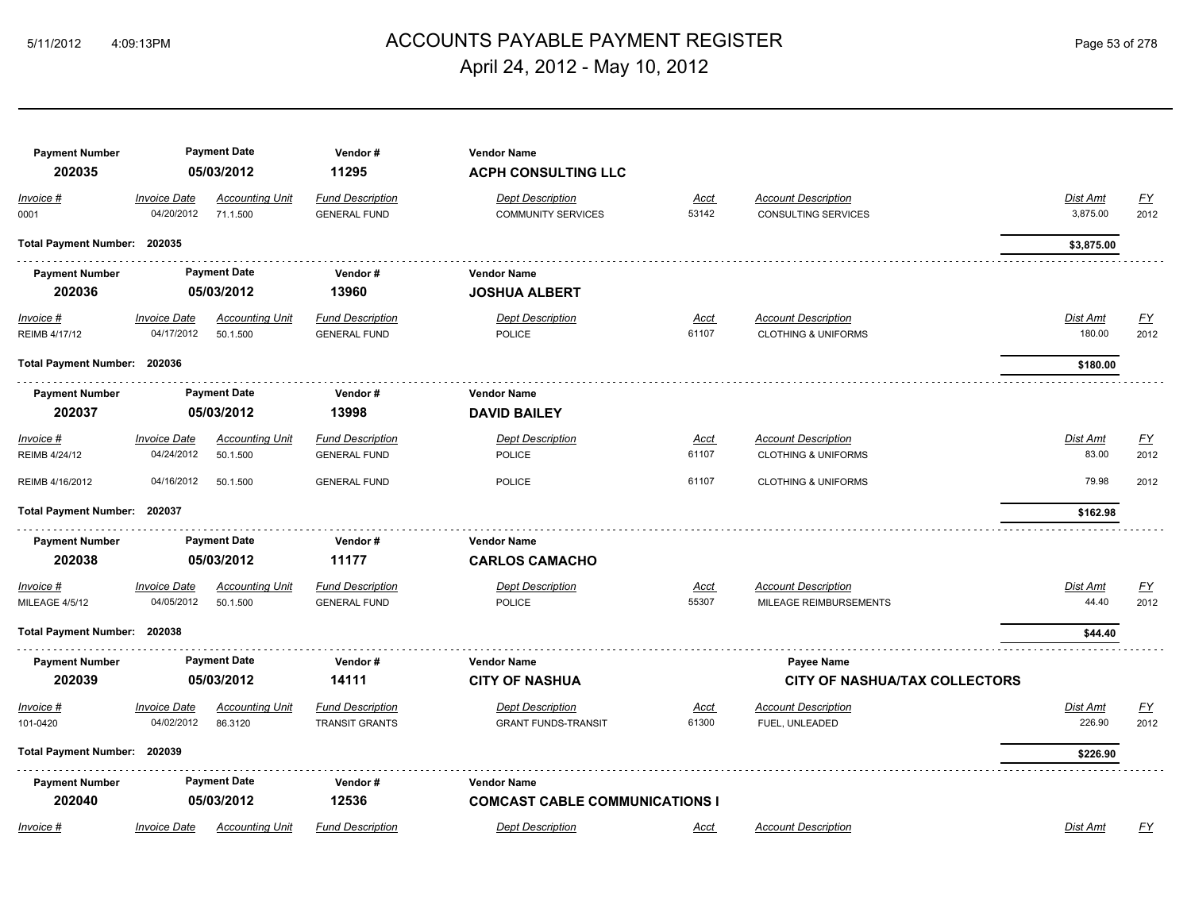# ACCOUNTS PAYABLE PAYMENT REGISTER
## April 24, 2012 - May 10, 2012

| Payment Number | Payment Date | Vendor # | Vendor Name |
|---|---|---|---|
| **202035** | **05/03/2012** | **11295** | **ACPH CONSULTING LLC** |

| Invoice # | Invoice Date | Accounting Unit | Fund Description | Dept Description | Acct | Account Description | Dist Amt | FY |
|---|---|---|---|---|---|---|---|---|
| 0001 | 04/20/2012 | 71.1.500 | GENERAL FUND | COMMUNITY SERVICES | 53142 | CONSULTING SERVICES | 3,875.00 | 2012 |

**Total Payment Number: 202035** — **$3,875.00**

| Payment Number | Payment Date | Vendor # | Vendor Name |
|---|---|---|---|
| **202036** | **05/03/2012** | **13960** | **JOSHUA ALBERT** |

| Invoice # | Invoice Date | Accounting Unit | Fund Description | Dept Description | Acct | Account Description | Dist Amt | FY |
|---|---|---|---|---|---|---|---|---|
| REIMB 4/17/12 | 04/17/2012 | 50.1.500 | GENERAL FUND | POLICE | 61107 | CLOTHING & UNIFORMS | 180.00 | 2012 |

**Total Payment Number: 202036** — **$180.00**

| Payment Number | Payment Date | Vendor # | Vendor Name |
|---|---|---|---|
| **202037** | **05/03/2012** | **13998** | **DAVID BAILEY** |

| Invoice # | Invoice Date | Accounting Unit | Fund Description | Dept Description | Acct | Account Description | Dist Amt | FY |
|---|---|---|---|---|---|---|---|---|
| REIMB 4/24/12 | 04/24/2012 | 50.1.500 | GENERAL FUND | POLICE | 61107 | CLOTHING & UNIFORMS | 83.00 | 2012 |
| REIMB 4/16/2012 | 04/16/2012 | 50.1.500 | GENERAL FUND | POLICE | 61107 | CLOTHING & UNIFORMS | 79.98 | 2012 |

**Total Payment Number: 202037** — **$162.98**

| Payment Number | Payment Date | Vendor # | Vendor Name |
|---|---|---|---|
| **202038** | **05/03/2012** | **11177** | **CARLOS CAMACHO** |

| Invoice # | Invoice Date | Accounting Unit | Fund Description | Dept Description | Acct | Account Description | Dist Amt | FY |
|---|---|---|---|---|---|---|---|---|
| MILEAGE 4/5/12 | 04/05/2012 | 50.1.500 | GENERAL FUND | POLICE | 55307 | MILEAGE REIMBURSEMENTS | 44.40 | 2012 |

**Total Payment Number: 202038** — **$44.40**

| Payment Number | Payment Date | Vendor # | Vendor Name | Payee Name |
|---|---|---|---|---|
| **202039** | **05/03/2012** | **14111** | **CITY OF NASHUA** | **CITY OF NASHUA/TAX COLLECTORS** |

| Invoice # | Invoice Date | Accounting Unit | Fund Description | Dept Description | Acct | Account Description | Dist Amt | FY |
|---|---|---|---|---|---|---|---|---|
| 101-0420 | 04/02/2012 | 86.3120 | TRANSIT GRANTS | GRANT FUNDS-TRANSIT | 61300 | FUEL, UNLEADED | 226.90 | 2012 |

**Total Payment Number: 202039** — **$226.90**

| Payment Number | Payment Date | Vendor # | Vendor Name |
|---|---|---|---|
| **202040** | **05/03/2012** | **12536** | **COMCAST CABLE COMMUNICATIONS I** |

| Invoice # | Invoice Date | Accounting Unit | Fund Description | Dept Description | Acct | Account Description | Dist Amt | FY |
|---|---|---|---|---|---|---|---|---|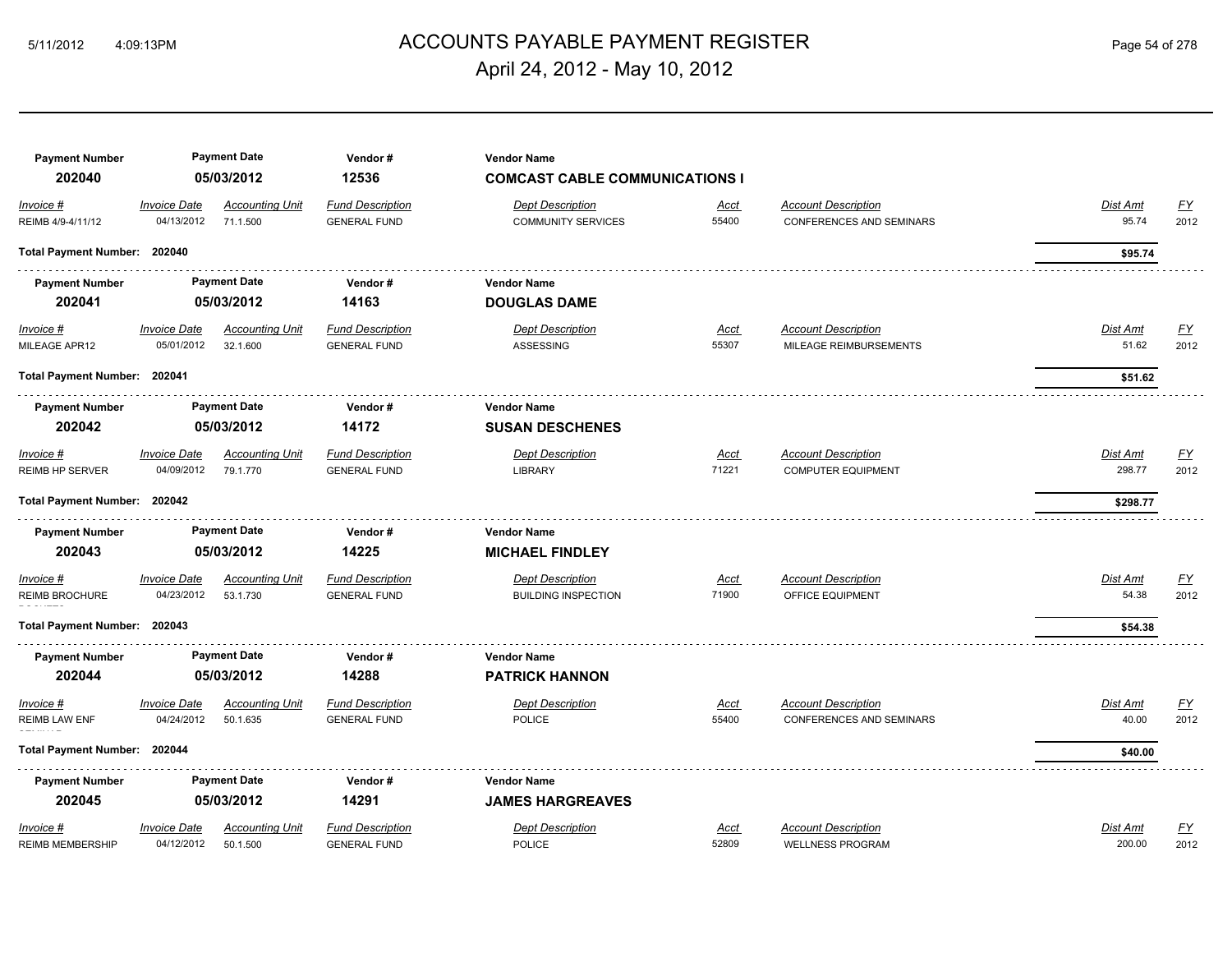# ACCOUNTS PAYABLE PAYMENT REGISTER

April 24, 2012 - May 10, 2012

| Payment Number | Payment Date | Vendor # | Vendor Name |
|---|---|---|---|
| 202040 | 05/03/2012 | 12536 | COMCAST CABLE COMMUNICATIONS I |

| Invoice # | Invoice Date | Accounting Unit | Fund Description | Dept Description | Acct | Account Description | Dist Amt | FY |
|---|---|---|---|---|---|---|---|---|
| REIMB 4/9-4/11/12 | 04/13/2012 | 71.1.500 | GENERAL FUND | COMMUNITY SERVICES | 55400 | CONFERENCES AND SEMINARS | 95.74 | 2012 |

**Total Payment Number: 202040** — **$95.74**

| Payment Number | Payment Date | Vendor # | Vendor Name |
|---|---|---|---|
| 202041 | 05/03/2012 | 14163 | DOUGLAS DAME |

| Invoice # | Invoice Date | Accounting Unit | Fund Description | Dept Description | Acct | Account Description | Dist Amt | FY |
|---|---|---|---|---|---|---|---|---|
| MILEAGE APR12 | 05/01/2012 | 32.1.600 | GENERAL FUND | ASSESSING | 55307 | MILEAGE REIMBURSEMENTS | 51.62 | 2012 |

**Total Payment Number: 202041** — **$51.62**

| Payment Number | Payment Date | Vendor # | Vendor Name |
|---|---|---|---|
| 202042 | 05/03/2012 | 14172 | SUSAN DESCHENES |

| Invoice # | Invoice Date | Accounting Unit | Fund Description | Dept Description | Acct | Account Description | Dist Amt | FY |
|---|---|---|---|---|---|---|---|---|
| REIMB HP SERVER | 04/09/2012 | 79.1.770 | GENERAL FUND | LIBRARY | 71221 | COMPUTER EQUIPMENT | 298.77 | 2012 |

**Total Payment Number: 202042** — **$298.77**

| Payment Number | Payment Date | Vendor # | Vendor Name |
|---|---|---|---|
| 202043 | 05/03/2012 | 14225 | MICHAEL FINDLEY |

| Invoice # | Invoice Date | Accounting Unit | Fund Description | Dept Description | Acct | Account Description | Dist Amt | FY |
|---|---|---|---|---|---|---|---|---|
| REIMB BROCHURE | 04/23/2012 | 53.1.730 | GENERAL FUND | BUILDING INSPECTION | 71900 | OFFICE EQUIPMENT | 54.38 | 2012 |

**Total Payment Number: 202043** — **$54.38**

| Payment Number | Payment Date | Vendor # | Vendor Name |
|---|---|---|---|
| 202044 | 05/03/2012 | 14288 | PATRICK HANNON |

| Invoice # | Invoice Date | Accounting Unit | Fund Description | Dept Description | Acct | Account Description | Dist Amt | FY |
|---|---|---|---|---|---|---|---|---|
| REIMB LAW ENF | 04/24/2012 | 50.1.635 | GENERAL FUND | POLICE | 55400 | CONFERENCES AND SEMINARS | 40.00 | 2012 |

**Total Payment Number: 202044** — **$40.00**

| Payment Number | Payment Date | Vendor # | Vendor Name |
|---|---|---|---|
| 202045 | 05/03/2012 | 14291 | JAMES HARGREAVES |

| Invoice # | Invoice Date | Accounting Unit | Fund Description | Dept Description | Acct | Account Description | Dist Amt | FY |
|---|---|---|---|---|---|---|---|---|
| REIMB MEMBERSHIP | 04/12/2012 | 50.1.500 | GENERAL FUND | POLICE | 52809 | WELLNESS PROGRAM | 200.00 | 2012 |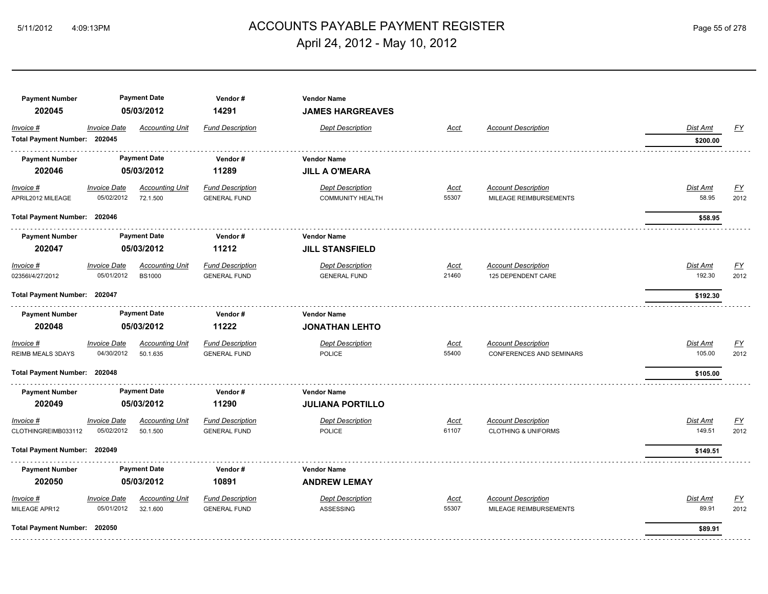# ACCOUNTS PAYABLE PAYMENT REGISTER

April 24, 2012 - May 10, 2012

| Payment Number | Payment Date | Vendor # | Vendor Name |
|---|---|---|---|
| 202045 | 05/03/2012 | 14291 | **JAMES HARGREAVES** |

| Invoice # | Invoice Date | Accounting Unit | Fund Description | Dept Description | Acct | Account Description | Dist Amt | FY |
|---|---|---|---|---|---|---|---|---|
| **Total Payment Number: 202045** | | | | | | | **$200.00** | |

| Payment Number | Payment Date | Vendor # | Vendor Name |
|---|---|---|---|
| 202046 | 05/03/2012 | 11289 | **JILL A O'MEARA** |

| Invoice # | Invoice Date | Accounting Unit | Fund Description | Dept Description | Acct | Account Description | Dist Amt | FY |
|---|---|---|---|---|---|---|---|---|
| APRIL2012 MILEAGE | 05/02/2012 | 72.1.500 | GENERAL FUND | COMMUNITY HEALTH | 55307 | MILEAGE REIMBURSEMENTS | 58.95 | 2012 |
| **Total Payment Number: 202046** | | | | | | | **$58.95** | |

| Payment Number | Payment Date | Vendor # | Vendor Name |
|---|---|---|---|
| 202047 | 05/03/2012 | 11212 | **JILL STANSFIELD** |

| Invoice # | Invoice Date | Accounting Unit | Fund Description | Dept Description | Acct | Account Description | Dist Amt | FY |
|---|---|---|---|---|---|---|---|---|
| 02356I/4/27/2012 | 05/01/2012 | BS1000 | GENERAL FUND | GENERAL FUND | 21460 | 125 DEPENDENT CARE | 192.30 | 2012 |
| **Total Payment Number: 202047** | | | | | | | **$192.30** | |

| Payment Number | Payment Date | Vendor # | Vendor Name |
|---|---|---|---|
| 202048 | 05/03/2012 | 11222 | **JONATHAN LEHTO** |

| Invoice # | Invoice Date | Accounting Unit | Fund Description | Dept Description | Acct | Account Description | Dist Amt | FY |
|---|---|---|---|---|---|---|---|---|
| REIMB MEALS 3DAYS | 04/30/2012 | 50.1.635 | GENERAL FUND | POLICE | 55400 | CONFERENCES AND SEMINARS | 105.00 | 2012 |
| **Total Payment Number: 202048** | | | | | | | **$105.00** | |

| Payment Number | Payment Date | Vendor # | Vendor Name |
|---|---|---|---|
| 202049 | 05/03/2012 | 11290 | **JULIANA PORTILLO** |

| Invoice # | Invoice Date | Accounting Unit | Fund Description | Dept Description | Acct | Account Description | Dist Amt | FY |
|---|---|---|---|---|---|---|---|---|
| CLOTHINGREIMB033112 | 05/02/2012 | 50.1.500 | GENERAL FUND | POLICE | 61107 | CLOTHING & UNIFORMS | 149.51 | 2012 |
| **Total Payment Number: 202049** | | | | | | | **$149.51** | |

| Payment Number | Payment Date | Vendor # | Vendor Name |
|---|---|---|---|
| 202050 | 05/03/2012 | 10891 | **ANDREW LEMAY** |

| Invoice # | Invoice Date | Accounting Unit | Fund Description | Dept Description | Acct | Account Description | Dist Amt | FY |
|---|---|---|---|---|---|---|---|---|
| MILEAGE APR12 | 05/01/2012 | 32.1.600 | GENERAL FUND | ASSESSING | 55307 | MILEAGE REIMBURSEMENTS | 89.91 | 2012 |
| **Total Payment Number: 202050** | | | | | | | **$89.91** | |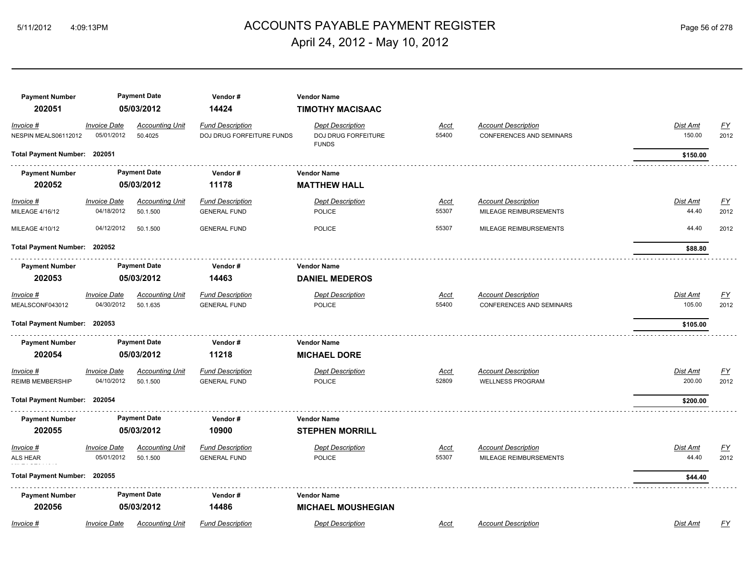# ACCOUNTS PAYABLE PAYMENT REGISTER

April 24, 2012 - May 10, 2012

| Payment Number | Payment Date | Vendor # | Vendor Name |
|---|---|---|---|
| **202051** | **05/03/2012** | **14424** | **TIMOTHY MACISAAC** |

| Invoice # | Invoice Date | Accounting Unit | Fund Description | Dept Description | Acct | Account Description | Dist Amt | FY |
|---|---|---|---|---|---|---|---|---|
| NESPIN MEALS06112012 | 05/01/2012 | 50.4025 | DOJ DRUG FORFEITURE FUNDS | DOJ DRUG FORFEITURE FUNDS | 55400 | CONFERENCES AND SEMINARS | 150.00 | 2012 |

**Total Payment Number: 202051** — **$150.00**

| Payment Number | Payment Date | Vendor # | Vendor Name |
|---|---|---|---|
| **202052** | **05/03/2012** | **11178** | **MATTHEW HALL** |

| Invoice # | Invoice Date | Accounting Unit | Fund Description | Dept Description | Acct | Account Description | Dist Amt | FY |
|---|---|---|---|---|---|---|---|---|
| MILEAGE 4/16/12 | 04/18/2012 | 50.1.500 | GENERAL FUND | POLICE | 55307 | MILEAGE REIMBURSEMENTS | 44.40 | 2012 |
| MILEAGE 4/10/12 | 04/12/2012 | 50.1.500 | GENERAL FUND | POLICE | 55307 | MILEAGE REIMBURSEMENTS | 44.40 | 2012 |

**Total Payment Number: 202052** — **$88.80**

| Payment Number | Payment Date | Vendor # | Vendor Name |
|---|---|---|---|
| **202053** | **05/03/2012** | **14463** | **DANIEL MEDEROS** |

| Invoice # | Invoice Date | Accounting Unit | Fund Description | Dept Description | Acct | Account Description | Dist Amt | FY |
|---|---|---|---|---|---|---|---|---|
| MEALSCONF043012 | 04/30/2012 | 50.1.635 | GENERAL FUND | POLICE | 55400 | CONFERENCES AND SEMINARS | 105.00 | 2012 |

**Total Payment Number: 202053** — **$105.00**

| Payment Number | Payment Date | Vendor # | Vendor Name |
|---|---|---|---|
| **202054** | **05/03/2012** | **11218** | **MICHAEL DORE** |

| Invoice # | Invoice Date | Accounting Unit | Fund Description | Dept Description | Acct | Account Description | Dist Amt | FY |
|---|---|---|---|---|---|---|---|---|
| REIMB MEMBERSHIP | 04/10/2012 | 50.1.500 | GENERAL FUND | POLICE | 52809 | WELLNESS PROGRAM | 200.00 | 2012 |

**Total Payment Number: 202054** — **$200.00**

| Payment Number | Payment Date | Vendor # | Vendor Name |
|---|---|---|---|
| **202055** | **05/03/2012** | **10900** | **STEPHEN MORRILL** |

| Invoice # | Invoice Date | Accounting Unit | Fund Description | Dept Description | Acct | Account Description | Dist Amt | FY |
|---|---|---|---|---|---|---|---|---|
| ALS HEAR | 05/01/2012 | 50.1.500 | GENERAL FUND | POLICE | 55307 | MILEAGE REIMBURSEMENTS | 44.40 | 2012 |

**Total Payment Number: 202055** — **$44.40**

| Payment Number | Payment Date | Vendor # | Vendor Name |
|---|---|---|---|
| **202056** | **05/03/2012** | **14486** | **MICHAEL MOUSHEGIAN** |

| Invoice # | Invoice Date | Accounting Unit | Fund Description | Dept Description | Acct | Account Description | Dist Amt | FY |
|---|---|---|---|---|---|---|---|---|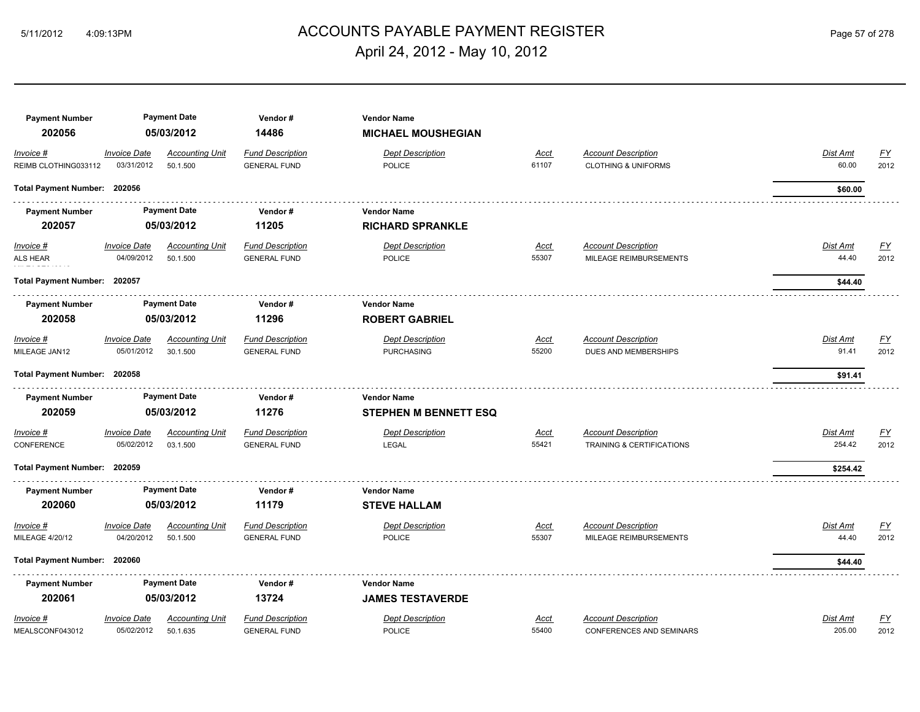# ACCOUNTS PAYABLE PAYMENT REGISTER

## April 24, 2012 - May 10, 2012

| Payment Number | Payment Date | Vendor # | Vendor Name |
|---|---|---|---|
| 202056 | 05/03/2012 | 14486 | **MICHAEL MOUSHEGIAN** |

| Invoice # | Invoice Date | Accounting Unit | Fund Description | Dept Description | Acct | Account Description | Dist Amt | FY |
|---|---|---|---|---|---|---|---|---|
| REIMB CLOTHING033112 | 03/31/2012 | 50.1.500 | GENERAL FUND | POLICE | 61107 | CLOTHING & UNIFORMS | 60.00 | 2012 |

**Total Payment Number: 202056** — **$60.00**

| Payment Number | Payment Date | Vendor # | Vendor Name |
|---|---|---|---|
| 202057 | 05/03/2012 | 11205 | **RICHARD SPRANKLE** |

| Invoice # | Invoice Date | Accounting Unit | Fund Description | Dept Description | Acct | Account Description | Dist Amt | FY |
|---|---|---|---|---|---|---|---|---|
| ALS HEAR | 04/09/2012 | 50.1.500 | GENERAL FUND | POLICE | 55307 | MILEAGE REIMBURSEMENTS | 44.40 | 2012 |

**Total Payment Number: 202057** — **$44.40**

| Payment Number | Payment Date | Vendor # | Vendor Name |
|---|---|---|---|
| 202058 | 05/03/2012 | 11296 | **ROBERT GABRIEL** |

| Invoice # | Invoice Date | Accounting Unit | Fund Description | Dept Description | Acct | Account Description | Dist Amt | FY |
|---|---|---|---|---|---|---|---|---|
| MILEAGE JAN12 | 05/01/2012 | 30.1.500 | GENERAL FUND | PURCHASING | 55200 | DUES AND MEMBERSHIPS | 91.41 | 2012 |

**Total Payment Number: 202058** — **$91.41**

| Payment Number | Payment Date | Vendor # | Vendor Name |
|---|---|---|---|
| 202059 | 05/03/2012 | 11276 | **STEPHEN M BENNETT ESQ** |

| Invoice # | Invoice Date | Accounting Unit | Fund Description | Dept Description | Acct | Account Description | Dist Amt | FY |
|---|---|---|---|---|---|---|---|---|
| CONFERENCE | 05/02/2012 | 03.1.500 | GENERAL FUND | LEGAL | 55421 | TRAINING & CERTIFICATIONS | 254.42 | 2012 |

**Total Payment Number: 202059** — **$254.42**

| Payment Number | Payment Date | Vendor # | Vendor Name |
|---|---|---|---|
| 202060 | 05/03/2012 | 11179 | **STEVE HALLAM** |

| Invoice # | Invoice Date | Accounting Unit | Fund Description | Dept Description | Acct | Account Description | Dist Amt | FY |
|---|---|---|---|---|---|---|---|---|
| MILEAGE 4/20/12 | 04/20/2012 | 50.1.500 | GENERAL FUND | POLICE | 55307 | MILEAGE REIMBURSEMENTS | 44.40 | 2012 |

**Total Payment Number: 202060** — **$44.40**

| Payment Number | Payment Date | Vendor # | Vendor Name |
|---|---|---|---|
| 202061 | 05/03/2012 | 13724 | **JAMES TESTAVERDE** |

| Invoice # | Invoice Date | Accounting Unit | Fund Description | Dept Description | Acct | Account Description | Dist Amt | FY |
|---|---|---|---|---|---|---|---|---|
| MEALSCONF043012 | 05/02/2012 | 50.1.635 | GENERAL FUND | POLICE | 55400 | CONFERENCES AND SEMINARS | 205.00 | 2012 |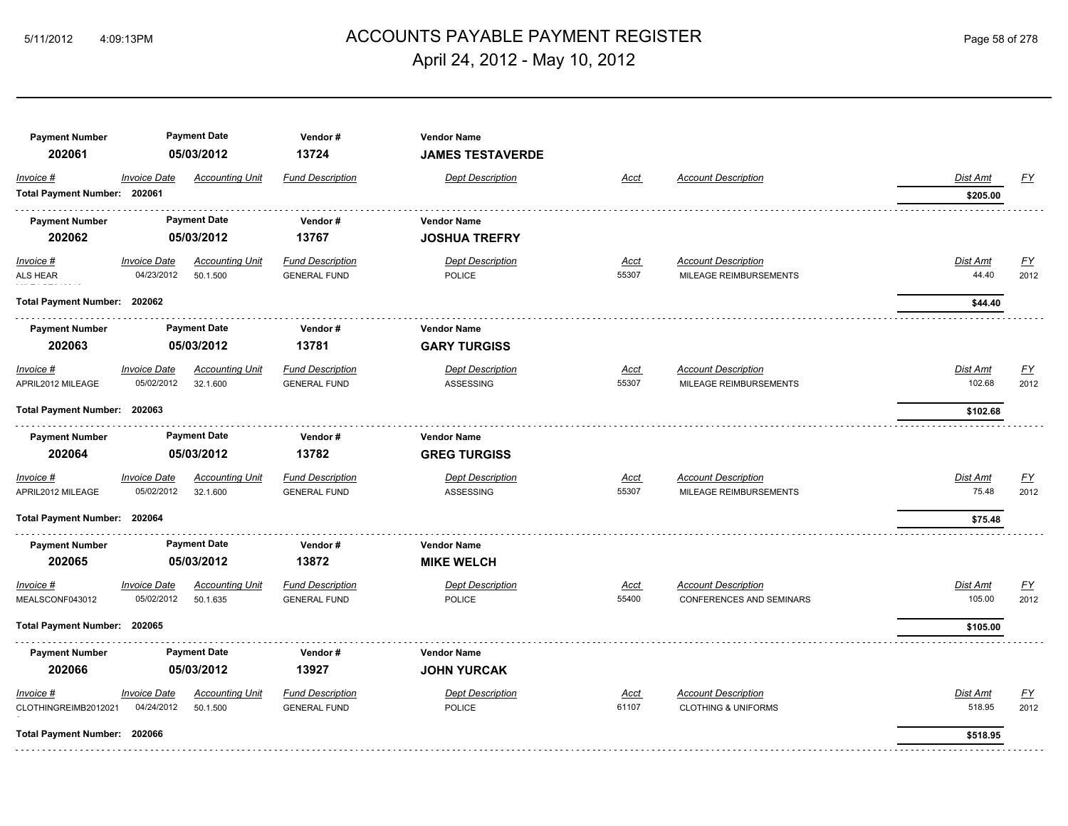# ACCOUNTS PAYABLE PAYMENT REGISTER

April 24, 2012 - May 10, 2012

| Payment Number | Payment Date | Vendor # | Vendor Name |
|---|---|---|---|
| 202061 | 05/03/2012 | 13724 | **JAMES TESTAVERDE** |

| Invoice # | Invoice Date | Accounting Unit | Fund Description | Dept Description | Acct | Account Description | Dist Amt | FY |
|---|---|---|---|---|---|---|---|---|
| **Total Payment Number: 202061** | | | | | | | **$205.00** | |

| Payment Number | Payment Date | Vendor # | Vendor Name |
|---|---|---|---|
| 202062 | 05/03/2012 | 13767 | **JOSHUA TREFRY** |

| Invoice # | Invoice Date | Accounting Unit | Fund Description | Dept Description | Acct | Account Description | Dist Amt | FY |
|---|---|---|---|---|---|---|---|---|
| ALS HEAR | 04/23/2012 | 50.1.500 | GENERAL FUND | POLICE | 55307 | MILEAGE REIMBURSEMENTS | 44.40 | 2012 |
| **Total Payment Number: 202062** | | | | | | | **$44.40** | |

| Payment Number | Payment Date | Vendor # | Vendor Name |
|---|---|---|---|
| 202063 | 05/03/2012 | 13781 | **GARY TURGISS** |

| Invoice # | Invoice Date | Accounting Unit | Fund Description | Dept Description | Acct | Account Description | Dist Amt | FY |
|---|---|---|---|---|---|---|---|---|
| APRIL2012 MILEAGE | 05/02/2012 | 32.1.600 | GENERAL FUND | ASSESSING | 55307 | MILEAGE REIMBURSEMENTS | 102.68 | 2012 |
| **Total Payment Number: 202063** | | | | | | | **$102.68** | |

| Payment Number | Payment Date | Vendor # | Vendor Name |
|---|---|---|---|
| 202064 | 05/03/2012 | 13782 | **GREG TURGISS** |

| Invoice # | Invoice Date | Accounting Unit | Fund Description | Dept Description | Acct | Account Description | Dist Amt | FY |
|---|---|---|---|---|---|---|---|---|
| APRIL2012 MILEAGE | 05/02/2012 | 32.1.600 | GENERAL FUND | ASSESSING | 55307 | MILEAGE REIMBURSEMENTS | 75.48 | 2012 |
| **Total Payment Number: 202064** | | | | | | | **$75.48** | |

| Payment Number | Payment Date | Vendor # | Vendor Name |
|---|---|---|---|
| 202065 | 05/03/2012 | 13872 | **MIKE WELCH** |

| Invoice # | Invoice Date | Accounting Unit | Fund Description | Dept Description | Acct | Account Description | Dist Amt | FY |
|---|---|---|---|---|---|---|---|---|
| MEALSCONF043012 | 05/02/2012 | 50.1.635 | GENERAL FUND | POLICE | 55400 | CONFERENCES AND SEMINARS | 105.00 | 2012 |
| **Total Payment Number: 202065** | | | | | | | **$105.00** | |

| Payment Number | Payment Date | Vendor # | Vendor Name |
|---|---|---|---|
| 202066 | 05/03/2012 | 13927 | **JOHN YURCAK** |

| Invoice # | Invoice Date | Accounting Unit | Fund Description | Dept Description | Acct | Account Description | Dist Amt | FY |
|---|---|---|---|---|---|---|---|---|
| CLOTHINGREIMB2012021 | 04/24/2012 | 50.1.500 | GENERAL FUND | POLICE | 61107 | CLOTHING & UNIFORMS | 518.95 | 2012 |
| **Total Payment Number: 202066** | | | | | | | **$518.95** | |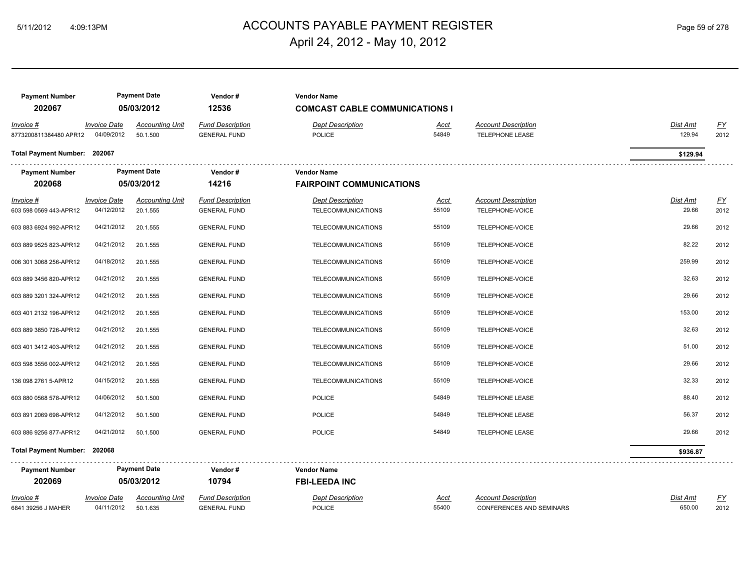# ACCOUNTS PAYABLE PAYMENT REGISTER

April 24, 2012 - May 10, 2012

| Payment Number | Payment Date | Vendor # | Vendor Name |
|---|---|---|---|
| 202067 | 05/03/2012 | 12536 | COMCAST CABLE COMMUNICATIONS I |

| Invoice # | Invoice Date | Accounting Unit | Fund Description | Dept Description | Acct | Account Description | Dist Amt | FY |
|---|---|---|---|---|---|---|---|---|
| 8773200811384480 APR12 | 04/09/2012 | 50.1.500 | GENERAL FUND | POLICE | 54849 | TELEPHONE LEASE | 129.94 | 2012 |

**Total Payment Number: 202067** — **$129.94**

| Payment Number | Payment Date | Vendor # | Vendor Name |
|---|---|---|---|
| 202068 | 05/03/2012 | 14216 | FAIRPOINT COMMUNICATIONS |

| Invoice # | Invoice Date | Accounting Unit | Fund Description | Dept Description | Acct | Account Description | Dist Amt | FY |
|---|---|---|---|---|---|---|---|---|
| 603 598 0569 443-APR12 | 04/12/2012 | 20.1.555 | GENERAL FUND | TELECOMMUNICATIONS | 55109 | TELEPHONE-VOICE | 29.66 | 2012 |
| 603 883 6924 992-APR12 | 04/21/2012 | 20.1.555 | GENERAL FUND | TELECOMMUNICATIONS | 55109 | TELEPHONE-VOICE | 29.66 | 2012 |
| 603 889 9525 823-APR12 | 04/21/2012 | 20.1.555 | GENERAL FUND | TELECOMMUNICATIONS | 55109 | TELEPHONE-VOICE | 82.22 | 2012 |
| 006 301 3068 256-APR12 | 04/18/2012 | 20.1.555 | GENERAL FUND | TELECOMMUNICATIONS | 55109 | TELEPHONE-VOICE | 259.99 | 2012 |
| 603 889 3456 820-APR12 | 04/21/2012 | 20.1.555 | GENERAL FUND | TELECOMMUNICATIONS | 55109 | TELEPHONE-VOICE | 32.63 | 2012 |
| 603 889 3201 324-APR12 | 04/21/2012 | 20.1.555 | GENERAL FUND | TELECOMMUNICATIONS | 55109 | TELEPHONE-VOICE | 29.66 | 2012 |
| 603 401 2132 196-APR12 | 04/21/2012 | 20.1.555 | GENERAL FUND | TELECOMMUNICATIONS | 55109 | TELEPHONE-VOICE | 153.00 | 2012 |
| 603 889 3850 726-APR12 | 04/21/2012 | 20.1.555 | GENERAL FUND | TELECOMMUNICATIONS | 55109 | TELEPHONE-VOICE | 32.63 | 2012 |
| 603 401 3412 403-APR12 | 04/21/2012 | 20.1.555 | GENERAL FUND | TELECOMMUNICATIONS | 55109 | TELEPHONE-VOICE | 51.00 | 2012 |
| 603 598 3556 002-APR12 | 04/21/2012 | 20.1.555 | GENERAL FUND | TELECOMMUNICATIONS | 55109 | TELEPHONE-VOICE | 29.66 | 2012 |
| 136 098 2761 5-APR12 | 04/15/2012 | 20.1.555 | GENERAL FUND | TELECOMMUNICATIONS | 55109 | TELEPHONE-VOICE | 32.33 | 2012 |
| 603 880 0568 578-APR12 | 04/06/2012 | 50.1.500 | GENERAL FUND | POLICE | 54849 | TELEPHONE LEASE | 88.40 | 2012 |
| 603 891 2069 698-APR12 | 04/12/2012 | 50.1.500 | GENERAL FUND | POLICE | 54849 | TELEPHONE LEASE | 56.37 | 2012 |
| 603 886 9256 877-APR12 | 04/21/2012 | 50.1.500 | GENERAL FUND | POLICE | 54849 | TELEPHONE LEASE | 29.66 | 2012 |

**Total Payment Number: 202068** — **$936.87**

| Payment Number | Payment Date | Vendor # | Vendor Name |
|---|---|---|---|
| 202069 | 05/03/2012 | 10794 | FBI-LEEDA INC |

| Invoice # | Invoice Date | Accounting Unit | Fund Description | Dept Description | Acct | Account Description | Dist Amt | FY |
|---|---|---|---|---|---|---|---|---|
| 6841 39256 J MAHER | 04/11/2012 | 50.1.635 | GENERAL FUND | POLICE | 55400 | CONFERENCES AND SEMINARS | 650.00 | 2012 |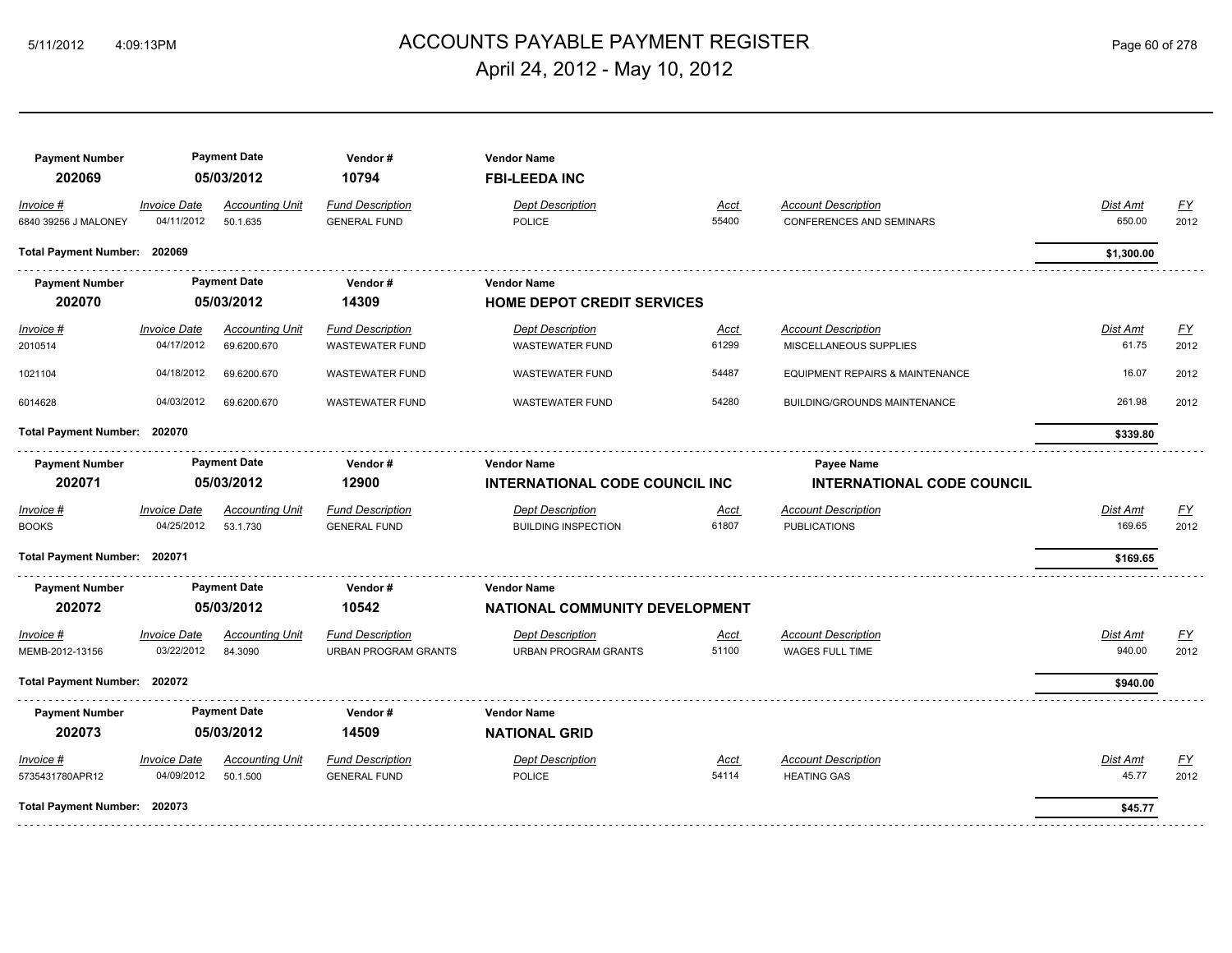| Payment Number | Payment Date | | Vendor # | Vendor Name | | | | |
|---|---|---|---|---|---|---|---|---|
| **202069** | **05/03/2012** | | **10794** | **FBI-LEEDA INC** | | | | |
| *Invoice #* | *Invoice Date* | *Accounting Unit* | *Fund Description* | *Dept Description* | *Acct* | *Account Description* | *Dist Amt* | *FY* |
| 6840 39256 J MALONEY | 04/11/2012 | 50.1.635 | GENERAL FUND | POLICE | 55400 | CONFERENCES AND SEMINARS | 650.00 | 2012 |
| **Total Payment Number: 202069** | | | | | | | **$1,300.00** | |

| Payment Number | Payment Date | | Vendor # | Vendor Name | | | | |
|---|---|---|---|---|---|---|---|---|
| **202070** | **05/03/2012** | | **14309** | **HOME DEPOT CREDIT SERVICES** | | | | |
| *Invoice #* | *Invoice Date* | *Accounting Unit* | *Fund Description* | *Dept Description* | *Acct* | *Account Description* | *Dist Amt* | *FY* |
| 2010514 | 04/17/2012 | 69.6200.670 | WASTEWATER FUND | WASTEWATER FUND | 61299 | MISCELLANEOUS SUPPLIES | 61.75 | 2012 |
| 1021104 | 04/18/2012 | 69.6200.670 | WASTEWATER FUND | WASTEWATER FUND | 54487 | EQUIPMENT REPAIRS & MAINTENANCE | 16.07 | 2012 |
| 6014628 | 04/03/2012 | 69.6200.670 | WASTEWATER FUND | WASTEWATER FUND | 54280 | BUILDING/GROUNDS MAINTENANCE | 261.98 | 2012 |
| **Total Payment Number: 202070** | | | | | | | **$339.80** | |

| Payment Number | Payment Date | | Vendor # | Vendor Name | | Payee Name | | |
|---|---|---|---|---|---|---|---|---|
| **202071** | **05/03/2012** | | **12900** | **INTERNATIONAL CODE COUNCIL INC** | | **INTERNATIONAL CODE COUNCIL** | | |
| *Invoice #* | *Invoice Date* | *Accounting Unit* | *Fund Description* | *Dept Description* | *Acct* | *Account Description* | *Dist Amt* | *FY* |
| BOOKS | 04/25/2012 | 53.1.730 | GENERAL FUND | BUILDING INSPECTION | 61807 | PUBLICATIONS | 169.65 | 2012 |
| **Total Payment Number: 202071** | | | | | | | **$169.65** | |

| Payment Number | Payment Date | | Vendor # | Vendor Name | | | | |
|---|---|---|---|---|---|---|---|---|
| **202072** | **05/03/2012** | | **10542** | **NATIONAL COMMUNITY DEVELOPMENT** | | | | |
| *Invoice #* | *Invoice Date* | *Accounting Unit* | *Fund Description* | *Dept Description* | *Acct* | *Account Description* | *Dist Amt* | *FY* |
| MEMB-2012-13156 | 03/22/2012 | 84.3090 | URBAN PROGRAM GRANTS | URBAN PROGRAM GRANTS | 51100 | WAGES FULL TIME | 940.00 | 2012 |
| **Total Payment Number: 202072** | | | | | | | **$940.00** | |

| Payment Number | Payment Date | | Vendor # | Vendor Name | | | | |
|---|---|---|---|---|---|---|---|---|
| **202073** | **05/03/2012** | | **14509** | **NATIONAL GRID** | | | | |
| *Invoice #* | *Invoice Date* | *Accounting Unit* | *Fund Description* | *Dept Description* | *Acct* | *Account Description* | *Dist Amt* | *FY* |
| 5735431780APR12 | 04/09/2012 | 50.1.500 | GENERAL FUND | POLICE | 54114 | HEATING GAS | 45.77 | 2012 |
| **Total Payment Number: 202073** | | | | | | | **$45.77** | |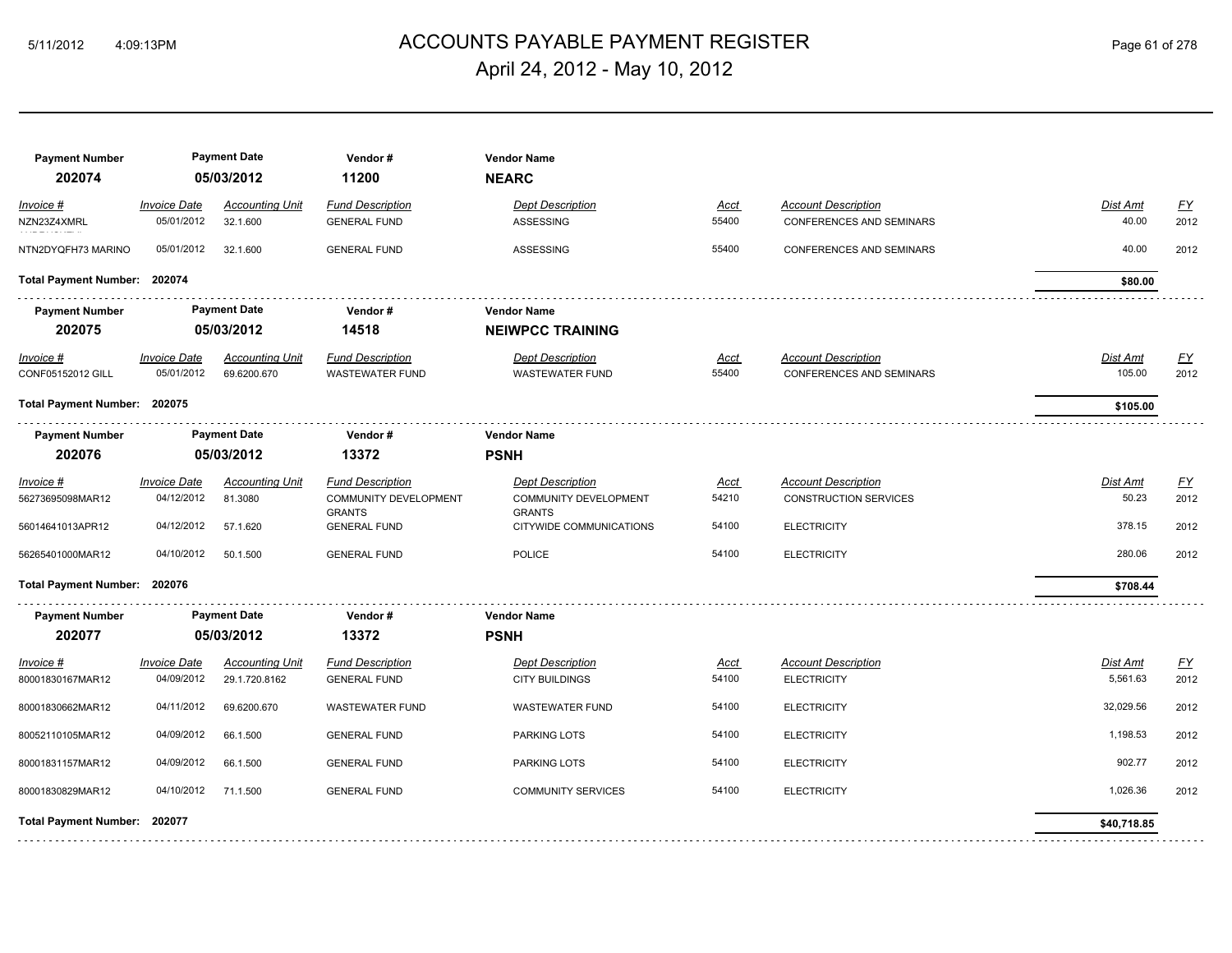# ACCOUNTS PAYABLE PAYMENT REGISTER

April 24, 2012 - May 10, 2012

| Payment Number | Payment Date | Vendor # | Vendor Name | | | | |
|---|---|---|---|---|---|---|---|
| **202074** | **05/03/2012** | **11200** | **NEARC** | | | | |

| Invoice # | Invoice Date | Accounting Unit | Fund Description | Dept Description | Acct | Account Description | Dist Amt | FY |
|---|---|---|---|---|---|---|---|---|
| NZN23Z4XMRL | 05/01/2012 | 32.1.600 | GENERAL FUND | ASSESSING | 55400 | CONFERENCES AND SEMINARS | 40.00 | 2012 |
| NTN2DYQFH73 MARINO | 05/01/2012 | 32.1.600 | GENERAL FUND | ASSESSING | 55400 | CONFERENCES AND SEMINARS | 40.00 | 2012 |
| **Total Payment Number: 202074** | | | | | | | **$80.00** | |

| Payment Number | Payment Date | Vendor # | Vendor Name | | | | |
|---|---|---|---|---|---|---|---|
| **202075** | **05/03/2012** | **14518** | **NEIWPCC TRAINING** | | | | |

| Invoice # | Invoice Date | Accounting Unit | Fund Description | Dept Description | Acct | Account Description | Dist Amt | FY |
|---|---|---|---|---|---|---|---|---|
| CONF05152012 GILL | 05/01/2012 | 69.6200.670 | WASTEWATER FUND | WASTEWATER FUND | 55400 | CONFERENCES AND SEMINARS | 105.00 | 2012 |
| **Total Payment Number: 202075** | | | | | | | **$105.00** | |

| Payment Number | Payment Date | Vendor # | Vendor Name | | | | |
|---|---|---|---|---|---|---|---|
| **202076** | **05/03/2012** | **13372** | **PSNH** | | | | |

| Invoice # | Invoice Date | Accounting Unit | Fund Description | Dept Description | Acct | Account Description | Dist Amt | FY |
|---|---|---|---|---|---|---|---|---|
| 56273695098MAR12 | 04/12/2012 | 81.3080 | COMMUNITY DEVELOPMENT GRANTS | COMMUNITY DEVELOPMENT GRANTS | 54210 | CONSTRUCTION SERVICES | 50.23 | 2012 |
| 56014641013APR12 | 04/12/2012 | 57.1.620 | GENERAL FUND | CITYWIDE COMMUNICATIONS | 54100 | ELECTRICITY | 378.15 | 2012 |
| 56265401000MAR12 | 04/10/2012 | 50.1.500 | GENERAL FUND | POLICE | 54100 | ELECTRICITY | 280.06 | 2012 |
| **Total Payment Number: 202076** | | | | | | | **$708.44** | |

| Payment Number | Payment Date | Vendor # | Vendor Name | | | | |
|---|---|---|---|---|---|---|---|
| **202077** | **05/03/2012** | **13372** | **PSNH** | | | | |

| Invoice # | Invoice Date | Accounting Unit | Fund Description | Dept Description | Acct | Account Description | Dist Amt | FY |
|---|---|---|---|---|---|---|---|---|
| 80001830167MAR12 | 04/09/2012 | 29.1.720.8162 | GENERAL FUND | CITY BUILDINGS | 54100 | ELECTRICITY | 5,561.63 | 2012 |
| 80001830662MAR12 | 04/11/2012 | 69.6200.670 | WASTEWATER FUND | WASTEWATER FUND | 54100 | ELECTRICITY | 32,029.56 | 2012 |
| 80052110105MAR12 | 04/09/2012 | 66.1.500 | GENERAL FUND | PARKING LOTS | 54100 | ELECTRICITY | 1,198.53 | 2012 |
| 80001831157MAR12 | 04/09/2012 | 66.1.500 | GENERAL FUND | PARKING LOTS | 54100 | ELECTRICITY | 902.77 | 2012 |
| 80001830829MAR12 | 04/10/2012 | 71.1.500 | GENERAL FUND | COMMUNITY SERVICES | 54100 | ELECTRICITY | 1,026.36 | 2012 |
| **Total Payment Number: 202077** | | | | | | | **$40,718.85** | |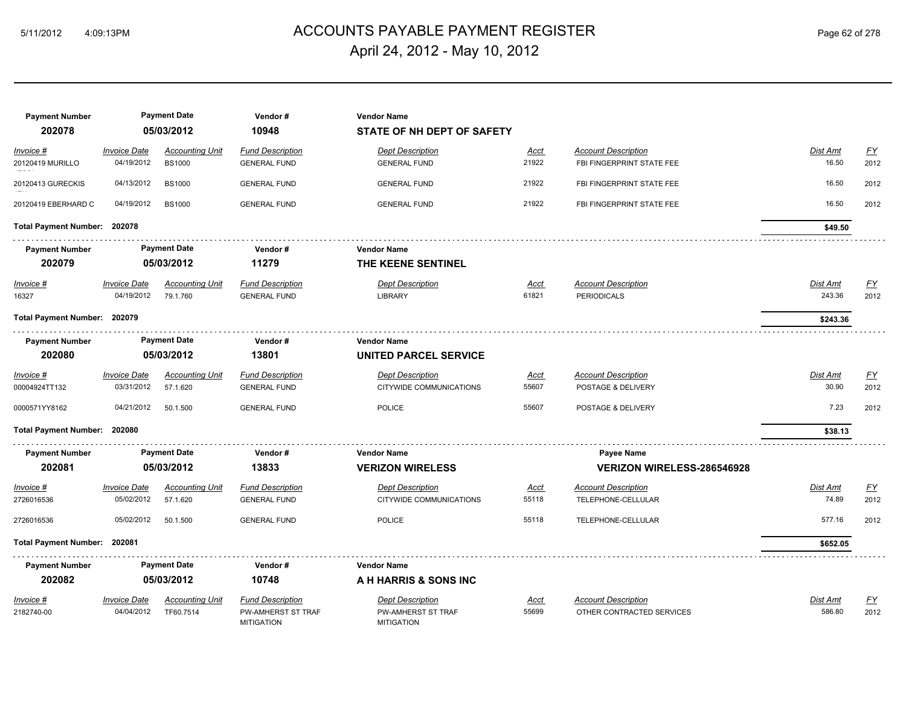# ACCOUNTS PAYABLE PAYMENT REGISTER

April 24, 2012 - May 10, 2012

5/11/2012 4:09:13PM

| Payment Number | Payment Date | Vendor # | Vendor Name |
|---|---|---|---|
| **202078** | **05/03/2012** | **10948** | **STATE OF NH DEPT OF SAFETY** |

| Invoice # | Invoice Date | Accounting Unit | Fund Description | Dept Description | Acct | Account Description | Dist Amt | FY |
|---|---|---|---|---|---|---|---|---|
| 20120419 MURILLO | 04/19/2012 | BS1000 | GENERAL FUND | GENERAL FUND | 21922 | FBI FINGERPRINT STATE FEE | 16.50 | 2012 |
| 20120413 GURECKIS | 04/13/2012 | BS1000 | GENERAL FUND | GENERAL FUND | 21922 | FBI FINGERPRINT STATE FEE | 16.50 | 2012 |
| 20120419 EBERHARD C | 04/19/2012 | BS1000 | GENERAL FUND | GENERAL FUND | 21922 | FBI FINGERPRINT STATE FEE | 16.50 | 2012 |

**Total Payment Number: 202078** — **$49.50**

| Payment Number | Payment Date | Vendor # | Vendor Name |
|---|---|---|---|
| **202079** | **05/03/2012** | **11279** | **THE KEENE SENTINEL** |

| Invoice # | Invoice Date | Accounting Unit | Fund Description | Dept Description | Acct | Account Description | Dist Amt | FY |
|---|---|---|---|---|---|---|---|---|
| 16327 | 04/19/2012 | 79.1.760 | GENERAL FUND | LIBRARY | 61821 | PERIODICALS | 243.36 | 2012 |

**Total Payment Number: 202079** — **$243.36**

| Payment Number | Payment Date | Vendor # | Vendor Name |
|---|---|---|---|
| **202080** | **05/03/2012** | **13801** | **UNITED PARCEL SERVICE** |

| Invoice # | Invoice Date | Accounting Unit | Fund Description | Dept Description | Acct | Account Description | Dist Amt | FY |
|---|---|---|---|---|---|---|---|---|
| 00004924TT132 | 03/31/2012 | 57.1.620 | GENERAL FUND | CITYWIDE COMMUNICATIONS | 55607 | POSTAGE & DELIVERY | 30.90 | 2012 |
| 0000571YY8162 | 04/21/2012 | 50.1.500 | GENERAL FUND | POLICE | 55607 | POSTAGE & DELIVERY | 7.23 | 2012 |

**Total Payment Number: 202080** — **$38.13**

| Payment Number | Payment Date | Vendor # | Vendor Name | Payee Name |
|---|---|---|---|---|
| **202081** | **05/03/2012** | **13833** | **VERIZON WIRELESS** | **VERIZON WIRELESS-286546928** |

| Invoice # | Invoice Date | Accounting Unit | Fund Description | Dept Description | Acct | Account Description | Dist Amt | FY |
|---|---|---|---|---|---|---|---|---|
| 2726016536 | 05/02/2012 | 57.1.620 | GENERAL FUND | CITYWIDE COMMUNICATIONS | 55118 | TELEPHONE-CELLULAR | 74.89 | 2012 |
| 2726016536 | 05/02/2012 | 50.1.500 | GENERAL FUND | POLICE | 55118 | TELEPHONE-CELLULAR | 577.16 | 2012 |

**Total Payment Number: 202081** — **$652.05**

| Payment Number | Payment Date | Vendor # | Vendor Name |
|---|---|---|---|
| **202082** | **05/03/2012** | **10748** | **A H HARRIS & SONS INC** |

| Invoice # | Invoice Date | Accounting Unit | Fund Description | Dept Description | Acct | Account Description | Dist Amt | FY |
|---|---|---|---|---|---|---|---|---|
| 2182740-00 | 04/04/2012 | TF60.7514 | PW-AMHERST ST TRAF MITIGATION | PW-AMHERST ST TRAF MITIGATION | 55699 | OTHER CONTRACTED SERVICES | 586.80 | 2012 |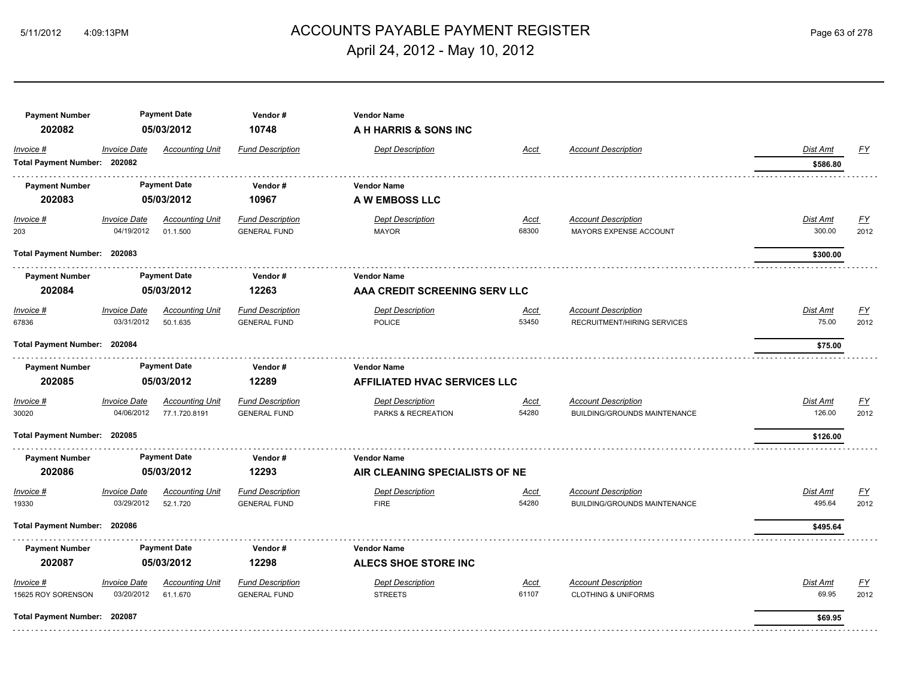# ACCOUNTS PAYABLE PAYMENT REGISTER

## April 24, 2012 - May 10, 2012

| Payment Number | Payment Date | Vendor # | Vendor Name |
|---|---|---|---|
| 202082 | 05/03/2012 | 10748 | A H HARRIS & SONS INC |

| Invoice # | Invoice Date | Accounting Unit | Fund Description | Dept Description | Acct | Account Description | Dist Amt | FY |
|---|---|---|---|---|---|---|---|---|
| **Total Payment Number: 202082** | | | | | | | **$586.80** | |

| Payment Number | Payment Date | Vendor # | Vendor Name |
|---|---|---|---|
| 202083 | 05/03/2012 | 10967 | A W EMBOSS LLC |

| Invoice # | Invoice Date | Accounting Unit | Fund Description | Dept Description | Acct | Account Description | Dist Amt | FY |
|---|---|---|---|---|---|---|---|---|
| 203 | 04/19/2012 | 01.1.500 | GENERAL FUND | MAYOR | 68300 | MAYORS EXPENSE ACCOUNT | 300.00 | 2012 |
| **Total Payment Number: 202083** | | | | | | | **$300.00** | |

| Payment Number | Payment Date | Vendor # | Vendor Name |
|---|---|---|---|
| 202084 | 05/03/2012 | 12263 | AAA CREDIT SCREENING SERV LLC |

| Invoice # | Invoice Date | Accounting Unit | Fund Description | Dept Description | Acct | Account Description | Dist Amt | FY |
|---|---|---|---|---|---|---|---|---|
| 67836 | 03/31/2012 | 50.1.635 | GENERAL FUND | POLICE | 53450 | RECRUITMENT/HIRING SERVICES | 75.00 | 2012 |
| **Total Payment Number: 202084** | | | | | | | **$75.00** | |

| Payment Number | Payment Date | Vendor # | Vendor Name |
|---|---|---|---|
| 202085 | 05/03/2012 | 12289 | AFFILIATED HVAC SERVICES LLC |

| Invoice # | Invoice Date | Accounting Unit | Fund Description | Dept Description | Acct | Account Description | Dist Amt | FY |
|---|---|---|---|---|---|---|---|---|
| 30020 | 04/06/2012 | 77.1.720.8191 | GENERAL FUND | PARKS & RECREATION | 54280 | BUILDING/GROUNDS MAINTENANCE | 126.00 | 2012 |
| **Total Payment Number: 202085** | | | | | | | **$126.00** | |

| Payment Number | Payment Date | Vendor # | Vendor Name |
|---|---|---|---|
| 202086 | 05/03/2012 | 12293 | AIR CLEANING SPECIALISTS OF NE |

| Invoice # | Invoice Date | Accounting Unit | Fund Description | Dept Description | Acct | Account Description | Dist Amt | FY |
|---|---|---|---|---|---|---|---|---|
| 19330 | 03/29/2012 | 52.1.720 | GENERAL FUND | FIRE | 54280 | BUILDING/GROUNDS MAINTENANCE | 495.64 | 2012 |
| **Total Payment Number: 202086** | | | | | | | **$495.64** | |

| Payment Number | Payment Date | Vendor # | Vendor Name |
|---|---|---|---|
| 202087 | 05/03/2012 | 12298 | ALECS SHOE STORE INC |

| Invoice # | Invoice Date | Accounting Unit | Fund Description | Dept Description | Acct | Account Description | Dist Amt | FY |
|---|---|---|---|---|---|---|---|---|
| 15625 ROY SORENSON | 03/20/2012 | 61.1.670 | GENERAL FUND | STREETS | 61107 | CLOTHING & UNIFORMS | 69.95 | 2012 |
| **Total Payment Number: 202087** | | | | | | | **$69.95** | |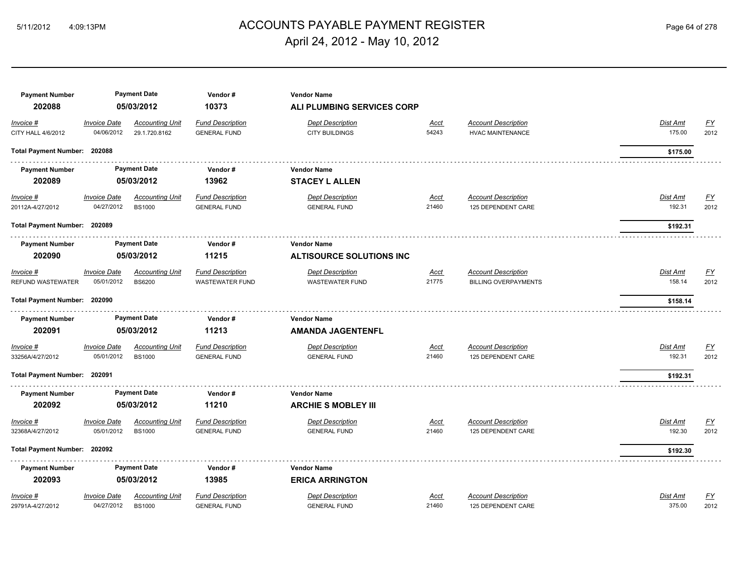# ACCOUNTS PAYABLE PAYMENT REGISTER

## April 24, 2012 - May 10, 2012

| Payment Number | Payment Date | Vendor # | Vendor Name |
|---|---|---|---|
| **202088** | **05/03/2012** | **10373** | **ALI PLUMBING SERVICES CORP** |

| Invoice # | Invoice Date | Accounting Unit | Fund Description | Dept Description | Acct | Account Description | Dist Amt | FY |
|---|---|---|---|---|---|---|---|---|
| CITY HALL 4/6/2012 | 04/06/2012 | 29.1.720.8162 | GENERAL FUND | CITY BUILDINGS | 54243 | HVAC MAINTENANCE | 175.00 | 2012 |

**Total Payment Number: 202088** — **$175.00**

| Payment Number | Payment Date | Vendor # | Vendor Name |
|---|---|---|---|
| **202089** | **05/03/2012** | **13962** | **STACEY L ALLEN** |

| Invoice # | Invoice Date | Accounting Unit | Fund Description | Dept Description | Acct | Account Description | Dist Amt | FY |
|---|---|---|---|---|---|---|---|---|
| 20112A-4/27/2012 | 04/27/2012 | BS1000 | GENERAL FUND | GENERAL FUND | 21460 | 125 DEPENDENT CARE | 192.31 | 2012 |

**Total Payment Number: 202089** — **$192.31**

| Payment Number | Payment Date | Vendor # | Vendor Name |
|---|---|---|---|
| **202090** | **05/03/2012** | **11215** | **ALTISOURCE SOLUTIONS INC** |

| Invoice # | Invoice Date | Accounting Unit | Fund Description | Dept Description | Acct | Account Description | Dist Amt | FY |
|---|---|---|---|---|---|---|---|---|
| REFUND WASTEWATER | 05/01/2012 | BS6200 | WASTEWATER FUND | WASTEWATER FUND | 21775 | BILLING OVERPAYMENTS | 158.14 | 2012 |

**Total Payment Number: 202090** — **$158.14**

| Payment Number | Payment Date | Vendor # | Vendor Name |
|---|---|---|---|
| **202091** | **05/03/2012** | **11213** | **AMANDA JAGENTENFL** |

| Invoice # | Invoice Date | Accounting Unit | Fund Description | Dept Description | Acct | Account Description | Dist Amt | FY |
|---|---|---|---|---|---|---|---|---|
| 33256A/4/27/2012 | 05/01/2012 | BS1000 | GENERAL FUND | GENERAL FUND | 21460 | 125 DEPENDENT CARE | 192.31 | 2012 |

**Total Payment Number: 202091** — **$192.31**

| Payment Number | Payment Date | Vendor # | Vendor Name |
|---|---|---|---|
| **202092** | **05/03/2012** | **11210** | **ARCHIE S MOBLEY III** |

| Invoice # | Invoice Date | Accounting Unit | Fund Description | Dept Description | Acct | Account Description | Dist Amt | FY |
|---|---|---|---|---|---|---|---|---|
| 32368A/4/27/2012 | 05/01/2012 | BS1000 | GENERAL FUND | GENERAL FUND | 21460 | 125 DEPENDENT CARE | 192.30 | 2012 |

**Total Payment Number: 202092** — **$192.30**

| Payment Number | Payment Date | Vendor # | Vendor Name |
|---|---|---|---|
| **202093** | **05/03/2012** | **13985** | **ERICA ARRINGTON** |

| Invoice # | Invoice Date | Accounting Unit | Fund Description | Dept Description | Acct | Account Description | Dist Amt | FY |
|---|---|---|---|---|---|---|---|---|
| 29791A-4/27/2012 | 04/27/2012 | BS1000 | GENERAL FUND | GENERAL FUND | 21460 | 125 DEPENDENT CARE | 375.00 | 2012 |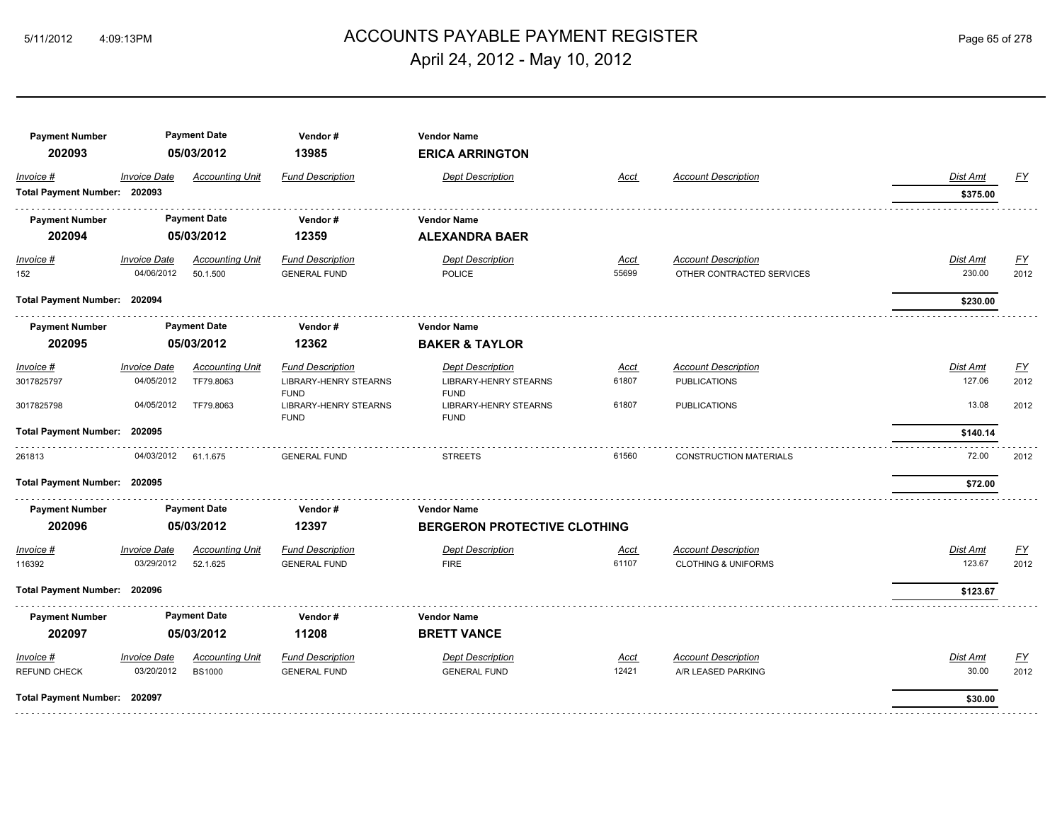# ACCOUNTS PAYABLE PAYMENT REGISTER

April 24, 2012 - May 10, 2012

| Payment Number | Payment Date | Vendor # | Vendor Name |
|---|---|---|---|
| **202093** | **05/03/2012** | **13985** | **ERICA ARRINGTON** |

| Invoice # | Invoice Date | Accounting Unit | Fund Description | Dept Description | Acct | Account Description | Dist Amt | FY |
|---|---|---|---|---|---|---|---|---|
| **Total Payment Number: 202093** | | | | | | | **$375.00** | |

| Payment Number | Payment Date | Vendor # | Vendor Name |
|---|---|---|---|
| **202094** | **05/03/2012** | **12359** | **ALEXANDRA BAER** |

| Invoice # | Invoice Date | Accounting Unit | Fund Description | Dept Description | Acct | Account Description | Dist Amt | FY |
|---|---|---|---|---|---|---|---|---|
| 152 | 04/06/2012 | 50.1.500 | GENERAL FUND | POLICE | 55699 | OTHER CONTRACTED SERVICES | 230.00 | 2012 |
| **Total Payment Number: 202094** | | | | | | | **$230.00** | |

| Payment Number | Payment Date | Vendor # | Vendor Name |
|---|---|---|---|
| **202095** | **05/03/2012** | **12362** | **BAKER & TAYLOR** |

| Invoice # | Invoice Date | Accounting Unit | Fund Description | Dept Description | Acct | Account Description | Dist Amt | FY |
|---|---|---|---|---|---|---|---|---|
| 3017825797 | 04/05/2012 | TF79.8063 | LIBRARY-HENRY STEARNS FUND | LIBRARY-HENRY STEARNS FUND | 61807 | PUBLICATIONS | 127.06 | 2012 |
| 3017825798 | 04/05/2012 | TF79.8063 | LIBRARY-HENRY STEARNS FUND | LIBRARY-HENRY STEARNS FUND | 61807 | PUBLICATIONS | 13.08 | 2012 |
| **Total Payment Number: 202095** | | | | | | | **$140.14** | |
| 261813 | 04/03/2012 | 61.1.675 | GENERAL FUND | STREETS | 61560 | CONSTRUCTION MATERIALS | 72.00 | 2012 |
| **Total Payment Number: 202095** | | | | | | | **$72.00** | |

| Payment Number | Payment Date | Vendor # | Vendor Name |
|---|---|---|---|
| **202096** | **05/03/2012** | **12397** | **BERGERON PROTECTIVE CLOTHING** |

| Invoice # | Invoice Date | Accounting Unit | Fund Description | Dept Description | Acct | Account Description | Dist Amt | FY |
|---|---|---|---|---|---|---|---|---|
| 116392 | 03/29/2012 | 52.1.625 | GENERAL FUND | FIRE | 61107 | CLOTHING & UNIFORMS | 123.67 | 2012 |
| **Total Payment Number: 202096** | | | | | | | **$123.67** | |

| Payment Number | Payment Date | Vendor # | Vendor Name |
|---|---|---|---|
| **202097** | **05/03/2012** | **11208** | **BRETT VANCE** |

| Invoice # | Invoice Date | Accounting Unit | Fund Description | Dept Description | Acct | Account Description | Dist Amt | FY |
|---|---|---|---|---|---|---|---|---|
| REFUND CHECK | 03/20/2012 | BS1000 | GENERAL FUND | GENERAL FUND | 12421 | A/R LEASED PARKING | 30.00 | 2012 |
| **Total Payment Number: 202097** | | | | | | | **$30.00** | |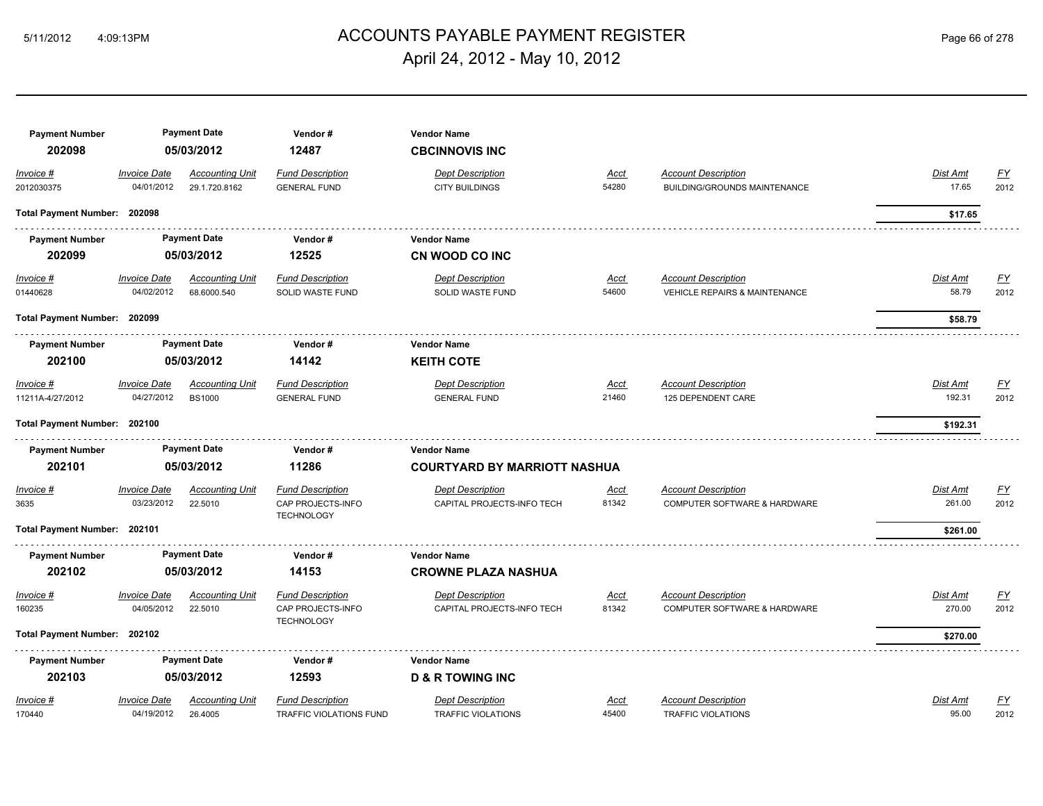| Payment Number | Payment Date | Vendor # | Vendor Name |
|---|---|---|---|
| 202098 | 05/03/2012 | 12487 | CBCINNOVIS INC |

| Invoice # | Invoice Date | Accounting Unit | Fund Description | Dept Description | Acct | Account Description | Dist Amt | FY |
|---|---|---|---|---|---|---|---|---|
| 2012030375 | 04/01/2012 | 29.1.720.8162 | GENERAL FUND | CITY BUILDINGS | 54280 | BUILDING/GROUNDS MAINTENANCE | 17.65 | 2012 |

**Total Payment Number: 202098** — **$17.65**

| Payment Number | Payment Date | Vendor # | Vendor Name |
|---|---|---|---|
| 202099 | 05/03/2012 | 12525 | CN WOOD CO INC |

| Invoice # | Invoice Date | Accounting Unit | Fund Description | Dept Description | Acct | Account Description | Dist Amt | FY |
|---|---|---|---|---|---|---|---|---|
| 01440628 | 04/02/2012 | 68.6000.540 | SOLID WASTE FUND | SOLID WASTE FUND | 54600 | VEHICLE REPAIRS & MAINTENANCE | 58.79 | 2012 |

**Total Payment Number: 202099** — **$58.79**

| Payment Number | Payment Date | Vendor # | Vendor Name |
|---|---|---|---|
| 202100 | 05/03/2012 | 14142 | KEITH COTE |

| Invoice # | Invoice Date | Accounting Unit | Fund Description | Dept Description | Acct | Account Description | Dist Amt | FY |
|---|---|---|---|---|---|---|---|---|
| 11211A-4/27/2012 | 04/27/2012 | BS1000 | GENERAL FUND | GENERAL FUND | 21460 | 125 DEPENDENT CARE | 192.31 | 2012 |

**Total Payment Number: 202100** — **$192.31**

| Payment Number | Payment Date | Vendor # | Vendor Name |
|---|---|---|---|
| 202101 | 05/03/2012 | 11286 | COURTYARD BY MARRIOTT NASHUA |

| Invoice # | Invoice Date | Accounting Unit | Fund Description | Dept Description | Acct | Account Description | Dist Amt | FY |
|---|---|---|---|---|---|---|---|---|
| 3635 | 03/23/2012 | 22.5010 | CAP PROJECTS-INFO TECHNOLOGY | CAPITAL PROJECTS-INFO TECH | 81342 | COMPUTER SOFTWARE & HARDWARE | 261.00 | 2012 |

**Total Payment Number: 202101** — **$261.00**

| Payment Number | Payment Date | Vendor # | Vendor Name |
|---|---|---|---|
| 202102 | 05/03/2012 | 14153 | CROWNE PLAZA NASHUA |

| Invoice # | Invoice Date | Accounting Unit | Fund Description | Dept Description | Acct | Account Description | Dist Amt | FY |
|---|---|---|---|---|---|---|---|---|
| 160235 | 04/05/2012 | 22.5010 | CAP PROJECTS-INFO TECHNOLOGY | CAPITAL PROJECTS-INFO TECH | 81342 | COMPUTER SOFTWARE & HARDWARE | 270.00 | 2012 |

**Total Payment Number: 202102** — **$270.00**

| Payment Number | Payment Date | Vendor # | Vendor Name |
|---|---|---|---|
| 202103 | 05/03/2012 | 12593 | D & R TOWING INC |

| Invoice # | Invoice Date | Accounting Unit | Fund Description | Dept Description | Acct | Account Description | Dist Amt | FY |
|---|---|---|---|---|---|---|---|---|
| 170440 | 04/19/2012 | 26.4005 | TRAFFIC VIOLATIONS FUND | TRAFFIC VIOLATIONS | 45400 | TRAFFIC VIOLATIONS | 95.00 | 2012 |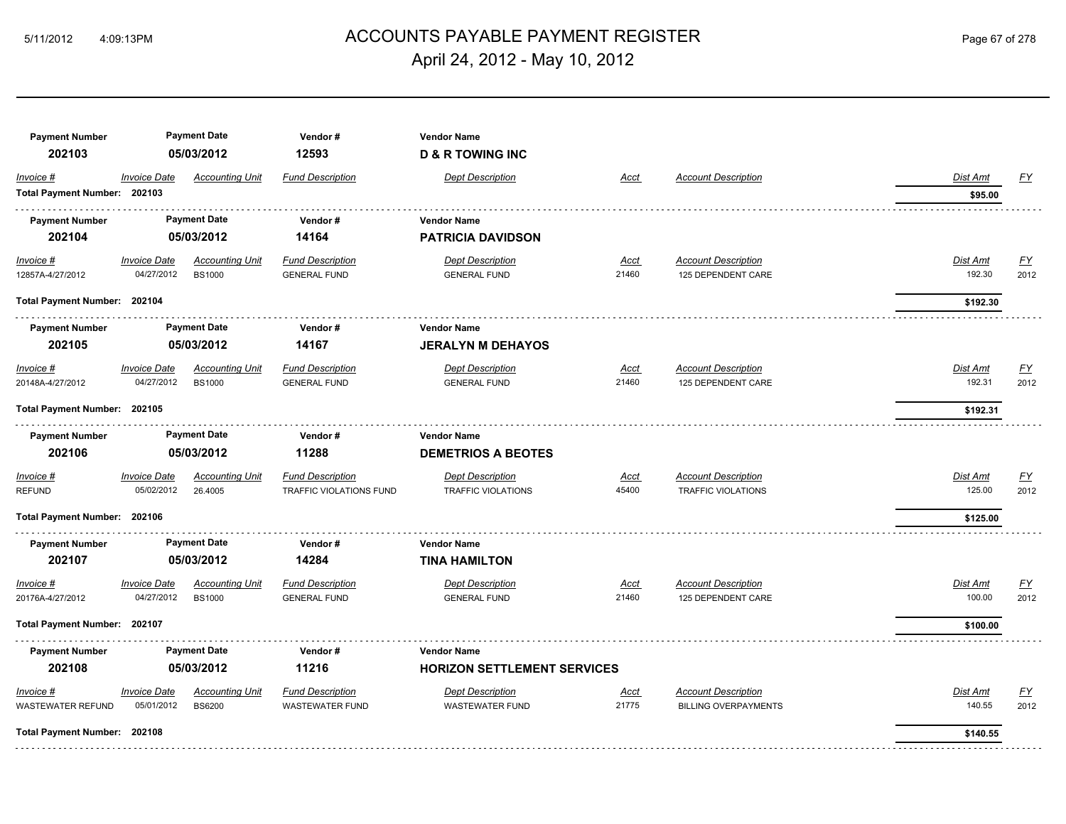# ACCOUNTS PAYABLE PAYMENT REGISTER

April 24, 2012 - May 10, 2012

| Payment Number | Payment Date | Vendor # | Vendor Name |
|---|---|---|---|
| **202103** | **05/03/2012** | **12593** | **D & R TOWING INC** |

| Invoice # | Invoice Date | Accounting Unit | Fund Description | Dept Description | Acct | Account Description | Dist Amt | FY |
|---|---|---|---|---|---|---|---|---|
| **Total Payment Number: 202103** | | | | | | | **$95.00** | |

| Payment Number | Payment Date | Vendor # | Vendor Name |
|---|---|---|---|
| **202104** | **05/03/2012** | **14164** | **PATRICIA DAVIDSON** |

| Invoice # | Invoice Date | Accounting Unit | Fund Description | Dept Description | Acct | Account Description | Dist Amt | FY |
|---|---|---|---|---|---|---|---|---|
| 12857A-4/27/2012 | 04/27/2012 | BS1000 | GENERAL FUND | GENERAL FUND | 21460 | 125 DEPENDENT CARE | 192.30 | 2012 |
| **Total Payment Number: 202104** | | | | | | | **$192.30** | |

| Payment Number | Payment Date | Vendor # | Vendor Name |
|---|---|---|---|
| **202105** | **05/03/2012** | **14167** | **JERALYN M DEHAYOS** |

| Invoice # | Invoice Date | Accounting Unit | Fund Description | Dept Description | Acct | Account Description | Dist Amt | FY |
|---|---|---|---|---|---|---|---|---|
| 20148A-4/27/2012 | 04/27/2012 | BS1000 | GENERAL FUND | GENERAL FUND | 21460 | 125 DEPENDENT CARE | 192.31 | 2012 |
| **Total Payment Number: 202105** | | | | | | | **$192.31** | |

| Payment Number | Payment Date | Vendor # | Vendor Name |
|---|---|---|---|
| **202106** | **05/03/2012** | **11288** | **DEMETRIOS A BEOTES** |

| Invoice # | Invoice Date | Accounting Unit | Fund Description | Dept Description | Acct | Account Description | Dist Amt | FY |
|---|---|---|---|---|---|---|---|---|
| REFUND | 05/02/2012 | 26.4005 | TRAFFIC VIOLATIONS FUND | TRAFFIC VIOLATIONS | 45400 | TRAFFIC VIOLATIONS | 125.00 | 2012 |
| **Total Payment Number: 202106** | | | | | | | **$125.00** | |

| Payment Number | Payment Date | Vendor # | Vendor Name |
|---|---|---|---|
| **202107** | **05/03/2012** | **14284** | **TINA HAMILTON** |

| Invoice # | Invoice Date | Accounting Unit | Fund Description | Dept Description | Acct | Account Description | Dist Amt | FY |
|---|---|---|---|---|---|---|---|---|
| 20176A-4/27/2012 | 04/27/2012 | BS1000 | GENERAL FUND | GENERAL FUND | 21460 | 125 DEPENDENT CARE | 100.00 | 2012 |
| **Total Payment Number: 202107** | | | | | | | **$100.00** | |

| Payment Number | Payment Date | Vendor # | Vendor Name |
|---|---|---|---|
| **202108** | **05/03/2012** | **11216** | **HORIZON SETTLEMENT SERVICES** |

| Invoice # | Invoice Date | Accounting Unit | Fund Description | Dept Description | Acct | Account Description | Dist Amt | FY |
|---|---|---|---|---|---|---|---|---|
| WASTEWATER REFUND | 05/01/2012 | BS6200 | WASTEWATER FUND | WASTEWATER FUND | 21775 | BILLING OVERPAYMENTS | 140.55 | 2012 |
| **Total Payment Number: 202108** | | | | | | | **$140.55** | |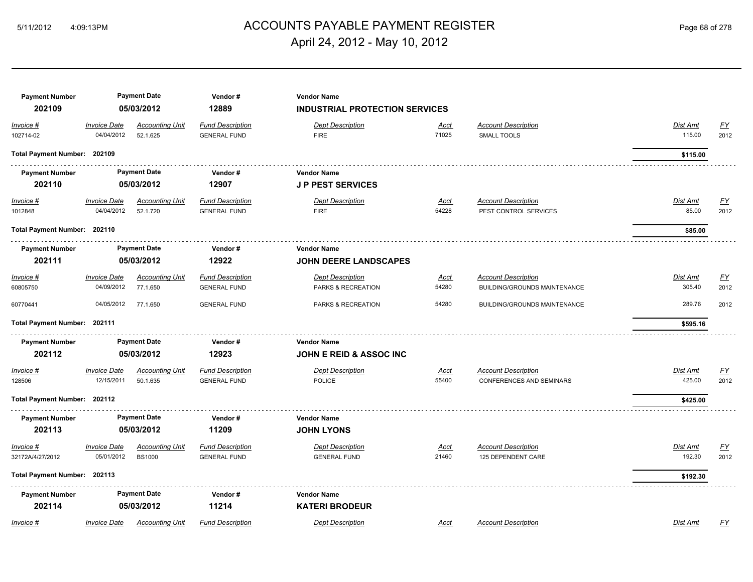# ACCOUNTS PAYABLE PAYMENT REGISTER

April 24, 2012 - May 10, 2012

| Payment Number | Payment Date | Vendor # | Vendor Name |
|---|---|---|---|
| **202109** | **05/03/2012** | **12889** | **INDUSTRIAL PROTECTION SERVICES** |

| Invoice # | Invoice Date | Accounting Unit | Fund Description | Dept Description | Acct | Account Description | Dist Amt | FY |
|---|---|---|---|---|---|---|---|---|
| 102714-02 | 04/04/2012 | 52.1.625 | GENERAL FUND | FIRE | 71025 | SMALL TOOLS | 115.00 | 2012 |

**Total Payment Number: 202109** — **$115.00**

| Payment Number | Payment Date | Vendor # | Vendor Name |
|---|---|---|---|
| **202110** | **05/03/2012** | **12907** | **J P PEST SERVICES** |

| Invoice # | Invoice Date | Accounting Unit | Fund Description | Dept Description | Acct | Account Description | Dist Amt | FY |
|---|---|---|---|---|---|---|---|---|
| 1012848 | 04/04/2012 | 52.1.720 | GENERAL FUND | FIRE | 54228 | PEST CONTROL SERVICES | 85.00 | 2012 |

**Total Payment Number: 202110** — **$85.00**

| Payment Number | Payment Date | Vendor # | Vendor Name |
|---|---|---|---|
| **202111** | **05/03/2012** | **12922** | **JOHN DEERE LANDSCAPES** |

| Invoice # | Invoice Date | Accounting Unit | Fund Description | Dept Description | Acct | Account Description | Dist Amt | FY |
|---|---|---|---|---|---|---|---|---|
| 60805750 | 04/09/2012 | 77.1.650 | GENERAL FUND | PARKS & RECREATION | 54280 | BUILDING/GROUNDS MAINTENANCE | 305.40 | 2012 |
| 60770441 | 04/05/2012 | 77.1.650 | GENERAL FUND | PARKS & RECREATION | 54280 | BUILDING/GROUNDS MAINTENANCE | 289.76 | 2012 |

**Total Payment Number: 202111** — **$595.16**

| Payment Number | Payment Date | Vendor # | Vendor Name |
|---|---|---|---|
| **202112** | **05/03/2012** | **12923** | **JOHN E REID & ASSOC INC** |

| Invoice # | Invoice Date | Accounting Unit | Fund Description | Dept Description | Acct | Account Description | Dist Amt | FY |
|---|---|---|---|---|---|---|---|---|
| 128506 | 12/15/2011 | 50.1.635 | GENERAL FUND | POLICE | 55400 | CONFERENCES AND SEMINARS | 425.00 | 2012 |

**Total Payment Number: 202112** — **$425.00**

| Payment Number | Payment Date | Vendor # | Vendor Name |
|---|---|---|---|
| **202113** | **05/03/2012** | **11209** | **JOHN LYONS** |

| Invoice # | Invoice Date | Accounting Unit | Fund Description | Dept Description | Acct | Account Description | Dist Amt | FY |
|---|---|---|---|---|---|---|---|---|
| 32172A/4/27/2012 | 05/01/2012 | BS1000 | GENERAL FUND | GENERAL FUND | 21460 | 125 DEPENDENT CARE | 192.30 | 2012 |

**Total Payment Number: 202113** — **$192.30**

| Payment Number | Payment Date | Vendor # | Vendor Name |
|---|---|---|---|
| **202114** | **05/03/2012** | **11214** | **KATERI BRODEUR** |

| Invoice # | Invoice Date | Accounting Unit | Fund Description | Dept Description | Acct | Account Description | Dist Amt | FY |
|---|---|---|---|---|---|---|---|---|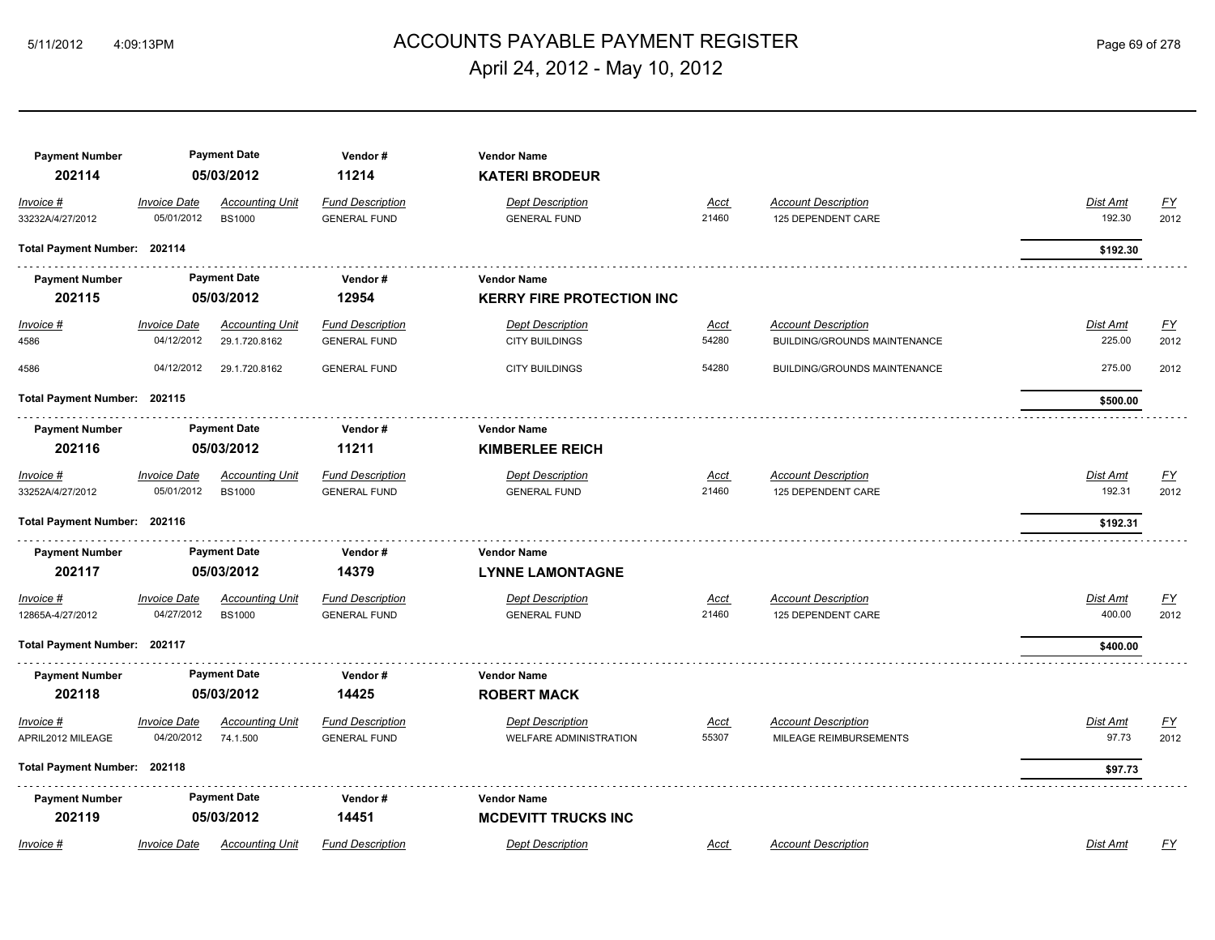| Payment Number | Payment Date | Vendor # | Vendor Name | | | | | |
|---|---|---|---|---|---|---|---|---|
| **202114** | **05/03/2012** | **11214** | **KATERI BRODEUR** | | | | | |
| *Invoice #* | *Invoice Date* | *Accounting Unit* | *Fund Description* | *Dept Description* | *Acct* | *Account Description* | *Dist Amt* | *FY* |
| 33232A/4/27/2012 | 05/01/2012 | BS1000 | GENERAL FUND | GENERAL FUND | 21460 | 125 DEPENDENT CARE | 192.30 | 2012 |
| **Total Payment Number: 202114** | | | | | | | **$192.30** | |

| Payment Number | Payment Date | Vendor # | Vendor Name | | | | | |
|---|---|---|---|---|---|---|---|---|
| **202115** | **05/03/2012** | **12954** | **KERRY FIRE PROTECTION INC** | | | | | |
| *Invoice #* | *Invoice Date* | *Accounting Unit* | *Fund Description* | *Dept Description* | *Acct* | *Account Description* | *Dist Amt* | *FY* |
| 4586 | 04/12/2012 | 29.1.720.8162 | GENERAL FUND | CITY BUILDINGS | 54280 | BUILDING/GROUNDS MAINTENANCE | 225.00 | 2012 |
| 4586 | 04/12/2012 | 29.1.720.8162 | GENERAL FUND | CITY BUILDINGS | 54280 | BUILDING/GROUNDS MAINTENANCE | 275.00 | 2012 |
| **Total Payment Number: 202115** | | | | | | | **$500.00** | |

| Payment Number | Payment Date | Vendor # | Vendor Name | | | | | |
|---|---|---|---|---|---|---|---|---|
| **202116** | **05/03/2012** | **11211** | **KIMBERLEE REICH** | | | | | |
| *Invoice #* | *Invoice Date* | *Accounting Unit* | *Fund Description* | *Dept Description* | *Acct* | *Account Description* | *Dist Amt* | *FY* |
| 33252A/4/27/2012 | 05/01/2012 | BS1000 | GENERAL FUND | GENERAL FUND | 21460 | 125 DEPENDENT CARE | 192.31 | 2012 |
| **Total Payment Number: 202116** | | | | | | | **$192.31** | |

| Payment Number | Payment Date | Vendor # | Vendor Name | | | | | |
|---|---|---|---|---|---|---|---|---|
| **202117** | **05/03/2012** | **14379** | **LYNNE LAMONTAGNE** | | | | | |
| *Invoice #* | *Invoice Date* | *Accounting Unit* | *Fund Description* | *Dept Description* | *Acct* | *Account Description* | *Dist Amt* | *FY* |
| 12865A-4/27/2012 | 04/27/2012 | BS1000 | GENERAL FUND | GENERAL FUND | 21460 | 125 DEPENDENT CARE | 400.00 | 2012 |
| **Total Payment Number: 202117** | | | | | | | **$400.00** | |

| Payment Number | Payment Date | Vendor # | Vendor Name | | | | | |
|---|---|---|---|---|---|---|---|---|
| **202118** | **05/03/2012** | **14425** | **ROBERT MACK** | | | | | |
| *Invoice #* | *Invoice Date* | *Accounting Unit* | *Fund Description* | *Dept Description* | *Acct* | *Account Description* | *Dist Amt* | *FY* |
| APRIL2012 MILEAGE | 04/20/2012 | 74.1.500 | GENERAL FUND | WELFARE ADMINISTRATION | 55307 | MILEAGE REIMBURSEMENTS | 97.73 | 2012 |
| **Total Payment Number: 202118** | | | | | | | **$97.73** | |

| Payment Number | Payment Date | Vendor # | Vendor Name | | | | | |
|---|---|---|---|---|---|---|---|---|
| **202119** | **05/03/2012** | **14451** | **MCDEVITT TRUCKS INC** | | | | | |
| *Invoice #* | *Invoice Date* | *Accounting Unit* | *Fund Description* | *Dept Description* | *Acct* | *Account Description* | *Dist Amt* | *FY* |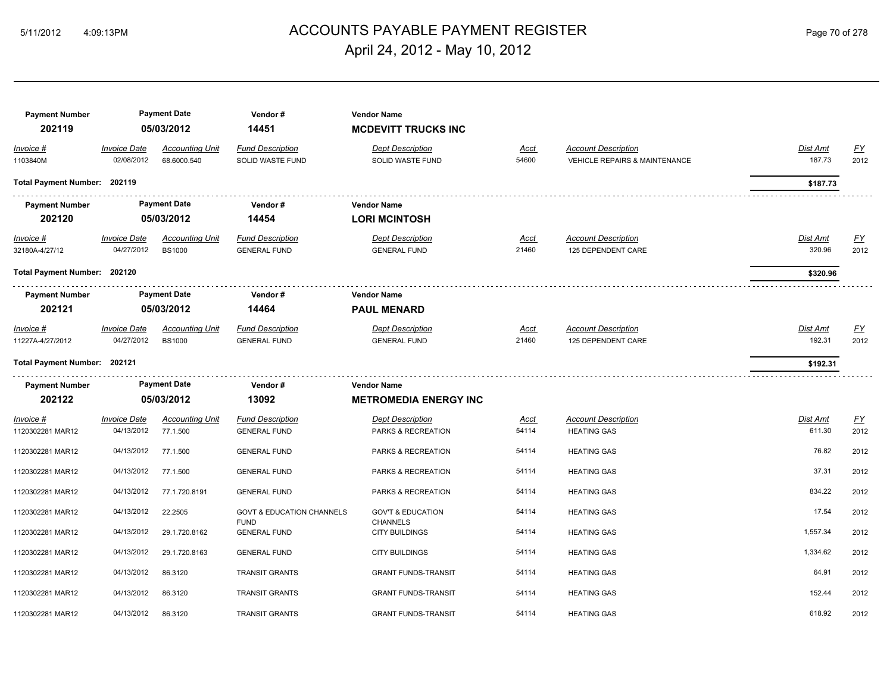# ACCOUNTS PAYABLE PAYMENT REGISTER

April 24, 2012 - May 10, 2012

| Payment Number | Payment Date | Vendor # | Vendor Name |
|---|---|---|---|
| 202119 | 05/03/2012 | 14451 | **MCDEVITT TRUCKS INC** |

| Invoice # | Invoice Date | Accounting Unit | Fund Description | Dept Description | Acct | Account Description | Dist Amt | FY |
|---|---|---|---|---|---|---|---|---|
| 1103840M | 02/08/2012 | 68.6000.540 | SOLID WASTE FUND | SOLID WASTE FUND | 54600 | VEHICLE REPAIRS & MAINTENANCE | 187.73 | 2012 |

**Total Payment Number: 202119** — **$187.73**

| Payment Number | Payment Date | Vendor # | Vendor Name |
|---|---|---|---|
| 202120 | 05/03/2012 | 14454 | **LORI MCINTOSH** |

| Invoice # | Invoice Date | Accounting Unit | Fund Description | Dept Description | Acct | Account Description | Dist Amt | FY |
|---|---|---|---|---|---|---|---|---|
| 32180A-4/27/12 | 04/27/2012 | BS1000 | GENERAL FUND | GENERAL FUND | 21460 | 125 DEPENDENT CARE | 320.96 | 2012 |

**Total Payment Number: 202120** — **$320.96**

| Payment Number | Payment Date | Vendor # | Vendor Name |
|---|---|---|---|
| 202121 | 05/03/2012 | 14464 | **PAUL MENARD** |

| Invoice # | Invoice Date | Accounting Unit | Fund Description | Dept Description | Acct | Account Description | Dist Amt | FY |
|---|---|---|---|---|---|---|---|---|
| 11227A-4/27/2012 | 04/27/2012 | BS1000 | GENERAL FUND | GENERAL FUND | 21460 | 125 DEPENDENT CARE | 192.31 | 2012 |

**Total Payment Number: 202121** — **$192.31**

| Payment Number | Payment Date | Vendor # | Vendor Name |
|---|---|---|---|
| 202122 | 05/03/2012 | 13092 | **METROMEDIA ENERGY INC** |

| Invoice # | Invoice Date | Accounting Unit | Fund Description | Dept Description | Acct | Account Description | Dist Amt | FY |
|---|---|---|---|---|---|---|---|---|
| 1120302281 MAR12 | 04/13/2012 | 77.1.500 | GENERAL FUND | PARKS & RECREATION | 54114 | HEATING GAS | 611.30 | 2012 |
| 1120302281 MAR12 | 04/13/2012 | 77.1.500 | GENERAL FUND | PARKS & RECREATION | 54114 | HEATING GAS | 76.82 | 2012 |
| 1120302281 MAR12 | 04/13/2012 | 77.1.500 | GENERAL FUND | PARKS & RECREATION | 54114 | HEATING GAS | 37.31 | 2012 |
| 1120302281 MAR12 | 04/13/2012 | 77.1.720.8191 | GENERAL FUND | PARKS & RECREATION | 54114 | HEATING GAS | 834.22 | 2012 |
| 1120302281 MAR12 | 04/13/2012 | 22.2505 | GOVT & EDUCATION CHANNELS FUND | GOV'T & EDUCATION CHANNELS | 54114 | HEATING GAS | 17.54 | 2012 |
| 1120302281 MAR12 | 04/13/2012 | 29.1.720.8162 | GENERAL FUND | CITY BUILDINGS | 54114 | HEATING GAS | 1,557.34 | 2012 |
| 1120302281 MAR12 | 04/13/2012 | 29.1.720.8163 | GENERAL FUND | CITY BUILDINGS | 54114 | HEATING GAS | 1,334.62 | 2012 |
| 1120302281 MAR12 | 04/13/2012 | 86.3120 | TRANSIT GRANTS | GRANT FUNDS-TRANSIT | 54114 | HEATING GAS | 64.91 | 2012 |
| 1120302281 MAR12 | 04/13/2012 | 86.3120 | TRANSIT GRANTS | GRANT FUNDS-TRANSIT | 54114 | HEATING GAS | 152.44 | 2012 |
| 1120302281 MAR12 | 04/13/2012 | 86.3120 | TRANSIT GRANTS | GRANT FUNDS-TRANSIT | 54114 | HEATING GAS | 618.92 | 2012 |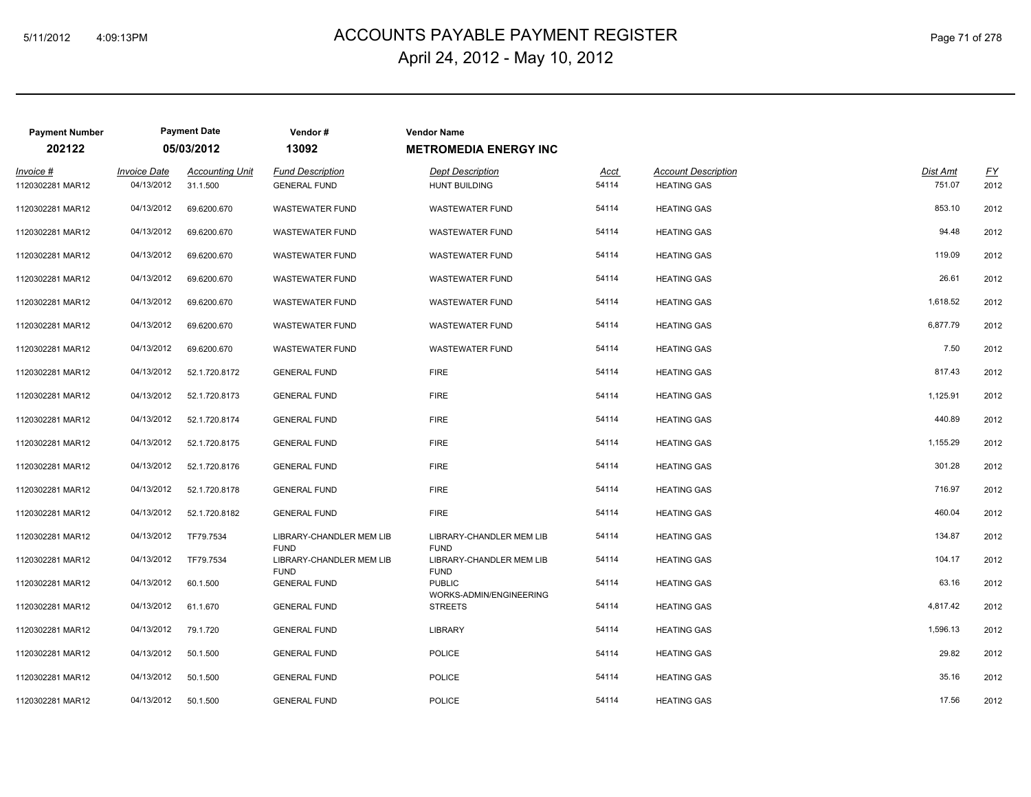# ACCOUNTS PAYABLE PAYMENT REGISTER

April 24, 2012 - May 10, 2012

| Payment Number | Payment Date | Vendor # | Vendor Name |
|---|---|---|---|
| 202122 | 05/03/2012 | 13092 | METROMEDIA ENERGY INC |

| Invoice # | Invoice Date | Accounting Unit | Fund Description | Dept Description | Acct | Account Description | Dist Amt | FY |
|---|---|---|---|---|---|---|---|---|
| 1120302281 MAR12 | 04/13/2012 | 31.1.500 | GENERAL FUND | HUNT BUILDING | 54114 | HEATING GAS | 751.07 | 2012 |
| 1120302281 MAR12 | 04/13/2012 | 69.6200.670 | WASTEWATER FUND | WASTEWATER FUND | 54114 | HEATING GAS | 853.10 | 2012 |
| 1120302281 MAR12 | 04/13/2012 | 69.6200.670 | WASTEWATER FUND | WASTEWATER FUND | 54114 | HEATING GAS | 94.48 | 2012 |
| 1120302281 MAR12 | 04/13/2012 | 69.6200.670 | WASTEWATER FUND | WASTEWATER FUND | 54114 | HEATING GAS | 119.09 | 2012 |
| 1120302281 MAR12 | 04/13/2012 | 69.6200.670 | WASTEWATER FUND | WASTEWATER FUND | 54114 | HEATING GAS | 26.61 | 2012 |
| 1120302281 MAR12 | 04/13/2012 | 69.6200.670 | WASTEWATER FUND | WASTEWATER FUND | 54114 | HEATING GAS | 1,618.52 | 2012 |
| 1120302281 MAR12 | 04/13/2012 | 69.6200.670 | WASTEWATER FUND | WASTEWATER FUND | 54114 | HEATING GAS | 6,877.79 | 2012 |
| 1120302281 MAR12 | 04/13/2012 | 69.6200.670 | WASTEWATER FUND | WASTEWATER FUND | 54114 | HEATING GAS | 7.50 | 2012 |
| 1120302281 MAR12 | 04/13/2012 | 52.1.720.8172 | GENERAL FUND | FIRE | 54114 | HEATING GAS | 817.43 | 2012 |
| 1120302281 MAR12 | 04/13/2012 | 52.1.720.8173 | GENERAL FUND | FIRE | 54114 | HEATING GAS | 1,125.91 | 2012 |
| 1120302281 MAR12 | 04/13/2012 | 52.1.720.8174 | GENERAL FUND | FIRE | 54114 | HEATING GAS | 440.89 | 2012 |
| 1120302281 MAR12 | 04/13/2012 | 52.1.720.8175 | GENERAL FUND | FIRE | 54114 | HEATING GAS | 1,155.29 | 2012 |
| 1120302281 MAR12 | 04/13/2012 | 52.1.720.8176 | GENERAL FUND | FIRE | 54114 | HEATING GAS | 301.28 | 2012 |
| 1120302281 MAR12 | 04/13/2012 | 52.1.720.8178 | GENERAL FUND | FIRE | 54114 | HEATING GAS | 716.97 | 2012 |
| 1120302281 MAR12 | 04/13/2012 | 52.1.720.8182 | GENERAL FUND | FIRE | 54114 | HEATING GAS | 460.04 | 2012 |
| 1120302281 MAR12 | 04/13/2012 | TF79.7534 | LIBRARY-CHANDLER MEM LIB FUND | LIBRARY-CHANDLER MEM LIB FUND | 54114 | HEATING GAS | 134.87 | 2012 |
| 1120302281 MAR12 | 04/13/2012 | TF79.7534 | LIBRARY-CHANDLER MEM LIB FUND | LIBRARY-CHANDLER MEM LIB FUND | 54114 | HEATING GAS | 104.17 | 2012 |
| 1120302281 MAR12 | 04/13/2012 | 60.1.500 | GENERAL FUND | PUBLIC WORKS-ADMIN/ENGINEERING | 54114 | HEATING GAS | 63.16 | 2012 |
| 1120302281 MAR12 | 04/13/2012 | 61.1.670 | GENERAL FUND | STREETS | 54114 | HEATING GAS | 4,817.42 | 2012 |
| 1120302281 MAR12 | 04/13/2012 | 79.1.720 | GENERAL FUND | LIBRARY | 54114 | HEATING GAS | 1,596.13 | 2012 |
| 1120302281 MAR12 | 04/13/2012 | 50.1.500 | GENERAL FUND | POLICE | 54114 | HEATING GAS | 29.82 | 2012 |
| 1120302281 MAR12 | 04/13/2012 | 50.1.500 | GENERAL FUND | POLICE | 54114 | HEATING GAS | 35.16 | 2012 |
| 1120302281 MAR12 | 04/13/2012 | 50.1.500 | GENERAL FUND | POLICE | 54114 | HEATING GAS | 17.56 | 2012 |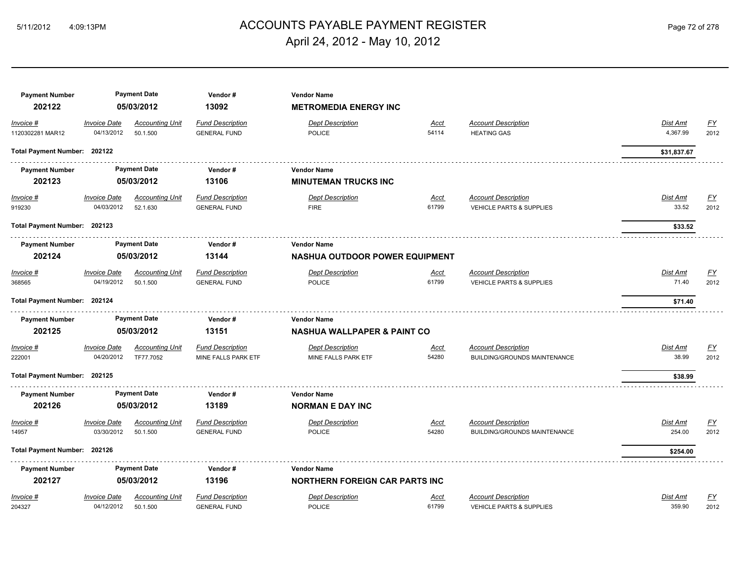# ACCOUNTS PAYABLE PAYMENT REGISTER

April 24, 2012 - May 10, 2012

| Payment Number | Payment Date | Vendor # | Vendor Name |
|---|---|---|---|
| 202122 | 05/03/2012 | 13092 | **METROMEDIA ENERGY INC** |

| Invoice # | Invoice Date | Accounting Unit | Fund Description | Dept Description | Acct | Account Description | Dist Amt | FY |
|---|---|---|---|---|---|---|---|---|
| 1120302281 MAR12 | 04/13/2012 | 50.1.500 | GENERAL FUND | POLICE | 54114 | HEATING GAS | 4,367.99 | 2012 |

**Total Payment Number: 202122** — **$31,837.67**

| Payment Number | Payment Date | Vendor # | Vendor Name |
|---|---|---|---|
| 202123 | 05/03/2012 | 13106 | **MINUTEMAN TRUCKS INC** |

| Invoice # | Invoice Date | Accounting Unit | Fund Description | Dept Description | Acct | Account Description | Dist Amt | FY |
|---|---|---|---|---|---|---|---|---|
| 919230 | 04/03/2012 | 52.1.630 | GENERAL FUND | FIRE | 61799 | VEHICLE PARTS & SUPPLIES | 33.52 | 2012 |

**Total Payment Number: 202123** — **$33.52**

| Payment Number | Payment Date | Vendor # | Vendor Name |
|---|---|---|---|
| 202124 | 05/03/2012 | 13144 | **NASHUA OUTDOOR POWER EQUIPMENT** |

| Invoice # | Invoice Date | Accounting Unit | Fund Description | Dept Description | Acct | Account Description | Dist Amt | FY |
|---|---|---|---|---|---|---|---|---|
| 368565 | 04/19/2012 | 50.1.500 | GENERAL FUND | POLICE | 61799 | VEHICLE PARTS & SUPPLIES | 71.40 | 2012 |

**Total Payment Number: 202124** — **$71.40**

| Payment Number | Payment Date | Vendor # | Vendor Name |
|---|---|---|---|
| 202125 | 05/03/2012 | 13151 | **NASHUA WALLPAPER & PAINT CO** |

| Invoice # | Invoice Date | Accounting Unit | Fund Description | Dept Description | Acct | Account Description | Dist Amt | FY |
|---|---|---|---|---|---|---|---|---|
| 222001 | 04/20/2012 | TF77.7052 | MINE FALLS PARK ETF | MINE FALLS PARK ETF | 54280 | BUILDING/GROUNDS MAINTENANCE | 38.99 | 2012 |

**Total Payment Number: 202125** — **$38.99**

| Payment Number | Payment Date | Vendor # | Vendor Name |
|---|---|---|---|
| 202126 | 05/03/2012 | 13189 | **NORMAN E DAY INC** |

| Invoice # | Invoice Date | Accounting Unit | Fund Description | Dept Description | Acct | Account Description | Dist Amt | FY |
|---|---|---|---|---|---|---|---|---|
| 14957 | 03/30/2012 | 50.1.500 | GENERAL FUND | POLICE | 54280 | BUILDING/GROUNDS MAINTENANCE | 254.00 | 2012 |

**Total Payment Number: 202126** — **$254.00**

| Payment Number | Payment Date | Vendor # | Vendor Name |
|---|---|---|---|
| 202127 | 05/03/2012 | 13196 | **NORTHERN FOREIGN CAR PARTS INC** |

| Invoice # | Invoice Date | Accounting Unit | Fund Description | Dept Description | Acct | Account Description | Dist Amt | FY |
|---|---|---|---|---|---|---|---|---|
| 204327 | 04/12/2012 | 50.1.500 | GENERAL FUND | POLICE | 61799 | VEHICLE PARTS & SUPPLIES | 359.90 | 2012 |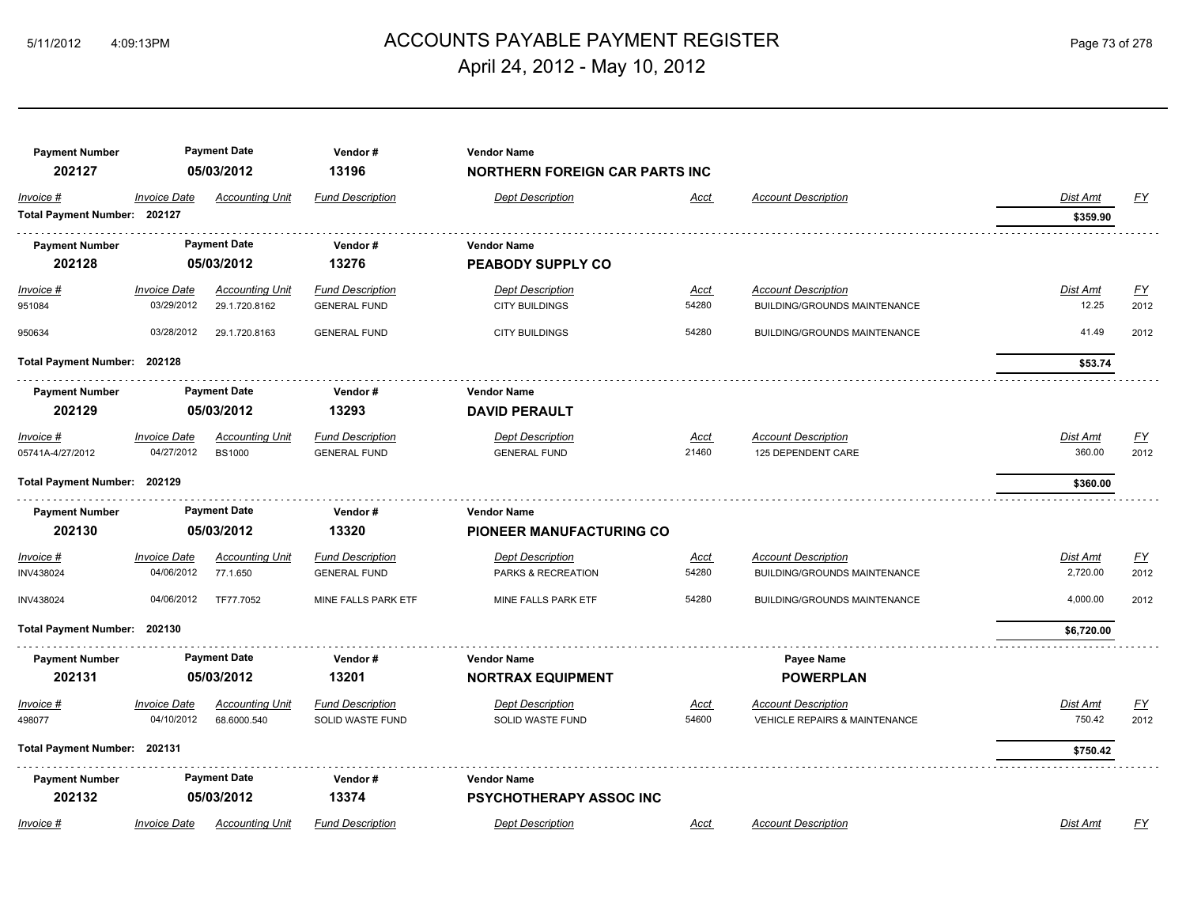# ACCOUNTS PAYABLE PAYMENT REGISTER

April 24, 2012 - May 10, 2012

| Payment Number | Payment Date | Vendor # | Vendor Name |
|---|---|---|---|
| 202127 | 05/03/2012 | 13196 | **NORTHERN FOREIGN CAR PARTS INC** |

| Invoice # | Invoice Date | Accounting Unit | Fund Description | Dept Description | Acct | Account Description | Dist Amt | FY |
|---|---|---|---|---|---|---|---|---|
| **Total Payment Number: 202127** | | | | | | | **$359.90** | |

| Payment Number | Payment Date | Vendor # | Vendor Name |
|---|---|---|---|
| 202128 | 05/03/2012 | 13276 | **PEABODY SUPPLY CO** |

| Invoice # | Invoice Date | Accounting Unit | Fund Description | Dept Description | Acct | Account Description | Dist Amt | FY |
|---|---|---|---|---|---|---|---|---|
| 951084 | 03/29/2012 | 29.1.720.8162 | GENERAL FUND | CITY BUILDINGS | 54280 | BUILDING/GROUNDS MAINTENANCE | 12.25 | 2012 |
| 950634 | 03/28/2012 | 29.1.720.8163 | GENERAL FUND | CITY BUILDINGS | 54280 | BUILDING/GROUNDS MAINTENANCE | 41.49 | 2012 |
| **Total Payment Number: 202128** | | | | | | | **$53.74** | |

| Payment Number | Payment Date | Vendor # | Vendor Name |
|---|---|---|---|
| 202129 | 05/03/2012 | 13293 | **DAVID PERAULT** |

| Invoice # | Invoice Date | Accounting Unit | Fund Description | Dept Description | Acct | Account Description | Dist Amt | FY |
|---|---|---|---|---|---|---|---|---|
| 05741A-4/27/2012 | 04/27/2012 | BS1000 | GENERAL FUND | GENERAL FUND | 21460 | 125 DEPENDENT CARE | 360.00 | 2012 |
| **Total Payment Number: 202129** | | | | | | | **$360.00** | |

| Payment Number | Payment Date | Vendor # | Vendor Name |
|---|---|---|---|
| 202130 | 05/03/2012 | 13320 | **PIONEER MANUFACTURING CO** |

| Invoice # | Invoice Date | Accounting Unit | Fund Description | Dept Description | Acct | Account Description | Dist Amt | FY |
|---|---|---|---|---|---|---|---|---|
| INV438024 | 04/06/2012 | 77.1.650 | GENERAL FUND | PARKS & RECREATION | 54280 | BUILDING/GROUNDS MAINTENANCE | 2,720.00 | 2012 |
| INV438024 | 04/06/2012 | TF77.7052 | MINE FALLS PARK ETF | MINE FALLS PARK ETF | 54280 | BUILDING/GROUNDS MAINTENANCE | 4,000.00 | 2012 |
| **Total Payment Number: 202130** | | | | | | | **$6,720.00** | |

| Payment Number | Payment Date | Vendor # | Vendor Name | Payee Name |
|---|---|---|---|---|
| 202131 | 05/03/2012 | 13201 | **NORTRAX EQUIPMENT** | **POWERPLAN** |

| Invoice # | Invoice Date | Accounting Unit | Fund Description | Dept Description | Acct | Account Description | Dist Amt | FY |
|---|---|---|---|---|---|---|---|---|
| 498077 | 04/10/2012 | 68.6000.540 | SOLID WASTE FUND | SOLID WASTE FUND | 54600 | VEHICLE REPAIRS & MAINTENANCE | 750.42 | 2012 |
| **Total Payment Number: 202131** | | | | | | | **$750.42** | |

| Payment Number | Payment Date | Vendor # | Vendor Name |
|---|---|---|---|
| 202132 | 05/03/2012 | 13374 | **PSYCHOTHERAPY ASSOC INC** |

| Invoice # | Invoice Date | Accounting Unit | Fund Description | Dept Description | Acct | Account Description | Dist Amt | FY |
|---|---|---|---|---|---|---|---|---|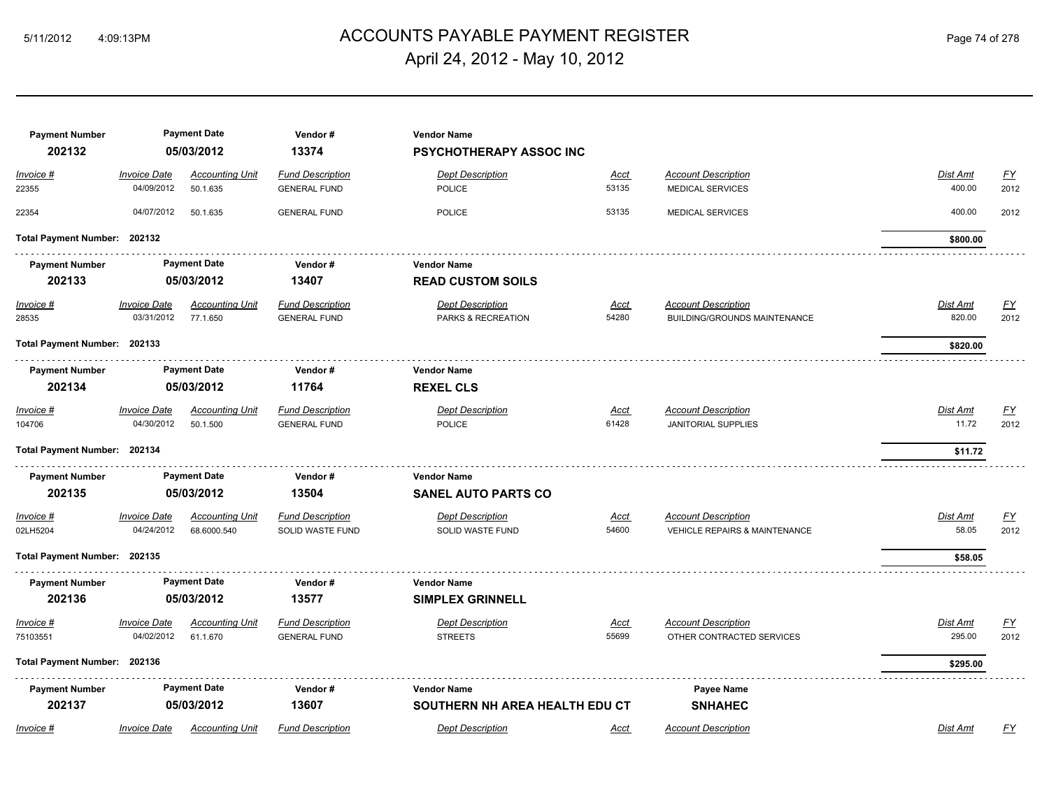# ACCOUNTS PAYABLE PAYMENT REGISTER

## April 24, 2012 - May 10, 2012

| Payment Number | Payment Date | Vendor # | Vendor Name |
|---|---|---|---|
| **202132** | **05/03/2012** | **13374** | **PSYCHOTHERAPY ASSOC INC** |

| Invoice # | Invoice Date | Accounting Unit | Fund Description | Dept Description | Acct | Account Description | Dist Amt | FY |
|---|---|---|---|---|---|---|---|---|
| 22355 | 04/09/2012 | 50.1.635 | GENERAL FUND | POLICE | 53135 | MEDICAL SERVICES | 400.00 | 2012 |
| 22354 | 04/07/2012 | 50.1.635 | GENERAL FUND | POLICE | 53135 | MEDICAL SERVICES | 400.00 | 2012 |

**Total Payment Number: 202132** — **$800.00**

| Payment Number | Payment Date | Vendor # | Vendor Name |
|---|---|---|---|
| **202133** | **05/03/2012** | **13407** | **READ CUSTOM SOILS** |

| Invoice # | Invoice Date | Accounting Unit | Fund Description | Dept Description | Acct | Account Description | Dist Amt | FY |
|---|---|---|---|---|---|---|---|---|
| 28535 | 03/31/2012 | 77.1.650 | GENERAL FUND | PARKS & RECREATION | 54280 | BUILDING/GROUNDS MAINTENANCE | 820.00 | 2012 |

**Total Payment Number: 202133** — **$820.00**

| Payment Number | Payment Date | Vendor # | Vendor Name |
|---|---|---|---|
| **202134** | **05/03/2012** | **11764** | **REXEL CLS** |

| Invoice # | Invoice Date | Accounting Unit | Fund Description | Dept Description | Acct | Account Description | Dist Amt | FY |
|---|---|---|---|---|---|---|---|---|
| 104706 | 04/30/2012 | 50.1.500 | GENERAL FUND | POLICE | 61428 | JANITORIAL SUPPLIES | 11.72 | 2012 |

**Total Payment Number: 202134** — **$11.72**

| Payment Number | Payment Date | Vendor # | Vendor Name |
|---|---|---|---|
| **202135** | **05/03/2012** | **13504** | **SANEL AUTO PARTS CO** |

| Invoice # | Invoice Date | Accounting Unit | Fund Description | Dept Description | Acct | Account Description | Dist Amt | FY |
|---|---|---|---|---|---|---|---|---|
| 02LH5204 | 04/24/2012 | 68.6000.540 | SOLID WASTE FUND | SOLID WASTE FUND | 54600 | VEHICLE REPAIRS & MAINTENANCE | 58.05 | 2012 |

**Total Payment Number: 202135** — **$58.05**

| Payment Number | Payment Date | Vendor # | Vendor Name |
|---|---|---|---|
| **202136** | **05/03/2012** | **13577** | **SIMPLEX GRINNELL** |

| Invoice # | Invoice Date | Accounting Unit | Fund Description | Dept Description | Acct | Account Description | Dist Amt | FY |
|---|---|---|---|---|---|---|---|---|
| 75103551 | 04/02/2012 | 61.1.670 | GENERAL FUND | STREETS | 55699 | OTHER CONTRACTED SERVICES | 295.00 | 2012 |

**Total Payment Number: 202136** — **$295.00**

| Payment Number | Payment Date | Vendor # | Vendor Name | Payee Name |
|---|---|---|---|---|
| **202137** | **05/03/2012** | **13607** | **SOUTHERN NH AREA HEALTH EDU CT** | **SNHAHEC** |

| Invoice # | Invoice Date | Accounting Unit | Fund Description | Dept Description | Acct | Account Description | Dist Amt | FY |
|---|---|---|---|---|---|---|---|---|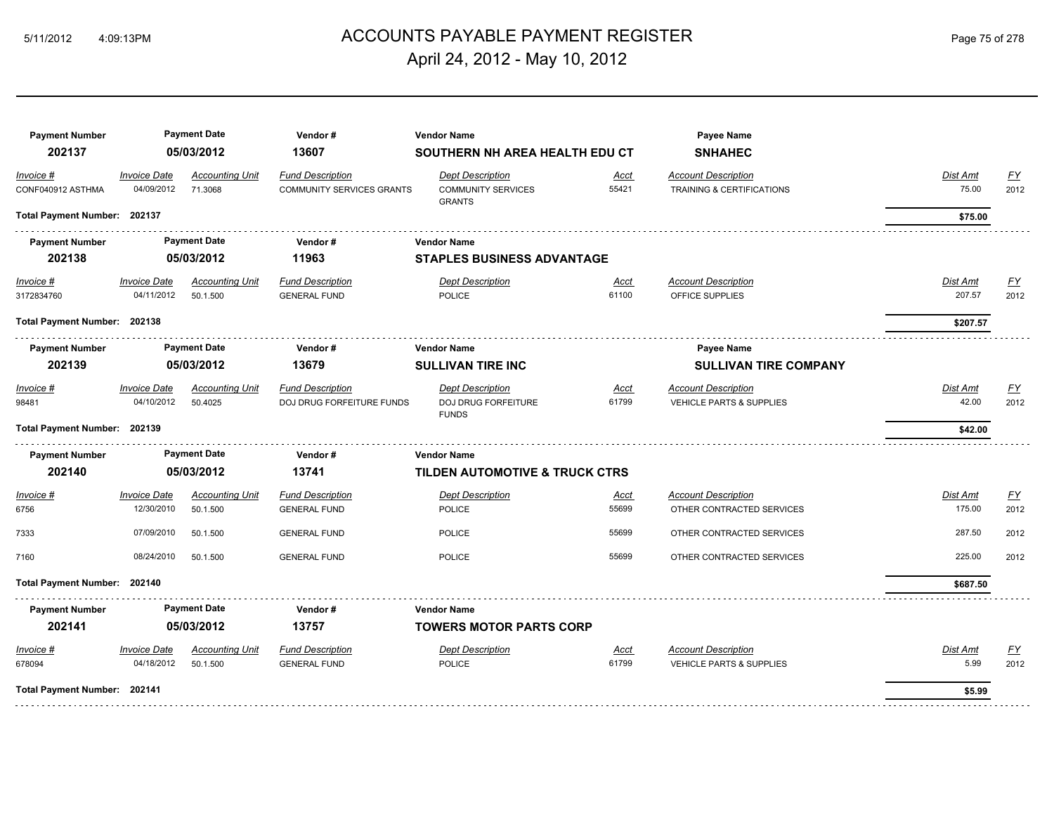# ACCOUNTS PAYABLE PAYMENT REGISTER

April 24, 2012 - May 10, 2012

| Payment Number | Payment Date | Vendor # | Vendor Name | Payee Name |
|---|---|---|---|---|
| 202137 | 05/03/2012 | 13607 | SOUTHERN NH AREA HEALTH EDU CT | SNHAHEC |

| Invoice # | Invoice Date | Accounting Unit | Fund Description | Dept Description | Acct | Account Description | Dist Amt | FY |
|---|---|---|---|---|---|---|---|---|
| CONF040912 ASTHMA | 04/09/2012 | 71.3068 | COMMUNITY SERVICES GRANTS | COMMUNITY SERVICES GRANTS | 55421 | TRAINING & CERTIFICATIONS | 75.00 | 2012 |

**Total Payment Number: 202137** — **$75.00**

| Payment Number | Payment Date | Vendor # | Vendor Name |
|---|---|---|---|
| 202138 | 05/03/2012 | 11963 | STAPLES BUSINESS ADVANTAGE |

| Invoice # | Invoice Date | Accounting Unit | Fund Description | Dept Description | Acct | Account Description | Dist Amt | FY |
|---|---|---|---|---|---|---|---|---|
| 3172834760 | 04/11/2012 | 50.1.500 | GENERAL FUND | POLICE | 61100 | OFFICE SUPPLIES | 207.57 | 2012 |

**Total Payment Number: 202138** — **$207.57**

| Payment Number | Payment Date | Vendor # | Vendor Name | Payee Name |
|---|---|---|---|---|
| 202139 | 05/03/2012 | 13679 | SULLIVAN TIRE INC | SULLIVAN TIRE COMPANY |

| Invoice # | Invoice Date | Accounting Unit | Fund Description | Dept Description | Acct | Account Description | Dist Amt | FY |
|---|---|---|---|---|---|---|---|---|
| 98481 | 04/10/2012 | 50.4025 | DOJ DRUG FORFEITURE FUNDS | DOJ DRUG FORFEITURE FUNDS | 61799 | VEHICLE PARTS & SUPPLIES | 42.00 | 2012 |

**Total Payment Number: 202139** — **$42.00**

| Payment Number | Payment Date | Vendor # | Vendor Name |
|---|---|---|---|
| 202140 | 05/03/2012 | 13741 | TILDEN AUTOMOTIVE & TRUCK CTRS |

| Invoice # | Invoice Date | Accounting Unit | Fund Description | Dept Description | Acct | Account Description | Dist Amt | FY |
|---|---|---|---|---|---|---|---|---|
| 6756 | 12/30/2010 | 50.1.500 | GENERAL FUND | POLICE | 55699 | OTHER CONTRACTED SERVICES | 175.00 | 2012 |
| 7333 | 07/09/2010 | 50.1.500 | GENERAL FUND | POLICE | 55699 | OTHER CONTRACTED SERVICES | 287.50 | 2012 |
| 7160 | 08/24/2010 | 50.1.500 | GENERAL FUND | POLICE | 55699 | OTHER CONTRACTED SERVICES | 225.00 | 2012 |

**Total Payment Number: 202140** — **$687.50**

| Payment Number | Payment Date | Vendor # | Vendor Name |
|---|---|---|---|
| 202141 | 05/03/2012 | 13757 | TOWERS MOTOR PARTS CORP |

| Invoice # | Invoice Date | Accounting Unit | Fund Description | Dept Description | Acct | Account Description | Dist Amt | FY |
|---|---|---|---|---|---|---|---|---|
| 678094 | 04/18/2012 | 50.1.500 | GENERAL FUND | POLICE | 61799 | VEHICLE PARTS & SUPPLIES | 5.99 | 2012 |

**Total Payment Number: 202141** — **$5.99**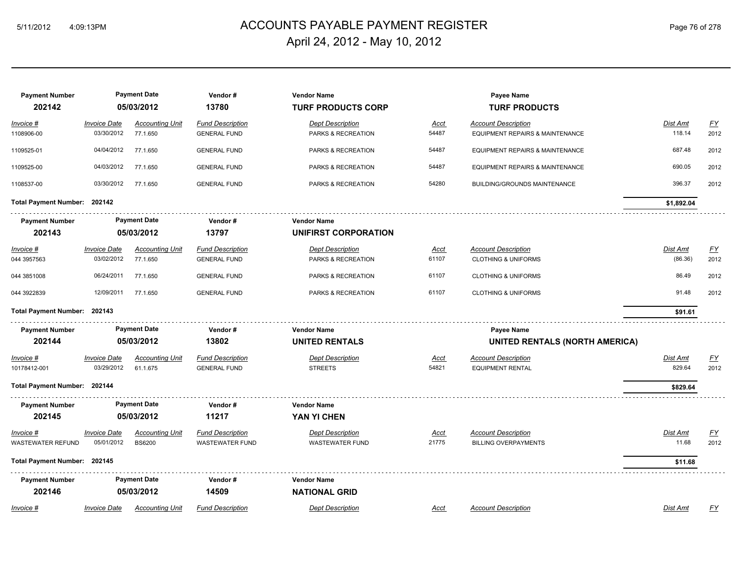| Payment Number | Payment Date | Vendor # | Vendor Name | | Payee Name | | |
|---|---|---|---|---|---|---|---|
| **202142** | **05/03/2012** | **13780** | **TURF PRODUCTS CORP** | | **TURF PRODUCTS** | | |

| Invoice # | Invoice Date | Accounting Unit | Fund Description | Dept Description | Acct | Account Description | Dist Amt | FY |
|---|---|---|---|---|---|---|---|---|
| 1108906-00 | 03/30/2012 | 77.1.650 | GENERAL FUND | PARKS & RECREATION | 54487 | EQUIPMENT REPAIRS & MAINTENANCE | 118.14 | 2012 |
| 1109525-01 | 04/04/2012 | 77.1.650 | GENERAL FUND | PARKS & RECREATION | 54487 | EQUIPMENT REPAIRS & MAINTENANCE | 687.48 | 2012 |
| 1109525-00 | 04/03/2012 | 77.1.650 | GENERAL FUND | PARKS & RECREATION | 54487 | EQUIPMENT REPAIRS & MAINTENANCE | 690.05 | 2012 |
| 1108537-00 | 03/30/2012 | 77.1.650 | GENERAL FUND | PARKS & RECREATION | 54280 | BUILDING/GROUNDS MAINTENANCE | 396.37 | 2012 |

**Total Payment Number: 202142** — **$1,892.04**

| Payment Number | Payment Date | Vendor # | Vendor Name |
|---|---|---|---|
| **202143** | **05/03/2012** | **13797** | **UNIFIRST CORPORATION** |

| Invoice # | Invoice Date | Accounting Unit | Fund Description | Dept Description | Acct | Account Description | Dist Amt | FY |
|---|---|---|---|---|---|---|---|---|
| 044 3957563 | 03/02/2012 | 77.1.650 | GENERAL FUND | PARKS & RECREATION | 61107 | CLOTHING & UNIFORMS | (86.36) | 2012 |
| 044 3851008 | 06/24/2011 | 77.1.650 | GENERAL FUND | PARKS & RECREATION | 61107 | CLOTHING & UNIFORMS | 86.49 | 2012 |
| 044 3922839 | 12/09/2011 | 77.1.650 | GENERAL FUND | PARKS & RECREATION | 61107 | CLOTHING & UNIFORMS | 91.48 | 2012 |

**Total Payment Number: 202143** — **$91.61**

| Payment Number | Payment Date | Vendor # | Vendor Name | Payee Name |
|---|---|---|---|---|
| **202144** | **05/03/2012** | **13802** | **UNITED RENTALS** | **UNITED RENTALS (NORTH AMERICA)** |

| Invoice # | Invoice Date | Accounting Unit | Fund Description | Dept Description | Acct | Account Description | Dist Amt | FY |
|---|---|---|---|---|---|---|---|---|
| 10178412-001 | 03/29/2012 | 61.1.675 | GENERAL FUND | STREETS | 54821 | EQUIPMENT RENTAL | 829.64 | 2012 |

**Total Payment Number: 202144** — **$829.64**

| Payment Number | Payment Date | Vendor # | Vendor Name |
|---|---|---|---|
| **202145** | **05/03/2012** | **11217** | **YAN YI CHEN** |

| Invoice # | Invoice Date | Accounting Unit | Fund Description | Dept Description | Acct | Account Description | Dist Amt | FY |
|---|---|---|---|---|---|---|---|---|
| WASTEWATER REFUND | 05/01/2012 | BS6200 | WASTEWATER FUND | WASTEWATER FUND | 21775 | BILLING OVERPAYMENTS | 11.68 | 2012 |

**Total Payment Number: 202145** — **$11.68**

| Payment Number | Payment Date | Vendor # | Vendor Name |
|---|---|---|---|
| **202146** | **05/03/2012** | **14509** | **NATIONAL GRID** |

| Invoice # | Invoice Date | Accounting Unit | Fund Description | Dept Description | Acct | Account Description | Dist Amt | FY |
|---|---|---|---|---|---|---|---|---|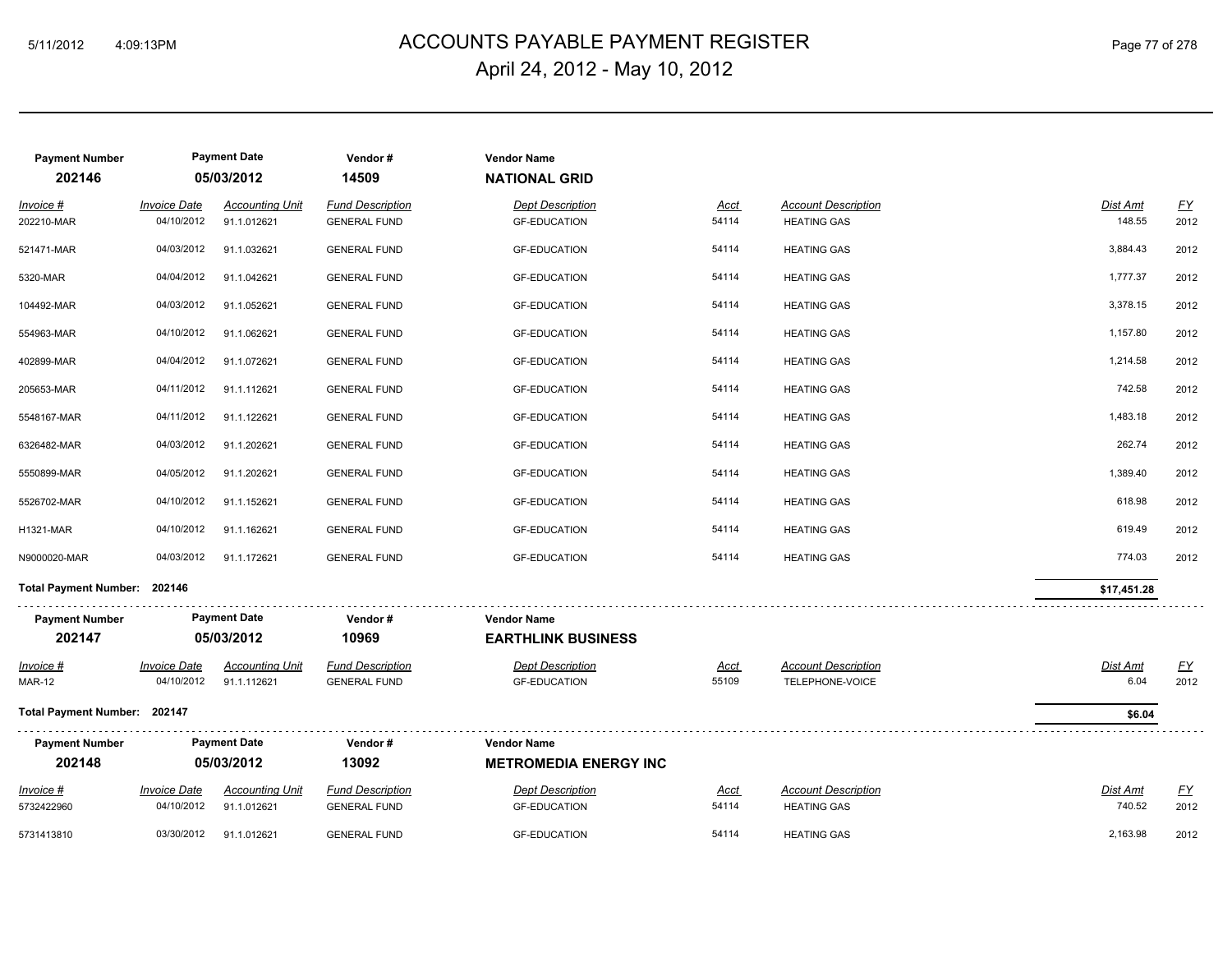# ACCOUNTS PAYABLE PAYMENT REGISTER
## April 24, 2012 - May 10, 2012

| Payment Number | Payment Date | Vendor # | Vendor Name |
|---|---|---|---|
| 202146 | 05/03/2012 | 14509 | **NATIONAL GRID** |

| Invoice # | Invoice Date | Accounting Unit | Fund Description | Dept Description | Acct | Account Description | Dist Amt | FY |
|---|---|---|---|---|---|---|---|---|
| 202210-MAR | 04/10/2012 | 91.1.012621 | GENERAL FUND | GF-EDUCATION | 54114 | HEATING GAS | 148.55 | 2012 |
| 521471-MAR | 04/03/2012 | 91.1.032621 | GENERAL FUND | GF-EDUCATION | 54114 | HEATING GAS | 3,884.43 | 2012 |
| 5320-MAR | 04/04/2012 | 91.1.042621 | GENERAL FUND | GF-EDUCATION | 54114 | HEATING GAS | 1,777.37 | 2012 |
| 104492-MAR | 04/03/2012 | 91.1.052621 | GENERAL FUND | GF-EDUCATION | 54114 | HEATING GAS | 3,378.15 | 2012 |
| 554963-MAR | 04/10/2012 | 91.1.062621 | GENERAL FUND | GF-EDUCATION | 54114 | HEATING GAS | 1,157.80 | 2012 |
| 402899-MAR | 04/04/2012 | 91.1.072621 | GENERAL FUND | GF-EDUCATION | 54114 | HEATING GAS | 1,214.58 | 2012 |
| 205653-MAR | 04/11/2012 | 91.1.112621 | GENERAL FUND | GF-EDUCATION | 54114 | HEATING GAS | 742.58 | 2012 |
| 5548167-MAR | 04/11/2012 | 91.1.122621 | GENERAL FUND | GF-EDUCATION | 54114 | HEATING GAS | 1,483.18 | 2012 |
| 6326482-MAR | 04/03/2012 | 91.1.202621 | GENERAL FUND | GF-EDUCATION | 54114 | HEATING GAS | 262.74 | 2012 |
| 5550899-MAR | 04/05/2012 | 91.1.202621 | GENERAL FUND | GF-EDUCATION | 54114 | HEATING GAS | 1,389.40 | 2012 |
| 5526702-MAR | 04/10/2012 | 91.1.152621 | GENERAL FUND | GF-EDUCATION | 54114 | HEATING GAS | 618.98 | 2012 |
| H1321-MAR | 04/10/2012 | 91.1.162621 | GENERAL FUND | GF-EDUCATION | 54114 | HEATING GAS | 619.49 | 2012 |
| N9000020-MAR | 04/03/2012 | 91.1.172621 | GENERAL FUND | GF-EDUCATION | 54114 | HEATING GAS | 774.03 | 2012 |

**Total Payment Number: 202146** — **$17,451.28**

| Payment Number | Payment Date | Vendor # | Vendor Name |
|---|---|---|---|
| 202147 | 05/03/2012 | 10969 | **EARTHLINK BUSINESS** |

| Invoice # | Invoice Date | Accounting Unit | Fund Description | Dept Description | Acct | Account Description | Dist Amt | FY |
|---|---|---|---|---|---|---|---|---|
| MAR-12 | 04/10/2012 | 91.1.112621 | GENERAL FUND | GF-EDUCATION | 55109 | TELEPHONE-VOICE | 6.04 | 2012 |

**Total Payment Number: 202147** — **$6.04**

| Payment Number | Payment Date | Vendor # | Vendor Name |
|---|---|---|---|
| 202148 | 05/03/2012 | 13092 | **METROMEDIA ENERGY INC** |

| Invoice # | Invoice Date | Accounting Unit | Fund Description | Dept Description | Acct | Account Description | Dist Amt | FY |
|---|---|---|---|---|---|---|---|---|
| 5732422960 | 04/10/2012 | 91.1.012621 | GENERAL FUND | GF-EDUCATION | 54114 | HEATING GAS | 740.52 | 2012 |
| 5731413810 | 03/30/2012 | 91.1.012621 | GENERAL FUND | GF-EDUCATION | 54114 | HEATING GAS | 2,163.98 | 2012 |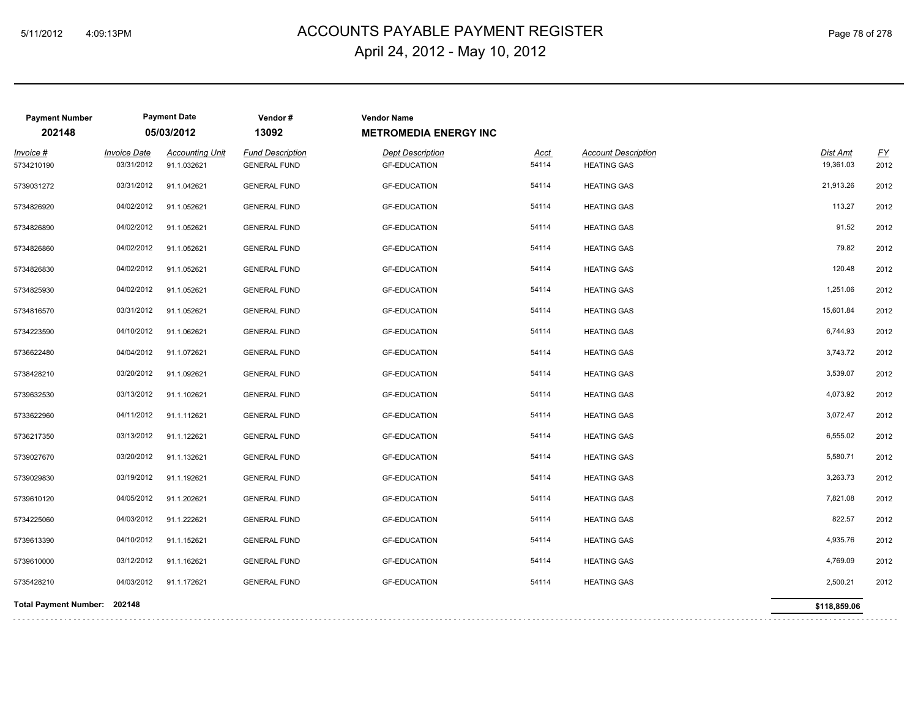| Payment Number | Payment Date | Vendor # | Vendor Name | | | | |
|---|---|---|---|---|---|---|---|
| 202148 | 05/03/2012 | 13092 | **METROMEDIA ENERGY INC** | | | | |

| *Invoice #* | *Invoice Date* | *Accounting Unit* | *Fund Description* | *Dept Description* | *Acct* | *Account Description* | *Dist Amt* | *FY* |
|---|---|---|---|---|---|---|---|---|
| 5734210190 | 03/31/2012 | 91.1.032621 | GENERAL FUND | GF-EDUCATION | 54114 | HEATING GAS | 19,361.03 | 2012 |
| 5739031272 | 03/31/2012 | 91.1.042621 | GENERAL FUND | GF-EDUCATION | 54114 | HEATING GAS | 21,913.26 | 2012 |
| 5734826920 | 04/02/2012 | 91.1.052621 | GENERAL FUND | GF-EDUCATION | 54114 | HEATING GAS | 113.27 | 2012 |
| 5734826890 | 04/02/2012 | 91.1.052621 | GENERAL FUND | GF-EDUCATION | 54114 | HEATING GAS | 91.52 | 2012 |
| 5734826860 | 04/02/2012 | 91.1.052621 | GENERAL FUND | GF-EDUCATION | 54114 | HEATING GAS | 79.82 | 2012 |
| 5734826830 | 04/02/2012 | 91.1.052621 | GENERAL FUND | GF-EDUCATION | 54114 | HEATING GAS | 120.48 | 2012 |
| 5734825930 | 04/02/2012 | 91.1.052621 | GENERAL FUND | GF-EDUCATION | 54114 | HEATING GAS | 1,251.06 | 2012 |
| 5734816570 | 03/31/2012 | 91.1.052621 | GENERAL FUND | GF-EDUCATION | 54114 | HEATING GAS | 15,601.84 | 2012 |
| 5734223590 | 04/10/2012 | 91.1.062621 | GENERAL FUND | GF-EDUCATION | 54114 | HEATING GAS | 6,744.93 | 2012 |
| 5736622480 | 04/04/2012 | 91.1.072621 | GENERAL FUND | GF-EDUCATION | 54114 | HEATING GAS | 3,743.72 | 2012 |
| 5738428210 | 03/20/2012 | 91.1.092621 | GENERAL FUND | GF-EDUCATION | 54114 | HEATING GAS | 3,539.07 | 2012 |
| 5739632530 | 03/13/2012 | 91.1.102621 | GENERAL FUND | GF-EDUCATION | 54114 | HEATING GAS | 4,073.92 | 2012 |
| 5733622960 | 04/11/2012 | 91.1.112621 | GENERAL FUND | GF-EDUCATION | 54114 | HEATING GAS | 3,072.47 | 2012 |
| 5736217350 | 03/13/2012 | 91.1.122621 | GENERAL FUND | GF-EDUCATION | 54114 | HEATING GAS | 6,555.02 | 2012 |
| 5739027670 | 03/20/2012 | 91.1.132621 | GENERAL FUND | GF-EDUCATION | 54114 | HEATING GAS | 5,580.71 | 2012 |
| 5739029830 | 03/19/2012 | 91.1.192621 | GENERAL FUND | GF-EDUCATION | 54114 | HEATING GAS | 3,263.73 | 2012 |
| 5739610120 | 04/05/2012 | 91.1.202621 | GENERAL FUND | GF-EDUCATION | 54114 | HEATING GAS | 7,821.08 | 2012 |
| 5734225060 | 04/03/2012 | 91.1.222621 | GENERAL FUND | GF-EDUCATION | 54114 | HEATING GAS | 822.57 | 2012 |
| 5739613390 | 04/10/2012 | 91.1.152621 | GENERAL FUND | GF-EDUCATION | 54114 | HEATING GAS | 4,935.76 | 2012 |
| 5739610000 | 03/12/2012 | 91.1.162621 | GENERAL FUND | GF-EDUCATION | 54114 | HEATING GAS | 4,769.09 | 2012 |
| 5735428210 | 04/03/2012 | 91.1.172621 | GENERAL FUND | GF-EDUCATION | 54114 | HEATING GAS | 2,500.21 | 2012 |
| **Total Payment Number: 202148** | | | | | | | **$118,859.06** | |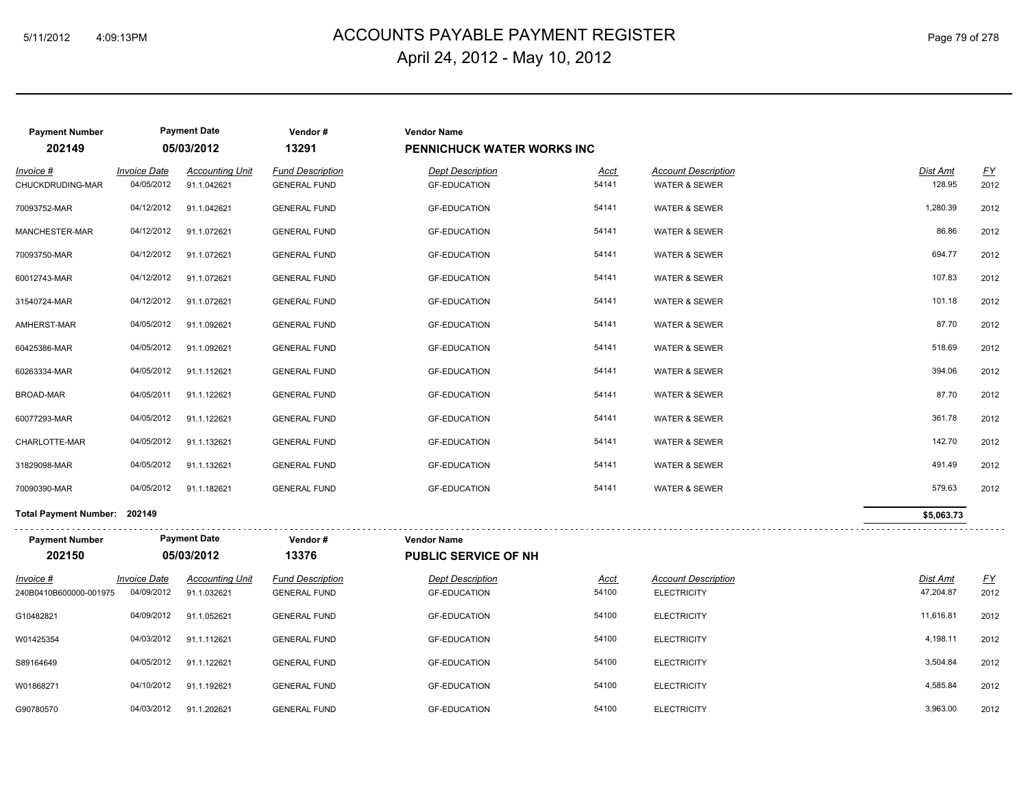# ACCOUNTS PAYABLE PAYMENT REGISTER

April 24, 2012 - May 10, 2012

| Payment Number | Payment Date | Vendor # | Vendor Name |
|---|---|---|---|
| **202149** | **05/03/2012** | **13291** | **PENNICHUCK WATER WORKS INC** |

| Invoice # | Invoice Date | Accounting Unit | Fund Description | Dept Description | Acct | Account Description | Dist Amt | FY |
|---|---|---|---|---|---|---|---|---|
| CHUCKDRUDING-MAR | 04/05/2012 | 91.1.042621 | GENERAL FUND | GF-EDUCATION | 54141 | WATER & SEWER | 128.95 | 2012 |
| 70093752-MAR | 04/12/2012 | 91.1.042621 | GENERAL FUND | GF-EDUCATION | 54141 | WATER & SEWER | 1,280.39 | 2012 |
| MANCHESTER-MAR | 04/12/2012 | 91.1.072621 | GENERAL FUND | GF-EDUCATION | 54141 | WATER & SEWER | 86.86 | 2012 |
| 70093750-MAR | 04/12/2012 | 91.1.072621 | GENERAL FUND | GF-EDUCATION | 54141 | WATER & SEWER | 694.77 | 2012 |
| 60012743-MAR | 04/12/2012 | 91.1.072621 | GENERAL FUND | GF-EDUCATION | 54141 | WATER & SEWER | 107.83 | 2012 |
| 31540724-MAR | 04/12/2012 | 91.1.072621 | GENERAL FUND | GF-EDUCATION | 54141 | WATER & SEWER | 101.18 | 2012 |
| AMHERST-MAR | 04/05/2012 | 91.1.092621 | GENERAL FUND | GF-EDUCATION | 54141 | WATER & SEWER | 87.70 | 2012 |
| 60425386-MAR | 04/05/2012 | 91.1.092621 | GENERAL FUND | GF-EDUCATION | 54141 | WATER & SEWER | 518.69 | 2012 |
| 60263334-MAR | 04/05/2012 | 91.1.112621 | GENERAL FUND | GF-EDUCATION | 54141 | WATER & SEWER | 394.06 | 2012 |
| BROAD-MAR | 04/05/2011 | 91.1.122621 | GENERAL FUND | GF-EDUCATION | 54141 | WATER & SEWER | 87.70 | 2012 |
| 60077293-MAR | 04/05/2012 | 91.1.122621 | GENERAL FUND | GF-EDUCATION | 54141 | WATER & SEWER | 361.78 | 2012 |
| CHARLOTTE-MAR | 04/05/2012 | 91.1.132621 | GENERAL FUND | GF-EDUCATION | 54141 | WATER & SEWER | 142.70 | 2012 |
| 31829098-MAR | 04/05/2012 | 91.1.132621 | GENERAL FUND | GF-EDUCATION | 54141 | WATER & SEWER | 491.49 | 2012 |
| 70090390-MAR | 04/05/2012 | 91.1.182621 | GENERAL FUND | GF-EDUCATION | 54141 | WATER & SEWER | 579.63 | 2012 |
| **Total Payment Number: 202149** | | | | | | | **$5,063.73** | |

| Payment Number | Payment Date | Vendor # | Vendor Name |
|---|---|---|---|
| **202150** | **05/03/2012** | **13376** | **PUBLIC SERVICE OF NH** |

| Invoice # | Invoice Date | Accounting Unit | Fund Description | Dept Description | Acct | Account Description | Dist Amt | FY |
|---|---|---|---|---|---|---|---|---|
| 240B0410B600000-001975 | 04/09/2012 | 91.1.032621 | GENERAL FUND | GF-EDUCATION | 54100 | ELECTRICITY | 47,204.87 | 2012 |
| G10482821 | 04/09/2012 | 91.1.052621 | GENERAL FUND | GF-EDUCATION | 54100 | ELECTRICITY | 11,616.81 | 2012 |
| W01425354 | 04/03/2012 | 91.1.112621 | GENERAL FUND | GF-EDUCATION | 54100 | ELECTRICITY | 4,198.11 | 2012 |
| S89164649 | 04/05/2012 | 91.1.122621 | GENERAL FUND | GF-EDUCATION | 54100 | ELECTRICITY | 3,504.84 | 2012 |
| W01868271 | 04/10/2012 | 91.1.192621 | GENERAL FUND | GF-EDUCATION | 54100 | ELECTRICITY | 4,585.84 | 2012 |
| G90780570 | 04/03/2012 | 91.1.202621 | GENERAL FUND | GF-EDUCATION | 54100 | ELECTRICITY | 3,963.00 | 2012 |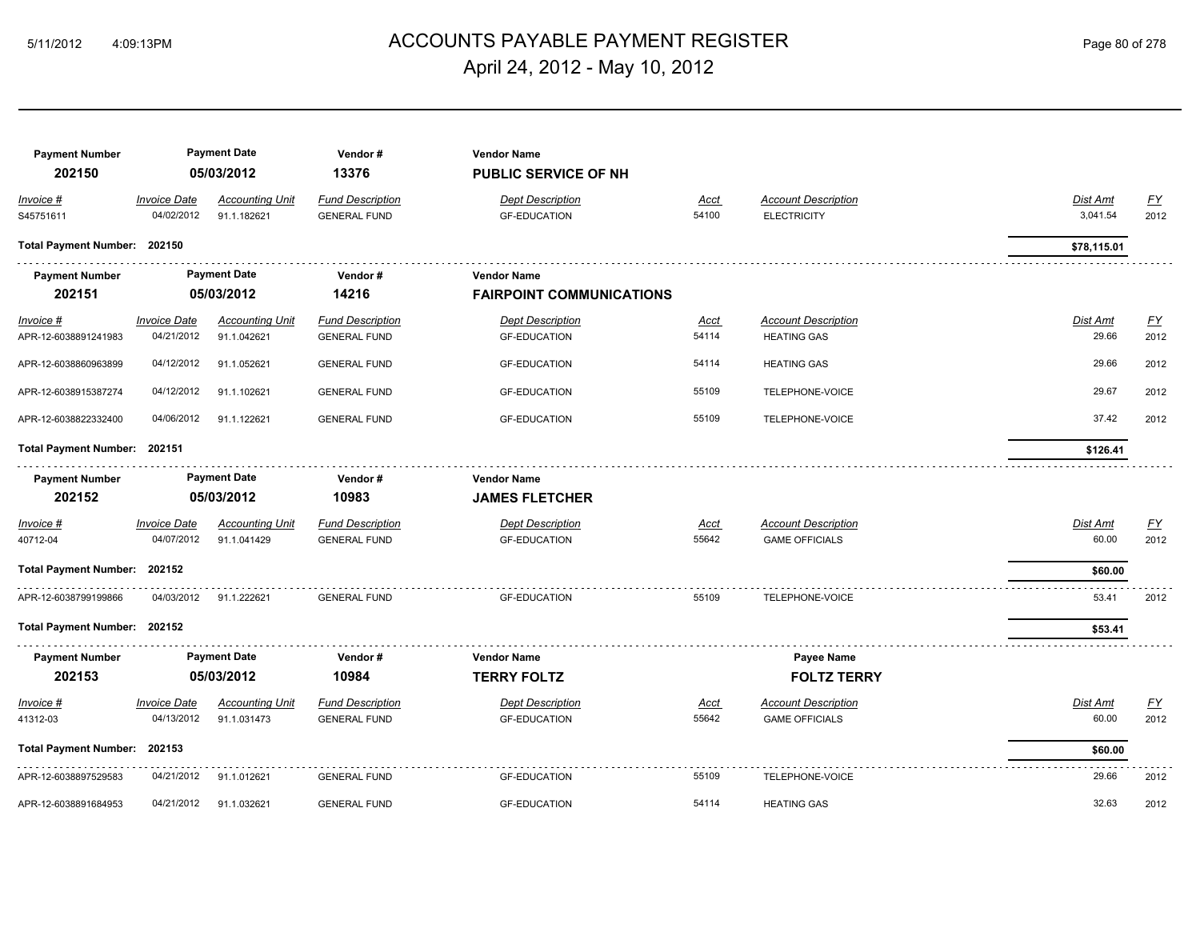# ACCOUNTS PAYABLE PAYMENT REGISTER

April 24, 2012 - May 10, 2012

| Payment Number | Payment Date | Vendor # | Vendor Name |
|---|---|---|---|
| **202150** | **05/03/2012** | **13376** | **PUBLIC SERVICE OF NH** |

| Invoice # | Invoice Date | Accounting Unit | Fund Description | Dept Description | Acct | Account Description | Dist Amt | FY |
|---|---|---|---|---|---|---|---|---|
| S45751611 | 04/02/2012 | 91.1.182621 | GENERAL FUND | GF-EDUCATION | 54100 | ELECTRICITY | 3,041.54 | 2012 |

**Total Payment Number: 202150** — **$78,115.01**

| Payment Number | Payment Date | Vendor # | Vendor Name |
|---|---|---|---|
| **202151** | **05/03/2012** | **14216** | **FAIRPOINT COMMUNICATIONS** |

| Invoice # | Invoice Date | Accounting Unit | Fund Description | Dept Description | Acct | Account Description | Dist Amt | FY |
|---|---|---|---|---|---|---|---|---|
| APR-12-6038891241983 | 04/21/2012 | 91.1.042621 | GENERAL FUND | GF-EDUCATION | 54114 | HEATING GAS | 29.66 | 2012 |
| APR-12-6038860963899 | 04/12/2012 | 91.1.052621 | GENERAL FUND | GF-EDUCATION | 54114 | HEATING GAS | 29.66 | 2012 |
| APR-12-6038915387274 | 04/12/2012 | 91.1.102621 | GENERAL FUND | GF-EDUCATION | 55109 | TELEPHONE-VOICE | 29.67 | 2012 |
| APR-12-6038822332400 | 04/06/2012 | 91.1.122621 | GENERAL FUND | GF-EDUCATION | 55109 | TELEPHONE-VOICE | 37.42 | 2012 |

**Total Payment Number: 202151** — **$126.41**

| Payment Number | Payment Date | Vendor # | Vendor Name |
|---|---|---|---|
| **202152** | **05/03/2012** | **10983** | **JAMES FLETCHER** |

| Invoice # | Invoice Date | Accounting Unit | Fund Description | Dept Description | Acct | Account Description | Dist Amt | FY |
|---|---|---|---|---|---|---|---|---|
| 40712-04 | 04/07/2012 | 91.1.041429 | GENERAL FUND | GF-EDUCATION | 55642 | GAME OFFICIALS | 60.00 | 2012 |

**Total Payment Number: 202152** — **$60.00**

| Invoice # | Invoice Date | Accounting Unit | Fund Description | Dept Description | Acct | Account Description | Dist Amt | FY |
|---|---|---|---|---|---|---|---|---|
| APR-12-6038799199866 | 04/03/2012 | 91.1.222621 | GENERAL FUND | GF-EDUCATION | 55109 | TELEPHONE-VOICE | 53.41 | 2012 |

**Total Payment Number: 202152** — **$53.41**

| Payment Number | Payment Date | Vendor # | Vendor Name | Payee Name |
|---|---|---|---|---|
| **202153** | **05/03/2012** | **10984** | **TERRY FOLTZ** | **FOLTZ TERRY** |

| Invoice # | Invoice Date | Accounting Unit | Fund Description | Dept Description | Acct | Account Description | Dist Amt | FY |
|---|---|---|---|---|---|---|---|---|
| 41312-03 | 04/13/2012 | 91.1.031473 | GENERAL FUND | GF-EDUCATION | 55642 | GAME OFFICIALS | 60.00 | 2012 |

**Total Payment Number: 202153** — **$60.00**

| Invoice # | Invoice Date | Accounting Unit | Fund Description | Dept Description | Acct | Account Description | Dist Amt | FY |
|---|---|---|---|---|---|---|---|---|
| APR-12-6038897529583 | 04/21/2012 | 91.1.012621 | GENERAL FUND | GF-EDUCATION | 55109 | TELEPHONE-VOICE | 29.66 | 2012 |
| APR-12-6038891684953 | 04/21/2012 | 91.1.032621 | GENERAL FUND | GF-EDUCATION | 54114 | HEATING GAS | 32.63 | 2012 |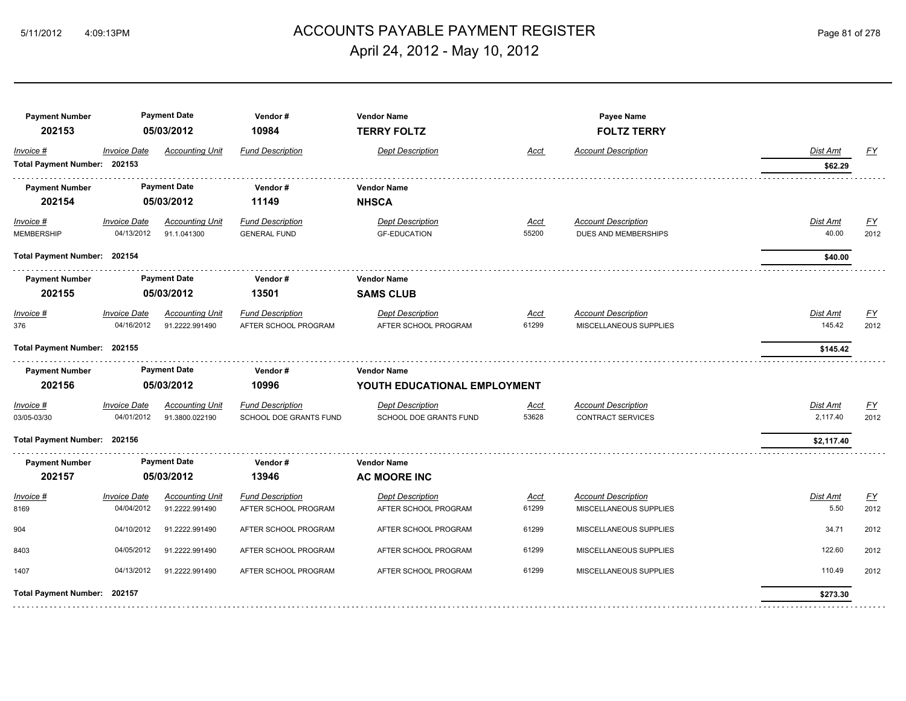# ACCOUNTS PAYABLE PAYMENT REGISTER

April 24, 2012 - May 10, 2012

| Payment Number | Payment Date | Vendor # | Vendor Name | Payee Name |
|---|---|---|---|---|
| 202153 | 05/03/2012 | 10984 | TERRY FOLTZ | FOLTZ TERRY |

| Invoice # | Invoice Date | Accounting Unit | Fund Description | Dept Description | Acct | Account Description | Dist Amt | FY |
|---|---|---|---|---|---|---|---|---|
| **Total Payment Number: 202153** | | | | | | | **$62.29** | |

| Payment Number | Payment Date | Vendor # | Vendor Name |
|---|---|---|---|
| 202154 | 05/03/2012 | 11149 | NHSCA |

| Invoice # | Invoice Date | Accounting Unit | Fund Description | Dept Description | Acct | Account Description | Dist Amt | FY |
|---|---|---|---|---|---|---|---|---|
| MEMBERSHIP | 04/13/2012 | 91.1.041300 | GENERAL FUND | GF-EDUCATION | 55200 | DUES AND MEMBERSHIPS | 40.00 | 2012 |
| **Total Payment Number: 202154** | | | | | | | **$40.00** | |

| Payment Number | Payment Date | Vendor # | Vendor Name |
|---|---|---|---|
| 202155 | 05/03/2012 | 13501 | SAMS CLUB |

| Invoice # | Invoice Date | Accounting Unit | Fund Description | Dept Description | Acct | Account Description | Dist Amt | FY |
|---|---|---|---|---|---|---|---|---|
| 376 | 04/16/2012 | 91.2222.991490 | AFTER SCHOOL PROGRAM | AFTER SCHOOL PROGRAM | 61299 | MISCELLANEOUS SUPPLIES | 145.42 | 2012 |
| **Total Payment Number: 202155** | | | | | | | **$145.42** | |

| Payment Number | Payment Date | Vendor # | Vendor Name |
|---|---|---|---|
| 202156 | 05/03/2012 | 10996 | YOUTH EDUCATIONAL EMPLOYMENT |

| Invoice # | Invoice Date | Accounting Unit | Fund Description | Dept Description | Acct | Account Description | Dist Amt | FY |
|---|---|---|---|---|---|---|---|---|
| 03/05-03/30 | 04/01/2012 | 91.3800.022190 | SCHOOL DOE GRANTS FUND | SCHOOL DOE GRANTS FUND | 53628 | CONTRACT SERVICES | 2,117.40 | 2012 |
| **Total Payment Number: 202156** | | | | | | | **$2,117.40** | |

| Payment Number | Payment Date | Vendor # | Vendor Name |
|---|---|---|---|
| 202157 | 05/03/2012 | 13946 | AC MOORE INC |

| Invoice # | Invoice Date | Accounting Unit | Fund Description | Dept Description | Acct | Account Description | Dist Amt | FY |
|---|---|---|---|---|---|---|---|---|
| 8169 | 04/04/2012 | 91.2222.991490 | AFTER SCHOOL PROGRAM | AFTER SCHOOL PROGRAM | 61299 | MISCELLANEOUS SUPPLIES | 5.50 | 2012 |
| 904 | 04/10/2012 | 91.2222.991490 | AFTER SCHOOL PROGRAM | AFTER SCHOOL PROGRAM | 61299 | MISCELLANEOUS SUPPLIES | 34.71 | 2012 |
| 8403 | 04/05/2012 | 91.2222.991490 | AFTER SCHOOL PROGRAM | AFTER SCHOOL PROGRAM | 61299 | MISCELLANEOUS SUPPLIES | 122.60 | 2012 |
| 1407 | 04/13/2012 | 91.2222.991490 | AFTER SCHOOL PROGRAM | AFTER SCHOOL PROGRAM | 61299 | MISCELLANEOUS SUPPLIES | 110.49 | 2012 |
| **Total Payment Number: 202157** | | | | | | | **$273.30** | |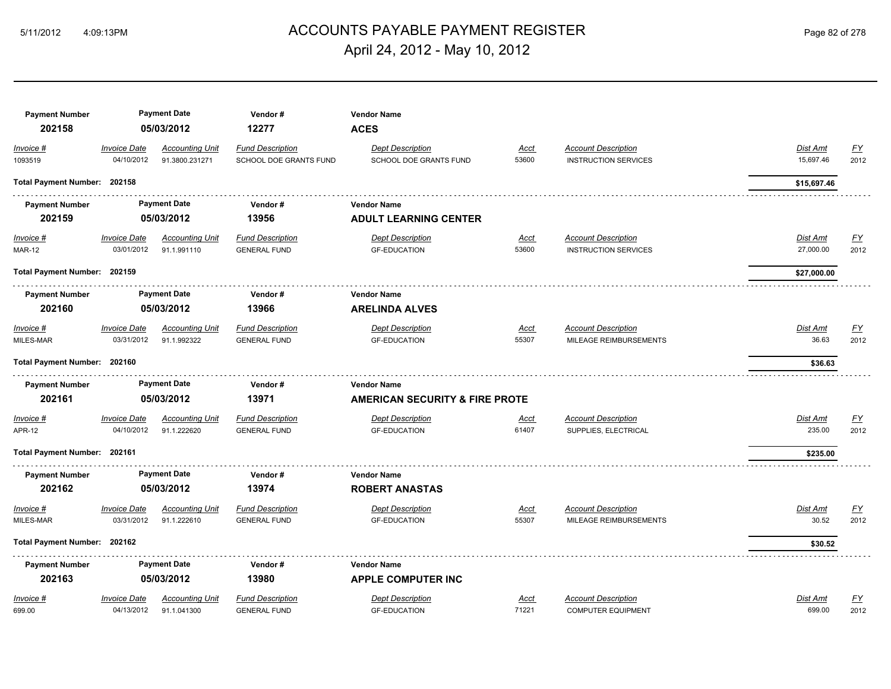# ACCOUNTS PAYABLE PAYMENT REGISTER

## April 24, 2012 - May 10, 2012

| Payment Number | Payment Date | Vendor # | Vendor Name |
|---|---|---|---|
| **202158** | **05/03/2012** | **12277** | **ACES** |

| Invoice # | Invoice Date | Accounting Unit | Fund Description | Dept Description | Acct | Account Description | Dist Amt | FY |
|---|---|---|---|---|---|---|---|---|
| 1093519 | 04/10/2012 | 91.3800.231271 | SCHOOL DOE GRANTS FUND | SCHOOL DOE GRANTS FUND | 53600 | INSTRUCTION SERVICES | 15,697.46 | 2012 |

**Total Payment Number: 202158** — **$15,697.46**

| Payment Number | Payment Date | Vendor # | Vendor Name |
|---|---|---|---|
| **202159** | **05/03/2012** | **13956** | **ADULT LEARNING CENTER** |

| Invoice # | Invoice Date | Accounting Unit | Fund Description | Dept Description | Acct | Account Description | Dist Amt | FY |
|---|---|---|---|---|---|---|---|---|
| MAR-12 | 03/01/2012 | 91.1.991110 | GENERAL FUND | GF-EDUCATION | 53600 | INSTRUCTION SERVICES | 27,000.00 | 2012 |

**Total Payment Number: 202159** — **$27,000.00**

| Payment Number | Payment Date | Vendor # | Vendor Name |
|---|---|---|---|
| **202160** | **05/03/2012** | **13966** | **ARELINDA ALVES** |

| Invoice # | Invoice Date | Accounting Unit | Fund Description | Dept Description | Acct | Account Description | Dist Amt | FY |
|---|---|---|---|---|---|---|---|---|
| MILES-MAR | 03/31/2012 | 91.1.992322 | GENERAL FUND | GF-EDUCATION | 55307 | MILEAGE REIMBURSEMENTS | 36.63 | 2012 |

**Total Payment Number: 202160** — **$36.63**

| Payment Number | Payment Date | Vendor # | Vendor Name |
|---|---|---|---|
| **202161** | **05/03/2012** | **13971** | **AMERICAN SECURITY & FIRE PROTE** |

| Invoice # | Invoice Date | Accounting Unit | Fund Description | Dept Description | Acct | Account Description | Dist Amt | FY |
|---|---|---|---|---|---|---|---|---|
| APR-12 | 04/10/2012 | 91.1.222620 | GENERAL FUND | GF-EDUCATION | 61407 | SUPPLIES, ELECTRICAL | 235.00 | 2012 |

**Total Payment Number: 202161** — **$235.00**

| Payment Number | Payment Date | Vendor # | Vendor Name |
|---|---|---|---|
| **202162** | **05/03/2012** | **13974** | **ROBERT ANASTAS** |

| Invoice # | Invoice Date | Accounting Unit | Fund Description | Dept Description | Acct | Account Description | Dist Amt | FY |
|---|---|---|---|---|---|---|---|---|
| MILES-MAR | 03/31/2012 | 91.1.222610 | GENERAL FUND | GF-EDUCATION | 55307 | MILEAGE REIMBURSEMENTS | 30.52 | 2012 |

**Total Payment Number: 202162** — **$30.52**

| Payment Number | Payment Date | Vendor # | Vendor Name |
|---|---|---|---|
| **202163** | **05/03/2012** | **13980** | **APPLE COMPUTER INC** |

| Invoice # | Invoice Date | Accounting Unit | Fund Description | Dept Description | Acct | Account Description | Dist Amt | FY |
|---|---|---|---|---|---|---|---|---|
| 699.00 | 04/13/2012 | 91.1.041300 | GENERAL FUND | GF-EDUCATION | 71221 | COMPUTER EQUIPMENT | 699.00 | 2012 |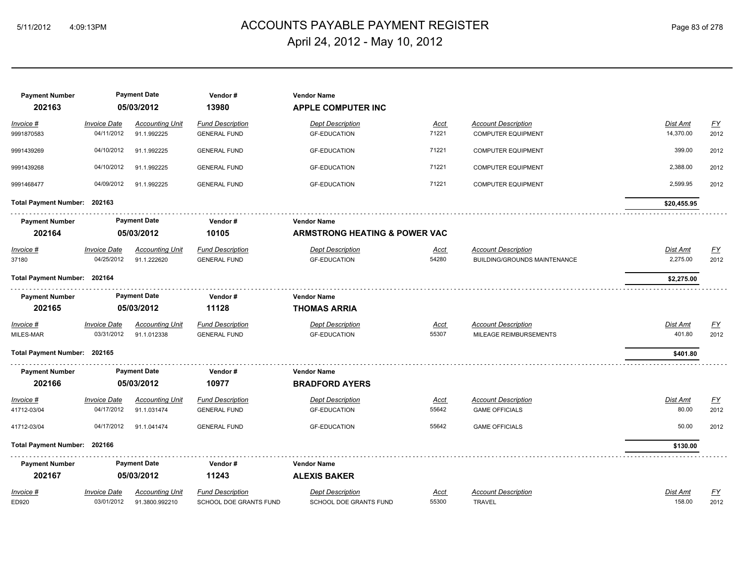# ACCOUNTS PAYABLE PAYMENT REGISTER

April 24, 2012 - May 10, 2012

| Payment Number | Payment Date | Vendor # | Vendor Name |
|---|---|---|---|
| 202163 | 05/03/2012 | 13980 | **APPLE COMPUTER INC** |

| Invoice # | Invoice Date | Accounting Unit | Fund Description | Dept Description | Acct | Account Description | Dist Amt | FY |
|---|---|---|---|---|---|---|---|---|
| 9991870583 | 04/11/2012 | 91.1.992225 | GENERAL FUND | GF-EDUCATION | 71221 | COMPUTER EQUIPMENT | 14,370.00 | 2012 |
| 9991439269 | 04/10/2012 | 91.1.992225 | GENERAL FUND | GF-EDUCATION | 71221 | COMPUTER EQUIPMENT | 399.00 | 2012 |
| 9991439268 | 04/10/2012 | 91.1.992225 | GENERAL FUND | GF-EDUCATION | 71221 | COMPUTER EQUIPMENT | 2,388.00 | 2012 |
| 9991468477 | 04/09/2012 | 91.1.992225 | GENERAL FUND | GF-EDUCATION | 71221 | COMPUTER EQUIPMENT | 2,599.95 | 2012 |

**Total Payment Number: 202163** — **$20,455.95**

| Payment Number | Payment Date | Vendor # | Vendor Name |
|---|---|---|---|
| 202164 | 05/03/2012 | 10105 | **ARMSTRONG HEATING & POWER VAC** |

| Invoice # | Invoice Date | Accounting Unit | Fund Description | Dept Description | Acct | Account Description | Dist Amt | FY |
|---|---|---|---|---|---|---|---|---|
| 37180 | 04/25/2012 | 91.1.222620 | GENERAL FUND | GF-EDUCATION | 54280 | BUILDING/GROUNDS MAINTENANCE | 2,275.00 | 2012 |

**Total Payment Number: 202164** — **$2,275.00**

| Payment Number | Payment Date | Vendor # | Vendor Name |
|---|---|---|---|
| 202165 | 05/03/2012 | 11128 | **THOMAS ARRIA** |

| Invoice # | Invoice Date | Accounting Unit | Fund Description | Dept Description | Acct | Account Description | Dist Amt | FY |
|---|---|---|---|---|---|---|---|---|
| MILES-MAR | 03/31/2012 | 91.1.012338 | GENERAL FUND | GF-EDUCATION | 55307 | MILEAGE REIMBURSEMENTS | 401.80 | 2012 |

**Total Payment Number: 202165** — **$401.80**

| Payment Number | Payment Date | Vendor # | Vendor Name |
|---|---|---|---|
| 202166 | 05/03/2012 | 10977 | **BRADFORD AYERS** |

| Invoice # | Invoice Date | Accounting Unit | Fund Description | Dept Description | Acct | Account Description | Dist Amt | FY |
|---|---|---|---|---|---|---|---|---|
| 41712-03/04 | 04/17/2012 | 91.1.031474 | GENERAL FUND | GF-EDUCATION | 55642 | GAME OFFICIALS | 80.00 | 2012 |
| 41712-03/04 | 04/17/2012 | 91.1.041474 | GENERAL FUND | GF-EDUCATION | 55642 | GAME OFFICIALS | 50.00 | 2012 |

**Total Payment Number: 202166** — **$130.00**

| Payment Number | Payment Date | Vendor # | Vendor Name |
|---|---|---|---|
| 202167 | 05/03/2012 | 11243 | **ALEXIS BAKER** |

| Invoice # | Invoice Date | Accounting Unit | Fund Description | Dept Description | Acct | Account Description | Dist Amt | FY |
|---|---|---|---|---|---|---|---|---|
| ED920 | 03/01/2012 | 91.3800.992210 | SCHOOL DOE GRANTS FUND | SCHOOL DOE GRANTS FUND | 55300 | TRAVEL | 158.00 | 2012 |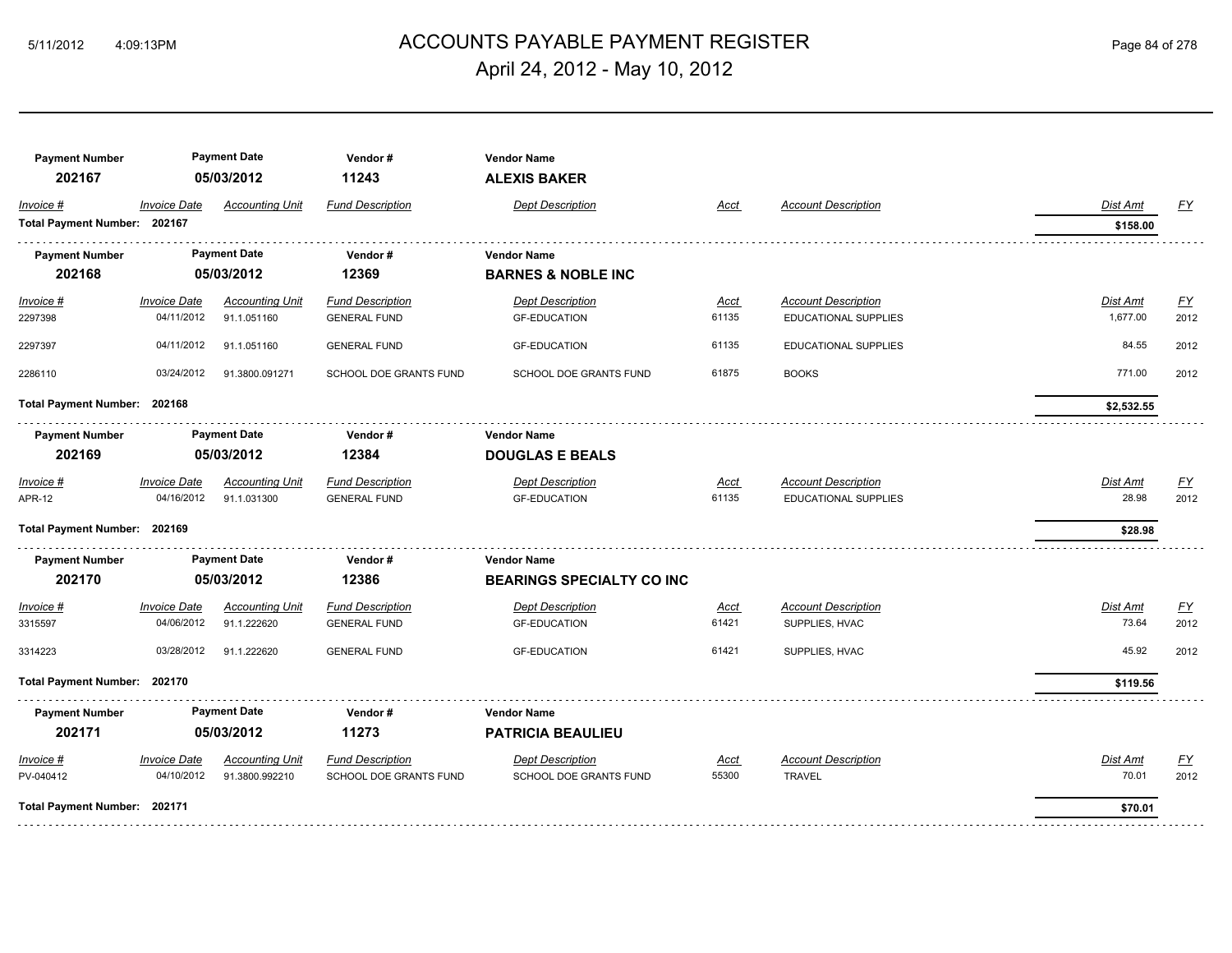| Payment Number | Payment Date | Vendor # | Vendor Name | | | | | |
|---|---|---|---|---|---|---|---|---|
| **202167** | **05/03/2012** | **11243** | **ALEXIS BAKER** | | | | | |
| *Invoice #* | *Invoice Date* | *Accounting Unit* | *Fund Description* | *Dept Description* | *Acct* | *Account Description* | *Dist Amt* | *FY* |
| **Total Payment Number: 202167** | | | | | | | **$158.00** | |

| Payment Number | Payment Date | Vendor # | Vendor Name | | | | | |
|---|---|---|---|---|---|---|---|---|
| **202168** | **05/03/2012** | **12369** | **BARNES & NOBLE INC** | | | | | |
| *Invoice #* | *Invoice Date* | *Accounting Unit* | *Fund Description* | *Dept Description* | *Acct* | *Account Description* | *Dist Amt* | *FY* |
| 2297398 | 04/11/2012 | 91.1.051160 | GENERAL FUND | GF-EDUCATION | 61135 | EDUCATIONAL SUPPLIES | 1,677.00 | 2012 |
| 2297397 | 04/11/2012 | 91.1.051160 | GENERAL FUND | GF-EDUCATION | 61135 | EDUCATIONAL SUPPLIES | 84.55 | 2012 |
| 2286110 | 03/24/2012 | 91.3800.091271 | SCHOOL DOE GRANTS FUND | SCHOOL DOE GRANTS FUND | 61875 | BOOKS | 771.00 | 2012 |
| **Total Payment Number: 202168** | | | | | | | **$2,532.55** | |

| Payment Number | Payment Date | Vendor # | Vendor Name | | | | | |
|---|---|---|---|---|---|---|---|---|
| **202169** | **05/03/2012** | **12384** | **DOUGLAS E BEALS** | | | | | |
| *Invoice #* | *Invoice Date* | *Accounting Unit* | *Fund Description* | *Dept Description* | *Acct* | *Account Description* | *Dist Amt* | *FY* |
| APR-12 | 04/16/2012 | 91.1.031300 | GENERAL FUND | GF-EDUCATION | 61135 | EDUCATIONAL SUPPLIES | 28.98 | 2012 |
| **Total Payment Number: 202169** | | | | | | | **$28.98** | |

| Payment Number | Payment Date | Vendor # | Vendor Name | | | | | |
|---|---|---|---|---|---|---|---|---|
| **202170** | **05/03/2012** | **12386** | **BEARINGS SPECIALTY CO INC** | | | | | |
| *Invoice #* | *Invoice Date* | *Accounting Unit* | *Fund Description* | *Dept Description* | *Acct* | *Account Description* | *Dist Amt* | *FY* |
| 3315597 | 04/06/2012 | 91.1.222620 | GENERAL FUND | GF-EDUCATION | 61421 | SUPPLIES, HVAC | 73.64 | 2012 |
| 3314223 | 03/28/2012 | 91.1.222620 | GENERAL FUND | GF-EDUCATION | 61421 | SUPPLIES, HVAC | 45.92 | 2012 |
| **Total Payment Number: 202170** | | | | | | | **$119.56** | |

| Payment Number | Payment Date | Vendor # | Vendor Name | | | | | |
|---|---|---|---|---|---|---|---|---|
| **202171** | **05/03/2012** | **11273** | **PATRICIA BEAULIEU** | | | | | |
| *Invoice #* | *Invoice Date* | *Accounting Unit* | *Fund Description* | *Dept Description* | *Acct* | *Account Description* | *Dist Amt* | *FY* |
| PV-040412 | 04/10/2012 | 91.3800.992210 | SCHOOL DOE GRANTS FUND | SCHOOL DOE GRANTS FUND | 55300 | TRAVEL | 70.01 | 2012 |
| **Total Payment Number: 202171** | | | | | | | **$70.01** | |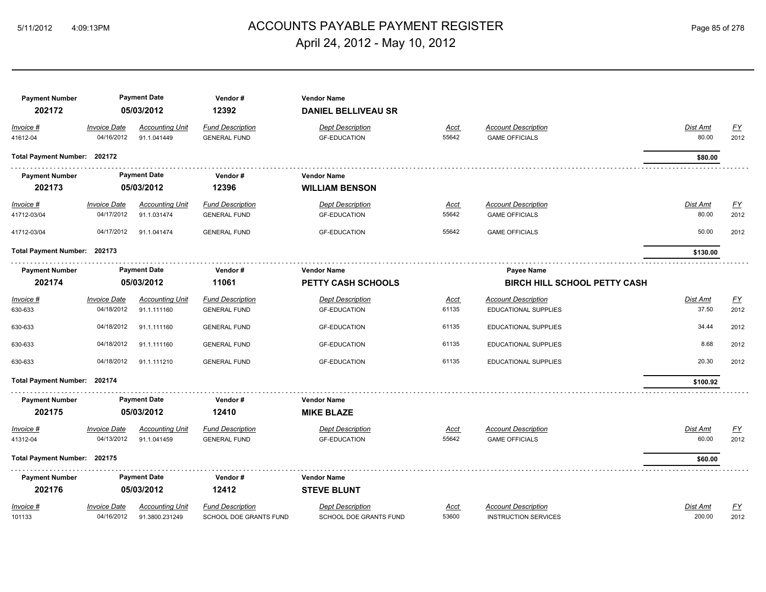# ACCOUNTS PAYABLE PAYMENT REGISTER

April 24, 2012 - May 10, 2012

| Payment Number | Payment Date | Vendor # | Vendor Name |
|---|---|---|---|
| **202172** | **05/03/2012** | **12392** | **DANIEL BELLIVEAU SR** |

| Invoice # | Invoice Date | Accounting Unit | Fund Description | Dept Description | Acct | Account Description | Dist Amt | FY |
|---|---|---|---|---|---|---|---|---|
| 41612-04 | 04/16/2012 | 91.1.041449 | GENERAL FUND | GF-EDUCATION | 55642 | GAME OFFICIALS | 80.00 | 2012 |

**Total Payment Number: 202172** — **$80.00**

| Payment Number | Payment Date | Vendor # | Vendor Name |
|---|---|---|---|
| **202173** | **05/03/2012** | **12396** | **WILLIAM BENSON** |

| Invoice # | Invoice Date | Accounting Unit | Fund Description | Dept Description | Acct | Account Description | Dist Amt | FY |
|---|---|---|---|---|---|---|---|---|
| 41712-03/04 | 04/17/2012 | 91.1.031474 | GENERAL FUND | GF-EDUCATION | 55642 | GAME OFFICIALS | 80.00 | 2012 |
| 41712-03/04 | 04/17/2012 | 91.1.041474 | GENERAL FUND | GF-EDUCATION | 55642 | GAME OFFICIALS | 50.00 | 2012 |

**Total Payment Number: 202173** — **$130.00**

| Payment Number | Payment Date | Vendor # | Vendor Name | Payee Name |
|---|---|---|---|---|
| **202174** | **05/03/2012** | **11061** | **PETTY CASH SCHOOLS** | **BIRCH HILL SCHOOL PETTY CASH** |

| Invoice # | Invoice Date | Accounting Unit | Fund Description | Dept Description | Acct | Account Description | Dist Amt | FY |
|---|---|---|---|---|---|---|---|---|
| 630-633 | 04/18/2012 | 91.1.111160 | GENERAL FUND | GF-EDUCATION | 61135 | EDUCATIONAL SUPPLIES | 37.50 | 2012 |
| 630-633 | 04/18/2012 | 91.1.111160 | GENERAL FUND | GF-EDUCATION | 61135 | EDUCATIONAL SUPPLIES | 34.44 | 2012 |
| 630-633 | 04/18/2012 | 91.1.111160 | GENERAL FUND | GF-EDUCATION | 61135 | EDUCATIONAL SUPPLIES | 8.68 | 2012 |
| 630-633 | 04/18/2012 | 91.1.111210 | GENERAL FUND | GF-EDUCATION | 61135 | EDUCATIONAL SUPPLIES | 20.30 | 2012 |

**Total Payment Number: 202174** — **$100.92**

| Payment Number | Payment Date | Vendor # | Vendor Name |
|---|---|---|---|
| **202175** | **05/03/2012** | **12410** | **MIKE BLAZE** |

| Invoice # | Invoice Date | Accounting Unit | Fund Description | Dept Description | Acct | Account Description | Dist Amt | FY |
|---|---|---|---|---|---|---|---|---|
| 41312-04 | 04/13/2012 | 91.1.041459 | GENERAL FUND | GF-EDUCATION | 55642 | GAME OFFICIALS | 60.00 | 2012 |

**Total Payment Number: 202175** — **$60.00**

| Payment Number | Payment Date | Vendor # | Vendor Name |
|---|---|---|---|
| **202176** | **05/03/2012** | **12412** | **STEVE BLUNT** |

| Invoice # | Invoice Date | Accounting Unit | Fund Description | Dept Description | Acct | Account Description | Dist Amt | FY |
|---|---|---|---|---|---|---|---|---|
| 101133 | 04/16/2012 | 91.3800.231249 | SCHOOL DOE GRANTS FUND | SCHOOL DOE GRANTS FUND | 53600 | INSTRUCTION SERVICES | 200.00 | 2012 |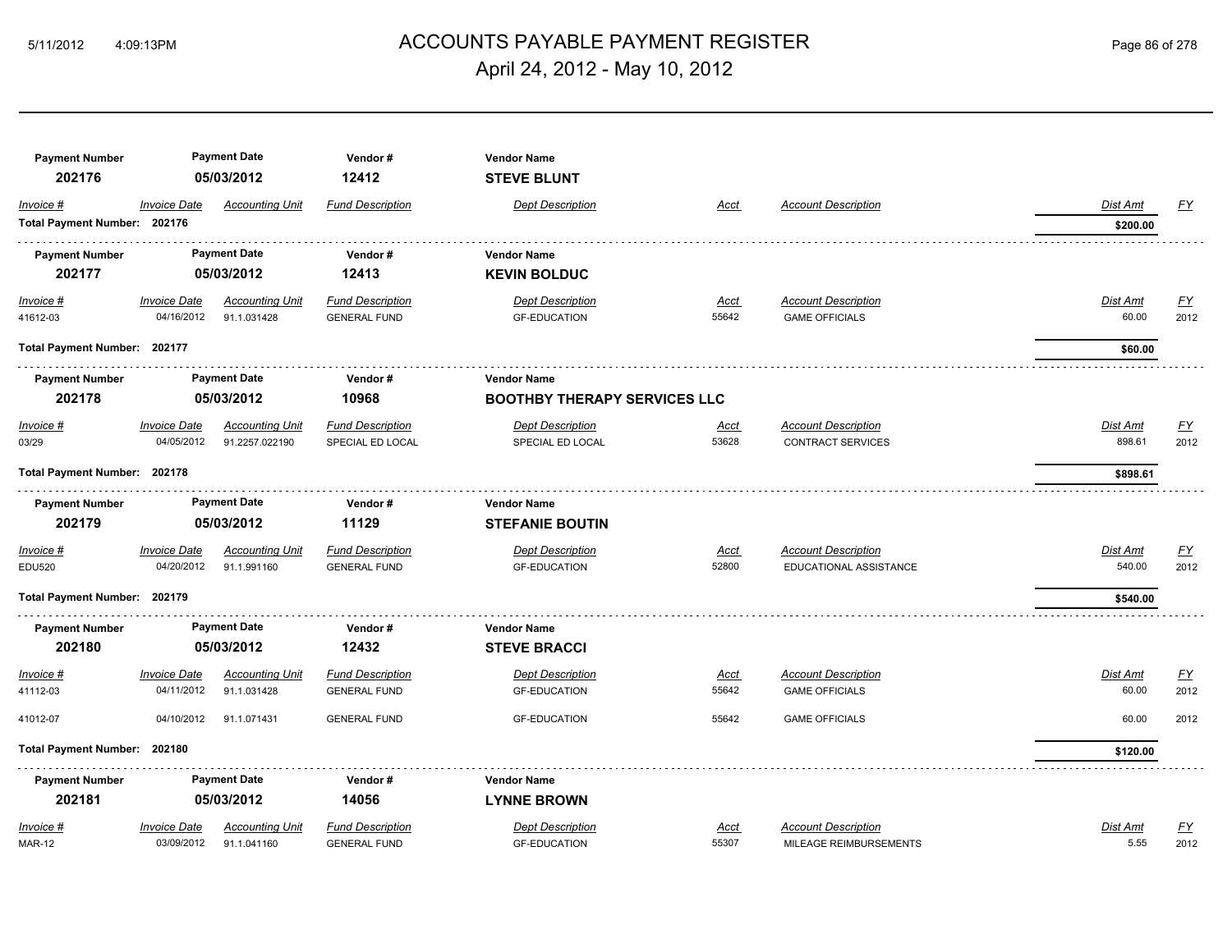# ACCOUNTS PAYABLE PAYMENT REGISTER

April 24, 2012 - May 10, 2012

| Payment Number | Payment Date | Vendor # | Vendor Name |
|---|---|---|---|
| 202176 | 05/03/2012 | 12412 | **STEVE BLUNT** |

| Invoice # | Invoice Date | Accounting Unit | Fund Description | Dept Description | Acct | Account Description | Dist Amt | FY |
|---|---|---|---|---|---|---|---|---|
| **Total Payment Number: 202176** | | | | | | | **$200.00** | |

| Payment Number | Payment Date | Vendor # | Vendor Name |
|---|---|---|---|
| 202177 | 05/03/2012 | 12413 | **KEVIN BOLDUC** |

| Invoice # | Invoice Date | Accounting Unit | Fund Description | Dept Description | Acct | Account Description | Dist Amt | FY |
|---|---|---|---|---|---|---|---|---|
| 41612-03 | 04/16/2012 | 91.1.031428 | GENERAL FUND | GF-EDUCATION | 55642 | GAME OFFICIALS | 60.00 | 2012 |
| **Total Payment Number: 202177** | | | | | | | **$60.00** | |

| Payment Number | Payment Date | Vendor # | Vendor Name |
|---|---|---|---|
| 202178 | 05/03/2012 | 10968 | **BOOTHBY THERAPY SERVICES LLC** |

| Invoice # | Invoice Date | Accounting Unit | Fund Description | Dept Description | Acct | Account Description | Dist Amt | FY |
|---|---|---|---|---|---|---|---|---|
| 03/29 | 04/05/2012 | 91.2257.022190 | SPECIAL ED LOCAL | SPECIAL ED LOCAL | 53628 | CONTRACT SERVICES | 898.61 | 2012 |
| **Total Payment Number: 202178** | | | | | | | **$898.61** | |

| Payment Number | Payment Date | Vendor # | Vendor Name |
|---|---|---|---|
| 202179 | 05/03/2012 | 11129 | **STEFANIE BOUTIN** |

| Invoice # | Invoice Date | Accounting Unit | Fund Description | Dept Description | Acct | Account Description | Dist Amt | FY |
|---|---|---|---|---|---|---|---|---|
| EDU520 | 04/20/2012 | 91.1.991160 | GENERAL FUND | GF-EDUCATION | 52800 | EDUCATIONAL ASSISTANCE | 540.00 | 2012 |
| **Total Payment Number: 202179** | | | | | | | **$540.00** | |

| Payment Number | Payment Date | Vendor # | Vendor Name |
|---|---|---|---|
| 202180 | 05/03/2012 | 12432 | **STEVE BRACCI** |

| Invoice # | Invoice Date | Accounting Unit | Fund Description | Dept Description | Acct | Account Description | Dist Amt | FY |
|---|---|---|---|---|---|---|---|---|
| 41112-03 | 04/11/2012 | 91.1.031428 | GENERAL FUND | GF-EDUCATION | 55642 | GAME OFFICIALS | 60.00 | 2012 |
| 41012-07 | 04/10/2012 | 91.1.071431 | GENERAL FUND | GF-EDUCATION | 55642 | GAME OFFICIALS | 60.00 | 2012 |
| **Total Payment Number: 202180** | | | | | | | **$120.00** | |

| Payment Number | Payment Date | Vendor # | Vendor Name |
|---|---|---|---|
| 202181 | 05/03/2012 | 14056 | **LYNNE BROWN** |

| Invoice # | Invoice Date | Accounting Unit | Fund Description | Dept Description | Acct | Account Description | Dist Amt | FY |
|---|---|---|---|---|---|---|---|---|
| MAR-12 | 03/09/2012 | 91.1.041160 | GENERAL FUND | GF-EDUCATION | 55307 | MILEAGE REIMBURSEMENTS | 5.55 | 2012 |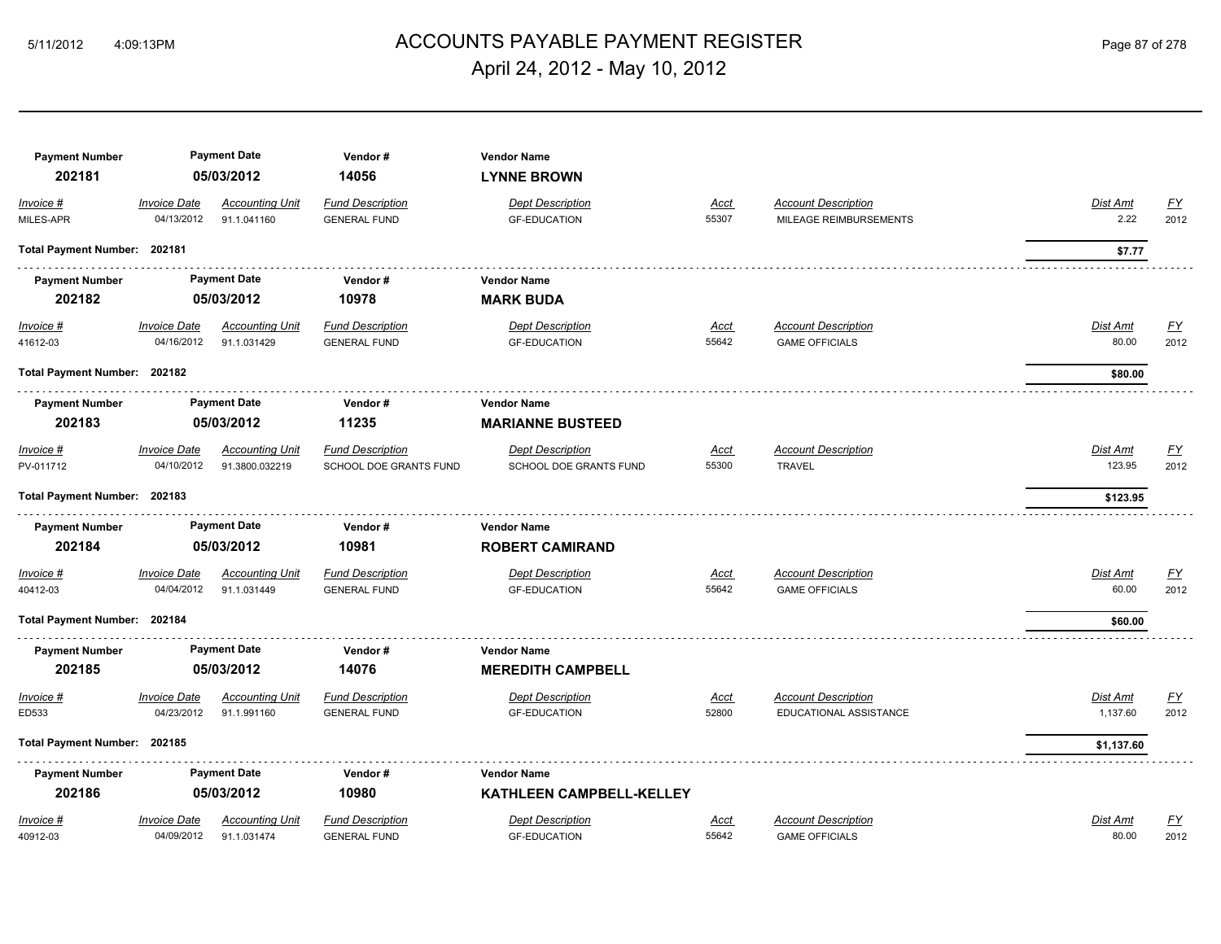| Payment Number | Payment Date | Vendor # | Vendor Name | | | | | |
|---|---|---|---|---|---|---|---|---|
| **202181** | **05/03/2012** | **14056** | **LYNNE BROWN** | | | | | |
| *Invoice #* | *Invoice Date* / *Accounting Unit* | *Fund Description* | *Dept Description* | *Acct* | *Account Description* | | *Dist Amt* | *FY* |
| MILES-APR | 04/13/2012 91.1.041160 | GENERAL FUND | GF-EDUCATION | 55307 | MILEAGE REIMBURSEMENTS | | 2.22 | 2012 |
| **Total Payment Number: 202181** | | | | | | | **$7.77** | |

| Payment Number | Payment Date | Vendor # | Vendor Name | | | | |
|---|---|---|---|---|---|---|---|
| **202182** | **05/03/2012** | **10978** | **MARK BUDA** | | | | |
| *Invoice #* | *Invoice Date* / *Accounting Unit* | *Fund Description* | *Dept Description* | *Acct* | *Account Description* | *Dist Amt* | *FY* |
| 41612-03 | 04/16/2012 91.1.031429 | GENERAL FUND | GF-EDUCATION | 55642 | GAME OFFICIALS | 80.00 | 2012 |
| **Total Payment Number: 202182** | | | | | | **$80.00** | |

| Payment Number | Payment Date | Vendor # | Vendor Name | | | | |
|---|---|---|---|---|---|---|---|
| **202183** | **05/03/2012** | **11235** | **MARIANNE BUSTEED** | | | | |
| *Invoice #* | *Invoice Date* / *Accounting Unit* | *Fund Description* | *Dept Description* | *Acct* | *Account Description* | *Dist Amt* | *FY* |
| PV-011712 | 04/10/2012 91.3800.032219 | SCHOOL DOE GRANTS FUND | SCHOOL DOE GRANTS FUND | 55300 | TRAVEL | 123.95 | 2012 |
| **Total Payment Number: 202183** | | | | | | **$123.95** | |

| Payment Number | Payment Date | Vendor # | Vendor Name | | | | |
|---|---|---|---|---|---|---|---|
| **202184** | **05/03/2012** | **10981** | **ROBERT CAMIRAND** | | | | |
| *Invoice #* | *Invoice Date* / *Accounting Unit* | *Fund Description* | *Dept Description* | *Acct* | *Account Description* | *Dist Amt* | *FY* |
| 40412-03 | 04/04/2012 91.1.031449 | GENERAL FUND | GF-EDUCATION | 55642 | GAME OFFICIALS | 60.00 | 2012 |
| **Total Payment Number: 202184** | | | | | | **$60.00** | |

| Payment Number | Payment Date | Vendor # | Vendor Name | | | | |
|---|---|---|---|---|---|---|---|
| **202185** | **05/03/2012** | **14076** | **MEREDITH CAMPBELL** | | | | |
| *Invoice #* | *Invoice Date* / *Accounting Unit* | *Fund Description* | *Dept Description* | *Acct* | *Account Description* | *Dist Amt* | *FY* |
| ED533 | 04/23/2012 91.1.991160 | GENERAL FUND | GF-EDUCATION | 52800 | EDUCATIONAL ASSISTANCE | 1,137.60 | 2012 |
| **Total Payment Number: 202185** | | | | | | **$1,137.60** | |

| Payment Number | Payment Date | Vendor # | Vendor Name | | | | |
|---|---|---|---|---|---|---|---|
| **202186** | **05/03/2012** | **10980** | **KATHLEEN CAMPBELL-KELLEY** | | | | |
| *Invoice #* | *Invoice Date* / *Accounting Unit* | *Fund Description* | *Dept Description* | *Acct* | *Account Description* | *Dist Amt* | *FY* |
| 40912-03 | 04/09/2012 91.1.031474 | GENERAL FUND | GF-EDUCATION | 55642 | GAME OFFICIALS | 80.00 | 2012 |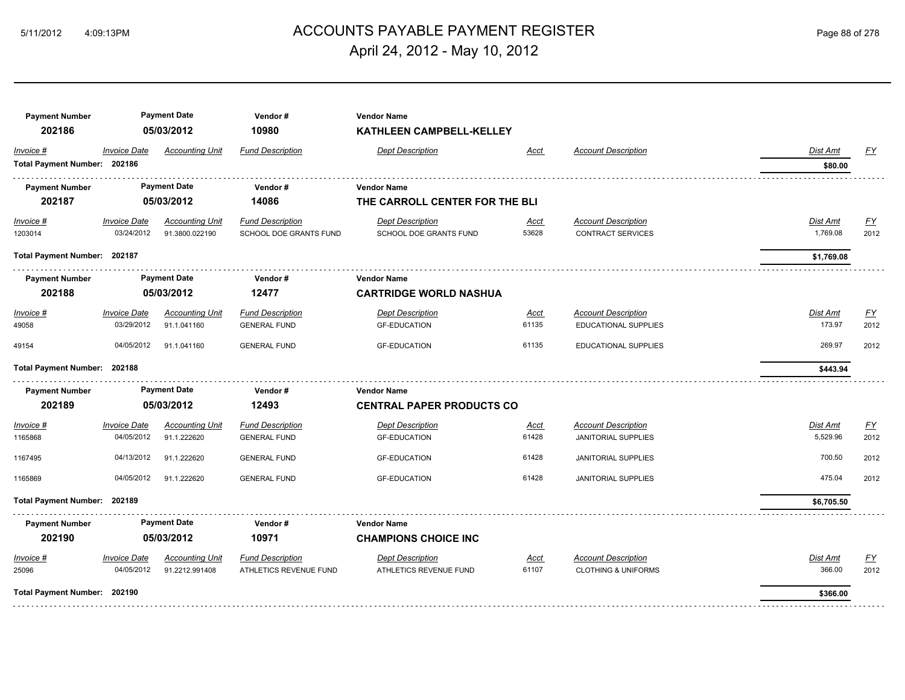# ACCOUNTS PAYABLE PAYMENT REGISTER

April 24, 2012 - May 10, 2012

| Payment Number | Payment Date | Vendor # | Vendor Name |
|---|---|---|---|
| 202186 | 05/03/2012 | 10980 | KATHLEEN CAMPBELL-KELLEY |

| Invoice # | Invoice Date | Accounting Unit | Fund Description | Dept Description | Acct | Account Description | Dist Amt | FY |
|---|---|---|---|---|---|---|---|---|
| Total Payment Number: 202186 | | | | | | | $80.00 | |

| Payment Number | Payment Date | Vendor # | Vendor Name |
|---|---|---|---|
| 202187 | 05/03/2012 | 14086 | THE CARROLL CENTER FOR THE BLI |

| Invoice # | Invoice Date | Accounting Unit | Fund Description | Dept Description | Acct | Account Description | Dist Amt | FY |
|---|---|---|---|---|---|---|---|---|
| 1203014 | 03/24/2012 | 91.3800.022190 | SCHOOL DOE GRANTS FUND | SCHOOL DOE GRANTS FUND | 53628 | CONTRACT SERVICES | 1,769.08 | 2012 |
| Total Payment Number: 202187 | | | | | | | $1,769.08 | |

| Payment Number | Payment Date | Vendor # | Vendor Name |
|---|---|---|---|
| 202188 | 05/03/2012 | 12477 | CARTRIDGE WORLD NASHUA |

| Invoice # | Invoice Date | Accounting Unit | Fund Description | Dept Description | Acct | Account Description | Dist Amt | FY |
|---|---|---|---|---|---|---|---|---|
| 49058 | 03/29/2012 | 91.1.041160 | GENERAL FUND | GF-EDUCATION | 61135 | EDUCATIONAL SUPPLIES | 173.97 | 2012 |
| 49154 | 04/05/2012 | 91.1.041160 | GENERAL FUND | GF-EDUCATION | 61135 | EDUCATIONAL SUPPLIES | 269.97 | 2012 |
| Total Payment Number: 202188 | | | | | | | $443.94 | |

| Payment Number | Payment Date | Vendor # | Vendor Name |
|---|---|---|---|
| 202189 | 05/03/2012 | 12493 | CENTRAL PAPER PRODUCTS CO |

| Invoice # | Invoice Date | Accounting Unit | Fund Description | Dept Description | Acct | Account Description | Dist Amt | FY |
|---|---|---|---|---|---|---|---|---|
| 1165868 | 04/05/2012 | 91.1.222620 | GENERAL FUND | GF-EDUCATION | 61428 | JANITORIAL SUPPLIES | 5,529.96 | 2012 |
| 1167495 | 04/13/2012 | 91.1.222620 | GENERAL FUND | GF-EDUCATION | 61428 | JANITORIAL SUPPLIES | 700.50 | 2012 |
| 1165869 | 04/05/2012 | 91.1.222620 | GENERAL FUND | GF-EDUCATION | 61428 | JANITORIAL SUPPLIES | 475.04 | 2012 |
| Total Payment Number: 202189 | | | | | | | $6,705.50 | |

| Payment Number | Payment Date | Vendor # | Vendor Name |
|---|---|---|---|
| 202190 | 05/03/2012 | 10971 | CHAMPIONS CHOICE INC |

| Invoice # | Invoice Date | Accounting Unit | Fund Description | Dept Description | Acct | Account Description | Dist Amt | FY |
|---|---|---|---|---|---|---|---|---|
| 25096 | 04/05/2012 | 91.2212.991408 | ATHLETICS REVENUE FUND | ATHLETICS REVENUE FUND | 61107 | CLOTHING & UNIFORMS | 366.00 | 2012 |
| Total Payment Number: 202190 | | | | | | | $366.00 | |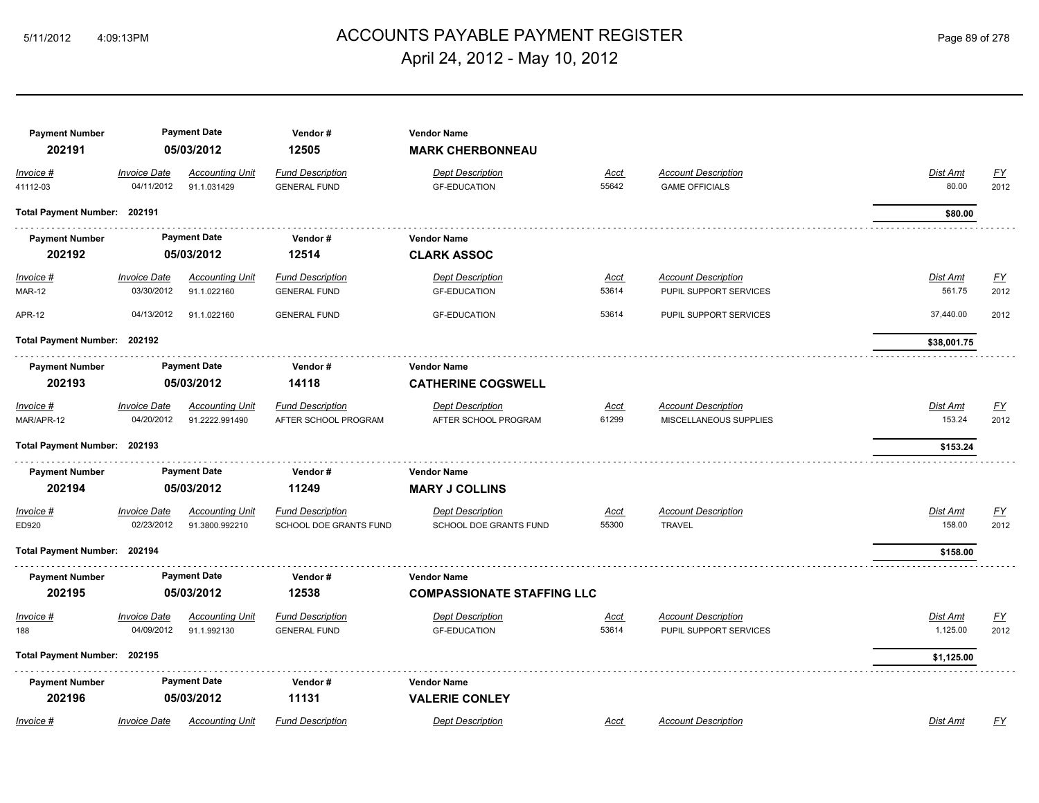| Payment Number | Payment Date | Vendor # | Vendor Name | | | | | |
|---|---|---|---|---|---|---|---|---|
| **202191** | **05/03/2012** | **12505** | **MARK CHERBONNEAU** | | | | | |
| *Invoice #* | *Invoice Date* | *Accounting Unit* | *Fund Description* | *Dept Description* | *Acct* | *Account Description* | *Dist Amt* | *FY* |
| 41112-03 | 04/11/2012 | 91.1.031429 | GENERAL FUND | GF-EDUCATION | 55642 | GAME OFFICIALS | 80.00 | 2012 |
| **Total Payment Number: 202191** | | | | | | | **$80.00** | |

| Payment Number | Payment Date | Vendor # | Vendor Name | | | | | |
|---|---|---|---|---|---|---|---|---|
| **202192** | **05/03/2012** | **12514** | **CLARK ASSOC** | | | | | |
| *Invoice #* | *Invoice Date* | *Accounting Unit* | *Fund Description* | *Dept Description* | *Acct* | *Account Description* | *Dist Amt* | *FY* |
| MAR-12 | 03/30/2012 | 91.1.022160 | GENERAL FUND | GF-EDUCATION | 53614 | PUPIL SUPPORT SERVICES | 561.75 | 2012 |
| APR-12 | 04/13/2012 | 91.1.022160 | GENERAL FUND | GF-EDUCATION | 53614 | PUPIL SUPPORT SERVICES | 37,440.00 | 2012 |
| **Total Payment Number: 202192** | | | | | | | **$38,001.75** | |

| Payment Number | Payment Date | Vendor # | Vendor Name | | | | | |
|---|---|---|---|---|---|---|---|---|
| **202193** | **05/03/2012** | **14118** | **CATHERINE COGSWELL** | | | | | |
| *Invoice #* | *Invoice Date* | *Accounting Unit* | *Fund Description* | *Dept Description* | *Acct* | *Account Description* | *Dist Amt* | *FY* |
| MAR/APR-12 | 04/20/2012 | 91.2222.991490 | AFTER SCHOOL PROGRAM | AFTER SCHOOL PROGRAM | 61299 | MISCELLANEOUS SUPPLIES | 153.24 | 2012 |
| **Total Payment Number: 202193** | | | | | | | **$153.24** | |

| Payment Number | Payment Date | Vendor # | Vendor Name | | | | | |
|---|---|---|---|---|---|---|---|---|
| **202194** | **05/03/2012** | **11249** | **MARY J COLLINS** | | | | | |
| *Invoice #* | *Invoice Date* | *Accounting Unit* | *Fund Description* | *Dept Description* | *Acct* | *Account Description* | *Dist Amt* | *FY* |
| ED920 | 02/23/2012 | 91.3800.992210 | SCHOOL DOE GRANTS FUND | SCHOOL DOE GRANTS FUND | 55300 | TRAVEL | 158.00 | 2012 |
| **Total Payment Number: 202194** | | | | | | | **$158.00** | |

| Payment Number | Payment Date | Vendor # | Vendor Name | | | | | |
|---|---|---|---|---|---|---|---|---|
| **202195** | **05/03/2012** | **12538** | **COMPASSIONATE STAFFING LLC** | | | | | |
| *Invoice #* | *Invoice Date* | *Accounting Unit* | *Fund Description* | *Dept Description* | *Acct* | *Account Description* | *Dist Amt* | *FY* |
| 188 | 04/09/2012 | 91.1.992130 | GENERAL FUND | GF-EDUCATION | 53614 | PUPIL SUPPORT SERVICES | 1,125.00 | 2012 |
| **Total Payment Number: 202195** | | | | | | | **$1,125.00** | |

| Payment Number | Payment Date | Vendor # | Vendor Name | | | | | |
|---|---|---|---|---|---|---|---|---|
| **202196** | **05/03/2012** | **11131** | **VALERIE CONLEY** | | | | | |
| *Invoice #* | *Invoice Date* | *Accounting Unit* | *Fund Description* | *Dept Description* | *Acct* | *Account Description* | *Dist Amt* | *FY* |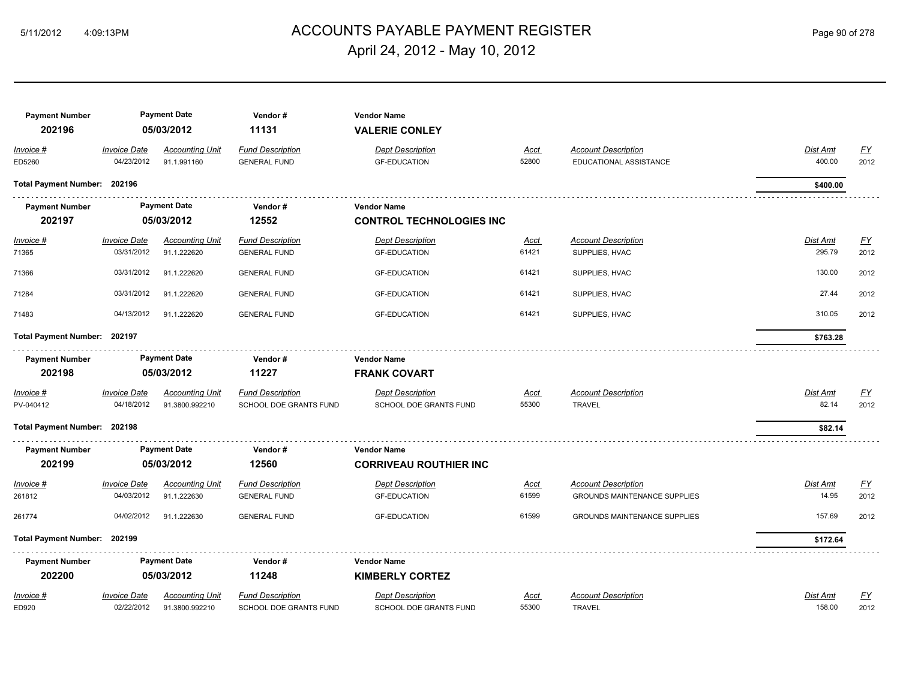# ACCOUNTS PAYABLE PAYMENT REGISTER

April 24, 2012 - May 10, 2012

| Payment Number | Payment Date | Vendor # | Vendor Name |
|---|---|---|---|
| 202196 | 05/03/2012 | 11131 | **VALERIE CONLEY** |

| Invoice # | Invoice Date | Accounting Unit | Fund Description | Dept Description | Acct | Account Description | Dist Amt | FY |
|---|---|---|---|---|---|---|---|---|
| ED5260 | 04/23/2012 | 91.1.991160 | GENERAL FUND | GF-EDUCATION | 52800 | EDUCATIONAL ASSISTANCE | 400.00 | 2012 |

**Total Payment Number: 202196** — **$400.00**

| Payment Number | Payment Date | Vendor # | Vendor Name |
|---|---|---|---|
| 202197 | 05/03/2012 | 12552 | **CONTROL TECHNOLOGIES INC** |

| Invoice # | Invoice Date | Accounting Unit | Fund Description | Dept Description | Acct | Account Description | Dist Amt | FY |
|---|---|---|---|---|---|---|---|---|
| 71365 | 03/31/2012 | 91.1.222620 | GENERAL FUND | GF-EDUCATION | 61421 | SUPPLIES, HVAC | 295.79 | 2012 |
| 71366 | 03/31/2012 | 91.1.222620 | GENERAL FUND | GF-EDUCATION | 61421 | SUPPLIES, HVAC | 130.00 | 2012 |
| 71284 | 03/31/2012 | 91.1.222620 | GENERAL FUND | GF-EDUCATION | 61421 | SUPPLIES, HVAC | 27.44 | 2012 |
| 71483 | 04/13/2012 | 91.1.222620 | GENERAL FUND | GF-EDUCATION | 61421 | SUPPLIES, HVAC | 310.05 | 2012 |

**Total Payment Number: 202197** — **$763.28**

| Payment Number | Payment Date | Vendor # | Vendor Name |
|---|---|---|---|
| 202198 | 05/03/2012 | 11227 | **FRANK COVART** |

| Invoice # | Invoice Date | Accounting Unit | Fund Description | Dept Description | Acct | Account Description | Dist Amt | FY |
|---|---|---|---|---|---|---|---|---|
| PV-040412 | 04/18/2012 | 91.3800.992210 | SCHOOL DOE GRANTS FUND | SCHOOL DOE GRANTS FUND | 55300 | TRAVEL | 82.14 | 2012 |

**Total Payment Number: 202198** — **$82.14**

| Payment Number | Payment Date | Vendor # | Vendor Name |
|---|---|---|---|
| 202199 | 05/03/2012 | 12560 | **CORRIVEAU ROUTHIER INC** |

| Invoice # | Invoice Date | Accounting Unit | Fund Description | Dept Description | Acct | Account Description | Dist Amt | FY |
|---|---|---|---|---|---|---|---|---|
| 261812 | 04/03/2012 | 91.1.222630 | GENERAL FUND | GF-EDUCATION | 61599 | GROUNDS MAINTENANCE SUPPLIES | 14.95 | 2012 |
| 261774 | 04/02/2012 | 91.1.222630 | GENERAL FUND | GF-EDUCATION | 61599 | GROUNDS MAINTENANCE SUPPLIES | 157.69 | 2012 |

**Total Payment Number: 202199** — **$172.64**

| Payment Number | Payment Date | Vendor # | Vendor Name |
|---|---|---|---|
| 202200 | 05/03/2012 | 11248 | **KIMBERLY CORTEZ** |

| Invoice # | Invoice Date | Accounting Unit | Fund Description | Dept Description | Acct | Account Description | Dist Amt | FY |
|---|---|---|---|---|---|---|---|---|
| ED920 | 02/22/2012 | 91.3800.992210 | SCHOOL DOE GRANTS FUND | SCHOOL DOE GRANTS FUND | 55300 | TRAVEL | 158.00 | 2012 |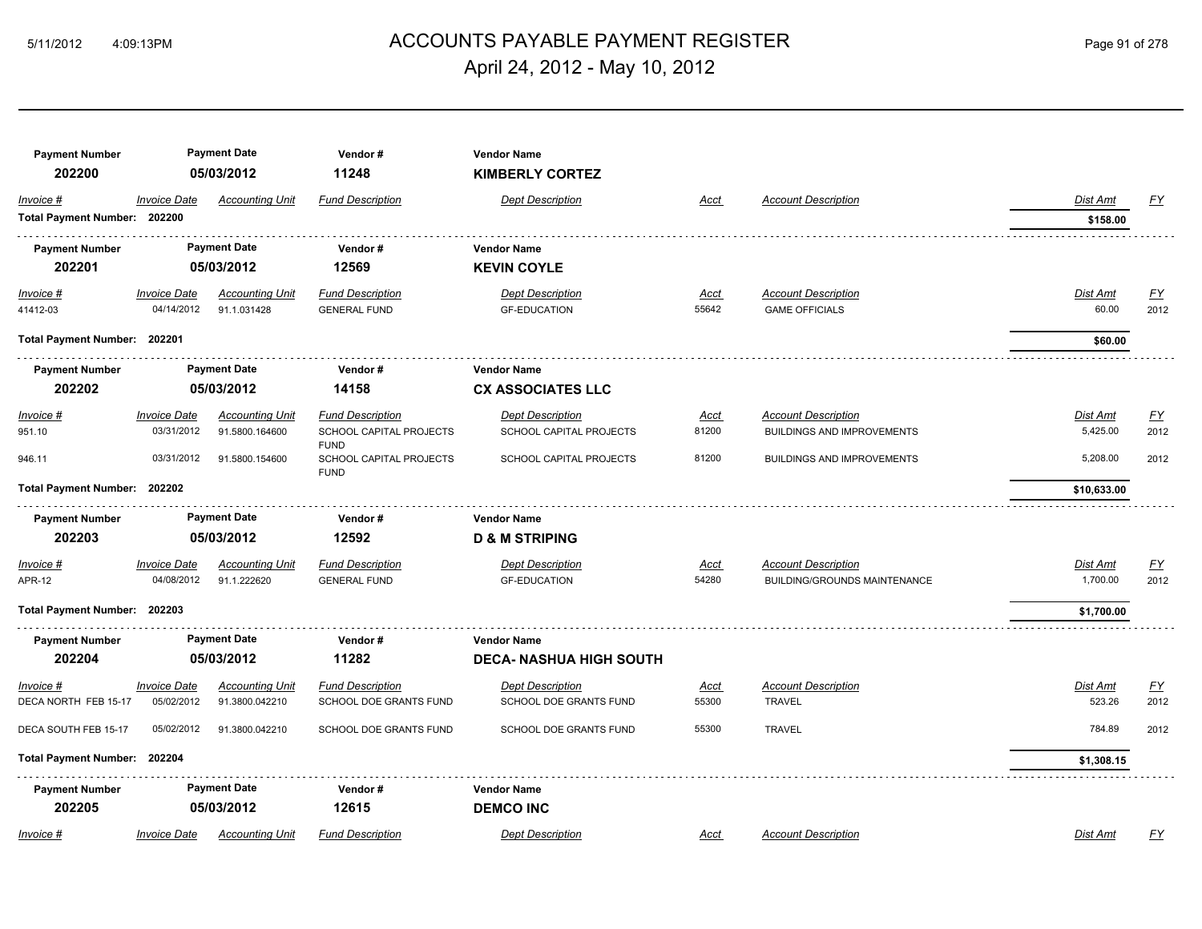# ACCOUNTS PAYABLE PAYMENT REGISTER

April 24, 2012 - May 10, 2012

| Payment Number | Payment Date | Vendor # | Vendor Name |
|---|---|---|---|
| 202200 | 05/03/2012 | 11248 | **KIMBERLY CORTEZ** |

| Invoice # | Invoice Date | Accounting Unit | Fund Description | Dept Description | Acct | Account Description | Dist Amt | FY |
|---|---|---|---|---|---|---|---|---|
| **Total Payment Number: 202200** | | | | | | | **$158.00** | |

| Payment Number | Payment Date | Vendor # | Vendor Name |
|---|---|---|---|
| 202201 | 05/03/2012 | 12569 | **KEVIN COYLE** |

| Invoice # | Invoice Date | Accounting Unit | Fund Description | Dept Description | Acct | Account Description | Dist Amt | FY |
|---|---|---|---|---|---|---|---|---|
| 41412-03 | 04/14/2012 | 91.1.031428 | GENERAL FUND | GF-EDUCATION | 55642 | GAME OFFICIALS | 60.00 | 2012 |
| **Total Payment Number: 202201** | | | | | | | **$60.00** | |

| Payment Number | Payment Date | Vendor # | Vendor Name |
|---|---|---|---|
| 202202 | 05/03/2012 | 14158 | **CX ASSOCIATES LLC** |

| Invoice # | Invoice Date | Accounting Unit | Fund Description | Dept Description | Acct | Account Description | Dist Amt | FY |
|---|---|---|---|---|---|---|---|---|
| 951.10 | 03/31/2012 | 91.5800.164600 | SCHOOL CAPITAL PROJECTS FUND | SCHOOL CAPITAL PROJECTS | 81200 | BUILDINGS AND IMPROVEMENTS | 5,425.00 | 2012 |
| 946.11 | 03/31/2012 | 91.5800.154600 | SCHOOL CAPITAL PROJECTS FUND | SCHOOL CAPITAL PROJECTS | 81200 | BUILDINGS AND IMPROVEMENTS | 5,208.00 | 2012 |
| **Total Payment Number: 202202** | | | | | | | **$10,633.00** | |

| Payment Number | Payment Date | Vendor # | Vendor Name |
|---|---|---|---|
| 202203 | 05/03/2012 | 12592 | **D & M STRIPING** |

| Invoice # | Invoice Date | Accounting Unit | Fund Description | Dept Description | Acct | Account Description | Dist Amt | FY |
|---|---|---|---|---|---|---|---|---|
| APR-12 | 04/08/2012 | 91.1.222620 | GENERAL FUND | GF-EDUCATION | 54280 | BUILDING/GROUNDS MAINTENANCE | 1,700.00 | 2012 |
| **Total Payment Number: 202203** | | | | | | | **$1,700.00** | |

| Payment Number | Payment Date | Vendor # | Vendor Name |
|---|---|---|---|
| 202204 | 05/03/2012 | 11282 | **DECA- NASHUA HIGH SOUTH** |

| Invoice # | Invoice Date | Accounting Unit | Fund Description | Dept Description | Acct | Account Description | Dist Amt | FY |
|---|---|---|---|---|---|---|---|---|
| DECA NORTH FEB 15-17 | 05/02/2012 | 91.3800.042210 | SCHOOL DOE GRANTS FUND | SCHOOL DOE GRANTS FUND | 55300 | TRAVEL | 523.26 | 2012 |
| DECA SOUTH FEB 15-17 | 05/02/2012 | 91.3800.042210 | SCHOOL DOE GRANTS FUND | SCHOOL DOE GRANTS FUND | 55300 | TRAVEL | 784.89 | 2012 |
| **Total Payment Number: 202204** | | | | | | | **$1,308.15** | |

| Payment Number | Payment Date | Vendor # | Vendor Name |
|---|---|---|---|
| 202205 | 05/03/2012 | 12615 | **DEMCO INC** |

| Invoice # | Invoice Date | Accounting Unit | Fund Description | Dept Description | Acct | Account Description | Dist Amt | FY |
|---|---|---|---|---|---|---|---|---|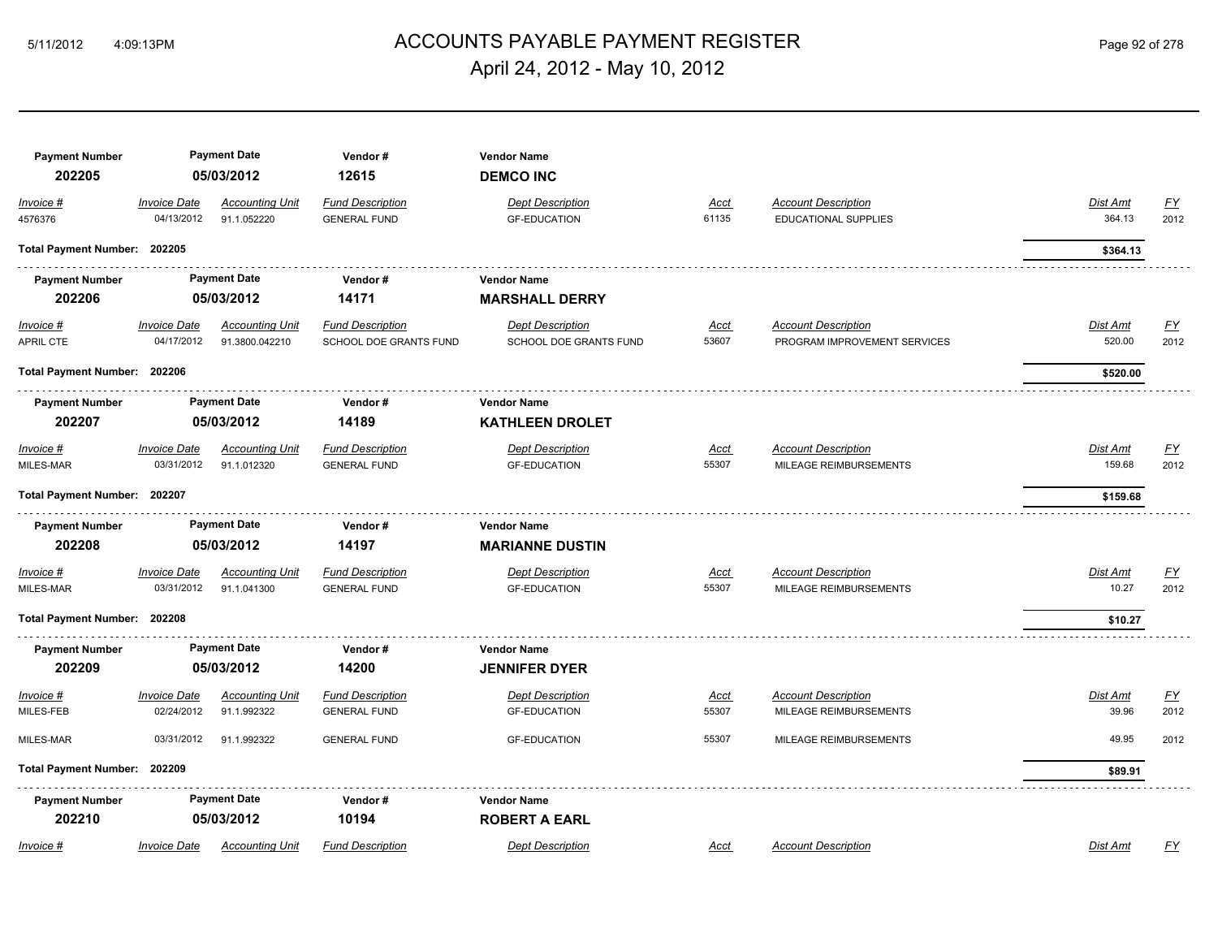# ACCOUNTS PAYABLE PAYMENT REGISTER

April 24, 2012 - May 10, 2012

| Payment Number | Payment Date | Vendor # | Vendor Name |
|---|---|---|---|
| **202205** | **05/03/2012** | **12615** | **DEMCO INC** |

| Invoice # | Invoice Date | Accounting Unit | Fund Description | Dept Description | Acct | Account Description | Dist Amt | FY |
|---|---|---|---|---|---|---|---|---|
| 4576376 | 04/13/2012 | 91.1.052220 | GENERAL FUND | GF-EDUCATION | 61135 | EDUCATIONAL SUPPLIES | 364.13 | 2012 |

**Total Payment Number: 202205** — **$364.13**

| Payment Number | Payment Date | Vendor # | Vendor Name |
|---|---|---|---|
| **202206** | **05/03/2012** | **14171** | **MARSHALL DERRY** |

| Invoice # | Invoice Date | Accounting Unit | Fund Description | Dept Description | Acct | Account Description | Dist Amt | FY |
|---|---|---|---|---|---|---|---|---|
| APRIL CTE | 04/17/2012 | 91.3800.042210 | SCHOOL DOE GRANTS FUND | SCHOOL DOE GRANTS FUND | 53607 | PROGRAM IMPROVEMENT SERVICES | 520.00 | 2012 |

**Total Payment Number: 202206** — **$520.00**

| Payment Number | Payment Date | Vendor # | Vendor Name |
|---|---|---|---|
| **202207** | **05/03/2012** | **14189** | **KATHLEEN DROLET** |

| Invoice # | Invoice Date | Accounting Unit | Fund Description | Dept Description | Acct | Account Description | Dist Amt | FY |
|---|---|---|---|---|---|---|---|---|
| MILES-MAR | 03/31/2012 | 91.1.012320 | GENERAL FUND | GF-EDUCATION | 55307 | MILEAGE REIMBURSEMENTS | 159.68 | 2012 |

**Total Payment Number: 202207** — **$159.68**

| Payment Number | Payment Date | Vendor # | Vendor Name |
|---|---|---|---|
| **202208** | **05/03/2012** | **14197** | **MARIANNE DUSTIN** |

| Invoice # | Invoice Date | Accounting Unit | Fund Description | Dept Description | Acct | Account Description | Dist Amt | FY |
|---|---|---|---|---|---|---|---|---|
| MILES-MAR | 03/31/2012 | 91.1.041300 | GENERAL FUND | GF-EDUCATION | 55307 | MILEAGE REIMBURSEMENTS | 10.27 | 2012 |

**Total Payment Number: 202208** — **$10.27**

| Payment Number | Payment Date | Vendor # | Vendor Name |
|---|---|---|---|
| **202209** | **05/03/2012** | **14200** | **JENNIFER DYER** |

| Invoice # | Invoice Date | Accounting Unit | Fund Description | Dept Description | Acct | Account Description | Dist Amt | FY |
|---|---|---|---|---|---|---|---|---|
| MILES-FEB | 02/24/2012 | 91.1.992322 | GENERAL FUND | GF-EDUCATION | 55307 | MILEAGE REIMBURSEMENTS | 39.96 | 2012 |
| MILES-MAR | 03/31/2012 | 91.1.992322 | GENERAL FUND | GF-EDUCATION | 55307 | MILEAGE REIMBURSEMENTS | 49.95 | 2012 |

**Total Payment Number: 202209** — **$89.91**

| Payment Number | Payment Date | Vendor # | Vendor Name |
|---|---|---|---|
| **202210** | **05/03/2012** | **10194** | **ROBERT A EARL** |

| Invoice # | Invoice Date | Accounting Unit | Fund Description | Dept Description | Acct | Account Description | Dist Amt | FY |
|---|---|---|---|---|---|---|---|---|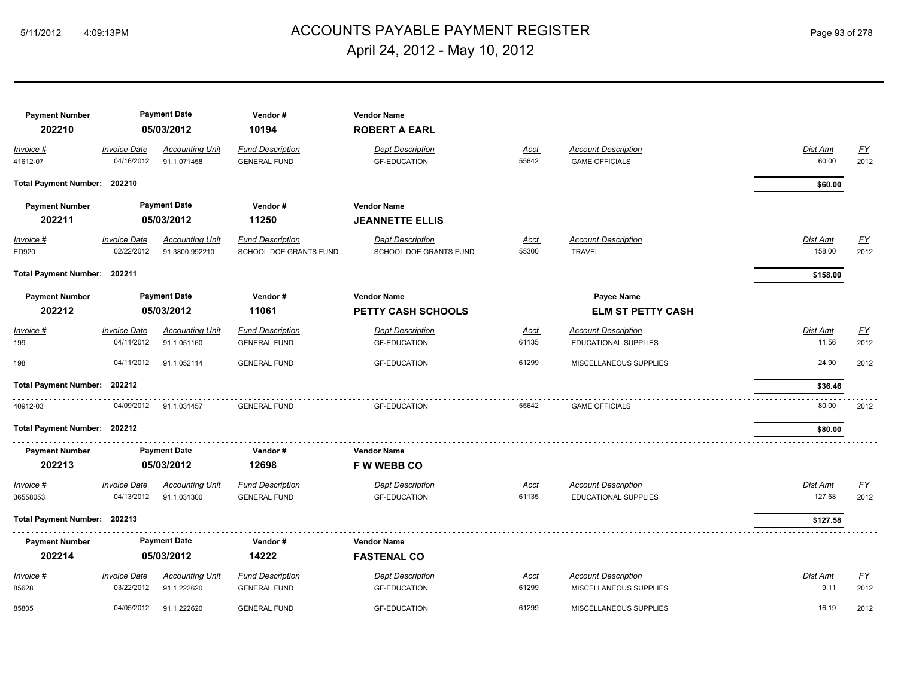# ACCOUNTS PAYABLE PAYMENT REGISTER

April 24, 2012 - May 10, 2012

| Payment Number | Payment Date | Vendor # | Vendor Name |
|---|---|---|---|
| **202210** | **05/03/2012** | **10194** | **ROBERT A EARL** |

| Invoice # | Invoice Date | Accounting Unit | Fund Description | Dept Description | Acct | Account Description | Dist Amt | FY |
|---|---|---|---|---|---|---|---|---|
| 41612-07 | 04/16/2012 | 91.1.071458 | GENERAL FUND | GF-EDUCATION | 55642 | GAME OFFICIALS | 60.00 | 2012 |

**Total Payment Number: 202210** — **$60.00**

| Payment Number | Payment Date | Vendor # | Vendor Name |
|---|---|---|---|
| **202211** | **05/03/2012** | **11250** | **JEANNETTE ELLIS** |

| Invoice # | Invoice Date | Accounting Unit | Fund Description | Dept Description | Acct | Account Description | Dist Amt | FY |
|---|---|---|---|---|---|---|---|---|
| ED920 | 02/22/2012 | 91.3800.992210 | SCHOOL DOE GRANTS FUND | SCHOOL DOE GRANTS FUND | 55300 | TRAVEL | 158.00 | 2012 |

**Total Payment Number: 202211** — **$158.00**

| Payment Number | Payment Date | Vendor # | Vendor Name | Payee Name |
|---|---|---|---|---|
| **202212** | **05/03/2012** | **11061** | **PETTY CASH SCHOOLS** | **ELM ST PETTY CASH** |

| Invoice # | Invoice Date | Accounting Unit | Fund Description | Dept Description | Acct | Account Description | Dist Amt | FY |
|---|---|---|---|---|---|---|---|---|
| 199 | 04/11/2012 | 91.1.051160 | GENERAL FUND | GF-EDUCATION | 61135 | EDUCATIONAL SUPPLIES | 11.56 | 2012 |
| 198 | 04/11/2012 | 91.1.052114 | GENERAL FUND | GF-EDUCATION | 61299 | MISCELLANEOUS SUPPLIES | 24.90 | 2012 |

**Total Payment Number: 202212** — **$36.46**

| Invoice # | Invoice Date | Accounting Unit | Fund Description | Dept Description | Acct | Account Description | Dist Amt | FY |
|---|---|---|---|---|---|---|---|---|
| 40912-03 | 04/09/2012 | 91.1.031457 | GENERAL FUND | GF-EDUCATION | 55642 | GAME OFFICIALS | 80.00 | 2012 |

**Total Payment Number: 202212** — **$80.00**

| Payment Number | Payment Date | Vendor # | Vendor Name |
|---|---|---|---|
| **202213** | **05/03/2012** | **12698** | **F W WEBB CO** |

| Invoice # | Invoice Date | Accounting Unit | Fund Description | Dept Description | Acct | Account Description | Dist Amt | FY |
|---|---|---|---|---|---|---|---|---|
| 36558053 | 04/13/2012 | 91.1.031300 | GENERAL FUND | GF-EDUCATION | 61135 | EDUCATIONAL SUPPLIES | 127.58 | 2012 |

**Total Payment Number: 202213** — **$127.58**

| Payment Number | Payment Date | Vendor # | Vendor Name |
|---|---|---|---|
| **202214** | **05/03/2012** | **14222** | **FASTENAL CO** |

| Invoice # | Invoice Date | Accounting Unit | Fund Description | Dept Description | Acct | Account Description | Dist Amt | FY |
|---|---|---|---|---|---|---|---|---|
| 85628 | 03/22/2012 | 91.1.222620 | GENERAL FUND | GF-EDUCATION | 61299 | MISCELLANEOUS SUPPLIES | 9.11 | 2012 |
| 85805 | 04/05/2012 | 91.1.222620 | GENERAL FUND | GF-EDUCATION | 61299 | MISCELLANEOUS SUPPLIES | 16.19 | 2012 |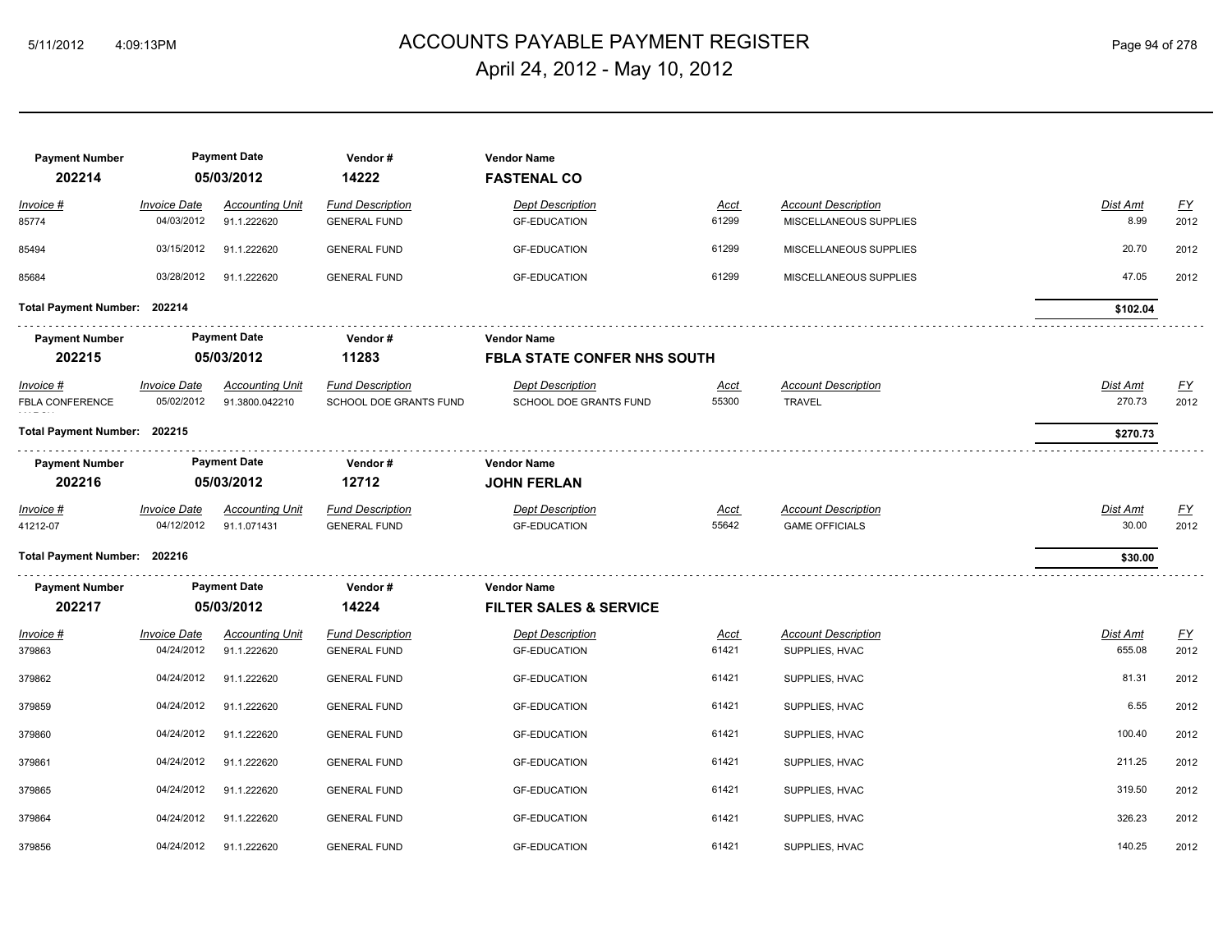# ACCOUNTS PAYABLE PAYMENT REGISTER

## April 24, 2012 - May 10, 2012

| Payment Number | Payment Date | Vendor # | Vendor Name |
|---|---|---|---|
| **202214** | **05/03/2012** | **14222** | **FASTENAL CO** |

| Invoice # | Invoice Date | Accounting Unit | Fund Description | Dept Description | Acct | Account Description | Dist Amt | FY |
|---|---|---|---|---|---|---|---|---|
| 85774 | 04/03/2012 | 91.1.222620 | GENERAL FUND | GF-EDUCATION | 61299 | MISCELLANEOUS SUPPLIES | 8.99 | 2012 |
| 85494 | 03/15/2012 | 91.1.222620 | GENERAL FUND | GF-EDUCATION | 61299 | MISCELLANEOUS SUPPLIES | 20.70 | 2012 |
| 85684 | 03/28/2012 | 91.1.222620 | GENERAL FUND | GF-EDUCATION | 61299 | MISCELLANEOUS SUPPLIES | 47.05 | 2012 |

**Total Payment Number: 202214** — **$102.04**

| Payment Number | Payment Date | Vendor # | Vendor Name |
|---|---|---|---|
| **202215** | **05/03/2012** | **11283** | **FBLA STATE CONFER NHS SOUTH** |

| Invoice # | Invoice Date | Accounting Unit | Fund Description | Dept Description | Acct | Account Description | Dist Amt | FY |
|---|---|---|---|---|---|---|---|---|
| FBLA CONFERENCE | 05/02/2012 | 91.3800.042210 | SCHOOL DOE GRANTS FUND | SCHOOL DOE GRANTS FUND | 55300 | TRAVEL | 270.73 | 2012 |

**Total Payment Number: 202215** — **$270.73**

| Payment Number | Payment Date | Vendor # | Vendor Name |
|---|---|---|---|
| **202216** | **05/03/2012** | **12712** | **JOHN FERLAN** |

| Invoice # | Invoice Date | Accounting Unit | Fund Description | Dept Description | Acct | Account Description | Dist Amt | FY |
|---|---|---|---|---|---|---|---|---|
| 41212-07 | 04/12/2012 | 91.1.071431 | GENERAL FUND | GF-EDUCATION | 55642 | GAME OFFICIALS | 30.00 | 2012 |

**Total Payment Number: 202216** — **$30.00**

| Payment Number | Payment Date | Vendor # | Vendor Name |
|---|---|---|---|
| **202217** | **05/03/2012** | **14224** | **FILTER SALES & SERVICE** |

| Invoice # | Invoice Date | Accounting Unit | Fund Description | Dept Description | Acct | Account Description | Dist Amt | FY |
|---|---|---|---|---|---|---|---|---|
| 379863 | 04/24/2012 | 91.1.222620 | GENERAL FUND | GF-EDUCATION | 61421 | SUPPLIES, HVAC | 655.08 | 2012 |
| 379862 | 04/24/2012 | 91.1.222620 | GENERAL FUND | GF-EDUCATION | 61421 | SUPPLIES, HVAC | 81.31 | 2012 |
| 379859 | 04/24/2012 | 91.1.222620 | GENERAL FUND | GF-EDUCATION | 61421 | SUPPLIES, HVAC | 6.55 | 2012 |
| 379860 | 04/24/2012 | 91.1.222620 | GENERAL FUND | GF-EDUCATION | 61421 | SUPPLIES, HVAC | 100.40 | 2012 |
| 379861 | 04/24/2012 | 91.1.222620 | GENERAL FUND | GF-EDUCATION | 61421 | SUPPLIES, HVAC | 211.25 | 2012 |
| 379865 | 04/24/2012 | 91.1.222620 | GENERAL FUND | GF-EDUCATION | 61421 | SUPPLIES, HVAC | 319.50 | 2012 |
| 379864 | 04/24/2012 | 91.1.222620 | GENERAL FUND | GF-EDUCATION | 61421 | SUPPLIES, HVAC | 326.23 | 2012 |
| 379856 | 04/24/2012 | 91.1.222620 | GENERAL FUND | GF-EDUCATION | 61421 | SUPPLIES, HVAC | 140.25 | 2012 |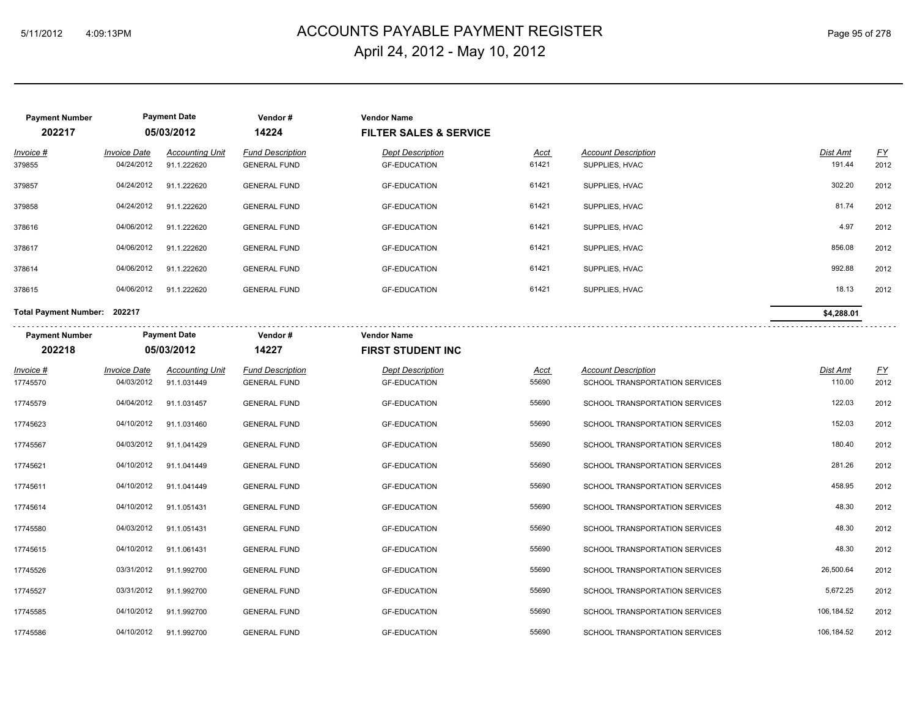# ACCOUNTS PAYABLE PAYMENT REGISTER

April 24, 2012 - May 10, 2012

| Payment Number | Payment Date | Vendor # | Vendor Name |
|---|---|---|---|
| **202217** | **05/03/2012** | **14224** | **FILTER SALES & SERVICE** |

| Invoice # | Invoice Date | Accounting Unit | Fund Description | Dept Description | Acct | Account Description | Dist Amt | FY |
|---|---|---|---|---|---|---|---|---|
| 379855 | 04/24/2012 | 91.1.222620 | GENERAL FUND | GF-EDUCATION | 61421 | SUPPLIES, HVAC | 191.44 | 2012 |
| 379857 | 04/24/2012 | 91.1.222620 | GENERAL FUND | GF-EDUCATION | 61421 | SUPPLIES, HVAC | 302.20 | 2012 |
| 379858 | 04/24/2012 | 91.1.222620 | GENERAL FUND | GF-EDUCATION | 61421 | SUPPLIES, HVAC | 81.74 | 2012 |
| 378616 | 04/06/2012 | 91.1.222620 | GENERAL FUND | GF-EDUCATION | 61421 | SUPPLIES, HVAC | 4.97 | 2012 |
| 378617 | 04/06/2012 | 91.1.222620 | GENERAL FUND | GF-EDUCATION | 61421 | SUPPLIES, HVAC | 856.08 | 2012 |
| 378614 | 04/06/2012 | 91.1.222620 | GENERAL FUND | GF-EDUCATION | 61421 | SUPPLIES, HVAC | 992.88 | 2012 |
| 378615 | 04/06/2012 | 91.1.222620 | GENERAL FUND | GF-EDUCATION | 61421 | SUPPLIES, HVAC | 18.13 | 2012 |

**Total Payment Number: 202217** — **$4,288.01**

| Payment Number | Payment Date | Vendor # | Vendor Name |
|---|---|---|---|
| **202218** | **05/03/2012** | **14227** | **FIRST STUDENT INC** |

| Invoice # | Invoice Date | Accounting Unit | Fund Description | Dept Description | Acct | Account Description | Dist Amt | FY |
|---|---|---|---|---|---|---|---|---|
| 17745570 | 04/03/2012 | 91.1.031449 | GENERAL FUND | GF-EDUCATION | 55690 | SCHOOL TRANSPORTATION SERVICES | 110.00 | 2012 |
| 17745579 | 04/04/2012 | 91.1.031457 | GENERAL FUND | GF-EDUCATION | 55690 | SCHOOL TRANSPORTATION SERVICES | 122.03 | 2012 |
| 17745623 | 04/10/2012 | 91.1.031460 | GENERAL FUND | GF-EDUCATION | 55690 | SCHOOL TRANSPORTATION SERVICES | 152.03 | 2012 |
| 17745567 | 04/03/2012 | 91.1.041429 | GENERAL FUND | GF-EDUCATION | 55690 | SCHOOL TRANSPORTATION SERVICES | 180.40 | 2012 |
| 17745621 | 04/10/2012 | 91.1.041449 | GENERAL FUND | GF-EDUCATION | 55690 | SCHOOL TRANSPORTATION SERVICES | 281.26 | 2012 |
| 17745611 | 04/10/2012 | 91.1.041449 | GENERAL FUND | GF-EDUCATION | 55690 | SCHOOL TRANSPORTATION SERVICES | 458.95 | 2012 |
| 17745614 | 04/10/2012 | 91.1.051431 | GENERAL FUND | GF-EDUCATION | 55690 | SCHOOL TRANSPORTATION SERVICES | 48.30 | 2012 |
| 17745580 | 04/03/2012 | 91.1.051431 | GENERAL FUND | GF-EDUCATION | 55690 | SCHOOL TRANSPORTATION SERVICES | 48.30 | 2012 |
| 17745615 | 04/10/2012 | 91.1.061431 | GENERAL FUND | GF-EDUCATION | 55690 | SCHOOL TRANSPORTATION SERVICES | 48.30 | 2012 |
| 17745526 | 03/31/2012 | 91.1.992700 | GENERAL FUND | GF-EDUCATION | 55690 | SCHOOL TRANSPORTATION SERVICES | 26,500.64 | 2012 |
| 17745527 | 03/31/2012 | 91.1.992700 | GENERAL FUND | GF-EDUCATION | 55690 | SCHOOL TRANSPORTATION SERVICES | 5,672.25 | 2012 |
| 17745585 | 04/10/2012 | 91.1.992700 | GENERAL FUND | GF-EDUCATION | 55690 | SCHOOL TRANSPORTATION SERVICES | 106,184.52 | 2012 |
| 17745586 | 04/10/2012 | 91.1.992700 | GENERAL FUND | GF-EDUCATION | 55690 | SCHOOL TRANSPORTATION SERVICES | 106,184.52 | 2012 |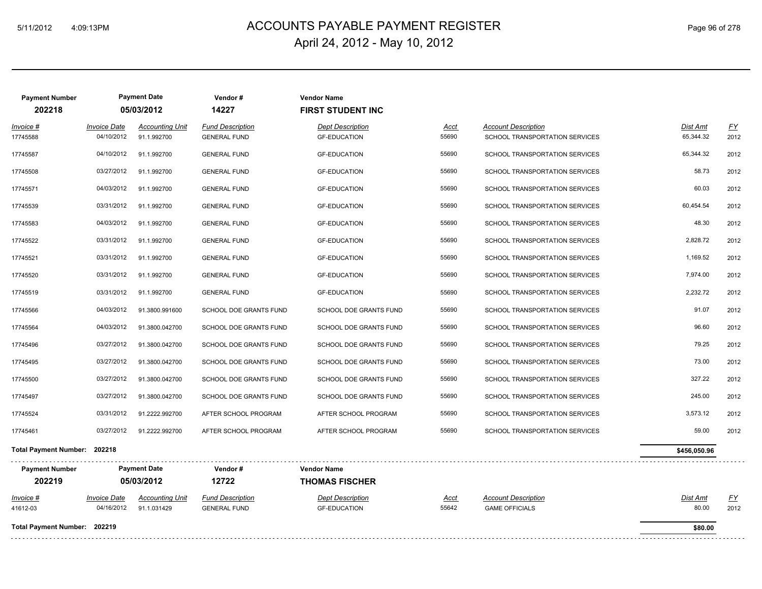# ACCOUNTS PAYABLE PAYMENT REGISTER

April 24, 2012 - May 10, 2012

| Payment Number | Payment Date | Vendor # | Vendor Name |
|---|---|---|---|
| 202218 | 05/03/2012 | 14227 | FIRST STUDENT INC |

| Invoice # | Invoice Date | Accounting Unit | Fund Description | Dept Description | Acct | Account Description | Dist Amt | FY |
|---|---|---|---|---|---|---|---|---|
| 17745588 | 04/10/2012 | 91.1.992700 | GENERAL FUND | GF-EDUCATION | 55690 | SCHOOL TRANSPORTATION SERVICES | 65,344.32 | 2012 |
| 17745587 | 04/10/2012 | 91.1.992700 | GENERAL FUND | GF-EDUCATION | 55690 | SCHOOL TRANSPORTATION SERVICES | 65,344.32 | 2012 |
| 17745508 | 03/27/2012 | 91.1.992700 | GENERAL FUND | GF-EDUCATION | 55690 | SCHOOL TRANSPORTATION SERVICES | 58.73 | 2012 |
| 17745571 | 04/03/2012 | 91.1.992700 | GENERAL FUND | GF-EDUCATION | 55690 | SCHOOL TRANSPORTATION SERVICES | 60.03 | 2012 |
| 17745539 | 03/31/2012 | 91.1.992700 | GENERAL FUND | GF-EDUCATION | 55690 | SCHOOL TRANSPORTATION SERVICES | 60,454.54 | 2012 |
| 17745583 | 04/03/2012 | 91.1.992700 | GENERAL FUND | GF-EDUCATION | 55690 | SCHOOL TRANSPORTATION SERVICES | 48.30 | 2012 |
| 17745522 | 03/31/2012 | 91.1.992700 | GENERAL FUND | GF-EDUCATION | 55690 | SCHOOL TRANSPORTATION SERVICES | 2,828.72 | 2012 |
| 17745521 | 03/31/2012 | 91.1.992700 | GENERAL FUND | GF-EDUCATION | 55690 | SCHOOL TRANSPORTATION SERVICES | 1,169.52 | 2012 |
| 17745520 | 03/31/2012 | 91.1.992700 | GENERAL FUND | GF-EDUCATION | 55690 | SCHOOL TRANSPORTATION SERVICES | 7,974.00 | 2012 |
| 17745519 | 03/31/2012 | 91.1.992700 | GENERAL FUND | GF-EDUCATION | 55690 | SCHOOL TRANSPORTATION SERVICES | 2,232.72 | 2012 |
| 17745566 | 04/03/2012 | 91.3800.991600 | SCHOOL DOE GRANTS FUND | SCHOOL DOE GRANTS FUND | 55690 | SCHOOL TRANSPORTATION SERVICES | 91.07 | 2012 |
| 17745564 | 04/03/2012 | 91.3800.042700 | SCHOOL DOE GRANTS FUND | SCHOOL DOE GRANTS FUND | 55690 | SCHOOL TRANSPORTATION SERVICES | 96.60 | 2012 |
| 17745496 | 03/27/2012 | 91.3800.042700 | SCHOOL DOE GRANTS FUND | SCHOOL DOE GRANTS FUND | 55690 | SCHOOL TRANSPORTATION SERVICES | 79.25 | 2012 |
| 17745495 | 03/27/2012 | 91.3800.042700 | SCHOOL DOE GRANTS FUND | SCHOOL DOE GRANTS FUND | 55690 | SCHOOL TRANSPORTATION SERVICES | 73.00 | 2012 |
| 17745500 | 03/27/2012 | 91.3800.042700 | SCHOOL DOE GRANTS FUND | SCHOOL DOE GRANTS FUND | 55690 | SCHOOL TRANSPORTATION SERVICES | 327.22 | 2012 |
| 17745497 | 03/27/2012 | 91.3800.042700 | SCHOOL DOE GRANTS FUND | SCHOOL DOE GRANTS FUND | 55690 | SCHOOL TRANSPORTATION SERVICES | 245.00 | 2012 |
| 17745524 | 03/31/2012 | 91.2222.992700 | AFTER SCHOOL PROGRAM | AFTER SCHOOL PROGRAM | 55690 | SCHOOL TRANSPORTATION SERVICES | 3,573.12 | 2012 |
| 17745461 | 03/27/2012 | 91.2222.992700 | AFTER SCHOOL PROGRAM | AFTER SCHOOL PROGRAM | 55690 | SCHOOL TRANSPORTATION SERVICES | 59.00 | 2012 |

**Total Payment Number: 202218** — **$456,050.96**

| Payment Number | Payment Date | Vendor # | Vendor Name |
|---|---|---|---|
| 202219 | 05/03/2012 | 12722 | THOMAS FISCHER |

| Invoice # | Invoice Date | Accounting Unit | Fund Description | Dept Description | Acct | Account Description | Dist Amt | FY |
|---|---|---|---|---|---|---|---|---|
| 41612-03 | 04/16/2012 | 91.1.031429 | GENERAL FUND | GF-EDUCATION | 55642 | GAME OFFICIALS | 80.00 | 2012 |

**Total Payment Number: 202219** — **$80.00**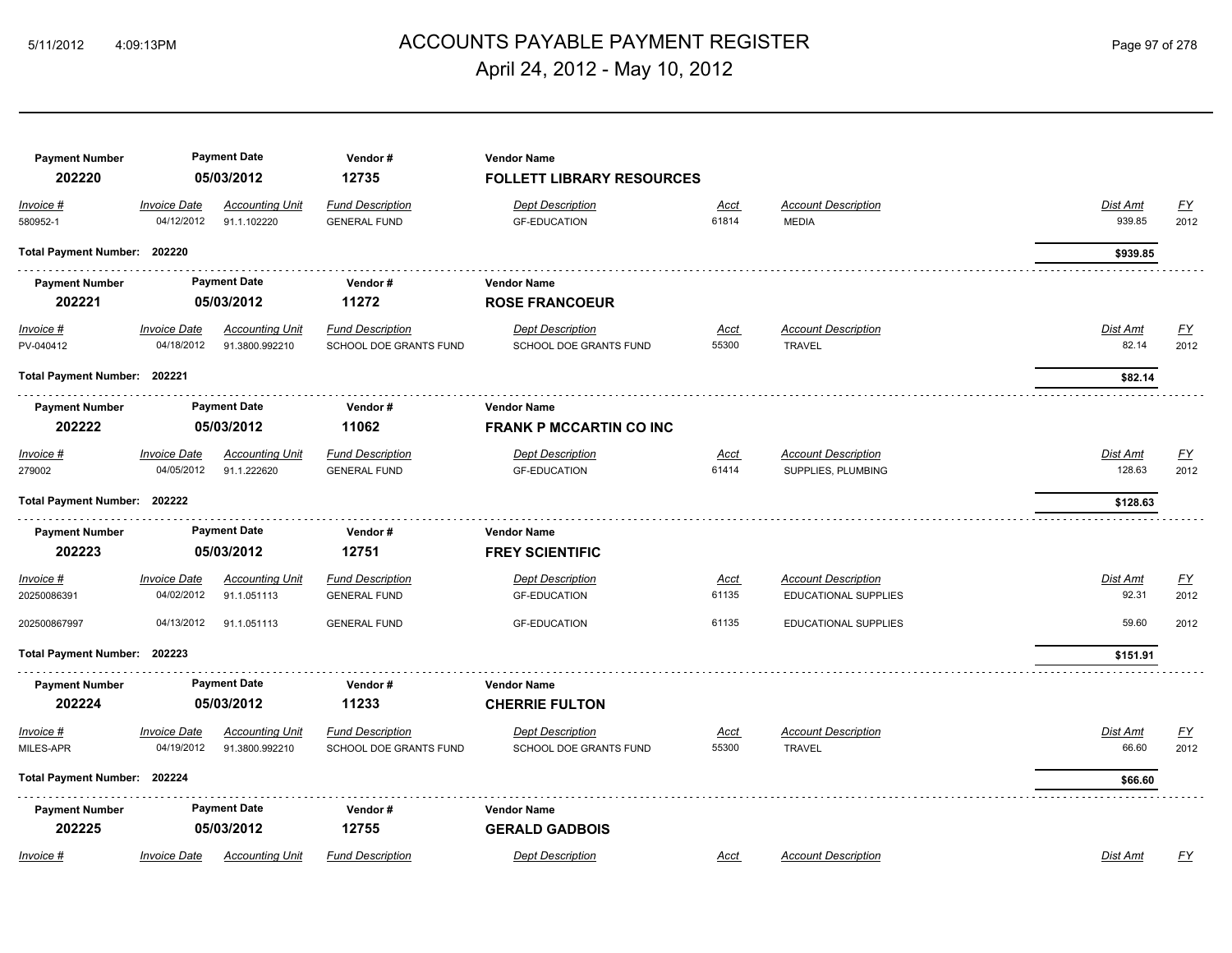# ACCOUNTS PAYABLE PAYMENT REGISTER

April 24, 2012 - May 10, 2012

| Payment Number | Payment Date | Vendor # | Vendor Name |
|---|---|---|---|
| **202220** | **05/03/2012** | **12735** | **FOLLETT LIBRARY RESOURCES** |

| Invoice # | Invoice Date | Accounting Unit | Fund Description | Dept Description | Acct | Account Description | Dist Amt | FY |
|---|---|---|---|---|---|---|---|---|
| 580952-1 | 04/12/2012 | 91.1.102220 | GENERAL FUND | GF-EDUCATION | 61814 | MEDIA | 939.85 | 2012 |

**Total Payment Number: 202220** — **$939.85**

| Payment Number | Payment Date | Vendor # | Vendor Name |
|---|---|---|---|
| **202221** | **05/03/2012** | **11272** | **ROSE FRANCOEUR** |

| Invoice # | Invoice Date | Accounting Unit | Fund Description | Dept Description | Acct | Account Description | Dist Amt | FY |
|---|---|---|---|---|---|---|---|---|
| PV-040412 | 04/18/2012 | 91.3800.992210 | SCHOOL DOE GRANTS FUND | SCHOOL DOE GRANTS FUND | 55300 | TRAVEL | 82.14 | 2012 |

**Total Payment Number: 202221** — **$82.14**

| Payment Number | Payment Date | Vendor # | Vendor Name |
|---|---|---|---|
| **202222** | **05/03/2012** | **11062** | **FRANK P MCCARTIN CO INC** |

| Invoice # | Invoice Date | Accounting Unit | Fund Description | Dept Description | Acct | Account Description | Dist Amt | FY |
|---|---|---|---|---|---|---|---|---|
| 279002 | 04/05/2012 | 91.1.222620 | GENERAL FUND | GF-EDUCATION | 61414 | SUPPLIES, PLUMBING | 128.63 | 2012 |

**Total Payment Number: 202222** — **$128.63**

| Payment Number | Payment Date | Vendor # | Vendor Name |
|---|---|---|---|
| **202223** | **05/03/2012** | **12751** | **FREY SCIENTIFIC** |

| Invoice # | Invoice Date | Accounting Unit | Fund Description | Dept Description | Acct | Account Description | Dist Amt | FY |
|---|---|---|---|---|---|---|---|---|
| 20250086391 | 04/02/2012 | 91.1.051113 | GENERAL FUND | GF-EDUCATION | 61135 | EDUCATIONAL SUPPLIES | 92.31 | 2012 |
| 202500867997 | 04/13/2012 | 91.1.051113 | GENERAL FUND | GF-EDUCATION | 61135 | EDUCATIONAL SUPPLIES | 59.60 | 2012 |

**Total Payment Number: 202223** — **$151.91**

| Payment Number | Payment Date | Vendor # | Vendor Name |
|---|---|---|---|
| **202224** | **05/03/2012** | **11233** | **CHERRIE FULTON** |

| Invoice # | Invoice Date | Accounting Unit | Fund Description | Dept Description | Acct | Account Description | Dist Amt | FY |
|---|---|---|---|---|---|---|---|---|
| MILES-APR | 04/19/2012 | 91.3800.992210 | SCHOOL DOE GRANTS FUND | SCHOOL DOE GRANTS FUND | 55300 | TRAVEL | 66.60 | 2012 |

**Total Payment Number: 202224** — **$66.60**

| Payment Number | Payment Date | Vendor # | Vendor Name |
|---|---|---|---|
| **202225** | **05/03/2012** | **12755** | **GERALD GADBOIS** |

| Invoice # | Invoice Date | Accounting Unit | Fund Description | Dept Description | Acct | Account Description | Dist Amt | FY |
|---|---|---|---|---|---|---|---|---|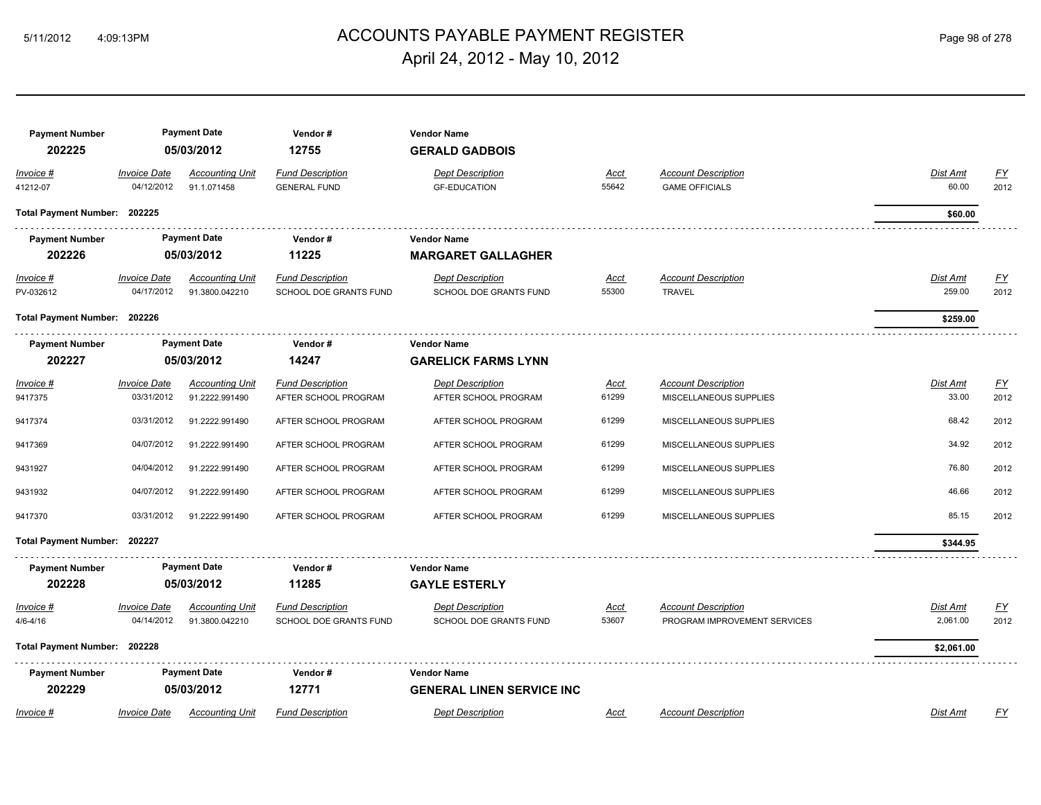| Payment Number | Payment Date | Vendor # | Vendor Name |
|---|---|---|---|
| **202225** | **05/03/2012** | **12755** | **GERALD GADBOIS** |

| *Invoice #* | *Invoice Date* | *Accounting Unit* | *Fund Description* | *Dept Description* | *Acct* | *Account Description* | *Dist Amt* | *FY* |
|---|---|---|---|---|---|---|---|---|
| 41212-07 | 04/12/2012 | 91.1.071458 | GENERAL FUND | GF-EDUCATION | 55642 | GAME OFFICIALS | 60.00 | 2012 |

**Total Payment Number: 202225** — **$60.00**

| Payment Number | Payment Date | Vendor # | Vendor Name |
|---|---|---|---|
| **202226** | **05/03/2012** | **11225** | **MARGARET GALLAGHER** |

| *Invoice #* | *Invoice Date* | *Accounting Unit* | *Fund Description* | *Dept Description* | *Acct* | *Account Description* | *Dist Amt* | *FY* |
|---|---|---|---|---|---|---|---|---|
| PV-032612 | 04/17/2012 | 91.3800.042210 | SCHOOL DOE GRANTS FUND | SCHOOL DOE GRANTS FUND | 55300 | TRAVEL | 259.00 | 2012 |

**Total Payment Number: 202226** — **$259.00**

| Payment Number | Payment Date | Vendor # | Vendor Name |
|---|---|---|---|
| **202227** | **05/03/2012** | **14247** | **GARELICK FARMS LYNN** |

| *Invoice #* | *Invoice Date* | *Accounting Unit* | *Fund Description* | *Dept Description* | *Acct* | *Account Description* | *Dist Amt* | *FY* |
|---|---|---|---|---|---|---|---|---|
| 9417375 | 03/31/2012 | 91.2222.991490 | AFTER SCHOOL PROGRAM | AFTER SCHOOL PROGRAM | 61299 | MISCELLANEOUS SUPPLIES | 33.00 | 2012 |
| 9417374 | 03/31/2012 | 91.2222.991490 | AFTER SCHOOL PROGRAM | AFTER SCHOOL PROGRAM | 61299 | MISCELLANEOUS SUPPLIES | 68.42 | 2012 |
| 9417369 | 04/07/2012 | 91.2222.991490 | AFTER SCHOOL PROGRAM | AFTER SCHOOL PROGRAM | 61299 | MISCELLANEOUS SUPPLIES | 34.92 | 2012 |
| 9431927 | 04/04/2012 | 91.2222.991490 | AFTER SCHOOL PROGRAM | AFTER SCHOOL PROGRAM | 61299 | MISCELLANEOUS SUPPLIES | 76.80 | 2012 |
| 9431932 | 04/07/2012 | 91.2222.991490 | AFTER SCHOOL PROGRAM | AFTER SCHOOL PROGRAM | 61299 | MISCELLANEOUS SUPPLIES | 46.66 | 2012 |
| 9417370 | 03/31/2012 | 91.2222.991490 | AFTER SCHOOL PROGRAM | AFTER SCHOOL PROGRAM | 61299 | MISCELLANEOUS SUPPLIES | 85.15 | 2012 |

**Total Payment Number: 202227** — **$344.95**

| Payment Number | Payment Date | Vendor # | Vendor Name |
|---|---|---|---|
| **202228** | **05/03/2012** | **11285** | **GAYLE ESTERLY** |

| *Invoice #* | *Invoice Date* | *Accounting Unit* | *Fund Description* | *Dept Description* | *Acct* | *Account Description* | *Dist Amt* | *FY* |
|---|---|---|---|---|---|---|---|---|
| 4/6-4/16 | 04/14/2012 | 91.3800.042210 | SCHOOL DOE GRANTS FUND | SCHOOL DOE GRANTS FUND | 53607 | PROGRAM IMPROVEMENT SERVICES | 2,061.00 | 2012 |

**Total Payment Number: 202228** — **$2,061.00**

| Payment Number | Payment Date | Vendor # | Vendor Name |
|---|---|---|---|
| **202229** | **05/03/2012** | **12771** | **GENERAL LINEN SERVICE INC** |

| *Invoice #* | *Invoice Date* | *Accounting Unit* | *Fund Description* | *Dept Description* | *Acct* | *Account Description* | *Dist Amt* | *FY* |
|---|---|---|---|---|---|---|---|---|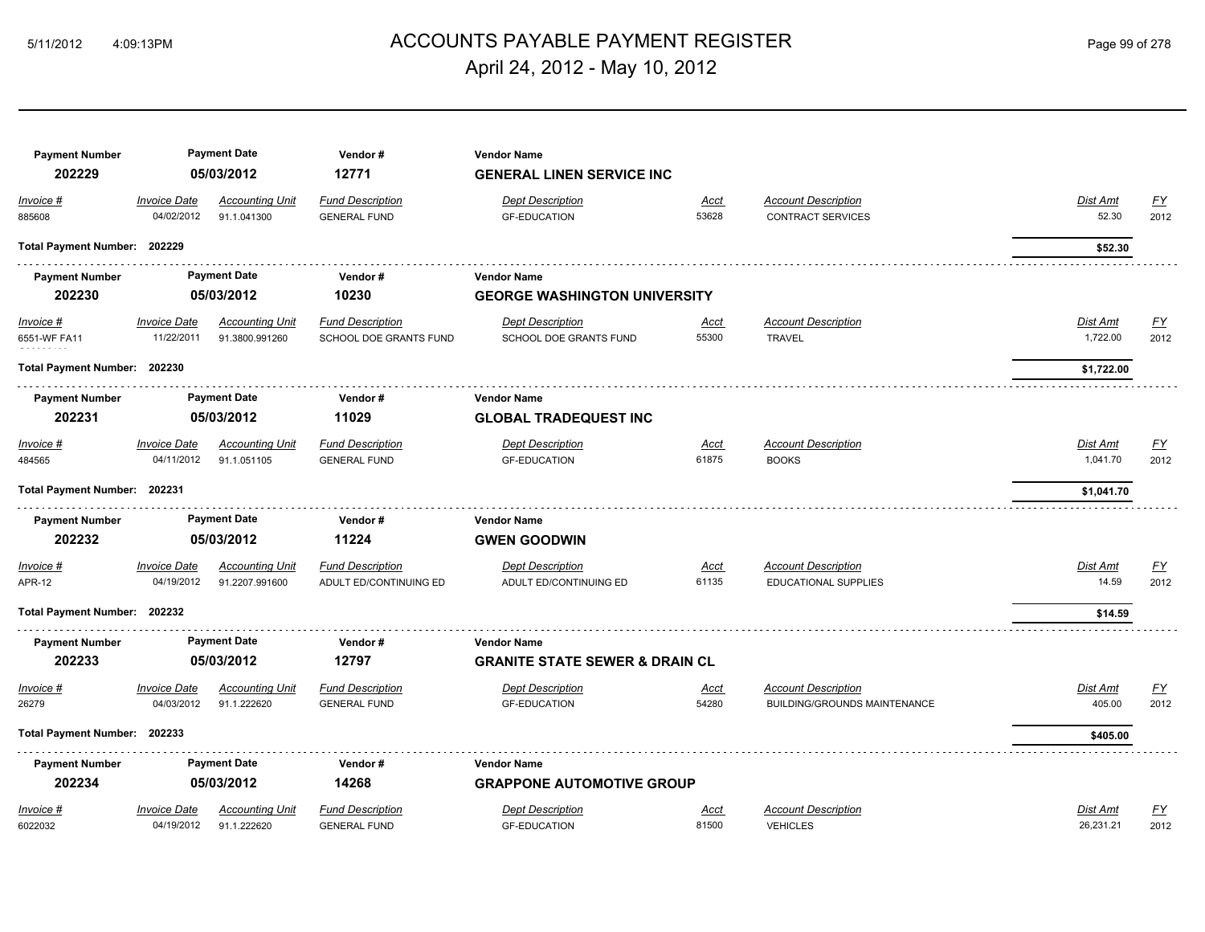# ACCOUNTS PAYABLE PAYMENT REGISTER

## April 24, 2012 - May 10, 2012

| Payment Number | Payment Date | Vendor # | Vendor Name |
|---|---|---|---|
| **202229** | **05/03/2012** | **12771** | **GENERAL LINEN SERVICE INC** |

| Invoice # | Invoice Date | Accounting Unit | Fund Description | Dept Description | Acct | Account Description | Dist Amt | FY |
|---|---|---|---|---|---|---|---|---|
| 885608 | 04/02/2012 | 91.1.041300 | GENERAL FUND | GF-EDUCATION | 53628 | CONTRACT SERVICES | 52.30 | 2012 |

**Total Payment Number: 202229** — **$52.30**

| Payment Number | Payment Date | Vendor # | Vendor Name |
|---|---|---|---|
| **202230** | **05/03/2012** | **10230** | **GEORGE WASHINGTON UNIVERSITY** |

| Invoice # | Invoice Date | Accounting Unit | Fund Description | Dept Description | Acct | Account Description | Dist Amt | FY |
|---|---|---|---|---|---|---|---|---|
| 6551-WF FA11 | 11/22/2011 | 91.3800.991260 | SCHOOL DOE GRANTS FUND | SCHOOL DOE GRANTS FUND | 55300 | TRAVEL | 1,722.00 | 2012 |

**Total Payment Number: 202230** — **$1,722.00**

| Payment Number | Payment Date | Vendor # | Vendor Name |
|---|---|---|---|
| **202231** | **05/03/2012** | **11029** | **GLOBAL TRADEQUEST INC** |

| Invoice # | Invoice Date | Accounting Unit | Fund Description | Dept Description | Acct | Account Description | Dist Amt | FY |
|---|---|---|---|---|---|---|---|---|
| 484565 | 04/11/2012 | 91.1.051105 | GENERAL FUND | GF-EDUCATION | 61875 | BOOKS | 1,041.70 | 2012 |

**Total Payment Number: 202231** — **$1,041.70**

| Payment Number | Payment Date | Vendor # | Vendor Name |
|---|---|---|---|
| **202232** | **05/03/2012** | **11224** | **GWEN GOODWIN** |

| Invoice # | Invoice Date | Accounting Unit | Fund Description | Dept Description | Acct | Account Description | Dist Amt | FY |
|---|---|---|---|---|---|---|---|---|
| APR-12 | 04/19/2012 | 91.2207.991600 | ADULT ED/CONTINUING ED | ADULT ED/CONTINUING ED | 61135 | EDUCATIONAL SUPPLIES | 14.59 | 2012 |

**Total Payment Number: 202232** — **$14.59**

| Payment Number | Payment Date | Vendor # | Vendor Name |
|---|---|---|---|
| **202233** | **05/03/2012** | **12797** | **GRANITE STATE SEWER & DRAIN CL** |

| Invoice # | Invoice Date | Accounting Unit | Fund Description | Dept Description | Acct | Account Description | Dist Amt | FY |
|---|---|---|---|---|---|---|---|---|
| 26279 | 04/03/2012 | 91.1.222620 | GENERAL FUND | GF-EDUCATION | 54280 | BUILDING/GROUNDS MAINTENANCE | 405.00 | 2012 |

**Total Payment Number: 202233** — **$405.00**

| Payment Number | Payment Date | Vendor # | Vendor Name |
|---|---|---|---|
| **202234** | **05/03/2012** | **14268** | **GRAPPONE AUTOMOTIVE GROUP** |

| Invoice # | Invoice Date | Accounting Unit | Fund Description | Dept Description | Acct | Account Description | Dist Amt | FY |
|---|---|---|---|---|---|---|---|---|
| 6022032 | 04/19/2012 | 91.1.222620 | GENERAL FUND | GF-EDUCATION | 81500 | VEHICLES | 26,231.21 | 2012 |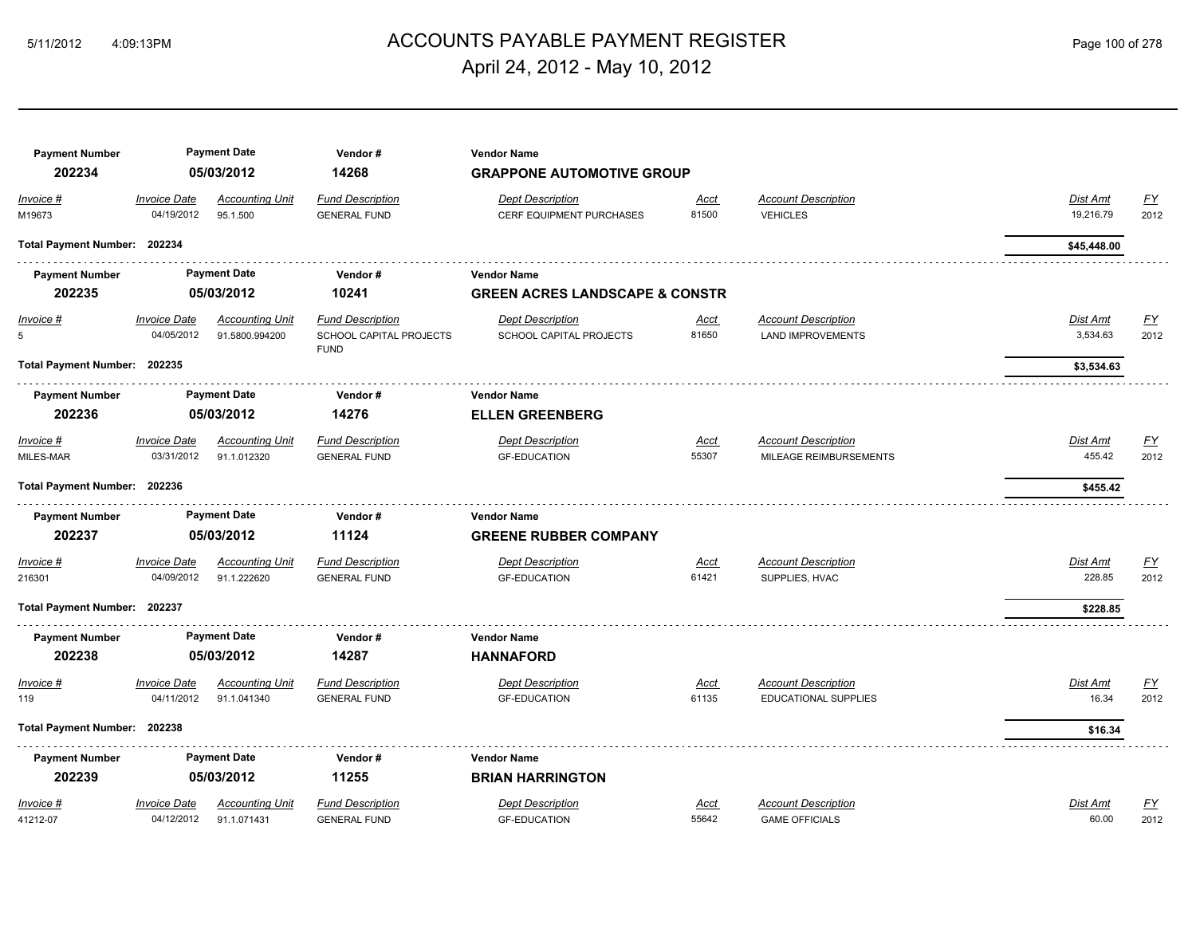# ACCOUNTS PAYABLE PAYMENT REGISTER

April 24, 2012 - May 10, 2012

| Payment Number | Payment Date | Vendor # | Vendor Name |
|---|---|---|---|
| **202234** | **05/03/2012** | **14268** | **GRAPPONE AUTOMOTIVE GROUP** |

| Invoice # | Invoice Date | Accounting Unit | Fund Description | Dept Description | Acct | Account Description | Dist Amt | FY |
|---|---|---|---|---|---|---|---|---|
| M19673 | 04/19/2012 | 95.1.500 | GENERAL FUND | CERF EQUIPMENT PURCHASES | 81500 | VEHICLES | 19,216.79 | 2012 |

**Total Payment Number: 202234** — **$45,448.00**

| Payment Number | Payment Date | Vendor # | Vendor Name |
|---|---|---|---|
| **202235** | **05/03/2012** | **10241** | **GREEN ACRES LANDSCAPE & CONSTR** |

| Invoice # | Invoice Date | Accounting Unit | Fund Description | Dept Description | Acct | Account Description | Dist Amt | FY |
|---|---|---|---|---|---|---|---|---|
| 5 | 04/05/2012 | 91.5800.994200 | SCHOOL CAPITAL PROJECTS FUND | SCHOOL CAPITAL PROJECTS | 81650 | LAND IMPROVEMENTS | 3,534.63 | 2012 |

**Total Payment Number: 202235** — **$3,534.63**

| Payment Number | Payment Date | Vendor # | Vendor Name |
|---|---|---|---|
| **202236** | **05/03/2012** | **14276** | **ELLEN GREENBERG** |

| Invoice # | Invoice Date | Accounting Unit | Fund Description | Dept Description | Acct | Account Description | Dist Amt | FY |
|---|---|---|---|---|---|---|---|---|
| MILES-MAR | 03/31/2012 | 91.1.012320 | GENERAL FUND | GF-EDUCATION | 55307 | MILEAGE REIMBURSEMENTS | 455.42 | 2012 |

**Total Payment Number: 202236** — **$455.42**

| Payment Number | Payment Date | Vendor # | Vendor Name |
|---|---|---|---|
| **202237** | **05/03/2012** | **11124** | **GREENE RUBBER COMPANY** |

| Invoice # | Invoice Date | Accounting Unit | Fund Description | Dept Description | Acct | Account Description | Dist Amt | FY |
|---|---|---|---|---|---|---|---|---|
| 216301 | 04/09/2012 | 91.1.222620 | GENERAL FUND | GF-EDUCATION | 61421 | SUPPLIES, HVAC | 228.85 | 2012 |

**Total Payment Number: 202237** — **$228.85**

| Payment Number | Payment Date | Vendor # | Vendor Name |
|---|---|---|---|
| **202238** | **05/03/2012** | **14287** | **HANNAFORD** |

| Invoice # | Invoice Date | Accounting Unit | Fund Description | Dept Description | Acct | Account Description | Dist Amt | FY |
|---|---|---|---|---|---|---|---|---|
| 119 | 04/11/2012 | 91.1.041340 | GENERAL FUND | GF-EDUCATION | 61135 | EDUCATIONAL SUPPLIES | 16.34 | 2012 |

**Total Payment Number: 202238** — **$16.34**

| Payment Number | Payment Date | Vendor # | Vendor Name |
|---|---|---|---|
| **202239** | **05/03/2012** | **11255** | **BRIAN HARRINGTON** |

| Invoice # | Invoice Date | Accounting Unit | Fund Description | Dept Description | Acct | Account Description | Dist Amt | FY |
|---|---|---|---|---|---|---|---|---|
| 41212-07 | 04/12/2012 | 91.1.071431 | GENERAL FUND | GF-EDUCATION | 55642 | GAME OFFICIALS | 60.00 | 2012 |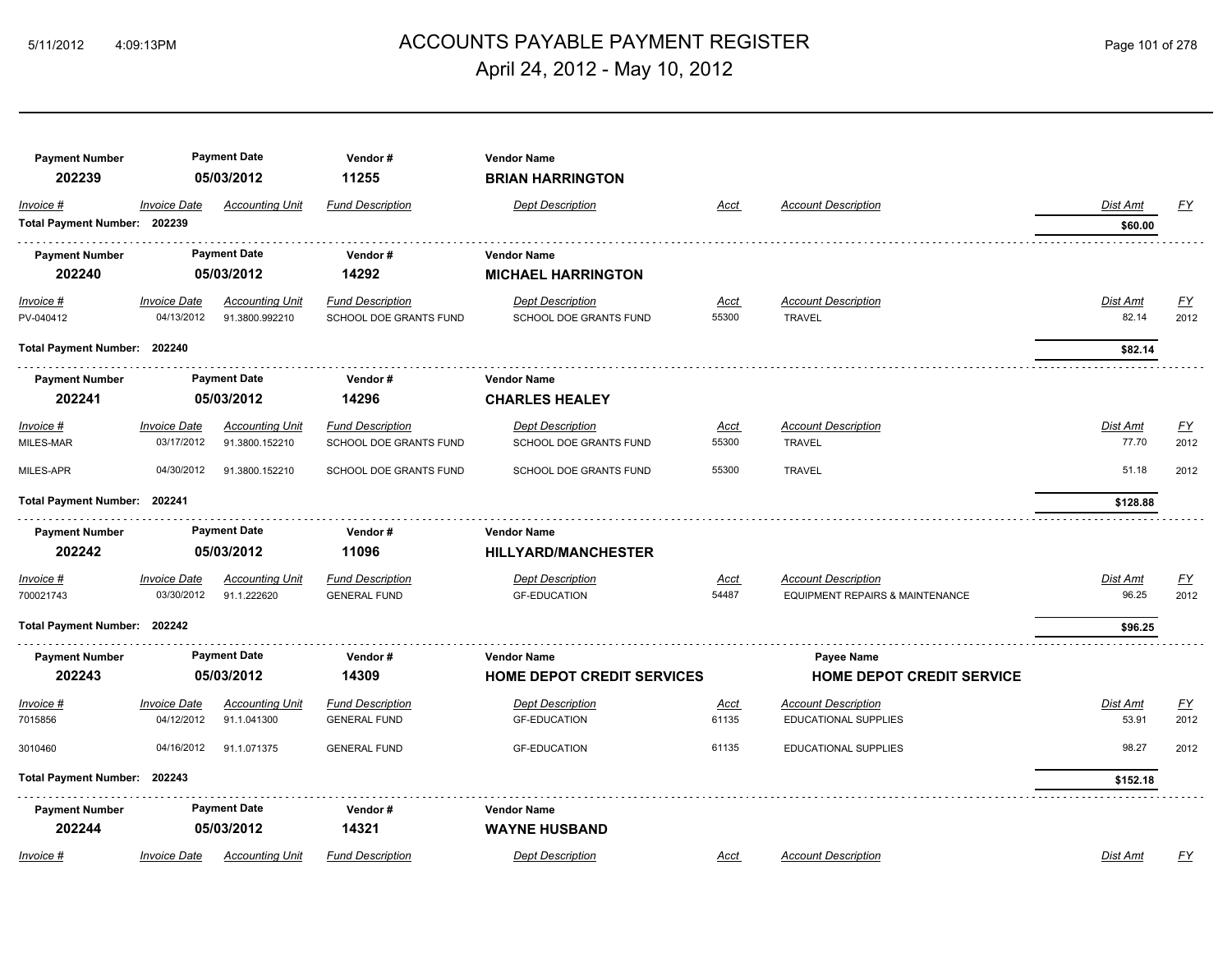# ACCOUNTS PAYABLE PAYMENT REGISTER

## April 24, 2012 - May 10, 2012

| Payment Number | Payment Date | Vendor # | Vendor Name |
|---|---|---|---|
| 202239 | 05/03/2012 | 11255 | **BRIAN HARRINGTON** |

| Invoice # | Invoice Date | Accounting Unit | Fund Description | Dept Description | Acct | Account Description | Dist Amt | FY |
|---|---|---|---|---|---|---|---|---|
| **Total Payment Number: 202239** | | | | | | | **$60.00** | |

| Payment Number | Payment Date | Vendor # | Vendor Name |
|---|---|---|---|
| 202240 | 05/03/2012 | 14292 | **MICHAEL HARRINGTON** |

| Invoice # | Invoice Date | Accounting Unit | Fund Description | Dept Description | Acct | Account Description | Dist Amt | FY |
|---|---|---|---|---|---|---|---|---|
| PV-040412 | 04/13/2012 | 91.3800.992210 | SCHOOL DOE GRANTS FUND | SCHOOL DOE GRANTS FUND | 55300 | TRAVEL | 82.14 | 2012 |
| **Total Payment Number: 202240** | | | | | | | **$82.14** | |

| Payment Number | Payment Date | Vendor # | Vendor Name |
|---|---|---|---|
| 202241 | 05/03/2012 | 14296 | **CHARLES HEALEY** |

| Invoice # | Invoice Date | Accounting Unit | Fund Description | Dept Description | Acct | Account Description | Dist Amt | FY |
|---|---|---|---|---|---|---|---|---|
| MILES-MAR | 03/17/2012 | 91.3800.152210 | SCHOOL DOE GRANTS FUND | SCHOOL DOE GRANTS FUND | 55300 | TRAVEL | 77.70 | 2012 |
| MILES-APR | 04/30/2012 | 91.3800.152210 | SCHOOL DOE GRANTS FUND | SCHOOL DOE GRANTS FUND | 55300 | TRAVEL | 51.18 | 2012 |
| **Total Payment Number: 202241** | | | | | | | **$128.88** | |

| Payment Number | Payment Date | Vendor # | Vendor Name |
|---|---|---|---|
| 202242 | 05/03/2012 | 11096 | **HILLYARD/MANCHESTER** |

| Invoice # | Invoice Date | Accounting Unit | Fund Description | Dept Description | Acct | Account Description | Dist Amt | FY |
|---|---|---|---|---|---|---|---|---|
| 700021743 | 03/30/2012 | 91.1.222620 | GENERAL FUND | GF-EDUCATION | 54487 | EQUIPMENT REPAIRS & MAINTENANCE | 96.25 | 2012 |
| **Total Payment Number: 202242** | | | | | | | **$96.25** | |

| Payment Number | Payment Date | Vendor # | Vendor Name | Payee Name |
|---|---|---|---|---|
| 202243 | 05/03/2012 | 14309 | **HOME DEPOT CREDIT SERVICES** | **HOME DEPOT CREDIT SERVICE** |

| Invoice # | Invoice Date | Accounting Unit | Fund Description | Dept Description | Acct | Account Description | Dist Amt | FY |
|---|---|---|---|---|---|---|---|---|
| 7015856 | 04/12/2012 | 91.1.041300 | GENERAL FUND | GF-EDUCATION | 61135 | EDUCATIONAL SUPPLIES | 53.91 | 2012 |
| 3010460 | 04/16/2012 | 91.1.071375 | GENERAL FUND | GF-EDUCATION | 61135 | EDUCATIONAL SUPPLIES | 98.27 | 2012 |
| **Total Payment Number: 202243** | | | | | | | **$152.18** | |

| Payment Number | Payment Date | Vendor # | Vendor Name |
|---|---|---|---|
| 202244 | 05/03/2012 | 14321 | **WAYNE HUSBAND** |

| Invoice # | Invoice Date | Accounting Unit | Fund Description | Dept Description | Acct | Account Description | Dist Amt | FY |
|---|---|---|---|---|---|---|---|---|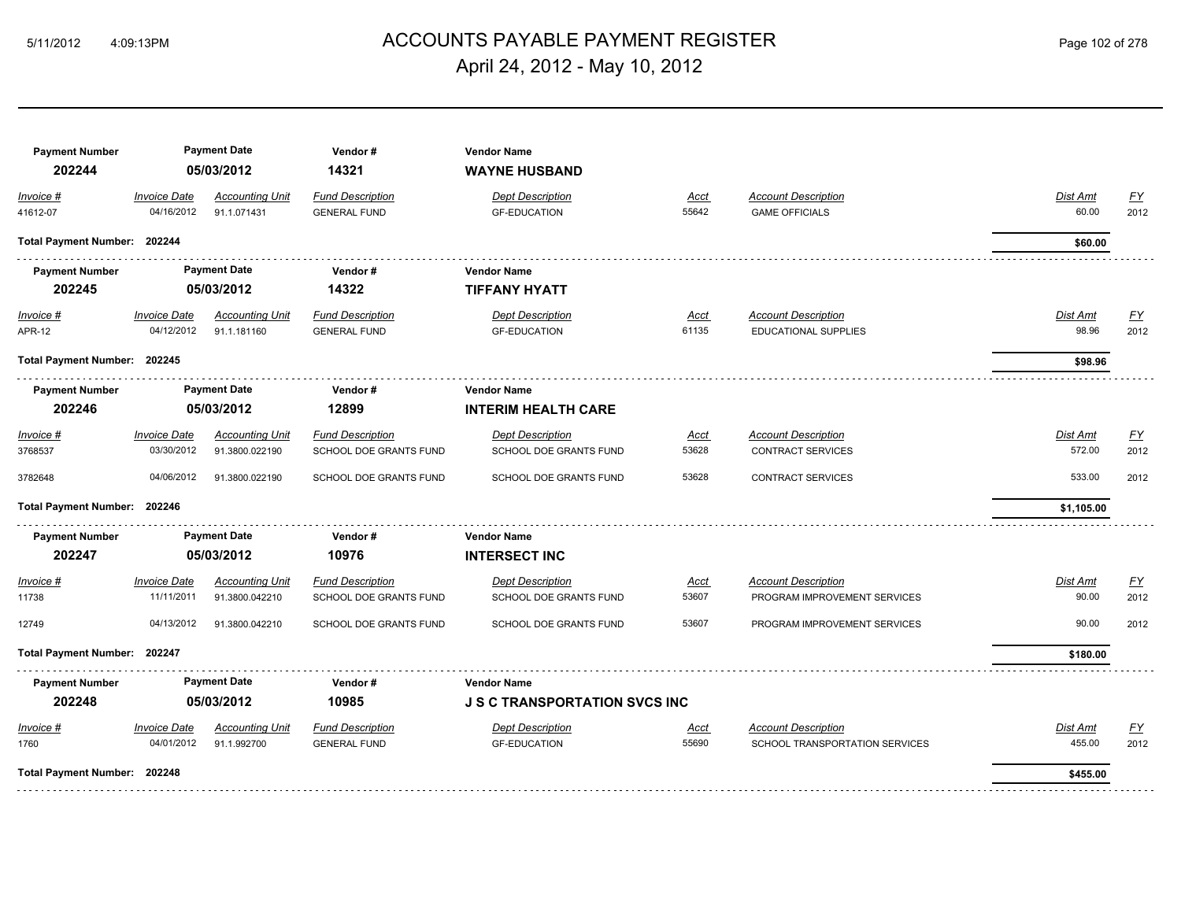# ACCOUNTS PAYABLE PAYMENT REGISTER

## April 24, 2012 - May 10, 2012

| Payment Number | Payment Date | Vendor # | Vendor Name |
|---|---|---|---|
| **202244** | **05/03/2012** | **14321** | **WAYNE HUSBAND** |

| *Invoice #* | *Invoice Date* | *Accounting Unit* | *Fund Description* | *Dept Description* | *Acct* | *Account Description* | *Dist Amt* | *FY* |
|---|---|---|---|---|---|---|---|---|
| 41612-07 | 04/16/2012 | 91.1.071431 | GENERAL FUND | GF-EDUCATION | 55642 | GAME OFFICIALS | 60.00 | 2012 |

**Total Payment Number: 202244** **$60.00**

| Payment Number | Payment Date | Vendor # | Vendor Name |
|---|---|---|---|
| **202245** | **05/03/2012** | **14322** | **TIFFANY HYATT** |

| *Invoice #* | *Invoice Date* | *Accounting Unit* | *Fund Description* | *Dept Description* | *Acct* | *Account Description* | *Dist Amt* | *FY* |
|---|---|---|---|---|---|---|---|---|
| APR-12 | 04/12/2012 | 91.1.181160 | GENERAL FUND | GF-EDUCATION | 61135 | EDUCATIONAL SUPPLIES | 98.96 | 2012 |

**Total Payment Number: 202245** **$98.96**

| Payment Number | Payment Date | Vendor # | Vendor Name |
|---|---|---|---|
| **202246** | **05/03/2012** | **12899** | **INTERIM HEALTH CARE** |

| *Invoice #* | *Invoice Date* | *Accounting Unit* | *Fund Description* | *Dept Description* | *Acct* | *Account Description* | *Dist Amt* | *FY* |
|---|---|---|---|---|---|---|---|---|
| 3768537 | 03/30/2012 | 91.3800.022190 | SCHOOL DOE GRANTS FUND | SCHOOL DOE GRANTS FUND | 53628 | CONTRACT SERVICES | 572.00 | 2012 |
| 3782648 | 04/06/2012 | 91.3800.022190 | SCHOOL DOE GRANTS FUND | SCHOOL DOE GRANTS FUND | 53628 | CONTRACT SERVICES | 533.00 | 2012 |

**Total Payment Number: 202246** **$1,105.00**

| Payment Number | Payment Date | Vendor # | Vendor Name |
|---|---|---|---|
| **202247** | **05/03/2012** | **10976** | **INTERSECT INC** |

| *Invoice #* | *Invoice Date* | *Accounting Unit* | *Fund Description* | *Dept Description* | *Acct* | *Account Description* | *Dist Amt* | *FY* |
|---|---|---|---|---|---|---|---|---|
| 11738 | 11/11/2011 | 91.3800.042210 | SCHOOL DOE GRANTS FUND | SCHOOL DOE GRANTS FUND | 53607 | PROGRAM IMPROVEMENT SERVICES | 90.00 | 2012 |
| 12749 | 04/13/2012 | 91.3800.042210 | SCHOOL DOE GRANTS FUND | SCHOOL DOE GRANTS FUND | 53607 | PROGRAM IMPROVEMENT SERVICES | 90.00 | 2012 |

**Total Payment Number: 202247** **$180.00**

| Payment Number | Payment Date | Vendor # | Vendor Name |
|---|---|---|---|
| **202248** | **05/03/2012** | **10985** | **J S C TRANSPORTATION SVCS INC** |

| *Invoice #* | *Invoice Date* | *Accounting Unit* | *Fund Description* | *Dept Description* | *Acct* | *Account Description* | *Dist Amt* | *FY* |
|---|---|---|---|---|---|---|---|---|
| 1760 | 04/01/2012 | 91.1.992700 | GENERAL FUND | GF-EDUCATION | 55690 | SCHOOL TRANSPORTATION SERVICES | 455.00 | 2012 |

**Total Payment Number: 202248** **$455.00**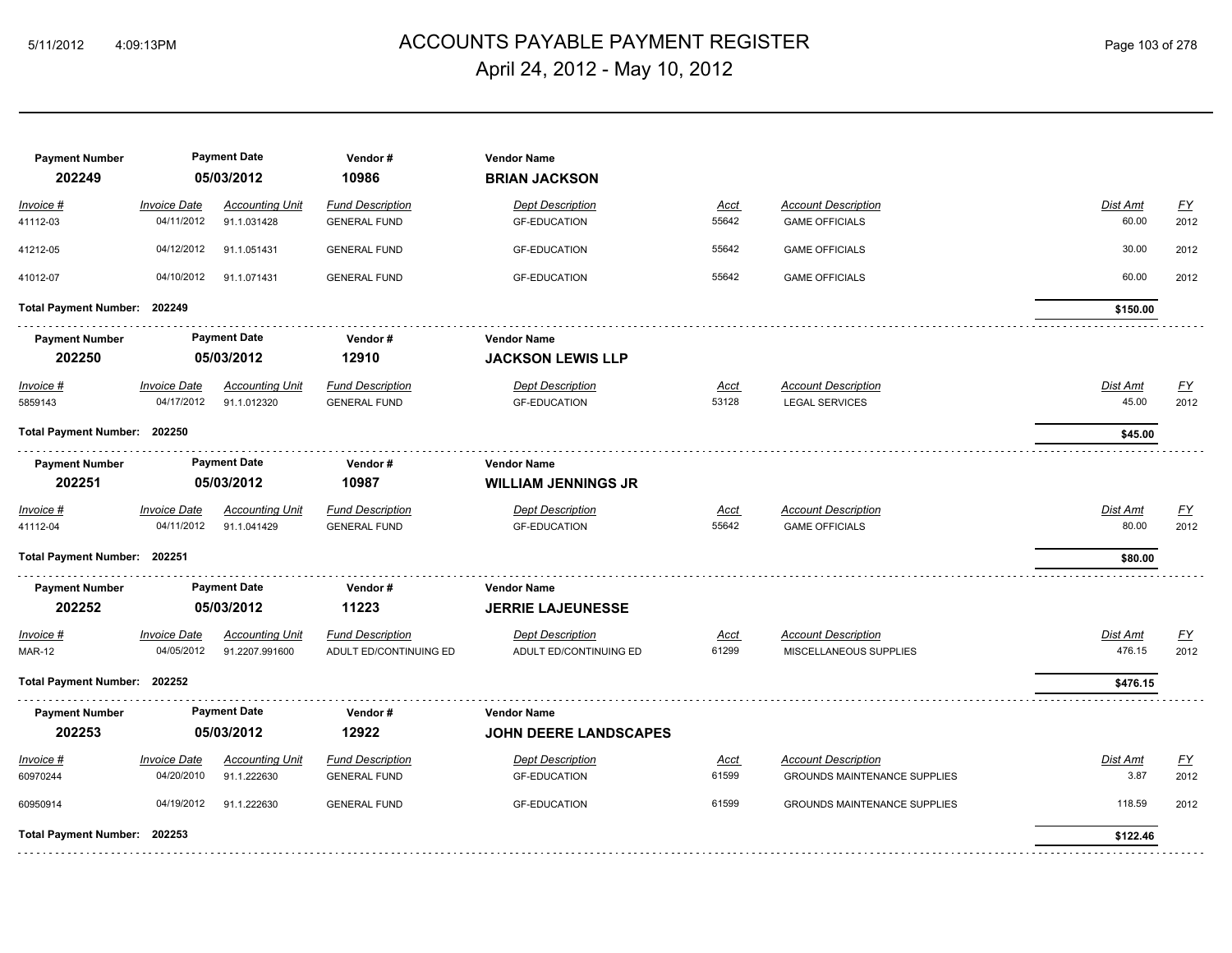# ACCOUNTS PAYABLE PAYMENT REGISTER

April 24, 2012 - May 10, 2012

| Payment Number | Payment Date | Vendor # | Vendor Name |
|---|---|---|---|
| 202249 | 05/03/2012 | 10986 | BRIAN JACKSON |

| Invoice # | Invoice Date | Accounting Unit | Fund Description | Dept Description | Acct | Account Description | Dist Amt | FY |
|---|---|---|---|---|---|---|---|---|
| 41112-03 | 04/11/2012 | 91.1.031428 | GENERAL FUND | GF-EDUCATION | 55642 | GAME OFFICIALS | 60.00 | 2012 |
| 41212-05 | 04/12/2012 | 91.1.051431 | GENERAL FUND | GF-EDUCATION | 55642 | GAME OFFICIALS | 30.00 | 2012 |
| 41012-07 | 04/10/2012 | 91.1.071431 | GENERAL FUND | GF-EDUCATION | 55642 | GAME OFFICIALS | 60.00 | 2012 |

**Total Payment Number: 202249** — **$150.00**

| Payment Number | Payment Date | Vendor # | Vendor Name |
|---|---|---|---|
| 202250 | 05/03/2012 | 12910 | JACKSON LEWIS LLP |

| Invoice # | Invoice Date | Accounting Unit | Fund Description | Dept Description | Acct | Account Description | Dist Amt | FY |
|---|---|---|---|---|---|---|---|---|
| 5859143 | 04/17/2012 | 91.1.012320 | GENERAL FUND | GF-EDUCATION | 53128 | LEGAL SERVICES | 45.00 | 2012 |

**Total Payment Number: 202250** — **$45.00**

| Payment Number | Payment Date | Vendor # | Vendor Name |
|---|---|---|---|
| 202251 | 05/03/2012 | 10987 | WILLIAM JENNINGS JR |

| Invoice # | Invoice Date | Accounting Unit | Fund Description | Dept Description | Acct | Account Description | Dist Amt | FY |
|---|---|---|---|---|---|---|---|---|
| 41112-04 | 04/11/2012 | 91.1.041429 | GENERAL FUND | GF-EDUCATION | 55642 | GAME OFFICIALS | 80.00 | 2012 |

**Total Payment Number: 202251** — **$80.00**

| Payment Number | Payment Date | Vendor # | Vendor Name |
|---|---|---|---|
| 202252 | 05/03/2012 | 11223 | JERRIE LAJEUNESSE |

| Invoice # | Invoice Date | Accounting Unit | Fund Description | Dept Description | Acct | Account Description | Dist Amt | FY |
|---|---|---|---|---|---|---|---|---|
| MAR-12 | 04/05/2012 | 91.2207.991600 | ADULT ED/CONTINUING ED | ADULT ED/CONTINUING ED | 61299 | MISCELLANEOUS SUPPLIES | 476.15 | 2012 |

**Total Payment Number: 202252** — **$476.15**

| Payment Number | Payment Date | Vendor # | Vendor Name |
|---|---|---|---|
| 202253 | 05/03/2012 | 12922 | JOHN DEERE LANDSCAPES |

| Invoice # | Invoice Date | Accounting Unit | Fund Description | Dept Description | Acct | Account Description | Dist Amt | FY |
|---|---|---|---|---|---|---|---|---|
| 60970244 | 04/20/2010 | 91.1.222630 | GENERAL FUND | GF-EDUCATION | 61599 | GROUNDS MAINTENANCE SUPPLIES | 3.87 | 2012 |
| 60950914 | 04/19/2012 | 91.1.222630 | GENERAL FUND | GF-EDUCATION | 61599 | GROUNDS MAINTENANCE SUPPLIES | 118.59 | 2012 |

**Total Payment Number: 202253** — **$122.46**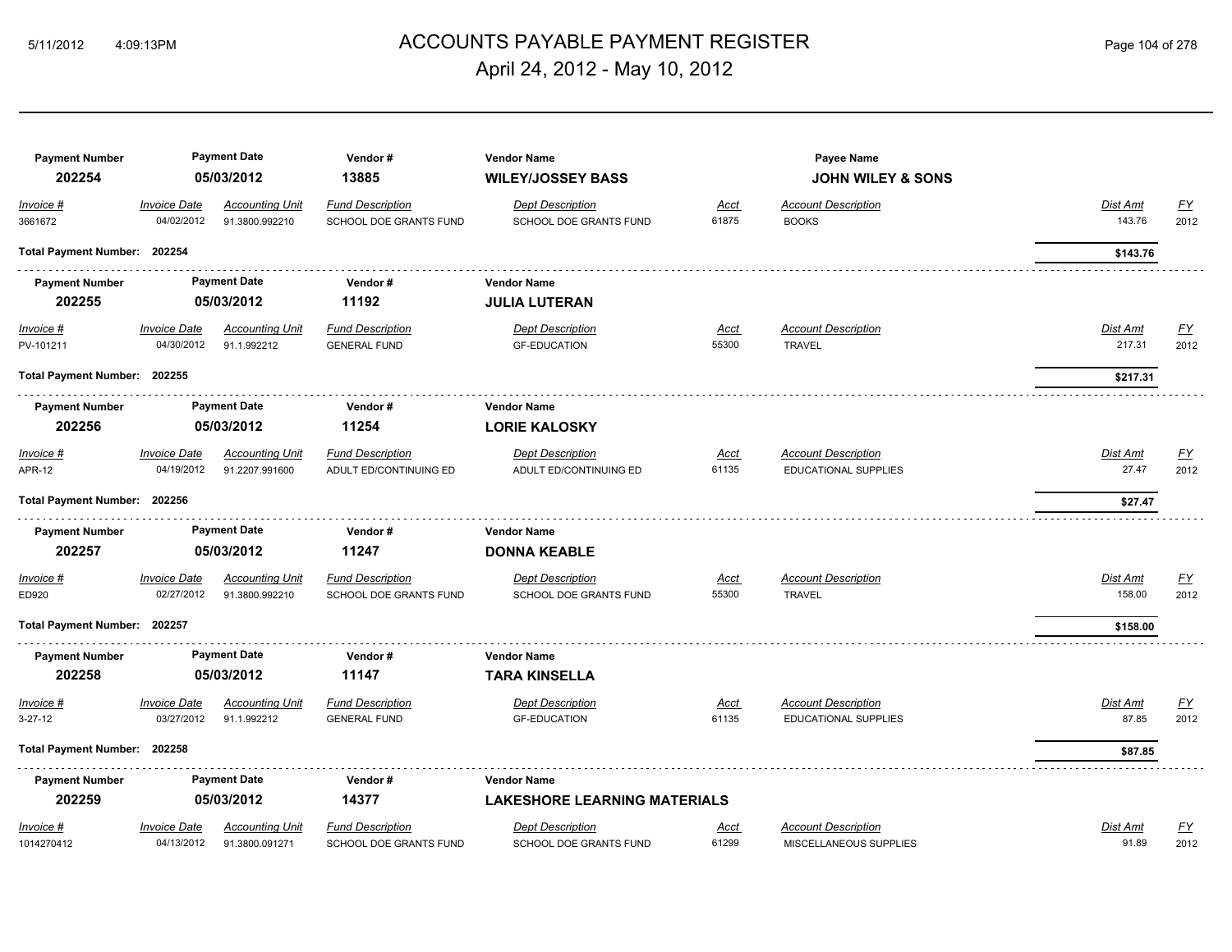# ACCOUNTS PAYABLE PAYMENT REGISTER

## April 24, 2012 - May 10, 2012

| Payment Number | Payment Date | Vendor # | Vendor Name | Payee Name |
|---|---|---|---|---|
| **202254** | **05/03/2012** | **13885** | **WILEY/JOSSEY BASS** | **JOHN WILEY & SONS** |

| Invoice # | Invoice Date | Accounting Unit | Fund Description | Dept Description | Acct | Account Description | Dist Amt | FY |
|---|---|---|---|---|---|---|---|---|
| 3661672 | 04/02/2012 | 91.3800.992210 | SCHOOL DOE GRANTS FUND | SCHOOL DOE GRANTS FUND | 61875 | BOOKS | 143.76 | 2012 |

**Total Payment Number: 202254** — **$143.76**

| Payment Number | Payment Date | Vendor # | Vendor Name |
|---|---|---|---|
| **202255** | **05/03/2012** | **11192** | **JULIA LUTERAN** |

| Invoice # | Invoice Date | Accounting Unit | Fund Description | Dept Description | Acct | Account Description | Dist Amt | FY |
|---|---|---|---|---|---|---|---|---|
| PV-101211 | 04/30/2012 | 91.1.992212 | GENERAL FUND | GF-EDUCATION | 55300 | TRAVEL | 217.31 | 2012 |

**Total Payment Number: 202255** — **$217.31**

| Payment Number | Payment Date | Vendor # | Vendor Name |
|---|---|---|---|
| **202256** | **05/03/2012** | **11254** | **LORIE KALOSKY** |

| Invoice # | Invoice Date | Accounting Unit | Fund Description | Dept Description | Acct | Account Description | Dist Amt | FY |
|---|---|---|---|---|---|---|---|---|
| APR-12 | 04/19/2012 | 91.2207.991600 | ADULT ED/CONTINUING ED | ADULT ED/CONTINUING ED | 61135 | EDUCATIONAL SUPPLIES | 27.47 | 2012 |

**Total Payment Number: 202256** — **$27.47**

| Payment Number | Payment Date | Vendor # | Vendor Name |
|---|---|---|---|
| **202257** | **05/03/2012** | **11247** | **DONNA KEABLE** |

| Invoice # | Invoice Date | Accounting Unit | Fund Description | Dept Description | Acct | Account Description | Dist Amt | FY |
|---|---|---|---|---|---|---|---|---|
| ED920 | 02/27/2012 | 91.3800.992210 | SCHOOL DOE GRANTS FUND | SCHOOL DOE GRANTS FUND | 55300 | TRAVEL | 158.00 | 2012 |

**Total Payment Number: 202257** — **$158.00**

| Payment Number | Payment Date | Vendor # | Vendor Name |
|---|---|---|---|
| **202258** | **05/03/2012** | **11147** | **TARA KINSELLA** |

| Invoice # | Invoice Date | Accounting Unit | Fund Description | Dept Description | Acct | Account Description | Dist Amt | FY |
|---|---|---|---|---|---|---|---|---|
| 3-27-12 | 03/27/2012 | 91.1.992212 | GENERAL FUND | GF-EDUCATION | 61135 | EDUCATIONAL SUPPLIES | 87.85 | 2012 |

**Total Payment Number: 202258** — **$87.85**

| Payment Number | Payment Date | Vendor # | Vendor Name |
|---|---|---|---|
| **202259** | **05/03/2012** | **14377** | **LAKESHORE LEARNING MATERIALS** |

| Invoice # | Invoice Date | Accounting Unit | Fund Description | Dept Description | Acct | Account Description | Dist Amt | FY |
|---|---|---|---|---|---|---|---|---|
| 1014270412 | 04/13/2012 | 91.3800.091271 | SCHOOL DOE GRANTS FUND | SCHOOL DOE GRANTS FUND | 61299 | MISCELLANEOUS SUPPLIES | 91.89 | 2012 |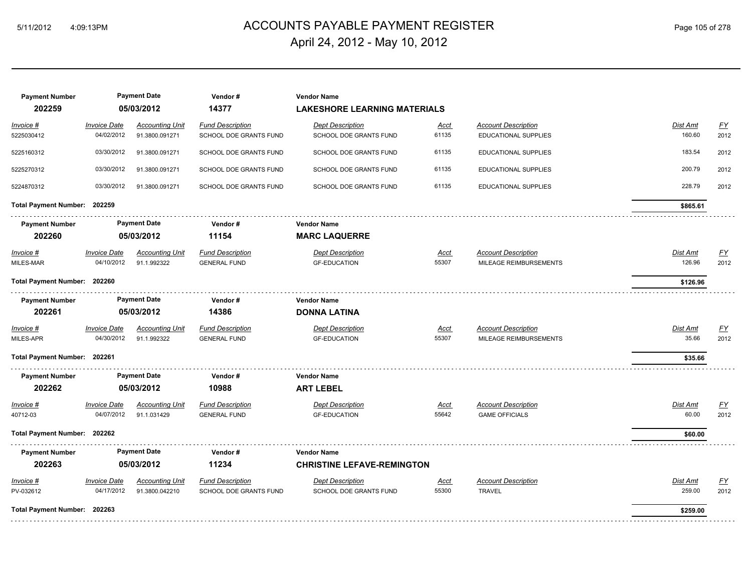# ACCOUNTS PAYABLE PAYMENT REGISTER

April 24, 2012 - May 10, 2012

| Payment Number | Payment Date | Vendor # | Vendor Name |
|---|---|---|---|
| **202259** | **05/03/2012** | **14377** | **LAKESHORE LEARNING MATERIALS** |

| Invoice # | Invoice Date | Accounting Unit | Fund Description | Dept Description | Acct | Account Description | Dist Amt | FY |
|---|---|---|---|---|---|---|---|---|
| 5225030412 | 04/02/2012 | 91.3800.091271 | SCHOOL DOE GRANTS FUND | SCHOOL DOE GRANTS FUND | 61135 | EDUCATIONAL SUPPLIES | 160.60 | 2012 |
| 5225160312 | 03/30/2012 | 91.3800.091271 | SCHOOL DOE GRANTS FUND | SCHOOL DOE GRANTS FUND | 61135 | EDUCATIONAL SUPPLIES | 183.54 | 2012 |
| 5225270312 | 03/30/2012 | 91.3800.091271 | SCHOOL DOE GRANTS FUND | SCHOOL DOE GRANTS FUND | 61135 | EDUCATIONAL SUPPLIES | 200.79 | 2012 |
| 5224870312 | 03/30/2012 | 91.3800.091271 | SCHOOL DOE GRANTS FUND | SCHOOL DOE GRANTS FUND | 61135 | EDUCATIONAL SUPPLIES | 228.79 | 2012 |

**Total Payment Number: 202259** — **$865.61**

| Payment Number | Payment Date | Vendor # | Vendor Name |
|---|---|---|---|
| **202260** | **05/03/2012** | **11154** | **MARC LAQUERRE** |

| Invoice # | Invoice Date | Accounting Unit | Fund Description | Dept Description | Acct | Account Description | Dist Amt | FY |
|---|---|---|---|---|---|---|---|---|
| MILES-MAR | 04/10/2012 | 91.1.992322 | GENERAL FUND | GF-EDUCATION | 55307 | MILEAGE REIMBURSEMENTS | 126.96 | 2012 |

**Total Payment Number: 202260** — **$126.96**

| Payment Number | Payment Date | Vendor # | Vendor Name |
|---|---|---|---|
| **202261** | **05/03/2012** | **14386** | **DONNA LATINA** |

| Invoice # | Invoice Date | Accounting Unit | Fund Description | Dept Description | Acct | Account Description | Dist Amt | FY |
|---|---|---|---|---|---|---|---|---|
| MILES-APR | 04/30/2012 | 91.1.992322 | GENERAL FUND | GF-EDUCATION | 55307 | MILEAGE REIMBURSEMENTS | 35.66 | 2012 |

**Total Payment Number: 202261** — **$35.66**

| Payment Number | Payment Date | Vendor # | Vendor Name |
|---|---|---|---|
| **202262** | **05/03/2012** | **10988** | **ART LEBEL** |

| Invoice # | Invoice Date | Accounting Unit | Fund Description | Dept Description | Acct | Account Description | Dist Amt | FY |
|---|---|---|---|---|---|---|---|---|
| 40712-03 | 04/07/2012 | 91.1.031429 | GENERAL FUND | GF-EDUCATION | 55642 | GAME OFFICIALS | 60.00 | 2012 |

**Total Payment Number: 202262** — **$60.00**

| Payment Number | Payment Date | Vendor # | Vendor Name |
|---|---|---|---|
| **202263** | **05/03/2012** | **11234** | **CHRISTINE LEFAVE-REMINGTON** |

| Invoice # | Invoice Date | Accounting Unit | Fund Description | Dept Description | Acct | Account Description | Dist Amt | FY |
|---|---|---|---|---|---|---|---|---|
| PV-032612 | 04/17/2012 | 91.3800.042210 | SCHOOL DOE GRANTS FUND | SCHOOL DOE GRANTS FUND | 55300 | TRAVEL | 259.00 | 2012 |

**Total Payment Number: 202263** — **$259.00**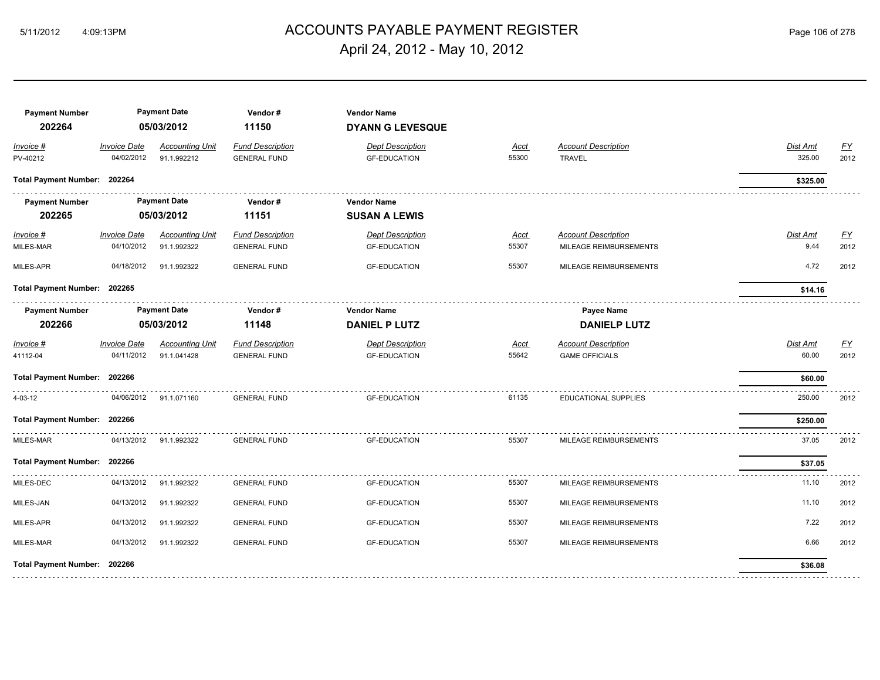# ACCOUNTS PAYABLE PAYMENT REGISTER

April 24, 2012 - May 10, 2012

| Payment Number | Payment Date | Vendor # | Vendor Name |
|---|---|---|---|
| **202264** | **05/03/2012** | **11150** | **DYANN G LEVESQUE** |

| Invoice # | Invoice Date | Accounting Unit | Fund Description | Dept Description | Acct | Account Description | Dist Amt | FY |
|---|---|---|---|---|---|---|---|---|
| PV-40212 | 04/02/2012 | 91.1.992212 | GENERAL FUND | GF-EDUCATION | 55300 | TRAVEL | 325.00 | 2012 |

**Total Payment Number: 202264** — **$325.00**

| Payment Number | Payment Date | Vendor # | Vendor Name |
|---|---|---|---|
| **202265** | **05/03/2012** | **11151** | **SUSAN A LEWIS** |

| Invoice # | Invoice Date | Accounting Unit | Fund Description | Dept Description | Acct | Account Description | Dist Amt | FY |
|---|---|---|---|---|---|---|---|---|
| MILES-MAR | 04/10/2012 | 91.1.992322 | GENERAL FUND | GF-EDUCATION | 55307 | MILEAGE REIMBURSEMENTS | 9.44 | 2012 |
| MILES-APR | 04/18/2012 | 91.1.992322 | GENERAL FUND | GF-EDUCATION | 55307 | MILEAGE REIMBURSEMENTS | 4.72 | 2012 |

**Total Payment Number: 202265** — **$14.16**

| Payment Number | Payment Date | Vendor # | Vendor Name | Payee Name |
|---|---|---|---|---|
| **202266** | **05/03/2012** | **11148** | **DANIEL P LUTZ** | **DANIELP LUTZ** |

| Invoice # | Invoice Date | Accounting Unit | Fund Description | Dept Description | Acct | Account Description | Dist Amt | FY |
|---|---|---|---|---|---|---|---|---|
| 41112-04 | 04/11/2012 | 91.1.041428 | GENERAL FUND | GF-EDUCATION | 55642 | GAME OFFICIALS | 60.00 | 2012 |

**Total Payment Number: 202266** — **$60.00**

| Invoice # | Invoice Date | Accounting Unit | Fund Description | Dept Description | Acct | Account Description | Dist Amt | FY |
|---|---|---|---|---|---|---|---|---|
| 4-03-12 | 04/06/2012 | 91.1.071160 | GENERAL FUND | GF-EDUCATION | 61135 | EDUCATIONAL SUPPLIES | 250.00 | 2012 |

**Total Payment Number: 202266** — **$250.00**

| Invoice # | Invoice Date | Accounting Unit | Fund Description | Dept Description | Acct | Account Description | Dist Amt | FY |
|---|---|---|---|---|---|---|---|---|
| MILES-MAR | 04/13/2012 | 91.1.992322 | GENERAL FUND | GF-EDUCATION | 55307 | MILEAGE REIMBURSEMENTS | 37.05 | 2012 |

**Total Payment Number: 202266** — **$37.05**

| Invoice # | Invoice Date | Accounting Unit | Fund Description | Dept Description | Acct | Account Description | Dist Amt | FY |
|---|---|---|---|---|---|---|---|---|
| MILES-DEC | 04/13/2012 | 91.1.992322 | GENERAL FUND | GF-EDUCATION | 55307 | MILEAGE REIMBURSEMENTS | 11.10 | 2012 |
| MILES-JAN | 04/13/2012 | 91.1.992322 | GENERAL FUND | GF-EDUCATION | 55307 | MILEAGE REIMBURSEMENTS | 11.10 | 2012 |
| MILES-APR | 04/13/2012 | 91.1.992322 | GENERAL FUND | GF-EDUCATION | 55307 | MILEAGE REIMBURSEMENTS | 7.22 | 2012 |
| MILES-MAR | 04/13/2012 | 91.1.992322 | GENERAL FUND | GF-EDUCATION | 55307 | MILEAGE REIMBURSEMENTS | 6.66 | 2012 |

**Total Payment Number: 202266** — **$36.08**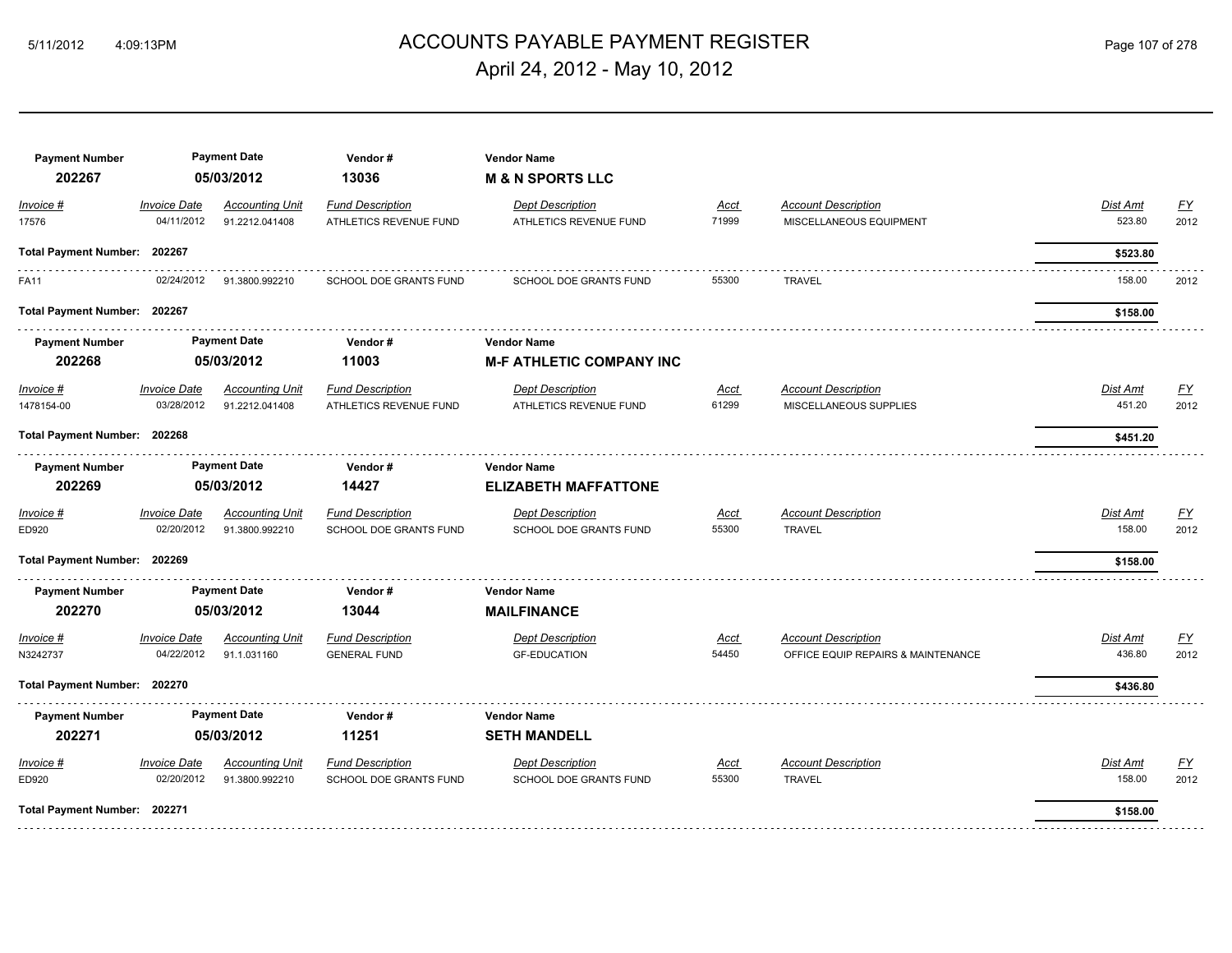# ACCOUNTS PAYABLE PAYMENT REGISTER

April 24, 2012 - May 10, 2012

| Payment Number | Payment Date | Vendor # | Vendor Name |
|---|---|---|---|
| 202267 | 05/03/2012 | 13036 | **M & N SPORTS LLC** |

| Invoice # | Invoice Date | Accounting Unit | Fund Description | Dept Description | Acct | Account Description | Dist Amt | FY |
|---|---|---|---|---|---|---|---|---|
| 17576 | 04/11/2012 | 91.2212.041408 | ATHLETICS REVENUE FUND | ATHLETICS REVENUE FUND | 71999 | MISCELLANEOUS EQUIPMENT | 523.80 | 2012 |
| **Total Payment Number: 202267** | | | | | | | **$523.80** | |
| FA11 | 02/24/2012 | 91.3800.992210 | SCHOOL DOE GRANTS FUND | SCHOOL DOE GRANTS FUND | 55300 | TRAVEL | 158.00 | 2012 |
| **Total Payment Number: 202267** | | | | | | | **$158.00** | |

| Payment Number | Payment Date | Vendor # | Vendor Name |
|---|---|---|---|
| 202268 | 05/03/2012 | 11003 | **M-F ATHLETIC COMPANY INC** |

| Invoice # | Invoice Date | Accounting Unit | Fund Description | Dept Description | Acct | Account Description | Dist Amt | FY |
|---|---|---|---|---|---|---|---|---|
| 1478154-00 | 03/28/2012 | 91.2212.041408 | ATHLETICS REVENUE FUND | ATHLETICS REVENUE FUND | 61299 | MISCELLANEOUS SUPPLIES | 451.20 | 2012 |
| **Total Payment Number: 202268** | | | | | | | **$451.20** | |

| Payment Number | Payment Date | Vendor # | Vendor Name |
|---|---|---|---|
| 202269 | 05/03/2012 | 14427 | **ELIZABETH MAFFATTONE** |

| Invoice # | Invoice Date | Accounting Unit | Fund Description | Dept Description | Acct | Account Description | Dist Amt | FY |
|---|---|---|---|---|---|---|---|---|
| ED920 | 02/20/2012 | 91.3800.992210 | SCHOOL DOE GRANTS FUND | SCHOOL DOE GRANTS FUND | 55300 | TRAVEL | 158.00 | 2012 |
| **Total Payment Number: 202269** | | | | | | | **$158.00** | |

| Payment Number | Payment Date | Vendor # | Vendor Name |
|---|---|---|---|
| 202270 | 05/03/2012 | 13044 | **MAILFINANCE** |

| Invoice # | Invoice Date | Accounting Unit | Fund Description | Dept Description | Acct | Account Description | Dist Amt | FY |
|---|---|---|---|---|---|---|---|---|
| N3242737 | 04/22/2012 | 91.1.031160 | GENERAL FUND | GF-EDUCATION | 54450 | OFFICE EQUIP REPAIRS & MAINTENANCE | 436.80 | 2012 |
| **Total Payment Number: 202270** | | | | | | | **$436.80** | |

| Payment Number | Payment Date | Vendor # | Vendor Name |
|---|---|---|---|
| 202271 | 05/03/2012 | 11251 | **SETH MANDELL** |

| Invoice # | Invoice Date | Accounting Unit | Fund Description | Dept Description | Acct | Account Description | Dist Amt | FY |
|---|---|---|---|---|---|---|---|---|
| ED920 | 02/20/2012 | 91.3800.992210 | SCHOOL DOE GRANTS FUND | SCHOOL DOE GRANTS FUND | 55300 | TRAVEL | 158.00 | 2012 |
| **Total Payment Number: 202271** | | | | | | | **$158.00** | |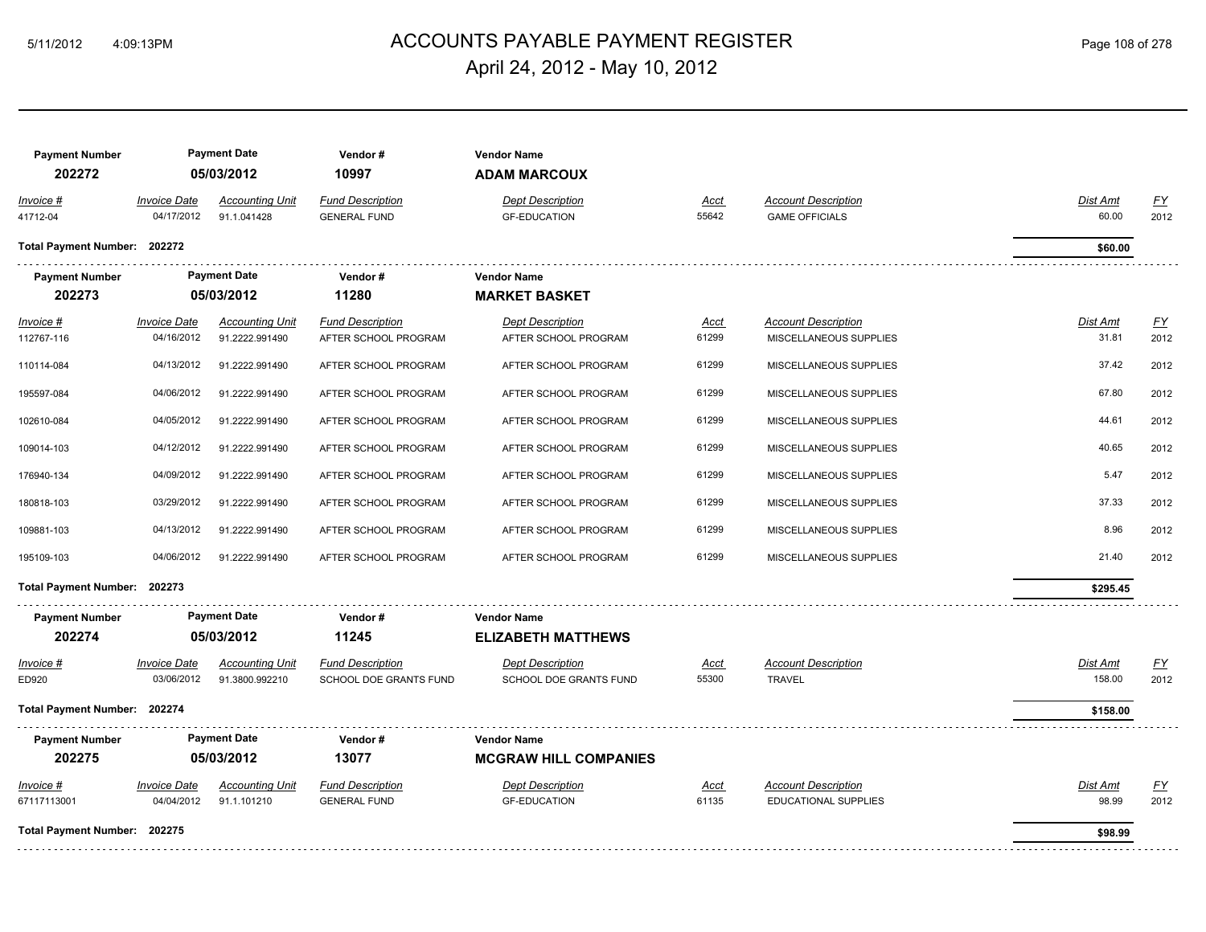# ACCOUNTS PAYABLE PAYMENT REGISTER

April 24, 2012 - May 10, 2012

| Payment Number | Payment Date | Vendor # | Vendor Name |
|---|---|---|---|
| 202272 | 05/03/2012 | 10997 | **ADAM MARCOUX** |

| Invoice # | Invoice Date | Accounting Unit | Fund Description | Dept Description | Acct | Account Description | Dist Amt | FY |
|---|---|---|---|---|---|---|---|---|
| 41712-04 | 04/17/2012 | 91.1.041428 | GENERAL FUND | GF-EDUCATION | 55642 | GAME OFFICIALS | 60.00 | 2012 |

**Total Payment Number: 202272** — **$60.00**

| Payment Number | Payment Date | Vendor # | Vendor Name |
|---|---|---|---|
| 202273 | 05/03/2012 | 11280 | **MARKET BASKET** |

| Invoice # | Invoice Date | Accounting Unit | Fund Description | Dept Description | Acct | Account Description | Dist Amt | FY |
|---|---|---|---|---|---|---|---|---|
| 112767-116 | 04/16/2012 | 91.2222.991490 | AFTER SCHOOL PROGRAM | AFTER SCHOOL PROGRAM | 61299 | MISCELLANEOUS SUPPLIES | 31.81 | 2012 |
| 110114-084 | 04/13/2012 | 91.2222.991490 | AFTER SCHOOL PROGRAM | AFTER SCHOOL PROGRAM | 61299 | MISCELLANEOUS SUPPLIES | 37.42 | 2012 |
| 195597-084 | 04/06/2012 | 91.2222.991490 | AFTER SCHOOL PROGRAM | AFTER SCHOOL PROGRAM | 61299 | MISCELLANEOUS SUPPLIES | 67.80 | 2012 |
| 102610-084 | 04/05/2012 | 91.2222.991490 | AFTER SCHOOL PROGRAM | AFTER SCHOOL PROGRAM | 61299 | MISCELLANEOUS SUPPLIES | 44.61 | 2012 |
| 109014-103 | 04/12/2012 | 91.2222.991490 | AFTER SCHOOL PROGRAM | AFTER SCHOOL PROGRAM | 61299 | MISCELLANEOUS SUPPLIES | 40.65 | 2012 |
| 176940-134 | 04/09/2012 | 91.2222.991490 | AFTER SCHOOL PROGRAM | AFTER SCHOOL PROGRAM | 61299 | MISCELLANEOUS SUPPLIES | 5.47 | 2012 |
| 180818-103 | 03/29/2012 | 91.2222.991490 | AFTER SCHOOL PROGRAM | AFTER SCHOOL PROGRAM | 61299 | MISCELLANEOUS SUPPLIES | 37.33 | 2012 |
| 109881-103 | 04/13/2012 | 91.2222.991490 | AFTER SCHOOL PROGRAM | AFTER SCHOOL PROGRAM | 61299 | MISCELLANEOUS SUPPLIES | 8.96 | 2012 |
| 195109-103 | 04/06/2012 | 91.2222.991490 | AFTER SCHOOL PROGRAM | AFTER SCHOOL PROGRAM | 61299 | MISCELLANEOUS SUPPLIES | 21.40 | 2012 |

**Total Payment Number: 202273** — **$295.45**

| Payment Number | Payment Date | Vendor # | Vendor Name |
|---|---|---|---|
| 202274 | 05/03/2012 | 11245 | **ELIZABETH MATTHEWS** |

| Invoice # | Invoice Date | Accounting Unit | Fund Description | Dept Description | Acct | Account Description | Dist Amt | FY |
|---|---|---|---|---|---|---|---|---|
| ED920 | 03/06/2012 | 91.3800.992210 | SCHOOL DOE GRANTS FUND | SCHOOL DOE GRANTS FUND | 55300 | TRAVEL | 158.00 | 2012 |

**Total Payment Number: 202274** — **$158.00**

| Payment Number | Payment Date | Vendor # | Vendor Name |
|---|---|---|---|
| 202275 | 05/03/2012 | 13077 | **MCGRAW HILL COMPANIES** |

| Invoice # | Invoice Date | Accounting Unit | Fund Description | Dept Description | Acct | Account Description | Dist Amt | FY |
|---|---|---|---|---|---|---|---|---|
| 67117113001 | 04/04/2012 | 91.1.101210 | GENERAL FUND | GF-EDUCATION | 61135 | EDUCATIONAL SUPPLIES | 98.99 | 2012 |

**Total Payment Number: 202275** — **$98.99**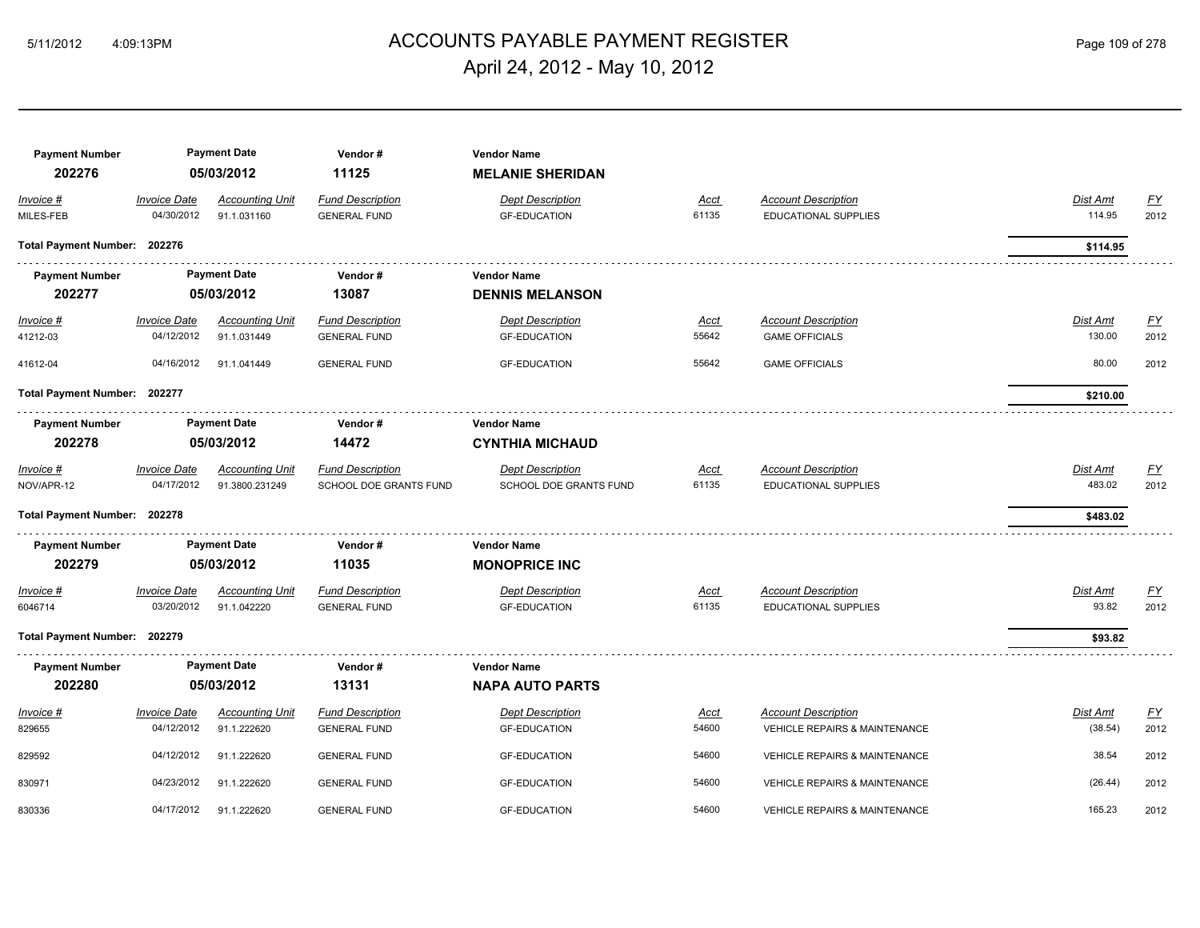# ACCOUNTS PAYABLE PAYMENT REGISTER

April 24, 2012 - May 10, 2012

| Payment Number | Payment Date | Vendor # | Vendor Name |
|---|---|---|---|
| **202276** | **05/03/2012** | **11125** | **MELANIE SHERIDAN** |

| Invoice # | Invoice Date | Accounting Unit | Fund Description | Dept Description | Acct | Account Description | Dist Amt | FY |
|---|---|---|---|---|---|---|---|---|
| MILES-FEB | 04/30/2012 | 91.1.031160 | GENERAL FUND | GF-EDUCATION | 61135 | EDUCATIONAL SUPPLIES | 114.95 | 2012 |

**Total Payment Number: 202276** — **$114.95**

| Payment Number | Payment Date | Vendor # | Vendor Name |
|---|---|---|---|
| **202277** | **05/03/2012** | **13087** | **DENNIS MELANSON** |

| Invoice # | Invoice Date | Accounting Unit | Fund Description | Dept Description | Acct | Account Description | Dist Amt | FY |
|---|---|---|---|---|---|---|---|---|
| 41212-03 | 04/12/2012 | 91.1.031449 | GENERAL FUND | GF-EDUCATION | 55642 | GAME OFFICIALS | 130.00 | 2012 |
| 41612-04 | 04/16/2012 | 91.1.041449 | GENERAL FUND | GF-EDUCATION | 55642 | GAME OFFICIALS | 80.00 | 2012 |

**Total Payment Number: 202277** — **$210.00**

| Payment Number | Payment Date | Vendor # | Vendor Name |
|---|---|---|---|
| **202278** | **05/03/2012** | **14472** | **CYNTHIA MICHAUD** |

| Invoice # | Invoice Date | Accounting Unit | Fund Description | Dept Description | Acct | Account Description | Dist Amt | FY |
|---|---|---|---|---|---|---|---|---|
| NOV/APR-12 | 04/17/2012 | 91.3800.231249 | SCHOOL DOE GRANTS FUND | SCHOOL DOE GRANTS FUND | 61135 | EDUCATIONAL SUPPLIES | 483.02 | 2012 |

**Total Payment Number: 202278** — **$483.02**

| Payment Number | Payment Date | Vendor # | Vendor Name |
|---|---|---|---|
| **202279** | **05/03/2012** | **11035** | **MONOPRICE INC** |

| Invoice # | Invoice Date | Accounting Unit | Fund Description | Dept Description | Acct | Account Description | Dist Amt | FY |
|---|---|---|---|---|---|---|---|---|
| 6046714 | 03/20/2012 | 91.1.042220 | GENERAL FUND | GF-EDUCATION | 61135 | EDUCATIONAL SUPPLIES | 93.82 | 2012 |

**Total Payment Number: 202279** — **$93.82**

| Payment Number | Payment Date | Vendor # | Vendor Name |
|---|---|---|---|
| **202280** | **05/03/2012** | **13131** | **NAPA AUTO PARTS** |

| Invoice # | Invoice Date | Accounting Unit | Fund Description | Dept Description | Acct | Account Description | Dist Amt | FY |
|---|---|---|---|---|---|---|---|---|
| 829655 | 04/12/2012 | 91.1.222620 | GENERAL FUND | GF-EDUCATION | 54600 | VEHICLE REPAIRS & MAINTENANCE | (38.54) | 2012 |
| 829592 | 04/12/2012 | 91.1.222620 | GENERAL FUND | GF-EDUCATION | 54600 | VEHICLE REPAIRS & MAINTENANCE | 38.54 | 2012 |
| 830971 | 04/23/2012 | 91.1.222620 | GENERAL FUND | GF-EDUCATION | 54600 | VEHICLE REPAIRS & MAINTENANCE | (26.44) | 2012 |
| 830336 | 04/17/2012 | 91.1.222620 | GENERAL FUND | GF-EDUCATION | 54600 | VEHICLE REPAIRS & MAINTENANCE | 165.23 | 2012 |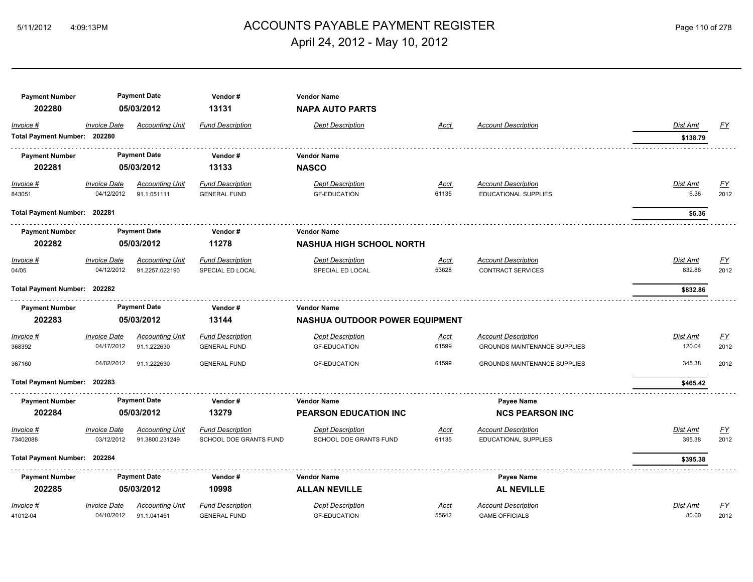# ACCOUNTS PAYABLE PAYMENT REGISTER

## April 24, 2012 - May 10, 2012

| Payment Number | Payment Date | Vendor # | Vendor Name | | | | |
|---|---|---|---|---|---|---|---|
| **202280** | **05/03/2012** | **13131** | **NAPA AUTO PARTS** | | | | |

| Invoice # | Invoice Date | Accounting Unit | Fund Description | Dept Description | Acct | Account Description | Dist Amt | FY |
|---|---|---|---|---|---|---|---|---|
| **Total Payment Number: 202280** | | | | | | | **$138.79** | |

| Payment Number | Payment Date | Vendor # | Vendor Name |
|---|---|---|---|
| **202281** | **05/03/2012** | **13133** | **NASCO** |

| Invoice # | Invoice Date | Accounting Unit | Fund Description | Dept Description | Acct | Account Description | Dist Amt | FY |
|---|---|---|---|---|---|---|---|---|
| 843051 | 04/12/2012 | 91.1.051111 | GENERAL FUND | GF-EDUCATION | 61135 | EDUCATIONAL SUPPLIES | 6.36 | 2012 |
| **Total Payment Number: 202281** | | | | | | | **$6.36** | |

| Payment Number | Payment Date | Vendor # | Vendor Name |
|---|---|---|---|
| **202282** | **05/03/2012** | **11278** | **NASHUA HIGH SCHOOL NORTH** |

| Invoice # | Invoice Date | Accounting Unit | Fund Description | Dept Description | Acct | Account Description | Dist Amt | FY |
|---|---|---|---|---|---|---|---|---|
| 04/05 | 04/12/2012 | 91.2257.022190 | SPECIAL ED LOCAL | SPECIAL ED LOCAL | 53628 | CONTRACT SERVICES | 832.86 | 2012 |
| **Total Payment Number: 202282** | | | | | | | **$832.86** | |

| Payment Number | Payment Date | Vendor # | Vendor Name |
|---|---|---|---|
| **202283** | **05/03/2012** | **13144** | **NASHUA OUTDOOR POWER EQUIPMENT** |

| Invoice # | Invoice Date | Accounting Unit | Fund Description | Dept Description | Acct | Account Description | Dist Amt | FY |
|---|---|---|---|---|---|---|---|---|
| 368392 | 04/17/2012 | 91.1.222630 | GENERAL FUND | GF-EDUCATION | 61599 | GROUNDS MAINTENANCE SUPPLIES | 120.04 | 2012 |
| 367160 | 04/02/2012 | 91.1.222630 | GENERAL FUND | GF-EDUCATION | 61599 | GROUNDS MAINTENANCE SUPPLIES | 345.38 | 2012 |
| **Total Payment Number: 202283** | | | | | | | **$465.42** | |

| Payment Number | Payment Date | Vendor # | Vendor Name | Payee Name |
|---|---|---|---|---|
| **202284** | **05/03/2012** | **13279** | **PEARSON EDUCATION INC** | **NCS PEARSON INC** |

| Invoice # | Invoice Date | Accounting Unit | Fund Description | Dept Description | Acct | Account Description | Dist Amt | FY |
|---|---|---|---|---|---|---|---|---|
| 73402088 | 03/12/2012 | 91.3800.231249 | SCHOOL DOE GRANTS FUND | SCHOOL DOE GRANTS FUND | 61135 | EDUCATIONAL SUPPLIES | 395.38 | 2012 |
| **Total Payment Number: 202284** | | | | | | | **$395.38** | |

| Payment Number | Payment Date | Vendor # | Vendor Name | Payee Name |
|---|---|---|---|---|
| **202285** | **05/03/2012** | **10998** | **ALLAN NEVILLE** | **AL NEVILLE** |

| Invoice # | Invoice Date | Accounting Unit | Fund Description | Dept Description | Acct | Account Description | Dist Amt | FY |
|---|---|---|---|---|---|---|---|---|
| 41012-04 | 04/10/2012 | 91.1.041451 | GENERAL FUND | GF-EDUCATION | 55642 | GAME OFFICIALS | 80.00 | 2012 |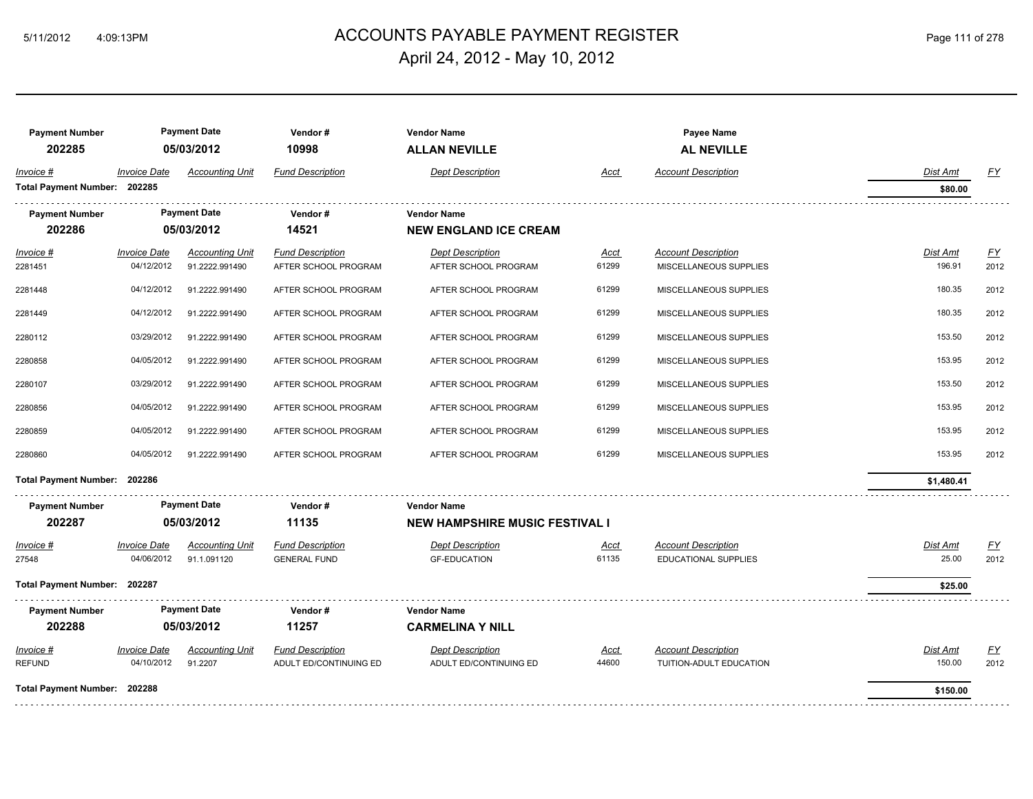# ACCOUNTS PAYABLE PAYMENT REGISTER

April 24, 2012 - May 10, 2012

| Payment Number | Payment Date | Vendor # | Vendor Name | Payee Name |
|---|---|---|---|---|
| 202285 | 05/03/2012 | 10998 | **ALLAN NEVILLE** | **AL NEVILLE** |

| Invoice # | Invoice Date | Accounting Unit | Fund Description | Dept Description | Acct | Account Description | Dist Amt | FY |
|---|---|---|---|---|---|---|---|---|
| **Total Payment Number: 202285** | | | | | | | **$80.00** | |

| Payment Number | Payment Date | Vendor # | Vendor Name |
|---|---|---|---|
| 202286 | 05/03/2012 | 14521 | **NEW ENGLAND ICE CREAM** |

| Invoice # | Invoice Date | Accounting Unit | Fund Description | Dept Description | Acct | Account Description | Dist Amt | FY |
|---|---|---|---|---|---|---|---|---|
| 2281451 | 04/12/2012 | 91.2222.991490 | AFTER SCHOOL PROGRAM | AFTER SCHOOL PROGRAM | 61299 | MISCELLANEOUS SUPPLIES | 196.91 | 2012 |
| 2281448 | 04/12/2012 | 91.2222.991490 | AFTER SCHOOL PROGRAM | AFTER SCHOOL PROGRAM | 61299 | MISCELLANEOUS SUPPLIES | 180.35 | 2012 |
| 2281449 | 04/12/2012 | 91.2222.991490 | AFTER SCHOOL PROGRAM | AFTER SCHOOL PROGRAM | 61299 | MISCELLANEOUS SUPPLIES | 180.35 | 2012 |
| 2280112 | 03/29/2012 | 91.2222.991490 | AFTER SCHOOL PROGRAM | AFTER SCHOOL PROGRAM | 61299 | MISCELLANEOUS SUPPLIES | 153.50 | 2012 |
| 2280858 | 04/05/2012 | 91.2222.991490 | AFTER SCHOOL PROGRAM | AFTER SCHOOL PROGRAM | 61299 | MISCELLANEOUS SUPPLIES | 153.95 | 2012 |
| 2280107 | 03/29/2012 | 91.2222.991490 | AFTER SCHOOL PROGRAM | AFTER SCHOOL PROGRAM | 61299 | MISCELLANEOUS SUPPLIES | 153.50 | 2012 |
| 2280856 | 04/05/2012 | 91.2222.991490 | AFTER SCHOOL PROGRAM | AFTER SCHOOL PROGRAM | 61299 | MISCELLANEOUS SUPPLIES | 153.95 | 2012 |
| 2280859 | 04/05/2012 | 91.2222.991490 | AFTER SCHOOL PROGRAM | AFTER SCHOOL PROGRAM | 61299 | MISCELLANEOUS SUPPLIES | 153.95 | 2012 |
| 2280860 | 04/05/2012 | 91.2222.991490 | AFTER SCHOOL PROGRAM | AFTER SCHOOL PROGRAM | 61299 | MISCELLANEOUS SUPPLIES | 153.95 | 2012 |
| **Total Payment Number: 202286** | | | | | | | **$1,480.41** | |

| Payment Number | Payment Date | Vendor # | Vendor Name |
|---|---|---|---|
| 202287 | 05/03/2012 | 11135 | **NEW HAMPSHIRE MUSIC FESTIVAL I** |

| Invoice # | Invoice Date | Accounting Unit | Fund Description | Dept Description | Acct | Account Description | Dist Amt | FY |
|---|---|---|---|---|---|---|---|---|
| 27548 | 04/06/2012 | 91.1.091120 | GENERAL FUND | GF-EDUCATION | 61135 | EDUCATIONAL SUPPLIES | 25.00 | 2012 |
| **Total Payment Number: 202287** | | | | | | | **$25.00** | |

| Payment Number | Payment Date | Vendor # | Vendor Name |
|---|---|---|---|
| 202288 | 05/03/2012 | 11257 | **CARMELINA Y NILL** |

| Invoice # | Invoice Date | Accounting Unit | Fund Description | Dept Description | Acct | Account Description | Dist Amt | FY |
|---|---|---|---|---|---|---|---|---|
| REFUND | 04/10/2012 | 91.2207 | ADULT ED/CONTINUING ED | ADULT ED/CONTINUING ED | 44600 | TUITION-ADULT EDUCATION | 150.00 | 2012 |
| **Total Payment Number: 202288** | | | | | | | **$150.00** | |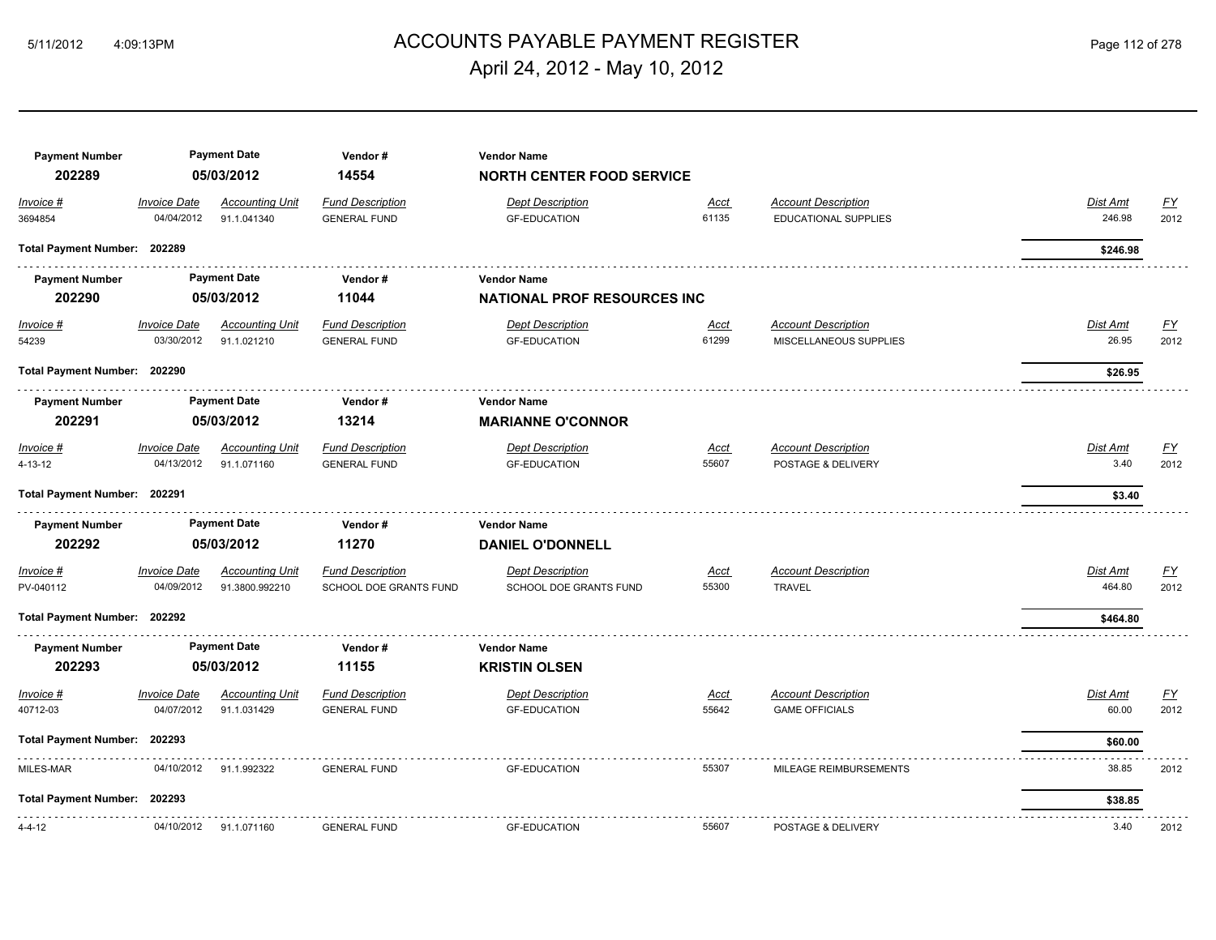# ACCOUNTS PAYABLE PAYMENT REGISTER

April 24, 2012 - May 10, 2012

| Payment Number | Payment Date | Vendor # | Vendor Name |
|---|---|---|---|
| **202289** | **05/03/2012** | **14554** | **NORTH CENTER FOOD SERVICE** |

| Invoice # | Invoice Date | Accounting Unit | Fund Description | Dept Description | Acct | Account Description | Dist Amt | FY |
|---|---|---|---|---|---|---|---|---|
| 3694854 | 04/04/2012 | 91.1.041340 | GENERAL FUND | GF-EDUCATION | 61135 | EDUCATIONAL SUPPLIES | 246.98 | 2012 |
| **Total Payment Number: 202289** | | | | | | | **$246.98** | |

| Payment Number | Payment Date | Vendor # | Vendor Name |
|---|---|---|---|
| **202290** | **05/03/2012** | **11044** | **NATIONAL PROF RESOURCES INC** |

| Invoice # | Invoice Date | Accounting Unit | Fund Description | Dept Description | Acct | Account Description | Dist Amt | FY |
|---|---|---|---|---|---|---|---|---|
| 54239 | 03/30/2012 | 91.1.021210 | GENERAL FUND | GF-EDUCATION | 61299 | MISCELLANEOUS SUPPLIES | 26.95 | 2012 |
| **Total Payment Number: 202290** | | | | | | | **$26.95** | |

| Payment Number | Payment Date | Vendor # | Vendor Name |
|---|---|---|---|
| **202291** | **05/03/2012** | **13214** | **MARIANNE O'CONNOR** |

| Invoice # | Invoice Date | Accounting Unit | Fund Description | Dept Description | Acct | Account Description | Dist Amt | FY |
|---|---|---|---|---|---|---|---|---|
| 4-13-12 | 04/13/2012 | 91.1.071160 | GENERAL FUND | GF-EDUCATION | 55607 | POSTAGE & DELIVERY | 3.40 | 2012 |
| **Total Payment Number: 202291** | | | | | | | **$3.40** | |

| Payment Number | Payment Date | Vendor # | Vendor Name |
|---|---|---|---|
| **202292** | **05/03/2012** | **11270** | **DANIEL O'DONNELL** |

| Invoice # | Invoice Date | Accounting Unit | Fund Description | Dept Description | Acct | Account Description | Dist Amt | FY |
|---|---|---|---|---|---|---|---|---|
| PV-040112 | 04/09/2012 | 91.3800.992210 | SCHOOL DOE GRANTS FUND | SCHOOL DOE GRANTS FUND | 55300 | TRAVEL | 464.80 | 2012 |
| **Total Payment Number: 202292** | | | | | | | **$464.80** | |

| Payment Number | Payment Date | Vendor # | Vendor Name |
|---|---|---|---|
| **202293** | **05/03/2012** | **11155** | **KRISTIN OLSEN** |

| Invoice # | Invoice Date | Accounting Unit | Fund Description | Dept Description | Acct | Account Description | Dist Amt | FY |
|---|---|---|---|---|---|---|---|---|
| 40712-03 | 04/07/2012 | 91.1.031429 | GENERAL FUND | GF-EDUCATION | 55642 | GAME OFFICIALS | 60.00 | 2012 |
| **Total Payment Number: 202293** | | | | | | | **$60.00** | |
| MILES-MAR | 04/10/2012 | 91.1.992322 | GENERAL FUND | GF-EDUCATION | 55307 | MILEAGE REIMBURSEMENTS | 38.85 | 2012 |
| **Total Payment Number: 202293** | | | | | | | **$38.85** | |
| 4-4-12 | 04/10/2012 | 91.1.071160 | GENERAL FUND | GF-EDUCATION | 55607 | POSTAGE & DELIVERY | 3.40 | 2012 |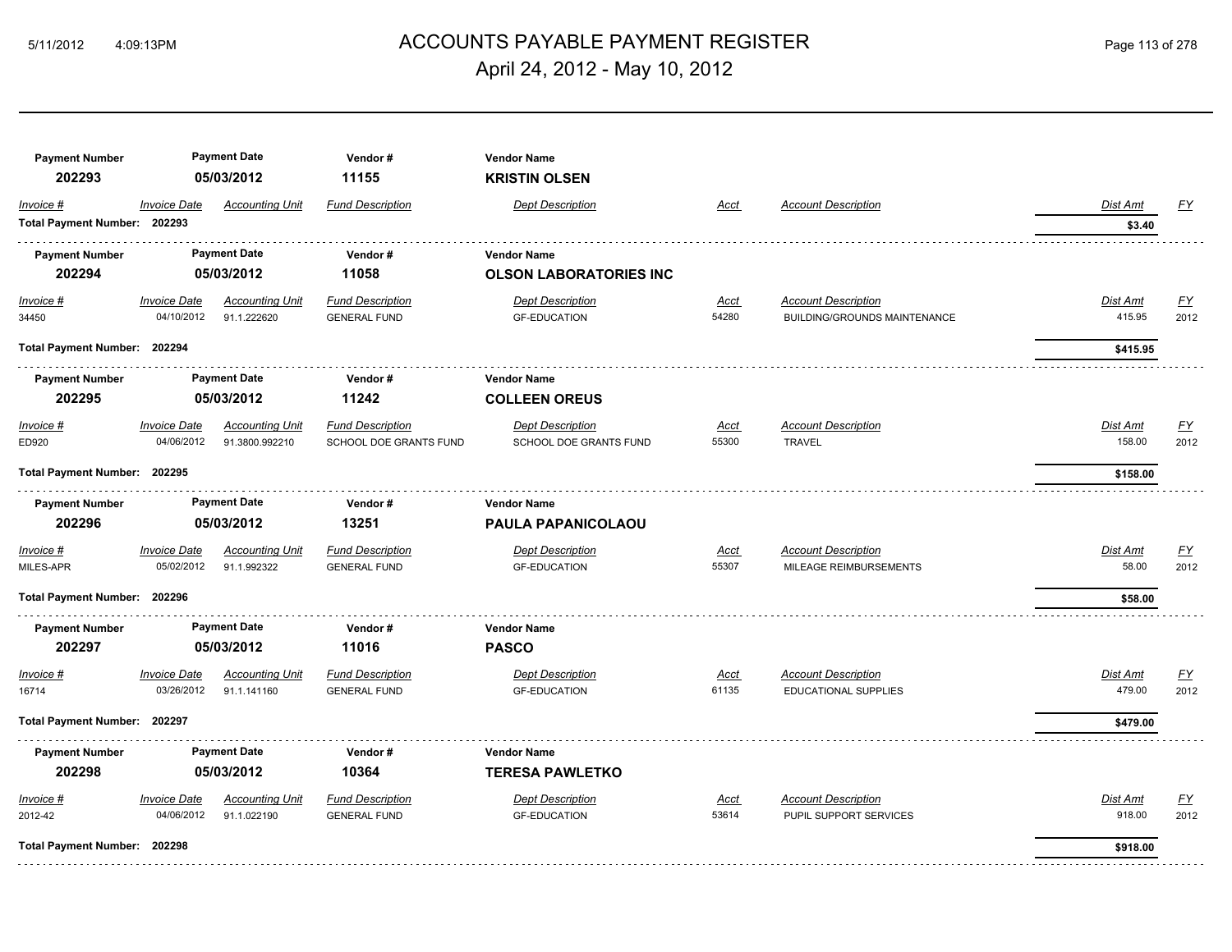# ACCOUNTS PAYABLE PAYMENT REGISTER

April 24, 2012 - May 10, 2012

| Payment Number | Payment Date | Vendor # | Vendor Name |
|---|---|---|---|
| 202293 | 05/03/2012 | 11155 | **KRISTIN OLSEN** |

| Invoice # | Invoice Date | Accounting Unit | Fund Description | Dept Description | Acct | Account Description | Dist Amt | FY |
|---|---|---|---|---|---|---|---|---|
| **Total Payment Number: 202293** | | | | | | | **$3.40** | |

| Payment Number | Payment Date | Vendor # | Vendor Name |
|---|---|---|---|
| 202294 | 05/03/2012 | 11058 | **OLSON LABORATORIES INC** |

| Invoice # | Invoice Date | Accounting Unit | Fund Description | Dept Description | Acct | Account Description | Dist Amt | FY |
|---|---|---|---|---|---|---|---|---|
| 34450 | 04/10/2012 | 91.1.222620 | GENERAL FUND | GF-EDUCATION | 54280 | BUILDING/GROUNDS MAINTENANCE | 415.95 | 2012 |
| **Total Payment Number: 202294** | | | | | | | **$415.95** | |

| Payment Number | Payment Date | Vendor # | Vendor Name |
|---|---|---|---|
| 202295 | 05/03/2012 | 11242 | **COLLEEN OREUS** |

| Invoice # | Invoice Date | Accounting Unit | Fund Description | Dept Description | Acct | Account Description | Dist Amt | FY |
|---|---|---|---|---|---|---|---|---|
| ED920 | 04/06/2012 | 91.3800.992210 | SCHOOL DOE GRANTS FUND | SCHOOL DOE GRANTS FUND | 55300 | TRAVEL | 158.00 | 2012 |
| **Total Payment Number: 202295** | | | | | | | **$158.00** | |

| Payment Number | Payment Date | Vendor # | Vendor Name |
|---|---|---|---|
| 202296 | 05/03/2012 | 13251 | **PAULA PAPANICOLAOU** |

| Invoice # | Invoice Date | Accounting Unit | Fund Description | Dept Description | Acct | Account Description | Dist Amt | FY |
|---|---|---|---|---|---|---|---|---|
| MILES-APR | 05/02/2012 | 91.1.992322 | GENERAL FUND | GF-EDUCATION | 55307 | MILEAGE REIMBURSEMENTS | 58.00 | 2012 |
| **Total Payment Number: 202296** | | | | | | | **$58.00** | |

| Payment Number | Payment Date | Vendor # | Vendor Name |
|---|---|---|---|
| 202297 | 05/03/2012 | 11016 | **PASCO** |

| Invoice # | Invoice Date | Accounting Unit | Fund Description | Dept Description | Acct | Account Description | Dist Amt | FY |
|---|---|---|---|---|---|---|---|---|
| 16714 | 03/26/2012 | 91.1.141160 | GENERAL FUND | GF-EDUCATION | 61135 | EDUCATIONAL SUPPLIES | 479.00 | 2012 |
| **Total Payment Number: 202297** | | | | | | | **$479.00** | |

| Payment Number | Payment Date | Vendor # | Vendor Name |
|---|---|---|---|
| 202298 | 05/03/2012 | 10364 | **TERESA PAWLETKO** |

| Invoice # | Invoice Date | Accounting Unit | Fund Description | Dept Description | Acct | Account Description | Dist Amt | FY |
|---|---|---|---|---|---|---|---|---|
| 2012-42 | 04/06/2012 | 91.1.022190 | GENERAL FUND | GF-EDUCATION | 53614 | PUPIL SUPPORT SERVICES | 918.00 | 2012 |
| **Total Payment Number: 202298** | | | | | | | **$918.00** | |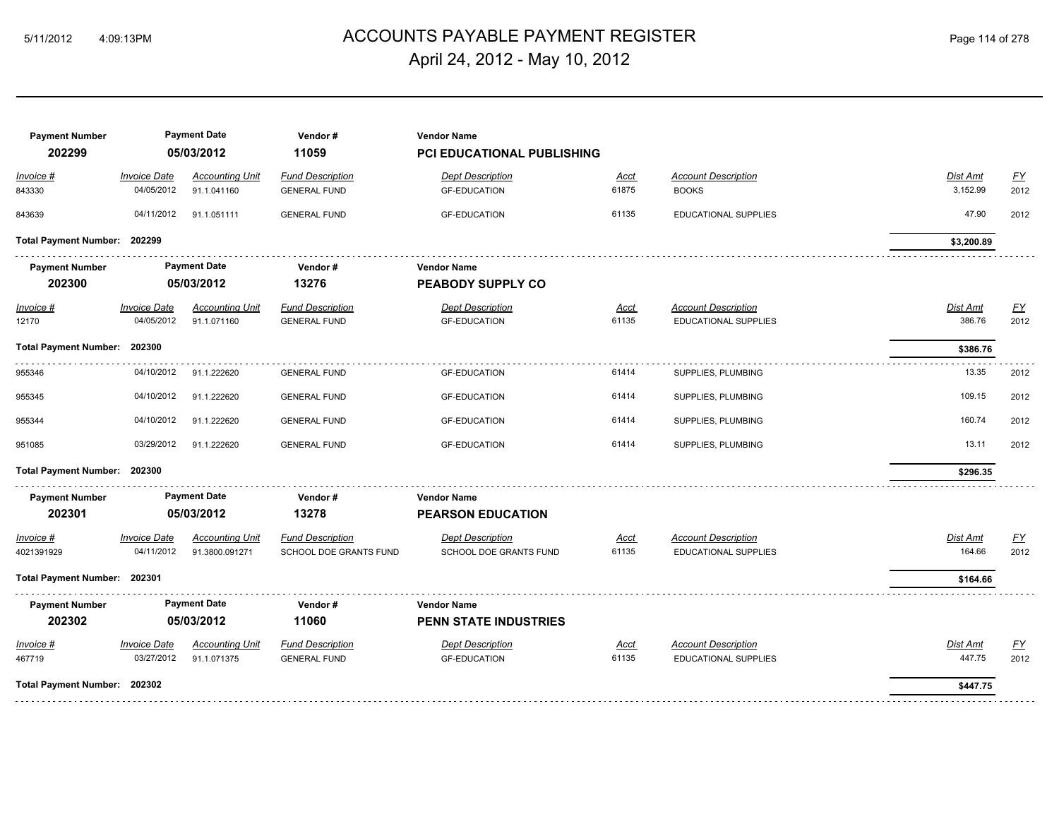# ACCOUNTS PAYABLE PAYMENT REGISTER

April 24, 2012 - May 10, 2012

| Payment Number | Payment Date | Vendor # | Vendor Name |
|---|---|---|---|
| 202299 | 05/03/2012 | 11059 | **PCI EDUCATIONAL PUBLISHING** |

| Invoice # | Invoice Date | Accounting Unit | Fund Description | Dept Description | Acct | Account Description | Dist Amt | FY |
|---|---|---|---|---|---|---|---|---|
| 843330 | 04/05/2012 | 91.1.041160 | GENERAL FUND | GF-EDUCATION | 61875 | BOOKS | 3,152.99 | 2012 |
| 843639 | 04/11/2012 | 91.1.051111 | GENERAL FUND | GF-EDUCATION | 61135 | EDUCATIONAL SUPPLIES | 47.90 | 2012 |

**Total Payment Number: 202299** — **$3,200.89**

| Payment Number | Payment Date | Vendor # | Vendor Name |
|---|---|---|---|
| 202300 | 05/03/2012 | 13276 | **PEABODY SUPPLY CO** |

| Invoice # | Invoice Date | Accounting Unit | Fund Description | Dept Description | Acct | Account Description | Dist Amt | FY |
|---|---|---|---|---|---|---|---|---|
| 12170 | 04/05/2012 | 91.1.071160 | GENERAL FUND | GF-EDUCATION | 61135 | EDUCATIONAL SUPPLIES | 386.76 | 2012 |

**Total Payment Number: 202300** — **$386.76**

| Invoice # | Invoice Date | Accounting Unit | Fund Description | Dept Description | Acct | Account Description | Dist Amt | FY |
|---|---|---|---|---|---|---|---|---|
| 955346 | 04/10/2012 | 91.1.222620 | GENERAL FUND | GF-EDUCATION | 61414 | SUPPLIES, PLUMBING | 13.35 | 2012 |
| 955345 | 04/10/2012 | 91.1.222620 | GENERAL FUND | GF-EDUCATION | 61414 | SUPPLIES, PLUMBING | 109.15 | 2012 |
| 955344 | 04/10/2012 | 91.1.222620 | GENERAL FUND | GF-EDUCATION | 61414 | SUPPLIES, PLUMBING | 160.74 | 2012 |
| 951085 | 03/29/2012 | 91.1.222620 | GENERAL FUND | GF-EDUCATION | 61414 | SUPPLIES, PLUMBING | 13.11 | 2012 |

**Total Payment Number: 202300** — **$296.35**

| Payment Number | Payment Date | Vendor # | Vendor Name |
|---|---|---|---|
| 202301 | 05/03/2012 | 13278 | **PEARSON EDUCATION** |

| Invoice # | Invoice Date | Accounting Unit | Fund Description | Dept Description | Acct | Account Description | Dist Amt | FY |
|---|---|---|---|---|---|---|---|---|
| 4021391929 | 04/11/2012 | 91.3800.091271 | SCHOOL DOE GRANTS FUND | SCHOOL DOE GRANTS FUND | 61135 | EDUCATIONAL SUPPLIES | 164.66 | 2012 |

**Total Payment Number: 202301** — **$164.66**

| Payment Number | Payment Date | Vendor # | Vendor Name |
|---|---|---|---|
| 202302 | 05/03/2012 | 11060 | **PENN STATE INDUSTRIES** |

| Invoice # | Invoice Date | Accounting Unit | Fund Description | Dept Description | Acct | Account Description | Dist Amt | FY |
|---|---|---|---|---|---|---|---|---|
| 467719 | 03/27/2012 | 91.1.071375 | GENERAL FUND | GF-EDUCATION | 61135 | EDUCATIONAL SUPPLIES | 447.75 | 2012 |

**Total Payment Number: 202302** — **$447.75**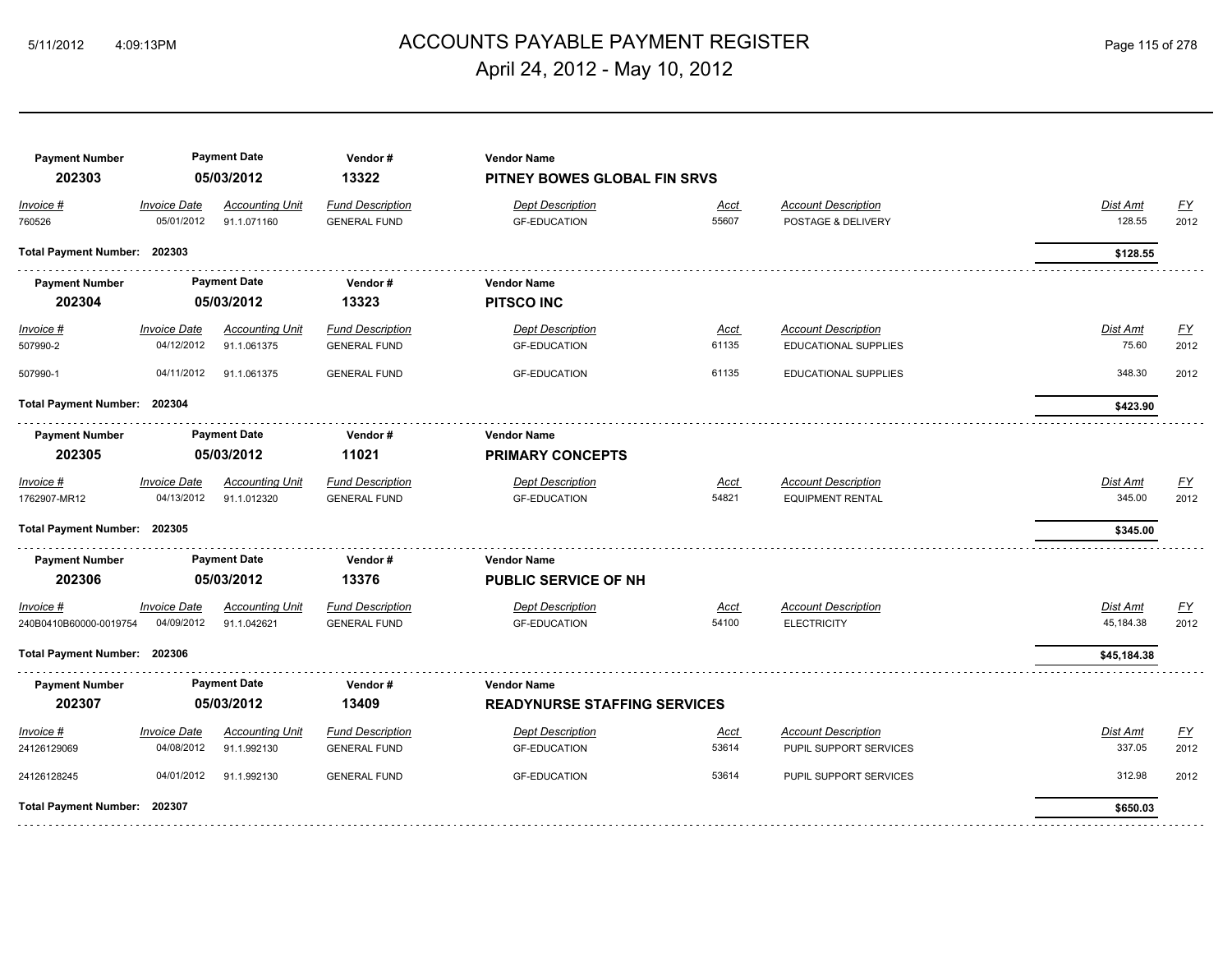# ACCOUNTS PAYABLE PAYMENT REGISTER

April 24, 2012 - May 10, 2012

| Payment Number | Payment Date | Vendor # | Vendor Name |
|---|---|---|---|
| 202303 | 05/03/2012 | 13322 | PITNEY BOWES GLOBAL FIN SRVS |

| Invoice # | Invoice Date | Accounting Unit | Fund Description | Dept Description | Acct | Account Description | Dist Amt | FY |
|---|---|---|---|---|---|---|---|---|
| 760526 | 05/01/2012 | 91.1.071160 | GENERAL FUND | GF-EDUCATION | 55607 | POSTAGE & DELIVERY | 128.55 | 2012 |

**Total Payment Number: 202303** — **$128.55**

| Payment Number | Payment Date | Vendor # | Vendor Name |
|---|---|---|---|
| 202304 | 05/03/2012 | 13323 | PITSCO INC |

| Invoice # | Invoice Date | Accounting Unit | Fund Description | Dept Description | Acct | Account Description | Dist Amt | FY |
|---|---|---|---|---|---|---|---|---|
| 507990-2 | 04/12/2012 | 91.1.061375 | GENERAL FUND | GF-EDUCATION | 61135 | EDUCATIONAL SUPPLIES | 75.60 | 2012 |
| 507990-1 | 04/11/2012 | 91.1.061375 | GENERAL FUND | GF-EDUCATION | 61135 | EDUCATIONAL SUPPLIES | 348.30 | 2012 |

**Total Payment Number: 202304** — **$423.90**

| Payment Number | Payment Date | Vendor # | Vendor Name |
|---|---|---|---|
| 202305 | 05/03/2012 | 11021 | PRIMARY CONCEPTS |

| Invoice # | Invoice Date | Accounting Unit | Fund Description | Dept Description | Acct | Account Description | Dist Amt | FY |
|---|---|---|---|---|---|---|---|---|
| 1762907-MR12 | 04/13/2012 | 91.1.012320 | GENERAL FUND | GF-EDUCATION | 54821 | EQUIPMENT RENTAL | 345.00 | 2012 |

**Total Payment Number: 202305** — **$345.00**

| Payment Number | Payment Date | Vendor # | Vendor Name |
|---|---|---|---|
| 202306 | 05/03/2012 | 13376 | PUBLIC SERVICE OF NH |

| Invoice # | Invoice Date | Accounting Unit | Fund Description | Dept Description | Acct | Account Description | Dist Amt | FY |
|---|---|---|---|---|---|---|---|---|
| 240B0410B60000-0019754 | 04/09/2012 | 91.1.042621 | GENERAL FUND | GF-EDUCATION | 54100 | ELECTRICITY | 45,184.38 | 2012 |

**Total Payment Number: 202306** — **$45,184.38**

| Payment Number | Payment Date | Vendor # | Vendor Name |
|---|---|---|---|
| 202307 | 05/03/2012 | 13409 | READYNURSE STAFFING SERVICES |

| Invoice # | Invoice Date | Accounting Unit | Fund Description | Dept Description | Acct | Account Description | Dist Amt | FY |
|---|---|---|---|---|---|---|---|---|
| 24126129069 | 04/08/2012 | 91.1.992130 | GENERAL FUND | GF-EDUCATION | 53614 | PUPIL SUPPORT SERVICES | 337.05 | 2012 |
| 24126128245 | 04/01/2012 | 91.1.992130 | GENERAL FUND | GF-EDUCATION | 53614 | PUPIL SUPPORT SERVICES | 312.98 | 2012 |

**Total Payment Number: 202307** — **$650.03**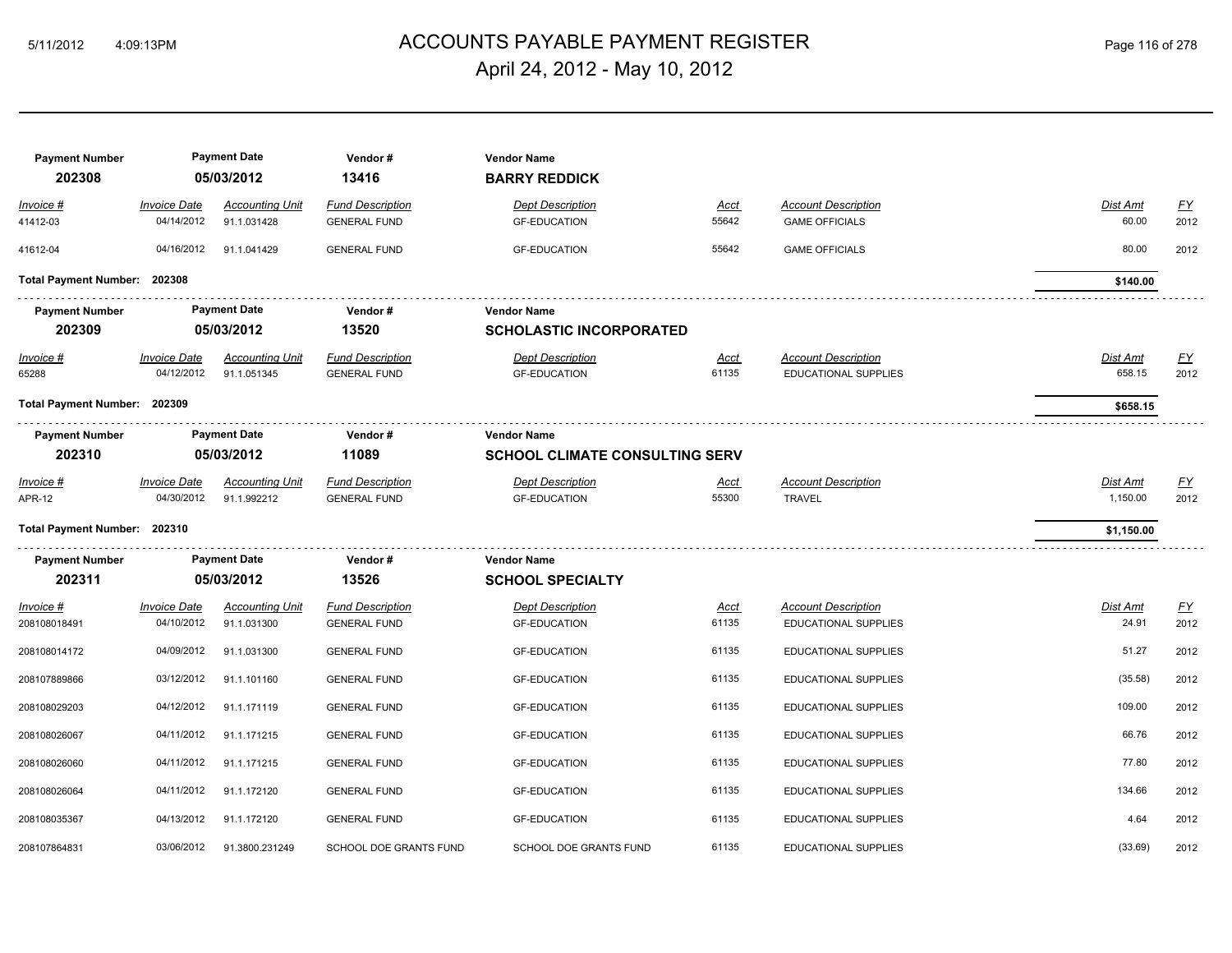| Payment Number | Payment Date | Vendor # | Vendor Name | | | | | |
|---|---|---|---|---|---|---|---|---|
| **202308** | **05/03/2012** | **13416** | **BARRY REDDICK** | | | | | |

| *Invoice #* | *Invoice Date* | *Accounting Unit* | *Fund Description* | *Dept Description* | *Acct* | *Account Description* | *Dist Amt* | *FY* |
|---|---|---|---|---|---|---|---|---|
| 41412-03 | 04/14/2012 | 91.1.031428 | GENERAL FUND | GF-EDUCATION | 55642 | GAME OFFICIALS | 60.00 | 2012 |
| 41612-04 | 04/16/2012 | 91.1.041429 | GENERAL FUND | GF-EDUCATION | 55642 | GAME OFFICIALS | 80.00 | 2012 |
| **Total Payment Number: 202308** | | | | | | | **$140.00** | |

| Payment Number | Payment Date | Vendor # | Vendor Name | | | | | |
|---|---|---|---|---|---|---|---|---|
| **202309** | **05/03/2012** | **13520** | **SCHOLASTIC INCORPORATED** | | | | | |

| *Invoice #* | *Invoice Date* | *Accounting Unit* | *Fund Description* | *Dept Description* | *Acct* | *Account Description* | *Dist Amt* | *FY* |
|---|---|---|---|---|---|---|---|---|
| 65288 | 04/12/2012 | 91.1.051345 | GENERAL FUND | GF-EDUCATION | 61135 | EDUCATIONAL SUPPLIES | 658.15 | 2012 |
| **Total Payment Number: 202309** | | | | | | | **$658.15** | |

| Payment Number | Payment Date | Vendor # | Vendor Name | | | | | |
|---|---|---|---|---|---|---|---|---|
| **202310** | **05/03/2012** | **11089** | **SCHOOL CLIMATE CONSULTING SERV** | | | | | |

| *Invoice #* | *Invoice Date* | *Accounting Unit* | *Fund Description* | *Dept Description* | *Acct* | *Account Description* | *Dist Amt* | *FY* |
|---|---|---|---|---|---|---|---|---|
| APR-12 | 04/30/2012 | 91.1.992212 | GENERAL FUND | GF-EDUCATION | 55300 | TRAVEL | 1,150.00 | 2012 |
| **Total Payment Number: 202310** | | | | | | | **$1,150.00** | |

| Payment Number | Payment Date | Vendor # | Vendor Name | | | | | |
|---|---|---|---|---|---|---|---|---|
| **202311** | **05/03/2012** | **13526** | **SCHOOL SPECIALTY** | | | | | |

| *Invoice #* | *Invoice Date* | *Accounting Unit* | *Fund Description* | *Dept Description* | *Acct* | *Account Description* | *Dist Amt* | *FY* |
|---|---|---|---|---|---|---|---|---|
| 208108018491 | 04/10/2012 | 91.1.031300 | GENERAL FUND | GF-EDUCATION | 61135 | EDUCATIONAL SUPPLIES | 24.91 | 2012 |
| 208108014172 | 04/09/2012 | 91.1.031300 | GENERAL FUND | GF-EDUCATION | 61135 | EDUCATIONAL SUPPLIES | 51.27 | 2012 |
| 208107889866 | 03/12/2012 | 91.1.101160 | GENERAL FUND | GF-EDUCATION | 61135 | EDUCATIONAL SUPPLIES | (35.58) | 2012 |
| 208108029203 | 04/12/2012 | 91.1.171119 | GENERAL FUND | GF-EDUCATION | 61135 | EDUCATIONAL SUPPLIES | 109.00 | 2012 |
| 208108026067 | 04/11/2012 | 91.1.171215 | GENERAL FUND | GF-EDUCATION | 61135 | EDUCATIONAL SUPPLIES | 66.76 | 2012 |
| 208108026060 | 04/11/2012 | 91.1.171215 | GENERAL FUND | GF-EDUCATION | 61135 | EDUCATIONAL SUPPLIES | 77.80 | 2012 |
| 208108026064 | 04/11/2012 | 91.1.172120 | GENERAL FUND | GF-EDUCATION | 61135 | EDUCATIONAL SUPPLIES | 134.66 | 2012 |
| 208108035367 | 04/13/2012 | 91.1.172120 | GENERAL FUND | GF-EDUCATION | 61135 | EDUCATIONAL SUPPLIES | 4.64 | 2012 |
| 208107864831 | 03/06/2012 | 91.3800.231249 | SCHOOL DOE GRANTS FUND | SCHOOL DOE GRANTS FUND | 61135 | EDUCATIONAL SUPPLIES | (33.69) | 2012 |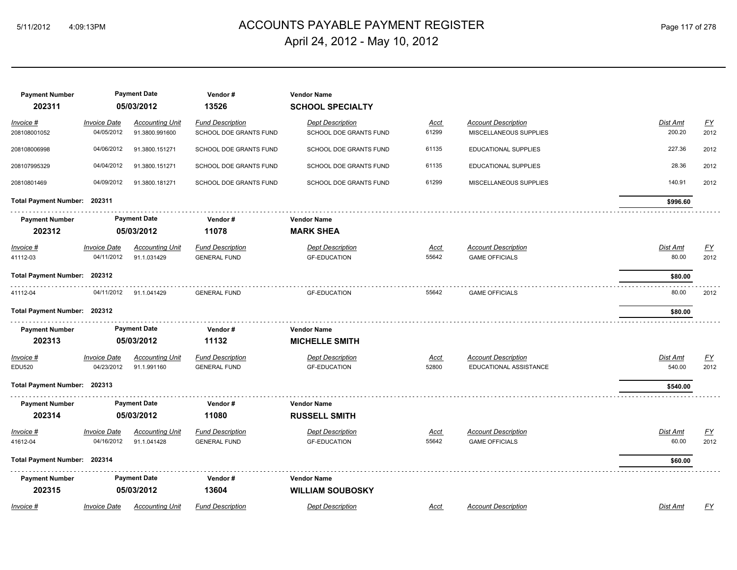# ACCOUNTS PAYABLE PAYMENT REGISTER

## April 24, 2012 - May 10, 2012

| Payment Number | Payment Date | Vendor # | Vendor Name |
|---|---|---|---|
| **202311** | **05/03/2012** | **13526** | **SCHOOL SPECIALTY** |

| *Invoice #* | *Invoice Date* | *Accounting Unit* | *Fund Description* | *Dept Description* | *Acct* | *Account Description* | *Dist Amt* | *FY* |
|---|---|---|---|---|---|---|---|---|
| 208108001052 | 04/05/2012 | 91.3800.991600 | SCHOOL DOE GRANTS FUND | SCHOOL DOE GRANTS FUND | 61299 | MISCELLANEOUS SUPPLIES | 200.20 | 2012 |
| 208108006998 | 04/06/2012 | 91.3800.151271 | SCHOOL DOE GRANTS FUND | SCHOOL DOE GRANTS FUND | 61135 | EDUCATIONAL SUPPLIES | 227.36 | 2012 |
| 208107995329 | 04/04/2012 | 91.3800.151271 | SCHOOL DOE GRANTS FUND | SCHOOL DOE GRANTS FUND | 61135 | EDUCATIONAL SUPPLIES | 28.36 | 2012 |
| 20810801469 | 04/09/2012 | 91.3800.181271 | SCHOOL DOE GRANTS FUND | SCHOOL DOE GRANTS FUND | 61299 | MISCELLANEOUS SUPPLIES | 140.91 | 2012 |

**Total Payment Number: 202311** — **$996.60**

| Payment Number | Payment Date | Vendor # | Vendor Name |
|---|---|---|---|
| **202312** | **05/03/2012** | **11078** | **MARK SHEA** |

| *Invoice #* | *Invoice Date* | *Accounting Unit* | *Fund Description* | *Dept Description* | *Acct* | *Account Description* | *Dist Amt* | *FY* |
|---|---|---|---|---|---|---|---|---|
| 41112-03 | 04/11/2012 | 91.1.031429 | GENERAL FUND | GF-EDUCATION | 55642 | GAME OFFICIALS | 80.00 | 2012 |

**Total Payment Number: 202312** — **$80.00**

| *Invoice #* | *Invoice Date* | *Accounting Unit* | *Fund Description* | *Dept Description* | *Acct* | *Account Description* | *Dist Amt* | *FY* |
|---|---|---|---|---|---|---|---|---|
| 41112-04 | 04/11/2012 | 91.1.041429 | GENERAL FUND | GF-EDUCATION | 55642 | GAME OFFICIALS | 80.00 | 2012 |

**Total Payment Number: 202312** — **$80.00**

| Payment Number | Payment Date | Vendor # | Vendor Name |
|---|---|---|---|
| **202313** | **05/03/2012** | **11132** | **MICHELLE SMITH** |

| *Invoice #* | *Invoice Date* | *Accounting Unit* | *Fund Description* | *Dept Description* | *Acct* | *Account Description* | *Dist Amt* | *FY* |
|---|---|---|---|---|---|---|---|---|
| EDU520 | 04/23/2012 | 91.1.991160 | GENERAL FUND | GF-EDUCATION | 52800 | EDUCATIONAL ASSISTANCE | 540.00 | 2012 |

**Total Payment Number: 202313** — **$540.00**

| Payment Number | Payment Date | Vendor # | Vendor Name |
|---|---|---|---|
| **202314** | **05/03/2012** | **11080** | **RUSSELL SMITH** |

| *Invoice #* | *Invoice Date* | *Accounting Unit* | *Fund Description* | *Dept Description* | *Acct* | *Account Description* | *Dist Amt* | *FY* |
|---|---|---|---|---|---|---|---|---|
| 41612-04 | 04/16/2012 | 91.1.041428 | GENERAL FUND | GF-EDUCATION | 55642 | GAME OFFICIALS | 60.00 | 2012 |

**Total Payment Number: 202314** — **$60.00**

| Payment Number | Payment Date | Vendor # | Vendor Name |
|---|---|---|---|
| **202315** | **05/03/2012** | **13604** | **WILLIAM SOUBOSKY** |

| *Invoice #* | *Invoice Date* | *Accounting Unit* | *Fund Description* | *Dept Description* | *Acct* | *Account Description* | *Dist Amt* | *FY* |
|---|---|---|---|---|---|---|---|---|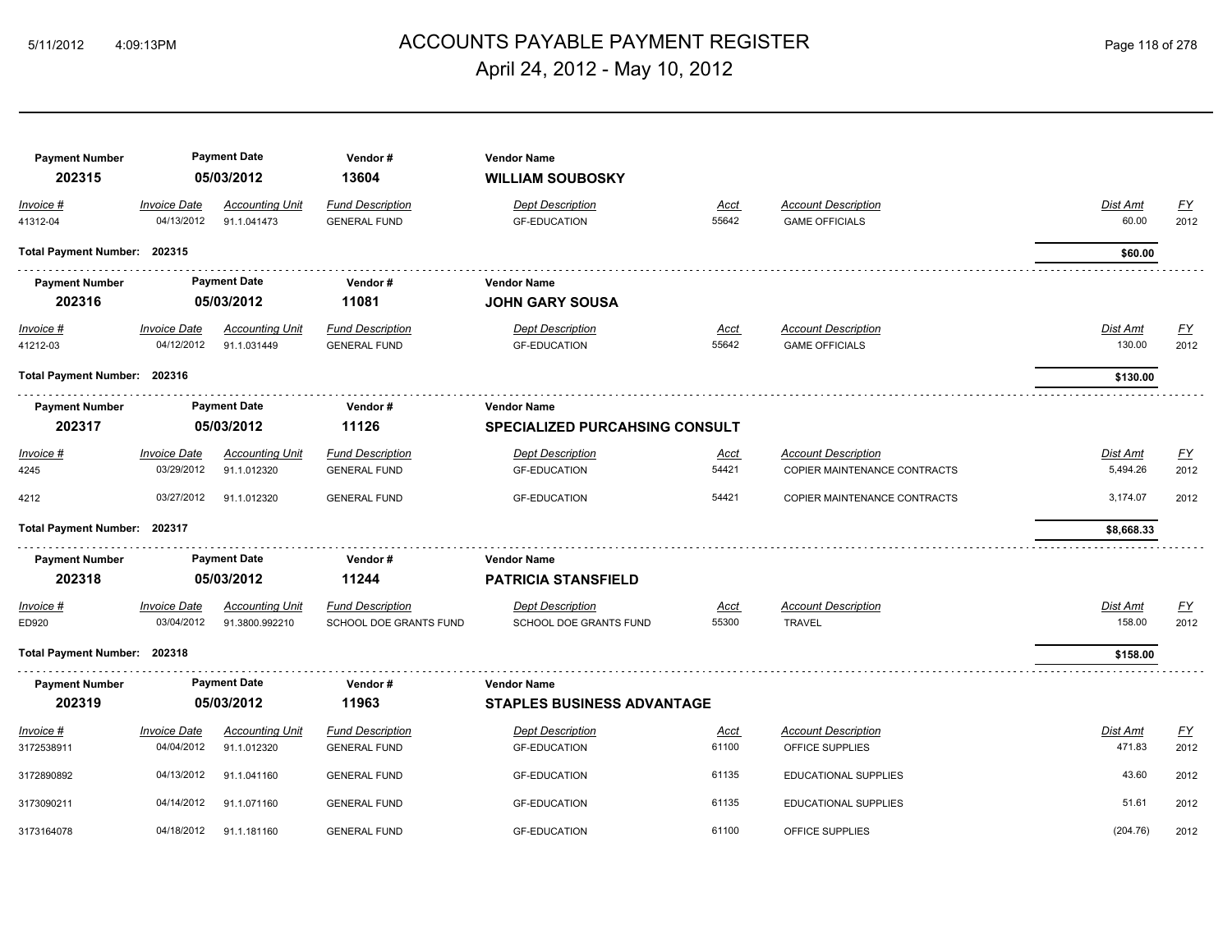# ACCOUNTS PAYABLE PAYMENT REGISTER

## April 24, 2012 - May 10, 2012

| Payment Number | Payment Date | Vendor # | Vendor Name |
|---|---|---|---|
| **202315** | **05/03/2012** | **13604** | **WILLIAM SOUBOSKY** |

| Invoice # | Invoice Date | Accounting Unit | Fund Description | Dept Description | Acct | Account Description | Dist Amt | FY |
|---|---|---|---|---|---|---|---|---|
| 41312-04 | 04/13/2012 | 91.1.041473 | GENERAL FUND | GF-EDUCATION | 55642 | GAME OFFICIALS | 60.00 | 2012 |

**Total Payment Number: 202315** — **$60.00**

| Payment Number | Payment Date | Vendor # | Vendor Name |
|---|---|---|---|
| **202316** | **05/03/2012** | **11081** | **JOHN GARY SOUSA** |

| Invoice # | Invoice Date | Accounting Unit | Fund Description | Dept Description | Acct | Account Description | Dist Amt | FY |
|---|---|---|---|---|---|---|---|---|
| 41212-03 | 04/12/2012 | 91.1.031449 | GENERAL FUND | GF-EDUCATION | 55642 | GAME OFFICIALS | 130.00 | 2012 |

**Total Payment Number: 202316** — **$130.00**

| Payment Number | Payment Date | Vendor # | Vendor Name |
|---|---|---|---|
| **202317** | **05/03/2012** | **11126** | **SPECIALIZED PURCAHSING CONSULT** |

| Invoice # | Invoice Date | Accounting Unit | Fund Description | Dept Description | Acct | Account Description | Dist Amt | FY |
|---|---|---|---|---|---|---|---|---|
| 4245 | 03/29/2012 | 91.1.012320 | GENERAL FUND | GF-EDUCATION | 54421 | COPIER MAINTENANCE CONTRACTS | 5,494.26 | 2012 |
| 4212 | 03/27/2012 | 91.1.012320 | GENERAL FUND | GF-EDUCATION | 54421 | COPIER MAINTENANCE CONTRACTS | 3,174.07 | 2012 |

**Total Payment Number: 202317** — **$8,668.33**

| Payment Number | Payment Date | Vendor # | Vendor Name |
|---|---|---|---|
| **202318** | **05/03/2012** | **11244** | **PATRICIA STANSFIELD** |

| Invoice # | Invoice Date | Accounting Unit | Fund Description | Dept Description | Acct | Account Description | Dist Amt | FY |
|---|---|---|---|---|---|---|---|---|
| ED920 | 03/04/2012 | 91.3800.992210 | SCHOOL DOE GRANTS FUND | SCHOOL DOE GRANTS FUND | 55300 | TRAVEL | 158.00 | 2012 |

**Total Payment Number: 202318** — **$158.00**

| Payment Number | Payment Date | Vendor # | Vendor Name |
|---|---|---|---|
| **202319** | **05/03/2012** | **11963** | **STAPLES BUSINESS ADVANTAGE** |

| Invoice # | Invoice Date | Accounting Unit | Fund Description | Dept Description | Acct | Account Description | Dist Amt | FY |
|---|---|---|---|---|---|---|---|---|
| 3172538911 | 04/04/2012 | 91.1.012320 | GENERAL FUND | GF-EDUCATION | 61100 | OFFICE SUPPLIES | 471.83 | 2012 |
| 3172890892 | 04/13/2012 | 91.1.041160 | GENERAL FUND | GF-EDUCATION | 61135 | EDUCATIONAL SUPPLIES | 43.60 | 2012 |
| 3173090211 | 04/14/2012 | 91.1.071160 | GENERAL FUND | GF-EDUCATION | 61135 | EDUCATIONAL SUPPLIES | 51.61 | 2012 |
| 3173164078 | 04/18/2012 | 91.1.181160 | GENERAL FUND | GF-EDUCATION | 61100 | OFFICE SUPPLIES | (204.76) | 2012 |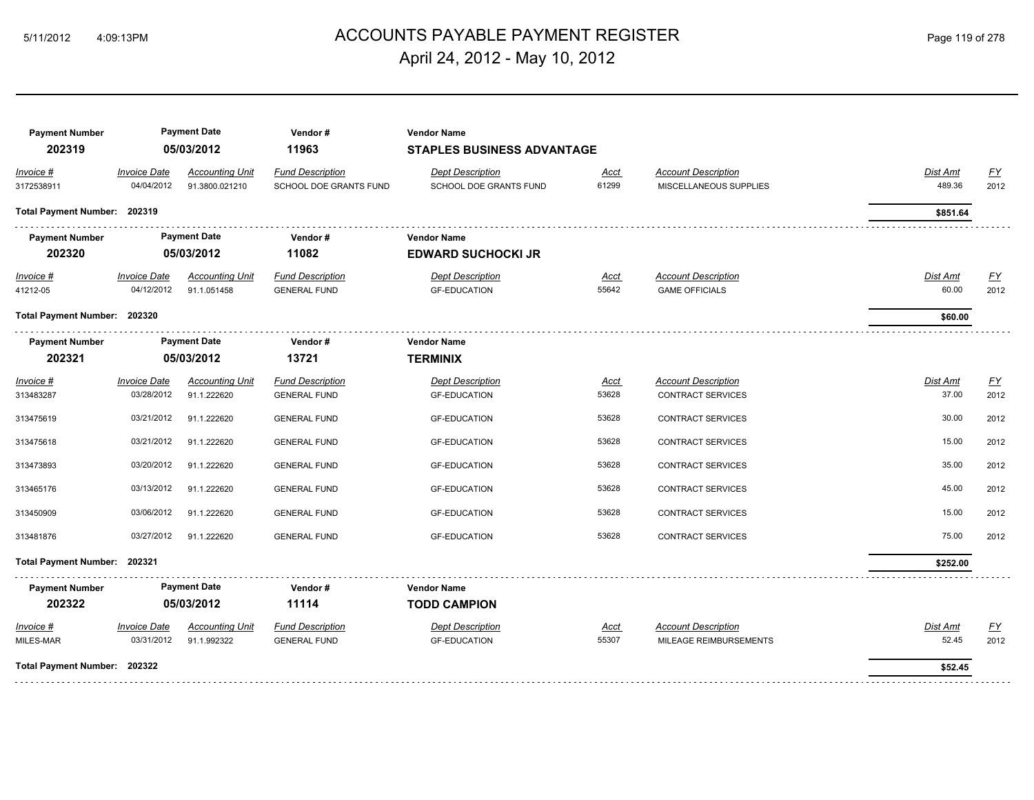# ACCOUNTS PAYABLE PAYMENT REGISTER

## April 24, 2012 - May 10, 2012

| Payment Number | Payment Date | Vendor # | Vendor Name |
|---|---|---|---|
| **202319** | **05/03/2012** | **11963** | **STAPLES BUSINESS ADVANTAGE** |

| Invoice # | Invoice Date | Accounting Unit | Fund Description | Dept Description | Acct | Account Description | Dist Amt | FY |
|---|---|---|---|---|---|---|---|---|
| 3172538911 | 04/04/2012 | 91.3800.021210 | SCHOOL DOE GRANTS FUND | SCHOOL DOE GRANTS FUND | 61299 | MISCELLANEOUS SUPPLIES | 489.36 | 2012 |

**Total Payment Number: 202319** — **$851.64**

| Payment Number | Payment Date | Vendor # | Vendor Name |
|---|---|---|---|
| **202320** | **05/03/2012** | **11082** | **EDWARD SUCHOCKI JR** |

| Invoice # | Invoice Date | Accounting Unit | Fund Description | Dept Description | Acct | Account Description | Dist Amt | FY |
|---|---|---|---|---|---|---|---|---|
| 41212-05 | 04/12/2012 | 91.1.051458 | GENERAL FUND | GF-EDUCATION | 55642 | GAME OFFICIALS | 60.00 | 2012 |

**Total Payment Number: 202320** — **$60.00**

| Payment Number | Payment Date | Vendor # | Vendor Name |
|---|---|---|---|
| **202321** | **05/03/2012** | **13721** | **TERMINIX** |

| Invoice # | Invoice Date | Accounting Unit | Fund Description | Dept Description | Acct | Account Description | Dist Amt | FY |
|---|---|---|---|---|---|---|---|---|
| 313483287 | 03/28/2012 | 91.1.222620 | GENERAL FUND | GF-EDUCATION | 53628 | CONTRACT SERVICES | 37.00 | 2012 |
| 313475619 | 03/21/2012 | 91.1.222620 | GENERAL FUND | GF-EDUCATION | 53628 | CONTRACT SERVICES | 30.00 | 2012 |
| 313475618 | 03/21/2012 | 91.1.222620 | GENERAL FUND | GF-EDUCATION | 53628 | CONTRACT SERVICES | 15.00 | 2012 |
| 313473893 | 03/20/2012 | 91.1.222620 | GENERAL FUND | GF-EDUCATION | 53628 | CONTRACT SERVICES | 35.00 | 2012 |
| 313465176 | 03/13/2012 | 91.1.222620 | GENERAL FUND | GF-EDUCATION | 53628 | CONTRACT SERVICES | 45.00 | 2012 |
| 313450909 | 03/06/2012 | 91.1.222620 | GENERAL FUND | GF-EDUCATION | 53628 | CONTRACT SERVICES | 15.00 | 2012 |
| 313481876 | 03/27/2012 | 91.1.222620 | GENERAL FUND | GF-EDUCATION | 53628 | CONTRACT SERVICES | 75.00 | 2012 |

**Total Payment Number: 202321** — **$252.00**

| Payment Number | Payment Date | Vendor # | Vendor Name |
|---|---|---|---|
| **202322** | **05/03/2012** | **11114** | **TODD CAMPION** |

| Invoice # | Invoice Date | Accounting Unit | Fund Description | Dept Description | Acct | Account Description | Dist Amt | FY |
|---|---|---|---|---|---|---|---|---|
| MILES-MAR | 03/31/2012 | 91.1.992322 | GENERAL FUND | GF-EDUCATION | 55307 | MILEAGE REIMBURSEMENTS | 52.45 | 2012 |

**Total Payment Number: 202322** — **$52.45**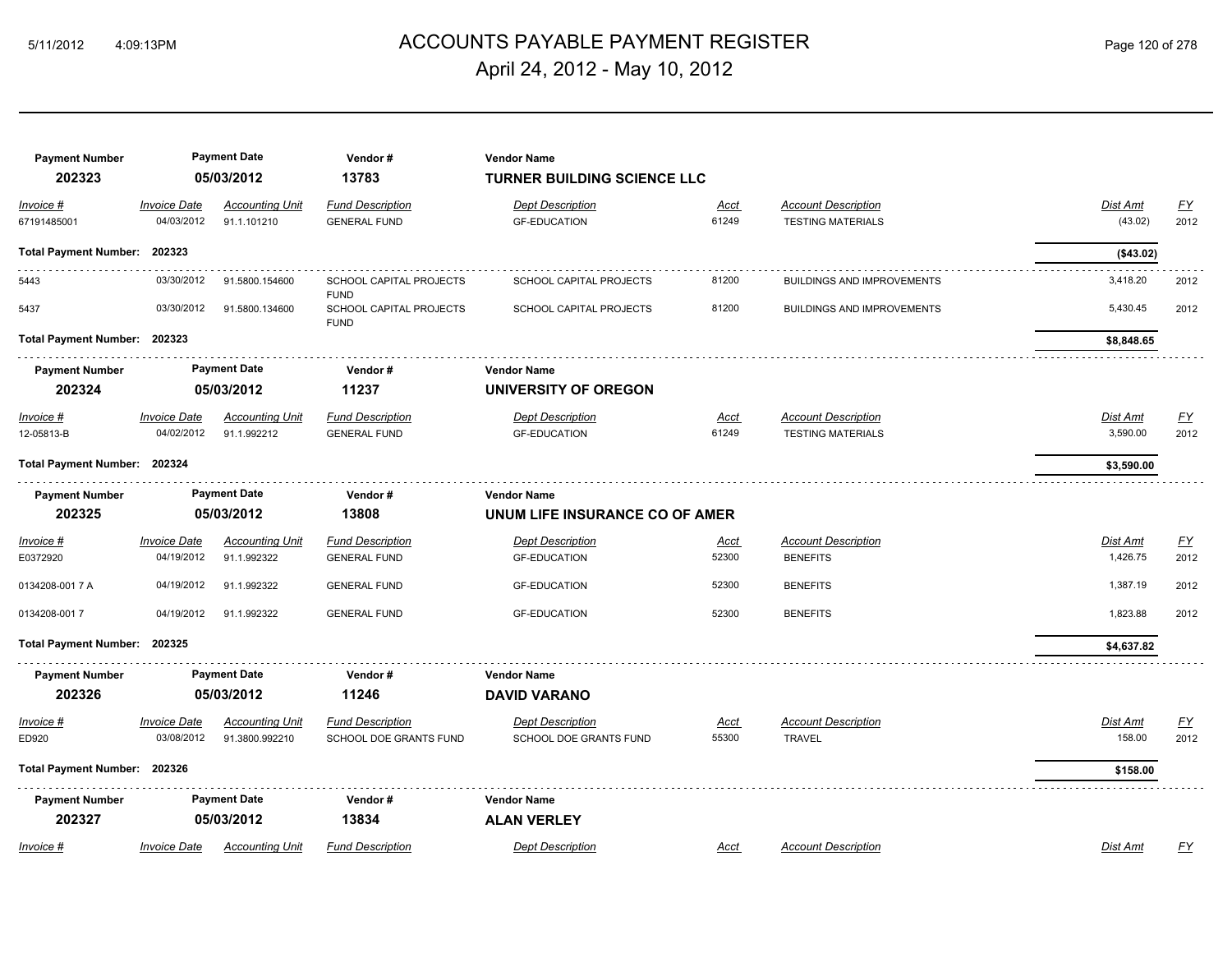| Payment Number | Payment Date | Vendor # | Vendor Name | | | | | |
|---|---|---|---|---|---|---|---|---|
| **202323** | **05/03/2012** | **13783** | **TURNER BUILDING SCIENCE LLC** | | | | | |
| *Invoice #* | *Invoice Date* | *Accounting Unit* | *Fund Description* | *Dept Description* | *Acct* | *Account Description* | *Dist Amt* | *FY* |
| 67191485001 | 04/03/2012 | 91.1.101210 | GENERAL FUND | GF-EDUCATION | 61249 | TESTING MATERIALS | (43.02) | 2012 |
| **Total Payment Number: 202323** | | | | | | | **($43.02)** | |
| 5443 | 03/30/2012 | 91.5800.154600 | SCHOOL CAPITAL PROJECTS FUND | SCHOOL CAPITAL PROJECTS | 81200 | BUILDINGS AND IMPROVEMENTS | 3,418.20 | 2012 |
| 5437 | 03/30/2012 | 91.5800.134600 | SCHOOL CAPITAL PROJECTS FUND | SCHOOL CAPITAL PROJECTS | 81200 | BUILDINGS AND IMPROVEMENTS | 5,430.45 | 2012 |
| **Total Payment Number: 202323** | | | | | | | **$8,848.65** | |

| Payment Number | Payment Date | Vendor # | Vendor Name | | | | | |
|---|---|---|---|---|---|---|---|---|
| **202324** | **05/03/2012** | **11237** | **UNIVERSITY OF OREGON** | | | | | |
| *Invoice #* | *Invoice Date* | *Accounting Unit* | *Fund Description* | *Dept Description* | *Acct* | *Account Description* | *Dist Amt* | *FY* |
| 12-05813-B | 04/02/2012 | 91.1.992212 | GENERAL FUND | GF-EDUCATION | 61249 | TESTING MATERIALS | 3,590.00 | 2012 |
| **Total Payment Number: 202324** | | | | | | | **$3,590.00** | |

| Payment Number | Payment Date | Vendor # | Vendor Name | | | | | |
|---|---|---|---|---|---|---|---|---|
| **202325** | **05/03/2012** | **13808** | **UNUM LIFE INSURANCE CO OF AMER** | | | | | |
| *Invoice #* | *Invoice Date* | *Accounting Unit* | *Fund Description* | *Dept Description* | *Acct* | *Account Description* | *Dist Amt* | *FY* |
| E0372920 | 04/19/2012 | 91.1.992322 | GENERAL FUND | GF-EDUCATION | 52300 | BENEFITS | 1,426.75 | 2012 |
| 0134208-001 7 A | 04/19/2012 | 91.1.992322 | GENERAL FUND | GF-EDUCATION | 52300 | BENEFITS | 1,387.19 | 2012 |
| 0134208-001 7 | 04/19/2012 | 91.1.992322 | GENERAL FUND | GF-EDUCATION | 52300 | BENEFITS | 1,823.88 | 2012 |
| **Total Payment Number: 202325** | | | | | | | **$4,637.82** | |

| Payment Number | Payment Date | Vendor # | Vendor Name | | | | | |
|---|---|---|---|---|---|---|---|---|
| **202326** | **05/03/2012** | **11246** | **DAVID VARANO** | | | | | |
| *Invoice #* | *Invoice Date* | *Accounting Unit* | *Fund Description* | *Dept Description* | *Acct* | *Account Description* | *Dist Amt* | *FY* |
| ED920 | 03/08/2012 | 91.3800.992210 | SCHOOL DOE GRANTS FUND | SCHOOL DOE GRANTS FUND | 55300 | TRAVEL | 158.00 | 2012 |
| **Total Payment Number: 202326** | | | | | | | **$158.00** | |

| Payment Number | Payment Date | Vendor # | Vendor Name | | | | | |
|---|---|---|---|---|---|---|---|---|
| **202327** | **05/03/2012** | **13834** | **ALAN VERLEY** | | | | | |
| *Invoice #* | *Invoice Date* | *Accounting Unit* | *Fund Description* | *Dept Description* | *Acct* | *Account Description* | *Dist Amt* | *FY* |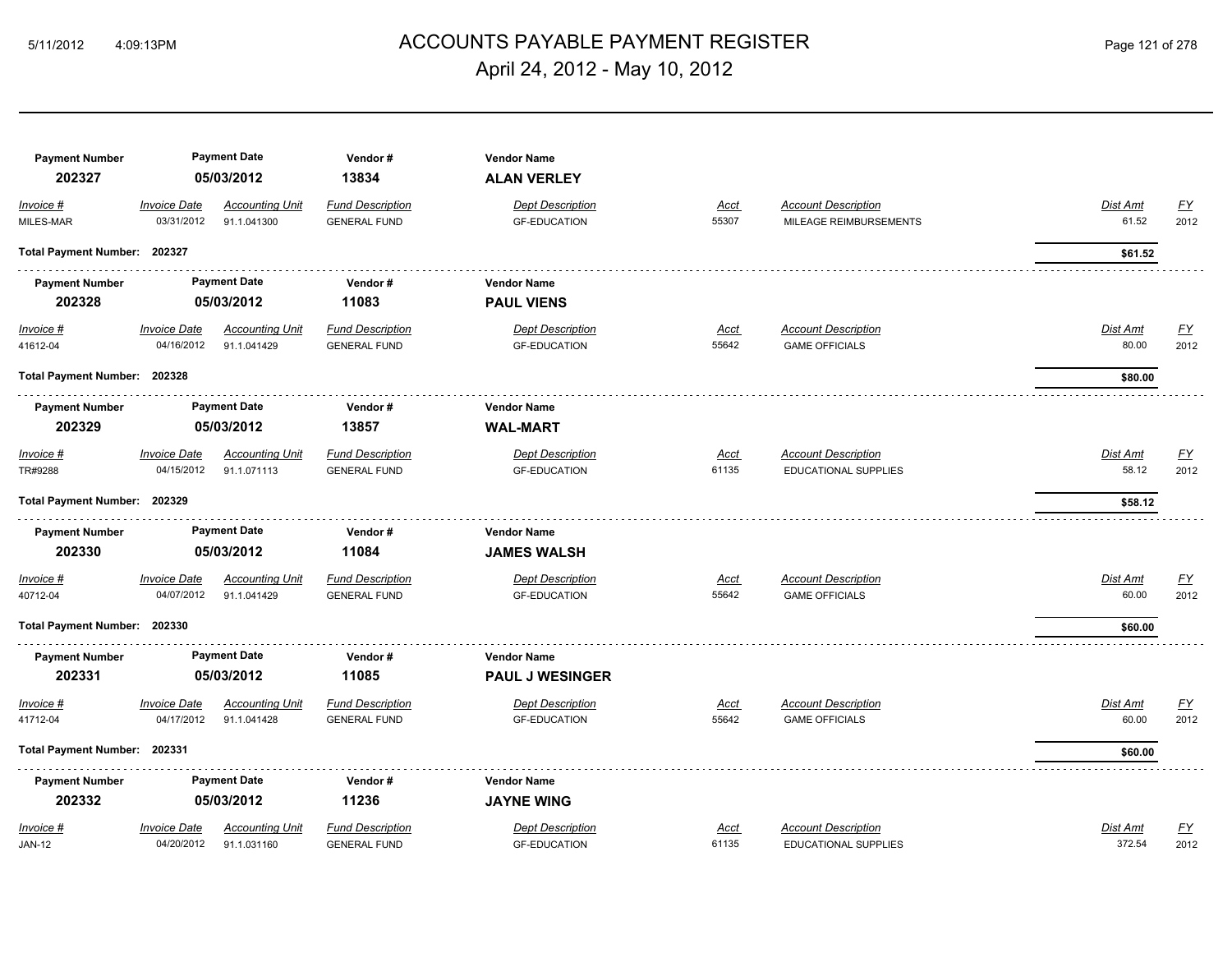# ACCOUNTS PAYABLE PAYMENT REGISTER

## April 24, 2012 - May 10, 2012

| Payment Number | Payment Date | Vendor # | Vendor Name |
|---|---|---|---|
| 202327 | 05/03/2012 | 13834 | ALAN VERLEY |

| Invoice # | Invoice Date | Accounting Unit | Fund Description | Dept Description | Acct | Account Description | Dist Amt | FY |
|---|---|---|---|---|---|---|---|---|
| MILES-MAR | 03/31/2012 | 91.1.041300 | GENERAL FUND | GF-EDUCATION | 55307 | MILEAGE REIMBURSEMENTS | 61.52 | 2012 |

**Total Payment Number: 202327** — **$61.52**

| Payment Number | Payment Date | Vendor # | Vendor Name |
|---|---|---|---|
| 202328 | 05/03/2012 | 11083 | PAUL VIENS |

| Invoice # | Invoice Date | Accounting Unit | Fund Description | Dept Description | Acct | Account Description | Dist Amt | FY |
|---|---|---|---|---|---|---|---|---|
| 41612-04 | 04/16/2012 | 91.1.041429 | GENERAL FUND | GF-EDUCATION | 55642 | GAME OFFICIALS | 80.00 | 2012 |

**Total Payment Number: 202328** — **$80.00**

| Payment Number | Payment Date | Vendor # | Vendor Name |
|---|---|---|---|
| 202329 | 05/03/2012 | 13857 | WAL-MART |

| Invoice # | Invoice Date | Accounting Unit | Fund Description | Dept Description | Acct | Account Description | Dist Amt | FY |
|---|---|---|---|---|---|---|---|---|
| TR#9288 | 04/15/2012 | 91.1.071113 | GENERAL FUND | GF-EDUCATION | 61135 | EDUCATIONAL SUPPLIES | 58.12 | 2012 |

**Total Payment Number: 202329** — **$58.12**

| Payment Number | Payment Date | Vendor # | Vendor Name |
|---|---|---|---|
| 202330 | 05/03/2012 | 11084 | JAMES WALSH |

| Invoice # | Invoice Date | Accounting Unit | Fund Description | Dept Description | Acct | Account Description | Dist Amt | FY |
|---|---|---|---|---|---|---|---|---|
| 40712-04 | 04/07/2012 | 91.1.041429 | GENERAL FUND | GF-EDUCATION | 55642 | GAME OFFICIALS | 60.00 | 2012 |

**Total Payment Number: 202330** — **$60.00**

| Payment Number | Payment Date | Vendor # | Vendor Name |
|---|---|---|---|
| 202331 | 05/03/2012 | 11085 | PAUL J WESINGER |

| Invoice # | Invoice Date | Accounting Unit | Fund Description | Dept Description | Acct | Account Description | Dist Amt | FY |
|---|---|---|---|---|---|---|---|---|
| 41712-04 | 04/17/2012 | 91.1.041428 | GENERAL FUND | GF-EDUCATION | 55642 | GAME OFFICIALS | 60.00 | 2012 |

**Total Payment Number: 202331** — **$60.00**

| Payment Number | Payment Date | Vendor # | Vendor Name |
|---|---|---|---|
| 202332 | 05/03/2012 | 11236 | JAYNE WING |

| Invoice # | Invoice Date | Accounting Unit | Fund Description | Dept Description | Acct | Account Description | Dist Amt | FY |
|---|---|---|---|---|---|---|---|---|
| JAN-12 | 04/20/2012 | 91.1.031160 | GENERAL FUND | GF-EDUCATION | 61135 | EDUCATIONAL SUPPLIES | 372.54 | 2012 |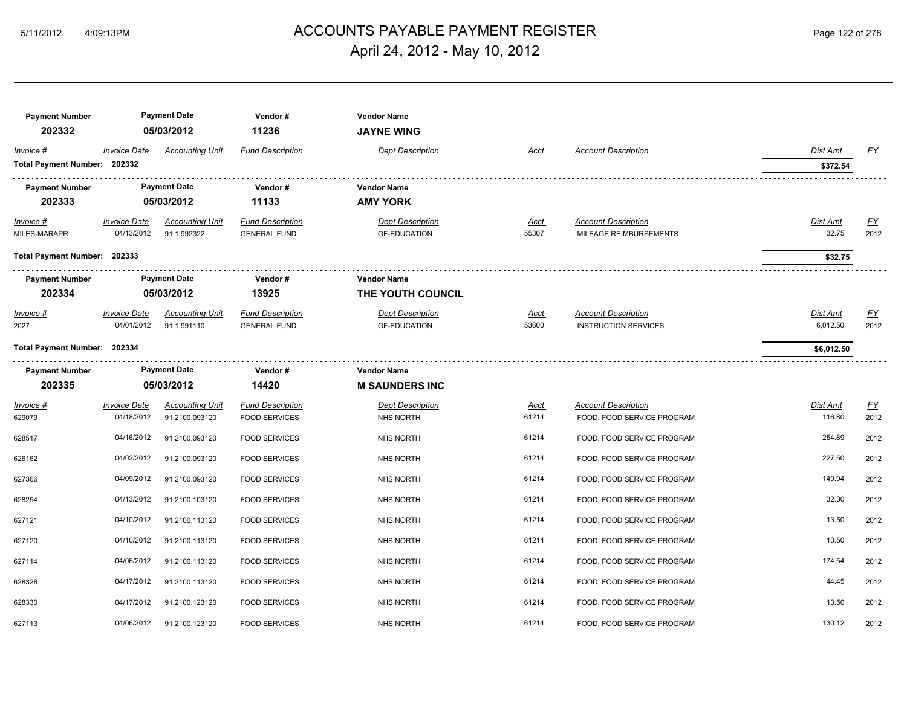# ACCOUNTS PAYABLE PAYMENT REGISTER

## April 24, 2012 - May 10, 2012

| Payment Number | Payment Date | Vendor # | Vendor Name |
|---|---|---|---|
| 202332 | 05/03/2012 | 11236 | JAYNE WING |

| Invoice # | Invoice Date | Accounting Unit | Fund Description | Dept Description | Acct | Account Description | Dist Amt | FY |
|---|---|---|---|---|---|---|---|---|
| **Total Payment Number: 202332** | | | | | | | **$372.54** | |

| Payment Number | Payment Date | Vendor # | Vendor Name |
|---|---|---|---|
| 202333 | 05/03/2012 | 11133 | AMY YORK |

| Invoice # | Invoice Date | Accounting Unit | Fund Description | Dept Description | Acct | Account Description | Dist Amt | FY |
|---|---|---|---|---|---|---|---|---|
| MILES-MARAPR | 04/13/2012 | 91.1.992322 | GENERAL FUND | GF-EDUCATION | 55307 | MILEAGE REIMBURSEMENTS | 32.75 | 2012 |
| **Total Payment Number: 202333** | | | | | | | **$32.75** | |

| Payment Number | Payment Date | Vendor # | Vendor Name |
|---|---|---|---|
| 202334 | 05/03/2012 | 13925 | THE YOUTH COUNCIL |

| Invoice # | Invoice Date | Accounting Unit | Fund Description | Dept Description | Acct | Account Description | Dist Amt | FY |
|---|---|---|---|---|---|---|---|---|
| 2027 | 04/01/2012 | 91.1.991110 | GENERAL FUND | GF-EDUCATION | 53600 | INSTRUCTION SERVICES | 6,012.50 | 2012 |
| **Total Payment Number: 202334** | | | | | | | **$6,012.50** | |

| Payment Number | Payment Date | Vendor # | Vendor Name |
|---|---|---|---|
| 202335 | 05/03/2012 | 14420 | M SAUNDERS INC |

| Invoice # | Invoice Date | Accounting Unit | Fund Description | Dept Description | Acct | Account Description | Dist Amt | FY |
|---|---|---|---|---|---|---|---|---|
| 629079 | 04/18/2012 | 91.2100.093120 | FOOD SERVICES | NHS NORTH | 61214 | FOOD, FOOD SERVICE PROGRAM | 116.80 | 2012 |
| 628517 | 04/16/2012 | 91.2100.093120 | FOOD SERVICES | NHS NORTH | 61214 | FOOD, FOOD SERVICE PROGRAM | 254.89 | 2012 |
| 626162 | 04/02/2012 | 91.2100.093120 | FOOD SERVICES | NHS NORTH | 61214 | FOOD, FOOD SERVICE PROGRAM | 227.50 | 2012 |
| 627366 | 04/09/2012 | 91.2100.093120 | FOOD SERVICES | NHS NORTH | 61214 | FOOD, FOOD SERVICE PROGRAM | 149.94 | 2012 |
| 628254 | 04/13/2012 | 91.2100.103120 | FOOD SERVICES | NHS NORTH | 61214 | FOOD, FOOD SERVICE PROGRAM | 32.30 | 2012 |
| 627121 | 04/10/2012 | 91.2100.113120 | FOOD SERVICES | NHS NORTH | 61214 | FOOD, FOOD SERVICE PROGRAM | 13.50 | 2012 |
| 627120 | 04/10/2012 | 91.2100.113120 | FOOD SERVICES | NHS NORTH | 61214 | FOOD, FOOD SERVICE PROGRAM | 13.50 | 2012 |
| 627114 | 04/06/2012 | 91.2100.113120 | FOOD SERVICES | NHS NORTH | 61214 | FOOD, FOOD SERVICE PROGRAM | 174.54 | 2012 |
| 628328 | 04/17/2012 | 91.2100.113120 | FOOD SERVICES | NHS NORTH | 61214 | FOOD, FOOD SERVICE PROGRAM | 44.45 | 2012 |
| 628330 | 04/17/2012 | 91.2100.123120 | FOOD SERVICES | NHS NORTH | 61214 | FOOD, FOOD SERVICE PROGRAM | 13.50 | 2012 |
| 627113 | 04/06/2012 | 91.2100.123120 | FOOD SERVICES | NHS NORTH | 61214 | FOOD, FOOD SERVICE PROGRAM | 130.12 | 2012 |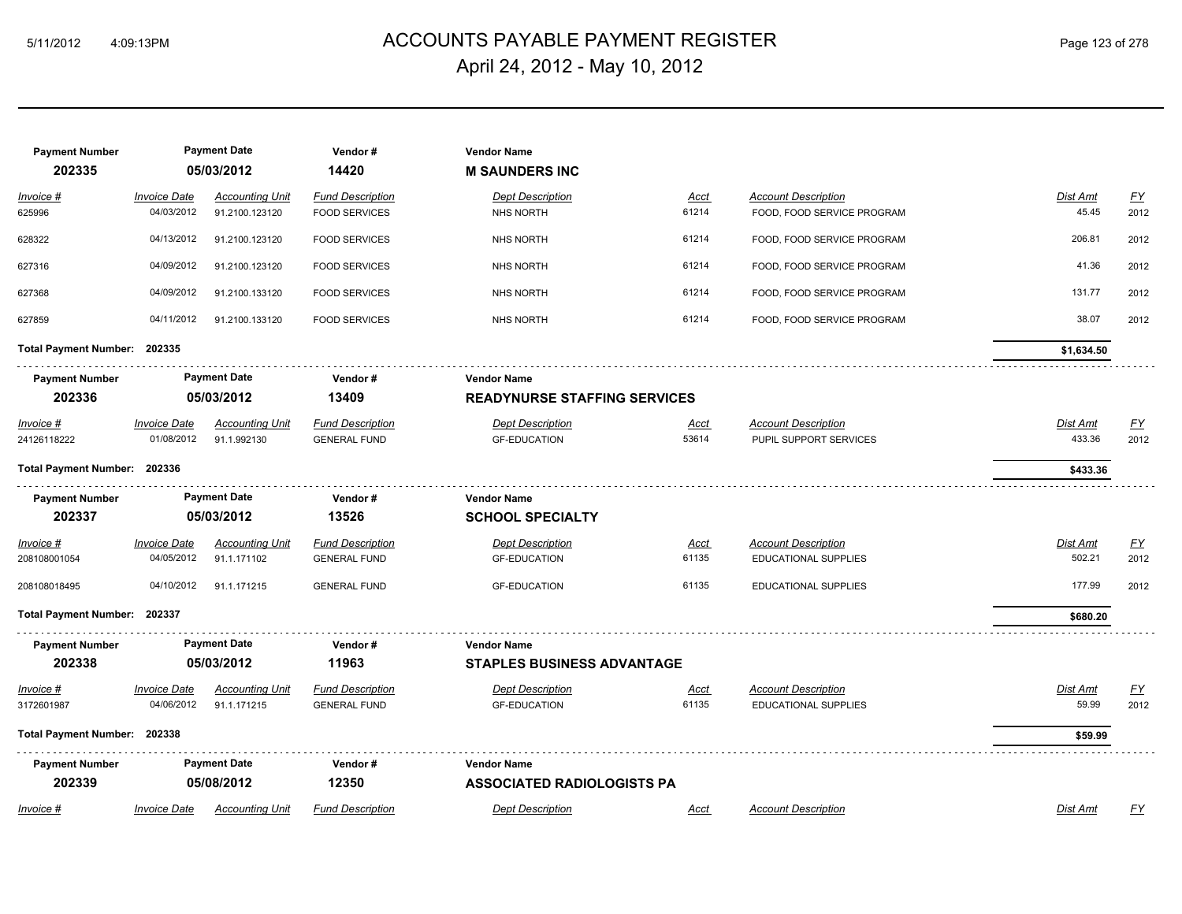# ACCOUNTS PAYABLE PAYMENT REGISTER
## April 24, 2012 - May 10, 2012

| Payment Number | Payment Date | Vendor # | Vendor Name |
|---|---|---|---|
| 202335 | 05/03/2012 | 14420 | **M SAUNDERS INC** |

| Invoice # | Invoice Date | Accounting Unit | Fund Description | Dept Description | Acct | Account Description | Dist Amt | FY |
|---|---|---|---|---|---|---|---|---|
| 625996 | 04/03/2012 | 91.2100.123120 | FOOD SERVICES | NHS NORTH | 61214 | FOOD, FOOD SERVICE PROGRAM | 45.45 | 2012 |
| 628322 | 04/13/2012 | 91.2100.123120 | FOOD SERVICES | NHS NORTH | 61214 | FOOD, FOOD SERVICE PROGRAM | 206.81 | 2012 |
| 627316 | 04/09/2012 | 91.2100.123120 | FOOD SERVICES | NHS NORTH | 61214 | FOOD, FOOD SERVICE PROGRAM | 41.36 | 2012 |
| 627368 | 04/09/2012 | 91.2100.133120 | FOOD SERVICES | NHS NORTH | 61214 | FOOD, FOOD SERVICE PROGRAM | 131.77 | 2012 |
| 627859 | 04/11/2012 | 91.2100.133120 | FOOD SERVICES | NHS NORTH | 61214 | FOOD, FOOD SERVICE PROGRAM | 38.07 | 2012 |

**Total Payment Number: 202335** — **$1,634.50**

| Payment Number | Payment Date | Vendor # | Vendor Name |
|---|---|---|---|
| 202336 | 05/03/2012 | 13409 | **READYNURSE STAFFING SERVICES** |

| Invoice # | Invoice Date | Accounting Unit | Fund Description | Dept Description | Acct | Account Description | Dist Amt | FY |
|---|---|---|---|---|---|---|---|---|
| 24126118222 | 01/08/2012 | 91.1.992130 | GENERAL FUND | GF-EDUCATION | 53614 | PUPIL SUPPORT SERVICES | 433.36 | 2012 |

**Total Payment Number: 202336** — **$433.36**

| Payment Number | Payment Date | Vendor # | Vendor Name |
|---|---|---|---|
| 202337 | 05/03/2012 | 13526 | **SCHOOL SPECIALTY** |

| Invoice # | Invoice Date | Accounting Unit | Fund Description | Dept Description | Acct | Account Description | Dist Amt | FY |
|---|---|---|---|---|---|---|---|---|
| 208108001054 | 04/05/2012 | 91.1.171102 | GENERAL FUND | GF-EDUCATION | 61135 | EDUCATIONAL SUPPLIES | 502.21 | 2012 |
| 208108018495 | 04/10/2012 | 91.1.171215 | GENERAL FUND | GF-EDUCATION | 61135 | EDUCATIONAL SUPPLIES | 177.99 | 2012 |

**Total Payment Number: 202337** — **$680.20**

| Payment Number | Payment Date | Vendor # | Vendor Name |
|---|---|---|---|
| 202338 | 05/03/2012 | 11963 | **STAPLES BUSINESS ADVANTAGE** |

| Invoice # | Invoice Date | Accounting Unit | Fund Description | Dept Description | Acct | Account Description | Dist Amt | FY |
|---|---|---|---|---|---|---|---|---|
| 3172601987 | 04/06/2012 | 91.1.171215 | GENERAL FUND | GF-EDUCATION | 61135 | EDUCATIONAL SUPPLIES | 59.99 | 2012 |

**Total Payment Number: 202338** — **$59.99**

| Payment Number | Payment Date | Vendor # | Vendor Name |
|---|---|---|---|
| 202339 | 05/08/2012 | 12350 | **ASSOCIATED RADIOLOGISTS PA** |

| Invoice # | Invoice Date | Accounting Unit | Fund Description | Dept Description | Acct | Account Description | Dist Amt | FY |
|---|---|---|---|---|---|---|---|---|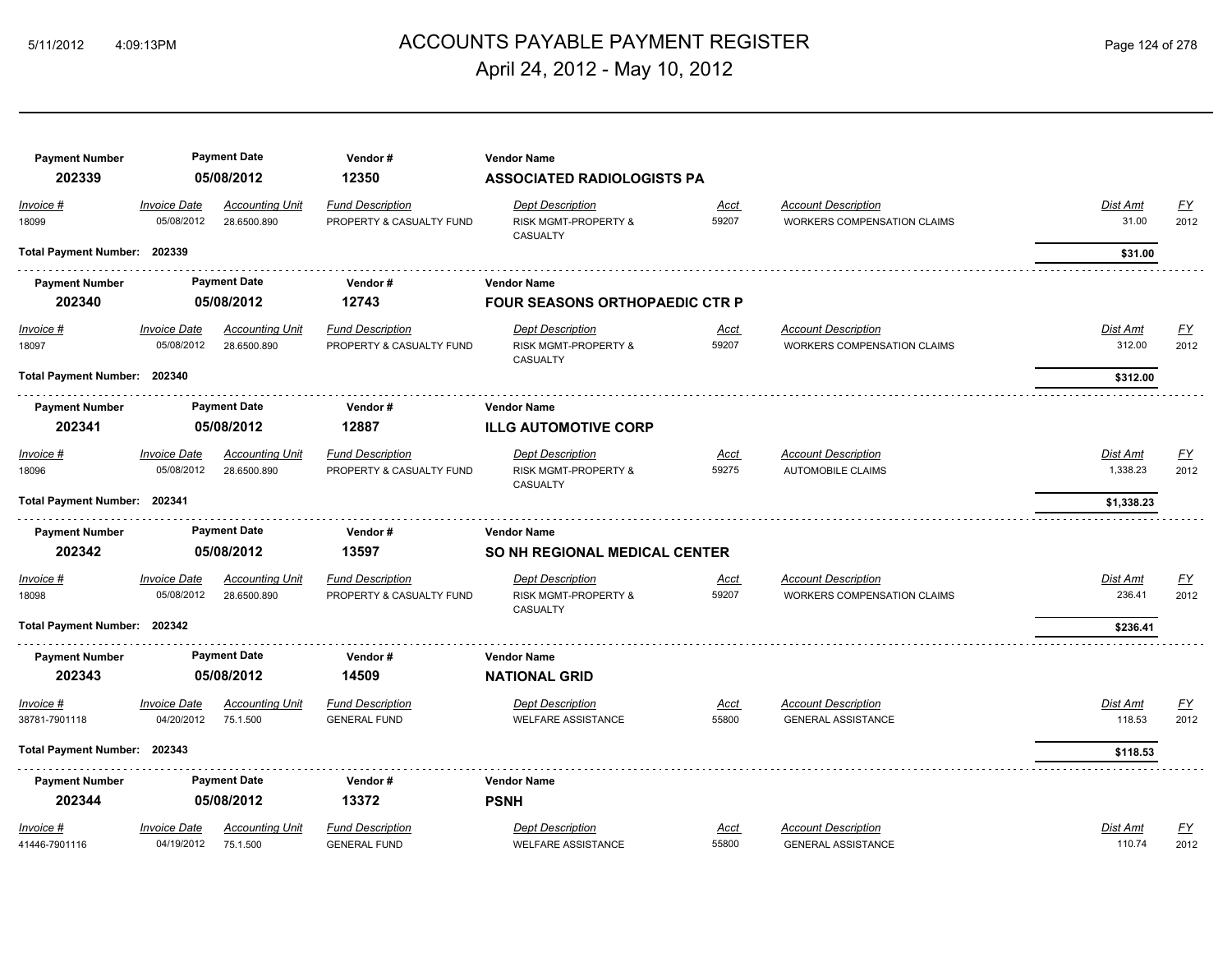# ACCOUNTS PAYABLE PAYMENT REGISTER

April 24, 2012 - May 10, 2012

| Payment Number | Payment Date | Vendor # | Vendor Name |
|---|---|---|---|
| **202339** | **05/08/2012** | **12350** | **ASSOCIATED RADIOLOGISTS PA** |

| Invoice # | Invoice Date | Accounting Unit | Fund Description | Dept Description | Acct | Account Description | Dist Amt | FY |
|---|---|---|---|---|---|---|---|---|
| 18099 | 05/08/2012 | 28.6500.890 | PROPERTY & CASUALTY FUND | RISK MGMT-PROPERTY & CASUALTY | 59207 | WORKERS COMPENSATION CLAIMS | 31.00 | 2012 |

**Total Payment Number: 202339** — **$31.00**

| Payment Number | Payment Date | Vendor # | Vendor Name |
|---|---|---|---|
| **202340** | **05/08/2012** | **12743** | **FOUR SEASONS ORTHOPAEDIC CTR P** |

| Invoice # | Invoice Date | Accounting Unit | Fund Description | Dept Description | Acct | Account Description | Dist Amt | FY |
|---|---|---|---|---|---|---|---|---|
| 18097 | 05/08/2012 | 28.6500.890 | PROPERTY & CASUALTY FUND | RISK MGMT-PROPERTY & CASUALTY | 59207 | WORKERS COMPENSATION CLAIMS | 312.00 | 2012 |

**Total Payment Number: 202340** — **$312.00**

| Payment Number | Payment Date | Vendor # | Vendor Name |
|---|---|---|---|
| **202341** | **05/08/2012** | **12887** | **ILLG AUTOMOTIVE CORP** |

| Invoice # | Invoice Date | Accounting Unit | Fund Description | Dept Description | Acct | Account Description | Dist Amt | FY |
|---|---|---|---|---|---|---|---|---|
| 18096 | 05/08/2012 | 28.6500.890 | PROPERTY & CASUALTY FUND | RISK MGMT-PROPERTY & CASUALTY | 59275 | AUTOMOBILE CLAIMS | 1,338.23 | 2012 |

**Total Payment Number: 202341** — **$1,338.23**

| Payment Number | Payment Date | Vendor # | Vendor Name |
|---|---|---|---|
| **202342** | **05/08/2012** | **13597** | **SO NH REGIONAL MEDICAL CENTER** |

| Invoice # | Invoice Date | Accounting Unit | Fund Description | Dept Description | Acct | Account Description | Dist Amt | FY |
|---|---|---|---|---|---|---|---|---|
| 18098 | 05/08/2012 | 28.6500.890 | PROPERTY & CASUALTY FUND | RISK MGMT-PROPERTY & CASUALTY | 59207 | WORKERS COMPENSATION CLAIMS | 236.41 | 2012 |

**Total Payment Number: 202342** — **$236.41**

| Payment Number | Payment Date | Vendor # | Vendor Name |
|---|---|---|---|
| **202343** | **05/08/2012** | **14509** | **NATIONAL GRID** |

| Invoice # | Invoice Date | Accounting Unit | Fund Description | Dept Description | Acct | Account Description | Dist Amt | FY |
|---|---|---|---|---|---|---|---|---|
| 38781-7901118 | 04/20/2012 | 75.1.500 | GENERAL FUND | WELFARE ASSISTANCE | 55800 | GENERAL ASSISTANCE | 118.53 | 2012 |

**Total Payment Number: 202343** — **$118.53**

| Payment Number | Payment Date | Vendor # | Vendor Name |
|---|---|---|---|
| **202344** | **05/08/2012** | **13372** | **PSNH** |

| Invoice # | Invoice Date | Accounting Unit | Fund Description | Dept Description | Acct | Account Description | Dist Amt | FY |
|---|---|---|---|---|---|---|---|---|
| 41446-7901116 | 04/19/2012 | 75.1.500 | GENERAL FUND | WELFARE ASSISTANCE | 55800 | GENERAL ASSISTANCE | 110.74 | 2012 |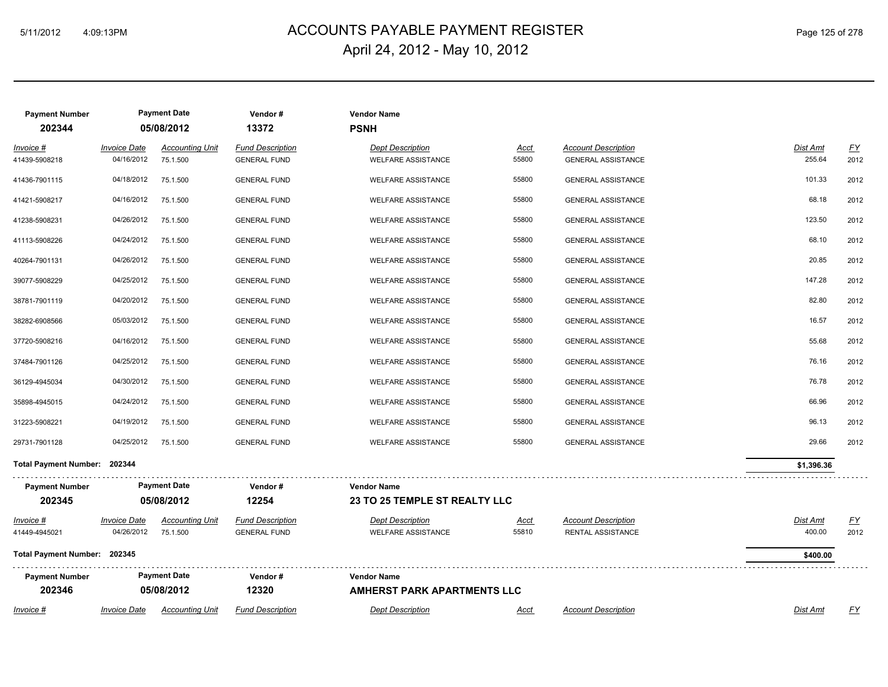# ACCOUNTS PAYABLE PAYMENT REGISTER

## April 24, 2012 - May 10, 2012

| Payment Number | Payment Date | Vendor # | Vendor Name |
|---|---|---|---|
| **202344** | **05/08/2012** | **13372** | **PSNH** |

| *Invoice #* | *Invoice Date* | *Accounting Unit* | *Fund Description* | *Dept Description* | *Acct* | *Account Description* | *Dist Amt* | *FY* |
|---|---|---|---|---|---|---|---|---|
| 41439-5908218 | 04/16/2012 | 75.1.500 | GENERAL FUND | WELFARE ASSISTANCE | 55800 | GENERAL ASSISTANCE | 255.64 | 2012 |
| 41436-7901115 | 04/18/2012 | 75.1.500 | GENERAL FUND | WELFARE ASSISTANCE | 55800 | GENERAL ASSISTANCE | 101.33 | 2012 |
| 41421-5908217 | 04/16/2012 | 75.1.500 | GENERAL FUND | WELFARE ASSISTANCE | 55800 | GENERAL ASSISTANCE | 68.18 | 2012 |
| 41238-5908231 | 04/26/2012 | 75.1.500 | GENERAL FUND | WELFARE ASSISTANCE | 55800 | GENERAL ASSISTANCE | 123.50 | 2012 |
| 41113-5908226 | 04/24/2012 | 75.1.500 | GENERAL FUND | WELFARE ASSISTANCE | 55800 | GENERAL ASSISTANCE | 68.10 | 2012 |
| 40264-7901131 | 04/26/2012 | 75.1.500 | GENERAL FUND | WELFARE ASSISTANCE | 55800 | GENERAL ASSISTANCE | 20.85 | 2012 |
| 39077-5908229 | 04/25/2012 | 75.1.500 | GENERAL FUND | WELFARE ASSISTANCE | 55800 | GENERAL ASSISTANCE | 147.28 | 2012 |
| 38781-7901119 | 04/20/2012 | 75.1.500 | GENERAL FUND | WELFARE ASSISTANCE | 55800 | GENERAL ASSISTANCE | 82.80 | 2012 |
| 38282-6908566 | 05/03/2012 | 75.1.500 | GENERAL FUND | WELFARE ASSISTANCE | 55800 | GENERAL ASSISTANCE | 16.57 | 2012 |
| 37720-5908216 | 04/16/2012 | 75.1.500 | GENERAL FUND | WELFARE ASSISTANCE | 55800 | GENERAL ASSISTANCE | 55.68 | 2012 |
| 37484-7901126 | 04/25/2012 | 75.1.500 | GENERAL FUND | WELFARE ASSISTANCE | 55800 | GENERAL ASSISTANCE | 76.16 | 2012 |
| 36129-4945034 | 04/30/2012 | 75.1.500 | GENERAL FUND | WELFARE ASSISTANCE | 55800 | GENERAL ASSISTANCE | 76.78 | 2012 |
| 35898-4945015 | 04/24/2012 | 75.1.500 | GENERAL FUND | WELFARE ASSISTANCE | 55800 | GENERAL ASSISTANCE | 66.96 | 2012 |
| 31223-5908221 | 04/19/2012 | 75.1.500 | GENERAL FUND | WELFARE ASSISTANCE | 55800 | GENERAL ASSISTANCE | 96.13 | 2012 |
| 29731-7901128 | 04/25/2012 | 75.1.500 | GENERAL FUND | WELFARE ASSISTANCE | 55800 | GENERAL ASSISTANCE | 29.66 | 2012 |

**Total Payment Number: 202344** — **$1,396.36**

| Payment Number | Payment Date | Vendor # | Vendor Name |
|---|---|---|---|
| **202345** | **05/08/2012** | **12254** | **23 TO 25 TEMPLE ST REALTY LLC** |

| *Invoice #* | *Invoice Date* | *Accounting Unit* | *Fund Description* | *Dept Description* | *Acct* | *Account Description* | *Dist Amt* | *FY* |
|---|---|---|---|---|---|---|---|---|
| 41449-4945021 | 04/26/2012 | 75.1.500 | GENERAL FUND | WELFARE ASSISTANCE | 55810 | RENTAL ASSISTANCE | 400.00 | 2012 |

**Total Payment Number: 202345** — **$400.00**

| Payment Number | Payment Date | Vendor # | Vendor Name |
|---|---|---|---|
| **202346** | **05/08/2012** | **12320** | **AMHERST PARK APARTMENTS LLC** |

| *Invoice #* | *Invoice Date* | *Accounting Unit* | *Fund Description* | *Dept Description* | *Acct* | *Account Description* | *Dist Amt* | *FY* |
|---|---|---|---|---|---|---|---|---|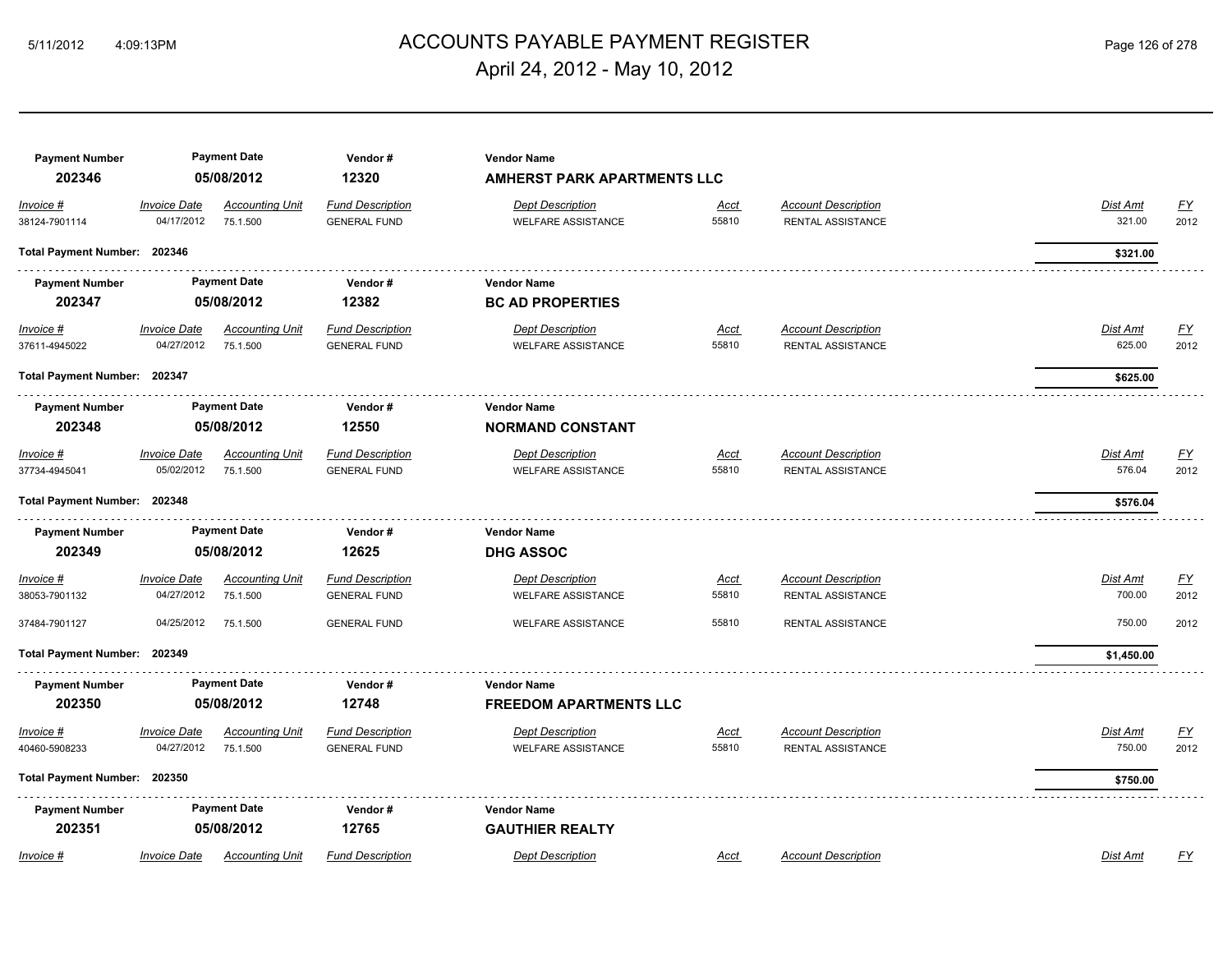# ACCOUNTS PAYABLE PAYMENT REGISTER

## April 24, 2012 - May 10, 2012

| Payment Number | Payment Date | Vendor # | Vendor Name |
|---|---|---|---|
| 202346 | 05/08/2012 | 12320 | AMHERST PARK APARTMENTS LLC |

| Invoice # | Invoice Date | Accounting Unit | Fund Description | Dept Description | Acct | Account Description | Dist Amt | FY |
|---|---|---|---|---|---|---|---|---|
| 38124-7901114 | 04/17/2012 | 75.1.500 | GENERAL FUND | WELFARE ASSISTANCE | 55810 | RENTAL ASSISTANCE | 321.00 | 2012 |

**Total Payment Number: 202346** — **$321.00**

| Payment Number | Payment Date | Vendor # | Vendor Name |
|---|---|---|---|
| 202347 | 05/08/2012 | 12382 | BC AD PROPERTIES |

| Invoice # | Invoice Date | Accounting Unit | Fund Description | Dept Description | Acct | Account Description | Dist Amt | FY |
|---|---|---|---|---|---|---|---|---|
| 37611-4945022 | 04/27/2012 | 75.1.500 | GENERAL FUND | WELFARE ASSISTANCE | 55810 | RENTAL ASSISTANCE | 625.00 | 2012 |

**Total Payment Number: 202347** — **$625.00**

| Payment Number | Payment Date | Vendor # | Vendor Name |
|---|---|---|---|
| 202348 | 05/08/2012 | 12550 | NORMAND CONSTANT |

| Invoice # | Invoice Date | Accounting Unit | Fund Description | Dept Description | Acct | Account Description | Dist Amt | FY |
|---|---|---|---|---|---|---|---|---|
| 37734-4945041 | 05/02/2012 | 75.1.500 | GENERAL FUND | WELFARE ASSISTANCE | 55810 | RENTAL ASSISTANCE | 576.04 | 2012 |

**Total Payment Number: 202348** — **$576.04**

| Payment Number | Payment Date | Vendor # | Vendor Name |
|---|---|---|---|
| 202349 | 05/08/2012 | 12625 | DHG ASSOC |

| Invoice # | Invoice Date | Accounting Unit | Fund Description | Dept Description | Acct | Account Description | Dist Amt | FY |
|---|---|---|---|---|---|---|---|---|
| 38053-7901132 | 04/27/2012 | 75.1.500 | GENERAL FUND | WELFARE ASSISTANCE | 55810 | RENTAL ASSISTANCE | 700.00 | 2012 |
| 37484-7901127 | 04/25/2012 | 75.1.500 | GENERAL FUND | WELFARE ASSISTANCE | 55810 | RENTAL ASSISTANCE | 750.00 | 2012 |

**Total Payment Number: 202349** — **$1,450.00**

| Payment Number | Payment Date | Vendor # | Vendor Name |
|---|---|---|---|
| 202350 | 05/08/2012 | 12748 | FREEDOM APARTMENTS LLC |

| Invoice # | Invoice Date | Accounting Unit | Fund Description | Dept Description | Acct | Account Description | Dist Amt | FY |
|---|---|---|---|---|---|---|---|---|
| 40460-5908233 | 04/27/2012 | 75.1.500 | GENERAL FUND | WELFARE ASSISTANCE | 55810 | RENTAL ASSISTANCE | 750.00 | 2012 |

**Total Payment Number: 202350** — **$750.00**

| Payment Number | Payment Date | Vendor # | Vendor Name |
|---|---|---|---|
| 202351 | 05/08/2012 | 12765 | GAUTHIER REALTY |

| Invoice # | Invoice Date | Accounting Unit | Fund Description | Dept Description | Acct | Account Description | Dist Amt | FY |
|---|---|---|---|---|---|---|---|---|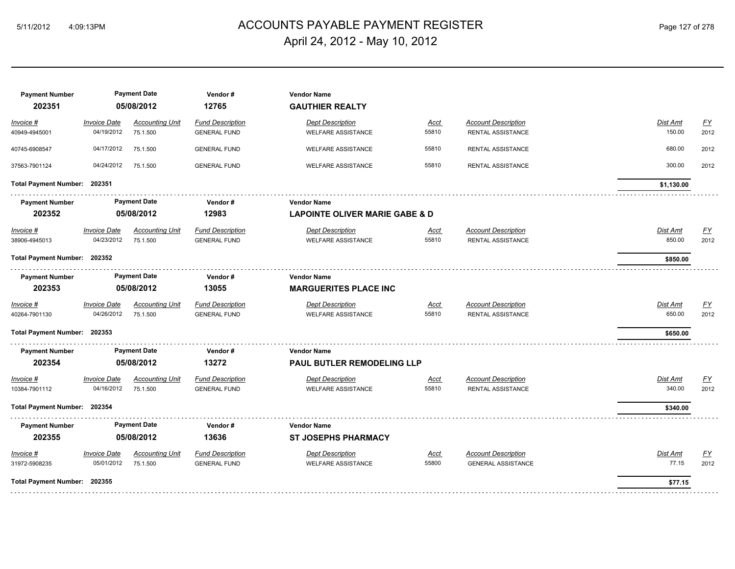# ACCOUNTS PAYABLE PAYMENT REGISTER

## April 24, 2012 - May 10, 2012

| Payment Number | Payment Date | Vendor # | Vendor Name |
|---|---|---|---|
| **202351** | **05/08/2012** | **12765** | **GAUTHIER REALTY** |

| Invoice # | Invoice Date | Accounting Unit | Fund Description | Dept Description | Acct | Account Description | Dist Amt | FY |
|---|---|---|---|---|---|---|---|---|
| 40949-4945001 | 04/19/2012 | 75.1.500 | GENERAL FUND | WELFARE ASSISTANCE | 55810 | RENTAL ASSISTANCE | 150.00 | 2012 |
| 40745-6908547 | 04/17/2012 | 75.1.500 | GENERAL FUND | WELFARE ASSISTANCE | 55810 | RENTAL ASSISTANCE | 680.00 | 2012 |
| 37563-7901124 | 04/24/2012 | 75.1.500 | GENERAL FUND | WELFARE ASSISTANCE | 55810 | RENTAL ASSISTANCE | 300.00 | 2012 |

**Total Payment Number: 202351** — **$1,130.00**

| Payment Number | Payment Date | Vendor # | Vendor Name |
|---|---|---|---|
| **202352** | **05/08/2012** | **12983** | **LAPOINTE OLIVER MARIE GABE & D** |

| Invoice # | Invoice Date | Accounting Unit | Fund Description | Dept Description | Acct | Account Description | Dist Amt | FY |
|---|---|---|---|---|---|---|---|---|
| 38906-4945013 | 04/23/2012 | 75.1.500 | GENERAL FUND | WELFARE ASSISTANCE | 55810 | RENTAL ASSISTANCE | 850.00 | 2012 |

**Total Payment Number: 202352** — **$850.00**

| Payment Number | Payment Date | Vendor # | Vendor Name |
|---|---|---|---|
| **202353** | **05/08/2012** | **13055** | **MARGUERITES PLACE INC** |

| Invoice # | Invoice Date | Accounting Unit | Fund Description | Dept Description | Acct | Account Description | Dist Amt | FY |
|---|---|---|---|---|---|---|---|---|
| 40264-7901130 | 04/26/2012 | 75.1.500 | GENERAL FUND | WELFARE ASSISTANCE | 55810 | RENTAL ASSISTANCE | 650.00 | 2012 |

**Total Payment Number: 202353** — **$650.00**

| Payment Number | Payment Date | Vendor # | Vendor Name |
|---|---|---|---|
| **202354** | **05/08/2012** | **13272** | **PAUL BUTLER REMODELING LLP** |

| Invoice # | Invoice Date | Accounting Unit | Fund Description | Dept Description | Acct | Account Description | Dist Amt | FY |
|---|---|---|---|---|---|---|---|---|
| 10384-7901112 | 04/16/2012 | 75.1.500 | GENERAL FUND | WELFARE ASSISTANCE | 55810 | RENTAL ASSISTANCE | 340.00 | 2012 |

**Total Payment Number: 202354** — **$340.00**

| Payment Number | Payment Date | Vendor # | Vendor Name |
|---|---|---|---|
| **202355** | **05/08/2012** | **13636** | **ST JOSEPHS PHARMACY** |

| Invoice # | Invoice Date | Accounting Unit | Fund Description | Dept Description | Acct | Account Description | Dist Amt | FY |
|---|---|---|---|---|---|---|---|---|
| 31972-5908235 | 05/01/2012 | 75.1.500 | GENERAL FUND | WELFARE ASSISTANCE | 55800 | GENERAL ASSISTANCE | 77.15 | 2012 |

**Total Payment Number: 202355** — **$77.15**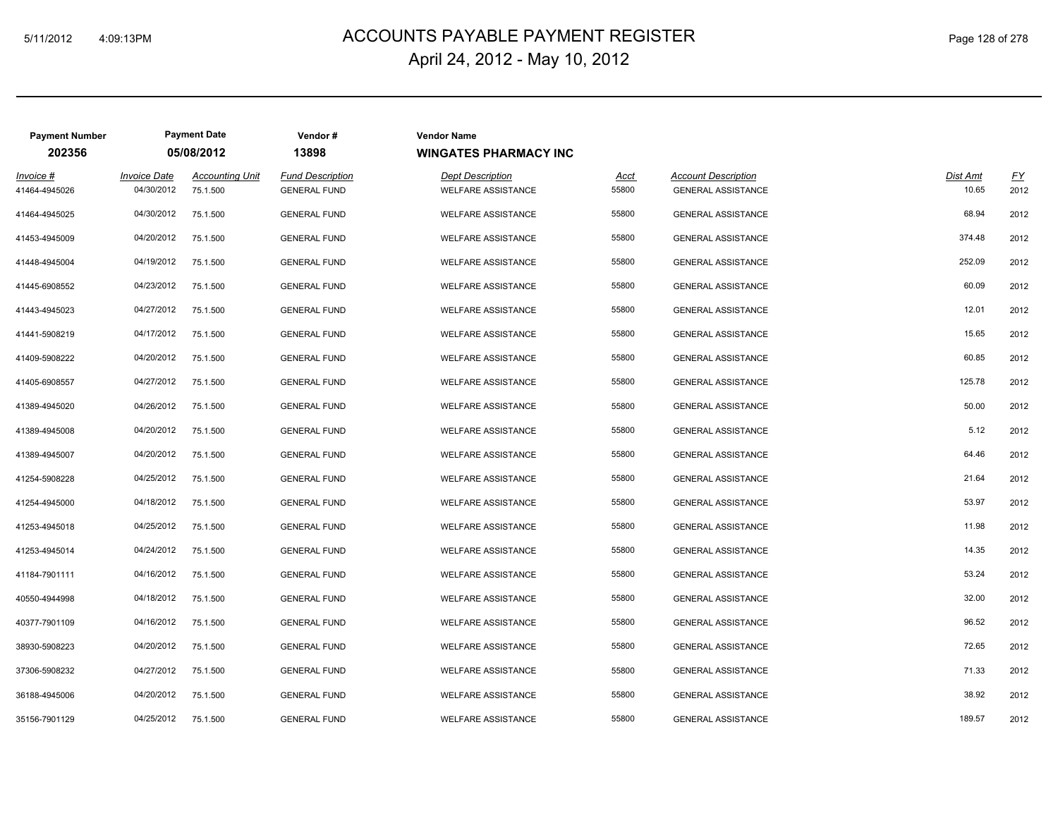# ACCOUNTS PAYABLE PAYMENT REGISTER
## April 24, 2012 - May 10, 2012

| Payment Number | Payment Date | Vendor # | Vendor Name |
|---|---|---|---|
| **202356** | **05/08/2012** | **13898** | **WINGATES PHARMACY INC** |

| *Invoice #* | *Invoice Date* | *Accounting Unit* | *Fund Description* | *Dept Description* | *Acct* | *Account Description* | *Dist Amt* | *FY* |
|---|---|---|---|---|---|---|---|---|
| 41464-4945026 | 04/30/2012 | 75.1.500 | GENERAL FUND | WELFARE ASSISTANCE | 55800 | GENERAL ASSISTANCE | 10.65 | 2012 |
| 41464-4945025 | 04/30/2012 | 75.1.500 | GENERAL FUND | WELFARE ASSISTANCE | 55800 | GENERAL ASSISTANCE | 68.94 | 2012 |
| 41453-4945009 | 04/20/2012 | 75.1.500 | GENERAL FUND | WELFARE ASSISTANCE | 55800 | GENERAL ASSISTANCE | 374.48 | 2012 |
| 41448-4945004 | 04/19/2012 | 75.1.500 | GENERAL FUND | WELFARE ASSISTANCE | 55800 | GENERAL ASSISTANCE | 252.09 | 2012 |
| 41445-6908552 | 04/23/2012 | 75.1.500 | GENERAL FUND | WELFARE ASSISTANCE | 55800 | GENERAL ASSISTANCE | 60.09 | 2012 |
| 41443-4945023 | 04/27/2012 | 75.1.500 | GENERAL FUND | WELFARE ASSISTANCE | 55800 | GENERAL ASSISTANCE | 12.01 | 2012 |
| 41441-5908219 | 04/17/2012 | 75.1.500 | GENERAL FUND | WELFARE ASSISTANCE | 55800 | GENERAL ASSISTANCE | 15.65 | 2012 |
| 41409-5908222 | 04/20/2012 | 75.1.500 | GENERAL FUND | WELFARE ASSISTANCE | 55800 | GENERAL ASSISTANCE | 60.85 | 2012 |
| 41405-6908557 | 04/27/2012 | 75.1.500 | GENERAL FUND | WELFARE ASSISTANCE | 55800 | GENERAL ASSISTANCE | 125.78 | 2012 |
| 41389-4945020 | 04/26/2012 | 75.1.500 | GENERAL FUND | WELFARE ASSISTANCE | 55800 | GENERAL ASSISTANCE | 50.00 | 2012 |
| 41389-4945008 | 04/20/2012 | 75.1.500 | GENERAL FUND | WELFARE ASSISTANCE | 55800 | GENERAL ASSISTANCE | 5.12 | 2012 |
| 41389-4945007 | 04/20/2012 | 75.1.500 | GENERAL FUND | WELFARE ASSISTANCE | 55800 | GENERAL ASSISTANCE | 64.46 | 2012 |
| 41254-5908228 | 04/25/2012 | 75.1.500 | GENERAL FUND | WELFARE ASSISTANCE | 55800 | GENERAL ASSISTANCE | 21.64 | 2012 |
| 41254-4945000 | 04/18/2012 | 75.1.500 | GENERAL FUND | WELFARE ASSISTANCE | 55800 | GENERAL ASSISTANCE | 53.97 | 2012 |
| 41253-4945018 | 04/25/2012 | 75.1.500 | GENERAL FUND | WELFARE ASSISTANCE | 55800 | GENERAL ASSISTANCE | 11.98 | 2012 |
| 41253-4945014 | 04/24/2012 | 75.1.500 | GENERAL FUND | WELFARE ASSISTANCE | 55800 | GENERAL ASSISTANCE | 14.35 | 2012 |
| 41184-7901111 | 04/16/2012 | 75.1.500 | GENERAL FUND | WELFARE ASSISTANCE | 55800 | GENERAL ASSISTANCE | 53.24 | 2012 |
| 40550-4944998 | 04/18/2012 | 75.1.500 | GENERAL FUND | WELFARE ASSISTANCE | 55800 | GENERAL ASSISTANCE | 32.00 | 2012 |
| 40377-7901109 | 04/16/2012 | 75.1.500 | GENERAL FUND | WELFARE ASSISTANCE | 55800 | GENERAL ASSISTANCE | 96.52 | 2012 |
| 38930-5908223 | 04/20/2012 | 75.1.500 | GENERAL FUND | WELFARE ASSISTANCE | 55800 | GENERAL ASSISTANCE | 72.65 | 2012 |
| 37306-5908232 | 04/27/2012 | 75.1.500 | GENERAL FUND | WELFARE ASSISTANCE | 55800 | GENERAL ASSISTANCE | 71.33 | 2012 |
| 36188-4945006 | 04/20/2012 | 75.1.500 | GENERAL FUND | WELFARE ASSISTANCE | 55800 | GENERAL ASSISTANCE | 38.92 | 2012 |
| 35156-7901129 | 04/25/2012 | 75.1.500 | GENERAL FUND | WELFARE ASSISTANCE | 55800 | GENERAL ASSISTANCE | 189.57 | 2012 |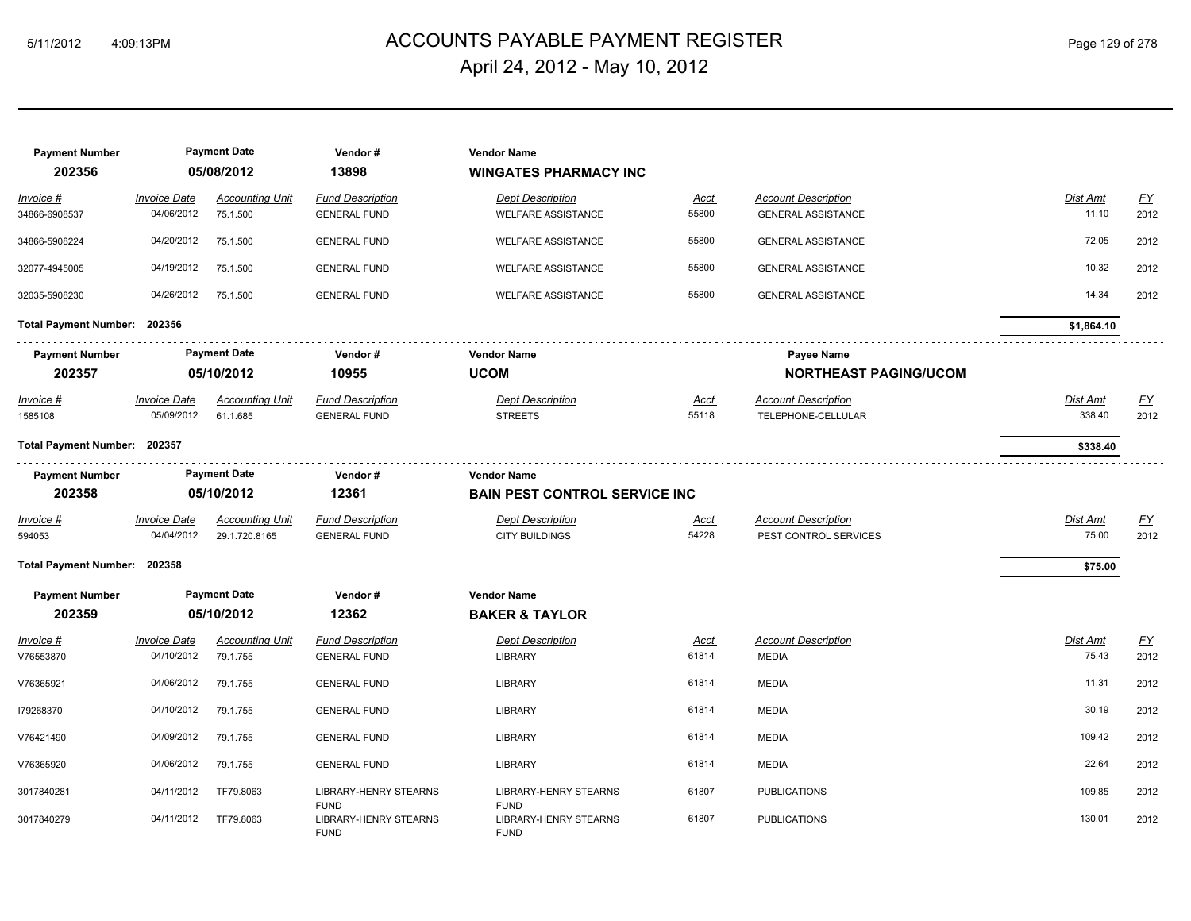| Payment Number | Payment Date | Vendor # | Vendor Name | | | | |
|---|---|---|---|---|---|---|---|
| 202356 | 05/08/2012 | 13898 | WINGATES PHARMACY INC | | | | |

| Invoice # | Invoice Date | Accounting Unit | Fund Description | Dept Description | Acct | Account Description | Dist Amt | FY |
|---|---|---|---|---|---|---|---|---|
| 34866-6908537 | 04/06/2012 | 75.1.500 | GENERAL FUND | WELFARE ASSISTANCE | 55800 | GENERAL ASSISTANCE | 11.10 | 2012 |
| 34866-5908224 | 04/20/2012 | 75.1.500 | GENERAL FUND | WELFARE ASSISTANCE | 55800 | GENERAL ASSISTANCE | 72.05 | 2012 |
| 32077-4945005 | 04/19/2012 | 75.1.500 | GENERAL FUND | WELFARE ASSISTANCE | 55800 | GENERAL ASSISTANCE | 10.32 | 2012 |
| 32035-5908230 | 04/26/2012 | 75.1.500 | GENERAL FUND | WELFARE ASSISTANCE | 55800 | GENERAL ASSISTANCE | 14.34 | 2012 |

**Total Payment Number: 202356** — **$1,864.10**

| Payment Number | Payment Date | Vendor # | Vendor Name | Payee Name |
|---|---|---|---|---|
| 202357 | 05/10/2012 | 10955 | UCOM | NORTHEAST PAGING/UCOM |

| Invoice # | Invoice Date | Accounting Unit | Fund Description | Dept Description | Acct | Account Description | Dist Amt | FY |
|---|---|---|---|---|---|---|---|---|
| 1585108 | 05/09/2012 | 61.1.685 | GENERAL FUND | STREETS | 55118 | TELEPHONE-CELLULAR | 338.40 | 2012 |

**Total Payment Number: 202357** — **$338.40**

| Payment Number | Payment Date | Vendor # | Vendor Name |
|---|---|---|---|
| 202358 | 05/10/2012 | 12361 | BAIN PEST CONTROL SERVICE INC |

| Invoice # | Invoice Date | Accounting Unit | Fund Description | Dept Description | Acct | Account Description | Dist Amt | FY |
|---|---|---|---|---|---|---|---|---|
| 594053 | 04/04/2012 | 29.1.720.8165 | GENERAL FUND | CITY BUILDINGS | 54228 | PEST CONTROL SERVICES | 75.00 | 2012 |

**Total Payment Number: 202358** — **$75.00**

| Payment Number | Payment Date | Vendor # | Vendor Name |
|---|---|---|---|
| 202359 | 05/10/2012 | 12362 | BAKER & TAYLOR |

| Invoice # | Invoice Date | Accounting Unit | Fund Description | Dept Description | Acct | Account Description | Dist Amt | FY |
|---|---|---|---|---|---|---|---|---|
| V76553870 | 04/10/2012 | 79.1.755 | GENERAL FUND | LIBRARY | 61814 | MEDIA | 75.43 | 2012 |
| V76365921 | 04/06/2012 | 79.1.755 | GENERAL FUND | LIBRARY | 61814 | MEDIA | 11.31 | 2012 |
| I79268370 | 04/10/2012 | 79.1.755 | GENERAL FUND | LIBRARY | 61814 | MEDIA | 30.19 | 2012 |
| V76421490 | 04/09/2012 | 79.1.755 | GENERAL FUND | LIBRARY | 61814 | MEDIA | 109.42 | 2012 |
| V76365920 | 04/06/2012 | 79.1.755 | GENERAL FUND | LIBRARY | 61814 | MEDIA | 22.64 | 2012 |
| 3017840281 | 04/11/2012 | TF79.8063 | LIBRARY-HENRY STEARNS FUND | LIBRARY-HENRY STEARNS FUND | 61807 | PUBLICATIONS | 109.85 | 2012 |
| 3017840279 | 04/11/2012 | TF79.8063 | LIBRARY-HENRY STEARNS FUND | LIBRARY-HENRY STEARNS FUND | 61807 | PUBLICATIONS | 130.01 | 2012 |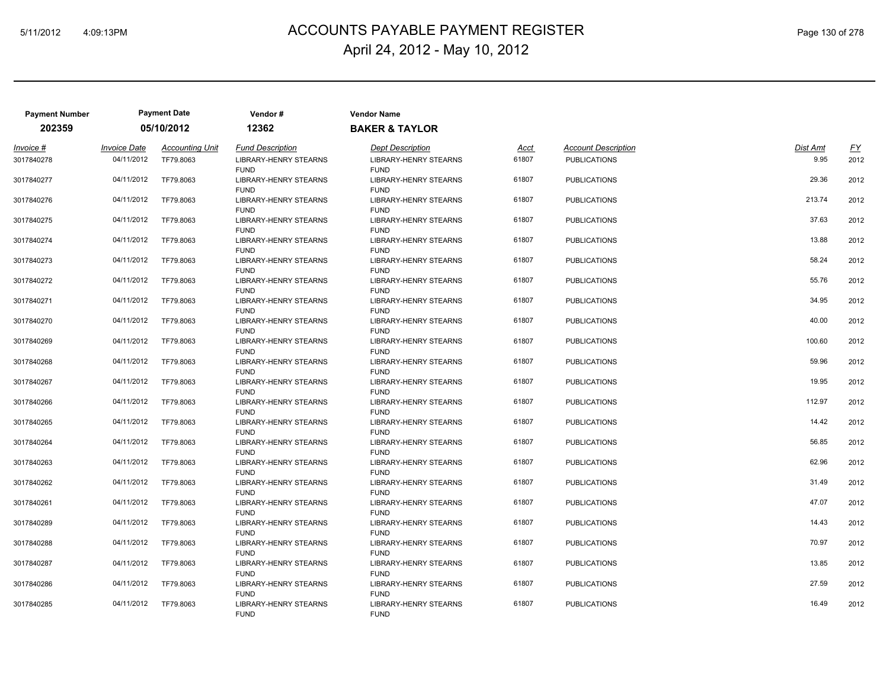# ACCOUNTS PAYABLE PAYMENT REGISTER

## April 24, 2012 - May 10, 2012

| Payment Number | Payment Date | Vendor # | Vendor Name |
|---|---|---|---|
| **202359** | **05/10/2012** | **12362** | **BAKER & TAYLOR** |

| Invoice # | Invoice Date | Accounting Unit | Fund Description | Dept Description | Acct | Account Description | Dist Amt | FY |
|---|---|---|---|---|---|---|---|---|
| 3017840278 | 04/11/2012 | TF79.8063 | LIBRARY-HENRY STEARNS FUND | LIBRARY-HENRY STEARNS FUND | 61807 | PUBLICATIONS | 9.95 | 2012 |
| 3017840277 | 04/11/2012 | TF79.8063 | LIBRARY-HENRY STEARNS FUND | LIBRARY-HENRY STEARNS FUND | 61807 | PUBLICATIONS | 29.36 | 2012 |
| 3017840276 | 04/11/2012 | TF79.8063 | LIBRARY-HENRY STEARNS FUND | LIBRARY-HENRY STEARNS FUND | 61807 | PUBLICATIONS | 213.74 | 2012 |
| 3017840275 | 04/11/2012 | TF79.8063 | LIBRARY-HENRY STEARNS FUND | LIBRARY-HENRY STEARNS FUND | 61807 | PUBLICATIONS | 37.63 | 2012 |
| 3017840274 | 04/11/2012 | TF79.8063 | LIBRARY-HENRY STEARNS FUND | LIBRARY-HENRY STEARNS FUND | 61807 | PUBLICATIONS | 13.88 | 2012 |
| 3017840273 | 04/11/2012 | TF79.8063 | LIBRARY-HENRY STEARNS FUND | LIBRARY-HENRY STEARNS FUND | 61807 | PUBLICATIONS | 58.24 | 2012 |
| 3017840272 | 04/11/2012 | TF79.8063 | LIBRARY-HENRY STEARNS FUND | LIBRARY-HENRY STEARNS FUND | 61807 | PUBLICATIONS | 55.76 | 2012 |
| 3017840271 | 04/11/2012 | TF79.8063 | LIBRARY-HENRY STEARNS FUND | LIBRARY-HENRY STEARNS FUND | 61807 | PUBLICATIONS | 34.95 | 2012 |
| 3017840270 | 04/11/2012 | TF79.8063 | LIBRARY-HENRY STEARNS FUND | LIBRARY-HENRY STEARNS FUND | 61807 | PUBLICATIONS | 40.00 | 2012 |
| 3017840269 | 04/11/2012 | TF79.8063 | LIBRARY-HENRY STEARNS FUND | LIBRARY-HENRY STEARNS FUND | 61807 | PUBLICATIONS | 100.60 | 2012 |
| 3017840268 | 04/11/2012 | TF79.8063 | LIBRARY-HENRY STEARNS FUND | LIBRARY-HENRY STEARNS FUND | 61807 | PUBLICATIONS | 59.96 | 2012 |
| 3017840267 | 04/11/2012 | TF79.8063 | LIBRARY-HENRY STEARNS FUND | LIBRARY-HENRY STEARNS FUND | 61807 | PUBLICATIONS | 19.95 | 2012 |
| 3017840266 | 04/11/2012 | TF79.8063 | LIBRARY-HENRY STEARNS FUND | LIBRARY-HENRY STEARNS FUND | 61807 | PUBLICATIONS | 112.97 | 2012 |
| 3017840265 | 04/11/2012 | TF79.8063 | LIBRARY-HENRY STEARNS FUND | LIBRARY-HENRY STEARNS FUND | 61807 | PUBLICATIONS | 14.42 | 2012 |
| 3017840264 | 04/11/2012 | TF79.8063 | LIBRARY-HENRY STEARNS FUND | LIBRARY-HENRY STEARNS FUND | 61807 | PUBLICATIONS | 56.85 | 2012 |
| 3017840263 | 04/11/2012 | TF79.8063 | LIBRARY-HENRY STEARNS FUND | LIBRARY-HENRY STEARNS FUND | 61807 | PUBLICATIONS | 62.96 | 2012 |
| 3017840262 | 04/11/2012 | TF79.8063 | LIBRARY-HENRY STEARNS FUND | LIBRARY-HENRY STEARNS FUND | 61807 | PUBLICATIONS | 31.49 | 2012 |
| 3017840261 | 04/11/2012 | TF79.8063 | LIBRARY-HENRY STEARNS FUND | LIBRARY-HENRY STEARNS FUND | 61807 | PUBLICATIONS | 47.07 | 2012 |
| 3017840289 | 04/11/2012 | TF79.8063 | LIBRARY-HENRY STEARNS FUND | LIBRARY-HENRY STEARNS FUND | 61807 | PUBLICATIONS | 14.43 | 2012 |
| 3017840288 | 04/11/2012 | TF79.8063 | LIBRARY-HENRY STEARNS FUND | LIBRARY-HENRY STEARNS FUND | 61807 | PUBLICATIONS | 70.97 | 2012 |
| 3017840287 | 04/11/2012 | TF79.8063 | LIBRARY-HENRY STEARNS FUND | LIBRARY-HENRY STEARNS FUND | 61807 | PUBLICATIONS | 13.85 | 2012 |
| 3017840286 | 04/11/2012 | TF79.8063 | LIBRARY-HENRY STEARNS FUND | LIBRARY-HENRY STEARNS FUND | 61807 | PUBLICATIONS | 27.59 | 2012 |
| 3017840285 | 04/11/2012 | TF79.8063 | LIBRARY-HENRY STEARNS FUND | LIBRARY-HENRY STEARNS FUND | 61807 | PUBLICATIONS | 16.49 | 2012 |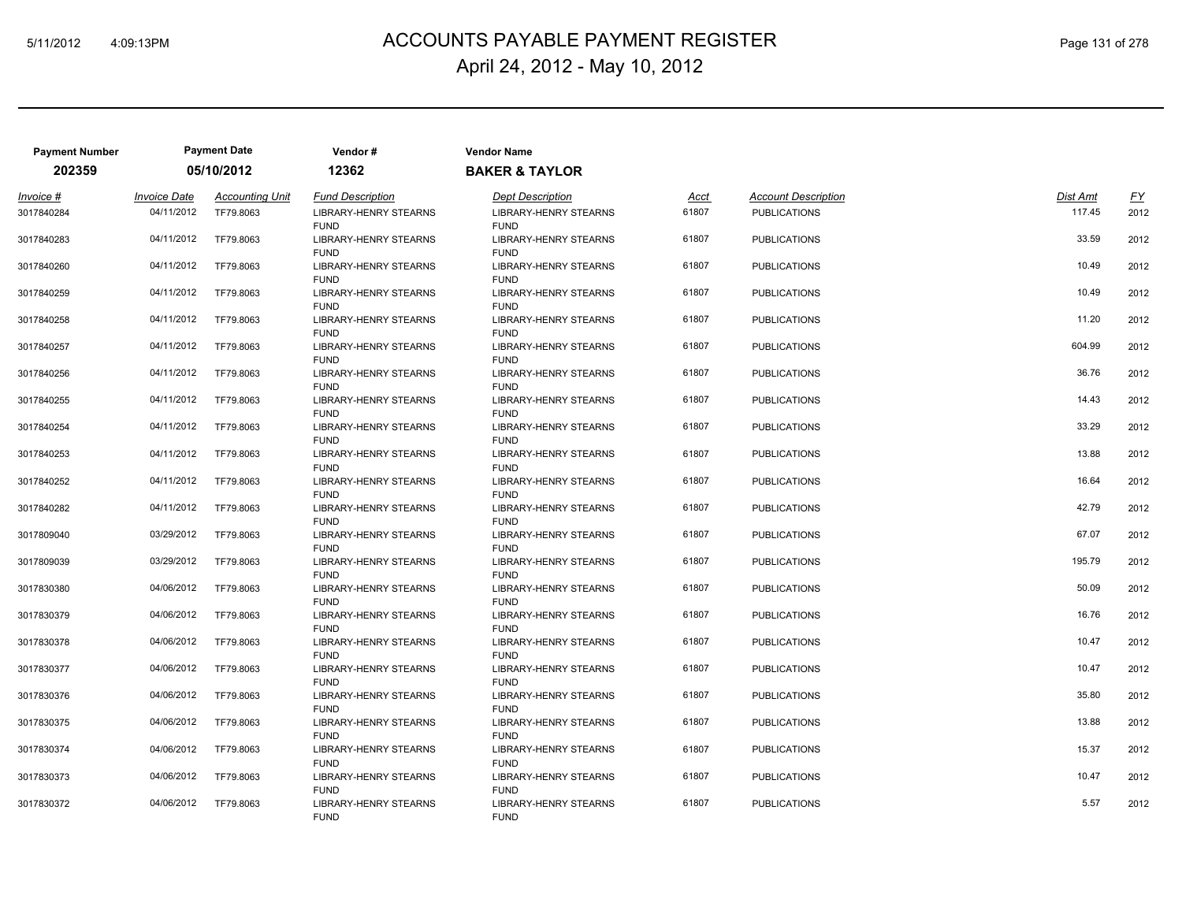# ACCOUNTS PAYABLE PAYMENT REGISTER

April 24, 2012 - May 10, 2012

| Payment Number | Payment Date | Vendor # | Vendor Name |
|---|---|---|---|
| **202359** | **05/10/2012** | **12362** | **BAKER & TAYLOR** |

| Invoice # | Invoice Date | Accounting Unit | Fund Description | Dept Description | Acct | Account Description | Dist Amt | FY |
|---|---|---|---|---|---|---|---|---|
| 3017840284 | 04/11/2012 | TF79.8063 | LIBRARY-HENRY STEARNS FUND | LIBRARY-HENRY STEARNS FUND | 61807 | PUBLICATIONS | 117.45 | 2012 |
| 3017840283 | 04/11/2012 | TF79.8063 | LIBRARY-HENRY STEARNS FUND | LIBRARY-HENRY STEARNS FUND | 61807 | PUBLICATIONS | 33.59 | 2012 |
| 3017840260 | 04/11/2012 | TF79.8063 | LIBRARY-HENRY STEARNS FUND | LIBRARY-HENRY STEARNS FUND | 61807 | PUBLICATIONS | 10.49 | 2012 |
| 3017840259 | 04/11/2012 | TF79.8063 | LIBRARY-HENRY STEARNS FUND | LIBRARY-HENRY STEARNS FUND | 61807 | PUBLICATIONS | 10.49 | 2012 |
| 3017840258 | 04/11/2012 | TF79.8063 | LIBRARY-HENRY STEARNS FUND | LIBRARY-HENRY STEARNS FUND | 61807 | PUBLICATIONS | 11.20 | 2012 |
| 3017840257 | 04/11/2012 | TF79.8063 | LIBRARY-HENRY STEARNS FUND | LIBRARY-HENRY STEARNS FUND | 61807 | PUBLICATIONS | 604.99 | 2012 |
| 3017840256 | 04/11/2012 | TF79.8063 | LIBRARY-HENRY STEARNS FUND | LIBRARY-HENRY STEARNS FUND | 61807 | PUBLICATIONS | 36.76 | 2012 |
| 3017840255 | 04/11/2012 | TF79.8063 | LIBRARY-HENRY STEARNS FUND | LIBRARY-HENRY STEARNS FUND | 61807 | PUBLICATIONS | 14.43 | 2012 |
| 3017840254 | 04/11/2012 | TF79.8063 | LIBRARY-HENRY STEARNS FUND | LIBRARY-HENRY STEARNS FUND | 61807 | PUBLICATIONS | 33.29 | 2012 |
| 3017840253 | 04/11/2012 | TF79.8063 | LIBRARY-HENRY STEARNS FUND | LIBRARY-HENRY STEARNS FUND | 61807 | PUBLICATIONS | 13.88 | 2012 |
| 3017840252 | 04/11/2012 | TF79.8063 | LIBRARY-HENRY STEARNS FUND | LIBRARY-HENRY STEARNS FUND | 61807 | PUBLICATIONS | 16.64 | 2012 |
| 3017840282 | 04/11/2012 | TF79.8063 | LIBRARY-HENRY STEARNS FUND | LIBRARY-HENRY STEARNS FUND | 61807 | PUBLICATIONS | 42.79 | 2012 |
| 3017809040 | 03/29/2012 | TF79.8063 | LIBRARY-HENRY STEARNS FUND | LIBRARY-HENRY STEARNS FUND | 61807 | PUBLICATIONS | 67.07 | 2012 |
| 3017809039 | 03/29/2012 | TF79.8063 | LIBRARY-HENRY STEARNS FUND | LIBRARY-HENRY STEARNS FUND | 61807 | PUBLICATIONS | 195.79 | 2012 |
| 3017830380 | 04/06/2012 | TF79.8063 | LIBRARY-HENRY STEARNS FUND | LIBRARY-HENRY STEARNS FUND | 61807 | PUBLICATIONS | 50.09 | 2012 |
| 3017830379 | 04/06/2012 | TF79.8063 | LIBRARY-HENRY STEARNS FUND | LIBRARY-HENRY STEARNS FUND | 61807 | PUBLICATIONS | 16.76 | 2012 |
| 3017830378 | 04/06/2012 | TF79.8063 | LIBRARY-HENRY STEARNS FUND | LIBRARY-HENRY STEARNS FUND | 61807 | PUBLICATIONS | 10.47 | 2012 |
| 3017830377 | 04/06/2012 | TF79.8063 | LIBRARY-HENRY STEARNS FUND | LIBRARY-HENRY STEARNS FUND | 61807 | PUBLICATIONS | 10.47 | 2012 |
| 3017830376 | 04/06/2012 | TF79.8063 | LIBRARY-HENRY STEARNS FUND | LIBRARY-HENRY STEARNS FUND | 61807 | PUBLICATIONS | 35.80 | 2012 |
| 3017830375 | 04/06/2012 | TF79.8063 | LIBRARY-HENRY STEARNS FUND | LIBRARY-HENRY STEARNS FUND | 61807 | PUBLICATIONS | 13.88 | 2012 |
| 3017830374 | 04/06/2012 | TF79.8063 | LIBRARY-HENRY STEARNS FUND | LIBRARY-HENRY STEARNS FUND | 61807 | PUBLICATIONS | 15.37 | 2012 |
| 3017830373 | 04/06/2012 | TF79.8063 | LIBRARY-HENRY STEARNS FUND | LIBRARY-HENRY STEARNS FUND | 61807 | PUBLICATIONS | 10.47 | 2012 |
| 3017830372 | 04/06/2012 | TF79.8063 | LIBRARY-HENRY STEARNS FUND | LIBRARY-HENRY STEARNS FUND | 61807 | PUBLICATIONS | 5.57 | 2012 |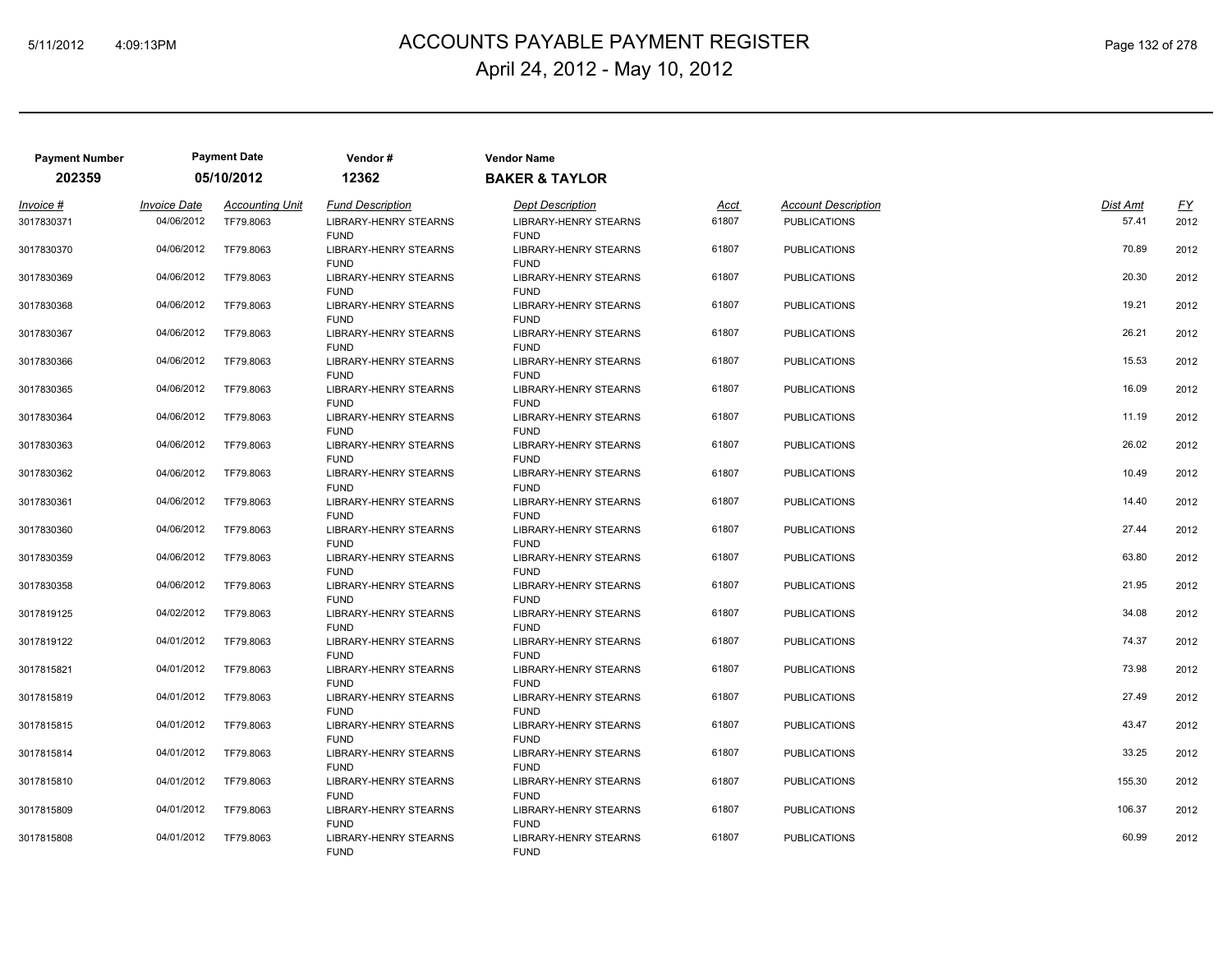# ACCOUNTS PAYABLE PAYMENT REGISTER

April 24, 2012 - May 10, 2012

| Payment Number | Payment Date | Vendor # | Vendor Name |
|---|---|---|---|
| **202359** | **05/10/2012** | **12362** | **BAKER & TAYLOR** |

| Invoice # | Invoice Date | Accounting Unit | Fund Description | Dept Description | Acct | Account Description | Dist Amt | FY |
|---|---|---|---|---|---|---|---|---|
| 3017830371 | 04/06/2012 | TF79.8063 | LIBRARY-HENRY STEARNS FUND | LIBRARY-HENRY STEARNS FUND | 61807 | PUBLICATIONS | 57.41 | 2012 |
| 3017830370 | 04/06/2012 | TF79.8063 | LIBRARY-HENRY STEARNS FUND | LIBRARY-HENRY STEARNS FUND | 61807 | PUBLICATIONS | 70.89 | 2012 |
| 3017830369 | 04/06/2012 | TF79.8063 | LIBRARY-HENRY STEARNS FUND | LIBRARY-HENRY STEARNS FUND | 61807 | PUBLICATIONS | 20.30 | 2012 |
| 3017830368 | 04/06/2012 | TF79.8063 | LIBRARY-HENRY STEARNS FUND | LIBRARY-HENRY STEARNS FUND | 61807 | PUBLICATIONS | 19.21 | 2012 |
| 3017830367 | 04/06/2012 | TF79.8063 | LIBRARY-HENRY STEARNS FUND | LIBRARY-HENRY STEARNS FUND | 61807 | PUBLICATIONS | 26.21 | 2012 |
| 3017830366 | 04/06/2012 | TF79.8063 | LIBRARY-HENRY STEARNS FUND | LIBRARY-HENRY STEARNS FUND | 61807 | PUBLICATIONS | 15.53 | 2012 |
| 3017830365 | 04/06/2012 | TF79.8063 | LIBRARY-HENRY STEARNS FUND | LIBRARY-HENRY STEARNS FUND | 61807 | PUBLICATIONS | 16.09 | 2012 |
| 3017830364 | 04/06/2012 | TF79.8063 | LIBRARY-HENRY STEARNS FUND | LIBRARY-HENRY STEARNS FUND | 61807 | PUBLICATIONS | 11.19 | 2012 |
| 3017830363 | 04/06/2012 | TF79.8063 | LIBRARY-HENRY STEARNS FUND | LIBRARY-HENRY STEARNS FUND | 61807 | PUBLICATIONS | 26.02 | 2012 |
| 3017830362 | 04/06/2012 | TF79.8063 | LIBRARY-HENRY STEARNS FUND | LIBRARY-HENRY STEARNS FUND | 61807 | PUBLICATIONS | 10.49 | 2012 |
| 3017830361 | 04/06/2012 | TF79.8063 | LIBRARY-HENRY STEARNS FUND | LIBRARY-HENRY STEARNS FUND | 61807 | PUBLICATIONS | 14.40 | 2012 |
| 3017830360 | 04/06/2012 | TF79.8063 | LIBRARY-HENRY STEARNS FUND | LIBRARY-HENRY STEARNS FUND | 61807 | PUBLICATIONS | 27.44 | 2012 |
| 3017830359 | 04/06/2012 | TF79.8063 | LIBRARY-HENRY STEARNS FUND | LIBRARY-HENRY STEARNS FUND | 61807 | PUBLICATIONS | 63.80 | 2012 |
| 3017830358 | 04/06/2012 | TF79.8063 | LIBRARY-HENRY STEARNS FUND | LIBRARY-HENRY STEARNS FUND | 61807 | PUBLICATIONS | 21.95 | 2012 |
| 3017819125 | 04/02/2012 | TF79.8063 | LIBRARY-HENRY STEARNS FUND | LIBRARY-HENRY STEARNS FUND | 61807 | PUBLICATIONS | 34.08 | 2012 |
| 3017819122 | 04/01/2012 | TF79.8063 | LIBRARY-HENRY STEARNS FUND | LIBRARY-HENRY STEARNS FUND | 61807 | PUBLICATIONS | 74.37 | 2012 |
| 3017815821 | 04/01/2012 | TF79.8063 | LIBRARY-HENRY STEARNS FUND | LIBRARY-HENRY STEARNS FUND | 61807 | PUBLICATIONS | 73.98 | 2012 |
| 3017815819 | 04/01/2012 | TF79.8063 | LIBRARY-HENRY STEARNS FUND | LIBRARY-HENRY STEARNS FUND | 61807 | PUBLICATIONS | 27.49 | 2012 |
| 3017815815 | 04/01/2012 | TF79.8063 | LIBRARY-HENRY STEARNS FUND | LIBRARY-HENRY STEARNS FUND | 61807 | PUBLICATIONS | 43.47 | 2012 |
| 3017815814 | 04/01/2012 | TF79.8063 | LIBRARY-HENRY STEARNS FUND | LIBRARY-HENRY STEARNS FUND | 61807 | PUBLICATIONS | 33.25 | 2012 |
| 3017815810 | 04/01/2012 | TF79.8063 | LIBRARY-HENRY STEARNS FUND | LIBRARY-HENRY STEARNS FUND | 61807 | PUBLICATIONS | 155.30 | 2012 |
| 3017815809 | 04/01/2012 | TF79.8063 | LIBRARY-HENRY STEARNS FUND | LIBRARY-HENRY STEARNS FUND | 61807 | PUBLICATIONS | 106.37 | 2012 |
| 3017815808 | 04/01/2012 | TF79.8063 | LIBRARY-HENRY STEARNS FUND | LIBRARY-HENRY STEARNS FUND | 61807 | PUBLICATIONS | 60.99 | 2012 |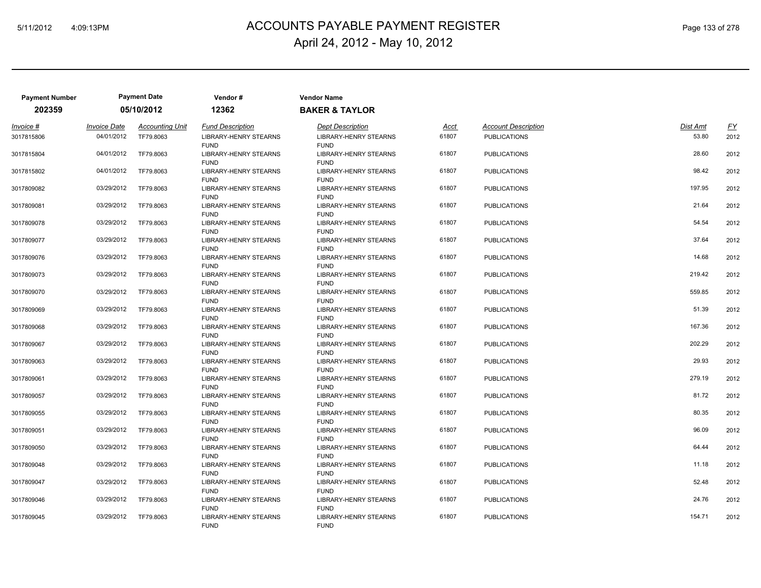# ACCOUNTS PAYABLE PAYMENT REGISTER

April 24, 2012 - May 10, 2012

| Payment Number | Payment Date | Vendor # | Vendor Name |
|---|---|---|---|
| **202359** | **05/10/2012** | **12362** | **BAKER & TAYLOR** |

| Invoice # | Invoice Date | Accounting Unit | Fund Description | Dept Description | Acct | Account Description | Dist Amt | FY |
|---|---|---|---|---|---|---|---|---|
| 3017815806 | 04/01/2012 | TF79.8063 | LIBRARY-HENRY STEARNS FUND | LIBRARY-HENRY STEARNS FUND | 61807 | PUBLICATIONS | 53.80 | 2012 |
| 3017815804 | 04/01/2012 | TF79.8063 | LIBRARY-HENRY STEARNS FUND | LIBRARY-HENRY STEARNS FUND | 61807 | PUBLICATIONS | 28.60 | 2012 |
| 3017815802 | 04/01/2012 | TF79.8063 | LIBRARY-HENRY STEARNS FUND | LIBRARY-HENRY STEARNS FUND | 61807 | PUBLICATIONS | 98.42 | 2012 |
| 3017809082 | 03/29/2012 | TF79.8063 | LIBRARY-HENRY STEARNS FUND | LIBRARY-HENRY STEARNS FUND | 61807 | PUBLICATIONS | 197.95 | 2012 |
| 3017809081 | 03/29/2012 | TF79.8063 | LIBRARY-HENRY STEARNS FUND | LIBRARY-HENRY STEARNS FUND | 61807 | PUBLICATIONS | 21.64 | 2012 |
| 3017809078 | 03/29/2012 | TF79.8063 | LIBRARY-HENRY STEARNS FUND | LIBRARY-HENRY STEARNS FUND | 61807 | PUBLICATIONS | 54.54 | 2012 |
| 3017809077 | 03/29/2012 | TF79.8063 | LIBRARY-HENRY STEARNS FUND | LIBRARY-HENRY STEARNS FUND | 61807 | PUBLICATIONS | 37.64 | 2012 |
| 3017809076 | 03/29/2012 | TF79.8063 | LIBRARY-HENRY STEARNS FUND | LIBRARY-HENRY STEARNS FUND | 61807 | PUBLICATIONS | 14.68 | 2012 |
| 3017809073 | 03/29/2012 | TF79.8063 | LIBRARY-HENRY STEARNS FUND | LIBRARY-HENRY STEARNS FUND | 61807 | PUBLICATIONS | 219.42 | 2012 |
| 3017809070 | 03/29/2012 | TF79.8063 | LIBRARY-HENRY STEARNS FUND | LIBRARY-HENRY STEARNS FUND | 61807 | PUBLICATIONS | 559.85 | 2012 |
| 3017809069 | 03/29/2012 | TF79.8063 | LIBRARY-HENRY STEARNS FUND | LIBRARY-HENRY STEARNS FUND | 61807 | PUBLICATIONS | 51.39 | 2012 |
| 3017809068 | 03/29/2012 | TF79.8063 | LIBRARY-HENRY STEARNS FUND | LIBRARY-HENRY STEARNS FUND | 61807 | PUBLICATIONS | 167.36 | 2012 |
| 3017809067 | 03/29/2012 | TF79.8063 | LIBRARY-HENRY STEARNS FUND | LIBRARY-HENRY STEARNS FUND | 61807 | PUBLICATIONS | 202.29 | 2012 |
| 3017809063 | 03/29/2012 | TF79.8063 | LIBRARY-HENRY STEARNS FUND | LIBRARY-HENRY STEARNS FUND | 61807 | PUBLICATIONS | 29.93 | 2012 |
| 3017809061 | 03/29/2012 | TF79.8063 | LIBRARY-HENRY STEARNS FUND | LIBRARY-HENRY STEARNS FUND | 61807 | PUBLICATIONS | 279.19 | 2012 |
| 3017809057 | 03/29/2012 | TF79.8063 | LIBRARY-HENRY STEARNS FUND | LIBRARY-HENRY STEARNS FUND | 61807 | PUBLICATIONS | 81.72 | 2012 |
| 3017809055 | 03/29/2012 | TF79.8063 | LIBRARY-HENRY STEARNS FUND | LIBRARY-HENRY STEARNS FUND | 61807 | PUBLICATIONS | 80.35 | 2012 |
| 3017809051 | 03/29/2012 | TF79.8063 | LIBRARY-HENRY STEARNS FUND | LIBRARY-HENRY STEARNS FUND | 61807 | PUBLICATIONS | 96.09 | 2012 |
| 3017809050 | 03/29/2012 | TF79.8063 | LIBRARY-HENRY STEARNS FUND | LIBRARY-HENRY STEARNS FUND | 61807 | PUBLICATIONS | 64.44 | 2012 |
| 3017809048 | 03/29/2012 | TF79.8063 | LIBRARY-HENRY STEARNS FUND | LIBRARY-HENRY STEARNS FUND | 61807 | PUBLICATIONS | 11.18 | 2012 |
| 3017809047 | 03/29/2012 | TF79.8063 | LIBRARY-HENRY STEARNS FUND | LIBRARY-HENRY STEARNS FUND | 61807 | PUBLICATIONS | 52.48 | 2012 |
| 3017809046 | 03/29/2012 | TF79.8063 | LIBRARY-HENRY STEARNS FUND | LIBRARY-HENRY STEARNS FUND | 61807 | PUBLICATIONS | 24.76 | 2012 |
| 3017809045 | 03/29/2012 | TF79.8063 | LIBRARY-HENRY STEARNS FUND | LIBRARY-HENRY STEARNS FUND | 61807 | PUBLICATIONS | 154.71 | 2012 |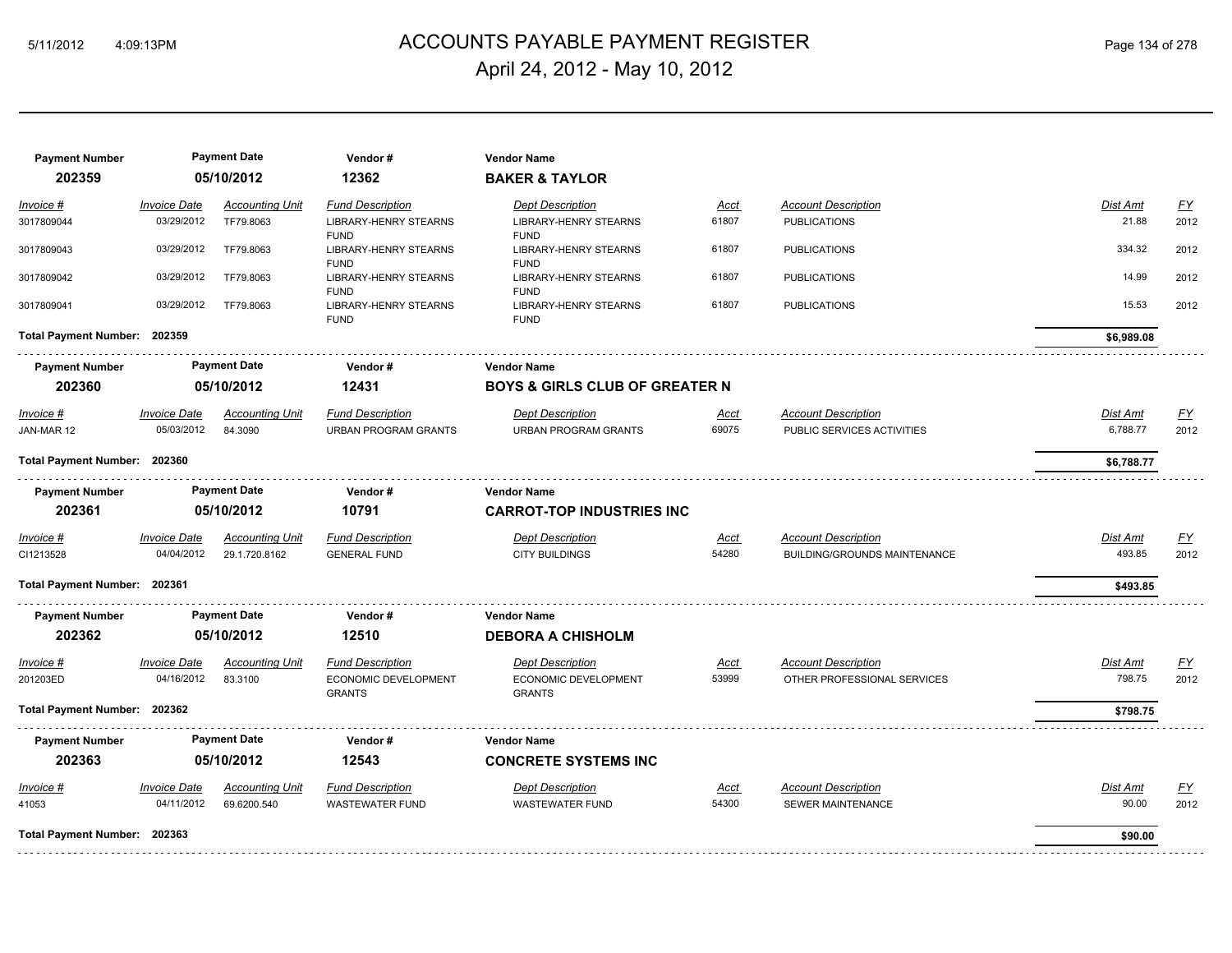# ACCOUNTS PAYABLE PAYMENT REGISTER

## April 24, 2012 - May 10, 2012

| Payment Number | Payment Date | Vendor # | Vendor Name |
|---|---|---|---|
| **202359** | **05/10/2012** | **12362** | **BAKER & TAYLOR** |

| *Invoice #* | *Invoice Date* | *Accounting Unit* | *Fund Description* | *Dept Description* | *Acct* | *Account Description* | *Dist Amt* | *FY* |
|---|---|---|---|---|---|---|---|---|
| 3017809044 | 03/29/2012 | TF79.8063 | LIBRARY-HENRY STEARNS FUND | LIBRARY-HENRY STEARNS FUND | 61807 | PUBLICATIONS | 21.88 | 2012 |
| 3017809043 | 03/29/2012 | TF79.8063 | LIBRARY-HENRY STEARNS FUND | LIBRARY-HENRY STEARNS FUND | 61807 | PUBLICATIONS | 334.32 | 2012 |
| 3017809042 | 03/29/2012 | TF79.8063 | LIBRARY-HENRY STEARNS FUND | LIBRARY-HENRY STEARNS FUND | 61807 | PUBLICATIONS | 14.99 | 2012 |
| 3017809041 | 03/29/2012 | TF79.8063 | LIBRARY-HENRY STEARNS FUND | LIBRARY-HENRY STEARNS FUND | 61807 | PUBLICATIONS | 15.53 | 2012 |

**Total Payment Number: 202359** — **$6,989.08**

| Payment Number | Payment Date | Vendor # | Vendor Name |
|---|---|---|---|
| **202360** | **05/10/2012** | **12431** | **BOYS & GIRLS CLUB OF GREATER N** |

| *Invoice #* | *Invoice Date* | *Accounting Unit* | *Fund Description* | *Dept Description* | *Acct* | *Account Description* | *Dist Amt* | *FY* |
|---|---|---|---|---|---|---|---|---|
| JAN-MAR 12 | 05/03/2012 | 84.3090 | URBAN PROGRAM GRANTS | URBAN PROGRAM GRANTS | 69075 | PUBLIC SERVICES ACTIVITIES | 6,788.77 | 2012 |

**Total Payment Number: 202360** — **$6,788.77**

| Payment Number | Payment Date | Vendor # | Vendor Name |
|---|---|---|---|
| **202361** | **05/10/2012** | **10791** | **CARROT-TOP INDUSTRIES INC** |

| *Invoice #* | *Invoice Date* | *Accounting Unit* | *Fund Description* | *Dept Description* | *Acct* | *Account Description* | *Dist Amt* | *FY* |
|---|---|---|---|---|---|---|---|---|
| CI1213528 | 04/04/2012 | 29.1.720.8162 | GENERAL FUND | CITY BUILDINGS | 54280 | BUILDING/GROUNDS MAINTENANCE | 493.85 | 2012 |

**Total Payment Number: 202361** — **$493.85**

| Payment Number | Payment Date | Vendor # | Vendor Name |
|---|---|---|---|
| **202362** | **05/10/2012** | **12510** | **DEBORA A CHISHOLM** |

| *Invoice #* | *Invoice Date* | *Accounting Unit* | *Fund Description* | *Dept Description* | *Acct* | *Account Description* | *Dist Amt* | *FY* |
|---|---|---|---|---|---|---|---|---|
| 201203ED | 04/16/2012 | 83.3100 | ECONOMIC DEVELOPMENT GRANTS | ECONOMIC DEVELOPMENT GRANTS | 53999 | OTHER PROFESSIONAL SERVICES | 798.75 | 2012 |

**Total Payment Number: 202362** — **$798.75**

| Payment Number | Payment Date | Vendor # | Vendor Name |
|---|---|---|---|
| **202363** | **05/10/2012** | **12543** | **CONCRETE SYSTEMS INC** |

| *Invoice #* | *Invoice Date* | *Accounting Unit* | *Fund Description* | *Dept Description* | *Acct* | *Account Description* | *Dist Amt* | *FY* |
|---|---|---|---|---|---|---|---|---|
| 41053 | 04/11/2012 | 69.6200.540 | WASTEWATER FUND | WASTEWATER FUND | 54300 | SEWER MAINTENANCE | 90.00 | 2012 |

**Total Payment Number: 202363** — **$90.00**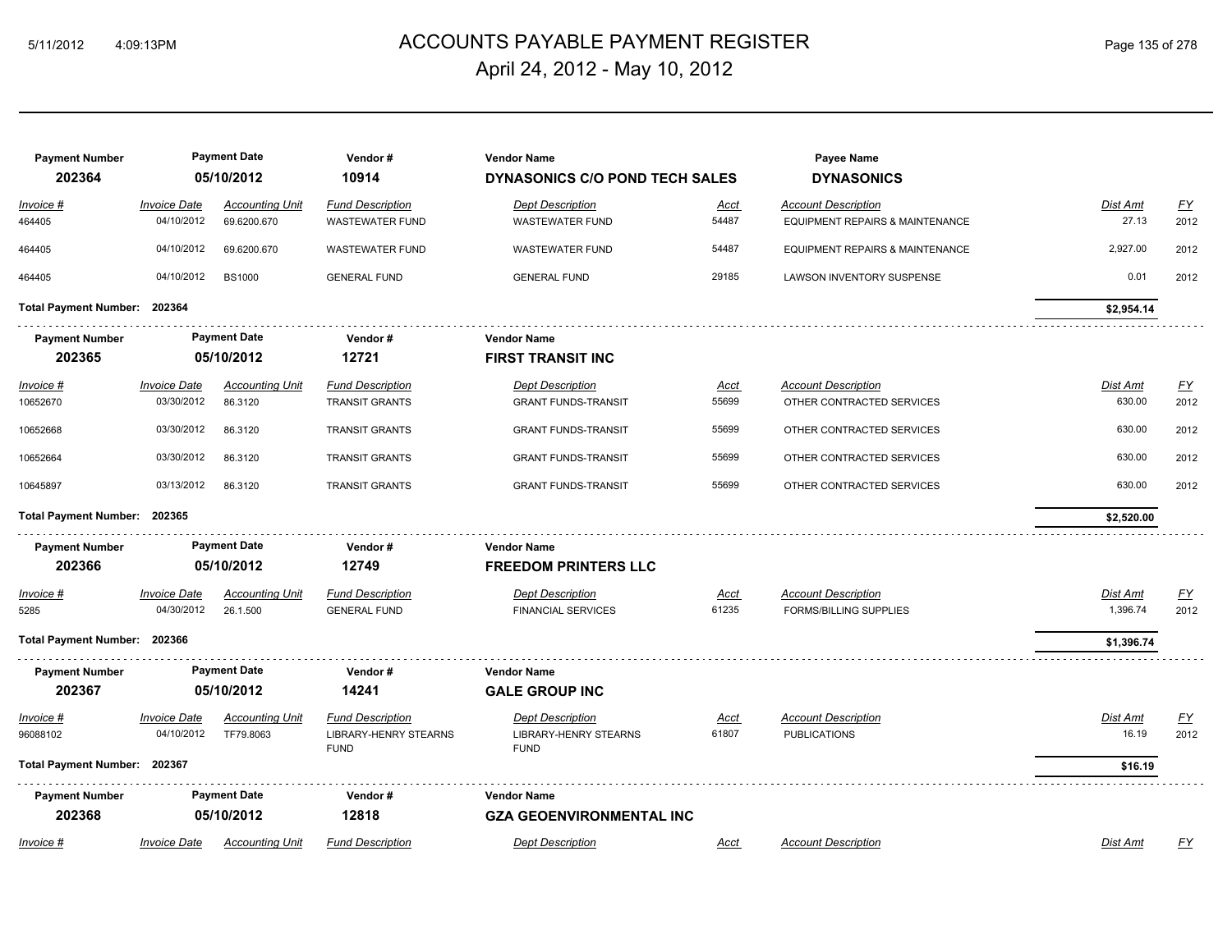# ACCOUNTS PAYABLE PAYMENT REGISTER
## April 24, 2012 - May 10, 2012

| Payment Number | Payment Date | Vendor # | Vendor Name | Payee Name |
|---|---|---|---|---|
| **202364** | **05/10/2012** | **10914** | **DYNASONICS C/O POND TECH SALES** | **DYNASONICS** |

| Invoice # | Invoice Date | Accounting Unit | Fund Description | Dept Description | Acct | Account Description | Dist Amt | FY |
|---|---|---|---|---|---|---|---|---|
| 464405 | 04/10/2012 | 69.6200.670 | WASTEWATER FUND | WASTEWATER FUND | 54487 | EQUIPMENT REPAIRS & MAINTENANCE | 27.13 | 2012 |
| 464405 | 04/10/2012 | 69.6200.670 | WASTEWATER FUND | WASTEWATER FUND | 54487 | EQUIPMENT REPAIRS & MAINTENANCE | 2,927.00 | 2012 |
| 464405 | 04/10/2012 | BS1000 | GENERAL FUND | GENERAL FUND | 29185 | LAWSON INVENTORY SUSPENSE | 0.01 | 2012 |

**Total Payment Number: 202364** — **$2,954.14**

| Payment Number | Payment Date | Vendor # | Vendor Name |
|---|---|---|---|
| **202365** | **05/10/2012** | **12721** | **FIRST TRANSIT INC** |

| Invoice # | Invoice Date | Accounting Unit | Fund Description | Dept Description | Acct | Account Description | Dist Amt | FY |
|---|---|---|---|---|---|---|---|---|
| 10652670 | 03/30/2012 | 86.3120 | TRANSIT GRANTS | GRANT FUNDS-TRANSIT | 55699 | OTHER CONTRACTED SERVICES | 630.00 | 2012 |
| 10652668 | 03/30/2012 | 86.3120 | TRANSIT GRANTS | GRANT FUNDS-TRANSIT | 55699 | OTHER CONTRACTED SERVICES | 630.00 | 2012 |
| 10652664 | 03/30/2012 | 86.3120 | TRANSIT GRANTS | GRANT FUNDS-TRANSIT | 55699 | OTHER CONTRACTED SERVICES | 630.00 | 2012 |
| 10645897 | 03/13/2012 | 86.3120 | TRANSIT GRANTS | GRANT FUNDS-TRANSIT | 55699 | OTHER CONTRACTED SERVICES | 630.00 | 2012 |

**Total Payment Number: 202365** — **$2,520.00**

| Payment Number | Payment Date | Vendor # | Vendor Name |
|---|---|---|---|
| **202366** | **05/10/2012** | **12749** | **FREEDOM PRINTERS LLC** |

| Invoice # | Invoice Date | Accounting Unit | Fund Description | Dept Description | Acct | Account Description | Dist Amt | FY |
|---|---|---|---|---|---|---|---|---|
| 5285 | 04/30/2012 | 26.1.500 | GENERAL FUND | FINANCIAL SERVICES | 61235 | FORMS/BILLING SUPPLIES | 1,396.74 | 2012 |

**Total Payment Number: 202366** — **$1,396.74**

| Payment Number | Payment Date | Vendor # | Vendor Name |
|---|---|---|---|
| **202367** | **05/10/2012** | **14241** | **GALE GROUP INC** |

| Invoice # | Invoice Date | Accounting Unit | Fund Description | Dept Description | Acct | Account Description | Dist Amt | FY |
|---|---|---|---|---|---|---|---|---|
| 96088102 | 04/10/2012 | TF79.8063 | LIBRARY-HENRY STEARNS FUND | LIBRARY-HENRY STEARNS FUND | 61807 | PUBLICATIONS | 16.19 | 2012 |

**Total Payment Number: 202367** — **$16.19**

| Payment Number | Payment Date | Vendor # | Vendor Name |
|---|---|---|---|
| **202368** | **05/10/2012** | **12818** | **GZA GEOENVIRONMENTAL INC** |

| Invoice # | Invoice Date | Accounting Unit | Fund Description | Dept Description | Acct | Account Description | Dist Amt | FY |
|---|---|---|---|---|---|---|---|---|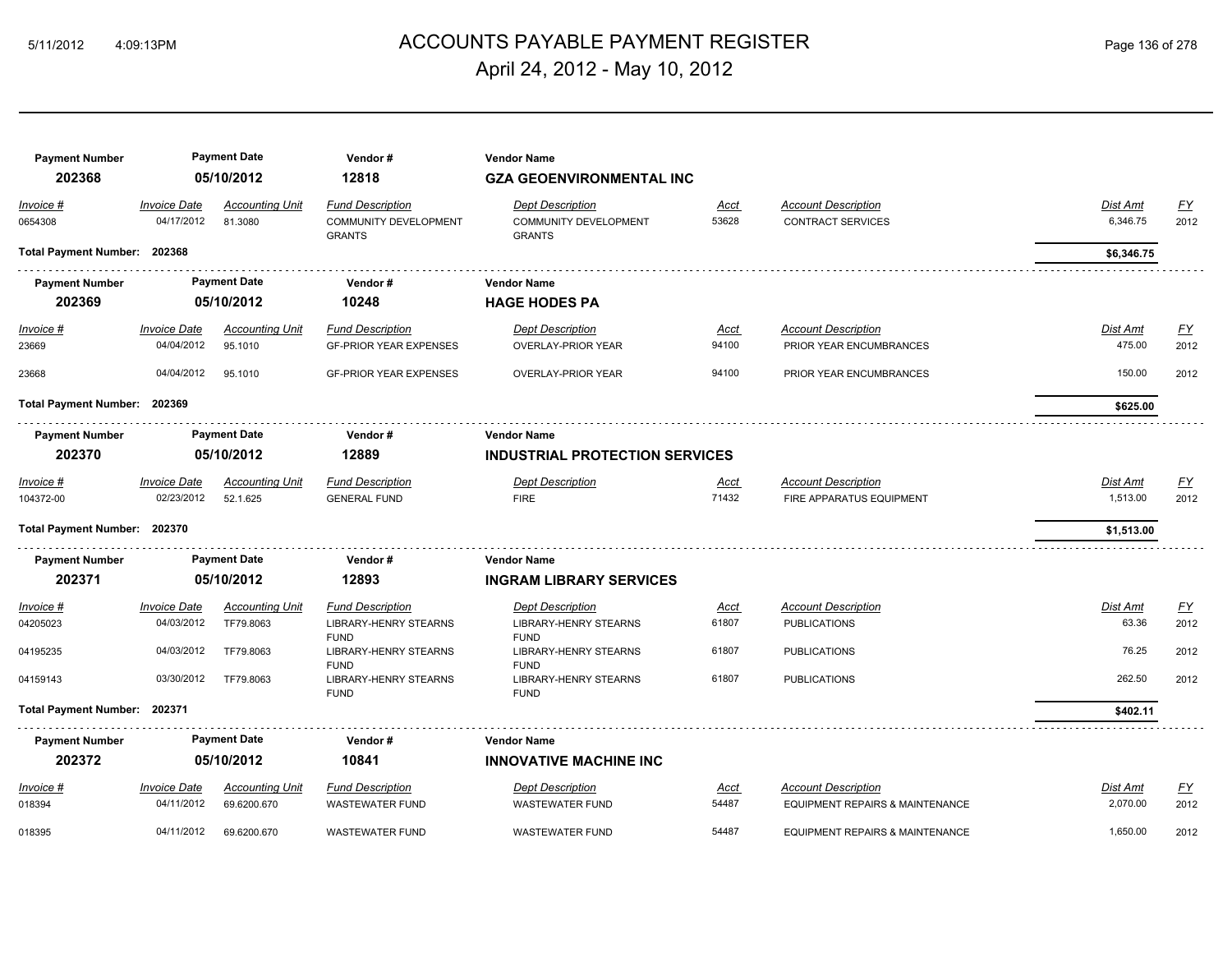| Payment Number | Payment Date | Vendor # | Vendor Name | | | | |
|---|---|---|---|---|---|---|---|
| **202368** | **05/10/2012** | **12818** | **GZA GEOENVIRONMENTAL INC** | | | | |

| Invoice # | Invoice Date | Accounting Unit | Fund Description | Dept Description | Acct | Account Description | Dist Amt | FY |
|---|---|---|---|---|---|---|---|---|
| 0654308 | 04/17/2012 | 81.3080 | COMMUNITY DEVELOPMENT GRANTS | COMMUNITY DEVELOPMENT GRANTS | 53628 | CONTRACT SERVICES | 6,346.75 | 2012 |
| **Total Payment Number: 202368** | | | | | | | **$6,346.75** | |

| Payment Number | Payment Date | Vendor # | Vendor Name | | | | |
|---|---|---|---|---|---|---|---|
| **202369** | **05/10/2012** | **10248** | **HAGE HODES PA** | | | | |

| Invoice # | Invoice Date | Accounting Unit | Fund Description | Dept Description | Acct | Account Description | Dist Amt | FY |
|---|---|---|---|---|---|---|---|---|
| 23669 | 04/04/2012 | 95.1010 | GF-PRIOR YEAR EXPENSES | OVERLAY-PRIOR YEAR | 94100 | PRIOR YEAR ENCUMBRANCES | 475.00 | 2012 |
| 23668 | 04/04/2012 | 95.1010 | GF-PRIOR YEAR EXPENSES | OVERLAY-PRIOR YEAR | 94100 | PRIOR YEAR ENCUMBRANCES | 150.00 | 2012 |
| **Total Payment Number: 202369** | | | | | | | **$625.00** | |

| Payment Number | Payment Date | Vendor # | Vendor Name | | | | |
|---|---|---|---|---|---|---|---|
| **202370** | **05/10/2012** | **12889** | **INDUSTRIAL PROTECTION SERVICES** | | | | |

| Invoice # | Invoice Date | Accounting Unit | Fund Description | Dept Description | Acct | Account Description | Dist Amt | FY |
|---|---|---|---|---|---|---|---|---|
| 104372-00 | 02/23/2012 | 52.1.625 | GENERAL FUND | FIRE | 71432 | FIRE APPARATUS EQUIPMENT | 1,513.00 | 2012 |
| **Total Payment Number: 202370** | | | | | | | **$1,513.00** | |

| Payment Number | Payment Date | Vendor # | Vendor Name | | | | |
|---|---|---|---|---|---|---|---|
| **202371** | **05/10/2012** | **12893** | **INGRAM LIBRARY SERVICES** | | | | |

| Invoice # | Invoice Date | Accounting Unit | Fund Description | Dept Description | Acct | Account Description | Dist Amt | FY |
|---|---|---|---|---|---|---|---|---|
| 04205023 | 04/03/2012 | TF79.8063 | LIBRARY-HENRY STEARNS FUND | LIBRARY-HENRY STEARNS FUND | 61807 | PUBLICATIONS | 63.36 | 2012 |
| 04195235 | 04/03/2012 | TF79.8063 | LIBRARY-HENRY STEARNS FUND | LIBRARY-HENRY STEARNS FUND | 61807 | PUBLICATIONS | 76.25 | 2012 |
| 04159143 | 03/30/2012 | TF79.8063 | LIBRARY-HENRY STEARNS FUND | LIBRARY-HENRY STEARNS FUND | 61807 | PUBLICATIONS | 262.50 | 2012 |
| **Total Payment Number: 202371** | | | | | | | **$402.11** | |

| Payment Number | Payment Date | Vendor # | Vendor Name | | | | |
|---|---|---|---|---|---|---|---|
| **202372** | **05/10/2012** | **10841** | **INNOVATIVE MACHINE INC** | | | | |

| Invoice # | Invoice Date | Accounting Unit | Fund Description | Dept Description | Acct | Account Description | Dist Amt | FY |
|---|---|---|---|---|---|---|---|---|
| 018394 | 04/11/2012 | 69.6200.670 | WASTEWATER FUND | WASTEWATER FUND | 54487 | EQUIPMENT REPAIRS & MAINTENANCE | 2,070.00 | 2012 |
| 018395 | 04/11/2012 | 69.6200.670 | WASTEWATER FUND | WASTEWATER FUND | 54487 | EQUIPMENT REPAIRS & MAINTENANCE | 1,650.00 | 2012 |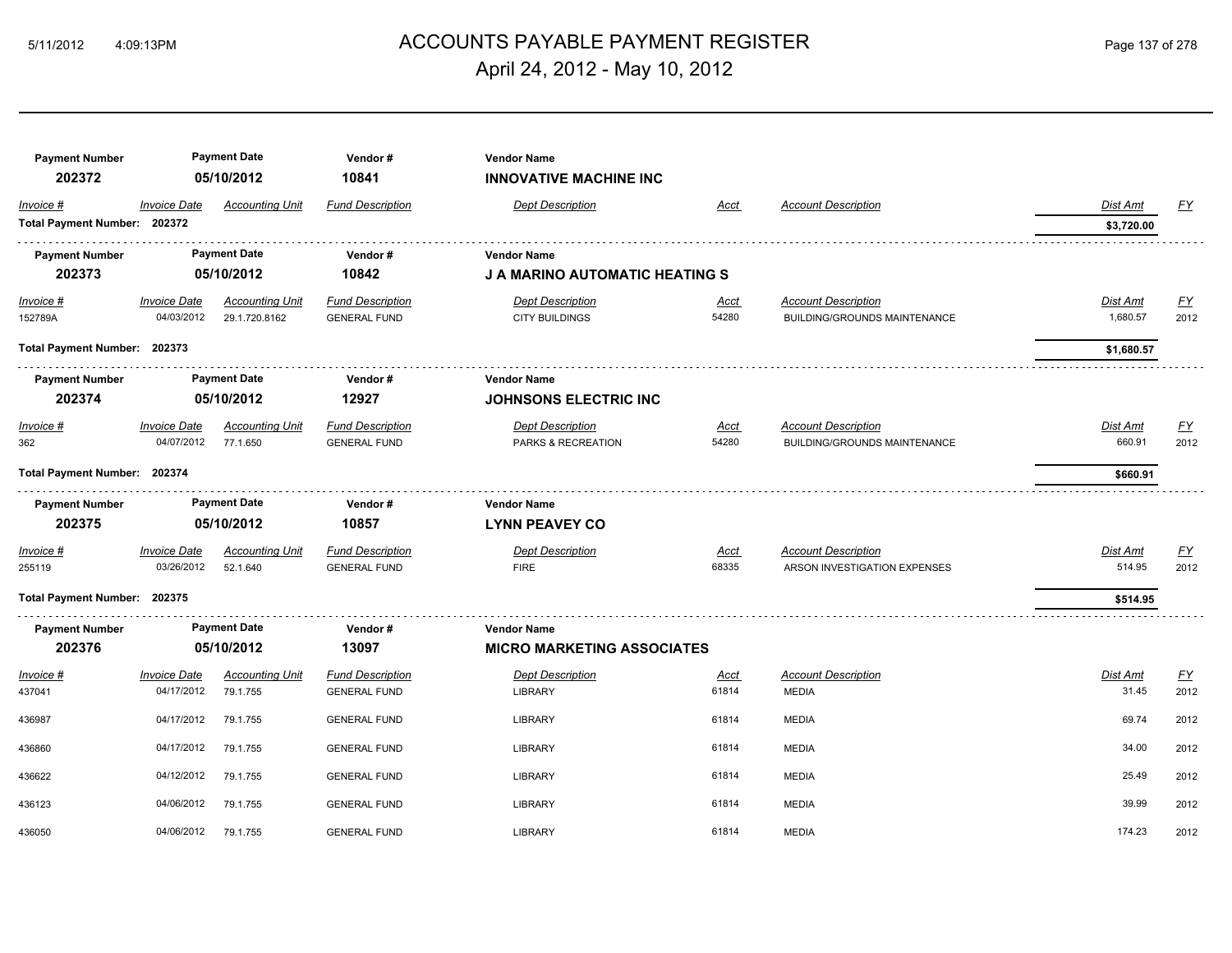# ACCOUNTS PAYABLE PAYMENT REGISTER

April 24, 2012 - May 10, 2012

| Payment Number | Payment Date | Vendor # | Vendor Name |
|---|---|---|---|
| 202372 | 05/10/2012 | 10841 | **INNOVATIVE MACHINE INC** |

| Invoice # | Invoice Date | Accounting Unit | Fund Description | Dept Description | Acct | Account Description | Dist Amt | FY |
|---|---|---|---|---|---|---|---|---|
| **Total Payment Number: 202372** | | | | | | | **$3,720.00** | |

| Payment Number | Payment Date | Vendor # | Vendor Name |
|---|---|---|---|
| 202373 | 05/10/2012 | 10842 | **J A MARINO AUTOMATIC HEATING S** |

| Invoice # | Invoice Date | Accounting Unit | Fund Description | Dept Description | Acct | Account Description | Dist Amt | FY |
|---|---|---|---|---|---|---|---|---|
| 152789A | 04/03/2012 | 29.1.720.8162 | GENERAL FUND | CITY BUILDINGS | 54280 | BUILDING/GROUNDS MAINTENANCE | 1,680.57 | 2012 |
| **Total Payment Number: 202373** | | | | | | | **$1,680.57** | |

| Payment Number | Payment Date | Vendor # | Vendor Name |
|---|---|---|---|
| 202374 | 05/10/2012 | 12927 | **JOHNSONS ELECTRIC INC** |

| Invoice # | Invoice Date | Accounting Unit | Fund Description | Dept Description | Acct | Account Description | Dist Amt | FY |
|---|---|---|---|---|---|---|---|---|
| 362 | 04/07/2012 | 77.1.650 | GENERAL FUND | PARKS & RECREATION | 54280 | BUILDING/GROUNDS MAINTENANCE | 660.91 | 2012 |
| **Total Payment Number: 202374** | | | | | | | **$660.91** | |

| Payment Number | Payment Date | Vendor # | Vendor Name |
|---|---|---|---|
| 202375 | 05/10/2012 | 10857 | **LYNN PEAVEY CO** |

| Invoice # | Invoice Date | Accounting Unit | Fund Description | Dept Description | Acct | Account Description | Dist Amt | FY |
|---|---|---|---|---|---|---|---|---|
| 255119 | 03/26/2012 | 52.1.640 | GENERAL FUND | FIRE | 68335 | ARSON INVESTIGATION EXPENSES | 514.95 | 2012 |
| **Total Payment Number: 202375** | | | | | | | **$514.95** | |

| Payment Number | Payment Date | Vendor # | Vendor Name |
|---|---|---|---|
| 202376 | 05/10/2012 | 13097 | **MICRO MARKETING ASSOCIATES** |

| Invoice # | Invoice Date | Accounting Unit | Fund Description | Dept Description | Acct | Account Description | Dist Amt | FY |
|---|---|---|---|---|---|---|---|---|
| 437041 | 04/17/2012 | 79.1.755 | GENERAL FUND | LIBRARY | 61814 | MEDIA | 31.45 | 2012 |
| 436987 | 04/17/2012 | 79.1.755 | GENERAL FUND | LIBRARY | 61814 | MEDIA | 69.74 | 2012 |
| 436860 | 04/17/2012 | 79.1.755 | GENERAL FUND | LIBRARY | 61814 | MEDIA | 34.00 | 2012 |
| 436622 | 04/12/2012 | 79.1.755 | GENERAL FUND | LIBRARY | 61814 | MEDIA | 25.49 | 2012 |
| 436123 | 04/06/2012 | 79.1.755 | GENERAL FUND | LIBRARY | 61814 | MEDIA | 39.99 | 2012 |
| 436050 | 04/06/2012 | 79.1.755 | GENERAL FUND | LIBRARY | 61814 | MEDIA | 174.23 | 2012 |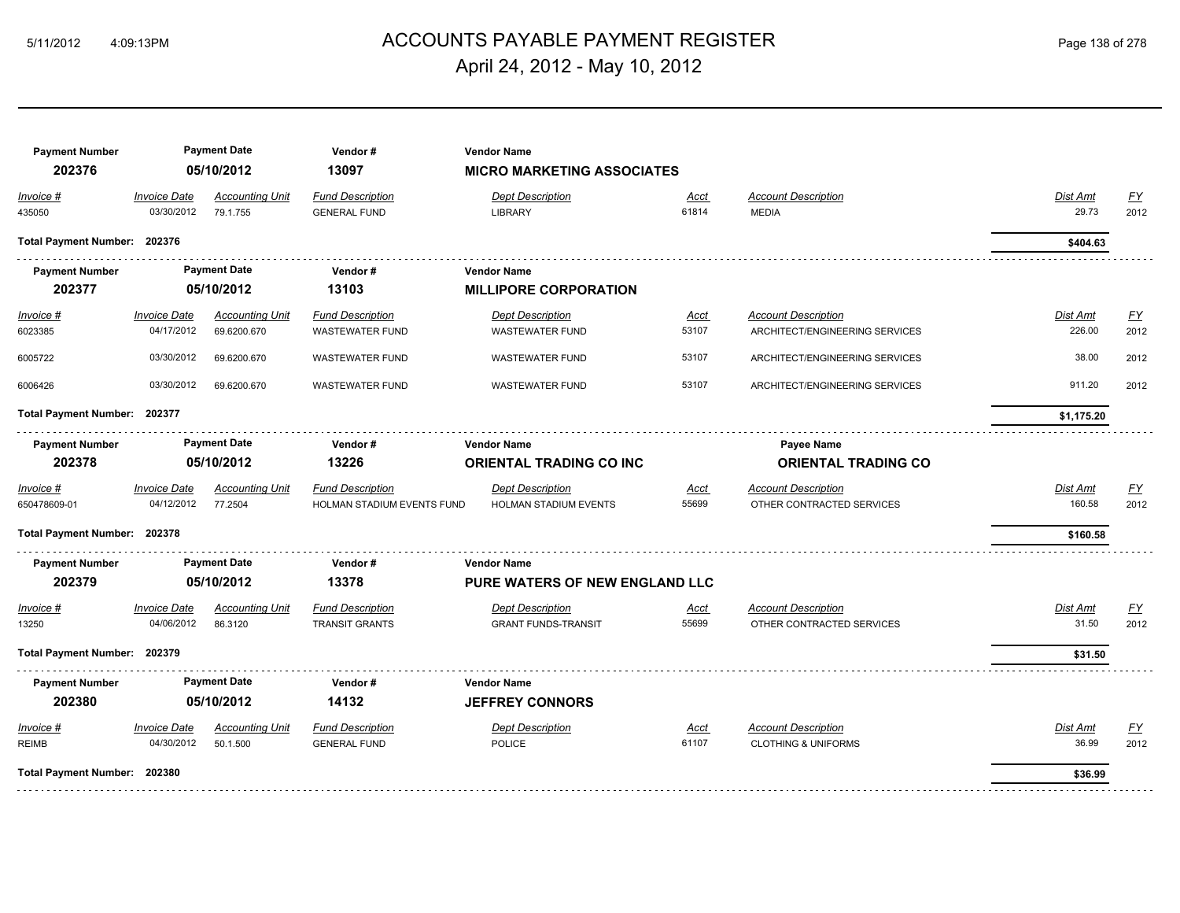| Payment Number | Payment Date | Vendor # | Vendor Name |
|---|---|---|---|
| 202376 | 05/10/2012 | 13097 | **MICRO MARKETING ASSOCIATES** |

| Invoice # | Invoice Date | Accounting Unit | Fund Description | Dept Description | Acct | Account Description | Dist Amt | FY |
|---|---|---|---|---|---|---|---|---|
| 435050 | 03/30/2012 | 79.1.755 | GENERAL FUND | LIBRARY | 61814 | MEDIA | 29.73 | 2012 |

**Total Payment Number: 202376** — **$404.63**

| Payment Number | Payment Date | Vendor # | Vendor Name |
|---|---|---|---|
| 202377 | 05/10/2012 | 13103 | **MILLIPORE CORPORATION** |

| Invoice # | Invoice Date | Accounting Unit | Fund Description | Dept Description | Acct | Account Description | Dist Amt | FY |
|---|---|---|---|---|---|---|---|---|
| 6023385 | 04/17/2012 | 69.6200.670 | WASTEWATER FUND | WASTEWATER FUND | 53107 | ARCHITECT/ENGINEERING SERVICES | 226.00 | 2012 |
| 6005722 | 03/30/2012 | 69.6200.670 | WASTEWATER FUND | WASTEWATER FUND | 53107 | ARCHITECT/ENGINEERING SERVICES | 38.00 | 2012 |
| 6006426 | 03/30/2012 | 69.6200.670 | WASTEWATER FUND | WASTEWATER FUND | 53107 | ARCHITECT/ENGINEERING SERVICES | 911.20 | 2012 |

**Total Payment Number: 202377** — **$1,175.20**

| Payment Number | Payment Date | Vendor # | Vendor Name | Payee Name |
|---|---|---|---|---|
| 202378 | 05/10/2012 | 13226 | **ORIENTAL TRADING CO INC** | **ORIENTAL TRADING CO** |

| Invoice # | Invoice Date | Accounting Unit | Fund Description | Dept Description | Acct | Account Description | Dist Amt | FY |
|---|---|---|---|---|---|---|---|---|
| 650478609-01 | 04/12/2012 | 77.2504 | HOLMAN STADIUM EVENTS FUND | HOLMAN STADIUM EVENTS | 55699 | OTHER CONTRACTED SERVICES | 160.58 | 2012 |

**Total Payment Number: 202378** — **$160.58**

| Payment Number | Payment Date | Vendor # | Vendor Name |
|---|---|---|---|
| 202379 | 05/10/2012 | 13378 | **PURE WATERS OF NEW ENGLAND LLC** |

| Invoice # | Invoice Date | Accounting Unit | Fund Description | Dept Description | Acct | Account Description | Dist Amt | FY |
|---|---|---|---|---|---|---|---|---|
| 13250 | 04/06/2012 | 86.3120 | TRANSIT GRANTS | GRANT FUNDS-TRANSIT | 55699 | OTHER CONTRACTED SERVICES | 31.50 | 2012 |

**Total Payment Number: 202379** — **$31.50**

| Payment Number | Payment Date | Vendor # | Vendor Name |
|---|---|---|---|
| 202380 | 05/10/2012 | 14132 | **JEFFREY CONNORS** |

| Invoice # | Invoice Date | Accounting Unit | Fund Description | Dept Description | Acct | Account Description | Dist Amt | FY |
|---|---|---|---|---|---|---|---|---|
| REIMB | 04/30/2012 | 50.1.500 | GENERAL FUND | POLICE | 61107 | CLOTHING & UNIFORMS | 36.99 | 2012 |

**Total Payment Number: 202380** — **$36.99**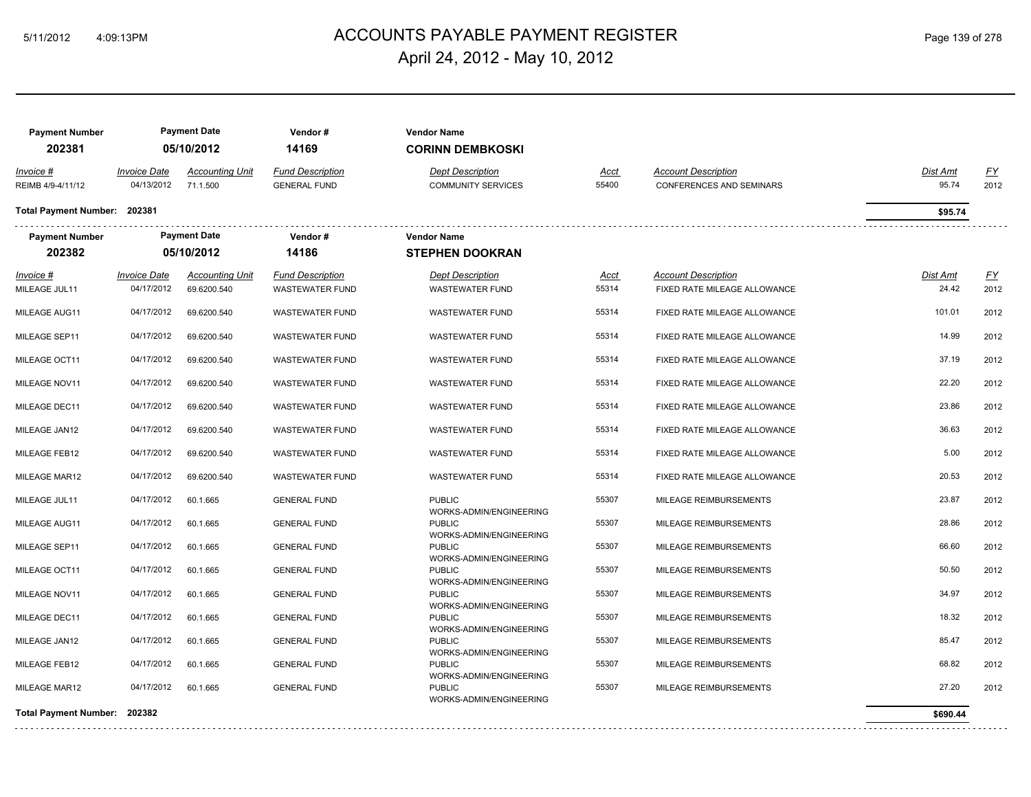# ACCOUNTS PAYABLE PAYMENT REGISTER

April 24, 2012 - May 10, 2012

| Payment Number | Payment Date | Vendor # | Vendor Name |
|---|---|---|---|
| 202381 | 05/10/2012 | 14169 | **CORINN DEMBKOSKI** |

| Invoice # | Invoice Date | Accounting Unit | Fund Description | Dept Description | Acct | Account Description | Dist Amt | FY |
|---|---|---|---|---|---|---|---|---|
| REIMB 4/9-4/11/12 | 04/13/2012 | 71.1.500 | GENERAL FUND | COMMUNITY SERVICES | 55400 | CONFERENCES AND SEMINARS | 95.74 | 2012 |

**Total Payment Number: 202381** — **$95.74**

| Payment Number | Payment Date | Vendor # | Vendor Name |
|---|---|---|---|
| 202382 | 05/10/2012 | 14186 | **STEPHEN DOOKRAN** |

| Invoice # | Invoice Date | Accounting Unit | Fund Description | Dept Description | Acct | Account Description | Dist Amt | FY |
|---|---|---|---|---|---|---|---|---|
| MILEAGE JUL11 | 04/17/2012 | 69.6200.540 | WASTEWATER FUND | WASTEWATER FUND | 55314 | FIXED RATE MILEAGE ALLOWANCE | 24.42 | 2012 |
| MILEAGE AUG11 | 04/17/2012 | 69.6200.540 | WASTEWATER FUND | WASTEWATER FUND | 55314 | FIXED RATE MILEAGE ALLOWANCE | 101.01 | 2012 |
| MILEAGE SEP11 | 04/17/2012 | 69.6200.540 | WASTEWATER FUND | WASTEWATER FUND | 55314 | FIXED RATE MILEAGE ALLOWANCE | 14.99 | 2012 |
| MILEAGE OCT11 | 04/17/2012 | 69.6200.540 | WASTEWATER FUND | WASTEWATER FUND | 55314 | FIXED RATE MILEAGE ALLOWANCE | 37.19 | 2012 |
| MILEAGE NOV11 | 04/17/2012 | 69.6200.540 | WASTEWATER FUND | WASTEWATER FUND | 55314 | FIXED RATE MILEAGE ALLOWANCE | 22.20 | 2012 |
| MILEAGE DEC11 | 04/17/2012 | 69.6200.540 | WASTEWATER FUND | WASTEWATER FUND | 55314 | FIXED RATE MILEAGE ALLOWANCE | 23.86 | 2012 |
| MILEAGE JAN12 | 04/17/2012 | 69.6200.540 | WASTEWATER FUND | WASTEWATER FUND | 55314 | FIXED RATE MILEAGE ALLOWANCE | 36.63 | 2012 |
| MILEAGE FEB12 | 04/17/2012 | 69.6200.540 | WASTEWATER FUND | WASTEWATER FUND | 55314 | FIXED RATE MILEAGE ALLOWANCE | 5.00 | 2012 |
| MILEAGE MAR12 | 04/17/2012 | 69.6200.540 | WASTEWATER FUND | WASTEWATER FUND | 55314 | FIXED RATE MILEAGE ALLOWANCE | 20.53 | 2012 |
| MILEAGE JUL11 | 04/17/2012 | 60.1.665 | GENERAL FUND | PUBLIC WORKS-ADMIN/ENGINEERING | 55307 | MILEAGE REIMBURSEMENTS | 23.87 | 2012 |
| MILEAGE AUG11 | 04/17/2012 | 60.1.665 | GENERAL FUND | PUBLIC WORKS-ADMIN/ENGINEERING | 55307 | MILEAGE REIMBURSEMENTS | 28.86 | 2012 |
| MILEAGE SEP11 | 04/17/2012 | 60.1.665 | GENERAL FUND | PUBLIC WORKS-ADMIN/ENGINEERING | 55307 | MILEAGE REIMBURSEMENTS | 66.60 | 2012 |
| MILEAGE OCT11 | 04/17/2012 | 60.1.665 | GENERAL FUND | PUBLIC WORKS-ADMIN/ENGINEERING | 55307 | MILEAGE REIMBURSEMENTS | 50.50 | 2012 |
| MILEAGE NOV11 | 04/17/2012 | 60.1.665 | GENERAL FUND | PUBLIC WORKS-ADMIN/ENGINEERING | 55307 | MILEAGE REIMBURSEMENTS | 34.97 | 2012 |
| MILEAGE DEC11 | 04/17/2012 | 60.1.665 | GENERAL FUND | PUBLIC WORKS-ADMIN/ENGINEERING | 55307 | MILEAGE REIMBURSEMENTS | 18.32 | 2012 |
| MILEAGE JAN12 | 04/17/2012 | 60.1.665 | GENERAL FUND | PUBLIC WORKS-ADMIN/ENGINEERING | 55307 | MILEAGE REIMBURSEMENTS | 85.47 | 2012 |
| MILEAGE FEB12 | 04/17/2012 | 60.1.665 | GENERAL FUND | PUBLIC WORKS-ADMIN/ENGINEERING | 55307 | MILEAGE REIMBURSEMENTS | 68.82 | 2012 |
| MILEAGE MAR12 | 04/17/2012 | 60.1.665 | GENERAL FUND | PUBLIC WORKS-ADMIN/ENGINEERING | 55307 | MILEAGE REIMBURSEMENTS | 27.20 | 2012 |

**Total Payment Number: 202382** — **$690.44**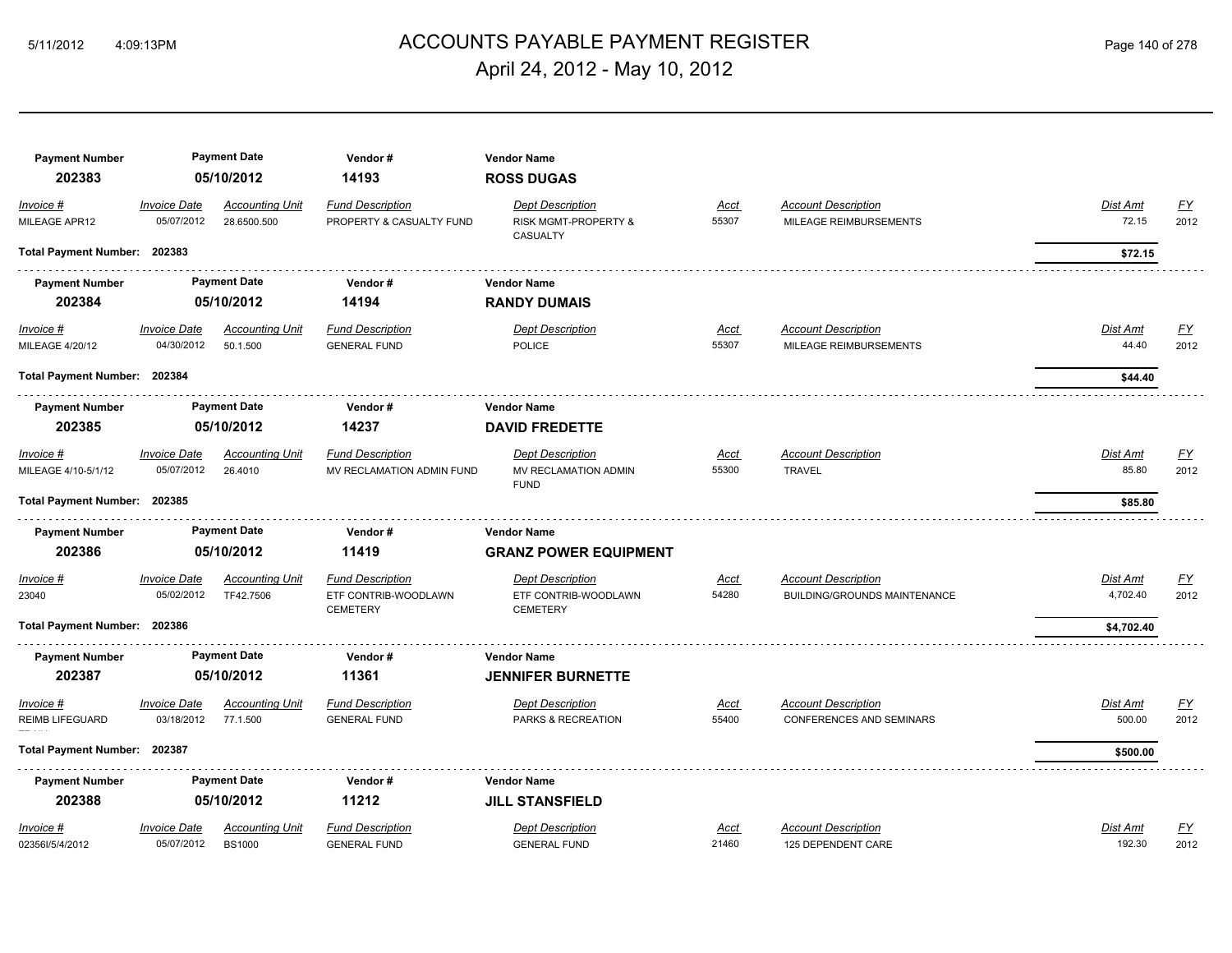# ACCOUNTS PAYABLE PAYMENT REGISTER

April 24, 2012 - May 10, 2012

| Payment Number | Payment Date | Vendor # | Vendor Name |
|---|---|---|---|
| **202383** | **05/10/2012** | **14193** | **ROSS DUGAS** |

| Invoice # | Invoice Date | Accounting Unit | Fund Description | Dept Description | Acct | Account Description | Dist Amt | FY |
|---|---|---|---|---|---|---|---|---|
| MILEAGE APR12 | 05/07/2012 | 28.6500.500 | PROPERTY & CASUALTY FUND | RISK MGMT-PROPERTY & CASUALTY | 55307 | MILEAGE REIMBURSEMENTS | 72.15 | 2012 |

**Total Payment Number: 202383** — **$72.15**

| Payment Number | Payment Date | Vendor # | Vendor Name |
|---|---|---|---|
| **202384** | **05/10/2012** | **14194** | **RANDY DUMAIS** |

| Invoice # | Invoice Date | Accounting Unit | Fund Description | Dept Description | Acct | Account Description | Dist Amt | FY |
|---|---|---|---|---|---|---|---|---|
| MILEAGE 4/20/12 | 04/30/2012 | 50.1.500 | GENERAL FUND | POLICE | 55307 | MILEAGE REIMBURSEMENTS | 44.40 | 2012 |

**Total Payment Number: 202384** — **$44.40**

| Payment Number | Payment Date | Vendor # | Vendor Name |
|---|---|---|---|
| **202385** | **05/10/2012** | **14237** | **DAVID FREDETTE** |

| Invoice # | Invoice Date | Accounting Unit | Fund Description | Dept Description | Acct | Account Description | Dist Amt | FY |
|---|---|---|---|---|---|---|---|---|
| MILEAGE 4/10-5/1/12 | 05/07/2012 | 26.4010 | MV RECLAMATION ADMIN FUND | MV RECLAMATION ADMIN FUND | 55300 | TRAVEL | 85.80 | 2012 |

**Total Payment Number: 202385** — **$85.80**

| Payment Number | Payment Date | Vendor # | Vendor Name |
|---|---|---|---|
| **202386** | **05/10/2012** | **11419** | **GRANZ POWER EQUIPMENT** |

| Invoice # | Invoice Date | Accounting Unit | Fund Description | Dept Description | Acct | Account Description | Dist Amt | FY |
|---|---|---|---|---|---|---|---|---|
| 23040 | 05/02/2012 | TF42.7506 | ETF CONTRIB-WOODLAWN CEMETERY | ETF CONTRIB-WOODLAWN CEMETERY | 54280 | BUILDING/GROUNDS MAINTENANCE | 4,702.40 | 2012 |

**Total Payment Number: 202386** — **$4,702.40**

| Payment Number | Payment Date | Vendor # | Vendor Name |
|---|---|---|---|
| **202387** | **05/10/2012** | **11361** | **JENNIFER BURNETTE** |

| Invoice # | Invoice Date | Accounting Unit | Fund Description | Dept Description | Acct | Account Description | Dist Amt | FY |
|---|---|---|---|---|---|---|---|---|
| REIMB LIFEGUARD | 03/18/2012 | 77.1.500 | GENERAL FUND | PARKS & RECREATION | 55400 | CONFERENCES AND SEMINARS | 500.00 | 2012 |

**Total Payment Number: 202387** — **$500.00**

| Payment Number | Payment Date | Vendor # | Vendor Name |
|---|---|---|---|
| **202388** | **05/10/2012** | **11212** | **JILL STANSFIELD** |

| Invoice # | Invoice Date | Accounting Unit | Fund Description | Dept Description | Acct | Account Description | Dist Amt | FY |
|---|---|---|---|---|---|---|---|---|
| 02356I/5/4/2012 | 05/07/2012 | BS1000 | GENERAL FUND | GENERAL FUND | 21460 | 125 DEPENDENT CARE | 192.30 | 2012 |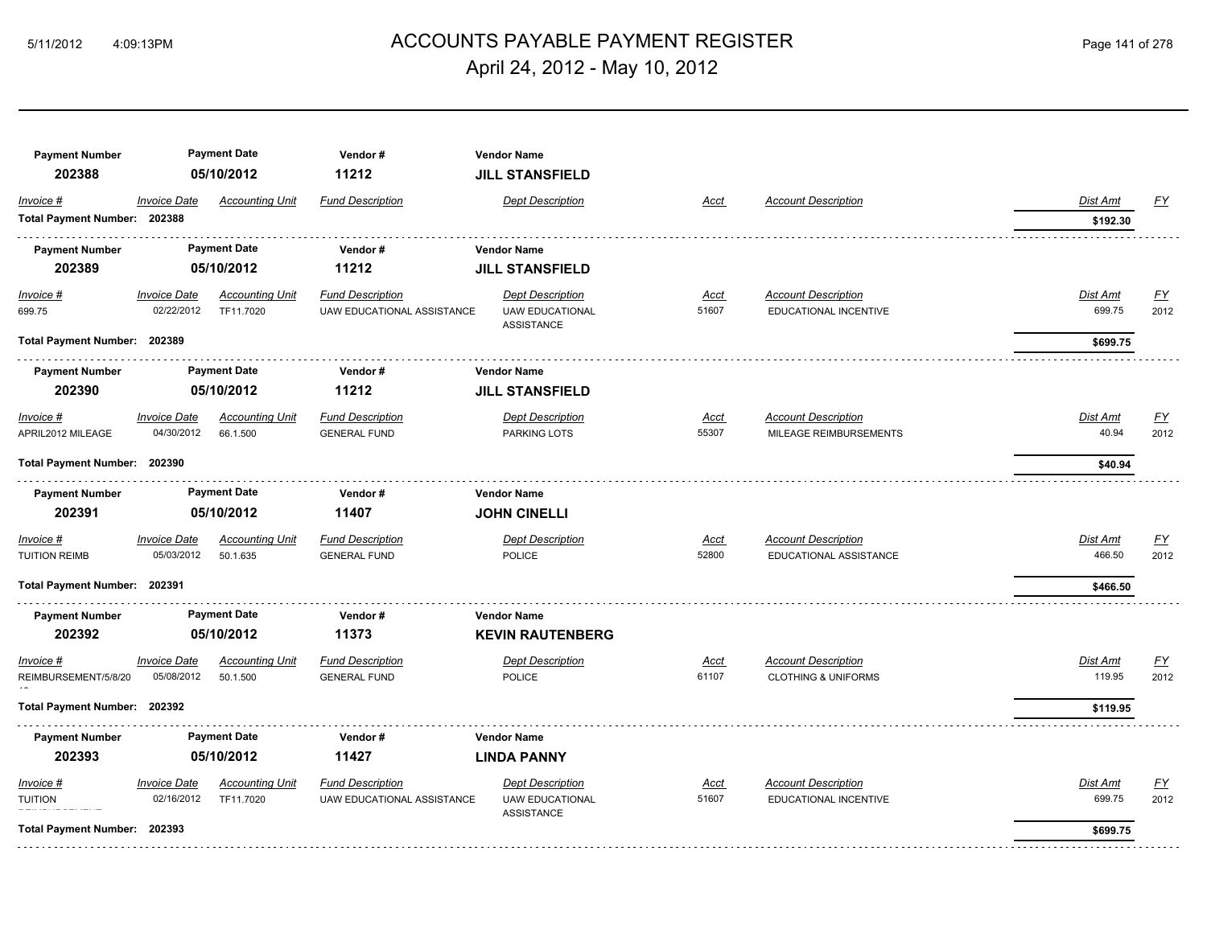# ACCOUNTS PAYABLE PAYMENT REGISTER

April 24, 2012 - May 10, 2012

| Payment Number | Payment Date | Vendor # | Vendor Name |
|---|---|---|---|
| 202388 | 05/10/2012 | 11212 | **JILL STANSFIELD** |

| Invoice # | Invoice Date | Accounting Unit | Fund Description | Dept Description | Acct | Account Description | Dist Amt | FY |
|---|---|---|---|---|---|---|---|---|
| **Total Payment Number: 202388** | | | | | | | **$192.30** | |

| Payment Number | Payment Date | Vendor # | Vendor Name |
|---|---|---|---|
| 202389 | 05/10/2012 | 11212 | **JILL STANSFIELD** |

| Invoice # | Invoice Date | Accounting Unit | Fund Description | Dept Description | Acct | Account Description | Dist Amt | FY |
|---|---|---|---|---|---|---|---|---|
| 699.75 | 02/22/2012 | TF11.7020 | UAW EDUCATIONAL ASSISTANCE | UAW EDUCATIONAL ASSISTANCE | 51607 | EDUCATIONAL INCENTIVE | 699.75 | 2012 |
| **Total Payment Number: 202389** | | | | | | | **$699.75** | |

| Payment Number | Payment Date | Vendor # | Vendor Name |
|---|---|---|---|
| 202390 | 05/10/2012 | 11212 | **JILL STANSFIELD** |

| Invoice # | Invoice Date | Accounting Unit | Fund Description | Dept Description | Acct | Account Description | Dist Amt | FY |
|---|---|---|---|---|---|---|---|---|
| APRIL2012 MILEAGE | 04/30/2012 | 66.1.500 | GENERAL FUND | PARKING LOTS | 55307 | MILEAGE REIMBURSEMENTS | 40.94 | 2012 |
| **Total Payment Number: 202390** | | | | | | | **$40.94** | |

| Payment Number | Payment Date | Vendor # | Vendor Name |
|---|---|---|---|
| 202391 | 05/10/2012 | 11407 | **JOHN CINELLI** |

| Invoice # | Invoice Date | Accounting Unit | Fund Description | Dept Description | Acct | Account Description | Dist Amt | FY |
|---|---|---|---|---|---|---|---|---|
| TUITION REIMB | 05/03/2012 | 50.1.635 | GENERAL FUND | POLICE | 52800 | EDUCATIONAL ASSISTANCE | 466.50 | 2012 |
| **Total Payment Number: 202391** | | | | | | | **$466.50** | |

| Payment Number | Payment Date | Vendor # | Vendor Name |
|---|---|---|---|
| 202392 | 05/10/2012 | 11373 | **KEVIN RAUTENBERG** |

| Invoice # | Invoice Date | Accounting Unit | Fund Description | Dept Description | Acct | Account Description | Dist Amt | FY |
|---|---|---|---|---|---|---|---|---|
| REIMBURSEMENT/5/8/2012 | 05/08/2012 | 50.1.500 | GENERAL FUND | POLICE | 61107 | CLOTHING & UNIFORMS | 119.95 | 2012 |
| **Total Payment Number: 202392** | | | | | | | **$119.95** | |

| Payment Number | Payment Date | Vendor # | Vendor Name |
|---|---|---|---|
| 202393 | 05/10/2012 | 11427 | **LINDA PANNY** |

| Invoice # | Invoice Date | Accounting Unit | Fund Description | Dept Description | Acct | Account Description | Dist Amt | FY |
|---|---|---|---|---|---|---|---|---|
| TUITION REIMBURSEMENT | 02/16/2012 | TF11.7020 | UAW EDUCATIONAL ASSISTANCE | UAW EDUCATIONAL ASSISTANCE | 51607 | EDUCATIONAL INCENTIVE | 699.75 | 2012 |
| **Total Payment Number: 202393** | | | | | | | **$699.75** | |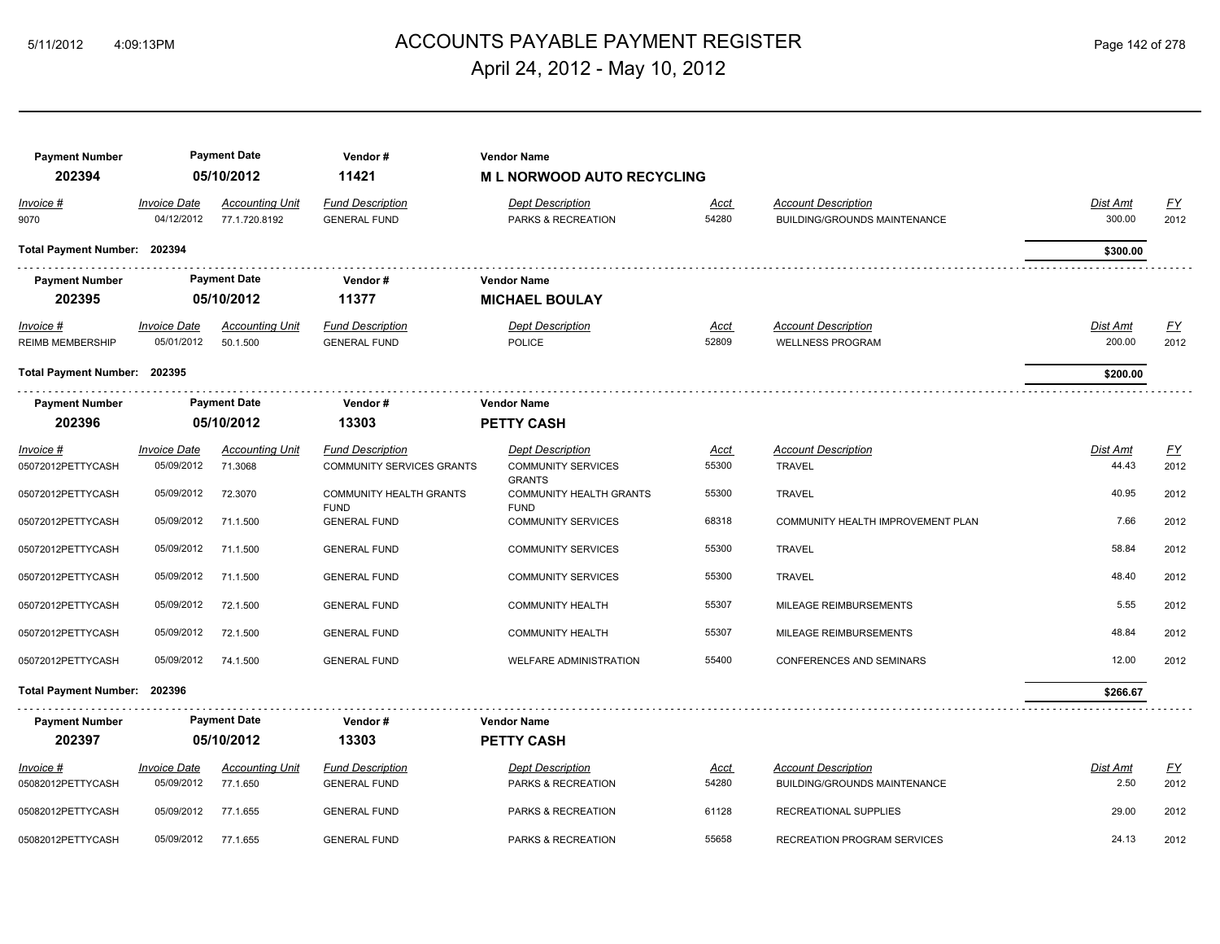# ACCOUNTS PAYABLE PAYMENT REGISTER

April 24, 2012 - May 10, 2012

| Payment Number | Payment Date | Vendor # | Vendor Name |
|---|---|---|---|
| **202394** | **05/10/2012** | **11421** | **M L NORWOOD AUTO RECYCLING** |

| Invoice # | Invoice Date | Accounting Unit | Fund Description | Dept Description | Acct | Account Description | Dist Amt | FY |
|---|---|---|---|---|---|---|---|---|
| 9070 | 04/12/2012 | 77.1.720.8192 | GENERAL FUND | PARKS & RECREATION | 54280 | BUILDING/GROUNDS MAINTENANCE | 300.00 | 2012 |

**Total Payment Number: 202394** — **$300.00**

| Payment Number | Payment Date | Vendor # | Vendor Name |
|---|---|---|---|
| **202395** | **05/10/2012** | **11377** | **MICHAEL BOULAY** |

| Invoice # | Invoice Date | Accounting Unit | Fund Description | Dept Description | Acct | Account Description | Dist Amt | FY |
|---|---|---|---|---|---|---|---|---|
| REIMB MEMBERSHIP | 05/01/2012 | 50.1.500 | GENERAL FUND | POLICE | 52809 | WELLNESS PROGRAM | 200.00 | 2012 |

**Total Payment Number: 202395** — **$200.00**

| Payment Number | Payment Date | Vendor # | Vendor Name |
|---|---|---|---|
| **202396** | **05/10/2012** | **13303** | **PETTY CASH** |

| Invoice # | Invoice Date | Accounting Unit | Fund Description | Dept Description | Acct | Account Description | Dist Amt | FY |
|---|---|---|---|---|---|---|---|---|
| 05072012PETTYCASH | 05/09/2012 | 71.3068 | COMMUNITY SERVICES GRANTS | COMMUNITY SERVICES GRANTS | 55300 | TRAVEL | 44.43 | 2012 |
| 05072012PETTYCASH | 05/09/2012 | 72.3070 | COMMUNITY HEALTH GRANTS FUND | COMMUNITY HEALTH GRANTS FUND | 55300 | TRAVEL | 40.95 | 2012 |
| 05072012PETTYCASH | 05/09/2012 | 71.1.500 | GENERAL FUND | COMMUNITY SERVICES | 68318 | COMMUNITY HEALTH IMPROVEMENT PLAN | 7.66 | 2012 |
| 05072012PETTYCASH | 05/09/2012 | 71.1.500 | GENERAL FUND | COMMUNITY SERVICES | 55300 | TRAVEL | 58.84 | 2012 |
| 05072012PETTYCASH | 05/09/2012 | 71.1.500 | GENERAL FUND | COMMUNITY SERVICES | 55300 | TRAVEL | 48.40 | 2012 |
| 05072012PETTYCASH | 05/09/2012 | 72.1.500 | GENERAL FUND | COMMUNITY HEALTH | 55307 | MILEAGE REIMBURSEMENTS | 5.55 | 2012 |
| 05072012PETTYCASH | 05/09/2012 | 72.1.500 | GENERAL FUND | COMMUNITY HEALTH | 55307 | MILEAGE REIMBURSEMENTS | 48.84 | 2012 |
| 05072012PETTYCASH | 05/09/2012 | 74.1.500 | GENERAL FUND | WELFARE ADMINISTRATION | 55400 | CONFERENCES AND SEMINARS | 12.00 | 2012 |

**Total Payment Number: 202396** — **$266.67**

| Payment Number | Payment Date | Vendor # | Vendor Name |
|---|---|---|---|
| **202397** | **05/10/2012** | **13303** | **PETTY CASH** |

| Invoice # | Invoice Date | Accounting Unit | Fund Description | Dept Description | Acct | Account Description | Dist Amt | FY |
|---|---|---|---|---|---|---|---|---|
| 05082012PETTYCASH | 05/09/2012 | 77.1.650 | GENERAL FUND | PARKS & RECREATION | 54280 | BUILDING/GROUNDS MAINTENANCE | 2.50 | 2012 |
| 05082012PETTYCASH | 05/09/2012 | 77.1.655 | GENERAL FUND | PARKS & RECREATION | 61128 | RECREATIONAL SUPPLIES | 29.00 | 2012 |
| 05082012PETTYCASH | 05/09/2012 | 77.1.655 | GENERAL FUND | PARKS & RECREATION | 55658 | RECREATION PROGRAM SERVICES | 24.13 | 2012 |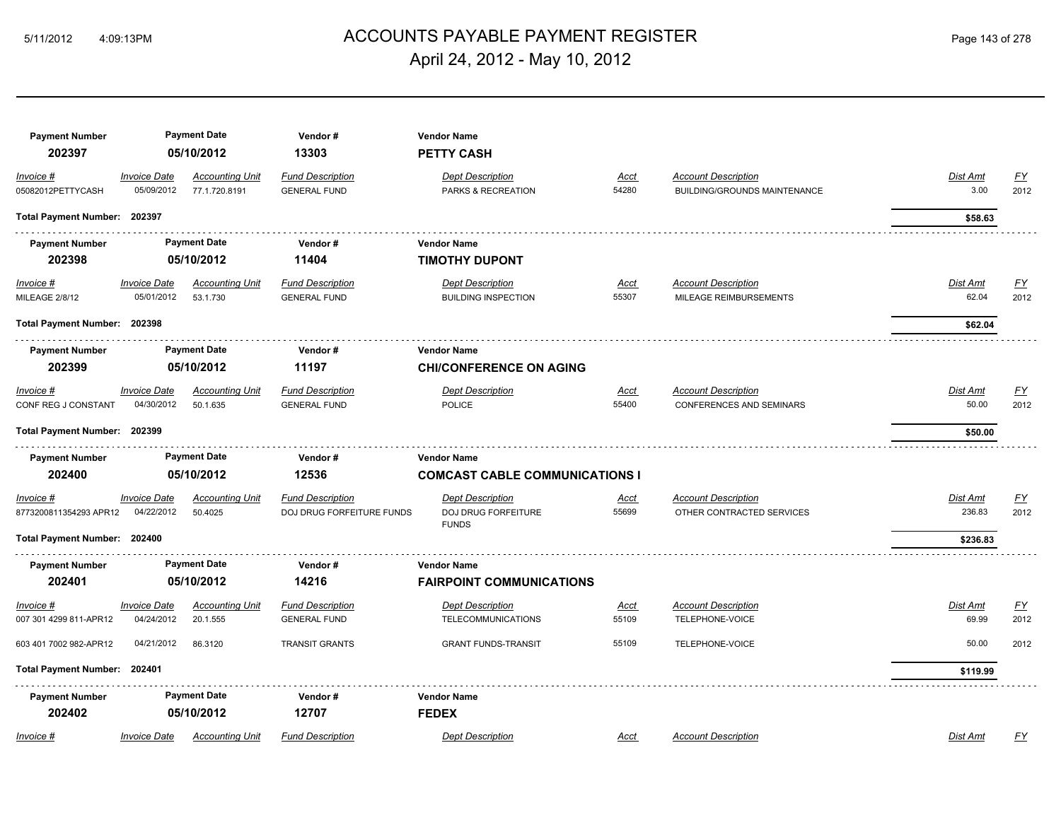# ACCOUNTS PAYABLE PAYMENT REGISTER

April 24, 2012 - May 10, 2012

| Payment Number | Payment Date | Vendor # | Vendor Name |
|---|---|---|---|
| **202397** | **05/10/2012** | **13303** | **PETTY CASH** |

| *Invoice #* | *Invoice Date* | *Accounting Unit* | *Fund Description* | *Dept Description* | *Acct* | *Account Description* | *Dist Amt* | *FY* |
|---|---|---|---|---|---|---|---|---|
| 05082012PETTYCASH | 05/09/2012 | 77.1.720.8191 | GENERAL FUND | PARKS & RECREATION | 54280 | BUILDING/GROUNDS MAINTENANCE | 3.00 | 2012 |

**Total Payment Number: 202397** — **$58.63**

| Payment Number | Payment Date | Vendor # | Vendor Name |
|---|---|---|---|
| **202398** | **05/10/2012** | **11404** | **TIMOTHY DUPONT** |

| *Invoice #* | *Invoice Date* | *Accounting Unit* | *Fund Description* | *Dept Description* | *Acct* | *Account Description* | *Dist Amt* | *FY* |
|---|---|---|---|---|---|---|---|---|
| MILEAGE 2/8/12 | 05/01/2012 | 53.1.730 | GENERAL FUND | BUILDING INSPECTION | 55307 | MILEAGE REIMBURSEMENTS | 62.04 | 2012 |

**Total Payment Number: 202398** — **$62.04**

| Payment Number | Payment Date | Vendor # | Vendor Name |
|---|---|---|---|
| **202399** | **05/10/2012** | **11197** | **CHI/CONFERENCE ON AGING** |

| *Invoice #* | *Invoice Date* | *Accounting Unit* | *Fund Description* | *Dept Description* | *Acct* | *Account Description* | *Dist Amt* | *FY* |
|---|---|---|---|---|---|---|---|---|
| CONF REG J CONSTANT | 04/30/2012 | 50.1.635 | GENERAL FUND | POLICE | 55400 | CONFERENCES AND SEMINARS | 50.00 | 2012 |

**Total Payment Number: 202399** — **$50.00**

| Payment Number | Payment Date | Vendor # | Vendor Name |
|---|---|---|---|
| **202400** | **05/10/2012** | **12536** | **COMCAST CABLE COMMUNICATIONS I** |

| *Invoice #* | *Invoice Date* | *Accounting Unit* | *Fund Description* | *Dept Description* | *Acct* | *Account Description* | *Dist Amt* | *FY* |
|---|---|---|---|---|---|---|---|---|
| 8773200811354293 APR12 | 04/22/2012 | 50.4025 | DOJ DRUG FORFEITURE FUNDS | DOJ DRUG FORFEITURE FUNDS | 55699 | OTHER CONTRACTED SERVICES | 236.83 | 2012 |

**Total Payment Number: 202400** — **$236.83**

| Payment Number | Payment Date | Vendor # | Vendor Name |
|---|---|---|---|
| **202401** | **05/10/2012** | **14216** | **FAIRPOINT COMMUNICATIONS** |

| *Invoice #* | *Invoice Date* | *Accounting Unit* | *Fund Description* | *Dept Description* | *Acct* | *Account Description* | *Dist Amt* | *FY* |
|---|---|---|---|---|---|---|---|---|
| 007 301 4299 811-APR12 | 04/24/2012 | 20.1.555 | GENERAL FUND | TELECOMMUNICATIONS | 55109 | TELEPHONE-VOICE | 69.99 | 2012 |
| 603 401 7002 982-APR12 | 04/21/2012 | 86.3120 | TRANSIT GRANTS | GRANT FUNDS-TRANSIT | 55109 | TELEPHONE-VOICE | 50.00 | 2012 |

**Total Payment Number: 202401** — **$119.99**

| Payment Number | Payment Date | Vendor # | Vendor Name |
|---|---|---|---|
| **202402** | **05/10/2012** | **12707** | **FEDEX** |

| *Invoice #* | *Invoice Date* | *Accounting Unit* | *Fund Description* | *Dept Description* | *Acct* | *Account Description* | *Dist Amt* | *FY* |
|---|---|---|---|---|---|---|---|---|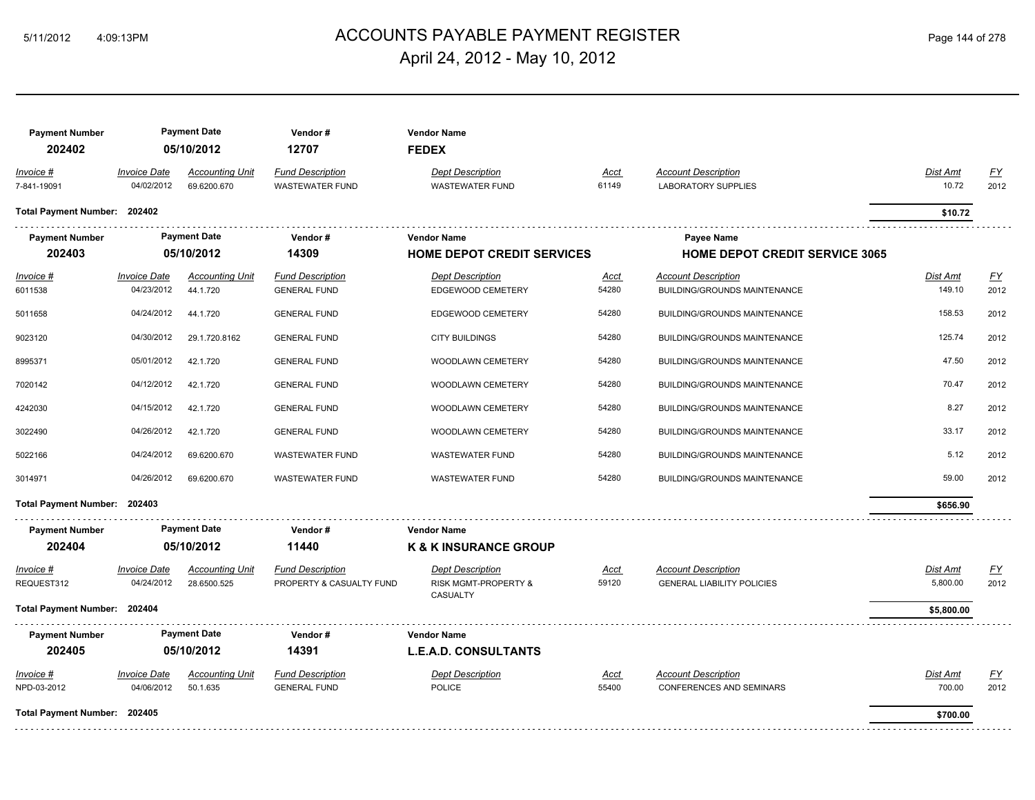# ACCOUNTS PAYABLE PAYMENT REGISTER

April 24, 2012 - May 10, 2012

| Payment Number | Payment Date | Vendor # | Vendor Name |
|---|---|---|---|
| 202402 | 05/10/2012 | 12707 | FEDEX |

| Invoice # | Invoice Date | Accounting Unit | Fund Description | Dept Description | Acct | Account Description | Dist Amt | FY |
|---|---|---|---|---|---|---|---|---|
| 7-841-19091 | 04/02/2012 | 69.6200.670 | WASTEWATER FUND | WASTEWATER FUND | 61149 | LABORATORY SUPPLIES | 10.72 | 2012 |

**Total Payment Number: 202402** — **$10.72**

| Payment Number | Payment Date | Vendor # | Vendor Name | Payee Name |
|---|---|---|---|---|
| 202403 | 05/10/2012 | 14309 | HOME DEPOT CREDIT SERVICES | HOME DEPOT CREDIT SERVICE 3065 |

| Invoice # | Invoice Date | Accounting Unit | Fund Description | Dept Description | Acct | Account Description | Dist Amt | FY |
|---|---|---|---|---|---|---|---|---|
| 6011538 | 04/23/2012 | 44.1.720 | GENERAL FUND | EDGEWOOD CEMETERY | 54280 | BUILDING/GROUNDS MAINTENANCE | 149.10 | 2012 |
| 5011658 | 04/24/2012 | 44.1.720 | GENERAL FUND | EDGEWOOD CEMETERY | 54280 | BUILDING/GROUNDS MAINTENANCE | 158.53 | 2012 |
| 9023120 | 04/30/2012 | 29.1.720.8162 | GENERAL FUND | CITY BUILDINGS | 54280 | BUILDING/GROUNDS MAINTENANCE | 125.74 | 2012 |
| 8995371 | 05/01/2012 | 42.1.720 | GENERAL FUND | WOODLAWN CEMETERY | 54280 | BUILDING/GROUNDS MAINTENANCE | 47.50 | 2012 |
| 7020142 | 04/12/2012 | 42.1.720 | GENERAL FUND | WOODLAWN CEMETERY | 54280 | BUILDING/GROUNDS MAINTENANCE | 70.47 | 2012 |
| 4242030 | 04/15/2012 | 42.1.720 | GENERAL FUND | WOODLAWN CEMETERY | 54280 | BUILDING/GROUNDS MAINTENANCE | 8.27 | 2012 |
| 3022490 | 04/26/2012 | 42.1.720 | GENERAL FUND | WOODLAWN CEMETERY | 54280 | BUILDING/GROUNDS MAINTENANCE | 33.17 | 2012 |
| 5022166 | 04/24/2012 | 69.6200.670 | WASTEWATER FUND | WASTEWATER FUND | 54280 | BUILDING/GROUNDS MAINTENANCE | 5.12 | 2012 |
| 3014971 | 04/26/2012 | 69.6200.670 | WASTEWATER FUND | WASTEWATER FUND | 54280 | BUILDING/GROUNDS MAINTENANCE | 59.00 | 2012 |

**Total Payment Number: 202403** — **$656.90**

| Payment Number | Payment Date | Vendor # | Vendor Name |
|---|---|---|---|
| 202404 | 05/10/2012 | 11440 | K & K INSURANCE GROUP |

| Invoice # | Invoice Date | Accounting Unit | Fund Description | Dept Description | Acct | Account Description | Dist Amt | FY |
|---|---|---|---|---|---|---|---|---|
| REQUEST312 | 04/24/2012 | 28.6500.525 | PROPERTY & CASUALTY FUND | RISK MGMT-PROPERTY & CASUALTY | 59120 | GENERAL LIABILITY POLICIES | 5,800.00 | 2012 |

**Total Payment Number: 202404** — **$5,800.00**

| Payment Number | Payment Date | Vendor # | Vendor Name |
|---|---|---|---|
| 202405 | 05/10/2012 | 14391 | L.E.A.D. CONSULTANTS |

| Invoice # | Invoice Date | Accounting Unit | Fund Description | Dept Description | Acct | Account Description | Dist Amt | FY |
|---|---|---|---|---|---|---|---|---|
| NPD-03-2012 | 04/06/2012 | 50.1.635 | GENERAL FUND | POLICE | 55400 | CONFERENCES AND SEMINARS | 700.00 | 2012 |

**Total Payment Number: 202405** — **$700.00**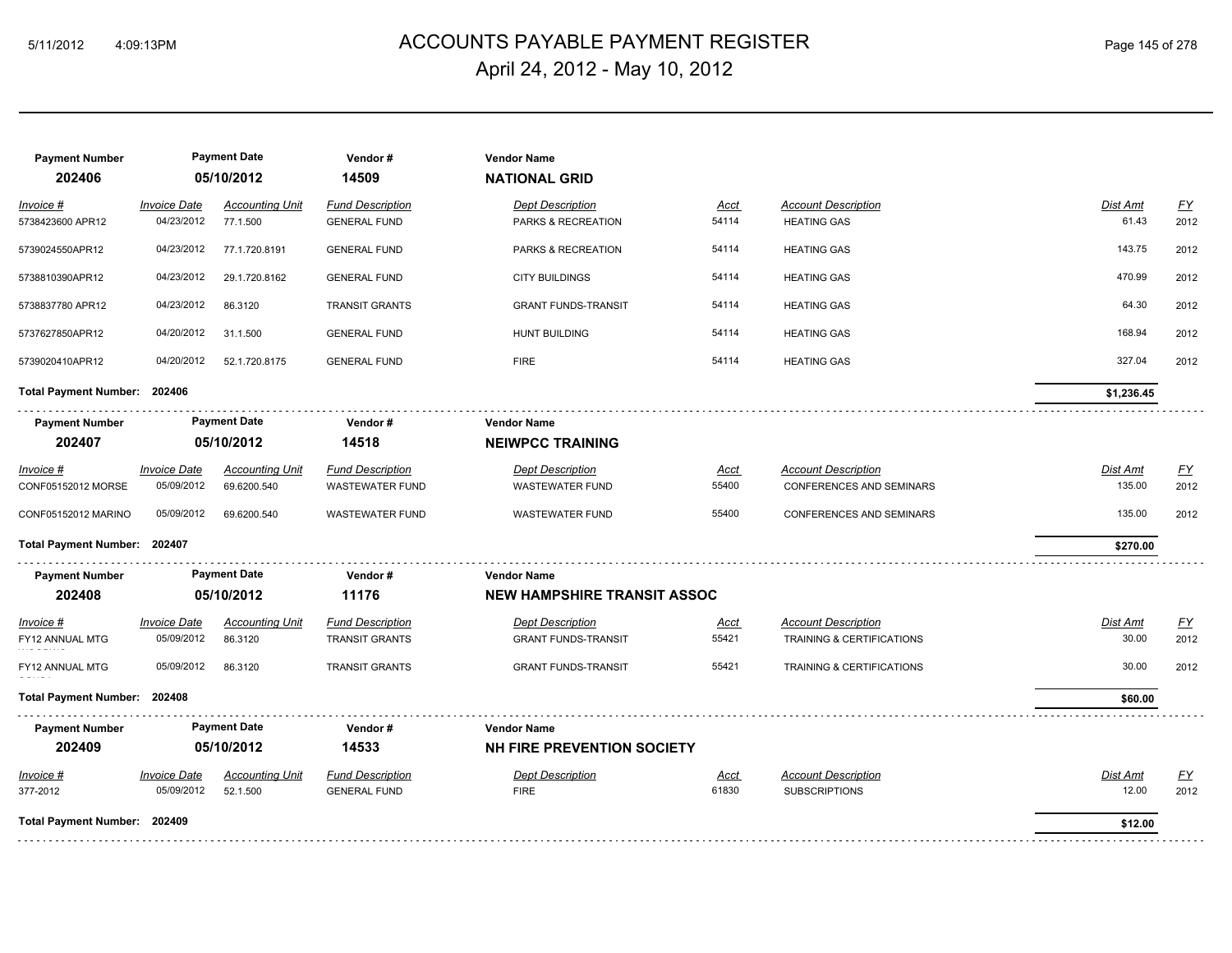# ACCOUNTS PAYABLE PAYMENT REGISTER

April 24, 2012 - May 10, 2012

| Payment Number | Payment Date | Vendor # | Vendor Name |
|---|---|---|---|
| **202406** | **05/10/2012** | **14509** | **NATIONAL GRID** |

| Invoice # | Invoice Date | Accounting Unit | Fund Description | Dept Description | Acct | Account Description | Dist Amt | FY |
|---|---|---|---|---|---|---|---|---|
| 5738423600 APR12 | 04/23/2012 | 77.1.500 | GENERAL FUND | PARKS & RECREATION | 54114 | HEATING GAS | 61.43 | 2012 |
| 5739024550APR12 | 04/23/2012 | 77.1.720.8191 | GENERAL FUND | PARKS & RECREATION | 54114 | HEATING GAS | 143.75 | 2012 |
| 5738810390APR12 | 04/23/2012 | 29.1.720.8162 | GENERAL FUND | CITY BUILDINGS | 54114 | HEATING GAS | 470.99 | 2012 |
| 5738837780 APR12 | 04/23/2012 | 86.3120 | TRANSIT GRANTS | GRANT FUNDS-TRANSIT | 54114 | HEATING GAS | 64.30 | 2012 |
| 5737627850APR12 | 04/20/2012 | 31.1.500 | GENERAL FUND | HUNT BUILDING | 54114 | HEATING GAS | 168.94 | 2012 |
| 5739020410APR12 | 04/20/2012 | 52.1.720.8175 | GENERAL FUND | FIRE | 54114 | HEATING GAS | 327.04 | 2012 |

**Total Payment Number: 202406** — **$1,236.45**

| Payment Number | Payment Date | Vendor # | Vendor Name |
|---|---|---|---|
| **202407** | **05/10/2012** | **14518** | **NEIWPCC TRAINING** |

| Invoice # | Invoice Date | Accounting Unit | Fund Description | Dept Description | Acct | Account Description | Dist Amt | FY |
|---|---|---|---|---|---|---|---|---|
| CONF05152012 MORSE | 05/09/2012 | 69.6200.540 | WASTEWATER FUND | WASTEWATER FUND | 55400 | CONFERENCES AND SEMINARS | 135.00 | 2012 |
| CONF05152012 MARINO | 05/09/2012 | 69.6200.540 | WASTEWATER FUND | WASTEWATER FUND | 55400 | CONFERENCES AND SEMINARS | 135.00 | 2012 |

**Total Payment Number: 202407** — **$270.00**

| Payment Number | Payment Date | Vendor # | Vendor Name |
|---|---|---|---|
| **202408** | **05/10/2012** | **11176** | **NEW HAMPSHIRE TRANSIT ASSOC** |

| Invoice # | Invoice Date | Accounting Unit | Fund Description | Dept Description | Acct | Account Description | Dist Amt | FY |
|---|---|---|---|---|---|---|---|---|
| FY12 ANNUAL MTG | 05/09/2012 | 86.3120 | TRANSIT GRANTS | GRANT FUNDS-TRANSIT | 55421 | TRAINING & CERTIFICATIONS | 30.00 | 2012 |
| FY12 ANNUAL MTG | 05/09/2012 | 86.3120 | TRANSIT GRANTS | GRANT FUNDS-TRANSIT | 55421 | TRAINING & CERTIFICATIONS | 30.00 | 2012 |

**Total Payment Number: 202408** — **$60.00**

| Payment Number | Payment Date | Vendor # | Vendor Name |
|---|---|---|---|
| **202409** | **05/10/2012** | **14533** | **NH FIRE PREVENTION SOCIETY** |

| Invoice # | Invoice Date | Accounting Unit | Fund Description | Dept Description | Acct | Account Description | Dist Amt | FY |
|---|---|---|---|---|---|---|---|---|
| 377-2012 | 05/09/2012 | 52.1.500 | GENERAL FUND | FIRE | 61830 | SUBSCRIPTIONS | 12.00 | 2012 |

**Total Payment Number: 202409** — **$12.00**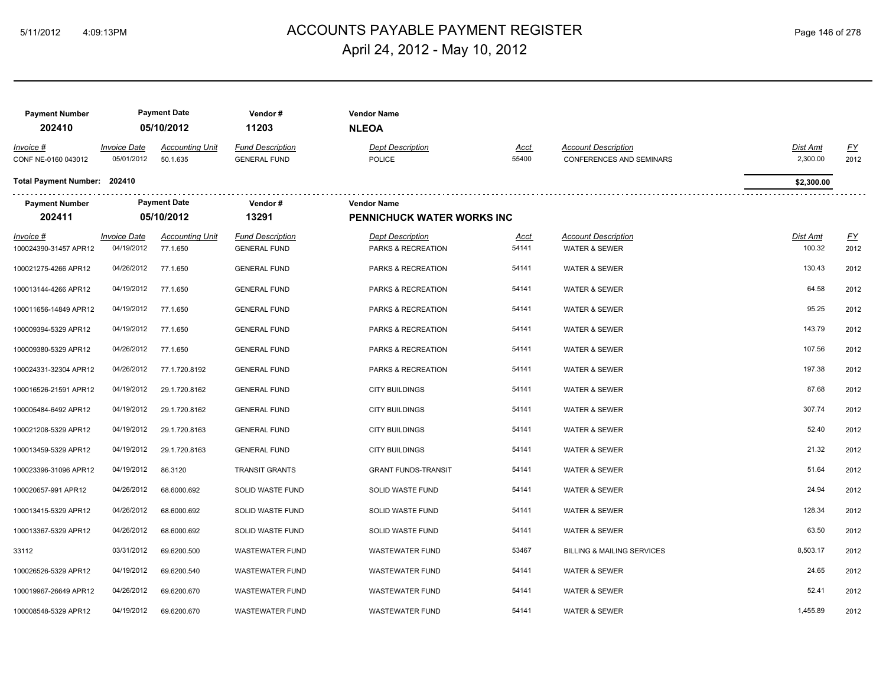# ACCOUNTS PAYABLE PAYMENT REGISTER

April 24, 2012 - May 10, 2012

| Payment Number | Payment Date | Vendor # | Vendor Name |
|---|---|---|---|
| 202410 | 05/10/2012 | 11203 | NLEOA |

| Invoice # | Invoice Date | Accounting Unit | Fund Description | Dept Description | Acct | Account Description | Dist Amt | FY |
|---|---|---|---|---|---|---|---|---|
| CONF NE-0160 043012 | 05/01/2012 | 50.1.635 | GENERAL FUND | POLICE | 55400 | CONFERENCES AND SEMINARS | 2,300.00 | 2012 |

**Total Payment Number: 202410** — **$2,300.00**

| Payment Number | Payment Date | Vendor # | Vendor Name |
|---|---|---|---|
| 202411 | 05/10/2012 | 13291 | PENNICHUCK WATER WORKS INC |

| Invoice # | Invoice Date | Accounting Unit | Fund Description | Dept Description | Acct | Account Description | Dist Amt | FY |
|---|---|---|---|---|---|---|---|---|
| 100024390-31457 APR12 | 04/19/2012 | 77.1.650 | GENERAL FUND | PARKS & RECREATION | 54141 | WATER & SEWER | 100.32 | 2012 |
| 100021275-4266 APR12 | 04/26/2012 | 77.1.650 | GENERAL FUND | PARKS & RECREATION | 54141 | WATER & SEWER | 130.43 | 2012 |
| 100013144-4266 APR12 | 04/19/2012 | 77.1.650 | GENERAL FUND | PARKS & RECREATION | 54141 | WATER & SEWER | 64.58 | 2012 |
| 100011656-14849 APR12 | 04/19/2012 | 77.1.650 | GENERAL FUND | PARKS & RECREATION | 54141 | WATER & SEWER | 95.25 | 2012 |
| 100009394-5329 APR12 | 04/19/2012 | 77.1.650 | GENERAL FUND | PARKS & RECREATION | 54141 | WATER & SEWER | 143.79 | 2012 |
| 100009380-5329 APR12 | 04/26/2012 | 77.1.650 | GENERAL FUND | PARKS & RECREATION | 54141 | WATER & SEWER | 107.56 | 2012 |
| 100024331-32304 APR12 | 04/26/2012 | 77.1.720.8192 | GENERAL FUND | PARKS & RECREATION | 54141 | WATER & SEWER | 197.38 | 2012 |
| 100016526-21591 APR12 | 04/19/2012 | 29.1.720.8162 | GENERAL FUND | CITY BUILDINGS | 54141 | WATER & SEWER | 87.68 | 2012 |
| 100005484-6492 APR12 | 04/19/2012 | 29.1.720.8162 | GENERAL FUND | CITY BUILDINGS | 54141 | WATER & SEWER | 307.74 | 2012 |
| 100021208-5329 APR12 | 04/19/2012 | 29.1.720.8163 | GENERAL FUND | CITY BUILDINGS | 54141 | WATER & SEWER | 52.40 | 2012 |
| 100013459-5329 APR12 | 04/19/2012 | 29.1.720.8163 | GENERAL FUND | CITY BUILDINGS | 54141 | WATER & SEWER | 21.32 | 2012 |
| 100023396-31096 APR12 | 04/19/2012 | 86.3120 | TRANSIT GRANTS | GRANT FUNDS-TRANSIT | 54141 | WATER & SEWER | 51.64 | 2012 |
| 100020657-991 APR12 | 04/26/2012 | 68.6000.692 | SOLID WASTE FUND | SOLID WASTE FUND | 54141 | WATER & SEWER | 24.94 | 2012 |
| 100013415-5329 APR12 | 04/26/2012 | 68.6000.692 | SOLID WASTE FUND | SOLID WASTE FUND | 54141 | WATER & SEWER | 128.34 | 2012 |
| 100013367-5329 APR12 | 04/26/2012 | 68.6000.692 | SOLID WASTE FUND | SOLID WASTE FUND | 54141 | WATER & SEWER | 63.50 | 2012 |
| 33112 | 03/31/2012 | 69.6200.500 | WASTEWATER FUND | WASTEWATER FUND | 53467 | BILLING & MAILING SERVICES | 8,503.17 | 2012 |
| 100026526-5329 APR12 | 04/19/2012 | 69.6200.540 | WASTEWATER FUND | WASTEWATER FUND | 54141 | WATER & SEWER | 24.65 | 2012 |
| 100019967-26649 APR12 | 04/26/2012 | 69.6200.670 | WASTEWATER FUND | WASTEWATER FUND | 54141 | WATER & SEWER | 52.41 | 2012 |
| 100008548-5329 APR12 | 04/19/2012 | 69.6200.670 | WASTEWATER FUND | WASTEWATER FUND | 54141 | WATER & SEWER | 1,455.89 | 2012 |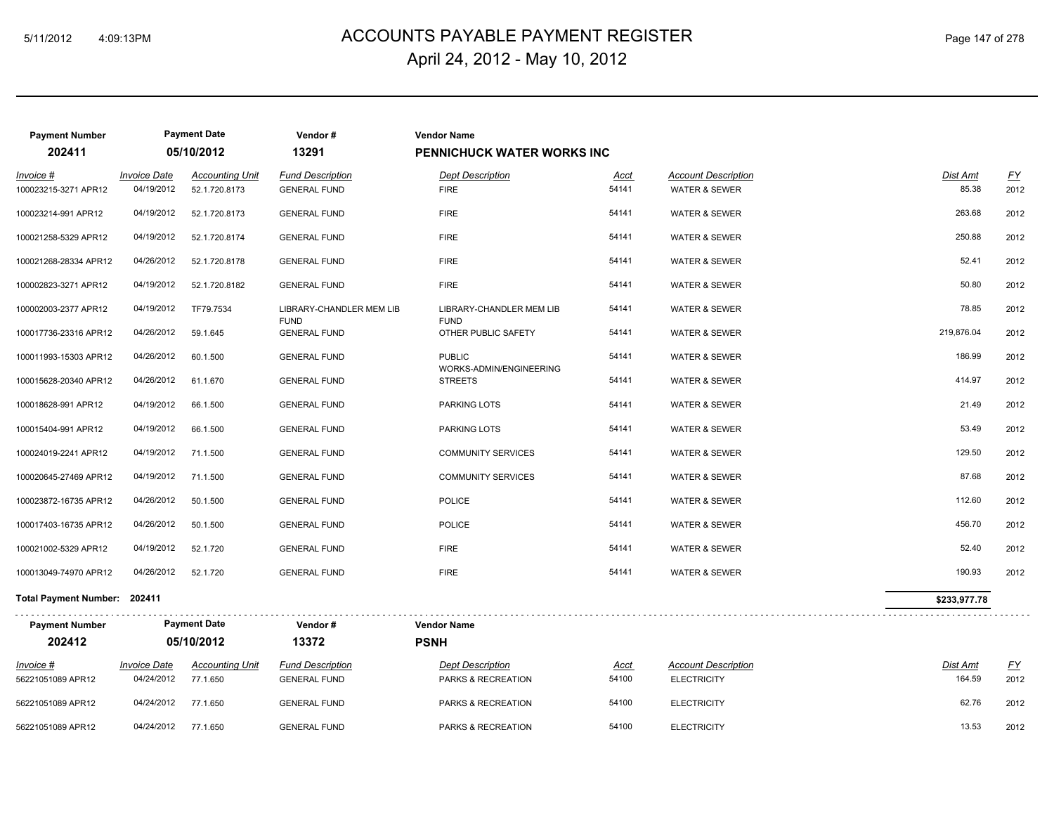# ACCOUNTS PAYABLE PAYMENT REGISTER

April 24, 2012 - May 10, 2012

| Payment Number | Payment Date | Vendor # | Vendor Name |
|---|---|---|---|
| **202411** | **05/10/2012** | **13291** | **PENNICHUCK WATER WORKS INC** |

| Invoice # | Invoice Date | Accounting Unit | Fund Description | Dept Description | Acct | Account Description | Dist Amt | FY |
|---|---|---|---|---|---|---|---|---|
| 100023215-3271 APR12 | 04/19/2012 | 52.1.720.8173 | GENERAL FUND | FIRE | 54141 | WATER & SEWER | 85.38 | 2012 |
| 100023214-991 APR12 | 04/19/2012 | 52.1.720.8173 | GENERAL FUND | FIRE | 54141 | WATER & SEWER | 263.68 | 2012 |
| 100021258-5329 APR12 | 04/19/2012 | 52.1.720.8174 | GENERAL FUND | FIRE | 54141 | WATER & SEWER | 250.88 | 2012 |
| 100021268-28334 APR12 | 04/26/2012 | 52.1.720.8178 | GENERAL FUND | FIRE | 54141 | WATER & SEWER | 52.41 | 2012 |
| 100002823-3271 APR12 | 04/19/2012 | 52.1.720.8182 | GENERAL FUND | FIRE | 54141 | WATER & SEWER | 50.80 | 2012 |
| 100002003-2377 APR12 | 04/19/2012 | TF79.7534 | LIBRARY-CHANDLER MEM LIB FUND | LIBRARY-CHANDLER MEM LIB FUND | 54141 | WATER & SEWER | 78.85 | 2012 |
| 100017736-23316 APR12 | 04/26/2012 | 59.1.645 | GENERAL FUND | OTHER PUBLIC SAFETY | 54141 | WATER & SEWER | 219,876.04 | 2012 |
| 100011993-15303 APR12 | 04/26/2012 | 60.1.500 | GENERAL FUND | PUBLIC WORKS-ADMIN/ENGINEERING | 54141 | WATER & SEWER | 186.99 | 2012 |
| 100015628-20340 APR12 | 04/26/2012 | 61.1.670 | GENERAL FUND | STREETS | 54141 | WATER & SEWER | 414.97 | 2012 |
| 100018628-991 APR12 | 04/19/2012 | 66.1.500 | GENERAL FUND | PARKING LOTS | 54141 | WATER & SEWER | 21.49 | 2012 |
| 100015404-991 APR12 | 04/19/2012 | 66.1.500 | GENERAL FUND | PARKING LOTS | 54141 | WATER & SEWER | 53.49 | 2012 |
| 100024019-2241 APR12 | 04/19/2012 | 71.1.500 | GENERAL FUND | COMMUNITY SERVICES | 54141 | WATER & SEWER | 129.50 | 2012 |
| 100020645-27469 APR12 | 04/19/2012 | 71.1.500 | GENERAL FUND | COMMUNITY SERVICES | 54141 | WATER & SEWER | 87.68 | 2012 |
| 100023872-16735 APR12 | 04/26/2012 | 50.1.500 | GENERAL FUND | POLICE | 54141 | WATER & SEWER | 112.60 | 2012 |
| 100017403-16735 APR12 | 04/26/2012 | 50.1.500 | GENERAL FUND | POLICE | 54141 | WATER & SEWER | 456.70 | 2012 |
| 100021002-5329 APR12 | 04/19/2012 | 52.1.720 | GENERAL FUND | FIRE | 54141 | WATER & SEWER | 52.40 | 2012 |
| 100013049-74970 APR12 | 04/26/2012 | 52.1.720 | GENERAL FUND | FIRE | 54141 | WATER & SEWER | 190.93 | 2012 |

**Total Payment Number: 202411** — **$233,977.78**

| Payment Number | Payment Date | Vendor # | Vendor Name |
|---|---|---|---|
| **202412** | **05/10/2012** | **13372** | **PSNH** |

| Invoice # | Invoice Date | Accounting Unit | Fund Description | Dept Description | Acct | Account Description | Dist Amt | FY |
|---|---|---|---|---|---|---|---|---|
| 56221051089 APR12 | 04/24/2012 | 77.1.650 | GENERAL FUND | PARKS & RECREATION | 54100 | ELECTRICITY | 164.59 | 2012 |
| 56221051089 APR12 | 04/24/2012 | 77.1.650 | GENERAL FUND | PARKS & RECREATION | 54100 | ELECTRICITY | 62.76 | 2012 |
| 56221051089 APR12 | 04/24/2012 | 77.1.650 | GENERAL FUND | PARKS & RECREATION | 54100 | ELECTRICITY | 13.53 | 2012 |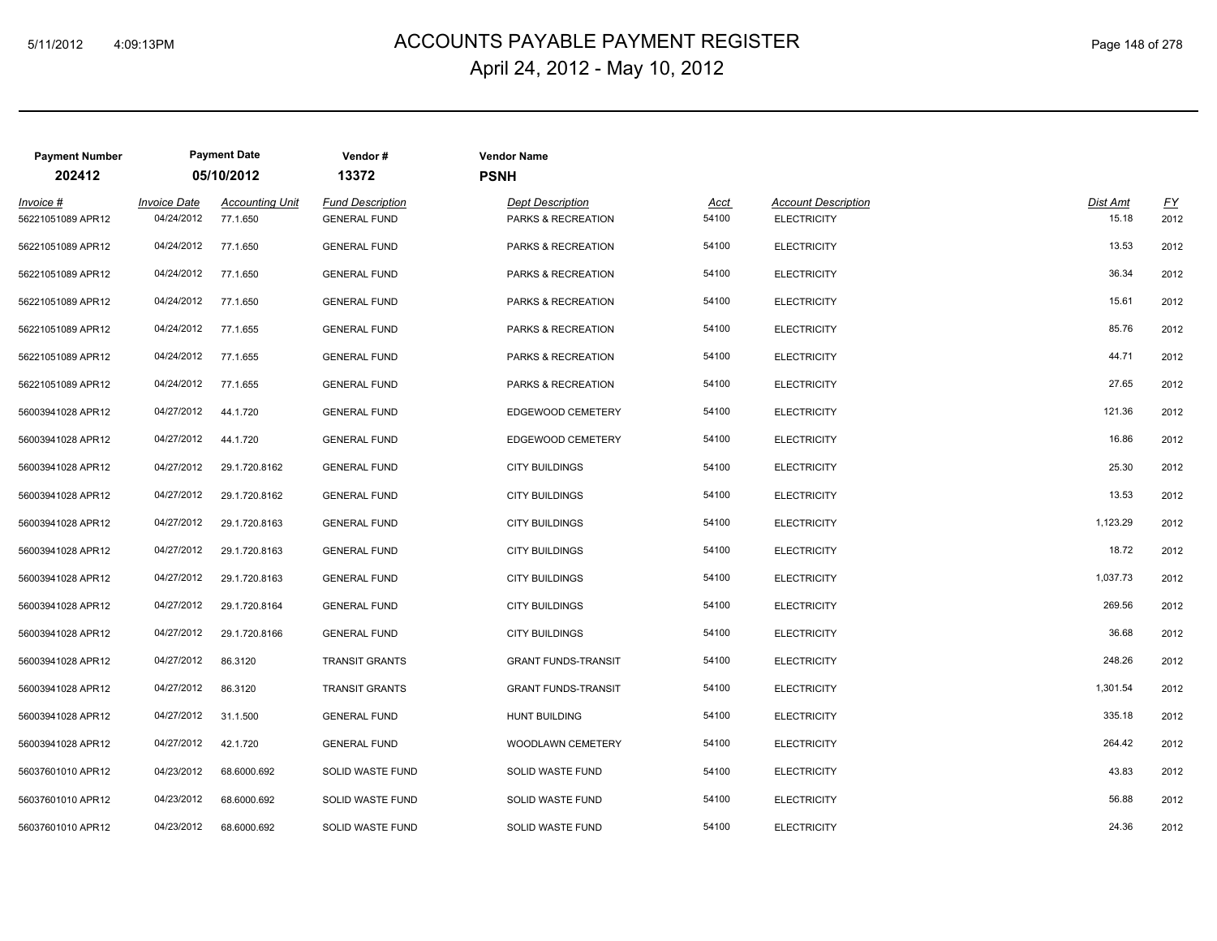# ACCOUNTS PAYABLE PAYMENT REGISTER

## April 24, 2012 - May 10, 2012

| Payment Number | Payment Date | Vendor # | Vendor Name |
|---|---|---|---|
| 202412 | 05/10/2012 | 13372 | PSNH |

| Invoice # | Invoice Date | Accounting Unit | Fund Description | Dept Description | Acct | Account Description | Dist Amt | FY |
|---|---|---|---|---|---|---|---|---|
| 56221051089 APR12 | 04/24/2012 | 77.1.650 | GENERAL FUND | PARKS & RECREATION | 54100 | ELECTRICITY | 15.18 | 2012 |
| 56221051089 APR12 | 04/24/2012 | 77.1.650 | GENERAL FUND | PARKS & RECREATION | 54100 | ELECTRICITY | 13.53 | 2012 |
| 56221051089 APR12 | 04/24/2012 | 77.1.650 | GENERAL FUND | PARKS & RECREATION | 54100 | ELECTRICITY | 36.34 | 2012 |
| 56221051089 APR12 | 04/24/2012 | 77.1.650 | GENERAL FUND | PARKS & RECREATION | 54100 | ELECTRICITY | 15.61 | 2012 |
| 56221051089 APR12 | 04/24/2012 | 77.1.655 | GENERAL FUND | PARKS & RECREATION | 54100 | ELECTRICITY | 85.76 | 2012 |
| 56221051089 APR12 | 04/24/2012 | 77.1.655 | GENERAL FUND | PARKS & RECREATION | 54100 | ELECTRICITY | 44.71 | 2012 |
| 56221051089 APR12 | 04/24/2012 | 77.1.655 | GENERAL FUND | PARKS & RECREATION | 54100 | ELECTRICITY | 27.65 | 2012 |
| 56003941028 APR12 | 04/27/2012 | 44.1.720 | GENERAL FUND | EDGEWOOD CEMETERY | 54100 | ELECTRICITY | 121.36 | 2012 |
| 56003941028 APR12 | 04/27/2012 | 44.1.720 | GENERAL FUND | EDGEWOOD CEMETERY | 54100 | ELECTRICITY | 16.86 | 2012 |
| 56003941028 APR12 | 04/27/2012 | 29.1.720.8162 | GENERAL FUND | CITY BUILDINGS | 54100 | ELECTRICITY | 25.30 | 2012 |
| 56003941028 APR12 | 04/27/2012 | 29.1.720.8162 | GENERAL FUND | CITY BUILDINGS | 54100 | ELECTRICITY | 13.53 | 2012 |
| 56003941028 APR12 | 04/27/2012 | 29.1.720.8163 | GENERAL FUND | CITY BUILDINGS | 54100 | ELECTRICITY | 1,123.29 | 2012 |
| 56003941028 APR12 | 04/27/2012 | 29.1.720.8163 | GENERAL FUND | CITY BUILDINGS | 54100 | ELECTRICITY | 18.72 | 2012 |
| 56003941028 APR12 | 04/27/2012 | 29.1.720.8163 | GENERAL FUND | CITY BUILDINGS | 54100 | ELECTRICITY | 1,037.73 | 2012 |
| 56003941028 APR12 | 04/27/2012 | 29.1.720.8164 | GENERAL FUND | CITY BUILDINGS | 54100 | ELECTRICITY | 269.56 | 2012 |
| 56003941028 APR12 | 04/27/2012 | 29.1.720.8166 | GENERAL FUND | CITY BUILDINGS | 54100 | ELECTRICITY | 36.68 | 2012 |
| 56003941028 APR12 | 04/27/2012 | 86.3120 | TRANSIT GRANTS | GRANT FUNDS-TRANSIT | 54100 | ELECTRICITY | 248.26 | 2012 |
| 56003941028 APR12 | 04/27/2012 | 86.3120 | TRANSIT GRANTS | GRANT FUNDS-TRANSIT | 54100 | ELECTRICITY | 1,301.54 | 2012 |
| 56003941028 APR12 | 04/27/2012 | 31.1.500 | GENERAL FUND | HUNT BUILDING | 54100 | ELECTRICITY | 335.18 | 2012 |
| 56003941028 APR12 | 04/27/2012 | 42.1.720 | GENERAL FUND | WOODLAWN CEMETERY | 54100 | ELECTRICITY | 264.42 | 2012 |
| 56037601010 APR12 | 04/23/2012 | 68.6000.692 | SOLID WASTE FUND | SOLID WASTE FUND | 54100 | ELECTRICITY | 43.83 | 2012 |
| 56037601010 APR12 | 04/23/2012 | 68.6000.692 | SOLID WASTE FUND | SOLID WASTE FUND | 54100 | ELECTRICITY | 56.88 | 2012 |
| 56037601010 APR12 | 04/23/2012 | 68.6000.692 | SOLID WASTE FUND | SOLID WASTE FUND | 54100 | ELECTRICITY | 24.36 | 2012 |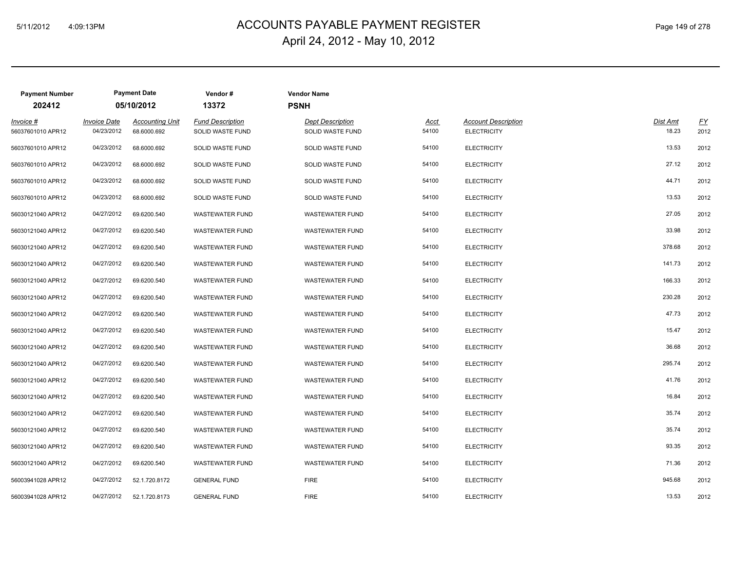# ACCOUNTS PAYABLE PAYMENT REGISTER

April 24, 2012 - May 10, 2012

| Payment Number | Payment Date | Vendor # | Vendor Name |
|---|---|---|---|
| 202412 | 05/10/2012 | 13372 | PSNH |

| Invoice # | Invoice Date | Accounting Unit | Fund Description | Dept Description | Acct | Account Description | Dist Amt | FY |
|---|---|---|---|---|---|---|---|---|
| 56037601010 APR12 | 04/23/2012 | 68.6000.692 | SOLID WASTE FUND | SOLID WASTE FUND | 54100 | ELECTRICITY | 18.23 | 2012 |
| 56037601010 APR12 | 04/23/2012 | 68.6000.692 | SOLID WASTE FUND | SOLID WASTE FUND | 54100 | ELECTRICITY | 13.53 | 2012 |
| 56037601010 APR12 | 04/23/2012 | 68.6000.692 | SOLID WASTE FUND | SOLID WASTE FUND | 54100 | ELECTRICITY | 27.12 | 2012 |
| 56037601010 APR12 | 04/23/2012 | 68.6000.692 | SOLID WASTE FUND | SOLID WASTE FUND | 54100 | ELECTRICITY | 44.71 | 2012 |
| 56037601010 APR12 | 04/23/2012 | 68.6000.692 | SOLID WASTE FUND | SOLID WASTE FUND | 54100 | ELECTRICITY | 13.53 | 2012 |
| 56030121040 APR12 | 04/27/2012 | 69.6200.540 | WASTEWATER FUND | WASTEWATER FUND | 54100 | ELECTRICITY | 27.05 | 2012 |
| 56030121040 APR12 | 04/27/2012 | 69.6200.540 | WASTEWATER FUND | WASTEWATER FUND | 54100 | ELECTRICITY | 33.98 | 2012 |
| 56030121040 APR12 | 04/27/2012 | 69.6200.540 | WASTEWATER FUND | WASTEWATER FUND | 54100 | ELECTRICITY | 378.68 | 2012 |
| 56030121040 APR12 | 04/27/2012 | 69.6200.540 | WASTEWATER FUND | WASTEWATER FUND | 54100 | ELECTRICITY | 141.73 | 2012 |
| 56030121040 APR12 | 04/27/2012 | 69.6200.540 | WASTEWATER FUND | WASTEWATER FUND | 54100 | ELECTRICITY | 166.33 | 2012 |
| 56030121040 APR12 | 04/27/2012 | 69.6200.540 | WASTEWATER FUND | WASTEWATER FUND | 54100 | ELECTRICITY | 230.28 | 2012 |
| 56030121040 APR12 | 04/27/2012 | 69.6200.540 | WASTEWATER FUND | WASTEWATER FUND | 54100 | ELECTRICITY | 47.73 | 2012 |
| 56030121040 APR12 | 04/27/2012 | 69.6200.540 | WASTEWATER FUND | WASTEWATER FUND | 54100 | ELECTRICITY | 15.47 | 2012 |
| 56030121040 APR12 | 04/27/2012 | 69.6200.540 | WASTEWATER FUND | WASTEWATER FUND | 54100 | ELECTRICITY | 36.68 | 2012 |
| 56030121040 APR12 | 04/27/2012 | 69.6200.540 | WASTEWATER FUND | WASTEWATER FUND | 54100 | ELECTRICITY | 295.74 | 2012 |
| 56030121040 APR12 | 04/27/2012 | 69.6200.540 | WASTEWATER FUND | WASTEWATER FUND | 54100 | ELECTRICITY | 41.76 | 2012 |
| 56030121040 APR12 | 04/27/2012 | 69.6200.540 | WASTEWATER FUND | WASTEWATER FUND | 54100 | ELECTRICITY | 16.84 | 2012 |
| 56030121040 APR12 | 04/27/2012 | 69.6200.540 | WASTEWATER FUND | WASTEWATER FUND | 54100 | ELECTRICITY | 35.74 | 2012 |
| 56030121040 APR12 | 04/27/2012 | 69.6200.540 | WASTEWATER FUND | WASTEWATER FUND | 54100 | ELECTRICITY | 35.74 | 2012 |
| 56030121040 APR12 | 04/27/2012 | 69.6200.540 | WASTEWATER FUND | WASTEWATER FUND | 54100 | ELECTRICITY | 93.35 | 2012 |
| 56030121040 APR12 | 04/27/2012 | 69.6200.540 | WASTEWATER FUND | WASTEWATER FUND | 54100 | ELECTRICITY | 71.36 | 2012 |
| 56003941028 APR12 | 04/27/2012 | 52.1.720.8172 | GENERAL FUND | FIRE | 54100 | ELECTRICITY | 945.68 | 2012 |
| 56003941028 APR12 | 04/27/2012 | 52.1.720.8173 | GENERAL FUND | FIRE | 54100 | ELECTRICITY | 13.53 | 2012 |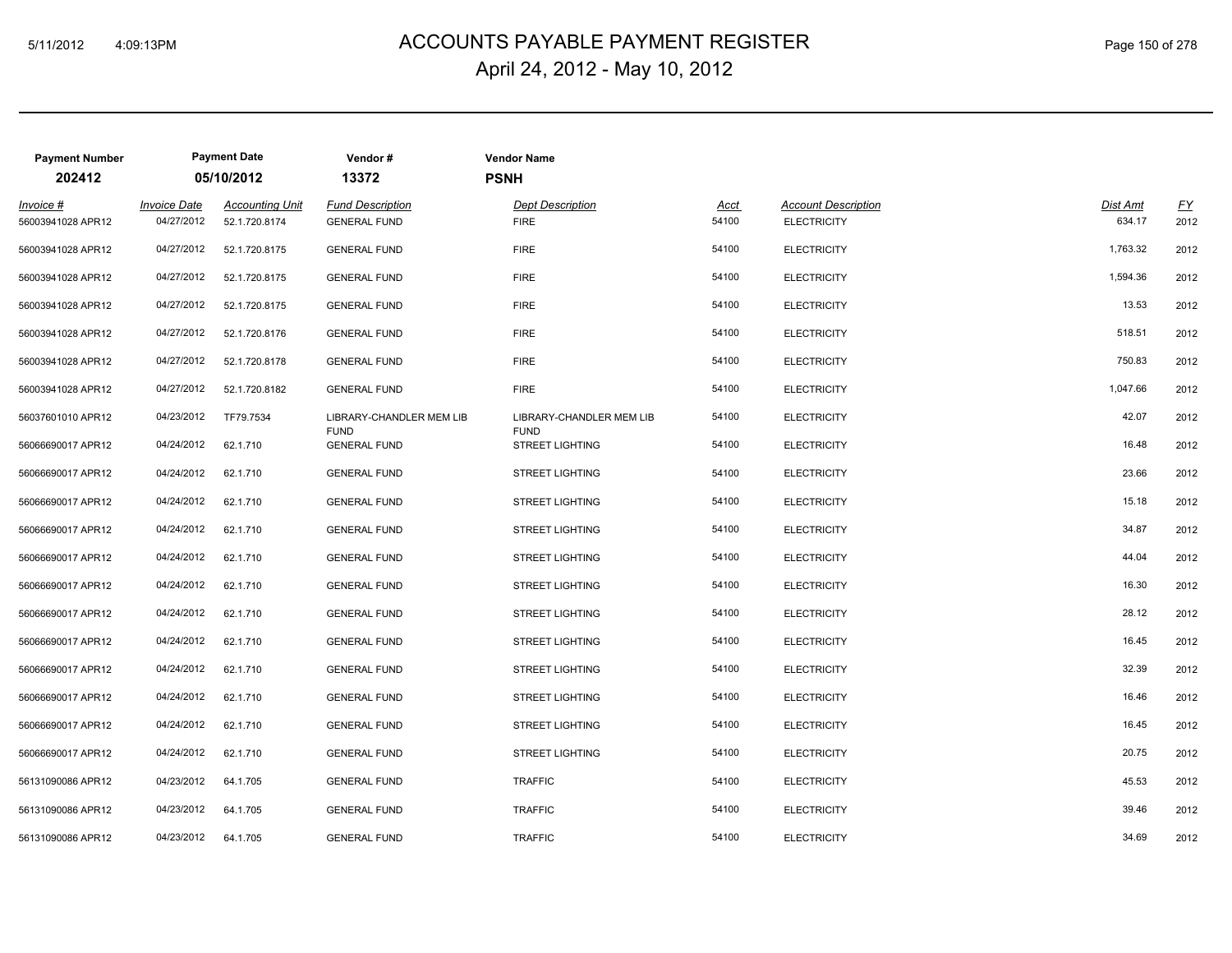# ACCOUNTS PAYABLE PAYMENT REGISTER

April 24, 2012 - May 10, 2012

| Payment Number | Payment Date | Vendor # | Vendor Name |
|---|---|---|---|
| **202412** | **05/10/2012** | **13372** | **PSNH** |

| Invoice # | Invoice Date | Accounting Unit | Fund Description | Dept Description | Acct | Account Description | Dist Amt | FY |
|---|---|---|---|---|---|---|---|---|
| 56003941028 APR12 | 04/27/2012 | 52.1.720.8174 | GENERAL FUND | FIRE | 54100 | ELECTRICITY | 634.17 | 2012 |
| 56003941028 APR12 | 04/27/2012 | 52.1.720.8175 | GENERAL FUND | FIRE | 54100 | ELECTRICITY | 1,763.32 | 2012 |
| 56003941028 APR12 | 04/27/2012 | 52.1.720.8175 | GENERAL FUND | FIRE | 54100 | ELECTRICITY | 1,594.36 | 2012 |
| 56003941028 APR12 | 04/27/2012 | 52.1.720.8175 | GENERAL FUND | FIRE | 54100 | ELECTRICITY | 13.53 | 2012 |
| 56003941028 APR12 | 04/27/2012 | 52.1.720.8176 | GENERAL FUND | FIRE | 54100 | ELECTRICITY | 518.51 | 2012 |
| 56003941028 APR12 | 04/27/2012 | 52.1.720.8178 | GENERAL FUND | FIRE | 54100 | ELECTRICITY | 750.83 | 2012 |
| 56003941028 APR12 | 04/27/2012 | 52.1.720.8182 | GENERAL FUND | FIRE | 54100 | ELECTRICITY | 1,047.66 | 2012 |
| 56037601010 APR12 | 04/23/2012 | TF79.7534 | LIBRARY-CHANDLER MEM LIB FUND | LIBRARY-CHANDLER MEM LIB FUND | 54100 | ELECTRICITY | 42.07 | 2012 |
| 56066690017 APR12 | 04/24/2012 | 62.1.710 | GENERAL FUND | STREET LIGHTING | 54100 | ELECTRICITY | 16.48 | 2012 |
| 56066690017 APR12 | 04/24/2012 | 62.1.710 | GENERAL FUND | STREET LIGHTING | 54100 | ELECTRICITY | 23.66 | 2012 |
| 56066690017 APR12 | 04/24/2012 | 62.1.710 | GENERAL FUND | STREET LIGHTING | 54100 | ELECTRICITY | 15.18 | 2012 |
| 56066690017 APR12 | 04/24/2012 | 62.1.710 | GENERAL FUND | STREET LIGHTING | 54100 | ELECTRICITY | 34.87 | 2012 |
| 56066690017 APR12 | 04/24/2012 | 62.1.710 | GENERAL FUND | STREET LIGHTING | 54100 | ELECTRICITY | 44.04 | 2012 |
| 56066690017 APR12 | 04/24/2012 | 62.1.710 | GENERAL FUND | STREET LIGHTING | 54100 | ELECTRICITY | 16.30 | 2012 |
| 56066690017 APR12 | 04/24/2012 | 62.1.710 | GENERAL FUND | STREET LIGHTING | 54100 | ELECTRICITY | 28.12 | 2012 |
| 56066690017 APR12 | 04/24/2012 | 62.1.710 | GENERAL FUND | STREET LIGHTING | 54100 | ELECTRICITY | 16.45 | 2012 |
| 56066690017 APR12 | 04/24/2012 | 62.1.710 | GENERAL FUND | STREET LIGHTING | 54100 | ELECTRICITY | 32.39 | 2012 |
| 56066690017 APR12 | 04/24/2012 | 62.1.710 | GENERAL FUND | STREET LIGHTING | 54100 | ELECTRICITY | 16.46 | 2012 |
| 56066690017 APR12 | 04/24/2012 | 62.1.710 | GENERAL FUND | STREET LIGHTING | 54100 | ELECTRICITY | 16.45 | 2012 |
| 56066690017 APR12 | 04/24/2012 | 62.1.710 | GENERAL FUND | STREET LIGHTING | 54100 | ELECTRICITY | 20.75 | 2012 |
| 56131090086 APR12 | 04/23/2012 | 64.1.705 | GENERAL FUND | TRAFFIC | 54100 | ELECTRICITY | 45.53 | 2012 |
| 56131090086 APR12 | 04/23/2012 | 64.1.705 | GENERAL FUND | TRAFFIC | 54100 | ELECTRICITY | 39.46 | 2012 |
| 56131090086 APR12 | 04/23/2012 | 64.1.705 | GENERAL FUND | TRAFFIC | 54100 | ELECTRICITY | 34.69 | 2012 |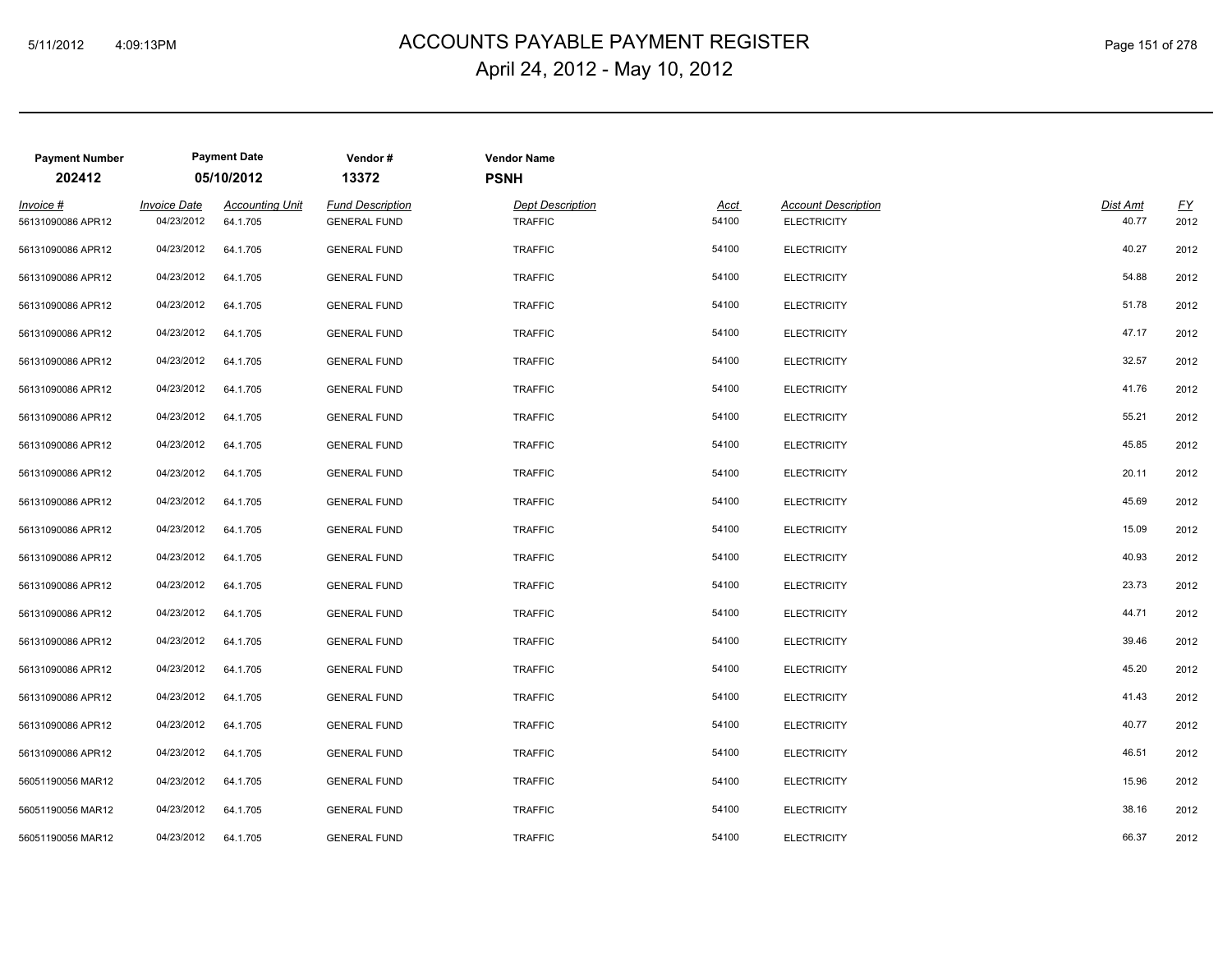# ACCOUNTS PAYABLE PAYMENT REGISTER

April 24, 2012 - May 10, 2012

| Payment Number | Payment Date | Vendor # | Vendor Name |
|---|---|---|---|
| 202412 | 05/10/2012 | 13372 | PSNH |

| Invoice # | Invoice Date | Accounting Unit | Fund Description | Dept Description | Acct | Account Description | Dist Amt | FY |
|---|---|---|---|---|---|---|---|---|
| 56131090086 APR12 | 04/23/2012 | 64.1.705 | GENERAL FUND | TRAFFIC | 54100 | ELECTRICITY | 40.77 | 2012 |
| 56131090086 APR12 | 04/23/2012 | 64.1.705 | GENERAL FUND | TRAFFIC | 54100 | ELECTRICITY | 40.27 | 2012 |
| 56131090086 APR12 | 04/23/2012 | 64.1.705 | GENERAL FUND | TRAFFIC | 54100 | ELECTRICITY | 54.88 | 2012 |
| 56131090086 APR12 | 04/23/2012 | 64.1.705 | GENERAL FUND | TRAFFIC | 54100 | ELECTRICITY | 51.78 | 2012 |
| 56131090086 APR12 | 04/23/2012 | 64.1.705 | GENERAL FUND | TRAFFIC | 54100 | ELECTRICITY | 47.17 | 2012 |
| 56131090086 APR12 | 04/23/2012 | 64.1.705 | GENERAL FUND | TRAFFIC | 54100 | ELECTRICITY | 32.57 | 2012 |
| 56131090086 APR12 | 04/23/2012 | 64.1.705 | GENERAL FUND | TRAFFIC | 54100 | ELECTRICITY | 41.76 | 2012 |
| 56131090086 APR12 | 04/23/2012 | 64.1.705 | GENERAL FUND | TRAFFIC | 54100 | ELECTRICITY | 55.21 | 2012 |
| 56131090086 APR12 | 04/23/2012 | 64.1.705 | GENERAL FUND | TRAFFIC | 54100 | ELECTRICITY | 45.85 | 2012 |
| 56131090086 APR12 | 04/23/2012 | 64.1.705 | GENERAL FUND | TRAFFIC | 54100 | ELECTRICITY | 20.11 | 2012 |
| 56131090086 APR12 | 04/23/2012 | 64.1.705 | GENERAL FUND | TRAFFIC | 54100 | ELECTRICITY | 45.69 | 2012 |
| 56131090086 APR12 | 04/23/2012 | 64.1.705 | GENERAL FUND | TRAFFIC | 54100 | ELECTRICITY | 15.09 | 2012 |
| 56131090086 APR12 | 04/23/2012 | 64.1.705 | GENERAL FUND | TRAFFIC | 54100 | ELECTRICITY | 40.93 | 2012 |
| 56131090086 APR12 | 04/23/2012 | 64.1.705 | GENERAL FUND | TRAFFIC | 54100 | ELECTRICITY | 23.73 | 2012 |
| 56131090086 APR12 | 04/23/2012 | 64.1.705 | GENERAL FUND | TRAFFIC | 54100 | ELECTRICITY | 44.71 | 2012 |
| 56131090086 APR12 | 04/23/2012 | 64.1.705 | GENERAL FUND | TRAFFIC | 54100 | ELECTRICITY | 39.46 | 2012 |
| 56131090086 APR12 | 04/23/2012 | 64.1.705 | GENERAL FUND | TRAFFIC | 54100 | ELECTRICITY | 45.20 | 2012 |
| 56131090086 APR12 | 04/23/2012 | 64.1.705 | GENERAL FUND | TRAFFIC | 54100 | ELECTRICITY | 41.43 | 2012 |
| 56131090086 APR12 | 04/23/2012 | 64.1.705 | GENERAL FUND | TRAFFIC | 54100 | ELECTRICITY | 40.77 | 2012 |
| 56131090086 APR12 | 04/23/2012 | 64.1.705 | GENERAL FUND | TRAFFIC | 54100 | ELECTRICITY | 46.51 | 2012 |
| 56051190056 MAR12 | 04/23/2012 | 64.1.705 | GENERAL FUND | TRAFFIC | 54100 | ELECTRICITY | 15.96 | 2012 |
| 56051190056 MAR12 | 04/23/2012 | 64.1.705 | GENERAL FUND | TRAFFIC | 54100 | ELECTRICITY | 38.16 | 2012 |
| 56051190056 MAR12 | 04/23/2012 | 64.1.705 | GENERAL FUND | TRAFFIC | 54100 | ELECTRICITY | 66.37 | 2012 |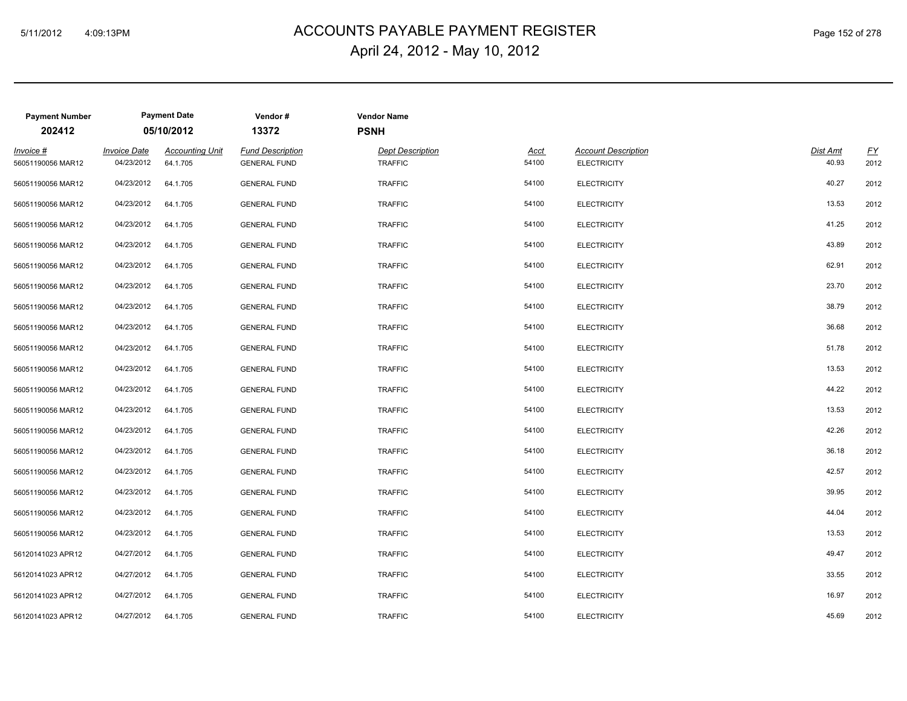# ACCOUNTS PAYABLE PAYMENT REGISTER

April 24, 2012 - May 10, 2012

| Payment Number | Payment Date | Vendor # | Vendor Name |
|---|---|---|---|
| 202412 | 05/10/2012 | 13372 | PSNH |

| Invoice # | Invoice Date | Accounting Unit | Fund Description | Dept Description | Acct | Account Description | Dist Amt | FY |
|---|---|---|---|---|---|---|---|---|
| 56051190056 MAR12 | 04/23/2012 | 64.1.705 | GENERAL FUND | TRAFFIC | 54100 | ELECTRICITY | 40.93 | 2012 |
| 56051190056 MAR12 | 04/23/2012 | 64.1.705 | GENERAL FUND | TRAFFIC | 54100 | ELECTRICITY | 40.27 | 2012 |
| 56051190056 MAR12 | 04/23/2012 | 64.1.705 | GENERAL FUND | TRAFFIC | 54100 | ELECTRICITY | 13.53 | 2012 |
| 56051190056 MAR12 | 04/23/2012 | 64.1.705 | GENERAL FUND | TRAFFIC | 54100 | ELECTRICITY | 41.25 | 2012 |
| 56051190056 MAR12 | 04/23/2012 | 64.1.705 | GENERAL FUND | TRAFFIC | 54100 | ELECTRICITY | 43.89 | 2012 |
| 56051190056 MAR12 | 04/23/2012 | 64.1.705 | GENERAL FUND | TRAFFIC | 54100 | ELECTRICITY | 62.91 | 2012 |
| 56051190056 MAR12 | 04/23/2012 | 64.1.705 | GENERAL FUND | TRAFFIC | 54100 | ELECTRICITY | 23.70 | 2012 |
| 56051190056 MAR12 | 04/23/2012 | 64.1.705 | GENERAL FUND | TRAFFIC | 54100 | ELECTRICITY | 38.79 | 2012 |
| 56051190056 MAR12 | 04/23/2012 | 64.1.705 | GENERAL FUND | TRAFFIC | 54100 | ELECTRICITY | 36.68 | 2012 |
| 56051190056 MAR12 | 04/23/2012 | 64.1.705 | GENERAL FUND | TRAFFIC | 54100 | ELECTRICITY | 51.78 | 2012 |
| 56051190056 MAR12 | 04/23/2012 | 64.1.705 | GENERAL FUND | TRAFFIC | 54100 | ELECTRICITY | 13.53 | 2012 |
| 56051190056 MAR12 | 04/23/2012 | 64.1.705 | GENERAL FUND | TRAFFIC | 54100 | ELECTRICITY | 44.22 | 2012 |
| 56051190056 MAR12 | 04/23/2012 | 64.1.705 | GENERAL FUND | TRAFFIC | 54100 | ELECTRICITY | 13.53 | 2012 |
| 56051190056 MAR12 | 04/23/2012 | 64.1.705 | GENERAL FUND | TRAFFIC | 54100 | ELECTRICITY | 42.26 | 2012 |
| 56051190056 MAR12 | 04/23/2012 | 64.1.705 | GENERAL FUND | TRAFFIC | 54100 | ELECTRICITY | 36.18 | 2012 |
| 56051190056 MAR12 | 04/23/2012 | 64.1.705 | GENERAL FUND | TRAFFIC | 54100 | ELECTRICITY | 42.57 | 2012 |
| 56051190056 MAR12 | 04/23/2012 | 64.1.705 | GENERAL FUND | TRAFFIC | 54100 | ELECTRICITY | 39.95 | 2012 |
| 56051190056 MAR12 | 04/23/2012 | 64.1.705 | GENERAL FUND | TRAFFIC | 54100 | ELECTRICITY | 44.04 | 2012 |
| 56051190056 MAR12 | 04/23/2012 | 64.1.705 | GENERAL FUND | TRAFFIC | 54100 | ELECTRICITY | 13.53 | 2012 |
| 56120141023 APR12 | 04/27/2012 | 64.1.705 | GENERAL FUND | TRAFFIC | 54100 | ELECTRICITY | 49.47 | 2012 |
| 56120141023 APR12 | 04/27/2012 | 64.1.705 | GENERAL FUND | TRAFFIC | 54100 | ELECTRICITY | 33.55 | 2012 |
| 56120141023 APR12 | 04/27/2012 | 64.1.705 | GENERAL FUND | TRAFFIC | 54100 | ELECTRICITY | 16.97 | 2012 |
| 56120141023 APR12 | 04/27/2012 | 64.1.705 | GENERAL FUND | TRAFFIC | 54100 | ELECTRICITY | 45.69 | 2012 |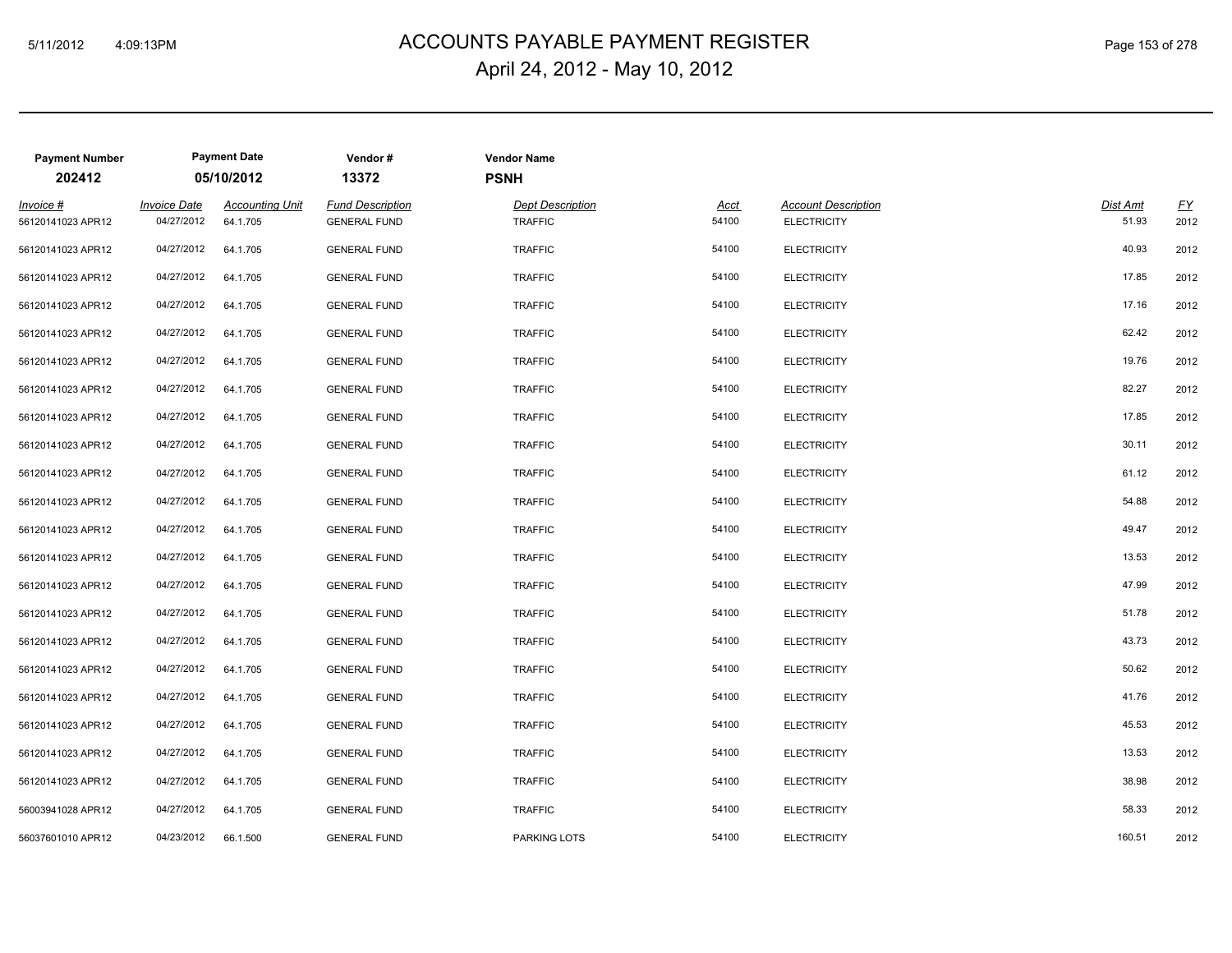# ACCOUNTS PAYABLE PAYMENT REGISTER

April 24, 2012 - May 10, 2012

| Payment Number | Payment Date | Vendor # | Vendor Name |
|---|---|---|---|
| 202412 | 05/10/2012 | 13372 | PSNH |

| Invoice # | Invoice Date | Accounting Unit | Fund Description | Dept Description | Acct | Account Description | Dist Amt | FY |
|---|---|---|---|---|---|---|---|---|
| 56120141023 APR12 | 04/27/2012 | 64.1.705 | GENERAL FUND | TRAFFIC | 54100 | ELECTRICITY | 51.93 | 2012 |
| 56120141023 APR12 | 04/27/2012 | 64.1.705 | GENERAL FUND | TRAFFIC | 54100 | ELECTRICITY | 40.93 | 2012 |
| 56120141023 APR12 | 04/27/2012 | 64.1.705 | GENERAL FUND | TRAFFIC | 54100 | ELECTRICITY | 17.85 | 2012 |
| 56120141023 APR12 | 04/27/2012 | 64.1.705 | GENERAL FUND | TRAFFIC | 54100 | ELECTRICITY | 17.16 | 2012 |
| 56120141023 APR12 | 04/27/2012 | 64.1.705 | GENERAL FUND | TRAFFIC | 54100 | ELECTRICITY | 62.42 | 2012 |
| 56120141023 APR12 | 04/27/2012 | 64.1.705 | GENERAL FUND | TRAFFIC | 54100 | ELECTRICITY | 19.76 | 2012 |
| 56120141023 APR12 | 04/27/2012 | 64.1.705 | GENERAL FUND | TRAFFIC | 54100 | ELECTRICITY | 82.27 | 2012 |
| 56120141023 APR12 | 04/27/2012 | 64.1.705 | GENERAL FUND | TRAFFIC | 54100 | ELECTRICITY | 17.85 | 2012 |
| 56120141023 APR12 | 04/27/2012 | 64.1.705 | GENERAL FUND | TRAFFIC | 54100 | ELECTRICITY | 30.11 | 2012 |
| 56120141023 APR12 | 04/27/2012 | 64.1.705 | GENERAL FUND | TRAFFIC | 54100 | ELECTRICITY | 61.12 | 2012 |
| 56120141023 APR12 | 04/27/2012 | 64.1.705 | GENERAL FUND | TRAFFIC | 54100 | ELECTRICITY | 54.88 | 2012 |
| 56120141023 APR12 | 04/27/2012 | 64.1.705 | GENERAL FUND | TRAFFIC | 54100 | ELECTRICITY | 49.47 | 2012 |
| 56120141023 APR12 | 04/27/2012 | 64.1.705 | GENERAL FUND | TRAFFIC | 54100 | ELECTRICITY | 13.53 | 2012 |
| 56120141023 APR12 | 04/27/2012 | 64.1.705 | GENERAL FUND | TRAFFIC | 54100 | ELECTRICITY | 47.99 | 2012 |
| 56120141023 APR12 | 04/27/2012 | 64.1.705 | GENERAL FUND | TRAFFIC | 54100 | ELECTRICITY | 51.78 | 2012 |
| 56120141023 APR12 | 04/27/2012 | 64.1.705 | GENERAL FUND | TRAFFIC | 54100 | ELECTRICITY | 43.73 | 2012 |
| 56120141023 APR12 | 04/27/2012 | 64.1.705 | GENERAL FUND | TRAFFIC | 54100 | ELECTRICITY | 50.62 | 2012 |
| 56120141023 APR12 | 04/27/2012 | 64.1.705 | GENERAL FUND | TRAFFIC | 54100 | ELECTRICITY | 41.76 | 2012 |
| 56120141023 APR12 | 04/27/2012 | 64.1.705 | GENERAL FUND | TRAFFIC | 54100 | ELECTRICITY | 45.53 | 2012 |
| 56120141023 APR12 | 04/27/2012 | 64.1.705 | GENERAL FUND | TRAFFIC | 54100 | ELECTRICITY | 13.53 | 2012 |
| 56120141023 APR12 | 04/27/2012 | 64.1.705 | GENERAL FUND | TRAFFIC | 54100 | ELECTRICITY | 38.98 | 2012 |
| 56003941028 APR12 | 04/27/2012 | 64.1.705 | GENERAL FUND | TRAFFIC | 54100 | ELECTRICITY | 58.33 | 2012 |
| 56037601010 APR12 | 04/23/2012 | 66.1.500 | GENERAL FUND | PARKING LOTS | 54100 | ELECTRICITY | 160.51 | 2012 |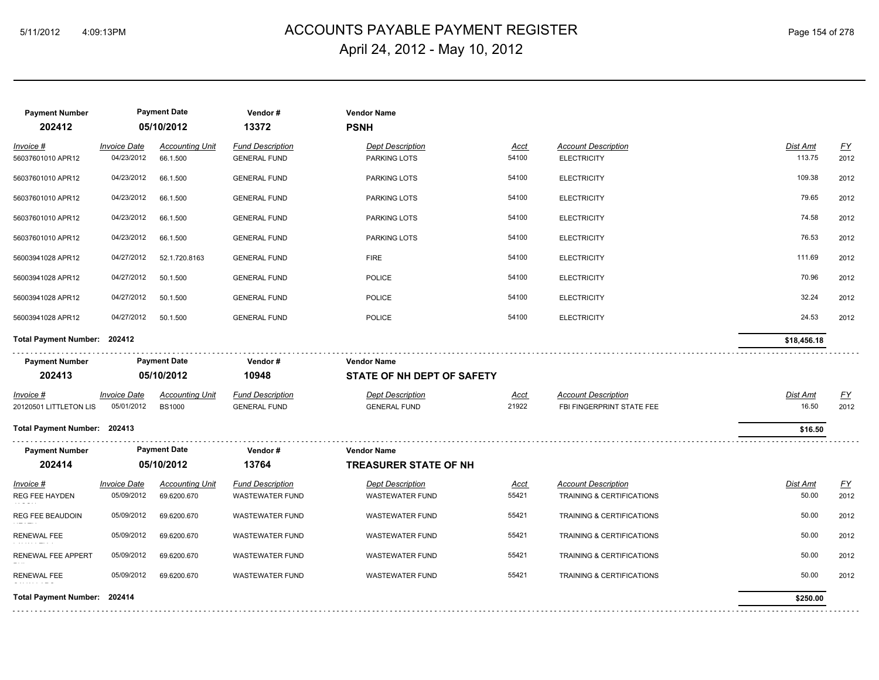# ACCOUNTS PAYABLE PAYMENT REGISTER
## April 24, 2012 - May 10, 2012

| Payment Number | Payment Date | Vendor # | Vendor Name |
|---|---|---|---|
| **202412** | **05/10/2012** | **13372** | **PSNH** |

| Invoice # | Invoice Date | Accounting Unit | Fund Description | Dept Description | Acct | Account Description | Dist Amt | FY |
|---|---|---|---|---|---|---|---|---|
| 56037601010 APR12 | 04/23/2012 | 66.1.500 | GENERAL FUND | PARKING LOTS | 54100 | ELECTRICITY | 113.75 | 2012 |
| 56037601010 APR12 | 04/23/2012 | 66.1.500 | GENERAL FUND | PARKING LOTS | 54100 | ELECTRICITY | 109.38 | 2012 |
| 56037601010 APR12 | 04/23/2012 | 66.1.500 | GENERAL FUND | PARKING LOTS | 54100 | ELECTRICITY | 79.65 | 2012 |
| 56037601010 APR12 | 04/23/2012 | 66.1.500 | GENERAL FUND | PARKING LOTS | 54100 | ELECTRICITY | 74.58 | 2012 |
| 56037601010 APR12 | 04/23/2012 | 66.1.500 | GENERAL FUND | PARKING LOTS | 54100 | ELECTRICITY | 76.53 | 2012 |
| 56003941028 APR12 | 04/27/2012 | 52.1.720.8163 | GENERAL FUND | FIRE | 54100 | ELECTRICITY | 111.69 | 2012 |
| 56003941028 APR12 | 04/27/2012 | 50.1.500 | GENERAL FUND | POLICE | 54100 | ELECTRICITY | 70.96 | 2012 |
| 56003941028 APR12 | 04/27/2012 | 50.1.500 | GENERAL FUND | POLICE | 54100 | ELECTRICITY | 32.24 | 2012 |
| 56003941028 APR12 | 04/27/2012 | 50.1.500 | GENERAL FUND | POLICE | 54100 | ELECTRICITY | 24.53 | 2012 |

**Total Payment Number: 202412** — **$18,456.18**

| Payment Number | Payment Date | Vendor # | Vendor Name |
|---|---|---|---|
| **202413** | **05/10/2012** | **10948** | **STATE OF NH DEPT OF SAFETY** |

| Invoice # | Invoice Date | Accounting Unit | Fund Description | Dept Description | Acct | Account Description | Dist Amt | FY |
|---|---|---|---|---|---|---|---|---|
| 20120501 LITTLETON LIS | 05/01/2012 | BS1000 | GENERAL FUND | GENERAL FUND | 21922 | FBI FINGERPRINT STATE FEE | 16.50 | 2012 |

**Total Payment Number: 202413** — **$16.50**

| Payment Number | Payment Date | Vendor # | Vendor Name |
|---|---|---|---|
| **202414** | **05/10/2012** | **13764** | **TREASURER STATE OF NH** |

| Invoice # | Invoice Date | Accounting Unit | Fund Description | Dept Description | Acct | Account Description | Dist Amt | FY |
|---|---|---|---|---|---|---|---|---|
| REG FEE HAYDEN | 05/09/2012 | 69.6200.670 | WASTEWATER FUND | WASTEWATER FUND | 55421 | TRAINING & CERTIFICATIONS | 50.00 | 2012 |
| REG FEE BEAUDOIN | 05/09/2012 | 69.6200.670 | WASTEWATER FUND | WASTEWATER FUND | 55421 | TRAINING & CERTIFICATIONS | 50.00 | 2012 |
| RENEWAL FEE | 05/09/2012 | 69.6200.670 | WASTEWATER FUND | WASTEWATER FUND | 55421 | TRAINING & CERTIFICATIONS | 50.00 | 2012 |
| RENEWAL FEE APPERT | 05/09/2012 | 69.6200.670 | WASTEWATER FUND | WASTEWATER FUND | 55421 | TRAINING & CERTIFICATIONS | 50.00 | 2012 |
| RENEWAL FEE | 05/09/2012 | 69.6200.670 | WASTEWATER FUND | WASTEWATER FUND | 55421 | TRAINING & CERTIFICATIONS | 50.00 | 2012 |

**Total Payment Number: 202414** — **$250.00**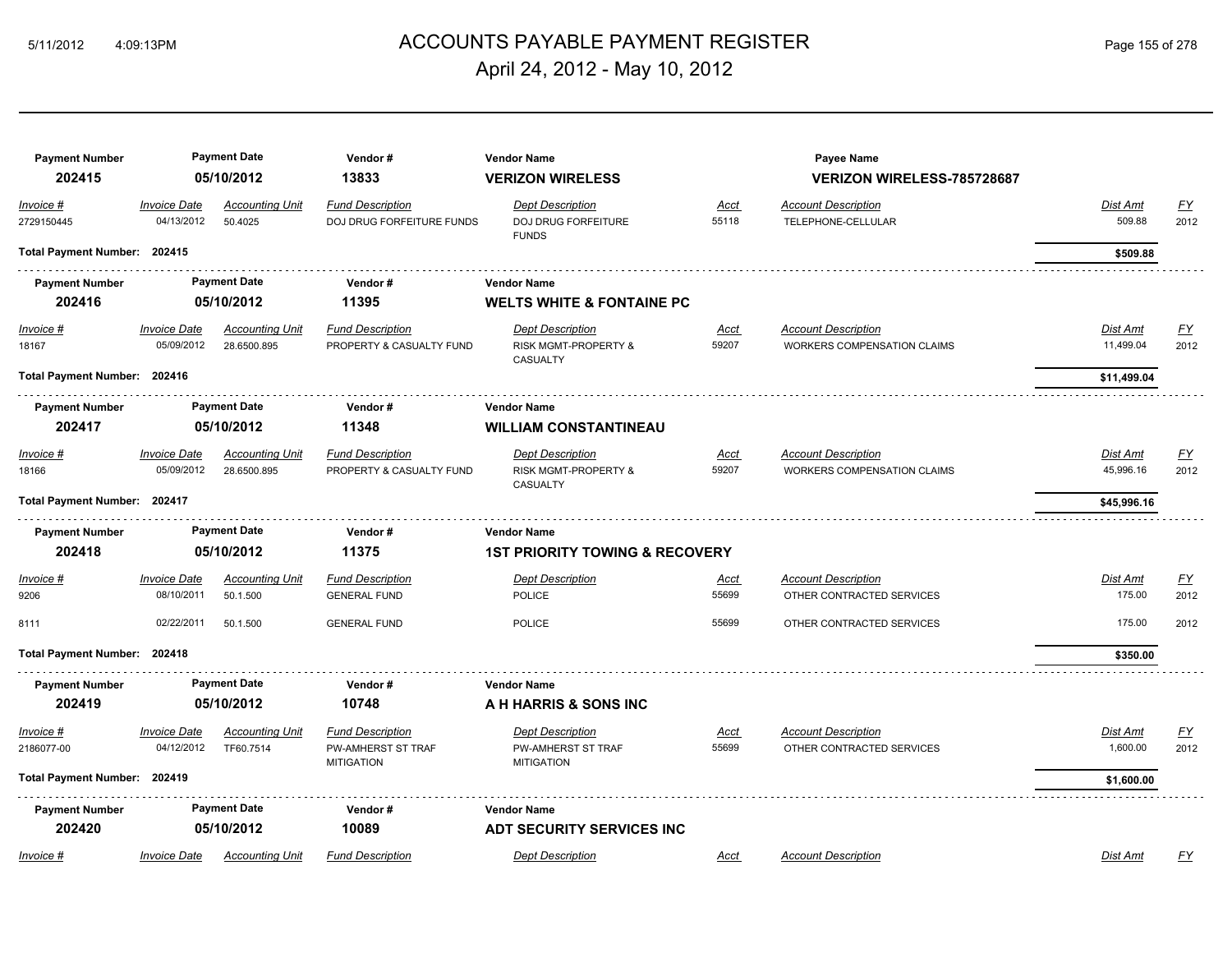# ACCOUNTS PAYABLE PAYMENT REGISTER

## April 24, 2012 - May 10, 2012

| Payment Number | Payment Date | Vendor # | Vendor Name | Payee Name |
|---|---|---|---|---|
| **202415** | **05/10/2012** | **13833** | **VERIZON WIRELESS** | **VERIZON WIRELESS-785728687** |

| Invoice # | Invoice Date | Accounting Unit | Fund Description | Dept Description | Acct | Account Description | Dist Amt | FY |
|---|---|---|---|---|---|---|---|---|
| 2729150445 | 04/13/2012 | 50.4025 | DOJ DRUG FORFEITURE FUNDS | DOJ DRUG FORFEITURE FUNDS | 55118 | TELEPHONE-CELLULAR | 509.88 | 2012 |

**Total Payment Number: 202415** — **$509.88**

| Payment Number | Payment Date | Vendor # | Vendor Name |
|---|---|---|---|
| **202416** | **05/10/2012** | **11395** | **WELTS WHITE & FONTAINE PC** |

| Invoice # | Invoice Date | Accounting Unit | Fund Description | Dept Description | Acct | Account Description | Dist Amt | FY |
|---|---|---|---|---|---|---|---|---|
| 18167 | 05/09/2012 | 28.6500.895 | PROPERTY & CASUALTY FUND | RISK MGMT-PROPERTY & CASUALTY | 59207 | WORKERS COMPENSATION CLAIMS | 11,499.04 | 2012 |

**Total Payment Number: 202416** — **$11,499.04**

| Payment Number | Payment Date | Vendor # | Vendor Name |
|---|---|---|---|
| **202417** | **05/10/2012** | **11348** | **WILLIAM CONSTANTINEAU** |

| Invoice # | Invoice Date | Accounting Unit | Fund Description | Dept Description | Acct | Account Description | Dist Amt | FY |
|---|---|---|---|---|---|---|---|---|
| 18166 | 05/09/2012 | 28.6500.895 | PROPERTY & CASUALTY FUND | RISK MGMT-PROPERTY & CASUALTY | 59207 | WORKERS COMPENSATION CLAIMS | 45,996.16 | 2012 |

**Total Payment Number: 202417** — **$45,996.16**

| Payment Number | Payment Date | Vendor # | Vendor Name |
|---|---|---|---|
| **202418** | **05/10/2012** | **11375** | **1ST PRIORITY TOWING & RECOVERY** |

| Invoice # | Invoice Date | Accounting Unit | Fund Description | Dept Description | Acct | Account Description | Dist Amt | FY |
|---|---|---|---|---|---|---|---|---|
| 9206 | 08/10/2011 | 50.1.500 | GENERAL FUND | POLICE | 55699 | OTHER CONTRACTED SERVICES | 175.00 | 2012 |
| 8111 | 02/22/2011 | 50.1.500 | GENERAL FUND | POLICE | 55699 | OTHER CONTRACTED SERVICES | 175.00 | 2012 |

**Total Payment Number: 202418** — **$350.00**

| Payment Number | Payment Date | Vendor # | Vendor Name |
|---|---|---|---|
| **202419** | **05/10/2012** | **10748** | **A H HARRIS & SONS INC** |

| Invoice # | Invoice Date | Accounting Unit | Fund Description | Dept Description | Acct | Account Description | Dist Amt | FY |
|---|---|---|---|---|---|---|---|---|
| 2186077-00 | 04/12/2012 | TF60.7514 | PW-AMHERST ST TRAF MITIGATION | PW-AMHERST ST TRAF MITIGATION | 55699 | OTHER CONTRACTED SERVICES | 1,600.00 | 2012 |

**Total Payment Number: 202419** — **$1,600.00**

| Payment Number | Payment Date | Vendor # | Vendor Name |
|---|---|---|---|
| **202420** | **05/10/2012** | **10089** | **ADT SECURITY SERVICES INC** |

| Invoice # | Invoice Date | Accounting Unit | Fund Description | Dept Description | Acct | Account Description | Dist Amt | FY |
|---|---|---|---|---|---|---|---|---|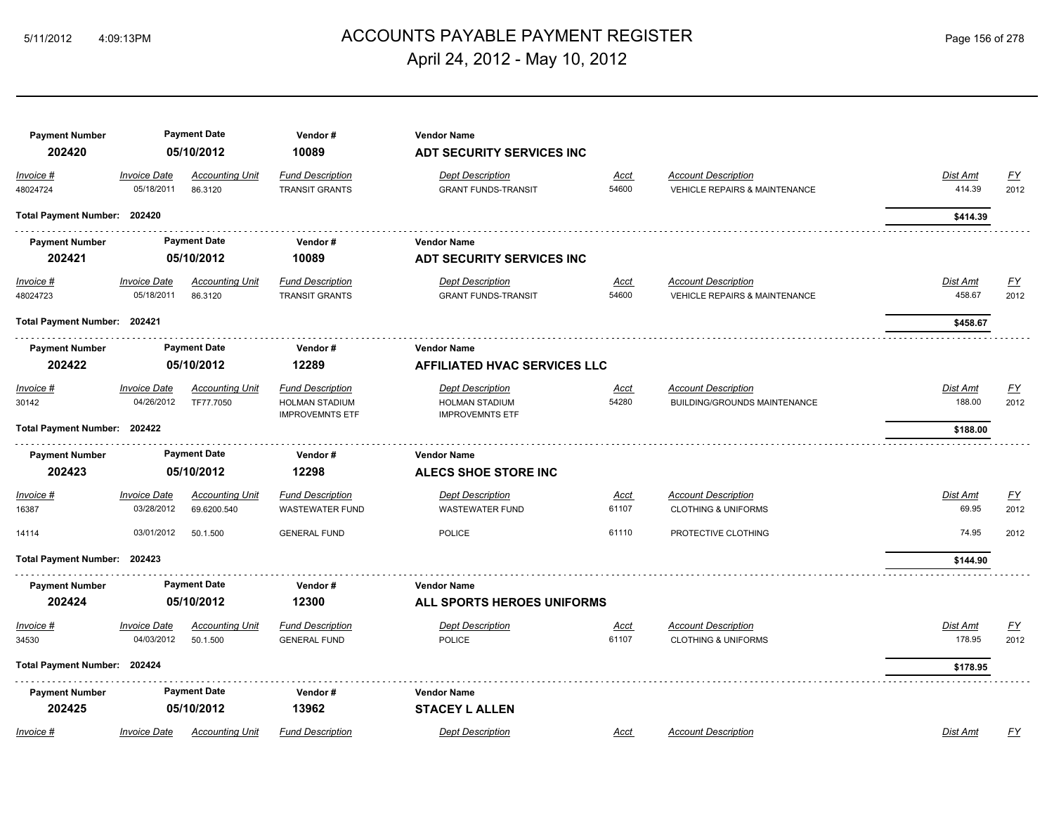| Payment Number | Payment Date | Vendor # | Vendor Name | | | | |
|---|---|---|---|---|---|---|---|
| **202420** | **05/10/2012** | **10089** | **ADT SECURITY SERVICES INC** | | | | |

| *Invoice #* | *Invoice Date* | *Accounting Unit* | *Fund Description* | *Dept Description* | *Acct* | *Account Description* | *Dist Amt* | *FY* |
|---|---|---|---|---|---|---|---|---|
| 48024724 | 05/18/2011 | 86.3120 | TRANSIT GRANTS | GRANT FUNDS-TRANSIT | 54600 | VEHICLE REPAIRS & MAINTENANCE | 414.39 | 2012 |
| **Total Payment Number: 202420** | | | | | | | **$414.39** | |

| Payment Number | Payment Date | Vendor # | Vendor Name | | | | |
|---|---|---|---|---|---|---|---|
| **202421** | **05/10/2012** | **10089** | **ADT SECURITY SERVICES INC** | | | | |

| *Invoice #* | *Invoice Date* | *Accounting Unit* | *Fund Description* | *Dept Description* | *Acct* | *Account Description* | *Dist Amt* | *FY* |
|---|---|---|---|---|---|---|---|---|
| 48024723 | 05/18/2011 | 86.3120 | TRANSIT GRANTS | GRANT FUNDS-TRANSIT | 54600 | VEHICLE REPAIRS & MAINTENANCE | 458.67 | 2012 |
| **Total Payment Number: 202421** | | | | | | | **$458.67** | |

| Payment Number | Payment Date | Vendor # | Vendor Name | | | | |
|---|---|---|---|---|---|---|---|
| **202422** | **05/10/2012** | **12289** | **AFFILIATED HVAC SERVICES LLC** | | | | |

| *Invoice #* | *Invoice Date* | *Accounting Unit* | *Fund Description* | *Dept Description* | *Acct* | *Account Description* | *Dist Amt* | *FY* |
|---|---|---|---|---|---|---|---|---|
| 30142 | 04/26/2012 | TF77.7050 | HOLMAN STADIUM IMPROVEMNTS ETF | HOLMAN STADIUM IMPROVEMNTS ETF | 54280 | BUILDING/GROUNDS MAINTENANCE | 188.00 | 2012 |
| **Total Payment Number: 202422** | | | | | | | **$188.00** | |

| Payment Number | Payment Date | Vendor # | Vendor Name | | | | |
|---|---|---|---|---|---|---|---|
| **202423** | **05/10/2012** | **12298** | **ALECS SHOE STORE INC** | | | | |

| *Invoice #* | *Invoice Date* | *Accounting Unit* | *Fund Description* | *Dept Description* | *Acct* | *Account Description* | *Dist Amt* | *FY* |
|---|---|---|---|---|---|---|---|---|
| 16387 | 03/28/2012 | 69.6200.540 | WASTEWATER FUND | WASTEWATER FUND | 61107 | CLOTHING & UNIFORMS | 69.95 | 2012 |
| 14114 | 03/01/2012 | 50.1.500 | GENERAL FUND | POLICE | 61110 | PROTECTIVE CLOTHING | 74.95 | 2012 |
| **Total Payment Number: 202423** | | | | | | | **$144.90** | |

| Payment Number | Payment Date | Vendor # | Vendor Name | | | | |
|---|---|---|---|---|---|---|---|
| **202424** | **05/10/2012** | **12300** | **ALL SPORTS HEROES UNIFORMS** | | | | |

| *Invoice #* | *Invoice Date* | *Accounting Unit* | *Fund Description* | *Dept Description* | *Acct* | *Account Description* | *Dist Amt* | *FY* |
|---|---|---|---|---|---|---|---|---|
| 34530 | 04/03/2012 | 50.1.500 | GENERAL FUND | POLICE | 61107 | CLOTHING & UNIFORMS | 178.95 | 2012 |
| **Total Payment Number: 202424** | | | | | | | **$178.95** | |

| Payment Number | Payment Date | Vendor # | Vendor Name | | | | |
|---|---|---|---|---|---|---|---|
| **202425** | **05/10/2012** | **13962** | **STACEY L ALLEN** | | | | |

| *Invoice #* | *Invoice Date* | *Accounting Unit* | *Fund Description* | *Dept Description* | *Acct* | *Account Description* | *Dist Amt* | *FY* |
|---|---|---|---|---|---|---|---|---|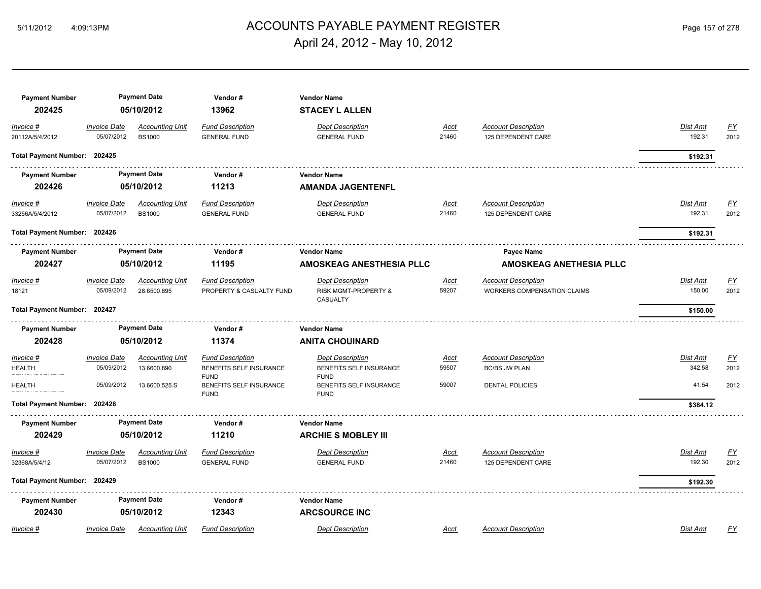# ACCOUNTS PAYABLE PAYMENT REGISTER

April 24, 2012 - May 10, 2012

| Payment Number | Payment Date | Vendor # | Vendor Name |
|---|---|---|---|
| **202425** | **05/10/2012** | **13962** | **STACEY L ALLEN** |

| Invoice # | Invoice Date | Accounting Unit | Fund Description | Dept Description | Acct | Account Description | Dist Amt | FY |
|---|---|---|---|---|---|---|---|---|
| 20112A/5/4/2012 | 05/07/2012 | BS1000 | GENERAL FUND | GENERAL FUND | 21460 | 125 DEPENDENT CARE | 192.31 | 2012 |

**Total Payment Number: 202425** — **$192.31**

| Payment Number | Payment Date | Vendor # | Vendor Name |
|---|---|---|---|
| **202426** | **05/10/2012** | **11213** | **AMANDA JAGENTENFL** |

| Invoice # | Invoice Date | Accounting Unit | Fund Description | Dept Description | Acct | Account Description | Dist Amt | FY |
|---|---|---|---|---|---|---|---|---|
| 33256A/5/4/2012 | 05/07/2012 | BS1000 | GENERAL FUND | GENERAL FUND | 21460 | 125 DEPENDENT CARE | 192.31 | 2012 |

**Total Payment Number: 202426** — **$192.31**

| Payment Number | Payment Date | Vendor # | Vendor Name | Payee Name |
|---|---|---|---|---|
| **202427** | **05/10/2012** | **11195** | **AMOSKEAG ANESTHESIA PLLC** | **AMOSKEAG ANETHESIA PLLC** |

| Invoice # | Invoice Date | Accounting Unit | Fund Description | Dept Description | Acct | Account Description | Dist Amt | FY |
|---|---|---|---|---|---|---|---|---|
| 18121 | 05/09/2012 | 28.6500.895 | PROPERTY & CASUALTY FUND | RISK MGMT-PROPERTY & CASUALTY | 59207 | WORKERS COMPENSATION CLAIMS | 150.00 | 2012 |

**Total Payment Number: 202427** — **$150.00**

| Payment Number | Payment Date | Vendor # | Vendor Name |
|---|---|---|---|
| **202428** | **05/10/2012** | **11374** | **ANITA CHOUINARD** |

| Invoice # | Invoice Date | Accounting Unit | Fund Description | Dept Description | Acct | Account Description | Dist Amt | FY |
|---|---|---|---|---|---|---|---|---|
| HEALTH | 05/09/2012 | 13.6600.890 | BENEFITS SELF INSURANCE FUND | BENEFITS SELF INSURANCE FUND | 59507 | BC/BS JW PLAN | 342.58 | 2012 |
| HEALTH | 05/09/2012 | 13.6600.525.S | BENEFITS SELF INSURANCE FUND | BENEFITS SELF INSURANCE FUND | 59007 | DENTAL POLICIES | 41.54 | 2012 |

**Total Payment Number: 202428** — **$384.12**

| Payment Number | Payment Date | Vendor # | Vendor Name |
|---|---|---|---|
| **202429** | **05/10/2012** | **11210** | **ARCHIE S MOBLEY III** |

| Invoice # | Invoice Date | Accounting Unit | Fund Description | Dept Description | Acct | Account Description | Dist Amt | FY |
|---|---|---|---|---|---|---|---|---|
| 32368A/5/4/12 | 05/07/2012 | BS1000 | GENERAL FUND | GENERAL FUND | 21460 | 125 DEPENDENT CARE | 192.30 | 2012 |

**Total Payment Number: 202429** — **$192.30**

| Payment Number | Payment Date | Vendor # | Vendor Name |
|---|---|---|---|
| **202430** | **05/10/2012** | **12343** | **ARCSOURCE INC** |

| Invoice # | Invoice Date | Accounting Unit | Fund Description | Dept Description | Acct | Account Description | Dist Amt | FY |
|---|---|---|---|---|---|---|---|---|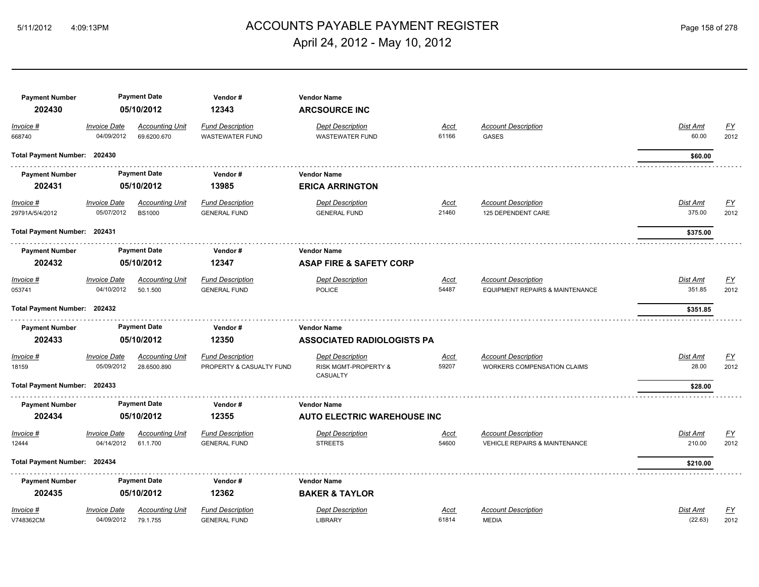# ACCOUNTS PAYABLE PAYMENT REGISTER
## April 24, 2012 - May 10, 2012

| Payment Number | Payment Date | Vendor # | Vendor Name |
|---|---|---|---|
| **202430** | **05/10/2012** | **12343** | **ARCSOURCE INC** |

| Invoice # | Invoice Date | Accounting Unit | Fund Description | Dept Description | Acct | Account Description | Dist Amt | FY |
|---|---|---|---|---|---|---|---|---|
| 668740 | 04/09/2012 | 69.6200.670 | WASTEWATER FUND | WASTEWATER FUND | 61166 | GASES | 60.00 | 2012 |

**Total Payment Number: 202430** — **$60.00**

| Payment Number | Payment Date | Vendor # | Vendor Name |
|---|---|---|---|
| **202431** | **05/10/2012** | **13985** | **ERICA ARRINGTON** |

| Invoice # | Invoice Date | Accounting Unit | Fund Description | Dept Description | Acct | Account Description | Dist Amt | FY |
|---|---|---|---|---|---|---|---|---|
| 29791A/5/4/2012 | 05/07/2012 | BS1000 | GENERAL FUND | GENERAL FUND | 21460 | 125 DEPENDENT CARE | 375.00 | 2012 |

**Total Payment Number: 202431** — **$375.00**

| Payment Number | Payment Date | Vendor # | Vendor Name |
|---|---|---|---|
| **202432** | **05/10/2012** | **12347** | **ASAP FIRE & SAFETY CORP** |

| Invoice # | Invoice Date | Accounting Unit | Fund Description | Dept Description | Acct | Account Description | Dist Amt | FY |
|---|---|---|---|---|---|---|---|---|
| 053741 | 04/10/2012 | 50.1.500 | GENERAL FUND | POLICE | 54487 | EQUIPMENT REPAIRS & MAINTENANCE | 351.85 | 2012 |

**Total Payment Number: 202432** — **$351.85**

| Payment Number | Payment Date | Vendor # | Vendor Name |
|---|---|---|---|
| **202433** | **05/10/2012** | **12350** | **ASSOCIATED RADIOLOGISTS PA** |

| Invoice # | Invoice Date | Accounting Unit | Fund Description | Dept Description | Acct | Account Description | Dist Amt | FY |
|---|---|---|---|---|---|---|---|---|
| 18159 | 05/09/2012 | 28.6500.890 | PROPERTY & CASUALTY FUND | RISK MGMT-PROPERTY & CASUALTY | 59207 | WORKERS COMPENSATION CLAIMS | 28.00 | 2012 |

**Total Payment Number: 202433** — **$28.00**

| Payment Number | Payment Date | Vendor # | Vendor Name |
|---|---|---|---|
| **202434** | **05/10/2012** | **12355** | **AUTO ELECTRIC WAREHOUSE INC** |

| Invoice # | Invoice Date | Accounting Unit | Fund Description | Dept Description | Acct | Account Description | Dist Amt | FY |
|---|---|---|---|---|---|---|---|---|
| 12444 | 04/14/2012 | 61.1.700 | GENERAL FUND | STREETS | 54600 | VEHICLE REPAIRS & MAINTENANCE | 210.00 | 2012 |

**Total Payment Number: 202434** — **$210.00**

| Payment Number | Payment Date | Vendor # | Vendor Name |
|---|---|---|---|
| **202435** | **05/10/2012** | **12362** | **BAKER & TAYLOR** |

| Invoice # | Invoice Date | Accounting Unit | Fund Description | Dept Description | Acct | Account Description | Dist Amt | FY |
|---|---|---|---|---|---|---|---|---|
| V748362CM | 04/09/2012 | 79.1.755 | GENERAL FUND | LIBRARY | 61814 | MEDIA | (22.63) | 2012 |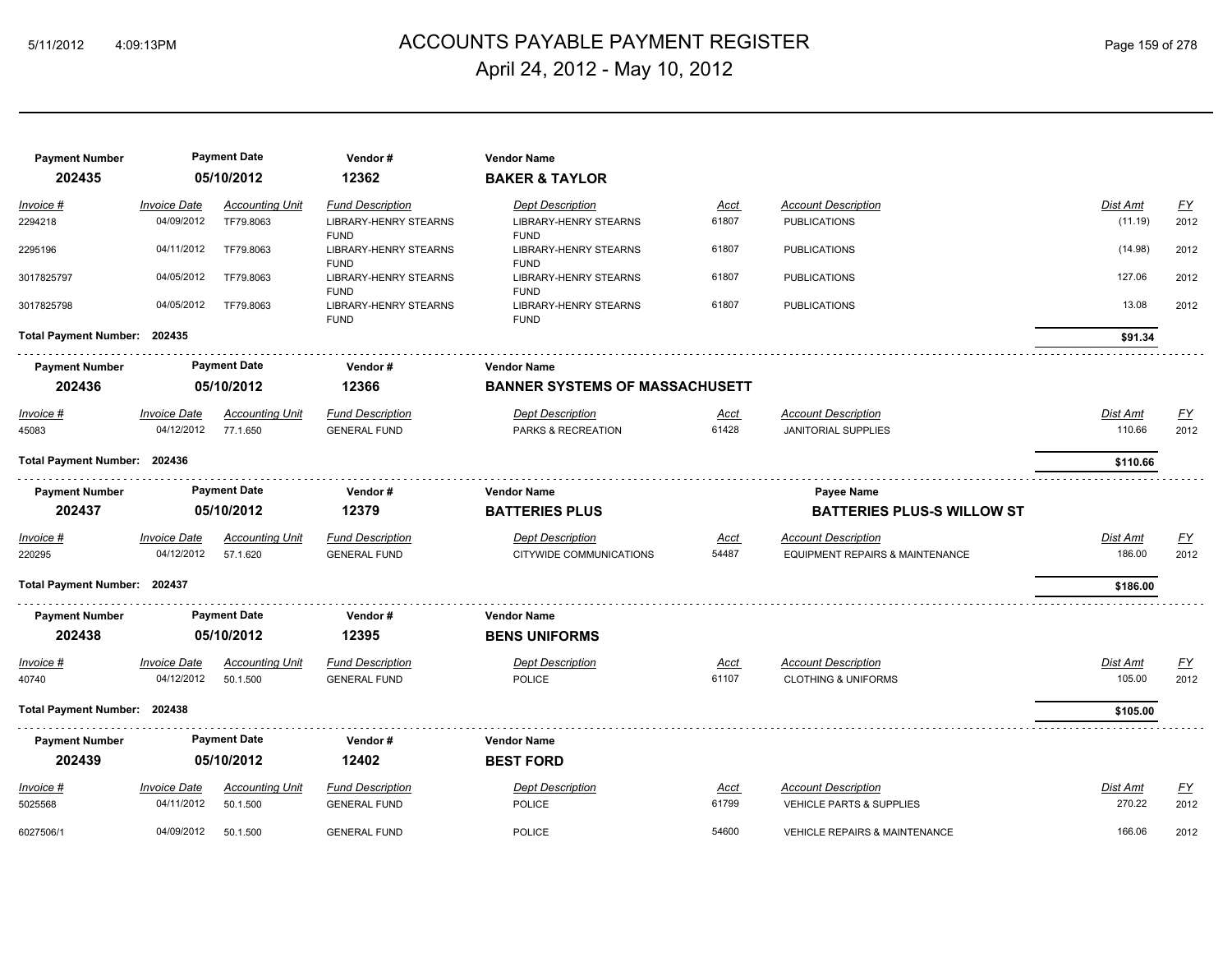# ACCOUNTS PAYABLE PAYMENT REGISTER

April 24, 2012 - May 10, 2012

| Payment Number | Payment Date | Vendor # | Vendor Name |
|---|---|---|---|
| **202435** | **05/10/2012** | **12362** | **BAKER & TAYLOR** |

| *Invoice #* | *Invoice Date* | *Accounting Unit* | *Fund Description* | *Dept Description* | *Acct* | *Account Description* | *Dist Amt* | *FY* |
|---|---|---|---|---|---|---|---|---|
| 2294218 | 04/09/2012 | TF79.8063 | LIBRARY-HENRY STEARNS FUND | LIBRARY-HENRY STEARNS FUND | 61807 | PUBLICATIONS | (11.19) | 2012 |
| 2295196 | 04/11/2012 | TF79.8063 | LIBRARY-HENRY STEARNS FUND | LIBRARY-HENRY STEARNS FUND | 61807 | PUBLICATIONS | (14.98) | 2012 |
| 3017825797 | 04/05/2012 | TF79.8063 | LIBRARY-HENRY STEARNS FUND | LIBRARY-HENRY STEARNS FUND | 61807 | PUBLICATIONS | 127.06 | 2012 |
| 3017825798 | 04/05/2012 | TF79.8063 | LIBRARY-HENRY STEARNS FUND | LIBRARY-HENRY STEARNS FUND | 61807 | PUBLICATIONS | 13.08 | 2012 |

**Total Payment Number: 202435** — **$91.34**

| Payment Number | Payment Date | Vendor # | Vendor Name |
|---|---|---|---|
| **202436** | **05/10/2012** | **12366** | **BANNER SYSTEMS OF MASSACHUSETT** |

| *Invoice #* | *Invoice Date* | *Accounting Unit* | *Fund Description* | *Dept Description* | *Acct* | *Account Description* | *Dist Amt* | *FY* |
|---|---|---|---|---|---|---|---|---|
| 45083 | 04/12/2012 | 77.1.650 | GENERAL FUND | PARKS & RECREATION | 61428 | JANITORIAL SUPPLIES | 110.66 | 2012 |

**Total Payment Number: 202436** — **$110.66**

| Payment Number | Payment Date | Vendor # | Vendor Name | Payee Name |
|---|---|---|---|---|
| **202437** | **05/10/2012** | **12379** | **BATTERIES PLUS** | **BATTERIES PLUS-S WILLOW ST** |

| *Invoice #* | *Invoice Date* | *Accounting Unit* | *Fund Description* | *Dept Description* | *Acct* | *Account Description* | *Dist Amt* | *FY* |
|---|---|---|---|---|---|---|---|---|
| 220295 | 04/12/2012 | 57.1.620 | GENERAL FUND | CITYWIDE COMMUNICATIONS | 54487 | EQUIPMENT REPAIRS & MAINTENANCE | 186.00 | 2012 |

**Total Payment Number: 202437** — **$186.00**

| Payment Number | Payment Date | Vendor # | Vendor Name |
|---|---|---|---|
| **202438** | **05/10/2012** | **12395** | **BENS UNIFORMS** |

| *Invoice #* | *Invoice Date* | *Accounting Unit* | *Fund Description* | *Dept Description* | *Acct* | *Account Description* | *Dist Amt* | *FY* |
|---|---|---|---|---|---|---|---|---|
| 40740 | 04/12/2012 | 50.1.500 | GENERAL FUND | POLICE | 61107 | CLOTHING & UNIFORMS | 105.00 | 2012 |

**Total Payment Number: 202438** — **$105.00**

| Payment Number | Payment Date | Vendor # | Vendor Name |
|---|---|---|---|
| **202439** | **05/10/2012** | **12402** | **BEST FORD** |

| *Invoice #* | *Invoice Date* | *Accounting Unit* | *Fund Description* | *Dept Description* | *Acct* | *Account Description* | *Dist Amt* | *FY* |
|---|---|---|---|---|---|---|---|---|
| 5025568 | 04/11/2012 | 50.1.500 | GENERAL FUND | POLICE | 61799 | VEHICLE PARTS & SUPPLIES | 270.22 | 2012 |
| 6027506/1 | 04/09/2012 | 50.1.500 | GENERAL FUND | POLICE | 54600 | VEHICLE REPAIRS & MAINTENANCE | 166.06 | 2012 |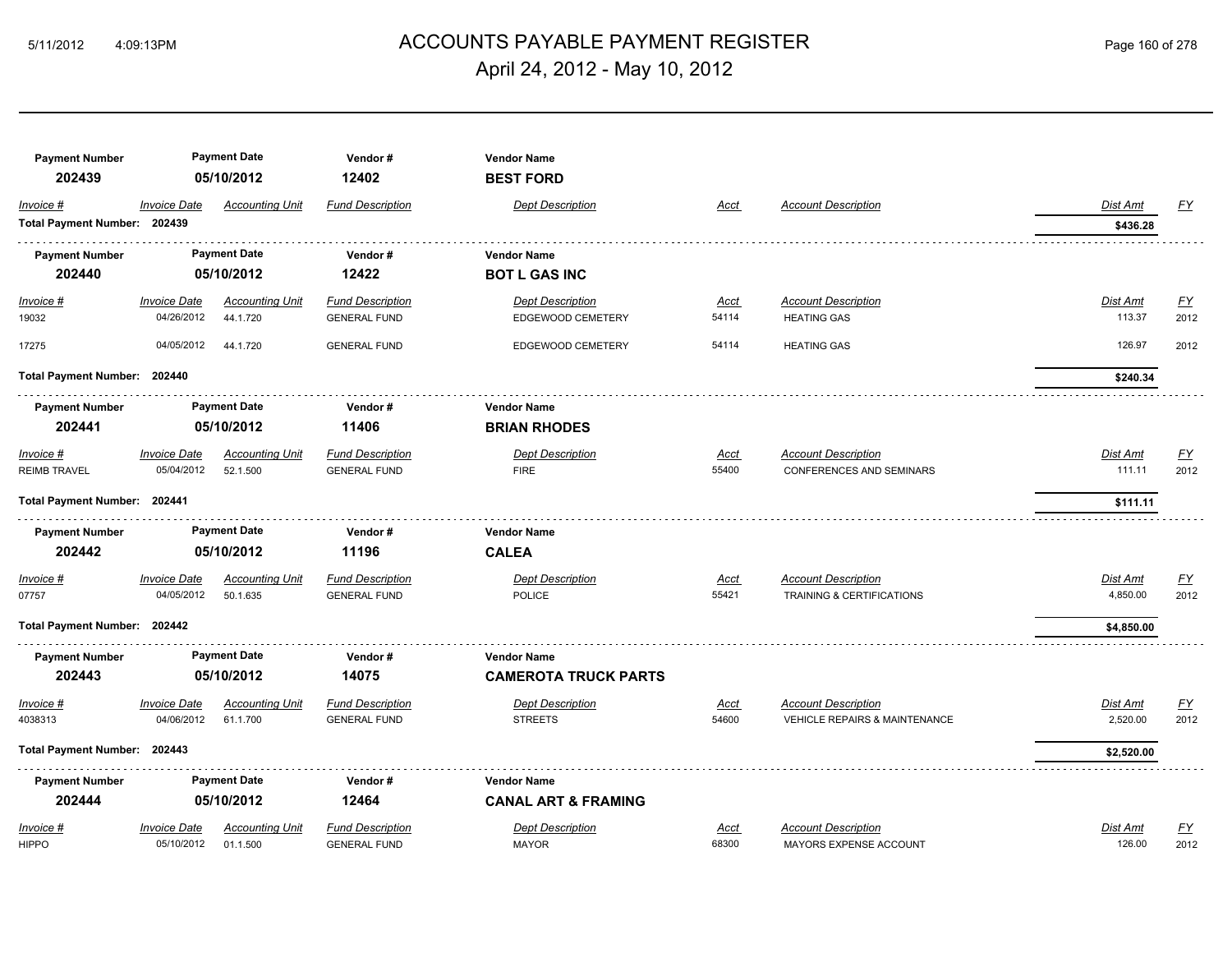# ACCOUNTS PAYABLE PAYMENT REGISTER

April 24, 2012 - May 10, 2012

| Payment Number | Payment Date | Vendor # | Vendor Name |
|---|---|---|---|
| 202439 | 05/10/2012 | 12402 | **BEST FORD** |

| Invoice # | Invoice Date | Accounting Unit | Fund Description | Dept Description | Acct | Account Description | Dist Amt | FY |
|---|---|---|---|---|---|---|---|---|
| **Total Payment Number: 202439** | | | | | | | **$436.28** | |

| Payment Number | Payment Date | Vendor # | Vendor Name |
|---|---|---|---|
| 202440 | 05/10/2012 | 12422 | **BOT L GAS INC** |

| Invoice # | Invoice Date | Accounting Unit | Fund Description | Dept Description | Acct | Account Description | Dist Amt | FY |
|---|---|---|---|---|---|---|---|---|
| 19032 | 04/26/2012 | 44.1.720 | GENERAL FUND | EDGEWOOD CEMETERY | 54114 | HEATING GAS | 113.37 | 2012 |
| 17275 | 04/05/2012 | 44.1.720 | GENERAL FUND | EDGEWOOD CEMETERY | 54114 | HEATING GAS | 126.97 | 2012 |
| **Total Payment Number: 202440** | | | | | | | **$240.34** | |

| Payment Number | Payment Date | Vendor # | Vendor Name |
|---|---|---|---|
| 202441 | 05/10/2012 | 11406 | **BRIAN RHODES** |

| Invoice # | Invoice Date | Accounting Unit | Fund Description | Dept Description | Acct | Account Description | Dist Amt | FY |
|---|---|---|---|---|---|---|---|---|
| REIMB TRAVEL | 05/04/2012 | 52.1.500 | GENERAL FUND | FIRE | 55400 | CONFERENCES AND SEMINARS | 111.11 | 2012 |
| **Total Payment Number: 202441** | | | | | | | **$111.11** | |

| Payment Number | Payment Date | Vendor # | Vendor Name |
|---|---|---|---|
| 202442 | 05/10/2012 | 11196 | **CALEA** |

| Invoice # | Invoice Date | Accounting Unit | Fund Description | Dept Description | Acct | Account Description | Dist Amt | FY |
|---|---|---|---|---|---|---|---|---|
| 07757 | 04/05/2012 | 50.1.635 | GENERAL FUND | POLICE | 55421 | TRAINING & CERTIFICATIONS | 4,850.00 | 2012 |
| **Total Payment Number: 202442** | | | | | | | **$4,850.00** | |

| Payment Number | Payment Date | Vendor # | Vendor Name |
|---|---|---|---|
| 202443 | 05/10/2012 | 14075 | **CAMEROTA TRUCK PARTS** |

| Invoice # | Invoice Date | Accounting Unit | Fund Description | Dept Description | Acct | Account Description | Dist Amt | FY |
|---|---|---|---|---|---|---|---|---|
| 4038313 | 04/06/2012 | 61.1.700 | GENERAL FUND | STREETS | 54600 | VEHICLE REPAIRS & MAINTENANCE | 2,520.00 | 2012 |
| **Total Payment Number: 202443** | | | | | | | **$2,520.00** | |

| Payment Number | Payment Date | Vendor # | Vendor Name |
|---|---|---|---|
| 202444 | 05/10/2012 | 12464 | **CANAL ART & FRAMING** |

| Invoice # | Invoice Date | Accounting Unit | Fund Description | Dept Description | Acct | Account Description | Dist Amt | FY |
|---|---|---|---|---|---|---|---|---|
| HIPPO | 05/10/2012 | 01.1.500 | GENERAL FUND | MAYOR | 68300 | MAYORS EXPENSE ACCOUNT | 126.00 | 2012 |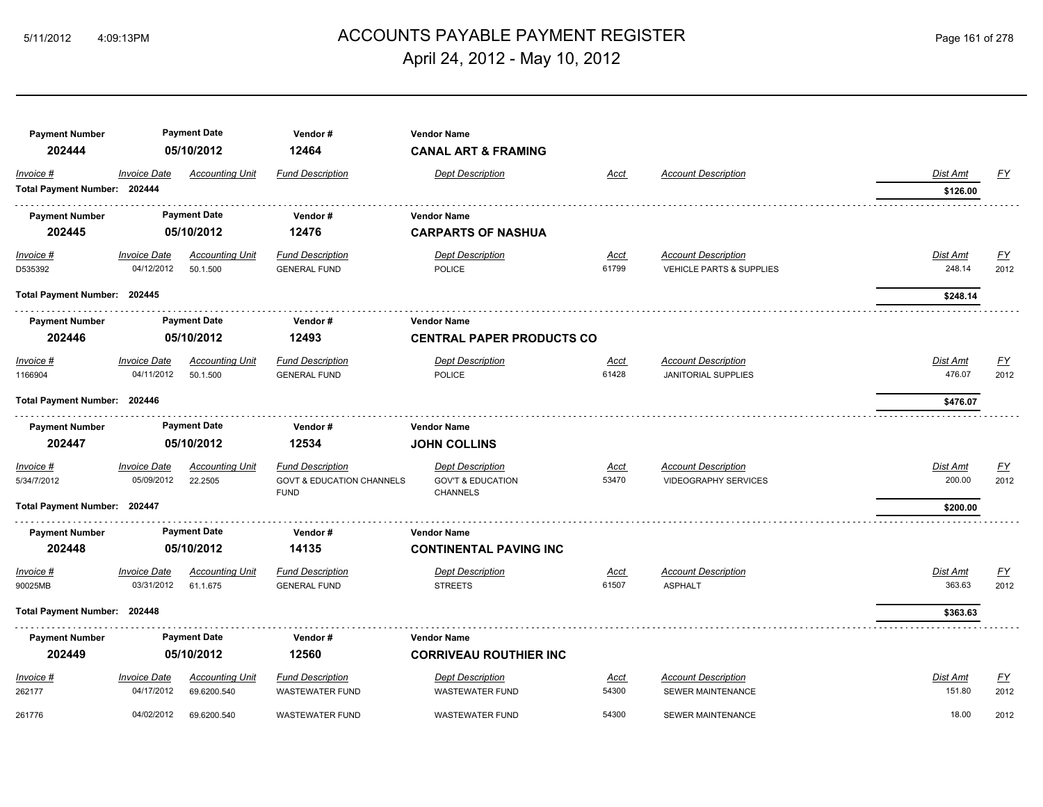# ACCOUNTS PAYABLE PAYMENT REGISTER

April 24, 2012 - May 10, 2012

| Payment Number | Payment Date | Vendor # | Vendor Name |
|---|---|---|---|
| 202444 | 05/10/2012 | 12464 | **CANAL ART & FRAMING** |

| Invoice # | Invoice Date | Accounting Unit | Fund Description | Dept Description | Acct | Account Description | Dist Amt | FY |
|---|---|---|---|---|---|---|---|---|
| **Total Payment Number: 202444** | | | | | | | **$126.00** | |

| Payment Number | Payment Date | Vendor # | Vendor Name |
|---|---|---|---|
| 202445 | 05/10/2012 | 12476 | **CARPARTS OF NASHUA** |

| Invoice # | Invoice Date | Accounting Unit | Fund Description | Dept Description | Acct | Account Description | Dist Amt | FY |
|---|---|---|---|---|---|---|---|---|
| D535392 | 04/12/2012 | 50.1.500 | GENERAL FUND | POLICE | 61799 | VEHICLE PARTS & SUPPLIES | 248.14 | 2012 |
| **Total Payment Number: 202445** | | | | | | | **$248.14** | |

| Payment Number | Payment Date | Vendor # | Vendor Name |
|---|---|---|---|
| 202446 | 05/10/2012 | 12493 | **CENTRAL PAPER PRODUCTS CO** |

| Invoice # | Invoice Date | Accounting Unit | Fund Description | Dept Description | Acct | Account Description | Dist Amt | FY |
|---|---|---|---|---|---|---|---|---|
| 1166904 | 04/11/2012 | 50.1.500 | GENERAL FUND | POLICE | 61428 | JANITORIAL SUPPLIES | 476.07 | 2012 |
| **Total Payment Number: 202446** | | | | | | | **$476.07** | |

| Payment Number | Payment Date | Vendor # | Vendor Name |
|---|---|---|---|
| 202447 | 05/10/2012 | 12534 | **JOHN COLLINS** |

| Invoice # | Invoice Date | Accounting Unit | Fund Description | Dept Description | Acct | Account Description | Dist Amt | FY |
|---|---|---|---|---|---|---|---|---|
| 5/34/7/2012 | 05/09/2012 | 22.2505 | GOVT & EDUCATION CHANNELS FUND | GOV'T & EDUCATION CHANNELS | 53470 | VIDEOGRAPHY SERVICES | 200.00 | 2012 |
| **Total Payment Number: 202447** | | | | | | | **$200.00** | |

| Payment Number | Payment Date | Vendor # | Vendor Name |
|---|---|---|---|
| 202448 | 05/10/2012 | 14135 | **CONTINENTAL PAVING INC** |

| Invoice # | Invoice Date | Accounting Unit | Fund Description | Dept Description | Acct | Account Description | Dist Amt | FY |
|---|---|---|---|---|---|---|---|---|
| 90025MB | 03/31/2012 | 61.1.675 | GENERAL FUND | STREETS | 61507 | ASPHALT | 363.63 | 2012 |
| **Total Payment Number: 202448** | | | | | | | **$363.63** | |

| Payment Number | Payment Date | Vendor # | Vendor Name |
|---|---|---|---|
| 202449 | 05/10/2012 | 12560 | **CORRIVEAU ROUTHIER INC** |

| Invoice # | Invoice Date | Accounting Unit | Fund Description | Dept Description | Acct | Account Description | Dist Amt | FY |
|---|---|---|---|---|---|---|---|---|
| 262177 | 04/17/2012 | 69.6200.540 | WASTEWATER FUND | WASTEWATER FUND | 54300 | SEWER MAINTENANCE | 151.80 | 2012 |
| 261776 | 04/02/2012 | 69.6200.540 | WASTEWATER FUND | WASTEWATER FUND | 54300 | SEWER MAINTENANCE | 18.00 | 2012 |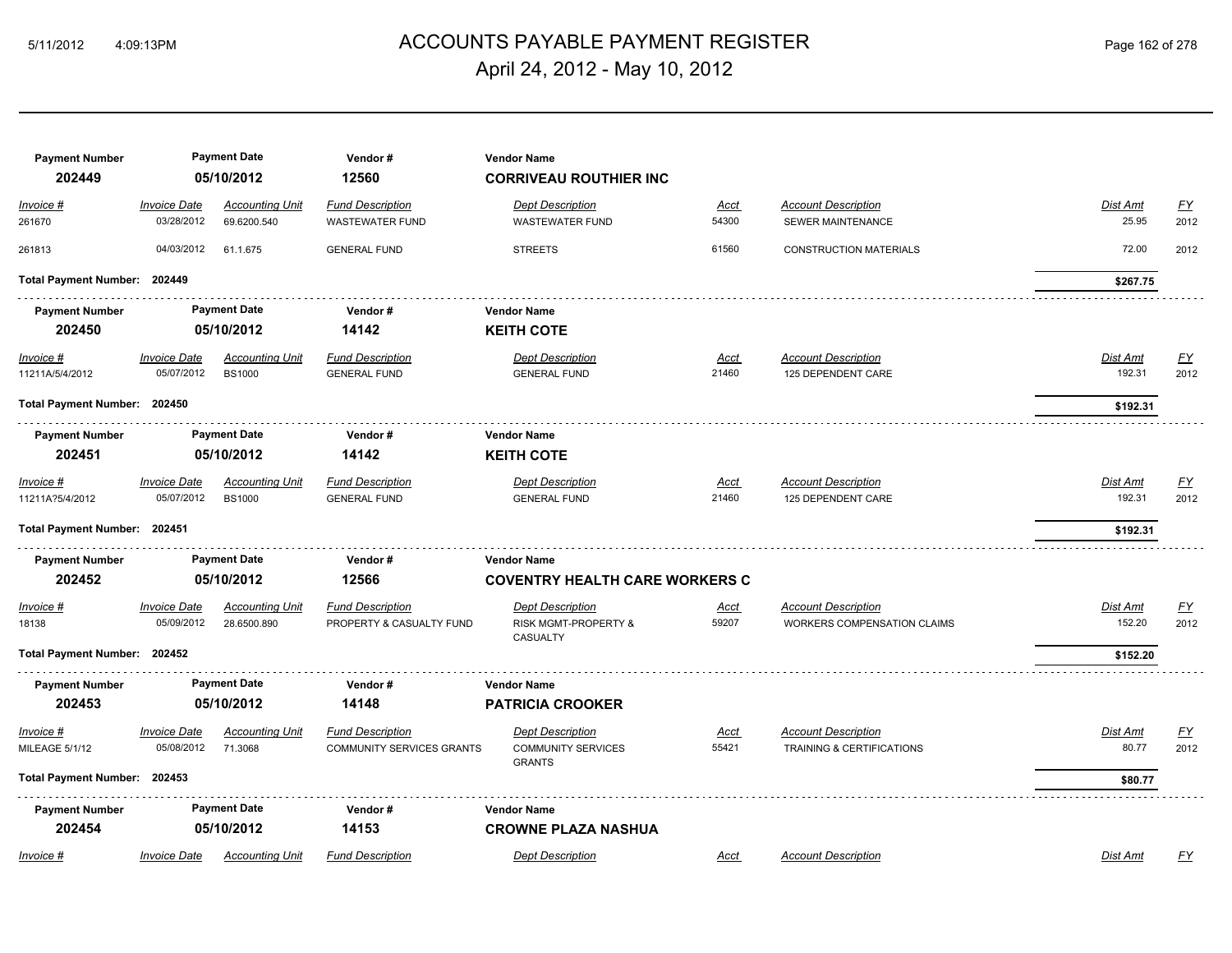| Payment Number | Payment Date | Vendor # | Vendor Name | | | | | |
|---|---|---|---|---|---|---|---|---|
| **202449** | **05/10/2012** | **12560** | **CORRIVEAU ROUTHIER INC** | | | | | |

| *Invoice #* | *Invoice Date* | *Accounting Unit* | *Fund Description* | *Dept Description* | *Acct* | *Account Description* | *Dist Amt* | *FY* |
|---|---|---|---|---|---|---|---|---|
| 261670 | 03/28/2012 | 69.6200.540 | WASTEWATER FUND | WASTEWATER FUND | 54300 | SEWER MAINTENANCE | 25.95 | 2012 |
| 261813 | 04/03/2012 | 61.1.675 | GENERAL FUND | STREETS | 61560 | CONSTRUCTION MATERIALS | 72.00 | 2012 |

**Total Payment Number: 202449** **$267.75**

| Payment Number | Payment Date | Vendor # | Vendor Name | | | | | |
|---|---|---|---|---|---|---|---|---|
| **202450** | **05/10/2012** | **14142** | **KEITH COTE** | | | | | |

| *Invoice #* | *Invoice Date* | *Accounting Unit* | *Fund Description* | *Dept Description* | *Acct* | *Account Description* | *Dist Amt* | *FY* |
|---|---|---|---|---|---|---|---|---|
| 11211A/5/4/2012 | 05/07/2012 | BS1000 | GENERAL FUND | GENERAL FUND | 21460 | 125 DEPENDENT CARE | 192.31 | 2012 |

**Total Payment Number: 202450** **$192.31**

| Payment Number | Payment Date | Vendor # | Vendor Name | | | | | |
|---|---|---|---|---|---|---|---|---|
| **202451** | **05/10/2012** | **14142** | **KEITH COTE** | | | | | |

| *Invoice #* | *Invoice Date* | *Accounting Unit* | *Fund Description* | *Dept Description* | *Acct* | *Account Description* | *Dist Amt* | *FY* |
|---|---|---|---|---|---|---|---|---|
| 11211A?5/4/2012 | 05/07/2012 | BS1000 | GENERAL FUND | GENERAL FUND | 21460 | 125 DEPENDENT CARE | 192.31 | 2012 |

**Total Payment Number: 202451** **$192.31**

| Payment Number | Payment Date | Vendor # | Vendor Name | | | | | |
|---|---|---|---|---|---|---|---|---|
| **202452** | **05/10/2012** | **12566** | **COVENTRY HEALTH CARE WORKERS C** | | | | | |

| *Invoice #* | *Invoice Date* | *Accounting Unit* | *Fund Description* | *Dept Description* | *Acct* | *Account Description* | *Dist Amt* | *FY* |
|---|---|---|---|---|---|---|---|---|
| 18138 | 05/09/2012 | 28.6500.890 | PROPERTY & CASUALTY FUND | RISK MGMT-PROPERTY & CASUALTY | 59207 | WORKERS COMPENSATION CLAIMS | 152.20 | 2012 |

**Total Payment Number: 202452** **$152.20**

| Payment Number | Payment Date | Vendor # | Vendor Name | | | | | |
|---|---|---|---|---|---|---|---|---|
| **202453** | **05/10/2012** | **14148** | **PATRICIA CROOKER** | | | | | |

| *Invoice #* | *Invoice Date* | *Accounting Unit* | *Fund Description* | *Dept Description* | *Acct* | *Account Description* | *Dist Amt* | *FY* |
|---|---|---|---|---|---|---|---|---|
| MILEAGE 5/1/12 | 05/08/2012 | 71.3068 | COMMUNITY SERVICES GRANTS | COMMUNITY SERVICES GRANTS | 55421 | TRAINING & CERTIFICATIONS | 80.77 | 2012 |

**Total Payment Number: 202453** **$80.77**

| Payment Number | Payment Date | Vendor # | Vendor Name | | | | | |
|---|---|---|---|---|---|---|---|---|
| **202454** | **05/10/2012** | **14153** | **CROWNE PLAZA NASHUA** | | | | | |

| *Invoice #* | *Invoice Date* | *Accounting Unit* | *Fund Description* | *Dept Description* | *Acct* | *Account Description* | *Dist Amt* | *FY* |
|---|---|---|---|---|---|---|---|---|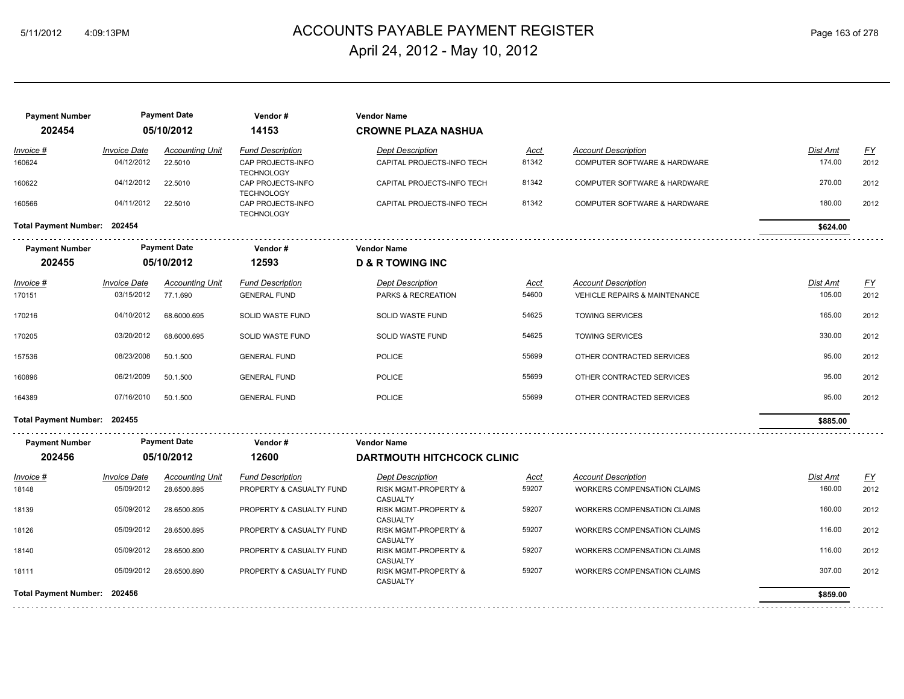# ACCOUNTS PAYABLE PAYMENT REGISTER

## April 24, 2012 - May 10, 2012

| Payment Number | Payment Date | Vendor # | Vendor Name |
|---|---|---|---|
| **202454** | **05/10/2012** | **14153** | **CROWNE PLAZA NASHUA** |

| Invoice # | Invoice Date | Accounting Unit | Fund Description | Dept Description | Acct | Account Description | Dist Amt | FY |
|---|---|---|---|---|---|---|---|---|
| 160624 | 04/12/2012 | 22.5010 | CAP PROJECTS-INFO TECHNOLOGY | CAPITAL PROJECTS-INFO TECH | 81342 | COMPUTER SOFTWARE & HARDWARE | 174.00 | 2012 |
| 160622 | 04/12/2012 | 22.5010 | CAP PROJECTS-INFO TECHNOLOGY | CAPITAL PROJECTS-INFO TECH | 81342 | COMPUTER SOFTWARE & HARDWARE | 270.00 | 2012 |
| 160566 | 04/11/2012 | 22.5010 | CAP PROJECTS-INFO TECHNOLOGY | CAPITAL PROJECTS-INFO TECH | 81342 | COMPUTER SOFTWARE & HARDWARE | 180.00 | 2012 |
| **Total Payment Number: 202454** | | | | | | | **$624.00** | |

| Payment Number | Payment Date | Vendor # | Vendor Name |
|---|---|---|---|
| **202455** | **05/10/2012** | **12593** | **D & R TOWING INC** |

| Invoice # | Invoice Date | Accounting Unit | Fund Description | Dept Description | Acct | Account Description | Dist Amt | FY |
|---|---|---|---|---|---|---|---|---|
| 170151 | 03/15/2012 | 77.1.690 | GENERAL FUND | PARKS & RECREATION | 54600 | VEHICLE REPAIRS & MAINTENANCE | 105.00 | 2012 |
| 170216 | 04/10/2012 | 68.6000.695 | SOLID WASTE FUND | SOLID WASTE FUND | 54625 | TOWING SERVICES | 165.00 | 2012 |
| 170205 | 03/20/2012 | 68.6000.695 | SOLID WASTE FUND | SOLID WASTE FUND | 54625 | TOWING SERVICES | 330.00 | 2012 |
| 157536 | 08/23/2008 | 50.1.500 | GENERAL FUND | POLICE | 55699 | OTHER CONTRACTED SERVICES | 95.00 | 2012 |
| 160896 | 06/21/2009 | 50.1.500 | GENERAL FUND | POLICE | 55699 | OTHER CONTRACTED SERVICES | 95.00 | 2012 |
| 164389 | 07/16/2010 | 50.1.500 | GENERAL FUND | POLICE | 55699 | OTHER CONTRACTED SERVICES | 95.00 | 2012 |
| **Total Payment Number: 202455** | | | | | | | **$885.00** | |

| Payment Number | Payment Date | Vendor # | Vendor Name |
|---|---|---|---|
| **202456** | **05/10/2012** | **12600** | **DARTMOUTH HITCHCOCK CLINIC** |

| Invoice # | Invoice Date | Accounting Unit | Fund Description | Dept Description | Acct | Account Description | Dist Amt | FY |
|---|---|---|---|---|---|---|---|---|
| 18148 | 05/09/2012 | 28.6500.895 | PROPERTY & CASUALTY FUND | RISK MGMT-PROPERTY & CASUALTY | 59207 | WORKERS COMPENSATION CLAIMS | 160.00 | 2012 |
| 18139 | 05/09/2012 | 28.6500.895 | PROPERTY & CASUALTY FUND | RISK MGMT-PROPERTY & CASUALTY | 59207 | WORKERS COMPENSATION CLAIMS | 160.00 | 2012 |
| 18126 | 05/09/2012 | 28.6500.895 | PROPERTY & CASUALTY FUND | RISK MGMT-PROPERTY & CASUALTY | 59207 | WORKERS COMPENSATION CLAIMS | 116.00 | 2012 |
| 18140 | 05/09/2012 | 28.6500.890 | PROPERTY & CASUALTY FUND | RISK MGMT-PROPERTY & CASUALTY | 59207 | WORKERS COMPENSATION CLAIMS | 116.00 | 2012 |
| 18111 | 05/09/2012 | 28.6500.890 | PROPERTY & CASUALTY FUND | RISK MGMT-PROPERTY & CASUALTY | 59207 | WORKERS COMPENSATION CLAIMS | 307.00 | 2012 |
| **Total Payment Number: 202456** | | | | | | | **$859.00** | |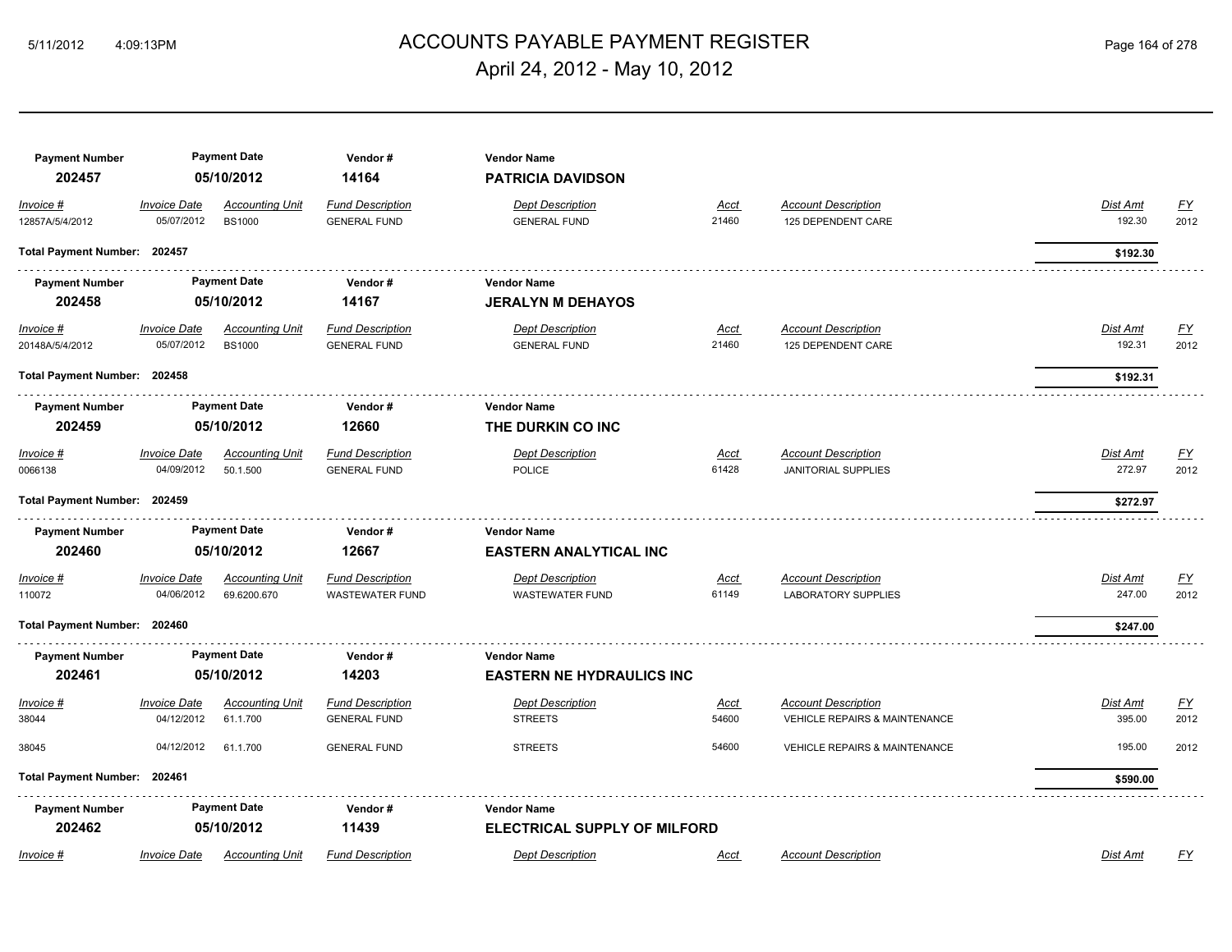# ACCOUNTS PAYABLE PAYMENT REGISTER

## April 24, 2012 - May 10, 2012

| Payment Number | Payment Date | Vendor # | Vendor Name |
|---|---|---|---|
| 202457 | 05/10/2012 | 14164 | **PATRICIA DAVIDSON** |

| Invoice # | Invoice Date | Accounting Unit | Fund Description | Dept Description | Acct | Account Description | Dist Amt | FY |
|---|---|---|---|---|---|---|---|---|
| 12857A/5/4/2012 | 05/07/2012 | BS1000 | GENERAL FUND | GENERAL FUND | 21460 | 125 DEPENDENT CARE | 192.30 | 2012 |

**Total Payment Number: 202457** — **$192.30**

| Payment Number | Payment Date | Vendor # | Vendor Name |
|---|---|---|---|
| 202458 | 05/10/2012 | 14167 | **JERALYN M DEHAYOS** |

| Invoice # | Invoice Date | Accounting Unit | Fund Description | Dept Description | Acct | Account Description | Dist Amt | FY |
|---|---|---|---|---|---|---|---|---|
| 20148A/5/4/2012 | 05/07/2012 | BS1000 | GENERAL FUND | GENERAL FUND | 21460 | 125 DEPENDENT CARE | 192.31 | 2012 |

**Total Payment Number: 202458** — **$192.31**

| Payment Number | Payment Date | Vendor # | Vendor Name |
|---|---|---|---|
| 202459 | 05/10/2012 | 12660 | **THE DURKIN CO INC** |

| Invoice # | Invoice Date | Accounting Unit | Fund Description | Dept Description | Acct | Account Description | Dist Amt | FY |
|---|---|---|---|---|---|---|---|---|
| 0066138 | 04/09/2012 | 50.1.500 | GENERAL FUND | POLICE | 61428 | JANITORIAL SUPPLIES | 272.97 | 2012 |

**Total Payment Number: 202459** — **$272.97**

| Payment Number | Payment Date | Vendor # | Vendor Name |
|---|---|---|---|
| 202460 | 05/10/2012 | 12667 | **EASTERN ANALYTICAL INC** |

| Invoice # | Invoice Date | Accounting Unit | Fund Description | Dept Description | Acct | Account Description | Dist Amt | FY |
|---|---|---|---|---|---|---|---|---|
| 110072 | 04/06/2012 | 69.6200.670 | WASTEWATER FUND | WASTEWATER FUND | 61149 | LABORATORY SUPPLIES | 247.00 | 2012 |

**Total Payment Number: 202460** — **$247.00**

| Payment Number | Payment Date | Vendor # | Vendor Name |
|---|---|---|---|
| 202461 | 05/10/2012 | 14203 | **EASTERN NE HYDRAULICS INC** |

| Invoice # | Invoice Date | Accounting Unit | Fund Description | Dept Description | Acct | Account Description | Dist Amt | FY |
|---|---|---|---|---|---|---|---|---|
| 38044 | 04/12/2012 | 61.1.700 | GENERAL FUND | STREETS | 54600 | VEHICLE REPAIRS & MAINTENANCE | 395.00 | 2012 |
| 38045 | 04/12/2012 | 61.1.700 | GENERAL FUND | STREETS | 54600 | VEHICLE REPAIRS & MAINTENANCE | 195.00 | 2012 |

**Total Payment Number: 202461** — **$590.00**

| Payment Number | Payment Date | Vendor # | Vendor Name |
|---|---|---|---|
| 202462 | 05/10/2012 | 11439 | **ELECTRICAL SUPPLY OF MILFORD** |

| Invoice # | Invoice Date | Accounting Unit | Fund Description | Dept Description | Acct | Account Description | Dist Amt | FY |
|---|---|---|---|---|---|---|---|---|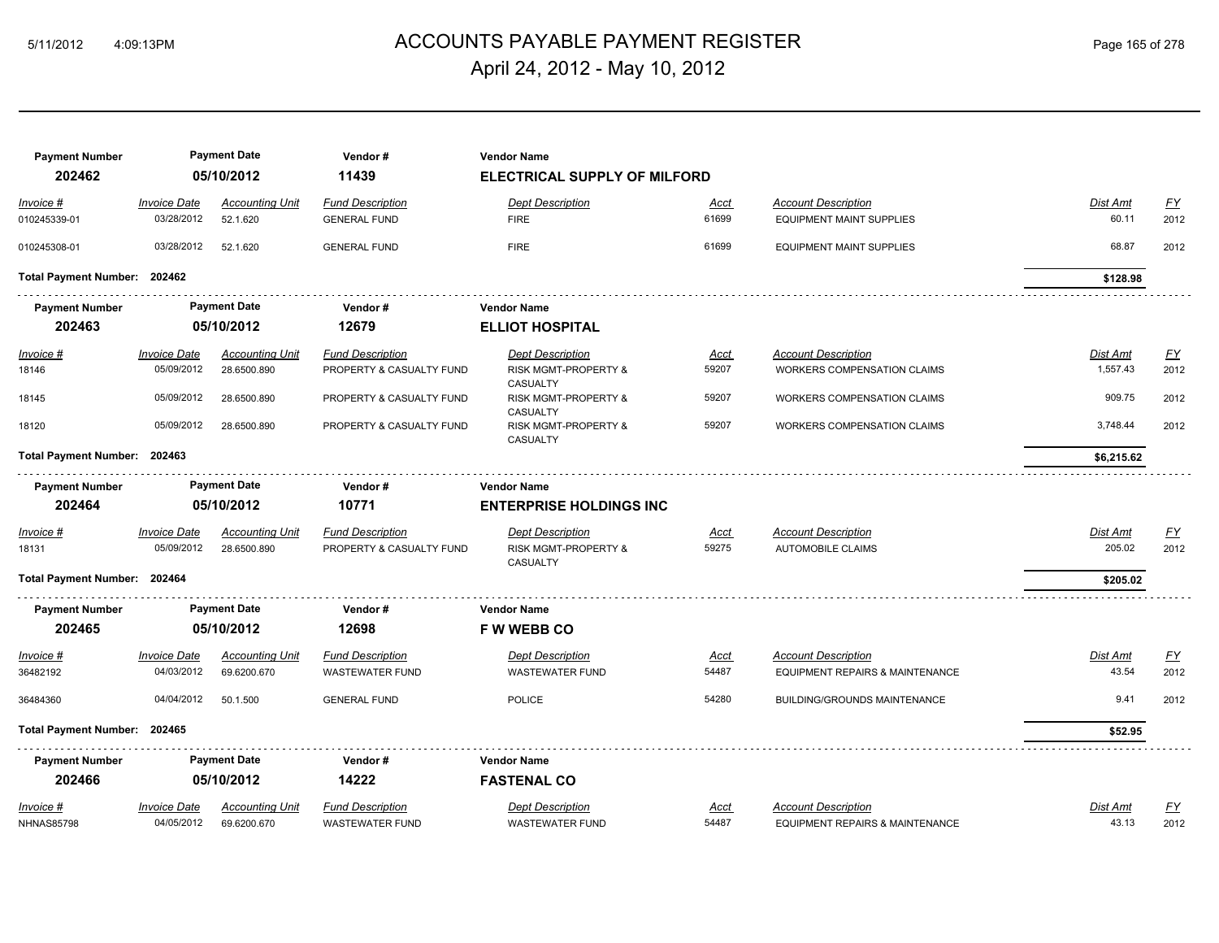# ACCOUNTS PAYABLE PAYMENT REGISTER

April 24, 2012 - May 10, 2012

| Payment Number | Payment Date | Vendor # | Vendor Name |
|---|---|---|---|
| **202462** | **05/10/2012** | **11439** | **ELECTRICAL SUPPLY OF MILFORD** |

| Invoice # | Invoice Date | Accounting Unit | Fund Description | Dept Description | Acct | Account Description | Dist Amt | FY |
|---|---|---|---|---|---|---|---|---|
| 010245339-01 | 03/28/2012 | 52.1.620 | GENERAL FUND | FIRE | 61699 | EQUIPMENT MAINT SUPPLIES | 60.11 | 2012 |
| 010245308-01 | 03/28/2012 | 52.1.620 | GENERAL FUND | FIRE | 61699 | EQUIPMENT MAINT SUPPLIES | 68.87 | 2012 |
| **Total Payment Number: 202462** | | | | | | | **$128.98** | |

| Payment Number | Payment Date | Vendor # | Vendor Name |
|---|---|---|---|
| **202463** | **05/10/2012** | **12679** | **ELLIOT HOSPITAL** |

| Invoice # | Invoice Date | Accounting Unit | Fund Description | Dept Description | Acct | Account Description | Dist Amt | FY |
|---|---|---|---|---|---|---|---|---|
| 18146 | 05/09/2012 | 28.6500.890 | PROPERTY & CASUALTY FUND | RISK MGMT-PROPERTY & CASUALTY | 59207 | WORKERS COMPENSATION CLAIMS | 1,557.43 | 2012 |
| 18145 | 05/09/2012 | 28.6500.890 | PROPERTY & CASUALTY FUND | RISK MGMT-PROPERTY & CASUALTY | 59207 | WORKERS COMPENSATION CLAIMS | 909.75 | 2012 |
| 18120 | 05/09/2012 | 28.6500.890 | PROPERTY & CASUALTY FUND | RISK MGMT-PROPERTY & CASUALTY | 59207 | WORKERS COMPENSATION CLAIMS | 3,748.44 | 2012 |
| **Total Payment Number: 202463** | | | | | | | **$6,215.62** | |

| Payment Number | Payment Date | Vendor # | Vendor Name |
|---|---|---|---|
| **202464** | **05/10/2012** | **10771** | **ENTERPRISE HOLDINGS INC** |

| Invoice # | Invoice Date | Accounting Unit | Fund Description | Dept Description | Acct | Account Description | Dist Amt | FY |
|---|---|---|---|---|---|---|---|---|
| 18131 | 05/09/2012 | 28.6500.890 | PROPERTY & CASUALTY FUND | RISK MGMT-PROPERTY & CASUALTY | 59275 | AUTOMOBILE CLAIMS | 205.02 | 2012 |
| **Total Payment Number: 202464** | | | | | | | **$205.02** | |

| Payment Number | Payment Date | Vendor # | Vendor Name |
|---|---|---|---|
| **202465** | **05/10/2012** | **12698** | **F W WEBB CO** |

| Invoice # | Invoice Date | Accounting Unit | Fund Description | Dept Description | Acct | Account Description | Dist Amt | FY |
|---|---|---|---|---|---|---|---|---|
| 36482192 | 04/03/2012 | 69.6200.670 | WASTEWATER FUND | WASTEWATER FUND | 54487 | EQUIPMENT REPAIRS & MAINTENANCE | 43.54 | 2012 |
| 36484360 | 04/04/2012 | 50.1.500 | GENERAL FUND | POLICE | 54280 | BUILDING/GROUNDS MAINTENANCE | 9.41 | 2012 |
| **Total Payment Number: 202465** | | | | | | | **$52.95** | |

| Payment Number | Payment Date | Vendor # | Vendor Name |
|---|---|---|---|
| **202466** | **05/10/2012** | **14222** | **FASTENAL CO** |

| Invoice # | Invoice Date | Accounting Unit | Fund Description | Dept Description | Acct | Account Description | Dist Amt | FY |
|---|---|---|---|---|---|---|---|---|
| NHNAS85798 | 04/05/2012 | 69.6200.670 | WASTEWATER FUND | WASTEWATER FUND | 54487 | EQUIPMENT REPAIRS & MAINTENANCE | 43.13 | 2012 |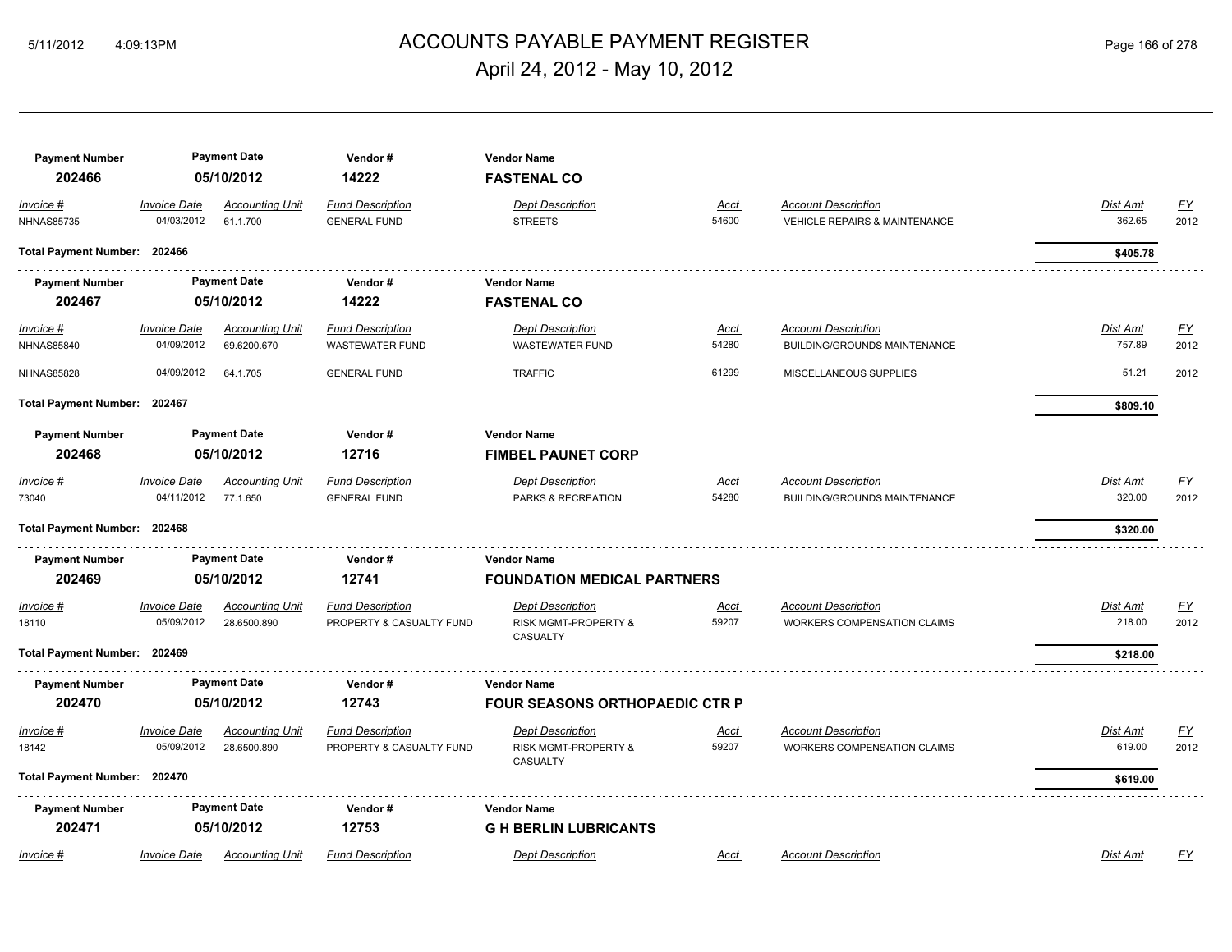| Payment Number | Payment Date | Vendor # | Vendor Name | | | | | |
|---|---|---|---|---|---|---|---|---|
| **202466** | **05/10/2012** | **14222** | **FASTENAL CO** | | | | | |
| *Invoice #* | *Invoice Date* | *Accounting Unit* | *Fund Description* | *Dept Description* | *Acct* | *Account Description* | *Dist Amt* | *FY* |
| NHNAS85735 | 04/03/2012 | 61.1.700 | GENERAL FUND | STREETS | 54600 | VEHICLE REPAIRS & MAINTENANCE | 362.65 | 2012 |
| **Total Payment Number: 202466** | | | | | | | **$405.78** | |

| Payment Number | Payment Date | Vendor # | Vendor Name | | | | | |
|---|---|---|---|---|---|---|---|---|
| **202467** | **05/10/2012** | **14222** | **FASTENAL CO** | | | | | |
| *Invoice #* | *Invoice Date* | *Accounting Unit* | *Fund Description* | *Dept Description* | *Acct* | *Account Description* | *Dist Amt* | *FY* |
| NHNAS85840 | 04/09/2012 | 69.6200.670 | WASTEWATER FUND | WASTEWATER FUND | 54280 | BUILDING/GROUNDS MAINTENANCE | 757.89 | 2012 |
| NHNAS85828 | 04/09/2012 | 64.1.705 | GENERAL FUND | TRAFFIC | 61299 | MISCELLANEOUS SUPPLIES | 51.21 | 2012 |
| **Total Payment Number: 202467** | | | | | | | **$809.10** | |

| Payment Number | Payment Date | Vendor # | Vendor Name | | | | | |
|---|---|---|---|---|---|---|---|---|
| **202468** | **05/10/2012** | **12716** | **FIMBEL PAUNET CORP** | | | | | |
| *Invoice #* | *Invoice Date* | *Accounting Unit* | *Fund Description* | *Dept Description* | *Acct* | *Account Description* | *Dist Amt* | *FY* |
| 73040 | 04/11/2012 | 77.1.650 | GENERAL FUND | PARKS & RECREATION | 54280 | BUILDING/GROUNDS MAINTENANCE | 320.00 | 2012 |
| **Total Payment Number: 202468** | | | | | | | **$320.00** | |

| Payment Number | Payment Date | Vendor # | Vendor Name | | | | | |
|---|---|---|---|---|---|---|---|---|
| **202469** | **05/10/2012** | **12741** | **FOUNDATION MEDICAL PARTNERS** | | | | | |
| *Invoice #* | *Invoice Date* | *Accounting Unit* | *Fund Description* | *Dept Description* | *Acct* | *Account Description* | *Dist Amt* | *FY* |
| 18110 | 05/09/2012 | 28.6500.890 | PROPERTY & CASUALTY FUND | RISK MGMT-PROPERTY & CASUALTY | 59207 | WORKERS COMPENSATION CLAIMS | 218.00 | 2012 |
| **Total Payment Number: 202469** | | | | | | | **$218.00** | |

| Payment Number | Payment Date | Vendor # | Vendor Name | | | | | |
|---|---|---|---|---|---|---|---|---|
| **202470** | **05/10/2012** | **12743** | **FOUR SEASONS ORTHOPAEDIC CTR P** | | | | | |
| *Invoice #* | *Invoice Date* | *Accounting Unit* | *Fund Description* | *Dept Description* | *Acct* | *Account Description* | *Dist Amt* | *FY* |
| 18142 | 05/09/2012 | 28.6500.890 | PROPERTY & CASUALTY FUND | RISK MGMT-PROPERTY & CASUALTY | 59207 | WORKERS COMPENSATION CLAIMS | 619.00 | 2012 |
| **Total Payment Number: 202470** | | | | | | | **$619.00** | |

| Payment Number | Payment Date | Vendor # | Vendor Name | | | | | |
|---|---|---|---|---|---|---|---|---|
| **202471** | **05/10/2012** | **12753** | **G H BERLIN LUBRICANTS** | | | | | |
| *Invoice #* | *Invoice Date* | *Accounting Unit* | *Fund Description* | *Dept Description* | *Acct* | *Account Description* | *Dist Amt* | *FY* |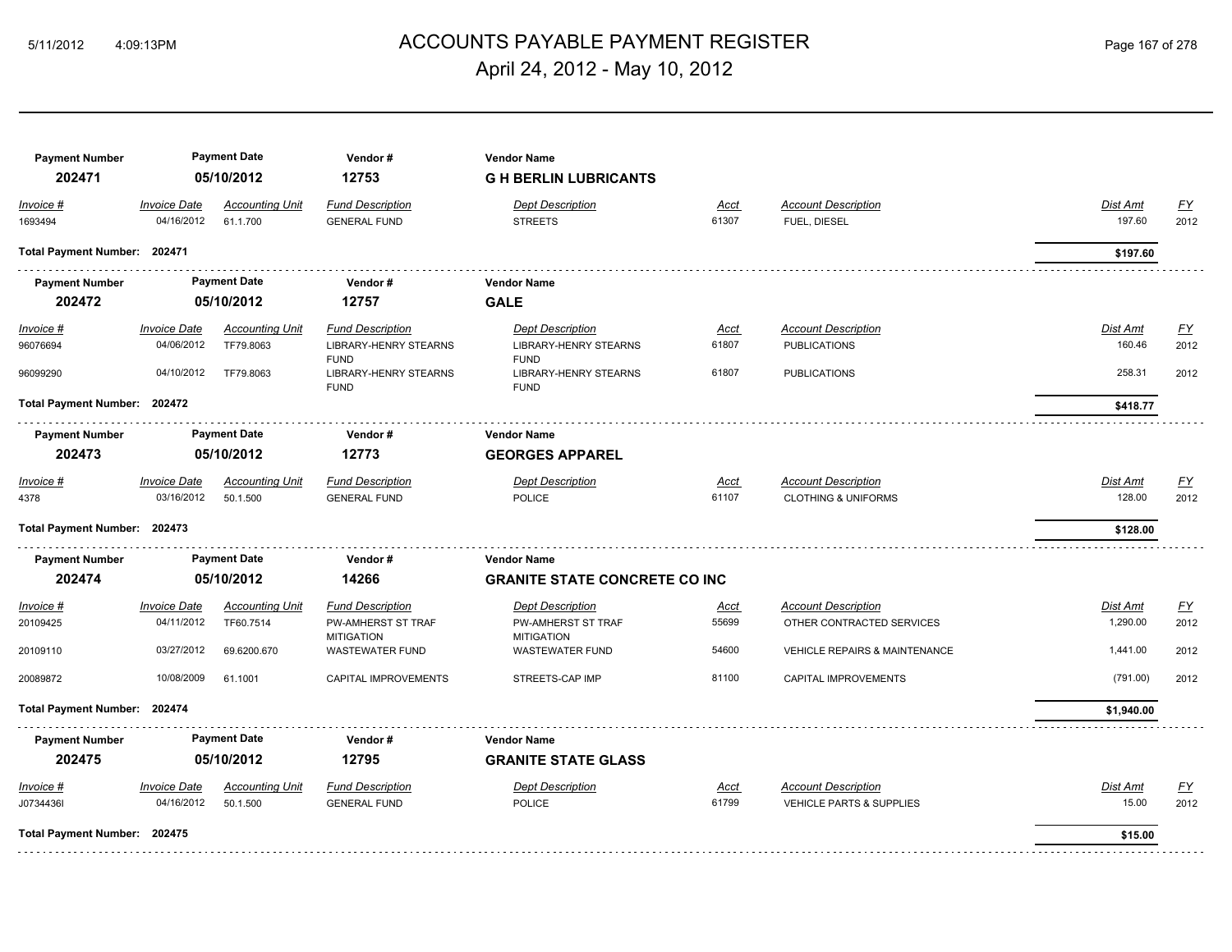# ACCOUNTS PAYABLE PAYMENT REGISTER

April 24, 2012 - May 10, 2012

| Payment Number | Payment Date | Vendor # | Vendor Name |
|---|---|---|---|
| **202471** | **05/10/2012** | **12753** | **G H BERLIN LUBRICANTS** |

| Invoice # | Invoice Date | Accounting Unit | Fund Description | Dept Description | Acct | Account Description | Dist Amt | FY |
|---|---|---|---|---|---|---|---|---|
| 1693494 | 04/16/2012 | 61.1.700 | GENERAL FUND | STREETS | 61307 | FUEL, DIESEL | 197.60 | 2012 |

**Total Payment Number: 202471** — **$197.60**

| Payment Number | Payment Date | Vendor # | Vendor Name |
|---|---|---|---|
| **202472** | **05/10/2012** | **12757** | **GALE** |

| Invoice # | Invoice Date | Accounting Unit | Fund Description | Dept Description | Acct | Account Description | Dist Amt | FY |
|---|---|---|---|---|---|---|---|---|
| 96076694 | 04/06/2012 | TF79.8063 | LIBRARY-HENRY STEARNS FUND | LIBRARY-HENRY STEARNS FUND | 61807 | PUBLICATIONS | 160.46 | 2012 |
| 96099290 | 04/10/2012 | TF79.8063 | LIBRARY-HENRY STEARNS FUND | LIBRARY-HENRY STEARNS FUND | 61807 | PUBLICATIONS | 258.31 | 2012 |

**Total Payment Number: 202472** — **$418.77**

| Payment Number | Payment Date | Vendor # | Vendor Name |
|---|---|---|---|
| **202473** | **05/10/2012** | **12773** | **GEORGES APPAREL** |

| Invoice # | Invoice Date | Accounting Unit | Fund Description | Dept Description | Acct | Account Description | Dist Amt | FY |
|---|---|---|---|---|---|---|---|---|
| 4378 | 03/16/2012 | 50.1.500 | GENERAL FUND | POLICE | 61107 | CLOTHING & UNIFORMS | 128.00 | 2012 |

**Total Payment Number: 202473** — **$128.00**

| Payment Number | Payment Date | Vendor # | Vendor Name |
|---|---|---|---|
| **202474** | **05/10/2012** | **14266** | **GRANITE STATE CONCRETE CO INC** |

| Invoice # | Invoice Date | Accounting Unit | Fund Description | Dept Description | Acct | Account Description | Dist Amt | FY |
|---|---|---|---|---|---|---|---|---|
| 20109425 | 04/11/2012 | TF60.7514 | PW-AMHERST ST TRAF MITIGATION | PW-AMHERST ST TRAF MITIGATION | 55699 | OTHER CONTRACTED SERVICES | 1,290.00 | 2012 |
| 20109110 | 03/27/2012 | 69.6200.670 | WASTEWATER FUND | WASTEWATER FUND | 54600 | VEHICLE REPAIRS & MAINTENANCE | 1,441.00 | 2012 |
| 20089872 | 10/08/2009 | 61.1001 | CAPITAL IMPROVEMENTS | STREETS-CAP IMP | 81100 | CAPITAL IMPROVEMENTS | (791.00) | 2012 |

**Total Payment Number: 202474** — **$1,940.00**

| Payment Number | Payment Date | Vendor # | Vendor Name |
|---|---|---|---|
| **202475** | **05/10/2012** | **12795** | **GRANITE STATE GLASS** |

| Invoice # | Invoice Date | Accounting Unit | Fund Description | Dept Description | Acct | Account Description | Dist Amt | FY |
|---|---|---|---|---|---|---|---|---|
| J0734436I | 04/16/2012 | 50.1.500 | GENERAL FUND | POLICE | 61799 | VEHICLE PARTS & SUPPLIES | 15.00 | 2012 |

**Total Payment Number: 202475** — **$15.00**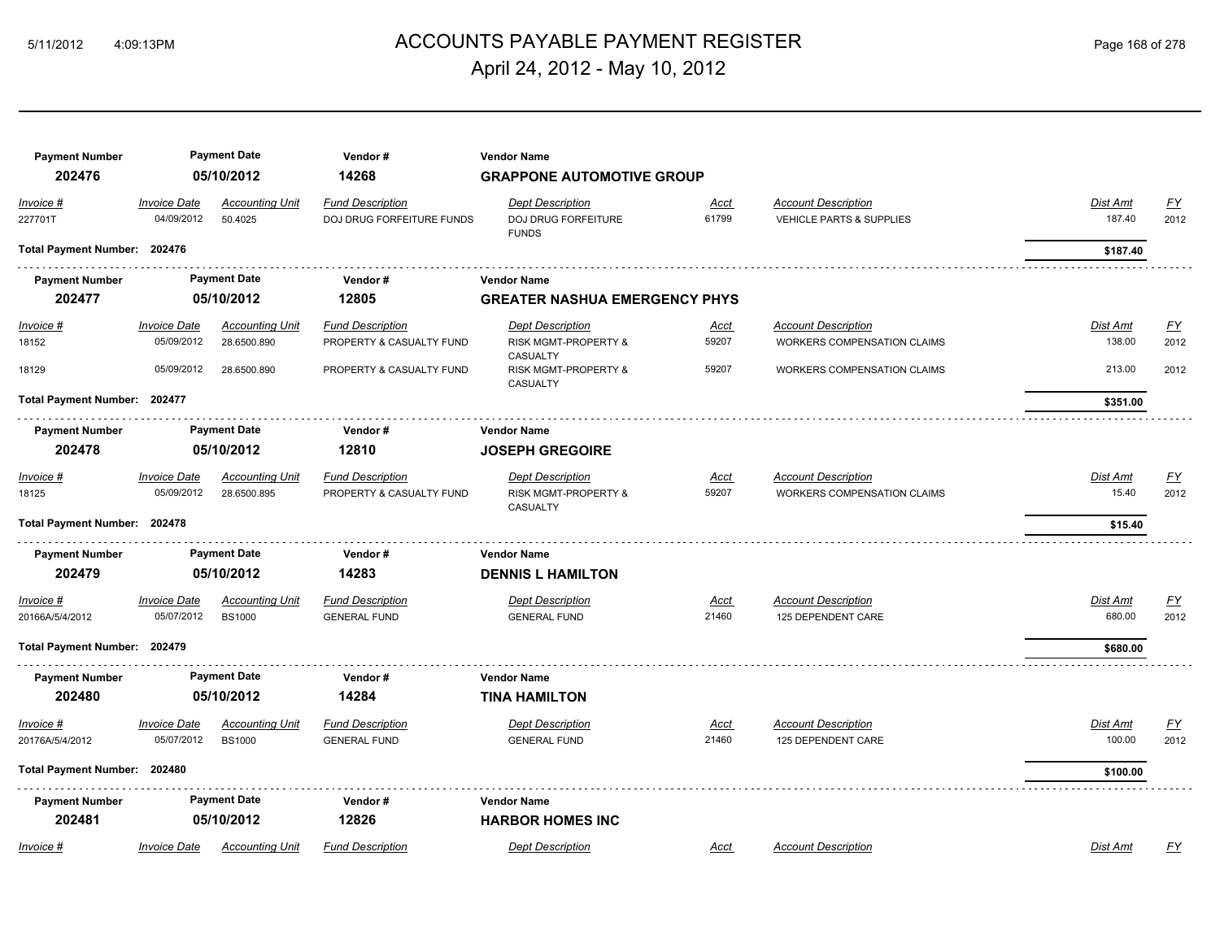# ACCOUNTS PAYABLE PAYMENT REGISTER

April 24, 2012 - May 10, 2012

| Payment Number | Payment Date | Vendor # | Vendor Name |
|---|---|---|---|
| **202476** | **05/10/2012** | **14268** | **GRAPPONE AUTOMOTIVE GROUP** |

| Invoice # | Invoice Date | Accounting Unit | Fund Description | Dept Description | Acct | Account Description | Dist Amt | FY |
|---|---|---|---|---|---|---|---|---|
| 227701T | 04/09/2012 | 50.4025 | DOJ DRUG FORFEITURE FUNDS | DOJ DRUG FORFEITURE FUNDS | 61799 | VEHICLE PARTS & SUPPLIES | 187.40 | 2012 |

**Total Payment Number: 202476** — **$187.40**

| Payment Number | Payment Date | Vendor # | Vendor Name |
|---|---|---|---|
| **202477** | **05/10/2012** | **12805** | **GREATER NASHUA EMERGENCY PHYS** |

| Invoice # | Invoice Date | Accounting Unit | Fund Description | Dept Description | Acct | Account Description | Dist Amt | FY |
|---|---|---|---|---|---|---|---|---|
| 18152 | 05/09/2012 | 28.6500.890 | PROPERTY & CASUALTY FUND | RISK MGMT-PROPERTY & CASUALTY | 59207 | WORKERS COMPENSATION CLAIMS | 138.00 | 2012 |
| 18129 | 05/09/2012 | 28.6500.890 | PROPERTY & CASUALTY FUND | RISK MGMT-PROPERTY & CASUALTY | 59207 | WORKERS COMPENSATION CLAIMS | 213.00 | 2012 |

**Total Payment Number: 202477** — **$351.00**

| Payment Number | Payment Date | Vendor # | Vendor Name |
|---|---|---|---|
| **202478** | **05/10/2012** | **12810** | **JOSEPH GREGOIRE** |

| Invoice # | Invoice Date | Accounting Unit | Fund Description | Dept Description | Acct | Account Description | Dist Amt | FY |
|---|---|---|---|---|---|---|---|---|
| 18125 | 05/09/2012 | 28.6500.895 | PROPERTY & CASUALTY FUND | RISK MGMT-PROPERTY & CASUALTY | 59207 | WORKERS COMPENSATION CLAIMS | 15.40 | 2012 |

**Total Payment Number: 202478** — **$15.40**

| Payment Number | Payment Date | Vendor # | Vendor Name |
|---|---|---|---|
| **202479** | **05/10/2012** | **14283** | **DENNIS L HAMILTON** |

| Invoice # | Invoice Date | Accounting Unit | Fund Description | Dept Description | Acct | Account Description | Dist Amt | FY |
|---|---|---|---|---|---|---|---|---|
| 20166A/5/4/2012 | 05/07/2012 | BS1000 | GENERAL FUND | GENERAL FUND | 21460 | 125 DEPENDENT CARE | 680.00 | 2012 |

**Total Payment Number: 202479** — **$680.00**

| Payment Number | Payment Date | Vendor # | Vendor Name |
|---|---|---|---|
| **202480** | **05/10/2012** | **14284** | **TINA HAMILTON** |

| Invoice # | Invoice Date | Accounting Unit | Fund Description | Dept Description | Acct | Account Description | Dist Amt | FY |
|---|---|---|---|---|---|---|---|---|
| 20176A/5/4/2012 | 05/07/2012 | BS1000 | GENERAL FUND | GENERAL FUND | 21460 | 125 DEPENDENT CARE | 100.00 | 2012 |

**Total Payment Number: 202480** — **$100.00**

| Payment Number | Payment Date | Vendor # | Vendor Name |
|---|---|---|---|
| **202481** | **05/10/2012** | **12826** | **HARBOR HOMES INC** |

| Invoice # | Invoice Date | Accounting Unit | Fund Description | Dept Description | Acct | Account Description | Dist Amt | FY |
|---|---|---|---|---|---|---|---|---|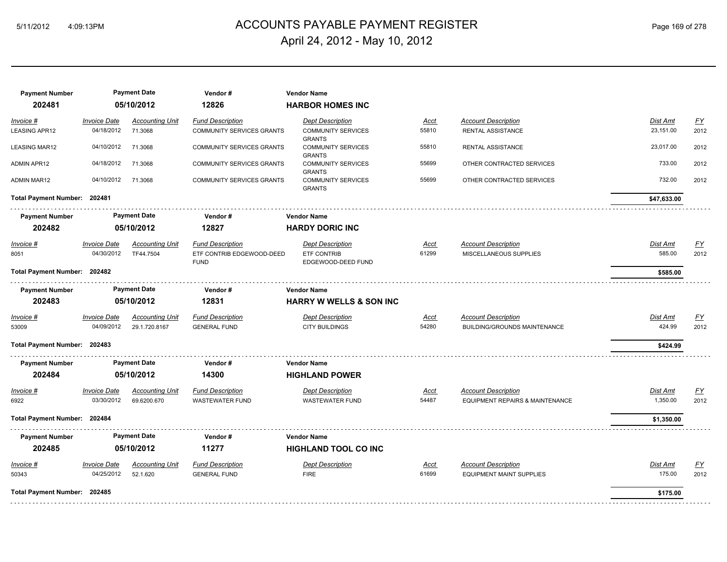# ACCOUNTS PAYABLE PAYMENT REGISTER

## April 24, 2012 - May 10, 2012

| Payment Number | Payment Date | Vendor # | Vendor Name |
|---|---|---|---|
| **202481** | **05/10/2012** | **12826** | **HARBOR HOMES INC** |

| Invoice # | Invoice Date | Accounting Unit | Fund Description | Dept Description | Acct | Account Description | Dist Amt | FY |
|---|---|---|---|---|---|---|---|---|
| LEASING APR12 | 04/18/2012 | 71.3068 | COMMUNITY SERVICES GRANTS | COMMUNITY SERVICES GRANTS | 55810 | RENTAL ASSISTANCE | 23,151.00 | 2012 |
| LEASING MAR12 | 04/10/2012 | 71.3068 | COMMUNITY SERVICES GRANTS | COMMUNITY SERVICES GRANTS | 55810 | RENTAL ASSISTANCE | 23,017.00 | 2012 |
| ADMIN APR12 | 04/18/2012 | 71.3068 | COMMUNITY SERVICES GRANTS | COMMUNITY SERVICES GRANTS | 55699 | OTHER CONTRACTED SERVICES | 733.00 | 2012 |
| ADMIN MAR12 | 04/10/2012 | 71.3068 | COMMUNITY SERVICES GRANTS | COMMUNITY SERVICES GRANTS | 55699 | OTHER CONTRACTED SERVICES | 732.00 | 2012 |
| **Total Payment Number: 202481** | | | | | | | **$47,633.00** | |

| Payment Number | Payment Date | Vendor # | Vendor Name |
|---|---|---|---|
| **202482** | **05/10/2012** | **12827** | **HARDY DORIC INC** |

| Invoice # | Invoice Date | Accounting Unit | Fund Description | Dept Description | Acct | Account Description | Dist Amt | FY |
|---|---|---|---|---|---|---|---|---|
| 8051 | 04/30/2012 | TF44.7504 | ETF CONTRIB EDGEWOOD-DEED FUND | ETF CONTRIB EDGEWOOD-DEED FUND | 61299 | MISCELLANEOUS SUPPLIES | 585.00 | 2012 |
| **Total Payment Number: 202482** | | | | | | | **$585.00** | |

| Payment Number | Payment Date | Vendor # | Vendor Name |
|---|---|---|---|
| **202483** | **05/10/2012** | **12831** | **HARRY W WELLS & SON INC** |

| Invoice # | Invoice Date | Accounting Unit | Fund Description | Dept Description | Acct | Account Description | Dist Amt | FY |
|---|---|---|---|---|---|---|---|---|
| 53009 | 04/09/2012 | 29.1.720.8167 | GENERAL FUND | CITY BUILDINGS | 54280 | BUILDING/GROUNDS MAINTENANCE | 424.99 | 2012 |
| **Total Payment Number: 202483** | | | | | | | **$424.99** | |

| Payment Number | Payment Date | Vendor # | Vendor Name |
|---|---|---|---|
| **202484** | **05/10/2012** | **14300** | **HIGHLAND POWER** |

| Invoice # | Invoice Date | Accounting Unit | Fund Description | Dept Description | Acct | Account Description | Dist Amt | FY |
|---|---|---|---|---|---|---|---|---|
| 6922 | 03/30/2012 | 69.6200.670 | WASTEWATER FUND | WASTEWATER FUND | 54487 | EQUIPMENT REPAIRS & MAINTENANCE | 1,350.00 | 2012 |
| **Total Payment Number: 202484** | | | | | | | **$1,350.00** | |

| Payment Number | Payment Date | Vendor # | Vendor Name |
|---|---|---|---|
| **202485** | **05/10/2012** | **11277** | **HIGHLAND TOOL CO INC** |

| Invoice # | Invoice Date | Accounting Unit | Fund Description | Dept Description | Acct | Account Description | Dist Amt | FY |
|---|---|---|---|---|---|---|---|---|
| 50343 | 04/25/2012 | 52.1.620 | GENERAL FUND | FIRE | 61699 | EQUIPMENT MAINT SUPPLIES | 175.00 | 2012 |
| **Total Payment Number: 202485** | | | | | | | **$175.00** | |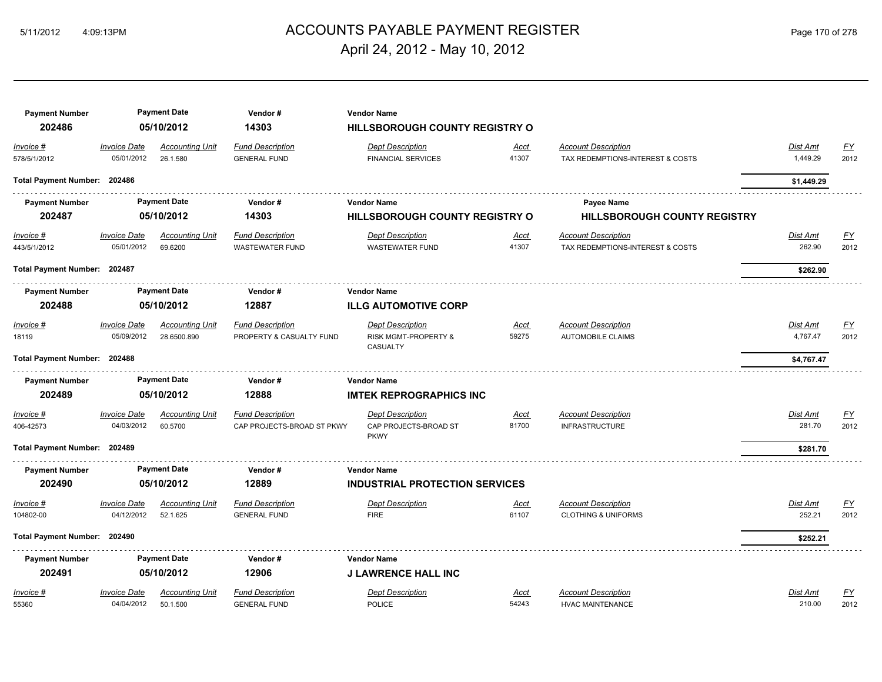# ACCOUNTS PAYABLE PAYMENT REGISTER

April 24, 2012 - May 10, 2012

| Payment Number | Payment Date | Vendor # | Vendor Name |
|---|---|---|---|
| 202486 | 05/10/2012 | 14303 | HILLSBOROUGH COUNTY REGISTRY O |

| Invoice # | Invoice Date | Accounting Unit | Fund Description | Dept Description | Acct | Account Description | Dist Amt | FY |
|---|---|---|---|---|---|---|---|---|
| 578/5/1/2012 | 05/01/2012 | 26.1.580 | GENERAL FUND | FINANCIAL SERVICES | 41307 | TAX REDEMPTIONS-INTEREST & COSTS | 1,449.29 | 2012 |

**Total Payment Number: 202486** — **$1,449.29**

| Payment Number | Payment Date | Vendor # | Vendor Name | Payee Name |
|---|---|---|---|---|
| 202487 | 05/10/2012 | 14303 | HILLSBOROUGH COUNTY REGISTRY O | HILLSBOROUGH COUNTY REGISTRY |

| Invoice # | Invoice Date | Accounting Unit | Fund Description | Dept Description | Acct | Account Description | Dist Amt | FY |
|---|---|---|---|---|---|---|---|---|
| 443/5/1/2012 | 05/01/2012 | 69.6200 | WASTEWATER FUND | WASTEWATER FUND | 41307 | TAX REDEMPTIONS-INTEREST & COSTS | 262.90 | 2012 |

**Total Payment Number: 202487** — **$262.90**

| Payment Number | Payment Date | Vendor # | Vendor Name |
|---|---|---|---|
| 202488 | 05/10/2012 | 12887 | ILLG AUTOMOTIVE CORP |

| Invoice # | Invoice Date | Accounting Unit | Fund Description | Dept Description | Acct | Account Description | Dist Amt | FY |
|---|---|---|---|---|---|---|---|---|
| 18119 | 05/09/2012 | 28.6500.890 | PROPERTY & CASUALTY FUND | RISK MGMT-PROPERTY & CASUALTY | 59275 | AUTOMOBILE CLAIMS | 4,767.47 | 2012 |

**Total Payment Number: 202488** — **$4,767.47**

| Payment Number | Payment Date | Vendor # | Vendor Name |
|---|---|---|---|
| 202489 | 05/10/2012 | 12888 | IMTEK REPROGRAPHICS INC |

| Invoice # | Invoice Date | Accounting Unit | Fund Description | Dept Description | Acct | Account Description | Dist Amt | FY |
|---|---|---|---|---|---|---|---|---|
| 406-42573 | 04/03/2012 | 60.5700 | CAP PROJECTS-BROAD ST PKWY | CAP PROJECTS-BROAD ST PKWY | 81700 | INFRASTRUCTURE | 281.70 | 2012 |

**Total Payment Number: 202489** — **$281.70**

| Payment Number | Payment Date | Vendor # | Vendor Name |
|---|---|---|---|
| 202490 | 05/10/2012 | 12889 | INDUSTRIAL PROTECTION SERVICES |

| Invoice # | Invoice Date | Accounting Unit | Fund Description | Dept Description | Acct | Account Description | Dist Amt | FY |
|---|---|---|---|---|---|---|---|---|
| 104802-00 | 04/12/2012 | 52.1.625 | GENERAL FUND | FIRE | 61107 | CLOTHING & UNIFORMS | 252.21 | 2012 |

**Total Payment Number: 202490** — **$252.21**

| Payment Number | Payment Date | Vendor # | Vendor Name |
|---|---|---|---|
| 202491 | 05/10/2012 | 12906 | J LAWRENCE HALL INC |

| Invoice # | Invoice Date | Accounting Unit | Fund Description | Dept Description | Acct | Account Description | Dist Amt | FY |
|---|---|---|---|---|---|---|---|---|
| 55360 | 04/04/2012 | 50.1.500 | GENERAL FUND | POLICE | 54243 | HVAC MAINTENANCE | 210.00 | 2012 |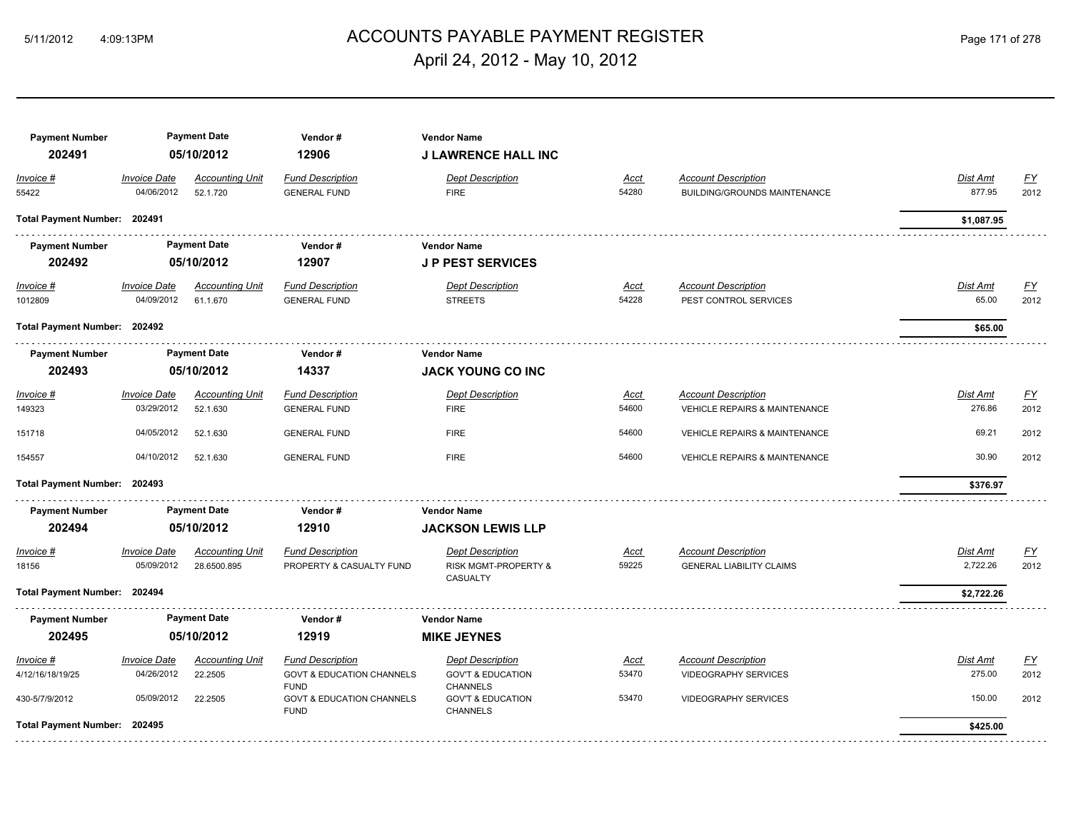| Payment Number | Payment Date | Vendor # | Vendor Name | | | | | |
|---|---|---|---|---|---|---|---|---|
| **202491** | **05/10/2012** | **12906** | **J LAWRENCE HALL INC** | | | | | |
| *Invoice #* | *Invoice Date* | *Accounting Unit* | *Fund Description* | *Dept Description* | *Acct* | *Account Description* | *Dist Amt* | *FY* |
| 55422 | 04/06/2012 | 52.1.720 | GENERAL FUND | FIRE | 54280 | BUILDING/GROUNDS MAINTENANCE | 877.95 | 2012 |
| **Total Payment Number: 202491** | | | | | | | **$1,087.95** | |

| Payment Number | Payment Date | Vendor # | Vendor Name | | | | | |
|---|---|---|---|---|---|---|---|---|
| **202492** | **05/10/2012** | **12907** | **J P PEST SERVICES** | | | | | |
| *Invoice #* | *Invoice Date* | *Accounting Unit* | *Fund Description* | *Dept Description* | *Acct* | *Account Description* | *Dist Amt* | *FY* |
| 1012809 | 04/09/2012 | 61.1.670 | GENERAL FUND | STREETS | 54228 | PEST CONTROL SERVICES | 65.00 | 2012 |
| **Total Payment Number: 202492** | | | | | | | **$65.00** | |

| Payment Number | Payment Date | Vendor # | Vendor Name | | | | | |
|---|---|---|---|---|---|---|---|---|
| **202493** | **05/10/2012** | **14337** | **JACK YOUNG CO INC** | | | | | |
| *Invoice #* | *Invoice Date* | *Accounting Unit* | *Fund Description* | *Dept Description* | *Acct* | *Account Description* | *Dist Amt* | *FY* |
| 149323 | 03/29/2012 | 52.1.630 | GENERAL FUND | FIRE | 54600 | VEHICLE REPAIRS & MAINTENANCE | 276.86 | 2012 |
| 151718 | 04/05/2012 | 52.1.630 | GENERAL FUND | FIRE | 54600 | VEHICLE REPAIRS & MAINTENANCE | 69.21 | 2012 |
| 154557 | 04/10/2012 | 52.1.630 | GENERAL FUND | FIRE | 54600 | VEHICLE REPAIRS & MAINTENANCE | 30.90 | 2012 |
| **Total Payment Number: 202493** | | | | | | | **$376.97** | |

| Payment Number | Payment Date | Vendor # | Vendor Name | | | | | |
|---|---|---|---|---|---|---|---|---|
| **202494** | **05/10/2012** | **12910** | **JACKSON LEWIS LLP** | | | | | |
| *Invoice #* | *Invoice Date* | *Accounting Unit* | *Fund Description* | *Dept Description* | *Acct* | *Account Description* | *Dist Amt* | *FY* |
| 18156 | 05/09/2012 | 28.6500.895 | PROPERTY & CASUALTY FUND | RISK MGMT-PROPERTY & CASUALTY | 59225 | GENERAL LIABILITY CLAIMS | 2,722.26 | 2012 |
| **Total Payment Number: 202494** | | | | | | | **$2,722.26** | |

| Payment Number | Payment Date | Vendor # | Vendor Name | | | | | |
|---|---|---|---|---|---|---|---|---|
| **202495** | **05/10/2012** | **12919** | **MIKE JEYNES** | | | | | |
| *Invoice #* | *Invoice Date* | *Accounting Unit* | *Fund Description* | *Dept Description* | *Acct* | *Account Description* | *Dist Amt* | *FY* |
| 4/12/16/18/19/25 | 04/26/2012 | 22.2505 | GOVT & EDUCATION CHANNELS FUND | GOV'T & EDUCATION CHANNELS | 53470 | VIDEOGRAPHY SERVICES | 275.00 | 2012 |
| 430-5/7/9/2012 | 05/09/2012 | 22.2505 | GOVT & EDUCATION CHANNELS FUND | GOV'T & EDUCATION CHANNELS | 53470 | VIDEOGRAPHY SERVICES | 150.00 | 2012 |
| **Total Payment Number: 202495** | | | | | | | **$425.00** | |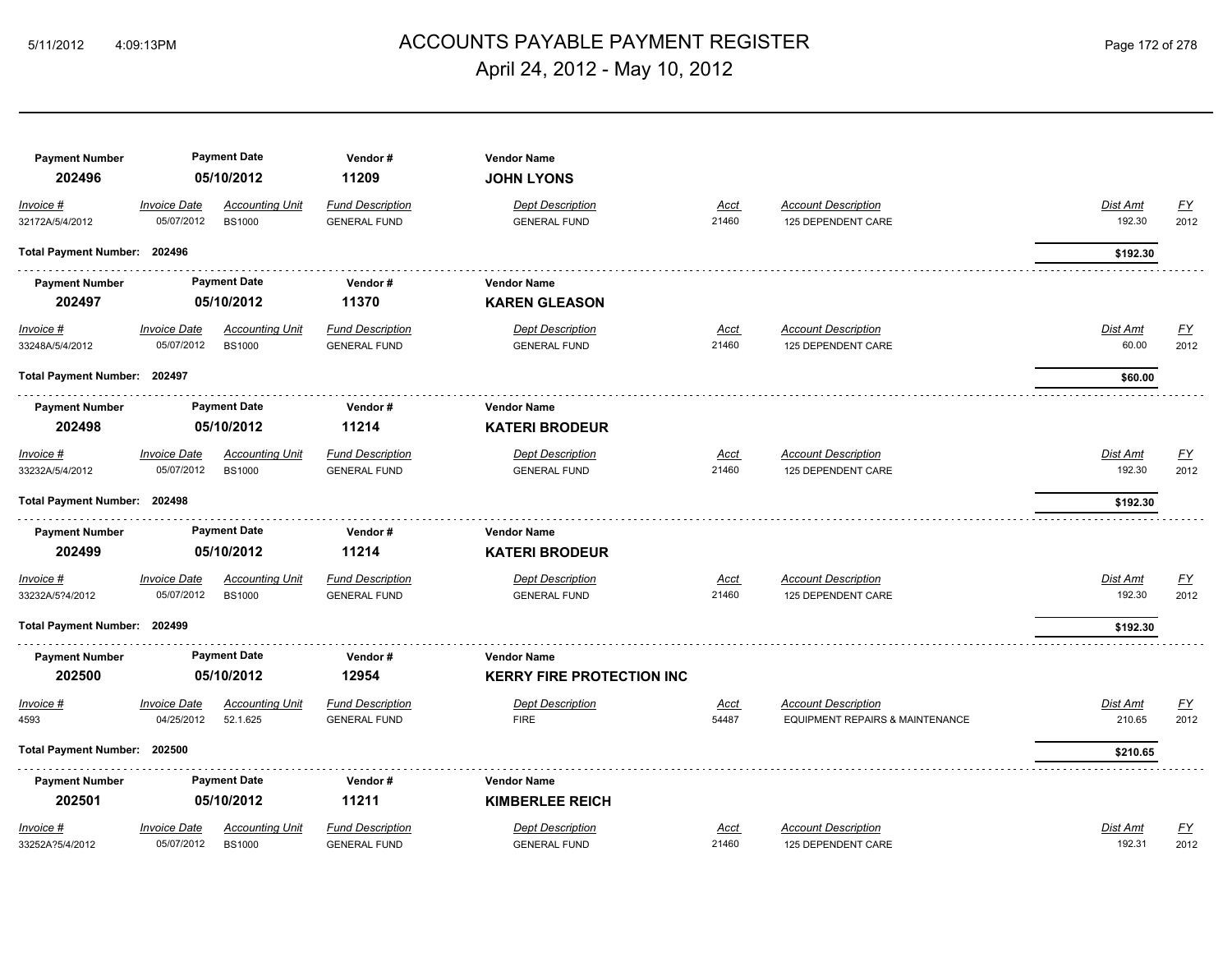# ACCOUNTS PAYABLE PAYMENT REGISTER

April 24, 2012 - May 10, 2012

| Payment Number | Payment Date | Vendor # | Vendor Name |
|---|---|---|---|
| **202496** | **05/10/2012** | **11209** | **JOHN LYONS** |

| Invoice # | Invoice Date | Accounting Unit | Fund Description | Dept Description | Acct | Account Description | Dist Amt | FY |
|---|---|---|---|---|---|---|---|---|
| 32172A/5/4/2012 | 05/07/2012 | BS1000 | GENERAL FUND | GENERAL FUND | 21460 | 125 DEPENDENT CARE | 192.30 | 2012 |

**Total Payment Number: 202496** — **$192.30**

| Payment Number | Payment Date | Vendor # | Vendor Name |
|---|---|---|---|
| **202497** | **05/10/2012** | **11370** | **KAREN GLEASON** |

| Invoice # | Invoice Date | Accounting Unit | Fund Description | Dept Description | Acct | Account Description | Dist Amt | FY |
|---|---|---|---|---|---|---|---|---|
| 33248A/5/4/2012 | 05/07/2012 | BS1000 | GENERAL FUND | GENERAL FUND | 21460 | 125 DEPENDENT CARE | 60.00 | 2012 |

**Total Payment Number: 202497** — **$60.00**

| Payment Number | Payment Date | Vendor # | Vendor Name |
|---|---|---|---|
| **202498** | **05/10/2012** | **11214** | **KATERI BRODEUR** |

| Invoice # | Invoice Date | Accounting Unit | Fund Description | Dept Description | Acct | Account Description | Dist Amt | FY |
|---|---|---|---|---|---|---|---|---|
| 33232A/5/4/2012 | 05/07/2012 | BS1000 | GENERAL FUND | GENERAL FUND | 21460 | 125 DEPENDENT CARE | 192.30 | 2012 |

**Total Payment Number: 202498** — **$192.30**

| Payment Number | Payment Date | Vendor # | Vendor Name |
|---|---|---|---|
| **202499** | **05/10/2012** | **11214** | **KATERI BRODEUR** |

| Invoice # | Invoice Date | Accounting Unit | Fund Description | Dept Description | Acct | Account Description | Dist Amt | FY |
|---|---|---|---|---|---|---|---|---|
| 33232A/5?4/2012 | 05/07/2012 | BS1000 | GENERAL FUND | GENERAL FUND | 21460 | 125 DEPENDENT CARE | 192.30 | 2012 |

**Total Payment Number: 202499** — **$192.30**

| Payment Number | Payment Date | Vendor # | Vendor Name |
|---|---|---|---|
| **202500** | **05/10/2012** | **12954** | **KERRY FIRE PROTECTION INC** |

| Invoice # | Invoice Date | Accounting Unit | Fund Description | Dept Description | Acct | Account Description | Dist Amt | FY |
|---|---|---|---|---|---|---|---|---|
| 4593 | 04/25/2012 | 52.1.625 | GENERAL FUND | FIRE | 54487 | EQUIPMENT REPAIRS & MAINTENANCE | 210.65 | 2012 |

**Total Payment Number: 202500** — **$210.65**

| Payment Number | Payment Date | Vendor # | Vendor Name |
|---|---|---|---|
| **202501** | **05/10/2012** | **11211** | **KIMBERLEE REICH** |

| Invoice # | Invoice Date | Accounting Unit | Fund Description | Dept Description | Acct | Account Description | Dist Amt | FY |
|---|---|---|---|---|---|---|---|---|
| 33252A?5/4/2012 | 05/07/2012 | BS1000 | GENERAL FUND | GENERAL FUND | 21460 | 125 DEPENDENT CARE | 192.31 | 2012 |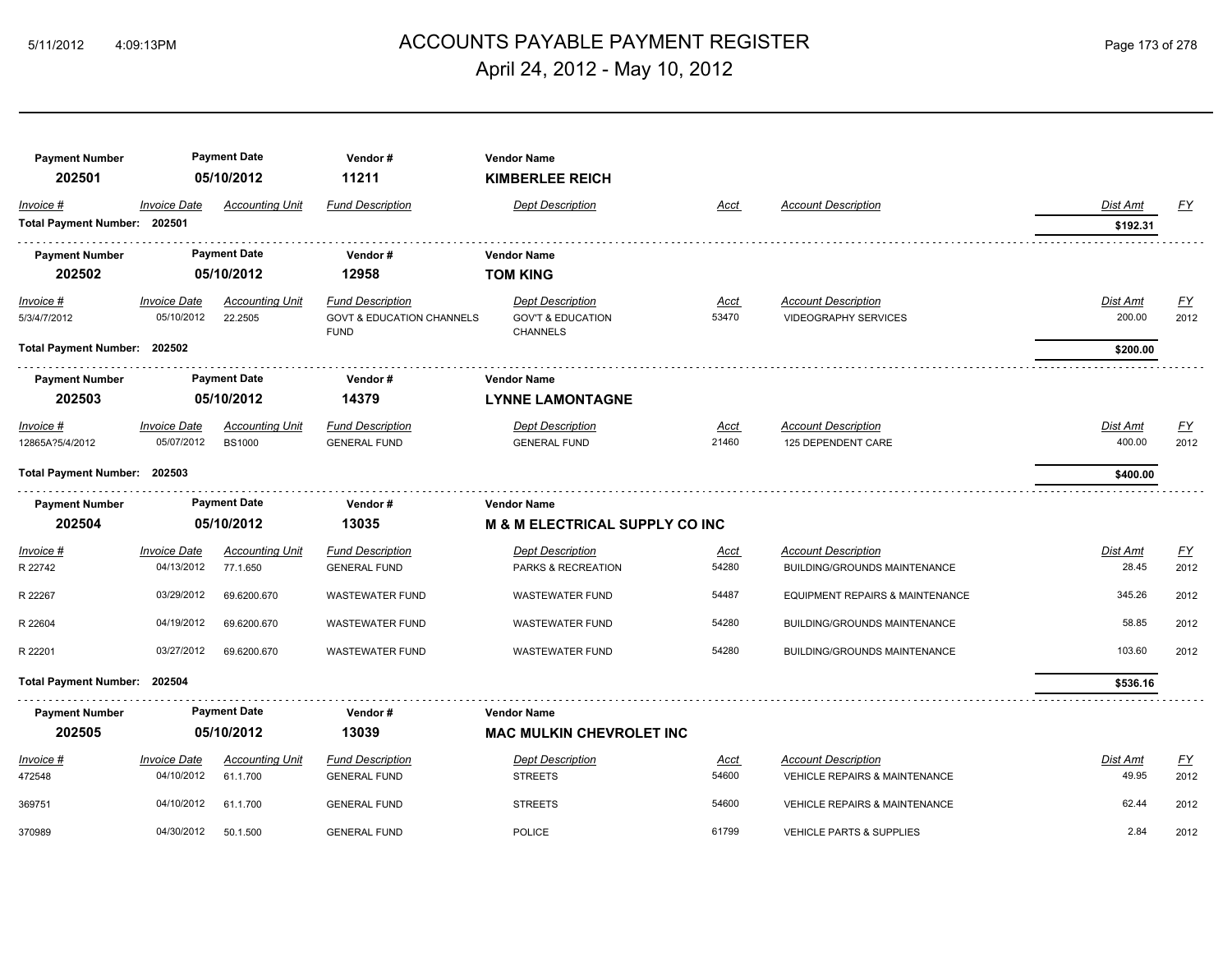| Payment Number | Payment Date | Vendor # | Vendor Name | | | | | |
|---|---|---|---|---|---|---|---|---|
| **202501** | **05/10/2012** | **11211** | **KIMBERLEE REICH** | | | | | |
| *Invoice #* | *Invoice Date* | *Accounting Unit* | *Fund Description* | *Dept Description* | *Acct* | *Account Description* | *Dist Amt* | *FY* |
| **Total Payment Number: 202501** | | | | | | | **$192.31** | |

| Payment Number | Payment Date | Vendor # | Vendor Name | | | | | |
|---|---|---|---|---|---|---|---|---|
| **202502** | **05/10/2012** | **12958** | **TOM KING** | | | | | |
| *Invoice #* | *Invoice Date* | *Accounting Unit* | *Fund Description* | *Dept Description* | *Acct* | *Account Description* | *Dist Amt* | *FY* |
| 5/3/4/7/2012 | 05/10/2012 | 22.2505 | GOVT & EDUCATION CHANNELS FUND | GOV'T & EDUCATION CHANNELS | 53470 | VIDEOGRAPHY SERVICES | 200.00 | 2012 |
| **Total Payment Number: 202502** | | | | | | | **$200.00** | |

| Payment Number | Payment Date | Vendor # | Vendor Name | | | | | |
|---|---|---|---|---|---|---|---|---|
| **202503** | **05/10/2012** | **14379** | **LYNNE LAMONTAGNE** | | | | | |
| *Invoice #* | *Invoice Date* | *Accounting Unit* | *Fund Description* | *Dept Description* | *Acct* | *Account Description* | *Dist Amt* | *FY* |
| 12865A?5/4/2012 | 05/07/2012 | BS1000 | GENERAL FUND | GENERAL FUND | 21460 | 125 DEPENDENT CARE | 400.00 | 2012 |
| **Total Payment Number: 202503** | | | | | | | **$400.00** | |

| Payment Number | Payment Date | Vendor # | Vendor Name | | | | | |
|---|---|---|---|---|---|---|---|---|
| **202504** | **05/10/2012** | **13035** | **M & M ELECTRICAL SUPPLY CO INC** | | | | | |
| *Invoice #* | *Invoice Date* | *Accounting Unit* | *Fund Description* | *Dept Description* | *Acct* | *Account Description* | *Dist Amt* | *FY* |
| R 22742 | 04/13/2012 | 77.1.650 | GENERAL FUND | PARKS & RECREATION | 54280 | BUILDING/GROUNDS MAINTENANCE | 28.45 | 2012 |
| R 22267 | 03/29/2012 | 69.6200.670 | WASTEWATER FUND | WASTEWATER FUND | 54487 | EQUIPMENT REPAIRS & MAINTENANCE | 345.26 | 2012 |
| R 22604 | 04/19/2012 | 69.6200.670 | WASTEWATER FUND | WASTEWATER FUND | 54280 | BUILDING/GROUNDS MAINTENANCE | 58.85 | 2012 |
| R 22201 | 03/27/2012 | 69.6200.670 | WASTEWATER FUND | WASTEWATER FUND | 54280 | BUILDING/GROUNDS MAINTENANCE | 103.60 | 2012 |
| **Total Payment Number: 202504** | | | | | | | **$536.16** | |

| Payment Number | Payment Date | Vendor # | Vendor Name | | | | | |
|---|---|---|---|---|---|---|---|---|
| **202505** | **05/10/2012** | **13039** | **MAC MULKIN CHEVROLET INC** | | | | | |
| *Invoice #* | *Invoice Date* | *Accounting Unit* | *Fund Description* | *Dept Description* | *Acct* | *Account Description* | *Dist Amt* | *FY* |
| 472548 | 04/10/2012 | 61.1.700 | GENERAL FUND | STREETS | 54600 | VEHICLE REPAIRS & MAINTENANCE | 49.95 | 2012 |
| 369751 | 04/10/2012 | 61.1.700 | GENERAL FUND | STREETS | 54600 | VEHICLE REPAIRS & MAINTENANCE | 62.44 | 2012 |
| 370989 | 04/30/2012 | 50.1.500 | GENERAL FUND | POLICE | 61799 | VEHICLE PARTS & SUPPLIES | 2.84 | 2012 |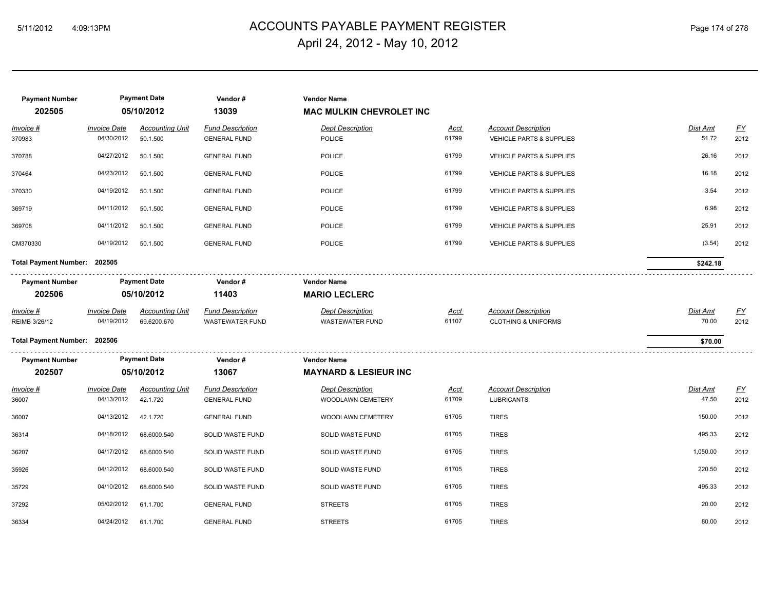| Payment Number | Payment Date | Vendor # | Vendor Name |
|---|---|---|---|
| **202505** | **05/10/2012** | **13039** | **MAC MULKIN CHEVROLET INC** |

| *Invoice #* | *Invoice Date* | *Accounting Unit* | *Fund Description* | *Dept Description* | *Acct* | *Account Description* | *Dist Amt* | *FY* |
|---|---|---|---|---|---|---|---|---|
| 370983 | 04/30/2012 | 50.1.500 | GENERAL FUND | POLICE | 61799 | VEHICLE PARTS & SUPPLIES | 51.72 | 2012 |
| 370788 | 04/27/2012 | 50.1.500 | GENERAL FUND | POLICE | 61799 | VEHICLE PARTS & SUPPLIES | 26.16 | 2012 |
| 370464 | 04/23/2012 | 50.1.500 | GENERAL FUND | POLICE | 61799 | VEHICLE PARTS & SUPPLIES | 16.18 | 2012 |
| 370330 | 04/19/2012 | 50.1.500 | GENERAL FUND | POLICE | 61799 | VEHICLE PARTS & SUPPLIES | 3.54 | 2012 |
| 369719 | 04/11/2012 | 50.1.500 | GENERAL FUND | POLICE | 61799 | VEHICLE PARTS & SUPPLIES | 6.98 | 2012 |
| 369708 | 04/11/2012 | 50.1.500 | GENERAL FUND | POLICE | 61799 | VEHICLE PARTS & SUPPLIES | 25.91 | 2012 |
| CM370330 | 04/19/2012 | 50.1.500 | GENERAL FUND | POLICE | 61799 | VEHICLE PARTS & SUPPLIES | (3.54) | 2012 |

**Total Payment Number: 202505** — **$242.18**

| Payment Number | Payment Date | Vendor # | Vendor Name |
|---|---|---|---|
| **202506** | **05/10/2012** | **11403** | **MARIO LECLERC** |

| *Invoice #* | *Invoice Date* | *Accounting Unit* | *Fund Description* | *Dept Description* | *Acct* | *Account Description* | *Dist Amt* | *FY* |
|---|---|---|---|---|---|---|---|---|
| REIMB 3/26/12 | 04/19/2012 | 69.6200.670 | WASTEWATER FUND | WASTEWATER FUND | 61107 | CLOTHING & UNIFORMS | 70.00 | 2012 |

**Total Payment Number: 202506** — **$70.00**

| Payment Number | Payment Date | Vendor # | Vendor Name |
|---|---|---|---|
| **202507** | **05/10/2012** | **13067** | **MAYNARD & LESIEUR INC** |

| *Invoice #* | *Invoice Date* | *Accounting Unit* | *Fund Description* | *Dept Description* | *Acct* | *Account Description* | *Dist Amt* | *FY* |
|---|---|---|---|---|---|---|---|---|
| 36007 | 04/13/2012 | 42.1.720 | GENERAL FUND | WOODLAWN CEMETERY | 61709 | LUBRICANTS | 47.50 | 2012 |
| 36007 | 04/13/2012 | 42.1.720 | GENERAL FUND | WOODLAWN CEMETERY | 61705 | TIRES | 150.00 | 2012 |
| 36314 | 04/18/2012 | 68.6000.540 | SOLID WASTE FUND | SOLID WASTE FUND | 61705 | TIRES | 495.33 | 2012 |
| 36207 | 04/17/2012 | 68.6000.540 | SOLID WASTE FUND | SOLID WASTE FUND | 61705 | TIRES | 1,050.00 | 2012 |
| 35926 | 04/12/2012 | 68.6000.540 | SOLID WASTE FUND | SOLID WASTE FUND | 61705 | TIRES | 220.50 | 2012 |
| 35729 | 04/10/2012 | 68.6000.540 | SOLID WASTE FUND | SOLID WASTE FUND | 61705 | TIRES | 495.33 | 2012 |
| 37292 | 05/02/2012 | 61.1.700 | GENERAL FUND | STREETS | 61705 | TIRES | 20.00 | 2012 |
| 36334 | 04/24/2012 | 61.1.700 | GENERAL FUND | STREETS | 61705 | TIRES | 80.00 | 2012 |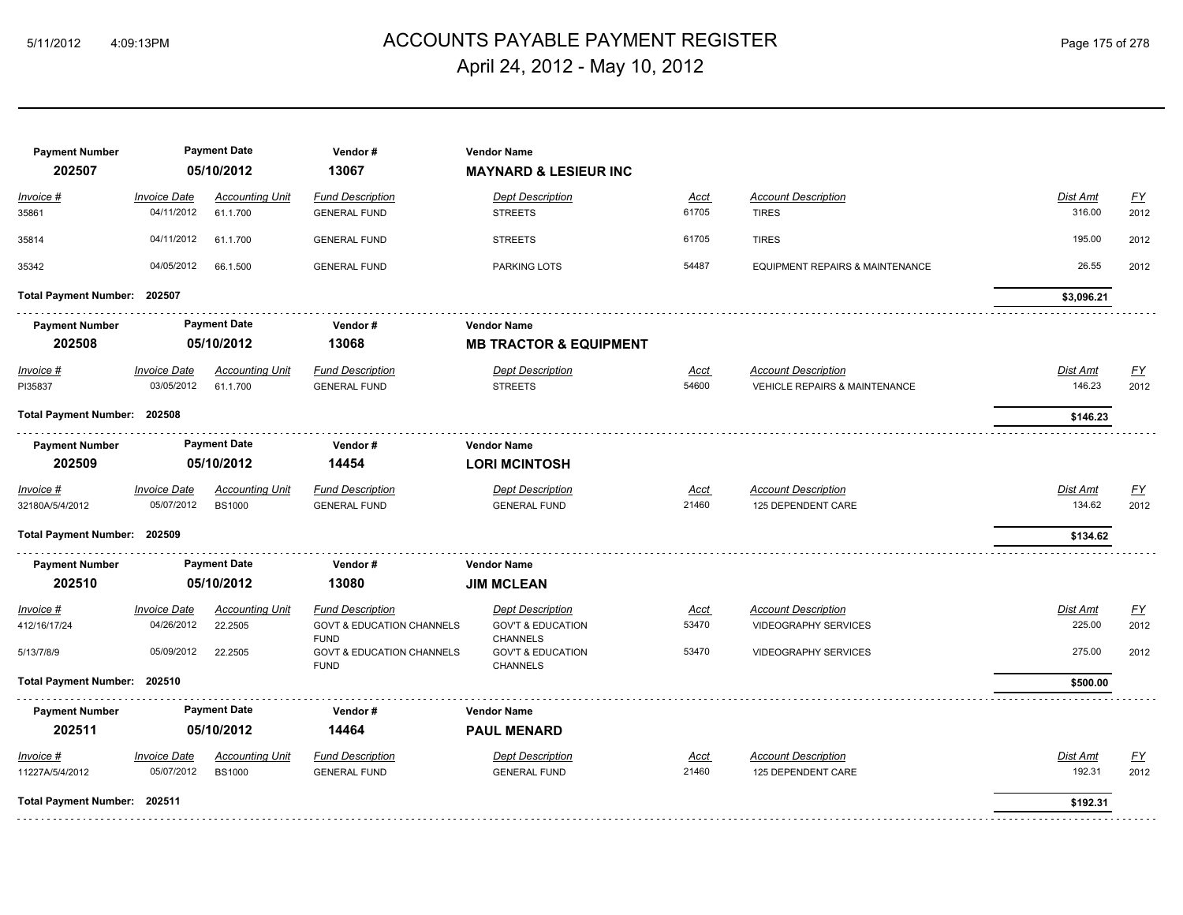# ACCOUNTS PAYABLE PAYMENT REGISTER

## April 24, 2012 - May 10, 2012

| Payment Number | Payment Date | Vendor # | Vendor Name |
|---|---|---|---|
| **202507** | **05/10/2012** | **13067** | **MAYNARD & LESIEUR INC** |

| Invoice # | Invoice Date | Accounting Unit | Fund Description | Dept Description | Acct | Account Description | Dist Amt | FY |
|---|---|---|---|---|---|---|---|---|
| 35861 | 04/11/2012 | 61.1.700 | GENERAL FUND | STREETS | 61705 | TIRES | 316.00 | 2012 |
| 35814 | 04/11/2012 | 61.1.700 | GENERAL FUND | STREETS | 61705 | TIRES | 195.00 | 2012 |
| 35342 | 04/05/2012 | 66.1.500 | GENERAL FUND | PARKING LOTS | 54487 | EQUIPMENT REPAIRS & MAINTENANCE | 26.55 | 2012 |

**Total Payment Number: 202507** — **$3,096.21**

| Payment Number | Payment Date | Vendor # | Vendor Name |
|---|---|---|---|
| **202508** | **05/10/2012** | **13068** | **MB TRACTOR & EQUIPMENT** |

| Invoice # | Invoice Date | Accounting Unit | Fund Description | Dept Description | Acct | Account Description | Dist Amt | FY |
|---|---|---|---|---|---|---|---|---|
| PI35837 | 03/05/2012 | 61.1.700 | GENERAL FUND | STREETS | 54600 | VEHICLE REPAIRS & MAINTENANCE | 146.23 | 2012 |

**Total Payment Number: 202508** — **$146.23**

| Payment Number | Payment Date | Vendor # | Vendor Name |
|---|---|---|---|
| **202509** | **05/10/2012** | **14454** | **LORI MCINTOSH** |

| Invoice # | Invoice Date | Accounting Unit | Fund Description | Dept Description | Acct | Account Description | Dist Amt | FY |
|---|---|---|---|---|---|---|---|---|
| 32180A/5/4/2012 | 05/07/2012 | BS1000 | GENERAL FUND | GENERAL FUND | 21460 | 125 DEPENDENT CARE | 134.62 | 2012 |

**Total Payment Number: 202509** — **$134.62**

| Payment Number | Payment Date | Vendor # | Vendor Name |
|---|---|---|---|
| **202510** | **05/10/2012** | **13080** | **JIM MCLEAN** |

| Invoice # | Invoice Date | Accounting Unit | Fund Description | Dept Description | Acct | Account Description | Dist Amt | FY |
|---|---|---|---|---|---|---|---|---|
| 412/16/17/24 | 04/26/2012 | 22.2505 | GOVT & EDUCATION CHANNELS FUND | GOV'T & EDUCATION CHANNELS | 53470 | VIDEOGRAPHY SERVICES | 225.00 | 2012 |
| 5/13/7/8/9 | 05/09/2012 | 22.2505 | GOVT & EDUCATION CHANNELS FUND | GOV'T & EDUCATION CHANNELS | 53470 | VIDEOGRAPHY SERVICES | 275.00 | 2012 |

**Total Payment Number: 202510** — **$500.00**

| Payment Number | Payment Date | Vendor # | Vendor Name |
|---|---|---|---|
| **202511** | **05/10/2012** | **14464** | **PAUL MENARD** |

| Invoice # | Invoice Date | Accounting Unit | Fund Description | Dept Description | Acct | Account Description | Dist Amt | FY |
|---|---|---|---|---|---|---|---|---|
| 11227A/5/4/2012 | 05/07/2012 | BS1000 | GENERAL FUND | GENERAL FUND | 21460 | 125 DEPENDENT CARE | 192.31 | 2012 |

**Total Payment Number: 202511** — **$192.31**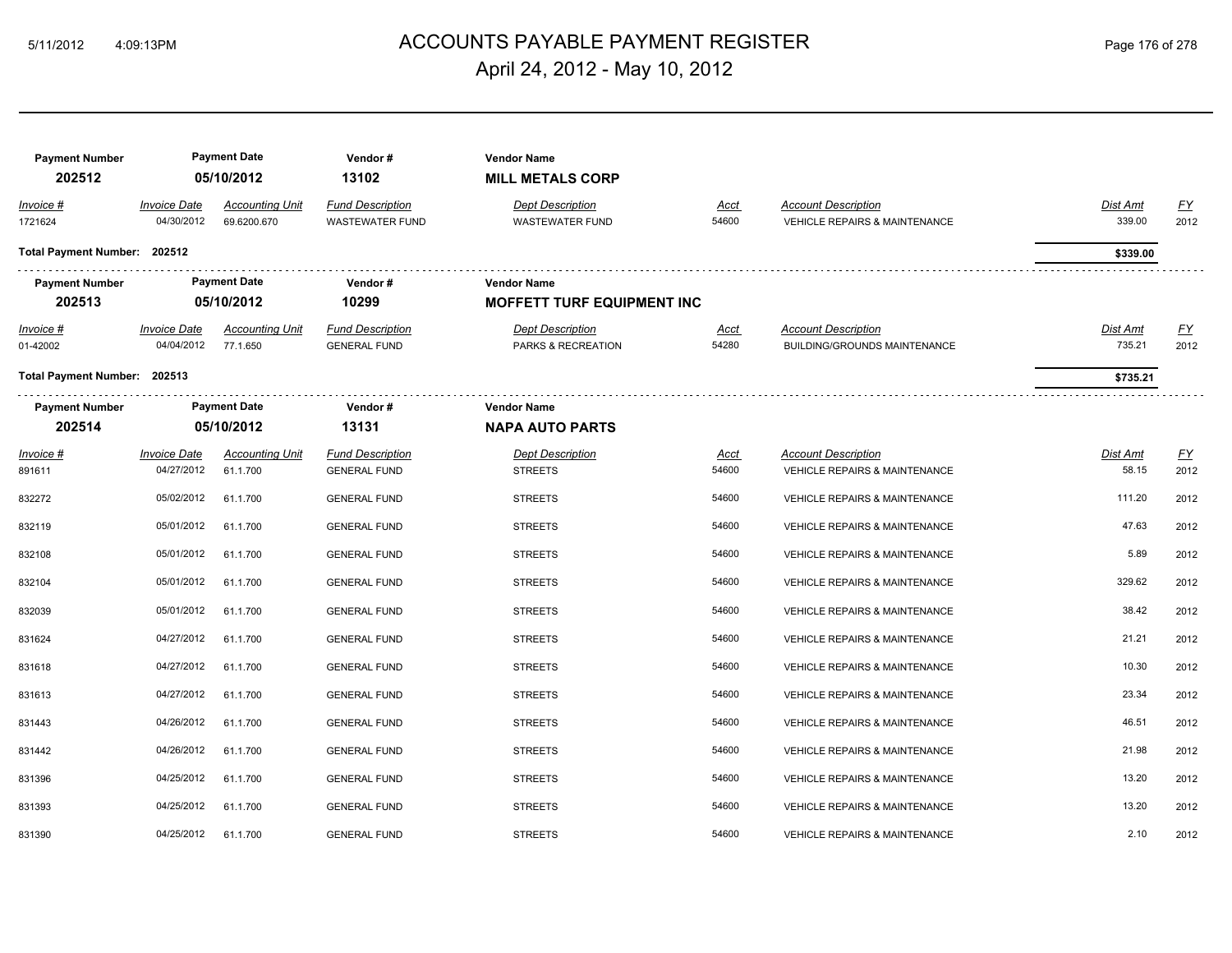# ACCOUNTS PAYABLE PAYMENT REGISTER

April 24, 2012 - May 10, 2012

| Payment Number | Payment Date | Vendor # | Vendor Name |
|---|---|---|---|
| 202512 | 05/10/2012 | 13102 | **MILL METALS CORP** |

| Invoice # | Invoice Date | Accounting Unit | Fund Description | Dept Description | Acct | Account Description | Dist Amt | FY |
|---|---|---|---|---|---|---|---|---|
| 1721624 | 04/30/2012 | 69.6200.670 | WASTEWATER FUND | WASTEWATER FUND | 54600 | VEHICLE REPAIRS & MAINTENANCE | 339.00 | 2012 |

**Total Payment Number: 202512** — **$339.00**

| Payment Number | Payment Date | Vendor # | Vendor Name |
|---|---|---|---|
| 202513 | 05/10/2012 | 10299 | **MOFFETT TURF EQUIPMENT INC** |

| Invoice # | Invoice Date | Accounting Unit | Fund Description | Dept Description | Acct | Account Description | Dist Amt | FY |
|---|---|---|---|---|---|---|---|---|
| 01-42002 | 04/04/2012 | 77.1.650 | GENERAL FUND | PARKS & RECREATION | 54280 | BUILDING/GROUNDS MAINTENANCE | 735.21 | 2012 |

**Total Payment Number: 202513** — **$735.21**

| Payment Number | Payment Date | Vendor # | Vendor Name |
|---|---|---|---|
| 202514 | 05/10/2012 | 13131 | **NAPA AUTO PARTS** |

| Invoice # | Invoice Date | Accounting Unit | Fund Description | Dept Description | Acct | Account Description | Dist Amt | FY |
|---|---|---|---|---|---|---|---|---|
| 891611 | 04/27/2012 | 61.1.700 | GENERAL FUND | STREETS | 54600 | VEHICLE REPAIRS & MAINTENANCE | 58.15 | 2012 |
| 832272 | 05/02/2012 | 61.1.700 | GENERAL FUND | STREETS | 54600 | VEHICLE REPAIRS & MAINTENANCE | 111.20 | 2012 |
| 832119 | 05/01/2012 | 61.1.700 | GENERAL FUND | STREETS | 54600 | VEHICLE REPAIRS & MAINTENANCE | 47.63 | 2012 |
| 832108 | 05/01/2012 | 61.1.700 | GENERAL FUND | STREETS | 54600 | VEHICLE REPAIRS & MAINTENANCE | 5.89 | 2012 |
| 832104 | 05/01/2012 | 61.1.700 | GENERAL FUND | STREETS | 54600 | VEHICLE REPAIRS & MAINTENANCE | 329.62 | 2012 |
| 832039 | 05/01/2012 | 61.1.700 | GENERAL FUND | STREETS | 54600 | VEHICLE REPAIRS & MAINTENANCE | 38.42 | 2012 |
| 831624 | 04/27/2012 | 61.1.700 | GENERAL FUND | STREETS | 54600 | VEHICLE REPAIRS & MAINTENANCE | 21.21 | 2012 |
| 831618 | 04/27/2012 | 61.1.700 | GENERAL FUND | STREETS | 54600 | VEHICLE REPAIRS & MAINTENANCE | 10.30 | 2012 |
| 831613 | 04/27/2012 | 61.1.700 | GENERAL FUND | STREETS | 54600 | VEHICLE REPAIRS & MAINTENANCE | 23.34 | 2012 |
| 831443 | 04/26/2012 | 61.1.700 | GENERAL FUND | STREETS | 54600 | VEHICLE REPAIRS & MAINTENANCE | 46.51 | 2012 |
| 831442 | 04/26/2012 | 61.1.700 | GENERAL FUND | STREETS | 54600 | VEHICLE REPAIRS & MAINTENANCE | 21.98 | 2012 |
| 831396 | 04/25/2012 | 61.1.700 | GENERAL FUND | STREETS | 54600 | VEHICLE REPAIRS & MAINTENANCE | 13.20 | 2012 |
| 831393 | 04/25/2012 | 61.1.700 | GENERAL FUND | STREETS | 54600 | VEHICLE REPAIRS & MAINTENANCE | 13.20 | 2012 |
| 831390 | 04/25/2012 | 61.1.700 | GENERAL FUND | STREETS | 54600 | VEHICLE REPAIRS & MAINTENANCE | 2.10 | 2012 |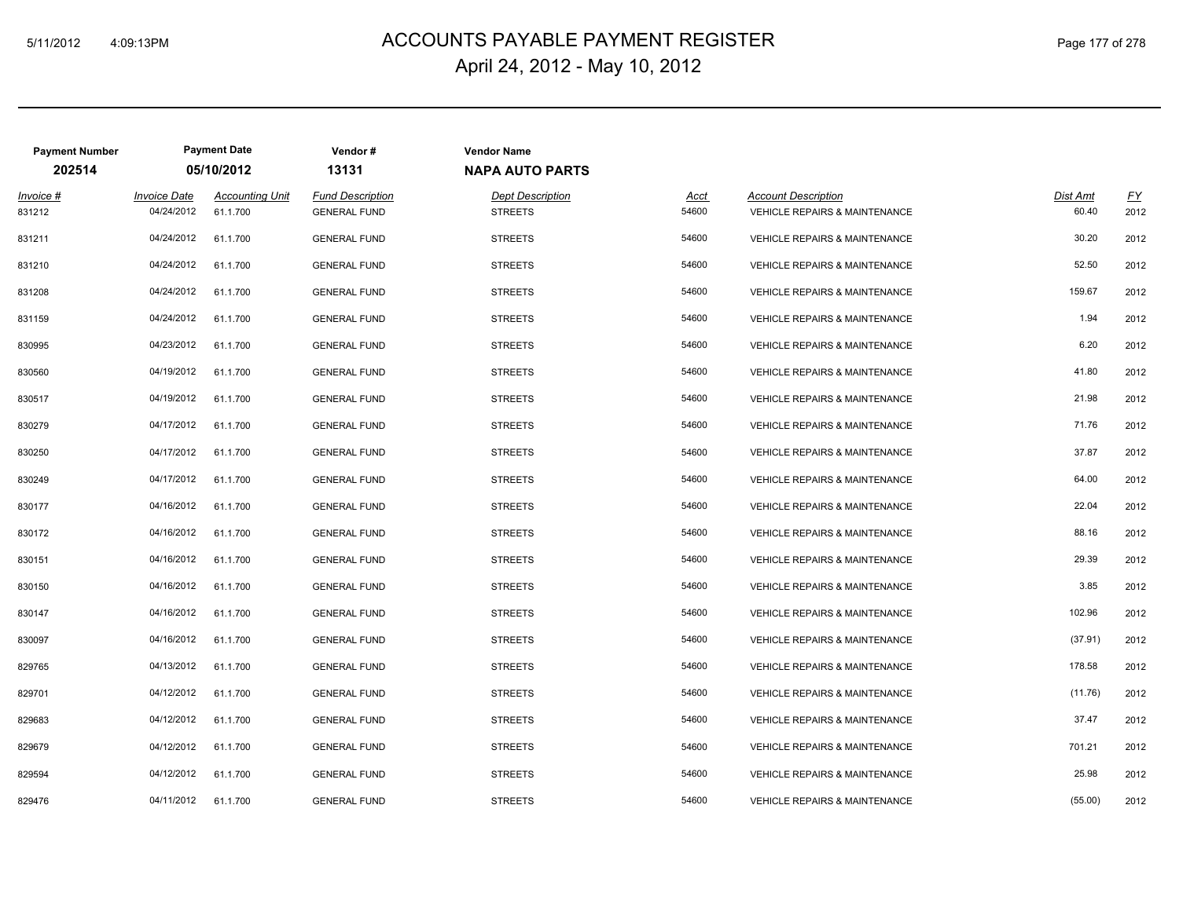# ACCOUNTS PAYABLE PAYMENT REGISTER

April 24, 2012 - May 10, 2012

| Payment Number | Payment Date | Vendor # | Vendor Name |
|---|---|---|---|
| 202514 | 05/10/2012 | 13131 | NAPA AUTO PARTS |

| Invoice # | Invoice Date | Accounting Unit | Fund Description | Dept Description | Acct | Account Description | Dist Amt | FY |
|---|---|---|---|---|---|---|---|---|
| 831212 | 04/24/2012 | 61.1.700 | GENERAL FUND | STREETS | 54600 | VEHICLE REPAIRS & MAINTENANCE | 60.40 | 2012 |
| 831211 | 04/24/2012 | 61.1.700 | GENERAL FUND | STREETS | 54600 | VEHICLE REPAIRS & MAINTENANCE | 30.20 | 2012 |
| 831210 | 04/24/2012 | 61.1.700 | GENERAL FUND | STREETS | 54600 | VEHICLE REPAIRS & MAINTENANCE | 52.50 | 2012 |
| 831208 | 04/24/2012 | 61.1.700 | GENERAL FUND | STREETS | 54600 | VEHICLE REPAIRS & MAINTENANCE | 159.67 | 2012 |
| 831159 | 04/24/2012 | 61.1.700 | GENERAL FUND | STREETS | 54600 | VEHICLE REPAIRS & MAINTENANCE | 1.94 | 2012 |
| 830995 | 04/23/2012 | 61.1.700 | GENERAL FUND | STREETS | 54600 | VEHICLE REPAIRS & MAINTENANCE | 6.20 | 2012 |
| 830560 | 04/19/2012 | 61.1.700 | GENERAL FUND | STREETS | 54600 | VEHICLE REPAIRS & MAINTENANCE | 41.80 | 2012 |
| 830517 | 04/19/2012 | 61.1.700 | GENERAL FUND | STREETS | 54600 | VEHICLE REPAIRS & MAINTENANCE | 21.98 | 2012 |
| 830279 | 04/17/2012 | 61.1.700 | GENERAL FUND | STREETS | 54600 | VEHICLE REPAIRS & MAINTENANCE | 71.76 | 2012 |
| 830250 | 04/17/2012 | 61.1.700 | GENERAL FUND | STREETS | 54600 | VEHICLE REPAIRS & MAINTENANCE | 37.87 | 2012 |
| 830249 | 04/17/2012 | 61.1.700 | GENERAL FUND | STREETS | 54600 | VEHICLE REPAIRS & MAINTENANCE | 64.00 | 2012 |
| 830177 | 04/16/2012 | 61.1.700 | GENERAL FUND | STREETS | 54600 | VEHICLE REPAIRS & MAINTENANCE | 22.04 | 2012 |
| 830172 | 04/16/2012 | 61.1.700 | GENERAL FUND | STREETS | 54600 | VEHICLE REPAIRS & MAINTENANCE | 88.16 | 2012 |
| 830151 | 04/16/2012 | 61.1.700 | GENERAL FUND | STREETS | 54600 | VEHICLE REPAIRS & MAINTENANCE | 29.39 | 2012 |
| 830150 | 04/16/2012 | 61.1.700 | GENERAL FUND | STREETS | 54600 | VEHICLE REPAIRS & MAINTENANCE | 3.85 | 2012 |
| 830147 | 04/16/2012 | 61.1.700 | GENERAL FUND | STREETS | 54600 | VEHICLE REPAIRS & MAINTENANCE | 102.96 | 2012 |
| 830097 | 04/16/2012 | 61.1.700 | GENERAL FUND | STREETS | 54600 | VEHICLE REPAIRS & MAINTENANCE | (37.91) | 2012 |
| 829765 | 04/13/2012 | 61.1.700 | GENERAL FUND | STREETS | 54600 | VEHICLE REPAIRS & MAINTENANCE | 178.58 | 2012 |
| 829701 | 04/12/2012 | 61.1.700 | GENERAL FUND | STREETS | 54600 | VEHICLE REPAIRS & MAINTENANCE | (11.76) | 2012 |
| 829683 | 04/12/2012 | 61.1.700 | GENERAL FUND | STREETS | 54600 | VEHICLE REPAIRS & MAINTENANCE | 37.47 | 2012 |
| 829679 | 04/12/2012 | 61.1.700 | GENERAL FUND | STREETS | 54600 | VEHICLE REPAIRS & MAINTENANCE | 701.21 | 2012 |
| 829594 | 04/12/2012 | 61.1.700 | GENERAL FUND | STREETS | 54600 | VEHICLE REPAIRS & MAINTENANCE | 25.98 | 2012 |
| 829476 | 04/11/2012 | 61.1.700 | GENERAL FUND | STREETS | 54600 | VEHICLE REPAIRS & MAINTENANCE | (55.00) | 2012 |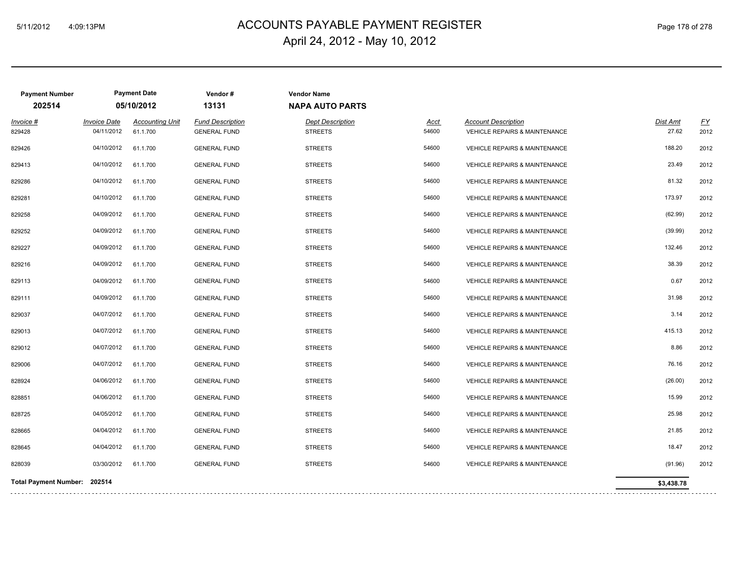# ACCOUNTS PAYABLE PAYMENT REGISTER

April 24, 2012 - May 10, 2012

| Payment Number | Payment Date | Vendor # | Vendor Name |
|---|---|---|---|
| **202514** | **05/10/2012** | **13131** | **NAPA AUTO PARTS** |

| Invoice # | Invoice Date | Accounting Unit | Fund Description | Dept Description | Acct | Account Description | Dist Amt | FY |
|---|---|---|---|---|---|---|---|---|
| 829428 | 04/11/2012 | 61.1.700 | GENERAL FUND | STREETS | 54600 | VEHICLE REPAIRS & MAINTENANCE | 27.62 | 2012 |
| 829426 | 04/10/2012 | 61.1.700 | GENERAL FUND | STREETS | 54600 | VEHICLE REPAIRS & MAINTENANCE | 188.20 | 2012 |
| 829413 | 04/10/2012 | 61.1.700 | GENERAL FUND | STREETS | 54600 | VEHICLE REPAIRS & MAINTENANCE | 23.49 | 2012 |
| 829286 | 04/10/2012 | 61.1.700 | GENERAL FUND | STREETS | 54600 | VEHICLE REPAIRS & MAINTENANCE | 81.32 | 2012 |
| 829281 | 04/10/2012 | 61.1.700 | GENERAL FUND | STREETS | 54600 | VEHICLE REPAIRS & MAINTENANCE | 173.97 | 2012 |
| 829258 | 04/09/2012 | 61.1.700 | GENERAL FUND | STREETS | 54600 | VEHICLE REPAIRS & MAINTENANCE | (62.99) | 2012 |
| 829252 | 04/09/2012 | 61.1.700 | GENERAL FUND | STREETS | 54600 | VEHICLE REPAIRS & MAINTENANCE | (39.99) | 2012 |
| 829227 | 04/09/2012 | 61.1.700 | GENERAL FUND | STREETS | 54600 | VEHICLE REPAIRS & MAINTENANCE | 132.46 | 2012 |
| 829216 | 04/09/2012 | 61.1.700 | GENERAL FUND | STREETS | 54600 | VEHICLE REPAIRS & MAINTENANCE | 38.39 | 2012 |
| 829113 | 04/09/2012 | 61.1.700 | GENERAL FUND | STREETS | 54600 | VEHICLE REPAIRS & MAINTENANCE | 0.67 | 2012 |
| 829111 | 04/09/2012 | 61.1.700 | GENERAL FUND | STREETS | 54600 | VEHICLE REPAIRS & MAINTENANCE | 31.98 | 2012 |
| 829037 | 04/07/2012 | 61.1.700 | GENERAL FUND | STREETS | 54600 | VEHICLE REPAIRS & MAINTENANCE | 3.14 | 2012 |
| 829013 | 04/07/2012 | 61.1.700 | GENERAL FUND | STREETS | 54600 | VEHICLE REPAIRS & MAINTENANCE | 415.13 | 2012 |
| 829012 | 04/07/2012 | 61.1.700 | GENERAL FUND | STREETS | 54600 | VEHICLE REPAIRS & MAINTENANCE | 8.86 | 2012 |
| 829006 | 04/07/2012 | 61.1.700 | GENERAL FUND | STREETS | 54600 | VEHICLE REPAIRS & MAINTENANCE | 76.16 | 2012 |
| 828924 | 04/06/2012 | 61.1.700 | GENERAL FUND | STREETS | 54600 | VEHICLE REPAIRS & MAINTENANCE | (26.00) | 2012 |
| 828851 | 04/06/2012 | 61.1.700 | GENERAL FUND | STREETS | 54600 | VEHICLE REPAIRS & MAINTENANCE | 15.99 | 2012 |
| 828725 | 04/05/2012 | 61.1.700 | GENERAL FUND | STREETS | 54600 | VEHICLE REPAIRS & MAINTENANCE | 25.98 | 2012 |
| 828665 | 04/04/2012 | 61.1.700 | GENERAL FUND | STREETS | 54600 | VEHICLE REPAIRS & MAINTENANCE | 21.85 | 2012 |
| 828645 | 04/04/2012 | 61.1.700 | GENERAL FUND | STREETS | 54600 | VEHICLE REPAIRS & MAINTENANCE | 18.47 | 2012 |
| 828039 | 03/30/2012 | 61.1.700 | GENERAL FUND | STREETS | 54600 | VEHICLE REPAIRS & MAINTENANCE | (91.96) | 2012 |

**Total Payment Number: 202514** — **$3,438.78**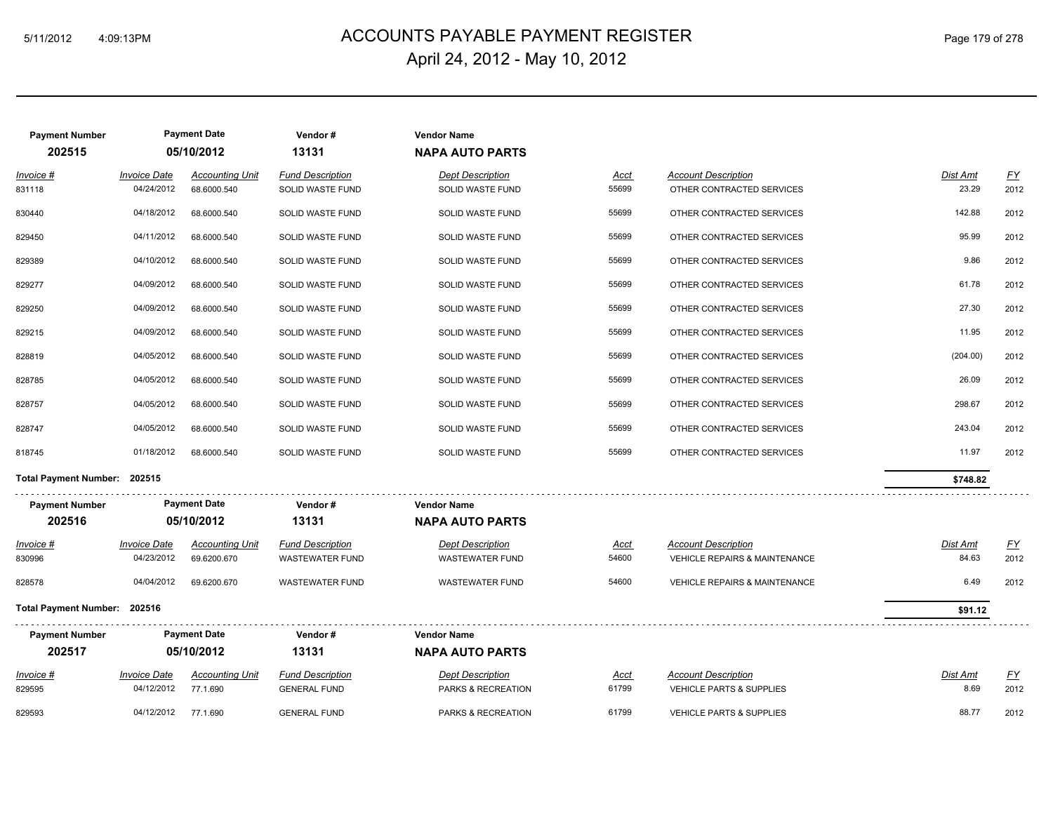# ACCOUNTS PAYABLE PAYMENT REGISTER

April 24, 2012 - May 10, 2012

| Payment Number | Payment Date | Vendor # | Vendor Name |
|---|---|---|---|
| 202515 | 05/10/2012 | 13131 | NAPA AUTO PARTS |

| Invoice # | Invoice Date | Accounting Unit | Fund Description | Dept Description | Acct | Account Description | Dist Amt | FY |
|---|---|---|---|---|---|---|---|---|
| 831118 | 04/24/2012 | 68.6000.540 | SOLID WASTE FUND | SOLID WASTE FUND | 55699 | OTHER CONTRACTED SERVICES | 23.29 | 2012 |
| 830440 | 04/18/2012 | 68.6000.540 | SOLID WASTE FUND | SOLID WASTE FUND | 55699 | OTHER CONTRACTED SERVICES | 142.88 | 2012 |
| 829450 | 04/11/2012 | 68.6000.540 | SOLID WASTE FUND | SOLID WASTE FUND | 55699 | OTHER CONTRACTED SERVICES | 95.99 | 2012 |
| 829389 | 04/10/2012 | 68.6000.540 | SOLID WASTE FUND | SOLID WASTE FUND | 55699 | OTHER CONTRACTED SERVICES | 9.86 | 2012 |
| 829277 | 04/09/2012 | 68.6000.540 | SOLID WASTE FUND | SOLID WASTE FUND | 55699 | OTHER CONTRACTED SERVICES | 61.78 | 2012 |
| 829250 | 04/09/2012 | 68.6000.540 | SOLID WASTE FUND | SOLID WASTE FUND | 55699 | OTHER CONTRACTED SERVICES | 27.30 | 2012 |
| 829215 | 04/09/2012 | 68.6000.540 | SOLID WASTE FUND | SOLID WASTE FUND | 55699 | OTHER CONTRACTED SERVICES | 11.95 | 2012 |
| 828819 | 04/05/2012 | 68.6000.540 | SOLID WASTE FUND | SOLID WASTE FUND | 55699 | OTHER CONTRACTED SERVICES | (204.00) | 2012 |
| 828785 | 04/05/2012 | 68.6000.540 | SOLID WASTE FUND | SOLID WASTE FUND | 55699 | OTHER CONTRACTED SERVICES | 26.09 | 2012 |
| 828757 | 04/05/2012 | 68.6000.540 | SOLID WASTE FUND | SOLID WASTE FUND | 55699 | OTHER CONTRACTED SERVICES | 298.67 | 2012 |
| 828747 | 04/05/2012 | 68.6000.540 | SOLID WASTE FUND | SOLID WASTE FUND | 55699 | OTHER CONTRACTED SERVICES | 243.04 | 2012 |
| 818745 | 01/18/2012 | 68.6000.540 | SOLID WASTE FUND | SOLID WASTE FUND | 55699 | OTHER CONTRACTED SERVICES | 11.97 | 2012 |

**Total Payment Number: 202515** — **$748.82**

| Payment Number | Payment Date | Vendor # | Vendor Name |
|---|---|---|---|
| 202516 | 05/10/2012 | 13131 | NAPA AUTO PARTS |

| Invoice # | Invoice Date | Accounting Unit | Fund Description | Dept Description | Acct | Account Description | Dist Amt | FY |
|---|---|---|---|---|---|---|---|---|
| 830996 | 04/23/2012 | 69.6200.670 | WASTEWATER FUND | WASTEWATER FUND | 54600 | VEHICLE REPAIRS & MAINTENANCE | 84.63 | 2012 |
| 828578 | 04/04/2012 | 69.6200.670 | WASTEWATER FUND | WASTEWATER FUND | 54600 | VEHICLE REPAIRS & MAINTENANCE | 6.49 | 2012 |

**Total Payment Number: 202516** — **$91.12**

| Payment Number | Payment Date | Vendor # | Vendor Name |
|---|---|---|---|
| 202517 | 05/10/2012 | 13131 | NAPA AUTO PARTS |

| Invoice # | Invoice Date | Accounting Unit | Fund Description | Dept Description | Acct | Account Description | Dist Amt | FY |
|---|---|---|---|---|---|---|---|---|
| 829595 | 04/12/2012 | 77.1.690 | GENERAL FUND | PARKS & RECREATION | 61799 | VEHICLE PARTS & SUPPLIES | 8.69 | 2012 |
| 829593 | 04/12/2012 | 77.1.690 | GENERAL FUND | PARKS & RECREATION | 61799 | VEHICLE PARTS & SUPPLIES | 88.77 | 2012 |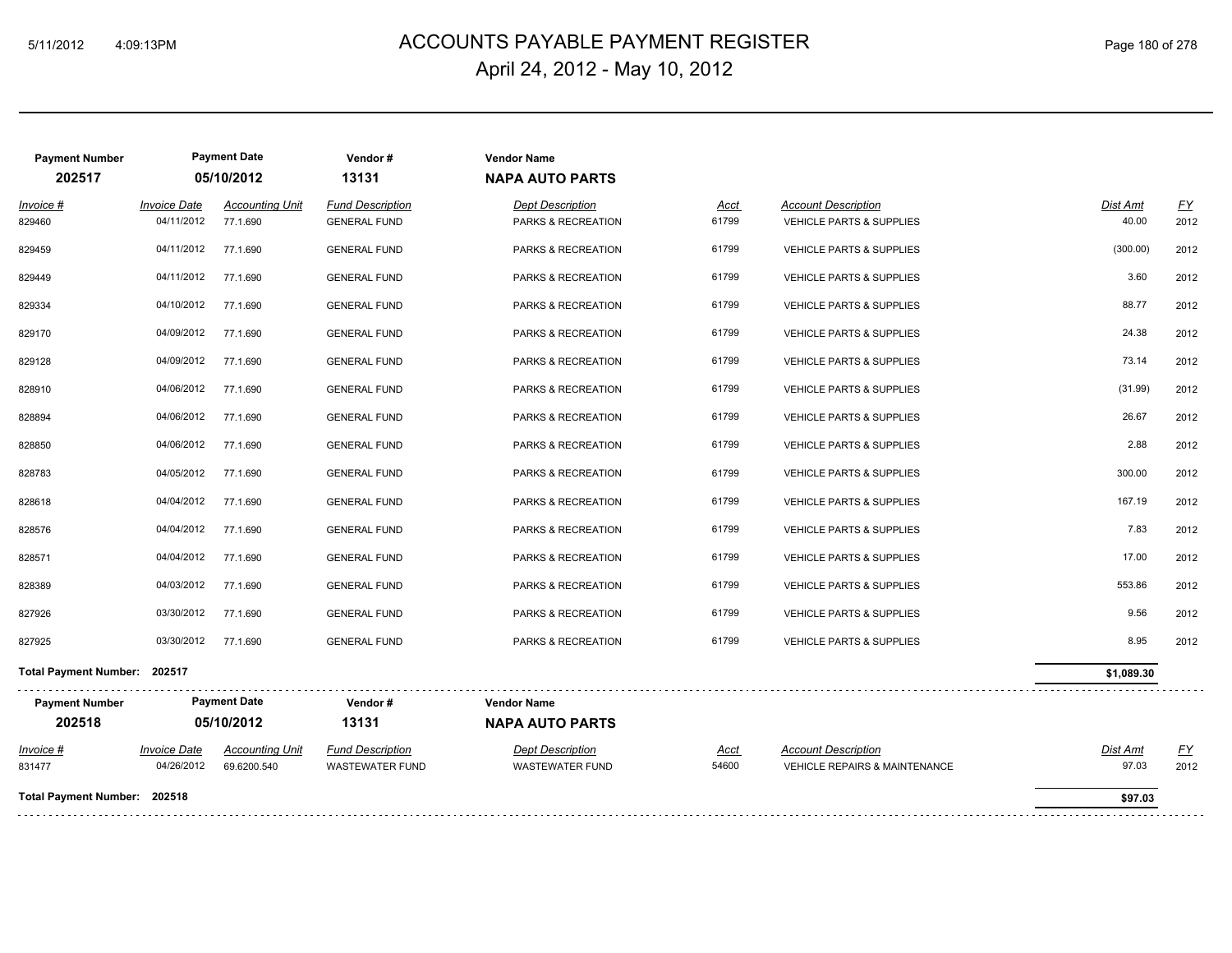# ACCOUNTS PAYABLE PAYMENT REGISTER

April 24, 2012 - May 10, 2012

| Payment Number | Payment Date | Vendor # | Vendor Name |
|---|---|---|---|
| 202517 | 05/10/2012 | 13131 | NAPA AUTO PARTS |

| Invoice # | Invoice Date | Accounting Unit | Fund Description | Dept Description | Acct | Account Description | Dist Amt | FY |
|---|---|---|---|---|---|---|---|---|
| 829460 | 04/11/2012 | 77.1.690 | GENERAL FUND | PARKS & RECREATION | 61799 | VEHICLE PARTS & SUPPLIES | 40.00 | 2012 |
| 829459 | 04/11/2012 | 77.1.690 | GENERAL FUND | PARKS & RECREATION | 61799 | VEHICLE PARTS & SUPPLIES | (300.00) | 2012 |
| 829449 | 04/11/2012 | 77.1.690 | GENERAL FUND | PARKS & RECREATION | 61799 | VEHICLE PARTS & SUPPLIES | 3.60 | 2012 |
| 829334 | 04/10/2012 | 77.1.690 | GENERAL FUND | PARKS & RECREATION | 61799 | VEHICLE PARTS & SUPPLIES | 88.77 | 2012 |
| 829170 | 04/09/2012 | 77.1.690 | GENERAL FUND | PARKS & RECREATION | 61799 | VEHICLE PARTS & SUPPLIES | 24.38 | 2012 |
| 829128 | 04/09/2012 | 77.1.690 | GENERAL FUND | PARKS & RECREATION | 61799 | VEHICLE PARTS & SUPPLIES | 73.14 | 2012 |
| 828910 | 04/06/2012 | 77.1.690 | GENERAL FUND | PARKS & RECREATION | 61799 | VEHICLE PARTS & SUPPLIES | (31.99) | 2012 |
| 828894 | 04/06/2012 | 77.1.690 | GENERAL FUND | PARKS & RECREATION | 61799 | VEHICLE PARTS & SUPPLIES | 26.67 | 2012 |
| 828850 | 04/06/2012 | 77.1.690 | GENERAL FUND | PARKS & RECREATION | 61799 | VEHICLE PARTS & SUPPLIES | 2.88 | 2012 |
| 828783 | 04/05/2012 | 77.1.690 | GENERAL FUND | PARKS & RECREATION | 61799 | VEHICLE PARTS & SUPPLIES | 300.00 | 2012 |
| 828618 | 04/04/2012 | 77.1.690 | GENERAL FUND | PARKS & RECREATION | 61799 | VEHICLE PARTS & SUPPLIES | 167.19 | 2012 |
| 828576 | 04/04/2012 | 77.1.690 | GENERAL FUND | PARKS & RECREATION | 61799 | VEHICLE PARTS & SUPPLIES | 7.83 | 2012 |
| 828571 | 04/04/2012 | 77.1.690 | GENERAL FUND | PARKS & RECREATION | 61799 | VEHICLE PARTS & SUPPLIES | 17.00 | 2012 |
| 828389 | 04/03/2012 | 77.1.690 | GENERAL FUND | PARKS & RECREATION | 61799 | VEHICLE PARTS & SUPPLIES | 553.86 | 2012 |
| 827926 | 03/30/2012 | 77.1.690 | GENERAL FUND | PARKS & RECREATION | 61799 | VEHICLE PARTS & SUPPLIES | 9.56 | 2012 |
| 827925 | 03/30/2012 | 77.1.690 | GENERAL FUND | PARKS & RECREATION | 61799 | VEHICLE PARTS & SUPPLIES | 8.95 | 2012 |

**Total Payment Number: 202517** — **$1,089.30**

| Payment Number | Payment Date | Vendor # | Vendor Name |
|---|---|---|---|
| 202518 | 05/10/2012 | 13131 | NAPA AUTO PARTS |

| Invoice # | Invoice Date | Accounting Unit | Fund Description | Dept Description | Acct | Account Description | Dist Amt | FY |
|---|---|---|---|---|---|---|---|---|
| 831477 | 04/26/2012 | 69.6200.540 | WASTEWATER FUND | WASTEWATER FUND | 54600 | VEHICLE REPAIRS & MAINTENANCE | 97.03 | 2012 |

**Total Payment Number: 202518** — **$97.03**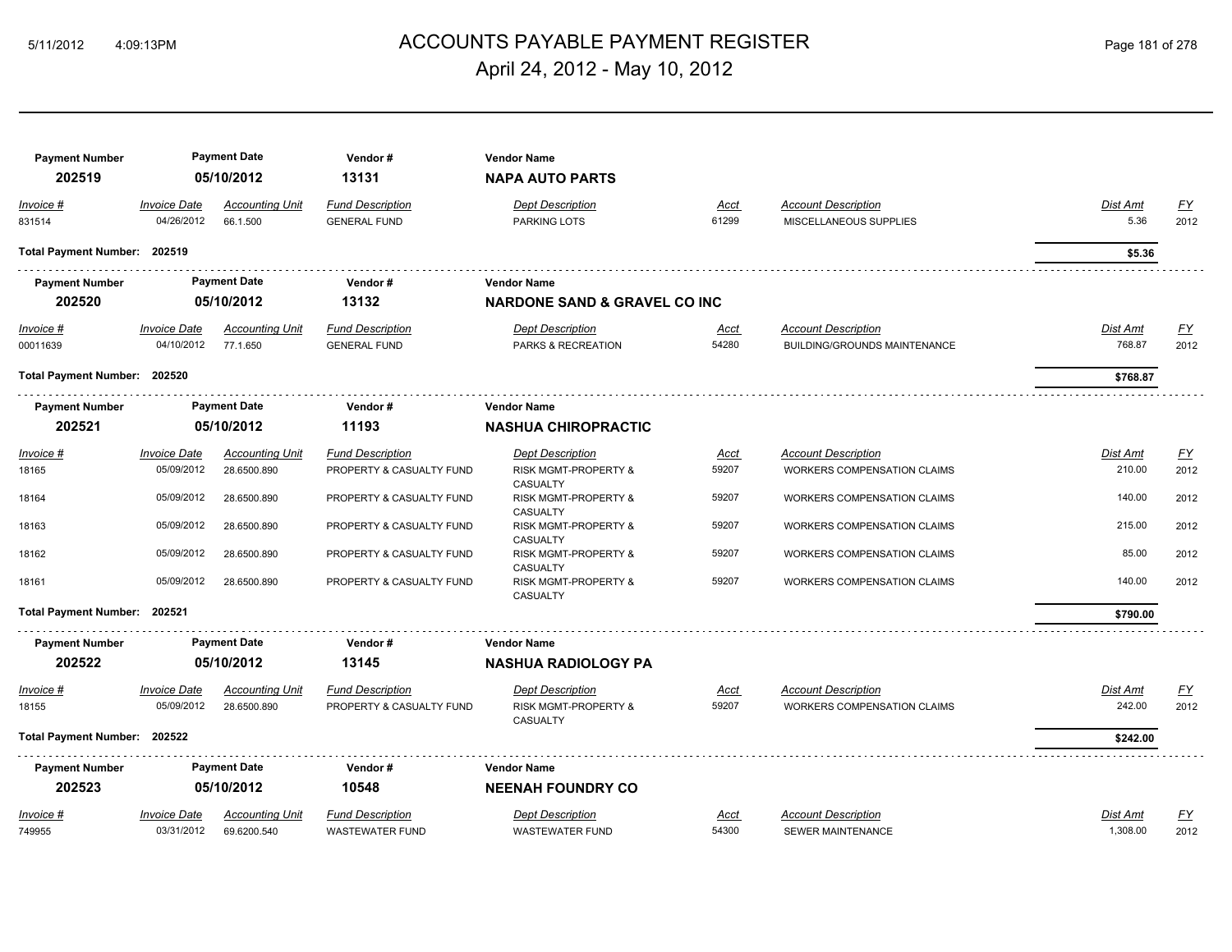# ACCOUNTS PAYABLE PAYMENT REGISTER

## April 24, 2012 - May 10, 2012

| Payment Number | Payment Date | Vendor # | Vendor Name |
|---|---|---|---|
| 202519 | 05/10/2012 | 13131 | **NAPA AUTO PARTS** |

| Invoice # | Invoice Date | Accounting Unit | Fund Description | Dept Description | Acct | Account Description | Dist Amt | FY |
|---|---|---|---|---|---|---|---|---|
| 831514 | 04/26/2012 | 66.1.500 | GENERAL FUND | PARKING LOTS | 61299 | MISCELLANEOUS SUPPLIES | 5.36 | 2012 |

**Total Payment Number: 202519** — **$5.36**

| Payment Number | Payment Date | Vendor # | Vendor Name |
|---|---|---|---|
| 202520 | 05/10/2012 | 13132 | **NARDONE SAND & GRAVEL CO INC** |

| Invoice # | Invoice Date | Accounting Unit | Fund Description | Dept Description | Acct | Account Description | Dist Amt | FY |
|---|---|---|---|---|---|---|---|---|
| 00011639 | 04/10/2012 | 77.1.650 | GENERAL FUND | PARKS & RECREATION | 54280 | BUILDING/GROUNDS MAINTENANCE | 768.87 | 2012 |

**Total Payment Number: 202520** — **$768.87**

| Payment Number | Payment Date | Vendor # | Vendor Name |
|---|---|---|---|
| 202521 | 05/10/2012 | 11193 | **NASHUA CHIROPRACTIC** |

| Invoice # | Invoice Date | Accounting Unit | Fund Description | Dept Description | Acct | Account Description | Dist Amt | FY |
|---|---|---|---|---|---|---|---|---|
| 18165 | 05/09/2012 | 28.6500.890 | PROPERTY & CASUALTY FUND | RISK MGMT-PROPERTY & CASUALTY | 59207 | WORKERS COMPENSATION CLAIMS | 210.00 | 2012 |
| 18164 | 05/09/2012 | 28.6500.890 | PROPERTY & CASUALTY FUND | RISK MGMT-PROPERTY & CASUALTY | 59207 | WORKERS COMPENSATION CLAIMS | 140.00 | 2012 |
| 18163 | 05/09/2012 | 28.6500.890 | PROPERTY & CASUALTY FUND | RISK MGMT-PROPERTY & CASUALTY | 59207 | WORKERS COMPENSATION CLAIMS | 215.00 | 2012 |
| 18162 | 05/09/2012 | 28.6500.890 | PROPERTY & CASUALTY FUND | RISK MGMT-PROPERTY & CASUALTY | 59207 | WORKERS COMPENSATION CLAIMS | 85.00 | 2012 |
| 18161 | 05/09/2012 | 28.6500.890 | PROPERTY & CASUALTY FUND | RISK MGMT-PROPERTY & CASUALTY | 59207 | WORKERS COMPENSATION CLAIMS | 140.00 | 2012 |

**Total Payment Number: 202521** — **$790.00**

| Payment Number | Payment Date | Vendor # | Vendor Name |
|---|---|---|---|
| 202522 | 05/10/2012 | 13145 | **NASHUA RADIOLOGY PA** |

| Invoice # | Invoice Date | Accounting Unit | Fund Description | Dept Description | Acct | Account Description | Dist Amt | FY |
|---|---|---|---|---|---|---|---|---|
| 18155 | 05/09/2012 | 28.6500.890 | PROPERTY & CASUALTY FUND | RISK MGMT-PROPERTY & CASUALTY | 59207 | WORKERS COMPENSATION CLAIMS | 242.00 | 2012 |

**Total Payment Number: 202522** — **$242.00**

| Payment Number | Payment Date | Vendor # | Vendor Name |
|---|---|---|---|
| 202523 | 05/10/2012 | 10548 | **NEENAH FOUNDRY CO** |

| Invoice # | Invoice Date | Accounting Unit | Fund Description | Dept Description | Acct | Account Description | Dist Amt | FY |
|---|---|---|---|---|---|---|---|---|
| 749955 | 03/31/2012 | 69.6200.540 | WASTEWATER FUND | WASTEWATER FUND | 54300 | SEWER MAINTENANCE | 1,308.00 | 2012 |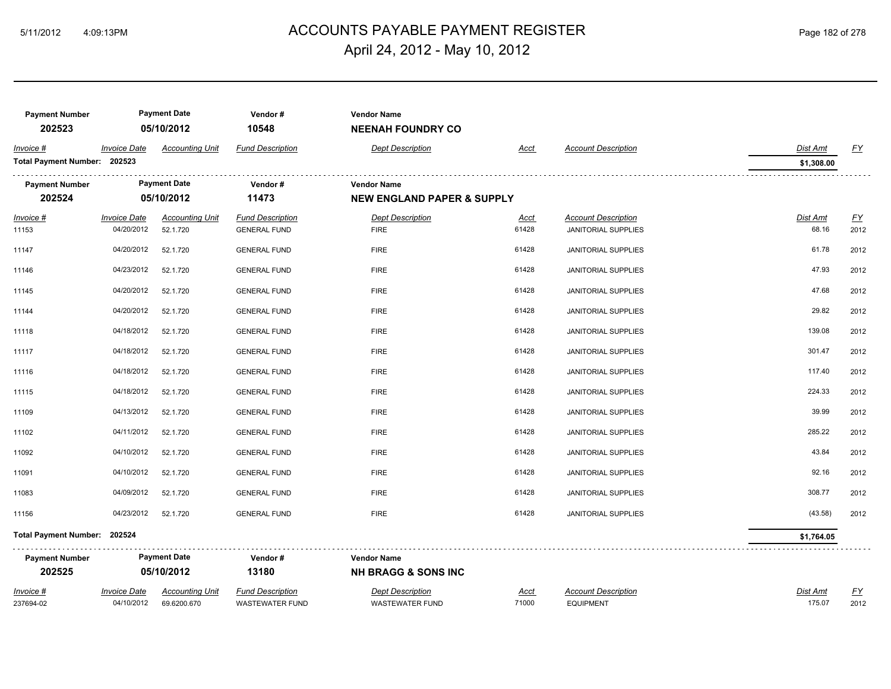# ACCOUNTS PAYABLE PAYMENT REGISTER

## April 24, 2012 - May 10, 2012

| Payment Number | Payment Date | Vendor # | Vendor Name |
|---|---|---|---|
| 202523 | 05/10/2012 | 10548 | **NEENAH FOUNDRY CO** |

| Invoice # | Invoice Date | Accounting Unit | Fund Description | Dept Description | Acct | Account Description | Dist Amt | FY |
|---|---|---|---|---|---|---|---|---|
| **Total Payment Number: 202523** | | | | | | | **$1,308.00** | |

| Payment Number | Payment Date | Vendor # | Vendor Name |
|---|---|---|---|
| 202524 | 05/10/2012 | 11473 | **NEW ENGLAND PAPER & SUPPLY** |

| Invoice # | Invoice Date | Accounting Unit | Fund Description | Dept Description | Acct | Account Description | Dist Amt | FY |
|---|---|---|---|---|---|---|---|---|
| 11153 | 04/20/2012 | 52.1.720 | GENERAL FUND | FIRE | 61428 | JANITORIAL SUPPLIES | 68.16 | 2012 |
| 11147 | 04/20/2012 | 52.1.720 | GENERAL FUND | FIRE | 61428 | JANITORIAL SUPPLIES | 61.78 | 2012 |
| 11146 | 04/23/2012 | 52.1.720 | GENERAL FUND | FIRE | 61428 | JANITORIAL SUPPLIES | 47.93 | 2012 |
| 11145 | 04/20/2012 | 52.1.720 | GENERAL FUND | FIRE | 61428 | JANITORIAL SUPPLIES | 47.68 | 2012 |
| 11144 | 04/20/2012 | 52.1.720 | GENERAL FUND | FIRE | 61428 | JANITORIAL SUPPLIES | 29.82 | 2012 |
| 11118 | 04/18/2012 | 52.1.720 | GENERAL FUND | FIRE | 61428 | JANITORIAL SUPPLIES | 139.08 | 2012 |
| 11117 | 04/18/2012 | 52.1.720 | GENERAL FUND | FIRE | 61428 | JANITORIAL SUPPLIES | 301.47 | 2012 |
| 11116 | 04/18/2012 | 52.1.720 | GENERAL FUND | FIRE | 61428 | JANITORIAL SUPPLIES | 117.40 | 2012 |
| 11115 | 04/18/2012 | 52.1.720 | GENERAL FUND | FIRE | 61428 | JANITORIAL SUPPLIES | 224.33 | 2012 |
| 11109 | 04/13/2012 | 52.1.720 | GENERAL FUND | FIRE | 61428 | JANITORIAL SUPPLIES | 39.99 | 2012 |
| 11102 | 04/11/2012 | 52.1.720 | GENERAL FUND | FIRE | 61428 | JANITORIAL SUPPLIES | 285.22 | 2012 |
| 11092 | 04/10/2012 | 52.1.720 | GENERAL FUND | FIRE | 61428 | JANITORIAL SUPPLIES | 43.84 | 2012 |
| 11091 | 04/10/2012 | 52.1.720 | GENERAL FUND | FIRE | 61428 | JANITORIAL SUPPLIES | 92.16 | 2012 |
| 11083 | 04/09/2012 | 52.1.720 | GENERAL FUND | FIRE | 61428 | JANITORIAL SUPPLIES | 308.77 | 2012 |
| 11156 | 04/23/2012 | 52.1.720 | GENERAL FUND | FIRE | 61428 | JANITORIAL SUPPLIES | (43.58) | 2012 |
| **Total Payment Number: 202524** | | | | | | | **$1,764.05** | |

| Payment Number | Payment Date | Vendor # | Vendor Name |
|---|---|---|---|
| 202525 | 05/10/2012 | 13180 | **NH BRAGG & SONS INC** |

| Invoice # | Invoice Date | Accounting Unit | Fund Description | Dept Description | Acct | Account Description | Dist Amt | FY |
|---|---|---|---|---|---|---|---|---|
| 237694-02 | 04/10/2012 | 69.6200.670 | WASTEWATER FUND | WASTEWATER FUND | 71000 | EQUIPMENT | 175.07 | 2012 |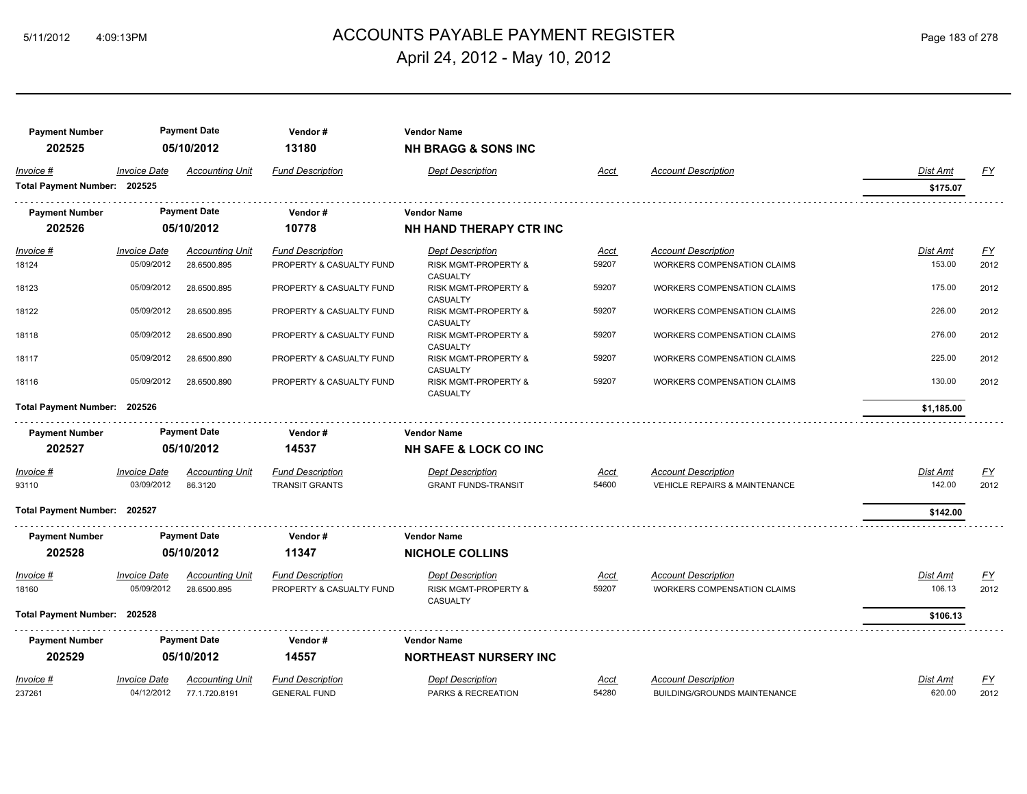# ACCOUNTS PAYABLE PAYMENT REGISTER

April 24, 2012 - May 10, 2012

| Payment Number | Payment Date | Vendor # | Vendor Name |
|---|---|---|---|
| 202525 | 05/10/2012 | 13180 | **NH BRAGG & SONS INC** |

| Invoice # | Invoice Date | Accounting Unit | Fund Description | Dept Description | Acct | Account Description | Dist Amt | FY |
|---|---|---|---|---|---|---|---|---|
| **Total Payment Number: 202525** | | | | | | | **$175.07** | |

| Payment Number | Payment Date | Vendor # | Vendor Name |
|---|---|---|---|
| 202526 | 05/10/2012 | 10778 | **NH HAND THERAPY CTR INC** |

| Invoice # | Invoice Date | Accounting Unit | Fund Description | Dept Description | Acct | Account Description | Dist Amt | FY |
|---|---|---|---|---|---|---|---|---|
| 18124 | 05/09/2012 | 28.6500.895 | PROPERTY & CASUALTY FUND | RISK MGMT-PROPERTY & CASUALTY | 59207 | WORKERS COMPENSATION CLAIMS | 153.00 | 2012 |
| 18123 | 05/09/2012 | 28.6500.895 | PROPERTY & CASUALTY FUND | RISK MGMT-PROPERTY & CASUALTY | 59207 | WORKERS COMPENSATION CLAIMS | 175.00 | 2012 |
| 18122 | 05/09/2012 | 28.6500.895 | PROPERTY & CASUALTY FUND | RISK MGMT-PROPERTY & CASUALTY | 59207 | WORKERS COMPENSATION CLAIMS | 226.00 | 2012 |
| 18118 | 05/09/2012 | 28.6500.890 | PROPERTY & CASUALTY FUND | RISK MGMT-PROPERTY & CASUALTY | 59207 | WORKERS COMPENSATION CLAIMS | 276.00 | 2012 |
| 18117 | 05/09/2012 | 28.6500.890 | PROPERTY & CASUALTY FUND | RISK MGMT-PROPERTY & CASUALTY | 59207 | WORKERS COMPENSATION CLAIMS | 225.00 | 2012 |
| 18116 | 05/09/2012 | 28.6500.890 | PROPERTY & CASUALTY FUND | RISK MGMT-PROPERTY & CASUALTY | 59207 | WORKERS COMPENSATION CLAIMS | 130.00 | 2012 |
| **Total Payment Number: 202526** | | | | | | | **$1,185.00** | |

| Payment Number | Payment Date | Vendor # | Vendor Name |
|---|---|---|---|
| 202527 | 05/10/2012 | 14537 | **NH SAFE & LOCK CO INC** |

| Invoice # | Invoice Date | Accounting Unit | Fund Description | Dept Description | Acct | Account Description | Dist Amt | FY |
|---|---|---|---|---|---|---|---|---|
| 93110 | 03/09/2012 | 86.3120 | TRANSIT GRANTS | GRANT FUNDS-TRANSIT | 54600 | VEHICLE REPAIRS & MAINTENANCE | 142.00 | 2012 |
| **Total Payment Number: 202527** | | | | | | | **$142.00** | |

| Payment Number | Payment Date | Vendor # | Vendor Name |
|---|---|---|---|
| 202528 | 05/10/2012 | 11347 | **NICHOLE COLLINS** |

| Invoice # | Invoice Date | Accounting Unit | Fund Description | Dept Description | Acct | Account Description | Dist Amt | FY |
|---|---|---|---|---|---|---|---|---|
| 18160 | 05/09/2012 | 28.6500.895 | PROPERTY & CASUALTY FUND | RISK MGMT-PROPERTY & CASUALTY | 59207 | WORKERS COMPENSATION CLAIMS | 106.13 | 2012 |
| **Total Payment Number: 202528** | | | | | | | **$106.13** | |

| Payment Number | Payment Date | Vendor # | Vendor Name |
|---|---|---|---|
| 202529 | 05/10/2012 | 14557 | **NORTHEAST NURSERY INC** |

| Invoice # | Invoice Date | Accounting Unit | Fund Description | Dept Description | Acct | Account Description | Dist Amt | FY |
|---|---|---|---|---|---|---|---|---|
| 237261 | 04/12/2012 | 77.1.720.8191 | GENERAL FUND | PARKS & RECREATION | 54280 | BUILDING/GROUNDS MAINTENANCE | 620.00 | 2012 |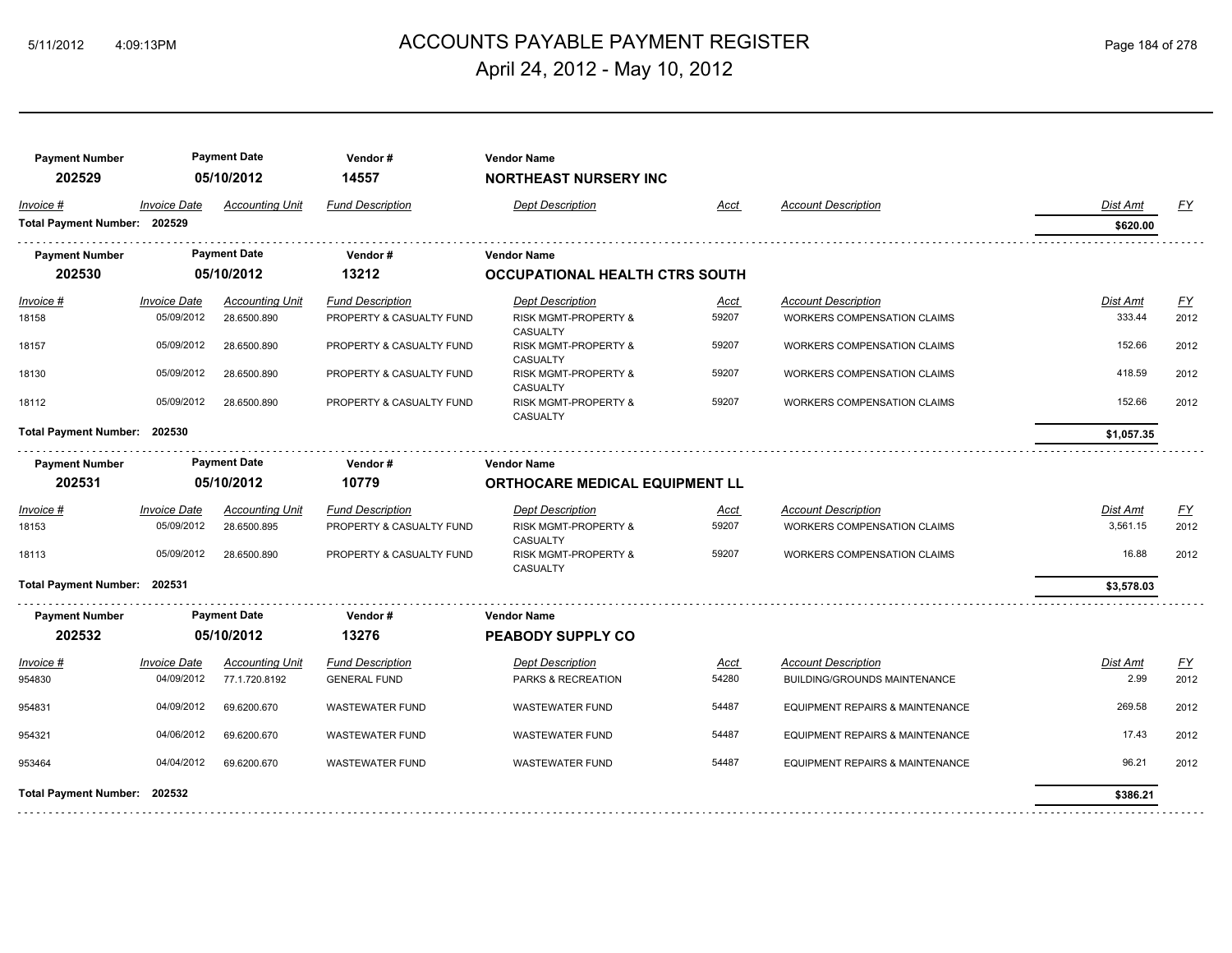# ACCOUNTS PAYABLE PAYMENT REGISTER

April 24, 2012 - May 10, 2012

| Payment Number | Payment Date | Vendor # | Vendor Name |
|---|---|---|---|
| 202529 | 05/10/2012 | 14557 | NORTHEAST NURSERY INC |

| Invoice # | Invoice Date | Accounting Unit | Fund Description | Dept Description | Acct | Account Description | Dist Amt | FY |
|---|---|---|---|---|---|---|---|---|
| **Total Payment Number: 202529** | | | | | | | **$620.00** | |

| Payment Number | Payment Date | Vendor # | Vendor Name |
|---|---|---|---|
| 202530 | 05/10/2012 | 13212 | OCCUPATIONAL HEALTH CTRS SOUTH |

| Invoice # | Invoice Date | Accounting Unit | Fund Description | Dept Description | Acct | Account Description | Dist Amt | FY |
|---|---|---|---|---|---|---|---|---|
| 18158 | 05/09/2012 | 28.6500.890 | PROPERTY & CASUALTY FUND | RISK MGMT-PROPERTY & CASUALTY | 59207 | WORKERS COMPENSATION CLAIMS | 333.44 | 2012 |
| 18157 | 05/09/2012 | 28.6500.890 | PROPERTY & CASUALTY FUND | RISK MGMT-PROPERTY & CASUALTY | 59207 | WORKERS COMPENSATION CLAIMS | 152.66 | 2012 |
| 18130 | 05/09/2012 | 28.6500.890 | PROPERTY & CASUALTY FUND | RISK MGMT-PROPERTY & CASUALTY | 59207 | WORKERS COMPENSATION CLAIMS | 418.59 | 2012 |
| 18112 | 05/09/2012 | 28.6500.890 | PROPERTY & CASUALTY FUND | RISK MGMT-PROPERTY & CASUALTY | 59207 | WORKERS COMPENSATION CLAIMS | 152.66 | 2012 |
| **Total Payment Number: 202530** | | | | | | | **$1,057.35** | |

| Payment Number | Payment Date | Vendor # | Vendor Name |
|---|---|---|---|
| 202531 | 05/10/2012 | 10779 | ORTHOCARE MEDICAL EQUIPMENT LL |

| Invoice # | Invoice Date | Accounting Unit | Fund Description | Dept Description | Acct | Account Description | Dist Amt | FY |
|---|---|---|---|---|---|---|---|---|
| 18153 | 05/09/2012 | 28.6500.895 | PROPERTY & CASUALTY FUND | RISK MGMT-PROPERTY & CASUALTY | 59207 | WORKERS COMPENSATION CLAIMS | 3,561.15 | 2012 |
| 18113 | 05/09/2012 | 28.6500.890 | PROPERTY & CASUALTY FUND | RISK MGMT-PROPERTY & CASUALTY | 59207 | WORKERS COMPENSATION CLAIMS | 16.88 | 2012 |
| **Total Payment Number: 202531** | | | | | | | **$3,578.03** | |

| Payment Number | Payment Date | Vendor # | Vendor Name |
|---|---|---|---|
| 202532 | 05/10/2012 | 13276 | PEABODY SUPPLY CO |

| Invoice # | Invoice Date | Accounting Unit | Fund Description | Dept Description | Acct | Account Description | Dist Amt | FY |
|---|---|---|---|---|---|---|---|---|
| 954830 | 04/09/2012 | 77.1.720.8192 | GENERAL FUND | PARKS & RECREATION | 54280 | BUILDING/GROUNDS MAINTENANCE | 2.99 | 2012 |
| 954831 | 04/09/2012 | 69.6200.670 | WASTEWATER FUND | WASTEWATER FUND | 54487 | EQUIPMENT REPAIRS & MAINTENANCE | 269.58 | 2012 |
| 954321 | 04/06/2012 | 69.6200.670 | WASTEWATER FUND | WASTEWATER FUND | 54487 | EQUIPMENT REPAIRS & MAINTENANCE | 17.43 | 2012 |
| 953464 | 04/04/2012 | 69.6200.670 | WASTEWATER FUND | WASTEWATER FUND | 54487 | EQUIPMENT REPAIRS & MAINTENANCE | 96.21 | 2012 |
| **Total Payment Number: 202532** | | | | | | | **$386.21** | |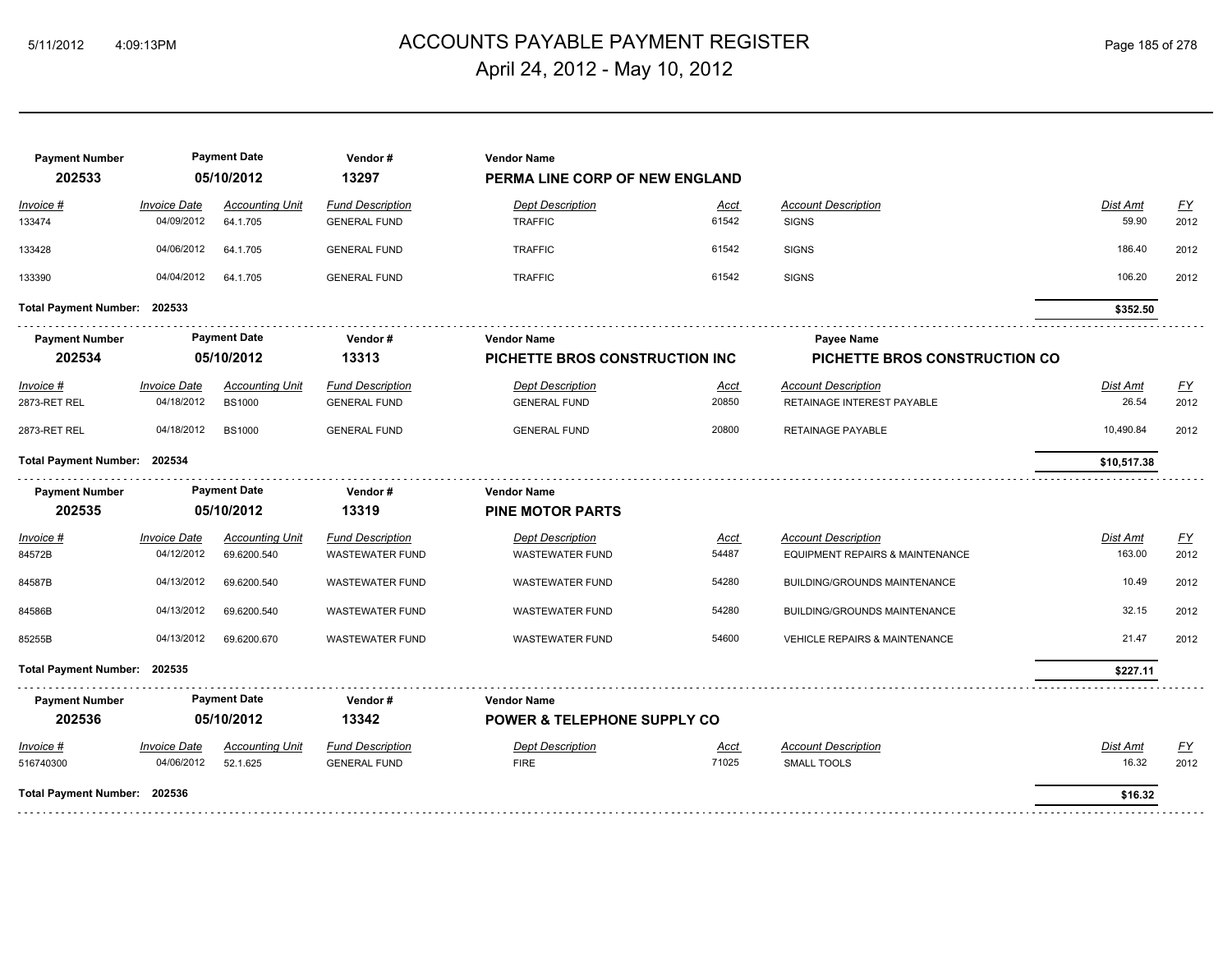# ACCOUNTS PAYABLE PAYMENT REGISTER

April 24, 2012 - May 10, 2012

| Payment Number | Payment Date | Vendor # | Vendor Name |
|---|---|---|---|
| 202533 | 05/10/2012 | 13297 | PERMA LINE CORP OF NEW ENGLAND |

| Invoice # | Invoice Date | Accounting Unit | Fund Description | Dept Description | Acct | Account Description | Dist Amt | FY |
|---|---|---|---|---|---|---|---|---|
| 133474 | 04/09/2012 | 64.1.705 | GENERAL FUND | TRAFFIC | 61542 | SIGNS | 59.90 | 2012 |
| 133428 | 04/06/2012 | 64.1.705 | GENERAL FUND | TRAFFIC | 61542 | SIGNS | 186.40 | 2012 |
| 133390 | 04/04/2012 | 64.1.705 | GENERAL FUND | TRAFFIC | 61542 | SIGNS | 106.20 | 2012 |

**Total Payment Number: 202533** — **$352.50**

| Payment Number | Payment Date | Vendor # | Vendor Name | Payee Name |
|---|---|---|---|---|
| 202534 | 05/10/2012 | 13313 | PICHETTE BROS CONSTRUCTION INC | PICHETTE BROS CONSTRUCTION CO |

| Invoice # | Invoice Date | Accounting Unit | Fund Description | Dept Description | Acct | Account Description | Dist Amt | FY |
|---|---|---|---|---|---|---|---|---|
| 2873-RET REL | 04/18/2012 | BS1000 | GENERAL FUND | GENERAL FUND | 20850 | RETAINAGE INTEREST PAYABLE | 26.54 | 2012 |
| 2873-RET REL | 04/18/2012 | BS1000 | GENERAL FUND | GENERAL FUND | 20800 | RETAINAGE PAYABLE | 10,490.84 | 2012 |

**Total Payment Number: 202534** — **$10,517.38**

| Payment Number | Payment Date | Vendor # | Vendor Name |
|---|---|---|---|
| 202535 | 05/10/2012 | 13319 | PINE MOTOR PARTS |

| Invoice # | Invoice Date | Accounting Unit | Fund Description | Dept Description | Acct | Account Description | Dist Amt | FY |
|---|---|---|---|---|---|---|---|---|
| 84572B | 04/12/2012 | 69.6200.540 | WASTEWATER FUND | WASTEWATER FUND | 54487 | EQUIPMENT REPAIRS & MAINTENANCE | 163.00 | 2012 |
| 84587B | 04/13/2012 | 69.6200.540 | WASTEWATER FUND | WASTEWATER FUND | 54280 | BUILDING/GROUNDS MAINTENANCE | 10.49 | 2012 |
| 84586B | 04/13/2012 | 69.6200.540 | WASTEWATER FUND | WASTEWATER FUND | 54280 | BUILDING/GROUNDS MAINTENANCE | 32.15 | 2012 |
| 85255B | 04/13/2012 | 69.6200.670 | WASTEWATER FUND | WASTEWATER FUND | 54600 | VEHICLE REPAIRS & MAINTENANCE | 21.47 | 2012 |

**Total Payment Number: 202535** — **$227.11**

| Payment Number | Payment Date | Vendor # | Vendor Name |
|---|---|---|---|
| 202536 | 05/10/2012 | 13342 | POWER & TELEPHONE SUPPLY CO |

| Invoice # | Invoice Date | Accounting Unit | Fund Description | Dept Description | Acct | Account Description | Dist Amt | FY |
|---|---|---|---|---|---|---|---|---|
| 516740300 | 04/06/2012 | 52.1.625 | GENERAL FUND | FIRE | 71025 | SMALL TOOLS | 16.32 | 2012 |

**Total Payment Number: 202536** — **$16.32**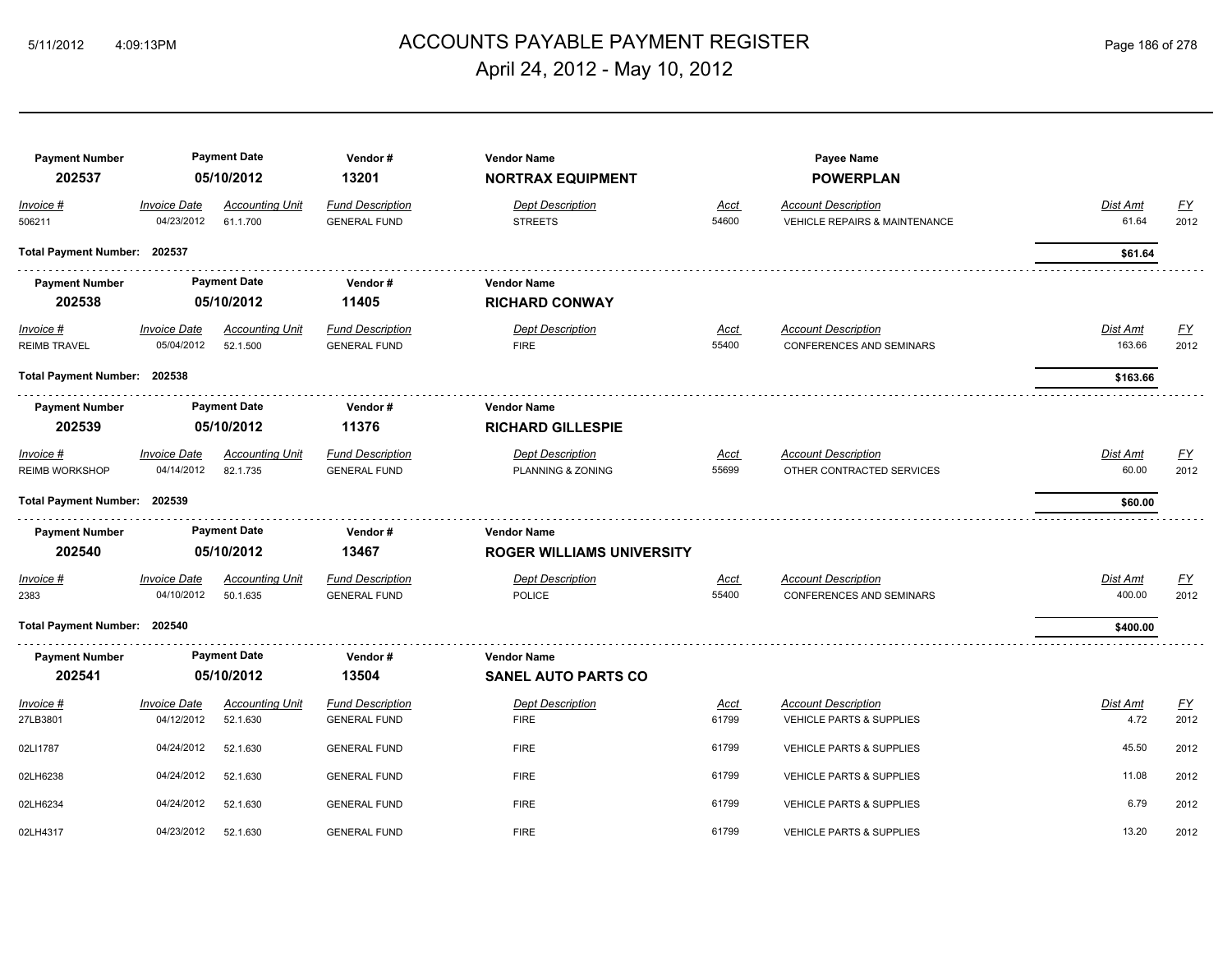# ACCOUNTS PAYABLE PAYMENT REGISTER

April 24, 2012 - May 10, 2012

| Payment Number | Payment Date | Vendor # | Vendor Name | Payee Name |
|---|---|---|---|---|
| 202537 | 05/10/2012 | 13201 | **NORTRAX EQUIPMENT** | **POWERPLAN** |

| Invoice # | Invoice Date | Accounting Unit | Fund Description | Dept Description | Acct | Account Description | Dist Amt | FY |
|---|---|---|---|---|---|---|---|---|
| 506211 | 04/23/2012 | 61.1.700 | GENERAL FUND | STREETS | 54600 | VEHICLE REPAIRS & MAINTENANCE | 61.64 | 2012 |

**Total Payment Number: 202537** — **$61.64**

| Payment Number | Payment Date | Vendor # | Vendor Name |
|---|---|---|---|
| 202538 | 05/10/2012 | 11405 | **RICHARD CONWAY** |

| Invoice # | Invoice Date | Accounting Unit | Fund Description | Dept Description | Acct | Account Description | Dist Amt | FY |
|---|---|---|---|---|---|---|---|---|
| REIMB TRAVEL | 05/04/2012 | 52.1.500 | GENERAL FUND | FIRE | 55400 | CONFERENCES AND SEMINARS | 163.66 | 2012 |

**Total Payment Number: 202538** — **$163.66**

| Payment Number | Payment Date | Vendor # | Vendor Name |
|---|---|---|---|
| 202539 | 05/10/2012 | 11376 | **RICHARD GILLESPIE** |

| Invoice # | Invoice Date | Accounting Unit | Fund Description | Dept Description | Acct | Account Description | Dist Amt | FY |
|---|---|---|---|---|---|---|---|---|
| REIMB WORKSHOP | 04/14/2012 | 82.1.735 | GENERAL FUND | PLANNING & ZONING | 55699 | OTHER CONTRACTED SERVICES | 60.00 | 2012 |

**Total Payment Number: 202539** — **$60.00**

| Payment Number | Payment Date | Vendor # | Vendor Name |
|---|---|---|---|
| 202540 | 05/10/2012 | 13467 | **ROGER WILLIAMS UNIVERSITY** |

| Invoice # | Invoice Date | Accounting Unit | Fund Description | Dept Description | Acct | Account Description | Dist Amt | FY |
|---|---|---|---|---|---|---|---|---|
| 2383 | 04/10/2012 | 50.1.635 | GENERAL FUND | POLICE | 55400 | CONFERENCES AND SEMINARS | 400.00 | 2012 |

**Total Payment Number: 202540** — **$400.00**

| Payment Number | Payment Date | Vendor # | Vendor Name |
|---|---|---|---|
| 202541 | 05/10/2012 | 13504 | **SANEL AUTO PARTS CO** |

| Invoice # | Invoice Date | Accounting Unit | Fund Description | Dept Description | Acct | Account Description | Dist Amt | FY |
|---|---|---|---|---|---|---|---|---|
| 27LB3801 | 04/12/2012 | 52.1.630 | GENERAL FUND | FIRE | 61799 | VEHICLE PARTS & SUPPLIES | 4.72 | 2012 |
| 02LI1787 | 04/24/2012 | 52.1.630 | GENERAL FUND | FIRE | 61799 | VEHICLE PARTS & SUPPLIES | 45.50 | 2012 |
| 02LH6238 | 04/24/2012 | 52.1.630 | GENERAL FUND | FIRE | 61799 | VEHICLE PARTS & SUPPLIES | 11.08 | 2012 |
| 02LH6234 | 04/24/2012 | 52.1.630 | GENERAL FUND | FIRE | 61799 | VEHICLE PARTS & SUPPLIES | 6.79 | 2012 |
| 02LH4317 | 04/23/2012 | 52.1.630 | GENERAL FUND | FIRE | 61799 | VEHICLE PARTS & SUPPLIES | 13.20 | 2012 |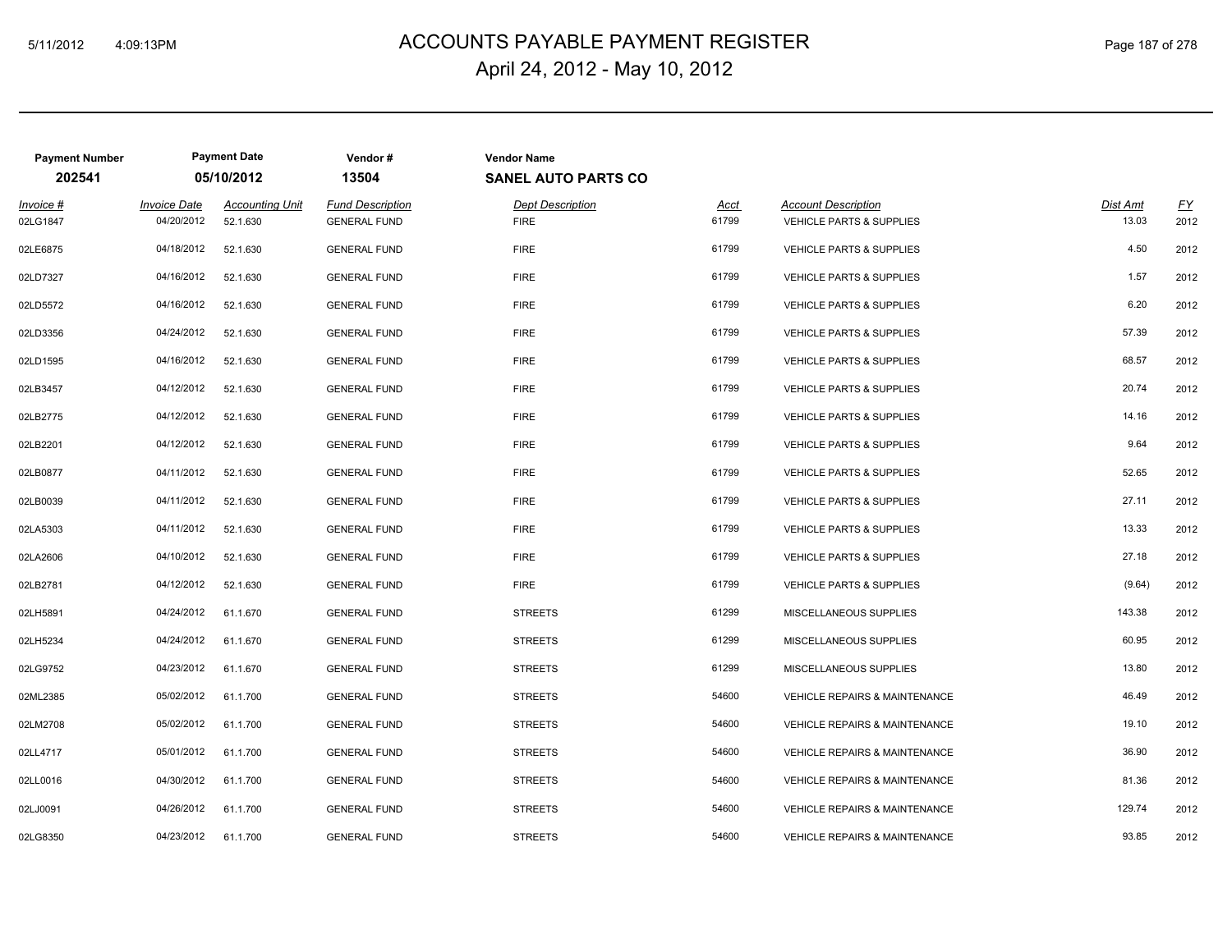# ACCOUNTS PAYABLE PAYMENT REGISTER

April 24, 2012 - May 10, 2012

| Payment Number | Payment Date | Vendor # | Vendor Name |
|---|---|---|---|
| 202541 | 05/10/2012 | 13504 | SANEL AUTO PARTS CO |

| Invoice # | Invoice Date | Accounting Unit | Fund Description | Dept Description | Acct | Account Description | Dist Amt | FY |
|---|---|---|---|---|---|---|---|---|
| 02LG1847 | 04/20/2012 | 52.1.630 | GENERAL FUND | FIRE | 61799 | VEHICLE PARTS & SUPPLIES | 13.03 | 2012 |
| 02LE6875 | 04/18/2012 | 52.1.630 | GENERAL FUND | FIRE | 61799 | VEHICLE PARTS & SUPPLIES | 4.50 | 2012 |
| 02LD7327 | 04/16/2012 | 52.1.630 | GENERAL FUND | FIRE | 61799 | VEHICLE PARTS & SUPPLIES | 1.57 | 2012 |
| 02LD5572 | 04/16/2012 | 52.1.630 | GENERAL FUND | FIRE | 61799 | VEHICLE PARTS & SUPPLIES | 6.20 | 2012 |
| 02LD3356 | 04/24/2012 | 52.1.630 | GENERAL FUND | FIRE | 61799 | VEHICLE PARTS & SUPPLIES | 57.39 | 2012 |
| 02LD1595 | 04/16/2012 | 52.1.630 | GENERAL FUND | FIRE | 61799 | VEHICLE PARTS & SUPPLIES | 68.57 | 2012 |
| 02LB3457 | 04/12/2012 | 52.1.630 | GENERAL FUND | FIRE | 61799 | VEHICLE PARTS & SUPPLIES | 20.74 | 2012 |
| 02LB2775 | 04/12/2012 | 52.1.630 | GENERAL FUND | FIRE | 61799 | VEHICLE PARTS & SUPPLIES | 14.16 | 2012 |
| 02LB2201 | 04/12/2012 | 52.1.630 | GENERAL FUND | FIRE | 61799 | VEHICLE PARTS & SUPPLIES | 9.64 | 2012 |
| 02LB0877 | 04/11/2012 | 52.1.630 | GENERAL FUND | FIRE | 61799 | VEHICLE PARTS & SUPPLIES | 52.65 | 2012 |
| 02LB0039 | 04/11/2012 | 52.1.630 | GENERAL FUND | FIRE | 61799 | VEHICLE PARTS & SUPPLIES | 27.11 | 2012 |
| 02LA5303 | 04/11/2012 | 52.1.630 | GENERAL FUND | FIRE | 61799 | VEHICLE PARTS & SUPPLIES | 13.33 | 2012 |
| 02LA2606 | 04/10/2012 | 52.1.630 | GENERAL FUND | FIRE | 61799 | VEHICLE PARTS & SUPPLIES | 27.18 | 2012 |
| 02LB2781 | 04/12/2012 | 52.1.630 | GENERAL FUND | FIRE | 61799 | VEHICLE PARTS & SUPPLIES | (9.64) | 2012 |
| 02LH5891 | 04/24/2012 | 61.1.670 | GENERAL FUND | STREETS | 61299 | MISCELLANEOUS SUPPLIES | 143.38 | 2012 |
| 02LH5234 | 04/24/2012 | 61.1.670 | GENERAL FUND | STREETS | 61299 | MISCELLANEOUS SUPPLIES | 60.95 | 2012 |
| 02LG9752 | 04/23/2012 | 61.1.670 | GENERAL FUND | STREETS | 61299 | MISCELLANEOUS SUPPLIES | 13.80 | 2012 |
| 02ML2385 | 05/02/2012 | 61.1.700 | GENERAL FUND | STREETS | 54600 | VEHICLE REPAIRS & MAINTENANCE | 46.49 | 2012 |
| 02LM2708 | 05/02/2012 | 61.1.700 | GENERAL FUND | STREETS | 54600 | VEHICLE REPAIRS & MAINTENANCE | 19.10 | 2012 |
| 02LL4717 | 05/01/2012 | 61.1.700 | GENERAL FUND | STREETS | 54600 | VEHICLE REPAIRS & MAINTENANCE | 36.90 | 2012 |
| 02LL0016 | 04/30/2012 | 61.1.700 | GENERAL FUND | STREETS | 54600 | VEHICLE REPAIRS & MAINTENANCE | 81.36 | 2012 |
| 02LJ0091 | 04/26/2012 | 61.1.700 | GENERAL FUND | STREETS | 54600 | VEHICLE REPAIRS & MAINTENANCE | 129.74 | 2012 |
| 02LG8350 | 04/23/2012 | 61.1.700 | GENERAL FUND | STREETS | 54600 | VEHICLE REPAIRS & MAINTENANCE | 93.85 | 2012 |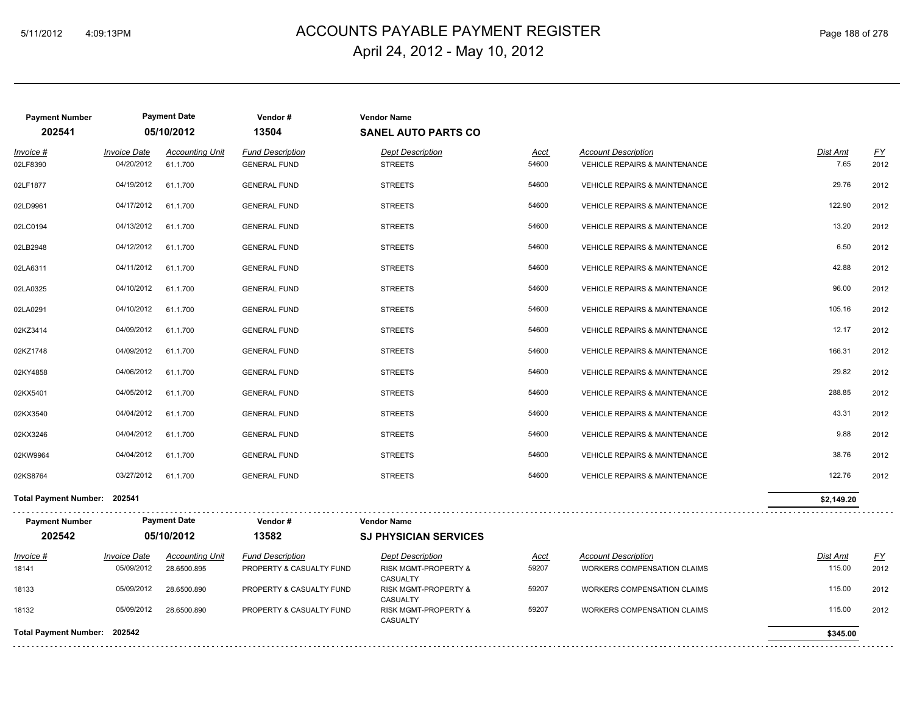# ACCOUNTS PAYABLE PAYMENT REGISTER

April 24, 2012 - May 10, 2012

| Payment Number | Payment Date | Vendor # | Vendor Name |
|---|---|---|---|
| **202541** | **05/10/2012** | **13504** | **SANEL AUTO PARTS CO** |

| Invoice # | Invoice Date | Accounting Unit | Fund Description | Dept Description | Acct | Account Description | Dist Amt | FY |
|---|---|---|---|---|---|---|---|---|
| 02LF8390 | 04/20/2012 | 61.1.700 | GENERAL FUND | STREETS | 54600 | VEHICLE REPAIRS & MAINTENANCE | 7.65 | 2012 |
| 02LF1877 | 04/19/2012 | 61.1.700 | GENERAL FUND | STREETS | 54600 | VEHICLE REPAIRS & MAINTENANCE | 29.76 | 2012 |
| 02LD9961 | 04/17/2012 | 61.1.700 | GENERAL FUND | STREETS | 54600 | VEHICLE REPAIRS & MAINTENANCE | 122.90 | 2012 |
| 02LC0194 | 04/13/2012 | 61.1.700 | GENERAL FUND | STREETS | 54600 | VEHICLE REPAIRS & MAINTENANCE | 13.20 | 2012 |
| 02LB2948 | 04/12/2012 | 61.1.700 | GENERAL FUND | STREETS | 54600 | VEHICLE REPAIRS & MAINTENANCE | 6.50 | 2012 |
| 02LA6311 | 04/11/2012 | 61.1.700 | GENERAL FUND | STREETS | 54600 | VEHICLE REPAIRS & MAINTENANCE | 42.88 | 2012 |
| 02LA0325 | 04/10/2012 | 61.1.700 | GENERAL FUND | STREETS | 54600 | VEHICLE REPAIRS & MAINTENANCE | 96.00 | 2012 |
| 02LA0291 | 04/10/2012 | 61.1.700 | GENERAL FUND | STREETS | 54600 | VEHICLE REPAIRS & MAINTENANCE | 105.16 | 2012 |
| 02KZ3414 | 04/09/2012 | 61.1.700 | GENERAL FUND | STREETS | 54600 | VEHICLE REPAIRS & MAINTENANCE | 12.17 | 2012 |
| 02KZ1748 | 04/09/2012 | 61.1.700 | GENERAL FUND | STREETS | 54600 | VEHICLE REPAIRS & MAINTENANCE | 166.31 | 2012 |
| 02KY4858 | 04/06/2012 | 61.1.700 | GENERAL FUND | STREETS | 54600 | VEHICLE REPAIRS & MAINTENANCE | 29.82 | 2012 |
| 02KX5401 | 04/05/2012 | 61.1.700 | GENERAL FUND | STREETS | 54600 | VEHICLE REPAIRS & MAINTENANCE | 288.85 | 2012 |
| 02KX3540 | 04/04/2012 | 61.1.700 | GENERAL FUND | STREETS | 54600 | VEHICLE REPAIRS & MAINTENANCE | 43.31 | 2012 |
| 02KX3246 | 04/04/2012 | 61.1.700 | GENERAL FUND | STREETS | 54600 | VEHICLE REPAIRS & MAINTENANCE | 9.88 | 2012 |
| 02KW9964 | 04/04/2012 | 61.1.700 | GENERAL FUND | STREETS | 54600 | VEHICLE REPAIRS & MAINTENANCE | 38.76 | 2012 |
| 02KS8764 | 03/27/2012 | 61.1.700 | GENERAL FUND | STREETS | 54600 | VEHICLE REPAIRS & MAINTENANCE | 122.76 | 2012 |
| **Total Payment Number: 202541** | | | | | | | **$2,149.20** | |

| Payment Number | Payment Date | Vendor # | Vendor Name |
|---|---|---|---|
| **202542** | **05/10/2012** | **13582** | **SJ PHYSICIAN SERVICES** |

| Invoice # | Invoice Date | Accounting Unit | Fund Description | Dept Description | Acct | Account Description | Dist Amt | FY |
|---|---|---|---|---|---|---|---|---|
| 18141 | 05/09/2012 | 28.6500.895 | PROPERTY & CASUALTY FUND | RISK MGMT-PROPERTY & CASUALTY | 59207 | WORKERS COMPENSATION CLAIMS | 115.00 | 2012 |
| 18133 | 05/09/2012 | 28.6500.890 | PROPERTY & CASUALTY FUND | RISK MGMT-PROPERTY & CASUALTY | 59207 | WORKERS COMPENSATION CLAIMS | 115.00 | 2012 |
| 18132 | 05/09/2012 | 28.6500.890 | PROPERTY & CASUALTY FUND | RISK MGMT-PROPERTY & CASUALTY | 59207 | WORKERS COMPENSATION CLAIMS | 115.00 | 2012 |
| **Total Payment Number: 202542** | | | | | | | **$345.00** | |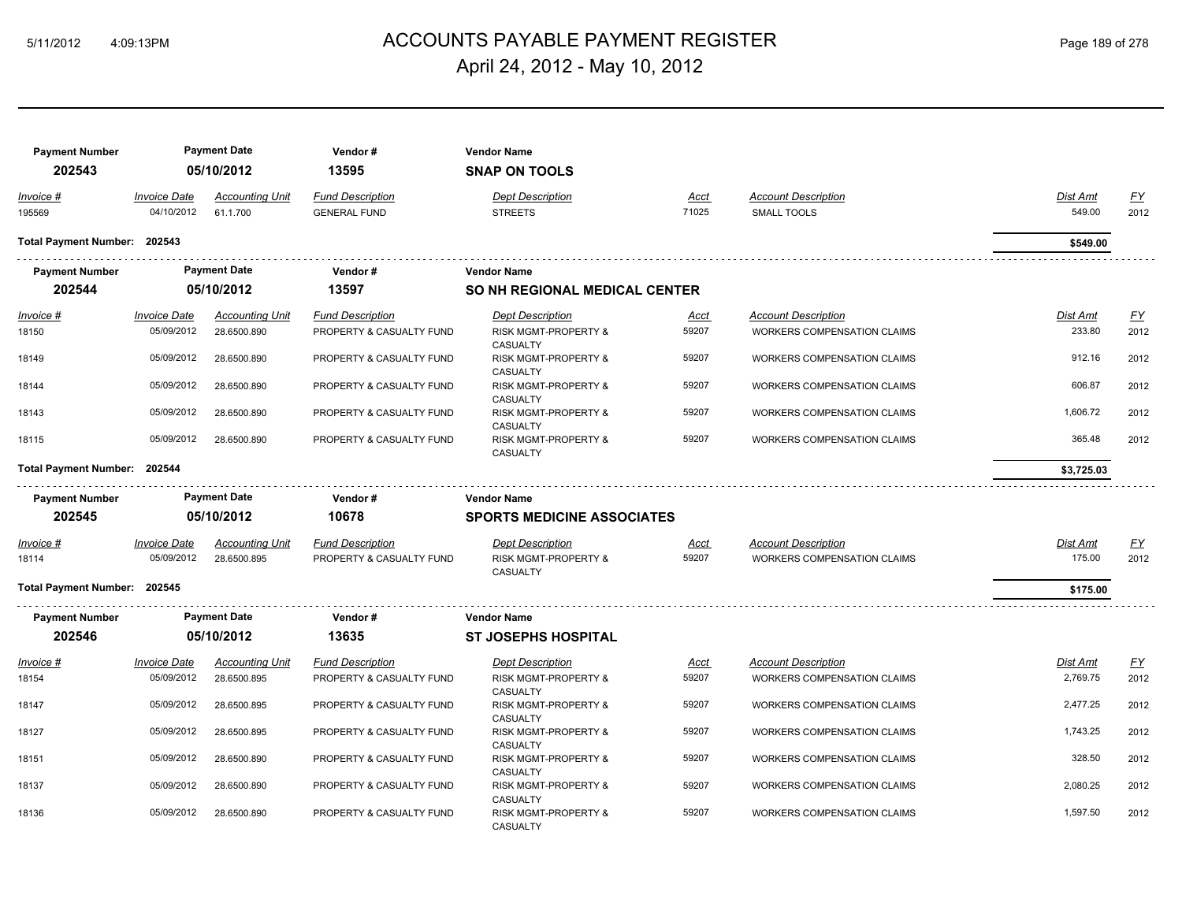# ACCOUNTS PAYABLE PAYMENT REGISTER

April 24, 2012 - May 10, 2012

| Payment Number | Payment Date | Vendor # | Vendor Name |
|---|---|---|---|
| **202543** | **05/10/2012** | **13595** | **SNAP ON TOOLS** |

| Invoice # | Invoice Date | Accounting Unit | Fund Description | Dept Description | Acct | Account Description | Dist Amt | FY |
|---|---|---|---|---|---|---|---|---|
| 195569 | 04/10/2012 | 61.1.700 | GENERAL FUND | STREETS | 71025 | SMALL TOOLS | 549.00 | 2012 |

**Total Payment Number: 202543** — **$549.00**

| Payment Number | Payment Date | Vendor # | Vendor Name |
|---|---|---|---|
| **202544** | **05/10/2012** | **13597** | **SO NH REGIONAL MEDICAL CENTER** |

| Invoice # | Invoice Date | Accounting Unit | Fund Description | Dept Description | Acct | Account Description | Dist Amt | FY |
|---|---|---|---|---|---|---|---|---|
| 18150 | 05/09/2012 | 28.6500.890 | PROPERTY & CASUALTY FUND | RISK MGMT-PROPERTY & CASUALTY | 59207 | WORKERS COMPENSATION CLAIMS | 233.80 | 2012 |
| 18149 | 05/09/2012 | 28.6500.890 | PROPERTY & CASUALTY FUND | RISK MGMT-PROPERTY & CASUALTY | 59207 | WORKERS COMPENSATION CLAIMS | 912.16 | 2012 |
| 18144 | 05/09/2012 | 28.6500.890 | PROPERTY & CASUALTY FUND | RISK MGMT-PROPERTY & CASUALTY | 59207 | WORKERS COMPENSATION CLAIMS | 606.87 | 2012 |
| 18143 | 05/09/2012 | 28.6500.890 | PROPERTY & CASUALTY FUND | RISK MGMT-PROPERTY & CASUALTY | 59207 | WORKERS COMPENSATION CLAIMS | 1,606.72 | 2012 |
| 18115 | 05/09/2012 | 28.6500.890 | PROPERTY & CASUALTY FUND | RISK MGMT-PROPERTY & CASUALTY | 59207 | WORKERS COMPENSATION CLAIMS | 365.48 | 2012 |

**Total Payment Number: 202544** — **$3,725.03**

| Payment Number | Payment Date | Vendor # | Vendor Name |
|---|---|---|---|
| **202545** | **05/10/2012** | **10678** | **SPORTS MEDICINE ASSOCIATES** |

| Invoice # | Invoice Date | Accounting Unit | Fund Description | Dept Description | Acct | Account Description | Dist Amt | FY |
|---|---|---|---|---|---|---|---|---|
| 18114 | 05/09/2012 | 28.6500.895 | PROPERTY & CASUALTY FUND | RISK MGMT-PROPERTY & CASUALTY | 59207 | WORKERS COMPENSATION CLAIMS | 175.00 | 2012 |

**Total Payment Number: 202545** — **$175.00**

| Payment Number | Payment Date | Vendor # | Vendor Name |
|---|---|---|---|
| **202546** | **05/10/2012** | **13635** | **ST JOSEPHS HOSPITAL** |

| Invoice # | Invoice Date | Accounting Unit | Fund Description | Dept Description | Acct | Account Description | Dist Amt | FY |
|---|---|---|---|---|---|---|---|---|
| 18154 | 05/09/2012 | 28.6500.895 | PROPERTY & CASUALTY FUND | RISK MGMT-PROPERTY & CASUALTY | 59207 | WORKERS COMPENSATION CLAIMS | 2,769.75 | 2012 |
| 18147 | 05/09/2012 | 28.6500.895 | PROPERTY & CASUALTY FUND | RISK MGMT-PROPERTY & CASUALTY | 59207 | WORKERS COMPENSATION CLAIMS | 2,477.25 | 2012 |
| 18127 | 05/09/2012 | 28.6500.895 | PROPERTY & CASUALTY FUND | RISK MGMT-PROPERTY & CASUALTY | 59207 | WORKERS COMPENSATION CLAIMS | 1,743.25 | 2012 |
| 18151 | 05/09/2012 | 28.6500.890 | PROPERTY & CASUALTY FUND | RISK MGMT-PROPERTY & CASUALTY | 59207 | WORKERS COMPENSATION CLAIMS | 328.50 | 2012 |
| 18137 | 05/09/2012 | 28.6500.890 | PROPERTY & CASUALTY FUND | RISK MGMT-PROPERTY & CASUALTY | 59207 | WORKERS COMPENSATION CLAIMS | 2,080.25 | 2012 |
| 18136 | 05/09/2012 | 28.6500.890 | PROPERTY & CASUALTY FUND | RISK MGMT-PROPERTY & CASUALTY | 59207 | WORKERS COMPENSATION CLAIMS | 1,597.50 | 2012 |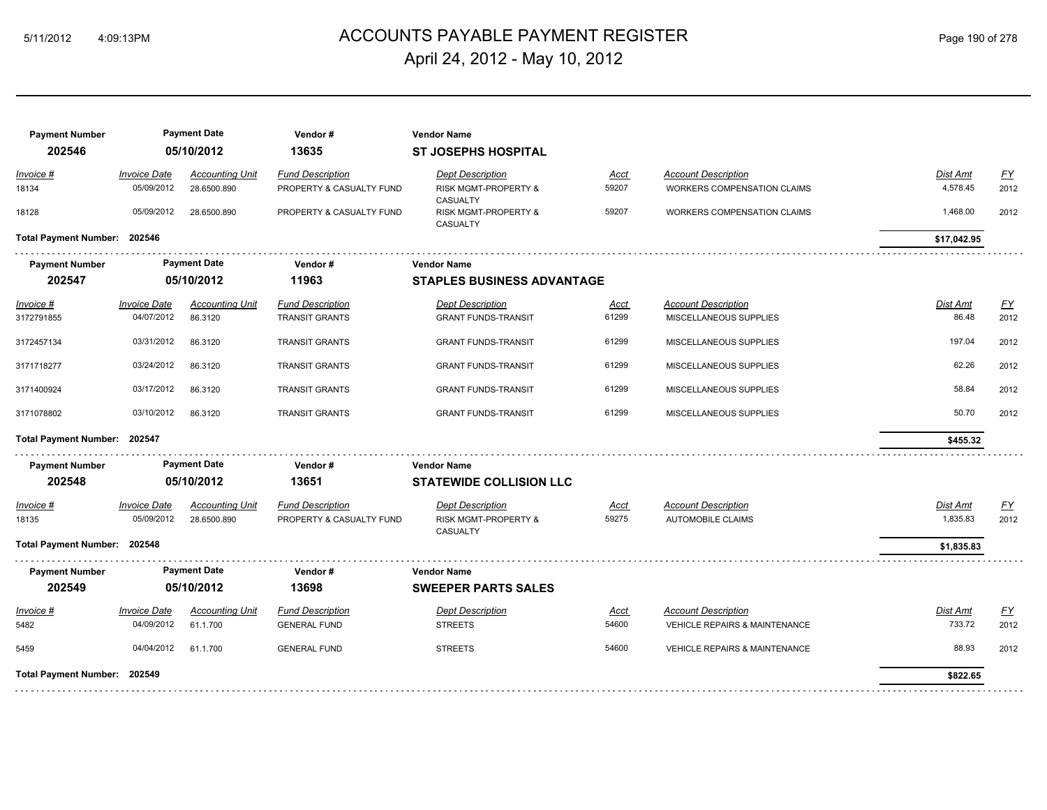# ACCOUNTS PAYABLE PAYMENT REGISTER

April 24, 2012 - May 10, 2012

| Payment Number | Payment Date | Vendor # | Vendor Name |
|---|---|---|---|
| **202546** | **05/10/2012** | **13635** | **ST JOSEPHS HOSPITAL** |

| Invoice # | Invoice Date | Accounting Unit | Fund Description | Dept Description | Acct | Account Description | Dist Amt | FY |
|---|---|---|---|---|---|---|---|---|
| 18134 | 05/09/2012 | 28.6500.890 | PROPERTY & CASUALTY FUND | RISK MGMT-PROPERTY & CASUALTY | 59207 | WORKERS COMPENSATION CLAIMS | 4,578.45 | 2012 |
| 18128 | 05/09/2012 | 28.6500.890 | PROPERTY & CASUALTY FUND | RISK MGMT-PROPERTY & CASUALTY | 59207 | WORKERS COMPENSATION CLAIMS | 1,468.00 | 2012 |

**Total Payment Number: 202546** — **$17,042.95**

| Payment Number | Payment Date | Vendor # | Vendor Name |
|---|---|---|---|
| **202547** | **05/10/2012** | **11963** | **STAPLES BUSINESS ADVANTAGE** |

| Invoice # | Invoice Date | Accounting Unit | Fund Description | Dept Description | Acct | Account Description | Dist Amt | FY |
|---|---|---|---|---|---|---|---|---|
| 3172791855 | 04/07/2012 | 86.3120 | TRANSIT GRANTS | GRANT FUNDS-TRANSIT | 61299 | MISCELLANEOUS SUPPLIES | 86.48 | 2012 |
| 3172457134 | 03/31/2012 | 86.3120 | TRANSIT GRANTS | GRANT FUNDS-TRANSIT | 61299 | MISCELLANEOUS SUPPLIES | 197.04 | 2012 |
| 3171718277 | 03/24/2012 | 86.3120 | TRANSIT GRANTS | GRANT FUNDS-TRANSIT | 61299 | MISCELLANEOUS SUPPLIES | 62.26 | 2012 |
| 3171400924 | 03/17/2012 | 86.3120 | TRANSIT GRANTS | GRANT FUNDS-TRANSIT | 61299 | MISCELLANEOUS SUPPLIES | 58.84 | 2012 |
| 3171078802 | 03/10/2012 | 86.3120 | TRANSIT GRANTS | GRANT FUNDS-TRANSIT | 61299 | MISCELLANEOUS SUPPLIES | 50.70 | 2012 |

**Total Payment Number: 202547** — **$455.32**

| Payment Number | Payment Date | Vendor # | Vendor Name |
|---|---|---|---|
| **202548** | **05/10/2012** | **13651** | **STATEWIDE COLLISION LLC** |

| Invoice # | Invoice Date | Accounting Unit | Fund Description | Dept Description | Acct | Account Description | Dist Amt | FY |
|---|---|---|---|---|---|---|---|---|
| 18135 | 05/09/2012 | 28.6500.890 | PROPERTY & CASUALTY FUND | RISK MGMT-PROPERTY & CASUALTY | 59275 | AUTOMOBILE CLAIMS | 1,835.83 | 2012 |

**Total Payment Number: 202548** — **$1,835.83**

| Payment Number | Payment Date | Vendor # | Vendor Name |
|---|---|---|---|
| **202549** | **05/10/2012** | **13698** | **SWEEPER PARTS SALES** |

| Invoice # | Invoice Date | Accounting Unit | Fund Description | Dept Description | Acct | Account Description | Dist Amt | FY |
|---|---|---|---|---|---|---|---|---|
| 5482 | 04/09/2012 | 61.1.700 | GENERAL FUND | STREETS | 54600 | VEHICLE REPAIRS & MAINTENANCE | 733.72 | 2012 |
| 5459 | 04/04/2012 | 61.1.700 | GENERAL FUND | STREETS | 54600 | VEHICLE REPAIRS & MAINTENANCE | 88.93 | 2012 |

**Total Payment Number: 202549** — **$822.65**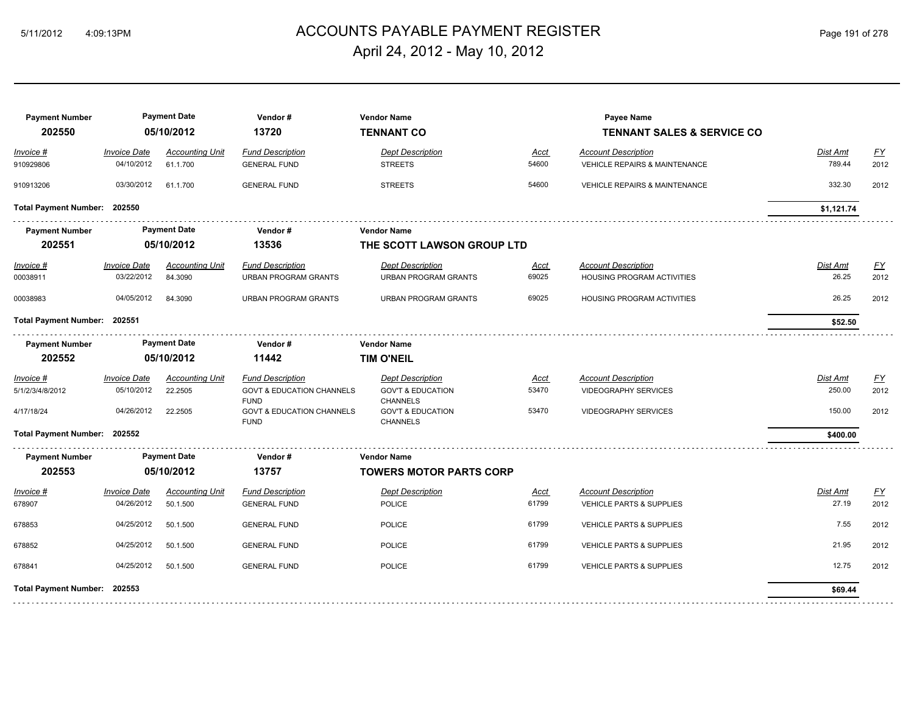# ACCOUNTS PAYABLE PAYMENT REGISTER
## April 24, 2012 - May 10, 2012

| Payment Number | Payment Date | Vendor # | Vendor Name | Payee Name |
|---|---|---|---|---|
| **202550** | **05/10/2012** | **13720** | **TENNANT CO** | **TENNANT SALES & SERVICE CO** |

| Invoice # | Invoice Date | Accounting Unit | Fund Description | Dept Description | Acct | Account Description | Dist Amt | FY |
|---|---|---|---|---|---|---|---|---|
| 910929806 | 04/10/2012 | 61.1.700 | GENERAL FUND | STREETS | 54600 | VEHICLE REPAIRS & MAINTENANCE | 789.44 | 2012 |
| 910913206 | 03/30/2012 | 61.1.700 | GENERAL FUND | STREETS | 54600 | VEHICLE REPAIRS & MAINTENANCE | 332.30 | 2012 |

**Total Payment Number: 202550** — **$1,121.74**

| Payment Number | Payment Date | Vendor # | Vendor Name |
|---|---|---|---|
| **202551** | **05/10/2012** | **13536** | **THE SCOTT LAWSON GROUP LTD** |

| Invoice # | Invoice Date | Accounting Unit | Fund Description | Dept Description | Acct | Account Description | Dist Amt | FY |
|---|---|---|---|---|---|---|---|---|
| 00038911 | 03/22/2012 | 84.3090 | URBAN PROGRAM GRANTS | URBAN PROGRAM GRANTS | 69025 | HOUSING PROGRAM ACTIVITIES | 26.25 | 2012 |
| 00038983 | 04/05/2012 | 84.3090 | URBAN PROGRAM GRANTS | URBAN PROGRAM GRANTS | 69025 | HOUSING PROGRAM ACTIVITIES | 26.25 | 2012 |

**Total Payment Number: 202551** — **$52.50**

| Payment Number | Payment Date | Vendor # | Vendor Name |
|---|---|---|---|
| **202552** | **05/10/2012** | **11442** | **TIM O'NEIL** |

| Invoice # | Invoice Date | Accounting Unit | Fund Description | Dept Description | Acct | Account Description | Dist Amt | FY |
|---|---|---|---|---|---|---|---|---|
| 5/1/2/3/4/8/2012 | 05/10/2012 | 22.2505 | GOVT & EDUCATION CHANNELS FUND | GOV'T & EDUCATION CHANNELS | 53470 | VIDEOGRAPHY SERVICES | 250.00 | 2012 |
| 4/17/18/24 | 04/26/2012 | 22.2505 | GOVT & EDUCATION CHANNELS FUND | GOV'T & EDUCATION CHANNELS | 53470 | VIDEOGRAPHY SERVICES | 150.00 | 2012 |

**Total Payment Number: 202552** — **$400.00**

| Payment Number | Payment Date | Vendor # | Vendor Name |
|---|---|---|---|
| **202553** | **05/10/2012** | **13757** | **TOWERS MOTOR PARTS CORP** |

| Invoice # | Invoice Date | Accounting Unit | Fund Description | Dept Description | Acct | Account Description | Dist Amt | FY |
|---|---|---|---|---|---|---|---|---|
| 678907 | 04/26/2012 | 50.1.500 | GENERAL FUND | POLICE | 61799 | VEHICLE PARTS & SUPPLIES | 27.19 | 2012 |
| 678853 | 04/25/2012 | 50.1.500 | GENERAL FUND | POLICE | 61799 | VEHICLE PARTS & SUPPLIES | 7.55 | 2012 |
| 678852 | 04/25/2012 | 50.1.500 | GENERAL FUND | POLICE | 61799 | VEHICLE PARTS & SUPPLIES | 21.95 | 2012 |
| 678841 | 04/25/2012 | 50.1.500 | GENERAL FUND | POLICE | 61799 | VEHICLE PARTS & SUPPLIES | 12.75 | 2012 |

**Total Payment Number: 202553** — **$69.44**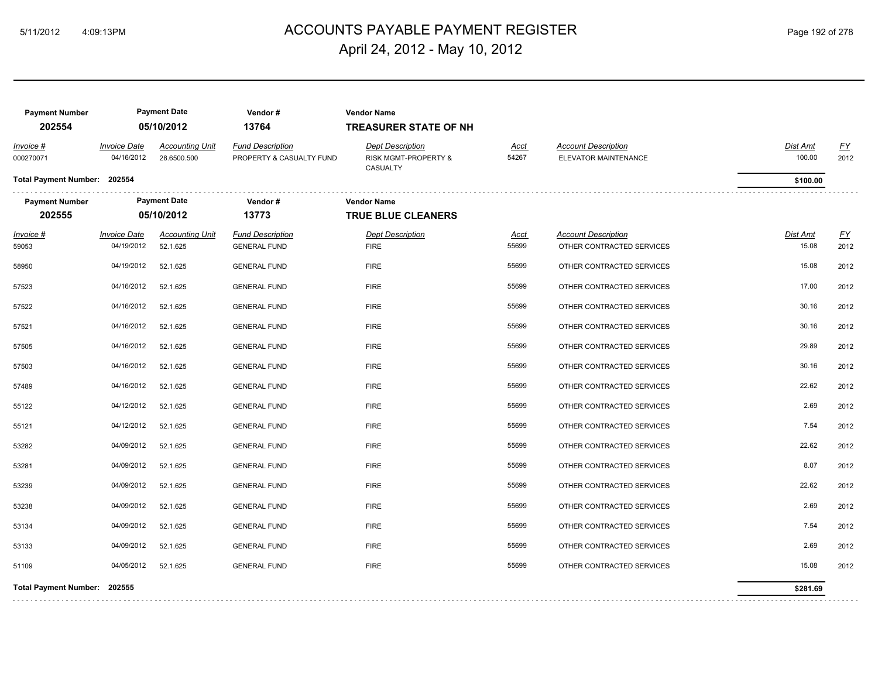# ACCOUNTS PAYABLE PAYMENT REGISTER

April 24, 2012 - May 10, 2012

| Payment Number | Payment Date | Vendor # | Vendor Name |
|---|---|---|---|
| **202554** | **05/10/2012** | **13764** | **TREASURER STATE OF NH** |

| Invoice # | Invoice Date | Accounting Unit | Fund Description | Dept Description | Acct | Account Description | Dist Amt | FY |
|---|---|---|---|---|---|---|---|---|
| 000270071 | 04/16/2012 | 28.6500.500 | PROPERTY & CASUALTY FUND | RISK MGMT-PROPERTY & CASUALTY | 54267 | ELEVATOR MAINTENANCE | 100.00 | 2012 |

**Total Payment Number: 202554** — **$100.00**

| Payment Number | Payment Date | Vendor # | Vendor Name |
|---|---|---|---|
| **202555** | **05/10/2012** | **13773** | **TRUE BLUE CLEANERS** |

| Invoice # | Invoice Date | Accounting Unit | Fund Description | Dept Description | Acct | Account Description | Dist Amt | FY |
|---|---|---|---|---|---|---|---|---|
| 59053 | 04/19/2012 | 52.1.625 | GENERAL FUND | FIRE | 55699 | OTHER CONTRACTED SERVICES | 15.08 | 2012 |
| 58950 | 04/19/2012 | 52.1.625 | GENERAL FUND | FIRE | 55699 | OTHER CONTRACTED SERVICES | 15.08 | 2012 |
| 57523 | 04/16/2012 | 52.1.625 | GENERAL FUND | FIRE | 55699 | OTHER CONTRACTED SERVICES | 17.00 | 2012 |
| 57522 | 04/16/2012 | 52.1.625 | GENERAL FUND | FIRE | 55699 | OTHER CONTRACTED SERVICES | 30.16 | 2012 |
| 57521 | 04/16/2012 | 52.1.625 | GENERAL FUND | FIRE | 55699 | OTHER CONTRACTED SERVICES | 30.16 | 2012 |
| 57505 | 04/16/2012 | 52.1.625 | GENERAL FUND | FIRE | 55699 | OTHER CONTRACTED SERVICES | 29.89 | 2012 |
| 57503 | 04/16/2012 | 52.1.625 | GENERAL FUND | FIRE | 55699 | OTHER CONTRACTED SERVICES | 30.16 | 2012 |
| 57489 | 04/16/2012 | 52.1.625 | GENERAL FUND | FIRE | 55699 | OTHER CONTRACTED SERVICES | 22.62 | 2012 |
| 55122 | 04/12/2012 | 52.1.625 | GENERAL FUND | FIRE | 55699 | OTHER CONTRACTED SERVICES | 2.69 | 2012 |
| 55121 | 04/12/2012 | 52.1.625 | GENERAL FUND | FIRE | 55699 | OTHER CONTRACTED SERVICES | 7.54 | 2012 |
| 53282 | 04/09/2012 | 52.1.625 | GENERAL FUND | FIRE | 55699 | OTHER CONTRACTED SERVICES | 22.62 | 2012 |
| 53281 | 04/09/2012 | 52.1.625 | GENERAL FUND | FIRE | 55699 | OTHER CONTRACTED SERVICES | 8.07 | 2012 |
| 53239 | 04/09/2012 | 52.1.625 | GENERAL FUND | FIRE | 55699 | OTHER CONTRACTED SERVICES | 22.62 | 2012 |
| 53238 | 04/09/2012 | 52.1.625 | GENERAL FUND | FIRE | 55699 | OTHER CONTRACTED SERVICES | 2.69 | 2012 |
| 53134 | 04/09/2012 | 52.1.625 | GENERAL FUND | FIRE | 55699 | OTHER CONTRACTED SERVICES | 7.54 | 2012 |
| 53133 | 04/09/2012 | 52.1.625 | GENERAL FUND | FIRE | 55699 | OTHER CONTRACTED SERVICES | 2.69 | 2012 |
| 51109 | 04/05/2012 | 52.1.625 | GENERAL FUND | FIRE | 55699 | OTHER CONTRACTED SERVICES | 15.08 | 2012 |

**Total Payment Number: 202555** — **$281.69**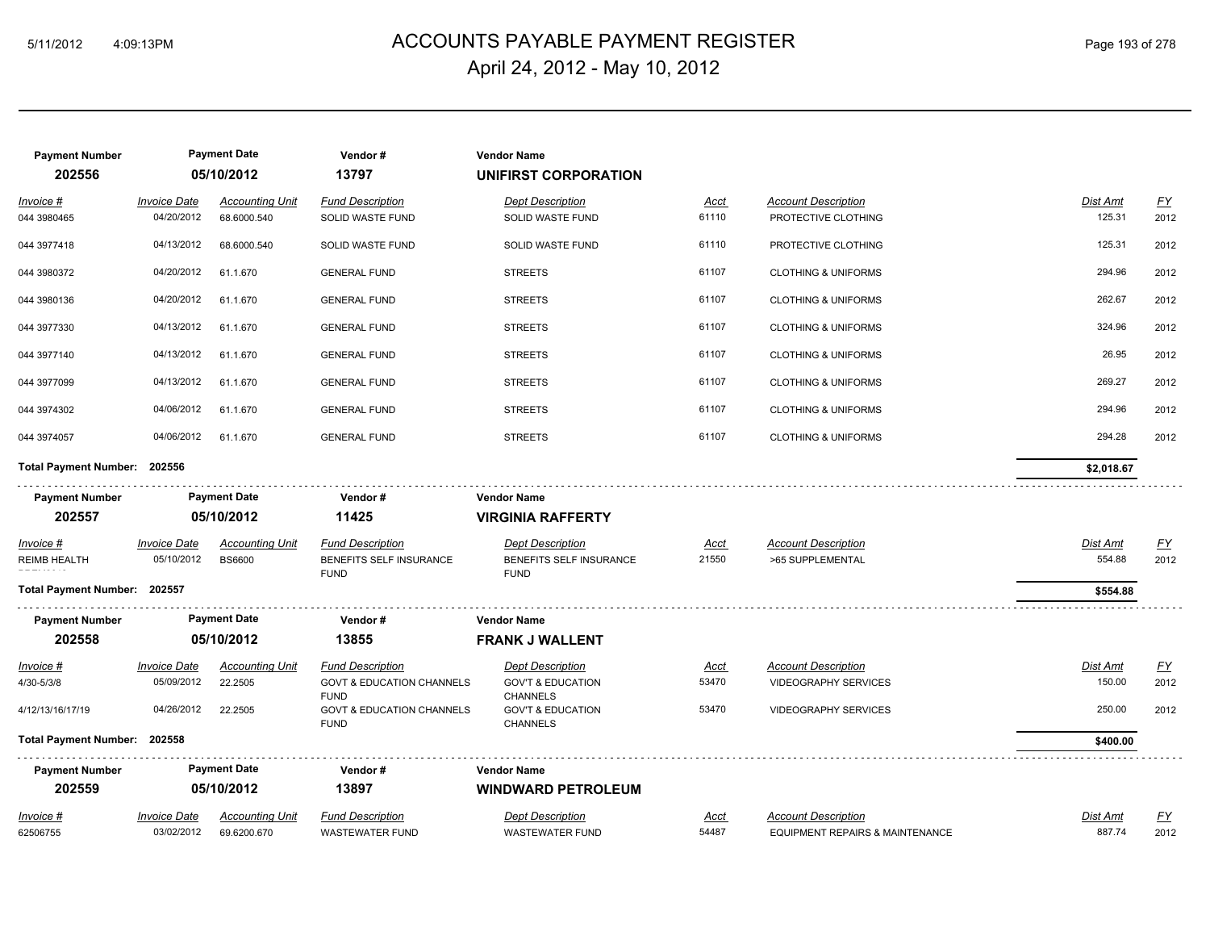# ACCOUNTS PAYABLE PAYMENT REGISTER

April 24, 2012 - May 10, 2012

| Payment Number | Payment Date | Vendor # | Vendor Name |
|---|---|---|---|
| **202556** | **05/10/2012** | **13797** | **UNIFIRST CORPORATION** |

| Invoice # | Invoice Date | Accounting Unit | Fund Description | Dept Description | Acct | Account Description | Dist Amt | FY |
|---|---|---|---|---|---|---|---|---|
| 044 3980465 | 04/20/2012 | 68.6000.540 | SOLID WASTE FUND | SOLID WASTE FUND | 61110 | PROTECTIVE CLOTHING | 125.31 | 2012 |
| 044 3977418 | 04/13/2012 | 68.6000.540 | SOLID WASTE FUND | SOLID WASTE FUND | 61110 | PROTECTIVE CLOTHING | 125.31 | 2012 |
| 044 3980372 | 04/20/2012 | 61.1.670 | GENERAL FUND | STREETS | 61107 | CLOTHING & UNIFORMS | 294.96 | 2012 |
| 044 3980136 | 04/20/2012 | 61.1.670 | GENERAL FUND | STREETS | 61107 | CLOTHING & UNIFORMS | 262.67 | 2012 |
| 044 3977330 | 04/13/2012 | 61.1.670 | GENERAL FUND | STREETS | 61107 | CLOTHING & UNIFORMS | 324.96 | 2012 |
| 044 3977140 | 04/13/2012 | 61.1.670 | GENERAL FUND | STREETS | 61107 | CLOTHING & UNIFORMS | 26.95 | 2012 |
| 044 3977099 | 04/13/2012 | 61.1.670 | GENERAL FUND | STREETS | 61107 | CLOTHING & UNIFORMS | 269.27 | 2012 |
| 044 3974302 | 04/06/2012 | 61.1.670 | GENERAL FUND | STREETS | 61107 | CLOTHING & UNIFORMS | 294.96 | 2012 |
| 044 3974057 | 04/06/2012 | 61.1.670 | GENERAL FUND | STREETS | 61107 | CLOTHING & UNIFORMS | 294.28 | 2012 |

**Total Payment Number: 202556** — **$2,018.67**

| Payment Number | Payment Date | Vendor # | Vendor Name |
|---|---|---|---|
| **202557** | **05/10/2012** | **11425** | **VIRGINIA RAFFERTY** |

| Invoice # | Invoice Date | Accounting Unit | Fund Description | Dept Description | Acct | Account Description | Dist Amt | FY |
|---|---|---|---|---|---|---|---|---|
| REIMB HEALTH | 05/10/2012 | BS6600 | BENEFITS SELF INSURANCE FUND | BENEFITS SELF INSURANCE FUND | 21550 | >65 SUPPLEMENTAL | 554.88 | 2012 |

**Total Payment Number: 202557** — **$554.88**

| Payment Number | Payment Date | Vendor # | Vendor Name |
|---|---|---|---|
| **202558** | **05/10/2012** | **13855** | **FRANK J WALLENT** |

| Invoice # | Invoice Date | Accounting Unit | Fund Description | Dept Description | Acct | Account Description | Dist Amt | FY |
|---|---|---|---|---|---|---|---|---|
| 4/30-5/3/8 | 05/09/2012 | 22.2505 | GOVT & EDUCATION CHANNELS FUND | GOV'T & EDUCATION CHANNELS | 53470 | VIDEOGRAPHY SERVICES | 150.00 | 2012 |
| 4/12/13/16/17/19 | 04/26/2012 | 22.2505 | GOVT & EDUCATION CHANNELS FUND | GOV'T & EDUCATION CHANNELS | 53470 | VIDEOGRAPHY SERVICES | 250.00 | 2012 |

**Total Payment Number: 202558** — **$400.00**

| Payment Number | Payment Date | Vendor # | Vendor Name |
|---|---|---|---|
| **202559** | **05/10/2012** | **13897** | **WINDWARD PETROLEUM** |

| Invoice # | Invoice Date | Accounting Unit | Fund Description | Dept Description | Acct | Account Description | Dist Amt | FY |
|---|---|---|---|---|---|---|---|---|
| 62506755 | 03/02/2012 | 69.6200.670 | WASTEWATER FUND | WASTEWATER FUND | 54487 | EQUIPMENT REPAIRS & MAINTENANCE | 887.74 | 2012 |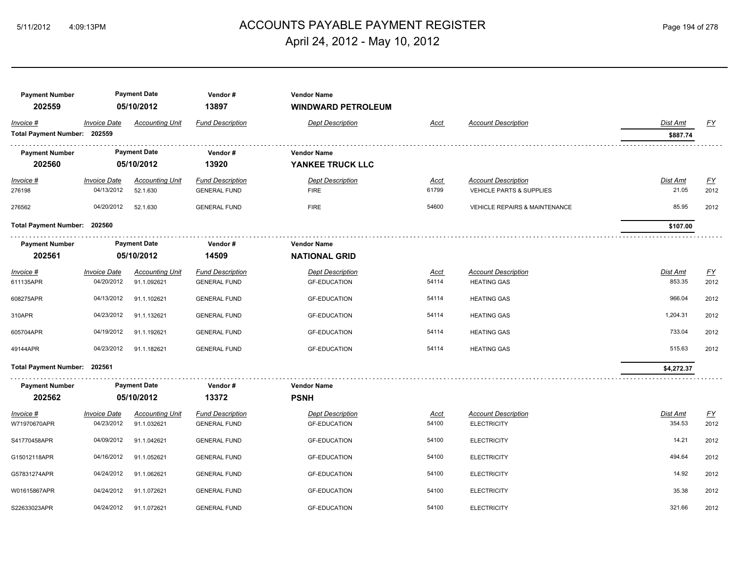# ACCOUNTS PAYABLE PAYMENT REGISTER

April 24, 2012 - May 10, 2012

| Payment Number | Payment Date | Vendor # | Vendor Name |
|---|---|---|---|
| 202559 | 05/10/2012 | 13897 | **WINDWARD PETROLEUM** |

| Invoice # | Invoice Date | Accounting Unit | Fund Description | Dept Description | Acct | Account Description | Dist Amt | FY |
|---|---|---|---|---|---|---|---|---|
| **Total Payment Number: 202559** | | | | | | | **$887.74** | |

| Payment Number | Payment Date | Vendor # | Vendor Name |
|---|---|---|---|
| 202560 | 05/10/2012 | 13920 | **YANKEE TRUCK LLC** |

| Invoice # | Invoice Date | Accounting Unit | Fund Description | Dept Description | Acct | Account Description | Dist Amt | FY |
|---|---|---|---|---|---|---|---|---|
| 276198 | 04/13/2012 | 52.1.630 | GENERAL FUND | FIRE | 61799 | VEHICLE PARTS & SUPPLIES | 21.05 | 2012 |
| 276562 | 04/20/2012 | 52.1.630 | GENERAL FUND | FIRE | 54600 | VEHICLE REPAIRS & MAINTENANCE | 85.95 | 2012 |
| **Total Payment Number: 202560** | | | | | | | **$107.00** | |

| Payment Number | Payment Date | Vendor # | Vendor Name |
|---|---|---|---|
| 202561 | 05/10/2012 | 14509 | **NATIONAL GRID** |

| Invoice # | Invoice Date | Accounting Unit | Fund Description | Dept Description | Acct | Account Description | Dist Amt | FY |
|---|---|---|---|---|---|---|---|---|
| 611135APR | 04/20/2012 | 91.1.092621 | GENERAL FUND | GF-EDUCATION | 54114 | HEATING GAS | 853.35 | 2012 |
| 608275APR | 04/13/2012 | 91.1.102621 | GENERAL FUND | GF-EDUCATION | 54114 | HEATING GAS | 966.04 | 2012 |
| 310APR | 04/23/2012 | 91.1.132621 | GENERAL FUND | GF-EDUCATION | 54114 | HEATING GAS | 1,204.31 | 2012 |
| 605704APR | 04/19/2012 | 91.1.192621 | GENERAL FUND | GF-EDUCATION | 54114 | HEATING GAS | 733.04 | 2012 |
| 49144APR | 04/23/2012 | 91.1.182621 | GENERAL FUND | GF-EDUCATION | 54114 | HEATING GAS | 515.63 | 2012 |
| **Total Payment Number: 202561** | | | | | | | **$4,272.37** | |

| Payment Number | Payment Date | Vendor # | Vendor Name |
|---|---|---|---|
| 202562 | 05/10/2012 | 13372 | **PSNH** |

| Invoice # | Invoice Date | Accounting Unit | Fund Description | Dept Description | Acct | Account Description | Dist Amt | FY |
|---|---|---|---|---|---|---|---|---|
| W71970670APR | 04/23/2012 | 91.1.032621 | GENERAL FUND | GF-EDUCATION | 54100 | ELECTRICITY | 354.53 | 2012 |
| S41770458APR | 04/09/2012 | 91.1.042621 | GENERAL FUND | GF-EDUCATION | 54100 | ELECTRICITY | 14.21 | 2012 |
| G15012118APR | 04/16/2012 | 91.1.052621 | GENERAL FUND | GF-EDUCATION | 54100 | ELECTRICITY | 494.64 | 2012 |
| G57831274APR | 04/24/2012 | 91.1.062621 | GENERAL FUND | GF-EDUCATION | 54100 | ELECTRICITY | 14.92 | 2012 |
| W01615867APR | 04/24/2012 | 91.1.072621 | GENERAL FUND | GF-EDUCATION | 54100 | ELECTRICITY | 35.38 | 2012 |
| S22633023APR | 04/24/2012 | 91.1.072621 | GENERAL FUND | GF-EDUCATION | 54100 | ELECTRICITY | 321.66 | 2012 |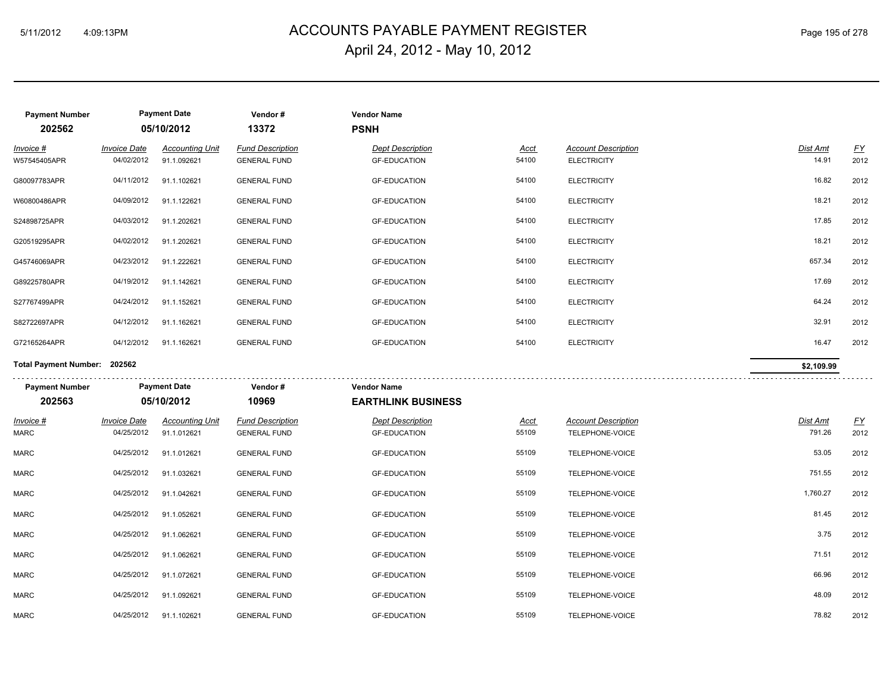| Payment Number | Payment Date | Vendor # | Vendor Name | | | | |
|---|---|---|---|---|---|---|---|
| 202562 | 05/10/2012 | 13372 | PSNH | | | | |

| Invoice # | Invoice Date | Accounting Unit | Fund Description | Dept Description | Acct | Account Description | Dist Amt | FY |
|---|---|---|---|---|---|---|---|---|
| W57545405APR | 04/02/2012 | 91.1.092621 | GENERAL FUND | GF-EDUCATION | 54100 | ELECTRICITY | 14.91 | 2012 |
| G80097783APR | 04/11/2012 | 91.1.102621 | GENERAL FUND | GF-EDUCATION | 54100 | ELECTRICITY | 16.82 | 2012 |
| W60800486APR | 04/09/2012 | 91.1.122621 | GENERAL FUND | GF-EDUCATION | 54100 | ELECTRICITY | 18.21 | 2012 |
| S24898725APR | 04/03/2012 | 91.1.202621 | GENERAL FUND | GF-EDUCATION | 54100 | ELECTRICITY | 17.85 | 2012 |
| G20519295APR | 04/02/2012 | 91.1.202621 | GENERAL FUND | GF-EDUCATION | 54100 | ELECTRICITY | 18.21 | 2012 |
| G45746069APR | 04/23/2012 | 91.1.222621 | GENERAL FUND | GF-EDUCATION | 54100 | ELECTRICITY | 657.34 | 2012 |
| G89225780APR | 04/19/2012 | 91.1.142621 | GENERAL FUND | GF-EDUCATION | 54100 | ELECTRICITY | 17.69 | 2012 |
| S27767499APR | 04/24/2012 | 91.1.152621 | GENERAL FUND | GF-EDUCATION | 54100 | ELECTRICITY | 64.24 | 2012 |
| S82722697APR | 04/12/2012 | 91.1.162621 | GENERAL FUND | GF-EDUCATION | 54100 | ELECTRICITY | 32.91 | 2012 |
| G72165264APR | 04/12/2012 | 91.1.162621 | GENERAL FUND | GF-EDUCATION | 54100 | ELECTRICITY | 16.47 | 2012 |

**Total Payment Number: 202562** — **$2,109.99**

| Payment Number | Payment Date | Vendor # | Vendor Name | | | | |
|---|---|---|---|---|---|---|---|
| 202563 | 05/10/2012 | 10969 | EARTHLINK BUSINESS | | | | |

| Invoice # | Invoice Date | Accounting Unit | Fund Description | Dept Description | Acct | Account Description | Dist Amt | FY |
|---|---|---|---|---|---|---|---|---|
| MARC | 04/25/2012 | 91.1.012621 | GENERAL FUND | GF-EDUCATION | 55109 | TELEPHONE-VOICE | 791.26 | 2012 |
| MARC | 04/25/2012 | 91.1.012621 | GENERAL FUND | GF-EDUCATION | 55109 | TELEPHONE-VOICE | 53.05 | 2012 |
| MARC | 04/25/2012 | 91.1.032621 | GENERAL FUND | GF-EDUCATION | 55109 | TELEPHONE-VOICE | 751.55 | 2012 |
| MARC | 04/25/2012 | 91.1.042621 | GENERAL FUND | GF-EDUCATION | 55109 | TELEPHONE-VOICE | 1,760.27 | 2012 |
| MARC | 04/25/2012 | 91.1.052621 | GENERAL FUND | GF-EDUCATION | 55109 | TELEPHONE-VOICE | 81.45 | 2012 |
| MARC | 04/25/2012 | 91.1.062621 | GENERAL FUND | GF-EDUCATION | 55109 | TELEPHONE-VOICE | 3.75 | 2012 |
| MARC | 04/25/2012 | 91.1.062621 | GENERAL FUND | GF-EDUCATION | 55109 | TELEPHONE-VOICE | 71.51 | 2012 |
| MARC | 04/25/2012 | 91.1.072621 | GENERAL FUND | GF-EDUCATION | 55109 | TELEPHONE-VOICE | 66.96 | 2012 |
| MARC | 04/25/2012 | 91.1.092621 | GENERAL FUND | GF-EDUCATION | 55109 | TELEPHONE-VOICE | 48.09 | 2012 |
| MARC | 04/25/2012 | 91.1.102621 | GENERAL FUND | GF-EDUCATION | 55109 | TELEPHONE-VOICE | 78.82 | 2012 |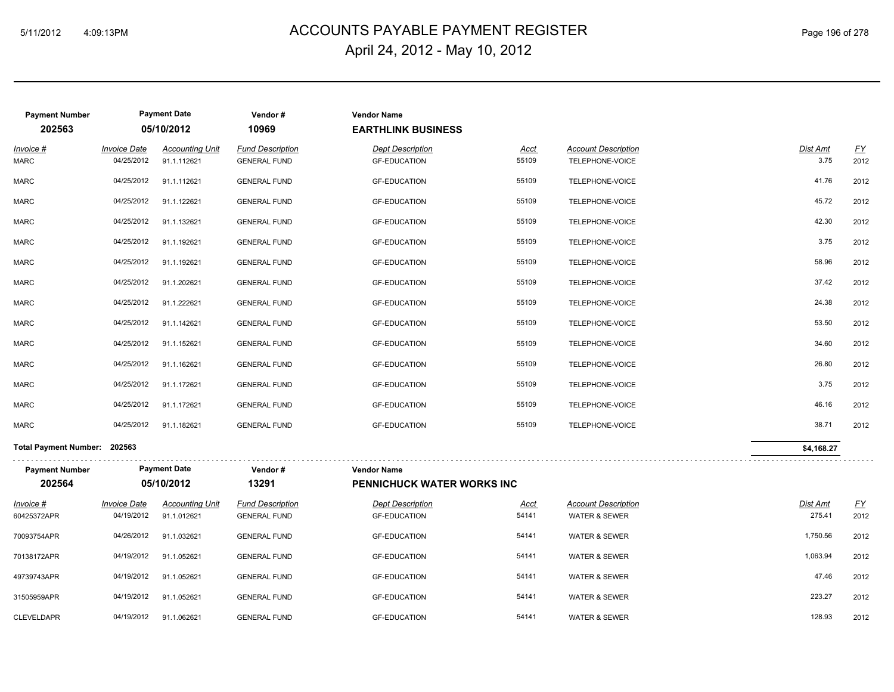# ACCOUNTS PAYABLE PAYMENT REGISTER
## April 24, 2012 - May 10, 2012

| Payment Number | Payment Date | Vendor # | Vendor Name |
|---|---|---|---|
| **202563** | **05/10/2012** | **10969** | **EARTHLINK BUSINESS** |

| Invoice # | Invoice Date | Accounting Unit | Fund Description | Dept Description | Acct | Account Description | Dist Amt | FY |
|---|---|---|---|---|---|---|---|---|
| MARC | 04/25/2012 | 91.1.112621 | GENERAL FUND | GF-EDUCATION | 55109 | TELEPHONE-VOICE | 3.75 | 2012 |
| MARC | 04/25/2012 | 91.1.112621 | GENERAL FUND | GF-EDUCATION | 55109 | TELEPHONE-VOICE | 41.76 | 2012 |
| MARC | 04/25/2012 | 91.1.122621 | GENERAL FUND | GF-EDUCATION | 55109 | TELEPHONE-VOICE | 45.72 | 2012 |
| MARC | 04/25/2012 | 91.1.132621 | GENERAL FUND | GF-EDUCATION | 55109 | TELEPHONE-VOICE | 42.30 | 2012 |
| MARC | 04/25/2012 | 91.1.192621 | GENERAL FUND | GF-EDUCATION | 55109 | TELEPHONE-VOICE | 3.75 | 2012 |
| MARC | 04/25/2012 | 91.1.192621 | GENERAL FUND | GF-EDUCATION | 55109 | TELEPHONE-VOICE | 58.96 | 2012 |
| MARC | 04/25/2012 | 91.1.202621 | GENERAL FUND | GF-EDUCATION | 55109 | TELEPHONE-VOICE | 37.42 | 2012 |
| MARC | 04/25/2012 | 91.1.222621 | GENERAL FUND | GF-EDUCATION | 55109 | TELEPHONE-VOICE | 24.38 | 2012 |
| MARC | 04/25/2012 | 91.1.142621 | GENERAL FUND | GF-EDUCATION | 55109 | TELEPHONE-VOICE | 53.50 | 2012 |
| MARC | 04/25/2012 | 91.1.152621 | GENERAL FUND | GF-EDUCATION | 55109 | TELEPHONE-VOICE | 34.60 | 2012 |
| MARC | 04/25/2012 | 91.1.162621 | GENERAL FUND | GF-EDUCATION | 55109 | TELEPHONE-VOICE | 26.80 | 2012 |
| MARC | 04/25/2012 | 91.1.172621 | GENERAL FUND | GF-EDUCATION | 55109 | TELEPHONE-VOICE | 3.75 | 2012 |
| MARC | 04/25/2012 | 91.1.172621 | GENERAL FUND | GF-EDUCATION | 55109 | TELEPHONE-VOICE | 46.16 | 2012 |
| MARC | 04/25/2012 | 91.1.182621 | GENERAL FUND | GF-EDUCATION | 55109 | TELEPHONE-VOICE | 38.71 | 2012 |

**Total Payment Number: 202563** — **$4,168.27**

| Payment Number | Payment Date | Vendor # | Vendor Name |
|---|---|---|---|
| **202564** | **05/10/2012** | **13291** | **PENNICHUCK WATER WORKS INC** |

| Invoice # | Invoice Date | Accounting Unit | Fund Description | Dept Description | Acct | Account Description | Dist Amt | FY |
|---|---|---|---|---|---|---|---|---|
| 60425372APR | 04/19/2012 | 91.1.012621 | GENERAL FUND | GF-EDUCATION | 54141 | WATER & SEWER | 275.41 | 2012 |
| 70093754APR | 04/26/2012 | 91.1.032621 | GENERAL FUND | GF-EDUCATION | 54141 | WATER & SEWER | 1,750.56 | 2012 |
| 70138172APR | 04/19/2012 | 91.1.052621 | GENERAL FUND | GF-EDUCATION | 54141 | WATER & SEWER | 1,063.94 | 2012 |
| 49739743APR | 04/19/2012 | 91.1.052621 | GENERAL FUND | GF-EDUCATION | 54141 | WATER & SEWER | 47.46 | 2012 |
| 31505959APR | 04/19/2012 | 91.1.052621 | GENERAL FUND | GF-EDUCATION | 54141 | WATER & SEWER | 223.27 | 2012 |
| CLEVELDAPR | 04/19/2012 | 91.1.062621 | GENERAL FUND | GF-EDUCATION | 54141 | WATER & SEWER | 128.93 | 2012 |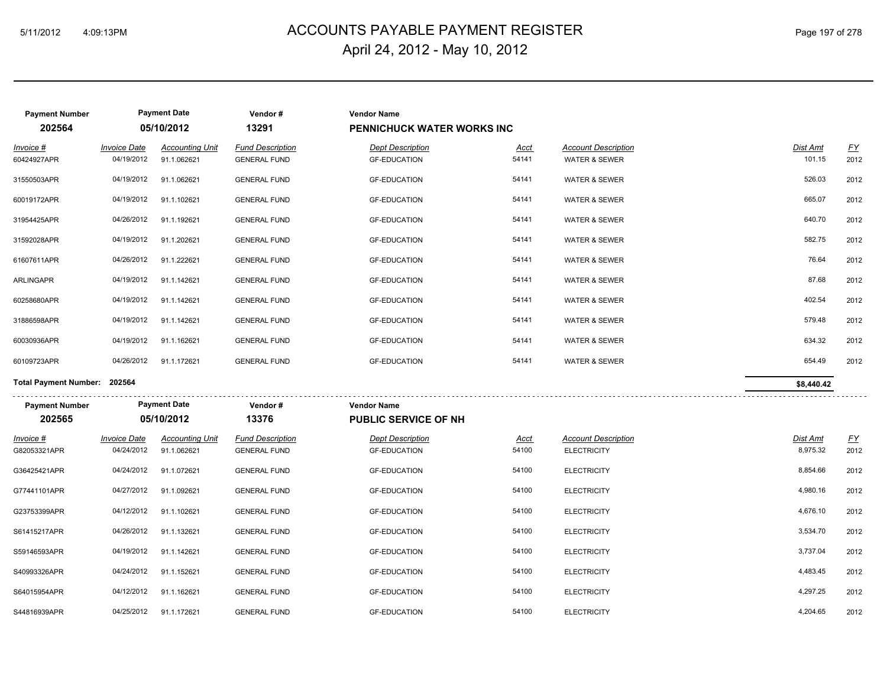# ACCOUNTS PAYABLE PAYMENT REGISTER

April 24, 2012 - May 10, 2012

| Payment Number | Payment Date | Vendor # | Vendor Name |
|---|---|---|---|
| 202564 | 05/10/2012 | 13291 | PENNICHUCK WATER WORKS INC |

| Invoice # | Invoice Date | Accounting Unit | Fund Description | Dept Description | Acct | Account Description | Dist Amt | FY |
|---|---|---|---|---|---|---|---|---|
| 60424927APR | 04/19/2012 | 91.1.062621 | GENERAL FUND | GF-EDUCATION | 54141 | WATER & SEWER | 101.15 | 2012 |
| 31550503APR | 04/19/2012 | 91.1.062621 | GENERAL FUND | GF-EDUCATION | 54141 | WATER & SEWER | 526.03 | 2012 |
| 60019172APR | 04/19/2012 | 91.1.102621 | GENERAL FUND | GF-EDUCATION | 54141 | WATER & SEWER | 665.07 | 2012 |
| 31954425APR | 04/26/2012 | 91.1.192621 | GENERAL FUND | GF-EDUCATION | 54141 | WATER & SEWER | 640.70 | 2012 |
| 31592028APR | 04/19/2012 | 91.1.202621 | GENERAL FUND | GF-EDUCATION | 54141 | WATER & SEWER | 582.75 | 2012 |
| 61607611APR | 04/26/2012 | 91.1.222621 | GENERAL FUND | GF-EDUCATION | 54141 | WATER & SEWER | 76.64 | 2012 |
| ARLINGAPR | 04/19/2012 | 91.1.142621 | GENERAL FUND | GF-EDUCATION | 54141 | WATER & SEWER | 87.68 | 2012 |
| 60258680APR | 04/19/2012 | 91.1.142621 | GENERAL FUND | GF-EDUCATION | 54141 | WATER & SEWER | 402.54 | 2012 |
| 31886598APR | 04/19/2012 | 91.1.142621 | GENERAL FUND | GF-EDUCATION | 54141 | WATER & SEWER | 579.48 | 2012 |
| 60030936APR | 04/19/2012 | 91.1.162621 | GENERAL FUND | GF-EDUCATION | 54141 | WATER & SEWER | 634.32 | 2012 |
| 60109723APR | 04/26/2012 | 91.1.172621 | GENERAL FUND | GF-EDUCATION | 54141 | WATER & SEWER | 654.49 | 2012 |

**Total Payment Number: 202564** — **$8,440.42**

| Payment Number | Payment Date | Vendor # | Vendor Name |
|---|---|---|---|
| 202565 | 05/10/2012 | 13376 | PUBLIC SERVICE OF NH |

| Invoice # | Invoice Date | Accounting Unit | Fund Description | Dept Description | Acct | Account Description | Dist Amt | FY |
|---|---|---|---|---|---|---|---|---|
| G82053321APR | 04/24/2012 | 91.1.062621 | GENERAL FUND | GF-EDUCATION | 54100 | ELECTRICITY | 8,975.32 | 2012 |
| G36425421APR | 04/24/2012 | 91.1.072621 | GENERAL FUND | GF-EDUCATION | 54100 | ELECTRICITY | 8,854.66 | 2012 |
| G77441101APR | 04/27/2012 | 91.1.092621 | GENERAL FUND | GF-EDUCATION | 54100 | ELECTRICITY | 4,980.16 | 2012 |
| G23753399APR | 04/12/2012 | 91.1.102621 | GENERAL FUND | GF-EDUCATION | 54100 | ELECTRICITY | 4,676.10 | 2012 |
| S61415217APR | 04/26/2012 | 91.1.132621 | GENERAL FUND | GF-EDUCATION | 54100 | ELECTRICITY | 3,534.70 | 2012 |
| S59146593APR | 04/19/2012 | 91.1.142621 | GENERAL FUND | GF-EDUCATION | 54100 | ELECTRICITY | 3,737.04 | 2012 |
| S40993326APR | 04/24/2012 | 91.1.152621 | GENERAL FUND | GF-EDUCATION | 54100 | ELECTRICITY | 4,483.45 | 2012 |
| S64015954APR | 04/12/2012 | 91.1.162621 | GENERAL FUND | GF-EDUCATION | 54100 | ELECTRICITY | 4,297.25 | 2012 |
| S44816939APR | 04/25/2012 | 91.1.172621 | GENERAL FUND | GF-EDUCATION | 54100 | ELECTRICITY | 4,204.65 | 2012 |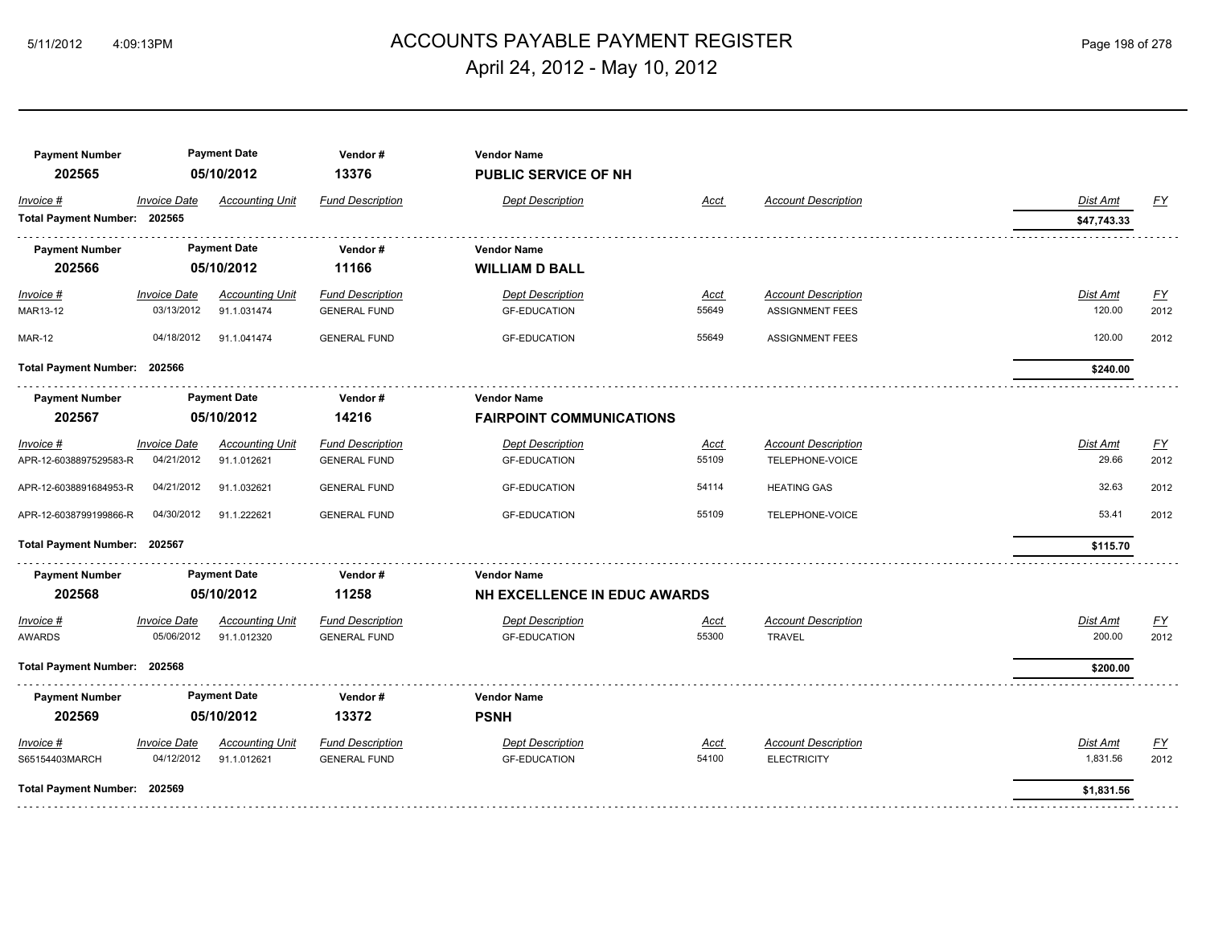# ACCOUNTS PAYABLE PAYMENT REGISTER

April 24, 2012 - May 10, 2012

| Payment Number | Payment Date | Vendor # | Vendor Name |
|---|---|---|---|
| 202565 | 05/10/2012 | 13376 | PUBLIC SERVICE OF NH |

| Invoice # | Invoice Date | Accounting Unit | Fund Description | Dept Description | Acct | Account Description | Dist Amt | FY |
|---|---|---|---|---|---|---|---|---|
| **Total Payment Number: 202565** | | | | | | | **$47,743.33** | |

| Payment Number | Payment Date | Vendor # | Vendor Name |
|---|---|---|---|
| 202566 | 05/10/2012 | 11166 | WILLIAM D BALL |

| Invoice # | Invoice Date | Accounting Unit | Fund Description | Dept Description | Acct | Account Description | Dist Amt | FY |
|---|---|---|---|---|---|---|---|---|
| MAR13-12 | 03/13/2012 | 91.1.031474 | GENERAL FUND | GF-EDUCATION | 55649 | ASSIGNMENT FEES | 120.00 | 2012 |
| MAR-12 | 04/18/2012 | 91.1.041474 | GENERAL FUND | GF-EDUCATION | 55649 | ASSIGNMENT FEES | 120.00 | 2012 |
| **Total Payment Number: 202566** | | | | | | | **$240.00** | |

| Payment Number | Payment Date | Vendor # | Vendor Name |
|---|---|---|---|
| 202567 | 05/10/2012 | 14216 | FAIRPOINT COMMUNICATIONS |

| Invoice # | Invoice Date | Accounting Unit | Fund Description | Dept Description | Acct | Account Description | Dist Amt | FY |
|---|---|---|---|---|---|---|---|---|
| APR-12-6038897529583-R | 04/21/2012 | 91.1.012621 | GENERAL FUND | GF-EDUCATION | 55109 | TELEPHONE-VOICE | 29.66 | 2012 |
| APR-12-6038891684953-R | 04/21/2012 | 91.1.032621 | GENERAL FUND | GF-EDUCATION | 54114 | HEATING GAS | 32.63 | 2012 |
| APR-12-6038799199866-R | 04/30/2012 | 91.1.222621 | GENERAL FUND | GF-EDUCATION | 55109 | TELEPHONE-VOICE | 53.41 | 2012 |
| **Total Payment Number: 202567** | | | | | | | **$115.70** | |

| Payment Number | Payment Date | Vendor # | Vendor Name |
|---|---|---|---|
| 202568 | 05/10/2012 | 11258 | NH EXCELLENCE IN EDUC AWARDS |

| Invoice # | Invoice Date | Accounting Unit | Fund Description | Dept Description | Acct | Account Description | Dist Amt | FY |
|---|---|---|---|---|---|---|---|---|
| AWARDS | 05/06/2012 | 91.1.012320 | GENERAL FUND | GF-EDUCATION | 55300 | TRAVEL | 200.00 | 2012 |
| **Total Payment Number: 202568** | | | | | | | **$200.00** | |

| Payment Number | Payment Date | Vendor # | Vendor Name |
|---|---|---|---|
| 202569 | 05/10/2012 | 13372 | PSNH |

| Invoice # | Invoice Date | Accounting Unit | Fund Description | Dept Description | Acct | Account Description | Dist Amt | FY |
|---|---|---|---|---|---|---|---|---|
| S65154403MARCH | 04/12/2012 | 91.1.012621 | GENERAL FUND | GF-EDUCATION | 54100 | ELECTRICITY | 1,831.56 | 2012 |
| **Total Payment Number: 202569** | | | | | | | **$1,831.56** | |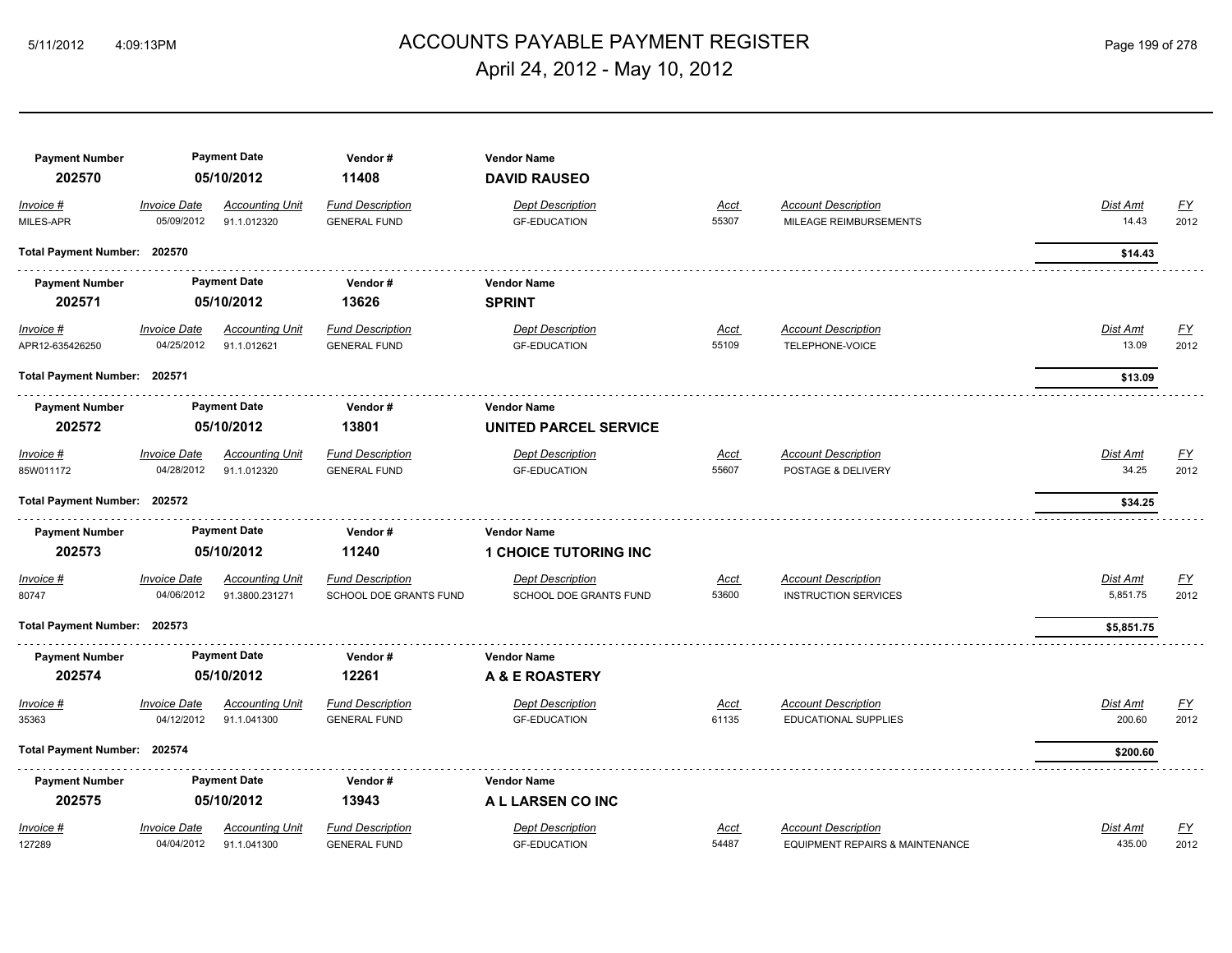# ACCOUNTS PAYABLE PAYMENT REGISTER

April 24, 2012 - May 10, 2012

| Payment Number | Payment Date | Vendor # | Vendor Name |
|---|---|---|---|
| 202570 | 05/10/2012 | 11408 | **DAVID RAUSEO** |

| Invoice # | Invoice Date | Accounting Unit | Fund Description | Dept Description | Acct | Account Description | Dist Amt | FY |
|---|---|---|---|---|---|---|---|---|
| MILES-APR | 05/09/2012 | 91.1.012320 | GENERAL FUND | GF-EDUCATION | 55307 | MILEAGE REIMBURSEMENTS | 14.43 | 2012 |

**Total Payment Number: 202570** — **$14.43**

| Payment Number | Payment Date | Vendor # | Vendor Name |
|---|---|---|---|
| 202571 | 05/10/2012 | 13626 | **SPRINT** |

| Invoice # | Invoice Date | Accounting Unit | Fund Description | Dept Description | Acct | Account Description | Dist Amt | FY |
|---|---|---|---|---|---|---|---|---|
| APR12-635426250 | 04/25/2012 | 91.1.012621 | GENERAL FUND | GF-EDUCATION | 55109 | TELEPHONE-VOICE | 13.09 | 2012 |

**Total Payment Number: 202571** — **$13.09**

| Payment Number | Payment Date | Vendor # | Vendor Name |
|---|---|---|---|
| 202572 | 05/10/2012 | 13801 | **UNITED PARCEL SERVICE** |

| Invoice # | Invoice Date | Accounting Unit | Fund Description | Dept Description | Acct | Account Description | Dist Amt | FY |
|---|---|---|---|---|---|---|---|---|
| 85W011172 | 04/28/2012 | 91.1.012320 | GENERAL FUND | GF-EDUCATION | 55607 | POSTAGE & DELIVERY | 34.25 | 2012 |

**Total Payment Number: 202572** — **$34.25**

| Payment Number | Payment Date | Vendor # | Vendor Name |
|---|---|---|---|
| 202573 | 05/10/2012 | 11240 | **1 CHOICE TUTORING INC** |

| Invoice # | Invoice Date | Accounting Unit | Fund Description | Dept Description | Acct | Account Description | Dist Amt | FY |
|---|---|---|---|---|---|---|---|---|
| 80747 | 04/06/2012 | 91.3800.231271 | SCHOOL DOE GRANTS FUND | SCHOOL DOE GRANTS FUND | 53600 | INSTRUCTION SERVICES | 5,851.75 | 2012 |

**Total Payment Number: 202573** — **$5,851.75**

| Payment Number | Payment Date | Vendor # | Vendor Name |
|---|---|---|---|
| 202574 | 05/10/2012 | 12261 | **A & E ROASTERY** |

| Invoice # | Invoice Date | Accounting Unit | Fund Description | Dept Description | Acct | Account Description | Dist Amt | FY |
|---|---|---|---|---|---|---|---|---|
| 35363 | 04/12/2012 | 91.1.041300 | GENERAL FUND | GF-EDUCATION | 61135 | EDUCATIONAL SUPPLIES | 200.60 | 2012 |

**Total Payment Number: 202574** — **$200.60**

| Payment Number | Payment Date | Vendor # | Vendor Name |
|---|---|---|---|
| 202575 | 05/10/2012 | 13943 | **A L LARSEN CO INC** |

| Invoice # | Invoice Date | Accounting Unit | Fund Description | Dept Description | Acct | Account Description | Dist Amt | FY |
|---|---|---|---|---|---|---|---|---|
| 127289 | 04/04/2012 | 91.1.041300 | GENERAL FUND | GF-EDUCATION | 54487 | EQUIPMENT REPAIRS & MAINTENANCE | 435.00 | 2012 |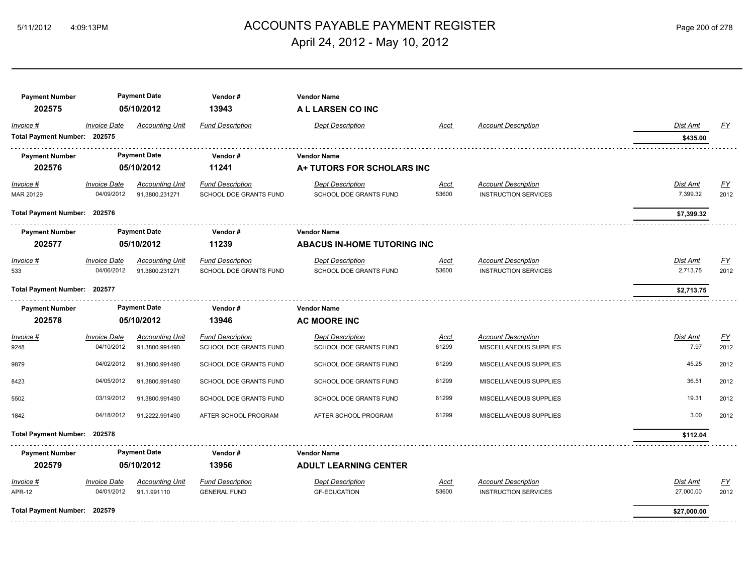# ACCOUNTS PAYABLE PAYMENT REGISTER

## April 24, 2012 - May 10, 2012

| Payment Number | Payment Date | Vendor # | Vendor Name |
|---|---|---|---|
| **202575** | **05/10/2012** | **13943** | **A L LARSEN CO INC** |

| Invoice # | Invoice Date | Accounting Unit | Fund Description | Dept Description | Acct | Account Description | Dist Amt | FY |
|---|---|---|---|---|---|---|---|---|
| **Total Payment Number: 202575** | | | | | | | **$435.00** | |

| Payment Number | Payment Date | Vendor # | Vendor Name |
|---|---|---|---|
| **202576** | **05/10/2012** | **11241** | **A+ TUTORS FOR SCHOLARS INC** |

| Invoice # | Invoice Date | Accounting Unit | Fund Description | Dept Description | Acct | Account Description | Dist Amt | FY |
|---|---|---|---|---|---|---|---|---|
| MAR 20129 | 04/09/2012 | 91.3800.231271 | SCHOOL DOE GRANTS FUND | SCHOOL DOE GRANTS FUND | 53600 | INSTRUCTION SERVICES | 7,399.32 | 2012 |
| **Total Payment Number: 202576** | | | | | | | **$7,399.32** | |

| Payment Number | Payment Date | Vendor # | Vendor Name |
|---|---|---|---|
| **202577** | **05/10/2012** | **11239** | **ABACUS IN-HOME TUTORING INC** |

| Invoice # | Invoice Date | Accounting Unit | Fund Description | Dept Description | Acct | Account Description | Dist Amt | FY |
|---|---|---|---|---|---|---|---|---|
| 533 | 04/06/2012 | 91.3800.231271 | SCHOOL DOE GRANTS FUND | SCHOOL DOE GRANTS FUND | 53600 | INSTRUCTION SERVICES | 2,713.75 | 2012 |
| **Total Payment Number: 202577** | | | | | | | **$2,713.75** | |

| Payment Number | Payment Date | Vendor # | Vendor Name |
|---|---|---|---|
| **202578** | **05/10/2012** | **13946** | **AC MOORE INC** |

| Invoice # | Invoice Date | Accounting Unit | Fund Description | Dept Description | Acct | Account Description | Dist Amt | FY |
|---|---|---|---|---|---|---|---|---|
| 9248 | 04/10/2012 | 91.3800.991490 | SCHOOL DOE GRANTS FUND | SCHOOL DOE GRANTS FUND | 61299 | MISCELLANEOUS SUPPLIES | 7.97 | 2012 |
| 9879 | 04/02/2012 | 91.3800.991490 | SCHOOL DOE GRANTS FUND | SCHOOL DOE GRANTS FUND | 61299 | MISCELLANEOUS SUPPLIES | 45.25 | 2012 |
| 8423 | 04/05/2012 | 91.3800.991490 | SCHOOL DOE GRANTS FUND | SCHOOL DOE GRANTS FUND | 61299 | MISCELLANEOUS SUPPLIES | 36.51 | 2012 |
| 5502 | 03/19/2012 | 91.3800.991490 | SCHOOL DOE GRANTS FUND | SCHOOL DOE GRANTS FUND | 61299 | MISCELLANEOUS SUPPLIES | 19.31 | 2012 |
| 1842 | 04/18/2012 | 91.2222.991490 | AFTER SCHOOL PROGRAM | AFTER SCHOOL PROGRAM | 61299 | MISCELLANEOUS SUPPLIES | 3.00 | 2012 |
| **Total Payment Number: 202578** | | | | | | | **$112.04** | |

| Payment Number | Payment Date | Vendor # | Vendor Name |
|---|---|---|---|
| **202579** | **05/10/2012** | **13956** | **ADULT LEARNING CENTER** |

| Invoice # | Invoice Date | Accounting Unit | Fund Description | Dept Description | Acct | Account Description | Dist Amt | FY |
|---|---|---|---|---|---|---|---|---|
| APR-12 | 04/01/2012 | 91.1.991110 | GENERAL FUND | GF-EDUCATION | 53600 | INSTRUCTION SERVICES | 27,000.00 | 2012 |
| **Total Payment Number: 202579** | | | | | | | **$27,000.00** | |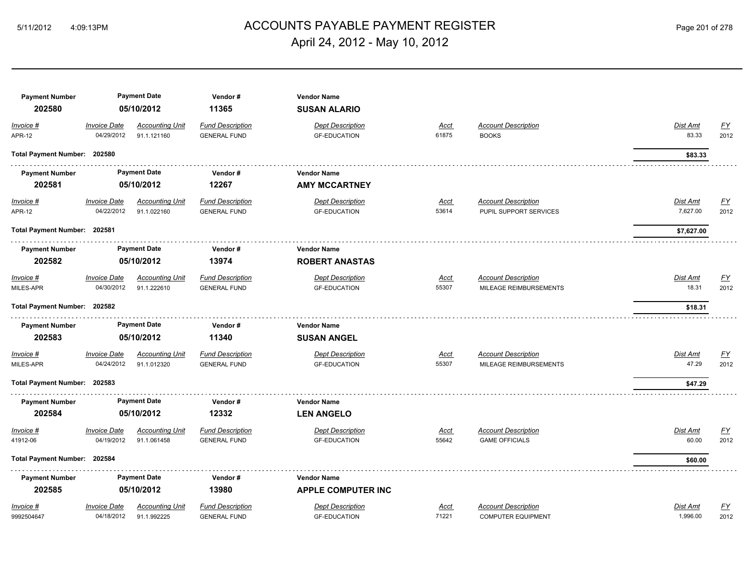# ACCOUNTS PAYABLE PAYMENT REGISTER

April 24, 2012 - May 10, 2012

| Payment Number | Payment Date | Vendor # | Vendor Name |
|---|---|---|---|
| **202580** | **05/10/2012** | **11365** | **SUSAN ALARIO** |

| Invoice # | Invoice Date | Accounting Unit | Fund Description | Dept Description | Acct | Account Description | Dist Amt | FY |
|---|---|---|---|---|---|---|---|---|
| APR-12 | 04/29/2012 | 91.1.121160 | GENERAL FUND | GF-EDUCATION | 61875 | BOOKS | 83.33 | 2012 |

**Total Payment Number: 202580** — **$83.33**

| Payment Number | Payment Date | Vendor # | Vendor Name |
|---|---|---|---|
| **202581** | **05/10/2012** | **12267** | **AMY MCCARTNEY** |

| Invoice # | Invoice Date | Accounting Unit | Fund Description | Dept Description | Acct | Account Description | Dist Amt | FY |
|---|---|---|---|---|---|---|---|---|
| APR-12 | 04/22/2012 | 91.1.022160 | GENERAL FUND | GF-EDUCATION | 53614 | PUPIL SUPPORT SERVICES | 7,627.00 | 2012 |

**Total Payment Number: 202581** — **$7,627.00**

| Payment Number | Payment Date | Vendor # | Vendor Name |
|---|---|---|---|
| **202582** | **05/10/2012** | **13974** | **ROBERT ANASTAS** |

| Invoice # | Invoice Date | Accounting Unit | Fund Description | Dept Description | Acct | Account Description | Dist Amt | FY |
|---|---|---|---|---|---|---|---|---|
| MILES-APR | 04/30/2012 | 91.1.222610 | GENERAL FUND | GF-EDUCATION | 55307 | MILEAGE REIMBURSEMENTS | 18.31 | 2012 |

**Total Payment Number: 202582** — **$18.31**

| Payment Number | Payment Date | Vendor # | Vendor Name |
|---|---|---|---|
| **202583** | **05/10/2012** | **11340** | **SUSAN ANGEL** |

| Invoice # | Invoice Date | Accounting Unit | Fund Description | Dept Description | Acct | Account Description | Dist Amt | FY |
|---|---|---|---|---|---|---|---|---|
| MILES-APR | 04/24/2012 | 91.1.012320 | GENERAL FUND | GF-EDUCATION | 55307 | MILEAGE REIMBURSEMENTS | 47.29 | 2012 |

**Total Payment Number: 202583** — **$47.29**

| Payment Number | Payment Date | Vendor # | Vendor Name |
|---|---|---|---|
| **202584** | **05/10/2012** | **12332** | **LEN ANGELO** |

| Invoice # | Invoice Date | Accounting Unit | Fund Description | Dept Description | Acct | Account Description | Dist Amt | FY |
|---|---|---|---|---|---|---|---|---|
| 41912-06 | 04/19/2012 | 91.1.061458 | GENERAL FUND | GF-EDUCATION | 55642 | GAME OFFICIALS | 60.00 | 2012 |

**Total Payment Number: 202584** — **$60.00**

| Payment Number | Payment Date | Vendor # | Vendor Name |
|---|---|---|---|
| **202585** | **05/10/2012** | **13980** | **APPLE COMPUTER INC** |

| Invoice # | Invoice Date | Accounting Unit | Fund Description | Dept Description | Acct | Account Description | Dist Amt | FY |
|---|---|---|---|---|---|---|---|---|
| 9992504647 | 04/18/2012 | 91.1.992225 | GENERAL FUND | GF-EDUCATION | 71221 | COMPUTER EQUIPMENT | 1,996.00 | 2012 |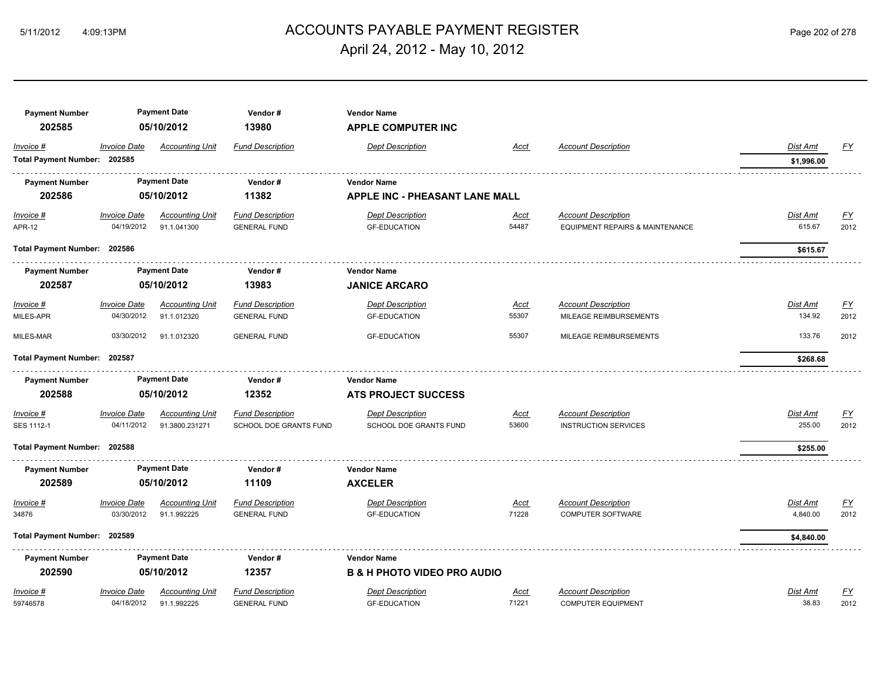# ACCOUNTS PAYABLE PAYMENT REGISTER

April 24, 2012 - May 10, 2012

| Payment Number | Payment Date | Vendor # | Vendor Name |
|---|---|---|---|
| **202585** | **05/10/2012** | **13980** | **APPLE COMPUTER INC** |

| Invoice # | Invoice Date | Accounting Unit | Fund Description | Dept Description | Acct | Account Description | Dist Amt | FY |
|---|---|---|---|---|---|---|---|---|
| **Total Payment Number: 202585** | | | | | | | **$1,996.00** | |

| Payment Number | Payment Date | Vendor # | Vendor Name |
|---|---|---|---|
| **202586** | **05/10/2012** | **11382** | **APPLE INC - PHEASANT LANE MALL** |

| Invoice # | Invoice Date | Accounting Unit | Fund Description | Dept Description | Acct | Account Description | Dist Amt | FY |
|---|---|---|---|---|---|---|---|---|
| APR-12 | 04/19/2012 | 91.1.041300 | GENERAL FUND | GF-EDUCATION | 54487 | EQUIPMENT REPAIRS & MAINTENANCE | 615.67 | 2012 |
| **Total Payment Number: 202586** | | | | | | | **$615.67** | |

| Payment Number | Payment Date | Vendor # | Vendor Name |
|---|---|---|---|
| **202587** | **05/10/2012** | **13983** | **JANICE ARCARO** |

| Invoice # | Invoice Date | Accounting Unit | Fund Description | Dept Description | Acct | Account Description | Dist Amt | FY |
|---|---|---|---|---|---|---|---|---|
| MILES-APR | 04/30/2012 | 91.1.012320 | GENERAL FUND | GF-EDUCATION | 55307 | MILEAGE REIMBURSEMENTS | 134.92 | 2012 |
| MILES-MAR | 03/30/2012 | 91.1.012320 | GENERAL FUND | GF-EDUCATION | 55307 | MILEAGE REIMBURSEMENTS | 133.76 | 2012 |
| **Total Payment Number: 202587** | | | | | | | **$268.68** | |

| Payment Number | Payment Date | Vendor # | Vendor Name |
|---|---|---|---|
| **202588** | **05/10/2012** | **12352** | **ATS PROJECT SUCCESS** |

| Invoice # | Invoice Date | Accounting Unit | Fund Description | Dept Description | Acct | Account Description | Dist Amt | FY |
|---|---|---|---|---|---|---|---|---|
| SES 1112-1 | 04/11/2012 | 91.3800.231271 | SCHOOL DOE GRANTS FUND | SCHOOL DOE GRANTS FUND | 53600 | INSTRUCTION SERVICES | 255.00 | 2012 |
| **Total Payment Number: 202588** | | | | | | | **$255.00** | |

| Payment Number | Payment Date | Vendor # | Vendor Name |
|---|---|---|---|
| **202589** | **05/10/2012** | **11109** | **AXCELER** |

| Invoice # | Invoice Date | Accounting Unit | Fund Description | Dept Description | Acct | Account Description | Dist Amt | FY |
|---|---|---|---|---|---|---|---|---|
| 34876 | 03/30/2012 | 91.1.992225 | GENERAL FUND | GF-EDUCATION | 71228 | COMPUTER SOFTWARE | 4,840.00 | 2012 |
| **Total Payment Number: 202589** | | | | | | | **$4,840.00** | |

| Payment Number | Payment Date | Vendor # | Vendor Name |
|---|---|---|---|
| **202590** | **05/10/2012** | **12357** | **B & H PHOTO VIDEO PRO AUDIO** |

| Invoice # | Invoice Date | Accounting Unit | Fund Description | Dept Description | Acct | Account Description | Dist Amt | FY |
|---|---|---|---|---|---|---|---|---|
| 59746578 | 04/18/2012 | 91.1.992225 | GENERAL FUND | GF-EDUCATION | 71221 | COMPUTER EQUIPMENT | 38.83 | 2012 |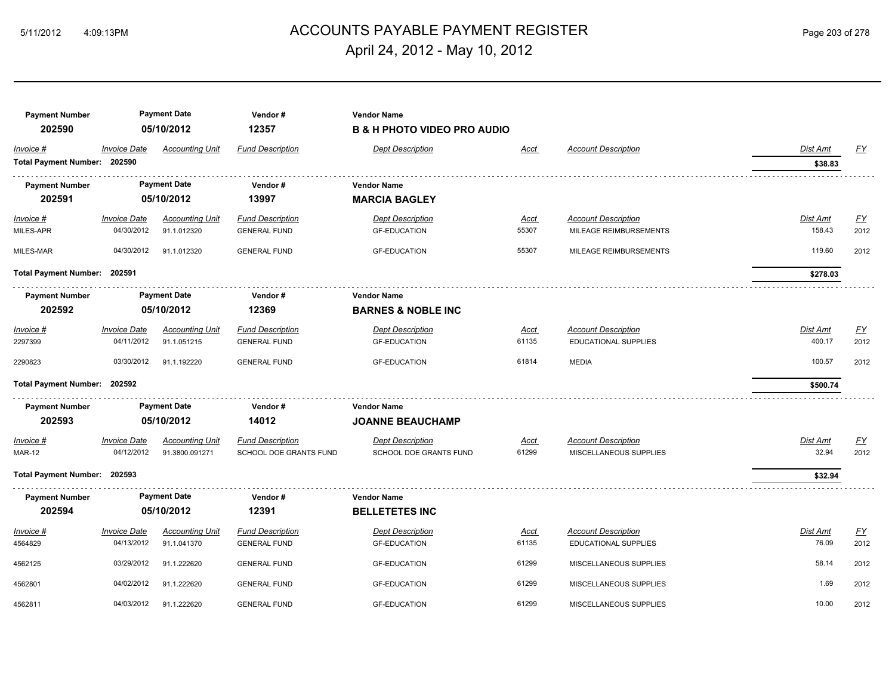# ACCOUNTS PAYABLE PAYMENT REGISTER
## April 24, 2012 - May 10, 2012

| Payment Number | Payment Date | Vendor # | Vendor Name |
|---|---|---|---|
| 202590 | 05/10/2012 | 12357 | **B & H PHOTO VIDEO PRO AUDIO** |

| Invoice # | Invoice Date | Accounting Unit | Fund Description | Dept Description | Acct | Account Description | Dist Amt | FY |
|---|---|---|---|---|---|---|---|---|
| **Total Payment Number: 202590** | | | | | | | **$38.83** | |

| Payment Number | Payment Date | Vendor # | Vendor Name |
|---|---|---|---|
| 202591 | 05/10/2012 | 13997 | **MARCIA BAGLEY** |

| Invoice # | Invoice Date | Accounting Unit | Fund Description | Dept Description | Acct | Account Description | Dist Amt | FY |
|---|---|---|---|---|---|---|---|---|
| MILES-APR | 04/30/2012 | 91.1.012320 | GENERAL FUND | GF-EDUCATION | 55307 | MILEAGE REIMBURSEMENTS | 158.43 | 2012 |
| MILES-MAR | 04/30/2012 | 91.1.012320 | GENERAL FUND | GF-EDUCATION | 55307 | MILEAGE REIMBURSEMENTS | 119.60 | 2012 |
| **Total Payment Number: 202591** | | | | | | | **$278.03** | |

| Payment Number | Payment Date | Vendor # | Vendor Name |
|---|---|---|---|
| 202592 | 05/10/2012 | 12369 | **BARNES & NOBLE INC** |

| Invoice # | Invoice Date | Accounting Unit | Fund Description | Dept Description | Acct | Account Description | Dist Amt | FY |
|---|---|---|---|---|---|---|---|---|
| 2297399 | 04/11/2012 | 91.1.051215 | GENERAL FUND | GF-EDUCATION | 61135 | EDUCATIONAL SUPPLIES | 400.17 | 2012 |
| 2290823 | 03/30/2012 | 91.1.192220 | GENERAL FUND | GF-EDUCATION | 61814 | MEDIA | 100.57 | 2012 |
| **Total Payment Number: 202592** | | | | | | | **$500.74** | |

| Payment Number | Payment Date | Vendor # | Vendor Name |
|---|---|---|---|
| 202593 | 05/10/2012 | 14012 | **JOANNE BEAUCHAMP** |

| Invoice # | Invoice Date | Accounting Unit | Fund Description | Dept Description | Acct | Account Description | Dist Amt | FY |
|---|---|---|---|---|---|---|---|---|
| MAR-12 | 04/12/2012 | 91.3800.091271 | SCHOOL DOE GRANTS FUND | SCHOOL DOE GRANTS FUND | 61299 | MISCELLANEOUS SUPPLIES | 32.94 | 2012 |
| **Total Payment Number: 202593** | | | | | | | **$32.94** | |

| Payment Number | Payment Date | Vendor # | Vendor Name |
|---|---|---|---|
| 202594 | 05/10/2012 | 12391 | **BELLETETES INC** |

| Invoice # | Invoice Date | Accounting Unit | Fund Description | Dept Description | Acct | Account Description | Dist Amt | FY |
|---|---|---|---|---|---|---|---|---|
| 4564829 | 04/13/2012 | 91.1.041370 | GENERAL FUND | GF-EDUCATION | 61135 | EDUCATIONAL SUPPLIES | 76.09 | 2012 |
| 4562125 | 03/29/2012 | 91.1.222620 | GENERAL FUND | GF-EDUCATION | 61299 | MISCELLANEOUS SUPPLIES | 58.14 | 2012 |
| 4562801 | 04/02/2012 | 91.1.222620 | GENERAL FUND | GF-EDUCATION | 61299 | MISCELLANEOUS SUPPLIES | 1.69 | 2012 |
| 4562811 | 04/03/2012 | 91.1.222620 | GENERAL FUND | GF-EDUCATION | 61299 | MISCELLANEOUS SUPPLIES | 10.00 | 2012 |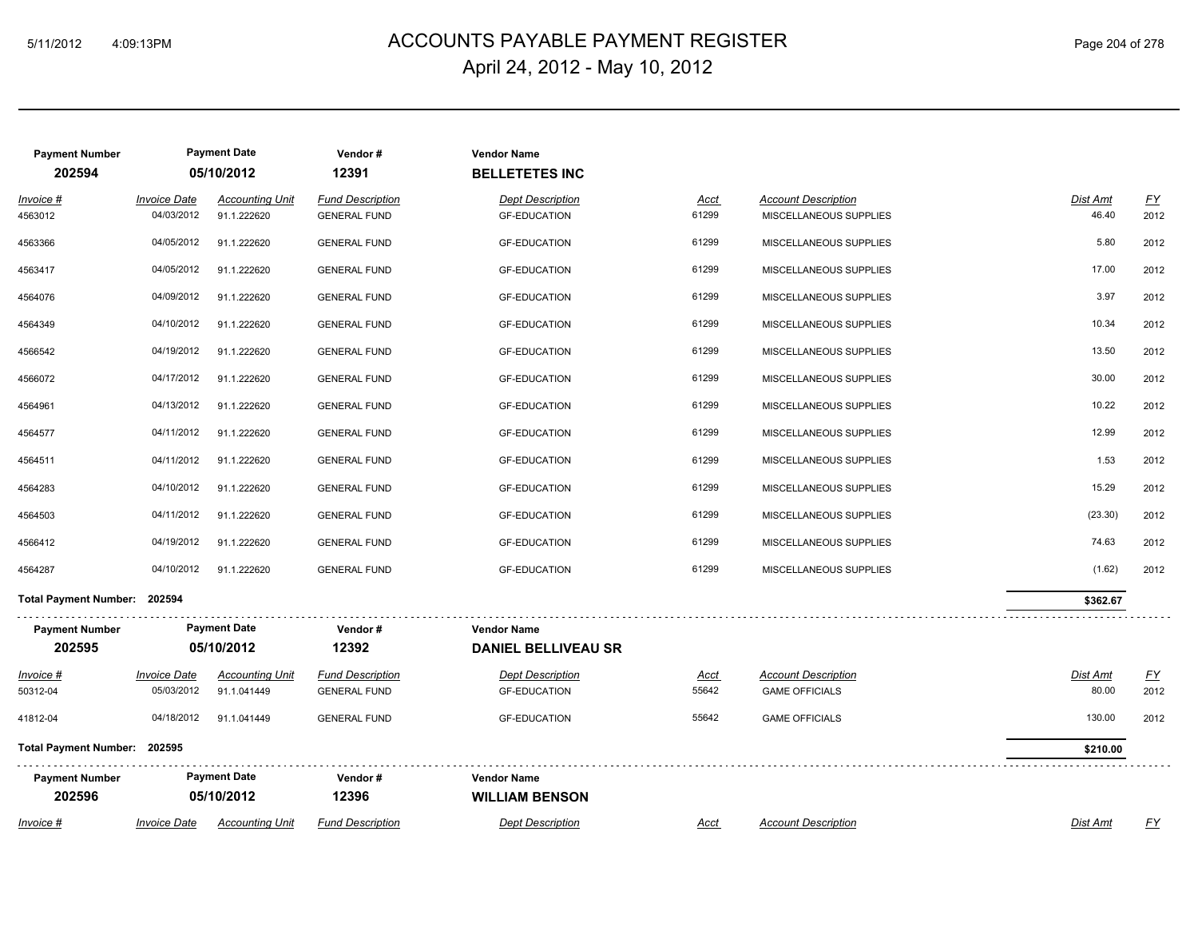# ACCOUNTS PAYABLE PAYMENT REGISTER

April 24, 2012 - May 10, 2012

| Payment Number | Payment Date | Vendor # | Vendor Name |
|---|---|---|---|
| **202594** | **05/10/2012** | **12391** | **BELLETETES INC** |

| Invoice # | Invoice Date | Accounting Unit | Fund Description | Dept Description | Acct | Account Description | Dist Amt | FY |
|---|---|---|---|---|---|---|---|---|
| 4563012 | 04/03/2012 | 91.1.222620 | GENERAL FUND | GF-EDUCATION | 61299 | MISCELLANEOUS SUPPLIES | 46.40 | 2012 |
| 4563366 | 04/05/2012 | 91.1.222620 | GENERAL FUND | GF-EDUCATION | 61299 | MISCELLANEOUS SUPPLIES | 5.80 | 2012 |
| 4563417 | 04/05/2012 | 91.1.222620 | GENERAL FUND | GF-EDUCATION | 61299 | MISCELLANEOUS SUPPLIES | 17.00 | 2012 |
| 4564076 | 04/09/2012 | 91.1.222620 | GENERAL FUND | GF-EDUCATION | 61299 | MISCELLANEOUS SUPPLIES | 3.97 | 2012 |
| 4564349 | 04/10/2012 | 91.1.222620 | GENERAL FUND | GF-EDUCATION | 61299 | MISCELLANEOUS SUPPLIES | 10.34 | 2012 |
| 4566542 | 04/19/2012 | 91.1.222620 | GENERAL FUND | GF-EDUCATION | 61299 | MISCELLANEOUS SUPPLIES | 13.50 | 2012 |
| 4566072 | 04/17/2012 | 91.1.222620 | GENERAL FUND | GF-EDUCATION | 61299 | MISCELLANEOUS SUPPLIES | 30.00 | 2012 |
| 4564961 | 04/13/2012 | 91.1.222620 | GENERAL FUND | GF-EDUCATION | 61299 | MISCELLANEOUS SUPPLIES | 10.22 | 2012 |
| 4564577 | 04/11/2012 | 91.1.222620 | GENERAL FUND | GF-EDUCATION | 61299 | MISCELLANEOUS SUPPLIES | 12.99 | 2012 |
| 4564511 | 04/11/2012 | 91.1.222620 | GENERAL FUND | GF-EDUCATION | 61299 | MISCELLANEOUS SUPPLIES | 1.53 | 2012 |
| 4564283 | 04/10/2012 | 91.1.222620 | GENERAL FUND | GF-EDUCATION | 61299 | MISCELLANEOUS SUPPLIES | 15.29 | 2012 |
| 4564503 | 04/11/2012 | 91.1.222620 | GENERAL FUND | GF-EDUCATION | 61299 | MISCELLANEOUS SUPPLIES | (23.30) | 2012 |
| 4566412 | 04/19/2012 | 91.1.222620 | GENERAL FUND | GF-EDUCATION | 61299 | MISCELLANEOUS SUPPLIES | 74.63 | 2012 |
| 4564287 | 04/10/2012 | 91.1.222620 | GENERAL FUND | GF-EDUCATION | 61299 | MISCELLANEOUS SUPPLIES | (1.62) | 2012 |
| **Total Payment Number: 202594** | | | | | | | **$362.67** | |

| Payment Number | Payment Date | Vendor # | Vendor Name |
|---|---|---|---|
| **202595** | **05/10/2012** | **12392** | **DANIEL BELLIVEAU SR** |

| Invoice # | Invoice Date | Accounting Unit | Fund Description | Dept Description | Acct | Account Description | Dist Amt | FY |
|---|---|---|---|---|---|---|---|---|
| 50312-04 | 05/03/2012 | 91.1.041449 | GENERAL FUND | GF-EDUCATION | 55642 | GAME OFFICIALS | 80.00 | 2012 |
| 41812-04 | 04/18/2012 | 91.1.041449 | GENERAL FUND | GF-EDUCATION | 55642 | GAME OFFICIALS | 130.00 | 2012 |
| **Total Payment Number: 202595** | | | | | | | **$210.00** | |

| Payment Number | Payment Date | Vendor # | Vendor Name |
|---|---|---|---|
| **202596** | **05/10/2012** | **12396** | **WILLIAM BENSON** |

| Invoice # | Invoice Date | Accounting Unit | Fund Description | Dept Description | Acct | Account Description | Dist Amt | FY |
|---|---|---|---|---|---|---|---|---|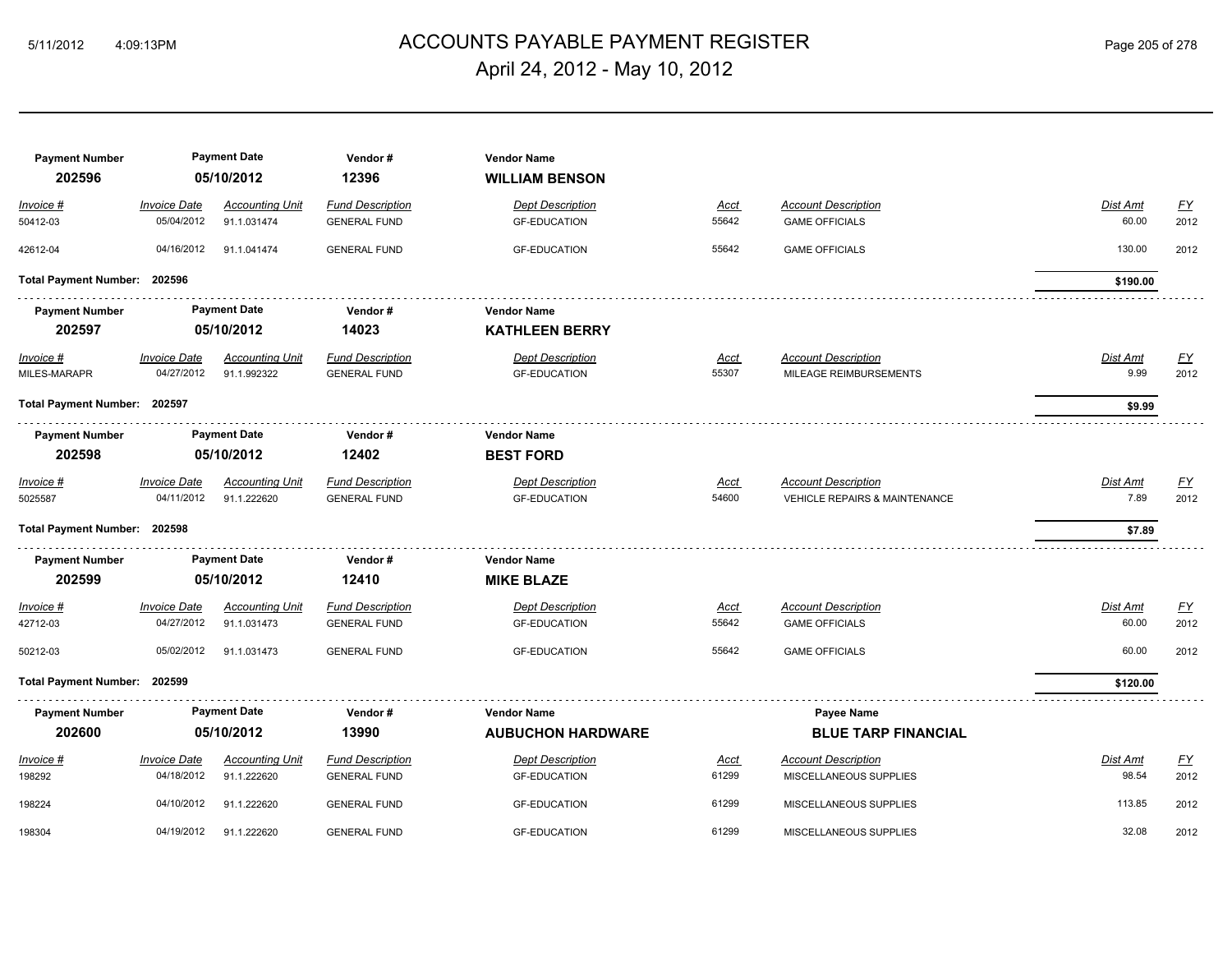# ACCOUNTS PAYABLE PAYMENT REGISTER

April 24, 2012 - May 10, 2012

| Payment Number | Payment Date | Vendor # | Vendor Name |
|---|---|---|---|
| 202596 | 05/10/2012 | 12396 | **WILLIAM BENSON** |

| Invoice # | Invoice Date | Accounting Unit | Fund Description | Dept Description | Acct | Account Description | Dist Amt | FY |
|---|---|---|---|---|---|---|---|---|
| 50412-03 | 05/04/2012 | 91.1.031474 | GENERAL FUND | GF-EDUCATION | 55642 | GAME OFFICIALS | 60.00 | 2012 |
| 42612-04 | 04/16/2012 | 91.1.041474 | GENERAL FUND | GF-EDUCATION | 55642 | GAME OFFICIALS | 130.00 | 2012 |

**Total Payment Number: 202596** — **$190.00**

| Payment Number | Payment Date | Vendor # | Vendor Name |
|---|---|---|---|
| 202597 | 05/10/2012 | 14023 | **KATHLEEN BERRY** |

| Invoice # | Invoice Date | Accounting Unit | Fund Description | Dept Description | Acct | Account Description | Dist Amt | FY |
|---|---|---|---|---|---|---|---|---|
| MILES-MARAPR | 04/27/2012 | 91.1.992322 | GENERAL FUND | GF-EDUCATION | 55307 | MILEAGE REIMBURSEMENTS | 9.99 | 2012 |

**Total Payment Number: 202597** — **$9.99**

| Payment Number | Payment Date | Vendor # | Vendor Name |
|---|---|---|---|
| 202598 | 05/10/2012 | 12402 | **BEST FORD** |

| Invoice # | Invoice Date | Accounting Unit | Fund Description | Dept Description | Acct | Account Description | Dist Amt | FY |
|---|---|---|---|---|---|---|---|---|
| 5025587 | 04/11/2012 | 91.1.222620 | GENERAL FUND | GF-EDUCATION | 54600 | VEHICLE REPAIRS & MAINTENANCE | 7.89 | 2012 |

**Total Payment Number: 202598** — **$7.89**

| Payment Number | Payment Date | Vendor # | Vendor Name |
|---|---|---|---|
| 202599 | 05/10/2012 | 12410 | **MIKE BLAZE** |

| Invoice # | Invoice Date | Accounting Unit | Fund Description | Dept Description | Acct | Account Description | Dist Amt | FY |
|---|---|---|---|---|---|---|---|---|
| 42712-03 | 04/27/2012 | 91.1.031473 | GENERAL FUND | GF-EDUCATION | 55642 | GAME OFFICIALS | 60.00 | 2012 |
| 50212-03 | 05/02/2012 | 91.1.031473 | GENERAL FUND | GF-EDUCATION | 55642 | GAME OFFICIALS | 60.00 | 2012 |

**Total Payment Number: 202599** — **$120.00**

| Payment Number | Payment Date | Vendor # | Vendor Name | Payee Name |
|---|---|---|---|---|
| 202600 | 05/10/2012 | 13990 | **AUBUCHON HARDWARE** | **BLUE TARP FINANCIAL** |

| Invoice # | Invoice Date | Accounting Unit | Fund Description | Dept Description | Acct | Account Description | Dist Amt | FY |
|---|---|---|---|---|---|---|---|---|
| 198292 | 04/18/2012 | 91.1.222620 | GENERAL FUND | GF-EDUCATION | 61299 | MISCELLANEOUS SUPPLIES | 98.54 | 2012 |
| 198224 | 04/10/2012 | 91.1.222620 | GENERAL FUND | GF-EDUCATION | 61299 | MISCELLANEOUS SUPPLIES | 113.85 | 2012 |
| 198304 | 04/19/2012 | 91.1.222620 | GENERAL FUND | GF-EDUCATION | 61299 | MISCELLANEOUS SUPPLIES | 32.08 | 2012 |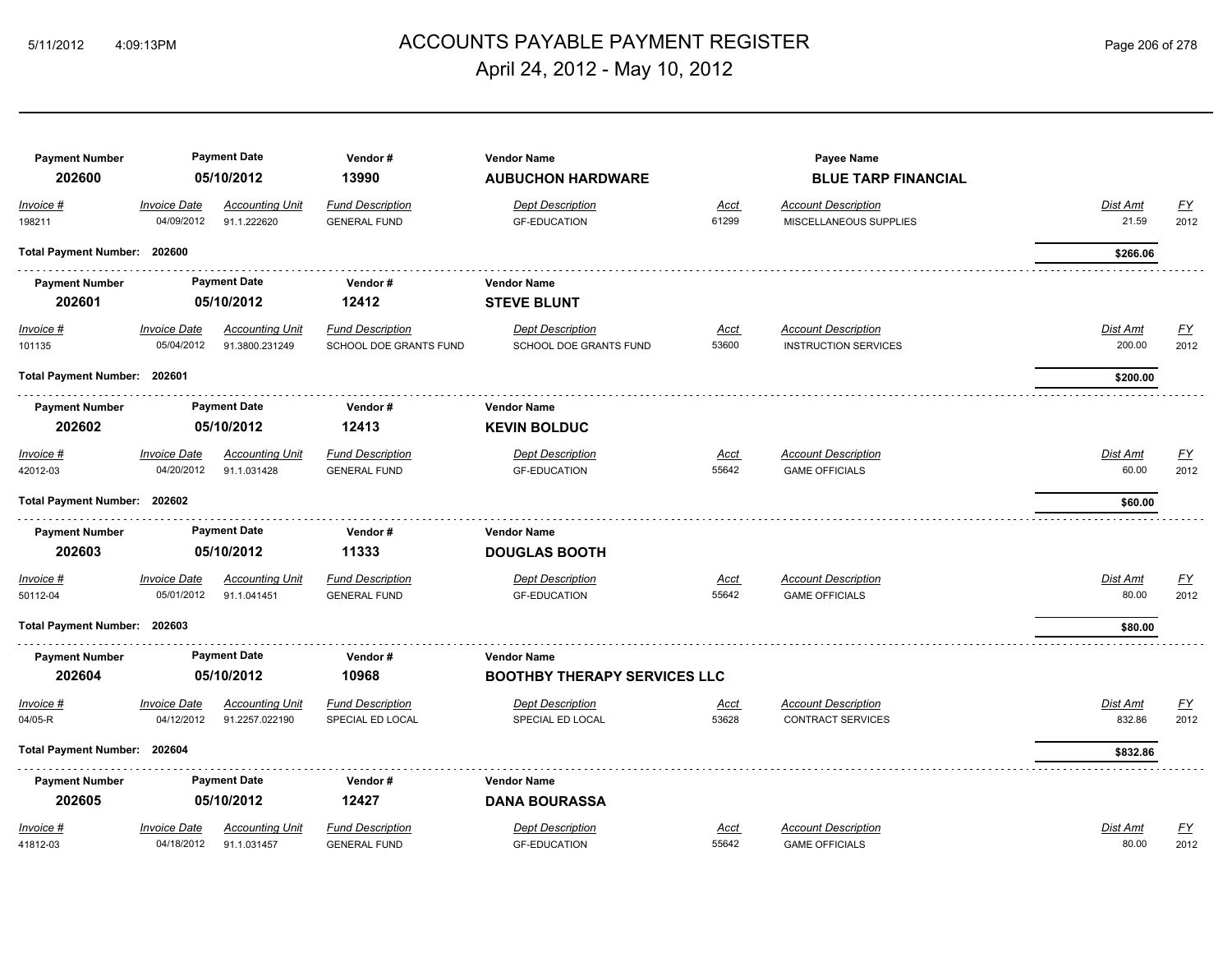| Payment Number | Payment Date | Vendor # | Vendor Name | | Payee Name | | |
|---|---|---|---|---|---|---|---|
| **202600** | **05/10/2012** | **13990** | **AUBUCHON HARDWARE** | | **BLUE TARP FINANCIAL** | | |

| Invoice # | Invoice Date | Accounting Unit | Fund Description | Dept Description | Acct | Account Description | Dist Amt | FY |
|---|---|---|---|---|---|---|---|---|
| 198211 | 04/09/2012 | 91.1.222620 | GENERAL FUND | GF-EDUCATION | 61299 | MISCELLANEOUS SUPPLIES | 21.59 | 2012 |

**Total Payment Number: 202600** — **$266.06**

| Payment Number | Payment Date | Vendor # | Vendor Name |
|---|---|---|---|
| **202601** | **05/10/2012** | **12412** | **STEVE BLUNT** |

| Invoice # | Invoice Date | Accounting Unit | Fund Description | Dept Description | Acct | Account Description | Dist Amt | FY |
|---|---|---|---|---|---|---|---|---|
| 101135 | 05/04/2012 | 91.3800.231249 | SCHOOL DOE GRANTS FUND | SCHOOL DOE GRANTS FUND | 53600 | INSTRUCTION SERVICES | 200.00 | 2012 |

**Total Payment Number: 202601** — **$200.00**

| Payment Number | Payment Date | Vendor # | Vendor Name |
|---|---|---|---|
| **202602** | **05/10/2012** | **12413** | **KEVIN BOLDUC** |

| Invoice # | Invoice Date | Accounting Unit | Fund Description | Dept Description | Acct | Account Description | Dist Amt | FY |
|---|---|---|---|---|---|---|---|---|
| 42012-03 | 04/20/2012 | 91.1.031428 | GENERAL FUND | GF-EDUCATION | 55642 | GAME OFFICIALS | 60.00 | 2012 |

**Total Payment Number: 202602** — **$60.00**

| Payment Number | Payment Date | Vendor # | Vendor Name |
|---|---|---|---|
| **202603** | **05/10/2012** | **11333** | **DOUGLAS BOOTH** |

| Invoice # | Invoice Date | Accounting Unit | Fund Description | Dept Description | Acct | Account Description | Dist Amt | FY |
|---|---|---|---|---|---|---|---|---|
| 50112-04 | 05/01/2012 | 91.1.041451 | GENERAL FUND | GF-EDUCATION | 55642 | GAME OFFICIALS | 80.00 | 2012 |

**Total Payment Number: 202603** — **$80.00**

| Payment Number | Payment Date | Vendor # | Vendor Name |
|---|---|---|---|
| **202604** | **05/10/2012** | **10968** | **BOOTHBY THERAPY SERVICES LLC** |

| Invoice # | Invoice Date | Accounting Unit | Fund Description | Dept Description | Acct | Account Description | Dist Amt | FY |
|---|---|---|---|---|---|---|---|---|
| 04/05-R | 04/12/2012 | 91.2257.022190 | SPECIAL ED LOCAL | SPECIAL ED LOCAL | 53628 | CONTRACT SERVICES | 832.86 | 2012 |

**Total Payment Number: 202604** — **$832.86**

| Payment Number | Payment Date | Vendor # | Vendor Name |
|---|---|---|---|
| **202605** | **05/10/2012** | **12427** | **DANA BOURASSA** |

| Invoice # | Invoice Date | Accounting Unit | Fund Description | Dept Description | Acct | Account Description | Dist Amt | FY |
|---|---|---|---|---|---|---|---|---|
| 41812-03 | 04/18/2012 | 91.1.031457 | GENERAL FUND | GF-EDUCATION | 55642 | GAME OFFICIALS | 80.00 | 2012 |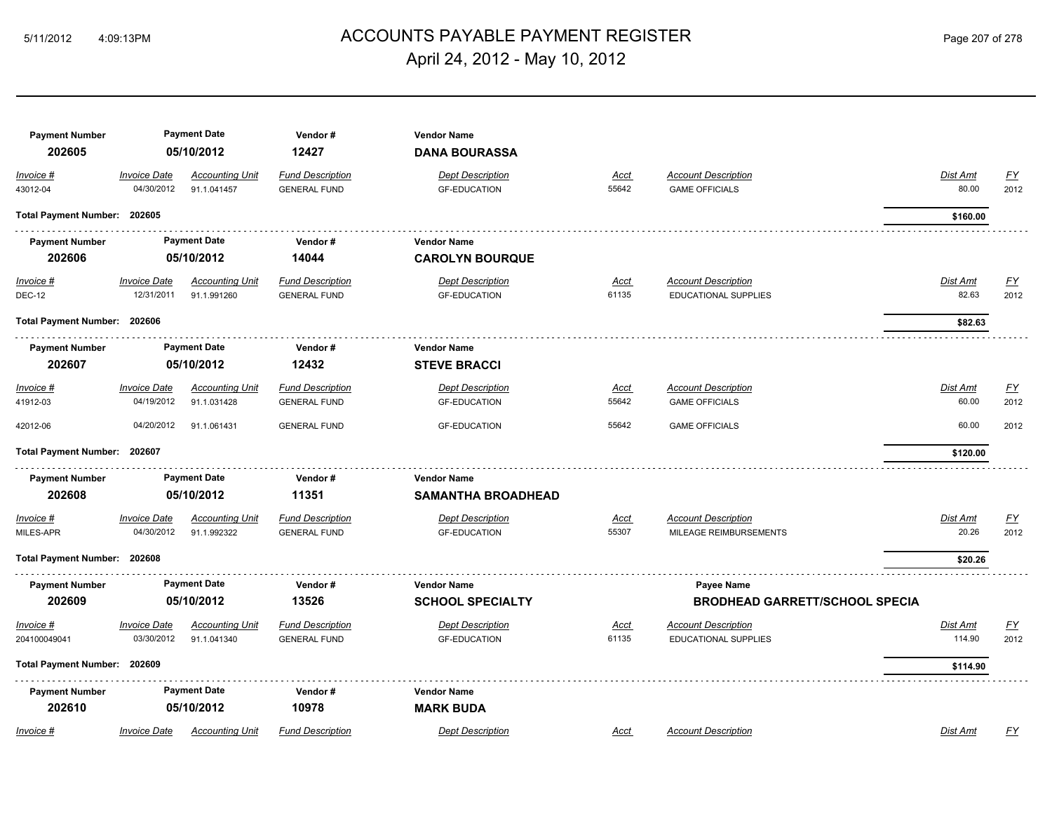# ACCOUNTS PAYABLE PAYMENT REGISTER

April 24, 2012 - May 10, 2012

| Invoice # | Invoice Date | Accounting Unit | Fund Description | Dept Description | Acct | Account Description | Dist Amt | FY |
|---|---|---|---|---|---|---|---|---|
| 43012-04 | 04/30/2012 | 91.1.041457 | GENERAL FUND | GF-EDUCATION | 55642 | GAME OFFICIALS | 80.00 | 2012 |

**Total Payment Number: 202605** — **$160.00**

| Payment Number | Payment Date | Vendor # | Vendor Name |
|---|---|---|---|
| 202606 | 05/10/2012 | 14044 | CAROLYN BOURQUE |

| Invoice # | Invoice Date | Accounting Unit | Fund Description | Dept Description | Acct | Account Description | Dist Amt | FY |
|---|---|---|---|---|---|---|---|---|
| DEC-12 | 12/31/2011 | 91.1.991260 | GENERAL FUND | GF-EDUCATION | 61135 | EDUCATIONAL SUPPLIES | 82.63 | 2012 |

**Total Payment Number: 202606** — **$82.63**

| Payment Number | Payment Date | Vendor # | Vendor Name |
|---|---|---|---|
| 202607 | 05/10/2012 | 12432 | STEVE BRACCI |

| Invoice # | Invoice Date | Accounting Unit | Fund Description | Dept Description | Acct | Account Description | Dist Amt | FY |
|---|---|---|---|---|---|---|---|---|
| 41912-03 | 04/19/2012 | 91.1.031428 | GENERAL FUND | GF-EDUCATION | 55642 | GAME OFFICIALS | 60.00 | 2012 |
| 42012-06 | 04/20/2012 | 91.1.061431 | GENERAL FUND | GF-EDUCATION | 55642 | GAME OFFICIALS | 60.00 | 2012 |

**Total Payment Number: 202607** — **$120.00**

| Payment Number | Payment Date | Vendor # | Vendor Name |
|---|---|---|---|
| 202608 | 05/10/2012 | 11351 | SAMANTHA BROADHEAD |

| Invoice # | Invoice Date | Accounting Unit | Fund Description | Dept Description | Acct | Account Description | Dist Amt | FY |
|---|---|---|---|---|---|---|---|---|
| MILES-APR | 04/30/2012 | 91.1.992322 | GENERAL FUND | GF-EDUCATION | 55307 | MILEAGE REIMBURSEMENTS | 20.26 | 2012 |

**Total Payment Number: 202608** — **$20.26**

| Payment Number | Payment Date | Vendor # | Vendor Name | Payee Name |
|---|---|---|---|---|
| 202609 | 05/10/2012 | 13526 | SCHOOL SPECIALTY | BRODHEAD GARRETT/SCHOOL SPECIA |

| Invoice # | Invoice Date | Accounting Unit | Fund Description | Dept Description | Acct | Account Description | Dist Amt | FY |
|---|---|---|---|---|---|---|---|---|
| 204100049041 | 03/30/2012 | 91.1.041340 | GENERAL FUND | GF-EDUCATION | 61135 | EDUCATIONAL SUPPLIES | 114.90 | 2012 |

**Total Payment Number: 202609** — **$114.90**

| Payment Number | Payment Date | Vendor # | Vendor Name |
|---|---|---|---|
| 202610 | 05/10/2012 | 10978 | MARK BUDA |

| Invoice # | Invoice Date | Accounting Unit | Fund Description | Dept Description | Acct | Account Description | Dist Amt | FY |
|---|---|---|---|---|---|---|---|---|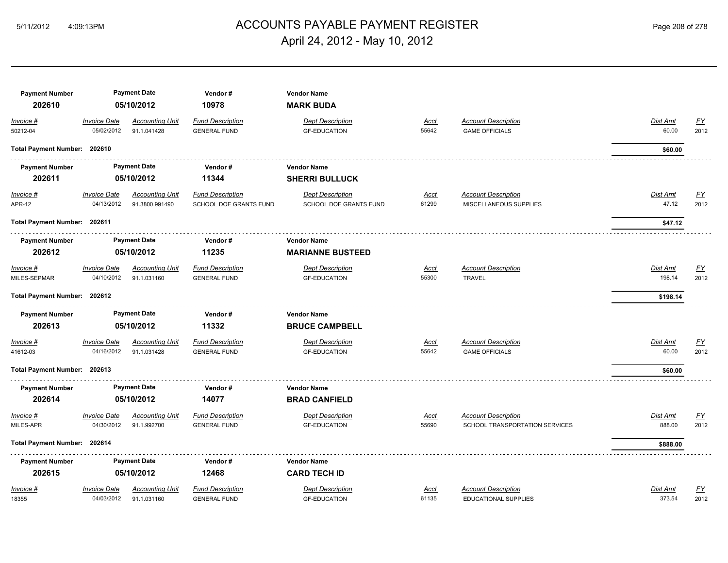# ACCOUNTS PAYABLE PAYMENT REGISTER

April 24, 2012 - May 10, 2012

| Payment Number | Payment Date | Vendor # | Vendor Name |
|---|---|---|---|
| 202610 | 05/10/2012 | 10978 | **MARK BUDA** |

| Invoice # | Invoice Date | Accounting Unit | Fund Description | Dept Description | Acct | Account Description | Dist Amt | FY |
|---|---|---|---|---|---|---|---|---|
| 50212-04 | 05/02/2012 | 91.1.041428 | GENERAL FUND | GF-EDUCATION | 55642 | GAME OFFICIALS | 60.00 | 2012 |

**Total Payment Number: 202610** — **$60.00**

| Payment Number | Payment Date | Vendor # | Vendor Name |
|---|---|---|---|
| 202611 | 05/10/2012 | 11344 | **SHERRI BULLUCK** |

| Invoice # | Invoice Date | Accounting Unit | Fund Description | Dept Description | Acct | Account Description | Dist Amt | FY |
|---|---|---|---|---|---|---|---|---|
| APR-12 | 04/13/2012 | 91.3800.991490 | SCHOOL DOE GRANTS FUND | SCHOOL DOE GRANTS FUND | 61299 | MISCELLANEOUS SUPPLIES | 47.12 | 2012 |

**Total Payment Number: 202611** — **$47.12**

| Payment Number | Payment Date | Vendor # | Vendor Name |
|---|---|---|---|
| 202612 | 05/10/2012 | 11235 | **MARIANNE BUSTEED** |

| Invoice # | Invoice Date | Accounting Unit | Fund Description | Dept Description | Acct | Account Description | Dist Amt | FY |
|---|---|---|---|---|---|---|---|---|
| MILES-SEPMAR | 04/10/2012 | 91.1.031160 | GENERAL FUND | GF-EDUCATION | 55300 | TRAVEL | 198.14 | 2012 |

**Total Payment Number: 202612** — **$198.14**

| Payment Number | Payment Date | Vendor # | Vendor Name |
|---|---|---|---|
| 202613 | 05/10/2012 | 11332 | **BRUCE CAMPBELL** |

| Invoice # | Invoice Date | Accounting Unit | Fund Description | Dept Description | Acct | Account Description | Dist Amt | FY |
|---|---|---|---|---|---|---|---|---|
| 41612-03 | 04/16/2012 | 91.1.031428 | GENERAL FUND | GF-EDUCATION | 55642 | GAME OFFICIALS | 60.00 | 2012 |

**Total Payment Number: 202613** — **$60.00**

| Payment Number | Payment Date | Vendor # | Vendor Name |
|---|---|---|---|
| 202614 | 05/10/2012 | 14077 | **BRAD CANFIELD** |

| Invoice # | Invoice Date | Accounting Unit | Fund Description | Dept Description | Acct | Account Description | Dist Amt | FY |
|---|---|---|---|---|---|---|---|---|
| MILES-APR | 04/30/2012 | 91.1.992700 | GENERAL FUND | GF-EDUCATION | 55690 | SCHOOL TRANSPORTATION SERVICES | 888.00 | 2012 |

**Total Payment Number: 202614** — **$888.00**

| Payment Number | Payment Date | Vendor # | Vendor Name |
|---|---|---|---|
| 202615 | 05/10/2012 | 12468 | **CARD TECH ID** |

| Invoice # | Invoice Date | Accounting Unit | Fund Description | Dept Description | Acct | Account Description | Dist Amt | FY |
|---|---|---|---|---|---|---|---|---|
| 18355 | 04/03/2012 | 91.1.031160 | GENERAL FUND | GF-EDUCATION | 61135 | EDUCATIONAL SUPPLIES | 373.54 | 2012 |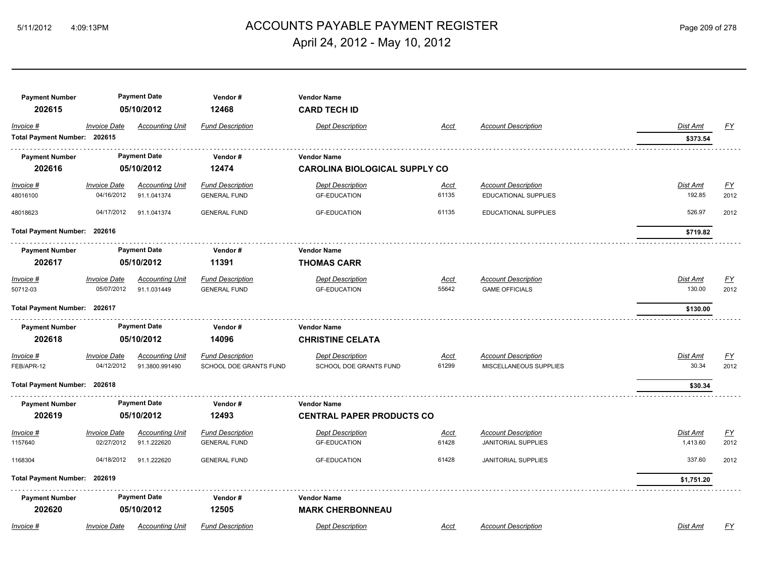# ACCOUNTS PAYABLE PAYMENT REGISTER

## April 24, 2012 - May 10, 2012

| Payment Number | Payment Date | Vendor # | Vendor Name |
|---|---|---|---|
| 202615 | 05/10/2012 | 12468 | **CARD TECH ID** |

| Invoice # | Invoice Date | Accounting Unit | Fund Description | Dept Description | Acct | Account Description | Dist Amt | FY |
|---|---|---|---|---|---|---|---|---|
| **Total Payment Number: 202615** | | | | | | | **$373.54** | |

| Payment Number | Payment Date | Vendor # | Vendor Name |
|---|---|---|---|
| 202616 | 05/10/2012 | 12474 | **CAROLINA BIOLOGICAL SUPPLY CO** |

| Invoice # | Invoice Date | Accounting Unit | Fund Description | Dept Description | Acct | Account Description | Dist Amt | FY |
|---|---|---|---|---|---|---|---|---|
| 48016100 | 04/16/2012 | 91.1.041374 | GENERAL FUND | GF-EDUCATION | 61135 | EDUCATIONAL SUPPLIES | 192.85 | 2012 |
| 48018623 | 04/17/2012 | 91.1.041374 | GENERAL FUND | GF-EDUCATION | 61135 | EDUCATIONAL SUPPLIES | 526.97 | 2012 |
| **Total Payment Number: 202616** | | | | | | | **$719.82** | |

| Payment Number | Payment Date | Vendor # | Vendor Name |
|---|---|---|---|
| 202617 | 05/10/2012 | 11391 | **THOMAS CARR** |

| Invoice # | Invoice Date | Accounting Unit | Fund Description | Dept Description | Acct | Account Description | Dist Amt | FY |
|---|---|---|---|---|---|---|---|---|
| 50712-03 | 05/07/2012 | 91.1.031449 | GENERAL FUND | GF-EDUCATION | 55642 | GAME OFFICIALS | 130.00 | 2012 |
| **Total Payment Number: 202617** | | | | | | | **$130.00** | |

| Payment Number | Payment Date | Vendor # | Vendor Name |
|---|---|---|---|
| 202618 | 05/10/2012 | 14096 | **CHRISTINE CELATA** |

| Invoice # | Invoice Date | Accounting Unit | Fund Description | Dept Description | Acct | Account Description | Dist Amt | FY |
|---|---|---|---|---|---|---|---|---|
| FEB/APR-12 | 04/12/2012 | 91.3800.991490 | SCHOOL DOE GRANTS FUND | SCHOOL DOE GRANTS FUND | 61299 | MISCELLANEOUS SUPPLIES | 30.34 | 2012 |
| **Total Payment Number: 202618** | | | | | | | **$30.34** | |

| Payment Number | Payment Date | Vendor # | Vendor Name |
|---|---|---|---|
| 202619 | 05/10/2012 | 12493 | **CENTRAL PAPER PRODUCTS CO** |

| Invoice # | Invoice Date | Accounting Unit | Fund Description | Dept Description | Acct | Account Description | Dist Amt | FY |
|---|---|---|---|---|---|---|---|---|
| 1157640 | 02/27/2012 | 91.1.222620 | GENERAL FUND | GF-EDUCATION | 61428 | JANITORIAL SUPPLIES | 1,413.60 | 2012 |
| 1168304 | 04/18/2012 | 91.1.222620 | GENERAL FUND | GF-EDUCATION | 61428 | JANITORIAL SUPPLIES | 337.60 | 2012 |
| **Total Payment Number: 202619** | | | | | | | **$1,751.20** | |

| Payment Number | Payment Date | Vendor # | Vendor Name |
|---|---|---|---|
| 202620 | 05/10/2012 | 12505 | **MARK CHERBONNEAU** |

| Invoice # | Invoice Date | Accounting Unit | Fund Description | Dept Description | Acct | Account Description | Dist Amt | FY |
|---|---|---|---|---|---|---|---|---|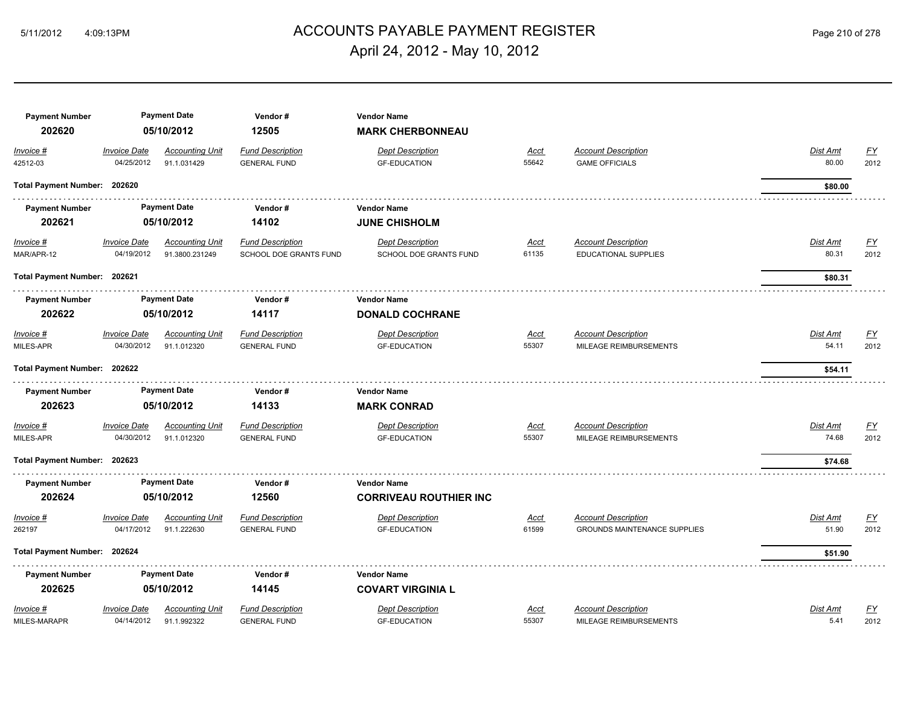# ACCOUNTS PAYABLE PAYMENT REGISTER

April 24, 2012 - May 10, 2012

| Payment Number | Payment Date | Vendor # | Vendor Name |
|---|---|---|---|
| **202620** | **05/10/2012** | **12505** | **MARK CHERBONNEAU** |

| Invoice # | Invoice Date | Accounting Unit | Fund Description | Dept Description | Acct | Account Description | Dist Amt | FY |
|---|---|---|---|---|---|---|---|---|
| 42512-03 | 04/25/2012 | 91.1.031429 | GENERAL FUND | GF-EDUCATION | 55642 | GAME OFFICIALS | 80.00 | 2012 |

**Total Payment Number: 202620** — **$80.00**

| Payment Number | Payment Date | Vendor # | Vendor Name |
|---|---|---|---|
| **202621** | **05/10/2012** | **14102** | **JUNE CHISHOLM** |

| Invoice # | Invoice Date | Accounting Unit | Fund Description | Dept Description | Acct | Account Description | Dist Amt | FY |
|---|---|---|---|---|---|---|---|---|
| MAR/APR-12 | 04/19/2012 | 91.3800.231249 | SCHOOL DOE GRANTS FUND | SCHOOL DOE GRANTS FUND | 61135 | EDUCATIONAL SUPPLIES | 80.31 | 2012 |

**Total Payment Number: 202621** — **$80.31**

| Payment Number | Payment Date | Vendor # | Vendor Name |
|---|---|---|---|
| **202622** | **05/10/2012** | **14117** | **DONALD COCHRANE** |

| Invoice # | Invoice Date | Accounting Unit | Fund Description | Dept Description | Acct | Account Description | Dist Amt | FY |
|---|---|---|---|---|---|---|---|---|
| MILES-APR | 04/30/2012 | 91.1.012320 | GENERAL FUND | GF-EDUCATION | 55307 | MILEAGE REIMBURSEMENTS | 54.11 | 2012 |

**Total Payment Number: 202622** — **$54.11**

| Payment Number | Payment Date | Vendor # | Vendor Name |
|---|---|---|---|
| **202623** | **05/10/2012** | **14133** | **MARK CONRAD** |

| Invoice # | Invoice Date | Accounting Unit | Fund Description | Dept Description | Acct | Account Description | Dist Amt | FY |
|---|---|---|---|---|---|---|---|---|
| MILES-APR | 04/30/2012 | 91.1.012320 | GENERAL FUND | GF-EDUCATION | 55307 | MILEAGE REIMBURSEMENTS | 74.68 | 2012 |

**Total Payment Number: 202623** — **$74.68**

| Payment Number | Payment Date | Vendor # | Vendor Name |
|---|---|---|---|
| **202624** | **05/10/2012** | **12560** | **CORRIVEAU ROUTHIER INC** |

| Invoice # | Invoice Date | Accounting Unit | Fund Description | Dept Description | Acct | Account Description | Dist Amt | FY |
|---|---|---|---|---|---|---|---|---|
| 262197 | 04/17/2012 | 91.1.222630 | GENERAL FUND | GF-EDUCATION | 61599 | GROUNDS MAINTENANCE SUPPLIES | 51.90 | 2012 |

**Total Payment Number: 202624** — **$51.90**

| Payment Number | Payment Date | Vendor # | Vendor Name |
|---|---|---|---|
| **202625** | **05/10/2012** | **14145** | **COVART VIRGINIA L** |

| Invoice # | Invoice Date | Accounting Unit | Fund Description | Dept Description | Acct | Account Description | Dist Amt | FY |
|---|---|---|---|---|---|---|---|---|
| MILES-MARAPR | 04/14/2012 | 91.1.992322 | GENERAL FUND | GF-EDUCATION | 55307 | MILEAGE REIMBURSEMENTS | 5.41 | 2012 |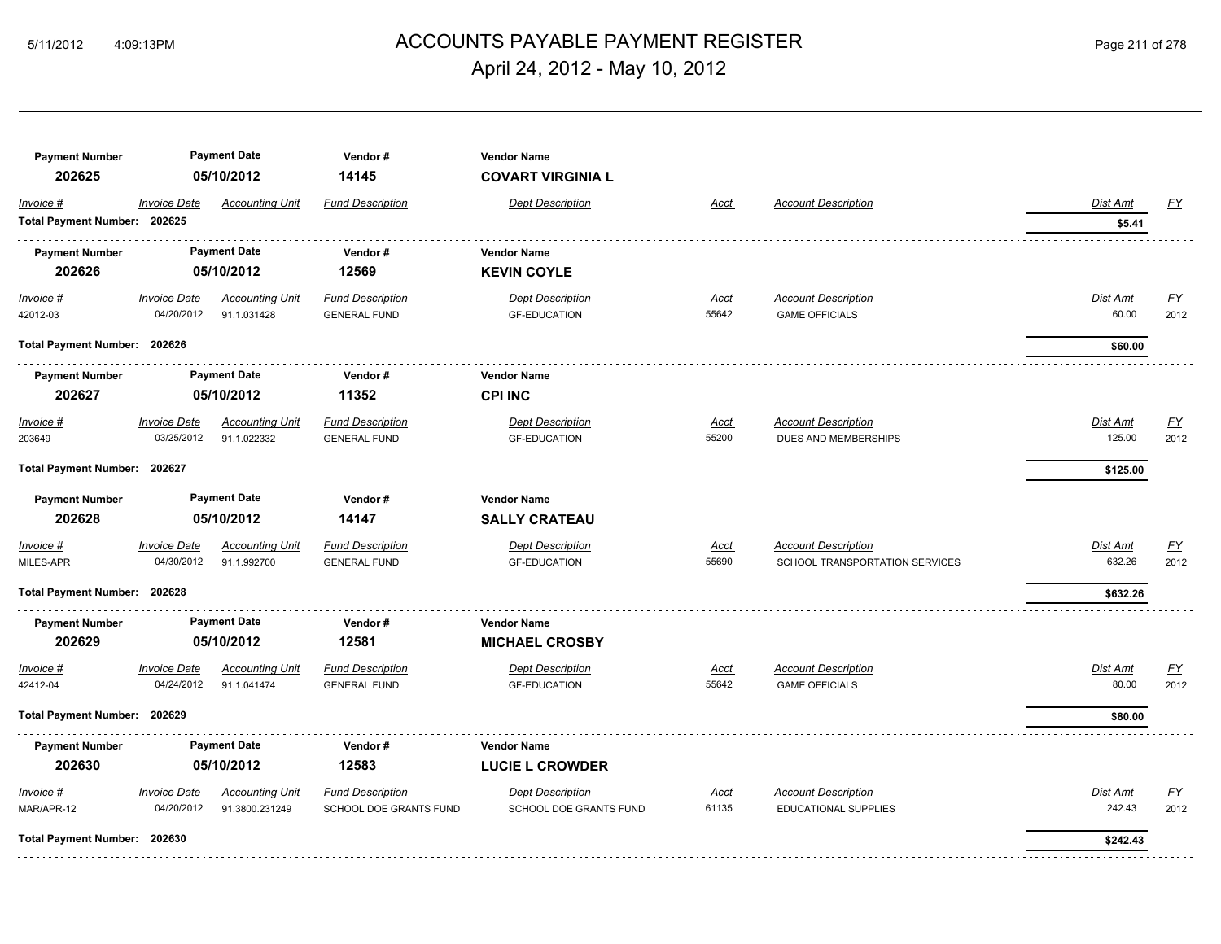# ACCOUNTS PAYABLE PAYMENT REGISTER

## April 24, 2012 - May 10, 2012

| Payment Number | Payment Date | Vendor # | Vendor Name |
|---|---|---|---|
| 202625 | 05/10/2012 | 14145 | COVART VIRGINIA L |

| Invoice # | Invoice Date | Accounting Unit | Fund Description | Dept Description | Acct | Account Description | Dist Amt | FY |
|---|---|---|---|---|---|---|---|---|
| **Total Payment Number: 202625** | | | | | | | **$5.41** | |

| Payment Number | Payment Date | Vendor # | Vendor Name |
|---|---|---|---|
| 202626 | 05/10/2012 | 12569 | KEVIN COYLE |

| Invoice # | Invoice Date | Accounting Unit | Fund Description | Dept Description | Acct | Account Description | Dist Amt | FY |
|---|---|---|---|---|---|---|---|---|
| 42012-03 | 04/20/2012 | 91.1.031428 | GENERAL FUND | GF-EDUCATION | 55642 | GAME OFFICIALS | 60.00 | 2012 |
| **Total Payment Number: 202626** | | | | | | | **$60.00** | |

| Payment Number | Payment Date | Vendor # | Vendor Name |
|---|---|---|---|
| 202627 | 05/10/2012 | 11352 | CPI INC |

| Invoice # | Invoice Date | Accounting Unit | Fund Description | Dept Description | Acct | Account Description | Dist Amt | FY |
|---|---|---|---|---|---|---|---|---|
| 203649 | 03/25/2012 | 91.1.022332 | GENERAL FUND | GF-EDUCATION | 55200 | DUES AND MEMBERSHIPS | 125.00 | 2012 |
| **Total Payment Number: 202627** | | | | | | | **$125.00** | |

| Payment Number | Payment Date | Vendor # | Vendor Name |
|---|---|---|---|
| 202628 | 05/10/2012 | 14147 | SALLY CRATEAU |

| Invoice # | Invoice Date | Accounting Unit | Fund Description | Dept Description | Acct | Account Description | Dist Amt | FY |
|---|---|---|---|---|---|---|---|---|
| MILES-APR | 04/30/2012 | 91.1.992700 | GENERAL FUND | GF-EDUCATION | 55690 | SCHOOL TRANSPORTATION SERVICES | 632.26 | 2012 |
| **Total Payment Number: 202628** | | | | | | | **$632.26** | |

| Payment Number | Payment Date | Vendor # | Vendor Name |
|---|---|---|---|
| 202629 | 05/10/2012 | 12581 | MICHAEL CROSBY |

| Invoice # | Invoice Date | Accounting Unit | Fund Description | Dept Description | Acct | Account Description | Dist Amt | FY |
|---|---|---|---|---|---|---|---|---|
| 42412-04 | 04/24/2012 | 91.1.041474 | GENERAL FUND | GF-EDUCATION | 55642 | GAME OFFICIALS | 80.00 | 2012 |
| **Total Payment Number: 202629** | | | | | | | **$80.00** | |

| Payment Number | Payment Date | Vendor # | Vendor Name |
|---|---|---|---|
| 202630 | 05/10/2012 | 12583 | LUCIE L CROWDER |

| Invoice # | Invoice Date | Accounting Unit | Fund Description | Dept Description | Acct | Account Description | Dist Amt | FY |
|---|---|---|---|---|---|---|---|---|
| MAR/APR-12 | 04/20/2012 | 91.3800.231249 | SCHOOL DOE GRANTS FUND | SCHOOL DOE GRANTS FUND | 61135 | EDUCATIONAL SUPPLIES | 242.43 | 2012 |
| **Total Payment Number: 202630** | | | | | | | **$242.43** | |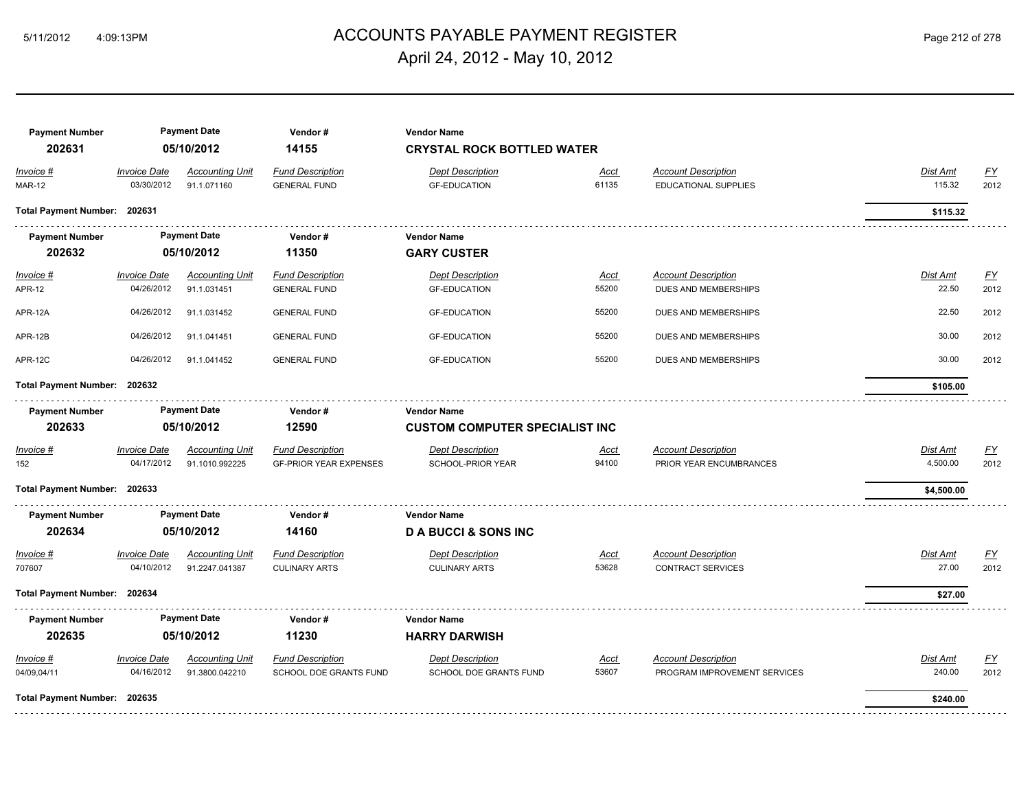# ACCOUNTS PAYABLE PAYMENT REGISTER
## April 24, 2012 - May 10, 2012

| Payment Number | Payment Date | Vendor # | Vendor Name |
|---|---|---|---|
| **202631** | **05/10/2012** | **14155** | **CRYSTAL ROCK BOTTLED WATER** |

| Invoice # | Invoice Date | Accounting Unit | Fund Description | Dept Description | Acct | Account Description | Dist Amt | FY |
|---|---|---|---|---|---|---|---|---|
| MAR-12 | 03/30/2012 | 91.1.071160 | GENERAL FUND | GF-EDUCATION | 61135 | EDUCATIONAL SUPPLIES | 115.32 | 2012 |

**Total Payment Number: 202631** — **$115.32**

| Payment Number | Payment Date | Vendor # | Vendor Name |
|---|---|---|---|
| **202632** | **05/10/2012** | **11350** | **GARY CUSTER** |

| Invoice # | Invoice Date | Accounting Unit | Fund Description | Dept Description | Acct | Account Description | Dist Amt | FY |
|---|---|---|---|---|---|---|---|---|
| APR-12 | 04/26/2012 | 91.1.031451 | GENERAL FUND | GF-EDUCATION | 55200 | DUES AND MEMBERSHIPS | 22.50 | 2012 |
| APR-12A | 04/26/2012 | 91.1.031452 | GENERAL FUND | GF-EDUCATION | 55200 | DUES AND MEMBERSHIPS | 22.50 | 2012 |
| APR-12B | 04/26/2012 | 91.1.041451 | GENERAL FUND | GF-EDUCATION | 55200 | DUES AND MEMBERSHIPS | 30.00 | 2012 |
| APR-12C | 04/26/2012 | 91.1.041452 | GENERAL FUND | GF-EDUCATION | 55200 | DUES AND MEMBERSHIPS | 30.00 | 2012 |

**Total Payment Number: 202632** — **$105.00**

| Payment Number | Payment Date | Vendor # | Vendor Name |
|---|---|---|---|
| **202633** | **05/10/2012** | **12590** | **CUSTOM COMPUTER SPECIALIST INC** |

| Invoice # | Invoice Date | Accounting Unit | Fund Description | Dept Description | Acct | Account Description | Dist Amt | FY |
|---|---|---|---|---|---|---|---|---|
| 152 | 04/17/2012 | 91.1010.992225 | GF-PRIOR YEAR EXPENSES | SCHOOL-PRIOR YEAR | 94100 | PRIOR YEAR ENCUMBRANCES | 4,500.00 | 2012 |

**Total Payment Number: 202633** — **$4,500.00**

| Payment Number | Payment Date | Vendor # | Vendor Name |
|---|---|---|---|
| **202634** | **05/10/2012** | **14160** | **D A BUCCI & SONS INC** |

| Invoice # | Invoice Date | Accounting Unit | Fund Description | Dept Description | Acct | Account Description | Dist Amt | FY |
|---|---|---|---|---|---|---|---|---|
| 707607 | 04/10/2012 | 91.2247.041387 | CULINARY ARTS | CULINARY ARTS | 53628 | CONTRACT SERVICES | 27.00 | 2012 |

**Total Payment Number: 202634** — **$27.00**

| Payment Number | Payment Date | Vendor # | Vendor Name |
|---|---|---|---|
| **202635** | **05/10/2012** | **11230** | **HARRY DARWISH** |

| Invoice # | Invoice Date | Accounting Unit | Fund Description | Dept Description | Acct | Account Description | Dist Amt | FY |
|---|---|---|---|---|---|---|---|---|
| 04/09,04/11 | 04/16/2012 | 91.3800.042210 | SCHOOL DOE GRANTS FUND | SCHOOL DOE GRANTS FUND | 53607 | PROGRAM IMPROVEMENT SERVICES | 240.00 | 2012 |

**Total Payment Number: 202635** — **$240.00**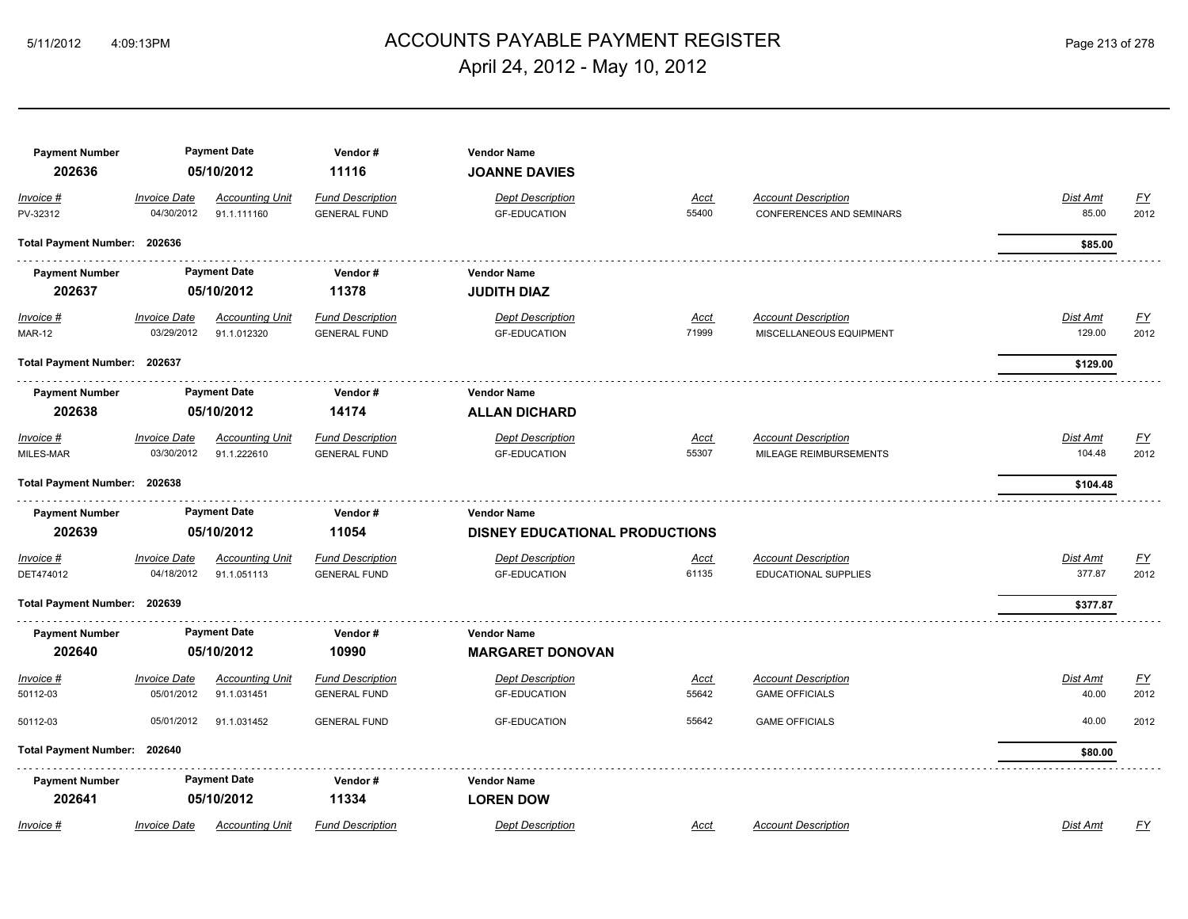# ACCOUNTS PAYABLE PAYMENT REGISTER
## April 24, 2012 - May 10, 2012

| Payment Number | Payment Date | Vendor # | Vendor Name |
|---|---|---|---|
| **202636** | **05/10/2012** | **11116** | **JOANNE DAVIES** |

| Invoice # | Invoice Date | Accounting Unit | Fund Description | Dept Description | Acct | Account Description | Dist Amt | FY |
|---|---|---|---|---|---|---|---|---|
| PV-32312 | 04/30/2012 | 91.1.111160 | GENERAL FUND | GF-EDUCATION | 55400 | CONFERENCES AND SEMINARS | 85.00 | 2012 |

**Total Payment Number: 202636** — **$85.00**

| Payment Number | Payment Date | Vendor # | Vendor Name |
|---|---|---|---|
| **202637** | **05/10/2012** | **11378** | **JUDITH DIAZ** |

| Invoice # | Invoice Date | Accounting Unit | Fund Description | Dept Description | Acct | Account Description | Dist Amt | FY |
|---|---|---|---|---|---|---|---|---|
| MAR-12 | 03/29/2012 | 91.1.012320 | GENERAL FUND | GF-EDUCATION | 71999 | MISCELLANEOUS EQUIPMENT | 129.00 | 2012 |

**Total Payment Number: 202637** — **$129.00**

| Payment Number | Payment Date | Vendor # | Vendor Name |
|---|---|---|---|
| **202638** | **05/10/2012** | **14174** | **ALLAN DICHARD** |

| Invoice # | Invoice Date | Accounting Unit | Fund Description | Dept Description | Acct | Account Description | Dist Amt | FY |
|---|---|---|---|---|---|---|---|---|
| MILES-MAR | 03/30/2012 | 91.1.222610 | GENERAL FUND | GF-EDUCATION | 55307 | MILEAGE REIMBURSEMENTS | 104.48 | 2012 |

**Total Payment Number: 202638** — **$104.48**

| Payment Number | Payment Date | Vendor # | Vendor Name |
|---|---|---|---|
| **202639** | **05/10/2012** | **11054** | **DISNEY EDUCATIONAL PRODUCTIONS** |

| Invoice # | Invoice Date | Accounting Unit | Fund Description | Dept Description | Acct | Account Description | Dist Amt | FY |
|---|---|---|---|---|---|---|---|---|
| DET474012 | 04/18/2012 | 91.1.051113 | GENERAL FUND | GF-EDUCATION | 61135 | EDUCATIONAL SUPPLIES | 377.87 | 2012 |

**Total Payment Number: 202639** — **$377.87**

| Payment Number | Payment Date | Vendor # | Vendor Name |
|---|---|---|---|
| **202640** | **05/10/2012** | **10990** | **MARGARET DONOVAN** |

| Invoice # | Invoice Date | Accounting Unit | Fund Description | Dept Description | Acct | Account Description | Dist Amt | FY |
|---|---|---|---|---|---|---|---|---|
| 50112-03 | 05/01/2012 | 91.1.031451 | GENERAL FUND | GF-EDUCATION | 55642 | GAME OFFICIALS | 40.00 | 2012 |
| 50112-03 | 05/01/2012 | 91.1.031452 | GENERAL FUND | GF-EDUCATION | 55642 | GAME OFFICIALS | 40.00 | 2012 |

**Total Payment Number: 202640** — **$80.00**

| Payment Number | Payment Date | Vendor # | Vendor Name |
|---|---|---|---|
| **202641** | **05/10/2012** | **11334** | **LOREN DOW** |

| Invoice # | Invoice Date | Accounting Unit | Fund Description | Dept Description | Acct | Account Description | Dist Amt | FY |
|---|---|---|---|---|---|---|---|---|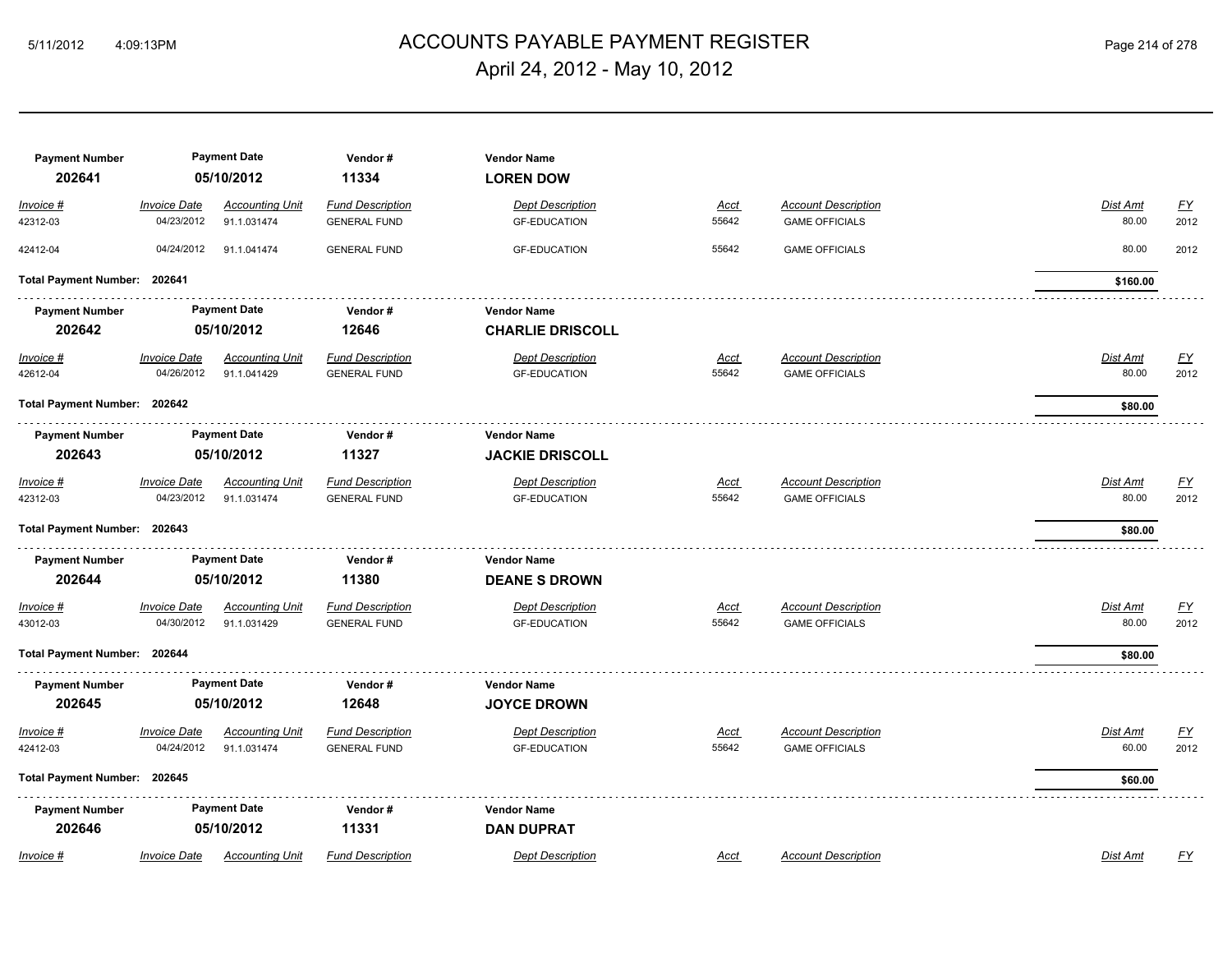| Payment Number | Payment Date | Vendor # | Vendor Name | | | | | |
|---|---|---|---|---|---|---|---|---|
| **202641** | **05/10/2012** | **11334** | **LOREN DOW** | | | | | |
| *Invoice #* | *Invoice Date* | *Accounting Unit* | *Fund Description* | *Dept Description* | *Acct* | *Account Description* | *Dist Amt* | *FY* |
| 42312-03 | 04/23/2012 | 91.1.031474 | GENERAL FUND | GF-EDUCATION | 55642 | GAME OFFICIALS | 80.00 | 2012 |
| 42412-04 | 04/24/2012 | 91.1.041474 | GENERAL FUND | GF-EDUCATION | 55642 | GAME OFFICIALS | 80.00 | 2012 |
| **Total Payment Number: 202641** | | | | | | | **$160.00** | |

| Payment Number | Payment Date | Vendor # | Vendor Name | | | | | |
|---|---|---|---|---|---|---|---|---|
| **202642** | **05/10/2012** | **12646** | **CHARLIE DRISCOLL** | | | | | |
| *Invoice #* | *Invoice Date* | *Accounting Unit* | *Fund Description* | *Dept Description* | *Acct* | *Account Description* | *Dist Amt* | *FY* |
| 42612-04 | 04/26/2012 | 91.1.041429 | GENERAL FUND | GF-EDUCATION | 55642 | GAME OFFICIALS | 80.00 | 2012 |
| **Total Payment Number: 202642** | | | | | | | **$80.00** | |

| Payment Number | Payment Date | Vendor # | Vendor Name | | | | | |
|---|---|---|---|---|---|---|---|---|
| **202643** | **05/10/2012** | **11327** | **JACKIE DRISCOLL** | | | | | |
| *Invoice #* | *Invoice Date* | *Accounting Unit* | *Fund Description* | *Dept Description* | *Acct* | *Account Description* | *Dist Amt* | *FY* |
| 42312-03 | 04/23/2012 | 91.1.031474 | GENERAL FUND | GF-EDUCATION | 55642 | GAME OFFICIALS | 80.00 | 2012 |
| **Total Payment Number: 202643** | | | | | | | **$80.00** | |

| Payment Number | Payment Date | Vendor # | Vendor Name | | | | | |
|---|---|---|---|---|---|---|---|---|
| **202644** | **05/10/2012** | **11380** | **DEANE S DROWN** | | | | | |
| *Invoice #* | *Invoice Date* | *Accounting Unit* | *Fund Description* | *Dept Description* | *Acct* | *Account Description* | *Dist Amt* | *FY* |
| 43012-03 | 04/30/2012 | 91.1.031429 | GENERAL FUND | GF-EDUCATION | 55642 | GAME OFFICIALS | 80.00 | 2012 |
| **Total Payment Number: 202644** | | | | | | | **$80.00** | |

| Payment Number | Payment Date | Vendor # | Vendor Name | | | | | |
|---|---|---|---|---|---|---|---|---|
| **202645** | **05/10/2012** | **12648** | **JOYCE DROWN** | | | | | |
| *Invoice #* | *Invoice Date* | *Accounting Unit* | *Fund Description* | *Dept Description* | *Acct* | *Account Description* | *Dist Amt* | *FY* |
| 42412-03 | 04/24/2012 | 91.1.031474 | GENERAL FUND | GF-EDUCATION | 55642 | GAME OFFICIALS | 60.00 | 2012 |
| **Total Payment Number: 202645** | | | | | | | **$60.00** | |

| Payment Number | Payment Date | Vendor # | Vendor Name | | | | | |
|---|---|---|---|---|---|---|---|---|
| **202646** | **05/10/2012** | **11331** | **DAN DUPRAT** | | | | | |
| *Invoice #* | *Invoice Date* | *Accounting Unit* | *Fund Description* | *Dept Description* | *Acct* | *Account Description* | *Dist Amt* | *FY* |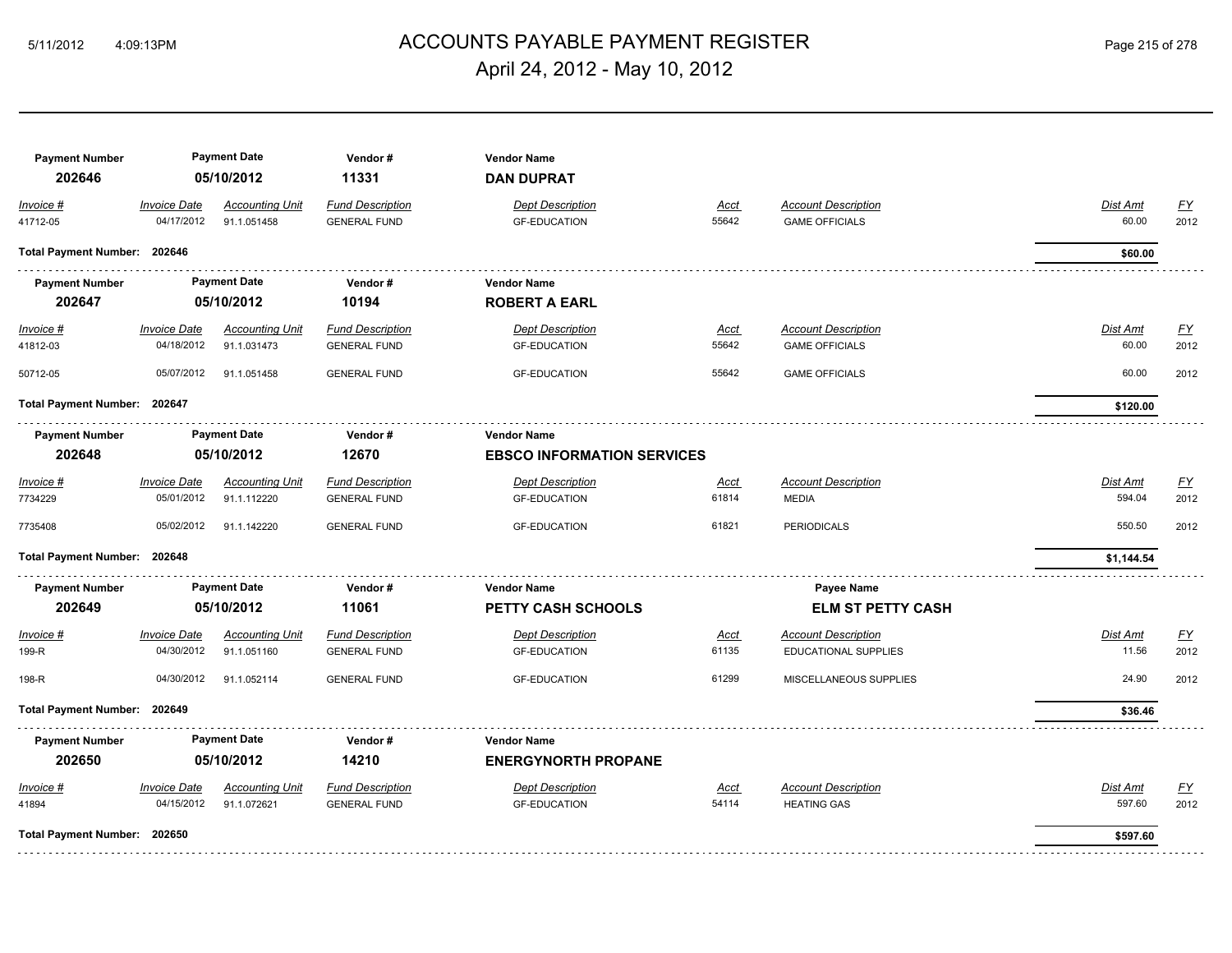# ACCOUNTS PAYABLE PAYMENT REGISTER

## April 24, 2012 - May 10, 2012

| Payment Number | Payment Date | Vendor # | Vendor Name |
|---|---|---|---|
| 202646 | 05/10/2012 | 11331 | DAN DUPRAT |

| Invoice # | Invoice Date | Accounting Unit | Fund Description | Dept Description | Acct | Account Description | Dist Amt | FY |
|---|---|---|---|---|---|---|---|---|
| 41712-05 | 04/17/2012 | 91.1.051458 | GENERAL FUND | GF-EDUCATION | 55642 | GAME OFFICIALS | 60.00 | 2012 |

**Total Payment Number: 202646** — **$60.00**

| Payment Number | Payment Date | Vendor # | Vendor Name |
|---|---|---|---|
| 202647 | 05/10/2012 | 10194 | ROBERT A EARL |

| Invoice # | Invoice Date | Accounting Unit | Fund Description | Dept Description | Acct | Account Description | Dist Amt | FY |
|---|---|---|---|---|---|---|---|---|
| 41812-03 | 04/18/2012 | 91.1.031473 | GENERAL FUND | GF-EDUCATION | 55642 | GAME OFFICIALS | 60.00 | 2012 |
| 50712-05 | 05/07/2012 | 91.1.051458 | GENERAL FUND | GF-EDUCATION | 55642 | GAME OFFICIALS | 60.00 | 2012 |

**Total Payment Number: 202647** — **$120.00**

| Payment Number | Payment Date | Vendor # | Vendor Name |
|---|---|---|---|
| 202648 | 05/10/2012 | 12670 | EBSCO INFORMATION SERVICES |

| Invoice # | Invoice Date | Accounting Unit | Fund Description | Dept Description | Acct | Account Description | Dist Amt | FY |
|---|---|---|---|---|---|---|---|---|
| 7734229 | 05/01/2012 | 91.1.112220 | GENERAL FUND | GF-EDUCATION | 61814 | MEDIA | 594.04 | 2012 |
| 7735408 | 05/02/2012 | 91.1.142220 | GENERAL FUND | GF-EDUCATION | 61821 | PERIODICALS | 550.50 | 2012 |

**Total Payment Number: 202648** — **$1,144.54**

| Payment Number | Payment Date | Vendor # | Vendor Name | Payee Name |
|---|---|---|---|---|
| 202649 | 05/10/2012 | 11061 | PETTY CASH SCHOOLS | ELM ST PETTY CASH |

| Invoice # | Invoice Date | Accounting Unit | Fund Description | Dept Description | Acct | Account Description | Dist Amt | FY |
|---|---|---|---|---|---|---|---|---|
| 199-R | 04/30/2012 | 91.1.051160 | GENERAL FUND | GF-EDUCATION | 61135 | EDUCATIONAL SUPPLIES | 11.56 | 2012 |
| 198-R | 04/30/2012 | 91.1.052114 | GENERAL FUND | GF-EDUCATION | 61299 | MISCELLANEOUS SUPPLIES | 24.90 | 2012 |

**Total Payment Number: 202649** — **$36.46**

| Payment Number | Payment Date | Vendor # | Vendor Name |
|---|---|---|---|
| 202650 | 05/10/2012 | 14210 | ENERGYNORTH PROPANE |

| Invoice # | Invoice Date | Accounting Unit | Fund Description | Dept Description | Acct | Account Description | Dist Amt | FY |
|---|---|---|---|---|---|---|---|---|
| 41894 | 04/15/2012 | 91.1.072621 | GENERAL FUND | GF-EDUCATION | 54114 | HEATING GAS | 597.60 | 2012 |

**Total Payment Number: 202650** — **$597.60**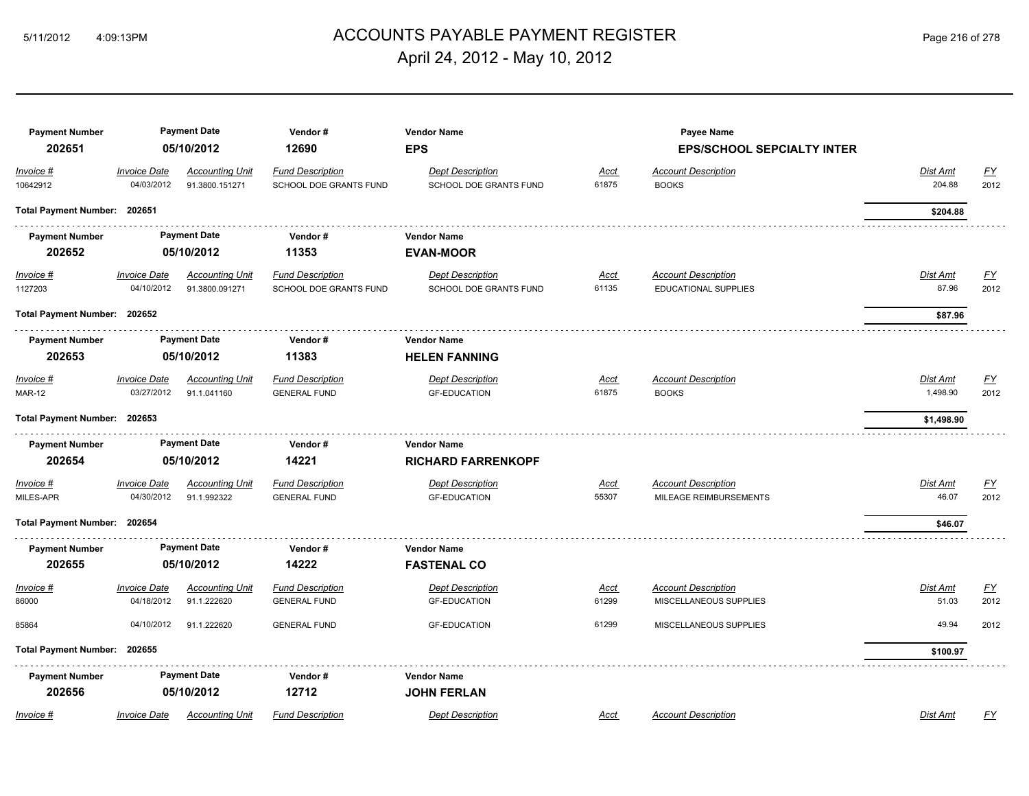# ACCOUNTS PAYABLE PAYMENT REGISTER

April 24, 2012 - May 10, 2012

| Payment Number | Payment Date | Vendor # | Vendor Name | Payee Name |
|---|---|---|---|---|
| 202651 | 05/10/2012 | 12690 | EPS | EPS/SCHOOL SEPCIALTY INTER |

| Invoice # | Invoice Date | Accounting Unit | Fund Description | Dept Description | Acct | Account Description | Dist Amt | FY |
|---|---|---|---|---|---|---|---|---|
| 10642912 | 04/03/2012 | 91.3800.151271 | SCHOOL DOE GRANTS FUND | SCHOOL DOE GRANTS FUND | 61875 | BOOKS | 204.88 | 2012 |

**Total Payment Number: 202651** — **$204.88**

| Payment Number | Payment Date | Vendor # | Vendor Name |
|---|---|---|---|
| 202652 | 05/10/2012 | 11353 | EVAN-MOOR |

| Invoice # | Invoice Date | Accounting Unit | Fund Description | Dept Description | Acct | Account Description | Dist Amt | FY |
|---|---|---|---|---|---|---|---|---|
| 1127203 | 04/10/2012 | 91.3800.091271 | SCHOOL DOE GRANTS FUND | SCHOOL DOE GRANTS FUND | 61135 | EDUCATIONAL SUPPLIES | 87.96 | 2012 |

**Total Payment Number: 202652** — **$87.96**

| Payment Number | Payment Date | Vendor # | Vendor Name |
|---|---|---|---|
| 202653 | 05/10/2012 | 11383 | HELEN FANNING |

| Invoice # | Invoice Date | Accounting Unit | Fund Description | Dept Description | Acct | Account Description | Dist Amt | FY |
|---|---|---|---|---|---|---|---|---|
| MAR-12 | 03/27/2012 | 91.1.041160 | GENERAL FUND | GF-EDUCATION | 61875 | BOOKS | 1,498.90 | 2012 |

**Total Payment Number: 202653** — **$1,498.90**

| Payment Number | Payment Date | Vendor # | Vendor Name |
|---|---|---|---|
| 202654 | 05/10/2012 | 14221 | RICHARD FARRENKOPF |

| Invoice # | Invoice Date | Accounting Unit | Fund Description | Dept Description | Acct | Account Description | Dist Amt | FY |
|---|---|---|---|---|---|---|---|---|
| MILES-APR | 04/30/2012 | 91.1.992322 | GENERAL FUND | GF-EDUCATION | 55307 | MILEAGE REIMBURSEMENTS | 46.07 | 2012 |

**Total Payment Number: 202654** — **$46.07**

| Payment Number | Payment Date | Vendor # | Vendor Name |
|---|---|---|---|
| 202655 | 05/10/2012 | 14222 | FASTENAL CO |

| Invoice # | Invoice Date | Accounting Unit | Fund Description | Dept Description | Acct | Account Description | Dist Amt | FY |
|---|---|---|---|---|---|---|---|---|
| 86000 | 04/18/2012 | 91.1.222620 | GENERAL FUND | GF-EDUCATION | 61299 | MISCELLANEOUS SUPPLIES | 51.03 | 2012 |
| 85864 | 04/10/2012 | 91.1.222620 | GENERAL FUND | GF-EDUCATION | 61299 | MISCELLANEOUS SUPPLIES | 49.94 | 2012 |

**Total Payment Number: 202655** — **$100.97**

| Payment Number | Payment Date | Vendor # | Vendor Name |
|---|---|---|---|
| 202656 | 05/10/2012 | 12712 | JOHN FERLAN |

| Invoice # | Invoice Date | Accounting Unit | Fund Description | Dept Description | Acct | Account Description | Dist Amt | FY |
|---|---|---|---|---|---|---|---|---|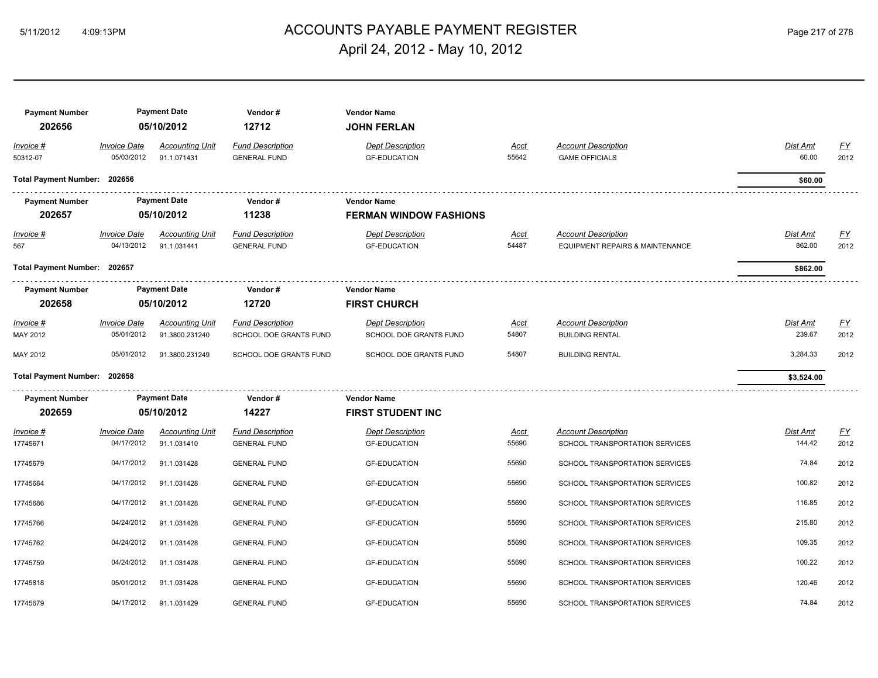# ACCOUNTS PAYABLE PAYMENT REGISTER

April 24, 2012 - May 10, 2012

| Payment Number | Payment Date | Vendor # | Vendor Name |
|---|---|---|---|
| **202656** | **05/10/2012** | **12712** | **JOHN FERLAN** |

| Invoice # | Invoice Date | Accounting Unit | Fund Description | Dept Description | Acct | Account Description | Dist Amt | FY |
|---|---|---|---|---|---|---|---|---|
| 50312-07 | 05/03/2012 | 91.1.071431 | GENERAL FUND | GF-EDUCATION | 55642 | GAME OFFICIALS | 60.00 | 2012 |

**Total Payment Number: 202656** — **$60.00**

| Payment Number | Payment Date | Vendor # | Vendor Name |
|---|---|---|---|
| **202657** | **05/10/2012** | **11238** | **FERMAN WINDOW FASHIONS** |

| Invoice # | Invoice Date | Accounting Unit | Fund Description | Dept Description | Acct | Account Description | Dist Amt | FY |
|---|---|---|---|---|---|---|---|---|
| 567 | 04/13/2012 | 91.1.031441 | GENERAL FUND | GF-EDUCATION | 54487 | EQUIPMENT REPAIRS & MAINTENANCE | 862.00 | 2012 |

**Total Payment Number: 202657** — **$862.00**

| Payment Number | Payment Date | Vendor # | Vendor Name |
|---|---|---|---|
| **202658** | **05/10/2012** | **12720** | **FIRST CHURCH** |

| Invoice # | Invoice Date | Accounting Unit | Fund Description | Dept Description | Acct | Account Description | Dist Amt | FY |
|---|---|---|---|---|---|---|---|---|
| MAY 2012 | 05/01/2012 | 91.3800.231240 | SCHOOL DOE GRANTS FUND | SCHOOL DOE GRANTS FUND | 54807 | BUILDING RENTAL | 239.67 | 2012 |
| MAY 2012 | 05/01/2012 | 91.3800.231249 | SCHOOL DOE GRANTS FUND | SCHOOL DOE GRANTS FUND | 54807 | BUILDING RENTAL | 3,284.33 | 2012 |

**Total Payment Number: 202658** — **$3,524.00**

| Payment Number | Payment Date | Vendor # | Vendor Name |
|---|---|---|---|
| **202659** | **05/10/2012** | **14227** | **FIRST STUDENT INC** |

| Invoice # | Invoice Date | Accounting Unit | Fund Description | Dept Description | Acct | Account Description | Dist Amt | FY |
|---|---|---|---|---|---|---|---|---|
| 17745671 | 04/17/2012 | 91.1.031410 | GENERAL FUND | GF-EDUCATION | 55690 | SCHOOL TRANSPORTATION SERVICES | 144.42 | 2012 |
| 17745679 | 04/17/2012 | 91.1.031428 | GENERAL FUND | GF-EDUCATION | 55690 | SCHOOL TRANSPORTATION SERVICES | 74.84 | 2012 |
| 17745684 | 04/17/2012 | 91.1.031428 | GENERAL FUND | GF-EDUCATION | 55690 | SCHOOL TRANSPORTATION SERVICES | 100.82 | 2012 |
| 17745686 | 04/17/2012 | 91.1.031428 | GENERAL FUND | GF-EDUCATION | 55690 | SCHOOL TRANSPORTATION SERVICES | 116.85 | 2012 |
| 17745766 | 04/24/2012 | 91.1.031428 | GENERAL FUND | GF-EDUCATION | 55690 | SCHOOL TRANSPORTATION SERVICES | 215.80 | 2012 |
| 17745762 | 04/24/2012 | 91.1.031428 | GENERAL FUND | GF-EDUCATION | 55690 | SCHOOL TRANSPORTATION SERVICES | 109.35 | 2012 |
| 17745759 | 04/24/2012 | 91.1.031428 | GENERAL FUND | GF-EDUCATION | 55690 | SCHOOL TRANSPORTATION SERVICES | 100.22 | 2012 |
| 17745818 | 05/01/2012 | 91.1.031428 | GENERAL FUND | GF-EDUCATION | 55690 | SCHOOL TRANSPORTATION SERVICES | 120.46 | 2012 |
| 17745679 | 04/17/2012 | 91.1.031429 | GENERAL FUND | GF-EDUCATION | 55690 | SCHOOL TRANSPORTATION SERVICES | 74.84 | 2012 |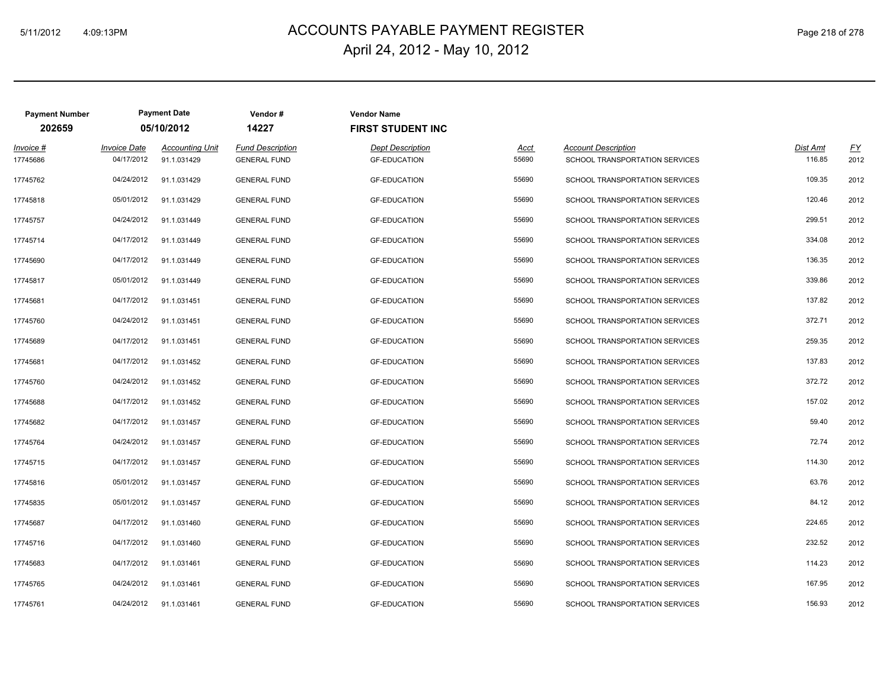# ACCOUNTS PAYABLE PAYMENT REGISTER

April 24, 2012 - May 10, 2012

| Payment Number | Payment Date | Vendor # | Vendor Name |
|---|---|---|---|
| 202659 | 05/10/2012 | 14227 | FIRST STUDENT INC |

| Invoice # | Invoice Date | Accounting Unit | Fund Description | Dept Description | Acct | Account Description | Dist Amt | FY |
|---|---|---|---|---|---|---|---|---|
| 17745686 | 04/17/2012 | 91.1.031429 | GENERAL FUND | GF-EDUCATION | 55690 | SCHOOL TRANSPORTATION SERVICES | 116.85 | 2012 |
| 17745762 | 04/24/2012 | 91.1.031429 | GENERAL FUND | GF-EDUCATION | 55690 | SCHOOL TRANSPORTATION SERVICES | 109.35 | 2012 |
| 17745818 | 05/01/2012 | 91.1.031429 | GENERAL FUND | GF-EDUCATION | 55690 | SCHOOL TRANSPORTATION SERVICES | 120.46 | 2012 |
| 17745757 | 04/24/2012 | 91.1.031449 | GENERAL FUND | GF-EDUCATION | 55690 | SCHOOL TRANSPORTATION SERVICES | 299.51 | 2012 |
| 17745714 | 04/17/2012 | 91.1.031449 | GENERAL FUND | GF-EDUCATION | 55690 | SCHOOL TRANSPORTATION SERVICES | 334.08 | 2012 |
| 17745690 | 04/17/2012 | 91.1.031449 | GENERAL FUND | GF-EDUCATION | 55690 | SCHOOL TRANSPORTATION SERVICES | 136.35 | 2012 |
| 17745817 | 05/01/2012 | 91.1.031449 | GENERAL FUND | GF-EDUCATION | 55690 | SCHOOL TRANSPORTATION SERVICES | 339.86 | 2012 |
| 17745681 | 04/17/2012 | 91.1.031451 | GENERAL FUND | GF-EDUCATION | 55690 | SCHOOL TRANSPORTATION SERVICES | 137.82 | 2012 |
| 17745760 | 04/24/2012 | 91.1.031451 | GENERAL FUND | GF-EDUCATION | 55690 | SCHOOL TRANSPORTATION SERVICES | 372.71 | 2012 |
| 17745689 | 04/17/2012 | 91.1.031451 | GENERAL FUND | GF-EDUCATION | 55690 | SCHOOL TRANSPORTATION SERVICES | 259.35 | 2012 |
| 17745681 | 04/17/2012 | 91.1.031452 | GENERAL FUND | GF-EDUCATION | 55690 | SCHOOL TRANSPORTATION SERVICES | 137.83 | 2012 |
| 17745760 | 04/24/2012 | 91.1.031452 | GENERAL FUND | GF-EDUCATION | 55690 | SCHOOL TRANSPORTATION SERVICES | 372.72 | 2012 |
| 17745688 | 04/17/2012 | 91.1.031452 | GENERAL FUND | GF-EDUCATION | 55690 | SCHOOL TRANSPORTATION SERVICES | 157.02 | 2012 |
| 17745682 | 04/17/2012 | 91.1.031457 | GENERAL FUND | GF-EDUCATION | 55690 | SCHOOL TRANSPORTATION SERVICES | 59.40 | 2012 |
| 17745764 | 04/24/2012 | 91.1.031457 | GENERAL FUND | GF-EDUCATION | 55690 | SCHOOL TRANSPORTATION SERVICES | 72.74 | 2012 |
| 17745715 | 04/17/2012 | 91.1.031457 | GENERAL FUND | GF-EDUCATION | 55690 | SCHOOL TRANSPORTATION SERVICES | 114.30 | 2012 |
| 17745816 | 05/01/2012 | 91.1.031457 | GENERAL FUND | GF-EDUCATION | 55690 | SCHOOL TRANSPORTATION SERVICES | 63.76 | 2012 |
| 17745835 | 05/01/2012 | 91.1.031457 | GENERAL FUND | GF-EDUCATION | 55690 | SCHOOL TRANSPORTATION SERVICES | 84.12 | 2012 |
| 17745687 | 04/17/2012 | 91.1.031460 | GENERAL FUND | GF-EDUCATION | 55690 | SCHOOL TRANSPORTATION SERVICES | 224.65 | 2012 |
| 17745716 | 04/17/2012 | 91.1.031460 | GENERAL FUND | GF-EDUCATION | 55690 | SCHOOL TRANSPORTATION SERVICES | 232.52 | 2012 |
| 17745683 | 04/17/2012 | 91.1.031461 | GENERAL FUND | GF-EDUCATION | 55690 | SCHOOL TRANSPORTATION SERVICES | 114.23 | 2012 |
| 17745765 | 04/24/2012 | 91.1.031461 | GENERAL FUND | GF-EDUCATION | 55690 | SCHOOL TRANSPORTATION SERVICES | 167.95 | 2012 |
| 17745761 | 04/24/2012 | 91.1.031461 | GENERAL FUND | GF-EDUCATION | 55690 | SCHOOL TRANSPORTATION SERVICES | 156.93 | 2012 |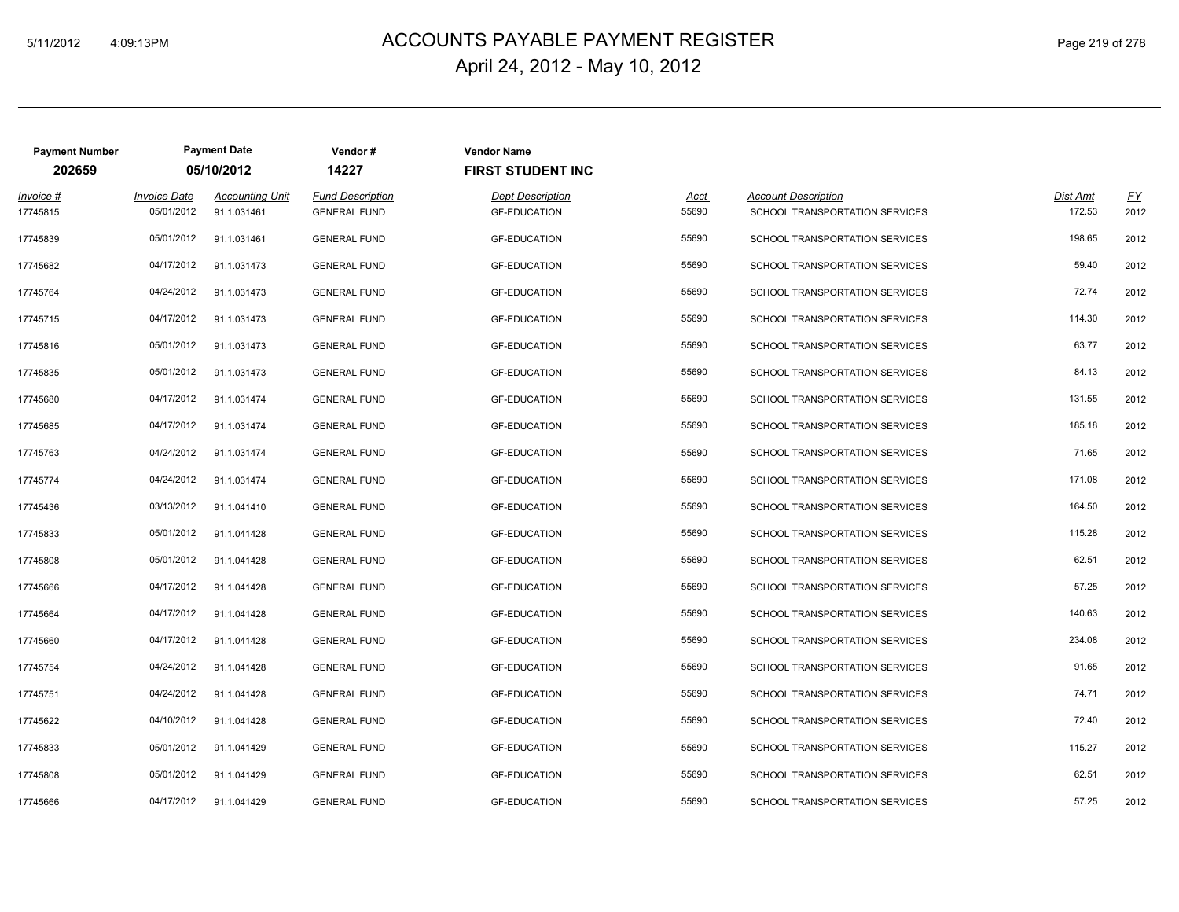# ACCOUNTS PAYABLE PAYMENT REGISTER

April 24, 2012 - May 10, 2012

| Payment Number | Payment Date | Vendor # | Vendor Name |
|---|---|---|---|
| **202659** | **05/10/2012** | **14227** | **FIRST STUDENT INC** |

| Invoice # | Invoice Date | Accounting Unit | Fund Description | Dept Description | Acct | Account Description | Dist Amt | FY |
|---|---|---|---|---|---|---|---|---|
| 17745815 | 05/01/2012 | 91.1.031461 | GENERAL FUND | GF-EDUCATION | 55690 | SCHOOL TRANSPORTATION SERVICES | 172.53 | 2012 |
| 17745839 | 05/01/2012 | 91.1.031461 | GENERAL FUND | GF-EDUCATION | 55690 | SCHOOL TRANSPORTATION SERVICES | 198.65 | 2012 |
| 17745682 | 04/17/2012 | 91.1.031473 | GENERAL FUND | GF-EDUCATION | 55690 | SCHOOL TRANSPORTATION SERVICES | 59.40 | 2012 |
| 17745764 | 04/24/2012 | 91.1.031473 | GENERAL FUND | GF-EDUCATION | 55690 | SCHOOL TRANSPORTATION SERVICES | 72.74 | 2012 |
| 17745715 | 04/17/2012 | 91.1.031473 | GENERAL FUND | GF-EDUCATION | 55690 | SCHOOL TRANSPORTATION SERVICES | 114.30 | 2012 |
| 17745816 | 05/01/2012 | 91.1.031473 | GENERAL FUND | GF-EDUCATION | 55690 | SCHOOL TRANSPORTATION SERVICES | 63.77 | 2012 |
| 17745835 | 05/01/2012 | 91.1.031473 | GENERAL FUND | GF-EDUCATION | 55690 | SCHOOL TRANSPORTATION SERVICES | 84.13 | 2012 |
| 17745680 | 04/17/2012 | 91.1.031474 | GENERAL FUND | GF-EDUCATION | 55690 | SCHOOL TRANSPORTATION SERVICES | 131.55 | 2012 |
| 17745685 | 04/17/2012 | 91.1.031474 | GENERAL FUND | GF-EDUCATION | 55690 | SCHOOL TRANSPORTATION SERVICES | 185.18 | 2012 |
| 17745763 | 04/24/2012 | 91.1.031474 | GENERAL FUND | GF-EDUCATION | 55690 | SCHOOL TRANSPORTATION SERVICES | 71.65 | 2012 |
| 17745774 | 04/24/2012 | 91.1.031474 | GENERAL FUND | GF-EDUCATION | 55690 | SCHOOL TRANSPORTATION SERVICES | 171.08 | 2012 |
| 17745436 | 03/13/2012 | 91.1.041410 | GENERAL FUND | GF-EDUCATION | 55690 | SCHOOL TRANSPORTATION SERVICES | 164.50 | 2012 |
| 17745833 | 05/01/2012 | 91.1.041428 | GENERAL FUND | GF-EDUCATION | 55690 | SCHOOL TRANSPORTATION SERVICES | 115.28 | 2012 |
| 17745808 | 05/01/2012 | 91.1.041428 | GENERAL FUND | GF-EDUCATION | 55690 | SCHOOL TRANSPORTATION SERVICES | 62.51 | 2012 |
| 17745666 | 04/17/2012 | 91.1.041428 | GENERAL FUND | GF-EDUCATION | 55690 | SCHOOL TRANSPORTATION SERVICES | 57.25 | 2012 |
| 17745664 | 04/17/2012 | 91.1.041428 | GENERAL FUND | GF-EDUCATION | 55690 | SCHOOL TRANSPORTATION SERVICES | 140.63 | 2012 |
| 17745660 | 04/17/2012 | 91.1.041428 | GENERAL FUND | GF-EDUCATION | 55690 | SCHOOL TRANSPORTATION SERVICES | 234.08 | 2012 |
| 17745754 | 04/24/2012 | 91.1.041428 | GENERAL FUND | GF-EDUCATION | 55690 | SCHOOL TRANSPORTATION SERVICES | 91.65 | 2012 |
| 17745751 | 04/24/2012 | 91.1.041428 | GENERAL FUND | GF-EDUCATION | 55690 | SCHOOL TRANSPORTATION SERVICES | 74.71 | 2012 |
| 17745622 | 04/10/2012 | 91.1.041428 | GENERAL FUND | GF-EDUCATION | 55690 | SCHOOL TRANSPORTATION SERVICES | 72.40 | 2012 |
| 17745833 | 05/01/2012 | 91.1.041429 | GENERAL FUND | GF-EDUCATION | 55690 | SCHOOL TRANSPORTATION SERVICES | 115.27 | 2012 |
| 17745808 | 05/01/2012 | 91.1.041429 | GENERAL FUND | GF-EDUCATION | 55690 | SCHOOL TRANSPORTATION SERVICES | 62.51 | 2012 |
| 17745666 | 04/17/2012 | 91.1.041429 | GENERAL FUND | GF-EDUCATION | 55690 | SCHOOL TRANSPORTATION SERVICES | 57.25 | 2012 |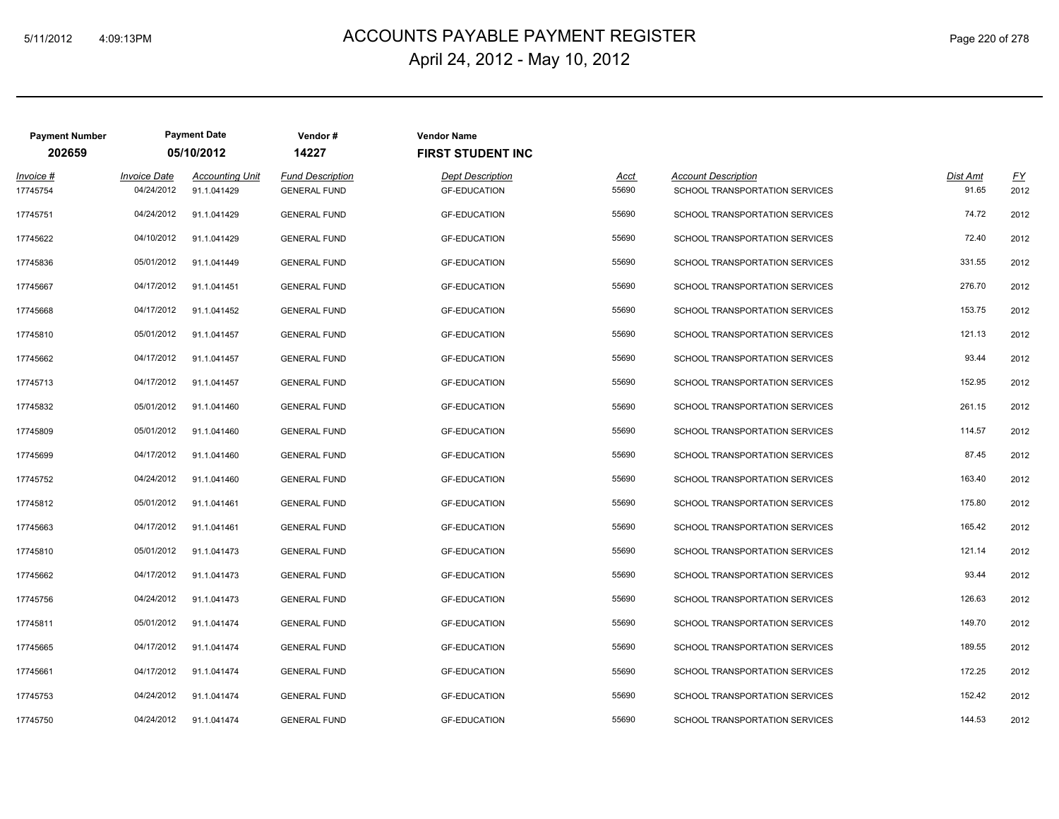# ACCOUNTS PAYABLE PAYMENT REGISTER

April 24, 2012 - May 10, 2012

| Payment Number | Payment Date | Vendor # | Vendor Name |
|---|---|---|---|
| 202659 | 05/10/2012 | 14227 | FIRST STUDENT INC |

| Invoice # | Invoice Date | Accounting Unit | Fund Description | Dept Description | Acct | Account Description | Dist Amt | FY |
|---|---|---|---|---|---|---|---|---|
| 17745754 | 04/24/2012 | 91.1.041429 | GENERAL FUND | GF-EDUCATION | 55690 | SCHOOL TRANSPORTATION SERVICES | 91.65 | 2012 |
| 17745751 | 04/24/2012 | 91.1.041429 | GENERAL FUND | GF-EDUCATION | 55690 | SCHOOL TRANSPORTATION SERVICES | 74.72 | 2012 |
| 17745622 | 04/10/2012 | 91.1.041429 | GENERAL FUND | GF-EDUCATION | 55690 | SCHOOL TRANSPORTATION SERVICES | 72.40 | 2012 |
| 17745836 | 05/01/2012 | 91.1.041449 | GENERAL FUND | GF-EDUCATION | 55690 | SCHOOL TRANSPORTATION SERVICES | 331.55 | 2012 |
| 17745667 | 04/17/2012 | 91.1.041451 | GENERAL FUND | GF-EDUCATION | 55690 | SCHOOL TRANSPORTATION SERVICES | 276.70 | 2012 |
| 17745668 | 04/17/2012 | 91.1.041452 | GENERAL FUND | GF-EDUCATION | 55690 | SCHOOL TRANSPORTATION SERVICES | 153.75 | 2012 |
| 17745810 | 05/01/2012 | 91.1.041457 | GENERAL FUND | GF-EDUCATION | 55690 | SCHOOL TRANSPORTATION SERVICES | 121.13 | 2012 |
| 17745662 | 04/17/2012 | 91.1.041457 | GENERAL FUND | GF-EDUCATION | 55690 | SCHOOL TRANSPORTATION SERVICES | 93.44 | 2012 |
| 17745713 | 04/17/2012 | 91.1.041457 | GENERAL FUND | GF-EDUCATION | 55690 | SCHOOL TRANSPORTATION SERVICES | 152.95 | 2012 |
| 17745832 | 05/01/2012 | 91.1.041460 | GENERAL FUND | GF-EDUCATION | 55690 | SCHOOL TRANSPORTATION SERVICES | 261.15 | 2012 |
| 17745809 | 05/01/2012 | 91.1.041460 | GENERAL FUND | GF-EDUCATION | 55690 | SCHOOL TRANSPORTATION SERVICES | 114.57 | 2012 |
| 17745699 | 04/17/2012 | 91.1.041460 | GENERAL FUND | GF-EDUCATION | 55690 | SCHOOL TRANSPORTATION SERVICES | 87.45 | 2012 |
| 17745752 | 04/24/2012 | 91.1.041460 | GENERAL FUND | GF-EDUCATION | 55690 | SCHOOL TRANSPORTATION SERVICES | 163.40 | 2012 |
| 17745812 | 05/01/2012 | 91.1.041461 | GENERAL FUND | GF-EDUCATION | 55690 | SCHOOL TRANSPORTATION SERVICES | 175.80 | 2012 |
| 17745663 | 04/17/2012 | 91.1.041461 | GENERAL FUND | GF-EDUCATION | 55690 | SCHOOL TRANSPORTATION SERVICES | 165.42 | 2012 |
| 17745810 | 05/01/2012 | 91.1.041473 | GENERAL FUND | GF-EDUCATION | 55690 | SCHOOL TRANSPORTATION SERVICES | 121.14 | 2012 |
| 17745662 | 04/17/2012 | 91.1.041473 | GENERAL FUND | GF-EDUCATION | 55690 | SCHOOL TRANSPORTATION SERVICES | 93.44 | 2012 |
| 17745756 | 04/24/2012 | 91.1.041473 | GENERAL FUND | GF-EDUCATION | 55690 | SCHOOL TRANSPORTATION SERVICES | 126.63 | 2012 |
| 17745811 | 05/01/2012 | 91.1.041474 | GENERAL FUND | GF-EDUCATION | 55690 | SCHOOL TRANSPORTATION SERVICES | 149.70 | 2012 |
| 17745665 | 04/17/2012 | 91.1.041474 | GENERAL FUND | GF-EDUCATION | 55690 | SCHOOL TRANSPORTATION SERVICES | 189.55 | 2012 |
| 17745661 | 04/17/2012 | 91.1.041474 | GENERAL FUND | GF-EDUCATION | 55690 | SCHOOL TRANSPORTATION SERVICES | 172.25 | 2012 |
| 17745753 | 04/24/2012 | 91.1.041474 | GENERAL FUND | GF-EDUCATION | 55690 | SCHOOL TRANSPORTATION SERVICES | 152.42 | 2012 |
| 17745750 | 04/24/2012 | 91.1.041474 | GENERAL FUND | GF-EDUCATION | 55690 | SCHOOL TRANSPORTATION SERVICES | 144.53 | 2012 |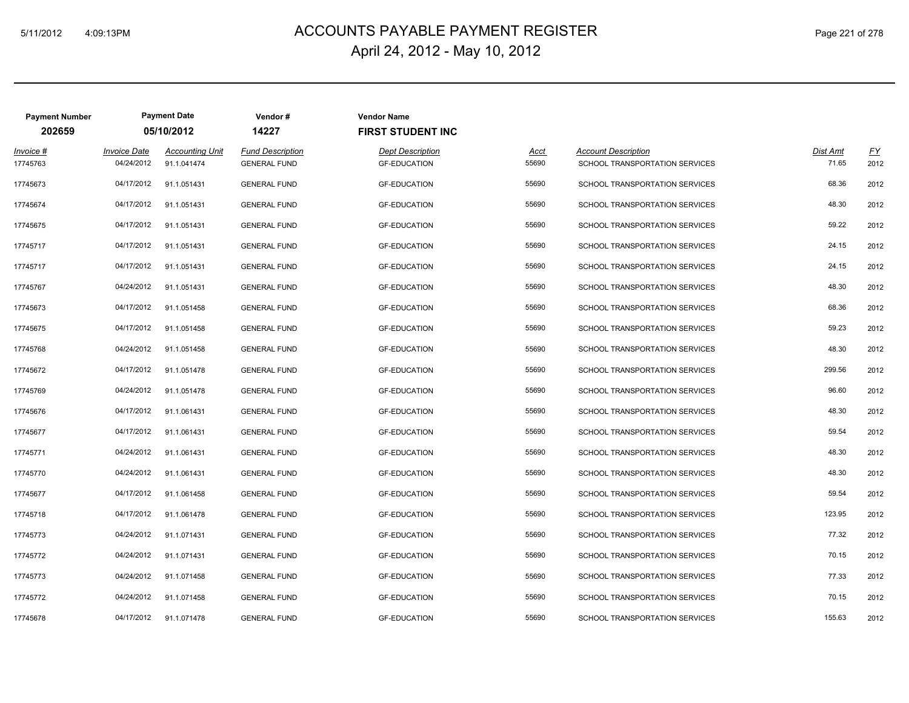# ACCOUNTS PAYABLE PAYMENT REGISTER

April 24, 2012 - May 10, 2012

| Payment Number | Payment Date | Vendor # | Vendor Name |
|---|---|---|---|
| **202659** | **05/10/2012** | **14227** | **FIRST STUDENT INC** |

| Invoice # | Invoice Date | Accounting Unit | Fund Description | Dept Description | Acct | Account Description | Dist Amt | FY |
|---|---|---|---|---|---|---|---|---|
| 17745763 | 04/24/2012 | 91.1.041474 | GENERAL FUND | GF-EDUCATION | 55690 | SCHOOL TRANSPORTATION SERVICES | 71.65 | 2012 |
| 17745673 | 04/17/2012 | 91.1.051431 | GENERAL FUND | GF-EDUCATION | 55690 | SCHOOL TRANSPORTATION SERVICES | 68.36 | 2012 |
| 17745674 | 04/17/2012 | 91.1.051431 | GENERAL FUND | GF-EDUCATION | 55690 | SCHOOL TRANSPORTATION SERVICES | 48.30 | 2012 |
| 17745675 | 04/17/2012 | 91.1.051431 | GENERAL FUND | GF-EDUCATION | 55690 | SCHOOL TRANSPORTATION SERVICES | 59.22 | 2012 |
| 17745717 | 04/17/2012 | 91.1.051431 | GENERAL FUND | GF-EDUCATION | 55690 | SCHOOL TRANSPORTATION SERVICES | 24.15 | 2012 |
| 17745717 | 04/17/2012 | 91.1.051431 | GENERAL FUND | GF-EDUCATION | 55690 | SCHOOL TRANSPORTATION SERVICES | 24.15 | 2012 |
| 17745767 | 04/24/2012 | 91.1.051431 | GENERAL FUND | GF-EDUCATION | 55690 | SCHOOL TRANSPORTATION SERVICES | 48.30 | 2012 |
| 17745673 | 04/17/2012 | 91.1.051458 | GENERAL FUND | GF-EDUCATION | 55690 | SCHOOL TRANSPORTATION SERVICES | 68.36 | 2012 |
| 17745675 | 04/17/2012 | 91.1.051458 | GENERAL FUND | GF-EDUCATION | 55690 | SCHOOL TRANSPORTATION SERVICES | 59.23 | 2012 |
| 17745768 | 04/24/2012 | 91.1.051458 | GENERAL FUND | GF-EDUCATION | 55690 | SCHOOL TRANSPORTATION SERVICES | 48.30 | 2012 |
| 17745672 | 04/17/2012 | 91.1.051478 | GENERAL FUND | GF-EDUCATION | 55690 | SCHOOL TRANSPORTATION SERVICES | 299.56 | 2012 |
| 17745769 | 04/24/2012 | 91.1.051478 | GENERAL FUND | GF-EDUCATION | 55690 | SCHOOL TRANSPORTATION SERVICES | 96.60 | 2012 |
| 17745676 | 04/17/2012 | 91.1.061431 | GENERAL FUND | GF-EDUCATION | 55690 | SCHOOL TRANSPORTATION SERVICES | 48.30 | 2012 |
| 17745677 | 04/17/2012 | 91.1.061431 | GENERAL FUND | GF-EDUCATION | 55690 | SCHOOL TRANSPORTATION SERVICES | 59.54 | 2012 |
| 17745771 | 04/24/2012 | 91.1.061431 | GENERAL FUND | GF-EDUCATION | 55690 | SCHOOL TRANSPORTATION SERVICES | 48.30 | 2012 |
| 17745770 | 04/24/2012 | 91.1.061431 | GENERAL FUND | GF-EDUCATION | 55690 | SCHOOL TRANSPORTATION SERVICES | 48.30 | 2012 |
| 17745677 | 04/17/2012 | 91.1.061458 | GENERAL FUND | GF-EDUCATION | 55690 | SCHOOL TRANSPORTATION SERVICES | 59.54 | 2012 |
| 17745718 | 04/17/2012 | 91.1.061478 | GENERAL FUND | GF-EDUCATION | 55690 | SCHOOL TRANSPORTATION SERVICES | 123.95 | 2012 |
| 17745773 | 04/24/2012 | 91.1.071431 | GENERAL FUND | GF-EDUCATION | 55690 | SCHOOL TRANSPORTATION SERVICES | 77.32 | 2012 |
| 17745772 | 04/24/2012 | 91.1.071431 | GENERAL FUND | GF-EDUCATION | 55690 | SCHOOL TRANSPORTATION SERVICES | 70.15 | 2012 |
| 17745773 | 04/24/2012 | 91.1.071458 | GENERAL FUND | GF-EDUCATION | 55690 | SCHOOL TRANSPORTATION SERVICES | 77.33 | 2012 |
| 17745772 | 04/24/2012 | 91.1.071458 | GENERAL FUND | GF-EDUCATION | 55690 | SCHOOL TRANSPORTATION SERVICES | 70.15 | 2012 |
| 17745678 | 04/17/2012 | 91.1.071478 | GENERAL FUND | GF-EDUCATION | 55690 | SCHOOL TRANSPORTATION SERVICES | 155.63 | 2012 |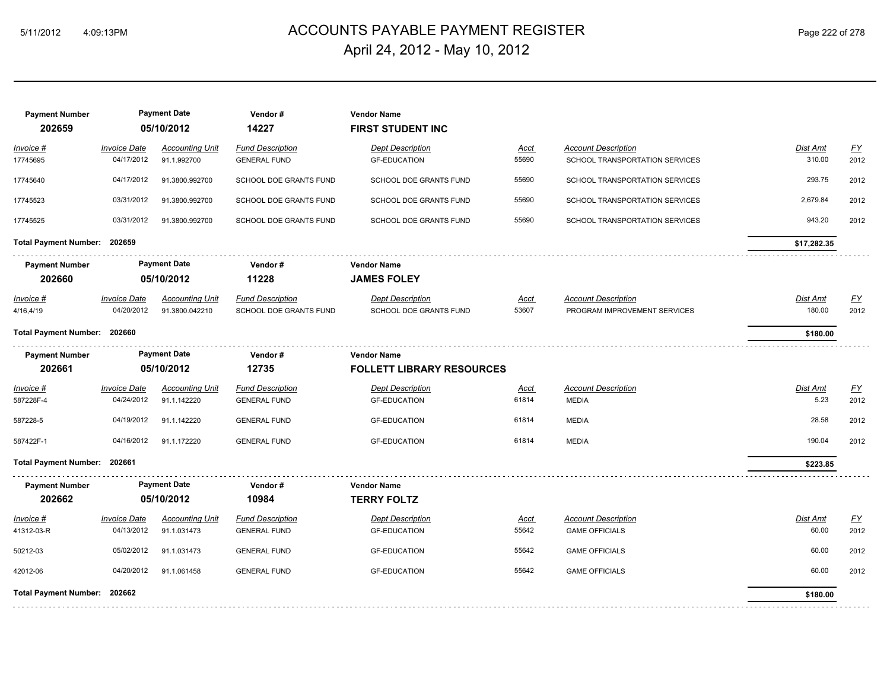# ACCOUNTS PAYABLE PAYMENT REGISTER

April 24, 2012 - May 10, 2012

| Payment Number | Payment Date | Vendor # | Vendor Name |
|---|---|---|---|
| **202659** | **05/10/2012** | **14227** | **FIRST STUDENT INC** |

| Invoice # | Invoice Date | Accounting Unit | Fund Description | Dept Description | Acct | Account Description | Dist Amt | FY |
|---|---|---|---|---|---|---|---|---|
| 17745695 | 04/17/2012 | 91.1.992700 | GENERAL FUND | GF-EDUCATION | 55690 | SCHOOL TRANSPORTATION SERVICES | 310.00 | 2012 |
| 17745640 | 04/17/2012 | 91.3800.992700 | SCHOOL DOE GRANTS FUND | SCHOOL DOE GRANTS FUND | 55690 | SCHOOL TRANSPORTATION SERVICES | 293.75 | 2012 |
| 17745523 | 03/31/2012 | 91.3800.992700 | SCHOOL DOE GRANTS FUND | SCHOOL DOE GRANTS FUND | 55690 | SCHOOL TRANSPORTATION SERVICES | 2,679.84 | 2012 |
| 17745525 | 03/31/2012 | 91.3800.992700 | SCHOOL DOE GRANTS FUND | SCHOOL DOE GRANTS FUND | 55690 | SCHOOL TRANSPORTATION SERVICES | 943.20 | 2012 |

**Total Payment Number: 202659** — **$17,282.35**

| Payment Number | Payment Date | Vendor # | Vendor Name |
|---|---|---|---|
| **202660** | **05/10/2012** | **11228** | **JAMES FOLEY** |

| Invoice # | Invoice Date | Accounting Unit | Fund Description | Dept Description | Acct | Account Description | Dist Amt | FY |
|---|---|---|---|---|---|---|---|---|
| 4/16,4/19 | 04/20/2012 | 91.3800.042210 | SCHOOL DOE GRANTS FUND | SCHOOL DOE GRANTS FUND | 53607 | PROGRAM IMPROVEMENT SERVICES | 180.00 | 2012 |

**Total Payment Number: 202660** — **$180.00**

| Payment Number | Payment Date | Vendor # | Vendor Name |
|---|---|---|---|
| **202661** | **05/10/2012** | **12735** | **FOLLETT LIBRARY RESOURCES** |

| Invoice # | Invoice Date | Accounting Unit | Fund Description | Dept Description | Acct | Account Description | Dist Amt | FY |
|---|---|---|---|---|---|---|---|---|
| 587228F-4 | 04/24/2012 | 91.1.142220 | GENERAL FUND | GF-EDUCATION | 61814 | MEDIA | 5.23 | 2012 |
| 587228-5 | 04/19/2012 | 91.1.142220 | GENERAL FUND | GF-EDUCATION | 61814 | MEDIA | 28.58 | 2012 |
| 587422F-1 | 04/16/2012 | 91.1.172220 | GENERAL FUND | GF-EDUCATION | 61814 | MEDIA | 190.04 | 2012 |

**Total Payment Number: 202661** — **$223.85**

| Payment Number | Payment Date | Vendor # | Vendor Name |
|---|---|---|---|
| **202662** | **05/10/2012** | **10984** | **TERRY FOLTZ** |

| Invoice # | Invoice Date | Accounting Unit | Fund Description | Dept Description | Acct | Account Description | Dist Amt | FY |
|---|---|---|---|---|---|---|---|---|
| 41312-03-R | 04/13/2012 | 91.1.031473 | GENERAL FUND | GF-EDUCATION | 55642 | GAME OFFICIALS | 60.00 | 2012 |
| 50212-03 | 05/02/2012 | 91.1.031473 | GENERAL FUND | GF-EDUCATION | 55642 | GAME OFFICIALS | 60.00 | 2012 |
| 42012-06 | 04/20/2012 | 91.1.061458 | GENERAL FUND | GF-EDUCATION | 55642 | GAME OFFICIALS | 60.00 | 2012 |

**Total Payment Number: 202662** — **$180.00**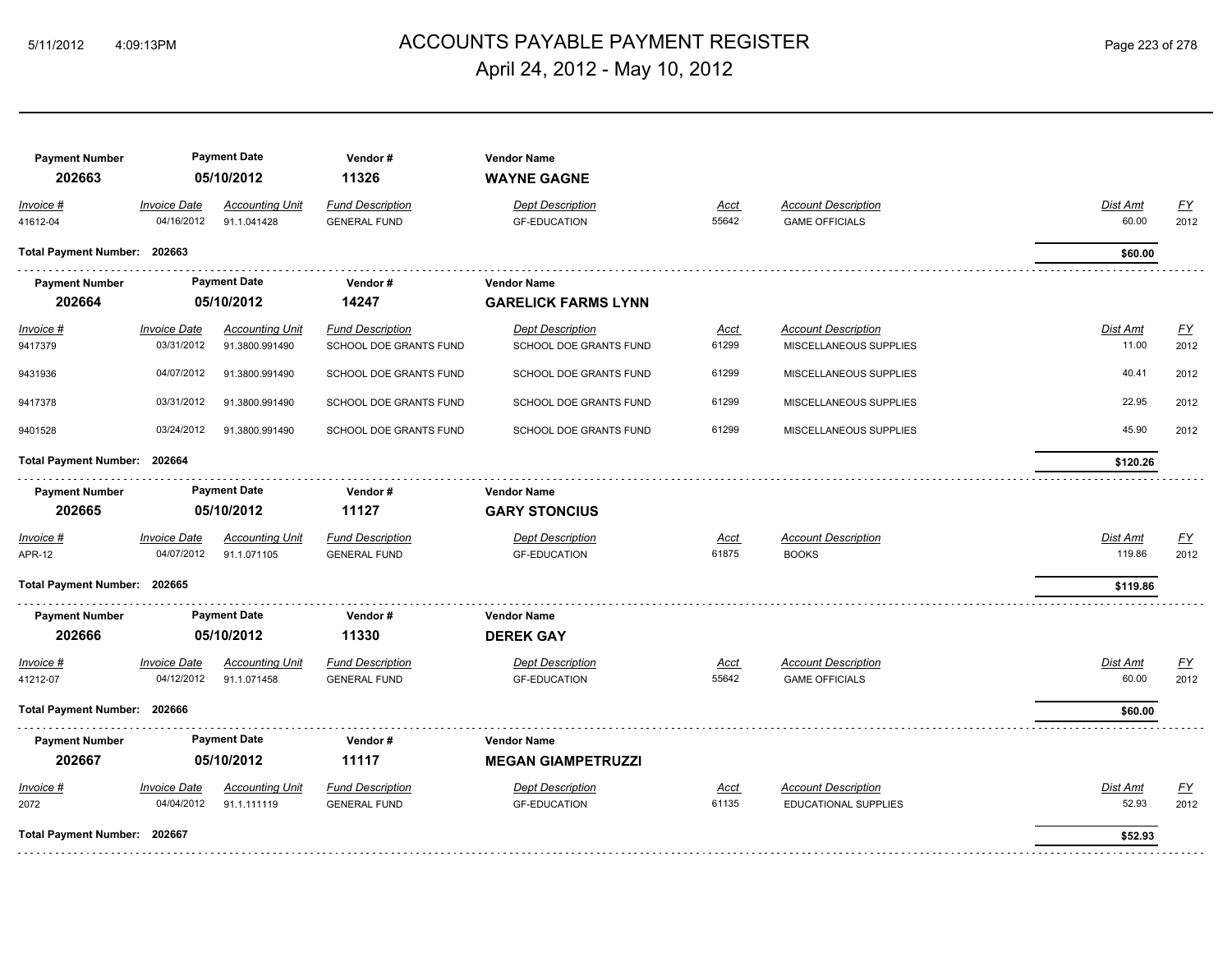# ACCOUNTS PAYABLE PAYMENT REGISTER

April 24, 2012 - May 10, 2012

| Payment Number | Payment Date | Vendor # | Vendor Name |
|---|---|---|---|
| 202663 | 05/10/2012 | 11326 | **WAYNE GAGNE** |

| Invoice # | Invoice Date | Accounting Unit | Fund Description | Dept Description | Acct | Account Description | Dist Amt | FY |
|---|---|---|---|---|---|---|---|---|
| 41612-04 | 04/16/2012 | 91.1.041428 | GENERAL FUND | GF-EDUCATION | 55642 | GAME OFFICIALS | 60.00 | 2012 |

**Total Payment Number: 202663** — **$60.00**

| Payment Number | Payment Date | Vendor # | Vendor Name |
|---|---|---|---|
| 202664 | 05/10/2012 | 14247 | **GARELICK FARMS LYNN** |

| Invoice # | Invoice Date | Accounting Unit | Fund Description | Dept Description | Acct | Account Description | Dist Amt | FY |
|---|---|---|---|---|---|---|---|---|
| 9417379 | 03/31/2012 | 91.3800.991490 | SCHOOL DOE GRANTS FUND | SCHOOL DOE GRANTS FUND | 61299 | MISCELLANEOUS SUPPLIES | 11.00 | 2012 |
| 9431936 | 04/07/2012 | 91.3800.991490 | SCHOOL DOE GRANTS FUND | SCHOOL DOE GRANTS FUND | 61299 | MISCELLANEOUS SUPPLIES | 40.41 | 2012 |
| 9417378 | 03/31/2012 | 91.3800.991490 | SCHOOL DOE GRANTS FUND | SCHOOL DOE GRANTS FUND | 61299 | MISCELLANEOUS SUPPLIES | 22.95 | 2012 |
| 9401528 | 03/24/2012 | 91.3800.991490 | SCHOOL DOE GRANTS FUND | SCHOOL DOE GRANTS FUND | 61299 | MISCELLANEOUS SUPPLIES | 45.90 | 2012 |

**Total Payment Number: 202664** — **$120.26**

| Payment Number | Payment Date | Vendor # | Vendor Name |
|---|---|---|---|
| 202665 | 05/10/2012 | 11127 | **GARY STONCIUS** |

| Invoice # | Invoice Date | Accounting Unit | Fund Description | Dept Description | Acct | Account Description | Dist Amt | FY |
|---|---|---|---|---|---|---|---|---|
| APR-12 | 04/07/2012 | 91.1.071105 | GENERAL FUND | GF-EDUCATION | 61875 | BOOKS | 119.86 | 2012 |

**Total Payment Number: 202665** — **$119.86**

| Payment Number | Payment Date | Vendor # | Vendor Name |
|---|---|---|---|
| 202666 | 05/10/2012 | 11330 | **DEREK GAY** |

| Invoice # | Invoice Date | Accounting Unit | Fund Description | Dept Description | Acct | Account Description | Dist Amt | FY |
|---|---|---|---|---|---|---|---|---|
| 41212-07 | 04/12/2012 | 91.1.071458 | GENERAL FUND | GF-EDUCATION | 55642 | GAME OFFICIALS | 60.00 | 2012 |

**Total Payment Number: 202666** — **$60.00**

| Payment Number | Payment Date | Vendor # | Vendor Name |
|---|---|---|---|
| 202667 | 05/10/2012 | 11117 | **MEGAN GIAMPETRUZZI** |

| Invoice # | Invoice Date | Accounting Unit | Fund Description | Dept Description | Acct | Account Description | Dist Amt | FY |
|---|---|---|---|---|---|---|---|---|
| 2072 | 04/04/2012 | 91.1.111119 | GENERAL FUND | GF-EDUCATION | 61135 | EDUCATIONAL SUPPLIES | 52.93 | 2012 |

**Total Payment Number: 202667** — **$52.93**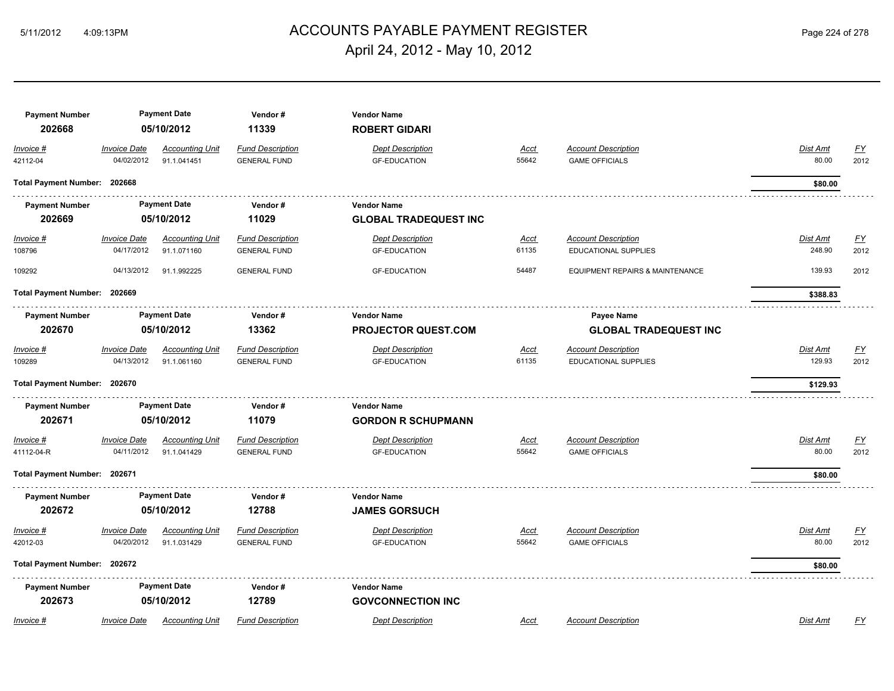# ACCOUNTS PAYABLE PAYMENT REGISTER

April 24, 2012 - May 10, 2012

| Payment Number | Payment Date | Vendor # | Vendor Name |
|---|---|---|---|
| 202668 | 05/10/2012 | 11339 | **ROBERT GIDARI** |

| Invoice # | Invoice Date | Accounting Unit | Fund Description | Dept Description | Acct | Account Description | Dist Amt | FY |
|---|---|---|---|---|---|---|---|---|
| 42112-04 | 04/02/2012 | 91.1.041451 | GENERAL FUND | GF-EDUCATION | 55642 | GAME OFFICIALS | 80.00 | 2012 |

**Total Payment Number: 202668** — **$80.00**

| Payment Number | Payment Date | Vendor # | Vendor Name |
|---|---|---|---|
| 202669 | 05/10/2012 | 11029 | **GLOBAL TRADEQUEST INC** |

| Invoice # | Invoice Date | Accounting Unit | Fund Description | Dept Description | Acct | Account Description | Dist Amt | FY |
|---|---|---|---|---|---|---|---|---|
| 108796 | 04/17/2012 | 91.1.071160 | GENERAL FUND | GF-EDUCATION | 61135 | EDUCATIONAL SUPPLIES | 248.90 | 2012 |
| 109292 | 04/13/2012 | 91.1.992225 | GENERAL FUND | GF-EDUCATION | 54487 | EQUIPMENT REPAIRS & MAINTENANCE | 139.93 | 2012 |

**Total Payment Number: 202669** — **$388.83**

| Payment Number | Payment Date | Vendor # | Vendor Name | Payee Name |
|---|---|---|---|---|
| 202670 | 05/10/2012 | 13362 | **PROJECTOR QUEST.COM** | **GLOBAL TRADEQUEST INC** |

| Invoice # | Invoice Date | Accounting Unit | Fund Description | Dept Description | Acct | Account Description | Dist Amt | FY |
|---|---|---|---|---|---|---|---|---|
| 109289 | 04/13/2012 | 91.1.061160 | GENERAL FUND | GF-EDUCATION | 61135 | EDUCATIONAL SUPPLIES | 129.93 | 2012 |

**Total Payment Number: 202670** — **$129.93**

| Payment Number | Payment Date | Vendor # | Vendor Name |
|---|---|---|---|
| 202671 | 05/10/2012 | 11079 | **GORDON R SCHUPMANN** |

| Invoice # | Invoice Date | Accounting Unit | Fund Description | Dept Description | Acct | Account Description | Dist Amt | FY |
|---|---|---|---|---|---|---|---|---|
| 41112-04-R | 04/11/2012 | 91.1.041429 | GENERAL FUND | GF-EDUCATION | 55642 | GAME OFFICIALS | 80.00 | 2012 |

**Total Payment Number: 202671** — **$80.00**

| Payment Number | Payment Date | Vendor # | Vendor Name |
|---|---|---|---|
| 202672 | 05/10/2012 | 12788 | **JAMES GORSUCH** |

| Invoice # | Invoice Date | Accounting Unit | Fund Description | Dept Description | Acct | Account Description | Dist Amt | FY |
|---|---|---|---|---|---|---|---|---|
| 42012-03 | 04/20/2012 | 91.1.031429 | GENERAL FUND | GF-EDUCATION | 55642 | GAME OFFICIALS | 80.00 | 2012 |

**Total Payment Number: 202672** — **$80.00**

| Payment Number | Payment Date | Vendor # | Vendor Name |
|---|---|---|---|
| 202673 | 05/10/2012 | 12789 | **GOVCONNECTION INC** |

| Invoice # | Invoice Date | Accounting Unit | Fund Description | Dept Description | Acct | Account Description | Dist Amt | FY |
|---|---|---|---|---|---|---|---|---|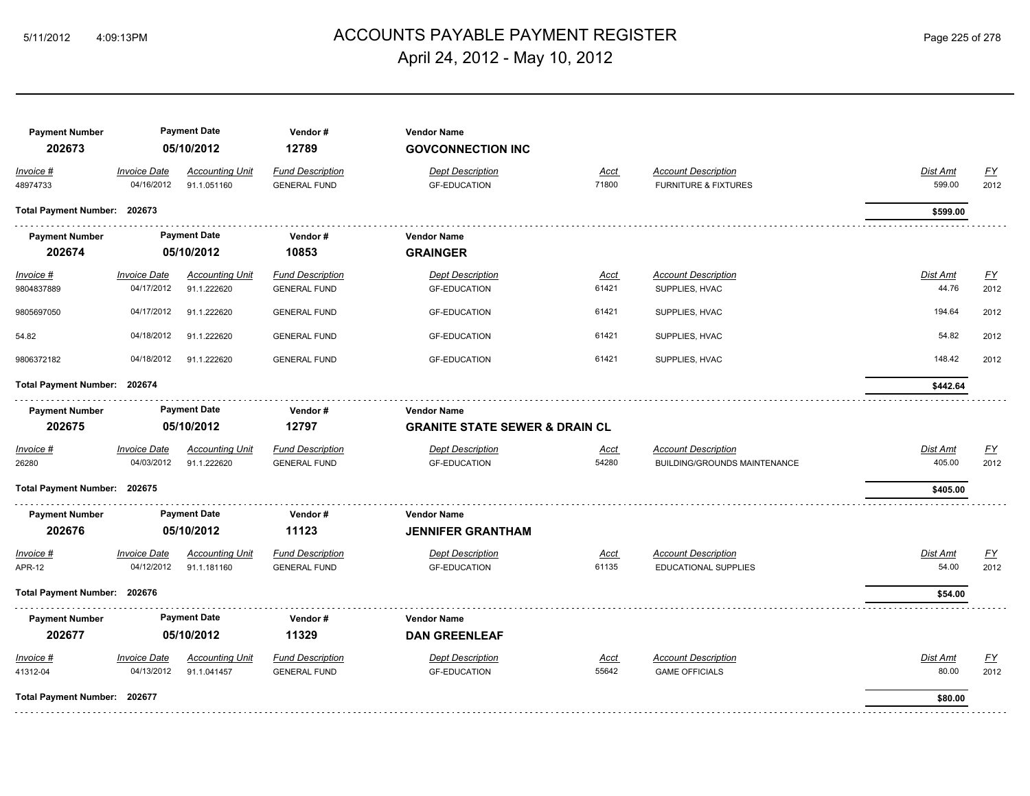# ACCOUNTS PAYABLE PAYMENT REGISTER

April 24, 2012 - May 10, 2012

| Payment Number | Payment Date | Vendor # | Vendor Name |
|---|---|---|---|
| **202673** | **05/10/2012** | **12789** | **GOVCONNECTION INC** |

| *Invoice #* | *Invoice Date* | *Accounting Unit* | *Fund Description* | *Dept Description* | *Acct* | *Account Description* | *Dist Amt* | *FY* |
|---|---|---|---|---|---|---|---|---|
| 48974733 | 04/16/2012 | 91.1.051160 | GENERAL FUND | GF-EDUCATION | 71800 | FURNITURE & FIXTURES | 599.00 | 2012 |

**Total Payment Number: 202673** — **$599.00**

| Payment Number | Payment Date | Vendor # | Vendor Name |
|---|---|---|---|
| **202674** | **05/10/2012** | **10853** | **GRAINGER** |

| *Invoice #* | *Invoice Date* | *Accounting Unit* | *Fund Description* | *Dept Description* | *Acct* | *Account Description* | *Dist Amt* | *FY* |
|---|---|---|---|---|---|---|---|---|
| 9804837889 | 04/17/2012 | 91.1.222620 | GENERAL FUND | GF-EDUCATION | 61421 | SUPPLIES, HVAC | 44.76 | 2012 |
| 9805697050 | 04/17/2012 | 91.1.222620 | GENERAL FUND | GF-EDUCATION | 61421 | SUPPLIES, HVAC | 194.64 | 2012 |
| 54.82 | 04/18/2012 | 91.1.222620 | GENERAL FUND | GF-EDUCATION | 61421 | SUPPLIES, HVAC | 54.82 | 2012 |
| 9806372182 | 04/18/2012 | 91.1.222620 | GENERAL FUND | GF-EDUCATION | 61421 | SUPPLIES, HVAC | 148.42 | 2012 |

**Total Payment Number: 202674** — **$442.64**

| Payment Number | Payment Date | Vendor # | Vendor Name |
|---|---|---|---|
| **202675** | **05/10/2012** | **12797** | **GRANITE STATE SEWER & DRAIN CL** |

| *Invoice #* | *Invoice Date* | *Accounting Unit* | *Fund Description* | *Dept Description* | *Acct* | *Account Description* | *Dist Amt* | *FY* |
|---|---|---|---|---|---|---|---|---|
| 26280 | 04/03/2012 | 91.1.222620 | GENERAL FUND | GF-EDUCATION | 54280 | BUILDING/GROUNDS MAINTENANCE | 405.00 | 2012 |

**Total Payment Number: 202675** — **$405.00**

| Payment Number | Payment Date | Vendor # | Vendor Name |
|---|---|---|---|
| **202676** | **05/10/2012** | **11123** | **JENNIFER GRANTHAM** |

| *Invoice #* | *Invoice Date* | *Accounting Unit* | *Fund Description* | *Dept Description* | *Acct* | *Account Description* | *Dist Amt* | *FY* |
|---|---|---|---|---|---|---|---|---|
| APR-12 | 04/12/2012 | 91.1.181160 | GENERAL FUND | GF-EDUCATION | 61135 | EDUCATIONAL SUPPLIES | 54.00 | 2012 |

**Total Payment Number: 202676** — **$54.00**

| Payment Number | Payment Date | Vendor # | Vendor Name |
|---|---|---|---|
| **202677** | **05/10/2012** | **11329** | **DAN GREENLEAF** |

| *Invoice #* | *Invoice Date* | *Accounting Unit* | *Fund Description* | *Dept Description* | *Acct* | *Account Description* | *Dist Amt* | *FY* |
|---|---|---|---|---|---|---|---|---|
| 41312-04 | 04/13/2012 | 91.1.041457 | GENERAL FUND | GF-EDUCATION | 55642 | GAME OFFICIALS | 80.00 | 2012 |

**Total Payment Number: 202677** — **$80.00**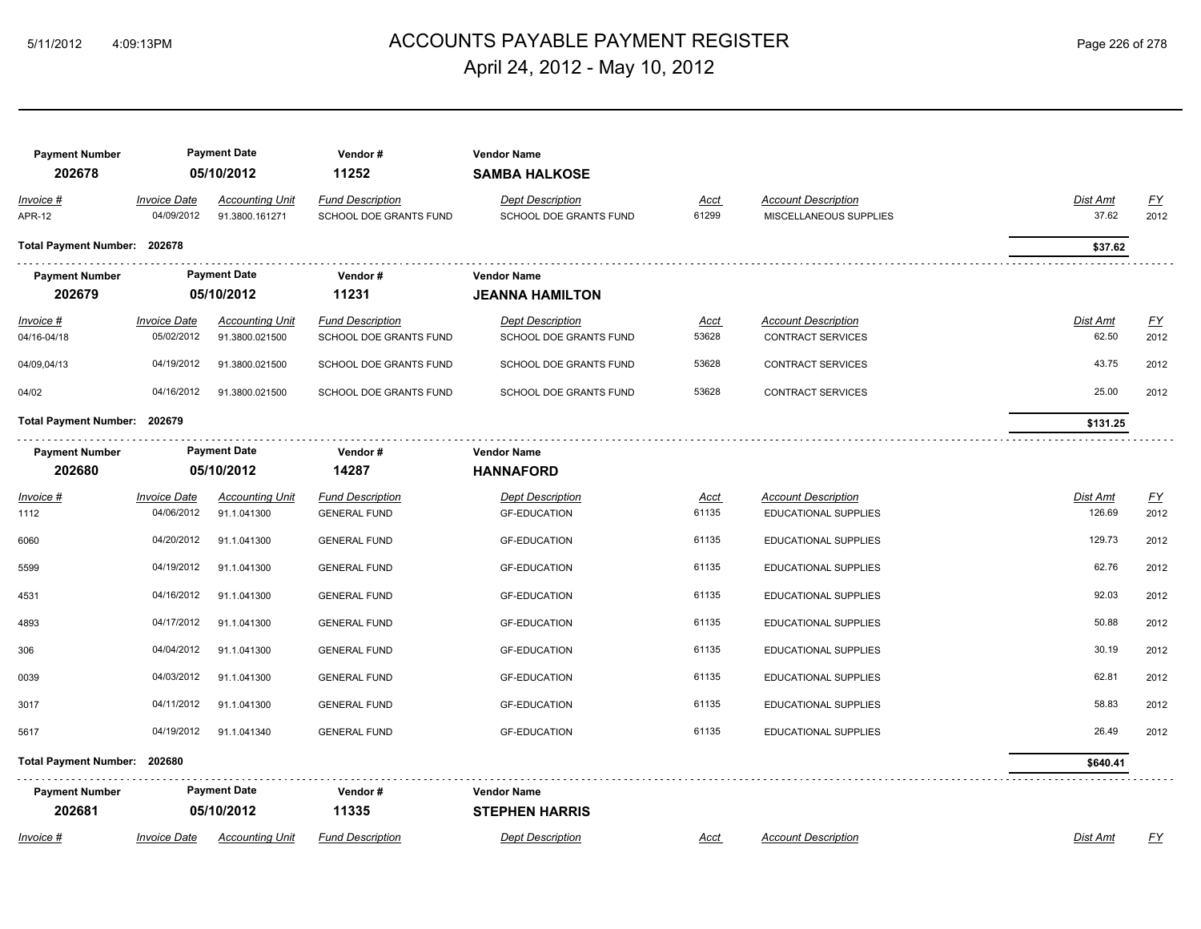# ACCOUNTS PAYABLE PAYMENT REGISTER
## April 24, 2012 - May 10, 2012

| Payment Number | Payment Date | Vendor # | Vendor Name |
|---|---|---|---|
| **202678** | **05/10/2012** | **11252** | **SAMBA HALKOSE** |

| Invoice # | Invoice Date | Accounting Unit | Fund Description | Dept Description | Acct | Account Description | Dist Amt | FY |
|---|---|---|---|---|---|---|---|---|
| APR-12 | 04/09/2012 | 91.3800.161271 | SCHOOL DOE GRANTS FUND | SCHOOL DOE GRANTS FUND | 61299 | MISCELLANEOUS SUPPLIES | 37.62 | 2012 |

**Total Payment Number: 202678** — **$37.62**

| Payment Number | Payment Date | Vendor # | Vendor Name |
|---|---|---|---|
| **202679** | **05/10/2012** | **11231** | **JEANNA HAMILTON** |

| Invoice # | Invoice Date | Accounting Unit | Fund Description | Dept Description | Acct | Account Description | Dist Amt | FY |
|---|---|---|---|---|---|---|---|---|
| 04/16-04/18 | 05/02/2012 | 91.3800.021500 | SCHOOL DOE GRANTS FUND | SCHOOL DOE GRANTS FUND | 53628 | CONTRACT SERVICES | 62.50 | 2012 |
| 04/09,04/13 | 04/19/2012 | 91.3800.021500 | SCHOOL DOE GRANTS FUND | SCHOOL DOE GRANTS FUND | 53628 | CONTRACT SERVICES | 43.75 | 2012 |
| 04/02 | 04/16/2012 | 91.3800.021500 | SCHOOL DOE GRANTS FUND | SCHOOL DOE GRANTS FUND | 53628 | CONTRACT SERVICES | 25.00 | 2012 |

**Total Payment Number: 202679** — **$131.25**

| Payment Number | Payment Date | Vendor # | Vendor Name |
|---|---|---|---|
| **202680** | **05/10/2012** | **14287** | **HANNAFORD** |

| Invoice # | Invoice Date | Accounting Unit | Fund Description | Dept Description | Acct | Account Description | Dist Amt | FY |
|---|---|---|---|---|---|---|---|---|
| 1112 | 04/06/2012 | 91.1.041300 | GENERAL FUND | GF-EDUCATION | 61135 | EDUCATIONAL SUPPLIES | 126.69 | 2012 |
| 6060 | 04/20/2012 | 91.1.041300 | GENERAL FUND | GF-EDUCATION | 61135 | EDUCATIONAL SUPPLIES | 129.73 | 2012 |
| 5599 | 04/19/2012 | 91.1.041300 | GENERAL FUND | GF-EDUCATION | 61135 | EDUCATIONAL SUPPLIES | 62.76 | 2012 |
| 4531 | 04/16/2012 | 91.1.041300 | GENERAL FUND | GF-EDUCATION | 61135 | EDUCATIONAL SUPPLIES | 92.03 | 2012 |
| 4893 | 04/17/2012 | 91.1.041300 | GENERAL FUND | GF-EDUCATION | 61135 | EDUCATIONAL SUPPLIES | 50.88 | 2012 |
| 306 | 04/04/2012 | 91.1.041300 | GENERAL FUND | GF-EDUCATION | 61135 | EDUCATIONAL SUPPLIES | 30.19 | 2012 |
| 0039 | 04/03/2012 | 91.1.041300 | GENERAL FUND | GF-EDUCATION | 61135 | EDUCATIONAL SUPPLIES | 62.81 | 2012 |
| 3017 | 04/11/2012 | 91.1.041300 | GENERAL FUND | GF-EDUCATION | 61135 | EDUCATIONAL SUPPLIES | 58.83 | 2012 |
| 5617 | 04/19/2012 | 91.1.041340 | GENERAL FUND | GF-EDUCATION | 61135 | EDUCATIONAL SUPPLIES | 26.49 | 2012 |

**Total Payment Number: 202680** — **$640.41**

| Payment Number | Payment Date | Vendor # | Vendor Name |
|---|---|---|---|
| **202681** | **05/10/2012** | **11335** | **STEPHEN HARRIS** |

| Invoice # | Invoice Date | Accounting Unit | Fund Description | Dept Description | Acct | Account Description | Dist Amt | FY |
|---|---|---|---|---|---|---|---|---|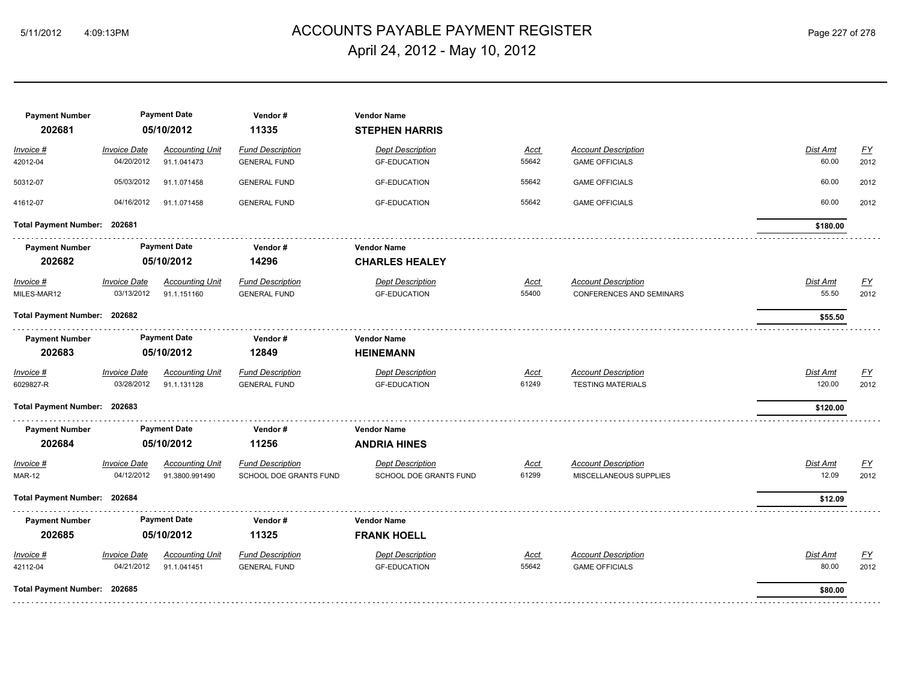# ACCOUNTS PAYABLE PAYMENT REGISTER
## April 24, 2012 - May 10, 2012

| Payment Number | Payment Date | Vendor # | Vendor Name |
|---|---|---|---|
| **202681** | **05/10/2012** | **11335** | **STEPHEN HARRIS** |

| Invoice # | Invoice Date | Accounting Unit | Fund Description | Dept Description | Acct | Account Description | Dist Amt | FY |
|---|---|---|---|---|---|---|---|---|
| 42012-04 | 04/20/2012 | 91.1.041473 | GENERAL FUND | GF-EDUCATION | 55642 | GAME OFFICIALS | 60.00 | 2012 |
| 50312-07 | 05/03/2012 | 91.1.071458 | GENERAL FUND | GF-EDUCATION | 55642 | GAME OFFICIALS | 60.00 | 2012 |
| 41612-07 | 04/16/2012 | 91.1.071458 | GENERAL FUND | GF-EDUCATION | 55642 | GAME OFFICIALS | 60.00 | 2012 |

**Total Payment Number: 202681** — **$180.00**

| Payment Number | Payment Date | Vendor # | Vendor Name |
|---|---|---|---|
| **202682** | **05/10/2012** | **14296** | **CHARLES HEALEY** |

| Invoice # | Invoice Date | Accounting Unit | Fund Description | Dept Description | Acct | Account Description | Dist Amt | FY |
|---|---|---|---|---|---|---|---|---|
| MILES-MAR12 | 03/13/2012 | 91.1.151160 | GENERAL FUND | GF-EDUCATION | 55400 | CONFERENCES AND SEMINARS | 55.50 | 2012 |

**Total Payment Number: 202682** — **$55.50**

| Payment Number | Payment Date | Vendor # | Vendor Name |
|---|---|---|---|
| **202683** | **05/10/2012** | **12849** | **HEINEMANN** |

| Invoice # | Invoice Date | Accounting Unit | Fund Description | Dept Description | Acct | Account Description | Dist Amt | FY |
|---|---|---|---|---|---|---|---|---|
| 6029827-R | 03/28/2012 | 91.1.131128 | GENERAL FUND | GF-EDUCATION | 61249 | TESTING MATERIALS | 120.00 | 2012 |

**Total Payment Number: 202683** — **$120.00**

| Payment Number | Payment Date | Vendor # | Vendor Name |
|---|---|---|---|
| **202684** | **05/10/2012** | **11256** | **ANDRIA HINES** |

| Invoice # | Invoice Date | Accounting Unit | Fund Description | Dept Description | Acct | Account Description | Dist Amt | FY |
|---|---|---|---|---|---|---|---|---|
| MAR-12 | 04/12/2012 | 91.3800.991490 | SCHOOL DOE GRANTS FUND | SCHOOL DOE GRANTS FUND | 61299 | MISCELLANEOUS SUPPLIES | 12.09 | 2012 |

**Total Payment Number: 202684** — **$12.09**

| Payment Number | Payment Date | Vendor # | Vendor Name |
|---|---|---|---|
| **202685** | **05/10/2012** | **11325** | **FRANK HOELL** |

| Invoice # | Invoice Date | Accounting Unit | Fund Description | Dept Description | Acct | Account Description | Dist Amt | FY |
|---|---|---|---|---|---|---|---|---|
| 42112-04 | 04/21/2012 | 91.1.041451 | GENERAL FUND | GF-EDUCATION | 55642 | GAME OFFICIALS | 80.00 | 2012 |

**Total Payment Number: 202685** — **$80.00**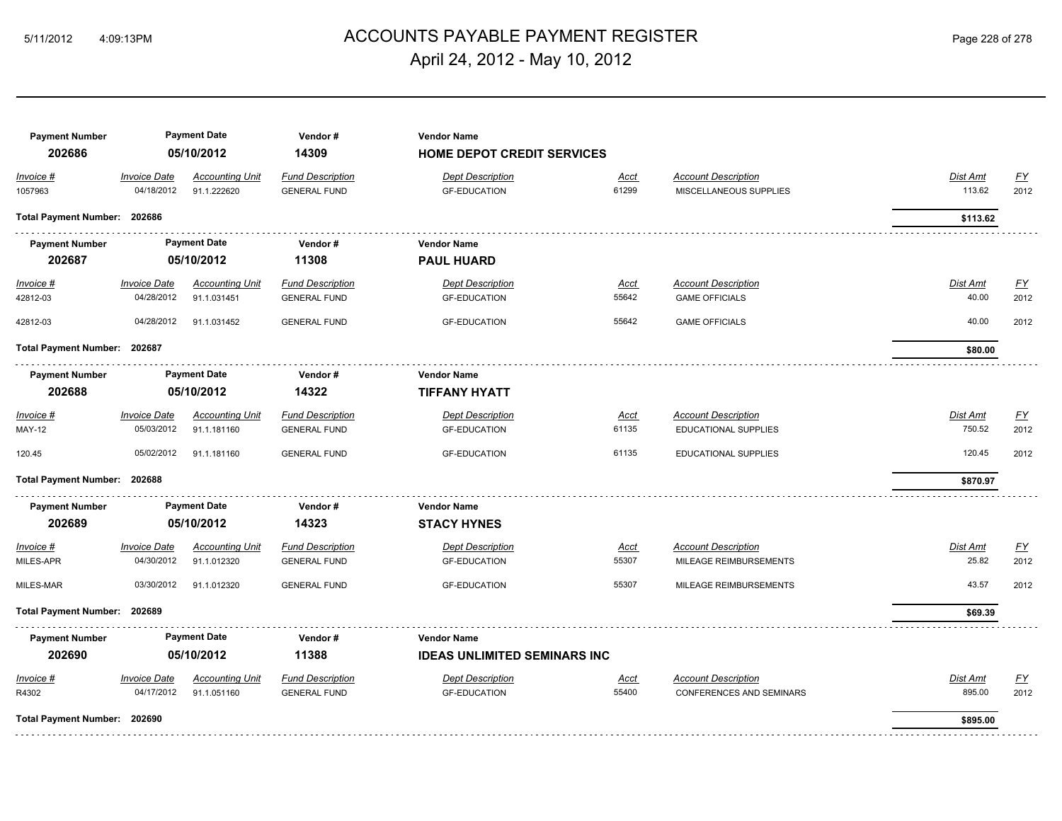# ACCOUNTS PAYABLE PAYMENT REGISTER

April 24, 2012 - May 10, 2012

| Payment Number | Payment Date | Vendor # | Vendor Name |
|---|---|---|---|
| **202686** | **05/10/2012** | **14309** | **HOME DEPOT CREDIT SERVICES** |

| Invoice # | Invoice Date | Accounting Unit | Fund Description | Dept Description | Acct | Account Description | Dist Amt | FY |
|---|---|---|---|---|---|---|---|---|
| 1057963 | 04/18/2012 | 91.1.222620 | GENERAL FUND | GF-EDUCATION | 61299 | MISCELLANEOUS SUPPLIES | 113.62 | 2012 |

**Total Payment Number: 202686** — **$113.62**

| Payment Number | Payment Date | Vendor # | Vendor Name |
|---|---|---|---|
| **202687** | **05/10/2012** | **11308** | **PAUL HUARD** |

| Invoice # | Invoice Date | Accounting Unit | Fund Description | Dept Description | Acct | Account Description | Dist Amt | FY |
|---|---|---|---|---|---|---|---|---|
| 42812-03 | 04/28/2012 | 91.1.031451 | GENERAL FUND | GF-EDUCATION | 55642 | GAME OFFICIALS | 40.00 | 2012 |
| 42812-03 | 04/28/2012 | 91.1.031452 | GENERAL FUND | GF-EDUCATION | 55642 | GAME OFFICIALS | 40.00 | 2012 |

**Total Payment Number: 202687** — **$80.00**

| Payment Number | Payment Date | Vendor # | Vendor Name |
|---|---|---|---|
| **202688** | **05/10/2012** | **14322** | **TIFFANY HYATT** |

| Invoice # | Invoice Date | Accounting Unit | Fund Description | Dept Description | Acct | Account Description | Dist Amt | FY |
|---|---|---|---|---|---|---|---|---|
| MAY-12 | 05/03/2012 | 91.1.181160 | GENERAL FUND | GF-EDUCATION | 61135 | EDUCATIONAL SUPPLIES | 750.52 | 2012 |
| 120.45 | 05/02/2012 | 91.1.181160 | GENERAL FUND | GF-EDUCATION | 61135 | EDUCATIONAL SUPPLIES | 120.45 | 2012 |

**Total Payment Number: 202688** — **$870.97**

| Payment Number | Payment Date | Vendor # | Vendor Name |
|---|---|---|---|
| **202689** | **05/10/2012** | **14323** | **STACY HYNES** |

| Invoice # | Invoice Date | Accounting Unit | Fund Description | Dept Description | Acct | Account Description | Dist Amt | FY |
|---|---|---|---|---|---|---|---|---|
| MILES-APR | 04/30/2012 | 91.1.012320 | GENERAL FUND | GF-EDUCATION | 55307 | MILEAGE REIMBURSEMENTS | 25.82 | 2012 |
| MILES-MAR | 03/30/2012 | 91.1.012320 | GENERAL FUND | GF-EDUCATION | 55307 | MILEAGE REIMBURSEMENTS | 43.57 | 2012 |

**Total Payment Number: 202689** — **$69.39**

| Payment Number | Payment Date | Vendor # | Vendor Name |
|---|---|---|---|
| **202690** | **05/10/2012** | **11388** | **IDEAS UNLIMITED SEMINARS INC** |

| Invoice # | Invoice Date | Accounting Unit | Fund Description | Dept Description | Acct | Account Description | Dist Amt | FY |
|---|---|---|---|---|---|---|---|---|
| R4302 | 04/17/2012 | 91.1.051160 | GENERAL FUND | GF-EDUCATION | 55400 | CONFERENCES AND SEMINARS | 895.00 | 2012 |

**Total Payment Number: 202690** — **$895.00**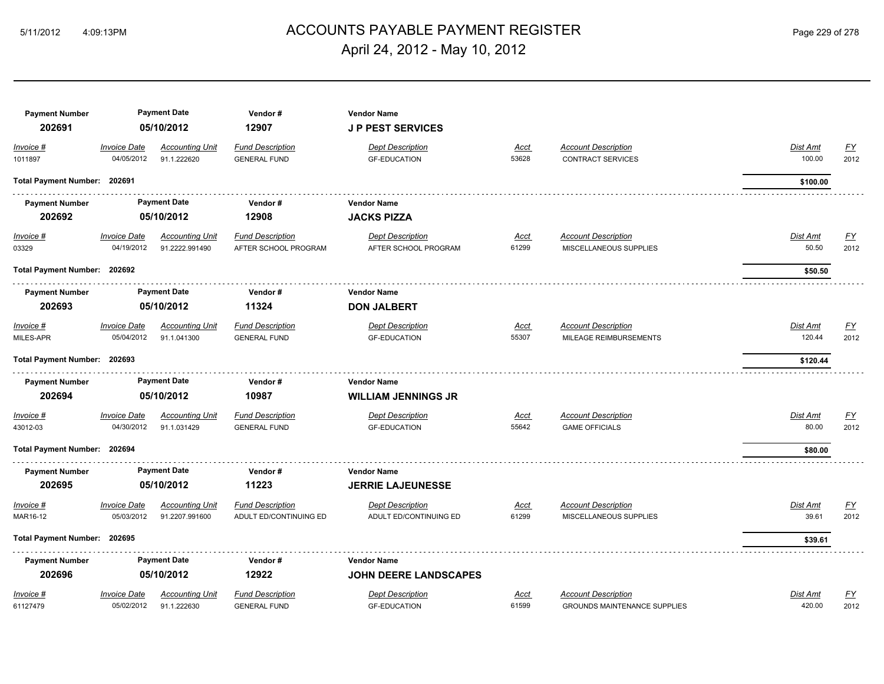# ACCOUNTS PAYABLE PAYMENT REGISTER

April 24, 2012 - May 10, 2012

| Payment Number | Payment Date | Vendor # | Vendor Name |
|---|---|---|---|
| 202691 | 05/10/2012 | 12907 | **J P PEST SERVICES** |

| *Invoice #* | *Invoice Date* | *Accounting Unit* | *Fund Description* | *Dept Description* | *Acct* | *Account Description* | *Dist Amt* | *FY* |
|---|---|---|---|---|---|---|---|---|
| 1011897 | 04/05/2012 | 91.1.222620 | GENERAL FUND | GF-EDUCATION | 53628 | CONTRACT SERVICES | 100.00 | 2012 |

**Total Payment Number: 202691** — **$100.00**

| Payment Number | Payment Date | Vendor # | Vendor Name |
|---|---|---|---|
| 202692 | 05/10/2012 | 12908 | **JACKS PIZZA** |

| *Invoice #* | *Invoice Date* | *Accounting Unit* | *Fund Description* | *Dept Description* | *Acct* | *Account Description* | *Dist Amt* | *FY* |
|---|---|---|---|---|---|---|---|---|
| 03329 | 04/19/2012 | 91.2222.991490 | AFTER SCHOOL PROGRAM | AFTER SCHOOL PROGRAM | 61299 | MISCELLANEOUS SUPPLIES | 50.50 | 2012 |

**Total Payment Number: 202692** — **$50.50**

| Payment Number | Payment Date | Vendor # | Vendor Name |
|---|---|---|---|
| 202693 | 05/10/2012 | 11324 | **DON JALBERT** |

| *Invoice #* | *Invoice Date* | *Accounting Unit* | *Fund Description* | *Dept Description* | *Acct* | *Account Description* | *Dist Amt* | *FY* |
|---|---|---|---|---|---|---|---|---|
| MILES-APR | 05/04/2012 | 91.1.041300 | GENERAL FUND | GF-EDUCATION | 55307 | MILEAGE REIMBURSEMENTS | 120.44 | 2012 |

**Total Payment Number: 202693** — **$120.44**

| Payment Number | Payment Date | Vendor # | Vendor Name |
|---|---|---|---|
| 202694 | 05/10/2012 | 10987 | **WILLIAM JENNINGS JR** |

| *Invoice #* | *Invoice Date* | *Accounting Unit* | *Fund Description* | *Dept Description* | *Acct* | *Account Description* | *Dist Amt* | *FY* |
|---|---|---|---|---|---|---|---|---|
| 43012-03 | 04/30/2012 | 91.1.031429 | GENERAL FUND | GF-EDUCATION | 55642 | GAME OFFICIALS | 80.00 | 2012 |

**Total Payment Number: 202694** — **$80.00**

| Payment Number | Payment Date | Vendor # | Vendor Name |
|---|---|---|---|
| 202695 | 05/10/2012 | 11223 | **JERRIE LAJEUNESSE** |

| *Invoice #* | *Invoice Date* | *Accounting Unit* | *Fund Description* | *Dept Description* | *Acct* | *Account Description* | *Dist Amt* | *FY* |
|---|---|---|---|---|---|---|---|---|
| MAR16-12 | 05/03/2012 | 91.2207.991600 | ADULT ED/CONTINUING ED | ADULT ED/CONTINUING ED | 61299 | MISCELLANEOUS SUPPLIES | 39.61 | 2012 |

**Total Payment Number: 202695** — **$39.61**

| Payment Number | Payment Date | Vendor # | Vendor Name |
|---|---|---|---|
| 202696 | 05/10/2012 | 12922 | **JOHN DEERE LANDSCAPES** |

| *Invoice #* | *Invoice Date* | *Accounting Unit* | *Fund Description* | *Dept Description* | *Acct* | *Account Description* | *Dist Amt* | *FY* |
|---|---|---|---|---|---|---|---|---|
| 61127479 | 05/02/2012 | 91.1.222630 | GENERAL FUND | GF-EDUCATION | 61599 | GROUNDS MAINTENANCE SUPPLIES | 420.00 | 2012 |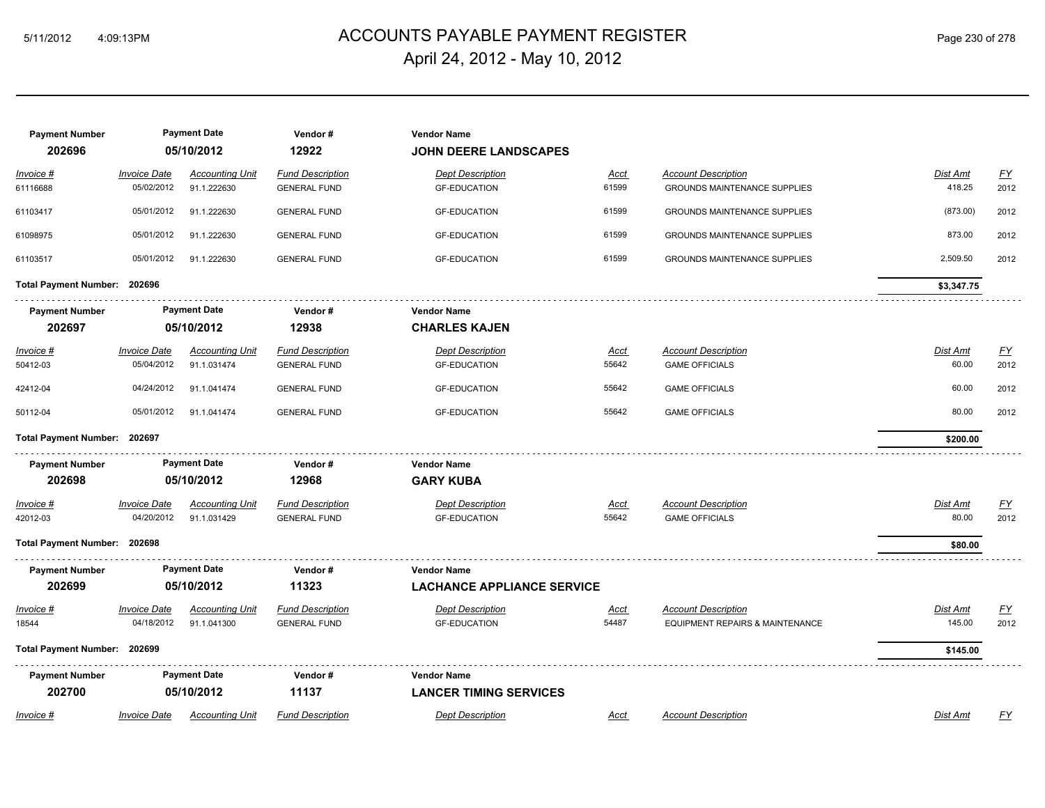| Payment Number | Payment Date | Vendor # | Vendor Name | | | | | |
|---|---|---|---|---|---|---|---|---|
| 202696 | 05/10/2012 | 12922 | JOHN DEERE LANDSCAPES | | | | | |
| *Invoice #* | *Invoice Date* | *Accounting Unit* | *Fund Description* | *Dept Description* | *Acct* | *Account Description* | *Dist Amt* | *FY* |
| 61116688 | 05/02/2012 | 91.1.222630 | GENERAL FUND | GF-EDUCATION | 61599 | GROUNDS MAINTENANCE SUPPLIES | 418.25 | 2012 |
| 61103417 | 05/01/2012 | 91.1.222630 | GENERAL FUND | GF-EDUCATION | 61599 | GROUNDS MAINTENANCE SUPPLIES | (873.00) | 2012 |
| 61098975 | 05/01/2012 | 91.1.222630 | GENERAL FUND | GF-EDUCATION | 61599 | GROUNDS MAINTENANCE SUPPLIES | 873.00 | 2012 |
| 61103517 | 05/01/2012 | 91.1.222630 | GENERAL FUND | GF-EDUCATION | 61599 | GROUNDS MAINTENANCE SUPPLIES | 2,509.50 | 2012 |
| **Total Payment Number: 202696** | | | | | | | **$3,347.75** | |

| Payment Number | Payment Date | Vendor # | Vendor Name | | | | | |
|---|---|---|---|---|---|---|---|---|
| 202697 | 05/10/2012 | 12938 | CHARLES KAJEN | | | | | |
| *Invoice #* | *Invoice Date* | *Accounting Unit* | *Fund Description* | *Dept Description* | *Acct* | *Account Description* | *Dist Amt* | *FY* |
| 50412-03 | 05/04/2012 | 91.1.031474 | GENERAL FUND | GF-EDUCATION | 55642 | GAME OFFICIALS | 60.00 | 2012 |
| 42412-04 | 04/24/2012 | 91.1.041474 | GENERAL FUND | GF-EDUCATION | 55642 | GAME OFFICIALS | 60.00 | 2012 |
| 50112-04 | 05/01/2012 | 91.1.041474 | GENERAL FUND | GF-EDUCATION | 55642 | GAME OFFICIALS | 80.00 | 2012 |
| **Total Payment Number: 202697** | | | | | | | **$200.00** | |

| Payment Number | Payment Date | Vendor # | Vendor Name | | | | | |
|---|---|---|---|---|---|---|---|---|
| 202698 | 05/10/2012 | 12968 | GARY KUBA | | | | | |
| *Invoice #* | *Invoice Date* | *Accounting Unit* | *Fund Description* | *Dept Description* | *Acct* | *Account Description* | *Dist Amt* | *FY* |
| 42012-03 | 04/20/2012 | 91.1.031429 | GENERAL FUND | GF-EDUCATION | 55642 | GAME OFFICIALS | 80.00 | 2012 |
| **Total Payment Number: 202698** | | | | | | | **$80.00** | |

| Payment Number | Payment Date | Vendor # | Vendor Name | | | | | |
|---|---|---|---|---|---|---|---|---|
| 202699 | 05/10/2012 | 11323 | LACHANCE APPLIANCE SERVICE | | | | | |
| *Invoice #* | *Invoice Date* | *Accounting Unit* | *Fund Description* | *Dept Description* | *Acct* | *Account Description* | *Dist Amt* | *FY* |
| 18544 | 04/18/2012 | 91.1.041300 | GENERAL FUND | GF-EDUCATION | 54487 | EQUIPMENT REPAIRS & MAINTENANCE | 145.00 | 2012 |
| **Total Payment Number: 202699** | | | | | | | **$145.00** | |

| Payment Number | Payment Date | Vendor # | Vendor Name | | | | | |
|---|---|---|---|---|---|---|---|---|
| 202700 | 05/10/2012 | 11137 | LANCER TIMING SERVICES | | | | | |
| *Invoice #* | *Invoice Date* | *Accounting Unit* | *Fund Description* | *Dept Description* | *Acct* | *Account Description* | *Dist Amt* | *FY* |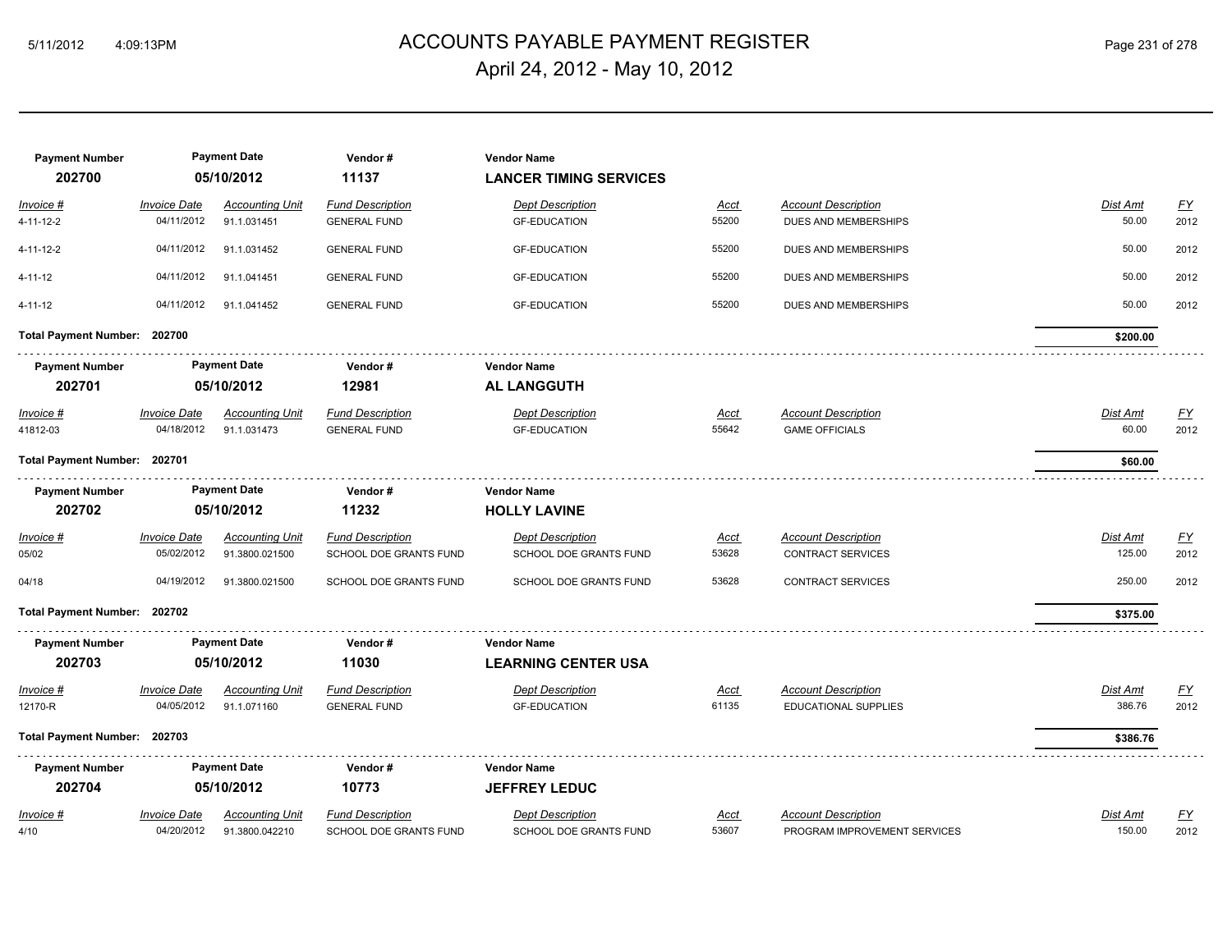| Payment Number | Payment Date | Vendor # | Vendor Name | | | | | |
|---|---|---|---|---|---|---|---|---|
| **202700** | **05/10/2012** | **11137** | **LANCER TIMING SERVICES** | | | | | |
| *Invoice #* | *Invoice Date* | *Accounting Unit* | *Fund Description* | *Dept Description* | *Acct* | *Account Description* | *Dist Amt* | *FY* |
| 4-11-12-2 | 04/11/2012 | 91.1.031451 | GENERAL FUND | GF-EDUCATION | 55200 | DUES AND MEMBERSHIPS | 50.00 | 2012 |
| 4-11-12-2 | 04/11/2012 | 91.1.031452 | GENERAL FUND | GF-EDUCATION | 55200 | DUES AND MEMBERSHIPS | 50.00 | 2012 |
| 4-11-12 | 04/11/2012 | 91.1.041451 | GENERAL FUND | GF-EDUCATION | 55200 | DUES AND MEMBERSHIPS | 50.00 | 2012 |
| 4-11-12 | 04/11/2012 | 91.1.041452 | GENERAL FUND | GF-EDUCATION | 55200 | DUES AND MEMBERSHIPS | 50.00 | 2012 |
| **Total Payment Number: 202700** | | | | | | | **$200.00** | |

| Payment Number | Payment Date | Vendor # | Vendor Name | | | | | |
|---|---|---|---|---|---|---|---|---|
| **202701** | **05/10/2012** | **12981** | **AL LANGGUTH** | | | | | |
| *Invoice #* | *Invoice Date* | *Accounting Unit* | *Fund Description* | *Dept Description* | *Acct* | *Account Description* | *Dist Amt* | *FY* |
| 41812-03 | 04/18/2012 | 91.1.031473 | GENERAL FUND | GF-EDUCATION | 55642 | GAME OFFICIALS | 60.00 | 2012 |
| **Total Payment Number: 202701** | | | | | | | **$60.00** | |

| Payment Number | Payment Date | Vendor # | Vendor Name | | | | | |
|---|---|---|---|---|---|---|---|---|
| **202702** | **05/10/2012** | **11232** | **HOLLY LAVINE** | | | | | |
| *Invoice #* | *Invoice Date* | *Accounting Unit* | *Fund Description* | *Dept Description* | *Acct* | *Account Description* | *Dist Amt* | *FY* |
| 05/02 | 05/02/2012 | 91.3800.021500 | SCHOOL DOE GRANTS FUND | SCHOOL DOE GRANTS FUND | 53628 | CONTRACT SERVICES | 125.00 | 2012 |
| 04/18 | 04/19/2012 | 91.3800.021500 | SCHOOL DOE GRANTS FUND | SCHOOL DOE GRANTS FUND | 53628 | CONTRACT SERVICES | 250.00 | 2012 |
| **Total Payment Number: 202702** | | | | | | | **$375.00** | |

| Payment Number | Payment Date | Vendor # | Vendor Name | | | | | |
|---|---|---|---|---|---|---|---|---|
| **202703** | **05/10/2012** | **11030** | **LEARNING CENTER USA** | | | | | |
| *Invoice #* | *Invoice Date* | *Accounting Unit* | *Fund Description* | *Dept Description* | *Acct* | *Account Description* | *Dist Amt* | *FY* |
| 12170-R | 04/05/2012 | 91.1.071160 | GENERAL FUND | GF-EDUCATION | 61135 | EDUCATIONAL SUPPLIES | 386.76 | 2012 |
| **Total Payment Number: 202703** | | | | | | | **$386.76** | |

| Payment Number | Payment Date | Vendor # | Vendor Name | | | | | |
|---|---|---|---|---|---|---|---|---|
| **202704** | **05/10/2012** | **10773** | **JEFFREY LEDUC** | | | | | |
| *Invoice #* | *Invoice Date* | *Accounting Unit* | *Fund Description* | *Dept Description* | *Acct* | *Account Description* | *Dist Amt* | *FY* |
| 4/10 | 04/20/2012 | 91.3800.042210 | SCHOOL DOE GRANTS FUND | SCHOOL DOE GRANTS FUND | 53607 | PROGRAM IMPROVEMENT SERVICES | 150.00 | 2012 |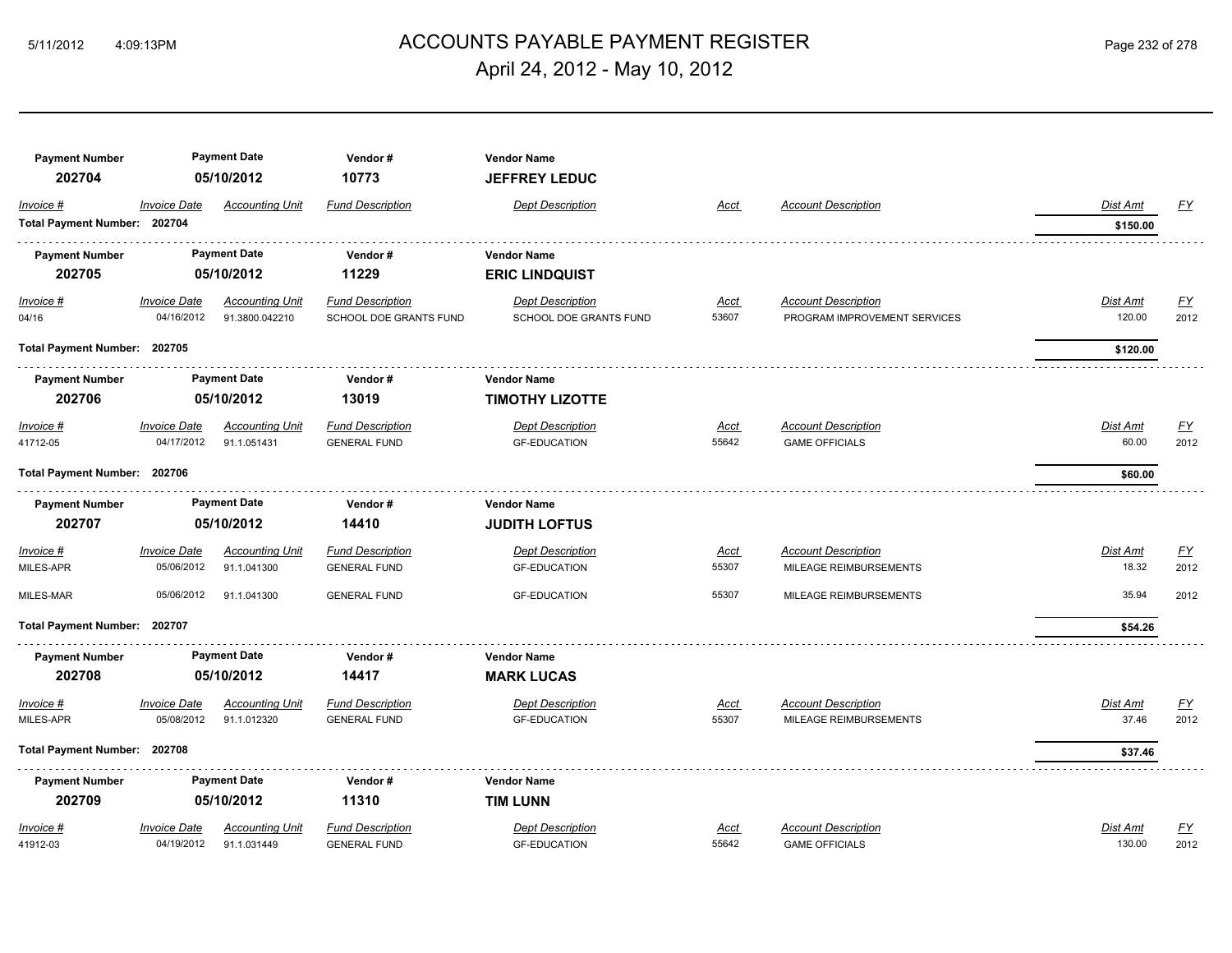# ACCOUNTS PAYABLE PAYMENT REGISTER

## April 24, 2012 - May 10, 2012

| Payment Number | Payment Date | Vendor # | Vendor Name |
|---|---|---|---|
| 202704 | 05/10/2012 | 10773 | **JEFFREY LEDUC** |

| Invoice # | Invoice Date | Accounting Unit | Fund Description | Dept Description | Acct | Account Description | Dist Amt | FY |
|---|---|---|---|---|---|---|---|---|
| **Total Payment Number: 202704** | | | | | | | **$150.00** | |

| Payment Number | Payment Date | Vendor # | Vendor Name |
|---|---|---|---|
| 202705 | 05/10/2012 | 11229 | **ERIC LINDQUIST** |

| Invoice # | Invoice Date | Accounting Unit | Fund Description | Dept Description | Acct | Account Description | Dist Amt | FY |
|---|---|---|---|---|---|---|---|---|
| 04/16 | 04/16/2012 | 91.3800.042210 | SCHOOL DOE GRANTS FUND | SCHOOL DOE GRANTS FUND | 53607 | PROGRAM IMPROVEMENT SERVICES | 120.00 | 2012 |
| **Total Payment Number: 202705** | | | | | | | **$120.00** | |

| Payment Number | Payment Date | Vendor # | Vendor Name |
|---|---|---|---|
| 202706 | 05/10/2012 | 13019 | **TIMOTHY LIZOTTE** |

| Invoice # | Invoice Date | Accounting Unit | Fund Description | Dept Description | Acct | Account Description | Dist Amt | FY |
|---|---|---|---|---|---|---|---|---|
| 41712-05 | 04/17/2012 | 91.1.051431 | GENERAL FUND | GF-EDUCATION | 55642 | GAME OFFICIALS | 60.00 | 2012 |
| **Total Payment Number: 202706** | | | | | | | **$60.00** | |

| Payment Number | Payment Date | Vendor # | Vendor Name |
|---|---|---|---|
| 202707 | 05/10/2012 | 14410 | **JUDITH LOFTUS** |

| Invoice # | Invoice Date | Accounting Unit | Fund Description | Dept Description | Acct | Account Description | Dist Amt | FY |
|---|---|---|---|---|---|---|---|---|
| MILES-APR | 05/06/2012 | 91.1.041300 | GENERAL FUND | GF-EDUCATION | 55307 | MILEAGE REIMBURSEMENTS | 18.32 | 2012 |
| MILES-MAR | 05/06/2012 | 91.1.041300 | GENERAL FUND | GF-EDUCATION | 55307 | MILEAGE REIMBURSEMENTS | 35.94 | 2012 |
| **Total Payment Number: 202707** | | | | | | | **$54.26** | |

| Payment Number | Payment Date | Vendor # | Vendor Name |
|---|---|---|---|
| 202708 | 05/10/2012 | 14417 | **MARK LUCAS** |

| Invoice # | Invoice Date | Accounting Unit | Fund Description | Dept Description | Acct | Account Description | Dist Amt | FY |
|---|---|---|---|---|---|---|---|---|
| MILES-APR | 05/08/2012 | 91.1.012320 | GENERAL FUND | GF-EDUCATION | 55307 | MILEAGE REIMBURSEMENTS | 37.46 | 2012 |
| **Total Payment Number: 202708** | | | | | | | **$37.46** | |

| Payment Number | Payment Date | Vendor # | Vendor Name |
|---|---|---|---|
| 202709 | 05/10/2012 | 11310 | **TIM LUNN** |

| Invoice # | Invoice Date | Accounting Unit | Fund Description | Dept Description | Acct | Account Description | Dist Amt | FY |
|---|---|---|---|---|---|---|---|---|
| 41912-03 | 04/19/2012 | 91.1.031449 | GENERAL FUND | GF-EDUCATION | 55642 | GAME OFFICIALS | 130.00 | 2012 |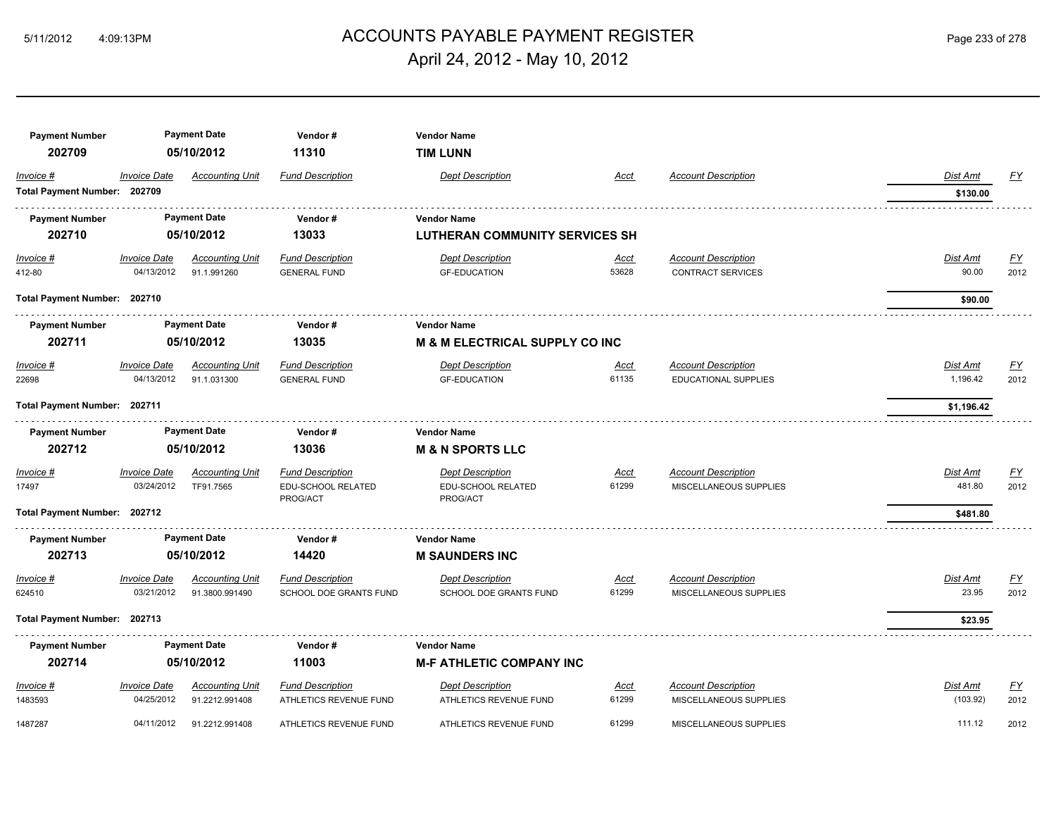# ACCOUNTS PAYABLE PAYMENT REGISTER

## April 24, 2012 - May 10, 2012

| Payment Number | Payment Date | Vendor # | Vendor Name |
|---|---|---|---|
| 202709 | 05/10/2012 | 11310 | **TIM LUNN** |

| Invoice # | Invoice Date | Accounting Unit | Fund Description | Dept Description | Acct | Account Description | Dist Amt | FY |
|---|---|---|---|---|---|---|---|---|
| **Total Payment Number: 202709** | | | | | | | **$130.00** | |

| Payment Number | Payment Date | Vendor # | Vendor Name |
|---|---|---|---|
| 202710 | 05/10/2012 | 13033 | **LUTHERAN COMMUNITY SERVICES SH** |

| Invoice # | Invoice Date | Accounting Unit | Fund Description | Dept Description | Acct | Account Description | Dist Amt | FY |
|---|---|---|---|---|---|---|---|---|
| 412-80 | 04/13/2012 | 91.1.991260 | GENERAL FUND | GF-EDUCATION | 53628 | CONTRACT SERVICES | 90.00 | 2012 |
| **Total Payment Number: 202710** | | | | | | | **$90.00** | |

| Payment Number | Payment Date | Vendor # | Vendor Name |
|---|---|---|---|
| 202711 | 05/10/2012 | 13035 | **M & M ELECTRICAL SUPPLY CO INC** |

| Invoice # | Invoice Date | Accounting Unit | Fund Description | Dept Description | Acct | Account Description | Dist Amt | FY |
|---|---|---|---|---|---|---|---|---|
| 22698 | 04/13/2012 | 91.1.031300 | GENERAL FUND | GF-EDUCATION | 61135 | EDUCATIONAL SUPPLIES | 1,196.42 | 2012 |
| **Total Payment Number: 202711** | | | | | | | **$1,196.42** | |

| Payment Number | Payment Date | Vendor # | Vendor Name |
|---|---|---|---|
| 202712 | 05/10/2012 | 13036 | **M & N SPORTS LLC** |

| Invoice # | Invoice Date | Accounting Unit | Fund Description | Dept Description | Acct | Account Description | Dist Amt | FY |
|---|---|---|---|---|---|---|---|---|
| 17497 | 03/24/2012 | TF91.7565 | EDU-SCHOOL RELATED PROG/ACT | EDU-SCHOOL RELATED PROG/ACT | 61299 | MISCELLANEOUS SUPPLIES | 481.80 | 2012 |
| **Total Payment Number: 202712** | | | | | | | **$481.80** | |

| Payment Number | Payment Date | Vendor # | Vendor Name |
|---|---|---|---|
| 202713 | 05/10/2012 | 14420 | **M SAUNDERS INC** |

| Invoice # | Invoice Date | Accounting Unit | Fund Description | Dept Description | Acct | Account Description | Dist Amt | FY |
|---|---|---|---|---|---|---|---|---|
| 624510 | 03/21/2012 | 91.3800.991490 | SCHOOL DOE GRANTS FUND | SCHOOL DOE GRANTS FUND | 61299 | MISCELLANEOUS SUPPLIES | 23.95 | 2012 |
| **Total Payment Number: 202713** | | | | | | | **$23.95** | |

| Payment Number | Payment Date | Vendor # | Vendor Name |
|---|---|---|---|
| 202714 | 05/10/2012 | 11003 | **M-F ATHLETIC COMPANY INC** |

| Invoice # | Invoice Date | Accounting Unit | Fund Description | Dept Description | Acct | Account Description | Dist Amt | FY |
|---|---|---|---|---|---|---|---|---|
| 1483593 | 04/25/2012 | 91.2212.991408 | ATHLETICS REVENUE FUND | ATHLETICS REVENUE FUND | 61299 | MISCELLANEOUS SUPPLIES | (103.92) | 2012 |
| 1487287 | 04/11/2012 | 91.2212.991408 | ATHLETICS REVENUE FUND | ATHLETICS REVENUE FUND | 61299 | MISCELLANEOUS SUPPLIES | 111.12 | 2012 |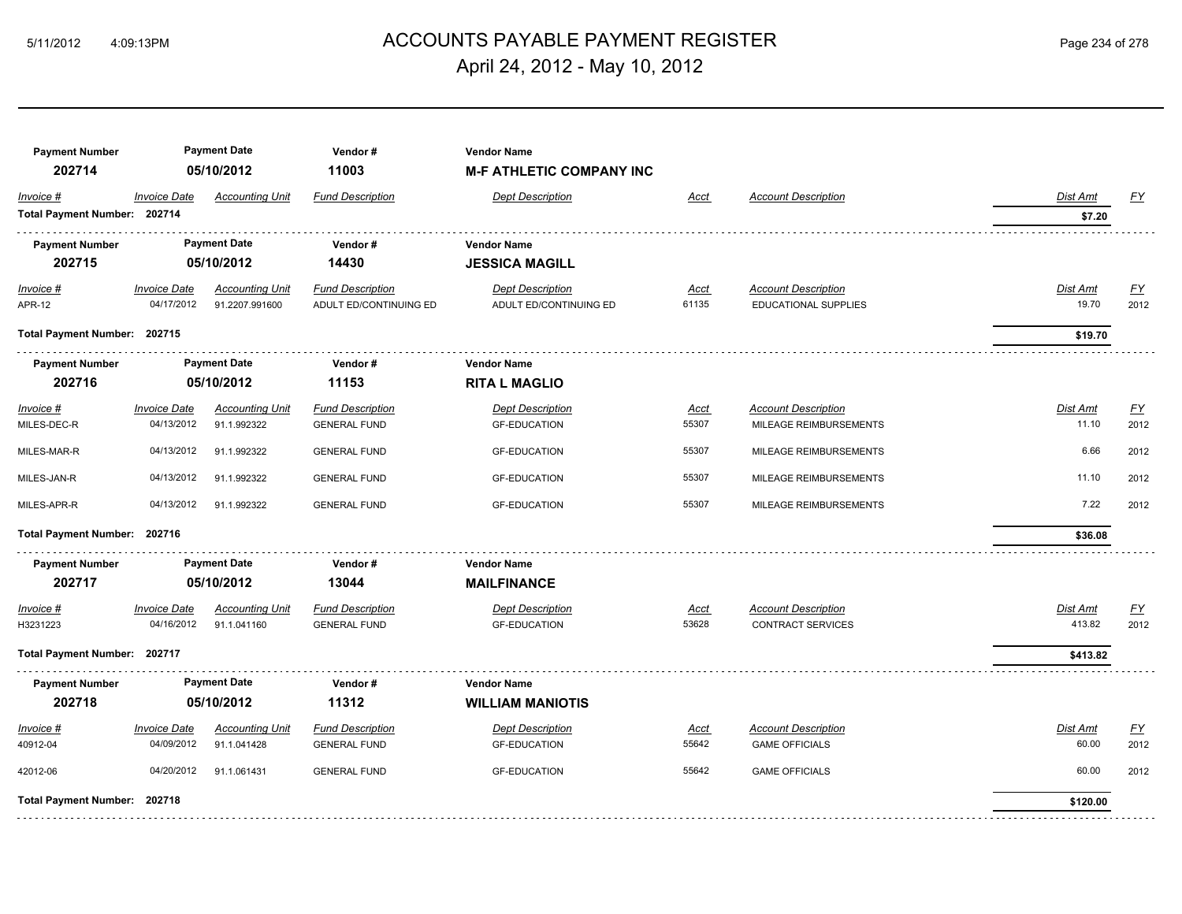# ACCOUNTS PAYABLE PAYMENT REGISTER
## April 24, 2012 - May 10, 2012

| Payment Number | Payment Date | Vendor # | Vendor Name |
|---|---|---|---|
| **202714** | **05/10/2012** | **11003** | **M-F ATHLETIC COMPANY INC** |

| Invoice # | Invoice Date | Accounting Unit | Fund Description | Dept Description | Acct | Account Description | Dist Amt | FY |
|---|---|---|---|---|---|---|---|---|
| **Total Payment Number: 202714** | | | | | | | **$7.20** | |

| Payment Number | Payment Date | Vendor # | Vendor Name |
|---|---|---|---|
| **202715** | **05/10/2012** | **14430** | **JESSICA MAGILL** |

| Invoice # | Invoice Date | Accounting Unit | Fund Description | Dept Description | Acct | Account Description | Dist Amt | FY |
|---|---|---|---|---|---|---|---|---|
| APR-12 | 04/17/2012 | 91.2207.991600 | ADULT ED/CONTINUING ED | ADULT ED/CONTINUING ED | 61135 | EDUCATIONAL SUPPLIES | 19.70 | 2012 |
| **Total Payment Number: 202715** | | | | | | | **$19.70** | |

| Payment Number | Payment Date | Vendor # | Vendor Name |
|---|---|---|---|
| **202716** | **05/10/2012** | **11153** | **RITA L MAGLIO** |

| Invoice # | Invoice Date | Accounting Unit | Fund Description | Dept Description | Acct | Account Description | Dist Amt | FY |
|---|---|---|---|---|---|---|---|---|
| MILES-DEC-R | 04/13/2012 | 91.1.992322 | GENERAL FUND | GF-EDUCATION | 55307 | MILEAGE REIMBURSEMENTS | 11.10 | 2012 |
| MILES-MAR-R | 04/13/2012 | 91.1.992322 | GENERAL FUND | GF-EDUCATION | 55307 | MILEAGE REIMBURSEMENTS | 6.66 | 2012 |
| MILES-JAN-R | 04/13/2012 | 91.1.992322 | GENERAL FUND | GF-EDUCATION | 55307 | MILEAGE REIMBURSEMENTS | 11.10 | 2012 |
| MILES-APR-R | 04/13/2012 | 91.1.992322 | GENERAL FUND | GF-EDUCATION | 55307 | MILEAGE REIMBURSEMENTS | 7.22 | 2012 |
| **Total Payment Number: 202716** | | | | | | | **$36.08** | |

| Payment Number | Payment Date | Vendor # | Vendor Name |
|---|---|---|---|
| **202717** | **05/10/2012** | **13044** | **MAILFINANCE** |

| Invoice # | Invoice Date | Accounting Unit | Fund Description | Dept Description | Acct | Account Description | Dist Amt | FY |
|---|---|---|---|---|---|---|---|---|
| H3231223 | 04/16/2012 | 91.1.041160 | GENERAL FUND | GF-EDUCATION | 53628 | CONTRACT SERVICES | 413.82 | 2012 |
| **Total Payment Number: 202717** | | | | | | | **$413.82** | |

| Payment Number | Payment Date | Vendor # | Vendor Name |
|---|---|---|---|
| **202718** | **05/10/2012** | **11312** | **WILLIAM MANIOTIS** |

| Invoice # | Invoice Date | Accounting Unit | Fund Description | Dept Description | Acct | Account Description | Dist Amt | FY |
|---|---|---|---|---|---|---|---|---|
| 40912-04 | 04/09/2012 | 91.1.041428 | GENERAL FUND | GF-EDUCATION | 55642 | GAME OFFICIALS | 60.00 | 2012 |
| 42012-06 | 04/20/2012 | 91.1.061431 | GENERAL FUND | GF-EDUCATION | 55642 | GAME OFFICIALS | 60.00 | 2012 |
| **Total Payment Number: 202718** | | | | | | | **$120.00** | |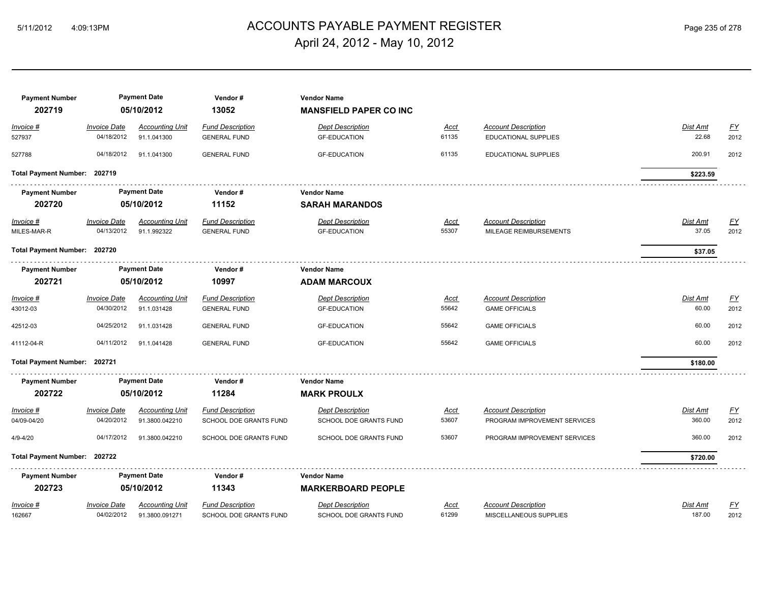# ACCOUNTS PAYABLE PAYMENT REGISTER

April 24, 2012 - May 10, 2012

| Payment Number | Payment Date | Vendor # | Vendor Name |
|---|---|---|---|
| **202719** | **05/10/2012** | **13052** | **MANSFIELD PAPER CO INC** |

| Invoice # | Invoice Date | Accounting Unit | Fund Description | Dept Description | Acct | Account Description | Dist Amt | FY |
|---|---|---|---|---|---|---|---|---|
| 527937 | 04/18/2012 | 91.1.041300 | GENERAL FUND | GF-EDUCATION | 61135 | EDUCATIONAL SUPPLIES | 22.68 | 2012 |
| 527788 | 04/18/2012 | 91.1.041300 | GENERAL FUND | GF-EDUCATION | 61135 | EDUCATIONAL SUPPLIES | 200.91 | 2012 |

**Total Payment Number: 202719** — **$223.59**

| Payment Number | Payment Date | Vendor # | Vendor Name |
|---|---|---|---|
| **202720** | **05/10/2012** | **11152** | **SARAH MARANDOS** |

| Invoice # | Invoice Date | Accounting Unit | Fund Description | Dept Description | Acct | Account Description | Dist Amt | FY |
|---|---|---|---|---|---|---|---|---|
| MILES-MAR-R | 04/13/2012 | 91.1.992322 | GENERAL FUND | GF-EDUCATION | 55307 | MILEAGE REIMBURSEMENTS | 37.05 | 2012 |

**Total Payment Number: 202720** — **$37.05**

| Payment Number | Payment Date | Vendor # | Vendor Name |
|---|---|---|---|
| **202721** | **05/10/2012** | **10997** | **ADAM MARCOUX** |

| Invoice # | Invoice Date | Accounting Unit | Fund Description | Dept Description | Acct | Account Description | Dist Amt | FY |
|---|---|---|---|---|---|---|---|---|
| 43012-03 | 04/30/2012 | 91.1.031428 | GENERAL FUND | GF-EDUCATION | 55642 | GAME OFFICIALS | 60.00 | 2012 |
| 42512-03 | 04/25/2012 | 91.1.031428 | GENERAL FUND | GF-EDUCATION | 55642 | GAME OFFICIALS | 60.00 | 2012 |
| 41112-04-R | 04/11/2012 | 91.1.041428 | GENERAL FUND | GF-EDUCATION | 55642 | GAME OFFICIALS | 60.00 | 2012 |

**Total Payment Number: 202721** — **$180.00**

| Payment Number | Payment Date | Vendor # | Vendor Name |
|---|---|---|---|
| **202722** | **05/10/2012** | **11284** | **MARK PROULX** |

| Invoice # | Invoice Date | Accounting Unit | Fund Description | Dept Description | Acct | Account Description | Dist Amt | FY |
|---|---|---|---|---|---|---|---|---|
| 04/09-04/20 | 04/20/2012 | 91.3800.042210 | SCHOOL DOE GRANTS FUND | SCHOOL DOE GRANTS FUND | 53607 | PROGRAM IMPROVEMENT SERVICES | 360.00 | 2012 |
| 4/9-4/20 | 04/17/2012 | 91.3800.042210 | SCHOOL DOE GRANTS FUND | SCHOOL DOE GRANTS FUND | 53607 | PROGRAM IMPROVEMENT SERVICES | 360.00 | 2012 |

**Total Payment Number: 202722** — **$720.00**

| Payment Number | Payment Date | Vendor # | Vendor Name |
|---|---|---|---|
| **202723** | **05/10/2012** | **11343** | **MARKERBOARD PEOPLE** |

| Invoice # | Invoice Date | Accounting Unit | Fund Description | Dept Description | Acct | Account Description | Dist Amt | FY |
|---|---|---|---|---|---|---|---|---|
| 162667 | 04/02/2012 | 91.3800.091271 | SCHOOL DOE GRANTS FUND | SCHOOL DOE GRANTS FUND | 61299 | MISCELLANEOUS SUPPLIES | 187.00 | 2012 |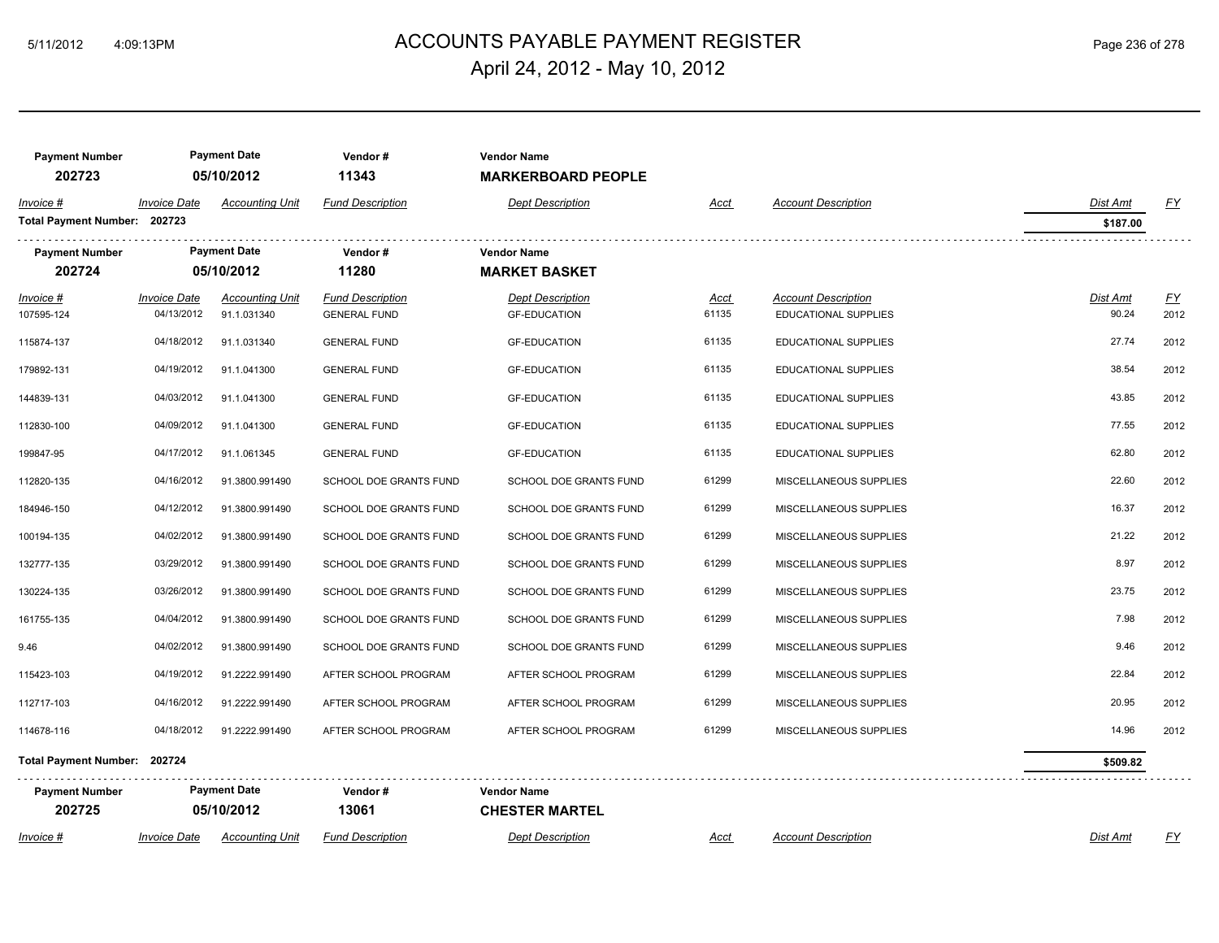# ACCOUNTS PAYABLE PAYMENT REGISTER

April 24, 2012 - May 10, 2012

| Payment Number | Payment Date | Vendor # | Vendor Name | | | | | |
|---|---|---|---|---|---|---|---|---|
| 202723 | 05/10/2012 | 11343 | MARKERBOARD PEOPLE | | | | | |
| *Invoice #* | *Invoice Date* | *Accounting Unit* | *Fund Description* | *Dept Description* | *Acct* | *Account Description* | *Dist Amt* | *FY* |
| **Total Payment Number: 202723** | | | | | | | **$187.00** | |

| Payment Number | Payment Date | Vendor # | Vendor Name | | | | | |
|---|---|---|---|---|---|---|---|---|
| 202724 | 05/10/2012 | 11280 | MARKET BASKET | | | | | |
| *Invoice #* | *Invoice Date* | *Accounting Unit* | *Fund Description* | *Dept Description* | *Acct* | *Account Description* | *Dist Amt* | *FY* |
| 107595-124 | 04/13/2012 | 91.1.031340 | GENERAL FUND | GF-EDUCATION | 61135 | EDUCATIONAL SUPPLIES | 90.24 | 2012 |
| 115874-137 | 04/18/2012 | 91.1.031340 | GENERAL FUND | GF-EDUCATION | 61135 | EDUCATIONAL SUPPLIES | 27.74 | 2012 |
| 179892-131 | 04/19/2012 | 91.1.041300 | GENERAL FUND | GF-EDUCATION | 61135 | EDUCATIONAL SUPPLIES | 38.54 | 2012 |
| 144839-131 | 04/03/2012 | 91.1.041300 | GENERAL FUND | GF-EDUCATION | 61135 | EDUCATIONAL SUPPLIES | 43.85 | 2012 |
| 112830-100 | 04/09/2012 | 91.1.041300 | GENERAL FUND | GF-EDUCATION | 61135 | EDUCATIONAL SUPPLIES | 77.55 | 2012 |
| 199847-95 | 04/17/2012 | 91.1.061345 | GENERAL FUND | GF-EDUCATION | 61135 | EDUCATIONAL SUPPLIES | 62.80 | 2012 |
| 112820-135 | 04/16/2012 | 91.3800.991490 | SCHOOL DOE GRANTS FUND | SCHOOL DOE GRANTS FUND | 61299 | MISCELLANEOUS SUPPLIES | 22.60 | 2012 |
| 184946-150 | 04/12/2012 | 91.3800.991490 | SCHOOL DOE GRANTS FUND | SCHOOL DOE GRANTS FUND | 61299 | MISCELLANEOUS SUPPLIES | 16.37 | 2012 |
| 100194-135 | 04/02/2012 | 91.3800.991490 | SCHOOL DOE GRANTS FUND | SCHOOL DOE GRANTS FUND | 61299 | MISCELLANEOUS SUPPLIES | 21.22 | 2012 |
| 132777-135 | 03/29/2012 | 91.3800.991490 | SCHOOL DOE GRANTS FUND | SCHOOL DOE GRANTS FUND | 61299 | MISCELLANEOUS SUPPLIES | 8.97 | 2012 |
| 130224-135 | 03/26/2012 | 91.3800.991490 | SCHOOL DOE GRANTS FUND | SCHOOL DOE GRANTS FUND | 61299 | MISCELLANEOUS SUPPLIES | 23.75 | 2012 |
| 161755-135 | 04/04/2012 | 91.3800.991490 | SCHOOL DOE GRANTS FUND | SCHOOL DOE GRANTS FUND | 61299 | MISCELLANEOUS SUPPLIES | 7.98 | 2012 |
| 9.46 | 04/02/2012 | 91.3800.991490 | SCHOOL DOE GRANTS FUND | SCHOOL DOE GRANTS FUND | 61299 | MISCELLANEOUS SUPPLIES | 9.46 | 2012 |
| 115423-103 | 04/19/2012 | 91.2222.991490 | AFTER SCHOOL PROGRAM | AFTER SCHOOL PROGRAM | 61299 | MISCELLANEOUS SUPPLIES | 22.84 | 2012 |
| 112717-103 | 04/16/2012 | 91.2222.991490 | AFTER SCHOOL PROGRAM | AFTER SCHOOL PROGRAM | 61299 | MISCELLANEOUS SUPPLIES | 20.95 | 2012 |
| 114678-116 | 04/18/2012 | 91.2222.991490 | AFTER SCHOOL PROGRAM | AFTER SCHOOL PROGRAM | 61299 | MISCELLANEOUS SUPPLIES | 14.96 | 2012 |
| **Total Payment Number: 202724** | | | | | | | **$509.82** | |

| Payment Number | Payment Date | Vendor # | Vendor Name | | | | | |
|---|---|---|---|---|---|---|---|---|
| 202725 | 05/10/2012 | 13061 | CHESTER MARTEL | | | | | |
| *Invoice #* | *Invoice Date* | *Accounting Unit* | *Fund Description* | *Dept Description* | *Acct* | *Account Description* | *Dist Amt* | *FY* |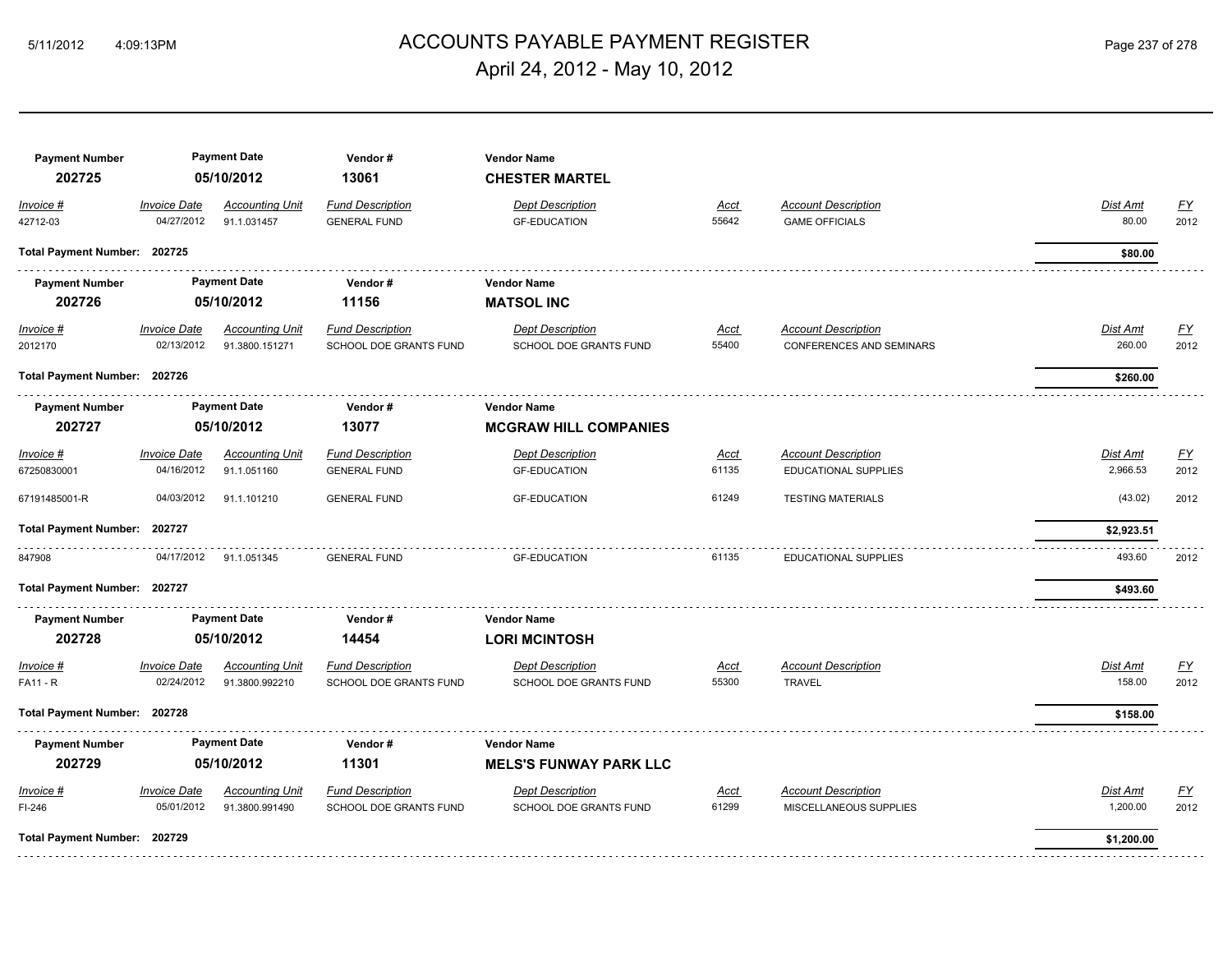# ACCOUNTS PAYABLE PAYMENT REGISTER

## April 24, 2012 - May 10, 2012

| Payment Number | Payment Date | Vendor # | Vendor Name |
|---|---|---|---|
| **202725** | **05/10/2012** | **13061** | **CHESTER MARTEL** |

| Invoice # | Invoice Date | Accounting Unit | Fund Description | Dept Description | Acct | Account Description | Dist Amt | FY |
|---|---|---|---|---|---|---|---|---|
| 42712-03 | 04/27/2012 | 91.1.031457 | GENERAL FUND | GF-EDUCATION | 55642 | GAME OFFICIALS | 80.00 | 2012 |

**Total Payment Number: 202725** — **$80.00**

| Payment Number | Payment Date | Vendor # | Vendor Name |
|---|---|---|---|
| **202726** | **05/10/2012** | **11156** | **MATSOL INC** |

| Invoice # | Invoice Date | Accounting Unit | Fund Description | Dept Description | Acct | Account Description | Dist Amt | FY |
|---|---|---|---|---|---|---|---|---|
| 2012170 | 02/13/2012 | 91.3800.151271 | SCHOOL DOE GRANTS FUND | SCHOOL DOE GRANTS FUND | 55400 | CONFERENCES AND SEMINARS | 260.00 | 2012 |

**Total Payment Number: 202726** — **$260.00**

| Payment Number | Payment Date | Vendor # | Vendor Name |
|---|---|---|---|
| **202727** | **05/10/2012** | **13077** | **MCGRAW HILL COMPANIES** |

| Invoice # | Invoice Date | Accounting Unit | Fund Description | Dept Description | Acct | Account Description | Dist Amt | FY |
|---|---|---|---|---|---|---|---|---|
| 67250830001 | 04/16/2012 | 91.1.051160 | GENERAL FUND | GF-EDUCATION | 61135 | EDUCATIONAL SUPPLIES | 2,966.53 | 2012 |
| 67191485001-R | 04/03/2012 | 91.1.101210 | GENERAL FUND | GF-EDUCATION | 61249 | TESTING MATERIALS | (43.02) | 2012 |

**Total Payment Number: 202727** — **$2,923.51**

| Invoice # | Invoice Date | Accounting Unit | Fund Description | Dept Description | Acct | Account Description | Dist Amt | FY |
|---|---|---|---|---|---|---|---|---|
| 847908 | 04/17/2012 | 91.1.051345 | GENERAL FUND | GF-EDUCATION | 61135 | EDUCATIONAL SUPPLIES | 493.60 | 2012 |

**Total Payment Number: 202727** — **$493.60**

| Payment Number | Payment Date | Vendor # | Vendor Name |
|---|---|---|---|
| **202728** | **05/10/2012** | **14454** | **LORI MCINTOSH** |

| Invoice # | Invoice Date | Accounting Unit | Fund Description | Dept Description | Acct | Account Description | Dist Amt | FY |
|---|---|---|---|---|---|---|---|---|
| FA11 - R | 02/24/2012 | 91.3800.992210 | SCHOOL DOE GRANTS FUND | SCHOOL DOE GRANTS FUND | 55300 | TRAVEL | 158.00 | 2012 |

**Total Payment Number: 202728** — **$158.00**

| Payment Number | Payment Date | Vendor # | Vendor Name |
|---|---|---|---|
| **202729** | **05/10/2012** | **11301** | **MELS'S FUNWAY PARK LLC** |

| Invoice # | Invoice Date | Accounting Unit | Fund Description | Dept Description | Acct | Account Description | Dist Amt | FY |
|---|---|---|---|---|---|---|---|---|
| FI-246 | 05/01/2012 | 91.3800.991490 | SCHOOL DOE GRANTS FUND | SCHOOL DOE GRANTS FUND | 61299 | MISCELLANEOUS SUPPLIES | 1,200.00 | 2012 |

**Total Payment Number: 202729** — **$1,200.00**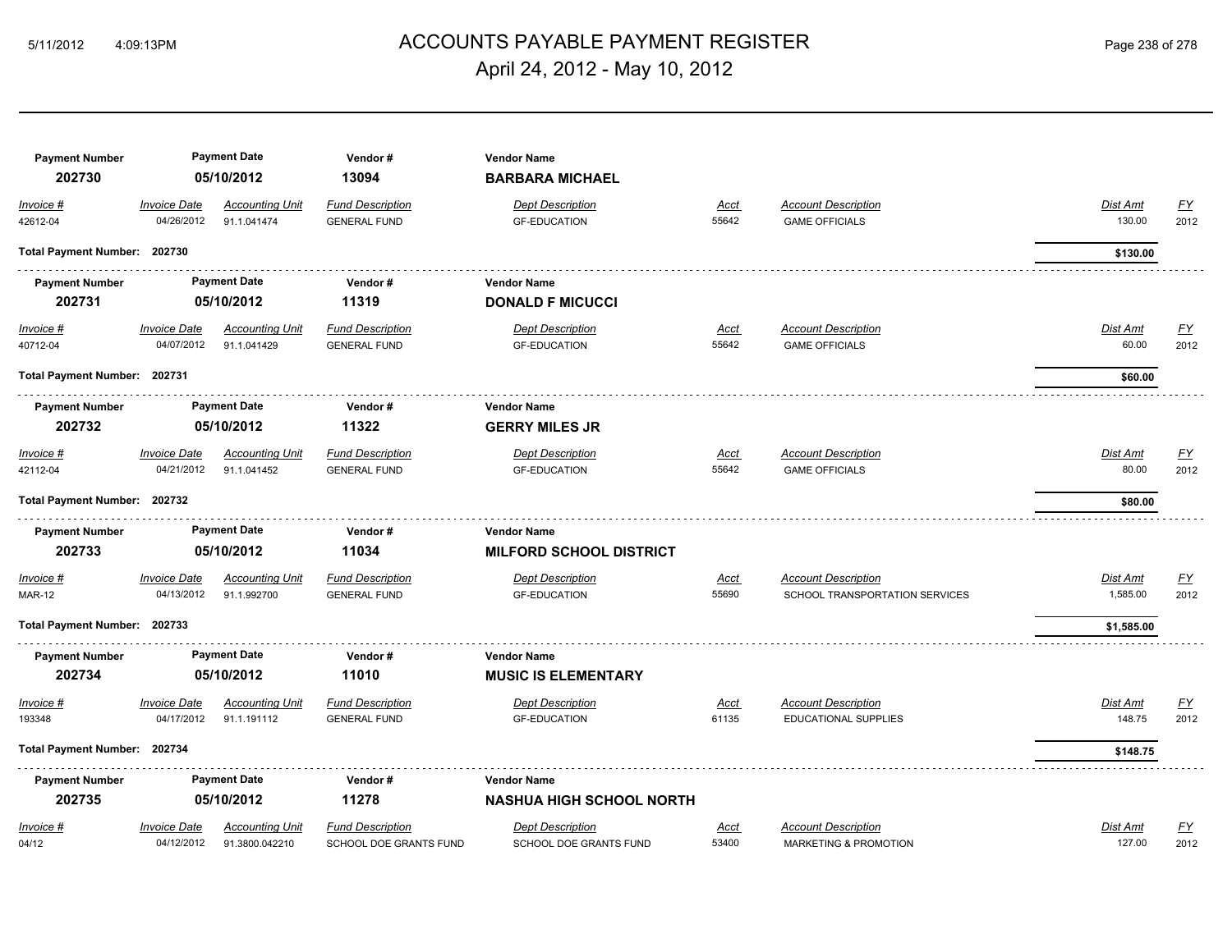# ACCOUNTS PAYABLE PAYMENT REGISTER

April 24, 2012 - May 10, 2012

| Payment Number | Payment Date | Vendor # | Vendor Name | | | | |
|---|---|---|---|---|---|---|---|
| **202730** | **05/10/2012** | **13094** | **BARBARA MICHAEL** | | | | |
| *Invoice #* | *Invoice Date* | *Accounting Unit* | *Fund Description* | *Dept Description* | *Acct* | *Account Description* | *Dist Amt* | *FY* |
| 42612-04 | 04/26/2012 | 91.1.041474 | GENERAL FUND | GF-EDUCATION | 55642 | GAME OFFICIALS | 130.00 | 2012 |

**Total Payment Number: 202730** — **$130.00**

| Payment Number | Payment Date | Vendor # | Vendor Name | | | | | |
|---|---|---|---|---|---|---|---|---|
| **202731** | **05/10/2012** | **11319** | **DONALD F MICUCCI** | | | | | |
| *Invoice #* | *Invoice Date* | *Accounting Unit* | *Fund Description* | *Dept Description* | *Acct* | *Account Description* | *Dist Amt* | *FY* |
| 40712-04 | 04/07/2012 | 91.1.041429 | GENERAL FUND | GF-EDUCATION | 55642 | GAME OFFICIALS | 60.00 | 2012 |

**Total Payment Number: 202731** — **$60.00**

| Payment Number | Payment Date | Vendor # | Vendor Name | | | | | |
|---|---|---|---|---|---|---|---|---|
| **202732** | **05/10/2012** | **11322** | **GERRY MILES JR** | | | | | |
| *Invoice #* | *Invoice Date* | *Accounting Unit* | *Fund Description* | *Dept Description* | *Acct* | *Account Description* | *Dist Amt* | *FY* |
| 42112-04 | 04/21/2012 | 91.1.041452 | GENERAL FUND | GF-EDUCATION | 55642 | GAME OFFICIALS | 80.00 | 2012 |

**Total Payment Number: 202732** — **$80.00**

| Payment Number | Payment Date | Vendor # | Vendor Name | | | | | |
|---|---|---|---|---|---|---|---|---|
| **202733** | **05/10/2012** | **11034** | **MILFORD SCHOOL DISTRICT** | | | | | |
| *Invoice #* | *Invoice Date* | *Accounting Unit* | *Fund Description* | *Dept Description* | *Acct* | *Account Description* | *Dist Amt* | *FY* |
| MAR-12 | 04/13/2012 | 91.1.992700 | GENERAL FUND | GF-EDUCATION | 55690 | SCHOOL TRANSPORTATION SERVICES | 1,585.00 | 2012 |

**Total Payment Number: 202733** — **$1,585.00**

| Payment Number | Payment Date | Vendor # | Vendor Name | | | | | |
|---|---|---|---|---|---|---|---|---|
| **202734** | **05/10/2012** | **11010** | **MUSIC IS ELEMENTARY** | | | | | |
| *Invoice #* | *Invoice Date* | *Accounting Unit* | *Fund Description* | *Dept Description* | *Acct* | *Account Description* | *Dist Amt* | *FY* |
| 193348 | 04/17/2012 | 91.1.191112 | GENERAL FUND | GF-EDUCATION | 61135 | EDUCATIONAL SUPPLIES | 148.75 | 2012 |

**Total Payment Number: 202734** — **$148.75**

| Payment Number | Payment Date | Vendor # | Vendor Name | | | | | |
|---|---|---|---|---|---|---|---|---|
| **202735** | **05/10/2012** | **11278** | **NASHUA HIGH SCHOOL NORTH** | | | | | |
| *Invoice #* | *Invoice Date* | *Accounting Unit* | *Fund Description* | *Dept Description* | *Acct* | *Account Description* | *Dist Amt* | *FY* |
| 04/12 | 04/12/2012 | 91.3800.042210 | SCHOOL DOE GRANTS FUND | SCHOOL DOE GRANTS FUND | 53400 | MARKETING & PROMOTION | 127.00 | 2012 |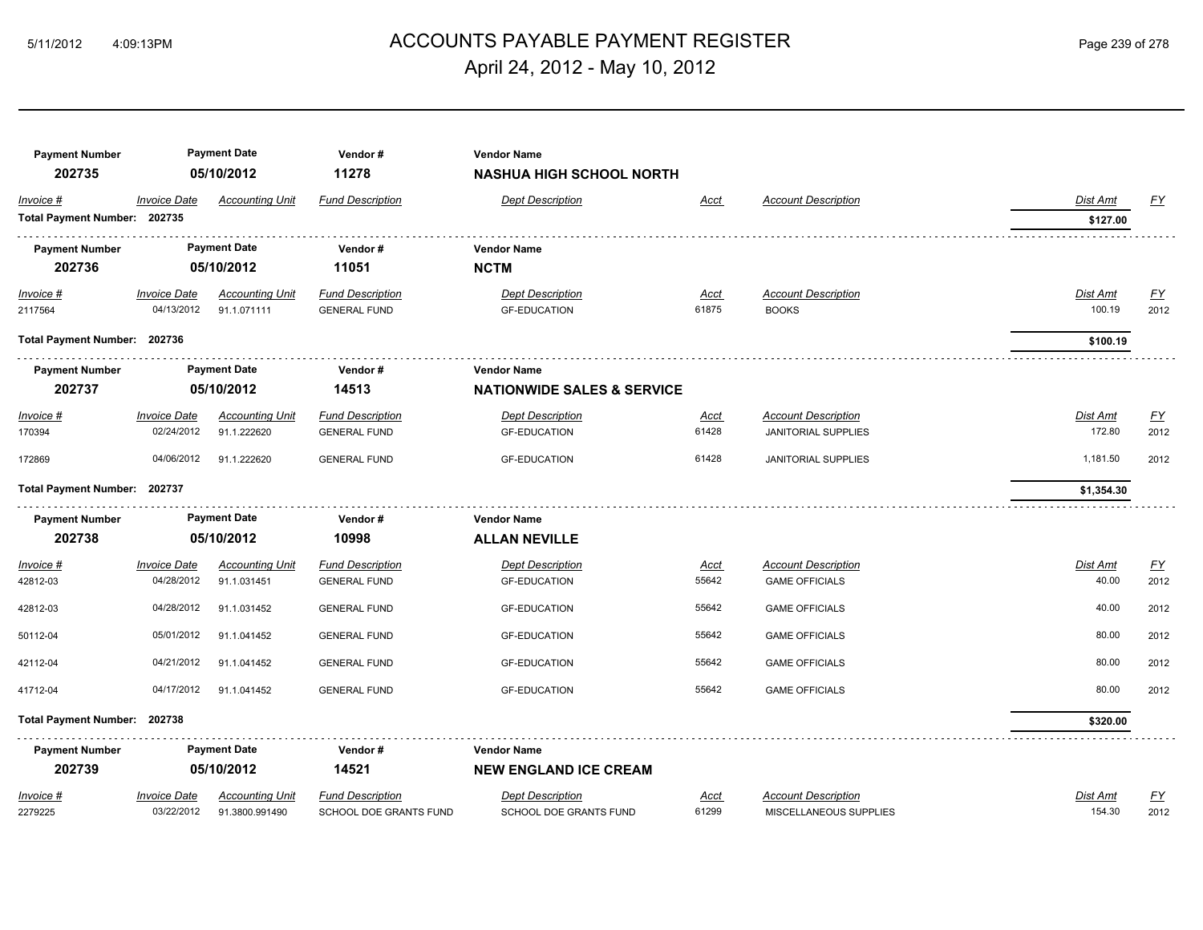# ACCOUNTS PAYABLE PAYMENT REGISTER

April 24, 2012 - May 10, 2012

| Payment Number | Payment Date | Vendor # | Vendor Name |
|---|---|---|---|
| **202735** | **05/10/2012** | **11278** | **NASHUA HIGH SCHOOL NORTH** |

| Invoice # | Invoice Date | Accounting Unit | Fund Description | Dept Description | Acct | Account Description | Dist Amt | FY |
|---|---|---|---|---|---|---|---|---|
| **Total Payment Number: 202735** | | | | | | | **$127.00** | |

| Payment Number | Payment Date | Vendor # | Vendor Name |
|---|---|---|---|
| **202736** | **05/10/2012** | **11051** | **NCTM** |

| Invoice # | Invoice Date | Accounting Unit | Fund Description | Dept Description | Acct | Account Description | Dist Amt | FY |
|---|---|---|---|---|---|---|---|---|
| 2117564 | 04/13/2012 | 91.1.071111 | GENERAL FUND | GF-EDUCATION | 61875 | BOOKS | 100.19 | 2012 |
| **Total Payment Number: 202736** | | | | | | | **$100.19** | |

| Payment Number | Payment Date | Vendor # | Vendor Name |
|---|---|---|---|
| **202737** | **05/10/2012** | **14513** | **NATIONWIDE SALES & SERVICE** |

| Invoice # | Invoice Date | Accounting Unit | Fund Description | Dept Description | Acct | Account Description | Dist Amt | FY |
|---|---|---|---|---|---|---|---|---|
| 170394 | 02/24/2012 | 91.1.222620 | GENERAL FUND | GF-EDUCATION | 61428 | JANITORIAL SUPPLIES | 172.80 | 2012 |
| 172869 | 04/06/2012 | 91.1.222620 | GENERAL FUND | GF-EDUCATION | 61428 | JANITORIAL SUPPLIES | 1,181.50 | 2012 |
| **Total Payment Number: 202737** | | | | | | | **$1,354.30** | |

| Payment Number | Payment Date | Vendor # | Vendor Name |
|---|---|---|---|
| **202738** | **05/10/2012** | **10998** | **ALLAN NEVILLE** |

| Invoice # | Invoice Date | Accounting Unit | Fund Description | Dept Description | Acct | Account Description | Dist Amt | FY |
|---|---|---|---|---|---|---|---|---|
| 42812-03 | 04/28/2012 | 91.1.031451 | GENERAL FUND | GF-EDUCATION | 55642 | GAME OFFICIALS | 40.00 | 2012 |
| 42812-03 | 04/28/2012 | 91.1.031452 | GENERAL FUND | GF-EDUCATION | 55642 | GAME OFFICIALS | 40.00 | 2012 |
| 50112-04 | 05/01/2012 | 91.1.041452 | GENERAL FUND | GF-EDUCATION | 55642 | GAME OFFICIALS | 80.00 | 2012 |
| 42112-04 | 04/21/2012 | 91.1.041452 | GENERAL FUND | GF-EDUCATION | 55642 | GAME OFFICIALS | 80.00 | 2012 |
| 41712-04 | 04/17/2012 | 91.1.041452 | GENERAL FUND | GF-EDUCATION | 55642 | GAME OFFICIALS | 80.00 | 2012 |
| **Total Payment Number: 202738** | | | | | | | **$320.00** | |

| Payment Number | Payment Date | Vendor # | Vendor Name |
|---|---|---|---|
| **202739** | **05/10/2012** | **14521** | **NEW ENGLAND ICE CREAM** |

| Invoice # | Invoice Date | Accounting Unit | Fund Description | Dept Description | Acct | Account Description | Dist Amt | FY |
|---|---|---|---|---|---|---|---|---|
| 2279225 | 03/22/2012 | 91.3800.991490 | SCHOOL DOE GRANTS FUND | SCHOOL DOE GRANTS FUND | 61299 | MISCELLANEOUS SUPPLIES | 154.30 | 2012 |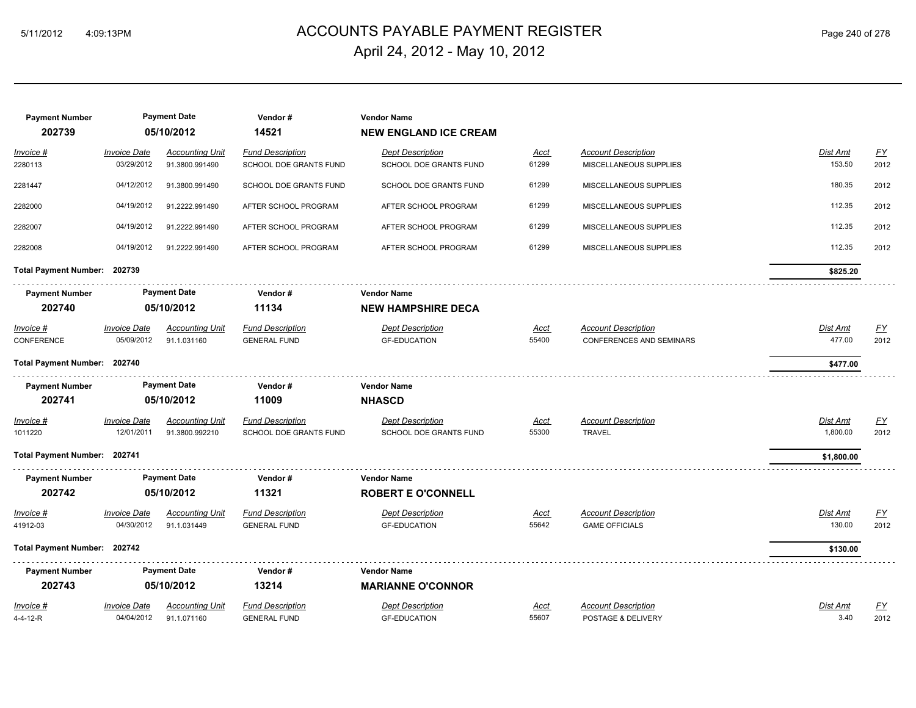# ACCOUNTS PAYABLE PAYMENT REGISTER

April 24, 2012 - May 10, 2012

| Payment Number | Payment Date | Vendor # | Vendor Name |
|---|---|---|---|
| **202739** | **05/10/2012** | **14521** | **NEW ENGLAND ICE CREAM** |

| Invoice # | Invoice Date | Accounting Unit | Fund Description | Dept Description | Acct | Account Description | Dist Amt | FY |
|---|---|---|---|---|---|---|---|---|
| 2280113 | 03/29/2012 | 91.3800.991490 | SCHOOL DOE GRANTS FUND | SCHOOL DOE GRANTS FUND | 61299 | MISCELLANEOUS SUPPLIES | 153.50 | 2012 |
| 2281447 | 04/12/2012 | 91.3800.991490 | SCHOOL DOE GRANTS FUND | SCHOOL DOE GRANTS FUND | 61299 | MISCELLANEOUS SUPPLIES | 180.35 | 2012 |
| 2282000 | 04/19/2012 | 91.2222.991490 | AFTER SCHOOL PROGRAM | AFTER SCHOOL PROGRAM | 61299 | MISCELLANEOUS SUPPLIES | 112.35 | 2012 |
| 2282007 | 04/19/2012 | 91.2222.991490 | AFTER SCHOOL PROGRAM | AFTER SCHOOL PROGRAM | 61299 | MISCELLANEOUS SUPPLIES | 112.35 | 2012 |
| 2282008 | 04/19/2012 | 91.2222.991490 | AFTER SCHOOL PROGRAM | AFTER SCHOOL PROGRAM | 61299 | MISCELLANEOUS SUPPLIES | 112.35 | 2012 |

**Total Payment Number: 202739** — **$825.20**

| Payment Number | Payment Date | Vendor # | Vendor Name |
|---|---|---|---|
| **202740** | **05/10/2012** | **11134** | **NEW HAMPSHIRE DECA** |

| Invoice # | Invoice Date | Accounting Unit | Fund Description | Dept Description | Acct | Account Description | Dist Amt | FY |
|---|---|---|---|---|---|---|---|---|
| CONFERENCE | 05/09/2012 | 91.1.031160 | GENERAL FUND | GF-EDUCATION | 55400 | CONFERENCES AND SEMINARS | 477.00 | 2012 |

**Total Payment Number: 202740** — **$477.00**

| Payment Number | Payment Date | Vendor # | Vendor Name |
|---|---|---|---|
| **202741** | **05/10/2012** | **11009** | **NHASCD** |

| Invoice # | Invoice Date | Accounting Unit | Fund Description | Dept Description | Acct | Account Description | Dist Amt | FY |
|---|---|---|---|---|---|---|---|---|
| 1011220 | 12/01/2011 | 91.3800.992210 | SCHOOL DOE GRANTS FUND | SCHOOL DOE GRANTS FUND | 55300 | TRAVEL | 1,800.00 | 2012 |

**Total Payment Number: 202741** — **$1,800.00**

| Payment Number | Payment Date | Vendor # | Vendor Name |
|---|---|---|---|
| **202742** | **05/10/2012** | **11321** | **ROBERT E O'CONNELL** |

| Invoice # | Invoice Date | Accounting Unit | Fund Description | Dept Description | Acct | Account Description | Dist Amt | FY |
|---|---|---|---|---|---|---|---|---|
| 41912-03 | 04/30/2012 | 91.1.031449 | GENERAL FUND | GF-EDUCATION | 55642 | GAME OFFICIALS | 130.00 | 2012 |

**Total Payment Number: 202742** — **$130.00**

| Payment Number | Payment Date | Vendor # | Vendor Name |
|---|---|---|---|
| **202743** | **05/10/2012** | **13214** | **MARIANNE O'CONNOR** |

| Invoice # | Invoice Date | Accounting Unit | Fund Description | Dept Description | Acct | Account Description | Dist Amt | FY |
|---|---|---|---|---|---|---|---|---|
| 4-4-12-R | 04/04/2012 | 91.1.071160 | GENERAL FUND | GF-EDUCATION | 55607 | POSTAGE & DELIVERY | 3.40 | 2012 |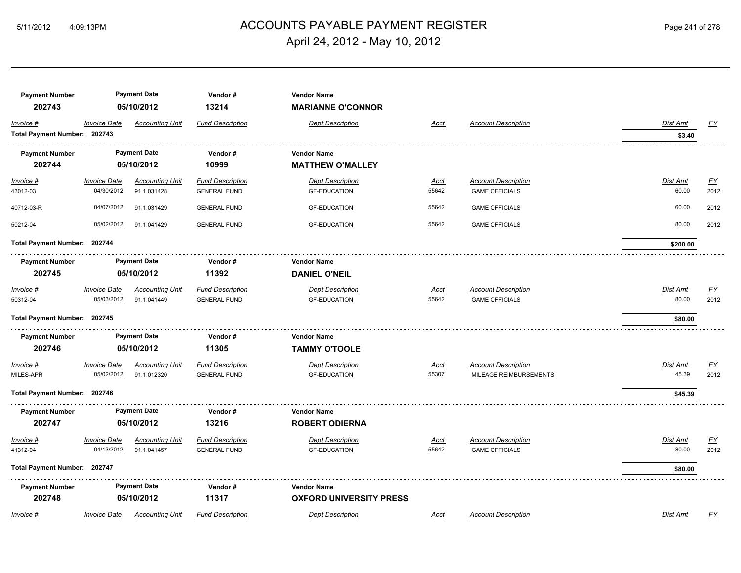# ACCOUNTS PAYABLE PAYMENT REGISTER

## April 24, 2012 - May 10, 2012

| Payment Number | Payment Date | Vendor # | Vendor Name |
|---|---|---|---|
| 202743 | 05/10/2012 | 13214 | **MARIANNE O'CONNOR** |

| Invoice # | Invoice Date | Accounting Unit | Fund Description | Dept Description | Acct | Account Description | Dist Amt | FY |
|---|---|---|---|---|---|---|---|---|
| **Total Payment Number: 202743** | | | | | | | **$3.40** | |

| Payment Number | Payment Date | Vendor # | Vendor Name |
|---|---|---|---|
| 202744 | 05/10/2012 | 10999 | **MATTHEW O'MALLEY** |

| Invoice # | Invoice Date | Accounting Unit | Fund Description | Dept Description | Acct | Account Description | Dist Amt | FY |
|---|---|---|---|---|---|---|---|---|
| 43012-03 | 04/30/2012 | 91.1.031428 | GENERAL FUND | GF-EDUCATION | 55642 | GAME OFFICIALS | 60.00 | 2012 |
| 40712-03-R | 04/07/2012 | 91.1.031429 | GENERAL FUND | GF-EDUCATION | 55642 | GAME OFFICIALS | 60.00 | 2012 |
| 50212-04 | 05/02/2012 | 91.1.041429 | GENERAL FUND | GF-EDUCATION | 55642 | GAME OFFICIALS | 80.00 | 2012 |
| **Total Payment Number: 202744** | | | | | | | **$200.00** | |

| Payment Number | Payment Date | Vendor # | Vendor Name |
|---|---|---|---|
| 202745 | 05/10/2012 | 11392 | **DANIEL O'NEIL** |

| Invoice # | Invoice Date | Accounting Unit | Fund Description | Dept Description | Acct | Account Description | Dist Amt | FY |
|---|---|---|---|---|---|---|---|---|
| 50312-04 | 05/03/2012 | 91.1.041449 | GENERAL FUND | GF-EDUCATION | 55642 | GAME OFFICIALS | 80.00 | 2012 |
| **Total Payment Number: 202745** | | | | | | | **$80.00** | |

| Payment Number | Payment Date | Vendor # | Vendor Name |
|---|---|---|---|
| 202746 | 05/10/2012 | 11305 | **TAMMY O'TOOLE** |

| Invoice # | Invoice Date | Accounting Unit | Fund Description | Dept Description | Acct | Account Description | Dist Amt | FY |
|---|---|---|---|---|---|---|---|---|
| MILES-APR | 05/02/2012 | 91.1.012320 | GENERAL FUND | GF-EDUCATION | 55307 | MILEAGE REIMBURSEMENTS | 45.39 | 2012 |
| **Total Payment Number: 202746** | | | | | | | **$45.39** | |

| Payment Number | Payment Date | Vendor # | Vendor Name |
|---|---|---|---|
| 202747 | 05/10/2012 | 13216 | **ROBERT ODIERNA** |

| Invoice # | Invoice Date | Accounting Unit | Fund Description | Dept Description | Acct | Account Description | Dist Amt | FY |
|---|---|---|---|---|---|---|---|---|
| 41312-04 | 04/13/2012 | 91.1.041457 | GENERAL FUND | GF-EDUCATION | 55642 | GAME OFFICIALS | 80.00 | 2012 |
| **Total Payment Number: 202747** | | | | | | | **$80.00** | |

| Payment Number | Payment Date | Vendor # | Vendor Name |
|---|---|---|---|
| 202748 | 05/10/2012 | 11317 | **OXFORD UNIVERSITY PRESS** |

| Invoice # | Invoice Date | Accounting Unit | Fund Description | Dept Description | Acct | Account Description | Dist Amt | FY |
|---|---|---|---|---|---|---|---|---|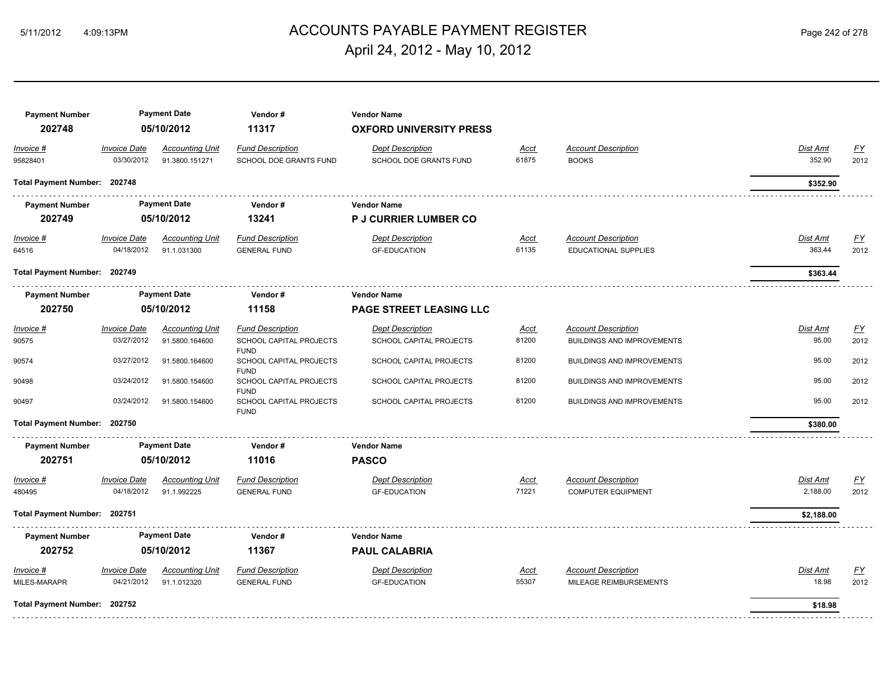# ACCOUNTS PAYABLE PAYMENT REGISTER

April 24, 2012 - May 10, 2012

| Payment Number | Payment Date | Vendor # | Vendor Name |
|---|---|---|---|
| **202748** | **05/10/2012** | **11317** | **OXFORD UNIVERSITY PRESS** |

| Invoice # | Invoice Date | Accounting Unit | Fund Description | Dept Description | Acct | Account Description | Dist Amt | FY |
|---|---|---|---|---|---|---|---|---|
| 95828401 | 03/30/2012 | 91.3800.151271 | SCHOOL DOE GRANTS FUND | SCHOOL DOE GRANTS FUND | 61875 | BOOKS | 352.90 | 2012 |

**Total Payment Number: 202748** — **$352.90**

| Payment Number | Payment Date | Vendor # | Vendor Name |
|---|---|---|---|
| **202749** | **05/10/2012** | **13241** | **P J CURRIER LUMBER CO** |

| Invoice # | Invoice Date | Accounting Unit | Fund Description | Dept Description | Acct | Account Description | Dist Amt | FY |
|---|---|---|---|---|---|---|---|---|
| 64516 | 04/18/2012 | 91.1.031300 | GENERAL FUND | GF-EDUCATION | 61135 | EDUCATIONAL SUPPLIES | 363.44 | 2012 |

**Total Payment Number: 202749** — **$363.44**

| Payment Number | Payment Date | Vendor # | Vendor Name |
|---|---|---|---|
| **202750** | **05/10/2012** | **11158** | **PAGE STREET LEASING LLC** |

| Invoice # | Invoice Date | Accounting Unit | Fund Description | Dept Description | Acct | Account Description | Dist Amt | FY |
|---|---|---|---|---|---|---|---|---|
| 90575 | 03/27/2012 | 91.5800.164600 | SCHOOL CAPITAL PROJECTS FUND | SCHOOL CAPITAL PROJECTS | 81200 | BUILDINGS AND IMPROVEMENTS | 95.00 | 2012 |
| 90574 | 03/27/2012 | 91.5800.164600 | SCHOOL CAPITAL PROJECTS FUND | SCHOOL CAPITAL PROJECTS | 81200 | BUILDINGS AND IMPROVEMENTS | 95.00 | 2012 |
| 90498 | 03/24/2012 | 91.5800.154600 | SCHOOL CAPITAL PROJECTS FUND | SCHOOL CAPITAL PROJECTS | 81200 | BUILDINGS AND IMPROVEMENTS | 95.00 | 2012 |
| 90497 | 03/24/2012 | 91.5800.154600 | SCHOOL CAPITAL PROJECTS FUND | SCHOOL CAPITAL PROJECTS | 81200 | BUILDINGS AND IMPROVEMENTS | 95.00 | 2012 |

**Total Payment Number: 202750** — **$380.00**

| Payment Number | Payment Date | Vendor # | Vendor Name |
|---|---|---|---|
| **202751** | **05/10/2012** | **11016** | **PASCO** |

| Invoice # | Invoice Date | Accounting Unit | Fund Description | Dept Description | Acct | Account Description | Dist Amt | FY |
|---|---|---|---|---|---|---|---|---|
| 480495 | 04/18/2012 | 91.1.992225 | GENERAL FUND | GF-EDUCATION | 71221 | COMPUTER EQUIPMENT | 2,188.00 | 2012 |

**Total Payment Number: 202751** — **$2,188.00**

| Payment Number | Payment Date | Vendor # | Vendor Name |
|---|---|---|---|
| **202752** | **05/10/2012** | **11367** | **PAUL CALABRIA** |

| Invoice # | Invoice Date | Accounting Unit | Fund Description | Dept Description | Acct | Account Description | Dist Amt | FY |
|---|---|---|---|---|---|---|---|---|
| MILES-MARAPR | 04/21/2012 | 91.1.012320 | GENERAL FUND | GF-EDUCATION | 55307 | MILEAGE REIMBURSEMENTS | 18.98 | 2012 |

**Total Payment Number: 202752** — **$18.98**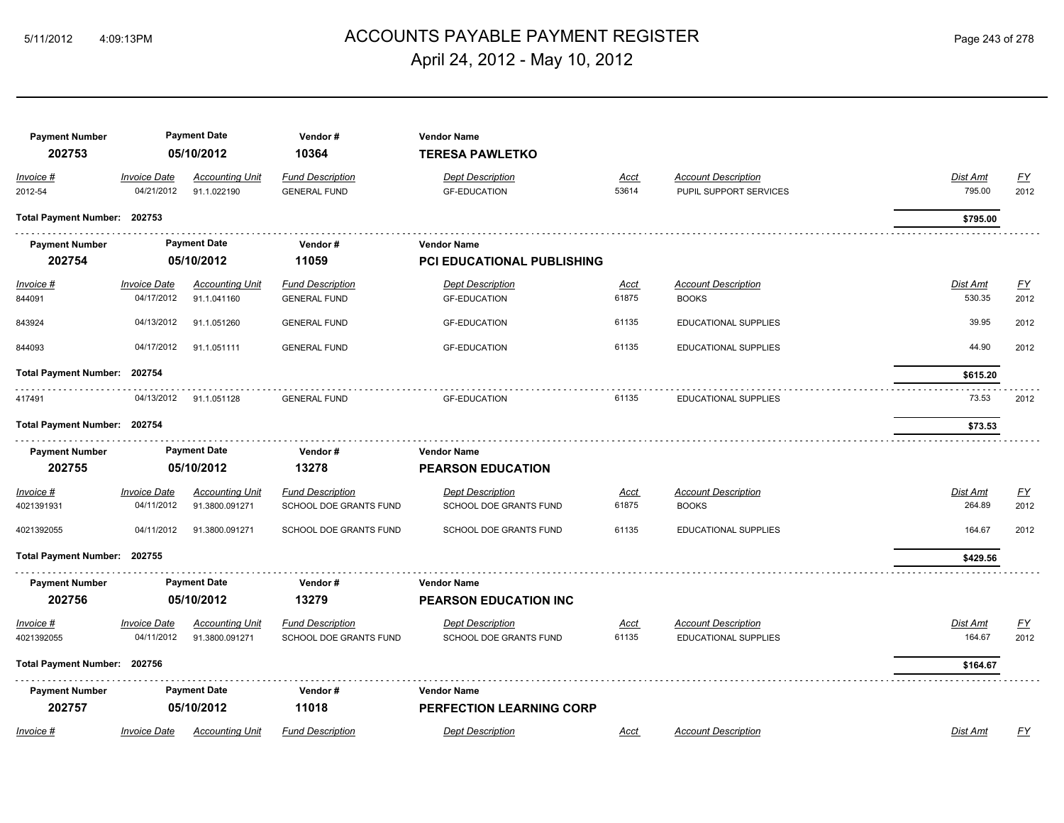# ACCOUNTS PAYABLE PAYMENT REGISTER

## April 24, 2012 - May 10, 2012

| Payment Number | Payment Date | Vendor # | Vendor Name |
|---|---|---|---|
| 202753 | 05/10/2012 | 10364 | **TERESA PAWLETKO** |

| Invoice # | Invoice Date | Accounting Unit | Fund Description | Dept Description | Acct | Account Description | Dist Amt | FY |
|---|---|---|---|---|---|---|---|---|
| 2012-54 | 04/21/2012 | 91.1.022190 | GENERAL FUND | GF-EDUCATION | 53614 | PUPIL SUPPORT SERVICES | 795.00 | 2012 |

**Total Payment Number: 202753** — **$795.00**

| Payment Number | Payment Date | Vendor # | Vendor Name |
|---|---|---|---|
| 202754 | 05/10/2012 | 11059 | **PCI EDUCATIONAL PUBLISHING** |

| Invoice # | Invoice Date | Accounting Unit | Fund Description | Dept Description | Acct | Account Description | Dist Amt | FY |
|---|---|---|---|---|---|---|---|---|
| 844091 | 04/17/2012 | 91.1.041160 | GENERAL FUND | GF-EDUCATION | 61875 | BOOKS | 530.35 | 2012 |
| 843924 | 04/13/2012 | 91.1.051260 | GENERAL FUND | GF-EDUCATION | 61135 | EDUCATIONAL SUPPLIES | 39.95 | 2012 |
| 844093 | 04/17/2012 | 91.1.051111 | GENERAL FUND | GF-EDUCATION | 61135 | EDUCATIONAL SUPPLIES | 44.90 | 2012 |

**Total Payment Number: 202754** — **$615.20**

| Invoice # | Invoice Date | Accounting Unit | Fund Description | Dept Description | Acct | Account Description | Dist Amt | FY |
|---|---|---|---|---|---|---|---|---|
| 417491 | 04/13/2012 | 91.1.051128 | GENERAL FUND | GF-EDUCATION | 61135 | EDUCATIONAL SUPPLIES | 73.53 | 2012 |

**Total Payment Number: 202754** — **$73.53**

| Payment Number | Payment Date | Vendor # | Vendor Name |
|---|---|---|---|
| 202755 | 05/10/2012 | 13278 | **PEARSON EDUCATION** |

| Invoice # | Invoice Date | Accounting Unit | Fund Description | Dept Description | Acct | Account Description | Dist Amt | FY |
|---|---|---|---|---|---|---|---|---|
| 4021391931 | 04/11/2012 | 91.3800.091271 | SCHOOL DOE GRANTS FUND | SCHOOL DOE GRANTS FUND | 61875 | BOOKS | 264.89 | 2012 |
| 4021392055 | 04/11/2012 | 91.3800.091271 | SCHOOL DOE GRANTS FUND | SCHOOL DOE GRANTS FUND | 61135 | EDUCATIONAL SUPPLIES | 164.67 | 2012 |

**Total Payment Number: 202755** — **$429.56**

| Payment Number | Payment Date | Vendor # | Vendor Name |
|---|---|---|---|
| 202756 | 05/10/2012 | 13279 | **PEARSON EDUCATION INC** |

| Invoice # | Invoice Date | Accounting Unit | Fund Description | Dept Description | Acct | Account Description | Dist Amt | FY |
|---|---|---|---|---|---|---|---|---|
| 4021392055 | 04/11/2012 | 91.3800.091271 | SCHOOL DOE GRANTS FUND | SCHOOL DOE GRANTS FUND | 61135 | EDUCATIONAL SUPPLIES | 164.67 | 2012 |

**Total Payment Number: 202756** — **$164.67**

| Payment Number | Payment Date | Vendor # | Vendor Name |
|---|---|---|---|
| 202757 | 05/10/2012 | 11018 | **PERFECTION LEARNING CORP** |

| Invoice # | Invoice Date | Accounting Unit | Fund Description | Dept Description | Acct | Account Description | Dist Amt | FY |
|---|---|---|---|---|---|---|---|---|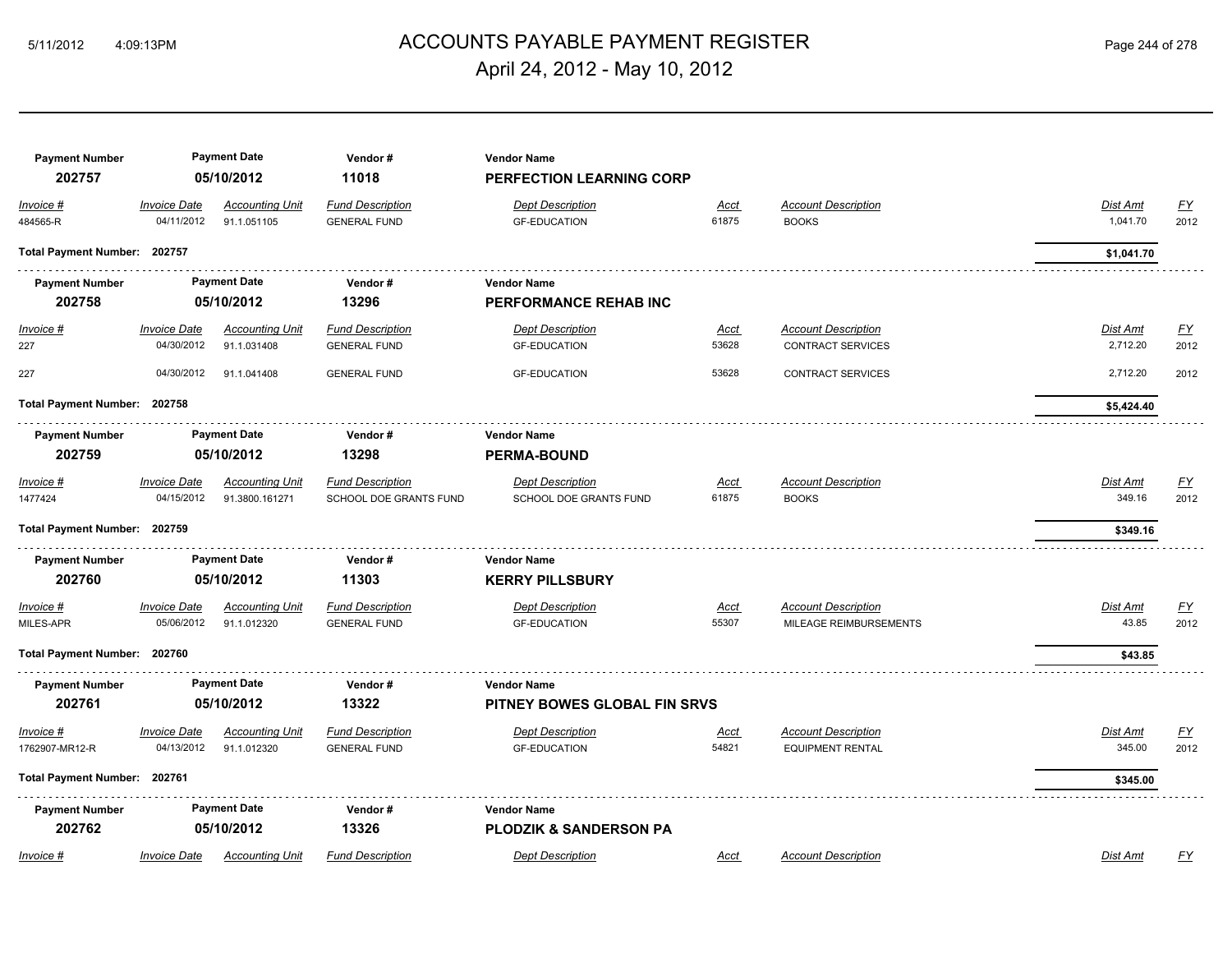# ACCOUNTS PAYABLE PAYMENT REGISTER

April 24, 2012 - May 10, 2012

| Payment Number | Payment Date | Vendor # | Vendor Name |
|---|---|---|---|
| 202757 | 05/10/2012 | 11018 | PERFECTION LEARNING CORP |

| Invoice # | Invoice Date | Accounting Unit | Fund Description | Dept Description | Acct | Account Description | Dist Amt | FY |
|---|---|---|---|---|---|---|---|---|
| 484565-R | 04/11/2012 | 91.1.051105 | GENERAL FUND | GF-EDUCATION | 61875 | BOOKS | 1,041.70 | 2012 |

**Total Payment Number: 202757** — **$1,041.70**

| Payment Number | Payment Date | Vendor # | Vendor Name |
|---|---|---|---|
| 202758 | 05/10/2012 | 13296 | PERFORMANCE REHAB INC |

| Invoice # | Invoice Date | Accounting Unit | Fund Description | Dept Description | Acct | Account Description | Dist Amt | FY |
|---|---|---|---|---|---|---|---|---|
| 227 | 04/30/2012 | 91.1.031408 | GENERAL FUND | GF-EDUCATION | 53628 | CONTRACT SERVICES | 2,712.20 | 2012 |
| 227 | 04/30/2012 | 91.1.041408 | GENERAL FUND | GF-EDUCATION | 53628 | CONTRACT SERVICES | 2,712.20 | 2012 |

**Total Payment Number: 202758** — **$5,424.40**

| Payment Number | Payment Date | Vendor # | Vendor Name |
|---|---|---|---|
| 202759 | 05/10/2012 | 13298 | PERMA-BOUND |

| Invoice # | Invoice Date | Accounting Unit | Fund Description | Dept Description | Acct | Account Description | Dist Amt | FY |
|---|---|---|---|---|---|---|---|---|
| 1477424 | 04/15/2012 | 91.3800.161271 | SCHOOL DOE GRANTS FUND | SCHOOL DOE GRANTS FUND | 61875 | BOOKS | 349.16 | 2012 |

**Total Payment Number: 202759** — **$349.16**

| Payment Number | Payment Date | Vendor # | Vendor Name |
|---|---|---|---|
| 202760 | 05/10/2012 | 11303 | KERRY PILLSBURY |

| Invoice # | Invoice Date | Accounting Unit | Fund Description | Dept Description | Acct | Account Description | Dist Amt | FY |
|---|---|---|---|---|---|---|---|---|
| MILES-APR | 05/06/2012 | 91.1.012320 | GENERAL FUND | GF-EDUCATION | 55307 | MILEAGE REIMBURSEMENTS | 43.85 | 2012 |

**Total Payment Number: 202760** — **$43.85**

| Payment Number | Payment Date | Vendor # | Vendor Name |
|---|---|---|---|
| 202761 | 05/10/2012 | 13322 | PITNEY BOWES GLOBAL FIN SRVS |

| Invoice # | Invoice Date | Accounting Unit | Fund Description | Dept Description | Acct | Account Description | Dist Amt | FY |
|---|---|---|---|---|---|---|---|---|
| 1762907-MR12-R | 04/13/2012 | 91.1.012320 | GENERAL FUND | GF-EDUCATION | 54821 | EQUIPMENT RENTAL | 345.00 | 2012 |

**Total Payment Number: 202761** — **$345.00**

| Payment Number | Payment Date | Vendor # | Vendor Name |
|---|---|---|---|
| 202762 | 05/10/2012 | 13326 | PLODZIK & SANDERSON PA |

| Invoice # | Invoice Date | Accounting Unit | Fund Description | Dept Description | Acct | Account Description | Dist Amt | FY |
|---|---|---|---|---|---|---|---|---|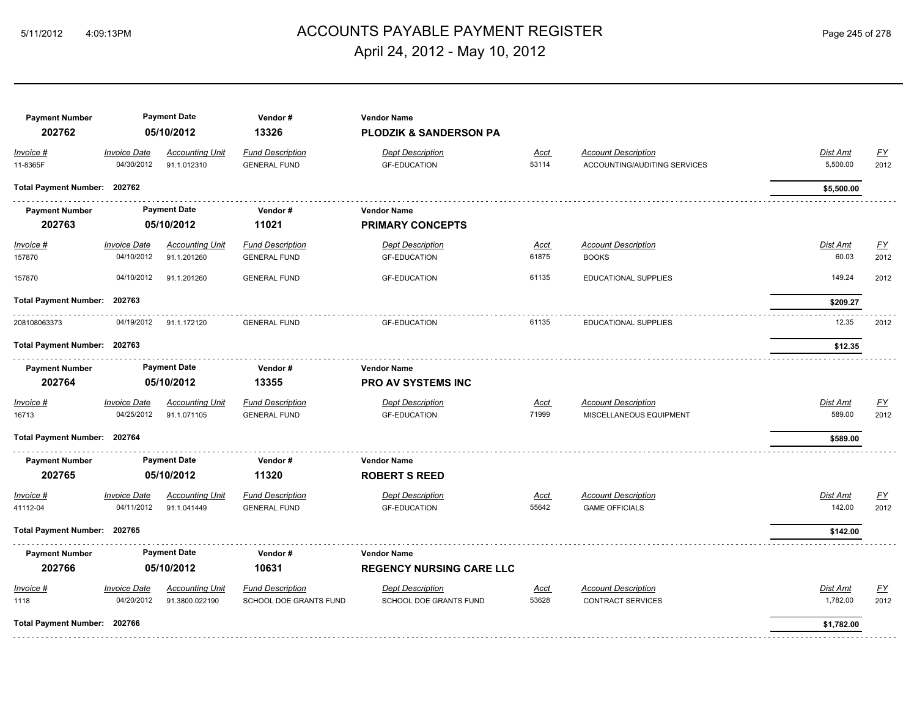# ACCOUNTS PAYABLE PAYMENT REGISTER

April 24, 2012 - May 10, 2012

| Payment Number | Payment Date | Vendor # | Vendor Name |
|---|---|---|---|
| 202762 | 05/10/2012 | 13326 | **PLODZIK & SANDERSON PA** |

| Invoice # | Invoice Date | Accounting Unit | Fund Description | Dept Description | Acct | Account Description | Dist Amt | FY |
|---|---|---|---|---|---|---|---|---|
| 11-8365F | 04/30/2012 | 91.1.012310 | GENERAL FUND | GF-EDUCATION | 53114 | ACCOUNTING/AUDITING SERVICES | 5,500.00 | 2012 |

**Total Payment Number: 202762** — **$5,500.00**

| Payment Number | Payment Date | Vendor # | Vendor Name |
|---|---|---|---|
| 202763 | 05/10/2012 | 11021 | **PRIMARY CONCEPTS** |

| Invoice # | Invoice Date | Accounting Unit | Fund Description | Dept Description | Acct | Account Description | Dist Amt | FY |
|---|---|---|---|---|---|---|---|---|
| 157870 | 04/10/2012 | 91.1.201260 | GENERAL FUND | GF-EDUCATION | 61875 | BOOKS | 60.03 | 2012 |
| 157870 | 04/10/2012 | 91.1.201260 | GENERAL FUND | GF-EDUCATION | 61135 | EDUCATIONAL SUPPLIES | 149.24 | 2012 |

**Total Payment Number: 202763** — **$209.27**

| Invoice # | Invoice Date | Accounting Unit | Fund Description | Dept Description | Acct | Account Description | Dist Amt | FY |
|---|---|---|---|---|---|---|---|---|
| 208108063373 | 04/19/2012 | 91.1.172120 | GENERAL FUND | GF-EDUCATION | 61135 | EDUCATIONAL SUPPLIES | 12.35 | 2012 |

**Total Payment Number: 202763** — **$12.35**

| Payment Number | Payment Date | Vendor # | Vendor Name |
|---|---|---|---|
| 202764 | 05/10/2012 | 13355 | **PRO AV SYSTEMS INC** |

| Invoice # | Invoice Date | Accounting Unit | Fund Description | Dept Description | Acct | Account Description | Dist Amt | FY |
|---|---|---|---|---|---|---|---|---|
| 16713 | 04/25/2012 | 91.1.071105 | GENERAL FUND | GF-EDUCATION | 71999 | MISCELLANEOUS EQUIPMENT | 589.00 | 2012 |

**Total Payment Number: 202764** — **$589.00**

| Payment Number | Payment Date | Vendor # | Vendor Name |
|---|---|---|---|
| 202765 | 05/10/2012 | 11320 | **ROBERT S REED** |

| Invoice # | Invoice Date | Accounting Unit | Fund Description | Dept Description | Acct | Account Description | Dist Amt | FY |
|---|---|---|---|---|---|---|---|---|
| 41112-04 | 04/11/2012 | 91.1.041449 | GENERAL FUND | GF-EDUCATION | 55642 | GAME OFFICIALS | 142.00 | 2012 |

**Total Payment Number: 202765** — **$142.00**

| Payment Number | Payment Date | Vendor # | Vendor Name |
|---|---|---|---|
| 202766 | 05/10/2012 | 10631 | **REGENCY NURSING CARE LLC** |

| Invoice # | Invoice Date | Accounting Unit | Fund Description | Dept Description | Acct | Account Description | Dist Amt | FY |
|---|---|---|---|---|---|---|---|---|
| 1118 | 04/20/2012 | 91.3800.022190 | SCHOOL DOE GRANTS FUND | SCHOOL DOE GRANTS FUND | 53628 | CONTRACT SERVICES | 1,782.00 | 2012 |

**Total Payment Number: 202766** — **$1,782.00**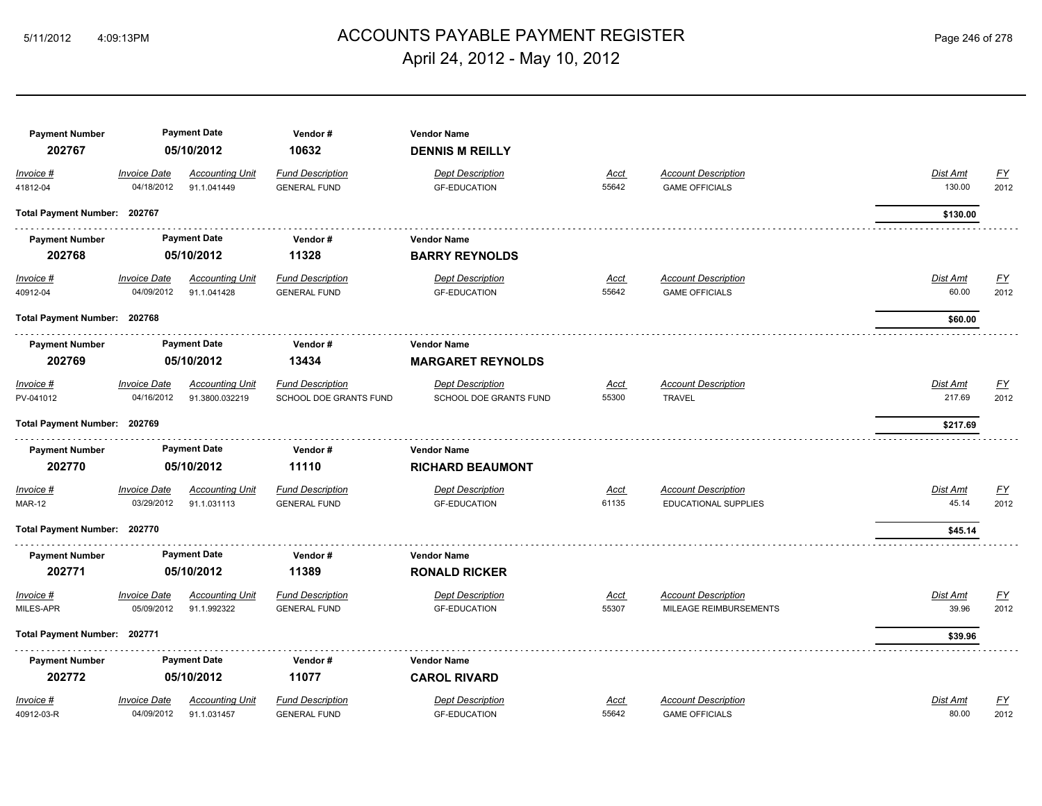# ACCOUNTS PAYABLE PAYMENT REGISTER

## April 24, 2012 - May 10, 2012

| Payment Number | Payment Date | Vendor # | Vendor Name |
|---|---|---|---|
| 202767 | 05/10/2012 | 10632 | **DENNIS M REILLY** |

| Invoice # | Invoice Date | Accounting Unit | Fund Description | Dept Description | Acct | Account Description | Dist Amt | FY |
|---|---|---|---|---|---|---|---|---|
| 41812-04 | 04/18/2012 | 91.1.041449 | GENERAL FUND | GF-EDUCATION | 55642 | GAME OFFICIALS | 130.00 | 2012 |

**Total Payment Number: 202767** — **$130.00**

| Payment Number | Payment Date | Vendor # | Vendor Name |
|---|---|---|---|
| 202768 | 05/10/2012 | 11328 | **BARRY REYNOLDS** |

| Invoice # | Invoice Date | Accounting Unit | Fund Description | Dept Description | Acct | Account Description | Dist Amt | FY |
|---|---|---|---|---|---|---|---|---|
| 40912-04 | 04/09/2012 | 91.1.041428 | GENERAL FUND | GF-EDUCATION | 55642 | GAME OFFICIALS | 60.00 | 2012 |

**Total Payment Number: 202768** — **$60.00**

| Payment Number | Payment Date | Vendor # | Vendor Name |
|---|---|---|---|
| 202769 | 05/10/2012 | 13434 | **MARGARET REYNOLDS** |

| Invoice # | Invoice Date | Accounting Unit | Fund Description | Dept Description | Acct | Account Description | Dist Amt | FY |
|---|---|---|---|---|---|---|---|---|
| PV-041012 | 04/16/2012 | 91.3800.032219 | SCHOOL DOE GRANTS FUND | SCHOOL DOE GRANTS FUND | 55300 | TRAVEL | 217.69 | 2012 |

**Total Payment Number: 202769** — **$217.69**

| Payment Number | Payment Date | Vendor # | Vendor Name |
|---|---|---|---|
| 202770 | 05/10/2012 | 11110 | **RICHARD BEAUMONT** |

| Invoice # | Invoice Date | Accounting Unit | Fund Description | Dept Description | Acct | Account Description | Dist Amt | FY |
|---|---|---|---|---|---|---|---|---|
| MAR-12 | 03/29/2012 | 91.1.031113 | GENERAL FUND | GF-EDUCATION | 61135 | EDUCATIONAL SUPPLIES | 45.14 | 2012 |

**Total Payment Number: 202770** — **$45.14**

| Payment Number | Payment Date | Vendor # | Vendor Name |
|---|---|---|---|
| 202771 | 05/10/2012 | 11389 | **RONALD RICKER** |

| Invoice # | Invoice Date | Accounting Unit | Fund Description | Dept Description | Acct | Account Description | Dist Amt | FY |
|---|---|---|---|---|---|---|---|---|
| MILES-APR | 05/09/2012 | 91.1.992322 | GENERAL FUND | GF-EDUCATION | 55307 | MILEAGE REIMBURSEMENTS | 39.96 | 2012 |

**Total Payment Number: 202771** — **$39.96**

| Payment Number | Payment Date | Vendor # | Vendor Name |
|---|---|---|---|
| 202772 | 05/10/2012 | 11077 | **CAROL RIVARD** |

| Invoice # | Invoice Date | Accounting Unit | Fund Description | Dept Description | Acct | Account Description | Dist Amt | FY |
|---|---|---|---|---|---|---|---|---|
| 40912-03-R | 04/09/2012 | 91.1.031457 | GENERAL FUND | GF-EDUCATION | 55642 | GAME OFFICIALS | 80.00 | 2012 |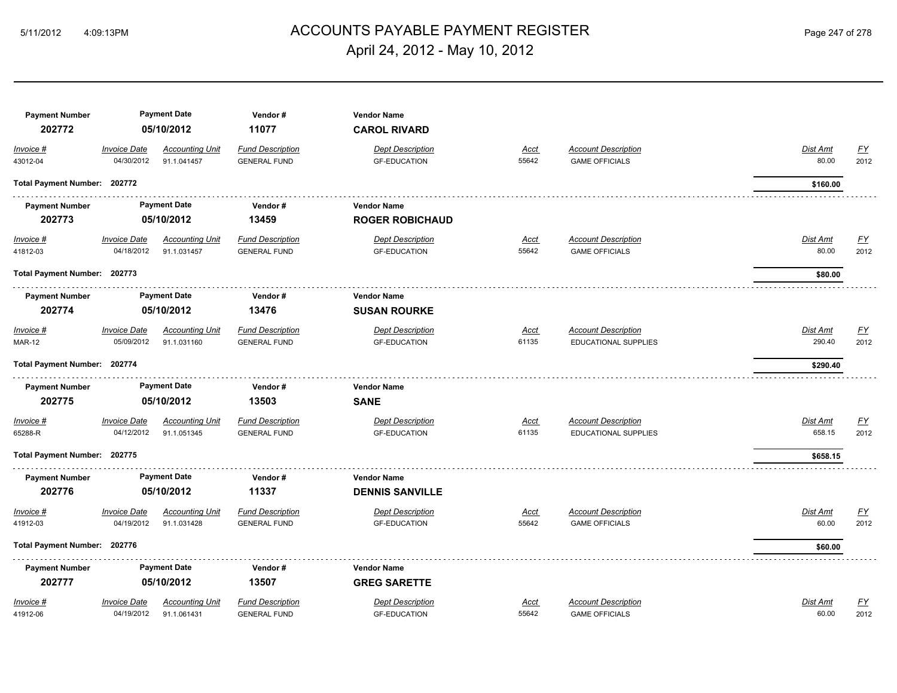# ACCOUNTS PAYABLE PAYMENT REGISTER

April 24, 2012 - May 10, 2012

| Payment Number | Payment Date | Vendor # | Vendor Name |
|---|---|---|---|
| 202772 | 05/10/2012 | 11077 | **CAROL RIVARD** |

| Invoice # | Invoice Date | Accounting Unit | Fund Description | Dept Description | Acct | Account Description | Dist Amt | FY |
|---|---|---|---|---|---|---|---|---|
| 43012-04 | 04/30/2012 | 91.1.041457 | GENERAL FUND | GF-EDUCATION | 55642 | GAME OFFICIALS | 80.00 | 2012 |

**Total Payment Number: 202772** — **$160.00**

| Payment Number | Payment Date | Vendor # | Vendor Name |
|---|---|---|---|
| 202773 | 05/10/2012 | 13459 | **ROGER ROBICHAUD** |

| Invoice # | Invoice Date | Accounting Unit | Fund Description | Dept Description | Acct | Account Description | Dist Amt | FY |
|---|---|---|---|---|---|---|---|---|
| 41812-03 | 04/18/2012 | 91.1.031457 | GENERAL FUND | GF-EDUCATION | 55642 | GAME OFFICIALS | 80.00 | 2012 |

**Total Payment Number: 202773** — **$80.00**

| Payment Number | Payment Date | Vendor # | Vendor Name |
|---|---|---|---|
| 202774 | 05/10/2012 | 13476 | **SUSAN ROURKE** |

| Invoice # | Invoice Date | Accounting Unit | Fund Description | Dept Description | Acct | Account Description | Dist Amt | FY |
|---|---|---|---|---|---|---|---|---|
| MAR-12 | 05/09/2012 | 91.1.031160 | GENERAL FUND | GF-EDUCATION | 61135 | EDUCATIONAL SUPPLIES | 290.40 | 2012 |

**Total Payment Number: 202774** — **$290.40**

| Payment Number | Payment Date | Vendor # | Vendor Name |
|---|---|---|---|
| 202775 | 05/10/2012 | 13503 | **SANE** |

| Invoice # | Invoice Date | Accounting Unit | Fund Description | Dept Description | Acct | Account Description | Dist Amt | FY |
|---|---|---|---|---|---|---|---|---|
| 65288-R | 04/12/2012 | 91.1.051345 | GENERAL FUND | GF-EDUCATION | 61135 | EDUCATIONAL SUPPLIES | 658.15 | 2012 |

**Total Payment Number: 202775** — **$658.15**

| Payment Number | Payment Date | Vendor # | Vendor Name |
|---|---|---|---|
| 202776 | 05/10/2012 | 11337 | **DENNIS SANVILLE** |

| Invoice # | Invoice Date | Accounting Unit | Fund Description | Dept Description | Acct | Account Description | Dist Amt | FY |
|---|---|---|---|---|---|---|---|---|
| 41912-03 | 04/19/2012 | 91.1.031428 | GENERAL FUND | GF-EDUCATION | 55642 | GAME OFFICIALS | 60.00 | 2012 |

**Total Payment Number: 202776** — **$60.00**

| Payment Number | Payment Date | Vendor # | Vendor Name |
|---|---|---|---|
| 202777 | 05/10/2012 | 13507 | **GREG SARETTE** |

| Invoice # | Invoice Date | Accounting Unit | Fund Description | Dept Description | Acct | Account Description | Dist Amt | FY |
|---|---|---|---|---|---|---|---|---|
| 41912-06 | 04/19/2012 | 91.1.061431 | GENERAL FUND | GF-EDUCATION | 55642 | GAME OFFICIALS | 60.00 | 2012 |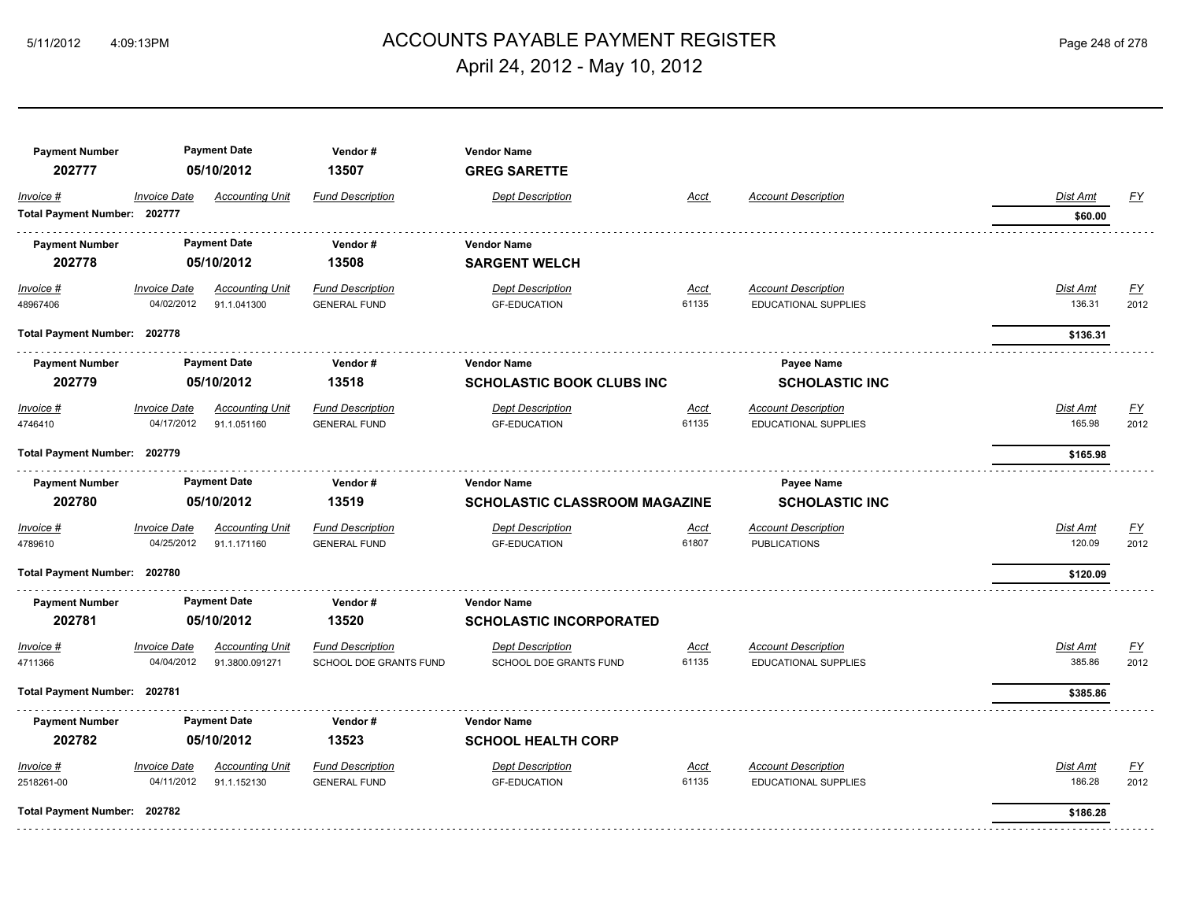# ACCOUNTS PAYABLE PAYMENT REGISTER

## April 24, 2012 - May 10, 2012

| Payment Number | Payment Date | Vendor # | Vendor Name | | | | | |
|---|---|---|---|---|---|---|---|---|
| 202777 | 05/10/2012 | 13507 | GREG SARETTE | | | | | |
| *Invoice #* | *Invoice Date* | *Accounting Unit* | *Fund Description* | *Dept Description* | *Acct* | *Account Description* | *Dist Amt* | *FY* |
| **Total Payment Number: 202777** | | | | | | | **$60.00** | |

| Payment Number | Payment Date | Vendor # | Vendor Name | | | | | |
|---|---|---|---|---|---|---|---|---|
| 202778 | 05/10/2012 | 13508 | SARGENT WELCH | | | | | |
| *Invoice #* | *Invoice Date* | *Accounting Unit* | *Fund Description* | *Dept Description* | *Acct* | *Account Description* | *Dist Amt* | *FY* |
| 48967406 | 04/02/2012 | 91.1.041300 | GENERAL FUND | GF-EDUCATION | 61135 | EDUCATIONAL SUPPLIES | 136.31 | 2012 |
| **Total Payment Number: 202778** | | | | | | | **$136.31** | |

| Payment Number | Payment Date | Vendor # | Vendor Name | | | Payee Name | | |
|---|---|---|---|---|---|---|---|---|
| 202779 | 05/10/2012 | 13518 | SCHOLASTIC BOOK CLUBS INC | | | SCHOLASTIC INC | | |
| *Invoice #* | *Invoice Date* | *Accounting Unit* | *Fund Description* | *Dept Description* | *Acct* | *Account Description* | *Dist Amt* | *FY* |
| 4746410 | 04/17/2012 | 91.1.051160 | GENERAL FUND | GF-EDUCATION | 61135 | EDUCATIONAL SUPPLIES | 165.98 | 2012 |
| **Total Payment Number: 202779** | | | | | | | **$165.98** | |

| Payment Number | Payment Date | Vendor # | Vendor Name | | | Payee Name | | |
|---|---|---|---|---|---|---|---|---|
| 202780 | 05/10/2012 | 13519 | SCHOLASTIC CLASSROOM MAGAZINE | | | SCHOLASTIC INC | | |
| *Invoice #* | *Invoice Date* | *Accounting Unit* | *Fund Description* | *Dept Description* | *Acct* | *Account Description* | *Dist Amt* | *FY* |
| 4789610 | 04/25/2012 | 91.1.171160 | GENERAL FUND | GF-EDUCATION | 61807 | PUBLICATIONS | 120.09 | 2012 |
| **Total Payment Number: 202780** | | | | | | | **$120.09** | |

| Payment Number | Payment Date | Vendor # | Vendor Name | | | | | |
|---|---|---|---|---|---|---|---|---|
| 202781 | 05/10/2012 | 13520 | SCHOLASTIC INCORPORATED | | | | | |
| *Invoice #* | *Invoice Date* | *Accounting Unit* | *Fund Description* | *Dept Description* | *Acct* | *Account Description* | *Dist Amt* | *FY* |
| 4711366 | 04/04/2012 | 91.3800.091271 | SCHOOL DOE GRANTS FUND | SCHOOL DOE GRANTS FUND | 61135 | EDUCATIONAL SUPPLIES | 385.86 | 2012 |
| **Total Payment Number: 202781** | | | | | | | **$385.86** | |

| Payment Number | Payment Date | Vendor # | Vendor Name | | | | | |
|---|---|---|---|---|---|---|---|---|
| 202782 | 05/10/2012 | 13523 | SCHOOL HEALTH CORP | | | | | |
| *Invoice #* | *Invoice Date* | *Accounting Unit* | *Fund Description* | *Dept Description* | *Acct* | *Account Description* | *Dist Amt* | *FY* |
| 2518261-00 | 04/11/2012 | 91.1.152130 | GENERAL FUND | GF-EDUCATION | 61135 | EDUCATIONAL SUPPLIES | 186.28 | 2012 |
| **Total Payment Number: 202782** | | | | | | | **$186.28** | |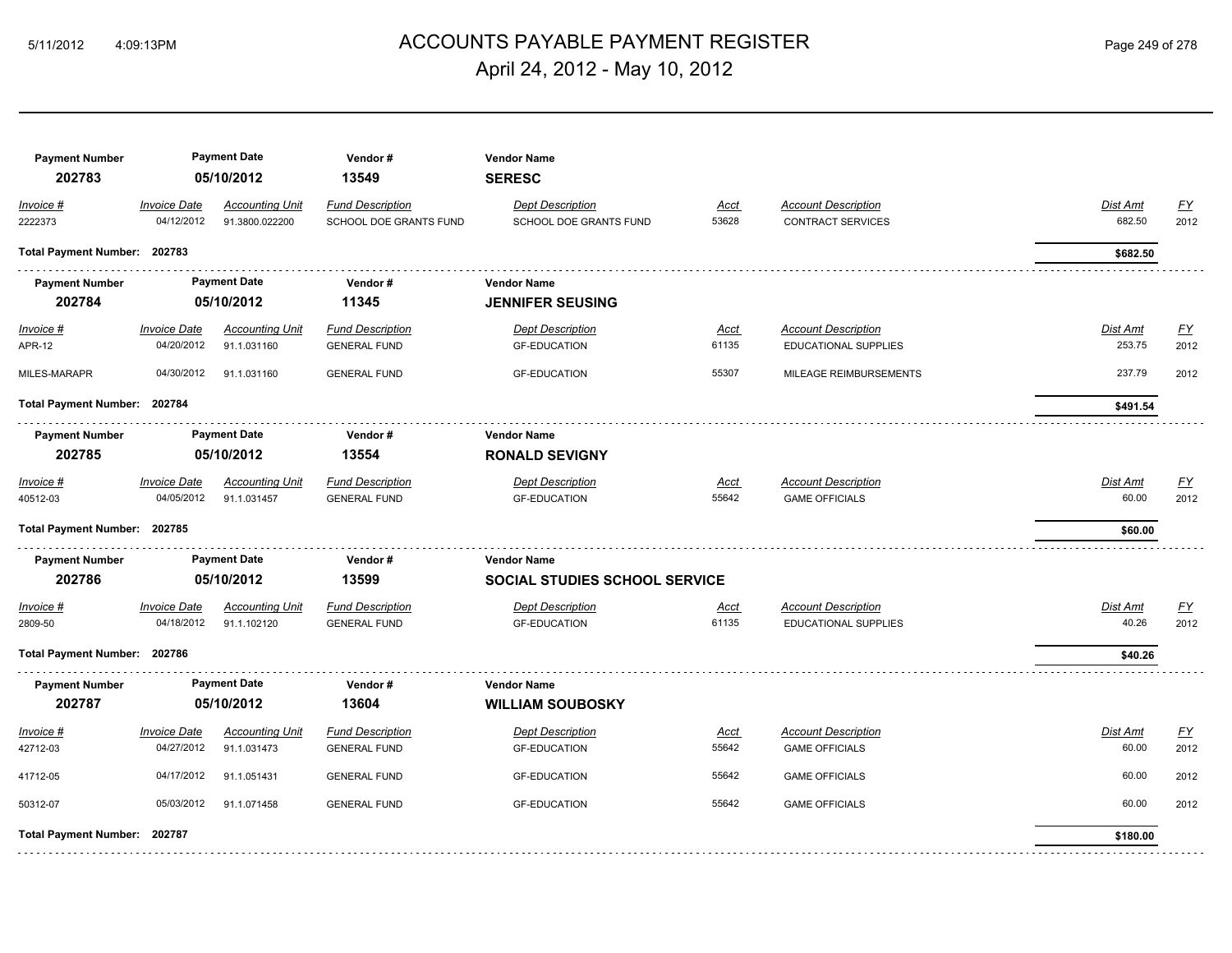# ACCOUNTS PAYABLE PAYMENT REGISTER

April 24, 2012 - May 10, 2012

| Payment Number | Payment Date | Vendor # | Vendor Name |
|---|---|---|---|
| 202783 | 05/10/2012 | 13549 | SERESC |

| Invoice # | Invoice Date | Accounting Unit | Fund Description | Dept Description | Acct | Account Description | Dist Amt | FY |
|---|---|---|---|---|---|---|---|---|
| 2222373 | 04/12/2012 | 91.3800.022200 | SCHOOL DOE GRANTS FUND | SCHOOL DOE GRANTS FUND | 53628 | CONTRACT SERVICES | 682.50 | 2012 |

**Total Payment Number: 202783** — **$682.50**

| Payment Number | Payment Date | Vendor # | Vendor Name |
|---|---|---|---|
| 202784 | 05/10/2012 | 11345 | JENNIFER SEUSING |

| Invoice # | Invoice Date | Accounting Unit | Fund Description | Dept Description | Acct | Account Description | Dist Amt | FY |
|---|---|---|---|---|---|---|---|---|
| APR-12 | 04/20/2012 | 91.1.031160 | GENERAL FUND | GF-EDUCATION | 61135 | EDUCATIONAL SUPPLIES | 253.75 | 2012 |
| MILES-MARAPR | 04/30/2012 | 91.1.031160 | GENERAL FUND | GF-EDUCATION | 55307 | MILEAGE REIMBURSEMENTS | 237.79 | 2012 |

**Total Payment Number: 202784** — **$491.54**

| Payment Number | Payment Date | Vendor # | Vendor Name |
|---|---|---|---|
| 202785 | 05/10/2012 | 13554 | RONALD SEVIGNY |

| Invoice # | Invoice Date | Accounting Unit | Fund Description | Dept Description | Acct | Account Description | Dist Amt | FY |
|---|---|---|---|---|---|---|---|---|
| 40512-03 | 04/05/2012 | 91.1.031457 | GENERAL FUND | GF-EDUCATION | 55642 | GAME OFFICIALS | 60.00 | 2012 |

**Total Payment Number: 202785** — **$60.00**

| Payment Number | Payment Date | Vendor # | Vendor Name |
|---|---|---|---|
| 202786 | 05/10/2012 | 13599 | SOCIAL STUDIES SCHOOL SERVICE |

| Invoice # | Invoice Date | Accounting Unit | Fund Description | Dept Description | Acct | Account Description | Dist Amt | FY |
|---|---|---|---|---|---|---|---|---|
| 2809-50 | 04/18/2012 | 91.1.102120 | GENERAL FUND | GF-EDUCATION | 61135 | EDUCATIONAL SUPPLIES | 40.26 | 2012 |

**Total Payment Number: 202786** — **$40.26**

| Payment Number | Payment Date | Vendor # | Vendor Name |
|---|---|---|---|
| 202787 | 05/10/2012 | 13604 | WILLIAM SOUBOSKY |

| Invoice # | Invoice Date | Accounting Unit | Fund Description | Dept Description | Acct | Account Description | Dist Amt | FY |
|---|---|---|---|---|---|---|---|---|
| 42712-03 | 04/27/2012 | 91.1.031473 | GENERAL FUND | GF-EDUCATION | 55642 | GAME OFFICIALS | 60.00 | 2012 |
| 41712-05 | 04/17/2012 | 91.1.051431 | GENERAL FUND | GF-EDUCATION | 55642 | GAME OFFICIALS | 60.00 | 2012 |
| 50312-07 | 05/03/2012 | 91.1.071458 | GENERAL FUND | GF-EDUCATION | 55642 | GAME OFFICIALS | 60.00 | 2012 |

**Total Payment Number: 202787** — **$180.00**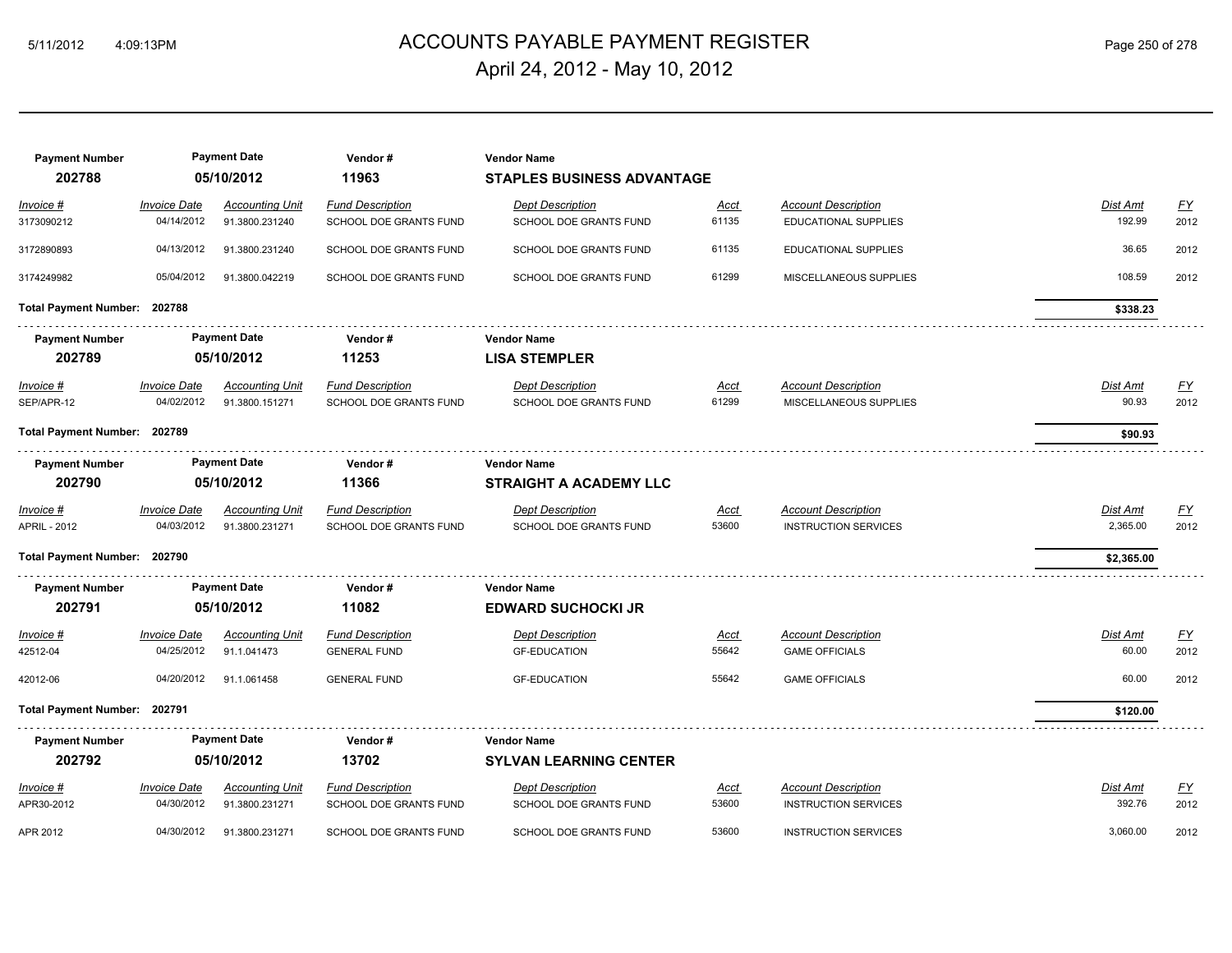# ACCOUNTS PAYABLE PAYMENT REGISTER

## April 24, 2012 - May 10, 2012

| Payment Number | Payment Date | Vendor # | Vendor Name |
|---|---|---|---|
| **202788** | **05/10/2012** | **11963** | **STAPLES BUSINESS ADVANTAGE** |

| Invoice # | Invoice Date | Accounting Unit | Fund Description | Dept Description | Acct | Account Description | Dist Amt | FY |
|---|---|---|---|---|---|---|---|---|
| 3173090212 | 04/14/2012 | 91.3800.231240 | SCHOOL DOE GRANTS FUND | SCHOOL DOE GRANTS FUND | 61135 | EDUCATIONAL SUPPLIES | 192.99 | 2012 |
| 3172890893 | 04/13/2012 | 91.3800.231240 | SCHOOL DOE GRANTS FUND | SCHOOL DOE GRANTS FUND | 61135 | EDUCATIONAL SUPPLIES | 36.65 | 2012 |
| 3174249982 | 05/04/2012 | 91.3800.042219 | SCHOOL DOE GRANTS FUND | SCHOOL DOE GRANTS FUND | 61299 | MISCELLANEOUS SUPPLIES | 108.59 | 2012 |

**Total Payment Number: 202788** — **$338.23**

| Payment Number | Payment Date | Vendor # | Vendor Name |
|---|---|---|---|
| **202789** | **05/10/2012** | **11253** | **LISA STEMPLER** |

| Invoice # | Invoice Date | Accounting Unit | Fund Description | Dept Description | Acct | Account Description | Dist Amt | FY |
|---|---|---|---|---|---|---|---|---|
| SEP/APR-12 | 04/02/2012 | 91.3800.151271 | SCHOOL DOE GRANTS FUND | SCHOOL DOE GRANTS FUND | 61299 | MISCELLANEOUS SUPPLIES | 90.93 | 2012 |

**Total Payment Number: 202789** — **$90.93**

| Payment Number | Payment Date | Vendor # | Vendor Name |
|---|---|---|---|
| **202790** | **05/10/2012** | **11366** | **STRAIGHT A ACADEMY LLC** |

| Invoice # | Invoice Date | Accounting Unit | Fund Description | Dept Description | Acct | Account Description | Dist Amt | FY |
|---|---|---|---|---|---|---|---|---|
| APRIL - 2012 | 04/03/2012 | 91.3800.231271 | SCHOOL DOE GRANTS FUND | SCHOOL DOE GRANTS FUND | 53600 | INSTRUCTION SERVICES | 2,365.00 | 2012 |

**Total Payment Number: 202790** — **$2,365.00**

| Payment Number | Payment Date | Vendor # | Vendor Name |
|---|---|---|---|
| **202791** | **05/10/2012** | **11082** | **EDWARD SUCHOCKI JR** |

| Invoice # | Invoice Date | Accounting Unit | Fund Description | Dept Description | Acct | Account Description | Dist Amt | FY |
|---|---|---|---|---|---|---|---|---|
| 42512-04 | 04/25/2012 | 91.1.041473 | GENERAL FUND | GF-EDUCATION | 55642 | GAME OFFICIALS | 60.00 | 2012 |
| 42012-06 | 04/20/2012 | 91.1.061458 | GENERAL FUND | GF-EDUCATION | 55642 | GAME OFFICIALS | 60.00 | 2012 |

**Total Payment Number: 202791** — **$120.00**

| Payment Number | Payment Date | Vendor # | Vendor Name |
|---|---|---|---|
| **202792** | **05/10/2012** | **13702** | **SYLVAN LEARNING CENTER** |

| Invoice # | Invoice Date | Accounting Unit | Fund Description | Dept Description | Acct | Account Description | Dist Amt | FY |
|---|---|---|---|---|---|---|---|---|
| APR30-2012 | 04/30/2012 | 91.3800.231271 | SCHOOL DOE GRANTS FUND | SCHOOL DOE GRANTS FUND | 53600 | INSTRUCTION SERVICES | 392.76 | 2012 |
| APR 2012 | 04/30/2012 | 91.3800.231271 | SCHOOL DOE GRANTS FUND | SCHOOL DOE GRANTS FUND | 53600 | INSTRUCTION SERVICES | 3,060.00 | 2012 |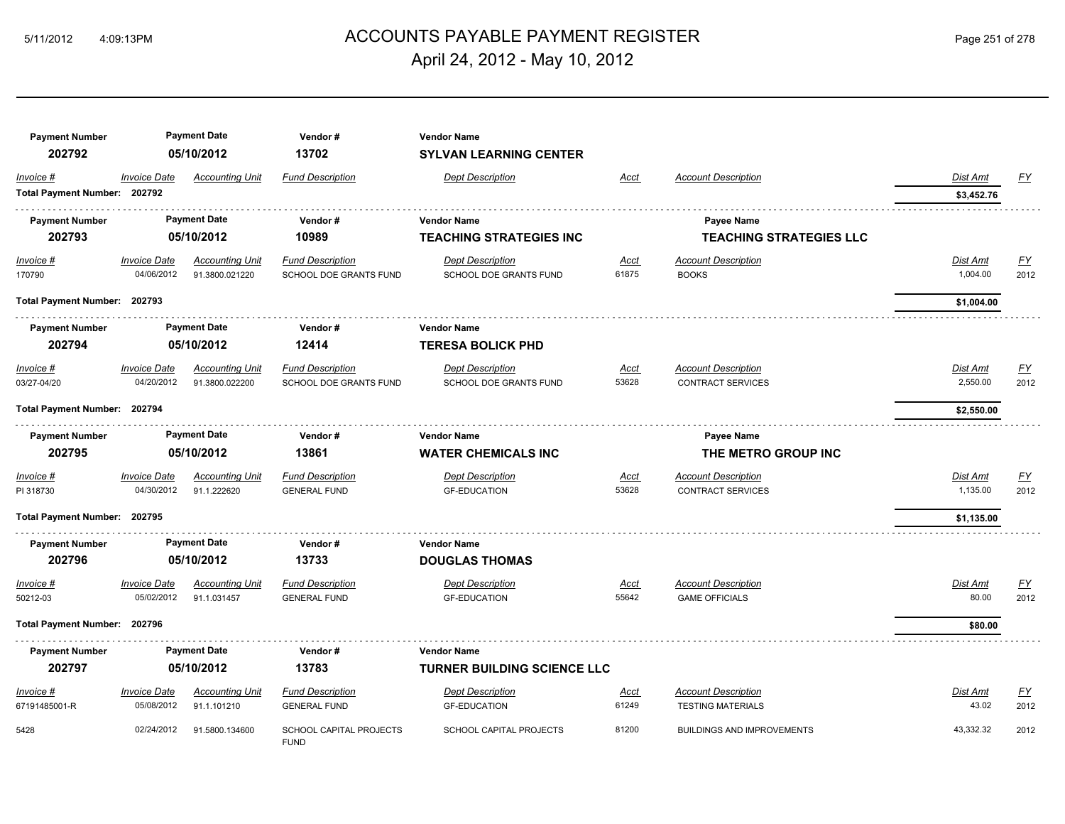# ACCOUNTS PAYABLE PAYMENT REGISTER

April 24, 2012 - May 10, 2012

| Payment Number | Payment Date | Vendor # | Vendor Name | | | | | |
|---|---|---|---|---|---|---|---|---|
| **202792** | **05/10/2012** | **13702** | **SYLVAN LEARNING CENTER** | | | | | |
| *Invoice #* | *Invoice Date* | *Accounting Unit* | *Fund Description* | *Dept Description* | *Acct* | *Account Description* | *Dist Amt* | *FY* |
| **Total Payment Number: 202792** | | | | | | | **$3,452.76** | |

| Payment Number | Payment Date | Vendor # | Vendor Name | | | Payee Name | | |
|---|---|---|---|---|---|---|---|---|
| **202793** | **05/10/2012** | **10989** | **TEACHING STRATEGIES INC** | | | **TEACHING STRATEGIES LLC** | | |
| *Invoice #* | *Invoice Date* | *Accounting Unit* | *Fund Description* | *Dept Description* | *Acct* | *Account Description* | *Dist Amt* | *FY* |
| 170790 | 04/06/2012 | 91.3800.021220 | SCHOOL DOE GRANTS FUND | SCHOOL DOE GRANTS FUND | 61875 | BOOKS | 1,004.00 | 2012 |
| **Total Payment Number: 202793** | | | | | | | **$1,004.00** | |

| Payment Number | Payment Date | Vendor # | Vendor Name | | | | | |
|---|---|---|---|---|---|---|---|---|
| **202794** | **05/10/2012** | **12414** | **TERESA BOLICK PHD** | | | | | |
| *Invoice #* | *Invoice Date* | *Accounting Unit* | *Fund Description* | *Dept Description* | *Acct* | *Account Description* | *Dist Amt* | *FY* |
| 03/27-04/20 | 04/20/2012 | 91.3800.022200 | SCHOOL DOE GRANTS FUND | SCHOOL DOE GRANTS FUND | 53628 | CONTRACT SERVICES | 2,550.00 | 2012 |
| **Total Payment Number: 202794** | | | | | | | **$2,550.00** | |

| Payment Number | Payment Date | Vendor # | Vendor Name | | | Payee Name | | |
|---|---|---|---|---|---|---|---|---|
| **202795** | **05/10/2012** | **13861** | **WATER CHEMICALS INC** | | | **THE METRO GROUP INC** | | |
| *Invoice #* | *Invoice Date* | *Accounting Unit* | *Fund Description* | *Dept Description* | *Acct* | *Account Description* | *Dist Amt* | *FY* |
| PI 318730 | 04/30/2012 | 91.1.222620 | GENERAL FUND | GF-EDUCATION | 53628 | CONTRACT SERVICES | 1,135.00 | 2012 |
| **Total Payment Number: 202795** | | | | | | | **$1,135.00** | |

| Payment Number | Payment Date | Vendor # | Vendor Name | | | | | |
|---|---|---|---|---|---|---|---|---|
| **202796** | **05/10/2012** | **13733** | **DOUGLAS THOMAS** | | | | | |
| *Invoice #* | *Invoice Date* | *Accounting Unit* | *Fund Description* | *Dept Description* | *Acct* | *Account Description* | *Dist Amt* | *FY* |
| 50212-03 | 05/02/2012 | 91.1.031457 | GENERAL FUND | GF-EDUCATION | 55642 | GAME OFFICIALS | 80.00 | 2012 |
| **Total Payment Number: 202796** | | | | | | | **$80.00** | |

| Payment Number | Payment Date | Vendor # | Vendor Name | | | | | |
|---|---|---|---|---|---|---|---|---|
| **202797** | **05/10/2012** | **13783** | **TURNER BUILDING SCIENCE LLC** | | | | | |
| *Invoice #* | *Invoice Date* | *Accounting Unit* | *Fund Description* | *Dept Description* | *Acct* | *Account Description* | *Dist Amt* | *FY* |
| 67191485001-R | 05/08/2012 | 91.1.101210 | GENERAL FUND | GF-EDUCATION | 61249 | TESTING MATERIALS | 43.02 | 2012 |
| 5428 | 02/24/2012 | 91.5800.134600 | SCHOOL CAPITAL PROJECTS FUND | SCHOOL CAPITAL PROJECTS | 81200 | BUILDINGS AND IMPROVEMENTS | 43,332.32 | 2012 |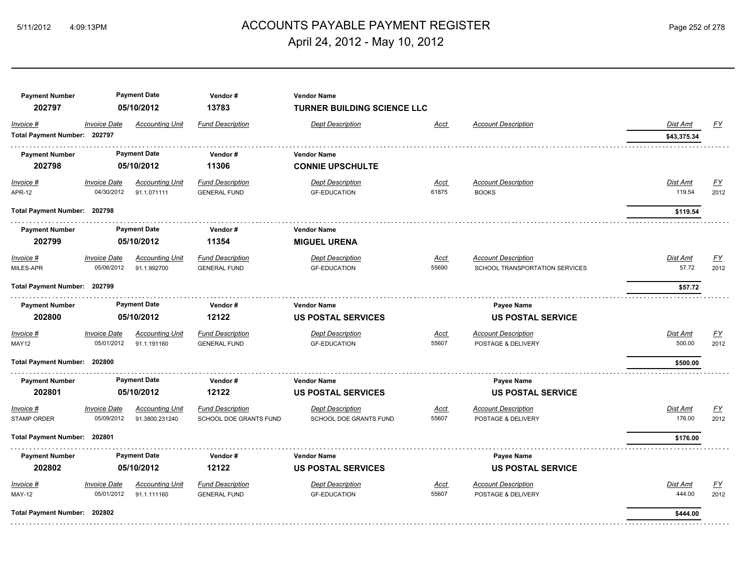# ACCOUNTS PAYABLE PAYMENT REGISTER

## April 24, 2012 - May 10, 2012

| Payment Number | Payment Date | Vendor # | Vendor Name |
|---|---|---|---|
| **202797** | **05/10/2012** | **13783** | **TURNER BUILDING SCIENCE LLC** |

| Invoice # | Invoice Date | Accounting Unit | Fund Description | Dept Description | Acct | Account Description | Dist Amt | FY |
|---|---|---|---|---|---|---|---|---|
| **Total Payment Number: 202797** | | | | | | | **$43,375.34** | |

| Payment Number | Payment Date | Vendor # | Vendor Name |
|---|---|---|---|
| **202798** | **05/10/2012** | **11306** | **CONNIE UPSCHULTE** |

| Invoice # | Invoice Date | Accounting Unit | Fund Description | Dept Description | Acct | Account Description | Dist Amt | FY |
|---|---|---|---|---|---|---|---|---|
| APR-12 | 04/30/2012 | 91.1.071111 | GENERAL FUND | GF-EDUCATION | 61875 | BOOKS | 119.54 | 2012 |
| **Total Payment Number: 202798** | | | | | | | **$119.54** | |

| Payment Number | Payment Date | Vendor # | Vendor Name |
|---|---|---|---|
| **202799** | **05/10/2012** | **11354** | **MIGUEL URENA** |

| Invoice # | Invoice Date | Accounting Unit | Fund Description | Dept Description | Acct | Account Description | Dist Amt | FY |
|---|---|---|---|---|---|---|---|---|
| MILES-APR | 05/06/2012 | 91.1.992700 | GENERAL FUND | GF-EDUCATION | 55690 | SCHOOL TRANSPORTATION SERVICES | 57.72 | 2012 |
| **Total Payment Number: 202799** | | | | | | | **$57.72** | |

| Payment Number | Payment Date | Vendor # | Vendor Name | Payee Name |
|---|---|---|---|---|
| **202800** | **05/10/2012** | **12122** | **US POSTAL SERVICES** | **US POSTAL SERVICE** |

| Invoice # | Invoice Date | Accounting Unit | Fund Description | Dept Description | Acct | Account Description | Dist Amt | FY |
|---|---|---|---|---|---|---|---|---|
| MAY12 | 05/01/2012 | 91.1.191160 | GENERAL FUND | GF-EDUCATION | 55607 | POSTAGE & DELIVERY | 500.00 | 2012 |
| **Total Payment Number: 202800** | | | | | | | **$500.00** | |

| Payment Number | Payment Date | Vendor # | Vendor Name | Payee Name |
|---|---|---|---|---|
| **202801** | **05/10/2012** | **12122** | **US POSTAL SERVICES** | **US POSTAL SERVICE** |

| Invoice # | Invoice Date | Accounting Unit | Fund Description | Dept Description | Acct | Account Description | Dist Amt | FY |
|---|---|---|---|---|---|---|---|---|
| STAMP ORDER | 05/09/2012 | 91.3800.231240 | SCHOOL DOE GRANTS FUND | SCHOOL DOE GRANTS FUND | 55607 | POSTAGE & DELIVERY | 176.00 | 2012 |
| **Total Payment Number: 202801** | | | | | | | **$176.00** | |

| Payment Number | Payment Date | Vendor # | Vendor Name | Payee Name |
|---|---|---|---|---|
| **202802** | **05/10/2012** | **12122** | **US POSTAL SERVICES** | **US POSTAL SERVICE** |

| Invoice # | Invoice Date | Accounting Unit | Fund Description | Dept Description | Acct | Account Description | Dist Amt | FY |
|---|---|---|---|---|---|---|---|---|
| MAY-12 | 05/01/2012 | 91.1.111160 | GENERAL FUND | GF-EDUCATION | 55607 | POSTAGE & DELIVERY | 444.00 | 2012 |
| **Total Payment Number: 202802** | | | | | | | **$444.00** | |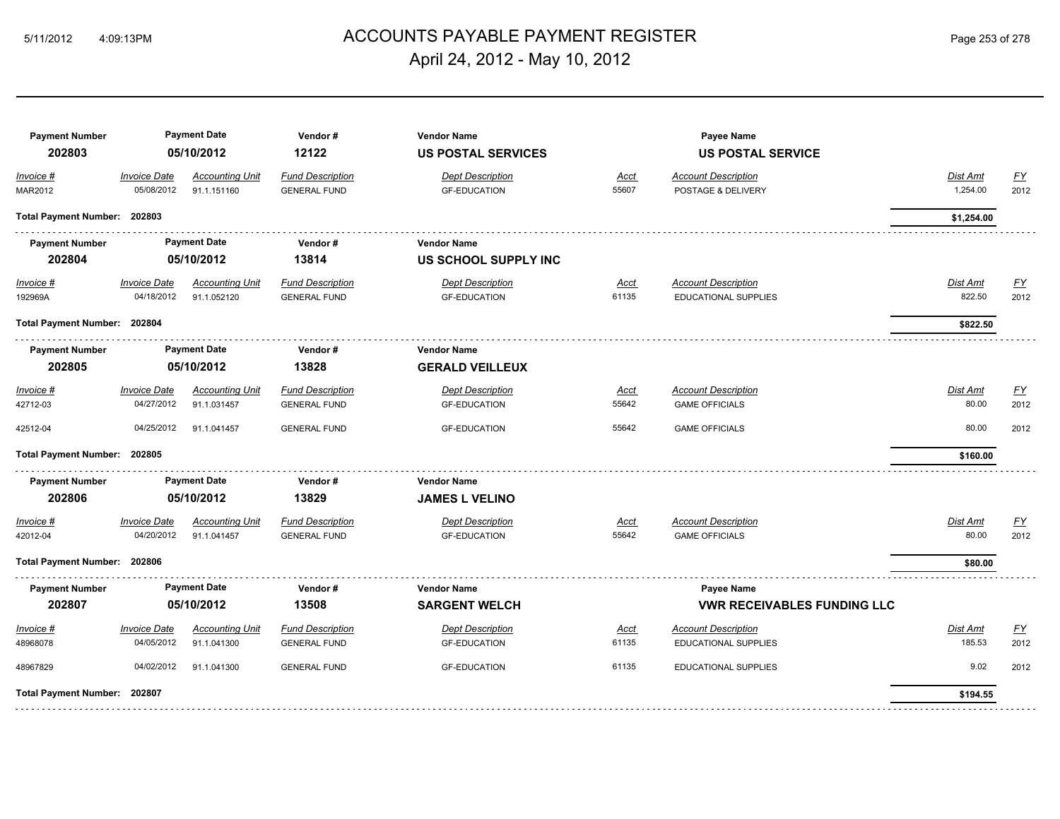# ACCOUNTS PAYABLE PAYMENT REGISTER

April 24, 2012 - May 10, 2012

| Payment Number | Payment Date | Vendor # | Vendor Name | Payee Name |
|---|---|---|---|---|
| **202803** | **05/10/2012** | **12122** | **US POSTAL SERVICES** | **US POSTAL SERVICE** |

| Invoice # | Invoice Date | Accounting Unit | Fund Description | Dept Description | Acct | Account Description | Dist Amt | FY |
|---|---|---|---|---|---|---|---|---|
| MAR2012 | 05/08/2012 | 91.1.151160 | GENERAL FUND | GF-EDUCATION | 55607 | POSTAGE & DELIVERY | 1,254.00 | 2012 |

**Total Payment Number: 202803** — **$1,254.00**

| Payment Number | Payment Date | Vendor # | Vendor Name |
|---|---|---|---|
| **202804** | **05/10/2012** | **13814** | **US SCHOOL SUPPLY INC** |

| Invoice # | Invoice Date | Accounting Unit | Fund Description | Dept Description | Acct | Account Description | Dist Amt | FY |
|---|---|---|---|---|---|---|---|---|
| 192969A | 04/18/2012 | 91.1.052120 | GENERAL FUND | GF-EDUCATION | 61135 | EDUCATIONAL SUPPLIES | 822.50 | 2012 |

**Total Payment Number: 202804** — **$822.50**

| Payment Number | Payment Date | Vendor # | Vendor Name |
|---|---|---|---|
| **202805** | **05/10/2012** | **13828** | **GERALD VEILLEUX** |

| Invoice # | Invoice Date | Accounting Unit | Fund Description | Dept Description | Acct | Account Description | Dist Amt | FY |
|---|---|---|---|---|---|---|---|---|
| 42712-03 | 04/27/2012 | 91.1.031457 | GENERAL FUND | GF-EDUCATION | 55642 | GAME OFFICIALS | 80.00 | 2012 |
| 42512-04 | 04/25/2012 | 91.1.041457 | GENERAL FUND | GF-EDUCATION | 55642 | GAME OFFICIALS | 80.00 | 2012 |

**Total Payment Number: 202805** — **$160.00**

| Payment Number | Payment Date | Vendor # | Vendor Name |
|---|---|---|---|
| **202806** | **05/10/2012** | **13829** | **JAMES L VELINO** |

| Invoice # | Invoice Date | Accounting Unit | Fund Description | Dept Description | Acct | Account Description | Dist Amt | FY |
|---|---|---|---|---|---|---|---|---|
| 42012-04 | 04/20/2012 | 91.1.041457 | GENERAL FUND | GF-EDUCATION | 55642 | GAME OFFICIALS | 80.00 | 2012 |

**Total Payment Number: 202806** — **$80.00**

| Payment Number | Payment Date | Vendor # | Vendor Name | Payee Name |
|---|---|---|---|---|
| **202807** | **05/10/2012** | **13508** | **SARGENT WELCH** | **VWR RECEIVABLES FUNDING LLC** |

| Invoice # | Invoice Date | Accounting Unit | Fund Description | Dept Description | Acct | Account Description | Dist Amt | FY |
|---|---|---|---|---|---|---|---|---|
| 48968078 | 04/05/2012 | 91.1.041300 | GENERAL FUND | GF-EDUCATION | 61135 | EDUCATIONAL SUPPLIES | 185.53 | 2012 |
| 48967829 | 04/02/2012 | 91.1.041300 | GENERAL FUND | GF-EDUCATION | 61135 | EDUCATIONAL SUPPLIES | 9.02 | 2012 |

**Total Payment Number: 202807** — **$194.55**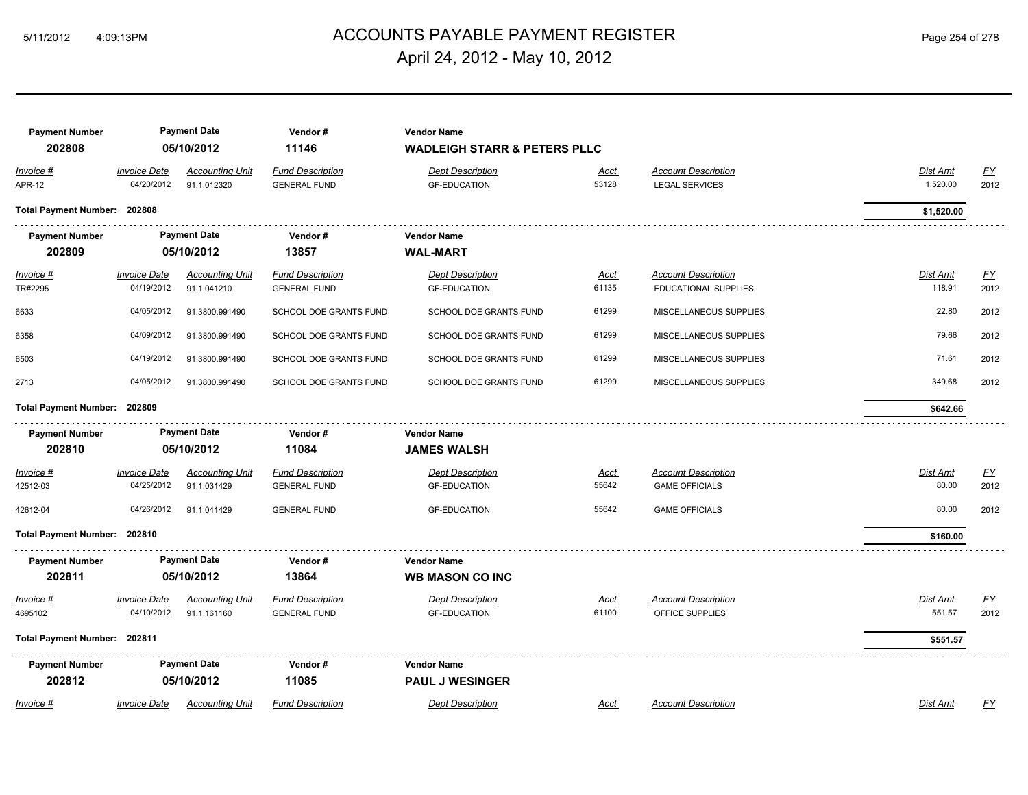# ACCOUNTS PAYABLE PAYMENT REGISTER

## April 24, 2012 - May 10, 2012

5/11/2012 4:09:13PM

| Payment Number | Payment Date | Vendor # | Vendor Name |
|---|---|---|---|
| **202808** | **05/10/2012** | **11146** | **WADLEIGH STARR & PETERS PLLC** |

| Invoice # | Invoice Date | Accounting Unit | Fund Description | Dept Description | Acct | Account Description | Dist Amt | FY |
|---|---|---|---|---|---|---|---|---|
| APR-12 | 04/20/2012 | 91.1.012320 | GENERAL FUND | GF-EDUCATION | 53128 | LEGAL SERVICES | 1,520.00 | 2012 |

**Total Payment Number: 202808** — **$1,520.00**

| Payment Number | Payment Date | Vendor # | Vendor Name |
|---|---|---|---|
| **202809** | **05/10/2012** | **13857** | **WAL-MART** |

| Invoice # | Invoice Date | Accounting Unit | Fund Description | Dept Description | Acct | Account Description | Dist Amt | FY |
|---|---|---|---|---|---|---|---|---|
| TR#2295 | 04/19/2012 | 91.1.041210 | GENERAL FUND | GF-EDUCATION | 61135 | EDUCATIONAL SUPPLIES | 118.91 | 2012 |
| 6633 | 04/05/2012 | 91.3800.991490 | SCHOOL DOE GRANTS FUND | SCHOOL DOE GRANTS FUND | 61299 | MISCELLANEOUS SUPPLIES | 22.80 | 2012 |
| 6358 | 04/09/2012 | 91.3800.991490 | SCHOOL DOE GRANTS FUND | SCHOOL DOE GRANTS FUND | 61299 | MISCELLANEOUS SUPPLIES | 79.66 | 2012 |
| 6503 | 04/19/2012 | 91.3800.991490 | SCHOOL DOE GRANTS FUND | SCHOOL DOE GRANTS FUND | 61299 | MISCELLANEOUS SUPPLIES | 71.61 | 2012 |
| 2713 | 04/05/2012 | 91.3800.991490 | SCHOOL DOE GRANTS FUND | SCHOOL DOE GRANTS FUND | 61299 | MISCELLANEOUS SUPPLIES | 349.68 | 2012 |

**Total Payment Number: 202809** — **$642.66**

| Payment Number | Payment Date | Vendor # | Vendor Name |
|---|---|---|---|
| **202810** | **05/10/2012** | **11084** | **JAMES WALSH** |

| Invoice # | Invoice Date | Accounting Unit | Fund Description | Dept Description | Acct | Account Description | Dist Amt | FY |
|---|---|---|---|---|---|---|---|---|
| 42512-03 | 04/25/2012 | 91.1.031429 | GENERAL FUND | GF-EDUCATION | 55642 | GAME OFFICIALS | 80.00 | 2012 |
| 42612-04 | 04/26/2012 | 91.1.041429 | GENERAL FUND | GF-EDUCATION | 55642 | GAME OFFICIALS | 80.00 | 2012 |

**Total Payment Number: 202810** — **$160.00**

| Payment Number | Payment Date | Vendor # | Vendor Name |
|---|---|---|---|
| **202811** | **05/10/2012** | **13864** | **WB MASON CO INC** |

| Invoice # | Invoice Date | Accounting Unit | Fund Description | Dept Description | Acct | Account Description | Dist Amt | FY |
|---|---|---|---|---|---|---|---|---|
| 4695102 | 04/10/2012 | 91.1.161160 | GENERAL FUND | GF-EDUCATION | 61100 | OFFICE SUPPLIES | 551.57 | 2012 |

**Total Payment Number: 202811** — **$551.57**

| Payment Number | Payment Date | Vendor # | Vendor Name |
|---|---|---|---|
| **202812** | **05/10/2012** | **11085** | **PAUL J WESINGER** |

| Invoice # | Invoice Date | Accounting Unit | Fund Description | Dept Description | Acct | Account Description | Dist Amt | FY |
|---|---|---|---|---|---|---|---|---|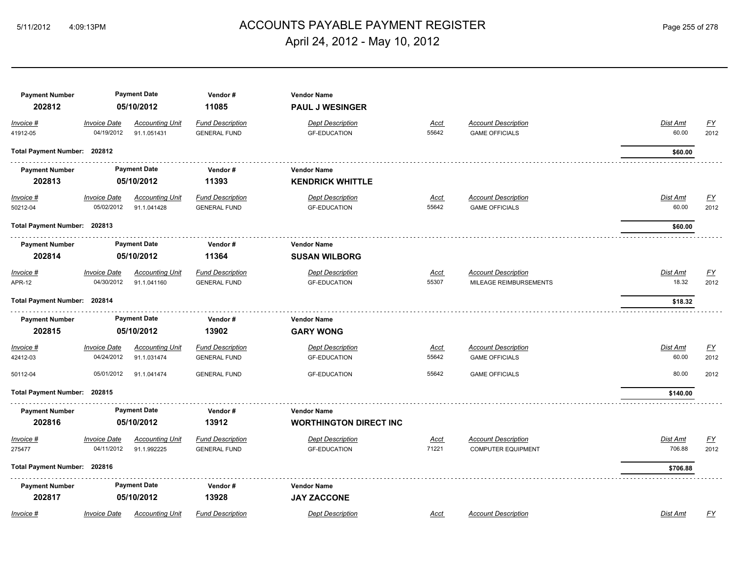# ACCOUNTS PAYABLE PAYMENT REGISTER

## April 24, 2012 - May 10, 2012

| Payment Number | Payment Date | Vendor # | Vendor Name |
|---|---|---|---|
| 202812 | 05/10/2012 | 11085 | **PAUL J WESINGER** |

| Invoice # | Invoice Date | Accounting Unit | Fund Description | Dept Description | Acct | Account Description | Dist Amt | FY |
|---|---|---|---|---|---|---|---|---|
| 41912-05 | 04/19/2012 | 91.1.051431 | GENERAL FUND | GF-EDUCATION | 55642 | GAME OFFICIALS | 60.00 | 2012 |

**Total Payment Number: 202812** — **$60.00**

| Payment Number | Payment Date | Vendor # | Vendor Name |
|---|---|---|---|
| 202813 | 05/10/2012 | 11393 | **KENDRICK WHITTLE** |

| Invoice # | Invoice Date | Accounting Unit | Fund Description | Dept Description | Acct | Account Description | Dist Amt | FY |
|---|---|---|---|---|---|---|---|---|
| 50212-04 | 05/02/2012 | 91.1.041428 | GENERAL FUND | GF-EDUCATION | 55642 | GAME OFFICIALS | 60.00 | 2012 |

**Total Payment Number: 202813** — **$60.00**

| Payment Number | Payment Date | Vendor # | Vendor Name |
|---|---|---|---|
| 202814 | 05/10/2012 | 11364 | **SUSAN WILBORG** |

| Invoice # | Invoice Date | Accounting Unit | Fund Description | Dept Description | Acct | Account Description | Dist Amt | FY |
|---|---|---|---|---|---|---|---|---|
| APR-12 | 04/30/2012 | 91.1.041160 | GENERAL FUND | GF-EDUCATION | 55307 | MILEAGE REIMBURSEMENTS | 18.32 | 2012 |

**Total Payment Number: 202814** — **$18.32**

| Payment Number | Payment Date | Vendor # | Vendor Name |
|---|---|---|---|
| 202815 | 05/10/2012 | 13902 | **GARY WONG** |

| Invoice # | Invoice Date | Accounting Unit | Fund Description | Dept Description | Acct | Account Description | Dist Amt | FY |
|---|---|---|---|---|---|---|---|---|
| 42412-03 | 04/24/2012 | 91.1.031474 | GENERAL FUND | GF-EDUCATION | 55642 | GAME OFFICIALS | 60.00 | 2012 |
| 50112-04 | 05/01/2012 | 91.1.041474 | GENERAL FUND | GF-EDUCATION | 55642 | GAME OFFICIALS | 80.00 | 2012 |

**Total Payment Number: 202815** — **$140.00**

| Payment Number | Payment Date | Vendor # | Vendor Name |
|---|---|---|---|
| 202816 | 05/10/2012 | 13912 | **WORTHINGTON DIRECT INC** |

| Invoice # | Invoice Date | Accounting Unit | Fund Description | Dept Description | Acct | Account Description | Dist Amt | FY |
|---|---|---|---|---|---|---|---|---|
| 275477 | 04/11/2012 | 91.1.992225 | GENERAL FUND | GF-EDUCATION | 71221 | COMPUTER EQUIPMENT | 706.88 | 2012 |

**Total Payment Number: 202816** — **$706.88**

| Payment Number | Payment Date | Vendor # | Vendor Name |
|---|---|---|---|
| 202817 | 05/10/2012 | 13928 | **JAY ZACCONE** |

| Invoice # | Invoice Date | Accounting Unit | Fund Description | Dept Description | Acct | Account Description | Dist Amt | FY |
|---|---|---|---|---|---|---|---|---|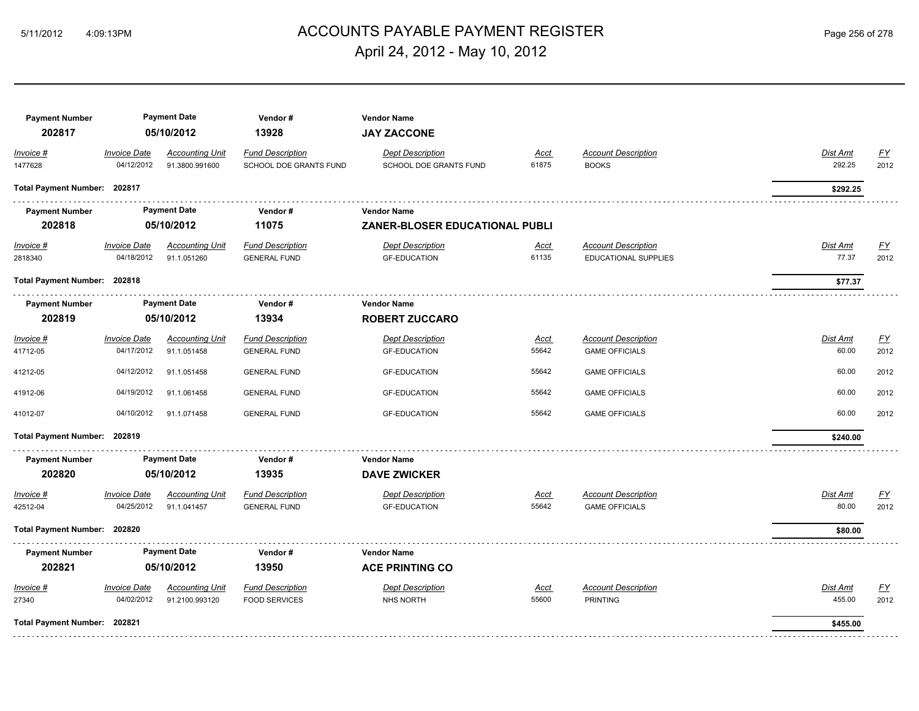# ACCOUNTS PAYABLE PAYMENT REGISTER

April 24, 2012 - May 10, 2012

| Payment Number | Payment Date | Vendor # | Vendor Name |
|---|---|---|---|
| 202817 | 05/10/2012 | 13928 | **JAY ZACCONE** |

| Invoice # | Invoice Date | Accounting Unit | Fund Description | Dept Description | Acct | Account Description | Dist Amt | FY |
|---|---|---|---|---|---|---|---|---|
| 1477628 | 04/12/2012 | 91.3800.991600 | SCHOOL DOE GRANTS FUND | SCHOOL DOE GRANTS FUND | 61875 | BOOKS | 292.25 | 2012 |

**Total Payment Number: 202817** — **$292.25**

| Payment Number | Payment Date | Vendor # | Vendor Name |
|---|---|---|---|
| 202818 | 05/10/2012 | 11075 | **ZANER-BLOSER EDUCATIONAL PUBLI** |

| Invoice # | Invoice Date | Accounting Unit | Fund Description | Dept Description | Acct | Account Description | Dist Amt | FY |
|---|---|---|---|---|---|---|---|---|
| 2818340 | 04/18/2012 | 91.1.051260 | GENERAL FUND | GF-EDUCATION | 61135 | EDUCATIONAL SUPPLIES | 77.37 | 2012 |

**Total Payment Number: 202818** — **$77.37**

| Payment Number | Payment Date | Vendor # | Vendor Name |
|---|---|---|---|
| 202819 | 05/10/2012 | 13934 | **ROBERT ZUCCARO** |

| Invoice # | Invoice Date | Accounting Unit | Fund Description | Dept Description | Acct | Account Description | Dist Amt | FY |
|---|---|---|---|---|---|---|---|---|
| 41712-05 | 04/17/2012 | 91.1.051458 | GENERAL FUND | GF-EDUCATION | 55642 | GAME OFFICIALS | 60.00 | 2012 |
| 41212-05 | 04/12/2012 | 91.1.051458 | GENERAL FUND | GF-EDUCATION | 55642 | GAME OFFICIALS | 60.00 | 2012 |
| 41912-06 | 04/19/2012 | 91.1.061458 | GENERAL FUND | GF-EDUCATION | 55642 | GAME OFFICIALS | 60.00 | 2012 |
| 41012-07 | 04/10/2012 | 91.1.071458 | GENERAL FUND | GF-EDUCATION | 55642 | GAME OFFICIALS | 60.00 | 2012 |

**Total Payment Number: 202819** — **$240.00**

| Payment Number | Payment Date | Vendor # | Vendor Name |
|---|---|---|---|
| 202820 | 05/10/2012 | 13935 | **DAVE ZWICKER** |

| Invoice # | Invoice Date | Accounting Unit | Fund Description | Dept Description | Acct | Account Description | Dist Amt | FY |
|---|---|---|---|---|---|---|---|---|
| 42512-04 | 04/25/2012 | 91.1.041457 | GENERAL FUND | GF-EDUCATION | 55642 | GAME OFFICIALS | 80.00 | 2012 |

**Total Payment Number: 202820** — **$80.00**

| Payment Number | Payment Date | Vendor # | Vendor Name |
|---|---|---|---|
| 202821 | 05/10/2012 | 13950 | **ACE PRINTING CO** |

| Invoice # | Invoice Date | Accounting Unit | Fund Description | Dept Description | Acct | Account Description | Dist Amt | FY |
|---|---|---|---|---|---|---|---|---|
| 27340 | 04/02/2012 | 91.2100.993120 | FOOD SERVICES | NHS NORTH | 55600 | PRINTING | 455.00 | 2012 |

**Total Payment Number: 202821** — **$455.00**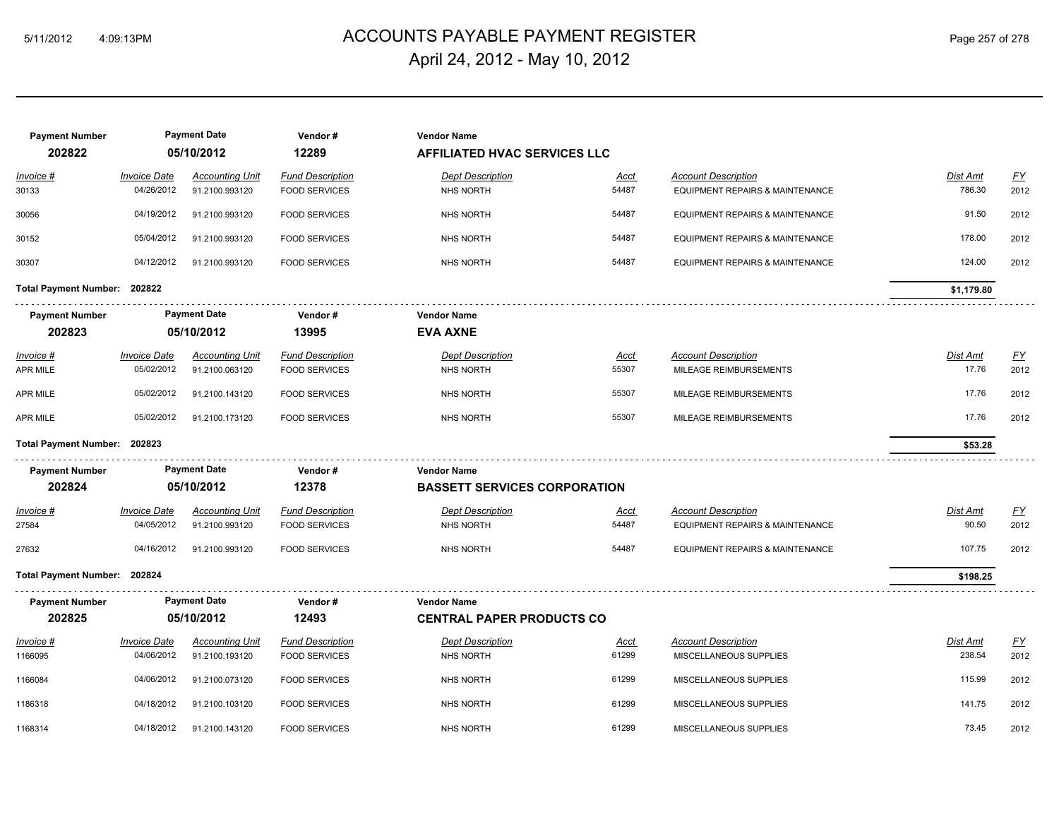# ACCOUNTS PAYABLE PAYMENT REGISTER

April 24, 2012 - May 10, 2012

| Payment Number | Payment Date | Vendor # | Vendor Name |
|---|---|---|---|
| 202822 | 05/10/2012 | 12289 | **AFFILIATED HVAC SERVICES LLC** |

| Invoice # | Invoice Date | Accounting Unit | Fund Description | Dept Description | Acct | Account Description | Dist Amt | FY |
|---|---|---|---|---|---|---|---|---|
| 30133 | 04/26/2012 | 91.2100.993120 | FOOD SERVICES | NHS NORTH | 54487 | EQUIPMENT REPAIRS & MAINTENANCE | 786.30 | 2012 |
| 30056 | 04/19/2012 | 91.2100.993120 | FOOD SERVICES | NHS NORTH | 54487 | EQUIPMENT REPAIRS & MAINTENANCE | 91.50 | 2012 |
| 30152 | 05/04/2012 | 91.2100.993120 | FOOD SERVICES | NHS NORTH | 54487 | EQUIPMENT REPAIRS & MAINTENANCE | 178.00 | 2012 |
| 30307 | 04/12/2012 | 91.2100.993120 | FOOD SERVICES | NHS NORTH | 54487 | EQUIPMENT REPAIRS & MAINTENANCE | 124.00 | 2012 |

**Total Payment Number: 202822** — **$1,179.80**

| Payment Number | Payment Date | Vendor # | Vendor Name |
|---|---|---|---|
| 202823 | 05/10/2012 | 13995 | **EVA AXNE** |

| Invoice # | Invoice Date | Accounting Unit | Fund Description | Dept Description | Acct | Account Description | Dist Amt | FY |
|---|---|---|---|---|---|---|---|---|
| APR MILE | 05/02/2012 | 91.2100.063120 | FOOD SERVICES | NHS NORTH | 55307 | MILEAGE REIMBURSEMENTS | 17.76 | 2012 |
| APR MILE | 05/02/2012 | 91.2100.143120 | FOOD SERVICES | NHS NORTH | 55307 | MILEAGE REIMBURSEMENTS | 17.76 | 2012 |
| APR MILE | 05/02/2012 | 91.2100.173120 | FOOD SERVICES | NHS NORTH | 55307 | MILEAGE REIMBURSEMENTS | 17.76 | 2012 |

**Total Payment Number: 202823** — **$53.28**

| Payment Number | Payment Date | Vendor # | Vendor Name |
|---|---|---|---|
| 202824 | 05/10/2012 | 12378 | **BASSETT SERVICES CORPORATION** |

| Invoice # | Invoice Date | Accounting Unit | Fund Description | Dept Description | Acct | Account Description | Dist Amt | FY |
|---|---|---|---|---|---|---|---|---|
| 27584 | 04/05/2012 | 91.2100.993120 | FOOD SERVICES | NHS NORTH | 54487 | EQUIPMENT REPAIRS & MAINTENANCE | 90.50 | 2012 |
| 27632 | 04/16/2012 | 91.2100.993120 | FOOD SERVICES | NHS NORTH | 54487 | EQUIPMENT REPAIRS & MAINTENANCE | 107.75 | 2012 |

**Total Payment Number: 202824** — **$198.25**

| Payment Number | Payment Date | Vendor # | Vendor Name |
|---|---|---|---|
| 202825 | 05/10/2012 | 12493 | **CENTRAL PAPER PRODUCTS CO** |

| Invoice # | Invoice Date | Accounting Unit | Fund Description | Dept Description | Acct | Account Description | Dist Amt | FY |
|---|---|---|---|---|---|---|---|---|
| 1166095 | 04/06/2012 | 91.2100.193120 | FOOD SERVICES | NHS NORTH | 61299 | MISCELLANEOUS SUPPLIES | 238.54 | 2012 |
| 1166084 | 04/06/2012 | 91.2100.073120 | FOOD SERVICES | NHS NORTH | 61299 | MISCELLANEOUS SUPPLIES | 115.99 | 2012 |
| 1186318 | 04/18/2012 | 91.2100.103120 | FOOD SERVICES | NHS NORTH | 61299 | MISCELLANEOUS SUPPLIES | 141.75 | 2012 |
| 1168314 | 04/18/2012 | 91.2100.143120 | FOOD SERVICES | NHS NORTH | 61299 | MISCELLANEOUS SUPPLIES | 73.45 | 2012 |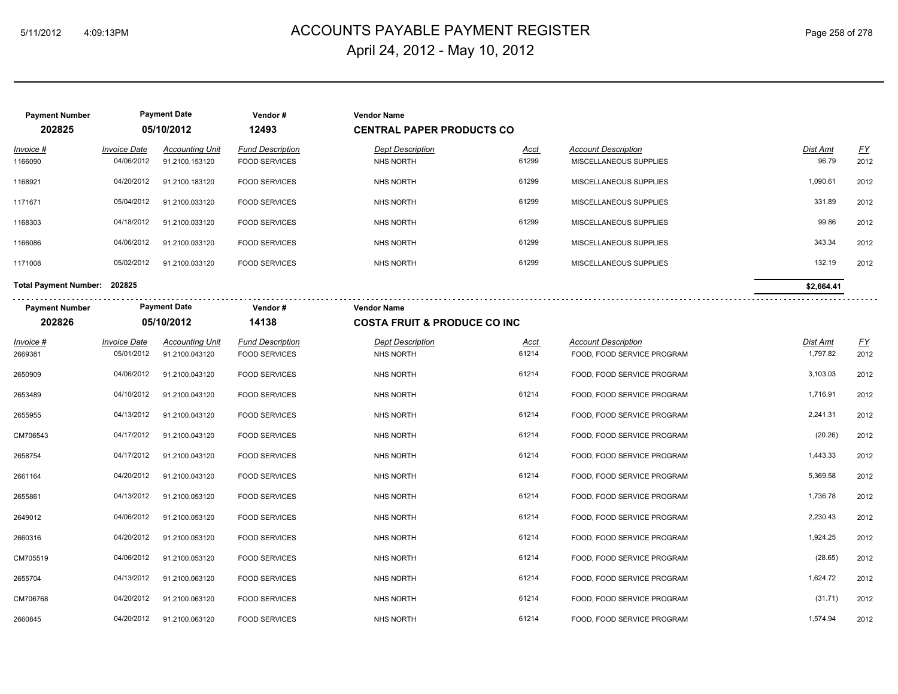# ACCOUNTS PAYABLE PAYMENT REGISTER
## April 24, 2012 - May 10, 2012

| Payment Number | Payment Date | Vendor # | Vendor Name |
|---|---|---|---|
| 202825 | 05/10/2012 | 12493 | CENTRAL PAPER PRODUCTS CO |

| Invoice # | Invoice Date | Accounting Unit | Fund Description | Dept Description | Acct | Account Description | Dist Amt | FY |
|---|---|---|---|---|---|---|---|---|
| 1166090 | 04/06/2012 | 91.2100.153120 | FOOD SERVICES | NHS NORTH | 61299 | MISCELLANEOUS SUPPLIES | 96.79 | 2012 |
| 1168921 | 04/20/2012 | 91.2100.183120 | FOOD SERVICES | NHS NORTH | 61299 | MISCELLANEOUS SUPPLIES | 1,090.61 | 2012 |
| 1171671 | 05/04/2012 | 91.2100.033120 | FOOD SERVICES | NHS NORTH | 61299 | MISCELLANEOUS SUPPLIES | 331.89 | 2012 |
| 1168303 | 04/18/2012 | 91.2100.033120 | FOOD SERVICES | NHS NORTH | 61299 | MISCELLANEOUS SUPPLIES | 99.86 | 2012 |
| 1166086 | 04/06/2012 | 91.2100.033120 | FOOD SERVICES | NHS NORTH | 61299 | MISCELLANEOUS SUPPLIES | 343.34 | 2012 |
| 1171008 | 05/02/2012 | 91.2100.033120 | FOOD SERVICES | NHS NORTH | 61299 | MISCELLANEOUS SUPPLIES | 132.19 | 2012 |

**Total Payment Number: 202825** — **$2,664.41**

| Payment Number | Payment Date | Vendor # | Vendor Name |
|---|---|---|---|
| 202826 | 05/10/2012 | 14138 | COSTA FRUIT & PRODUCE CO INC |

| Invoice # | Invoice Date | Accounting Unit | Fund Description | Dept Description | Acct | Account Description | Dist Amt | FY |
|---|---|---|---|---|---|---|---|---|
| 2669381 | 05/01/2012 | 91.2100.043120 | FOOD SERVICES | NHS NORTH | 61214 | FOOD, FOOD SERVICE PROGRAM | 1,797.82 | 2012 |
| 2650909 | 04/06/2012 | 91.2100.043120 | FOOD SERVICES | NHS NORTH | 61214 | FOOD, FOOD SERVICE PROGRAM | 3,103.03 | 2012 |
| 2653489 | 04/10/2012 | 91.2100.043120 | FOOD SERVICES | NHS NORTH | 61214 | FOOD, FOOD SERVICE PROGRAM | 1,716.91 | 2012 |
| 2655955 | 04/13/2012 | 91.2100.043120 | FOOD SERVICES | NHS NORTH | 61214 | FOOD, FOOD SERVICE PROGRAM | 2,241.31 | 2012 |
| CM706543 | 04/17/2012 | 91.2100.043120 | FOOD SERVICES | NHS NORTH | 61214 | FOOD, FOOD SERVICE PROGRAM | (20.26) | 2012 |
| 2658754 | 04/17/2012 | 91.2100.043120 | FOOD SERVICES | NHS NORTH | 61214 | FOOD, FOOD SERVICE PROGRAM | 1,443.33 | 2012 |
| 2661164 | 04/20/2012 | 91.2100.043120 | FOOD SERVICES | NHS NORTH | 61214 | FOOD, FOOD SERVICE PROGRAM | 5,369.58 | 2012 |
| 2655861 | 04/13/2012 | 91.2100.053120 | FOOD SERVICES | NHS NORTH | 61214 | FOOD, FOOD SERVICE PROGRAM | 1,736.78 | 2012 |
| 2649012 | 04/06/2012 | 91.2100.053120 | FOOD SERVICES | NHS NORTH | 61214 | FOOD, FOOD SERVICE PROGRAM | 2,230.43 | 2012 |
| 2660316 | 04/20/2012 | 91.2100.053120 | FOOD SERVICES | NHS NORTH | 61214 | FOOD, FOOD SERVICE PROGRAM | 1,924.25 | 2012 |
| CM705519 | 04/06/2012 | 91.2100.053120 | FOOD SERVICES | NHS NORTH | 61214 | FOOD, FOOD SERVICE PROGRAM | (28.65) | 2012 |
| 2655704 | 04/13/2012 | 91.2100.063120 | FOOD SERVICES | NHS NORTH | 61214 | FOOD, FOOD SERVICE PROGRAM | 1,624.72 | 2012 |
| CM706768 | 04/20/2012 | 91.2100.063120 | FOOD SERVICES | NHS NORTH | 61214 | FOOD, FOOD SERVICE PROGRAM | (31.71) | 2012 |
| 2660845 | 04/20/2012 | 91.2100.063120 | FOOD SERVICES | NHS NORTH | 61214 | FOOD, FOOD SERVICE PROGRAM | 1,574.94 | 2012 |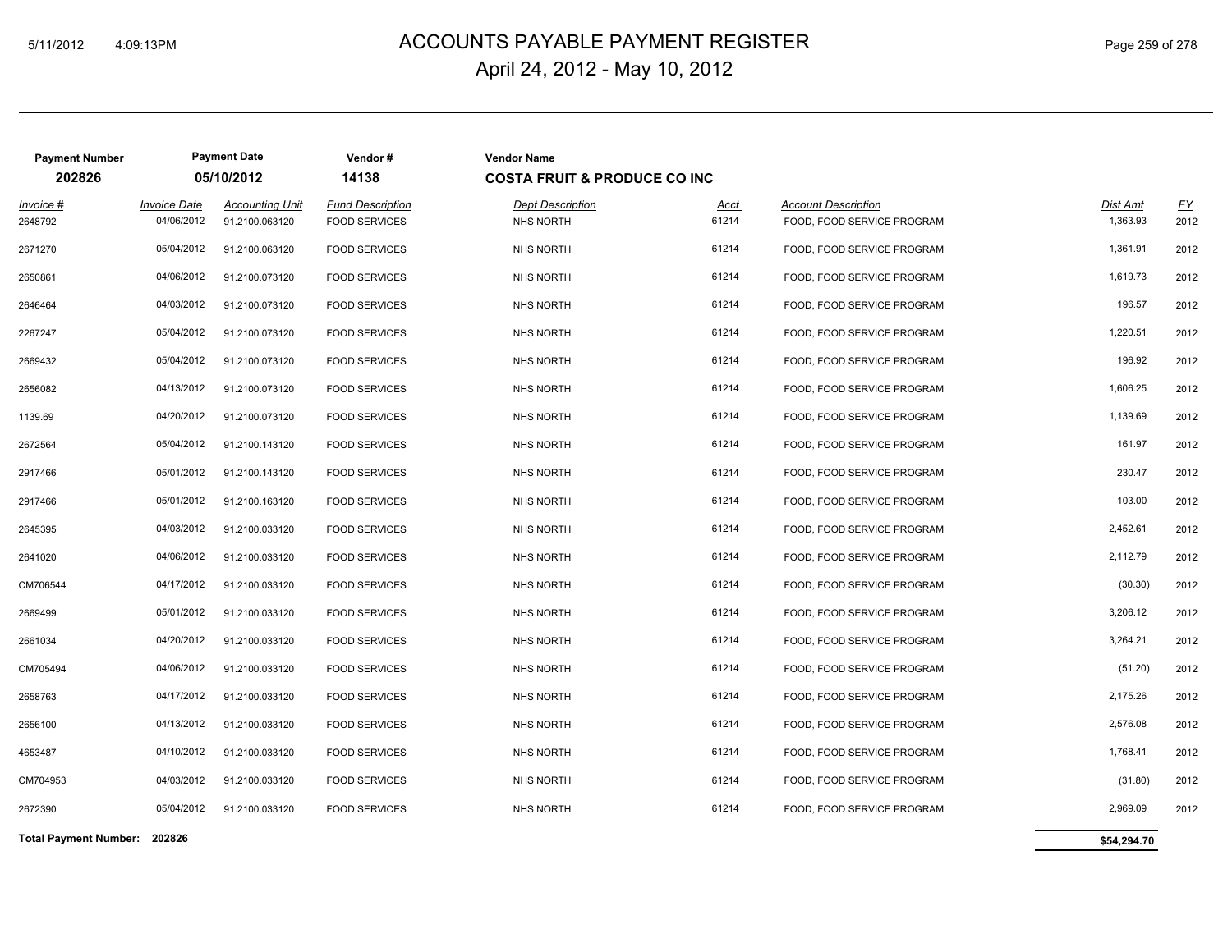# ACCOUNTS PAYABLE PAYMENT REGISTER

April 24, 2012 - May 10, 2012

| Payment Number | Payment Date | Vendor # | Vendor Name |
|---|---|---|---|
| **202826** | **05/10/2012** | **14138** | **COSTA FRUIT & PRODUCE CO INC** |

| Invoice # | Invoice Date | Accounting Unit | Fund Description | Dept Description | Acct | Account Description | Dist Amt | FY |
|---|---|---|---|---|---|---|---|---|
| 2648792 | 04/06/2012 | 91.2100.063120 | FOOD SERVICES | NHS NORTH | 61214 | FOOD, FOOD SERVICE PROGRAM | 1,363.93 | 2012 |
| 2671270 | 05/04/2012 | 91.2100.063120 | FOOD SERVICES | NHS NORTH | 61214 | FOOD, FOOD SERVICE PROGRAM | 1,361.91 | 2012 |
| 2650861 | 04/06/2012 | 91.2100.073120 | FOOD SERVICES | NHS NORTH | 61214 | FOOD, FOOD SERVICE PROGRAM | 1,619.73 | 2012 |
| 2646464 | 04/03/2012 | 91.2100.073120 | FOOD SERVICES | NHS NORTH | 61214 | FOOD, FOOD SERVICE PROGRAM | 196.57 | 2012 |
| 2267247 | 05/04/2012 | 91.2100.073120 | FOOD SERVICES | NHS NORTH | 61214 | FOOD, FOOD SERVICE PROGRAM | 1,220.51 | 2012 |
| 2669432 | 05/04/2012 | 91.2100.073120 | FOOD SERVICES | NHS NORTH | 61214 | FOOD, FOOD SERVICE PROGRAM | 196.92 | 2012 |
| 2656082 | 04/13/2012 | 91.2100.073120 | FOOD SERVICES | NHS NORTH | 61214 | FOOD, FOOD SERVICE PROGRAM | 1,606.25 | 2012 |
| 1139.69 | 04/20/2012 | 91.2100.073120 | FOOD SERVICES | NHS NORTH | 61214 | FOOD, FOOD SERVICE PROGRAM | 1,139.69 | 2012 |
| 2672564 | 05/04/2012 | 91.2100.143120 | FOOD SERVICES | NHS NORTH | 61214 | FOOD, FOOD SERVICE PROGRAM | 161.97 | 2012 |
| 2917466 | 05/01/2012 | 91.2100.143120 | FOOD SERVICES | NHS NORTH | 61214 | FOOD, FOOD SERVICE PROGRAM | 230.47 | 2012 |
| 2917466 | 05/01/2012 | 91.2100.163120 | FOOD SERVICES | NHS NORTH | 61214 | FOOD, FOOD SERVICE PROGRAM | 103.00 | 2012 |
| 2645395 | 04/03/2012 | 91.2100.033120 | FOOD SERVICES | NHS NORTH | 61214 | FOOD, FOOD SERVICE PROGRAM | 2,452.61 | 2012 |
| 2641020 | 04/06/2012 | 91.2100.033120 | FOOD SERVICES | NHS NORTH | 61214 | FOOD, FOOD SERVICE PROGRAM | 2,112.79 | 2012 |
| CM706544 | 04/17/2012 | 91.2100.033120 | FOOD SERVICES | NHS NORTH | 61214 | FOOD, FOOD SERVICE PROGRAM | (30.30) | 2012 |
| 2669499 | 05/01/2012 | 91.2100.033120 | FOOD SERVICES | NHS NORTH | 61214 | FOOD, FOOD SERVICE PROGRAM | 3,206.12 | 2012 |
| 2661034 | 04/20/2012 | 91.2100.033120 | FOOD SERVICES | NHS NORTH | 61214 | FOOD, FOOD SERVICE PROGRAM | 3,264.21 | 2012 |
| CM705494 | 04/06/2012 | 91.2100.033120 | FOOD SERVICES | NHS NORTH | 61214 | FOOD, FOOD SERVICE PROGRAM | (51.20) | 2012 |
| 2658763 | 04/17/2012 | 91.2100.033120 | FOOD SERVICES | NHS NORTH | 61214 | FOOD, FOOD SERVICE PROGRAM | 2,175.26 | 2012 |
| 2656100 | 04/13/2012 | 91.2100.033120 | FOOD SERVICES | NHS NORTH | 61214 | FOOD, FOOD SERVICE PROGRAM | 2,576.08 | 2012 |
| 4653487 | 04/10/2012 | 91.2100.033120 | FOOD SERVICES | NHS NORTH | 61214 | FOOD, FOOD SERVICE PROGRAM | 1,768.41 | 2012 |
| CM704953 | 04/03/2012 | 91.2100.033120 | FOOD SERVICES | NHS NORTH | 61214 | FOOD, FOOD SERVICE PROGRAM | (31.80) | 2012 |
| 2672390 | 05/04/2012 | 91.2100.033120 | FOOD SERVICES | NHS NORTH | 61214 | FOOD, FOOD SERVICE PROGRAM | 2,969.09 | 2012 |
| **Total Payment Number: 202826** | | | | | | | **$54,294.70** | |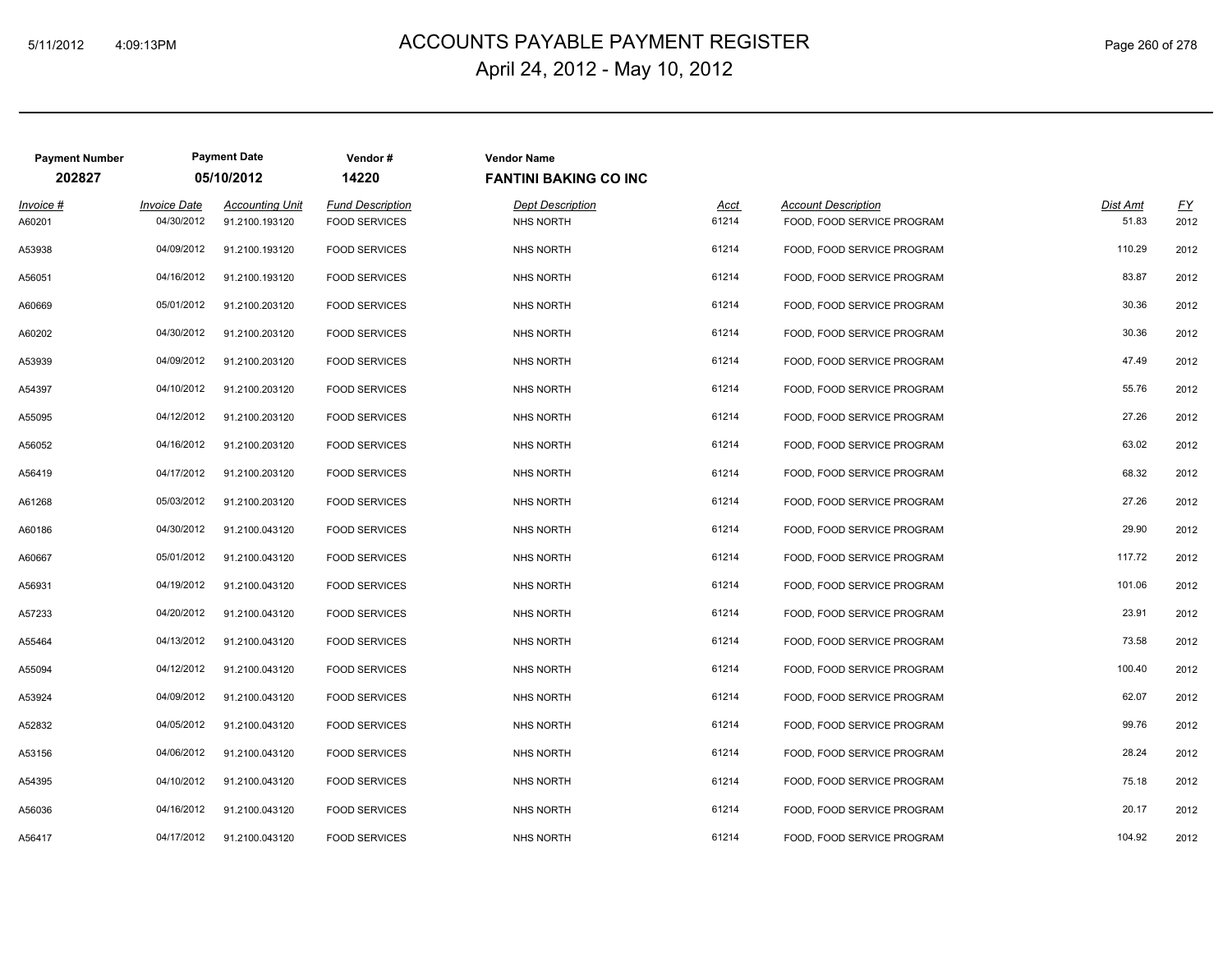# ACCOUNTS PAYABLE PAYMENT REGISTER

April 24, 2012 - May 10, 2012

| Payment Number | Payment Date | Vendor # | Vendor Name |
|---|---|---|---|
| 202827 | 05/10/2012 | 14220 | FANTINI BAKING CO INC |

| Invoice # | Invoice Date | Accounting Unit | Fund Description | Dept Description | Acct | Account Description | Dist Amt | FY |
|---|---|---|---|---|---|---|---|---|
| A60201 | 04/30/2012 | 91.2100.193120 | FOOD SERVICES | NHS NORTH | 61214 | FOOD, FOOD SERVICE PROGRAM | 51.83 | 2012 |
| A53938 | 04/09/2012 | 91.2100.193120 | FOOD SERVICES | NHS NORTH | 61214 | FOOD, FOOD SERVICE PROGRAM | 110.29 | 2012 |
| A56051 | 04/16/2012 | 91.2100.193120 | FOOD SERVICES | NHS NORTH | 61214 | FOOD, FOOD SERVICE PROGRAM | 83.87 | 2012 |
| A60669 | 05/01/2012 | 91.2100.203120 | FOOD SERVICES | NHS NORTH | 61214 | FOOD, FOOD SERVICE PROGRAM | 30.36 | 2012 |
| A60202 | 04/30/2012 | 91.2100.203120 | FOOD SERVICES | NHS NORTH | 61214 | FOOD, FOOD SERVICE PROGRAM | 30.36 | 2012 |
| A53939 | 04/09/2012 | 91.2100.203120 | FOOD SERVICES | NHS NORTH | 61214 | FOOD, FOOD SERVICE PROGRAM | 47.49 | 2012 |
| A54397 | 04/10/2012 | 91.2100.203120 | FOOD SERVICES | NHS NORTH | 61214 | FOOD, FOOD SERVICE PROGRAM | 55.76 | 2012 |
| A55095 | 04/12/2012 | 91.2100.203120 | FOOD SERVICES | NHS NORTH | 61214 | FOOD, FOOD SERVICE PROGRAM | 27.26 | 2012 |
| A56052 | 04/16/2012 | 91.2100.203120 | FOOD SERVICES | NHS NORTH | 61214 | FOOD, FOOD SERVICE PROGRAM | 63.02 | 2012 |
| A56419 | 04/17/2012 | 91.2100.203120 | FOOD SERVICES | NHS NORTH | 61214 | FOOD, FOOD SERVICE PROGRAM | 68.32 | 2012 |
| A61268 | 05/03/2012 | 91.2100.203120 | FOOD SERVICES | NHS NORTH | 61214 | FOOD, FOOD SERVICE PROGRAM | 27.26 | 2012 |
| A60186 | 04/30/2012 | 91.2100.043120 | FOOD SERVICES | NHS NORTH | 61214 | FOOD, FOOD SERVICE PROGRAM | 29.90 | 2012 |
| A60667 | 05/01/2012 | 91.2100.043120 | FOOD SERVICES | NHS NORTH | 61214 | FOOD, FOOD SERVICE PROGRAM | 117.72 | 2012 |
| A56931 | 04/19/2012 | 91.2100.043120 | FOOD SERVICES | NHS NORTH | 61214 | FOOD, FOOD SERVICE PROGRAM | 101.06 | 2012 |
| A57233 | 04/20/2012 | 91.2100.043120 | FOOD SERVICES | NHS NORTH | 61214 | FOOD, FOOD SERVICE PROGRAM | 23.91 | 2012 |
| A55464 | 04/13/2012 | 91.2100.043120 | FOOD SERVICES | NHS NORTH | 61214 | FOOD, FOOD SERVICE PROGRAM | 73.58 | 2012 |
| A55094 | 04/12/2012 | 91.2100.043120 | FOOD SERVICES | NHS NORTH | 61214 | FOOD, FOOD SERVICE PROGRAM | 100.40 | 2012 |
| A53924 | 04/09/2012 | 91.2100.043120 | FOOD SERVICES | NHS NORTH | 61214 | FOOD, FOOD SERVICE PROGRAM | 62.07 | 2012 |
| A52832 | 04/05/2012 | 91.2100.043120 | FOOD SERVICES | NHS NORTH | 61214 | FOOD, FOOD SERVICE PROGRAM | 99.76 | 2012 |
| A53156 | 04/06/2012 | 91.2100.043120 | FOOD SERVICES | NHS NORTH | 61214 | FOOD, FOOD SERVICE PROGRAM | 28.24 | 2012 |
| A54395 | 04/10/2012 | 91.2100.043120 | FOOD SERVICES | NHS NORTH | 61214 | FOOD, FOOD SERVICE PROGRAM | 75.18 | 2012 |
| A56036 | 04/16/2012 | 91.2100.043120 | FOOD SERVICES | NHS NORTH | 61214 | FOOD, FOOD SERVICE PROGRAM | 20.17 | 2012 |
| A56417 | 04/17/2012 | 91.2100.043120 | FOOD SERVICES | NHS NORTH | 61214 | FOOD, FOOD SERVICE PROGRAM | 104.92 | 2012 |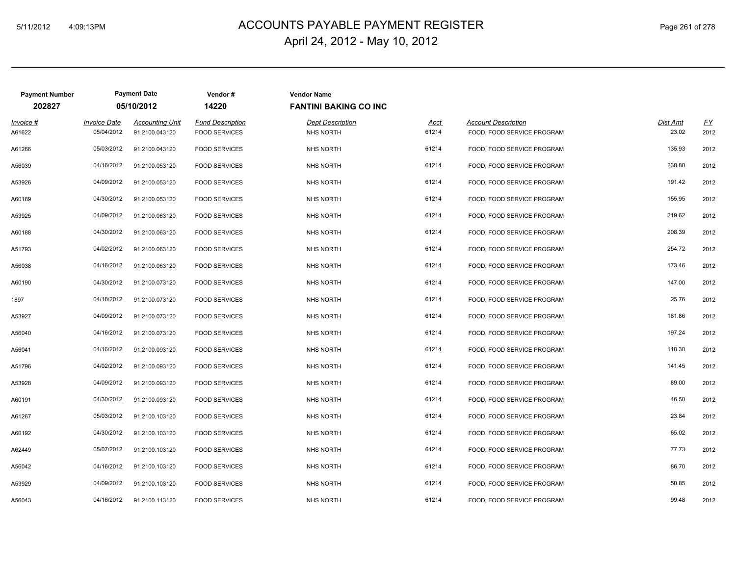# ACCOUNTS PAYABLE PAYMENT REGISTER

## April 24, 2012 - May 10, 2012

| Payment Number | Payment Date | Vendor # | Vendor Name |
|---|---|---|---|
| **202827** | **05/10/2012** | **14220** | **FANTINI BAKING CO INC** |

| Invoice # | Invoice Date | Accounting Unit | Fund Description | Dept Description | Acct | Account Description | Dist Amt | FY |
|---|---|---|---|---|---|---|---|---|
| A61622 | 05/04/2012 | 91.2100.043120 | FOOD SERVICES | NHS NORTH | 61214 | FOOD, FOOD SERVICE PROGRAM | 23.02 | 2012 |
| A61266 | 05/03/2012 | 91.2100.043120 | FOOD SERVICES | NHS NORTH | 61214 | FOOD, FOOD SERVICE PROGRAM | 135.93 | 2012 |
| A56039 | 04/16/2012 | 91.2100.053120 | FOOD SERVICES | NHS NORTH | 61214 | FOOD, FOOD SERVICE PROGRAM | 238.80 | 2012 |
| A53926 | 04/09/2012 | 91.2100.053120 | FOOD SERVICES | NHS NORTH | 61214 | FOOD, FOOD SERVICE PROGRAM | 191.42 | 2012 |
| A60189 | 04/30/2012 | 91.2100.053120 | FOOD SERVICES | NHS NORTH | 61214 | FOOD, FOOD SERVICE PROGRAM | 155.95 | 2012 |
| A53925 | 04/09/2012 | 91.2100.063120 | FOOD SERVICES | NHS NORTH | 61214 | FOOD, FOOD SERVICE PROGRAM | 219.62 | 2012 |
| A60188 | 04/30/2012 | 91.2100.063120 | FOOD SERVICES | NHS NORTH | 61214 | FOOD, FOOD SERVICE PROGRAM | 208.39 | 2012 |
| A51793 | 04/02/2012 | 91.2100.063120 | FOOD SERVICES | NHS NORTH | 61214 | FOOD, FOOD SERVICE PROGRAM | 254.72 | 2012 |
| A56038 | 04/16/2012 | 91.2100.063120 | FOOD SERVICES | NHS NORTH | 61214 | FOOD, FOOD SERVICE PROGRAM | 173.46 | 2012 |
| A60190 | 04/30/2012 | 91.2100.073120 | FOOD SERVICES | NHS NORTH | 61214 | FOOD, FOOD SERVICE PROGRAM | 147.00 | 2012 |
| 1897 | 04/18/2012 | 91.2100.073120 | FOOD SERVICES | NHS NORTH | 61214 | FOOD, FOOD SERVICE PROGRAM | 25.76 | 2012 |
| A53927 | 04/09/2012 | 91.2100.073120 | FOOD SERVICES | NHS NORTH | 61214 | FOOD, FOOD SERVICE PROGRAM | 181.86 | 2012 |
| A56040 | 04/16/2012 | 91.2100.073120 | FOOD SERVICES | NHS NORTH | 61214 | FOOD, FOOD SERVICE PROGRAM | 197.24 | 2012 |
| A56041 | 04/16/2012 | 91.2100.093120 | FOOD SERVICES | NHS NORTH | 61214 | FOOD, FOOD SERVICE PROGRAM | 118.30 | 2012 |
| A51796 | 04/02/2012 | 91.2100.093120 | FOOD SERVICES | NHS NORTH | 61214 | FOOD, FOOD SERVICE PROGRAM | 141.45 | 2012 |
| A53928 | 04/09/2012 | 91.2100.093120 | FOOD SERVICES | NHS NORTH | 61214 | FOOD, FOOD SERVICE PROGRAM | 89.00 | 2012 |
| A60191 | 04/30/2012 | 91.2100.093120 | FOOD SERVICES | NHS NORTH | 61214 | FOOD, FOOD SERVICE PROGRAM | 46.50 | 2012 |
| A61267 | 05/03/2012 | 91.2100.103120 | FOOD SERVICES | NHS NORTH | 61214 | FOOD, FOOD SERVICE PROGRAM | 23.84 | 2012 |
| A60192 | 04/30/2012 | 91.2100.103120 | FOOD SERVICES | NHS NORTH | 61214 | FOOD, FOOD SERVICE PROGRAM | 65.02 | 2012 |
| A62449 | 05/07/2012 | 91.2100.103120 | FOOD SERVICES | NHS NORTH | 61214 | FOOD, FOOD SERVICE PROGRAM | 77.73 | 2012 |
| A56042 | 04/16/2012 | 91.2100.103120 | FOOD SERVICES | NHS NORTH | 61214 | FOOD, FOOD SERVICE PROGRAM | 86.70 | 2012 |
| A53929 | 04/09/2012 | 91.2100.103120 | FOOD SERVICES | NHS NORTH | 61214 | FOOD, FOOD SERVICE PROGRAM | 50.85 | 2012 |
| A56043 | 04/16/2012 | 91.2100.113120 | FOOD SERVICES | NHS NORTH | 61214 | FOOD, FOOD SERVICE PROGRAM | 99.48 | 2012 |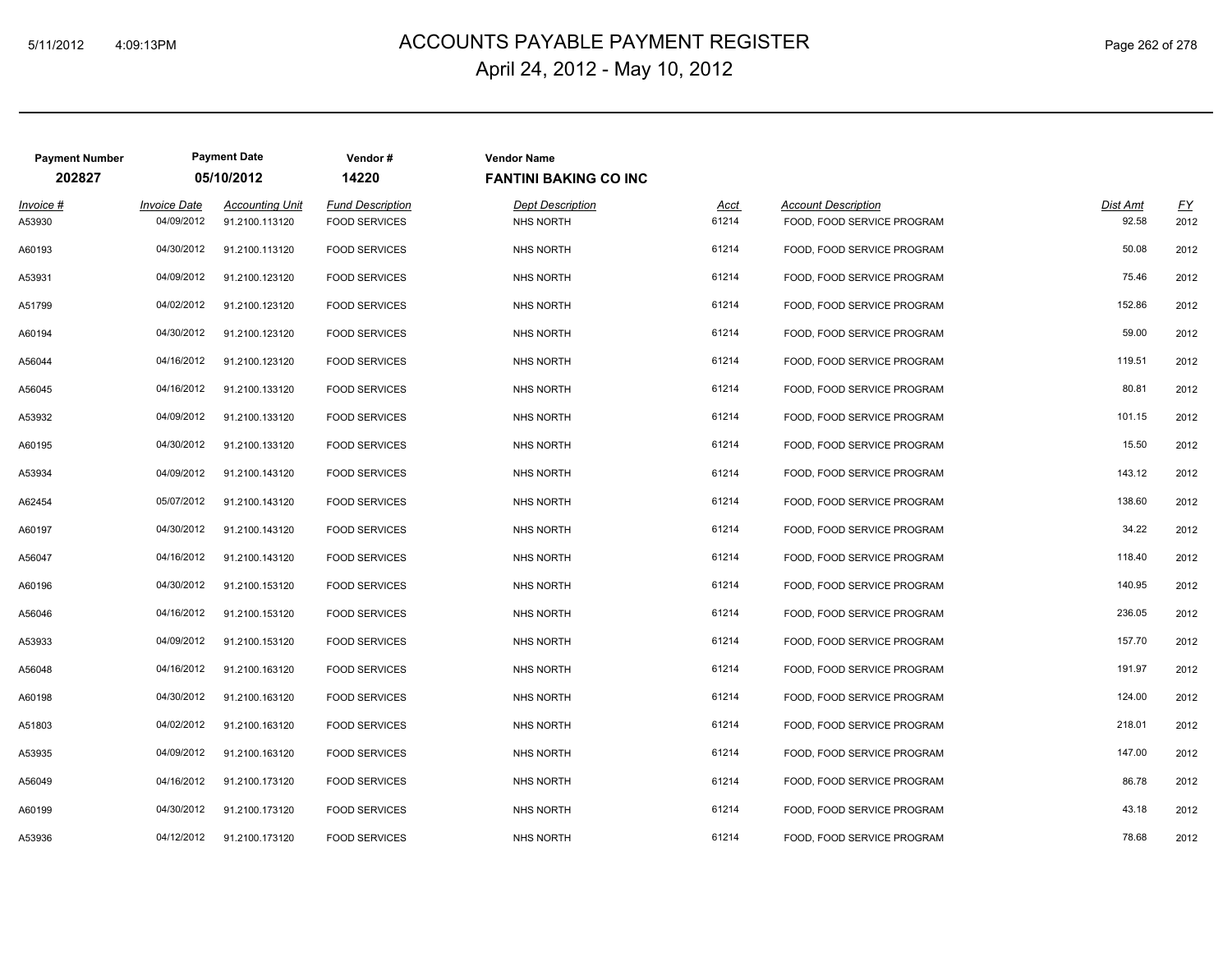# ACCOUNTS PAYABLE PAYMENT REGISTER

April 24, 2012 - May 10, 2012

| Payment Number | Payment Date | Vendor # | Vendor Name |
|---|---|---|---|
| **202827** | **05/10/2012** | **14220** | **FANTINI BAKING CO INC** |

| Invoice # | Invoice Date | Accounting Unit | Fund Description | Dept Description | Acct | Account Description | Dist Amt | FY |
|---|---|---|---|---|---|---|---|---|
| A53930 | 04/09/2012 | 91.2100.113120 | FOOD SERVICES | NHS NORTH | 61214 | FOOD, FOOD SERVICE PROGRAM | 92.58 | 2012 |
| A60193 | 04/30/2012 | 91.2100.113120 | FOOD SERVICES | NHS NORTH | 61214 | FOOD, FOOD SERVICE PROGRAM | 50.08 | 2012 |
| A53931 | 04/09/2012 | 91.2100.123120 | FOOD SERVICES | NHS NORTH | 61214 | FOOD, FOOD SERVICE PROGRAM | 75.46 | 2012 |
| A51799 | 04/02/2012 | 91.2100.123120 | FOOD SERVICES | NHS NORTH | 61214 | FOOD, FOOD SERVICE PROGRAM | 152.86 | 2012 |
| A60194 | 04/30/2012 | 91.2100.123120 | FOOD SERVICES | NHS NORTH | 61214 | FOOD, FOOD SERVICE PROGRAM | 59.00 | 2012 |
| A56044 | 04/16/2012 | 91.2100.123120 | FOOD SERVICES | NHS NORTH | 61214 | FOOD, FOOD SERVICE PROGRAM | 119.51 | 2012 |
| A56045 | 04/16/2012 | 91.2100.133120 | FOOD SERVICES | NHS NORTH | 61214 | FOOD, FOOD SERVICE PROGRAM | 80.81 | 2012 |
| A53932 | 04/09/2012 | 91.2100.133120 | FOOD SERVICES | NHS NORTH | 61214 | FOOD, FOOD SERVICE PROGRAM | 101.15 | 2012 |
| A60195 | 04/30/2012 | 91.2100.133120 | FOOD SERVICES | NHS NORTH | 61214 | FOOD, FOOD SERVICE PROGRAM | 15.50 | 2012 |
| A53934 | 04/09/2012 | 91.2100.143120 | FOOD SERVICES | NHS NORTH | 61214 | FOOD, FOOD SERVICE PROGRAM | 143.12 | 2012 |
| A62454 | 05/07/2012 | 91.2100.143120 | FOOD SERVICES | NHS NORTH | 61214 | FOOD, FOOD SERVICE PROGRAM | 138.60 | 2012 |
| A60197 | 04/30/2012 | 91.2100.143120 | FOOD SERVICES | NHS NORTH | 61214 | FOOD, FOOD SERVICE PROGRAM | 34.22 | 2012 |
| A56047 | 04/16/2012 | 91.2100.143120 | FOOD SERVICES | NHS NORTH | 61214 | FOOD, FOOD SERVICE PROGRAM | 118.40 | 2012 |
| A60196 | 04/30/2012 | 91.2100.153120 | FOOD SERVICES | NHS NORTH | 61214 | FOOD, FOOD SERVICE PROGRAM | 140.95 | 2012 |
| A56046 | 04/16/2012 | 91.2100.153120 | FOOD SERVICES | NHS NORTH | 61214 | FOOD, FOOD SERVICE PROGRAM | 236.05 | 2012 |
| A53933 | 04/09/2012 | 91.2100.153120 | FOOD SERVICES | NHS NORTH | 61214 | FOOD, FOOD SERVICE PROGRAM | 157.70 | 2012 |
| A56048 | 04/16/2012 | 91.2100.163120 | FOOD SERVICES | NHS NORTH | 61214 | FOOD, FOOD SERVICE PROGRAM | 191.97 | 2012 |
| A60198 | 04/30/2012 | 91.2100.163120 | FOOD SERVICES | NHS NORTH | 61214 | FOOD, FOOD SERVICE PROGRAM | 124.00 | 2012 |
| A51803 | 04/02/2012 | 91.2100.163120 | FOOD SERVICES | NHS NORTH | 61214 | FOOD, FOOD SERVICE PROGRAM | 218.01 | 2012 |
| A53935 | 04/09/2012 | 91.2100.163120 | FOOD SERVICES | NHS NORTH | 61214 | FOOD, FOOD SERVICE PROGRAM | 147.00 | 2012 |
| A56049 | 04/16/2012 | 91.2100.173120 | FOOD SERVICES | NHS NORTH | 61214 | FOOD, FOOD SERVICE PROGRAM | 86.78 | 2012 |
| A60199 | 04/30/2012 | 91.2100.173120 | FOOD SERVICES | NHS NORTH | 61214 | FOOD, FOOD SERVICE PROGRAM | 43.18 | 2012 |
| A53936 | 04/12/2012 | 91.2100.173120 | FOOD SERVICES | NHS NORTH | 61214 | FOOD, FOOD SERVICE PROGRAM | 78.68 | 2012 |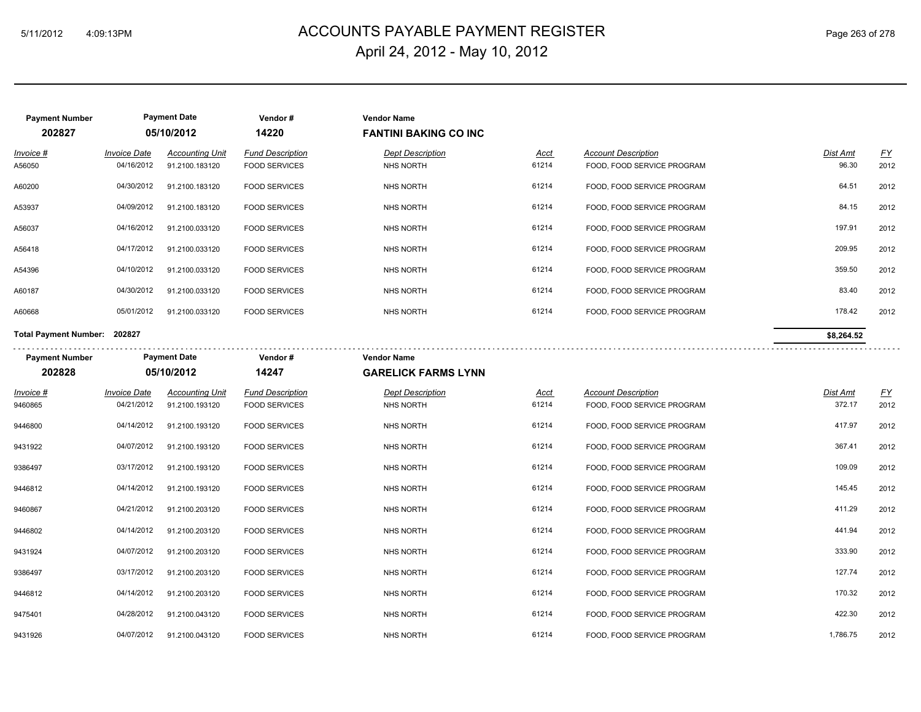# ACCOUNTS PAYABLE PAYMENT REGISTER
## April 24, 2012 - May 10, 2012

| Payment Number | Payment Date | Vendor # | Vendor Name |
|---|---|---|---|
| **202827** | **05/10/2012** | **14220** | **FANTINI BAKING CO INC** |

| *Invoice #* | *Invoice Date* | *Accounting Unit* | *Fund Description* | *Dept Description* | *Acct* | *Account Description* | *Dist Amt* | *FY* |
|---|---|---|---|---|---|---|---|---|
| A56050 | 04/16/2012 | 91.2100.183120 | FOOD SERVICES | NHS NORTH | 61214 | FOOD, FOOD SERVICE PROGRAM | 96.30 | 2012 |
| A60200 | 04/30/2012 | 91.2100.183120 | FOOD SERVICES | NHS NORTH | 61214 | FOOD, FOOD SERVICE PROGRAM | 64.51 | 2012 |
| A53937 | 04/09/2012 | 91.2100.183120 | FOOD SERVICES | NHS NORTH | 61214 | FOOD, FOOD SERVICE PROGRAM | 84.15 | 2012 |
| A56037 | 04/16/2012 | 91.2100.033120 | FOOD SERVICES | NHS NORTH | 61214 | FOOD, FOOD SERVICE PROGRAM | 197.91 | 2012 |
| A56418 | 04/17/2012 | 91.2100.033120 | FOOD SERVICES | NHS NORTH | 61214 | FOOD, FOOD SERVICE PROGRAM | 209.95 | 2012 |
| A54396 | 04/10/2012 | 91.2100.033120 | FOOD SERVICES | NHS NORTH | 61214 | FOOD, FOOD SERVICE PROGRAM | 359.50 | 2012 |
| A60187 | 04/30/2012 | 91.2100.033120 | FOOD SERVICES | NHS NORTH | 61214 | FOOD, FOOD SERVICE PROGRAM | 83.40 | 2012 |
| A60668 | 05/01/2012 | 91.2100.033120 | FOOD SERVICES | NHS NORTH | 61214 | FOOD, FOOD SERVICE PROGRAM | 178.42 | 2012 |

**Total Payment Number: 202827** — **$8,264.52**

| Payment Number | Payment Date | Vendor # | Vendor Name |
|---|---|---|---|
| **202828** | **05/10/2012** | **14247** | **GARELICK FARMS LYNN** |

| *Invoice #* | *Invoice Date* | *Accounting Unit* | *Fund Description* | *Dept Description* | *Acct* | *Account Description* | *Dist Amt* | *FY* |
|---|---|---|---|---|---|---|---|---|
| 9460865 | 04/21/2012 | 91.2100.193120 | FOOD SERVICES | NHS NORTH | 61214 | FOOD, FOOD SERVICE PROGRAM | 372.17 | 2012 |
| 9446800 | 04/14/2012 | 91.2100.193120 | FOOD SERVICES | NHS NORTH | 61214 | FOOD, FOOD SERVICE PROGRAM | 417.97 | 2012 |
| 9431922 | 04/07/2012 | 91.2100.193120 | FOOD SERVICES | NHS NORTH | 61214 | FOOD, FOOD SERVICE PROGRAM | 367.41 | 2012 |
| 9386497 | 03/17/2012 | 91.2100.193120 | FOOD SERVICES | NHS NORTH | 61214 | FOOD, FOOD SERVICE PROGRAM | 109.09 | 2012 |
| 9446812 | 04/14/2012 | 91.2100.193120 | FOOD SERVICES | NHS NORTH | 61214 | FOOD, FOOD SERVICE PROGRAM | 145.45 | 2012 |
| 9460867 | 04/21/2012 | 91.2100.203120 | FOOD SERVICES | NHS NORTH | 61214 | FOOD, FOOD SERVICE PROGRAM | 411.29 | 2012 |
| 9446802 | 04/14/2012 | 91.2100.203120 | FOOD SERVICES | NHS NORTH | 61214 | FOOD, FOOD SERVICE PROGRAM | 441.94 | 2012 |
| 9431924 | 04/07/2012 | 91.2100.203120 | FOOD SERVICES | NHS NORTH | 61214 | FOOD, FOOD SERVICE PROGRAM | 333.90 | 2012 |
| 9386497 | 03/17/2012 | 91.2100.203120 | FOOD SERVICES | NHS NORTH | 61214 | FOOD, FOOD SERVICE PROGRAM | 127.74 | 2012 |
| 9446812 | 04/14/2012 | 91.2100.203120 | FOOD SERVICES | NHS NORTH | 61214 | FOOD, FOOD SERVICE PROGRAM | 170.32 | 2012 |
| 9475401 | 04/28/2012 | 91.2100.043120 | FOOD SERVICES | NHS NORTH | 61214 | FOOD, FOOD SERVICE PROGRAM | 422.30 | 2012 |
| 9431926 | 04/07/2012 | 91.2100.043120 | FOOD SERVICES | NHS NORTH | 61214 | FOOD, FOOD SERVICE PROGRAM | 1,786.75 | 2012 |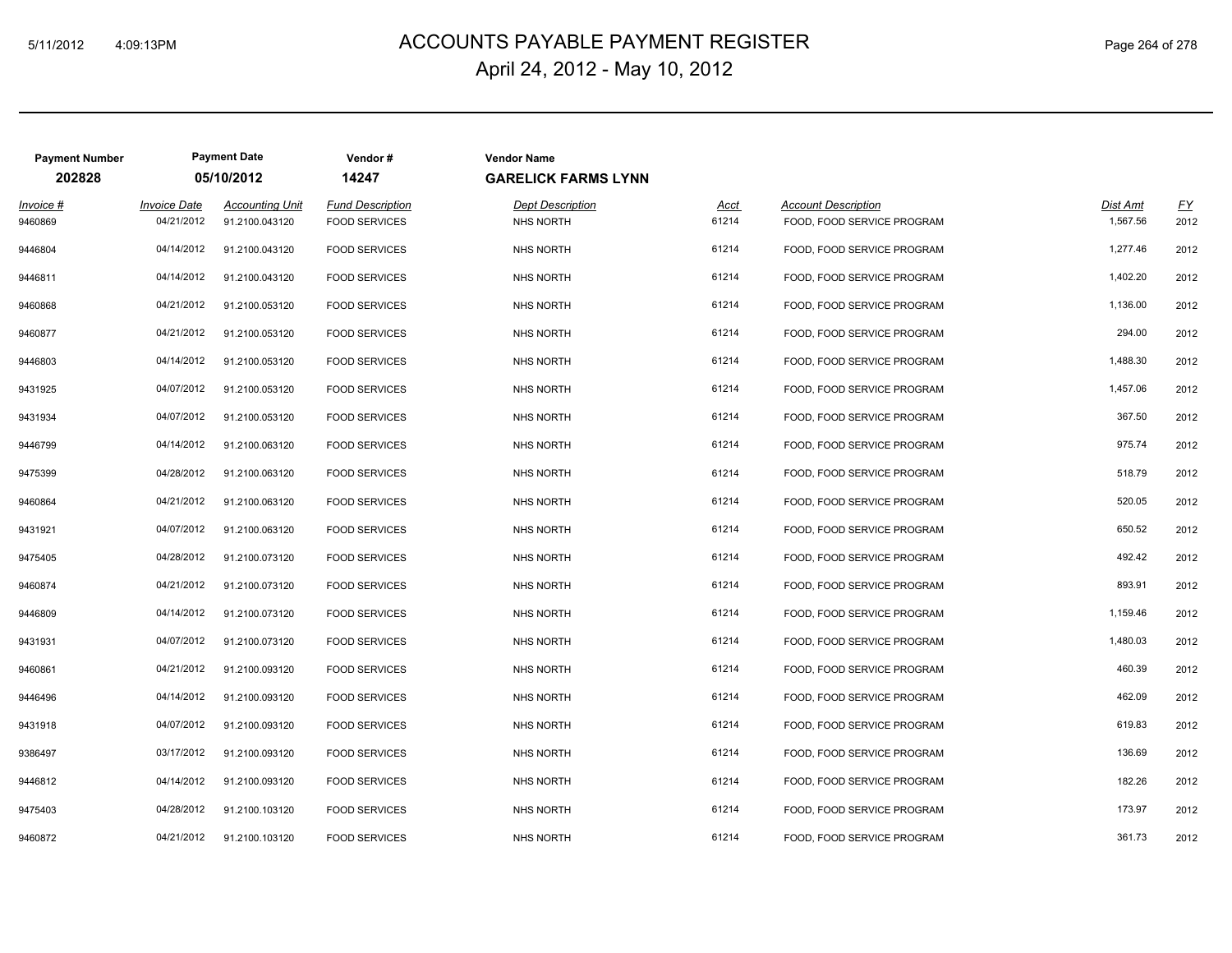# ACCOUNTS PAYABLE PAYMENT REGISTER

April 24, 2012 - May 10, 2012

| Payment Number | Payment Date | Vendor # | Vendor Name |
|---|---|---|---|
| 202828 | 05/10/2012 | 14247 | GARELICK FARMS LYNN |

| Invoice # | Invoice Date | Accounting Unit | Fund Description | Dept Description | Acct | Account Description | Dist Amt | FY |
|---|---|---|---|---|---|---|---|---|
| 9460869 | 04/21/2012 | 91.2100.043120 | FOOD SERVICES | NHS NORTH | 61214 | FOOD, FOOD SERVICE PROGRAM | 1,567.56 | 2012 |
| 9446804 | 04/14/2012 | 91.2100.043120 | FOOD SERVICES | NHS NORTH | 61214 | FOOD, FOOD SERVICE PROGRAM | 1,277.46 | 2012 |
| 9446811 | 04/14/2012 | 91.2100.043120 | FOOD SERVICES | NHS NORTH | 61214 | FOOD, FOOD SERVICE PROGRAM | 1,402.20 | 2012 |
| 9460868 | 04/21/2012 | 91.2100.053120 | FOOD SERVICES | NHS NORTH | 61214 | FOOD, FOOD SERVICE PROGRAM | 1,136.00 | 2012 |
| 9460877 | 04/21/2012 | 91.2100.053120 | FOOD SERVICES | NHS NORTH | 61214 | FOOD, FOOD SERVICE PROGRAM | 294.00 | 2012 |
| 9446803 | 04/14/2012 | 91.2100.053120 | FOOD SERVICES | NHS NORTH | 61214 | FOOD, FOOD SERVICE PROGRAM | 1,488.30 | 2012 |
| 9431925 | 04/07/2012 | 91.2100.053120 | FOOD SERVICES | NHS NORTH | 61214 | FOOD, FOOD SERVICE PROGRAM | 1,457.06 | 2012 |
| 9431934 | 04/07/2012 | 91.2100.053120 | FOOD SERVICES | NHS NORTH | 61214 | FOOD, FOOD SERVICE PROGRAM | 367.50 | 2012 |
| 9446799 | 04/14/2012 | 91.2100.063120 | FOOD SERVICES | NHS NORTH | 61214 | FOOD, FOOD SERVICE PROGRAM | 975.74 | 2012 |
| 9475399 | 04/28/2012 | 91.2100.063120 | FOOD SERVICES | NHS NORTH | 61214 | FOOD, FOOD SERVICE PROGRAM | 518.79 | 2012 |
| 9460864 | 04/21/2012 | 91.2100.063120 | FOOD SERVICES | NHS NORTH | 61214 | FOOD, FOOD SERVICE PROGRAM | 520.05 | 2012 |
| 9431921 | 04/07/2012 | 91.2100.063120 | FOOD SERVICES | NHS NORTH | 61214 | FOOD, FOOD SERVICE PROGRAM | 650.52 | 2012 |
| 9475405 | 04/28/2012 | 91.2100.073120 | FOOD SERVICES | NHS NORTH | 61214 | FOOD, FOOD SERVICE PROGRAM | 492.42 | 2012 |
| 9460874 | 04/21/2012 | 91.2100.073120 | FOOD SERVICES | NHS NORTH | 61214 | FOOD, FOOD SERVICE PROGRAM | 893.91 | 2012 |
| 9446809 | 04/14/2012 | 91.2100.073120 | FOOD SERVICES | NHS NORTH | 61214 | FOOD, FOOD SERVICE PROGRAM | 1,159.46 | 2012 |
| 9431931 | 04/07/2012 | 91.2100.073120 | FOOD SERVICES | NHS NORTH | 61214 | FOOD, FOOD SERVICE PROGRAM | 1,480.03 | 2012 |
| 9460861 | 04/21/2012 | 91.2100.093120 | FOOD SERVICES | NHS NORTH | 61214 | FOOD, FOOD SERVICE PROGRAM | 460.39 | 2012 |
| 9446496 | 04/14/2012 | 91.2100.093120 | FOOD SERVICES | NHS NORTH | 61214 | FOOD, FOOD SERVICE PROGRAM | 462.09 | 2012 |
| 9431918 | 04/07/2012 | 91.2100.093120 | FOOD SERVICES | NHS NORTH | 61214 | FOOD, FOOD SERVICE PROGRAM | 619.83 | 2012 |
| 9386497 | 03/17/2012 | 91.2100.093120 | FOOD SERVICES | NHS NORTH | 61214 | FOOD, FOOD SERVICE PROGRAM | 136.69 | 2012 |
| 9446812 | 04/14/2012 | 91.2100.093120 | FOOD SERVICES | NHS NORTH | 61214 | FOOD, FOOD SERVICE PROGRAM | 182.26 | 2012 |
| 9475403 | 04/28/2012 | 91.2100.103120 | FOOD SERVICES | NHS NORTH | 61214 | FOOD, FOOD SERVICE PROGRAM | 173.97 | 2012 |
| 9460872 | 04/21/2012 | 91.2100.103120 | FOOD SERVICES | NHS NORTH | 61214 | FOOD, FOOD SERVICE PROGRAM | 361.73 | 2012 |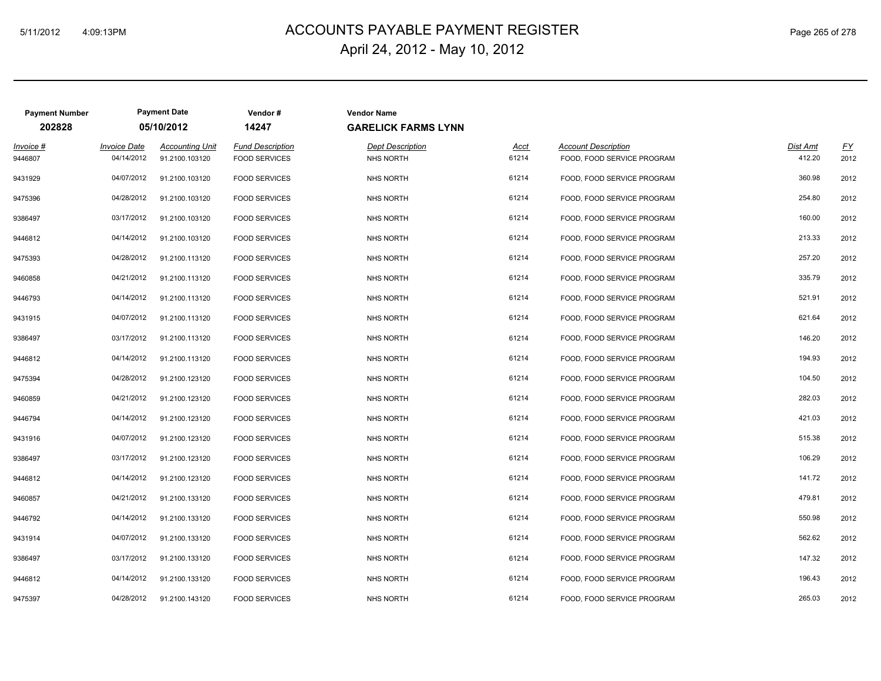# ACCOUNTS PAYABLE PAYMENT REGISTER

April 24, 2012 - May 10, 2012

| Payment Number | Payment Date | Vendor # | Vendor Name |
|---|---|---|---|
| **202828** | **05/10/2012** | **14247** | **GARELICK FARMS LYNN** |

| Invoice # | Invoice Date | Accounting Unit | Fund Description | Dept Description | Acct | Account Description | Dist Amt | FY |
|---|---|---|---|---|---|---|---|---|
| 9446807 | 04/14/2012 | 91.2100.103120 | FOOD SERVICES | NHS NORTH | 61214 | FOOD, FOOD SERVICE PROGRAM | 412.20 | 2012 |
| 9431929 | 04/07/2012 | 91.2100.103120 | FOOD SERVICES | NHS NORTH | 61214 | FOOD, FOOD SERVICE PROGRAM | 360.98 | 2012 |
| 9475396 | 04/28/2012 | 91.2100.103120 | FOOD SERVICES | NHS NORTH | 61214 | FOOD, FOOD SERVICE PROGRAM | 254.80 | 2012 |
| 9386497 | 03/17/2012 | 91.2100.103120 | FOOD SERVICES | NHS NORTH | 61214 | FOOD, FOOD SERVICE PROGRAM | 160.00 | 2012 |
| 9446812 | 04/14/2012 | 91.2100.103120 | FOOD SERVICES | NHS NORTH | 61214 | FOOD, FOOD SERVICE PROGRAM | 213.33 | 2012 |
| 9475393 | 04/28/2012 | 91.2100.113120 | FOOD SERVICES | NHS NORTH | 61214 | FOOD, FOOD SERVICE PROGRAM | 257.20 | 2012 |
| 9460858 | 04/21/2012 | 91.2100.113120 | FOOD SERVICES | NHS NORTH | 61214 | FOOD, FOOD SERVICE PROGRAM | 335.79 | 2012 |
| 9446793 | 04/14/2012 | 91.2100.113120 | FOOD SERVICES | NHS NORTH | 61214 | FOOD, FOOD SERVICE PROGRAM | 521.91 | 2012 |
| 9431915 | 04/07/2012 | 91.2100.113120 | FOOD SERVICES | NHS NORTH | 61214 | FOOD, FOOD SERVICE PROGRAM | 621.64 | 2012 |
| 9386497 | 03/17/2012 | 91.2100.113120 | FOOD SERVICES | NHS NORTH | 61214 | FOOD, FOOD SERVICE PROGRAM | 146.20 | 2012 |
| 9446812 | 04/14/2012 | 91.2100.113120 | FOOD SERVICES | NHS NORTH | 61214 | FOOD, FOOD SERVICE PROGRAM | 194.93 | 2012 |
| 9475394 | 04/28/2012 | 91.2100.123120 | FOOD SERVICES | NHS NORTH | 61214 | FOOD, FOOD SERVICE PROGRAM | 104.50 | 2012 |
| 9460859 | 04/21/2012 | 91.2100.123120 | FOOD SERVICES | NHS NORTH | 61214 | FOOD, FOOD SERVICE PROGRAM | 282.03 | 2012 |
| 9446794 | 04/14/2012 | 91.2100.123120 | FOOD SERVICES | NHS NORTH | 61214 | FOOD, FOOD SERVICE PROGRAM | 421.03 | 2012 |
| 9431916 | 04/07/2012 | 91.2100.123120 | FOOD SERVICES | NHS NORTH | 61214 | FOOD, FOOD SERVICE PROGRAM | 515.38 | 2012 |
| 9386497 | 03/17/2012 | 91.2100.123120 | FOOD SERVICES | NHS NORTH | 61214 | FOOD, FOOD SERVICE PROGRAM | 106.29 | 2012 |
| 9446812 | 04/14/2012 | 91.2100.123120 | FOOD SERVICES | NHS NORTH | 61214 | FOOD, FOOD SERVICE PROGRAM | 141.72 | 2012 |
| 9460857 | 04/21/2012 | 91.2100.133120 | FOOD SERVICES | NHS NORTH | 61214 | FOOD, FOOD SERVICE PROGRAM | 479.81 | 2012 |
| 9446792 | 04/14/2012 | 91.2100.133120 | FOOD SERVICES | NHS NORTH | 61214 | FOOD, FOOD SERVICE PROGRAM | 550.98 | 2012 |
| 9431914 | 04/07/2012 | 91.2100.133120 | FOOD SERVICES | NHS NORTH | 61214 | FOOD, FOOD SERVICE PROGRAM | 562.62 | 2012 |
| 9386497 | 03/17/2012 | 91.2100.133120 | FOOD SERVICES | NHS NORTH | 61214 | FOOD, FOOD SERVICE PROGRAM | 147.32 | 2012 |
| 9446812 | 04/14/2012 | 91.2100.133120 | FOOD SERVICES | NHS NORTH | 61214 | FOOD, FOOD SERVICE PROGRAM | 196.43 | 2012 |
| 9475397 | 04/28/2012 | 91.2100.143120 | FOOD SERVICES | NHS NORTH | 61214 | FOOD, FOOD SERVICE PROGRAM | 265.03 | 2012 |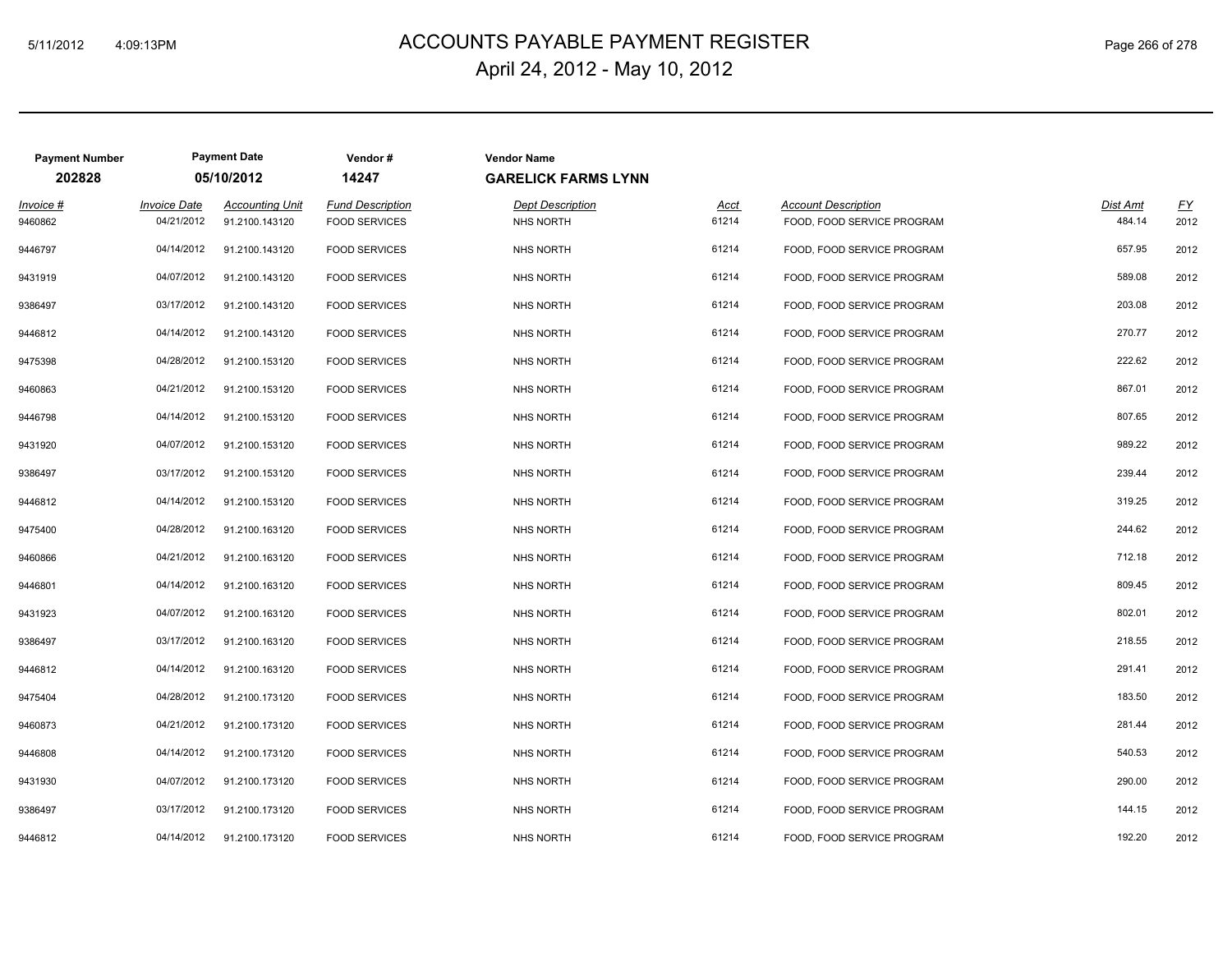# ACCOUNTS PAYABLE PAYMENT REGISTER

April 24, 2012 - May 10, 2012

| Payment Number | Payment Date | Vendor # | Vendor Name |
|---|---|---|---|
| 202828 | 05/10/2012 | 14247 | GARELICK FARMS LYNN |

| Invoice # | Invoice Date | Accounting Unit | Fund Description | Dept Description | Acct | Account Description | Dist Amt | FY |
|---|---|---|---|---|---|---|---|---|
| 9460862 | 04/21/2012 | 91.2100.143120 | FOOD SERVICES | NHS NORTH | 61214 | FOOD, FOOD SERVICE PROGRAM | 484.14 | 2012 |
| 9446797 | 04/14/2012 | 91.2100.143120 | FOOD SERVICES | NHS NORTH | 61214 | FOOD, FOOD SERVICE PROGRAM | 657.95 | 2012 |
| 9431919 | 04/07/2012 | 91.2100.143120 | FOOD SERVICES | NHS NORTH | 61214 | FOOD, FOOD SERVICE PROGRAM | 589.08 | 2012 |
| 9386497 | 03/17/2012 | 91.2100.143120 | FOOD SERVICES | NHS NORTH | 61214 | FOOD, FOOD SERVICE PROGRAM | 203.08 | 2012 |
| 9446812 | 04/14/2012 | 91.2100.143120 | FOOD SERVICES | NHS NORTH | 61214 | FOOD, FOOD SERVICE PROGRAM | 270.77 | 2012 |
| 9475398 | 04/28/2012 | 91.2100.153120 | FOOD SERVICES | NHS NORTH | 61214 | FOOD, FOOD SERVICE PROGRAM | 222.62 | 2012 |
| 9460863 | 04/21/2012 | 91.2100.153120 | FOOD SERVICES | NHS NORTH | 61214 | FOOD, FOOD SERVICE PROGRAM | 867.01 | 2012 |
| 9446798 | 04/14/2012 | 91.2100.153120 | FOOD SERVICES | NHS NORTH | 61214 | FOOD, FOOD SERVICE PROGRAM | 807.65 | 2012 |
| 9431920 | 04/07/2012 | 91.2100.153120 | FOOD SERVICES | NHS NORTH | 61214 | FOOD, FOOD SERVICE PROGRAM | 989.22 | 2012 |
| 9386497 | 03/17/2012 | 91.2100.153120 | FOOD SERVICES | NHS NORTH | 61214 | FOOD, FOOD SERVICE PROGRAM | 239.44 | 2012 |
| 9446812 | 04/14/2012 | 91.2100.153120 | FOOD SERVICES | NHS NORTH | 61214 | FOOD, FOOD SERVICE PROGRAM | 319.25 | 2012 |
| 9475400 | 04/28/2012 | 91.2100.163120 | FOOD SERVICES | NHS NORTH | 61214 | FOOD, FOOD SERVICE PROGRAM | 244.62 | 2012 |
| 9460866 | 04/21/2012 | 91.2100.163120 | FOOD SERVICES | NHS NORTH | 61214 | FOOD, FOOD SERVICE PROGRAM | 712.18 | 2012 |
| 9446801 | 04/14/2012 | 91.2100.163120 | FOOD SERVICES | NHS NORTH | 61214 | FOOD, FOOD SERVICE PROGRAM | 809.45 | 2012 |
| 9431923 | 04/07/2012 | 91.2100.163120 | FOOD SERVICES | NHS NORTH | 61214 | FOOD, FOOD SERVICE PROGRAM | 802.01 | 2012 |
| 9386497 | 03/17/2012 | 91.2100.163120 | FOOD SERVICES | NHS NORTH | 61214 | FOOD, FOOD SERVICE PROGRAM | 218.55 | 2012 |
| 9446812 | 04/14/2012 | 91.2100.163120 | FOOD SERVICES | NHS NORTH | 61214 | FOOD, FOOD SERVICE PROGRAM | 291.41 | 2012 |
| 9475404 | 04/28/2012 | 91.2100.173120 | FOOD SERVICES | NHS NORTH | 61214 | FOOD, FOOD SERVICE PROGRAM | 183.50 | 2012 |
| 9460873 | 04/21/2012 | 91.2100.173120 | FOOD SERVICES | NHS NORTH | 61214 | FOOD, FOOD SERVICE PROGRAM | 281.44 | 2012 |
| 9446808 | 04/14/2012 | 91.2100.173120 | FOOD SERVICES | NHS NORTH | 61214 | FOOD, FOOD SERVICE PROGRAM | 540.53 | 2012 |
| 9431930 | 04/07/2012 | 91.2100.173120 | FOOD SERVICES | NHS NORTH | 61214 | FOOD, FOOD SERVICE PROGRAM | 290.00 | 2012 |
| 9386497 | 03/17/2012 | 91.2100.173120 | FOOD SERVICES | NHS NORTH | 61214 | FOOD, FOOD SERVICE PROGRAM | 144.15 | 2012 |
| 9446812 | 04/14/2012 | 91.2100.173120 | FOOD SERVICES | NHS NORTH | 61214 | FOOD, FOOD SERVICE PROGRAM | 192.20 | 2012 |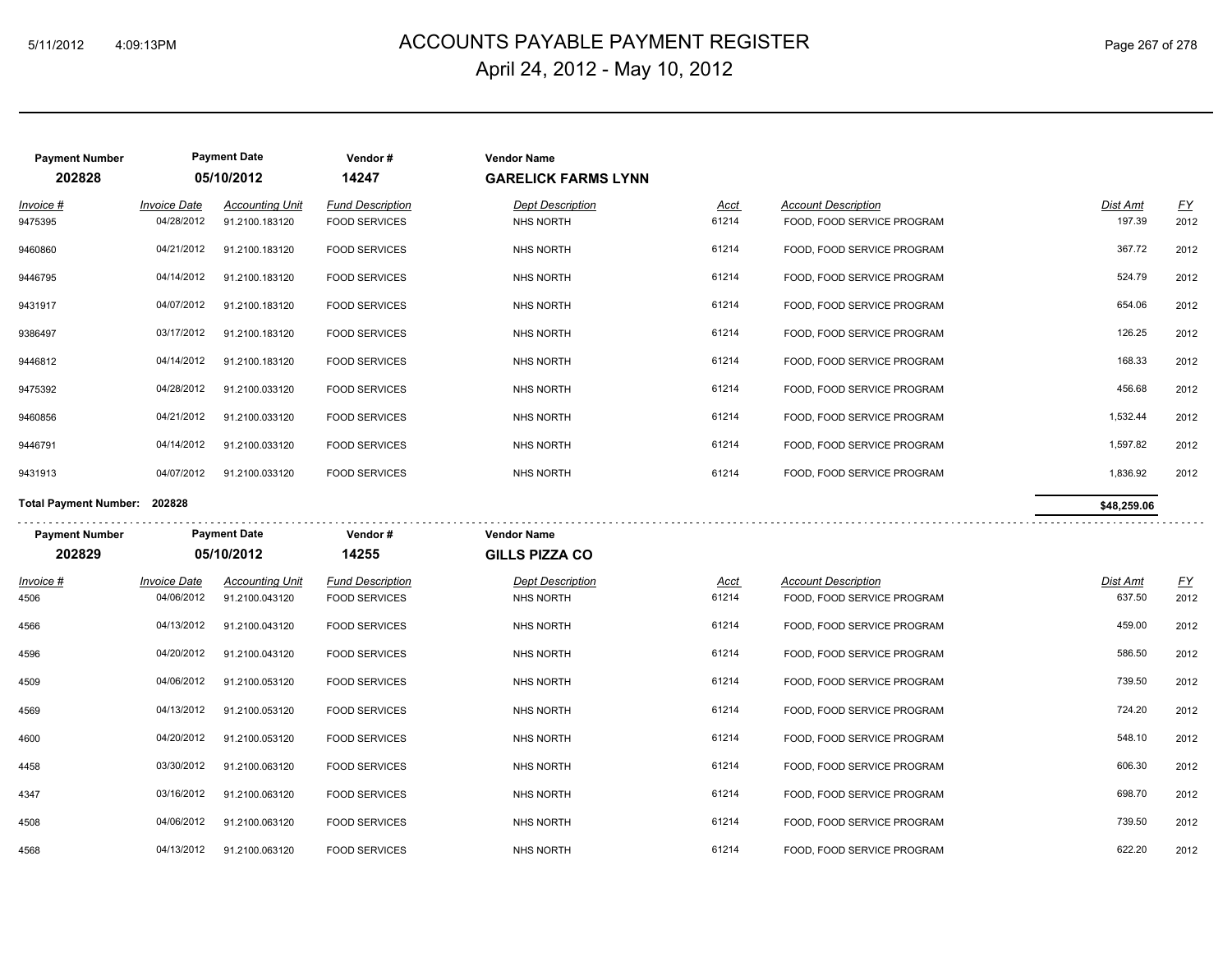# ACCOUNTS PAYABLE PAYMENT REGISTER
## April 24, 2012 - May 10, 2012

| Payment Number | Payment Date | Vendor # | Vendor Name |
|---|---|---|---|
| 202828 | 05/10/2012 | 14247 | GARELICK FARMS LYNN |

| Invoice # | Invoice Date | Accounting Unit | Fund Description | Dept Description | Acct | Account Description | Dist Amt | FY |
|---|---|---|---|---|---|---|---|---|
| 9475395 | 04/28/2012 | 91.2100.183120 | FOOD SERVICES | NHS NORTH | 61214 | FOOD, FOOD SERVICE PROGRAM | 197.39 | 2012 |
| 9460860 | 04/21/2012 | 91.2100.183120 | FOOD SERVICES | NHS NORTH | 61214 | FOOD, FOOD SERVICE PROGRAM | 367.72 | 2012 |
| 9446795 | 04/14/2012 | 91.2100.183120 | FOOD SERVICES | NHS NORTH | 61214 | FOOD, FOOD SERVICE PROGRAM | 524.79 | 2012 |
| 9431917 | 04/07/2012 | 91.2100.183120 | FOOD SERVICES | NHS NORTH | 61214 | FOOD, FOOD SERVICE PROGRAM | 654.06 | 2012 |
| 9386497 | 03/17/2012 | 91.2100.183120 | FOOD SERVICES | NHS NORTH | 61214 | FOOD, FOOD SERVICE PROGRAM | 126.25 | 2012 |
| 9446812 | 04/14/2012 | 91.2100.183120 | FOOD SERVICES | NHS NORTH | 61214 | FOOD, FOOD SERVICE PROGRAM | 168.33 | 2012 |
| 9475392 | 04/28/2012 | 91.2100.033120 | FOOD SERVICES | NHS NORTH | 61214 | FOOD, FOOD SERVICE PROGRAM | 456.68 | 2012 |
| 9460856 | 04/21/2012 | 91.2100.033120 | FOOD SERVICES | NHS NORTH | 61214 | FOOD, FOOD SERVICE PROGRAM | 1,532.44 | 2012 |
| 9446791 | 04/14/2012 | 91.2100.033120 | FOOD SERVICES | NHS NORTH | 61214 | FOOD, FOOD SERVICE PROGRAM | 1,597.82 | 2012 |
| 9431913 | 04/07/2012 | 91.2100.033120 | FOOD SERVICES | NHS NORTH | 61214 | FOOD, FOOD SERVICE PROGRAM | 1,836.92 | 2012 |

**Total Payment Number: 202828** — **$48,259.06**

| Payment Number | Payment Date | Vendor # | Vendor Name |
|---|---|---|---|
| 202829 | 05/10/2012 | 14255 | GILLS PIZZA CO |

| Invoice # | Invoice Date | Accounting Unit | Fund Description | Dept Description | Acct | Account Description | Dist Amt | FY |
|---|---|---|---|---|---|---|---|---|
| 4506 | 04/06/2012 | 91.2100.043120 | FOOD SERVICES | NHS NORTH | 61214 | FOOD, FOOD SERVICE PROGRAM | 637.50 | 2012 |
| 4566 | 04/13/2012 | 91.2100.043120 | FOOD SERVICES | NHS NORTH | 61214 | FOOD, FOOD SERVICE PROGRAM | 459.00 | 2012 |
| 4596 | 04/20/2012 | 91.2100.043120 | FOOD SERVICES | NHS NORTH | 61214 | FOOD, FOOD SERVICE PROGRAM | 586.50 | 2012 |
| 4509 | 04/06/2012 | 91.2100.053120 | FOOD SERVICES | NHS NORTH | 61214 | FOOD, FOOD SERVICE PROGRAM | 739.50 | 2012 |
| 4569 | 04/13/2012 | 91.2100.053120 | FOOD SERVICES | NHS NORTH | 61214 | FOOD, FOOD SERVICE PROGRAM | 724.20 | 2012 |
| 4600 | 04/20/2012 | 91.2100.053120 | FOOD SERVICES | NHS NORTH | 61214 | FOOD, FOOD SERVICE PROGRAM | 548.10 | 2012 |
| 4458 | 03/30/2012 | 91.2100.063120 | FOOD SERVICES | NHS NORTH | 61214 | FOOD, FOOD SERVICE PROGRAM | 606.30 | 2012 |
| 4347 | 03/16/2012 | 91.2100.063120 | FOOD SERVICES | NHS NORTH | 61214 | FOOD, FOOD SERVICE PROGRAM | 698.70 | 2012 |
| 4508 | 04/06/2012 | 91.2100.063120 | FOOD SERVICES | NHS NORTH | 61214 | FOOD, FOOD SERVICE PROGRAM | 739.50 | 2012 |
| 4568 | 04/13/2012 | 91.2100.063120 | FOOD SERVICES | NHS NORTH | 61214 | FOOD, FOOD SERVICE PROGRAM | 622.20 | 2012 |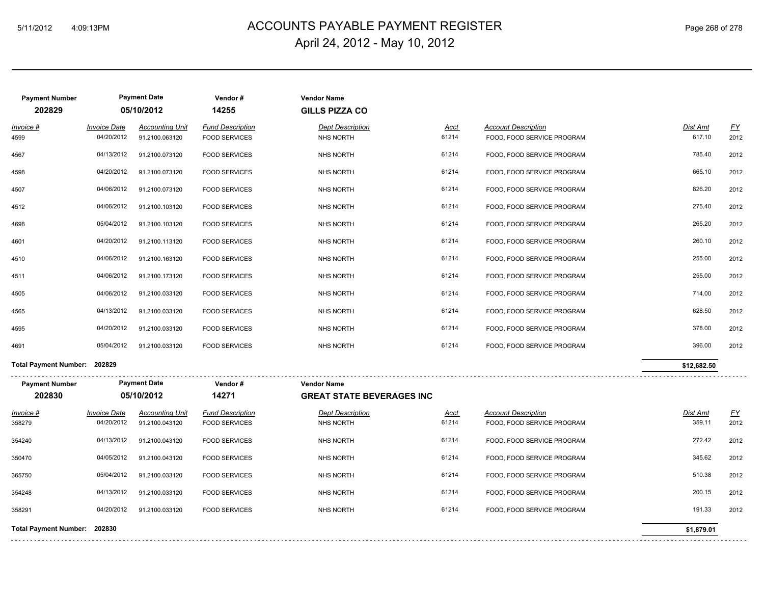# ACCOUNTS PAYABLE PAYMENT REGISTER

April 24, 2012 - May 10, 2012

| Payment Number | Payment Date | Vendor # | Vendor Name |
|---|---|---|---|
| 202829 | 05/10/2012 | 14255 | GILLS PIZZA CO |

| Invoice # | Invoice Date | Accounting Unit | Fund Description | Dept Description | Acct | Account Description | Dist Amt | FY |
|---|---|---|---|---|---|---|---|---|
| 4599 | 04/20/2012 | 91.2100.063120 | FOOD SERVICES | NHS NORTH | 61214 | FOOD, FOOD SERVICE PROGRAM | 617.10 | 2012 |
| 4567 | 04/13/2012 | 91.2100.073120 | FOOD SERVICES | NHS NORTH | 61214 | FOOD, FOOD SERVICE PROGRAM | 785.40 | 2012 |
| 4598 | 04/20/2012 | 91.2100.073120 | FOOD SERVICES | NHS NORTH | 61214 | FOOD, FOOD SERVICE PROGRAM | 665.10 | 2012 |
| 4507 | 04/06/2012 | 91.2100.073120 | FOOD SERVICES | NHS NORTH | 61214 | FOOD, FOOD SERVICE PROGRAM | 826.20 | 2012 |
| 4512 | 04/06/2012 | 91.2100.103120 | FOOD SERVICES | NHS NORTH | 61214 | FOOD, FOOD SERVICE PROGRAM | 275.40 | 2012 |
| 4698 | 05/04/2012 | 91.2100.103120 | FOOD SERVICES | NHS NORTH | 61214 | FOOD, FOOD SERVICE PROGRAM | 265.20 | 2012 |
| 4601 | 04/20/2012 | 91.2100.113120 | FOOD SERVICES | NHS NORTH | 61214 | FOOD, FOOD SERVICE PROGRAM | 260.10 | 2012 |
| 4510 | 04/06/2012 | 91.2100.163120 | FOOD SERVICES | NHS NORTH | 61214 | FOOD, FOOD SERVICE PROGRAM | 255.00 | 2012 |
| 4511 | 04/06/2012 | 91.2100.173120 | FOOD SERVICES | NHS NORTH | 61214 | FOOD, FOOD SERVICE PROGRAM | 255.00 | 2012 |
| 4505 | 04/06/2012 | 91.2100.033120 | FOOD SERVICES | NHS NORTH | 61214 | FOOD, FOOD SERVICE PROGRAM | 714.00 | 2012 |
| 4565 | 04/13/2012 | 91.2100.033120 | FOOD SERVICES | NHS NORTH | 61214 | FOOD, FOOD SERVICE PROGRAM | 628.50 | 2012 |
| 4595 | 04/20/2012 | 91.2100.033120 | FOOD SERVICES | NHS NORTH | 61214 | FOOD, FOOD SERVICE PROGRAM | 378.00 | 2012 |
| 4691 | 05/04/2012 | 91.2100.033120 | FOOD SERVICES | NHS NORTH | 61214 | FOOD, FOOD SERVICE PROGRAM | 396.00 | 2012 |

**Total Payment Number: 202829** — **$12,682.50**

| Payment Number | Payment Date | Vendor # | Vendor Name |
|---|---|---|---|
| 202830 | 05/10/2012 | 14271 | GREAT STATE BEVERAGES INC |

| Invoice # | Invoice Date | Accounting Unit | Fund Description | Dept Description | Acct | Account Description | Dist Amt | FY |
|---|---|---|---|---|---|---|---|---|
| 358279 | 04/20/2012 | 91.2100.043120 | FOOD SERVICES | NHS NORTH | 61214 | FOOD, FOOD SERVICE PROGRAM | 359.11 | 2012 |
| 354240 | 04/13/2012 | 91.2100.043120 | FOOD SERVICES | NHS NORTH | 61214 | FOOD, FOOD SERVICE PROGRAM | 272.42 | 2012 |
| 350470 | 04/05/2012 | 91.2100.043120 | FOOD SERVICES | NHS NORTH | 61214 | FOOD, FOOD SERVICE PROGRAM | 345.62 | 2012 |
| 365750 | 05/04/2012 | 91.2100.033120 | FOOD SERVICES | NHS NORTH | 61214 | FOOD, FOOD SERVICE PROGRAM | 510.38 | 2012 |
| 354248 | 04/13/2012 | 91.2100.033120 | FOOD SERVICES | NHS NORTH | 61214 | FOOD, FOOD SERVICE PROGRAM | 200.15 | 2012 |
| 358291 | 04/20/2012 | 91.2100.033120 | FOOD SERVICES | NHS NORTH | 61214 | FOOD, FOOD SERVICE PROGRAM | 191.33 | 2012 |

**Total Payment Number: 202830** — **$1,879.01**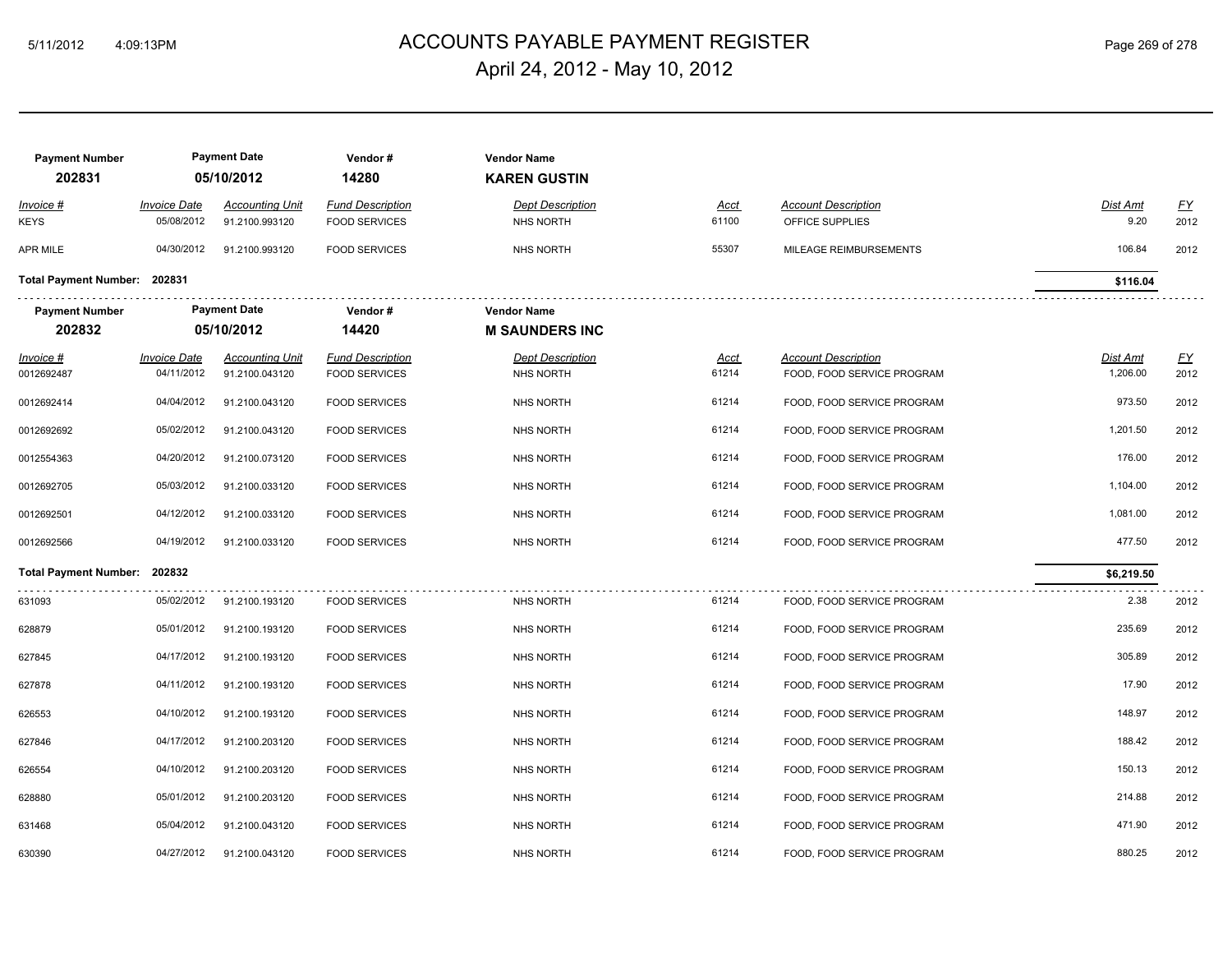# ACCOUNTS PAYABLE PAYMENT REGISTER

April 24, 2012 - May 10, 2012

| Payment Number | Payment Date | Vendor # | Vendor Name |
|---|---|---|---|
| **202831** | **05/10/2012** | **14280** | **KAREN GUSTIN** |

| Invoice # | Invoice Date | Accounting Unit | Fund Description | Dept Description | Acct | Account Description | Dist Amt | FY |
|---|---|---|---|---|---|---|---|---|
| KEYS | 05/08/2012 | 91.2100.993120 | FOOD SERVICES | NHS NORTH | 61100 | OFFICE SUPPLIES | 9.20 | 2012 |
| APR MILE | 04/30/2012 | 91.2100.993120 | FOOD SERVICES | NHS NORTH | 55307 | MILEAGE REIMBURSEMENTS | 106.84 | 2012 |

**Total Payment Number: 202831** — **$116.04**

| Payment Number | Payment Date | Vendor # | Vendor Name |
|---|---|---|---|
| **202832** | **05/10/2012** | **14420** | **M SAUNDERS INC** |

| Invoice # | Invoice Date | Accounting Unit | Fund Description | Dept Description | Acct | Account Description | Dist Amt | FY |
|---|---|---|---|---|---|---|---|---|
| 0012692487 | 04/11/2012 | 91.2100.043120 | FOOD SERVICES | NHS NORTH | 61214 | FOOD, FOOD SERVICE PROGRAM | 1,206.00 | 2012 |
| 0012692414 | 04/04/2012 | 91.2100.043120 | FOOD SERVICES | NHS NORTH | 61214 | FOOD, FOOD SERVICE PROGRAM | 973.50 | 2012 |
| 0012692692 | 05/02/2012 | 91.2100.043120 | FOOD SERVICES | NHS NORTH | 61214 | FOOD, FOOD SERVICE PROGRAM | 1,201.50 | 2012 |
| 0012554363 | 04/20/2012 | 91.2100.073120 | FOOD SERVICES | NHS NORTH | 61214 | FOOD, FOOD SERVICE PROGRAM | 176.00 | 2012 |
| 0012692705 | 05/03/2012 | 91.2100.033120 | FOOD SERVICES | NHS NORTH | 61214 | FOOD, FOOD SERVICE PROGRAM | 1,104.00 | 2012 |
| 0012692501 | 04/12/2012 | 91.2100.033120 | FOOD SERVICES | NHS NORTH | 61214 | FOOD, FOOD SERVICE PROGRAM | 1,081.00 | 2012 |
| 0012692566 | 04/19/2012 | 91.2100.033120 | FOOD SERVICES | NHS NORTH | 61214 | FOOD, FOOD SERVICE PROGRAM | 477.50 | 2012 |

**Total Payment Number: 202832** — **$6,219.50**

| Invoice # | Invoice Date | Accounting Unit | Fund Description | Dept Description | Acct | Account Description | Dist Amt | FY |
|---|---|---|---|---|---|---|---|---|
| 631093 | 05/02/2012 | 91.2100.193120 | FOOD SERVICES | NHS NORTH | 61214 | FOOD, FOOD SERVICE PROGRAM | 2.38 | 2012 |
| 628879 | 05/01/2012 | 91.2100.193120 | FOOD SERVICES | NHS NORTH | 61214 | FOOD, FOOD SERVICE PROGRAM | 235.69 | 2012 |
| 627845 | 04/17/2012 | 91.2100.193120 | FOOD SERVICES | NHS NORTH | 61214 | FOOD, FOOD SERVICE PROGRAM | 305.89 | 2012 |
| 627878 | 04/11/2012 | 91.2100.193120 | FOOD SERVICES | NHS NORTH | 61214 | FOOD, FOOD SERVICE PROGRAM | 17.90 | 2012 |
| 626553 | 04/10/2012 | 91.2100.193120 | FOOD SERVICES | NHS NORTH | 61214 | FOOD, FOOD SERVICE PROGRAM | 148.97 | 2012 |
| 627846 | 04/17/2012 | 91.2100.203120 | FOOD SERVICES | NHS NORTH | 61214 | FOOD, FOOD SERVICE PROGRAM | 188.42 | 2012 |
| 626554 | 04/10/2012 | 91.2100.203120 | FOOD SERVICES | NHS NORTH | 61214 | FOOD, FOOD SERVICE PROGRAM | 150.13 | 2012 |
| 628880 | 05/01/2012 | 91.2100.203120 | FOOD SERVICES | NHS NORTH | 61214 | FOOD, FOOD SERVICE PROGRAM | 214.88 | 2012 |
| 631468 | 05/04/2012 | 91.2100.043120 | FOOD SERVICES | NHS NORTH | 61214 | FOOD, FOOD SERVICE PROGRAM | 471.90 | 2012 |
| 630390 | 04/27/2012 | 91.2100.043120 | FOOD SERVICES | NHS NORTH | 61214 | FOOD, FOOD SERVICE PROGRAM | 880.25 | 2012 |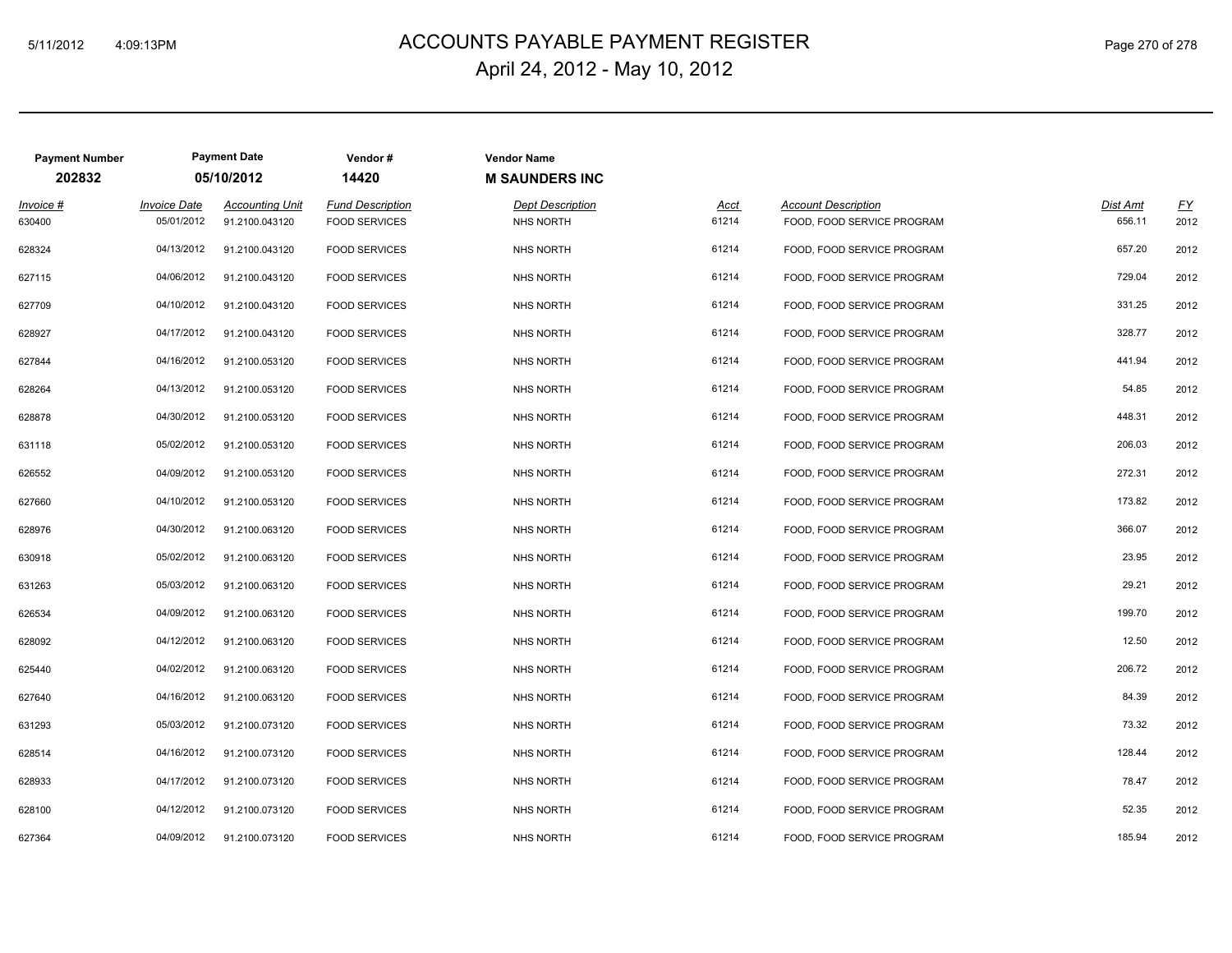# ACCOUNTS PAYABLE PAYMENT REGISTER

April 24, 2012 - May 10, 2012

| Payment Number | Payment Date | Vendor # | Vendor Name |
|---|---|---|---|
| **202832** | **05/10/2012** | **14420** | **M SAUNDERS INC** |

| Invoice # | Invoice Date | Accounting Unit | Fund Description | Dept Description | Acct | Account Description | Dist Amt | FY |
|---|---|---|---|---|---|---|---|---|
| 630400 | 05/01/2012 | 91.2100.043120 | FOOD SERVICES | NHS NORTH | 61214 | FOOD, FOOD SERVICE PROGRAM | 656.11 | 2012 |
| 628324 | 04/13/2012 | 91.2100.043120 | FOOD SERVICES | NHS NORTH | 61214 | FOOD, FOOD SERVICE PROGRAM | 657.20 | 2012 |
| 627115 | 04/06/2012 | 91.2100.043120 | FOOD SERVICES | NHS NORTH | 61214 | FOOD, FOOD SERVICE PROGRAM | 729.04 | 2012 |
| 627709 | 04/10/2012 | 91.2100.043120 | FOOD SERVICES | NHS NORTH | 61214 | FOOD, FOOD SERVICE PROGRAM | 331.25 | 2012 |
| 628927 | 04/17/2012 | 91.2100.043120 | FOOD SERVICES | NHS NORTH | 61214 | FOOD, FOOD SERVICE PROGRAM | 328.77 | 2012 |
| 627844 | 04/16/2012 | 91.2100.053120 | FOOD SERVICES | NHS NORTH | 61214 | FOOD, FOOD SERVICE PROGRAM | 441.94 | 2012 |
| 628264 | 04/13/2012 | 91.2100.053120 | FOOD SERVICES | NHS NORTH | 61214 | FOOD, FOOD SERVICE PROGRAM | 54.85 | 2012 |
| 628878 | 04/30/2012 | 91.2100.053120 | FOOD SERVICES | NHS NORTH | 61214 | FOOD, FOOD SERVICE PROGRAM | 448.31 | 2012 |
| 631118 | 05/02/2012 | 91.2100.053120 | FOOD SERVICES | NHS NORTH | 61214 | FOOD, FOOD SERVICE PROGRAM | 206.03 | 2012 |
| 626552 | 04/09/2012 | 91.2100.053120 | FOOD SERVICES | NHS NORTH | 61214 | FOOD, FOOD SERVICE PROGRAM | 272.31 | 2012 |
| 627660 | 04/10/2012 | 91.2100.053120 | FOOD SERVICES | NHS NORTH | 61214 | FOOD, FOOD SERVICE PROGRAM | 173.82 | 2012 |
| 628976 | 04/30/2012 | 91.2100.063120 | FOOD SERVICES | NHS NORTH | 61214 | FOOD, FOOD SERVICE PROGRAM | 366.07 | 2012 |
| 630918 | 05/02/2012 | 91.2100.063120 | FOOD SERVICES | NHS NORTH | 61214 | FOOD, FOOD SERVICE PROGRAM | 23.95 | 2012 |
| 631263 | 05/03/2012 | 91.2100.063120 | FOOD SERVICES | NHS NORTH | 61214 | FOOD, FOOD SERVICE PROGRAM | 29.21 | 2012 |
| 626534 | 04/09/2012 | 91.2100.063120 | FOOD SERVICES | NHS NORTH | 61214 | FOOD, FOOD SERVICE PROGRAM | 199.70 | 2012 |
| 628092 | 04/12/2012 | 91.2100.063120 | FOOD SERVICES | NHS NORTH | 61214 | FOOD, FOOD SERVICE PROGRAM | 12.50 | 2012 |
| 625440 | 04/02/2012 | 91.2100.063120 | FOOD SERVICES | NHS NORTH | 61214 | FOOD, FOOD SERVICE PROGRAM | 206.72 | 2012 |
| 627640 | 04/16/2012 | 91.2100.063120 | FOOD SERVICES | NHS NORTH | 61214 | FOOD, FOOD SERVICE PROGRAM | 84.39 | 2012 |
| 631293 | 05/03/2012 | 91.2100.073120 | FOOD SERVICES | NHS NORTH | 61214 | FOOD, FOOD SERVICE PROGRAM | 73.32 | 2012 |
| 628514 | 04/16/2012 | 91.2100.073120 | FOOD SERVICES | NHS NORTH | 61214 | FOOD, FOOD SERVICE PROGRAM | 128.44 | 2012 |
| 628933 | 04/17/2012 | 91.2100.073120 | FOOD SERVICES | NHS NORTH | 61214 | FOOD, FOOD SERVICE PROGRAM | 78.47 | 2012 |
| 628100 | 04/12/2012 | 91.2100.073120 | FOOD SERVICES | NHS NORTH | 61214 | FOOD, FOOD SERVICE PROGRAM | 52.35 | 2012 |
| 627364 | 04/09/2012 | 91.2100.073120 | FOOD SERVICES | NHS NORTH | 61214 | FOOD, FOOD SERVICE PROGRAM | 185.94 | 2012 |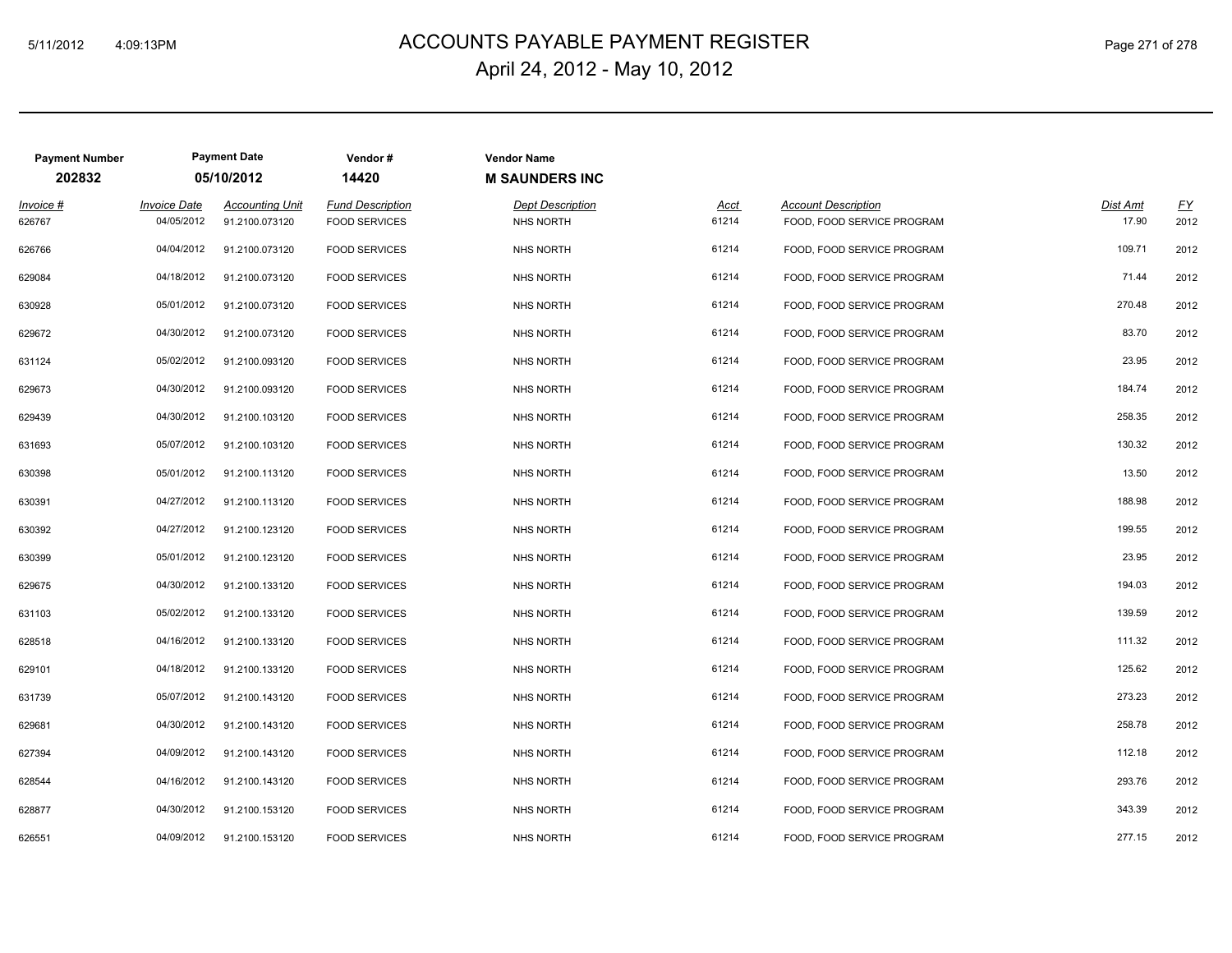# ACCOUNTS PAYABLE PAYMENT REGISTER

April 24, 2012 - May 10, 2012

| Payment Number | Payment Date | Vendor # | Vendor Name |
|---|---|---|---|
| **202832** | **05/10/2012** | **14420** | **M SAUNDERS INC** |

| Invoice # | Invoice Date | Accounting Unit | Fund Description | Dept Description | Acct | Account Description | Dist Amt | FY |
|---|---|---|---|---|---|---|---|---|
| 626767 | 04/05/2012 | 91.2100.073120 | FOOD SERVICES | NHS NORTH | 61214 | FOOD, FOOD SERVICE PROGRAM | 17.90 | 2012 |
| 626766 | 04/04/2012 | 91.2100.073120 | FOOD SERVICES | NHS NORTH | 61214 | FOOD, FOOD SERVICE PROGRAM | 109.71 | 2012 |
| 629084 | 04/18/2012 | 91.2100.073120 | FOOD SERVICES | NHS NORTH | 61214 | FOOD, FOOD SERVICE PROGRAM | 71.44 | 2012 |
| 630928 | 05/01/2012 | 91.2100.073120 | FOOD SERVICES | NHS NORTH | 61214 | FOOD, FOOD SERVICE PROGRAM | 270.48 | 2012 |
| 629672 | 04/30/2012 | 91.2100.073120 | FOOD SERVICES | NHS NORTH | 61214 | FOOD, FOOD SERVICE PROGRAM | 83.70 | 2012 |
| 631124 | 05/02/2012 | 91.2100.093120 | FOOD SERVICES | NHS NORTH | 61214 | FOOD, FOOD SERVICE PROGRAM | 23.95 | 2012 |
| 629673 | 04/30/2012 | 91.2100.093120 | FOOD SERVICES | NHS NORTH | 61214 | FOOD, FOOD SERVICE PROGRAM | 184.74 | 2012 |
| 629439 | 04/30/2012 | 91.2100.103120 | FOOD SERVICES | NHS NORTH | 61214 | FOOD, FOOD SERVICE PROGRAM | 258.35 | 2012 |
| 631693 | 05/07/2012 | 91.2100.103120 | FOOD SERVICES | NHS NORTH | 61214 | FOOD, FOOD SERVICE PROGRAM | 130.32 | 2012 |
| 630398 | 05/01/2012 | 91.2100.113120 | FOOD SERVICES | NHS NORTH | 61214 | FOOD, FOOD SERVICE PROGRAM | 13.50 | 2012 |
| 630391 | 04/27/2012 | 91.2100.113120 | FOOD SERVICES | NHS NORTH | 61214 | FOOD, FOOD SERVICE PROGRAM | 188.98 | 2012 |
| 630392 | 04/27/2012 | 91.2100.123120 | FOOD SERVICES | NHS NORTH | 61214 | FOOD, FOOD SERVICE PROGRAM | 199.55 | 2012 |
| 630399 | 05/01/2012 | 91.2100.123120 | FOOD SERVICES | NHS NORTH | 61214 | FOOD, FOOD SERVICE PROGRAM | 23.95 | 2012 |
| 629675 | 04/30/2012 | 91.2100.133120 | FOOD SERVICES | NHS NORTH | 61214 | FOOD, FOOD SERVICE PROGRAM | 194.03 | 2012 |
| 631103 | 05/02/2012 | 91.2100.133120 | FOOD SERVICES | NHS NORTH | 61214 | FOOD, FOOD SERVICE PROGRAM | 139.59 | 2012 |
| 628518 | 04/16/2012 | 91.2100.133120 | FOOD SERVICES | NHS NORTH | 61214 | FOOD, FOOD SERVICE PROGRAM | 111.32 | 2012 |
| 629101 | 04/18/2012 | 91.2100.133120 | FOOD SERVICES | NHS NORTH | 61214 | FOOD, FOOD SERVICE PROGRAM | 125.62 | 2012 |
| 631739 | 05/07/2012 | 91.2100.143120 | FOOD SERVICES | NHS NORTH | 61214 | FOOD, FOOD SERVICE PROGRAM | 273.23 | 2012 |
| 629681 | 04/30/2012 | 91.2100.143120 | FOOD SERVICES | NHS NORTH | 61214 | FOOD, FOOD SERVICE PROGRAM | 258.78 | 2012 |
| 627394 | 04/09/2012 | 91.2100.143120 | FOOD SERVICES | NHS NORTH | 61214 | FOOD, FOOD SERVICE PROGRAM | 112.18 | 2012 |
| 628544 | 04/16/2012 | 91.2100.143120 | FOOD SERVICES | NHS NORTH | 61214 | FOOD, FOOD SERVICE PROGRAM | 293.76 | 2012 |
| 628877 | 04/30/2012 | 91.2100.153120 | FOOD SERVICES | NHS NORTH | 61214 | FOOD, FOOD SERVICE PROGRAM | 343.39 | 2012 |
| 626551 | 04/09/2012 | 91.2100.153120 | FOOD SERVICES | NHS NORTH | 61214 | FOOD, FOOD SERVICE PROGRAM | 277.15 | 2012 |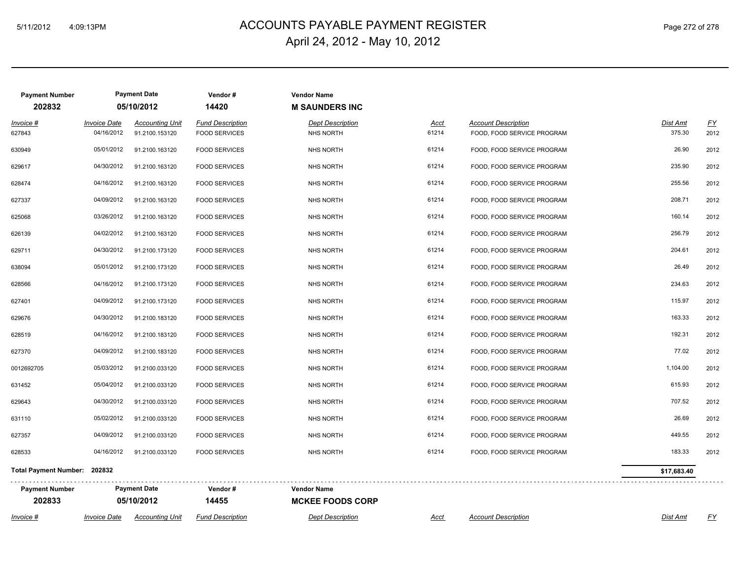# ACCOUNTS PAYABLE PAYMENT REGISTER

April 24, 2012 - May 10, 2012

| Payment Number | Payment Date | Vendor # | Vendor Name |
|---|---|---|---|
| **202832** | **05/10/2012** | **14420** | **M SAUNDERS INC** |

| Invoice # | Invoice Date | Accounting Unit | Fund Description | Dept Description | Acct | Account Description | Dist Amt | FY |
|---|---|---|---|---|---|---|---|---|
| 627843 | 04/16/2012 | 91.2100.153120 | FOOD SERVICES | NHS NORTH | 61214 | FOOD, FOOD SERVICE PROGRAM | 375.30 | 2012 |
| 630949 | 05/01/2012 | 91.2100.163120 | FOOD SERVICES | NHS NORTH | 61214 | FOOD, FOOD SERVICE PROGRAM | 26.90 | 2012 |
| 629617 | 04/30/2012 | 91.2100.163120 | FOOD SERVICES | NHS NORTH | 61214 | FOOD, FOOD SERVICE PROGRAM | 235.90 | 2012 |
| 628474 | 04/16/2012 | 91.2100.163120 | FOOD SERVICES | NHS NORTH | 61214 | FOOD, FOOD SERVICE PROGRAM | 255.56 | 2012 |
| 627337 | 04/09/2012 | 91.2100.163120 | FOOD SERVICES | NHS NORTH | 61214 | FOOD, FOOD SERVICE PROGRAM | 208.71 | 2012 |
| 625068 | 03/26/2012 | 91.2100.163120 | FOOD SERVICES | NHS NORTH | 61214 | FOOD, FOOD SERVICE PROGRAM | 160.14 | 2012 |
| 626139 | 04/02/2012 | 91.2100.163120 | FOOD SERVICES | NHS NORTH | 61214 | FOOD, FOOD SERVICE PROGRAM | 256.79 | 2012 |
| 629711 | 04/30/2012 | 91.2100.173120 | FOOD SERVICES | NHS NORTH | 61214 | FOOD, FOOD SERVICE PROGRAM | 204.61 | 2012 |
| 638094 | 05/01/2012 | 91.2100.173120 | FOOD SERVICES | NHS NORTH | 61214 | FOOD, FOOD SERVICE PROGRAM | 26.49 | 2012 |
| 628566 | 04/16/2012 | 91.2100.173120 | FOOD SERVICES | NHS NORTH | 61214 | FOOD, FOOD SERVICE PROGRAM | 234.63 | 2012 |
| 627401 | 04/09/2012 | 91.2100.173120 | FOOD SERVICES | NHS NORTH | 61214 | FOOD, FOOD SERVICE PROGRAM | 115.97 | 2012 |
| 629676 | 04/30/2012 | 91.2100.183120 | FOOD SERVICES | NHS NORTH | 61214 | FOOD, FOOD SERVICE PROGRAM | 163.33 | 2012 |
| 628519 | 04/16/2012 | 91.2100.183120 | FOOD SERVICES | NHS NORTH | 61214 | FOOD, FOOD SERVICE PROGRAM | 192.31 | 2012 |
| 627370 | 04/09/2012 | 91.2100.183120 | FOOD SERVICES | NHS NORTH | 61214 | FOOD, FOOD SERVICE PROGRAM | 77.02 | 2012 |
| 0012692705 | 05/03/2012 | 91.2100.033120 | FOOD SERVICES | NHS NORTH | 61214 | FOOD, FOOD SERVICE PROGRAM | 1,104.00 | 2012 |
| 631452 | 05/04/2012 | 91.2100.033120 | FOOD SERVICES | NHS NORTH | 61214 | FOOD, FOOD SERVICE PROGRAM | 615.93 | 2012 |
| 629643 | 04/30/2012 | 91.2100.033120 | FOOD SERVICES | NHS NORTH | 61214 | FOOD, FOOD SERVICE PROGRAM | 707.52 | 2012 |
| 631110 | 05/02/2012 | 91.2100.033120 | FOOD SERVICES | NHS NORTH | 61214 | FOOD, FOOD SERVICE PROGRAM | 26.69 | 2012 |
| 627357 | 04/09/2012 | 91.2100.033120 | FOOD SERVICES | NHS NORTH | 61214 | FOOD, FOOD SERVICE PROGRAM | 449.55 | 2012 |
| 628533 | 04/16/2012 | 91.2100.033120 | FOOD SERVICES | NHS NORTH | 61214 | FOOD, FOOD SERVICE PROGRAM | 183.33 | 2012 |

**Total Payment Number: 202832** — **$17,683.40**

| Payment Number | Payment Date | Vendor # | Vendor Name |
|---|---|---|---|
| **202833** | **05/10/2012** | **14455** | **MCKEE FOODS CORP** |

| Invoice # | Invoice Date | Accounting Unit | Fund Description | Dept Description | Acct | Account Description | Dist Amt | FY |
|---|---|---|---|---|---|---|---|---|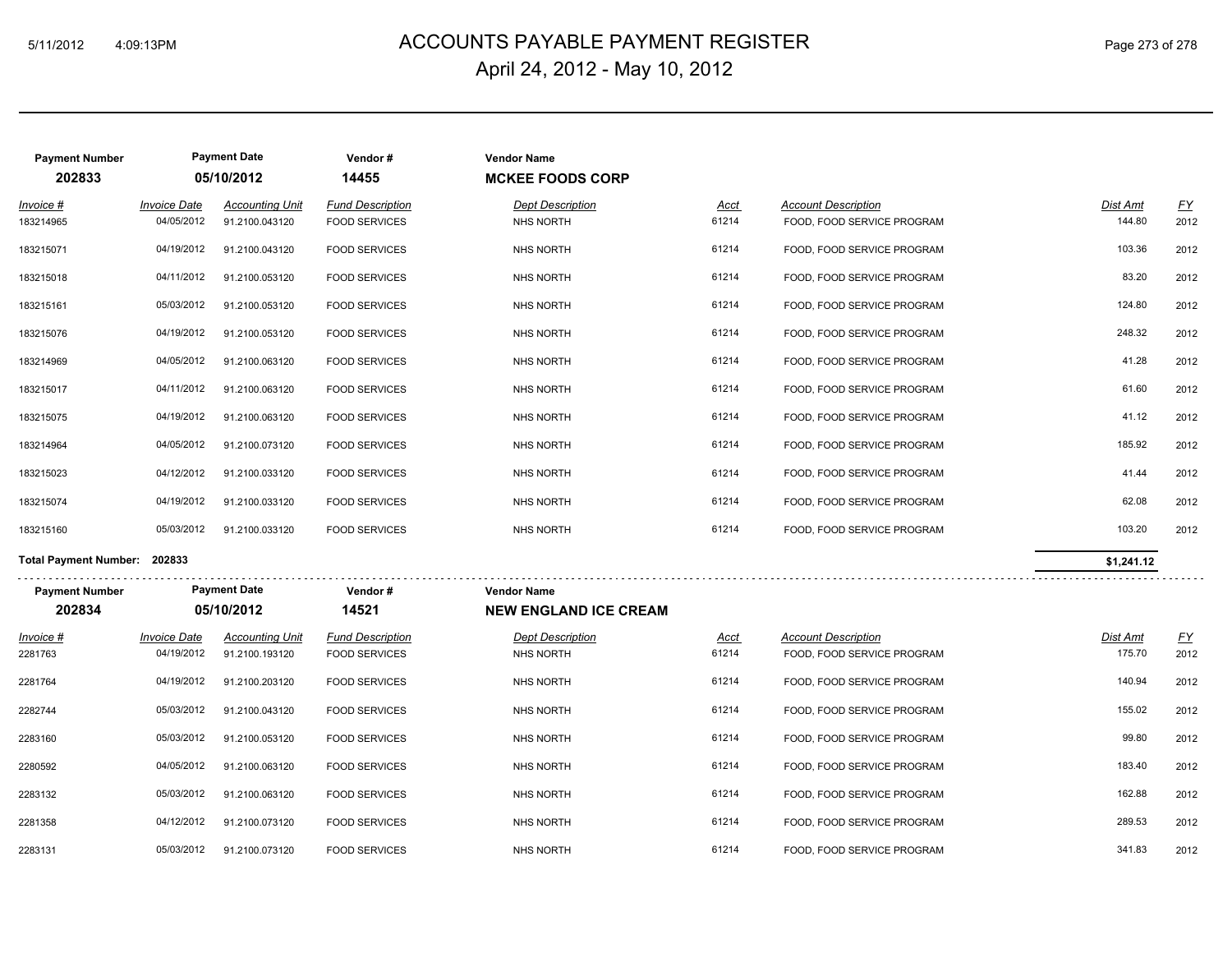# ACCOUNTS PAYABLE PAYMENT REGISTER

April 24, 2012 - May 10, 2012

| Payment Number | Payment Date | Vendor # | Vendor Name |
|---|---|---|---|
| 202833 | 05/10/2012 | 14455 | **MCKEE FOODS CORP** |

| Invoice # | Invoice Date | Accounting Unit | Fund Description | Dept Description | Acct | Account Description | Dist Amt | FY |
|---|---|---|---|---|---|---|---|---|
| 183214965 | 04/05/2012 | 91.2100.043120 | FOOD SERVICES | NHS NORTH | 61214 | FOOD, FOOD SERVICE PROGRAM | 144.80 | 2012 |
| 183215071 | 04/19/2012 | 91.2100.043120 | FOOD SERVICES | NHS NORTH | 61214 | FOOD, FOOD SERVICE PROGRAM | 103.36 | 2012 |
| 183215018 | 04/11/2012 | 91.2100.053120 | FOOD SERVICES | NHS NORTH | 61214 | FOOD, FOOD SERVICE PROGRAM | 83.20 | 2012 |
| 183215161 | 05/03/2012 | 91.2100.053120 | FOOD SERVICES | NHS NORTH | 61214 | FOOD, FOOD SERVICE PROGRAM | 124.80 | 2012 |
| 183215076 | 04/19/2012 | 91.2100.053120 | FOOD SERVICES | NHS NORTH | 61214 | FOOD, FOOD SERVICE PROGRAM | 248.32 | 2012 |
| 183214969 | 04/05/2012 | 91.2100.063120 | FOOD SERVICES | NHS NORTH | 61214 | FOOD, FOOD SERVICE PROGRAM | 41.28 | 2012 |
| 183215017 | 04/11/2012 | 91.2100.063120 | FOOD SERVICES | NHS NORTH | 61214 | FOOD, FOOD SERVICE PROGRAM | 61.60 | 2012 |
| 183215075 | 04/19/2012 | 91.2100.063120 | FOOD SERVICES | NHS NORTH | 61214 | FOOD, FOOD SERVICE PROGRAM | 41.12 | 2012 |
| 183214964 | 04/05/2012 | 91.2100.073120 | FOOD SERVICES | NHS NORTH | 61214 | FOOD, FOOD SERVICE PROGRAM | 185.92 | 2012 |
| 183215023 | 04/12/2012 | 91.2100.033120 | FOOD SERVICES | NHS NORTH | 61214 | FOOD, FOOD SERVICE PROGRAM | 41.44 | 2012 |
| 183215074 | 04/19/2012 | 91.2100.033120 | FOOD SERVICES | NHS NORTH | 61214 | FOOD, FOOD SERVICE PROGRAM | 62.08 | 2012 |
| 183215160 | 05/03/2012 | 91.2100.033120 | FOOD SERVICES | NHS NORTH | 61214 | FOOD, FOOD SERVICE PROGRAM | 103.20 | 2012 |

**Total Payment Number: 202833** — **$1,241.12**

| Payment Number | Payment Date | Vendor # | Vendor Name |
|---|---|---|---|
| 202834 | 05/10/2012 | 14521 | **NEW ENGLAND ICE CREAM** |

| Invoice # | Invoice Date | Accounting Unit | Fund Description | Dept Description | Acct | Account Description | Dist Amt | FY |
|---|---|---|---|---|---|---|---|---|
| 2281763 | 04/19/2012 | 91.2100.193120 | FOOD SERVICES | NHS NORTH | 61214 | FOOD, FOOD SERVICE PROGRAM | 175.70 | 2012 |
| 2281764 | 04/19/2012 | 91.2100.203120 | FOOD SERVICES | NHS NORTH | 61214 | FOOD, FOOD SERVICE PROGRAM | 140.94 | 2012 |
| 2282744 | 05/03/2012 | 91.2100.043120 | FOOD SERVICES | NHS NORTH | 61214 | FOOD, FOOD SERVICE PROGRAM | 155.02 | 2012 |
| 2283160 | 05/03/2012 | 91.2100.053120 | FOOD SERVICES | NHS NORTH | 61214 | FOOD, FOOD SERVICE PROGRAM | 99.80 | 2012 |
| 2280592 | 04/05/2012 | 91.2100.063120 | FOOD SERVICES | NHS NORTH | 61214 | FOOD, FOOD SERVICE PROGRAM | 183.40 | 2012 |
| 2283132 | 05/03/2012 | 91.2100.063120 | FOOD SERVICES | NHS NORTH | 61214 | FOOD, FOOD SERVICE PROGRAM | 162.88 | 2012 |
| 2281358 | 04/12/2012 | 91.2100.073120 | FOOD SERVICES | NHS NORTH | 61214 | FOOD, FOOD SERVICE PROGRAM | 289.53 | 2012 |
| 2283131 | 05/03/2012 | 91.2100.073120 | FOOD SERVICES | NHS NORTH | 61214 | FOOD, FOOD SERVICE PROGRAM | 341.83 | 2012 |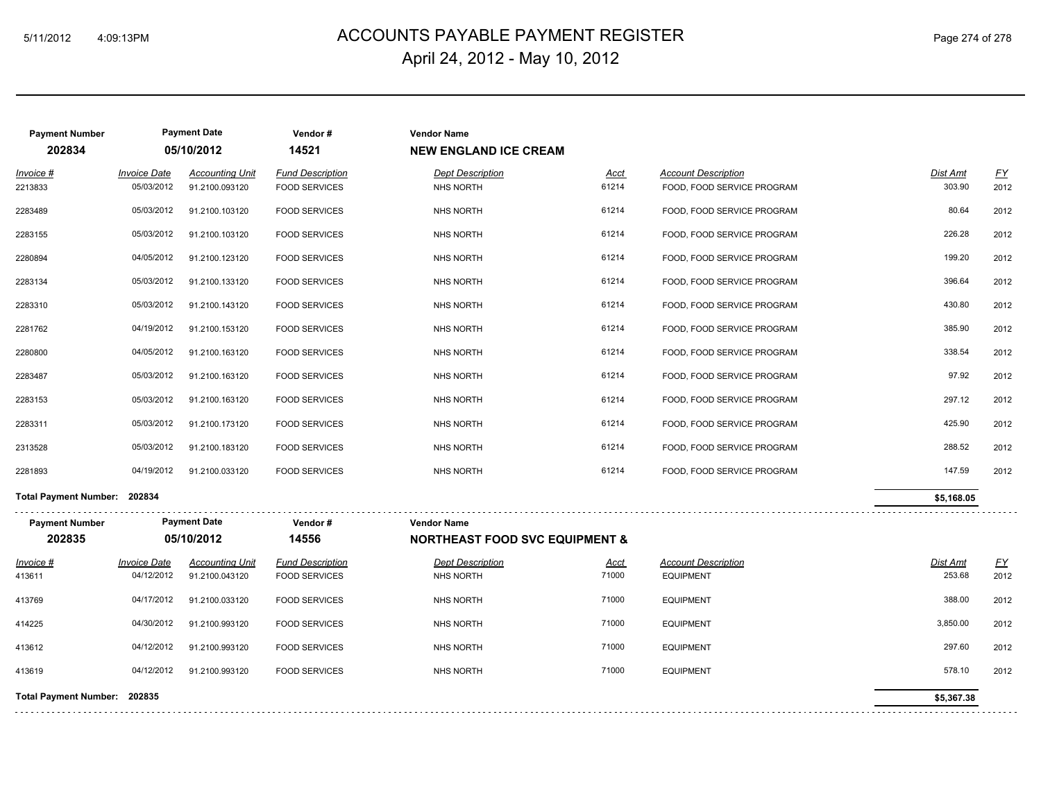# ACCOUNTS PAYABLE PAYMENT REGISTER

## April 24, 2012 - May 10, 2012

| Payment Number | Payment Date | Vendor # | Vendor Name |
|---|---|---|---|
| 202834 | 05/10/2012 | 14521 | NEW ENGLAND ICE CREAM |

| Invoice # | Invoice Date | Accounting Unit | Fund Description | Dept Description | Acct | Account Description | Dist Amt | FY |
|---|---|---|---|---|---|---|---|---|
| 2213833 | 05/03/2012 | 91.2100.093120 | FOOD SERVICES | NHS NORTH | 61214 | FOOD, FOOD SERVICE PROGRAM | 303.90 | 2012 |
| 2283489 | 05/03/2012 | 91.2100.103120 | FOOD SERVICES | NHS NORTH | 61214 | FOOD, FOOD SERVICE PROGRAM | 80.64 | 2012 |
| 2283155 | 05/03/2012 | 91.2100.103120 | FOOD SERVICES | NHS NORTH | 61214 | FOOD, FOOD SERVICE PROGRAM | 226.28 | 2012 |
| 2280894 | 04/05/2012 | 91.2100.123120 | FOOD SERVICES | NHS NORTH | 61214 | FOOD, FOOD SERVICE PROGRAM | 199.20 | 2012 |
| 2283134 | 05/03/2012 | 91.2100.133120 | FOOD SERVICES | NHS NORTH | 61214 | FOOD, FOOD SERVICE PROGRAM | 396.64 | 2012 |
| 2283310 | 05/03/2012 | 91.2100.143120 | FOOD SERVICES | NHS NORTH | 61214 | FOOD, FOOD SERVICE PROGRAM | 430.80 | 2012 |
| 2281762 | 04/19/2012 | 91.2100.153120 | FOOD SERVICES | NHS NORTH | 61214 | FOOD, FOOD SERVICE PROGRAM | 385.90 | 2012 |
| 2280800 | 04/05/2012 | 91.2100.163120 | FOOD SERVICES | NHS NORTH | 61214 | FOOD, FOOD SERVICE PROGRAM | 338.54 | 2012 |
| 2283487 | 05/03/2012 | 91.2100.163120 | FOOD SERVICES | NHS NORTH | 61214 | FOOD, FOOD SERVICE PROGRAM | 97.92 | 2012 |
| 2283153 | 05/03/2012 | 91.2100.163120 | FOOD SERVICES | NHS NORTH | 61214 | FOOD, FOOD SERVICE PROGRAM | 297.12 | 2012 |
| 2283311 | 05/03/2012 | 91.2100.173120 | FOOD SERVICES | NHS NORTH | 61214 | FOOD, FOOD SERVICE PROGRAM | 425.90 | 2012 |
| 2313528 | 05/03/2012 | 91.2100.183120 | FOOD SERVICES | NHS NORTH | 61214 | FOOD, FOOD SERVICE PROGRAM | 288.52 | 2012 |
| 2281893 | 04/19/2012 | 91.2100.033120 | FOOD SERVICES | NHS NORTH | 61214 | FOOD, FOOD SERVICE PROGRAM | 147.59 | 2012 |

**Total Payment Number: 202834** — **$5,168.05**

| Payment Number | Payment Date | Vendor # | Vendor Name |
|---|---|---|---|
| 202835 | 05/10/2012 | 14556 | NORTHEAST FOOD SVC EQUIPMENT & |

| Invoice # | Invoice Date | Accounting Unit | Fund Description | Dept Description | Acct | Account Description | Dist Amt | FY |
|---|---|---|---|---|---|---|---|---|
| 413611 | 04/12/2012 | 91.2100.043120 | FOOD SERVICES | NHS NORTH | 71000 | EQUIPMENT | 253.68 | 2012 |
| 413769 | 04/17/2012 | 91.2100.033120 | FOOD SERVICES | NHS NORTH | 71000 | EQUIPMENT | 388.00 | 2012 |
| 414225 | 04/30/2012 | 91.2100.993120 | FOOD SERVICES | NHS NORTH | 71000 | EQUIPMENT | 3,850.00 | 2012 |
| 413612 | 04/12/2012 | 91.2100.993120 | FOOD SERVICES | NHS NORTH | 71000 | EQUIPMENT | 297.60 | 2012 |
| 413619 | 04/12/2012 | 91.2100.993120 | FOOD SERVICES | NHS NORTH | 71000 | EQUIPMENT | 578.10 | 2012 |

**Total Payment Number: 202835** — **$5,367.38**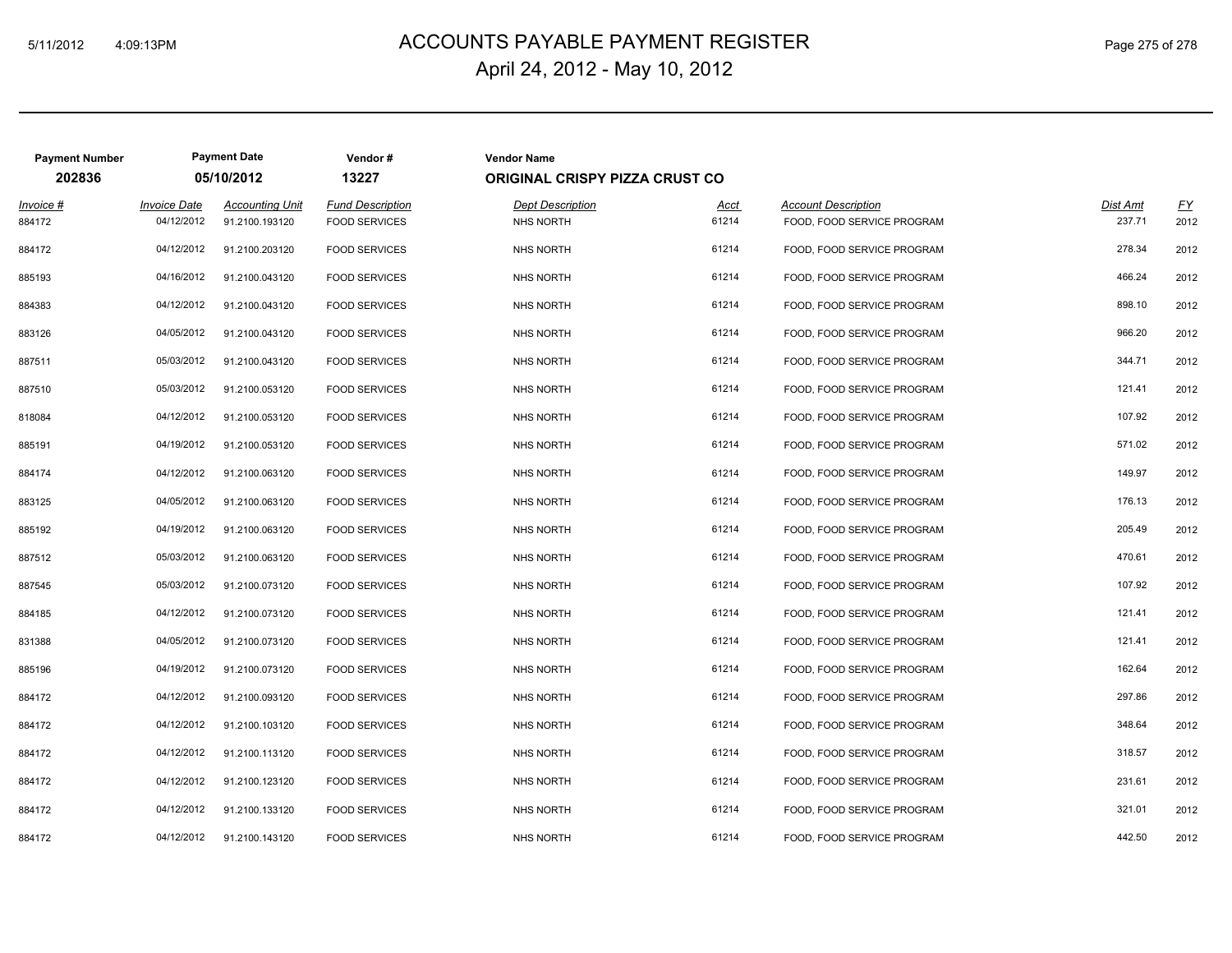# ACCOUNTS PAYABLE PAYMENT REGISTER

April 24, 2012 - May 10, 2012

| Payment Number | Payment Date | Vendor # | Vendor Name |
|---|---|---|---|
| 202836 | 05/10/2012 | 13227 | ORIGINAL CRISPY PIZZA CRUST CO |

| Invoice # | Invoice Date | Accounting Unit | Fund Description | Dept Description | Acct | Account Description | Dist Amt | FY |
|---|---|---|---|---|---|---|---|---|
| 884172 | 04/12/2012 | 91.2100.193120 | FOOD SERVICES | NHS NORTH | 61214 | FOOD, FOOD SERVICE PROGRAM | 237.71 | 2012 |
| 884172 | 04/12/2012 | 91.2100.203120 | FOOD SERVICES | NHS NORTH | 61214 | FOOD, FOOD SERVICE PROGRAM | 278.34 | 2012 |
| 885193 | 04/16/2012 | 91.2100.043120 | FOOD SERVICES | NHS NORTH | 61214 | FOOD, FOOD SERVICE PROGRAM | 466.24 | 2012 |
| 884383 | 04/12/2012 | 91.2100.043120 | FOOD SERVICES | NHS NORTH | 61214 | FOOD, FOOD SERVICE PROGRAM | 898.10 | 2012 |
| 883126 | 04/05/2012 | 91.2100.043120 | FOOD SERVICES | NHS NORTH | 61214 | FOOD, FOOD SERVICE PROGRAM | 966.20 | 2012 |
| 887511 | 05/03/2012 | 91.2100.043120 | FOOD SERVICES | NHS NORTH | 61214 | FOOD, FOOD SERVICE PROGRAM | 344.71 | 2012 |
| 887510 | 05/03/2012 | 91.2100.053120 | FOOD SERVICES | NHS NORTH | 61214 | FOOD, FOOD SERVICE PROGRAM | 121.41 | 2012 |
| 818084 | 04/12/2012 | 91.2100.053120 | FOOD SERVICES | NHS NORTH | 61214 | FOOD, FOOD SERVICE PROGRAM | 107.92 | 2012 |
| 885191 | 04/19/2012 | 91.2100.053120 | FOOD SERVICES | NHS NORTH | 61214 | FOOD, FOOD SERVICE PROGRAM | 571.02 | 2012 |
| 884174 | 04/12/2012 | 91.2100.063120 | FOOD SERVICES | NHS NORTH | 61214 | FOOD, FOOD SERVICE PROGRAM | 149.97 | 2012 |
| 883125 | 04/05/2012 | 91.2100.063120 | FOOD SERVICES | NHS NORTH | 61214 | FOOD, FOOD SERVICE PROGRAM | 176.13 | 2012 |
| 885192 | 04/19/2012 | 91.2100.063120 | FOOD SERVICES | NHS NORTH | 61214 | FOOD, FOOD SERVICE PROGRAM | 205.49 | 2012 |
| 887512 | 05/03/2012 | 91.2100.063120 | FOOD SERVICES | NHS NORTH | 61214 | FOOD, FOOD SERVICE PROGRAM | 470.61 | 2012 |
| 887545 | 05/03/2012 | 91.2100.073120 | FOOD SERVICES | NHS NORTH | 61214 | FOOD, FOOD SERVICE PROGRAM | 107.92 | 2012 |
| 884185 | 04/12/2012 | 91.2100.073120 | FOOD SERVICES | NHS NORTH | 61214 | FOOD, FOOD SERVICE PROGRAM | 121.41 | 2012 |
| 831388 | 04/05/2012 | 91.2100.073120 | FOOD SERVICES | NHS NORTH | 61214 | FOOD, FOOD SERVICE PROGRAM | 121.41 | 2012 |
| 885196 | 04/19/2012 | 91.2100.073120 | FOOD SERVICES | NHS NORTH | 61214 | FOOD, FOOD SERVICE PROGRAM | 162.64 | 2012 |
| 884172 | 04/12/2012 | 91.2100.093120 | FOOD SERVICES | NHS NORTH | 61214 | FOOD, FOOD SERVICE PROGRAM | 297.86 | 2012 |
| 884172 | 04/12/2012 | 91.2100.103120 | FOOD SERVICES | NHS NORTH | 61214 | FOOD, FOOD SERVICE PROGRAM | 348.64 | 2012 |
| 884172 | 04/12/2012 | 91.2100.113120 | FOOD SERVICES | NHS NORTH | 61214 | FOOD, FOOD SERVICE PROGRAM | 318.57 | 2012 |
| 884172 | 04/12/2012 | 91.2100.123120 | FOOD SERVICES | NHS NORTH | 61214 | FOOD, FOOD SERVICE PROGRAM | 231.61 | 2012 |
| 884172 | 04/12/2012 | 91.2100.133120 | FOOD SERVICES | NHS NORTH | 61214 | FOOD, FOOD SERVICE PROGRAM | 321.01 | 2012 |
| 884172 | 04/12/2012 | 91.2100.143120 | FOOD SERVICES | NHS NORTH | 61214 | FOOD, FOOD SERVICE PROGRAM | 442.50 | 2012 |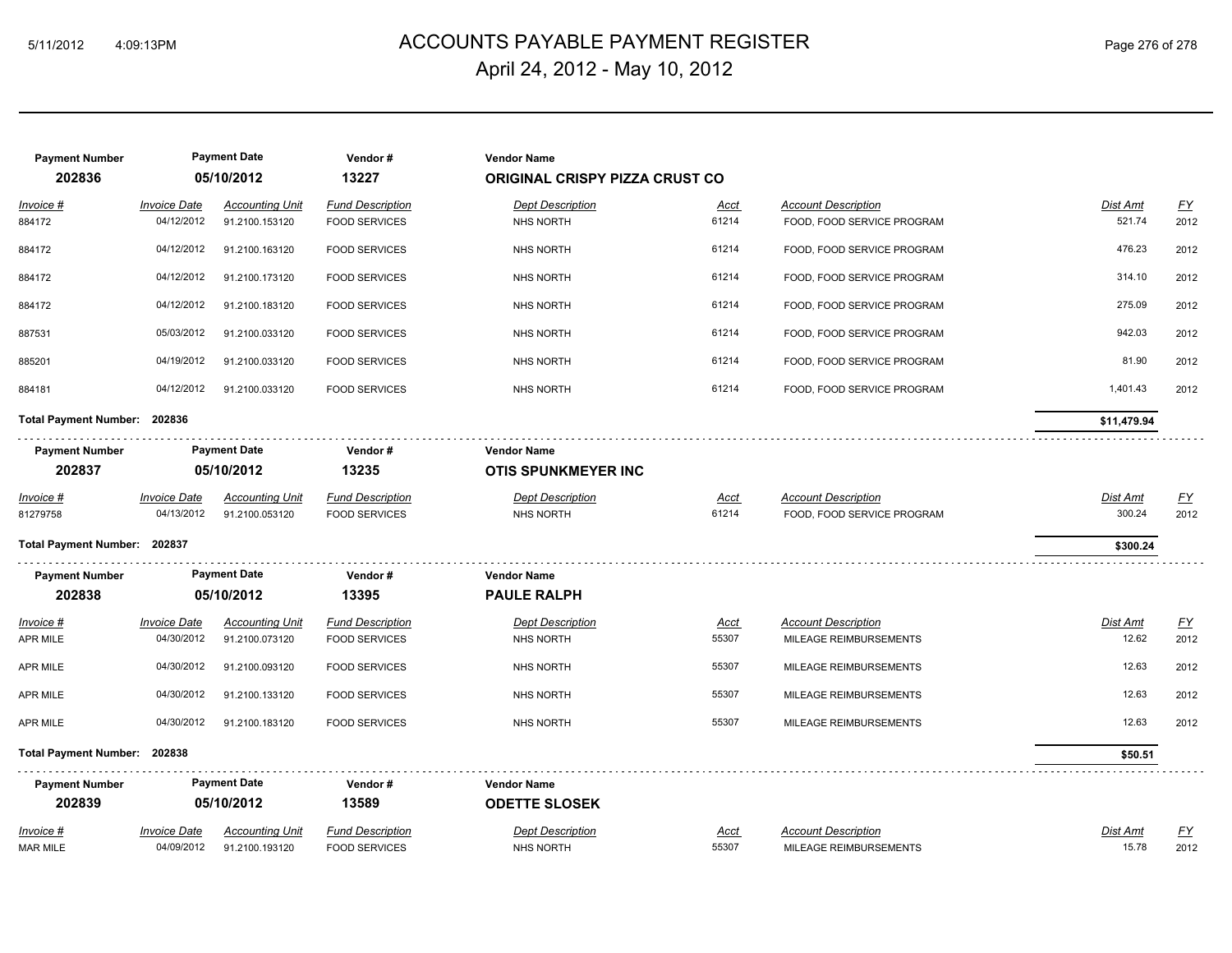| Payment Number | Payment Date | Vendor # | Vendor Name | | | | |
|---|---|---|---|---|---|---|---|
| **202836** | **05/10/2012** | **13227** | **ORIGINAL CRISPY PIZZA CRUST CO** | | | | |

| *Invoice #* | *Invoice Date* | *Accounting Unit* | *Fund Description* | *Dept Description* | *Acct* | *Account Description* | *Dist Amt* | *FY* |
|---|---|---|---|---|---|---|---|---|
| 884172 | 04/12/2012 | 91.2100.153120 | FOOD SERVICES | NHS NORTH | 61214 | FOOD, FOOD SERVICE PROGRAM | 521.74 | 2012 |
| 884172 | 04/12/2012 | 91.2100.163120 | FOOD SERVICES | NHS NORTH | 61214 | FOOD, FOOD SERVICE PROGRAM | 476.23 | 2012 |
| 884172 | 04/12/2012 | 91.2100.173120 | FOOD SERVICES | NHS NORTH | 61214 | FOOD, FOOD SERVICE PROGRAM | 314.10 | 2012 |
| 884172 | 04/12/2012 | 91.2100.183120 | FOOD SERVICES | NHS NORTH | 61214 | FOOD, FOOD SERVICE PROGRAM | 275.09 | 2012 |
| 887531 | 05/03/2012 | 91.2100.033120 | FOOD SERVICES | NHS NORTH | 61214 | FOOD, FOOD SERVICE PROGRAM | 942.03 | 2012 |
| 885201 | 04/19/2012 | 91.2100.033120 | FOOD SERVICES | NHS NORTH | 61214 | FOOD, FOOD SERVICE PROGRAM | 81.90 | 2012 |
| 884181 | 04/12/2012 | 91.2100.033120 | FOOD SERVICES | NHS NORTH | 61214 | FOOD, FOOD SERVICE PROGRAM | 1,401.43 | 2012 |

**Total Payment Number: 202836** — **$11,479.94**

| Payment Number | Payment Date | Vendor # | Vendor Name |
|---|---|---|---|
| **202837** | **05/10/2012** | **13235** | **OTIS SPUNKMEYER INC** |

| *Invoice #* | *Invoice Date* | *Accounting Unit* | *Fund Description* | *Dept Description* | *Acct* | *Account Description* | *Dist Amt* | *FY* |
|---|---|---|---|---|---|---|---|---|
| 81279758 | 04/13/2012 | 91.2100.053120 | FOOD SERVICES | NHS NORTH | 61214 | FOOD, FOOD SERVICE PROGRAM | 300.24 | 2012 |

**Total Payment Number: 202837** — **$300.24**

| Payment Number | Payment Date | Vendor # | Vendor Name |
|---|---|---|---|
| **202838** | **05/10/2012** | **13395** | **PAULE RALPH** |

| *Invoice #* | *Invoice Date* | *Accounting Unit* | *Fund Description* | *Dept Description* | *Acct* | *Account Description* | *Dist Amt* | *FY* |
|---|---|---|---|---|---|---|---|---|
| APR MILE | 04/30/2012 | 91.2100.073120 | FOOD SERVICES | NHS NORTH | 55307 | MILEAGE REIMBURSEMENTS | 12.62 | 2012 |
| APR MILE | 04/30/2012 | 91.2100.093120 | FOOD SERVICES | NHS NORTH | 55307 | MILEAGE REIMBURSEMENTS | 12.63 | 2012 |
| APR MILE | 04/30/2012 | 91.2100.133120 | FOOD SERVICES | NHS NORTH | 55307 | MILEAGE REIMBURSEMENTS | 12.63 | 2012 |
| APR MILE | 04/30/2012 | 91.2100.183120 | FOOD SERVICES | NHS NORTH | 55307 | MILEAGE REIMBURSEMENTS | 12.63 | 2012 |

**Total Payment Number: 202838** — **$50.51**

| Payment Number | Payment Date | Vendor # | Vendor Name |
|---|---|---|---|
| **202839** | **05/10/2012** | **13589** | **ODETTE SLOSEK** |

| *Invoice #* | *Invoice Date* | *Accounting Unit* | *Fund Description* | *Dept Description* | *Acct* | *Account Description* | *Dist Amt* | *FY* |
|---|---|---|---|---|---|---|---|---|
| MAR MILE | 04/09/2012 | 91.2100.193120 | FOOD SERVICES | NHS NORTH | 55307 | MILEAGE REIMBURSEMENTS | 15.78 | 2012 |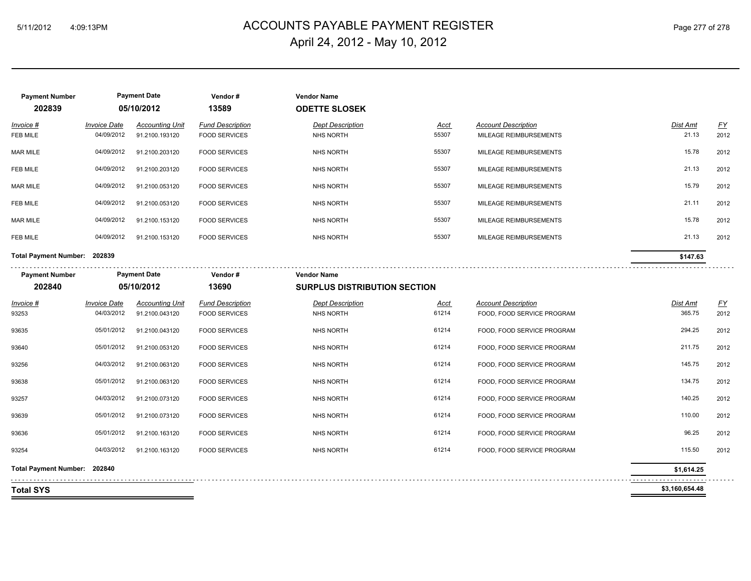# ACCOUNTS PAYABLE PAYMENT REGISTER

April 24, 2012 - May 10, 2012

| Payment Number | Payment Date | Vendor # | Vendor Name |
|---|---|---|---|
| **202839** | **05/10/2012** | **13589** | **ODETTE SLOSEK** |

| Invoice # | Invoice Date | Accounting Unit | Fund Description | Dept Description | Acct | Account Description | Dist Amt | FY |
|---|---|---|---|---|---|---|---|---|
| FEB MILE | 04/09/2012 | 91.2100.193120 | FOOD SERVICES | NHS NORTH | 55307 | MILEAGE REIMBURSEMENTS | 21.13 | 2012 |
| MAR MILE | 04/09/2012 | 91.2100.203120 | FOOD SERVICES | NHS NORTH | 55307 | MILEAGE REIMBURSEMENTS | 15.78 | 2012 |
| FEB MILE | 04/09/2012 | 91.2100.203120 | FOOD SERVICES | NHS NORTH | 55307 | MILEAGE REIMBURSEMENTS | 21.13 | 2012 |
| MAR MILE | 04/09/2012 | 91.2100.053120 | FOOD SERVICES | NHS NORTH | 55307 | MILEAGE REIMBURSEMENTS | 15.79 | 2012 |
| FEB MILE | 04/09/2012 | 91.2100.053120 | FOOD SERVICES | NHS NORTH | 55307 | MILEAGE REIMBURSEMENTS | 21.11 | 2012 |
| MAR MILE | 04/09/2012 | 91.2100.153120 | FOOD SERVICES | NHS NORTH | 55307 | MILEAGE REIMBURSEMENTS | 15.78 | 2012 |
| FEB MILE | 04/09/2012 | 91.2100.153120 | FOOD SERVICES | NHS NORTH | 55307 | MILEAGE REIMBURSEMENTS | 21.13 | 2012 |

**Total Payment Number: 202839** — **$147.63**

| Payment Number | Payment Date | Vendor # | Vendor Name |
|---|---|---|---|
| **202840** | **05/10/2012** | **13690** | **SURPLUS DISTRIBUTION SECTION** |

| Invoice # | Invoice Date | Accounting Unit | Fund Description | Dept Description | Acct | Account Description | Dist Amt | FY |
|---|---|---|---|---|---|---|---|---|
| 93253 | 04/03/2012 | 91.2100.043120 | FOOD SERVICES | NHS NORTH | 61214 | FOOD, FOOD SERVICE PROGRAM | 365.75 | 2012 |
| 93635 | 05/01/2012 | 91.2100.043120 | FOOD SERVICES | NHS NORTH | 61214 | FOOD, FOOD SERVICE PROGRAM | 294.25 | 2012 |
| 93640 | 05/01/2012 | 91.2100.053120 | FOOD SERVICES | NHS NORTH | 61214 | FOOD, FOOD SERVICE PROGRAM | 211.75 | 2012 |
| 93256 | 04/03/2012 | 91.2100.063120 | FOOD SERVICES | NHS NORTH | 61214 | FOOD, FOOD SERVICE PROGRAM | 145.75 | 2012 |
| 93638 | 05/01/2012 | 91.2100.063120 | FOOD SERVICES | NHS NORTH | 61214 | FOOD, FOOD SERVICE PROGRAM | 134.75 | 2012 |
| 93257 | 04/03/2012 | 91.2100.073120 | FOOD SERVICES | NHS NORTH | 61214 | FOOD, FOOD SERVICE PROGRAM | 140.25 | 2012 |
| 93639 | 05/01/2012 | 91.2100.073120 | FOOD SERVICES | NHS NORTH | 61214 | FOOD, FOOD SERVICE PROGRAM | 110.00 | 2012 |
| 93636 | 05/01/2012 | 91.2100.163120 | FOOD SERVICES | NHS NORTH | 61214 | FOOD, FOOD SERVICE PROGRAM | 96.25 | 2012 |
| 93254 | 04/03/2012 | 91.2100.163120 | FOOD SERVICES | NHS NORTH | 61214 | FOOD, FOOD SERVICE PROGRAM | 115.50 | 2012 |

**Total Payment Number: 202840** — **$1,614.25**

**Total SYS** — **$3,160,654.48**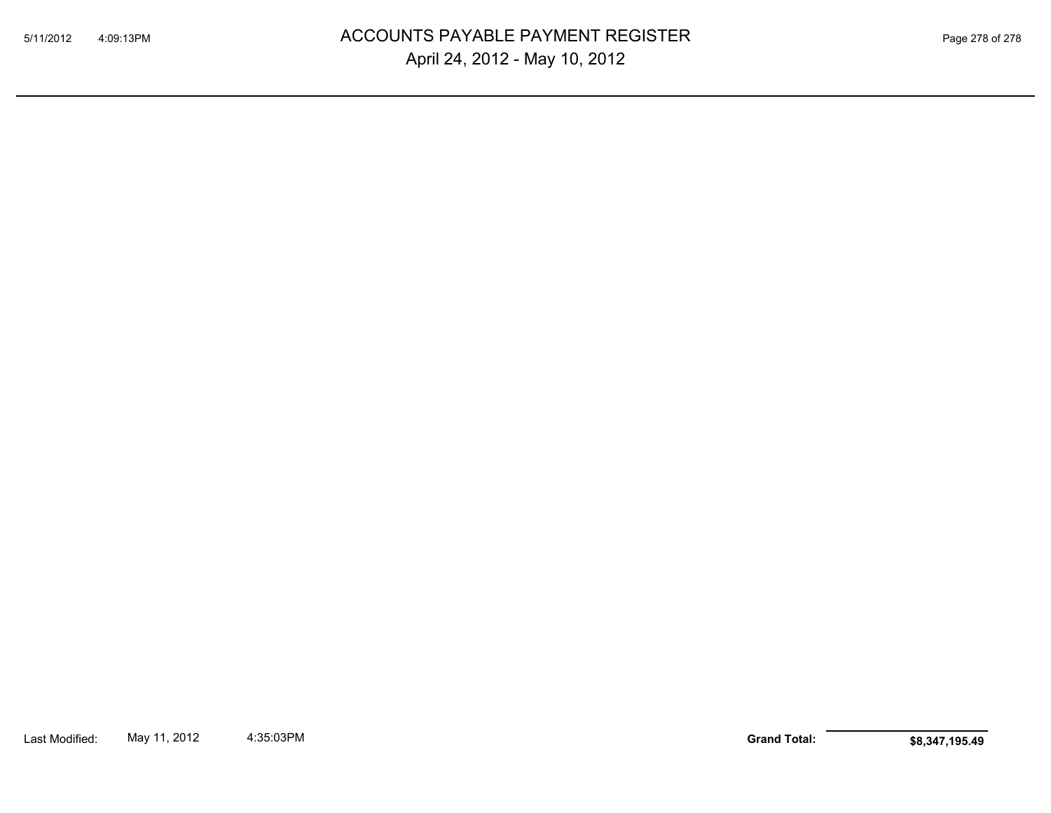Last Modified: May 11, 2012 4:35:03PM

**Grand Total:** **$8,347,195.49**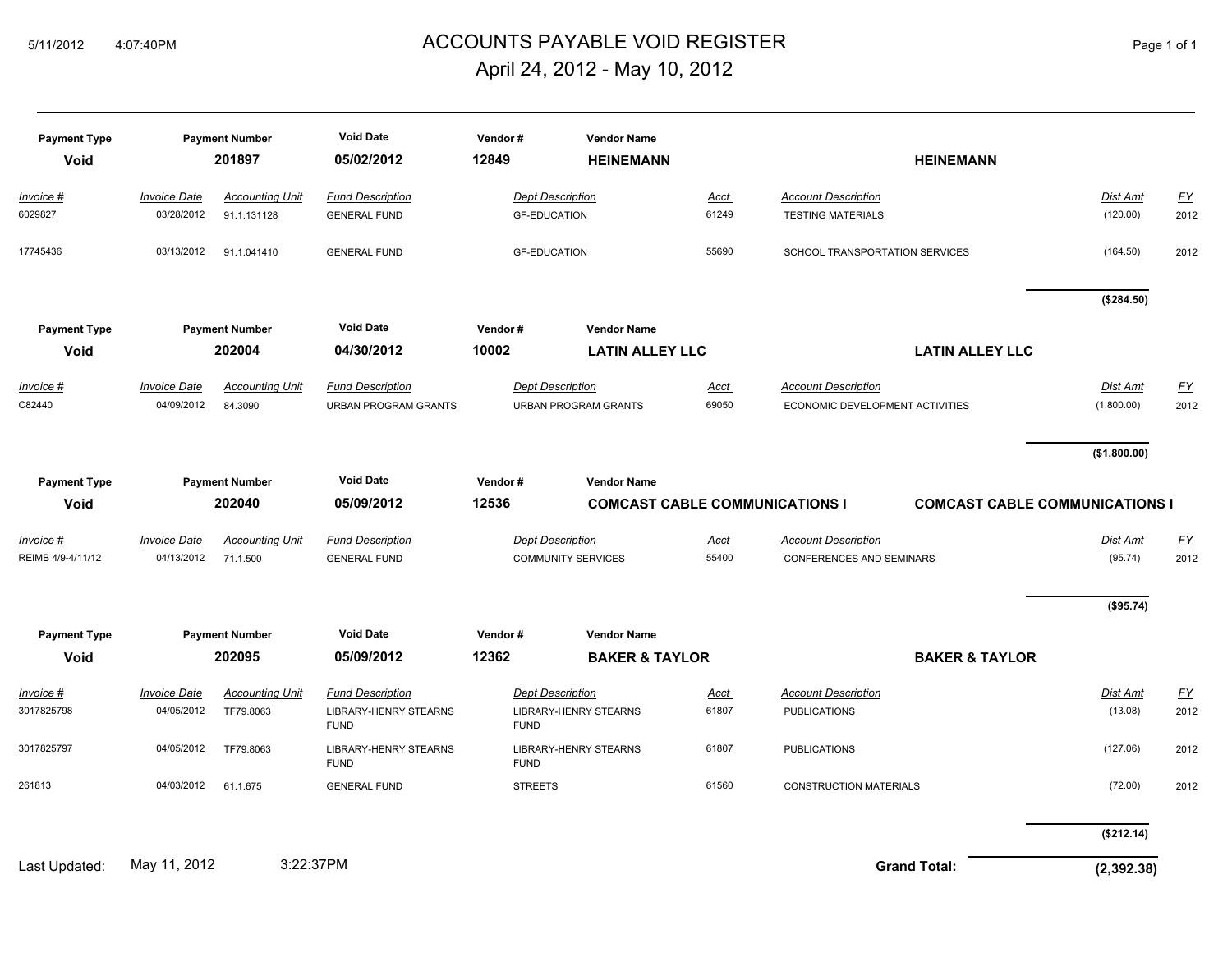# ACCOUNTS PAYABLE VOID REGISTER

## April 24, 2012 - May 10, 2012

| Payment Type | Payment Number | Void Date | Vendor # | Vendor Name | |
|---|---|---|---|---|---|
| **Void** | **201897** | **05/02/2012** | **12849** | **HEINEMANN** | **HEINEMANN** |

| Invoice # | Invoice Date | Accounting Unit | Fund Description | Dept Description | Acct | Account Description | Dist Amt | FY |
|---|---|---|---|---|---|---|---|---|
| 6029827 | 03/28/2012 | 91.1.131128 | GENERAL FUND | GF-EDUCATION | 61249 | TESTING MATERIALS | (120.00) | 2012 |
| 17745436 | 03/13/2012 | 91.1.041410 | GENERAL FUND | GF-EDUCATION | 55690 | SCHOOL TRANSPORTATION SERVICES | (164.50) | 2012 |
| | | | | | | | **($284.50)** | |

| Payment Type | Payment Number | Void Date | Vendor # | Vendor Name | |
|---|---|---|---|---|---|
| **Void** | **202004** | **04/30/2012** | **10002** | **LATIN ALLEY LLC** | **LATIN ALLEY LLC** |

| Invoice # | Invoice Date | Accounting Unit | Fund Description | Dept Description | Acct | Account Description | Dist Amt | FY |
|---|---|---|---|---|---|---|---|---|
| C82440 | 04/09/2012 | 84.3090 | URBAN PROGRAM GRANTS | URBAN PROGRAM GRANTS | 69050 | ECONOMIC DEVELOPMENT ACTIVITIES | (1,800.00) | 2012 |
| | | | | | | | **($1,800.00)** | |

| Payment Type | Payment Number | Void Date | Vendor # | Vendor Name | |
|---|---|---|---|---|---|
| **Void** | **202040** | **05/09/2012** | **12536** | **COMCAST CABLE COMMUNICATIONS I** | **COMCAST CABLE COMMUNICATIONS I** |

| Invoice # | Invoice Date | Accounting Unit | Fund Description | Dept Description | Acct | Account Description | Dist Amt | FY |
|---|---|---|---|---|---|---|---|---|
| REIMB 4/9-4/11/12 | 04/13/2012 | 71.1.500 | GENERAL FUND | COMMUNITY SERVICES | 55400 | CONFERENCES AND SEMINARS | (95.74) | 2012 |
| | | | | | | | **($95.74)** | |

| Payment Type | Payment Number | Void Date | Vendor # | Vendor Name | |
|---|---|---|---|---|---|
| **Void** | **202095** | **05/09/2012** | **12362** | **BAKER & TAYLOR** | **BAKER & TAYLOR** |

| Invoice # | Invoice Date | Accounting Unit | Fund Description | Dept Description | Acct | Account Description | Dist Amt | FY |
|---|---|---|---|---|---|---|---|---|
| 3017825798 | 04/05/2012 | TF79.8063 | LIBRARY-HENRY STEARNS FUND | LIBRARY-HENRY STEARNS FUND | 61807 | PUBLICATIONS | (13.08) | 2012 |
| 3017825797 | 04/05/2012 | TF79.8063 | LIBRARY-HENRY STEARNS FUND | LIBRARY-HENRY STEARNS FUND | 61807 | PUBLICATIONS | (127.06) | 2012 |
| 261813 | 04/03/2012 | 61.1.675 | GENERAL FUND | STREETS | 61560 | CONSTRUCTION MATERIALS | (72.00) | 2012 |
| | | | | | | | **($212.14)** | |

Last Updated: May 11, 2012 3:22:37PM

**Grand Total: (2,392.38)**